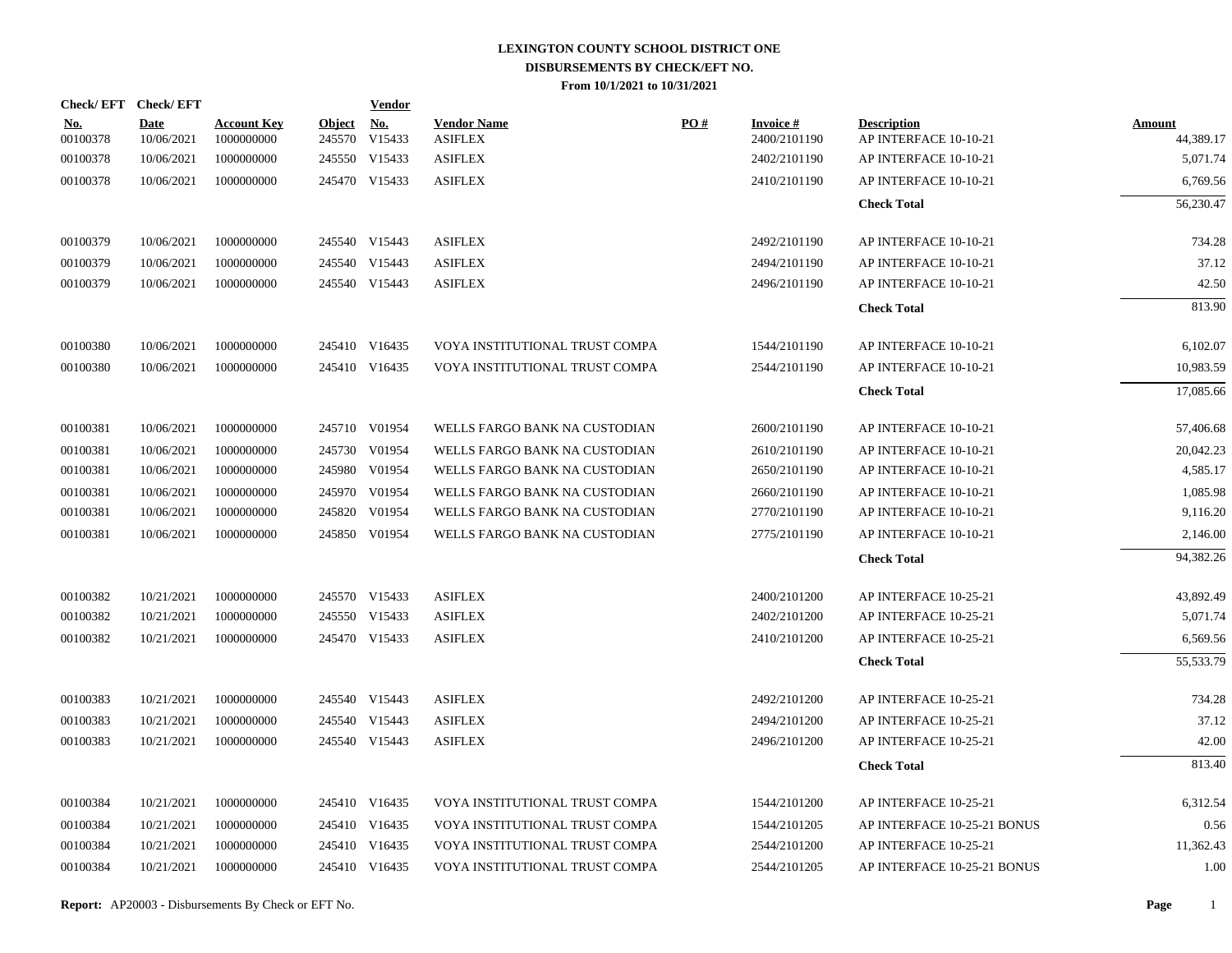# LEXINGTON COUNTY SCHOOL DISTRICT ONE
## DISBURSEMENTS BY CHECK/EFT NO.
### From 10/1/2021 to 10/31/2021

| Check/ EFT No. | Check/ EFT Date | Account Key | Object | Vendor No. | Vendor Name | PO # | Invoice # | Description | Amount |
|---|---|---|---|---|---|---|---|---|---|
| 00100378 | 10/06/2021 | 1000000000 | 245570 | V15433 | ASIFLEX | | 2400/2101190 | AP INTERFACE 10-10-21 | 44,389.17 |
| 00100378 | 10/06/2021 | 1000000000 | 245550 | V15433 | ASIFLEX | | 2402/2101190 | AP INTERFACE 10-10-21 | 5,071.74 |
| 00100378 | 10/06/2021 | 1000000000 | 245470 | V15433 | ASIFLEX | | 2410/2101190 | AP INTERFACE 10-10-21 | 6,769.56 |
| | | | | | | | | **Check Total** | 56,230.47 |
| 00100379 | 10/06/2021 | 1000000000 | 245540 | V15443 | ASIFLEX | | 2492/2101190 | AP INTERFACE 10-10-21 | 734.28 |
| 00100379 | 10/06/2021 | 1000000000 | 245540 | V15443 | ASIFLEX | | 2494/2101190 | AP INTERFACE 10-10-21 | 37.12 |
| 00100379 | 10/06/2021 | 1000000000 | 245540 | V15443 | ASIFLEX | | 2496/2101190 | AP INTERFACE 10-10-21 | 42.50 |
| | | | | | | | | **Check Total** | 813.90 |
| 00100380 | 10/06/2021 | 1000000000 | 245410 | V16435 | VOYA INSTITUTIONAL TRUST COMPA | | 1544/2101190 | AP INTERFACE 10-10-21 | 6,102.07 |
| 00100380 | 10/06/2021 | 1000000000 | 245410 | V16435 | VOYA INSTITUTIONAL TRUST COMPA | | 2544/2101190 | AP INTERFACE 10-10-21 | 10,983.59 |
| | | | | | | | | **Check Total** | 17,085.66 |
| 00100381 | 10/06/2021 | 1000000000 | 245710 | V01954 | WELLS FARGO BANK NA CUSTODIAN | | 2600/2101190 | AP INTERFACE 10-10-21 | 57,406.68 |
| 00100381 | 10/06/2021 | 1000000000 | 245730 | V01954 | WELLS FARGO BANK NA CUSTODIAN | | 2610/2101190 | AP INTERFACE 10-10-21 | 20,042.23 |
| 00100381 | 10/06/2021 | 1000000000 | 245980 | V01954 | WELLS FARGO BANK NA CUSTODIAN | | 2650/2101190 | AP INTERFACE 10-10-21 | 4,585.17 |
| 00100381 | 10/06/2021 | 1000000000 | 245970 | V01954 | WELLS FARGO BANK NA CUSTODIAN | | 2660/2101190 | AP INTERFACE 10-10-21 | 1,085.98 |
| 00100381 | 10/06/2021 | 1000000000 | 245820 | V01954 | WELLS FARGO BANK NA CUSTODIAN | | 2770/2101190 | AP INTERFACE 10-10-21 | 9,116.20 |
| 00100381 | 10/06/2021 | 1000000000 | 245850 | V01954 | WELLS FARGO BANK NA CUSTODIAN | | 2775/2101190 | AP INTERFACE 10-10-21 | 2,146.00 |
| | | | | | | | | **Check Total** | 94,382.26 |
| 00100382 | 10/21/2021 | 1000000000 | 245570 | V15433 | ASIFLEX | | 2400/2101200 | AP INTERFACE 10-25-21 | 43,892.49 |
| 00100382 | 10/21/2021 | 1000000000 | 245550 | V15433 | ASIFLEX | | 2402/2101200 | AP INTERFACE 10-25-21 | 5,071.74 |
| 00100382 | 10/21/2021 | 1000000000 | 245470 | V15433 | ASIFLEX | | 2410/2101200 | AP INTERFACE 10-25-21 | 6,569.56 |
| | | | | | | | | **Check Total** | 55,533.79 |
| 00100383 | 10/21/2021 | 1000000000 | 245540 | V15443 | ASIFLEX | | 2492/2101200 | AP INTERFACE 10-25-21 | 734.28 |
| 00100383 | 10/21/2021 | 1000000000 | 245540 | V15443 | ASIFLEX | | 2494/2101200 | AP INTERFACE 10-25-21 | 37.12 |
| 00100383 | 10/21/2021 | 1000000000 | 245540 | V15443 | ASIFLEX | | 2496/2101200 | AP INTERFACE 10-25-21 | 42.00 |
| | | | | | | | | **Check Total** | 813.40 |
| 00100384 | 10/21/2021 | 1000000000 | 245410 | V16435 | VOYA INSTITUTIONAL TRUST COMPA | | 1544/2101200 | AP INTERFACE 10-25-21 | 6,312.54 |
| 00100384 | 10/21/2021 | 1000000000 | 245410 | V16435 | VOYA INSTITUTIONAL TRUST COMPA | | 1544/2101205 | AP INTERFACE 10-25-21 BONUS | 0.56 |
| 00100384 | 10/21/2021 | 1000000000 | 245410 | V16435 | VOYA INSTITUTIONAL TRUST COMPA | | 2544/2101200 | AP INTERFACE 10-25-21 | 11,362.43 |
| 00100384 | 10/21/2021 | 1000000000 | 245410 | V16435 | VOYA INSTITUTIONAL TRUST COMPA | | 2544/2101205 | AP INTERFACE 10-25-21 BONUS | 1.00 |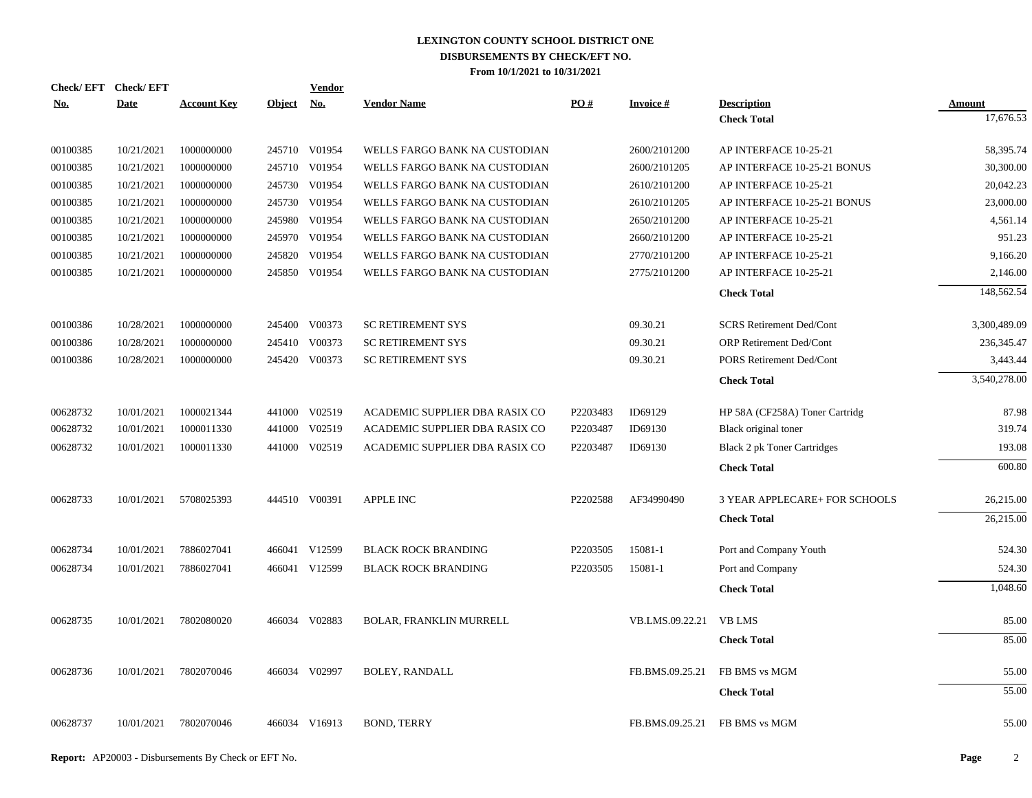# LEXINGTON COUNTY SCHOOL DISTRICT ONE
## DISBURSEMENTS BY CHECK/EFT NO.
### From 10/1/2021 to 10/31/2021

| Check/ EFT No. | Check/ EFT Date | Account Key | Object | Vendor No. | Vendor Name | PO # | Invoice # | Description | Amount |
|---|---|---|---|---|---|---|---|---|---|
| | | | | | | | | **Check Total** | 17,676.53 |
| 00100385 | 10/21/2021 | 1000000000 | 245710 | V01954 | WELLS FARGO BANK NA CUSTODIAN | | 2600/2101200 | AP INTERFACE 10-25-21 | 58,395.74 |
| 00100385 | 10/21/2021 | 1000000000 | 245710 | V01954 | WELLS FARGO BANK NA CUSTODIAN | | 2600/2101205 | AP INTERFACE 10-25-21 BONUS | 30,300.00 |
| 00100385 | 10/21/2021 | 1000000000 | 245730 | V01954 | WELLS FARGO BANK NA CUSTODIAN | | 2610/2101200 | AP INTERFACE 10-25-21 | 20,042.23 |
| 00100385 | 10/21/2021 | 1000000000 | 245730 | V01954 | WELLS FARGO BANK NA CUSTODIAN | | 2610/2101205 | AP INTERFACE 10-25-21 BONUS | 23,000.00 |
| 00100385 | 10/21/2021 | 1000000000 | 245980 | V01954 | WELLS FARGO BANK NA CUSTODIAN | | 2650/2101200 | AP INTERFACE 10-25-21 | 4,561.14 |
| 00100385 | 10/21/2021 | 1000000000 | 245970 | V01954 | WELLS FARGO BANK NA CUSTODIAN | | 2660/2101200 | AP INTERFACE 10-25-21 | 951.23 |
| 00100385 | 10/21/2021 | 1000000000 | 245820 | V01954 | WELLS FARGO BANK NA CUSTODIAN | | 2770/2101200 | AP INTERFACE 10-25-21 | 9,166.20 |
| 00100385 | 10/21/2021 | 1000000000 | 245850 | V01954 | WELLS FARGO BANK NA CUSTODIAN | | 2775/2101200 | AP INTERFACE 10-25-21 | 2,146.00 |
| | | | | | | | | **Check Total** | 148,562.54 |
| 00100386 | 10/28/2021 | 1000000000 | 245400 | V00373 | SC RETIREMENT SYS | | 09.30.21 | SCRS Retirement Ded/Cont | 3,300,489.09 |
| 00100386 | 10/28/2021 | 1000000000 | 245410 | V00373 | SC RETIREMENT SYS | | 09.30.21 | ORP Retirement Ded/Cont | 236,345.47 |
| 00100386 | 10/28/2021 | 1000000000 | 245420 | V00373 | SC RETIREMENT SYS | | 09.30.21 | PORS Retirement Ded/Cont | 3,443.44 |
| | | | | | | | | **Check Total** | 3,540,278.00 |
| 00628732 | 10/01/2021 | 1000021344 | 441000 | V02519 | ACADEMIC SUPPLIER DBA RASIX CO | P2203483 | ID69129 | HP 58A (CF258A) Toner Cartridg | 87.98 |
| 00628732 | 10/01/2021 | 1000011330 | 441000 | V02519 | ACADEMIC SUPPLIER DBA RASIX CO | P2203487 | ID69130 | Black original toner | 319.74 |
| 00628732 | 10/01/2021 | 1000011330 | 441000 | V02519 | ACADEMIC SUPPLIER DBA RASIX CO | P2203487 | ID69130 | Black 2 pk Toner Cartridges | 193.08 |
| | | | | | | | | **Check Total** | 600.80 |
| 00628733 | 10/01/2021 | 5708025393 | 444510 | V00391 | APPLE INC | P2202588 | AF34990490 | 3 YEAR APPLECARE+ FOR SCHOOLS | 26,215.00 |
| | | | | | | | | **Check Total** | 26,215.00 |
| 00628734 | 10/01/2021 | 7886027041 | 466041 | V12599 | BLACK ROCK BRANDING | P2203505 | 15081-1 | Port and Company Youth | 524.30 |
| 00628734 | 10/01/2021 | 7886027041 | 466041 | V12599 | BLACK ROCK BRANDING | P2203505 | 15081-1 | Port and Company | 524.30 |
| | | | | | | | | **Check Total** | 1,048.60 |
| 00628735 | 10/01/2021 | 7802080020 | 466034 | V02883 | BOLAR, FRANKLIN MURRELL | | VB.LMS.09.22.21 | VB LMS | 85.00 |
| | | | | | | | | **Check Total** | 85.00 |
| 00628736 | 10/01/2021 | 7802070046 | 466034 | V02997 | BOLEY, RANDALL | | FB.BMS.09.25.21 | FB BMS vs MGM | 55.00 |
| | | | | | | | | **Check Total** | 55.00 |
| 00628737 | 10/01/2021 | 7802070046 | 466034 | V16913 | BOND, TERRY | | FB.BMS.09.25.21 | FB BMS vs MGM | 55.00 |

**Report:** AP20003 - Disbursements By Check or EFT No.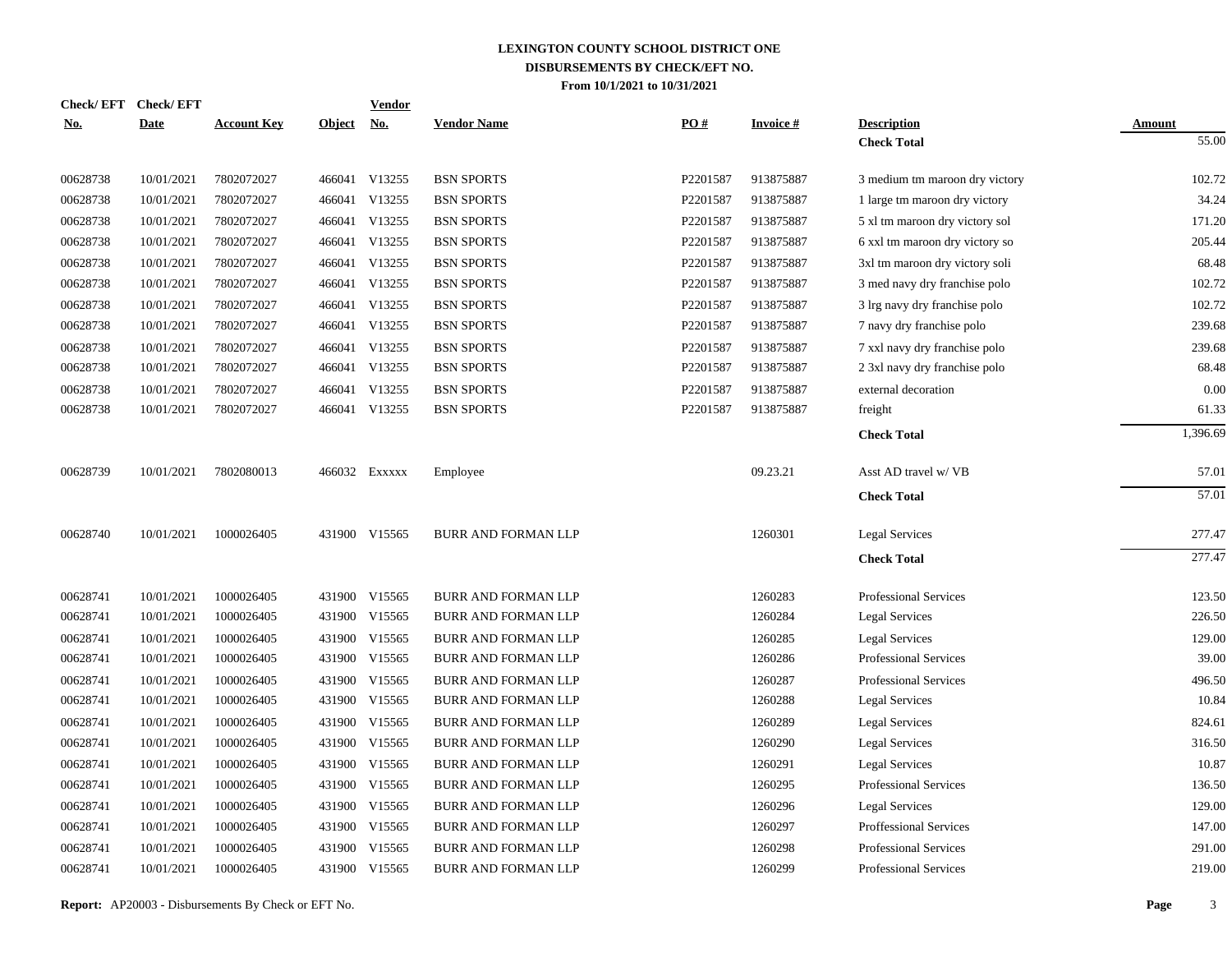# LEXINGTON COUNTY SCHOOL DISTRICT ONE
## DISBURSEMENTS BY CHECK/EFT NO.
### From 10/1/2021 to 10/31/2021

| Check/ EFT No. | Check/ EFT Date | Account Key | Object | Vendor No. | Vendor Name | PO # | Invoice # | Description | Amount |
|---|---|---|---|---|---|---|---|---|---|
| | | | | | | | | **Check Total** | 55.00 |
| 00628738 | 10/01/2021 | 7802072027 | 466041 | V13255 | BSN SPORTS | P2201587 | 913875887 | 3 medium tm maroon dry victory | 102.72 |
| 00628738 | 10/01/2021 | 7802072027 | 466041 | V13255 | BSN SPORTS | P2201587 | 913875887 | 1 large tm maroon dry victory | 34.24 |
| 00628738 | 10/01/2021 | 7802072027 | 466041 | V13255 | BSN SPORTS | P2201587 | 913875887 | 5 xl tm maroon dry victory sol | 171.20 |
| 00628738 | 10/01/2021 | 7802072027 | 466041 | V13255 | BSN SPORTS | P2201587 | 913875887 | 6 xxl tm maroon dry victory so | 205.44 |
| 00628738 | 10/01/2021 | 7802072027 | 466041 | V13255 | BSN SPORTS | P2201587 | 913875887 | 3xl tm maroon dry victory soli | 68.48 |
| 00628738 | 10/01/2021 | 7802072027 | 466041 | V13255 | BSN SPORTS | P2201587 | 913875887 | 3 med navy dry franchise polo | 102.72 |
| 00628738 | 10/01/2021 | 7802072027 | 466041 | V13255 | BSN SPORTS | P2201587 | 913875887 | 3 lrg navy dry franchise polo | 102.72 |
| 00628738 | 10/01/2021 | 7802072027 | 466041 | V13255 | BSN SPORTS | P2201587 | 913875887 | 7 navy dry franchise polo | 239.68 |
| 00628738 | 10/01/2021 | 7802072027 | 466041 | V13255 | BSN SPORTS | P2201587 | 913875887 | 7 xxl navy dry franchise polo | 239.68 |
| 00628738 | 10/01/2021 | 7802072027 | 466041 | V13255 | BSN SPORTS | P2201587 | 913875887 | 2 3xl navy dry franchise polo | 68.48 |
| 00628738 | 10/01/2021 | 7802072027 | 466041 | V13255 | BSN SPORTS | P2201587 | 913875887 | external decoration | 0.00 |
| 00628738 | 10/01/2021 | 7802072027 | 466041 | V13255 | BSN SPORTS | P2201587 | 913875887 | freight | 61.33 |
| | | | | | | | | **Check Total** | 1,396.69 |
| 00628739 | 10/01/2021 | 7802080013 | 466032 | Exxxxx | Employee | | 09.23.21 | Asst AD travel w/ VB | 57.01 |
| | | | | | | | | **Check Total** | 57.01 |
| 00628740 | 10/01/2021 | 1000026405 | 431900 | V15565 | BURR AND FORMAN LLP | | 1260301 | Legal Services | 277.47 |
| | | | | | | | | **Check Total** | 277.47 |
| 00628741 | 10/01/2021 | 1000026405 | 431900 | V15565 | BURR AND FORMAN LLP | | 1260283 | Professional Services | 123.50 |
| 00628741 | 10/01/2021 | 1000026405 | 431900 | V15565 | BURR AND FORMAN LLP | | 1260284 | Legal Services | 226.50 |
| 00628741 | 10/01/2021 | 1000026405 | 431900 | V15565 | BURR AND FORMAN LLP | | 1260285 | Legal Services | 129.00 |
| 00628741 | 10/01/2021 | 1000026405 | 431900 | V15565 | BURR AND FORMAN LLP | | 1260286 | Professional Services | 39.00 |
| 00628741 | 10/01/2021 | 1000026405 | 431900 | V15565 | BURR AND FORMAN LLP | | 1260287 | Professional Services | 496.50 |
| 00628741 | 10/01/2021 | 1000026405 | 431900 | V15565 | BURR AND FORMAN LLP | | 1260288 | Legal Services | 10.84 |
| 00628741 | 10/01/2021 | 1000026405 | 431900 | V15565 | BURR AND FORMAN LLP | | 1260289 | Legal Services | 824.61 |
| 00628741 | 10/01/2021 | 1000026405 | 431900 | V15565 | BURR AND FORMAN LLP | | 1260290 | Legal Services | 316.50 |
| 00628741 | 10/01/2021 | 1000026405 | 431900 | V15565 | BURR AND FORMAN LLP | | 1260291 | Legal Services | 10.87 |
| 00628741 | 10/01/2021 | 1000026405 | 431900 | V15565 | BURR AND FORMAN LLP | | 1260295 | Professional Services | 136.50 |
| 00628741 | 10/01/2021 | 1000026405 | 431900 | V15565 | BURR AND FORMAN LLP | | 1260296 | Legal Services | 129.00 |
| 00628741 | 10/01/2021 | 1000026405 | 431900 | V15565 | BURR AND FORMAN LLP | | 1260297 | Proffessional Services | 147.00 |
| 00628741 | 10/01/2021 | 1000026405 | 431900 | V15565 | BURR AND FORMAN LLP | | 1260298 | Professional Services | 291.00 |
| 00628741 | 10/01/2021 | 1000026405 | 431900 | V15565 | BURR AND FORMAN LLP | | 1260299 | Professional Services | 219.00 |

**Report:** AP20003 - Disbursements By Check or EFT No.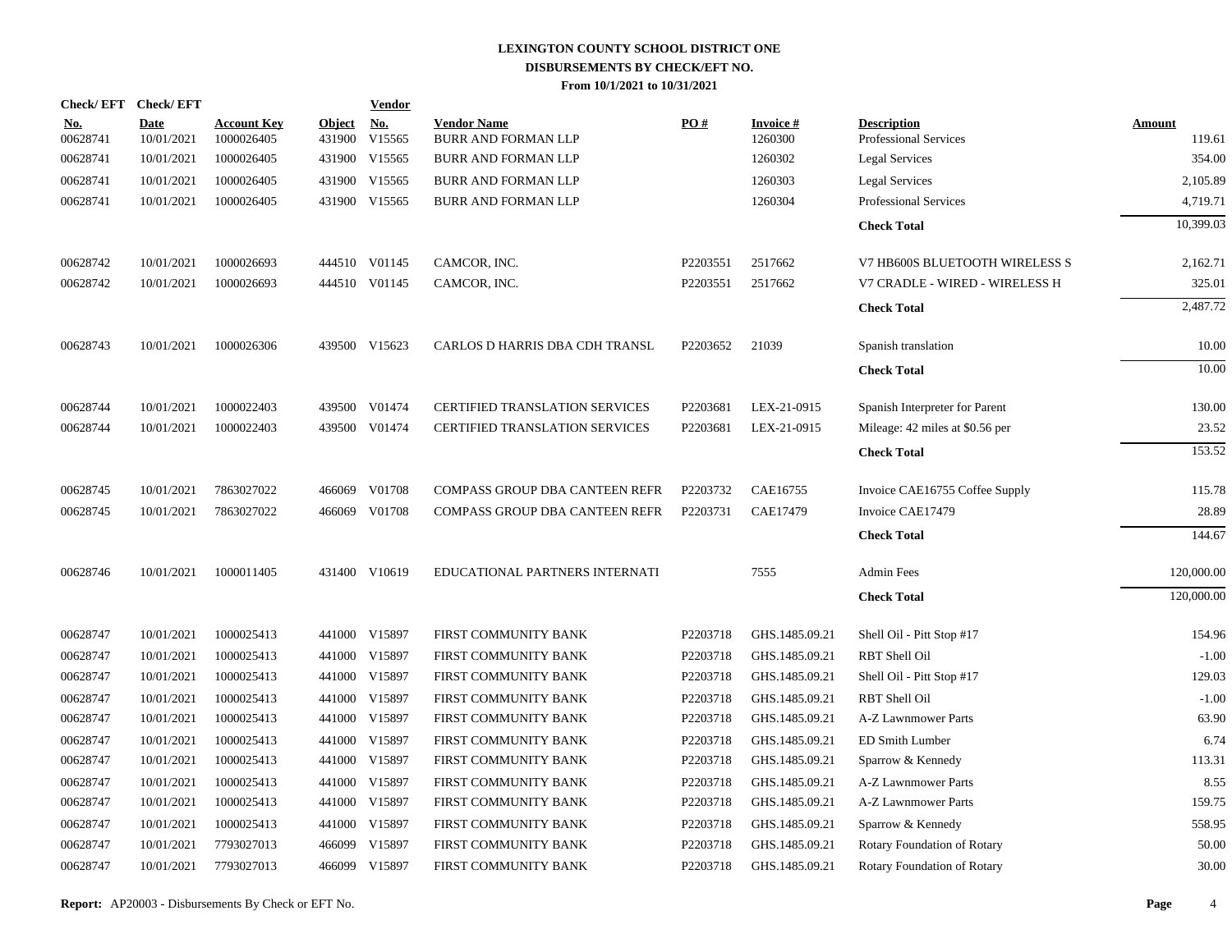# LEXINGTON COUNTY SCHOOL DISTRICT ONE
## DISBURSEMENTS BY CHECK/EFT NO.
### From 10/1/2021 to 10/31/2021

| Check/ EFT No. | Check/ EFT Date | Account Key | Object | Vendor No. | Vendor Name | PO # | Invoice # | Description | Amount |
|---|---|---|---|---|---|---|---|---|---|
| 00628741 | 10/01/2021 | 1000026405 | 431900 | V15565 | BURR AND FORMAN LLP | | 1260300 | Professional Services | 119.61 |
| 00628741 | 10/01/2021 | 1000026405 | 431900 | V15565 | BURR AND FORMAN LLP | | 1260302 | Legal Services | 354.00 |
| 00628741 | 10/01/2021 | 1000026405 | 431900 | V15565 | BURR AND FORMAN LLP | | 1260303 | Legal Services | 2,105.89 |
| 00628741 | 10/01/2021 | 1000026405 | 431900 | V15565 | BURR AND FORMAN LLP | | 1260304 | Professional Services | 4,719.71 |
| | | | | | | | | **Check Total** | 10,399.03 |
| 00628742 | 10/01/2021 | 1000026693 | 444510 | V01145 | CAMCOR, INC. | P2203551 | 2517662 | V7 HB600S BLUETOOTH WIRELESS S | 2,162.71 |
| 00628742 | 10/01/2021 | 1000026693 | 444510 | V01145 | CAMCOR, INC. | P2203551 | 2517662 | V7 CRADLE - WIRED - WIRELESS H | 325.01 |
| | | | | | | | | **Check Total** | 2,487.72 |
| 00628743 | 10/01/2021 | 1000026306 | 439500 | V15623 | CARLOS D HARRIS DBA CDH TRANSL | P2203652 | 21039 | Spanish translation | 10.00 |
| | | | | | | | | **Check Total** | 10.00 |
| 00628744 | 10/01/2021 | 1000022403 | 439500 | V01474 | CERTIFIED TRANSLATION SERVICES | P2203681 | LEX-21-0915 | Spanish Interpreter for Parent | 130.00 |
| 00628744 | 10/01/2021 | 1000022403 | 439500 | V01474 | CERTIFIED TRANSLATION SERVICES | P2203681 | LEX-21-0915 | Mileage: 42 miles at $0.56 per | 23.52 |
| | | | | | | | | **Check Total** | 153.52 |
| 00628745 | 10/01/2021 | 7863027022 | 466069 | V01708 | COMPASS GROUP DBA CANTEEN REFR | P2203732 | CAE16755 | Invoice CAE16755 Coffee Supply | 115.78 |
| 00628745 | 10/01/2021 | 7863027022 | 466069 | V01708 | COMPASS GROUP DBA CANTEEN REFR | P2203731 | CAE17479 | Invoice CAE17479 | 28.89 |
| | | | | | | | | **Check Total** | 144.67 |
| 00628746 | 10/01/2021 | 1000011405 | 431400 | V10619 | EDUCATIONAL PARTNERS INTERNATI | | 7555 | Admin Fees | 120,000.00 |
| | | | | | | | | **Check Total** | 120,000.00 |
| 00628747 | 10/01/2021 | 1000025413 | 441000 | V15897 | FIRST COMMUNITY BANK | P2203718 | GHS.1485.09.21 | Shell Oil - Pitt Stop #17 | 154.96 |
| 00628747 | 10/01/2021 | 1000025413 | 441000 | V15897 | FIRST COMMUNITY BANK | P2203718 | GHS.1485.09.21 | RBT Shell Oil | -1.00 |
| 00628747 | 10/01/2021 | 1000025413 | 441000 | V15897 | FIRST COMMUNITY BANK | P2203718 | GHS.1485.09.21 | Shell Oil - Pitt Stop #17 | 129.03 |
| 00628747 | 10/01/2021 | 1000025413 | 441000 | V15897 | FIRST COMMUNITY BANK | P2203718 | GHS.1485.09.21 | RBT Shell Oil | -1.00 |
| 00628747 | 10/01/2021 | 1000025413 | 441000 | V15897 | FIRST COMMUNITY BANK | P2203718 | GHS.1485.09.21 | A-Z Lawnmower Parts | 63.90 |
| 00628747 | 10/01/2021 | 1000025413 | 441000 | V15897 | FIRST COMMUNITY BANK | P2203718 | GHS.1485.09.21 | ED Smith Lumber | 6.74 |
| 00628747 | 10/01/2021 | 1000025413 | 441000 | V15897 | FIRST COMMUNITY BANK | P2203718 | GHS.1485.09.21 | Sparrow & Kennedy | 113.31 |
| 00628747 | 10/01/2021 | 1000025413 | 441000 | V15897 | FIRST COMMUNITY BANK | P2203718 | GHS.1485.09.21 | A-Z Lawnmower Parts | 8.55 |
| 00628747 | 10/01/2021 | 1000025413 | 441000 | V15897 | FIRST COMMUNITY BANK | P2203718 | GHS.1485.09.21 | A-Z Lawnmower Parts | 159.75 |
| 00628747 | 10/01/2021 | 1000025413 | 441000 | V15897 | FIRST COMMUNITY BANK | P2203718 | GHS.1485.09.21 | Sparrow & Kennedy | 558.95 |
| 00628747 | 10/01/2021 | 7793027013 | 466099 | V15897 | FIRST COMMUNITY BANK | P2203718 | GHS.1485.09.21 | Rotary Foundation of Rotary | 50.00 |
| 00628747 | 10/01/2021 | 7793027013 | 466099 | V15897 | FIRST COMMUNITY BANK | P2203718 | GHS.1485.09.21 | Rotary Foundation of Rotary | 30.00 |

**Report:** AP20003 - Disbursements By Check or EFT No.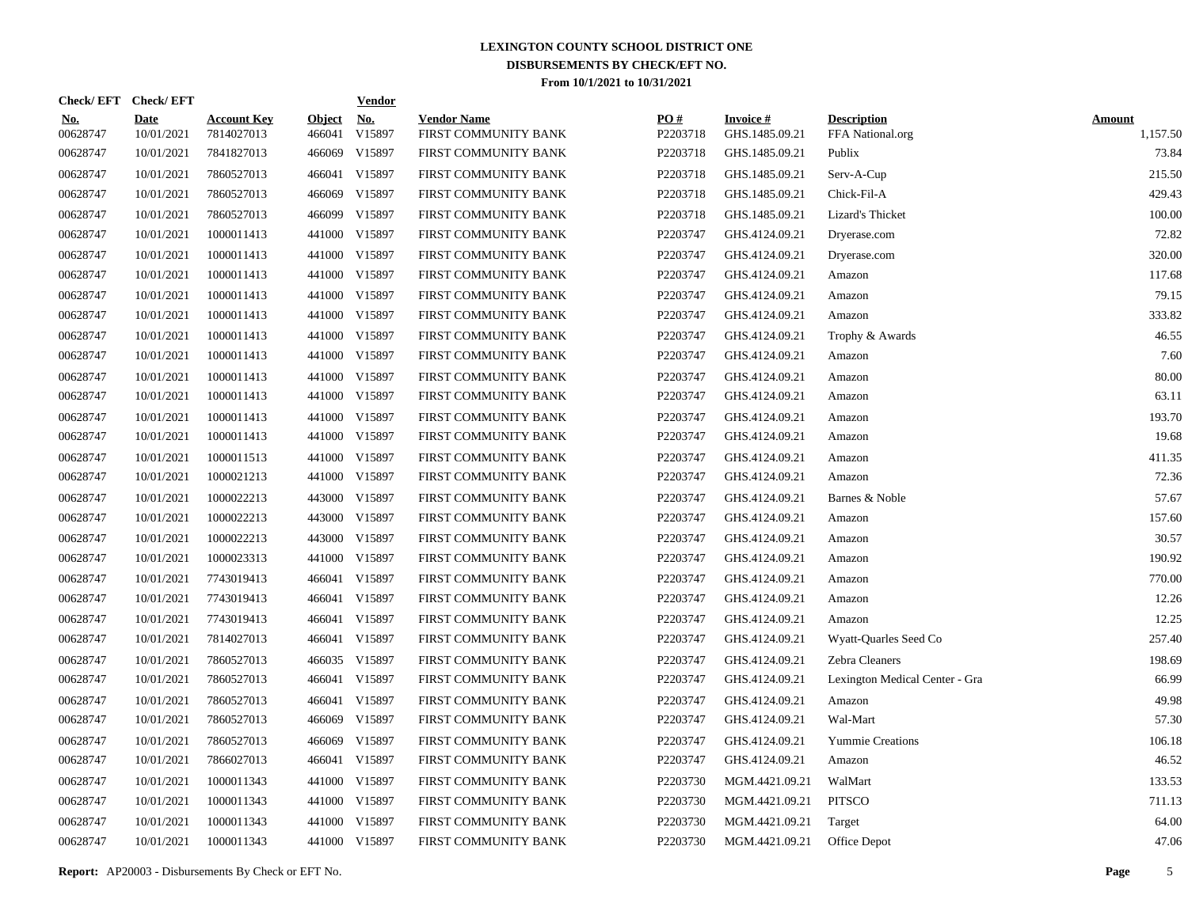**LEXINGTON COUNTY SCHOOL DISTRICT ONE**
**DISBURSEMENTS BY CHECK/EFT NO.**
**From 10/1/2021 to 10/31/2021**

| Check/ EFT No. | Check/ EFT Date | Account Key | Object | Vendor No. | Vendor Name | PO # | Invoice # | Description | Amount |
|---|---|---|---|---|---|---|---|---|---|
| 00628747 | 10/01/2021 | 7814027013 | 466041 | V15897 | FIRST COMMUNITY BANK | P2203718 | GHS.1485.09.21 | FFA National.org | 1,157.50 |
| 00628747 | 10/01/2021 | 7841827013 | 466069 | V15897 | FIRST COMMUNITY BANK | P2203718 | GHS.1485.09.21 | Publix | 73.84 |
| 00628747 | 10/01/2021 | 7860527013 | 466041 | V15897 | FIRST COMMUNITY BANK | P2203718 | GHS.1485.09.21 | Serv-A-Cup | 215.50 |
| 00628747 | 10/01/2021 | 7860527013 | 466069 | V15897 | FIRST COMMUNITY BANK | P2203718 | GHS.1485.09.21 | Chick-Fil-A | 429.43 |
| 00628747 | 10/01/2021 | 7860527013 | 466099 | V15897 | FIRST COMMUNITY BANK | P2203718 | GHS.1485.09.21 | Lizard's Thicket | 100.00 |
| 00628747 | 10/01/2021 | 1000011413 | 441000 | V15897 | FIRST COMMUNITY BANK | P2203747 | GHS.4124.09.21 | Dryerase.com | 72.82 |
| 00628747 | 10/01/2021 | 1000011413 | 441000 | V15897 | FIRST COMMUNITY BANK | P2203747 | GHS.4124.09.21 | Dryerase.com | 320.00 |
| 00628747 | 10/01/2021 | 1000011413 | 441000 | V15897 | FIRST COMMUNITY BANK | P2203747 | GHS.4124.09.21 | Amazon | 117.68 |
| 00628747 | 10/01/2021 | 1000011413 | 441000 | V15897 | FIRST COMMUNITY BANK | P2203747 | GHS.4124.09.21 | Amazon | 79.15 |
| 00628747 | 10/01/2021 | 1000011413 | 441000 | V15897 | FIRST COMMUNITY BANK | P2203747 | GHS.4124.09.21 | Amazon | 333.82 |
| 00628747 | 10/01/2021 | 1000011413 | 441000 | V15897 | FIRST COMMUNITY BANK | P2203747 | GHS.4124.09.21 | Trophy & Awards | 46.55 |
| 00628747 | 10/01/2021 | 1000011413 | 441000 | V15897 | FIRST COMMUNITY BANK | P2203747 | GHS.4124.09.21 | Amazon | 7.60 |
| 00628747 | 10/01/2021 | 1000011413 | 441000 | V15897 | FIRST COMMUNITY BANK | P2203747 | GHS.4124.09.21 | Amazon | 80.00 |
| 00628747 | 10/01/2021 | 1000011413 | 441000 | V15897 | FIRST COMMUNITY BANK | P2203747 | GHS.4124.09.21 | Amazon | 63.11 |
| 00628747 | 10/01/2021 | 1000011413 | 441000 | V15897 | FIRST COMMUNITY BANK | P2203747 | GHS.4124.09.21 | Amazon | 193.70 |
| 00628747 | 10/01/2021 | 1000011413 | 441000 | V15897 | FIRST COMMUNITY BANK | P2203747 | GHS.4124.09.21 | Amazon | 19.68 |
| 00628747 | 10/01/2021 | 1000011513 | 441000 | V15897 | FIRST COMMUNITY BANK | P2203747 | GHS.4124.09.21 | Amazon | 411.35 |
| 00628747 | 10/01/2021 | 1000021213 | 441000 | V15897 | FIRST COMMUNITY BANK | P2203747 | GHS.4124.09.21 | Amazon | 72.36 |
| 00628747 | 10/01/2021 | 1000022213 | 443000 | V15897 | FIRST COMMUNITY BANK | P2203747 | GHS.4124.09.21 | Barnes & Noble | 57.67 |
| 00628747 | 10/01/2021 | 1000022213 | 443000 | V15897 | FIRST COMMUNITY BANK | P2203747 | GHS.4124.09.21 | Amazon | 157.60 |
| 00628747 | 10/01/2021 | 1000022213 | 443000 | V15897 | FIRST COMMUNITY BANK | P2203747 | GHS.4124.09.21 | Amazon | 30.57 |
| 00628747 | 10/01/2021 | 1000023313 | 441000 | V15897 | FIRST COMMUNITY BANK | P2203747 | GHS.4124.09.21 | Amazon | 190.92 |
| 00628747 | 10/01/2021 | 7743019413 | 466041 | V15897 | FIRST COMMUNITY BANK | P2203747 | GHS.4124.09.21 | Amazon | 770.00 |
| 00628747 | 10/01/2021 | 7743019413 | 466041 | V15897 | FIRST COMMUNITY BANK | P2203747 | GHS.4124.09.21 | Amazon | 12.26 |
| 00628747 | 10/01/2021 | 7743019413 | 466041 | V15897 | FIRST COMMUNITY BANK | P2203747 | GHS.4124.09.21 | Amazon | 12.25 |
| 00628747 | 10/01/2021 | 7814027013 | 466041 | V15897 | FIRST COMMUNITY BANK | P2203747 | GHS.4124.09.21 | Wyatt-Quarles Seed Co | 257.40 |
| 00628747 | 10/01/2021 | 7860527013 | 466035 | V15897 | FIRST COMMUNITY BANK | P2203747 | GHS.4124.09.21 | Zebra Cleaners | 198.69 |
| 00628747 | 10/01/2021 | 7860527013 | 466041 | V15897 | FIRST COMMUNITY BANK | P2203747 | GHS.4124.09.21 | Lexington Medical Center - Gra | 66.99 |
| 00628747 | 10/01/2021 | 7860527013 | 466041 | V15897 | FIRST COMMUNITY BANK | P2203747 | GHS.4124.09.21 | Amazon | 49.98 |
| 00628747 | 10/01/2021 | 7860527013 | 466069 | V15897 | FIRST COMMUNITY BANK | P2203747 | GHS.4124.09.21 | Wal-Mart | 57.30 |
| 00628747 | 10/01/2021 | 7860527013 | 466069 | V15897 | FIRST COMMUNITY BANK | P2203747 | GHS.4124.09.21 | Yummie Creations | 106.18 |
| 00628747 | 10/01/2021 | 7866027013 | 466041 | V15897 | FIRST COMMUNITY BANK | P2203747 | GHS.4124.09.21 | Amazon | 46.52 |
| 00628747 | 10/01/2021 | 1000011343 | 441000 | V15897 | FIRST COMMUNITY BANK | P2203730 | MGM.4421.09.21 | WalMart | 133.53 |
| 00628747 | 10/01/2021 | 1000011343 | 441000 | V15897 | FIRST COMMUNITY BANK | P2203730 | MGM.4421.09.21 | PITSCO | 711.13 |
| 00628747 | 10/01/2021 | 1000011343 | 441000 | V15897 | FIRST COMMUNITY BANK | P2203730 | MGM.4421.09.21 | Target | 64.00 |
| 00628747 | 10/01/2021 | 1000011343 | 441000 | V15897 | FIRST COMMUNITY BANK | P2203730 | MGM.4421.09.21 | Office Depot | 47.06 |

**Report:** AP20003 - Disbursements By Check or EFT No.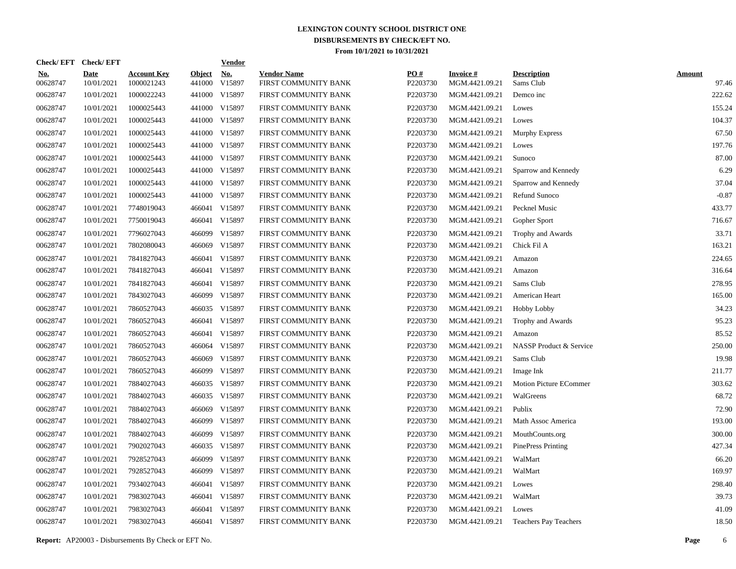# LEXINGTON COUNTY SCHOOL DISTRICT ONE

## DISBURSEMENTS BY CHECK/EFT NO.

### From 10/1/2021 to 10/31/2021

| Check/ EFT No. | Check/ EFT Date | Account Key | Object | Vendor No. | Vendor Name | PO # | Invoice # | Description | Amount |
|---|---|---|---|---|---|---|---|---|---|
| 00628747 | 10/01/2021 | 1000021243 | 441000 | V15897 | FIRST COMMUNITY BANK | P2203730 | MGM.4421.09.21 | Sams Club | 97.46 |
| 00628747 | 10/01/2021 | 1000022243 | 441000 | V15897 | FIRST COMMUNITY BANK | P2203730 | MGM.4421.09.21 | Demco inc | 222.62 |
| 00628747 | 10/01/2021 | 1000025443 | 441000 | V15897 | FIRST COMMUNITY BANK | P2203730 | MGM.4421.09.21 | Lowes | 155.24 |
| 00628747 | 10/01/2021 | 1000025443 | 441000 | V15897 | FIRST COMMUNITY BANK | P2203730 | MGM.4421.09.21 | Lowes | 104.37 |
| 00628747 | 10/01/2021 | 1000025443 | 441000 | V15897 | FIRST COMMUNITY BANK | P2203730 | MGM.4421.09.21 | Murphy Express | 67.50 |
| 00628747 | 10/01/2021 | 1000025443 | 441000 | V15897 | FIRST COMMUNITY BANK | P2203730 | MGM.4421.09.21 | Lowes | 197.76 |
| 00628747 | 10/01/2021 | 1000025443 | 441000 | V15897 | FIRST COMMUNITY BANK | P2203730 | MGM.4421.09.21 | Sunoco | 87.00 |
| 00628747 | 10/01/2021 | 1000025443 | 441000 | V15897 | FIRST COMMUNITY BANK | P2203730 | MGM.4421.09.21 | Sparrow and Kennedy | 6.29 |
| 00628747 | 10/01/2021 | 1000025443 | 441000 | V15897 | FIRST COMMUNITY BANK | P2203730 | MGM.4421.09.21 | Sparrow and Kennedy | 37.04 |
| 00628747 | 10/01/2021 | 1000025443 | 441000 | V15897 | FIRST COMMUNITY BANK | P2203730 | MGM.4421.09.21 | Refund Sunoco | -0.87 |
| 00628747 | 10/01/2021 | 7748019043 | 466041 | V15897 | FIRST COMMUNITY BANK | P2203730 | MGM.4421.09.21 | Pecknel Music | 433.77 |
| 00628747 | 10/01/2021 | 7750019043 | 466041 | V15897 | FIRST COMMUNITY BANK | P2203730 | MGM.4421.09.21 | Gopher Sport | 716.67 |
| 00628747 | 10/01/2021 | 7796027043 | 466099 | V15897 | FIRST COMMUNITY BANK | P2203730 | MGM.4421.09.21 | Trophy and Awards | 33.71 |
| 00628747 | 10/01/2021 | 7802080043 | 466069 | V15897 | FIRST COMMUNITY BANK | P2203730 | MGM.4421.09.21 | Chick Fil A | 163.21 |
| 00628747 | 10/01/2021 | 7841827043 | 466041 | V15897 | FIRST COMMUNITY BANK | P2203730 | MGM.4421.09.21 | Amazon | 224.65 |
| 00628747 | 10/01/2021 | 7841827043 | 466041 | V15897 | FIRST COMMUNITY BANK | P2203730 | MGM.4421.09.21 | Amazon | 316.64 |
| 00628747 | 10/01/2021 | 7841827043 | 466041 | V15897 | FIRST COMMUNITY BANK | P2203730 | MGM.4421.09.21 | Sams Club | 278.95 |
| 00628747 | 10/01/2021 | 7843027043 | 466099 | V15897 | FIRST COMMUNITY BANK | P2203730 | MGM.4421.09.21 | American Heart | 165.00 |
| 00628747 | 10/01/2021 | 7860527043 | 466035 | V15897 | FIRST COMMUNITY BANK | P2203730 | MGM.4421.09.21 | Hobby Lobby | 34.23 |
| 00628747 | 10/01/2021 | 7860527043 | 466041 | V15897 | FIRST COMMUNITY BANK | P2203730 | MGM.4421.09.21 | Trophy and Awards | 95.23 |
| 00628747 | 10/01/2021 | 7860527043 | 466041 | V15897 | FIRST COMMUNITY BANK | P2203730 | MGM.4421.09.21 | Amazon | 85.52 |
| 00628747 | 10/01/2021 | 7860527043 | 466064 | V15897 | FIRST COMMUNITY BANK | P2203730 | MGM.4421.09.21 | NASSP Product & Service | 250.00 |
| 00628747 | 10/01/2021 | 7860527043 | 466069 | V15897 | FIRST COMMUNITY BANK | P2203730 | MGM.4421.09.21 | Sams Club | 19.98 |
| 00628747 | 10/01/2021 | 7860527043 | 466099 | V15897 | FIRST COMMUNITY BANK | P2203730 | MGM.4421.09.21 | Image Ink | 211.77 |
| 00628747 | 10/01/2021 | 7884027043 | 466035 | V15897 | FIRST COMMUNITY BANK | P2203730 | MGM.4421.09.21 | Motion Picture ECommer | 303.62 |
| 00628747 | 10/01/2021 | 7884027043 | 466035 | V15897 | FIRST COMMUNITY BANK | P2203730 | MGM.4421.09.21 | WalGreens | 68.72 |
| 00628747 | 10/01/2021 | 7884027043 | 466069 | V15897 | FIRST COMMUNITY BANK | P2203730 | MGM.4421.09.21 | Publix | 72.90 |
| 00628747 | 10/01/2021 | 7884027043 | 466099 | V15897 | FIRST COMMUNITY BANK | P2203730 | MGM.4421.09.21 | Math Assoc America | 193.00 |
| 00628747 | 10/01/2021 | 7884027043 | 466099 | V15897 | FIRST COMMUNITY BANK | P2203730 | MGM.4421.09.21 | MouthCounts.org | 300.00 |
| 00628747 | 10/01/2021 | 7902027043 | 466035 | V15897 | FIRST COMMUNITY BANK | P2203730 | MGM.4421.09.21 | PinePress Printing | 427.34 |
| 00628747 | 10/01/2021 | 7928527043 | 466099 | V15897 | FIRST COMMUNITY BANK | P2203730 | MGM.4421.09.21 | WalMart | 66.20 |
| 00628747 | 10/01/2021 | 7928527043 | 466099 | V15897 | FIRST COMMUNITY BANK | P2203730 | MGM.4421.09.21 | WalMart | 169.97 |
| 00628747 | 10/01/2021 | 7934027043 | 466041 | V15897 | FIRST COMMUNITY BANK | P2203730 | MGM.4421.09.21 | Lowes | 298.40 |
| 00628747 | 10/01/2021 | 7983027043 | 466041 | V15897 | FIRST COMMUNITY BANK | P2203730 | MGM.4421.09.21 | WalMart | 39.73 |
| 00628747 | 10/01/2021 | 7983027043 | 466041 | V15897 | FIRST COMMUNITY BANK | P2203730 | MGM.4421.09.21 | Lowes | 41.09 |
| 00628747 | 10/01/2021 | 7983027043 | 466041 | V15897 | FIRST COMMUNITY BANK | P2203730 | MGM.4421.09.21 | Teachers Pay Teachers | 18.50 |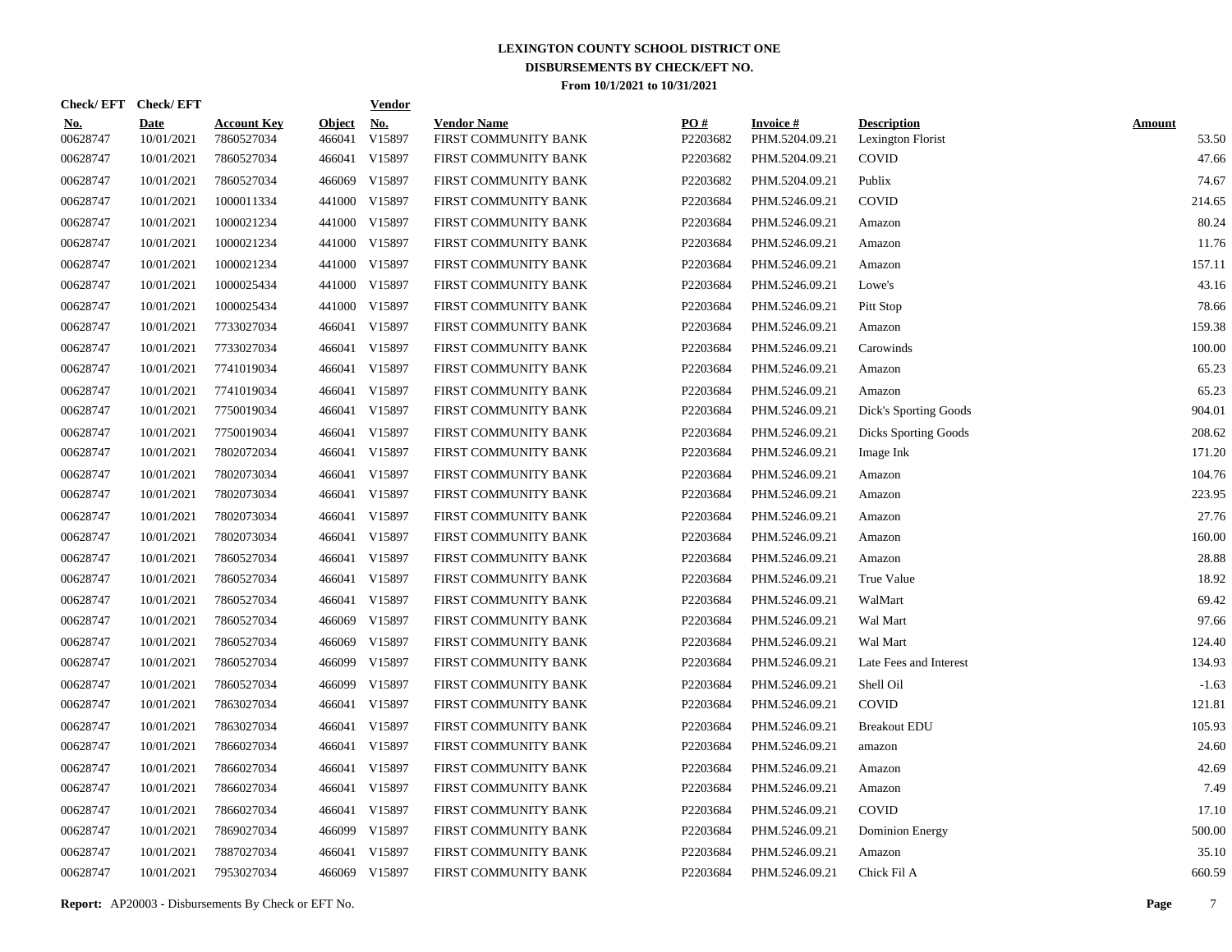# LEXINGTON COUNTY SCHOOL DISTRICT ONE
## DISBURSEMENTS BY CHECK/EFT NO.
### From 10/1/2021 to 10/31/2021

| Check/ EFT No. | Check/ EFT Date | Account Key | Object | Vendor No. | Vendor Name | PO # | Invoice # | Description | Amount |
|---|---|---|---|---|---|---|---|---|---|
| 00628747 | 10/01/2021 | 7860527034 | 466041 | V15897 | FIRST COMMUNITY BANK | P2203682 | PHM.5204.09.21 | Lexington Florist | 53.50 |
| 00628747 | 10/01/2021 | 7860527034 | 466041 | V15897 | FIRST COMMUNITY BANK | P2203682 | PHM.5204.09.21 | COVID | 47.66 |
| 00628747 | 10/01/2021 | 7860527034 | 466069 | V15897 | FIRST COMMUNITY BANK | P2203682 | PHM.5204.09.21 | Publix | 74.67 |
| 00628747 | 10/01/2021 | 1000011334 | 441000 | V15897 | FIRST COMMUNITY BANK | P2203684 | PHM.5246.09.21 | COVID | 214.65 |
| 00628747 | 10/01/2021 | 1000021234 | 441000 | V15897 | FIRST COMMUNITY BANK | P2203684 | PHM.5246.09.21 | Amazon | 80.24 |
| 00628747 | 10/01/2021 | 1000021234 | 441000 | V15897 | FIRST COMMUNITY BANK | P2203684 | PHM.5246.09.21 | Amazon | 11.76 |
| 00628747 | 10/01/2021 | 1000021234 | 441000 | V15897 | FIRST COMMUNITY BANK | P2203684 | PHM.5246.09.21 | Amazon | 157.11 |
| 00628747 | 10/01/2021 | 1000025434 | 441000 | V15897 | FIRST COMMUNITY BANK | P2203684 | PHM.5246.09.21 | Lowe's | 43.16 |
| 00628747 | 10/01/2021 | 1000025434 | 441000 | V15897 | FIRST COMMUNITY BANK | P2203684 | PHM.5246.09.21 | Pitt Stop | 78.66 |
| 00628747 | 10/01/2021 | 7733027034 | 466041 | V15897 | FIRST COMMUNITY BANK | P2203684 | PHM.5246.09.21 | Amazon | 159.38 |
| 00628747 | 10/01/2021 | 7733027034 | 466041 | V15897 | FIRST COMMUNITY BANK | P2203684 | PHM.5246.09.21 | Carowinds | 100.00 |
| 00628747 | 10/01/2021 | 7741019034 | 466041 | V15897 | FIRST COMMUNITY BANK | P2203684 | PHM.5246.09.21 | Amazon | 65.23 |
| 00628747 | 10/01/2021 | 7741019034 | 466041 | V15897 | FIRST COMMUNITY BANK | P2203684 | PHM.5246.09.21 | Amazon | 65.23 |
| 00628747 | 10/01/2021 | 7750019034 | 466041 | V15897 | FIRST COMMUNITY BANK | P2203684 | PHM.5246.09.21 | Dick's Sporting Goods | 904.01 |
| 00628747 | 10/01/2021 | 7750019034 | 466041 | V15897 | FIRST COMMUNITY BANK | P2203684 | PHM.5246.09.21 | Dicks Sporting Goods | 208.62 |
| 00628747 | 10/01/2021 | 7802072034 | 466041 | V15897 | FIRST COMMUNITY BANK | P2203684 | PHM.5246.09.21 | Image Ink | 171.20 |
| 00628747 | 10/01/2021 | 7802073034 | 466041 | V15897 | FIRST COMMUNITY BANK | P2203684 | PHM.5246.09.21 | Amazon | 104.76 |
| 00628747 | 10/01/2021 | 7802073034 | 466041 | V15897 | FIRST COMMUNITY BANK | P2203684 | PHM.5246.09.21 | Amazon | 223.95 |
| 00628747 | 10/01/2021 | 7802073034 | 466041 | V15897 | FIRST COMMUNITY BANK | P2203684 | PHM.5246.09.21 | Amazon | 27.76 |
| 00628747 | 10/01/2021 | 7802073034 | 466041 | V15897 | FIRST COMMUNITY BANK | P2203684 | PHM.5246.09.21 | Amazon | 160.00 |
| 00628747 | 10/01/2021 | 7860527034 | 466041 | V15897 | FIRST COMMUNITY BANK | P2203684 | PHM.5246.09.21 | Amazon | 28.88 |
| 00628747 | 10/01/2021 | 7860527034 | 466041 | V15897 | FIRST COMMUNITY BANK | P2203684 | PHM.5246.09.21 | True Value | 18.92 |
| 00628747 | 10/01/2021 | 7860527034 | 466041 | V15897 | FIRST COMMUNITY BANK | P2203684 | PHM.5246.09.21 | WalMart | 69.42 |
| 00628747 | 10/01/2021 | 7860527034 | 466069 | V15897 | FIRST COMMUNITY BANK | P2203684 | PHM.5246.09.21 | Wal Mart | 97.66 |
| 00628747 | 10/01/2021 | 7860527034 | 466069 | V15897 | FIRST COMMUNITY BANK | P2203684 | PHM.5246.09.21 | Wal Mart | 124.40 |
| 00628747 | 10/01/2021 | 7860527034 | 466099 | V15897 | FIRST COMMUNITY BANK | P2203684 | PHM.5246.09.21 | Late Fees and Interest | 134.93 |
| 00628747 | 10/01/2021 | 7860527034 | 466099 | V15897 | FIRST COMMUNITY BANK | P2203684 | PHM.5246.09.21 | Shell Oil | -1.63 |
| 00628747 | 10/01/2021 | 7863027034 | 466041 | V15897 | FIRST COMMUNITY BANK | P2203684 | PHM.5246.09.21 | COVID | 121.81 |
| 00628747 | 10/01/2021 | 7863027034 | 466041 | V15897 | FIRST COMMUNITY BANK | P2203684 | PHM.5246.09.21 | Breakout EDU | 105.93 |
| 00628747 | 10/01/2021 | 7866027034 | 466041 | V15897 | FIRST COMMUNITY BANK | P2203684 | PHM.5246.09.21 | amazon | 24.60 |
| 00628747 | 10/01/2021 | 7866027034 | 466041 | V15897 | FIRST COMMUNITY BANK | P2203684 | PHM.5246.09.21 | Amazon | 42.69 |
| 00628747 | 10/01/2021 | 7866027034 | 466041 | V15897 | FIRST COMMUNITY BANK | P2203684 | PHM.5246.09.21 | Amazon | 7.49 |
| 00628747 | 10/01/2021 | 7866027034 | 466041 | V15897 | FIRST COMMUNITY BANK | P2203684 | PHM.5246.09.21 | COVID | 17.10 |
| 00628747 | 10/01/2021 | 7869027034 | 466099 | V15897 | FIRST COMMUNITY BANK | P2203684 | PHM.5246.09.21 | Dominion Energy | 500.00 |
| 00628747 | 10/01/2021 | 7887027034 | 466041 | V15897 | FIRST COMMUNITY BANK | P2203684 | PHM.5246.09.21 | Amazon | 35.10 |
| 00628747 | 10/01/2021 | 7953027034 | 466069 | V15897 | FIRST COMMUNITY BANK | P2203684 | PHM.5246.09.21 | Chick Fil A | 660.59 |

**Report:** AP20003 - Disbursements By Check or EFT No.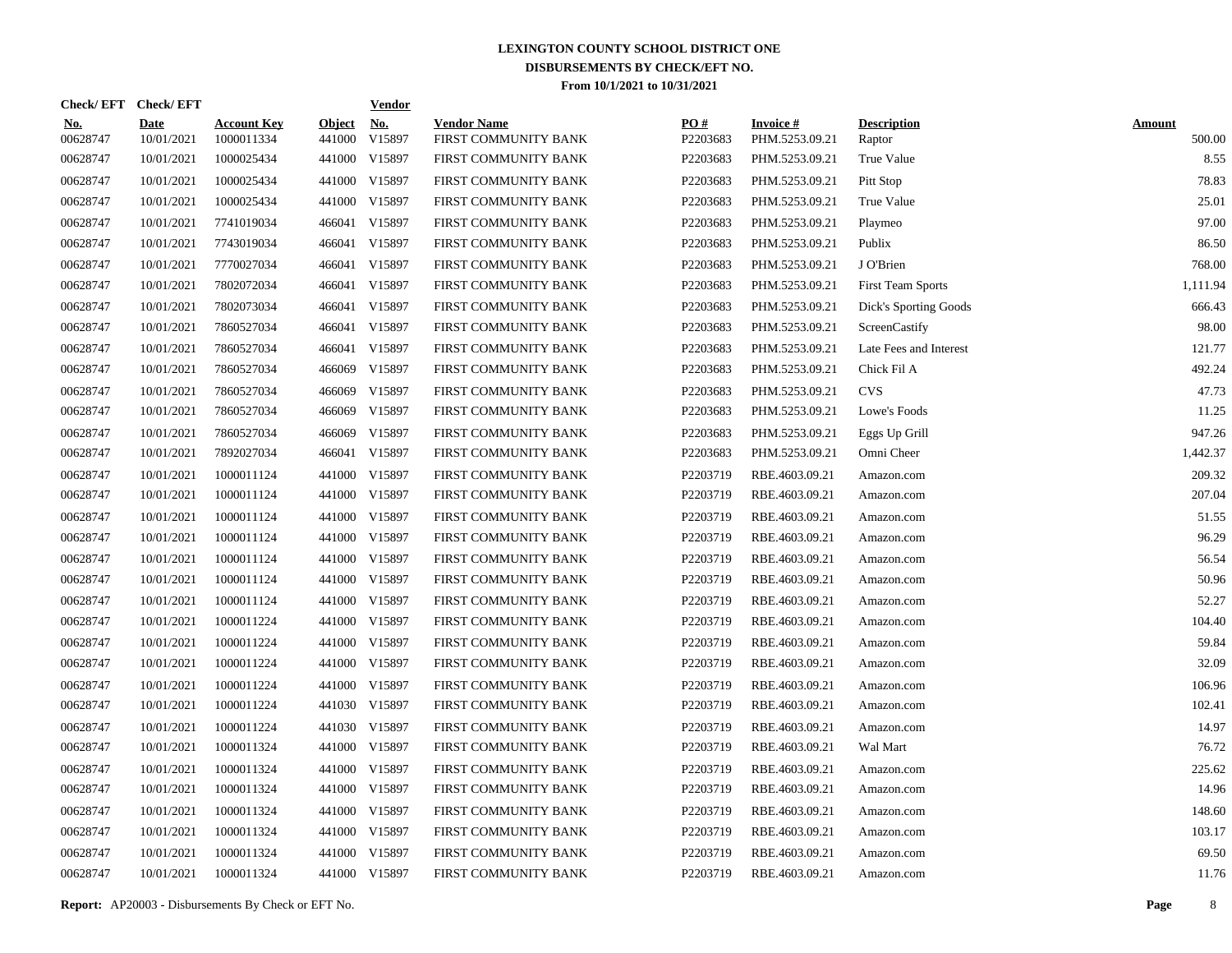# LEXINGTON COUNTY SCHOOL DISTRICT ONE
## DISBURSEMENTS BY CHECK/EFT NO.
### From 10/1/2021 to 10/31/2021

| Check/ EFT No. | Check/ EFT Date | Account Key | Object | Vendor No. | Vendor Name | PO # | Invoice # | Description | Amount |
|---|---|---|---|---|---|---|---|---|---|
| 00628747 | 10/01/2021 | 1000011334 | 441000 | V15897 | FIRST COMMUNITY BANK | P2203683 | PHM.5253.09.21 | Raptor | 500.00 |
| 00628747 | 10/01/2021 | 1000025434 | 441000 | V15897 | FIRST COMMUNITY BANK | P2203683 | PHM.5253.09.21 | True Value | 8.55 |
| 00628747 | 10/01/2021 | 1000025434 | 441000 | V15897 | FIRST COMMUNITY BANK | P2203683 | PHM.5253.09.21 | Pitt Stop | 78.83 |
| 00628747 | 10/01/2021 | 1000025434 | 441000 | V15897 | FIRST COMMUNITY BANK | P2203683 | PHM.5253.09.21 | True Value | 25.01 |
| 00628747 | 10/01/2021 | 7741019034 | 466041 | V15897 | FIRST COMMUNITY BANK | P2203683 | PHM.5253.09.21 | Playmeo | 97.00 |
| 00628747 | 10/01/2021 | 7743019034 | 466041 | V15897 | FIRST COMMUNITY BANK | P2203683 | PHM.5253.09.21 | Publix | 86.50 |
| 00628747 | 10/01/2021 | 7770027034 | 466041 | V15897 | FIRST COMMUNITY BANK | P2203683 | PHM.5253.09.21 | J O'Brien | 768.00 |
| 00628747 | 10/01/2021 | 7802072034 | 466041 | V15897 | FIRST COMMUNITY BANK | P2203683 | PHM.5253.09.21 | First Team Sports | 1,111.94 |
| 00628747 | 10/01/2021 | 7802073034 | 466041 | V15897 | FIRST COMMUNITY BANK | P2203683 | PHM.5253.09.21 | Dick's Sporting Goods | 666.43 |
| 00628747 | 10/01/2021 | 7860527034 | 466041 | V15897 | FIRST COMMUNITY BANK | P2203683 | PHM.5253.09.21 | ScreenCastify | 98.00 |
| 00628747 | 10/01/2021 | 7860527034 | 466041 | V15897 | FIRST COMMUNITY BANK | P2203683 | PHM.5253.09.21 | Late Fees and Interest | 121.77 |
| 00628747 | 10/01/2021 | 7860527034 | 466069 | V15897 | FIRST COMMUNITY BANK | P2203683 | PHM.5253.09.21 | Chick Fil A | 492.24 |
| 00628747 | 10/01/2021 | 7860527034 | 466069 | V15897 | FIRST COMMUNITY BANK | P2203683 | PHM.5253.09.21 | CVS | 47.73 |
| 00628747 | 10/01/2021 | 7860527034 | 466069 | V15897 | FIRST COMMUNITY BANK | P2203683 | PHM.5253.09.21 | Lowe's Foods | 11.25 |
| 00628747 | 10/01/2021 | 7860527034 | 466069 | V15897 | FIRST COMMUNITY BANK | P2203683 | PHM.5253.09.21 | Eggs Up Grill | 947.26 |
| 00628747 | 10/01/2021 | 7892027034 | 466041 | V15897 | FIRST COMMUNITY BANK | P2203683 | PHM.5253.09.21 | Omni Cheer | 1,442.37 |
| 00628747 | 10/01/2021 | 1000011124 | 441000 | V15897 | FIRST COMMUNITY BANK | P2203719 | RBE.4603.09.21 | Amazon.com | 209.32 |
| 00628747 | 10/01/2021 | 1000011124 | 441000 | V15897 | FIRST COMMUNITY BANK | P2203719 | RBE.4603.09.21 | Amazon.com | 207.04 |
| 00628747 | 10/01/2021 | 1000011124 | 441000 | V15897 | FIRST COMMUNITY BANK | P2203719 | RBE.4603.09.21 | Amazon.com | 51.55 |
| 00628747 | 10/01/2021 | 1000011124 | 441000 | V15897 | FIRST COMMUNITY BANK | P2203719 | RBE.4603.09.21 | Amazon.com | 96.29 |
| 00628747 | 10/01/2021 | 1000011124 | 441000 | V15897 | FIRST COMMUNITY BANK | P2203719 | RBE.4603.09.21 | Amazon.com | 56.54 |
| 00628747 | 10/01/2021 | 1000011124 | 441000 | V15897 | FIRST COMMUNITY BANK | P2203719 | RBE.4603.09.21 | Amazon.com | 50.96 |
| 00628747 | 10/01/2021 | 1000011124 | 441000 | V15897 | FIRST COMMUNITY BANK | P2203719 | RBE.4603.09.21 | Amazon.com | 52.27 |
| 00628747 | 10/01/2021 | 1000011224 | 441000 | V15897 | FIRST COMMUNITY BANK | P2203719 | RBE.4603.09.21 | Amazon.com | 104.40 |
| 00628747 | 10/01/2021 | 1000011224 | 441000 | V15897 | FIRST COMMUNITY BANK | P2203719 | RBE.4603.09.21 | Amazon.com | 59.84 |
| 00628747 | 10/01/2021 | 1000011224 | 441000 | V15897 | FIRST COMMUNITY BANK | P2203719 | RBE.4603.09.21 | Amazon.com | 32.09 |
| 00628747 | 10/01/2021 | 1000011224 | 441000 | V15897 | FIRST COMMUNITY BANK | P2203719 | RBE.4603.09.21 | Amazon.com | 106.96 |
| 00628747 | 10/01/2021 | 1000011224 | 441030 | V15897 | FIRST COMMUNITY BANK | P2203719 | RBE.4603.09.21 | Amazon.com | 102.41 |
| 00628747 | 10/01/2021 | 1000011224 | 441030 | V15897 | FIRST COMMUNITY BANK | P2203719 | RBE.4603.09.21 | Amazon.com | 14.97 |
| 00628747 | 10/01/2021 | 1000011324 | 441000 | V15897 | FIRST COMMUNITY BANK | P2203719 | RBE.4603.09.21 | Wal Mart | 76.72 |
| 00628747 | 10/01/2021 | 1000011324 | 441000 | V15897 | FIRST COMMUNITY BANK | P2203719 | RBE.4603.09.21 | Amazon.com | 225.62 |
| 00628747 | 10/01/2021 | 1000011324 | 441000 | V15897 | FIRST COMMUNITY BANK | P2203719 | RBE.4603.09.21 | Amazon.com | 14.96 |
| 00628747 | 10/01/2021 | 1000011324 | 441000 | V15897 | FIRST COMMUNITY BANK | P2203719 | RBE.4603.09.21 | Amazon.com | 148.60 |
| 00628747 | 10/01/2021 | 1000011324 | 441000 | V15897 | FIRST COMMUNITY BANK | P2203719 | RBE.4603.09.21 | Amazon.com | 103.17 |
| 00628747 | 10/01/2021 | 1000011324 | 441000 | V15897 | FIRST COMMUNITY BANK | P2203719 | RBE.4603.09.21 | Amazon.com | 69.50 |
| 00628747 | 10/01/2021 | 1000011324 | 441000 | V15897 | FIRST COMMUNITY BANK | P2203719 | RBE.4603.09.21 | Amazon.com | 11.76 |

**Report:** AP20003 - Disbursements By Check or EFT No.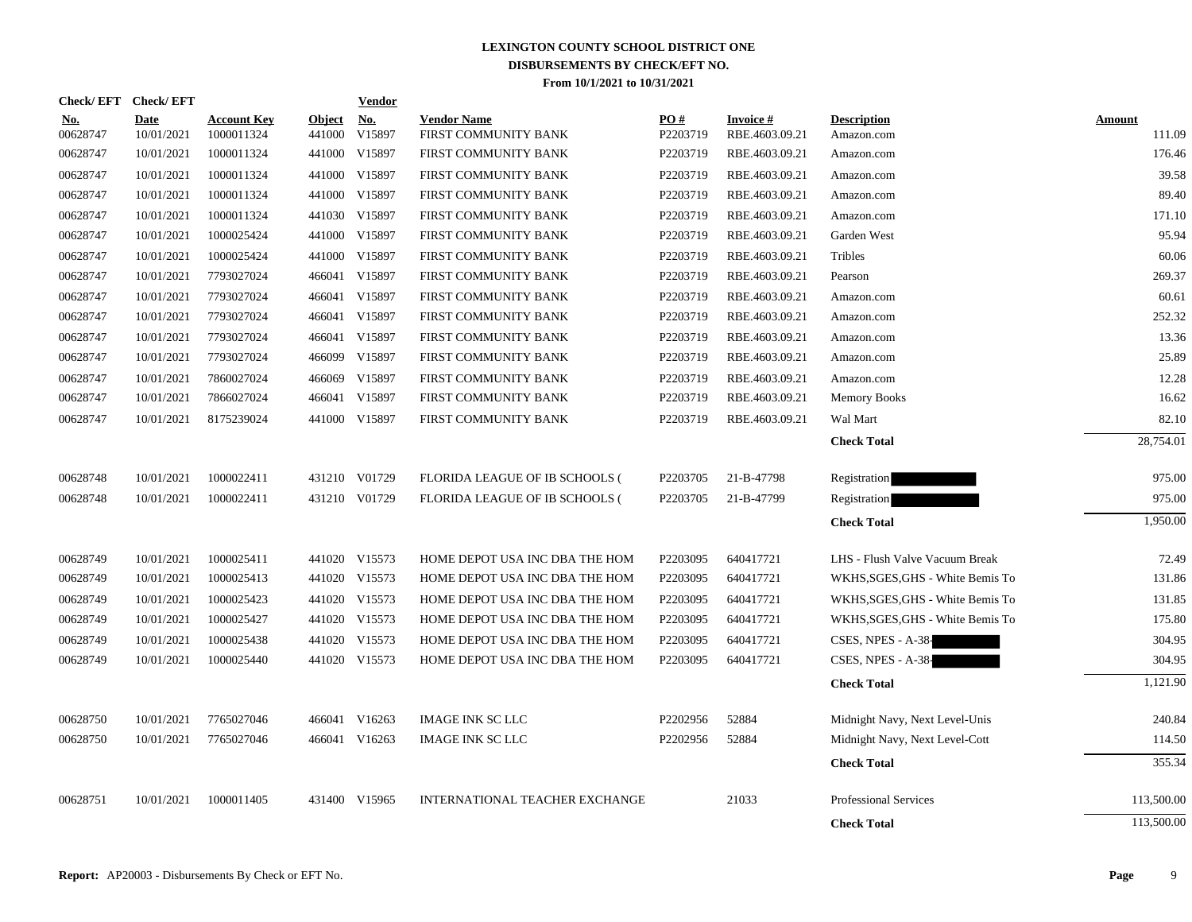**LEXINGTON COUNTY SCHOOL DISTRICT ONE**
**DISBURSEMENTS BY CHECK/EFT NO.**
**From 10/1/2021 to 10/31/2021**

| Check/ EFT No. | Check/ EFT Date | Account Key | Object | Vendor No. | Vendor Name | PO # | Invoice # | Description | Amount |
|---|---|---|---|---|---|---|---|---|---|
| 00628747 | 10/01/2021 | 1000011324 | 441000 | V15897 | FIRST COMMUNITY BANK | P2203719 | RBE.4603.09.21 | Amazon.com | 111.09 |
| 00628747 | 10/01/2021 | 1000011324 | 441000 | V15897 | FIRST COMMUNITY BANK | P2203719 | RBE.4603.09.21 | Amazon.com | 176.46 |
| 00628747 | 10/01/2021 | 1000011324 | 441000 | V15897 | FIRST COMMUNITY BANK | P2203719 | RBE.4603.09.21 | Amazon.com | 39.58 |
| 00628747 | 10/01/2021 | 1000011324 | 441000 | V15897 | FIRST COMMUNITY BANK | P2203719 | RBE.4603.09.21 | Amazon.com | 89.40 |
| 00628747 | 10/01/2021 | 1000011324 | 441030 | V15897 | FIRST COMMUNITY BANK | P2203719 | RBE.4603.09.21 | Amazon.com | 171.10 |
| 00628747 | 10/01/2021 | 1000025424 | 441000 | V15897 | FIRST COMMUNITY BANK | P2203719 | RBE.4603.09.21 | Garden West | 95.94 |
| 00628747 | 10/01/2021 | 1000025424 | 441000 | V15897 | FIRST COMMUNITY BANK | P2203719 | RBE.4603.09.21 | Tribles | 60.06 |
| 00628747 | 10/01/2021 | 7793027024 | 466041 | V15897 | FIRST COMMUNITY BANK | P2203719 | RBE.4603.09.21 | Pearson | 269.37 |
| 00628747 | 10/01/2021 | 7793027024 | 466041 | V15897 | FIRST COMMUNITY BANK | P2203719 | RBE.4603.09.21 | Amazon.com | 60.61 |
| 00628747 | 10/01/2021 | 7793027024 | 466041 | V15897 | FIRST COMMUNITY BANK | P2203719 | RBE.4603.09.21 | Amazon.com | 252.32 |
| 00628747 | 10/01/2021 | 7793027024 | 466041 | V15897 | FIRST COMMUNITY BANK | P2203719 | RBE.4603.09.21 | Amazon.com | 13.36 |
| 00628747 | 10/01/2021 | 7793027024 | 466099 | V15897 | FIRST COMMUNITY BANK | P2203719 | RBE.4603.09.21 | Amazon.com | 25.89 |
| 00628747 | 10/01/2021 | 7860027024 | 466069 | V15897 | FIRST COMMUNITY BANK | P2203719 | RBE.4603.09.21 | Amazon.com | 12.28 |
| 00628747 | 10/01/2021 | 7866027024 | 466041 | V15897 | FIRST COMMUNITY BANK | P2203719 | RBE.4603.09.21 | Memory Books | 16.62 |
| 00628747 | 10/01/2021 | 8175239024 | 441000 | V15897 | FIRST COMMUNITY BANK | P2203719 | RBE.4603.09.21 | Wal Mart | 82.10 |
| | | | | | | | | **Check Total** | 28,754.01 |
| 00628748 | 10/01/2021 | 1000022411 | 431210 | V01729 | FLORIDA LEAGUE OF IB SCHOOLS ( | P2203705 | 21-B-47798 | Registration | 975.00 |
| 00628748 | 10/01/2021 | 1000022411 | 431210 | V01729 | FLORIDA LEAGUE OF IB SCHOOLS ( | P2203705 | 21-B-47799 | Registration | 975.00 |
| | | | | | | | | **Check Total** | 1,950.00 |
| 00628749 | 10/01/2021 | 1000025411 | 441020 | V15573 | HOME DEPOT USA INC DBA THE HOM | P2203095 | 640417721 | LHS - Flush Valve Vacuum Break | 72.49 |
| 00628749 | 10/01/2021 | 1000025413 | 441020 | V15573 | HOME DEPOT USA INC DBA THE HOM | P2203095 | 640417721 | WKHS,SGES,GHS - White Bemis To | 131.86 |
| 00628749 | 10/01/2021 | 1000025423 | 441020 | V15573 | HOME DEPOT USA INC DBA THE HOM | P2203095 | 640417721 | WKHS,SGES,GHS - White Bemis To | 131.85 |
| 00628749 | 10/01/2021 | 1000025427 | 441020 | V15573 | HOME DEPOT USA INC DBA THE HOM | P2203095 | 640417721 | WKHS,SGES,GHS - White Bemis To | 175.80 |
| 00628749 | 10/01/2021 | 1000025438 | 441020 | V15573 | HOME DEPOT USA INC DBA THE HOM | P2203095 | 640417721 | CSES, NPES - A-38- | 304.95 |
| 00628749 | 10/01/2021 | 1000025440 | 441020 | V15573 | HOME DEPOT USA INC DBA THE HOM | P2203095 | 640417721 | CSES, NPES - A-38- | 304.95 |
| | | | | | | | | **Check Total** | 1,121.90 |
| 00628750 | 10/01/2021 | 7765027046 | 466041 | V16263 | IMAGE INK SC LLC | P2202956 | 52884 | Midnight Navy, Next Level-Unis | 240.84 |
| 00628750 | 10/01/2021 | 7765027046 | 466041 | V16263 | IMAGE INK SC LLC | P2202956 | 52884 | Midnight Navy, Next Level-Cott | 114.50 |
| | | | | | | | | **Check Total** | 355.34 |
| 00628751 | 10/01/2021 | 1000011405 | 431400 | V15965 | INTERNATIONAL TEACHER EXCHANGE | | 21033 | Professional Services | 113,500.00 |
| | | | | | | | | **Check Total** | 113,500.00 |

**Report:** AP20003 - Disbursements By Check or EFT No.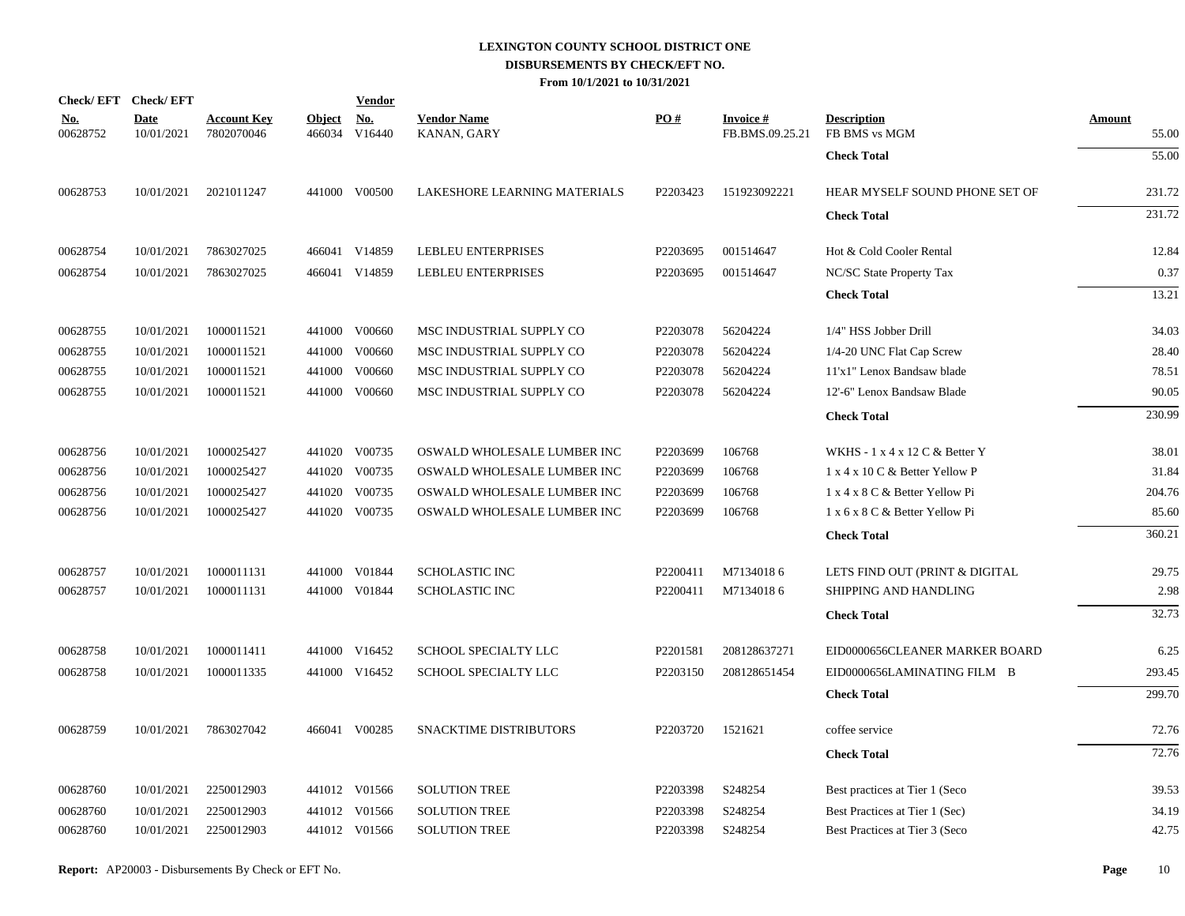# LEXINGTON COUNTY SCHOOL DISTRICT ONE

## DISBURSEMENTS BY CHECK/EFT NO.

**From 10/1/2021 to 10/31/2021**

| Check/ EFT No. | Check/ EFT Date | Account Key | Object | Vendor No. | Vendor Name | PO # | Invoice # | Description | Amount |
|---|---|---|---|---|---|---|---|---|---|
| 00628752 | 10/01/2021 | 7802070046 | 466034 | V16440 | KANAN, GARY | | FB.BMS.09.25.21 | FB BMS vs MGM | 55.00 |
| | | | | | | | | **Check Total** | 55.00 |
| 00628753 | 10/01/2021 | 2021011247 | 441000 | V00500 | LAKESHORE LEARNING MATERIALS | P2203423 | 151923092221 | HEAR MYSELF SOUND PHONE SET OF | 231.72 |
| | | | | | | | | **Check Total** | 231.72 |
| 00628754 | 10/01/2021 | 7863027025 | 466041 | V14859 | LEBLEU ENTERPRISES | P2203695 | 001514647 | Hot & Cold Cooler Rental | 12.84 |
| 00628754 | 10/01/2021 | 7863027025 | 466041 | V14859 | LEBLEU ENTERPRISES | P2203695 | 001514647 | NC/SC State Property Tax | 0.37 |
| | | | | | | | | **Check Total** | 13.21 |
| 00628755 | 10/01/2021 | 1000011521 | 441000 | V00660 | MSC INDUSTRIAL SUPPLY CO | P2203078 | 56204224 | 1/4" HSS Jobber Drill | 34.03 |
| 00628755 | 10/01/2021 | 1000011521 | 441000 | V00660 | MSC INDUSTRIAL SUPPLY CO | P2203078 | 56204224 | 1/4-20 UNC Flat Cap Screw | 28.40 |
| 00628755 | 10/01/2021 | 1000011521 | 441000 | V00660 | MSC INDUSTRIAL SUPPLY CO | P2203078 | 56204224 | 11'x1" Lenox Bandsaw blade | 78.51 |
| 00628755 | 10/01/2021 | 1000011521 | 441000 | V00660 | MSC INDUSTRIAL SUPPLY CO | P2203078 | 56204224 | 12'-6" Lenox Bandsaw Blade | 90.05 |
| | | | | | | | | **Check Total** | 230.99 |
| 00628756 | 10/01/2021 | 1000025427 | 441020 | V00735 | OSWALD WHOLESALE LUMBER INC | P2203699 | 106768 | WKHS - 1 x 4 x 12 C & Better Y | 38.01 |
| 00628756 | 10/01/2021 | 1000025427 | 441020 | V00735 | OSWALD WHOLESALE LUMBER INC | P2203699 | 106768 | 1 x 4 x 10 C & Better Yellow P | 31.84 |
| 00628756 | 10/01/2021 | 1000025427 | 441020 | V00735 | OSWALD WHOLESALE LUMBER INC | P2203699 | 106768 | 1 x 4 x 8 C & Better Yellow Pi | 204.76 |
| 00628756 | 10/01/2021 | 1000025427 | 441020 | V00735 | OSWALD WHOLESALE LUMBER INC | P2203699 | 106768 | 1 x 6 x 8 C & Better Yellow Pi | 85.60 |
| | | | | | | | | **Check Total** | 360.21 |
| 00628757 | 10/01/2021 | 1000011131 | 441000 | V01844 | SCHOLASTIC INC | P2200411 | M7134018 6 | LETS FIND OUT (PRINT & DIGITAL | 29.75 |
| 00628757 | 10/01/2021 | 1000011131 | 441000 | V01844 | SCHOLASTIC INC | P2200411 | M7134018 6 | SHIPPING AND HANDLING | 2.98 |
| | | | | | | | | **Check Total** | 32.73 |
| 00628758 | 10/01/2021 | 1000011411 | 441000 | V16452 | SCHOOL SPECIALTY LLC | P2201581 | 208128637271 | EID0000656CLEANER MARKER BOARD | 6.25 |
| 00628758 | 10/01/2021 | 1000011335 | 441000 | V16452 | SCHOOL SPECIALTY LLC | P2203150 | 208128651454 | EID0000656LAMINATING FILM B | 293.45 |
| | | | | | | | | **Check Total** | 299.70 |
| 00628759 | 10/01/2021 | 7863027042 | 466041 | V00285 | SNACKTIME DISTRIBUTORS | P2203720 | 1521621 | coffee service | 72.76 |
| | | | | | | | | **Check Total** | 72.76 |
| 00628760 | 10/01/2021 | 2250012903 | 441012 | V01566 | SOLUTION TREE | P2203398 | S248254 | Best practices at Tier 1 (Seco | 39.53 |
| 00628760 | 10/01/2021 | 2250012903 | 441012 | V01566 | SOLUTION TREE | P2203398 | S248254 | Best Practices at Tier 1 (Sec) | 34.19 |
| 00628760 | 10/01/2021 | 2250012903 | 441012 | V01566 | SOLUTION TREE | P2203398 | S248254 | Best Practices at Tier 3 (Seco | 42.75 |

**Report:** AP20003 - Disbursements By Check or EFT No.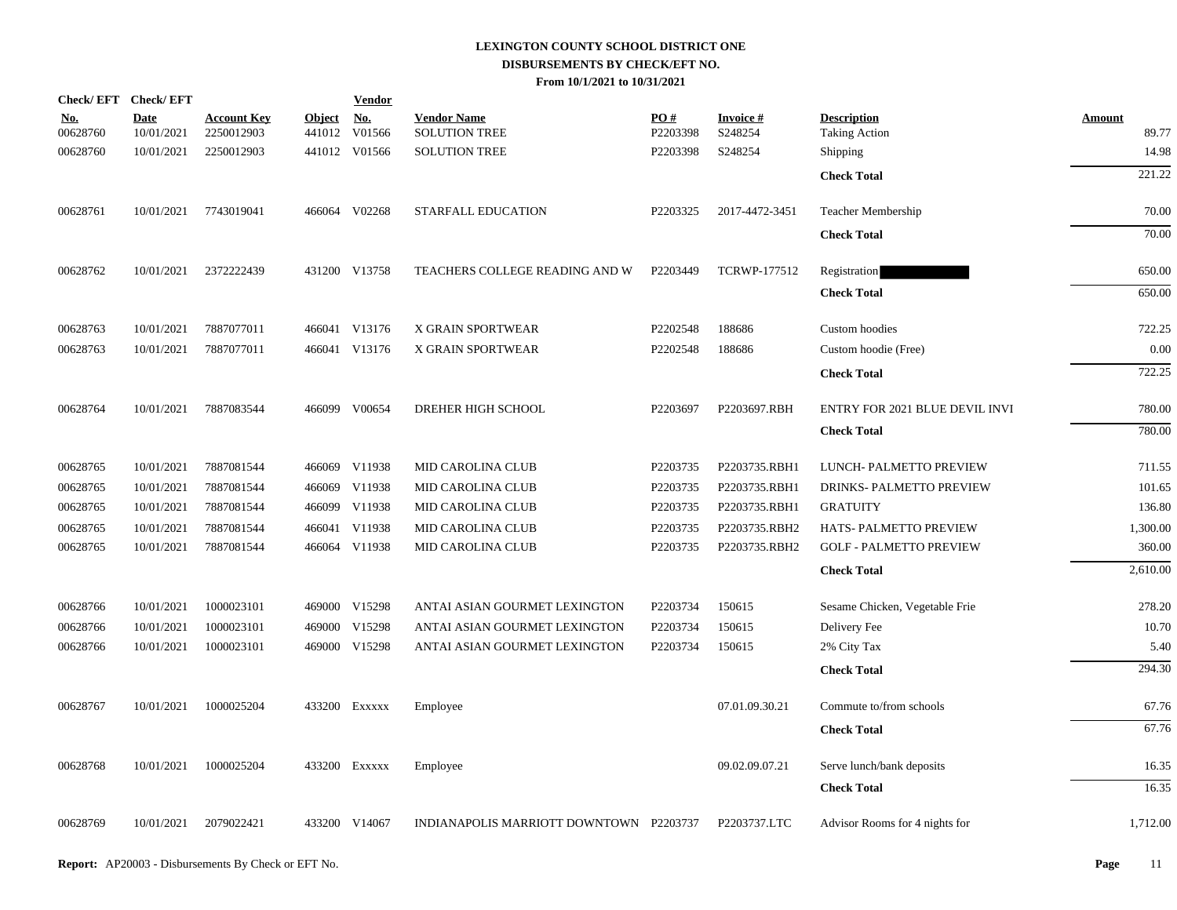# LEXINGTON COUNTY SCHOOL DISTRICT ONE
## DISBURSEMENTS BY CHECK/EFT NO.
### From 10/1/2021 to 10/31/2021

| Check/ EFT No. | Check/ EFT Date | Account Key | Object | Vendor No. | Vendor Name | PO # | Invoice # | Description | Amount |
|---|---|---|---|---|---|---|---|---|---|
| 00628760 | 10/01/2021 | 2250012903 | 441012 | V01566 | SOLUTION TREE | P2203398 | S248254 | Taking Action | 89.77 |
| 00628760 | 10/01/2021 | 2250012903 | 441012 | V01566 | SOLUTION TREE | P2203398 | S248254 | Shipping | 14.98 |
| | | | | | | | | **Check Total** | 221.22 |
| 00628761 | 10/01/2021 | 7743019041 | 466064 | V02268 | STARFALL EDUCATION | P2203325 | 2017-4472-3451 | Teacher Membership | 70.00 |
| | | | | | | | | **Check Total** | 70.00 |
| 00628762 | 10/01/2021 | 2372222439 | 431200 | V13758 | TEACHERS COLLEGE READING AND W | P2203449 | TCRWP-177512 | Registration | 650.00 |
| | | | | | | | | **Check Total** | 650.00 |
| 00628763 | 10/01/2021 | 7887077011 | 466041 | V13176 | X GRAIN SPORTWEAR | P2202548 | 188686 | Custom hoodies | 722.25 |
| 00628763 | 10/01/2021 | 7887077011 | 466041 | V13176 | X GRAIN SPORTWEAR | P2202548 | 188686 | Custom hoodie (Free) | 0.00 |
| | | | | | | | | **Check Total** | 722.25 |
| 00628764 | 10/01/2021 | 7887083544 | 466099 | V00654 | DREHER HIGH SCHOOL | P2203697 | P2203697.RBH | ENTRY FOR 2021 BLUE DEVIL INVI | 780.00 |
| | | | | | | | | **Check Total** | 780.00 |
| 00628765 | 10/01/2021 | 7887081544 | 466069 | V11938 | MID CAROLINA CLUB | P2203735 | P2203735.RBH1 | LUNCH- PALMETTO PREVIEW | 711.55 |
| 00628765 | 10/01/2021 | 7887081544 | 466069 | V11938 | MID CAROLINA CLUB | P2203735 | P2203735.RBH1 | DRINKS- PALMETTO PREVIEW | 101.65 |
| 00628765 | 10/01/2021 | 7887081544 | 466099 | V11938 | MID CAROLINA CLUB | P2203735 | P2203735.RBH1 | GRATUITY | 136.80 |
| 00628765 | 10/01/2021 | 7887081544 | 466041 | V11938 | MID CAROLINA CLUB | P2203735 | P2203735.RBH2 | HATS- PALMETTO PREVIEW | 1,300.00 |
| 00628765 | 10/01/2021 | 7887081544 | 466064 | V11938 | MID CAROLINA CLUB | P2203735 | P2203735.RBH2 | GOLF - PALMETTO PREVIEW | 360.00 |
| | | | | | | | | **Check Total** | 2,610.00 |
| 00628766 | 10/01/2021 | 1000023101 | 469000 | V15298 | ANTAI ASIAN GOURMET LEXINGTON | P2203734 | 150615 | Sesame Chicken, Vegetable Frie | 278.20 |
| 00628766 | 10/01/2021 | 1000023101 | 469000 | V15298 | ANTAI ASIAN GOURMET LEXINGTON | P2203734 | 150615 | Delivery Fee | 10.70 |
| 00628766 | 10/01/2021 | 1000023101 | 469000 | V15298 | ANTAI ASIAN GOURMET LEXINGTON | P2203734 | 150615 | 2% City Tax | 5.40 |
| | | | | | | | | **Check Total** | 294.30 |
| 00628767 | 10/01/2021 | 1000025204 | 433200 | Exxxxx | Employee | | 07.01.09.30.21 | Commute to/from schools | 67.76 |
| | | | | | | | | **Check Total** | 67.76 |
| 00628768 | 10/01/2021 | 1000025204 | 433200 | Exxxxx | Employee | | 09.02.09.07.21 | Serve lunch/bank deposits | 16.35 |
| | | | | | | | | **Check Total** | 16.35 |
| 00628769 | 10/01/2021 | 2079022421 | 433200 | V14067 | INDIANAPOLIS MARRIOTT DOWNTOWN | P2203737 | P2203737.LTC | Advisor Rooms for 4 nights for | 1,712.00 |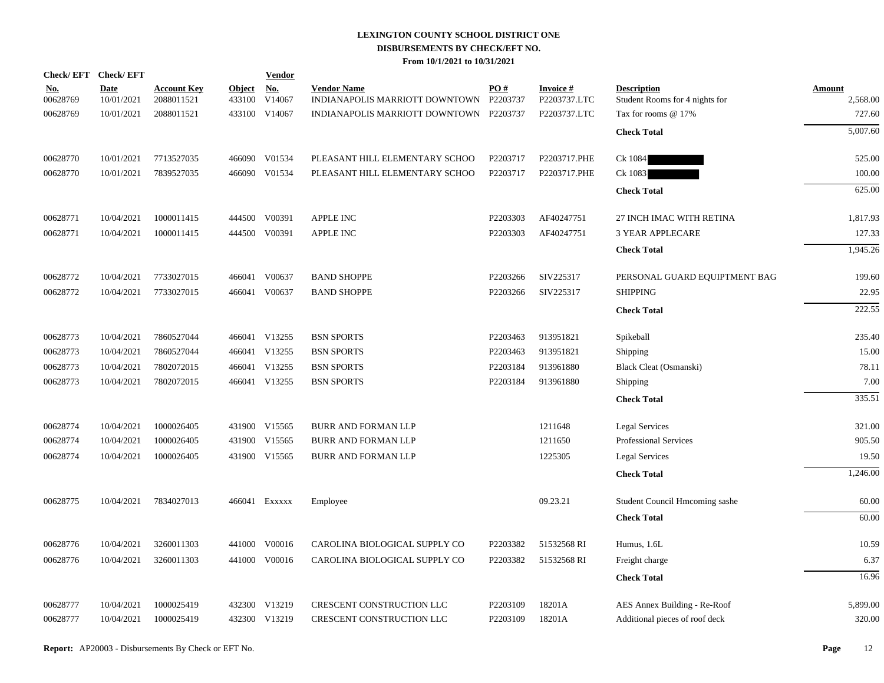**LEXINGTON COUNTY SCHOOL DISTRICT ONE**
**DISBURSEMENTS BY CHECK/EFT NO.**
**From 10/1/2021 to 10/31/2021**

| Check/ EFT No. | Check/ EFT Date | Account Key | Object | Vendor No. | Vendor Name | PO # | Invoice # | Description | Amount |
|---|---|---|---|---|---|---|---|---|---|
| 00628769 | 10/01/2021 | 2088011521 | 433100 | V14067 | INDIANAPOLIS MARRIOTT DOWNTOWN | P2203737 | P2203737.LTC | Student Rooms for 4 nights for | 2,568.00 |
| 00628769 | 10/01/2021 | 2088011521 | 433100 | V14067 | INDIANAPOLIS MARRIOTT DOWNTOWN | P2203737 | P2203737.LTC | Tax for rooms @ 17% | 727.60 |
| | | | | | | | | **Check Total** | 5,007.60 |
| 00628770 | 10/01/2021 | 7713527035 | 466090 | V01534 | PLEASANT HILL ELEMENTARY SCHOO | P2203717 | P2203717.PHE | Ck 1084 | 525.00 |
| 00628770 | 10/01/2021 | 7839527035 | 466090 | V01534 | PLEASANT HILL ELEMENTARY SCHOO | P2203717 | P2203717.PHE | Ck 1083 | 100.00 |
| | | | | | | | | **Check Total** | 625.00 |
| 00628771 | 10/04/2021 | 1000011415 | 444500 | V00391 | APPLE INC | P2203303 | AF40247751 | 27 INCH IMAC WITH RETINA | 1,817.93 |
| 00628771 | 10/04/2021 | 1000011415 | 444500 | V00391 | APPLE INC | P2203303 | AF40247751 | 3 YEAR APPLECARE | 127.33 |
| | | | | | | | | **Check Total** | 1,945.26 |
| 00628772 | 10/04/2021 | 7733027015 | 466041 | V00637 | BAND SHOPPE | P2203266 | SIV225317 | PERSONAL GUARD EQUIPTMENT BAG | 199.60 |
| 00628772 | 10/04/2021 | 7733027015 | 466041 | V00637 | BAND SHOPPE | P2203266 | SIV225317 | SHIPPING | 22.95 |
| | | | | | | | | **Check Total** | 222.55 |
| 00628773 | 10/04/2021 | 7860527044 | 466041 | V13255 | BSN SPORTS | P2203463 | 913951821 | Spikeball | 235.40 |
| 00628773 | 10/04/2021 | 7860527044 | 466041 | V13255 | BSN SPORTS | P2203463 | 913951821 | Shipping | 15.00 |
| 00628773 | 10/04/2021 | 7802072015 | 466041 | V13255 | BSN SPORTS | P2203184 | 913961880 | Black Cleat (Osmanski) | 78.11 |
| 00628773 | 10/04/2021 | 7802072015 | 466041 | V13255 | BSN SPORTS | P2203184 | 913961880 | Shipping | 7.00 |
| | | | | | | | | **Check Total** | 335.51 |
| 00628774 | 10/04/2021 | 1000026405 | 431900 | V15565 | BURR AND FORMAN LLP | | 1211648 | Legal Services | 321.00 |
| 00628774 | 10/04/2021 | 1000026405 | 431900 | V15565 | BURR AND FORMAN LLP | | 1211650 | Professional Services | 905.50 |
| 00628774 | 10/04/2021 | 1000026405 | 431900 | V15565 | BURR AND FORMAN LLP | | 1225305 | Legal Services | 19.50 |
| | | | | | | | | **Check Total** | 1,246.00 |
| 00628775 | 10/04/2021 | 7834027013 | 466041 | Exxxxx | Employee | | 09.23.21 | Student Council Hmcoming sashe | 60.00 |
| | | | | | | | | **Check Total** | 60.00 |
| 00628776 | 10/04/2021 | 3260011303 | 441000 | V00016 | CAROLINA BIOLOGICAL SUPPLY CO | P2203382 | 51532568 RI | Humus, 1.6L | 10.59 |
| 00628776 | 10/04/2021 | 3260011303 | 441000 | V00016 | CAROLINA BIOLOGICAL SUPPLY CO | P2203382 | 51532568 RI | Freight charge | 6.37 |
| | | | | | | | | **Check Total** | 16.96 |
| 00628777 | 10/04/2021 | 1000025419 | 432300 | V13219 | CRESCENT CONSTRUCTION LLC | P2203109 | 18201A | AES Annex Building - Re-Roof | 5,899.00 |
| 00628777 | 10/04/2021 | 1000025419 | 432300 | V13219 | CRESCENT CONSTRUCTION LLC | P2203109 | 18201A | Additional pieces of roof deck | 320.00 |

**Report:** AP20003 - Disbursements By Check or EFT No.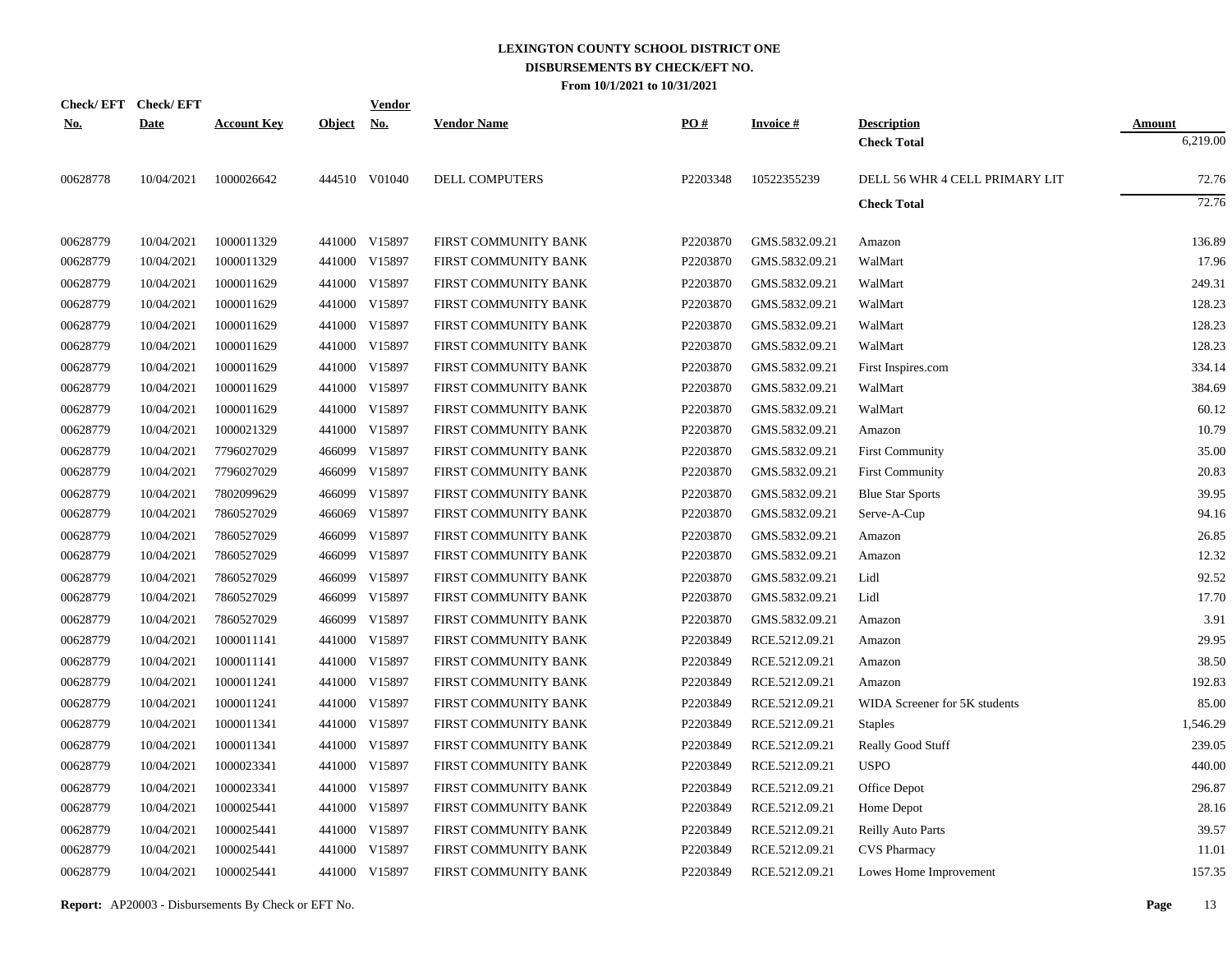# LEXINGTON COUNTY SCHOOL DISTRICT ONE
## DISBURSEMENTS BY CHECK/EFT NO.
### From 10/1/2021 to 10/31/2021

| Check/ EFT No. | Check/ EFT Date | Account Key | Object | Vendor No. | Vendor Name | PO # | Invoice # | Description | Amount |
|---|---|---|---|---|---|---|---|---|---|
| | | | | | | | | **Check Total** | 6,219.00 |
| 00628778 | 10/04/2021 | 1000026642 | 444510 | V01040 | DELL COMPUTERS | P2203348 | 10522355239 | DELL 56 WHR 4 CELL PRIMARY LIT | 72.76 |
| | | | | | | | | **Check Total** | 72.76 |
| 00628779 | 10/04/2021 | 1000011329 | 441000 | V15897 | FIRST COMMUNITY BANK | P2203870 | GMS.5832.09.21 | Amazon | 136.89 |
| 00628779 | 10/04/2021 | 1000011329 | 441000 | V15897 | FIRST COMMUNITY BANK | P2203870 | GMS.5832.09.21 | WalMart | 17.96 |
| 00628779 | 10/04/2021 | 1000011629 | 441000 | V15897 | FIRST COMMUNITY BANK | P2203870 | GMS.5832.09.21 | WalMart | 249.31 |
| 00628779 | 10/04/2021 | 1000011629 | 441000 | V15897 | FIRST COMMUNITY BANK | P2203870 | GMS.5832.09.21 | WalMart | 128.23 |
| 00628779 | 10/04/2021 | 1000011629 | 441000 | V15897 | FIRST COMMUNITY BANK | P2203870 | GMS.5832.09.21 | WalMart | 128.23 |
| 00628779 | 10/04/2021 | 1000011629 | 441000 | V15897 | FIRST COMMUNITY BANK | P2203870 | GMS.5832.09.21 | WalMart | 128.23 |
| 00628779 | 10/04/2021 | 1000011629 | 441000 | V15897 | FIRST COMMUNITY BANK | P2203870 | GMS.5832.09.21 | First Inspires.com | 334.14 |
| 00628779 | 10/04/2021 | 1000011629 | 441000 | V15897 | FIRST COMMUNITY BANK | P2203870 | GMS.5832.09.21 | WalMart | 384.69 |
| 00628779 | 10/04/2021 | 1000011629 | 441000 | V15897 | FIRST COMMUNITY BANK | P2203870 | GMS.5832.09.21 | WalMart | 60.12 |
| 00628779 | 10/04/2021 | 1000021329 | 441000 | V15897 | FIRST COMMUNITY BANK | P2203870 | GMS.5832.09.21 | Amazon | 10.79 |
| 00628779 | 10/04/2021 | 7796027029 | 466099 | V15897 | FIRST COMMUNITY BANK | P2203870 | GMS.5832.09.21 | First Community | 35.00 |
| 00628779 | 10/04/2021 | 7796027029 | 466099 | V15897 | FIRST COMMUNITY BANK | P2203870 | GMS.5832.09.21 | First Community | 20.83 |
| 00628779 | 10/04/2021 | 7802099629 | 466099 | V15897 | FIRST COMMUNITY BANK | P2203870 | GMS.5832.09.21 | Blue Star Sports | 39.95 |
| 00628779 | 10/04/2021 | 7860527029 | 466069 | V15897 | FIRST COMMUNITY BANK | P2203870 | GMS.5832.09.21 | Serve-A-Cup | 94.16 |
| 00628779 | 10/04/2021 | 7860527029 | 466099 | V15897 | FIRST COMMUNITY BANK | P2203870 | GMS.5832.09.21 | Amazon | 26.85 |
| 00628779 | 10/04/2021 | 7860527029 | 466099 | V15897 | FIRST COMMUNITY BANK | P2203870 | GMS.5832.09.21 | Amazon | 12.32 |
| 00628779 | 10/04/2021 | 7860527029 | 466099 | V15897 | FIRST COMMUNITY BANK | P2203870 | GMS.5832.09.21 | Lidl | 92.52 |
| 00628779 | 10/04/2021 | 7860527029 | 466099 | V15897 | FIRST COMMUNITY BANK | P2203870 | GMS.5832.09.21 | Lidl | 17.70 |
| 00628779 | 10/04/2021 | 7860527029 | 466099 | V15897 | FIRST COMMUNITY BANK | P2203870 | GMS.5832.09.21 | Amazon | 3.91 |
| 00628779 | 10/04/2021 | 1000011141 | 441000 | V15897 | FIRST COMMUNITY BANK | P2203849 | RCE.5212.09.21 | Amazon | 29.95 |
| 00628779 | 10/04/2021 | 1000011141 | 441000 | V15897 | FIRST COMMUNITY BANK | P2203849 | RCE.5212.09.21 | Amazon | 38.50 |
| 00628779 | 10/04/2021 | 1000011241 | 441000 | V15897 | FIRST COMMUNITY BANK | P2203849 | RCE.5212.09.21 | Amazon | 192.83 |
| 00628779 | 10/04/2021 | 1000011241 | 441000 | V15897 | FIRST COMMUNITY BANK | P2203849 | RCE.5212.09.21 | WIDA Screener for 5K students | 85.00 |
| 00628779 | 10/04/2021 | 1000011341 | 441000 | V15897 | FIRST COMMUNITY BANK | P2203849 | RCE.5212.09.21 | Staples | 1,546.29 |
| 00628779 | 10/04/2021 | 1000011341 | 441000 | V15897 | FIRST COMMUNITY BANK | P2203849 | RCE.5212.09.21 | Really Good Stuff | 239.05 |
| 00628779 | 10/04/2021 | 1000023341 | 441000 | V15897 | FIRST COMMUNITY BANK | P2203849 | RCE.5212.09.21 | USPO | 440.00 |
| 00628779 | 10/04/2021 | 1000023341 | 441000 | V15897 | FIRST COMMUNITY BANK | P2203849 | RCE.5212.09.21 | Office Depot | 296.87 |
| 00628779 | 10/04/2021 | 1000025441 | 441000 | V15897 | FIRST COMMUNITY BANK | P2203849 | RCE.5212.09.21 | Home Depot | 28.16 |
| 00628779 | 10/04/2021 | 1000025441 | 441000 | V15897 | FIRST COMMUNITY BANK | P2203849 | RCE.5212.09.21 | Reilly Auto Parts | 39.57 |
| 00628779 | 10/04/2021 | 1000025441 | 441000 | V15897 | FIRST COMMUNITY BANK | P2203849 | RCE.5212.09.21 | CVS Pharmacy | 11.01 |
| 00628779 | 10/04/2021 | 1000025441 | 441000 | V15897 | FIRST COMMUNITY BANK | P2203849 | RCE.5212.09.21 | Lowes Home Improvement | 157.35 |

**Report:** AP20003 - Disbursements By Check or EFT No.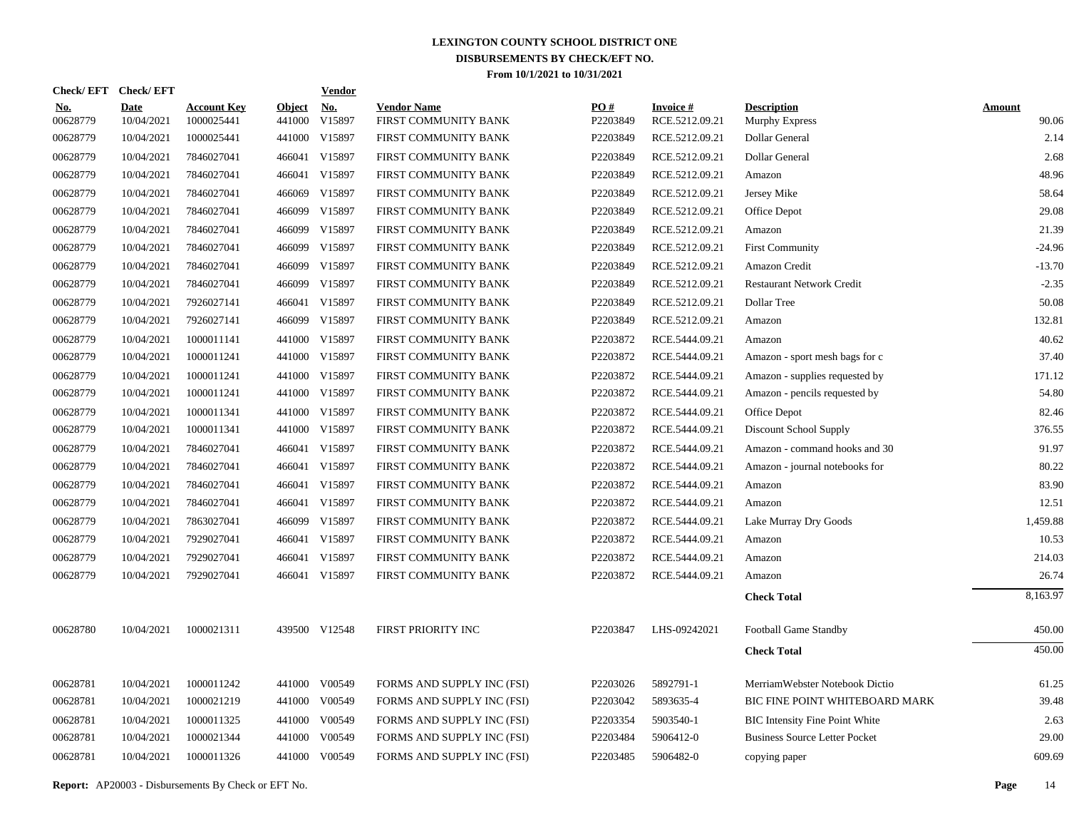# LEXINGTON COUNTY SCHOOL DISTRICT ONE
## DISBURSEMENTS BY CHECK/EFT NO.
### From 10/1/2021 to 10/31/2021

| Check/ EFT No. | Check/ EFT Date | Account Key | Object | Vendor No. | Vendor Name | PO # | Invoice # | Description | Amount |
|---|---|---|---|---|---|---|---|---|---|
| 00628779 | 10/04/2021 | 1000025441 | 441000 | V15897 | FIRST COMMUNITY BANK | P2203849 | RCE.5212.09.21 | Murphy Express | 90.06 |
| 00628779 | 10/04/2021 | 1000025441 | 441000 | V15897 | FIRST COMMUNITY BANK | P2203849 | RCE.5212.09.21 | Dollar General | 2.14 |
| 00628779 | 10/04/2021 | 7846027041 | 466041 | V15897 | FIRST COMMUNITY BANK | P2203849 | RCE.5212.09.21 | Dollar General | 2.68 |
| 00628779 | 10/04/2021 | 7846027041 | 466041 | V15897 | FIRST COMMUNITY BANK | P2203849 | RCE.5212.09.21 | Amazon | 48.96 |
| 00628779 | 10/04/2021 | 7846027041 | 466069 | V15897 | FIRST COMMUNITY BANK | P2203849 | RCE.5212.09.21 | Jersey Mike | 58.64 |
| 00628779 | 10/04/2021 | 7846027041 | 466099 | V15897 | FIRST COMMUNITY BANK | P2203849 | RCE.5212.09.21 | Office Depot | 29.08 |
| 00628779 | 10/04/2021 | 7846027041 | 466099 | V15897 | FIRST COMMUNITY BANK | P2203849 | RCE.5212.09.21 | Amazon | 21.39 |
| 00628779 | 10/04/2021 | 7846027041 | 466099 | V15897 | FIRST COMMUNITY BANK | P2203849 | RCE.5212.09.21 | First Community | -24.96 |
| 00628779 | 10/04/2021 | 7846027041 | 466099 | V15897 | FIRST COMMUNITY BANK | P2203849 | RCE.5212.09.21 | Amazon Credit | -13.70 |
| 00628779 | 10/04/2021 | 7846027041 | 466099 | V15897 | FIRST COMMUNITY BANK | P2203849 | RCE.5212.09.21 | Restaurant Network Credit | -2.35 |
| 00628779 | 10/04/2021 | 7926027141 | 466041 | V15897 | FIRST COMMUNITY BANK | P2203849 | RCE.5212.09.21 | Dollar Tree | 50.08 |
| 00628779 | 10/04/2021 | 7926027141 | 466099 | V15897 | FIRST COMMUNITY BANK | P2203849 | RCE.5212.09.21 | Amazon | 132.81 |
| 00628779 | 10/04/2021 | 1000011141 | 441000 | V15897 | FIRST COMMUNITY BANK | P2203872 | RCE.5444.09.21 | Amazon | 40.62 |
| 00628779 | 10/04/2021 | 1000011241 | 441000 | V15897 | FIRST COMMUNITY BANK | P2203872 | RCE.5444.09.21 | Amazon - sport mesh bags for c | 37.40 |
| 00628779 | 10/04/2021 | 1000011241 | 441000 | V15897 | FIRST COMMUNITY BANK | P2203872 | RCE.5444.09.21 | Amazon - supplies requested by | 171.12 |
| 00628779 | 10/04/2021 | 1000011241 | 441000 | V15897 | FIRST COMMUNITY BANK | P2203872 | RCE.5444.09.21 | Amazon - pencils requested by | 54.80 |
| 00628779 | 10/04/2021 | 1000011341 | 441000 | V15897 | FIRST COMMUNITY BANK | P2203872 | RCE.5444.09.21 | Office Depot | 82.46 |
| 00628779 | 10/04/2021 | 1000011341 | 441000 | V15897 | FIRST COMMUNITY BANK | P2203872 | RCE.5444.09.21 | Discount School Supply | 376.55 |
| 00628779 | 10/04/2021 | 7846027041 | 466041 | V15897 | FIRST COMMUNITY BANK | P2203872 | RCE.5444.09.21 | Amazon - command hooks and 30 | 91.97 |
| 00628779 | 10/04/2021 | 7846027041 | 466041 | V15897 | FIRST COMMUNITY BANK | P2203872 | RCE.5444.09.21 | Amazon - journal notebooks for | 80.22 |
| 00628779 | 10/04/2021 | 7846027041 | 466041 | V15897 | FIRST COMMUNITY BANK | P2203872 | RCE.5444.09.21 | Amazon | 83.90 |
| 00628779 | 10/04/2021 | 7846027041 | 466041 | V15897 | FIRST COMMUNITY BANK | P2203872 | RCE.5444.09.21 | Amazon | 12.51 |
| 00628779 | 10/04/2021 | 7863027041 | 466099 | V15897 | FIRST COMMUNITY BANK | P2203872 | RCE.5444.09.21 | Lake Murray Dry Goods | 1,459.88 |
| 00628779 | 10/04/2021 | 7929027041 | 466041 | V15897 | FIRST COMMUNITY BANK | P2203872 | RCE.5444.09.21 | Amazon | 10.53 |
| 00628779 | 10/04/2021 | 7929027041 | 466041 | V15897 | FIRST COMMUNITY BANK | P2203872 | RCE.5444.09.21 | Amazon | 214.03 |
| 00628779 | 10/04/2021 | 7929027041 | 466041 | V15897 | FIRST COMMUNITY BANK | P2203872 | RCE.5444.09.21 | Amazon | 26.74 |
| | | | | | | | | **Check Total** | 8,163.97 |
| 00628780 | 10/04/2021 | 1000021311 | 439500 | V12548 | FIRST PRIORITY INC | P2203847 | LHS-09242021 | Football Game Standby | 450.00 |
| | | | | | | | | **Check Total** | 450.00 |
| 00628781 | 10/04/2021 | 1000011242 | 441000 | V00549 | FORMS AND SUPPLY INC (FSI) | P2203026 | 5892791-1 | MerriamWebster Notebook Dictio | 61.25 |
| 00628781 | 10/04/2021 | 1000021219 | 441000 | V00549 | FORMS AND SUPPLY INC (FSI) | P2203042 | 5893635-4 | BIC FINE POINT WHITEBOARD MARK | 39.48 |
| 00628781 | 10/04/2021 | 1000011325 | 441000 | V00549 | FORMS AND SUPPLY INC (FSI) | P2203354 | 5903540-1 | BIC Intensity Fine Point White | 2.63 |
| 00628781 | 10/04/2021 | 1000021344 | 441000 | V00549 | FORMS AND SUPPLY INC (FSI) | P2203484 | 5906412-0 | Business Source Letter Pocket | 29.00 |
| 00628781 | 10/04/2021 | 1000011326 | 441000 | V00549 | FORMS AND SUPPLY INC (FSI) | P2203485 | 5906482-0 | copying paper | 609.69 |

**Report:** AP20003 - Disbursements By Check or EFT No.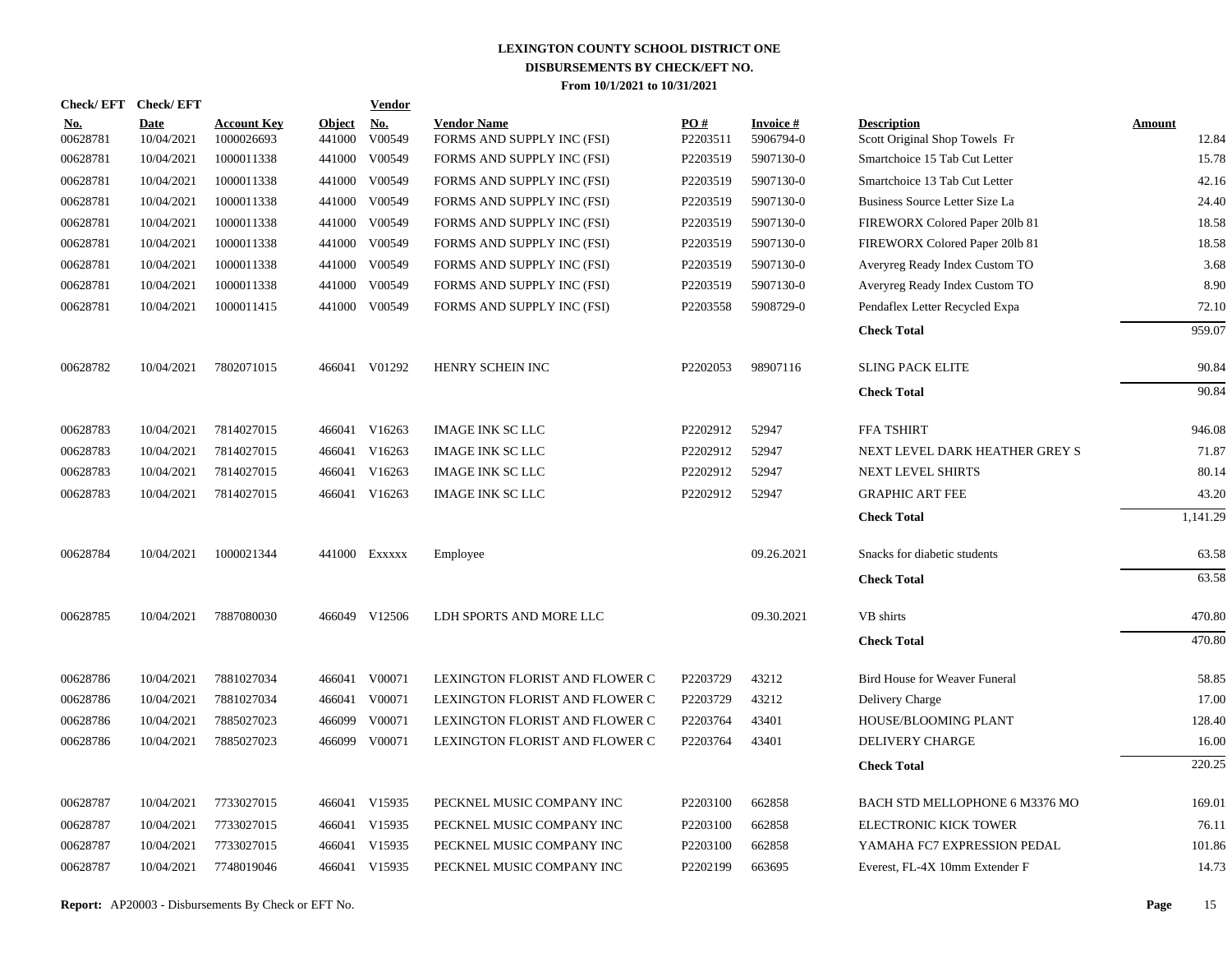# LEXINGTON COUNTY SCHOOL DISTRICT ONE
## DISBURSEMENTS BY CHECK/EFT NO.
### From 10/1/2021 to 10/31/2021

| Check/ EFT No. | Check/ EFT Date | Account Key | Object | Vendor No. | Vendor Name | PO # | Invoice # | Description | Amount |
|---|---|---|---|---|---|---|---|---|---|
| 00628781 | 10/04/2021 | 1000026693 | 441000 | V00549 | FORMS AND SUPPLY INC (FSI) | P2203511 | 5906794-0 | Scott Original Shop Towels Fr | 12.84 |
| 00628781 | 10/04/2021 | 1000011338 | 441000 | V00549 | FORMS AND SUPPLY INC (FSI) | P2203519 | 5907130-0 | Smartchoice 15 Tab Cut Letter | 15.78 |
| 00628781 | 10/04/2021 | 1000011338 | 441000 | V00549 | FORMS AND SUPPLY INC (FSI) | P2203519 | 5907130-0 | Smartchoice 13 Tab Cut Letter | 42.16 |
| 00628781 | 10/04/2021 | 1000011338 | 441000 | V00549 | FORMS AND SUPPLY INC (FSI) | P2203519 | 5907130-0 | Business Source Letter Size La | 24.40 |
| 00628781 | 10/04/2021 | 1000011338 | 441000 | V00549 | FORMS AND SUPPLY INC (FSI) | P2203519 | 5907130-0 | FIREWORX Colored Paper 20lb 81 | 18.58 |
| 00628781 | 10/04/2021 | 1000011338 | 441000 | V00549 | FORMS AND SUPPLY INC (FSI) | P2203519 | 5907130-0 | FIREWORX Colored Paper 20lb 81 | 18.58 |
| 00628781 | 10/04/2021 | 1000011338 | 441000 | V00549 | FORMS AND SUPPLY INC (FSI) | P2203519 | 5907130-0 | Averyreg Ready Index Custom TO | 3.68 |
| 00628781 | 10/04/2021 | 1000011338 | 441000 | V00549 | FORMS AND SUPPLY INC (FSI) | P2203519 | 5907130-0 | Averyreg Ready Index Custom TO | 8.90 |
| 00628781 | 10/04/2021 | 1000011415 | 441000 | V00549 | FORMS AND SUPPLY INC (FSI) | P2203558 | 5908729-0 | Pendaflex Letter Recycled Expa | 72.10 |
| | | | | | | | | **Check Total** | 959.07 |
| 00628782 | 10/04/2021 | 7802071015 | 466041 | V01292 | HENRY SCHEIN INC | P2202053 | 98907116 | SLING PACK ELITE | 90.84 |
| | | | | | | | | **Check Total** | 90.84 |
| 00628783 | 10/04/2021 | 7814027015 | 466041 | V16263 | IMAGE INK SC LLC | P2202912 | 52947 | FFA TSHIRT | 946.08 |
| 00628783 | 10/04/2021 | 7814027015 | 466041 | V16263 | IMAGE INK SC LLC | P2202912 | 52947 | NEXT LEVEL DARK HEATHER GREY S | 71.87 |
| 00628783 | 10/04/2021 | 7814027015 | 466041 | V16263 | IMAGE INK SC LLC | P2202912 | 52947 | NEXT LEVEL SHIRTS | 80.14 |
| 00628783 | 10/04/2021 | 7814027015 | 466041 | V16263 | IMAGE INK SC LLC | P2202912 | 52947 | GRAPHIC ART FEE | 43.20 |
| | | | | | | | | **Check Total** | 1,141.29 |
| 00628784 | 10/04/2021 | 1000021344 | 441000 | Exxxxx | Employee | | 09.26.2021 | Snacks for diabetic students | 63.58 |
| | | | | | | | | **Check Total** | 63.58 |
| 00628785 | 10/04/2021 | 7887080030 | 466049 | V12506 | LDH SPORTS AND MORE LLC | | 09.30.2021 | VB shirts | 470.80 |
| | | | | | | | | **Check Total** | 470.80 |
| 00628786 | 10/04/2021 | 7881027034 | 466041 | V00071 | LEXINGTON FLORIST AND FLOWER C | P2203729 | 43212 | Bird House for Weaver Funeral | 58.85 |
| 00628786 | 10/04/2021 | 7881027034 | 466041 | V00071 | LEXINGTON FLORIST AND FLOWER C | P2203729 | 43212 | Delivery Charge | 17.00 |
| 00628786 | 10/04/2021 | 7885027023 | 466099 | V00071 | LEXINGTON FLORIST AND FLOWER C | P2203764 | 43401 | HOUSE/BLOOMING PLANT | 128.40 |
| 00628786 | 10/04/2021 | 7885027023 | 466099 | V00071 | LEXINGTON FLORIST AND FLOWER C | P2203764 | 43401 | DELIVERY CHARGE | 16.00 |
| | | | | | | | | **Check Total** | 220.25 |
| 00628787 | 10/04/2021 | 7733027015 | 466041 | V15935 | PECKNEL MUSIC COMPANY INC | P2203100 | 662858 | BACH STD MELLOPHONE 6 M3376 MO | 169.01 |
| 00628787 | 10/04/2021 | 7733027015 | 466041 | V15935 | PECKNEL MUSIC COMPANY INC | P2203100 | 662858 | ELECTRONIC KICK TOWER | 76.11 |
| 00628787 | 10/04/2021 | 7733027015 | 466041 | V15935 | PECKNEL MUSIC COMPANY INC | P2203100 | 662858 | YAMAHA FC7 EXPRESSION PEDAL | 101.86 |
| 00628787 | 10/04/2021 | 7748019046 | 466041 | V15935 | PECKNEL MUSIC COMPANY INC | P2202199 | 663695 | Everest, FL-4X 10mm Extender F | 14.73 |

**Report:** AP20003 - Disbursements By Check or EFT No.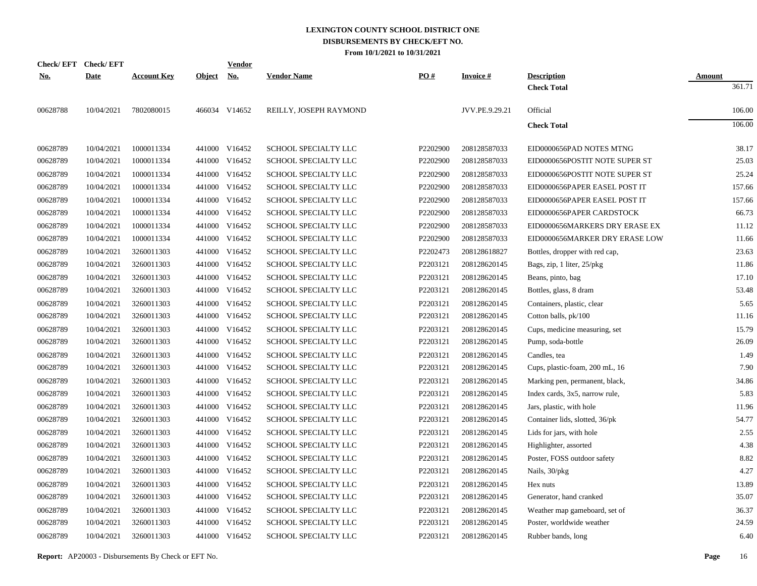# LEXINGTON COUNTY SCHOOL DISTRICT ONE

## DISBURSEMENTS BY CHECK/EFT NO.

### From 10/1/2021 to 10/31/2021

| Check/ EFT No. | Check/ EFT Date | Account Key | Object | Vendor No. | Vendor Name | PO # | Invoice # | Description | Amount |
|---|---|---|---|---|---|---|---|---|---|
| | | | | | | | | **Check Total** | 361.71 |
| 00628788 | 10/04/2021 | 7802080015 | 466034 | V14652 | REILLY, JOSEPH RAYMOND | | JVV.PE.9.29.21 | Official | 106.00 |
| | | | | | | | | **Check Total** | 106.00 |
| 00628789 | 10/04/2021 | 1000011334 | 441000 | V16452 | SCHOOL SPECIALTY LLC | P2202900 | 208128587033 | EID0000656PAD NOTES MTNG | 38.17 |
| 00628789 | 10/04/2021 | 1000011334 | 441000 | V16452 | SCHOOL SPECIALTY LLC | P2202900 | 208128587033 | EID0000656POSTIT NOTE SUPER ST | 25.03 |
| 00628789 | 10/04/2021 | 1000011334 | 441000 | V16452 | SCHOOL SPECIALTY LLC | P2202900 | 208128587033 | EID0000656POSTIT NOTE SUPER ST | 25.24 |
| 00628789 | 10/04/2021 | 1000011334 | 441000 | V16452 | SCHOOL SPECIALTY LLC | P2202900 | 208128587033 | EID0000656PAPER EASEL POST IT | 157.66 |
| 00628789 | 10/04/2021 | 1000011334 | 441000 | V16452 | SCHOOL SPECIALTY LLC | P2202900 | 208128587033 | EID0000656PAPER EASEL POST IT | 157.66 |
| 00628789 | 10/04/2021 | 1000011334 | 441000 | V16452 | SCHOOL SPECIALTY LLC | P2202900 | 208128587033 | EID0000656PAPER CARDSTOCK | 66.73 |
| 00628789 | 10/04/2021 | 1000011334 | 441000 | V16452 | SCHOOL SPECIALTY LLC | P2202900 | 208128587033 | EID0000656MARKERS DRY ERASE EX | 11.12 |
| 00628789 | 10/04/2021 | 1000011334 | 441000 | V16452 | SCHOOL SPECIALTY LLC | P2202900 | 208128587033 | EID0000656MARKER DRY ERASE LOW | 11.66 |
| 00628789 | 10/04/2021 | 3260011303 | 441000 | V16452 | SCHOOL SPECIALTY LLC | P2202473 | 208128618827 | Bottles, dropper with red cap, | 23.63 |
| 00628789 | 10/04/2021 | 3260011303 | 441000 | V16452 | SCHOOL SPECIALTY LLC | P2203121 | 208128620145 | Bags, zip, 1 liter, 25/pkg | 11.86 |
| 00628789 | 10/04/2021 | 3260011303 | 441000 | V16452 | SCHOOL SPECIALTY LLC | P2203121 | 208128620145 | Beans, pinto, bag | 17.10 |
| 00628789 | 10/04/2021 | 3260011303 | 441000 | V16452 | SCHOOL SPECIALTY LLC | P2203121 | 208128620145 | Bottles, glass, 8 dram | 53.48 |
| 00628789 | 10/04/2021 | 3260011303 | 441000 | V16452 | SCHOOL SPECIALTY LLC | P2203121 | 208128620145 | Containers, plastic, clear | 5.65 |
| 00628789 | 10/04/2021 | 3260011303 | 441000 | V16452 | SCHOOL SPECIALTY LLC | P2203121 | 208128620145 | Cotton balls, pk/100 | 11.16 |
| 00628789 | 10/04/2021 | 3260011303 | 441000 | V16452 | SCHOOL SPECIALTY LLC | P2203121 | 208128620145 | Cups, medicine measuring, set | 15.79 |
| 00628789 | 10/04/2021 | 3260011303 | 441000 | V16452 | SCHOOL SPECIALTY LLC | P2203121 | 208128620145 | Pump, soda-bottle | 26.09 |
| 00628789 | 10/04/2021 | 3260011303 | 441000 | V16452 | SCHOOL SPECIALTY LLC | P2203121 | 208128620145 | Candles, tea | 1.49 |
| 00628789 | 10/04/2021 | 3260011303 | 441000 | V16452 | SCHOOL SPECIALTY LLC | P2203121 | 208128620145 | Cups, plastic-foam, 200 mL, 16 | 7.90 |
| 00628789 | 10/04/2021 | 3260011303 | 441000 | V16452 | SCHOOL SPECIALTY LLC | P2203121 | 208128620145 | Marking pen, permanent, black, | 34.86 |
| 00628789 | 10/04/2021 | 3260011303 | 441000 | V16452 | SCHOOL SPECIALTY LLC | P2203121 | 208128620145 | Index cards, 3x5, narrow rule, | 5.83 |
| 00628789 | 10/04/2021 | 3260011303 | 441000 | V16452 | SCHOOL SPECIALTY LLC | P2203121 | 208128620145 | Jars, plastic, with hole | 11.96 |
| 00628789 | 10/04/2021 | 3260011303 | 441000 | V16452 | SCHOOL SPECIALTY LLC | P2203121 | 208128620145 | Container lids, slotted, 36/pk | 54.77 |
| 00628789 | 10/04/2021 | 3260011303 | 441000 | V16452 | SCHOOL SPECIALTY LLC | P2203121 | 208128620145 | Lids for jars, with hole | 2.55 |
| 00628789 | 10/04/2021 | 3260011303 | 441000 | V16452 | SCHOOL SPECIALTY LLC | P2203121 | 208128620145 | Highlighter, assorted | 4.38 |
| 00628789 | 10/04/2021 | 3260011303 | 441000 | V16452 | SCHOOL SPECIALTY LLC | P2203121 | 208128620145 | Poster, FOSS outdoor safety | 8.82 |
| 00628789 | 10/04/2021 | 3260011303 | 441000 | V16452 | SCHOOL SPECIALTY LLC | P2203121 | 208128620145 | Nails, 30/pkg | 4.27 |
| 00628789 | 10/04/2021 | 3260011303 | 441000 | V16452 | SCHOOL SPECIALTY LLC | P2203121 | 208128620145 | Hex nuts | 13.89 |
| 00628789 | 10/04/2021 | 3260011303 | 441000 | V16452 | SCHOOL SPECIALTY LLC | P2203121 | 208128620145 | Generator, hand cranked | 35.07 |
| 00628789 | 10/04/2021 | 3260011303 | 441000 | V16452 | SCHOOL SPECIALTY LLC | P2203121 | 208128620145 | Weather map gameboard, set of | 36.37 |
| 00628789 | 10/04/2021 | 3260011303 | 441000 | V16452 | SCHOOL SPECIALTY LLC | P2203121 | 208128620145 | Poster, worldwide weather | 24.59 |
| 00628789 | 10/04/2021 | 3260011303 | 441000 | V16452 | SCHOOL SPECIALTY LLC | P2203121 | 208128620145 | Rubber bands, long | 6.40 |

**Report:** AP20003 - Disbursements By Check or EFT No.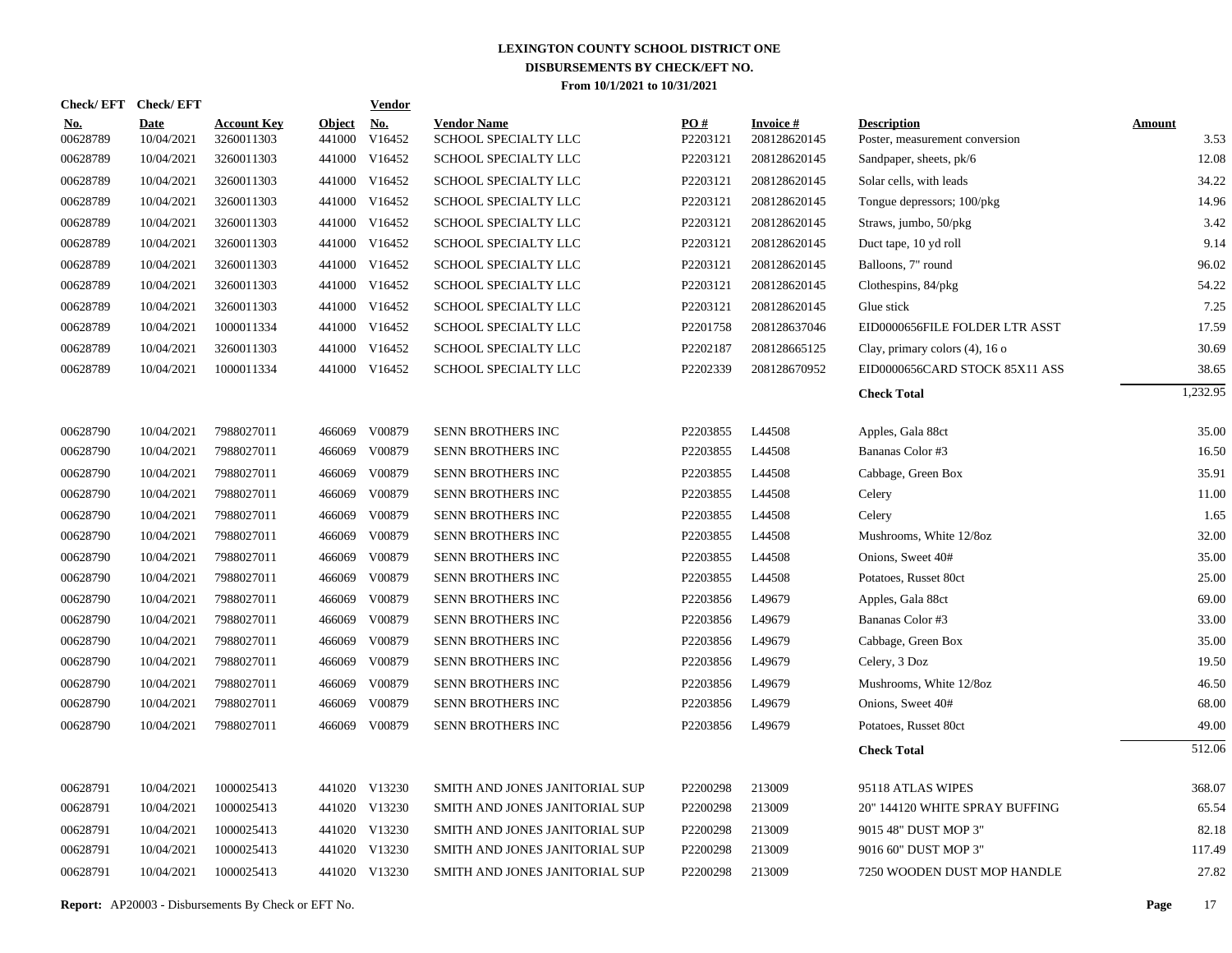**LEXINGTON COUNTY SCHOOL DISTRICT ONE**
**DISBURSEMENTS BY CHECK/EFT NO.**
**From 10/1/2021 to 10/31/2021**

| Check/ EFT No. | Check/ EFT Date | Account Key | Object | Vendor No. | Vendor Name | PO # | Invoice # | Description | Amount |
|---|---|---|---|---|---|---|---|---|---|
| 00628789 | 10/04/2021 | 3260011303 | 441000 | V16452 | SCHOOL SPECIALTY LLC | P2203121 | 208128620145 | Poster, measurement conversion | 3.53 |
| 00628789 | 10/04/2021 | 3260011303 | 441000 | V16452 | SCHOOL SPECIALTY LLC | P2203121 | 208128620145 | Sandpaper, sheets, pk/6 | 12.08 |
| 00628789 | 10/04/2021 | 3260011303 | 441000 | V16452 | SCHOOL SPECIALTY LLC | P2203121 | 208128620145 | Solar cells, with leads | 34.22 |
| 00628789 | 10/04/2021 | 3260011303 | 441000 | V16452 | SCHOOL SPECIALTY LLC | P2203121 | 208128620145 | Tongue depressors; 100/pkg | 14.96 |
| 00628789 | 10/04/2021 | 3260011303 | 441000 | V16452 | SCHOOL SPECIALTY LLC | P2203121 | 208128620145 | Straws, jumbo, 50/pkg | 3.42 |
| 00628789 | 10/04/2021 | 3260011303 | 441000 | V16452 | SCHOOL SPECIALTY LLC | P2203121 | 208128620145 | Duct tape, 10 yd roll | 9.14 |
| 00628789 | 10/04/2021 | 3260011303 | 441000 | V16452 | SCHOOL SPECIALTY LLC | P2203121 | 208128620145 | Balloons, 7" round | 96.02 |
| 00628789 | 10/04/2021 | 3260011303 | 441000 | V16452 | SCHOOL SPECIALTY LLC | P2203121 | 208128620145 | Clothespins, 84/pkg | 54.22 |
| 00628789 | 10/04/2021 | 3260011303 | 441000 | V16452 | SCHOOL SPECIALTY LLC | P2203121 | 208128620145 | Glue stick | 7.25 |
| 00628789 | 10/04/2021 | 1000011334 | 441000 | V16452 | SCHOOL SPECIALTY LLC | P2201758 | 208128637046 | EID0000656FILE FOLDER LTR ASST | 17.59 |
| 00628789 | 10/04/2021 | 3260011303 | 441000 | V16452 | SCHOOL SPECIALTY LLC | P2202187 | 208128665125 | Clay, primary colors (4), 16 o | 30.69 |
| 00628789 | 10/04/2021 | 1000011334 | 441000 | V16452 | SCHOOL SPECIALTY LLC | P2202339 | 208128670952 | EID0000656CARD STOCK 85X11 ASS | 38.65 |
| | | | | | | | | **Check Total** | 1,232.95 |
| 00628790 | 10/04/2021 | 7988027011 | 466069 | V00879 | SENN BROTHERS INC | P2203855 | L44508 | Apples, Gala 88ct | 35.00 |
| 00628790 | 10/04/2021 | 7988027011 | 466069 | V00879 | SENN BROTHERS INC | P2203855 | L44508 | Bananas Color #3 | 16.50 |
| 00628790 | 10/04/2021 | 7988027011 | 466069 | V00879 | SENN BROTHERS INC | P2203855 | L44508 | Cabbage, Green Box | 35.91 |
| 00628790 | 10/04/2021 | 7988027011 | 466069 | V00879 | SENN BROTHERS INC | P2203855 | L44508 | Celery | 11.00 |
| 00628790 | 10/04/2021 | 7988027011 | 466069 | V00879 | SENN BROTHERS INC | P2203855 | L44508 | Celery | 1.65 |
| 00628790 | 10/04/2021 | 7988027011 | 466069 | V00879 | SENN BROTHERS INC | P2203855 | L44508 | Mushrooms, White 12/8oz | 32.00 |
| 00628790 | 10/04/2021 | 7988027011 | 466069 | V00879 | SENN BROTHERS INC | P2203855 | L44508 | Onions, Sweet 40# | 35.00 |
| 00628790 | 10/04/2021 | 7988027011 | 466069 | V00879 | SENN BROTHERS INC | P2203855 | L44508 | Potatoes, Russet 80ct | 25.00 |
| 00628790 | 10/04/2021 | 7988027011 | 466069 | V00879 | SENN BROTHERS INC | P2203856 | L49679 | Apples, Gala 88ct | 69.00 |
| 00628790 | 10/04/2021 | 7988027011 | 466069 | V00879 | SENN BROTHERS INC | P2203856 | L49679 | Bananas Color #3 | 33.00 |
| 00628790 | 10/04/2021 | 7988027011 | 466069 | V00879 | SENN BROTHERS INC | P2203856 | L49679 | Cabbage, Green Box | 35.00 |
| 00628790 | 10/04/2021 | 7988027011 | 466069 | V00879 | SENN BROTHERS INC | P2203856 | L49679 | Celery, 3 Doz | 19.50 |
| 00628790 | 10/04/2021 | 7988027011 | 466069 | V00879 | SENN BROTHERS INC | P2203856 | L49679 | Mushrooms, White 12/8oz | 46.50 |
| 00628790 | 10/04/2021 | 7988027011 | 466069 | V00879 | SENN BROTHERS INC | P2203856 | L49679 | Onions, Sweet 40# | 68.00 |
| 00628790 | 10/04/2021 | 7988027011 | 466069 | V00879 | SENN BROTHERS INC | P2203856 | L49679 | Potatoes, Russet 80ct | 49.00 |
| | | | | | | | | **Check Total** | 512.06 |
| 00628791 | 10/04/2021 | 1000025413 | 441020 | V13230 | SMITH AND JONES JANITORIAL SUP | P2200298 | 213009 | 95118 ATLAS WIPES | 368.07 |
| 00628791 | 10/04/2021 | 1000025413 | 441020 | V13230 | SMITH AND JONES JANITORIAL SUP | P2200298 | 213009 | 20" 144120 WHITE SPRAY BUFFING | 65.54 |
| 00628791 | 10/04/2021 | 1000025413 | 441020 | V13230 | SMITH AND JONES JANITORIAL SUP | P2200298 | 213009 | 9015 48" DUST MOP 3" | 82.18 |
| 00628791 | 10/04/2021 | 1000025413 | 441020 | V13230 | SMITH AND JONES JANITORIAL SUP | P2200298 | 213009 | 9016 60" DUST MOP 3" | 117.49 |
| 00628791 | 10/04/2021 | 1000025413 | 441020 | V13230 | SMITH AND JONES JANITORIAL SUP | P2200298 | 213009 | 7250 WOODEN DUST MOP HANDLE | 27.82 |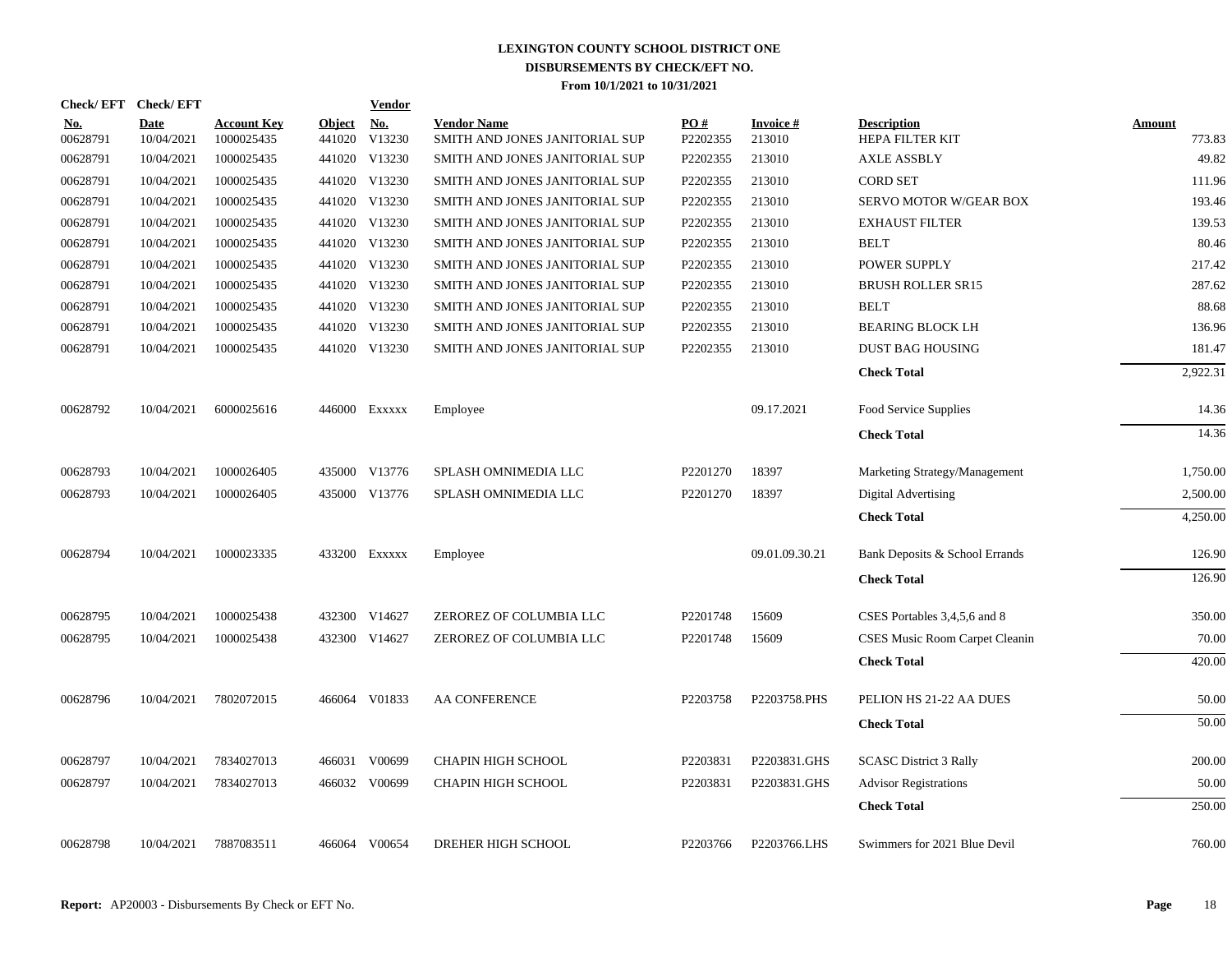# LEXINGTON COUNTY SCHOOL DISTRICT ONE
## DISBURSEMENTS BY CHECK/EFT NO.
### From 10/1/2021 to 10/31/2021

| Check/ EFT No. | Check/ EFT Date | Account Key | Object | Vendor No. | Vendor Name | PO # | Invoice # | Description | Amount |
|---|---|---|---|---|---|---|---|---|---|
| 00628791 | 10/04/2021 | 1000025435 | 441020 | V13230 | SMITH AND JONES JANITORIAL SUP | P2202355 | 213010 | HEPA FILTER KIT | 773.83 |
| 00628791 | 10/04/2021 | 1000025435 | 441020 | V13230 | SMITH AND JONES JANITORIAL SUP | P2202355 | 213010 | AXLE ASSBLY | 49.82 |
| 00628791 | 10/04/2021 | 1000025435 | 441020 | V13230 | SMITH AND JONES JANITORIAL SUP | P2202355 | 213010 | CORD SET | 111.96 |
| 00628791 | 10/04/2021 | 1000025435 | 441020 | V13230 | SMITH AND JONES JANITORIAL SUP | P2202355 | 213010 | SERVO MOTOR W/GEAR BOX | 193.46 |
| 00628791 | 10/04/2021 | 1000025435 | 441020 | V13230 | SMITH AND JONES JANITORIAL SUP | P2202355 | 213010 | EXHAUST FILTER | 139.53 |
| 00628791 | 10/04/2021 | 1000025435 | 441020 | V13230 | SMITH AND JONES JANITORIAL SUP | P2202355 | 213010 | BELT | 80.46 |
| 00628791 | 10/04/2021 | 1000025435 | 441020 | V13230 | SMITH AND JONES JANITORIAL SUP | P2202355 | 213010 | POWER SUPPLY | 217.42 |
| 00628791 | 10/04/2021 | 1000025435 | 441020 | V13230 | SMITH AND JONES JANITORIAL SUP | P2202355 | 213010 | BRUSH ROLLER SR15 | 287.62 |
| 00628791 | 10/04/2021 | 1000025435 | 441020 | V13230 | SMITH AND JONES JANITORIAL SUP | P2202355 | 213010 | BELT | 88.68 |
| 00628791 | 10/04/2021 | 1000025435 | 441020 | V13230 | SMITH AND JONES JANITORIAL SUP | P2202355 | 213010 | BEARING BLOCK LH | 136.96 |
| 00628791 | 10/04/2021 | 1000025435 | 441020 | V13230 | SMITH AND JONES JANITORIAL SUP | P2202355 | 213010 | DUST BAG HOUSING | 181.47 |
| | | | | | | | | **Check Total** | 2,922.31 |
| 00628792 | 10/04/2021 | 6000025616 | 446000 | Exxxxx | Employee | | 09.17.2021 | Food Service Supplies | 14.36 |
| | | | | | | | | **Check Total** | 14.36 |
| 00628793 | 10/04/2021 | 1000026405 | 435000 | V13776 | SPLASH OMNIMEDIA LLC | P2201270 | 18397 | Marketing Strategy/Management | 1,750.00 |
| 00628793 | 10/04/2021 | 1000026405 | 435000 | V13776 | SPLASH OMNIMEDIA LLC | P2201270 | 18397 | Digital Advertising | 2,500.00 |
| | | | | | | | | **Check Total** | 4,250.00 |
| 00628794 | 10/04/2021 | 1000023335 | 433200 | Exxxxx | Employee | | 09.01.09.30.21 | Bank Deposits & School Errands | 126.90 |
| | | | | | | | | **Check Total** | 126.90 |
| 00628795 | 10/04/2021 | 1000025438 | 432300 | V14627 | ZEROREZ OF COLUMBIA LLC | P2201748 | 15609 | CSES Portables 3,4,5,6 and 8 | 350.00 |
| 00628795 | 10/04/2021 | 1000025438 | 432300 | V14627 | ZEROREZ OF COLUMBIA LLC | P2201748 | 15609 | CSES Music Room Carpet Cleanin | 70.00 |
| | | | | | | | | **Check Total** | 420.00 |
| 00628796 | 10/04/2021 | 7802072015 | 466064 | V01833 | AA CONFERENCE | P2203758 | P2203758.PHS | PELION HS 21-22 AA DUES | 50.00 |
| | | | | | | | | **Check Total** | 50.00 |
| 00628797 | 10/04/2021 | 7834027013 | 466031 | V00699 | CHAPIN HIGH SCHOOL | P2203831 | P2203831.GHS | SCASC District 3 Rally | 200.00 |
| 00628797 | 10/04/2021 | 7834027013 | 466032 | V00699 | CHAPIN HIGH SCHOOL | P2203831 | P2203831.GHS | Advisor Registrations | 50.00 |
| | | | | | | | | **Check Total** | 250.00 |
| 00628798 | 10/04/2021 | 7887083511 | 466064 | V00654 | DREHER HIGH SCHOOL | P2203766 | P2203766.LHS | Swimmers for 2021 Blue Devil | 760.00 |

**Report:** AP20003 - Disbursements By Check or EFT No.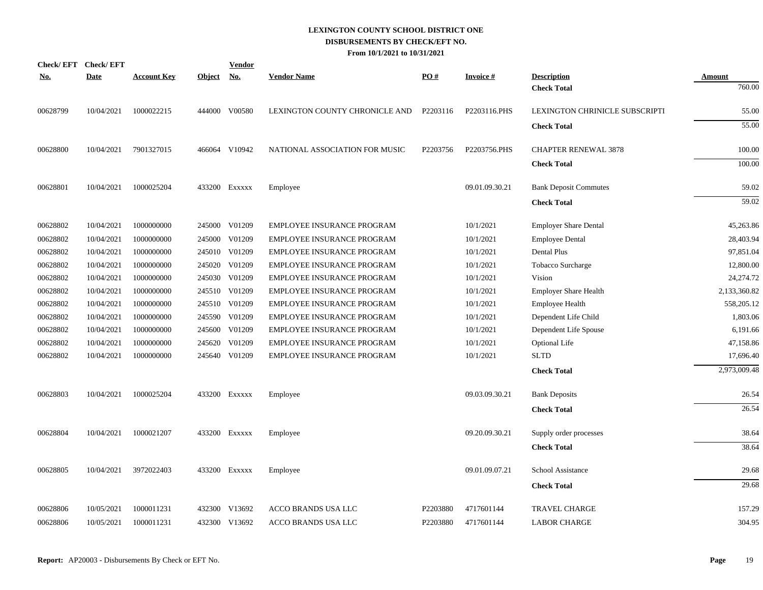# LEXINGTON COUNTY SCHOOL DISTRICT ONE
## DISBURSEMENTS BY CHECK/EFT NO.
### From 10/1/2021 to 10/31/2021

| Check/ EFT No. | Check/ EFT Date | Account Key | Object | Vendor No. | Vendor Name | PO # | Invoice # | Description | Amount |
|---|---|---|---|---|---|---|---|---|---|
| | | | | | | | | **Check Total** | 760.00 |
| 00628799 | 10/04/2021 | 1000022215 | 444000 | V00580 | LEXINGTON COUNTY CHRONICLE AND | P2203116 | P2203116.PHS | LEXINGTON CHRINICLE SUBSCRIPTI | 55.00 |
| | | | | | | | | **Check Total** | 55.00 |
| 00628800 | 10/04/2021 | 7901327015 | 466064 | V10942 | NATIONAL ASSOCIATION FOR MUSIC | P2203756 | P2203756.PHS | CHAPTER RENEWAL 3878 | 100.00 |
| | | | | | | | | **Check Total** | 100.00 |
| 00628801 | 10/04/2021 | 1000025204 | 433200 | Exxxxx | Employee | | 09.01.09.30.21 | Bank Deposit Commutes | 59.02 |
| | | | | | | | | **Check Total** | 59.02 |
| 00628802 | 10/04/2021 | 1000000000 | 245000 | V01209 | EMPLOYEE INSURANCE PROGRAM | | 10/1/2021 | Employer Share Dental | 45,263.86 |
| 00628802 | 10/04/2021 | 1000000000 | 245000 | V01209 | EMPLOYEE INSURANCE PROGRAM | | 10/1/2021 | Employee Dental | 28,403.94 |
| 00628802 | 10/04/2021 | 1000000000 | 245010 | V01209 | EMPLOYEE INSURANCE PROGRAM | | 10/1/2021 | Dental Plus | 97,851.04 |
| 00628802 | 10/04/2021 | 1000000000 | 245020 | V01209 | EMPLOYEE INSURANCE PROGRAM | | 10/1/2021 | Tobacco Surcharge | 12,800.00 |
| 00628802 | 10/04/2021 | 1000000000 | 245030 | V01209 | EMPLOYEE INSURANCE PROGRAM | | 10/1/2021 | Vision | 24,274.72 |
| 00628802 | 10/04/2021 | 1000000000 | 245510 | V01209 | EMPLOYEE INSURANCE PROGRAM | | 10/1/2021 | Employer Share Health | 2,133,360.82 |
| 00628802 | 10/04/2021 | 1000000000 | 245510 | V01209 | EMPLOYEE INSURANCE PROGRAM | | 10/1/2021 | Employee Health | 558,205.12 |
| 00628802 | 10/04/2021 | 1000000000 | 245590 | V01209 | EMPLOYEE INSURANCE PROGRAM | | 10/1/2021 | Dependent Life Child | 1,803.06 |
| 00628802 | 10/04/2021 | 1000000000 | 245600 | V01209 | EMPLOYEE INSURANCE PROGRAM | | 10/1/2021 | Dependent Life Spouse | 6,191.66 |
| 00628802 | 10/04/2021 | 1000000000 | 245620 | V01209 | EMPLOYEE INSURANCE PROGRAM | | 10/1/2021 | Optional Life | 47,158.86 |
| 00628802 | 10/04/2021 | 1000000000 | 245640 | V01209 | EMPLOYEE INSURANCE PROGRAM | | 10/1/2021 | SLTD | 17,696.40 |
| | | | | | | | | **Check Total** | 2,973,009.48 |
| 00628803 | 10/04/2021 | 1000025204 | 433200 | Exxxxx | Employee | | 09.03.09.30.21 | Bank Deposits | 26.54 |
| | | | | | | | | **Check Total** | 26.54 |
| 00628804 | 10/04/2021 | 1000021207 | 433200 | Exxxxx | Employee | | 09.20.09.30.21 | Supply order processes | 38.64 |
| | | | | | | | | **Check Total** | 38.64 |
| 00628805 | 10/04/2021 | 3972022403 | 433200 | Exxxxx | Employee | | 09.01.09.07.21 | School Assistance | 29.68 |
| | | | | | | | | **Check Total** | 29.68 |
| 00628806 | 10/05/2021 | 1000011231 | 432300 | V13692 | ACCO BRANDS USA LLC | P2203880 | 4717601144 | TRAVEL CHARGE | 157.29 |
| 00628806 | 10/05/2021 | 1000011231 | 432300 | V13692 | ACCO BRANDS USA LLC | P2203880 | 4717601144 | LABOR CHARGE | 304.95 |

**Report:** AP20003 - Disbursements By Check or EFT No.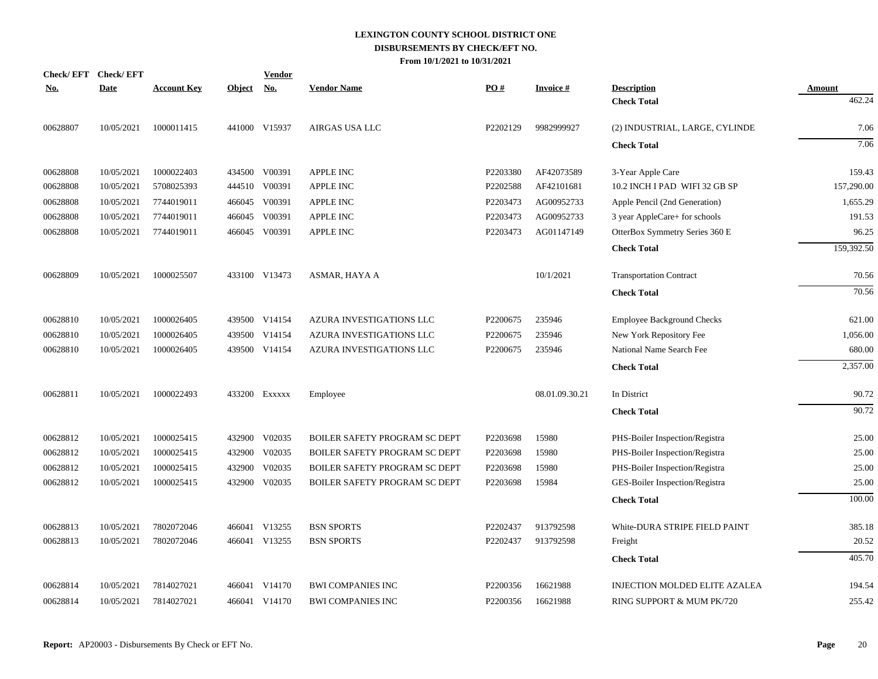# LEXINGTON COUNTY SCHOOL DISTRICT ONE
## DISBURSEMENTS BY CHECK/EFT NO.
### From 10/1/2021 to 10/31/2021

| Check/ EFT No. | Check/ EFT Date | Account Key | Object | Vendor No. | Vendor Name | PO # | Invoice # | Description | Amount |
|---|---|---|---|---|---|---|---|---|---|
| | | | | | | | | **Check Total** | 462.24 |
| 00628807 | 10/05/2021 | 1000011415 | 441000 | V15937 | AIRGAS USA LLC | P2202129 | 9982999927 | (2) INDUSTRIAL, LARGE, CYLINDE | 7.06 |
| | | | | | | | | **Check Total** | 7.06 |
| 00628808 | 10/05/2021 | 1000022403 | 434500 | V00391 | APPLE INC | P2203380 | AF42073589 | 3-Year Apple Care | 159.43 |
| 00628808 | 10/05/2021 | 5708025393 | 444510 | V00391 | APPLE INC | P2202588 | AF42101681 | 10.2 INCH I PAD WIFI 32 GB SP | 157,290.00 |
| 00628808 | 10/05/2021 | 7744019011 | 466045 | V00391 | APPLE INC | P2203473 | AG00952733 | Apple Pencil (2nd Generation) | 1,655.29 |
| 00628808 | 10/05/2021 | 7744019011 | 466045 | V00391 | APPLE INC | P2203473 | AG00952733 | 3 year AppleCare+ for schools | 191.53 |
| 00628808 | 10/05/2021 | 7744019011 | 466045 | V00391 | APPLE INC | P2203473 | AG01147149 | OtterBox Symmetry Series 360 E | 96.25 |
| | | | | | | | | **Check Total** | 159,392.50 |
| 00628809 | 10/05/2021 | 1000025507 | 433100 | V13473 | ASMAR, HAYA A | | 10/1/2021 | Transportation Contract | 70.56 |
| | | | | | | | | **Check Total** | 70.56 |
| 00628810 | 10/05/2021 | 1000026405 | 439500 | V14154 | AZURA INVESTIGATIONS LLC | P2200675 | 235946 | Employee Background Checks | 621.00 |
| 00628810 | 10/05/2021 | 1000026405 | 439500 | V14154 | AZURA INVESTIGATIONS LLC | P2200675 | 235946 | New York Repository Fee | 1,056.00 |
| 00628810 | 10/05/2021 | 1000026405 | 439500 | V14154 | AZURA INVESTIGATIONS LLC | P2200675 | 235946 | National Name Search Fee | 680.00 |
| | | | | | | | | **Check Total** | 2,357.00 |
| 00628811 | 10/05/2021 | 1000022493 | 433200 | Exxxxx | Employee | | 08.01.09.30.21 | In District | 90.72 |
| | | | | | | | | **Check Total** | 90.72 |
| 00628812 | 10/05/2021 | 1000025415 | 432900 | V02035 | BOILER SAFETY PROGRAM SC DEPT | P2203698 | 15980 | PHS-Boiler Inspection/Registra | 25.00 |
| 00628812 | 10/05/2021 | 1000025415 | 432900 | V02035 | BOILER SAFETY PROGRAM SC DEPT | P2203698 | 15980 | PHS-Boiler Inspection/Registra | 25.00 |
| 00628812 | 10/05/2021 | 1000025415 | 432900 | V02035 | BOILER SAFETY PROGRAM SC DEPT | P2203698 | 15980 | PHS-Boiler Inspection/Registra | 25.00 |
| 00628812 | 10/05/2021 | 1000025415 | 432900 | V02035 | BOILER SAFETY PROGRAM SC DEPT | P2203698 | 15984 | GES-Boiler Inspection/Registra | 25.00 |
| | | | | | | | | **Check Total** | 100.00 |
| 00628813 | 10/05/2021 | 7802072046 | 466041 | V13255 | BSN SPORTS | P2202437 | 913792598 | White-DURA STRIPE FIELD PAINT | 385.18 |
| 00628813 | 10/05/2021 | 7802072046 | 466041 | V13255 | BSN SPORTS | P2202437 | 913792598 | Freight | 20.52 |
| | | | | | | | | **Check Total** | 405.70 |
| 00628814 | 10/05/2021 | 7814027021 | 466041 | V14170 | BWI COMPANIES INC | P2200356 | 16621988 | INJECTION MOLDED ELITE AZALEA | 194.54 |
| 00628814 | 10/05/2021 | 7814027021 | 466041 | V14170 | BWI COMPANIES INC | P2200356 | 16621988 | RING SUPPORT & MUM PK/720 | 255.42 |

**Report:** AP20003 - Disbursements By Check or EFT No.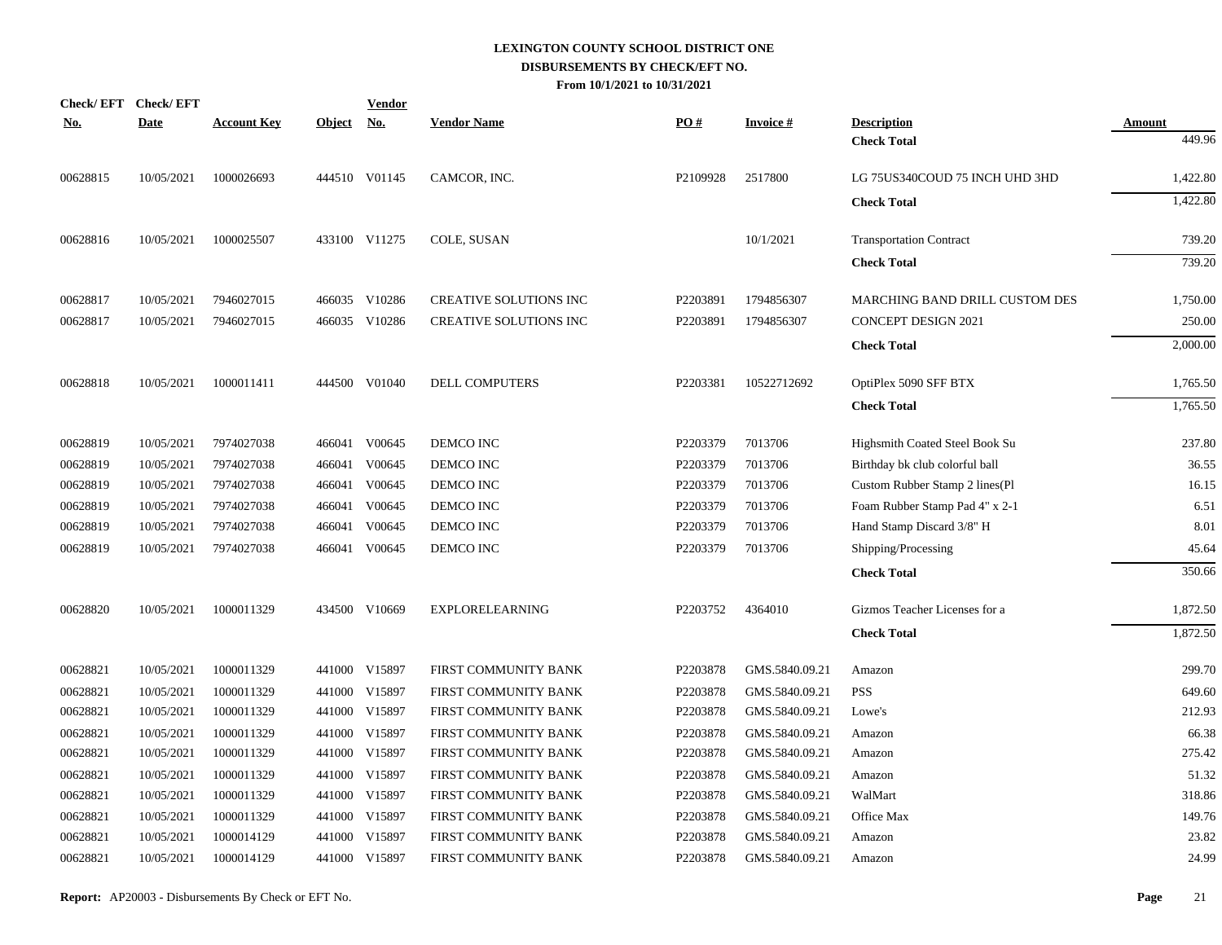# LEXINGTON COUNTY SCHOOL DISTRICT ONE
## DISBURSEMENTS BY CHECK/EFT NO.
### From 10/1/2021 to 10/31/2021

| Check/ EFT No. | Check/ EFT Date | Account Key | Object | Vendor No. | Vendor Name | PO # | Invoice # | Description | Amount |
|---|---|---|---|---|---|---|---|---|---|
| | | | | | | | | **Check Total** | 449.96 |
| 00628815 | 10/05/2021 | 1000026693 | 444510 | V01145 | CAMCOR, INC. | P2109928 | 2517800 | LG 75US340COUD 75 INCH UHD 3HD | 1,422.80 |
| | | | | | | | | **Check Total** | 1,422.80 |
| 00628816 | 10/05/2021 | 1000025507 | 433100 | V11275 | COLE, SUSAN | | 10/1/2021 | Transportation Contract | 739.20 |
| | | | | | | | | **Check Total** | 739.20 |
| 00628817 | 10/05/2021 | 7946027015 | 466035 | V10286 | CREATIVE SOLUTIONS INC | P2203891 | 1794856307 | MARCHING BAND DRILL CUSTOM DES | 1,750.00 |
| 00628817 | 10/05/2021 | 7946027015 | 466035 | V10286 | CREATIVE SOLUTIONS INC | P2203891 | 1794856307 | CONCEPT DESIGN 2021 | 250.00 |
| | | | | | | | | **Check Total** | 2,000.00 |
| 00628818 | 10/05/2021 | 1000011411 | 444500 | V01040 | DELL COMPUTERS | P2203381 | 10522712692 | OptiPlex 5090 SFF BTX | 1,765.50 |
| | | | | | | | | **Check Total** | 1,765.50 |
| 00628819 | 10/05/2021 | 7974027038 | 466041 | V00645 | DEMCO INC | P2203379 | 7013706 | Highsmith Coated Steel Book Su | 237.80 |
| 00628819 | 10/05/2021 | 7974027038 | 466041 | V00645 | DEMCO INC | P2203379 | 7013706 | Birthday bk club colorful ball | 36.55 |
| 00628819 | 10/05/2021 | 7974027038 | 466041 | V00645 | DEMCO INC | P2203379 | 7013706 | Custom Rubber Stamp 2 lines(Pl | 16.15 |
| 00628819 | 10/05/2021 | 7974027038 | 466041 | V00645 | DEMCO INC | P2203379 | 7013706 | Foam Rubber Stamp Pad 4" x 2-1 | 6.51 |
| 00628819 | 10/05/2021 | 7974027038 | 466041 | V00645 | DEMCO INC | P2203379 | 7013706 | Hand Stamp Discard 3/8" H | 8.01 |
| 00628819 | 10/05/2021 | 7974027038 | 466041 | V00645 | DEMCO INC | P2203379 | 7013706 | Shipping/Processing | 45.64 |
| | | | | | | | | **Check Total** | 350.66 |
| 00628820 | 10/05/2021 | 1000011329 | 434500 | V10669 | EXPLORELEARNING | P2203752 | 4364010 | Gizmos Teacher Licenses for a | 1,872.50 |
| | | | | | | | | **Check Total** | 1,872.50 |
| 00628821 | 10/05/2021 | 1000011329 | 441000 | V15897 | FIRST COMMUNITY BANK | P2203878 | GMS.5840.09.21 | Amazon | 299.70 |
| 00628821 | 10/05/2021 | 1000011329 | 441000 | V15897 | FIRST COMMUNITY BANK | P2203878 | GMS.5840.09.21 | PSS | 649.60 |
| 00628821 | 10/05/2021 | 1000011329 | 441000 | V15897 | FIRST COMMUNITY BANK | P2203878 | GMS.5840.09.21 | Lowe's | 212.93 |
| 00628821 | 10/05/2021 | 1000011329 | 441000 | V15897 | FIRST COMMUNITY BANK | P2203878 | GMS.5840.09.21 | Amazon | 66.38 |
| 00628821 | 10/05/2021 | 1000011329 | 441000 | V15897 | FIRST COMMUNITY BANK | P2203878 | GMS.5840.09.21 | Amazon | 275.42 |
| 00628821 | 10/05/2021 | 1000011329 | 441000 | V15897 | FIRST COMMUNITY BANK | P2203878 | GMS.5840.09.21 | Amazon | 51.32 |
| 00628821 | 10/05/2021 | 1000011329 | 441000 | V15897 | FIRST COMMUNITY BANK | P2203878 | GMS.5840.09.21 | WalMart | 318.86 |
| 00628821 | 10/05/2021 | 1000011329 | 441000 | V15897 | FIRST COMMUNITY BANK | P2203878 | GMS.5840.09.21 | Office Max | 149.76 |
| 00628821 | 10/05/2021 | 1000014129 | 441000 | V15897 | FIRST COMMUNITY BANK | P2203878 | GMS.5840.09.21 | Amazon | 23.82 |
| 00628821 | 10/05/2021 | 1000014129 | 441000 | V15897 | FIRST COMMUNITY BANK | P2203878 | GMS.5840.09.21 | Amazon | 24.99 |

**Report:** AP20003 - Disbursements By Check or EFT No.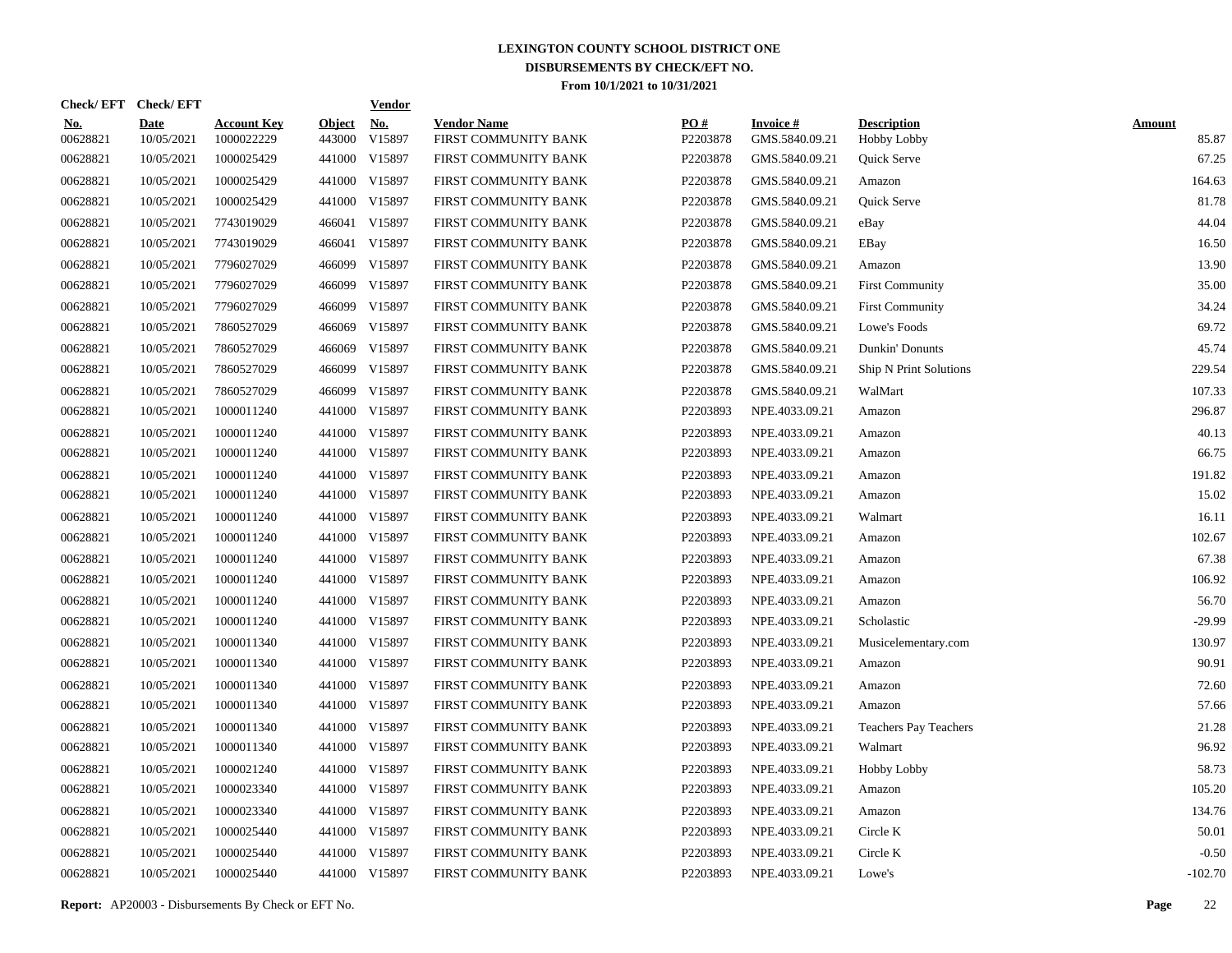**LEXINGTON COUNTY SCHOOL DISTRICT ONE**
**DISBURSEMENTS BY CHECK/EFT NO.**
**From 10/1/2021 to 10/31/2021**

| Check/ EFT No. | Check/ EFT Date | Account Key | Object | Vendor No. | Vendor Name | PO # | Invoice # | Description | Amount |
|---|---|---|---|---|---|---|---|---|---|
| 00628821 | 10/05/2021 | 1000022229 | 443000 | V15897 | FIRST COMMUNITY BANK | P2203878 | GMS.5840.09.21 | Hobby Lobby | 85.87 |
| 00628821 | 10/05/2021 | 1000025429 | 441000 | V15897 | FIRST COMMUNITY BANK | P2203878 | GMS.5840.09.21 | Quick Serve | 67.25 |
| 00628821 | 10/05/2021 | 1000025429 | 441000 | V15897 | FIRST COMMUNITY BANK | P2203878 | GMS.5840.09.21 | Amazon | 164.63 |
| 00628821 | 10/05/2021 | 1000025429 | 441000 | V15897 | FIRST COMMUNITY BANK | P2203878 | GMS.5840.09.21 | Quick Serve | 81.78 |
| 00628821 | 10/05/2021 | 7743019029 | 466041 | V15897 | FIRST COMMUNITY BANK | P2203878 | GMS.5840.09.21 | eBay | 44.04 |
| 00628821 | 10/05/2021 | 7743019029 | 466041 | V15897 | FIRST COMMUNITY BANK | P2203878 | GMS.5840.09.21 | EBay | 16.50 |
| 00628821 | 10/05/2021 | 7796027029 | 466099 | V15897 | FIRST COMMUNITY BANK | P2203878 | GMS.5840.09.21 | Amazon | 13.90 |
| 00628821 | 10/05/2021 | 7796027029 | 466099 | V15897 | FIRST COMMUNITY BANK | P2203878 | GMS.5840.09.21 | First Community | 35.00 |
| 00628821 | 10/05/2021 | 7796027029 | 466099 | V15897 | FIRST COMMUNITY BANK | P2203878 | GMS.5840.09.21 | First Community | 34.24 |
| 00628821 | 10/05/2021 | 7860527029 | 466069 | V15897 | FIRST COMMUNITY BANK | P2203878 | GMS.5840.09.21 | Lowe's Foods | 69.72 |
| 00628821 | 10/05/2021 | 7860527029 | 466069 | V15897 | FIRST COMMUNITY BANK | P2203878 | GMS.5840.09.21 | Dunkin' Donunts | 45.74 |
| 00628821 | 10/05/2021 | 7860527029 | 466099 | V15897 | FIRST COMMUNITY BANK | P2203878 | GMS.5840.09.21 | Ship N Print Solutions | 229.54 |
| 00628821 | 10/05/2021 | 7860527029 | 466099 | V15897 | FIRST COMMUNITY BANK | P2203878 | GMS.5840.09.21 | WalMart | 107.33 |
| 00628821 | 10/05/2021 | 1000011240 | 441000 | V15897 | FIRST COMMUNITY BANK | P2203893 | NPE.4033.09.21 | Amazon | 296.87 |
| 00628821 | 10/05/2021 | 1000011240 | 441000 | V15897 | FIRST COMMUNITY BANK | P2203893 | NPE.4033.09.21 | Amazon | 40.13 |
| 00628821 | 10/05/2021 | 1000011240 | 441000 | V15897 | FIRST COMMUNITY BANK | P2203893 | NPE.4033.09.21 | Amazon | 66.75 |
| 00628821 | 10/05/2021 | 1000011240 | 441000 | V15897 | FIRST COMMUNITY BANK | P2203893 | NPE.4033.09.21 | Amazon | 191.82 |
| 00628821 | 10/05/2021 | 1000011240 | 441000 | V15897 | FIRST COMMUNITY BANK | P2203893 | NPE.4033.09.21 | Amazon | 15.02 |
| 00628821 | 10/05/2021 | 1000011240 | 441000 | V15897 | FIRST COMMUNITY BANK | P2203893 | NPE.4033.09.21 | Walmart | 16.11 |
| 00628821 | 10/05/2021 | 1000011240 | 441000 | V15897 | FIRST COMMUNITY BANK | P2203893 | NPE.4033.09.21 | Amazon | 102.67 |
| 00628821 | 10/05/2021 | 1000011240 | 441000 | V15897 | FIRST COMMUNITY BANK | P2203893 | NPE.4033.09.21 | Amazon | 67.38 |
| 00628821 | 10/05/2021 | 1000011240 | 441000 | V15897 | FIRST COMMUNITY BANK | P2203893 | NPE.4033.09.21 | Amazon | 106.92 |
| 00628821 | 10/05/2021 | 1000011240 | 441000 | V15897 | FIRST COMMUNITY BANK | P2203893 | NPE.4033.09.21 | Amazon | 56.70 |
| 00628821 | 10/05/2021 | 1000011240 | 441000 | V15897 | FIRST COMMUNITY BANK | P2203893 | NPE.4033.09.21 | Scholastic | -29.99 |
| 00628821 | 10/05/2021 | 1000011340 | 441000 | V15897 | FIRST COMMUNITY BANK | P2203893 | NPE.4033.09.21 | Musicelementary.com | 130.97 |
| 00628821 | 10/05/2021 | 1000011340 | 441000 | V15897 | FIRST COMMUNITY BANK | P2203893 | NPE.4033.09.21 | Amazon | 90.91 |
| 00628821 | 10/05/2021 | 1000011340 | 441000 | V15897 | FIRST COMMUNITY BANK | P2203893 | NPE.4033.09.21 | Amazon | 72.60 |
| 00628821 | 10/05/2021 | 1000011340 | 441000 | V15897 | FIRST COMMUNITY BANK | P2203893 | NPE.4033.09.21 | Amazon | 57.66 |
| 00628821 | 10/05/2021 | 1000011340 | 441000 | V15897 | FIRST COMMUNITY BANK | P2203893 | NPE.4033.09.21 | Teachers Pay Teachers | 21.28 |
| 00628821 | 10/05/2021 | 1000011340 | 441000 | V15897 | FIRST COMMUNITY BANK | P2203893 | NPE.4033.09.21 | Walmart | 96.92 |
| 00628821 | 10/05/2021 | 1000021240 | 441000 | V15897 | FIRST COMMUNITY BANK | P2203893 | NPE.4033.09.21 | Hobby Lobby | 58.73 |
| 00628821 | 10/05/2021 | 1000023340 | 441000 | V15897 | FIRST COMMUNITY BANK | P2203893 | NPE.4033.09.21 | Amazon | 105.20 |
| 00628821 | 10/05/2021 | 1000023340 | 441000 | V15897 | FIRST COMMUNITY BANK | P2203893 | NPE.4033.09.21 | Amazon | 134.76 |
| 00628821 | 10/05/2021 | 1000025440 | 441000 | V15897 | FIRST COMMUNITY BANK | P2203893 | NPE.4033.09.21 | Circle K | 50.01 |
| 00628821 | 10/05/2021 | 1000025440 | 441000 | V15897 | FIRST COMMUNITY BANK | P2203893 | NPE.4033.09.21 | Circle K | -0.50 |
| 00628821 | 10/05/2021 | 1000025440 | 441000 | V15897 | FIRST COMMUNITY BANK | P2203893 | NPE.4033.09.21 | Lowe's | -102.70 |

**Report:** AP20003 - Disbursements By Check or EFT No.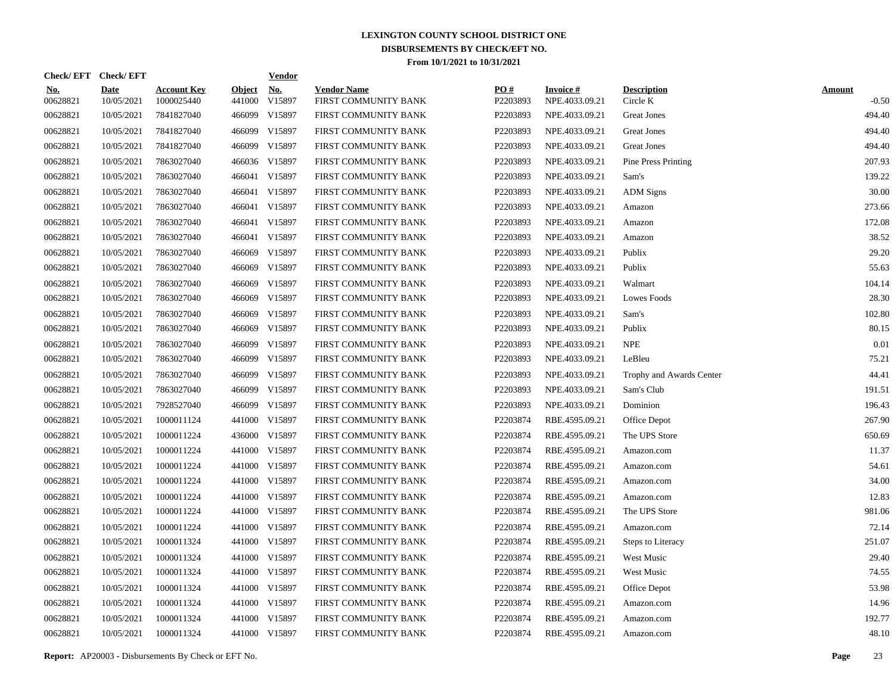**LEXINGTON COUNTY SCHOOL DISTRICT ONE**
**DISBURSEMENTS BY CHECK/EFT NO.**
**From 10/1/2021 to 10/31/2021**

| Check/ EFT No. | Check/ EFT Date | Account Key | Object | Vendor No. | Vendor Name | PO # | Invoice # | Description | Amount |
|---|---|---|---|---|---|---|---|---|---|
| 00628821 | 10/05/2021 | 1000025440 | 441000 | V15897 | FIRST COMMUNITY BANK | P2203893 | NPE.4033.09.21 | Circle K | -0.50 |
| 00628821 | 10/05/2021 | 7841827040 | 466099 | V15897 | FIRST COMMUNITY BANK | P2203893 | NPE.4033.09.21 | Great Jones | 494.40 |
| 00628821 | 10/05/2021 | 7841827040 | 466099 | V15897 | FIRST COMMUNITY BANK | P2203893 | NPE.4033.09.21 | Great Jones | 494.40 |
| 00628821 | 10/05/2021 | 7841827040 | 466099 | V15897 | FIRST COMMUNITY BANK | P2203893 | NPE.4033.09.21 | Great Jones | 494.40 |
| 00628821 | 10/05/2021 | 7863027040 | 466036 | V15897 | FIRST COMMUNITY BANK | P2203893 | NPE.4033.09.21 | Pine Press Printing | 207.93 |
| 00628821 | 10/05/2021 | 7863027040 | 466041 | V15897 | FIRST COMMUNITY BANK | P2203893 | NPE.4033.09.21 | Sam's | 139.22 |
| 00628821 | 10/05/2021 | 7863027040 | 466041 | V15897 | FIRST COMMUNITY BANK | P2203893 | NPE.4033.09.21 | ADM Signs | 30.00 |
| 00628821 | 10/05/2021 | 7863027040 | 466041 | V15897 | FIRST COMMUNITY BANK | P2203893 | NPE.4033.09.21 | Amazon | 273.66 |
| 00628821 | 10/05/2021 | 7863027040 | 466041 | V15897 | FIRST COMMUNITY BANK | P2203893 | NPE.4033.09.21 | Amazon | 172.08 |
| 00628821 | 10/05/2021 | 7863027040 | 466041 | V15897 | FIRST COMMUNITY BANK | P2203893 | NPE.4033.09.21 | Amazon | 38.52 |
| 00628821 | 10/05/2021 | 7863027040 | 466069 | V15897 | FIRST COMMUNITY BANK | P2203893 | NPE.4033.09.21 | Publix | 29.20 |
| 00628821 | 10/05/2021 | 7863027040 | 466069 | V15897 | FIRST COMMUNITY BANK | P2203893 | NPE.4033.09.21 | Publix | 55.63 |
| 00628821 | 10/05/2021 | 7863027040 | 466069 | V15897 | FIRST COMMUNITY BANK | P2203893 | NPE.4033.09.21 | Walmart | 104.14 |
| 00628821 | 10/05/2021 | 7863027040 | 466069 | V15897 | FIRST COMMUNITY BANK | P2203893 | NPE.4033.09.21 | Lowes Foods | 28.30 |
| 00628821 | 10/05/2021 | 7863027040 | 466069 | V15897 | FIRST COMMUNITY BANK | P2203893 | NPE.4033.09.21 | Sam's | 102.80 |
| 00628821 | 10/05/2021 | 7863027040 | 466069 | V15897 | FIRST COMMUNITY BANK | P2203893 | NPE.4033.09.21 | Publix | 80.15 |
| 00628821 | 10/05/2021 | 7863027040 | 466099 | V15897 | FIRST COMMUNITY BANK | P2203893 | NPE.4033.09.21 | NPE | 0.01 |
| 00628821 | 10/05/2021 | 7863027040 | 466099 | V15897 | FIRST COMMUNITY BANK | P2203893 | NPE.4033.09.21 | LeBleu | 75.21 |
| 00628821 | 10/05/2021 | 7863027040 | 466099 | V15897 | FIRST COMMUNITY BANK | P2203893 | NPE.4033.09.21 | Trophy and Awards Center | 44.41 |
| 00628821 | 10/05/2021 | 7863027040 | 466099 | V15897 | FIRST COMMUNITY BANK | P2203893 | NPE.4033.09.21 | Sam's Club | 191.51 |
| 00628821 | 10/05/2021 | 7928527040 | 466099 | V15897 | FIRST COMMUNITY BANK | P2203893 | NPE.4033.09.21 | Dominion | 196.43 |
| 00628821 | 10/05/2021 | 1000011124 | 441000 | V15897 | FIRST COMMUNITY BANK | P2203874 | RBE.4595.09.21 | Office Depot | 267.90 |
| 00628821 | 10/05/2021 | 1000011224 | 436000 | V15897 | FIRST COMMUNITY BANK | P2203874 | RBE.4595.09.21 | The UPS Store | 650.69 |
| 00628821 | 10/05/2021 | 1000011224 | 441000 | V15897 | FIRST COMMUNITY BANK | P2203874 | RBE.4595.09.21 | Amazon.com | 11.37 |
| 00628821 | 10/05/2021 | 1000011224 | 441000 | V15897 | FIRST COMMUNITY BANK | P2203874 | RBE.4595.09.21 | Amazon.com | 54.61 |
| 00628821 | 10/05/2021 | 1000011224 | 441000 | V15897 | FIRST COMMUNITY BANK | P2203874 | RBE.4595.09.21 | Amazon.com | 34.00 |
| 00628821 | 10/05/2021 | 1000011224 | 441000 | V15897 | FIRST COMMUNITY BANK | P2203874 | RBE.4595.09.21 | Amazon.com | 12.83 |
| 00628821 | 10/05/2021 | 1000011224 | 441000 | V15897 | FIRST COMMUNITY BANK | P2203874 | RBE.4595.09.21 | The UPS Store | 981.06 |
| 00628821 | 10/05/2021 | 1000011224 | 441000 | V15897 | FIRST COMMUNITY BANK | P2203874 | RBE.4595.09.21 | Amazon.com | 72.14 |
| 00628821 | 10/05/2021 | 1000011324 | 441000 | V15897 | FIRST COMMUNITY BANK | P2203874 | RBE.4595.09.21 | Steps to Literacy | 251.07 |
| 00628821 | 10/05/2021 | 1000011324 | 441000 | V15897 | FIRST COMMUNITY BANK | P2203874 | RBE.4595.09.21 | West Music | 29.40 |
| 00628821 | 10/05/2021 | 1000011324 | 441000 | V15897 | FIRST COMMUNITY BANK | P2203874 | RBE.4595.09.21 | West Music | 74.55 |
| 00628821 | 10/05/2021 | 1000011324 | 441000 | V15897 | FIRST COMMUNITY BANK | P2203874 | RBE.4595.09.21 | Office Depot | 53.98 |
| 00628821 | 10/05/2021 | 1000011324 | 441000 | V15897 | FIRST COMMUNITY BANK | P2203874 | RBE.4595.09.21 | Amazon.com | 14.96 |
| 00628821 | 10/05/2021 | 1000011324 | 441000 | V15897 | FIRST COMMUNITY BANK | P2203874 | RBE.4595.09.21 | Amazon.com | 192.77 |
| 00628821 | 10/05/2021 | 1000011324 | 441000 | V15897 | FIRST COMMUNITY BANK | P2203874 | RBE.4595.09.21 | Amazon.com | 48.10 |

**Report:** AP20003 - Disbursements By Check or EFT No.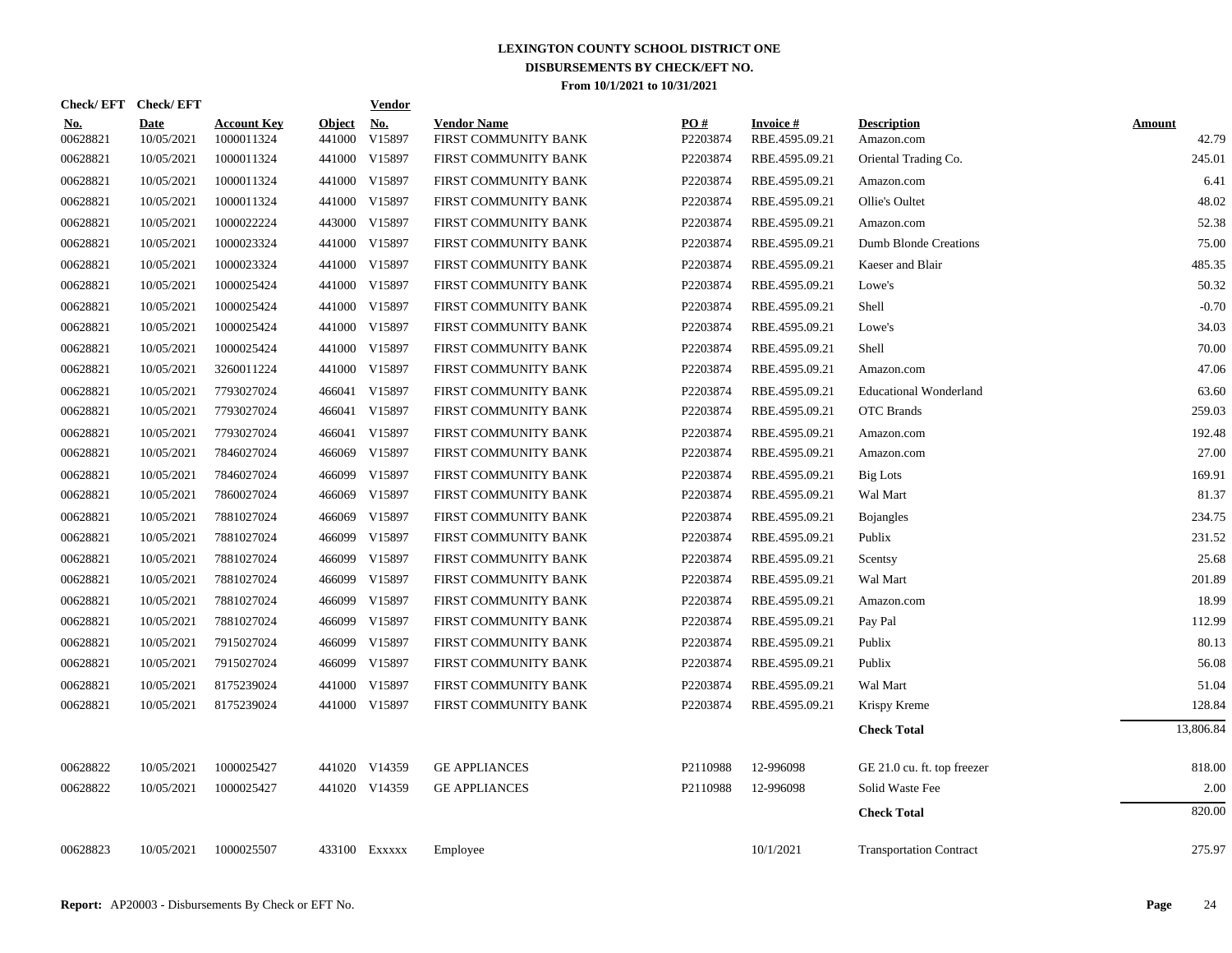**LEXINGTON COUNTY SCHOOL DISTRICT ONE**
**DISBURSEMENTS BY CHECK/EFT NO.**
**From 10/1/2021 to 10/31/2021**

| Check/ EFT No. | Check/ EFT Date | Account Key | Object | Vendor No. | Vendor Name | PO # | Invoice # | Description | Amount |
|---|---|---|---|---|---|---|---|---|---|
| 00628821 | 10/05/2021 | 1000011324 | 441000 | V15897 | FIRST COMMUNITY BANK | P2203874 | RBE.4595.09.21 | Amazon.com | 42.79 |
| 00628821 | 10/05/2021 | 1000011324 | 441000 | V15897 | FIRST COMMUNITY BANK | P2203874 | RBE.4595.09.21 | Oriental Trading Co. | 245.01 |
| 00628821 | 10/05/2021 | 1000011324 | 441000 | V15897 | FIRST COMMUNITY BANK | P2203874 | RBE.4595.09.21 | Amazon.com | 6.41 |
| 00628821 | 10/05/2021 | 1000011324 | 441000 | V15897 | FIRST COMMUNITY BANK | P2203874 | RBE.4595.09.21 | Ollie's Oultet | 48.02 |
| 00628821 | 10/05/2021 | 1000022224 | 443000 | V15897 | FIRST COMMUNITY BANK | P2203874 | RBE.4595.09.21 | Amazon.com | 52.38 |
| 00628821 | 10/05/2021 | 1000023324 | 441000 | V15897 | FIRST COMMUNITY BANK | P2203874 | RBE.4595.09.21 | Dumb Blonde Creations | 75.00 |
| 00628821 | 10/05/2021 | 1000023324 | 441000 | V15897 | FIRST COMMUNITY BANK | P2203874 | RBE.4595.09.21 | Kaeser and Blair | 485.35 |
| 00628821 | 10/05/2021 | 1000025424 | 441000 | V15897 | FIRST COMMUNITY BANK | P2203874 | RBE.4595.09.21 | Lowe's | 50.32 |
| 00628821 | 10/05/2021 | 1000025424 | 441000 | V15897 | FIRST COMMUNITY BANK | P2203874 | RBE.4595.09.21 | Shell | -0.70 |
| 00628821 | 10/05/2021 | 1000025424 | 441000 | V15897 | FIRST COMMUNITY BANK | P2203874 | RBE.4595.09.21 | Lowe's | 34.03 |
| 00628821 | 10/05/2021 | 1000025424 | 441000 | V15897 | FIRST COMMUNITY BANK | P2203874 | RBE.4595.09.21 | Shell | 70.00 |
| 00628821 | 10/05/2021 | 3260011224 | 441000 | V15897 | FIRST COMMUNITY BANK | P2203874 | RBE.4595.09.21 | Amazon.com | 47.06 |
| 00628821 | 10/05/2021 | 7793027024 | 466041 | V15897 | FIRST COMMUNITY BANK | P2203874 | RBE.4595.09.21 | Educational Wonderland | 63.60 |
| 00628821 | 10/05/2021 | 7793027024 | 466041 | V15897 | FIRST COMMUNITY BANK | P2203874 | RBE.4595.09.21 | OTC Brands | 259.03 |
| 00628821 | 10/05/2021 | 7793027024 | 466041 | V15897 | FIRST COMMUNITY BANK | P2203874 | RBE.4595.09.21 | Amazon.com | 192.48 |
| 00628821 | 10/05/2021 | 7846027024 | 466069 | V15897 | FIRST COMMUNITY BANK | P2203874 | RBE.4595.09.21 | Amazon.com | 27.00 |
| 00628821 | 10/05/2021 | 7846027024 | 466099 | V15897 | FIRST COMMUNITY BANK | P2203874 | RBE.4595.09.21 | Big Lots | 169.91 |
| 00628821 | 10/05/2021 | 7860027024 | 466069 | V15897 | FIRST COMMUNITY BANK | P2203874 | RBE.4595.09.21 | Wal Mart | 81.37 |
| 00628821 | 10/05/2021 | 7881027024 | 466069 | V15897 | FIRST COMMUNITY BANK | P2203874 | RBE.4595.09.21 | Bojangles | 234.75 |
| 00628821 | 10/05/2021 | 7881027024 | 466099 | V15897 | FIRST COMMUNITY BANK | P2203874 | RBE.4595.09.21 | Publix | 231.52 |
| 00628821 | 10/05/2021 | 7881027024 | 466099 | V15897 | FIRST COMMUNITY BANK | P2203874 | RBE.4595.09.21 | Scentsy | 25.68 |
| 00628821 | 10/05/2021 | 7881027024 | 466099 | V15897 | FIRST COMMUNITY BANK | P2203874 | RBE.4595.09.21 | Wal Mart | 201.89 |
| 00628821 | 10/05/2021 | 7881027024 | 466099 | V15897 | FIRST COMMUNITY BANK | P2203874 | RBE.4595.09.21 | Amazon.com | 18.99 |
| 00628821 | 10/05/2021 | 7881027024 | 466099 | V15897 | FIRST COMMUNITY BANK | P2203874 | RBE.4595.09.21 | Pay Pal | 112.99 |
| 00628821 | 10/05/2021 | 7915027024 | 466099 | V15897 | FIRST COMMUNITY BANK | P2203874 | RBE.4595.09.21 | Publix | 80.13 |
| 00628821 | 10/05/2021 | 7915027024 | 466099 | V15897 | FIRST COMMUNITY BANK | P2203874 | RBE.4595.09.21 | Publix | 56.08 |
| 00628821 | 10/05/2021 | 8175239024 | 441000 | V15897 | FIRST COMMUNITY BANK | P2203874 | RBE.4595.09.21 | Wal Mart | 51.04 |
| 00628821 | 10/05/2021 | 8175239024 | 441000 | V15897 | FIRST COMMUNITY BANK | P2203874 | RBE.4595.09.21 | Krispy Kreme | 128.84 |
| | | | | | | | | **Check Total** | 13,806.84 |
| 00628822 | 10/05/2021 | 1000025427 | 441020 | V14359 | GE APPLIANCES | P2110988 | 12-996098 | GE 21.0 cu. ft. top freezer | 818.00 |
| 00628822 | 10/05/2021 | 1000025427 | 441020 | V14359 | GE APPLIANCES | P2110988 | 12-996098 | Solid Waste Fee | 2.00 |
| | | | | | | | | **Check Total** | 820.00 |
| 00628823 | 10/05/2021 | 1000025507 | 433100 | Exxxxx | Employee | | 10/1/2021 | Transportation Contract | 275.97 |

**Report:** AP20003 - Disbursements By Check or EFT No.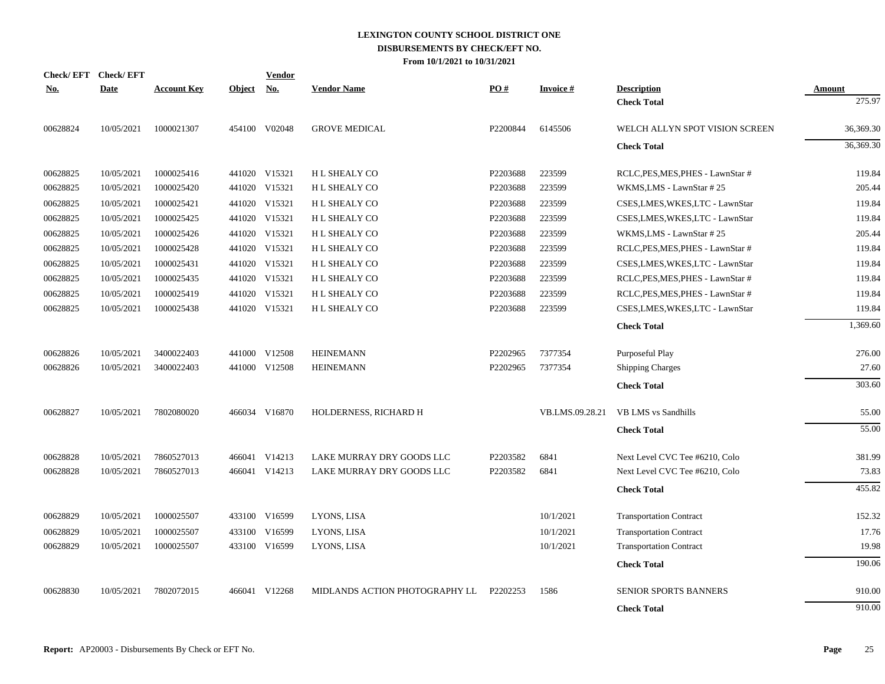# LEXINGTON COUNTY SCHOOL DISTRICT ONE
## DISBURSEMENTS BY CHECK/EFT NO.
### From 10/1/2021 to 10/31/2021

| Check/ EFT No. | Check/ EFT Date | Account Key | Object | Vendor No. | Vendor Name | PO # | Invoice # | Description | Amount |
|---|---|---|---|---|---|---|---|---|---|
| | | | | | | | | **Check Total** | 275.97 |
| 00628824 | 10/05/2021 | 1000021307 | 454100 | V02048 | GROVE MEDICAL | P2200844 | 6145506 | WELCH ALLYN SPOT VISION SCREEN | 36,369.30 |
| | | | | | | | | **Check Total** | 36,369.30 |
| 00628825 | 10/05/2021 | 1000025416 | 441020 | V15321 | H L SHEALY CO | P2203688 | 223599 | RCLC,PES,MES,PHES - LawnStar # | 119.84 |
| 00628825 | 10/05/2021 | 1000025420 | 441020 | V15321 | H L SHEALY CO | P2203688 | 223599 | WKMS,LMS - LawnStar # 25 | 205.44 |
| 00628825 | 10/05/2021 | 1000025421 | 441020 | V15321 | H L SHEALY CO | P2203688 | 223599 | CSES,LMES,WKES,LTC - LawnStar | 119.84 |
| 00628825 | 10/05/2021 | 1000025425 | 441020 | V15321 | H L SHEALY CO | P2203688 | 223599 | CSES,LMES,WKES,LTC - LawnStar | 119.84 |
| 00628825 | 10/05/2021 | 1000025426 | 441020 | V15321 | H L SHEALY CO | P2203688 | 223599 | WKMS,LMS - LawnStar # 25 | 205.44 |
| 00628825 | 10/05/2021 | 1000025428 | 441020 | V15321 | H L SHEALY CO | P2203688 | 223599 | RCLC,PES,MES,PHES - LawnStar # | 119.84 |
| 00628825 | 10/05/2021 | 1000025431 | 441020 | V15321 | H L SHEALY CO | P2203688 | 223599 | CSES,LMES,WKES,LTC - LawnStar | 119.84 |
| 00628825 | 10/05/2021 | 1000025435 | 441020 | V15321 | H L SHEALY CO | P2203688 | 223599 | RCLC,PES,MES,PHES - LawnStar # | 119.84 |
| 00628825 | 10/05/2021 | 1000025419 | 441020 | V15321 | H L SHEALY CO | P2203688 | 223599 | RCLC,PES,MES,PHES - LawnStar # | 119.84 |
| 00628825 | 10/05/2021 | 1000025438 | 441020 | V15321 | H L SHEALY CO | P2203688 | 223599 | CSES,LMES,WKES,LTC - LawnStar | 119.84 |
| | | | | | | | | **Check Total** | 1,369.60 |
| 00628826 | 10/05/2021 | 3400022403 | 441000 | V12508 | HEINEMANN | P2202965 | 7377354 | Purposeful Play | 276.00 |
| 00628826 | 10/05/2021 | 3400022403 | 441000 | V12508 | HEINEMANN | P2202965 | 7377354 | Shipping Charges | 27.60 |
| | | | | | | | | **Check Total** | 303.60 |
| 00628827 | 10/05/2021 | 7802080020 | 466034 | V16870 | HOLDERNESS, RICHARD H | | VB.LMS.09.28.21 | VB LMS vs Sandhills | 55.00 |
| | | | | | | | | **Check Total** | 55.00 |
| 00628828 | 10/05/2021 | 7860527013 | 466041 | V14213 | LAKE MURRAY DRY GOODS LLC | P2203582 | 6841 | Next Level CVC Tee #6210, Colo | 381.99 |
| 00628828 | 10/05/2021 | 7860527013 | 466041 | V14213 | LAKE MURRAY DRY GOODS LLC | P2203582 | 6841 | Next Level CVC Tee #6210, Colo | 73.83 |
| | | | | | | | | **Check Total** | 455.82 |
| 00628829 | 10/05/2021 | 1000025507 | 433100 | V16599 | LYONS, LISA | | 10/1/2021 | Transportation Contract | 152.32 |
| 00628829 | 10/05/2021 | 1000025507 | 433100 | V16599 | LYONS, LISA | | 10/1/2021 | Transportation Contract | 17.76 |
| 00628829 | 10/05/2021 | 1000025507 | 433100 | V16599 | LYONS, LISA | | 10/1/2021 | Transportation Contract | 19.98 |
| | | | | | | | | **Check Total** | 190.06 |
| 00628830 | 10/05/2021 | 7802072015 | 466041 | V12268 | MIDLANDS ACTION PHOTOGRAPHY LL | P2202253 | 1586 | SENIOR SPORTS BANNERS | 910.00 |
| | | | | | | | | **Check Total** | 910.00 |

**Report:** AP20003 - Disbursements By Check or EFT No.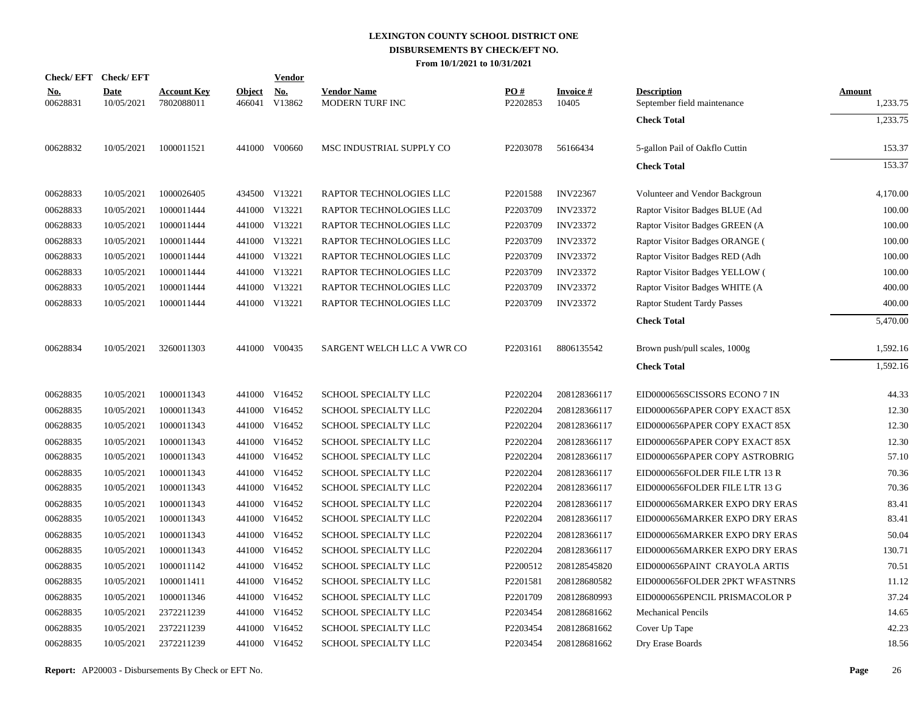# LEXINGTON COUNTY SCHOOL DISTRICT ONE
## DISBURSEMENTS BY CHECK/EFT NO.
### From 10/1/2021 to 10/31/2021

| Check/ EFT No. | Check/ EFT Date | Account Key | Object | Vendor No. | Vendor Name | PO # | Invoice # | Description | Amount |
|---|---|---|---|---|---|---|---|---|---|
| 00628831 | 10/05/2021 | 7802088011 | 466041 | V13862 | MODERN TURF INC | P2202853 | 10405 | September field maintenance | 1,233.75 |
| | | | | | | | | **Check Total** | 1,233.75 |
| 00628832 | 10/05/2021 | 1000011521 | 441000 | V00660 | MSC INDUSTRIAL SUPPLY CO | P2203078 | 56166434 | 5-gallon Pail of Oakflo Cuttin | 153.37 |
| | | | | | | | | **Check Total** | 153.37 |
| 00628833 | 10/05/2021 | 1000026405 | 434500 | V13221 | RAPTOR TECHNOLOGIES LLC | P2201588 | INV22367 | Volunteer and Vendor Backgroun | 4,170.00 |
| 00628833 | 10/05/2021 | 1000011444 | 441000 | V13221 | RAPTOR TECHNOLOGIES LLC | P2203709 | INV23372 | Raptor Visitor Badges BLUE (Ad | 100.00 |
| 00628833 | 10/05/2021 | 1000011444 | 441000 | V13221 | RAPTOR TECHNOLOGIES LLC | P2203709 | INV23372 | Raptor Visitor Badges GREEN (A | 100.00 |
| 00628833 | 10/05/2021 | 1000011444 | 441000 | V13221 | RAPTOR TECHNOLOGIES LLC | P2203709 | INV23372 | Raptor Visitor Badges ORANGE ( | 100.00 |
| 00628833 | 10/05/2021 | 1000011444 | 441000 | V13221 | RAPTOR TECHNOLOGIES LLC | P2203709 | INV23372 | Raptor Visitor Badges RED (Adh | 100.00 |
| 00628833 | 10/05/2021 | 1000011444 | 441000 | V13221 | RAPTOR TECHNOLOGIES LLC | P2203709 | INV23372 | Raptor Visitor Badges YELLOW ( | 100.00 |
| 00628833 | 10/05/2021 | 1000011444 | 441000 | V13221 | RAPTOR TECHNOLOGIES LLC | P2203709 | INV23372 | Raptor Visitor Badges WHITE (A | 400.00 |
| 00628833 | 10/05/2021 | 1000011444 | 441000 | V13221 | RAPTOR TECHNOLOGIES LLC | P2203709 | INV23372 | Raptor Student Tardy Passes | 400.00 |
| | | | | | | | | **Check Total** | 5,470.00 |
| 00628834 | 10/05/2021 | 3260011303 | 441000 | V00435 | SARGENT WELCH LLC A VWR CO | P2203161 | 8806135542 | Brown push/pull scales, 1000g | 1,592.16 |
| | | | | | | | | **Check Total** | 1,592.16 |
| 00628835 | 10/05/2021 | 1000011343 | 441000 | V16452 | SCHOOL SPECIALTY LLC | P2202204 | 208128366117 | EID0000656SCISSORS ECONO 7 IN | 44.33 |
| 00628835 | 10/05/2021 | 1000011343 | 441000 | V16452 | SCHOOL SPECIALTY LLC | P2202204 | 208128366117 | EID0000656PAPER COPY EXACT 85X | 12.30 |
| 00628835 | 10/05/2021 | 1000011343 | 441000 | V16452 | SCHOOL SPECIALTY LLC | P2202204 | 208128366117 | EID0000656PAPER COPY EXACT 85X | 12.30 |
| 00628835 | 10/05/2021 | 1000011343 | 441000 | V16452 | SCHOOL SPECIALTY LLC | P2202204 | 208128366117 | EID0000656PAPER COPY EXACT 85X | 12.30 |
| 00628835 | 10/05/2021 | 1000011343 | 441000 | V16452 | SCHOOL SPECIALTY LLC | P2202204 | 208128366117 | EID0000656PAPER COPY ASTROBRIG | 57.10 |
| 00628835 | 10/05/2021 | 1000011343 | 441000 | V16452 | SCHOOL SPECIALTY LLC | P2202204 | 208128366117 | EID0000656FOLDER FILE LTR 13 R | 70.36 |
| 00628835 | 10/05/2021 | 1000011343 | 441000 | V16452 | SCHOOL SPECIALTY LLC | P2202204 | 208128366117 | EID0000656FOLDER FILE LTR 13 G | 70.36 |
| 00628835 | 10/05/2021 | 1000011343 | 441000 | V16452 | SCHOOL SPECIALTY LLC | P2202204 | 208128366117 | EID0000656MARKER EXPO DRY ERAS | 83.41 |
| 00628835 | 10/05/2021 | 1000011343 | 441000 | V16452 | SCHOOL SPECIALTY LLC | P2202204 | 208128366117 | EID0000656MARKER EXPO DRY ERAS | 83.41 |
| 00628835 | 10/05/2021 | 1000011343 | 441000 | V16452 | SCHOOL SPECIALTY LLC | P2202204 | 208128366117 | EID0000656MARKER EXPO DRY ERAS | 50.04 |
| 00628835 | 10/05/2021 | 1000011343 | 441000 | V16452 | SCHOOL SPECIALTY LLC | P2202204 | 208128366117 | EID0000656MARKER EXPO DRY ERAS | 130.71 |
| 00628835 | 10/05/2021 | 1000011142 | 441000 | V16452 | SCHOOL SPECIALTY LLC | P2200512 | 208128545820 | EID0000656PAINT CRAYOLA ARTIS | 70.51 |
| 00628835 | 10/05/2021 | 1000011411 | 441000 | V16452 | SCHOOL SPECIALTY LLC | P2201581 | 208128680582 | EID0000656FOLDER 2PKT WFASTNRS | 11.12 |
| 00628835 | 10/05/2021 | 1000011346 | 441000 | V16452 | SCHOOL SPECIALTY LLC | P2201709 | 208128680993 | EID0000656PENCIL PRISMACOLOR P | 37.24 |
| 00628835 | 10/05/2021 | 2372211239 | 441000 | V16452 | SCHOOL SPECIALTY LLC | P2203454 | 208128681662 | Mechanical Pencils | 14.65 |
| 00628835 | 10/05/2021 | 2372211239 | 441000 | V16452 | SCHOOL SPECIALTY LLC | P2203454 | 208128681662 | Cover Up Tape | 42.23 |
| 00628835 | 10/05/2021 | 2372211239 | 441000 | V16452 | SCHOOL SPECIALTY LLC | P2203454 | 208128681662 | Dry Erase Boards | 18.56 |

**Report:** AP20003 - Disbursements By Check or EFT No.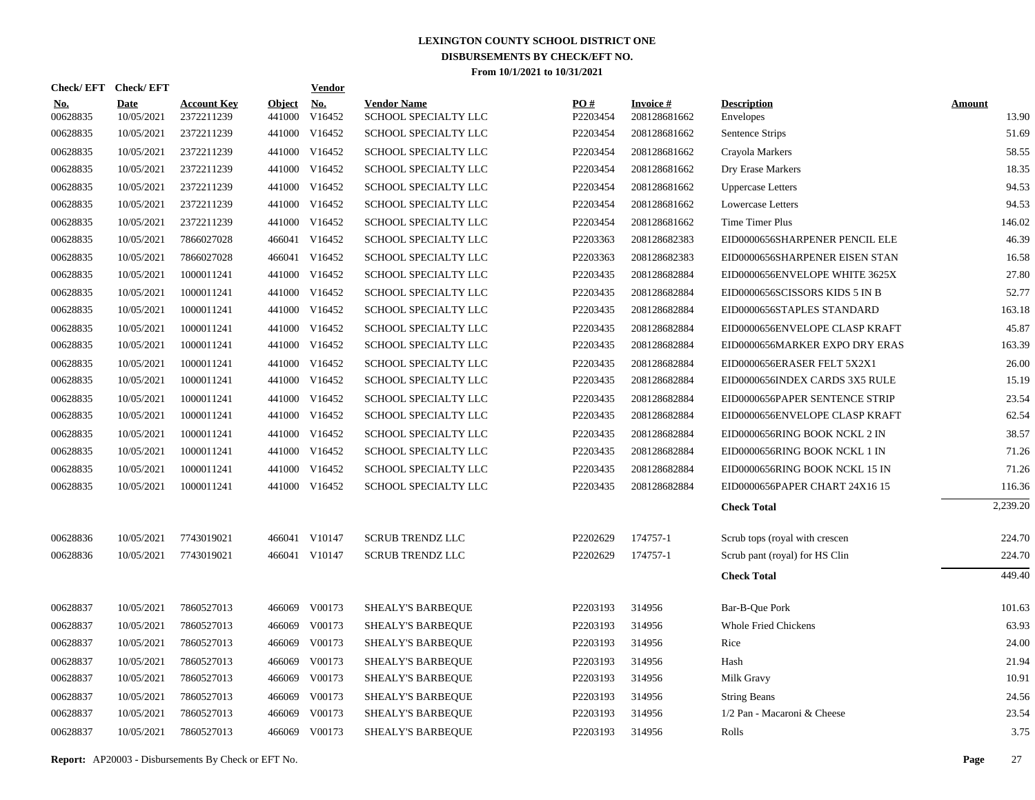# LEXINGTON COUNTY SCHOOL DISTRICT ONE
## DISBURSEMENTS BY CHECK/EFT NO.
### From 10/1/2021 to 10/31/2021

| Check/ EFT No. | Check/ EFT Date | Account Key | Object | Vendor No. | Vendor Name | PO # | Invoice # | Description | Amount |
|---|---|---|---|---|---|---|---|---|---|
| 00628835 | 10/05/2021 | 2372211239 | 441000 | V16452 | SCHOOL SPECIALTY LLC | P2203454 | 208128681662 | Envelopes | 13.90 |
| 00628835 | 10/05/2021 | 2372211239 | 441000 | V16452 | SCHOOL SPECIALTY LLC | P2203454 | 208128681662 | Sentence Strips | 51.69 |
| 00628835 | 10/05/2021 | 2372211239 | 441000 | V16452 | SCHOOL SPECIALTY LLC | P2203454 | 208128681662 | Crayola Markers | 58.55 |
| 00628835 | 10/05/2021 | 2372211239 | 441000 | V16452 | SCHOOL SPECIALTY LLC | P2203454 | 208128681662 | Dry Erase Markers | 18.35 |
| 00628835 | 10/05/2021 | 2372211239 | 441000 | V16452 | SCHOOL SPECIALTY LLC | P2203454 | 208128681662 | Uppercase Letters | 94.53 |
| 00628835 | 10/05/2021 | 2372211239 | 441000 | V16452 | SCHOOL SPECIALTY LLC | P2203454 | 208128681662 | Lowercase Letters | 94.53 |
| 00628835 | 10/05/2021 | 2372211239 | 441000 | V16452 | SCHOOL SPECIALTY LLC | P2203454 | 208128681662 | Time Timer Plus | 146.02 |
| 00628835 | 10/05/2021 | 7866027028 | 466041 | V16452 | SCHOOL SPECIALTY LLC | P2203363 | 208128682383 | EID0000656SHARPENER PENCIL ELE | 46.39 |
| 00628835 | 10/05/2021 | 7866027028 | 466041 | V16452 | SCHOOL SPECIALTY LLC | P2203363 | 208128682383 | EID0000656SHARPENER EISEN STAN | 16.58 |
| 00628835 | 10/05/2021 | 1000011241 | 441000 | V16452 | SCHOOL SPECIALTY LLC | P2203435 | 208128682884 | EID0000656ENVELOPE WHITE 3625X | 27.80 |
| 00628835 | 10/05/2021 | 1000011241 | 441000 | V16452 | SCHOOL SPECIALTY LLC | P2203435 | 208128682884 | EID0000656SCISSORS KIDS 5 IN B | 52.77 |
| 00628835 | 10/05/2021 | 1000011241 | 441000 | V16452 | SCHOOL SPECIALTY LLC | P2203435 | 208128682884 | EID0000656STAPLES STANDARD | 163.18 |
| 00628835 | 10/05/2021 | 1000011241 | 441000 | V16452 | SCHOOL SPECIALTY LLC | P2203435 | 208128682884 | EID0000656ENVELOPE CLASP KRAFT | 45.87 |
| 00628835 | 10/05/2021 | 1000011241 | 441000 | V16452 | SCHOOL SPECIALTY LLC | P2203435 | 208128682884 | EID0000656MARKER EXPO DRY ERAS | 163.39 |
| 00628835 | 10/05/2021 | 1000011241 | 441000 | V16452 | SCHOOL SPECIALTY LLC | P2203435 | 208128682884 | EID0000656ERASER FELT 5X2X1 | 26.00 |
| 00628835 | 10/05/2021 | 1000011241 | 441000 | V16452 | SCHOOL SPECIALTY LLC | P2203435 | 208128682884 | EID0000656INDEX CARDS 3X5 RULE | 15.19 |
| 00628835 | 10/05/2021 | 1000011241 | 441000 | V16452 | SCHOOL SPECIALTY LLC | P2203435 | 208128682884 | EID0000656PAPER SENTENCE STRIP | 23.54 |
| 00628835 | 10/05/2021 | 1000011241 | 441000 | V16452 | SCHOOL SPECIALTY LLC | P2203435 | 208128682884 | EID0000656ENVELOPE CLASP KRAFT | 62.54 |
| 00628835 | 10/05/2021 | 1000011241 | 441000 | V16452 | SCHOOL SPECIALTY LLC | P2203435 | 208128682884 | EID0000656RING BOOK NCKL 2 IN | 38.57 |
| 00628835 | 10/05/2021 | 1000011241 | 441000 | V16452 | SCHOOL SPECIALTY LLC | P2203435 | 208128682884 | EID0000656RING BOOK NCKL 1 IN | 71.26 |
| 00628835 | 10/05/2021 | 1000011241 | 441000 | V16452 | SCHOOL SPECIALTY LLC | P2203435 | 208128682884 | EID0000656RING BOOK NCKL 15 IN | 71.26 |
| 00628835 | 10/05/2021 | 1000011241 | 441000 | V16452 | SCHOOL SPECIALTY LLC | P2203435 | 208128682884 | EID0000656PAPER CHART 24X16 15 | 116.36 |
| | | | | | | | | **Check Total** | 2,239.20 |
| 00628836 | 10/05/2021 | 7743019021 | 466041 | V10147 | SCRUB TRENDZ LLC | P2202629 | 174757-1 | Scrub tops (royal with crescen | 224.70 |
| 00628836 | 10/05/2021 | 7743019021 | 466041 | V10147 | SCRUB TRENDZ LLC | P2202629 | 174757-1 | Scrub pant (royal) for HS Clin | 224.70 |
| | | | | | | | | **Check Total** | 449.40 |
| 00628837 | 10/05/2021 | 7860527013 | 466069 | V00173 | SHEALY'S BARBEQUE | P2203193 | 314956 | Bar-B-Que Pork | 101.63 |
| 00628837 | 10/05/2021 | 7860527013 | 466069 | V00173 | SHEALY'S BARBEQUE | P2203193 | 314956 | Whole Fried Chickens | 63.93 |
| 00628837 | 10/05/2021 | 7860527013 | 466069 | V00173 | SHEALY'S BARBEQUE | P2203193 | 314956 | Rice | 24.00 |
| 00628837 | 10/05/2021 | 7860527013 | 466069 | V00173 | SHEALY'S BARBEQUE | P2203193 | 314956 | Hash | 21.94 |
| 00628837 | 10/05/2021 | 7860527013 | 466069 | V00173 | SHEALY'S BARBEQUE | P2203193 | 314956 | Milk Gravy | 10.91 |
| 00628837 | 10/05/2021 | 7860527013 | 466069 | V00173 | SHEALY'S BARBEQUE | P2203193 | 314956 | String Beans | 24.56 |
| 00628837 | 10/05/2021 | 7860527013 | 466069 | V00173 | SHEALY'S BARBEQUE | P2203193 | 314956 | 1/2 Pan - Macaroni & Cheese | 23.54 |
| 00628837 | 10/05/2021 | 7860527013 | 466069 | V00173 | SHEALY'S BARBEQUE | P2203193 | 314956 | Rolls | 3.75 |

**Report:** AP20003 - Disbursements By Check or EFT No.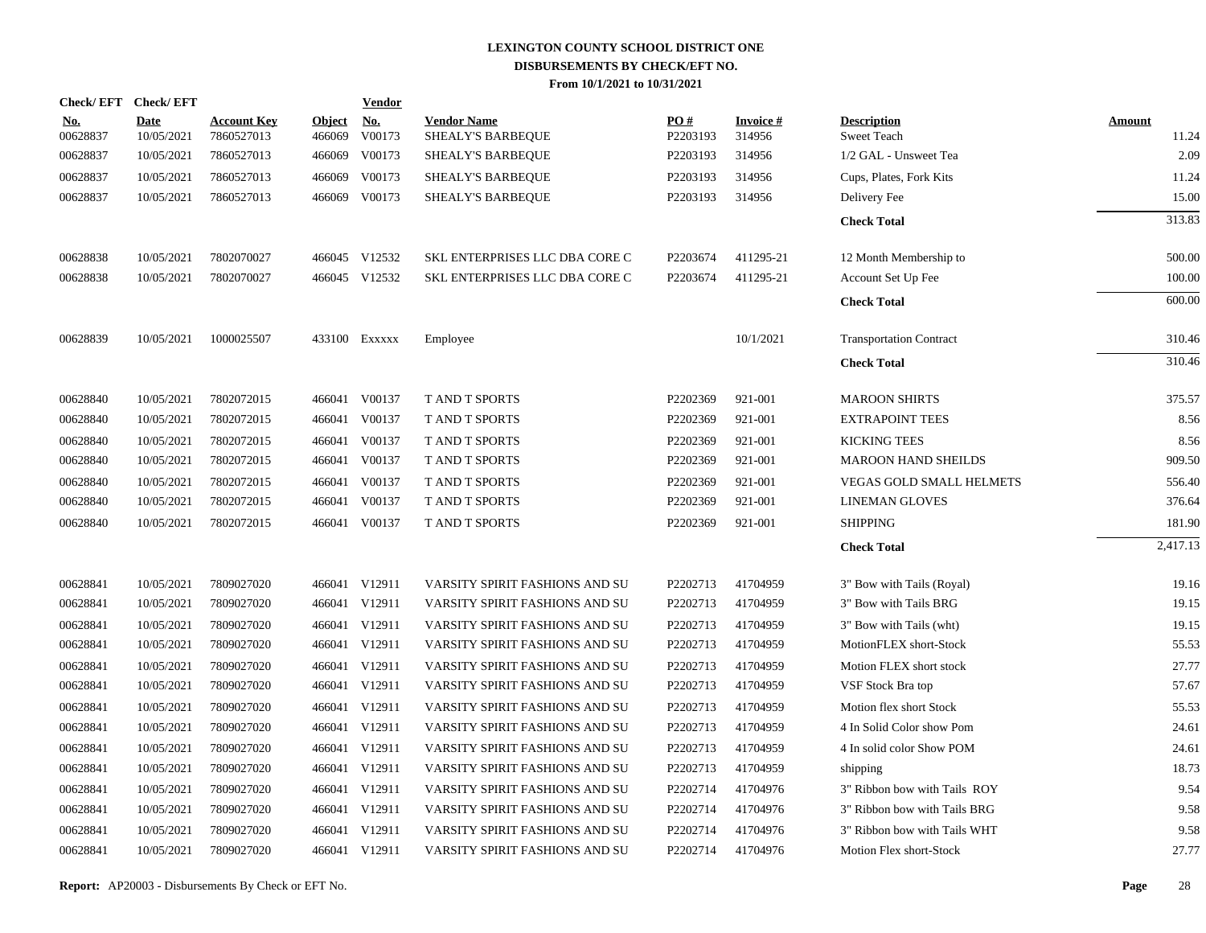# LEXINGTON COUNTY SCHOOL DISTRICT ONE
## DISBURSEMENTS BY CHECK/EFT NO.
### From 10/1/2021 to 10/31/2021

| Check/ EFT No. | Check/ EFT Date | Account Key | Object | Vendor No. | Vendor Name | PO # | Invoice # | Description | Amount |
|---|---|---|---|---|---|---|---|---|---|
| 00628837 | 10/05/2021 | 7860527013 | 466069 | V00173 | SHEALY'S BARBEQUE | P2203193 | 314956 | Sweet Teach | 11.24 |
| 00628837 | 10/05/2021 | 7860527013 | 466069 | V00173 | SHEALY'S BARBEQUE | P2203193 | 314956 | 1/2 GAL - Unsweet Tea | 2.09 |
| 00628837 | 10/05/2021 | 7860527013 | 466069 | V00173 | SHEALY'S BARBEQUE | P2203193 | 314956 | Cups, Plates, Fork Kits | 11.24 |
| 00628837 | 10/05/2021 | 7860527013 | 466069 | V00173 | SHEALY'S BARBEQUE | P2203193 | 314956 | Delivery Fee | 15.00 |
| | | | | | | | | **Check Total** | 313.83 |
| 00628838 | 10/05/2021 | 7802070027 | 466045 | V12532 | SKL ENTERPRISES LLC DBA CORE C | P2203674 | 411295-21 | 12 Month Membership to | 500.00 |
| 00628838 | 10/05/2021 | 7802070027 | 466045 | V12532 | SKL ENTERPRISES LLC DBA CORE C | P2203674 | 411295-21 | Account Set Up Fee | 100.00 |
| | | | | | | | | **Check Total** | 600.00 |
| 00628839 | 10/05/2021 | 1000025507 | 433100 | Exxxxx | Employee | | 10/1/2021 | Transportation Contract | 310.46 |
| | | | | | | | | **Check Total** | 310.46 |
| 00628840 | 10/05/2021 | 7802072015 | 466041 | V00137 | T AND T SPORTS | P2202369 | 921-001 | MAROON SHIRTS | 375.57 |
| 00628840 | 10/05/2021 | 7802072015 | 466041 | V00137 | T AND T SPORTS | P2202369 | 921-001 | EXTRAPOINT TEES | 8.56 |
| 00628840 | 10/05/2021 | 7802072015 | 466041 | V00137 | T AND T SPORTS | P2202369 | 921-001 | KICKING TEES | 8.56 |
| 00628840 | 10/05/2021 | 7802072015 | 466041 | V00137 | T AND T SPORTS | P2202369 | 921-001 | MAROON HAND SHEILDS | 909.50 |
| 00628840 | 10/05/2021 | 7802072015 | 466041 | V00137 | T AND T SPORTS | P2202369 | 921-001 | VEGAS GOLD SMALL HELMETS | 556.40 |
| 00628840 | 10/05/2021 | 7802072015 | 466041 | V00137 | T AND T SPORTS | P2202369 | 921-001 | LINEMAN GLOVES | 376.64 |
| 00628840 | 10/05/2021 | 7802072015 | 466041 | V00137 | T AND T SPORTS | P2202369 | 921-001 | SHIPPING | 181.90 |
| | | | | | | | | **Check Total** | 2,417.13 |
| 00628841 | 10/05/2021 | 7809027020 | 466041 | V12911 | VARSITY SPIRIT FASHIONS AND SU | P2202713 | 41704959 | 3" Bow with Tails (Royal) | 19.16 |
| 00628841 | 10/05/2021 | 7809027020 | 466041 | V12911 | VARSITY SPIRIT FASHIONS AND SU | P2202713 | 41704959 | 3" Bow with Tails BRG | 19.15 |
| 00628841 | 10/05/2021 | 7809027020 | 466041 | V12911 | VARSITY SPIRIT FASHIONS AND SU | P2202713 | 41704959 | 3" Bow with Tails (wht) | 19.15 |
| 00628841 | 10/05/2021 | 7809027020 | 466041 | V12911 | VARSITY SPIRIT FASHIONS AND SU | P2202713 | 41704959 | MotionFLEX short-Stock | 55.53 |
| 00628841 | 10/05/2021 | 7809027020 | 466041 | V12911 | VARSITY SPIRIT FASHIONS AND SU | P2202713 | 41704959 | Motion FLEX short stock | 27.77 |
| 00628841 | 10/05/2021 | 7809027020 | 466041 | V12911 | VARSITY SPIRIT FASHIONS AND SU | P2202713 | 41704959 | VSF Stock Bra top | 57.67 |
| 00628841 | 10/05/2021 | 7809027020 | 466041 | V12911 | VARSITY SPIRIT FASHIONS AND SU | P2202713 | 41704959 | Motion flex short Stock | 55.53 |
| 00628841 | 10/05/2021 | 7809027020 | 466041 | V12911 | VARSITY SPIRIT FASHIONS AND SU | P2202713 | 41704959 | 4 In Solid Color show Pom | 24.61 |
| 00628841 | 10/05/2021 | 7809027020 | 466041 | V12911 | VARSITY SPIRIT FASHIONS AND SU | P2202713 | 41704959 | 4 In solid color Show POM | 24.61 |
| 00628841 | 10/05/2021 | 7809027020 | 466041 | V12911 | VARSITY SPIRIT FASHIONS AND SU | P2202713 | 41704959 | shipping | 18.73 |
| 00628841 | 10/05/2021 | 7809027020 | 466041 | V12911 | VARSITY SPIRIT FASHIONS AND SU | P2202714 | 41704976 | 3" Ribbon bow with Tails ROY | 9.54 |
| 00628841 | 10/05/2021 | 7809027020 | 466041 | V12911 | VARSITY SPIRIT FASHIONS AND SU | P2202714 | 41704976 | 3" Ribbon bow with Tails BRG | 9.58 |
| 00628841 | 10/05/2021 | 7809027020 | 466041 | V12911 | VARSITY SPIRIT FASHIONS AND SU | P2202714 | 41704976 | 3" Ribbon bow with Tails WHT | 9.58 |
| 00628841 | 10/05/2021 | 7809027020 | 466041 | V12911 | VARSITY SPIRIT FASHIONS AND SU | P2202714 | 41704976 | Motion Flex short-Stock | 27.77 |

**Report:** AP20003 - Disbursements By Check or EFT No.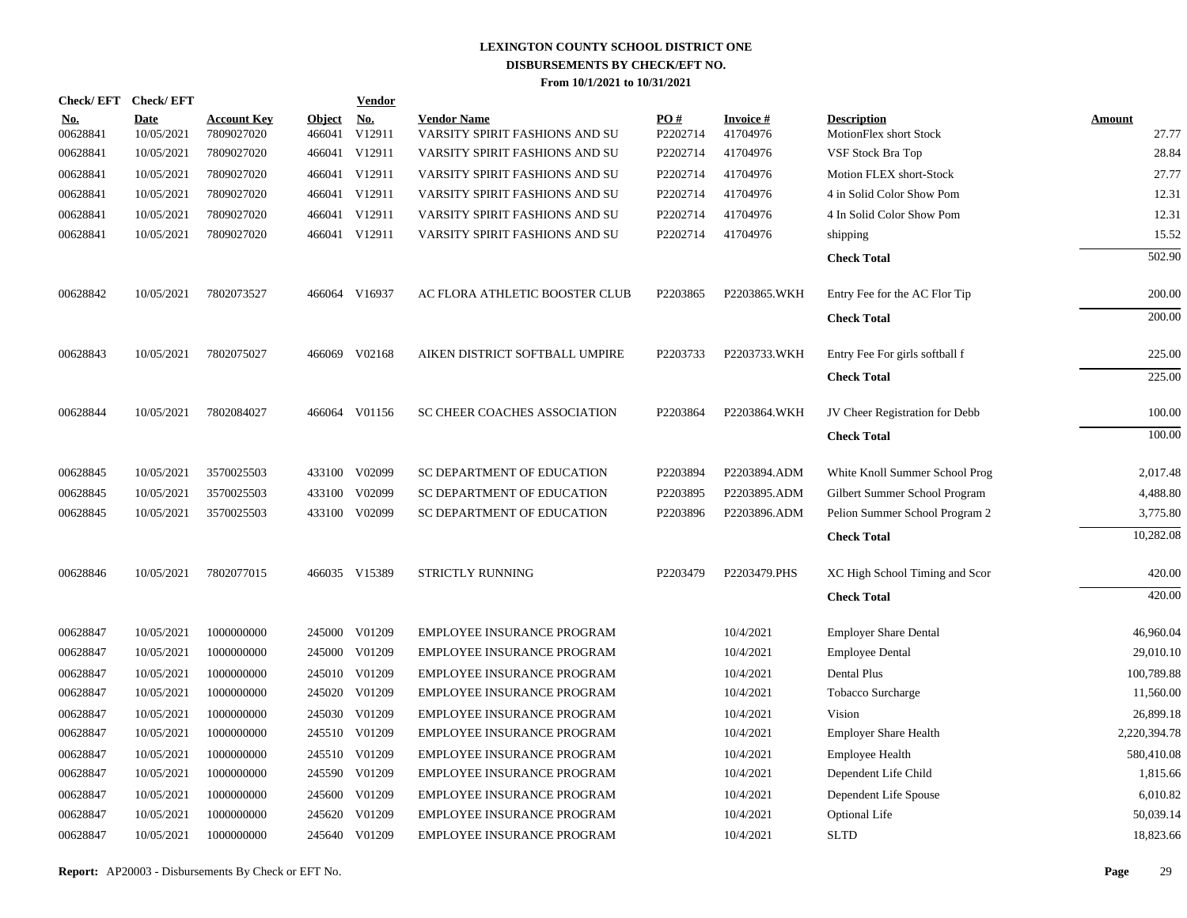# LEXINGTON COUNTY SCHOOL DISTRICT ONE
## DISBURSEMENTS BY CHECK/EFT NO.
### From 10/1/2021 to 10/31/2021

| Check/ EFT No. | Check/ EFT Date | Account Key | Object | Vendor No. | Vendor Name | PO # | Invoice # | Description | Amount |
|---|---|---|---|---|---|---|---|---|---|
| 00628841 | 10/05/2021 | 7809027020 | 466041 | V12911 | VARSITY SPIRIT FASHIONS AND SU | P2202714 | 41704976 | MotionFlex short Stock | 27.77 |
| 00628841 | 10/05/2021 | 7809027020 | 466041 | V12911 | VARSITY SPIRIT FASHIONS AND SU | P2202714 | 41704976 | VSF Stock Bra Top | 28.84 |
| 00628841 | 10/05/2021 | 7809027020 | 466041 | V12911 | VARSITY SPIRIT FASHIONS AND SU | P2202714 | 41704976 | Motion FLEX short-Stock | 27.77 |
| 00628841 | 10/05/2021 | 7809027020 | 466041 | V12911 | VARSITY SPIRIT FASHIONS AND SU | P2202714 | 41704976 | 4 in Solid Color Show Pom | 12.31 |
| 00628841 | 10/05/2021 | 7809027020 | 466041 | V12911 | VARSITY SPIRIT FASHIONS AND SU | P2202714 | 41704976 | 4 In Solid Color Show Pom | 12.31 |
| 00628841 | 10/05/2021 | 7809027020 | 466041 | V12911 | VARSITY SPIRIT FASHIONS AND SU | P2202714 | 41704976 | shipping | 15.52 |
| | | | | | | | | **Check Total** | 502.90 |
| 00628842 | 10/05/2021 | 7802073527 | 466064 | V16937 | AC FLORA ATHLETIC BOOSTER CLUB | P2203865 | P2203865.WKH | Entry Fee for the AC Flor Tip | 200.00 |
| | | | | | | | | **Check Total** | 200.00 |
| 00628843 | 10/05/2021 | 7802075027 | 466069 | V02168 | AIKEN DISTRICT SOFTBALL UMPIRE | P2203733 | P2203733.WKH | Entry Fee For girls softball f | 225.00 |
| | | | | | | | | **Check Total** | 225.00 |
| 00628844 | 10/05/2021 | 7802084027 | 466064 | V01156 | SC CHEER COACHES ASSOCIATION | P2203864 | P2203864.WKH | JV Cheer Registration for Debb | 100.00 |
| | | | | | | | | **Check Total** | 100.00 |
| 00628845 | 10/05/2021 | 3570025503 | 433100 | V02099 | SC DEPARTMENT OF EDUCATION | P2203894 | P2203894.ADM | White Knoll Summer School Prog | 2,017.48 |
| 00628845 | 10/05/2021 | 3570025503 | 433100 | V02099 | SC DEPARTMENT OF EDUCATION | P2203895 | P2203895.ADM | Gilbert Summer School Program | 4,488.80 |
| 00628845 | 10/05/2021 | 3570025503 | 433100 | V02099 | SC DEPARTMENT OF EDUCATION | P2203896 | P2203896.ADM | Pelion Summer School Program 2 | 3,775.80 |
| | | | | | | | | **Check Total** | 10,282.08 |
| 00628846 | 10/05/2021 | 7802077015 | 466035 | V15389 | STRICTLY RUNNING | P2203479 | P2203479.PHS | XC High School Timing and Scor | 420.00 |
| | | | | | | | | **Check Total** | 420.00 |
| 00628847 | 10/05/2021 | 1000000000 | 245000 | V01209 | EMPLOYEE INSURANCE PROGRAM | | 10/4/2021 | Employer Share Dental | 46,960.04 |
| 00628847 | 10/05/2021 | 1000000000 | 245000 | V01209 | EMPLOYEE INSURANCE PROGRAM | | 10/4/2021 | Employee Dental | 29,010.10 |
| 00628847 | 10/05/2021 | 1000000000 | 245010 | V01209 | EMPLOYEE INSURANCE PROGRAM | | 10/4/2021 | Dental Plus | 100,789.88 |
| 00628847 | 10/05/2021 | 1000000000 | 245020 | V01209 | EMPLOYEE INSURANCE PROGRAM | | 10/4/2021 | Tobacco Surcharge | 11,560.00 |
| 00628847 | 10/05/2021 | 1000000000 | 245030 | V01209 | EMPLOYEE INSURANCE PROGRAM | | 10/4/2021 | Vision | 26,899.18 |
| 00628847 | 10/05/2021 | 1000000000 | 245510 | V01209 | EMPLOYEE INSURANCE PROGRAM | | 10/4/2021 | Employer Share Health | 2,220,394.78 |
| 00628847 | 10/05/2021 | 1000000000 | 245510 | V01209 | EMPLOYEE INSURANCE PROGRAM | | 10/4/2021 | Employee Health | 580,410.08 |
| 00628847 | 10/05/2021 | 1000000000 | 245590 | V01209 | EMPLOYEE INSURANCE PROGRAM | | 10/4/2021 | Dependent Life Child | 1,815.66 |
| 00628847 | 10/05/2021 | 1000000000 | 245600 | V01209 | EMPLOYEE INSURANCE PROGRAM | | 10/4/2021 | Dependent Life Spouse | 6,010.82 |
| 00628847 | 10/05/2021 | 1000000000 | 245620 | V01209 | EMPLOYEE INSURANCE PROGRAM | | 10/4/2021 | Optional Life | 50,039.14 |
| 00628847 | 10/05/2021 | 1000000000 | 245640 | V01209 | EMPLOYEE INSURANCE PROGRAM | | 10/4/2021 | SLTD | 18,823.66 |

**Report:** AP20003 - Disbursements By Check or EFT No.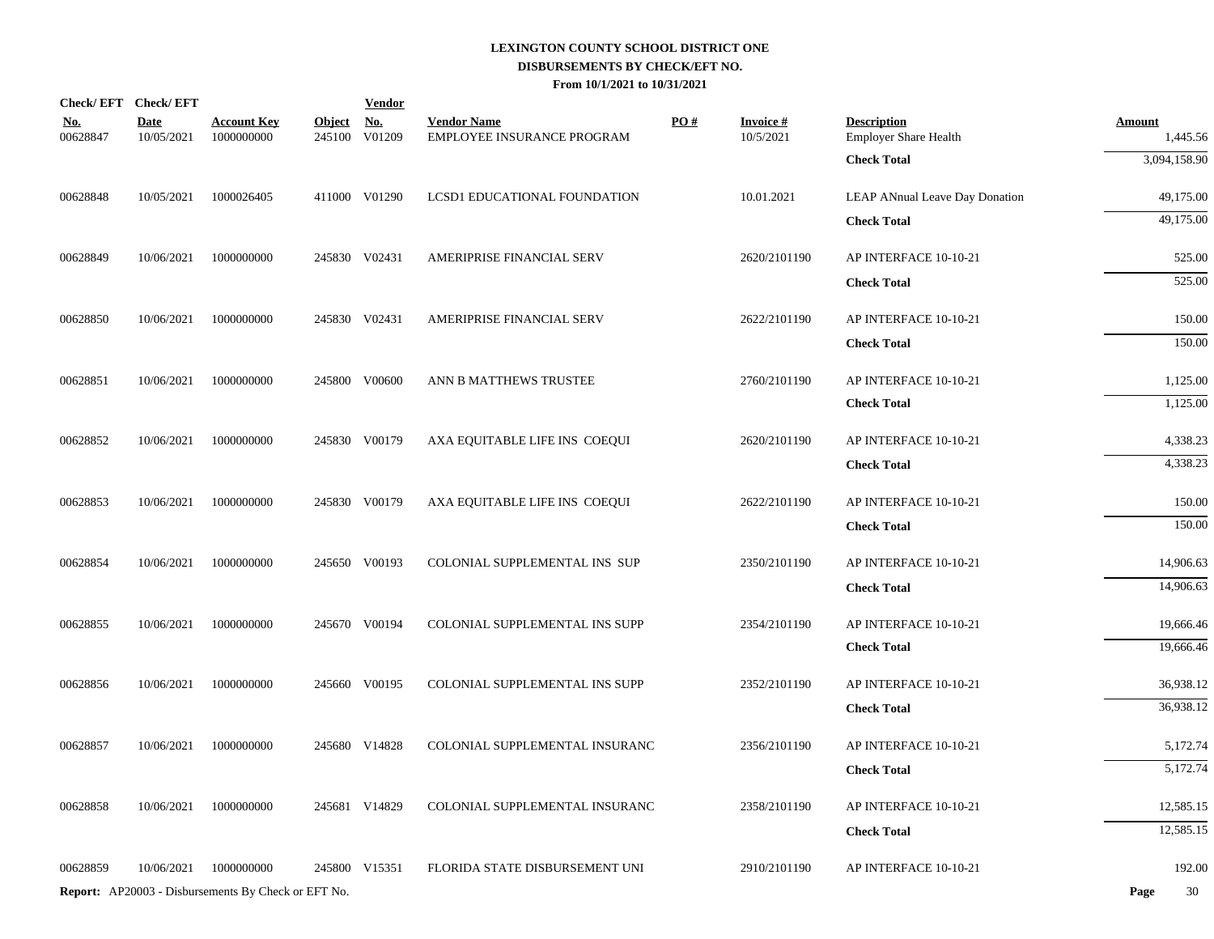# LEXINGTON COUNTY SCHOOL DISTRICT ONE
## DISBURSEMENTS BY CHECK/EFT NO.
### From 10/1/2021 to 10/31/2021

| Check/ EFT No. | Check/ EFT Date | Account Key | Object | Vendor No. | Vendor Name | PO # | Invoice # | Description | Amount |
|---|---|---|---|---|---|---|---|---|---|
| 00628847 | 10/05/2021 | 1000000000 | 245100 | V01209 | EMPLOYEE INSURANCE PROGRAM | | 10/5/2021 | Employer Share Health | 1,445.56 |
| | | | | | | | | **Check Total** | 3,094,158.90 |
| 00628848 | 10/05/2021 | 1000026405 | 411000 | V01290 | LCSD1 EDUCATIONAL FOUNDATION | | 10.01.2021 | LEAP ANnual Leave Day Donation | 49,175.00 |
| | | | | | | | | **Check Total** | 49,175.00 |
| 00628849 | 10/06/2021 | 1000000000 | 245830 | V02431 | AMERIPRISE FINANCIAL SERV | | 2620/2101190 | AP INTERFACE 10-10-21 | 525.00 |
| | | | | | | | | **Check Total** | 525.00 |
| 00628850 | 10/06/2021 | 1000000000 | 245830 | V02431 | AMERIPRISE FINANCIAL SERV | | 2622/2101190 | AP INTERFACE 10-10-21 | 150.00 |
| | | | | | | | | **Check Total** | 150.00 |
| 00628851 | 10/06/2021 | 1000000000 | 245800 | V00600 | ANN B MATTHEWS TRUSTEE | | 2760/2101190 | AP INTERFACE 10-10-21 | 1,125.00 |
| | | | | | | | | **Check Total** | 1,125.00 |
| 00628852 | 10/06/2021 | 1000000000 | 245830 | V00179 | AXA EQUITABLE LIFE INS COEQUI | | 2620/2101190 | AP INTERFACE 10-10-21 | 4,338.23 |
| | | | | | | | | **Check Total** | 4,338.23 |
| 00628853 | 10/06/2021 | 1000000000 | 245830 | V00179 | AXA EQUITABLE LIFE INS COEQUI | | 2622/2101190 | AP INTERFACE 10-10-21 | 150.00 |
| | | | | | | | | **Check Total** | 150.00 |
| 00628854 | 10/06/2021 | 1000000000 | 245650 | V00193 | COLONIAL SUPPLEMENTAL INS SUP | | 2350/2101190 | AP INTERFACE 10-10-21 | 14,906.63 |
| | | | | | | | | **Check Total** | 14,906.63 |
| 00628855 | 10/06/2021 | 1000000000 | 245670 | V00194 | COLONIAL SUPPLEMENTAL INS SUPP | | 2354/2101190 | AP INTERFACE 10-10-21 | 19,666.46 |
| | | | | | | | | **Check Total** | 19,666.46 |
| 00628856 | 10/06/2021 | 1000000000 | 245660 | V00195 | COLONIAL SUPPLEMENTAL INS SUPP | | 2352/2101190 | AP INTERFACE 10-10-21 | 36,938.12 |
| | | | | | | | | **Check Total** | 36,938.12 |
| 00628857 | 10/06/2021 | 1000000000 | 245680 | V14828 | COLONIAL SUPPLEMENTAL INSURANC | | 2356/2101190 | AP INTERFACE 10-10-21 | 5,172.74 |
| | | | | | | | | **Check Total** | 5,172.74 |
| 00628858 | 10/06/2021 | 1000000000 | 245681 | V14829 | COLONIAL SUPPLEMENTAL INSURANC | | 2358/2101190 | AP INTERFACE 10-10-21 | 12,585.15 |
| | | | | | | | | **Check Total** | 12,585.15 |
| 00628859 | 10/06/2021 | 1000000000 | 245800 | V15351 | FLORIDA STATE DISBURSEMENT UNI | | 2910/2101190 | AP INTERFACE 10-10-21 | 192.00 |

**Report:** AP20003 - Disbursements By Check or EFT No.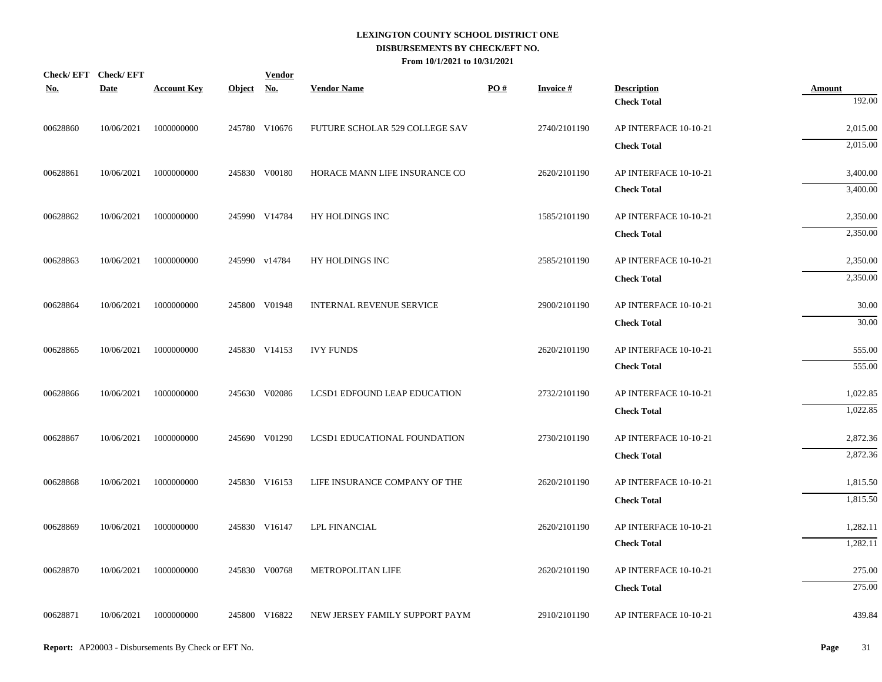**LEXINGTON COUNTY SCHOOL DISTRICT ONE**
**DISBURSEMENTS BY CHECK/EFT NO.**
**From 10/1/2021 to 10/31/2021**

| Check/ EFT No. | Check/ EFT Date | Account Key | Object | Vendor No. | Vendor Name | PO # | Invoice # | Description | Amount |
|---|---|---|---|---|---|---|---|---|---|
| | | | | | | | | **Check Total** | 192.00 |
| 00628860 | 10/06/2021 | 1000000000 | 245780 | V10676 | FUTURE SCHOLAR 529 COLLEGE SAV | | 2740/2101190 | AP INTERFACE 10-10-21 | 2,015.00 |
| | | | | | | | | **Check Total** | 2,015.00 |
| 00628861 | 10/06/2021 | 1000000000 | 245830 | V00180 | HORACE MANN LIFE INSURANCE CO | | 2620/2101190 | AP INTERFACE 10-10-21 | 3,400.00 |
| | | | | | | | | **Check Total** | 3,400.00 |
| 00628862 | 10/06/2021 | 1000000000 | 245990 | V14784 | HY HOLDINGS INC | | 1585/2101190 | AP INTERFACE 10-10-21 | 2,350.00 |
| | | | | | | | | **Check Total** | 2,350.00 |
| 00628863 | 10/06/2021 | 1000000000 | 245990 | v14784 | HY HOLDINGS INC | | 2585/2101190 | AP INTERFACE 10-10-21 | 2,350.00 |
| | | | | | | | | **Check Total** | 2,350.00 |
| 00628864 | 10/06/2021 | 1000000000 | 245800 | V01948 | INTERNAL REVENUE SERVICE | | 2900/2101190 | AP INTERFACE 10-10-21 | 30.00 |
| | | | | | | | | **Check Total** | 30.00 |
| 00628865 | 10/06/2021 | 1000000000 | 245830 | V14153 | IVY FUNDS | | 2620/2101190 | AP INTERFACE 10-10-21 | 555.00 |
| | | | | | | | | **Check Total** | 555.00 |
| 00628866 | 10/06/2021 | 1000000000 | 245630 | V02086 | LCSD1 EDFOUND LEAP EDUCATION | | 2732/2101190 | AP INTERFACE 10-10-21 | 1,022.85 |
| | | | | | | | | **Check Total** | 1,022.85 |
| 00628867 | 10/06/2021 | 1000000000 | 245690 | V01290 | LCSD1 EDUCATIONAL FOUNDATION | | 2730/2101190 | AP INTERFACE 10-10-21 | 2,872.36 |
| | | | | | | | | **Check Total** | 2,872.36 |
| 00628868 | 10/06/2021 | 1000000000 | 245830 | V16153 | LIFE INSURANCE COMPANY OF THE | | 2620/2101190 | AP INTERFACE 10-10-21 | 1,815.50 |
| | | | | | | | | **Check Total** | 1,815.50 |
| 00628869 | 10/06/2021 | 1000000000 | 245830 | V16147 | LPL FINANCIAL | | 2620/2101190 | AP INTERFACE 10-10-21 | 1,282.11 |
| | | | | | | | | **Check Total** | 1,282.11 |
| 00628870 | 10/06/2021 | 1000000000 | 245830 | V00768 | METROPOLITAN LIFE | | 2620/2101190 | AP INTERFACE 10-10-21 | 275.00 |
| | | | | | | | | **Check Total** | 275.00 |
| 00628871 | 10/06/2021 | 1000000000 | 245800 | V16822 | NEW JERSEY FAMILY SUPPORT PAYM | | 2910/2101190 | AP INTERFACE 10-10-21 | 439.84 |

**Report:** AP20003 - Disbursements By Check or EFT No.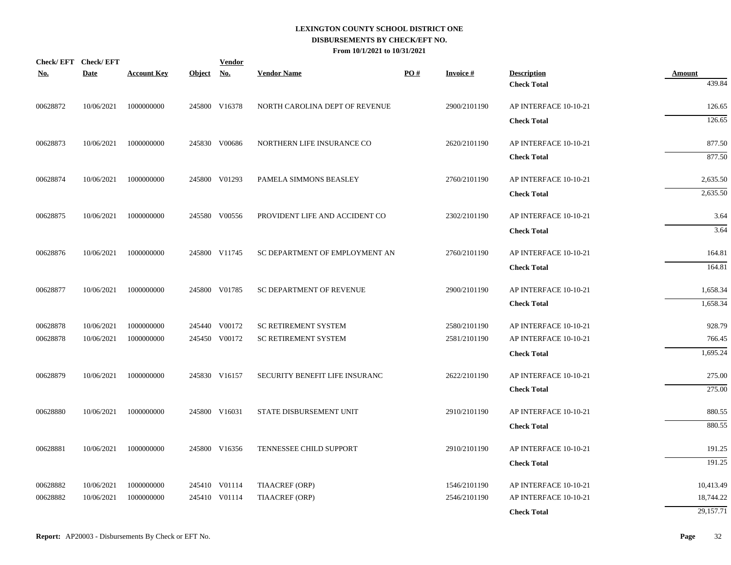**LEXINGTON COUNTY SCHOOL DISTRICT ONE**
**DISBURSEMENTS BY CHECK/EFT NO.**
**From 10/1/2021 to 10/31/2021**

| Check/ EFT No. | Check/ EFT Date | Account Key | Object | Vendor No. | Vendor Name | PO # | Invoice # | Description | Amount |
|---|---|---|---|---|---|---|---|---|---|
| | | | | | | | | **Check Total** | 439.84 |
| 00628872 | 10/06/2021 | 1000000000 | 245800 | V16378 | NORTH CAROLINA DEPT OF REVENUE | | 2900/2101190 | AP INTERFACE 10-10-21 | 126.65 |
| | | | | | | | | **Check Total** | 126.65 |
| 00628873 | 10/06/2021 | 1000000000 | 245830 | V00686 | NORTHERN LIFE INSURANCE CO | | 2620/2101190 | AP INTERFACE 10-10-21 | 877.50 |
| | | | | | | | | **Check Total** | 877.50 |
| 00628874 | 10/06/2021 | 1000000000 | 245800 | V01293 | PAMELA SIMMONS BEASLEY | | 2760/2101190 | AP INTERFACE 10-10-21 | 2,635.50 |
| | | | | | | | | **Check Total** | 2,635.50 |
| 00628875 | 10/06/2021 | 1000000000 | 245580 | V00556 | PROVIDENT LIFE AND ACCIDENT CO | | 2302/2101190 | AP INTERFACE 10-10-21 | 3.64 |
| | | | | | | | | **Check Total** | 3.64 |
| 00628876 | 10/06/2021 | 1000000000 | 245800 | V11745 | SC DEPARTMENT OF EMPLOYMENT AN | | 2760/2101190 | AP INTERFACE 10-10-21 | 164.81 |
| | | | | | | | | **Check Total** | 164.81 |
| 00628877 | 10/06/2021 | 1000000000 | 245800 | V01785 | SC DEPARTMENT OF REVENUE | | 2900/2101190 | AP INTERFACE 10-10-21 | 1,658.34 |
| | | | | | | | | **Check Total** | 1,658.34 |
| 00628878 | 10/06/2021 | 1000000000 | 245440 | V00172 | SC RETIREMENT SYSTEM | | 2580/2101190 | AP INTERFACE 10-10-21 | 928.79 |
| 00628878 | 10/06/2021 | 1000000000 | 245450 | V00172 | SC RETIREMENT SYSTEM | | 2581/2101190 | AP INTERFACE 10-10-21 | 766.45 |
| | | | | | | | | **Check Total** | 1,695.24 |
| 00628879 | 10/06/2021 | 1000000000 | 245830 | V16157 | SECURITY BENEFIT LIFE INSURANC | | 2622/2101190 | AP INTERFACE 10-10-21 | 275.00 |
| | | | | | | | | **Check Total** | 275.00 |
| 00628880 | 10/06/2021 | 1000000000 | 245800 | V16031 | STATE DISBURSEMENT UNIT | | 2910/2101190 | AP INTERFACE 10-10-21 | 880.55 |
| | | | | | | | | **Check Total** | 880.55 |
| 00628881 | 10/06/2021 | 1000000000 | 245800 | V16356 | TENNESSEE CHILD SUPPORT | | 2910/2101190 | AP INTERFACE 10-10-21 | 191.25 |
| | | | | | | | | **Check Total** | 191.25 |
| 00628882 | 10/06/2021 | 1000000000 | 245410 | V01114 | TIAACREF (ORP) | | 1546/2101190 | AP INTERFACE 10-10-21 | 10,413.49 |
| 00628882 | 10/06/2021 | 1000000000 | 245410 | V01114 | TIAACREF (ORP) | | 2546/2101190 | AP INTERFACE 10-10-21 | 18,744.22 |
| | | | | | | | | **Check Total** | 29,157.71 |

**Report:** AP20003 - Disbursements By Check or EFT No.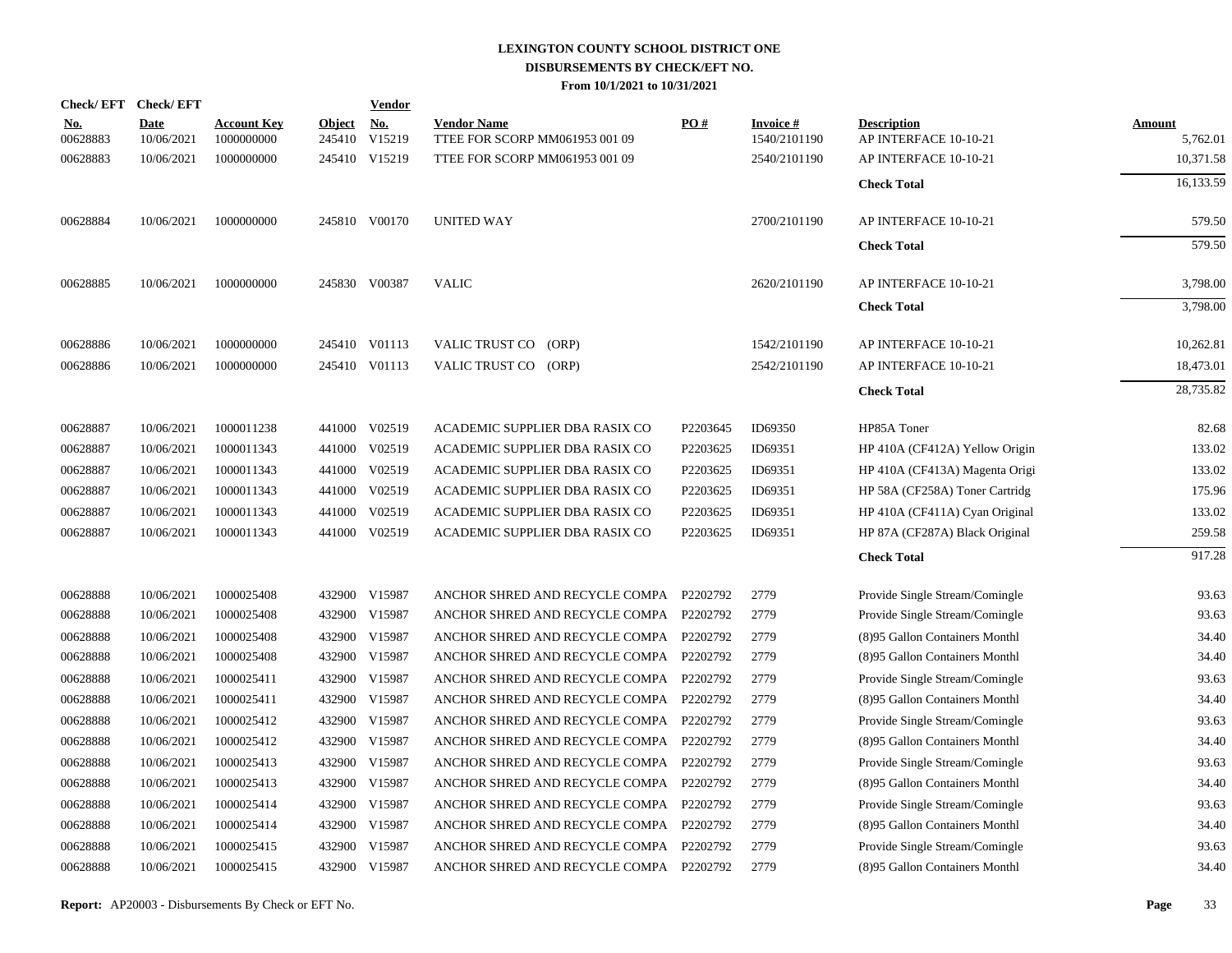# LEXINGTON COUNTY SCHOOL DISTRICT ONE
## DISBURSEMENTS BY CHECK/EFT NO.
### From 10/1/2021 to 10/31/2021

| Check/ EFT No. | Check/ EFT Date | Account Key | Object | Vendor No. | Vendor Name | PO # | Invoice # | Description | Amount |
|---|---|---|---|---|---|---|---|---|---|
| 00628883 | 10/06/2021 | 1000000000 | 245410 | V15219 | TTEE FOR SCORP MM061953 001 09 | | 1540/2101190 | AP INTERFACE 10-10-21 | 5,762.01 |
| 00628883 | 10/06/2021 | 1000000000 | 245410 | V15219 | TTEE FOR SCORP MM061953 001 09 | | 2540/2101190 | AP INTERFACE 10-10-21 | 10,371.58 |
| | | | | | | | | **Check Total** | 16,133.59 |
| 00628884 | 10/06/2021 | 1000000000 | 245810 | V00170 | UNITED WAY | | 2700/2101190 | AP INTERFACE 10-10-21 | 579.50 |
| | | | | | | | | **Check Total** | 579.50 |
| 00628885 | 10/06/2021 | 1000000000 | 245830 | V00387 | VALIC | | 2620/2101190 | AP INTERFACE 10-10-21 | 3,798.00 |
| | | | | | | | | **Check Total** | 3,798.00 |
| 00628886 | 10/06/2021 | 1000000000 | 245410 | V01113 | VALIC TRUST CO (ORP) | | 1542/2101190 | AP INTERFACE 10-10-21 | 10,262.81 |
| 00628886 | 10/06/2021 | 1000000000 | 245410 | V01113 | VALIC TRUST CO (ORP) | | 2542/2101190 | AP INTERFACE 10-10-21 | 18,473.01 |
| | | | | | | | | **Check Total** | 28,735.82 |
| 00628887 | 10/06/2021 | 1000011238 | 441000 | V02519 | ACADEMIC SUPPLIER DBA RASIX CO | P2203645 | ID69350 | HP85A Toner | 82.68 |
| 00628887 | 10/06/2021 | 1000011343 | 441000 | V02519 | ACADEMIC SUPPLIER DBA RASIX CO | P2203625 | ID69351 | HP 410A (CF412A) Yellow Origin | 133.02 |
| 00628887 | 10/06/2021 | 1000011343 | 441000 | V02519 | ACADEMIC SUPPLIER DBA RASIX CO | P2203625 | ID69351 | HP 410A (CF413A) Magenta Origi | 133.02 |
| 00628887 | 10/06/2021 | 1000011343 | 441000 | V02519 | ACADEMIC SUPPLIER DBA RASIX CO | P2203625 | ID69351 | HP 58A (CF258A) Toner Cartridg | 175.96 |
| 00628887 | 10/06/2021 | 1000011343 | 441000 | V02519 | ACADEMIC SUPPLIER DBA RASIX CO | P2203625 | ID69351 | HP 410A (CF411A) Cyan Original | 133.02 |
| 00628887 | 10/06/2021 | 1000011343 | 441000 | V02519 | ACADEMIC SUPPLIER DBA RASIX CO | P2203625 | ID69351 | HP 87A (CF287A) Black Original | 259.58 |
| | | | | | | | | **Check Total** | 917.28 |
| 00628888 | 10/06/2021 | 1000025408 | 432900 | V15987 | ANCHOR SHRED AND RECYCLE COMPA | P2202792 | 2779 | Provide Single Stream/Comingle | 93.63 |
| 00628888 | 10/06/2021 | 1000025408 | 432900 | V15987 | ANCHOR SHRED AND RECYCLE COMPA | P2202792 | 2779 | Provide Single Stream/Comingle | 93.63 |
| 00628888 | 10/06/2021 | 1000025408 | 432900 | V15987 | ANCHOR SHRED AND RECYCLE COMPA | P2202792 | 2779 | (8)95 Gallon Containers Monthl | 34.40 |
| 00628888 | 10/06/2021 | 1000025408 | 432900 | V15987 | ANCHOR SHRED AND RECYCLE COMPA | P2202792 | 2779 | (8)95 Gallon Containers Monthl | 34.40 |
| 00628888 | 10/06/2021 | 1000025411 | 432900 | V15987 | ANCHOR SHRED AND RECYCLE COMPA | P2202792 | 2779 | Provide Single Stream/Comingle | 93.63 |
| 00628888 | 10/06/2021 | 1000025411 | 432900 | V15987 | ANCHOR SHRED AND RECYCLE COMPA | P2202792 | 2779 | (8)95 Gallon Containers Monthl | 34.40 |
| 00628888 | 10/06/2021 | 1000025412 | 432900 | V15987 | ANCHOR SHRED AND RECYCLE COMPA | P2202792 | 2779 | Provide Single Stream/Comingle | 93.63 |
| 00628888 | 10/06/2021 | 1000025412 | 432900 | V15987 | ANCHOR SHRED AND RECYCLE COMPA | P2202792 | 2779 | (8)95 Gallon Containers Monthl | 34.40 |
| 00628888 | 10/06/2021 | 1000025413 | 432900 | V15987 | ANCHOR SHRED AND RECYCLE COMPA | P2202792 | 2779 | Provide Single Stream/Comingle | 93.63 |
| 00628888 | 10/06/2021 | 1000025413 | 432900 | V15987 | ANCHOR SHRED AND RECYCLE COMPA | P2202792 | 2779 | (8)95 Gallon Containers Monthl | 34.40 |
| 00628888 | 10/06/2021 | 1000025414 | 432900 | V15987 | ANCHOR SHRED AND RECYCLE COMPA | P2202792 | 2779 | Provide Single Stream/Comingle | 93.63 |
| 00628888 | 10/06/2021 | 1000025414 | 432900 | V15987 | ANCHOR SHRED AND RECYCLE COMPA | P2202792 | 2779 | (8)95 Gallon Containers Monthl | 34.40 |
| 00628888 | 10/06/2021 | 1000025415 | 432900 | V15987 | ANCHOR SHRED AND RECYCLE COMPA | P2202792 | 2779 | Provide Single Stream/Comingle | 93.63 |
| 00628888 | 10/06/2021 | 1000025415 | 432900 | V15987 | ANCHOR SHRED AND RECYCLE COMPA | P2202792 | 2779 | (8)95 Gallon Containers Monthl | 34.40 |

**Report:** AP20003 - Disbursements By Check or EFT No.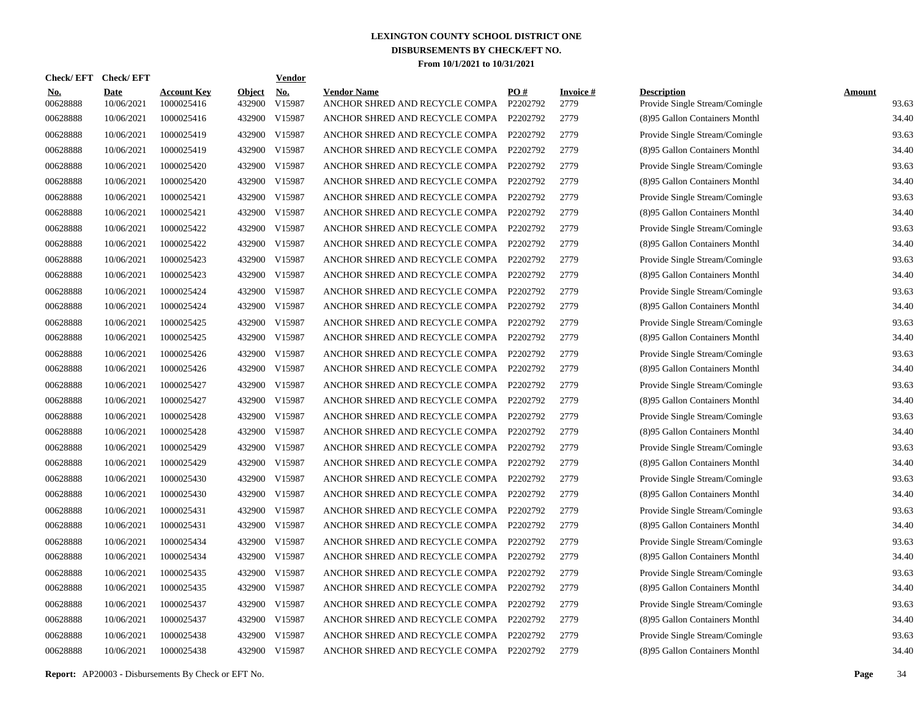# LEXINGTON COUNTY SCHOOL DISTRICT ONE

## DISBURSEMENTS BY CHECK/EFT NO.

### From 10/1/2021 to 10/31/2021

| Check/ EFT No. | Check/ EFT Date | Account Key | Object | Vendor No. | Vendor Name | PO # | Invoice # | Description | Amount |
|---|---|---|---|---|---|---|---|---|---|
| 00628888 | 10/06/2021 | 1000025416 | 432900 | V15987 | ANCHOR SHRED AND RECYCLE COMPA | P2202792 | 2779 | Provide Single Stream/Comingle | 93.63 |
| 00628888 | 10/06/2021 | 1000025416 | 432900 | V15987 | ANCHOR SHRED AND RECYCLE COMPA | P2202792 | 2779 | (8)95 Gallon Containers Monthl | 34.40 |
| 00628888 | 10/06/2021 | 1000025419 | 432900 | V15987 | ANCHOR SHRED AND RECYCLE COMPA | P2202792 | 2779 | Provide Single Stream/Comingle | 93.63 |
| 00628888 | 10/06/2021 | 1000025419 | 432900 | V15987 | ANCHOR SHRED AND RECYCLE COMPA | P2202792 | 2779 | (8)95 Gallon Containers Monthl | 34.40 |
| 00628888 | 10/06/2021 | 1000025420 | 432900 | V15987 | ANCHOR SHRED AND RECYCLE COMPA | P2202792 | 2779 | Provide Single Stream/Comingle | 93.63 |
| 00628888 | 10/06/2021 | 1000025420 | 432900 | V15987 | ANCHOR SHRED AND RECYCLE COMPA | P2202792 | 2779 | (8)95 Gallon Containers Monthl | 34.40 |
| 00628888 | 10/06/2021 | 1000025421 | 432900 | V15987 | ANCHOR SHRED AND RECYCLE COMPA | P2202792 | 2779 | Provide Single Stream/Comingle | 93.63 |
| 00628888 | 10/06/2021 | 1000025421 | 432900 | V15987 | ANCHOR SHRED AND RECYCLE COMPA | P2202792 | 2779 | (8)95 Gallon Containers Monthl | 34.40 |
| 00628888 | 10/06/2021 | 1000025422 | 432900 | V15987 | ANCHOR SHRED AND RECYCLE COMPA | P2202792 | 2779 | Provide Single Stream/Comingle | 93.63 |
| 00628888 | 10/06/2021 | 1000025422 | 432900 | V15987 | ANCHOR SHRED AND RECYCLE COMPA | P2202792 | 2779 | (8)95 Gallon Containers Monthl | 34.40 |
| 00628888 | 10/06/2021 | 1000025423 | 432900 | V15987 | ANCHOR SHRED AND RECYCLE COMPA | P2202792 | 2779 | Provide Single Stream/Comingle | 93.63 |
| 00628888 | 10/06/2021 | 1000025423 | 432900 | V15987 | ANCHOR SHRED AND RECYCLE COMPA | P2202792 | 2779 | (8)95 Gallon Containers Monthl | 34.40 |
| 00628888 | 10/06/2021 | 1000025424 | 432900 | V15987 | ANCHOR SHRED AND RECYCLE COMPA | P2202792 | 2779 | Provide Single Stream/Comingle | 93.63 |
| 00628888 | 10/06/2021 | 1000025424 | 432900 | V15987 | ANCHOR SHRED AND RECYCLE COMPA | P2202792 | 2779 | (8)95 Gallon Containers Monthl | 34.40 |
| 00628888 | 10/06/2021 | 1000025425 | 432900 | V15987 | ANCHOR SHRED AND RECYCLE COMPA | P2202792 | 2779 | Provide Single Stream/Comingle | 93.63 |
| 00628888 | 10/06/2021 | 1000025425 | 432900 | V15987 | ANCHOR SHRED AND RECYCLE COMPA | P2202792 | 2779 | (8)95 Gallon Containers Monthl | 34.40 |
| 00628888 | 10/06/2021 | 1000025426 | 432900 | V15987 | ANCHOR SHRED AND RECYCLE COMPA | P2202792 | 2779 | Provide Single Stream/Comingle | 93.63 |
| 00628888 | 10/06/2021 | 1000025426 | 432900 | V15987 | ANCHOR SHRED AND RECYCLE COMPA | P2202792 | 2779 | (8)95 Gallon Containers Monthl | 34.40 |
| 00628888 | 10/06/2021 | 1000025427 | 432900 | V15987 | ANCHOR SHRED AND RECYCLE COMPA | P2202792 | 2779 | Provide Single Stream/Comingle | 93.63 |
| 00628888 | 10/06/2021 | 1000025427 | 432900 | V15987 | ANCHOR SHRED AND RECYCLE COMPA | P2202792 | 2779 | (8)95 Gallon Containers Monthl | 34.40 |
| 00628888 | 10/06/2021 | 1000025428 | 432900 | V15987 | ANCHOR SHRED AND RECYCLE COMPA | P2202792 | 2779 | Provide Single Stream/Comingle | 93.63 |
| 00628888 | 10/06/2021 | 1000025428 | 432900 | V15987 | ANCHOR SHRED AND RECYCLE COMPA | P2202792 | 2779 | (8)95 Gallon Containers Monthl | 34.40 |
| 00628888 | 10/06/2021 | 1000025429 | 432900 | V15987 | ANCHOR SHRED AND RECYCLE COMPA | P2202792 | 2779 | Provide Single Stream/Comingle | 93.63 |
| 00628888 | 10/06/2021 | 1000025429 | 432900 | V15987 | ANCHOR SHRED AND RECYCLE COMPA | P2202792 | 2779 | (8)95 Gallon Containers Monthl | 34.40 |
| 00628888 | 10/06/2021 | 1000025430 | 432900 | V15987 | ANCHOR SHRED AND RECYCLE COMPA | P2202792 | 2779 | Provide Single Stream/Comingle | 93.63 |
| 00628888 | 10/06/2021 | 1000025430 | 432900 | V15987 | ANCHOR SHRED AND RECYCLE COMPA | P2202792 | 2779 | (8)95 Gallon Containers Monthl | 34.40 |
| 00628888 | 10/06/2021 | 1000025431 | 432900 | V15987 | ANCHOR SHRED AND RECYCLE COMPA | P2202792 | 2779 | Provide Single Stream/Comingle | 93.63 |
| 00628888 | 10/06/2021 | 1000025431 | 432900 | V15987 | ANCHOR SHRED AND RECYCLE COMPA | P2202792 | 2779 | (8)95 Gallon Containers Monthl | 34.40 |
| 00628888 | 10/06/2021 | 1000025434 | 432900 | V15987 | ANCHOR SHRED AND RECYCLE COMPA | P2202792 | 2779 | Provide Single Stream/Comingle | 93.63 |
| 00628888 | 10/06/2021 | 1000025434 | 432900 | V15987 | ANCHOR SHRED AND RECYCLE COMPA | P2202792 | 2779 | (8)95 Gallon Containers Monthl | 34.40 |
| 00628888 | 10/06/2021 | 1000025435 | 432900 | V15987 | ANCHOR SHRED AND RECYCLE COMPA | P2202792 | 2779 | Provide Single Stream/Comingle | 93.63 |
| 00628888 | 10/06/2021 | 1000025435 | 432900 | V15987 | ANCHOR SHRED AND RECYCLE COMPA | P2202792 | 2779 | (8)95 Gallon Containers Monthl | 34.40 |
| 00628888 | 10/06/2021 | 1000025437 | 432900 | V15987 | ANCHOR SHRED AND RECYCLE COMPA | P2202792 | 2779 | Provide Single Stream/Comingle | 93.63 |
| 00628888 | 10/06/2021 | 1000025437 | 432900 | V15987 | ANCHOR SHRED AND RECYCLE COMPA | P2202792 | 2779 | (8)95 Gallon Containers Monthl | 34.40 |
| 00628888 | 10/06/2021 | 1000025438 | 432900 | V15987 | ANCHOR SHRED AND RECYCLE COMPA | P2202792 | 2779 | Provide Single Stream/Comingle | 93.63 |
| 00628888 | 10/06/2021 | 1000025438 | 432900 | V15987 | ANCHOR SHRED AND RECYCLE COMPA | P2202792 | 2779 | (8)95 Gallon Containers Monthl | 34.40 |

**Report:** AP20003 - Disbursements By Check or EFT No.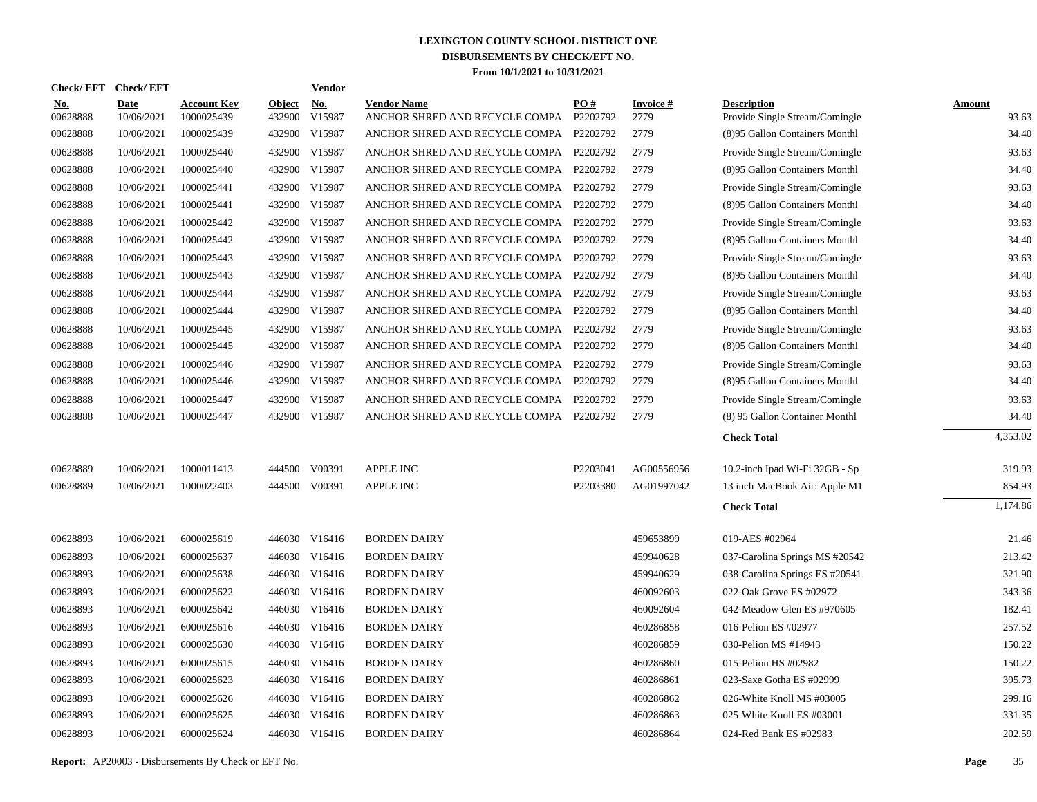# LEXINGTON COUNTY SCHOOL DISTRICT ONE
## DISBURSEMENTS BY CHECK/EFT NO.
### From 10/1/2021 to 10/31/2021

| Check/ EFT No. | Check/ EFT Date | Account Key | Object | Vendor No. | Vendor Name | PO # | Invoice # | Description | Amount |
|---|---|---|---|---|---|---|---|---|---|
| 00628888 | 10/06/2021 | 1000025439 | 432900 | V15987 | ANCHOR SHRED AND RECYCLE COMPA | P2202792 | 2779 | Provide Single Stream/Comingle | 93.63 |
| 00628888 | 10/06/2021 | 1000025439 | 432900 | V15987 | ANCHOR SHRED AND RECYCLE COMPA | P2202792 | 2779 | (8)95 Gallon Containers Monthl | 34.40 |
| 00628888 | 10/06/2021 | 1000025440 | 432900 | V15987 | ANCHOR SHRED AND RECYCLE COMPA | P2202792 | 2779 | Provide Single Stream/Comingle | 93.63 |
| 00628888 | 10/06/2021 | 1000025440 | 432900 | V15987 | ANCHOR SHRED AND RECYCLE COMPA | P2202792 | 2779 | (8)95 Gallon Containers Monthl | 34.40 |
| 00628888 | 10/06/2021 | 1000025441 | 432900 | V15987 | ANCHOR SHRED AND RECYCLE COMPA | P2202792 | 2779 | Provide Single Stream/Comingle | 93.63 |
| 00628888 | 10/06/2021 | 1000025441 | 432900 | V15987 | ANCHOR SHRED AND RECYCLE COMPA | P2202792 | 2779 | (8)95 Gallon Containers Monthl | 34.40 |
| 00628888 | 10/06/2021 | 1000025442 | 432900 | V15987 | ANCHOR SHRED AND RECYCLE COMPA | P2202792 | 2779 | Provide Single Stream/Comingle | 93.63 |
| 00628888 | 10/06/2021 | 1000025442 | 432900 | V15987 | ANCHOR SHRED AND RECYCLE COMPA | P2202792 | 2779 | (8)95 Gallon Containers Monthl | 34.40 |
| 00628888 | 10/06/2021 | 1000025443 | 432900 | V15987 | ANCHOR SHRED AND RECYCLE COMPA | P2202792 | 2779 | Provide Single Stream/Comingle | 93.63 |
| 00628888 | 10/06/2021 | 1000025443 | 432900 | V15987 | ANCHOR SHRED AND RECYCLE COMPA | P2202792 | 2779 | (8)95 Gallon Containers Monthl | 34.40 |
| 00628888 | 10/06/2021 | 1000025444 | 432900 | V15987 | ANCHOR SHRED AND RECYCLE COMPA | P2202792 | 2779 | Provide Single Stream/Comingle | 93.63 |
| 00628888 | 10/06/2021 | 1000025444 | 432900 | V15987 | ANCHOR SHRED AND RECYCLE COMPA | P2202792 | 2779 | (8)95 Gallon Containers Monthl | 34.40 |
| 00628888 | 10/06/2021 | 1000025445 | 432900 | V15987 | ANCHOR SHRED AND RECYCLE COMPA | P2202792 | 2779 | Provide Single Stream/Comingle | 93.63 |
| 00628888 | 10/06/2021 | 1000025445 | 432900 | V15987 | ANCHOR SHRED AND RECYCLE COMPA | P2202792 | 2779 | (8)95 Gallon Containers Monthl | 34.40 |
| 00628888 | 10/06/2021 | 1000025446 | 432900 | V15987 | ANCHOR SHRED AND RECYCLE COMPA | P2202792 | 2779 | Provide Single Stream/Comingle | 93.63 |
| 00628888 | 10/06/2021 | 1000025446 | 432900 | V15987 | ANCHOR SHRED AND RECYCLE COMPA | P2202792 | 2779 | (8)95 Gallon Containers Monthl | 34.40 |
| 00628888 | 10/06/2021 | 1000025447 | 432900 | V15987 | ANCHOR SHRED AND RECYCLE COMPA | P2202792 | 2779 | Provide Single Stream/Comingle | 93.63 |
| 00628888 | 10/06/2021 | 1000025447 | 432900 | V15987 | ANCHOR SHRED AND RECYCLE COMPA | P2202792 | 2779 | (8) 95 Gallon Container Monthl | 34.40 |
| | | | | | | | | **Check Total** | 4,353.02 |
| 00628889 | 10/06/2021 | 1000011413 | 444500 | V00391 | APPLE INC | P2203041 | AG00556956 | 10.2-inch Ipad Wi-Fi 32GB - Sp | 319.93 |
| 00628889 | 10/06/2021 | 1000022403 | 444500 | V00391 | APPLE INC | P2203380 | AG01997042 | 13 inch MacBook Air: Apple M1 | 854.93 |
| | | | | | | | | **Check Total** | 1,174.86 |
| 00628893 | 10/06/2021 | 6000025619 | 446030 | V16416 | BORDEN DAIRY | | 459653899 | 019-AES #02964 | 21.46 |
| 00628893 | 10/06/2021 | 6000025637 | 446030 | V16416 | BORDEN DAIRY | | 459940628 | 037-Carolina Springs MS #20542 | 213.42 |
| 00628893 | 10/06/2021 | 6000025638 | 446030 | V16416 | BORDEN DAIRY | | 459940629 | 038-Carolina Springs ES #20541 | 321.90 |
| 00628893 | 10/06/2021 | 6000025622 | 446030 | V16416 | BORDEN DAIRY | | 460092603 | 022-Oak Grove ES #02972 | 343.36 |
| 00628893 | 10/06/2021 | 6000025642 | 446030 | V16416 | BORDEN DAIRY | | 460092604 | 042-Meadow Glen ES #970605 | 182.41 |
| 00628893 | 10/06/2021 | 6000025616 | 446030 | V16416 | BORDEN DAIRY | | 460286858 | 016-Pelion ES #02977 | 257.52 |
| 00628893 | 10/06/2021 | 6000025630 | 446030 | V16416 | BORDEN DAIRY | | 460286859 | 030-Pelion MS #14943 | 150.22 |
| 00628893 | 10/06/2021 | 6000025615 | 446030 | V16416 | BORDEN DAIRY | | 460286860 | 015-Pelion HS #02982 | 150.22 |
| 00628893 | 10/06/2021 | 6000025623 | 446030 | V16416 | BORDEN DAIRY | | 460286861 | 023-Saxe Gotha ES #02999 | 395.73 |
| 00628893 | 10/06/2021 | 6000025626 | 446030 | V16416 | BORDEN DAIRY | | 460286862 | 026-White Knoll MS #03005 | 299.16 |
| 00628893 | 10/06/2021 | 6000025625 | 446030 | V16416 | BORDEN DAIRY | | 460286863 | 025-White Knoll ES #03001 | 331.35 |
| 00628893 | 10/06/2021 | 6000025624 | 446030 | V16416 | BORDEN DAIRY | | 460286864 | 024-Red Bank ES #02983 | 202.59 |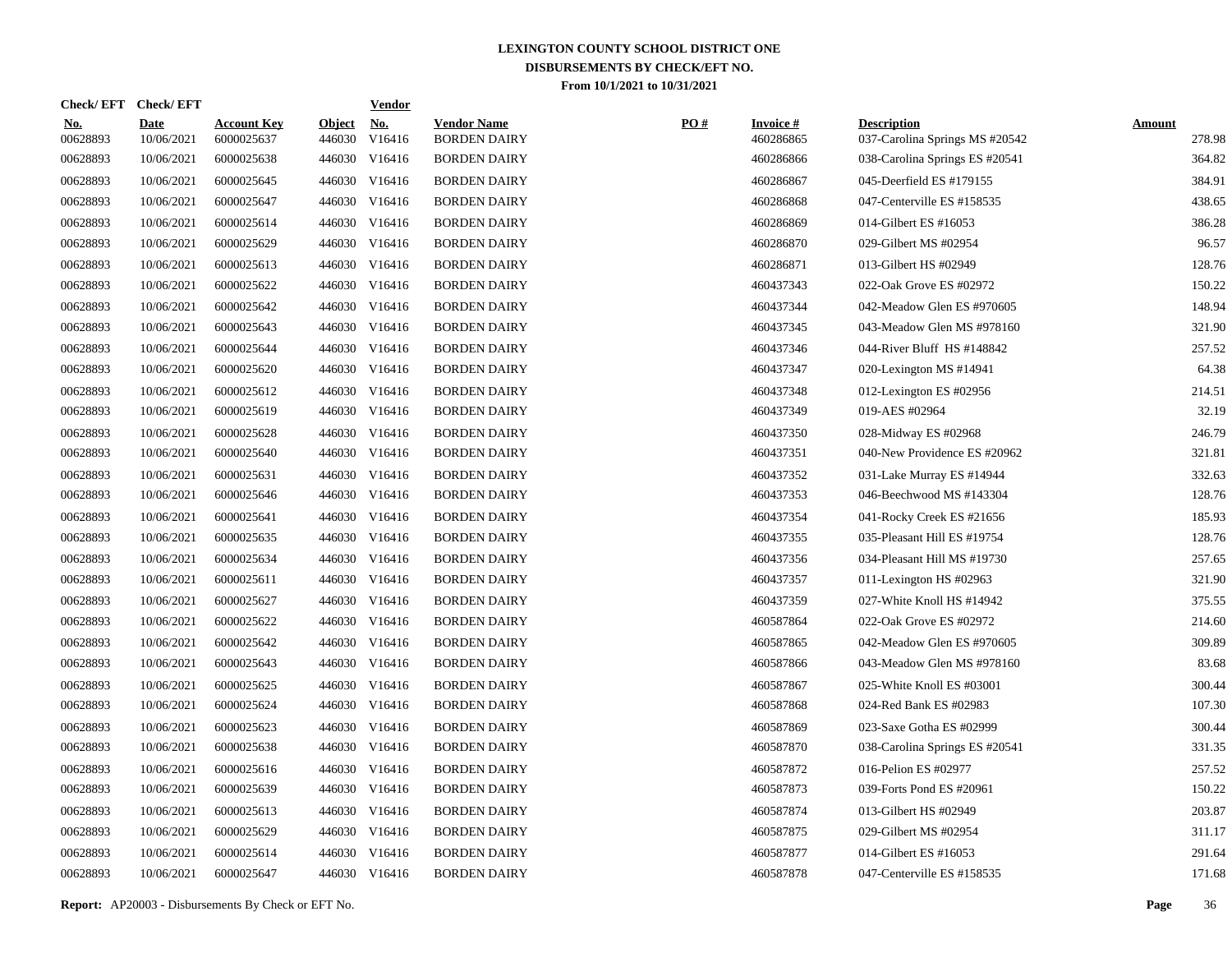# LEXINGTON COUNTY SCHOOL DISTRICT ONE
## DISBURSEMENTS BY CHECK/EFT NO.
### From 10/1/2021 to 10/31/2021

| Check/ EFT No. | Check/ EFT Date | Account Key | Object | Vendor No. | Vendor Name | PO # | Invoice # | Description | Amount |
|---|---|---|---|---|---|---|---|---|---|
| 00628893 | 10/06/2021 | 6000025637 | 446030 | V16416 | BORDEN DAIRY | | 460286865 | 037-Carolina Springs MS #20542 | 278.98 |
| 00628893 | 10/06/2021 | 6000025638 | 446030 | V16416 | BORDEN DAIRY | | 460286866 | 038-Carolina Springs ES #20541 | 364.82 |
| 00628893 | 10/06/2021 | 6000025645 | 446030 | V16416 | BORDEN DAIRY | | 460286867 | 045-Deerfield ES #179155 | 384.91 |
| 00628893 | 10/06/2021 | 6000025647 | 446030 | V16416 | BORDEN DAIRY | | 460286868 | 047-Centerville ES #158535 | 438.65 |
| 00628893 | 10/06/2021 | 6000025614 | 446030 | V16416 | BORDEN DAIRY | | 460286869 | 014-Gilbert ES #16053 | 386.28 |
| 00628893 | 10/06/2021 | 6000025629 | 446030 | V16416 | BORDEN DAIRY | | 460286870 | 029-Gilbert MS #02954 | 96.57 |
| 00628893 | 10/06/2021 | 6000025613 | 446030 | V16416 | BORDEN DAIRY | | 460286871 | 013-Gilbert HS #02949 | 128.76 |
| 00628893 | 10/06/2021 | 6000025622 | 446030 | V16416 | BORDEN DAIRY | | 460437343 | 022-Oak Grove ES #02972 | 150.22 |
| 00628893 | 10/06/2021 | 6000025642 | 446030 | V16416 | BORDEN DAIRY | | 460437344 | 042-Meadow Glen ES #970605 | 148.94 |
| 00628893 | 10/06/2021 | 6000025643 | 446030 | V16416 | BORDEN DAIRY | | 460437345 | 043-Meadow Glen MS #978160 | 321.90 |
| 00628893 | 10/06/2021 | 6000025644 | 446030 | V16416 | BORDEN DAIRY | | 460437346 | 044-River Bluff HS #148842 | 257.52 |
| 00628893 | 10/06/2021 | 6000025620 | 446030 | V16416 | BORDEN DAIRY | | 460437347 | 020-Lexington MS #14941 | 64.38 |
| 00628893 | 10/06/2021 | 6000025612 | 446030 | V16416 | BORDEN DAIRY | | 460437348 | 012-Lexington ES #02956 | 214.51 |
| 00628893 | 10/06/2021 | 6000025619 | 446030 | V16416 | BORDEN DAIRY | | 460437349 | 019-AES #02964 | 32.19 |
| 00628893 | 10/06/2021 | 6000025628 | 446030 | V16416 | BORDEN DAIRY | | 460437350 | 028-Midway ES #02968 | 246.79 |
| 00628893 | 10/06/2021 | 6000025640 | 446030 | V16416 | BORDEN DAIRY | | 460437351 | 040-New Providence ES #20962 | 321.81 |
| 00628893 | 10/06/2021 | 6000025631 | 446030 | V16416 | BORDEN DAIRY | | 460437352 | 031-Lake Murray ES #14944 | 332.63 |
| 00628893 | 10/06/2021 | 6000025646 | 446030 | V16416 | BORDEN DAIRY | | 460437353 | 046-Beechwood MS #143304 | 128.76 |
| 00628893 | 10/06/2021 | 6000025641 | 446030 | V16416 | BORDEN DAIRY | | 460437354 | 041-Rocky Creek ES #21656 | 185.93 |
| 00628893 | 10/06/2021 | 6000025635 | 446030 | V16416 | BORDEN DAIRY | | 460437355 | 035-Pleasant Hill ES #19754 | 128.76 |
| 00628893 | 10/06/2021 | 6000025634 | 446030 | V16416 | BORDEN DAIRY | | 460437356 | 034-Pleasant Hill MS #19730 | 257.65 |
| 00628893 | 10/06/2021 | 6000025611 | 446030 | V16416 | BORDEN DAIRY | | 460437357 | 011-Lexington HS #02963 | 321.90 |
| 00628893 | 10/06/2021 | 6000025627 | 446030 | V16416 | BORDEN DAIRY | | 460437359 | 027-White Knoll HS #14942 | 375.55 |
| 00628893 | 10/06/2021 | 6000025622 | 446030 | V16416 | BORDEN DAIRY | | 460587864 | 022-Oak Grove ES #02972 | 214.60 |
| 00628893 | 10/06/2021 | 6000025642 | 446030 | V16416 | BORDEN DAIRY | | 460587865 | 042-Meadow Glen ES #970605 | 309.89 |
| 00628893 | 10/06/2021 | 6000025643 | 446030 | V16416 | BORDEN DAIRY | | 460587866 | 043-Meadow Glen MS #978160 | 83.68 |
| 00628893 | 10/06/2021 | 6000025625 | 446030 | V16416 | BORDEN DAIRY | | 460587867 | 025-White Knoll ES #03001 | 300.44 |
| 00628893 | 10/06/2021 | 6000025624 | 446030 | V16416 | BORDEN DAIRY | | 460587868 | 024-Red Bank ES #02983 | 107.30 |
| 00628893 | 10/06/2021 | 6000025623 | 446030 | V16416 | BORDEN DAIRY | | 460587869 | 023-Saxe Gotha ES #02999 | 300.44 |
| 00628893 | 10/06/2021 | 6000025638 | 446030 | V16416 | BORDEN DAIRY | | 460587870 | 038-Carolina Springs ES #20541 | 331.35 |
| 00628893 | 10/06/2021 | 6000025616 | 446030 | V16416 | BORDEN DAIRY | | 460587872 | 016-Pelion ES #02977 | 257.52 |
| 00628893 | 10/06/2021 | 6000025639 | 446030 | V16416 | BORDEN DAIRY | | 460587873 | 039-Forts Pond ES #20961 | 150.22 |
| 00628893 | 10/06/2021 | 6000025613 | 446030 | V16416 | BORDEN DAIRY | | 460587874 | 013-Gilbert HS #02949 | 203.87 |
| 00628893 | 10/06/2021 | 6000025629 | 446030 | V16416 | BORDEN DAIRY | | 460587875 | 029-Gilbert MS #02954 | 311.17 |
| 00628893 | 10/06/2021 | 6000025614 | 446030 | V16416 | BORDEN DAIRY | | 460587877 | 014-Gilbert ES #16053 | 291.64 |
| 00628893 | 10/06/2021 | 6000025647 | 446030 | V16416 | BORDEN DAIRY | | 460587878 | 047-Centerville ES #158535 | 171.68 |

**Report:** AP20003 - Disbursements By Check or EFT No.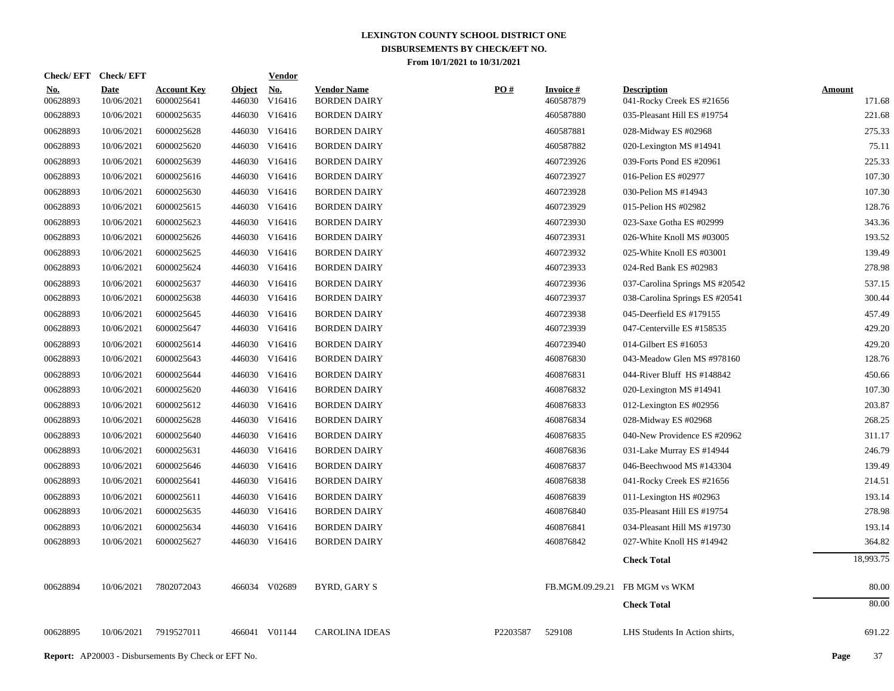# LEXINGTON COUNTY SCHOOL DISTRICT ONE

## DISBURSEMENTS BY CHECK/EFT NO.

### From 10/1/2021 to 10/31/2021

| Check/ EFT No. | Check/ EFT Date | Account Key | Object | Vendor No. | Vendor Name | PO # | Invoice # | Description | Amount |
|---|---|---|---|---|---|---|---|---|---|
| 00628893 | 10/06/2021 | 6000025641 | 446030 | V16416 | BORDEN DAIRY | | 460587879 | 041-Rocky Creek ES #21656 | 171.68 |
| 00628893 | 10/06/2021 | 6000025635 | 446030 | V16416 | BORDEN DAIRY | | 460587880 | 035-Pleasant Hill ES #19754 | 221.68 |
| 00628893 | 10/06/2021 | 6000025628 | 446030 | V16416 | BORDEN DAIRY | | 460587881 | 028-Midway ES #02968 | 275.33 |
| 00628893 | 10/06/2021 | 6000025620 | 446030 | V16416 | BORDEN DAIRY | | 460587882 | 020-Lexington MS #14941 | 75.11 |
| 00628893 | 10/06/2021 | 6000025639 | 446030 | V16416 | BORDEN DAIRY | | 460723926 | 039-Forts Pond ES #20961 | 225.33 |
| 00628893 | 10/06/2021 | 6000025616 | 446030 | V16416 | BORDEN DAIRY | | 460723927 | 016-Pelion ES #02977 | 107.30 |
| 00628893 | 10/06/2021 | 6000025630 | 446030 | V16416 | BORDEN DAIRY | | 460723928 | 030-Pelion MS #14943 | 107.30 |
| 00628893 | 10/06/2021 | 6000025615 | 446030 | V16416 | BORDEN DAIRY | | 460723929 | 015-Pelion HS #02982 | 128.76 |
| 00628893 | 10/06/2021 | 6000025623 | 446030 | V16416 | BORDEN DAIRY | | 460723930 | 023-Saxe Gotha ES #02999 | 343.36 |
| 00628893 | 10/06/2021 | 6000025626 | 446030 | V16416 | BORDEN DAIRY | | 460723931 | 026-White Knoll MS #03005 | 193.52 |
| 00628893 | 10/06/2021 | 6000025625 | 446030 | V16416 | BORDEN DAIRY | | 460723932 | 025-White Knoll ES #03001 | 139.49 |
| 00628893 | 10/06/2021 | 6000025624 | 446030 | V16416 | BORDEN DAIRY | | 460723933 | 024-Red Bank ES #02983 | 278.98 |
| 00628893 | 10/06/2021 | 6000025637 | 446030 | V16416 | BORDEN DAIRY | | 460723936 | 037-Carolina Springs MS #20542 | 537.15 |
| 00628893 | 10/06/2021 | 6000025638 | 446030 | V16416 | BORDEN DAIRY | | 460723937 | 038-Carolina Springs ES #20541 | 300.44 |
| 00628893 | 10/06/2021 | 6000025645 | 446030 | V16416 | BORDEN DAIRY | | 460723938 | 045-Deerfield ES #179155 | 457.49 |
| 00628893 | 10/06/2021 | 6000025647 | 446030 | V16416 | BORDEN DAIRY | | 460723939 | 047-Centerville ES #158535 | 429.20 |
| 00628893 | 10/06/2021 | 6000025614 | 446030 | V16416 | BORDEN DAIRY | | 460723940 | 014-Gilbert ES #16053 | 429.20 |
| 00628893 | 10/06/2021 | 6000025643 | 446030 | V16416 | BORDEN DAIRY | | 460876830 | 043-Meadow Glen MS #978160 | 128.76 |
| 00628893 | 10/06/2021 | 6000025644 | 446030 | V16416 | BORDEN DAIRY | | 460876831 | 044-River Bluff HS #148842 | 450.66 |
| 00628893 | 10/06/2021 | 6000025620 | 446030 | V16416 | BORDEN DAIRY | | 460876832 | 020-Lexington MS #14941 | 107.30 |
| 00628893 | 10/06/2021 | 6000025612 | 446030 | V16416 | BORDEN DAIRY | | 460876833 | 012-Lexington ES #02956 | 203.87 |
| 00628893 | 10/06/2021 | 6000025628 | 446030 | V16416 | BORDEN DAIRY | | 460876834 | 028-Midway ES #02968 | 268.25 |
| 00628893 | 10/06/2021 | 6000025640 | 446030 | V16416 | BORDEN DAIRY | | 460876835 | 040-New Providence ES #20962 | 311.17 |
| 00628893 | 10/06/2021 | 6000025631 | 446030 | V16416 | BORDEN DAIRY | | 460876836 | 031-Lake Murray ES #14944 | 246.79 |
| 00628893 | 10/06/2021 | 6000025646 | 446030 | V16416 | BORDEN DAIRY | | 460876837 | 046-Beechwood MS #143304 | 139.49 |
| 00628893 | 10/06/2021 | 6000025641 | 446030 | V16416 | BORDEN DAIRY | | 460876838 | 041-Rocky Creek ES #21656 | 214.51 |
| 00628893 | 10/06/2021 | 6000025611 | 446030 | V16416 | BORDEN DAIRY | | 460876839 | 011-Lexington HS #02963 | 193.14 |
| 00628893 | 10/06/2021 | 6000025635 | 446030 | V16416 | BORDEN DAIRY | | 460876840 | 035-Pleasant Hill ES #19754 | 278.98 |
| 00628893 | 10/06/2021 | 6000025634 | 446030 | V16416 | BORDEN DAIRY | | 460876841 | 034-Pleasant Hill MS #19730 | 193.14 |
| 00628893 | 10/06/2021 | 6000025627 | 446030 | V16416 | BORDEN DAIRY | | 460876842 | 027-White Knoll HS #14942 | 364.82 |
| | | | | | | | | **Check Total** | 18,993.75 |
| 00628894 | 10/06/2021 | 7802072043 | 466034 | V02689 | BYRD, GARY S | | FB.MGM.09.29.21 | FB MGM vs WKM | 80.00 |
| | | | | | | | | **Check Total** | 80.00 |
| 00628895 | 10/06/2021 | 7919527011 | 466041 | V01144 | CAROLINA IDEAS | P2203587 | 529108 | LHS Students In Action shirts, | 691.22 |

**Report:** AP20003 - Disbursements By Check or EFT No.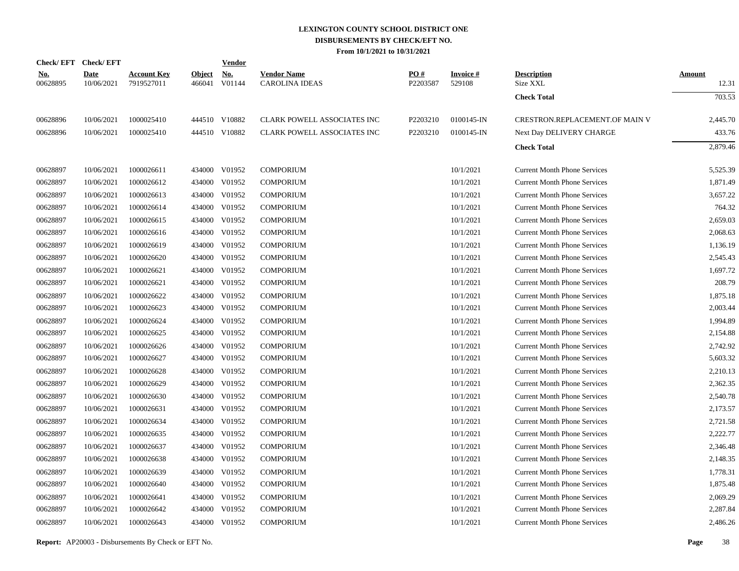# LEXINGTON COUNTY SCHOOL DISTRICT ONE
## DISBURSEMENTS BY CHECK/EFT NO.
### From 10/1/2021 to 10/31/2021

| Check/ EFT No. | Check/ EFT Date | Account Key | Object | Vendor No. | Vendor Name | PO # | Invoice # | Description | Amount |
|---|---|---|---|---|---|---|---|---|---|
| 00628895 | 10/06/2021 | 7919527011 | 466041 | V01144 | CAROLINA IDEAS | P2203587 | 529108 | Size XXL | 12.31 |
| | | | | | | | | **Check Total** | 703.53 |
| 00628896 | 10/06/2021 | 1000025410 | 444510 | V10882 | CLARK POWELL ASSOCIATES INC | P2203210 | 0100145-IN | CRESTRON.REPLACEMENT.OF MAIN V | 2,445.70 |
| 00628896 | 10/06/2021 | 1000025410 | 444510 | V10882 | CLARK POWELL ASSOCIATES INC | P2203210 | 0100145-IN | Next Day DELIVERY CHARGE | 433.76 |
| | | | | | | | | **Check Total** | 2,879.46 |
| 00628897 | 10/06/2021 | 1000026611 | 434000 | V01952 | COMPORIUM | | 10/1/2021 | Current Month Phone Services | 5,525.39 |
| 00628897 | 10/06/2021 | 1000026612 | 434000 | V01952 | COMPORIUM | | 10/1/2021 | Current Month Phone Services | 1,871.49 |
| 00628897 | 10/06/2021 | 1000026613 | 434000 | V01952 | COMPORIUM | | 10/1/2021 | Current Month Phone Services | 3,657.22 |
| 00628897 | 10/06/2021 | 1000026614 | 434000 | V01952 | COMPORIUM | | 10/1/2021 | Current Month Phone Services | 764.32 |
| 00628897 | 10/06/2021 | 1000026615 | 434000 | V01952 | COMPORIUM | | 10/1/2021 | Current Month Phone Services | 2,659.03 |
| 00628897 | 10/06/2021 | 1000026616 | 434000 | V01952 | COMPORIUM | | 10/1/2021 | Current Month Phone Services | 2,068.63 |
| 00628897 | 10/06/2021 | 1000026619 | 434000 | V01952 | COMPORIUM | | 10/1/2021 | Current Month Phone Services | 1,136.19 |
| 00628897 | 10/06/2021 | 1000026620 | 434000 | V01952 | COMPORIUM | | 10/1/2021 | Current Month Phone Services | 2,545.43 |
| 00628897 | 10/06/2021 | 1000026621 | 434000 | V01952 | COMPORIUM | | 10/1/2021 | Current Month Phone Services | 1,697.72 |
| 00628897 | 10/06/2021 | 1000026621 | 434000 | V01952 | COMPORIUM | | 10/1/2021 | Current Month Phone Services | 208.79 |
| 00628897 | 10/06/2021 | 1000026622 | 434000 | V01952 | COMPORIUM | | 10/1/2021 | Current Month Phone Services | 1,875.18 |
| 00628897 | 10/06/2021 | 1000026623 | 434000 | V01952 | COMPORIUM | | 10/1/2021 | Current Month Phone Services | 2,003.44 |
| 00628897 | 10/06/2021 | 1000026624 | 434000 | V01952 | COMPORIUM | | 10/1/2021 | Current Month Phone Services | 1,994.89 |
| 00628897 | 10/06/2021 | 1000026625 | 434000 | V01952 | COMPORIUM | | 10/1/2021 | Current Month Phone Services | 2,154.88 |
| 00628897 | 10/06/2021 | 1000026626 | 434000 | V01952 | COMPORIUM | | 10/1/2021 | Current Month Phone Services | 2,742.92 |
| 00628897 | 10/06/2021 | 1000026627 | 434000 | V01952 | COMPORIUM | | 10/1/2021 | Current Month Phone Services | 5,603.32 |
| 00628897 | 10/06/2021 | 1000026628 | 434000 | V01952 | COMPORIUM | | 10/1/2021 | Current Month Phone Services | 2,210.13 |
| 00628897 | 10/06/2021 | 1000026629 | 434000 | V01952 | COMPORIUM | | 10/1/2021 | Current Month Phone Services | 2,362.35 |
| 00628897 | 10/06/2021 | 1000026630 | 434000 | V01952 | COMPORIUM | | 10/1/2021 | Current Month Phone Services | 2,540.78 |
| 00628897 | 10/06/2021 | 1000026631 | 434000 | V01952 | COMPORIUM | | 10/1/2021 | Current Month Phone Services | 2,173.57 |
| 00628897 | 10/06/2021 | 1000026634 | 434000 | V01952 | COMPORIUM | | 10/1/2021 | Current Month Phone Services | 2,721.58 |
| 00628897 | 10/06/2021 | 1000026635 | 434000 | V01952 | COMPORIUM | | 10/1/2021 | Current Month Phone Services | 2,222.77 |
| 00628897 | 10/06/2021 | 1000026637 | 434000 | V01952 | COMPORIUM | | 10/1/2021 | Current Month Phone Services | 2,346.48 |
| 00628897 | 10/06/2021 | 1000026638 | 434000 | V01952 | COMPORIUM | | 10/1/2021 | Current Month Phone Services | 2,148.35 |
| 00628897 | 10/06/2021 | 1000026639 | 434000 | V01952 | COMPORIUM | | 10/1/2021 | Current Month Phone Services | 1,778.31 |
| 00628897 | 10/06/2021 | 1000026640 | 434000 | V01952 | COMPORIUM | | 10/1/2021 | Current Month Phone Services | 1,875.48 |
| 00628897 | 10/06/2021 | 1000026641 | 434000 | V01952 | COMPORIUM | | 10/1/2021 | Current Month Phone Services | 2,069.29 |
| 00628897 | 10/06/2021 | 1000026642 | 434000 | V01952 | COMPORIUM | | 10/1/2021 | Current Month Phone Services | 2,287.84 |
| 00628897 | 10/06/2021 | 1000026643 | 434000 | V01952 | COMPORIUM | | 10/1/2021 | Current Month Phone Services | 2,486.26 |

**Report:** AP20003 - Disbursements By Check or EFT No.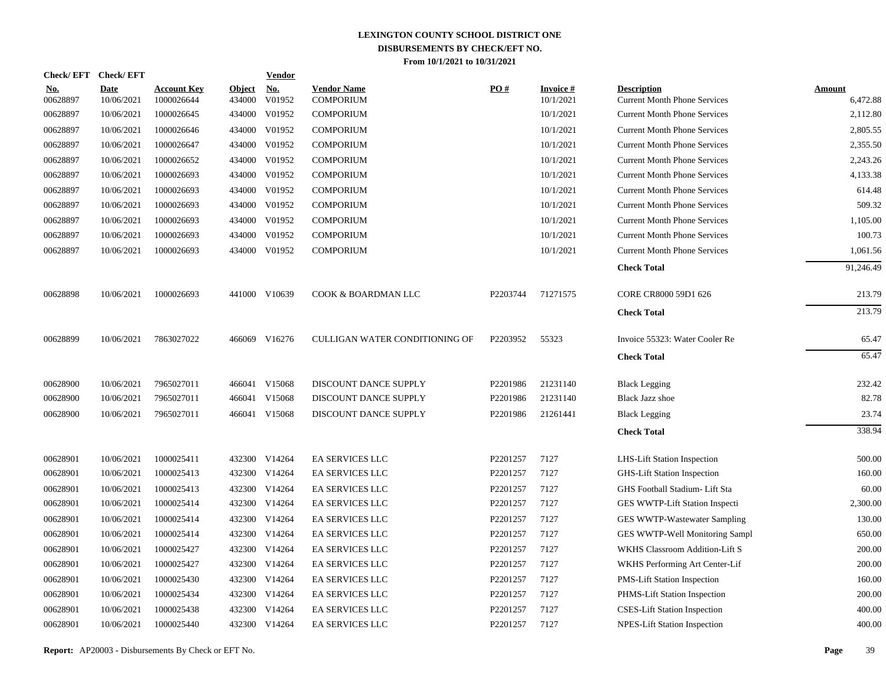# LEXINGTON COUNTY SCHOOL DISTRICT ONE
## DISBURSEMENTS BY CHECK/EFT NO.
### From 10/1/2021 to 10/31/2021

| Check/ EFT No. | Check/ EFT Date | Account Key | Object | Vendor No. | Vendor Name | PO # | Invoice # | Description | Amount |
|---|---|---|---|---|---|---|---|---|---|
| 00628897 | 10/06/2021 | 1000026644 | 434000 | V01952 | COMPORIUM | | 10/1/2021 | Current Month Phone Services | 6,472.88 |
| 00628897 | 10/06/2021 | 1000026645 | 434000 | V01952 | COMPORIUM | | 10/1/2021 | Current Month Phone Services | 2,112.80 |
| 00628897 | 10/06/2021 | 1000026646 | 434000 | V01952 | COMPORIUM | | 10/1/2021 | Current Month Phone Services | 2,805.55 |
| 00628897 | 10/06/2021 | 1000026647 | 434000 | V01952 | COMPORIUM | | 10/1/2021 | Current Month Phone Services | 2,355.50 |
| 00628897 | 10/06/2021 | 1000026652 | 434000 | V01952 | COMPORIUM | | 10/1/2021 | Current Month Phone Services | 2,243.26 |
| 00628897 | 10/06/2021 | 1000026693 | 434000 | V01952 | COMPORIUM | | 10/1/2021 | Current Month Phone Services | 4,133.38 |
| 00628897 | 10/06/2021 | 1000026693 | 434000 | V01952 | COMPORIUM | | 10/1/2021 | Current Month Phone Services | 614.48 |
| 00628897 | 10/06/2021 | 1000026693 | 434000 | V01952 | COMPORIUM | | 10/1/2021 | Current Month Phone Services | 509.32 |
| 00628897 | 10/06/2021 | 1000026693 | 434000 | V01952 | COMPORIUM | | 10/1/2021 | Current Month Phone Services | 1,105.00 |
| 00628897 | 10/06/2021 | 1000026693 | 434000 | V01952 | COMPORIUM | | 10/1/2021 | Current Month Phone Services | 100.73 |
| 00628897 | 10/06/2021 | 1000026693 | 434000 | V01952 | COMPORIUM | | 10/1/2021 | Current Month Phone Services | 1,061.56 |
| | | | | | | | | **Check Total** | 91,246.49 |
| 00628898 | 10/06/2021 | 1000026693 | 441000 | V10639 | COOK & BOARDMAN LLC | P2203744 | 71271575 | CORE CR8000 59D1 626 | 213.79 |
| | | | | | | | | **Check Total** | 213.79 |
| 00628899 | 10/06/2021 | 7863027022 | 466069 | V16276 | CULLIGAN WATER CONDITIONING OF | P2203952 | 55323 | Invoice 55323: Water Cooler Re | 65.47 |
| | | | | | | | | **Check Total** | 65.47 |
| 00628900 | 10/06/2021 | 7965027011 | 466041 | V15068 | DISCOUNT DANCE SUPPLY | P2201986 | 21231140 | Black Legging | 232.42 |
| 00628900 | 10/06/2021 | 7965027011 | 466041 | V15068 | DISCOUNT DANCE SUPPLY | P2201986 | 21231140 | Black Jazz shoe | 82.78 |
| 00628900 | 10/06/2021 | 7965027011 | 466041 | V15068 | DISCOUNT DANCE SUPPLY | P2201986 | 21261441 | Black Legging | 23.74 |
| | | | | | | | | **Check Total** | 338.94 |
| 00628901 | 10/06/2021 | 1000025411 | 432300 | V14264 | EA SERVICES LLC | P2201257 | 7127 | LHS-Lift Station Inspection | 500.00 |
| 00628901 | 10/06/2021 | 1000025413 | 432300 | V14264 | EA SERVICES LLC | P2201257 | 7127 | GHS-Lift Station Inspection | 160.00 |
| 00628901 | 10/06/2021 | 1000025413 | 432300 | V14264 | EA SERVICES LLC | P2201257 | 7127 | GHS Football Stadium- Lift Sta | 60.00 |
| 00628901 | 10/06/2021 | 1000025414 | 432300 | V14264 | EA SERVICES LLC | P2201257 | 7127 | GES WWTP-Lift Station Inspecti | 2,300.00 |
| 00628901 | 10/06/2021 | 1000025414 | 432300 | V14264 | EA SERVICES LLC | P2201257 | 7127 | GES WWTP-Wastewater Sampling | 130.00 |
| 00628901 | 10/06/2021 | 1000025414 | 432300 | V14264 | EA SERVICES LLC | P2201257 | 7127 | GES WWTP-Well Monitoring Sampl | 650.00 |
| 00628901 | 10/06/2021 | 1000025427 | 432300 | V14264 | EA SERVICES LLC | P2201257 | 7127 | WKHS Classroom Addition-Lift S | 200.00 |
| 00628901 | 10/06/2021 | 1000025427 | 432300 | V14264 | EA SERVICES LLC | P2201257 | 7127 | WKHS Performing Art Center-Lif | 200.00 |
| 00628901 | 10/06/2021 | 1000025430 | 432300 | V14264 | EA SERVICES LLC | P2201257 | 7127 | PMS-Lift Station Inspection | 160.00 |
| 00628901 | 10/06/2021 | 1000025434 | 432300 | V14264 | EA SERVICES LLC | P2201257 | 7127 | PHMS-Lift Station Inspection | 200.00 |
| 00628901 | 10/06/2021 | 1000025438 | 432300 | V14264 | EA SERVICES LLC | P2201257 | 7127 | CSES-Lift Station Inspection | 400.00 |
| 00628901 | 10/06/2021 | 1000025440 | 432300 | V14264 | EA SERVICES LLC | P2201257 | 7127 | NPES-Lift Station Inspection | 400.00 |

**Report:** AP20003 - Disbursements By Check or EFT No.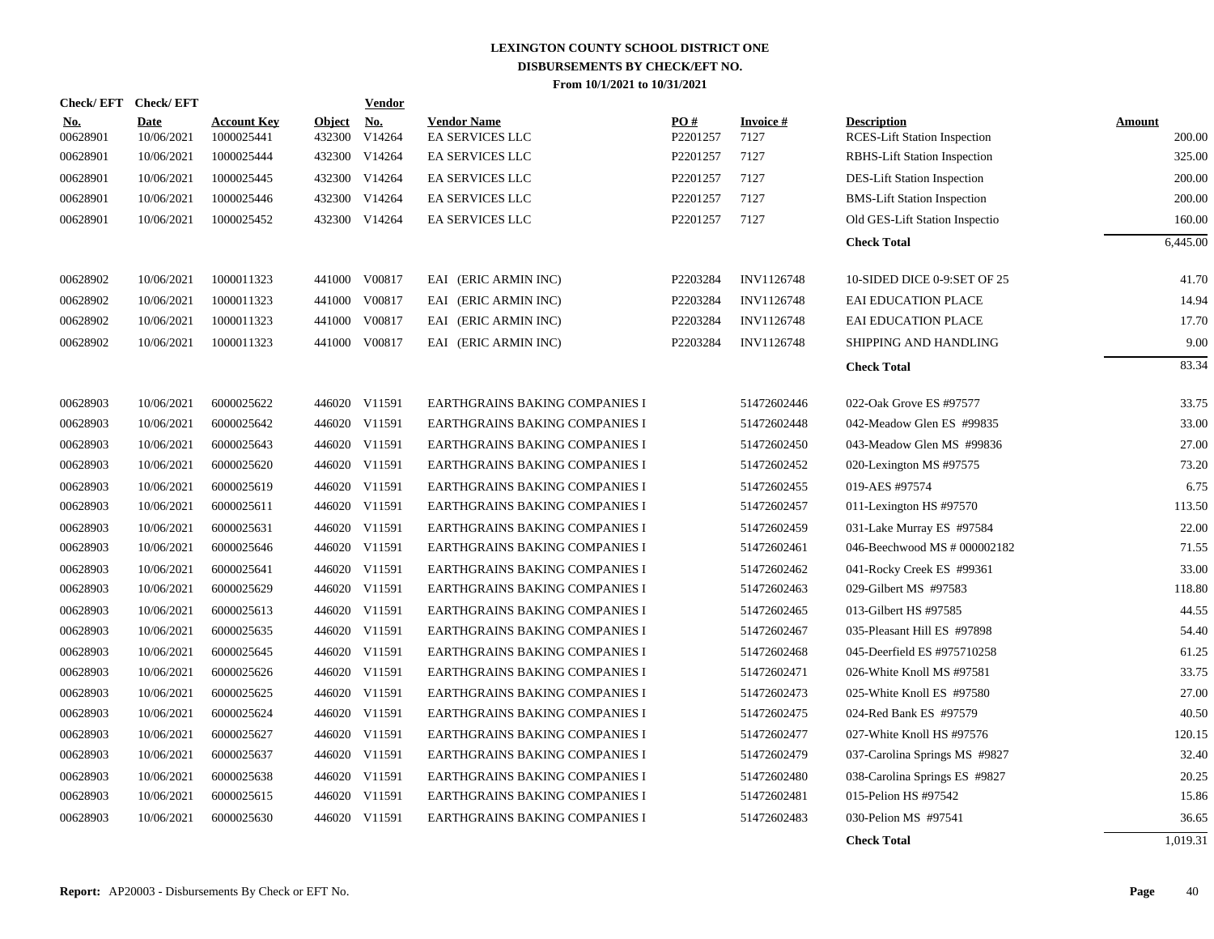# LEXINGTON COUNTY SCHOOL DISTRICT ONE
## DISBURSEMENTS BY CHECK/EFT NO.
### From 10/1/2021 to 10/31/2021

| Check/ EFT No. | Check/ EFT Date | Account Key | Object | Vendor No. | Vendor Name | PO # | Invoice # | Description | Amount |
|---|---|---|---|---|---|---|---|---|---|
| 00628901 | 10/06/2021 | 1000025441 | 432300 | V14264 | EA SERVICES LLC | P2201257 | 7127 | RCES-Lift Station Inspection | 200.00 |
| 00628901 | 10/06/2021 | 1000025444 | 432300 | V14264 | EA SERVICES LLC | P2201257 | 7127 | RBHS-Lift Station Inspection | 325.00 |
| 00628901 | 10/06/2021 | 1000025445 | 432300 | V14264 | EA SERVICES LLC | P2201257 | 7127 | DES-Lift Station Inspection | 200.00 |
| 00628901 | 10/06/2021 | 1000025446 | 432300 | V14264 | EA SERVICES LLC | P2201257 | 7127 | BMS-Lift Station Inspection | 200.00 |
| 00628901 | 10/06/2021 | 1000025452 | 432300 | V14264 | EA SERVICES LLC | P2201257 | 7127 | Old GES-Lift Station Inspectio | 160.00 |
| | | | | | | | | **Check Total** | 6,445.00 |
| 00628902 | 10/06/2021 | 1000011323 | 441000 | V00817 | EAI (ERIC ARMIN INC) | P2203284 | INV1126748 | 10-SIDED DICE 0-9:SET OF 25 | 41.70 |
| 00628902 | 10/06/2021 | 1000011323 | 441000 | V00817 | EAI (ERIC ARMIN INC) | P2203284 | INV1126748 | EAI EDUCATION PLACE | 14.94 |
| 00628902 | 10/06/2021 | 1000011323 | 441000 | V00817 | EAI (ERIC ARMIN INC) | P2203284 | INV1126748 | EAI EDUCATION PLACE | 17.70 |
| 00628902 | 10/06/2021 | 1000011323 | 441000 | V00817 | EAI (ERIC ARMIN INC) | P2203284 | INV1126748 | SHIPPING AND HANDLING | 9.00 |
| | | | | | | | | **Check Total** | 83.34 |
| 00628903 | 10/06/2021 | 6000025622 | 446020 | V11591 | EARTHGRAINS BAKING COMPANIES I | | 51472602446 | 022-Oak Grove ES #97577 | 33.75 |
| 00628903 | 10/06/2021 | 6000025642 | 446020 | V11591 | EARTHGRAINS BAKING COMPANIES I | | 51472602448 | 042-Meadow Glen ES #99835 | 33.00 |
| 00628903 | 10/06/2021 | 6000025643 | 446020 | V11591 | EARTHGRAINS BAKING COMPANIES I | | 51472602450 | 043-Meadow Glen MS #99836 | 27.00 |
| 00628903 | 10/06/2021 | 6000025620 | 446020 | V11591 | EARTHGRAINS BAKING COMPANIES I | | 51472602452 | 020-Lexington MS #97575 | 73.20 |
| 00628903 | 10/06/2021 | 6000025619 | 446020 | V11591 | EARTHGRAINS BAKING COMPANIES I | | 51472602455 | 019-AES #97574 | 6.75 |
| 00628903 | 10/06/2021 | 6000025611 | 446020 | V11591 | EARTHGRAINS BAKING COMPANIES I | | 51472602457 | 011-Lexington HS #97570 | 113.50 |
| 00628903 | 10/06/2021 | 6000025631 | 446020 | V11591 | EARTHGRAINS BAKING COMPANIES I | | 51472602459 | 031-Lake Murray ES #97584 | 22.00 |
| 00628903 | 10/06/2021 | 6000025646 | 446020 | V11591 | EARTHGRAINS BAKING COMPANIES I | | 51472602461 | 046-Beechwood MS # 000002182 | 71.55 |
| 00628903 | 10/06/2021 | 6000025641 | 446020 | V11591 | EARTHGRAINS BAKING COMPANIES I | | 51472602462 | 041-Rocky Creek ES #99361 | 33.00 |
| 00628903 | 10/06/2021 | 6000025629 | 446020 | V11591 | EARTHGRAINS BAKING COMPANIES I | | 51472602463 | 029-Gilbert MS #97583 | 118.80 |
| 00628903 | 10/06/2021 | 6000025613 | 446020 | V11591 | EARTHGRAINS BAKING COMPANIES I | | 51472602465 | 013-Gilbert HS #97585 | 44.55 |
| 00628903 | 10/06/2021 | 6000025635 | 446020 | V11591 | EARTHGRAINS BAKING COMPANIES I | | 51472602467 | 035-Pleasant Hill ES #97898 | 54.40 |
| 00628903 | 10/06/2021 | 6000025645 | 446020 | V11591 | EARTHGRAINS BAKING COMPANIES I | | 51472602468 | 045-Deerfield ES #975710258 | 61.25 |
| 00628903 | 10/06/2021 | 6000025626 | 446020 | V11591 | EARTHGRAINS BAKING COMPANIES I | | 51472602471 | 026-White Knoll MS #97581 | 33.75 |
| 00628903 | 10/06/2021 | 6000025625 | 446020 | V11591 | EARTHGRAINS BAKING COMPANIES I | | 51472602473 | 025-White Knoll ES #97580 | 27.00 |
| 00628903 | 10/06/2021 | 6000025624 | 446020 | V11591 | EARTHGRAINS BAKING COMPANIES I | | 51472602475 | 024-Red Bank ES #97579 | 40.50 |
| 00628903 | 10/06/2021 | 6000025627 | 446020 | V11591 | EARTHGRAINS BAKING COMPANIES I | | 51472602477 | 027-White Knoll HS #97576 | 120.15 |
| 00628903 | 10/06/2021 | 6000025637 | 446020 | V11591 | EARTHGRAINS BAKING COMPANIES I | | 51472602479 | 037-Carolina Springs MS #9827 | 32.40 |
| 00628903 | 10/06/2021 | 6000025638 | 446020 | V11591 | EARTHGRAINS BAKING COMPANIES I | | 51472602480 | 038-Carolina Springs ES #9827 | 20.25 |
| 00628903 | 10/06/2021 | 6000025615 | 446020 | V11591 | EARTHGRAINS BAKING COMPANIES I | | 51472602481 | 015-Pelion HS #97542 | 15.86 |
| 00628903 | 10/06/2021 | 6000025630 | 446020 | V11591 | EARTHGRAINS BAKING COMPANIES I | | 51472602483 | 030-Pelion MS #97541 | 36.65 |
| | | | | | | | | **Check Total** | 1,019.31 |

**Report:** AP20003 - Disbursements By Check or EFT No.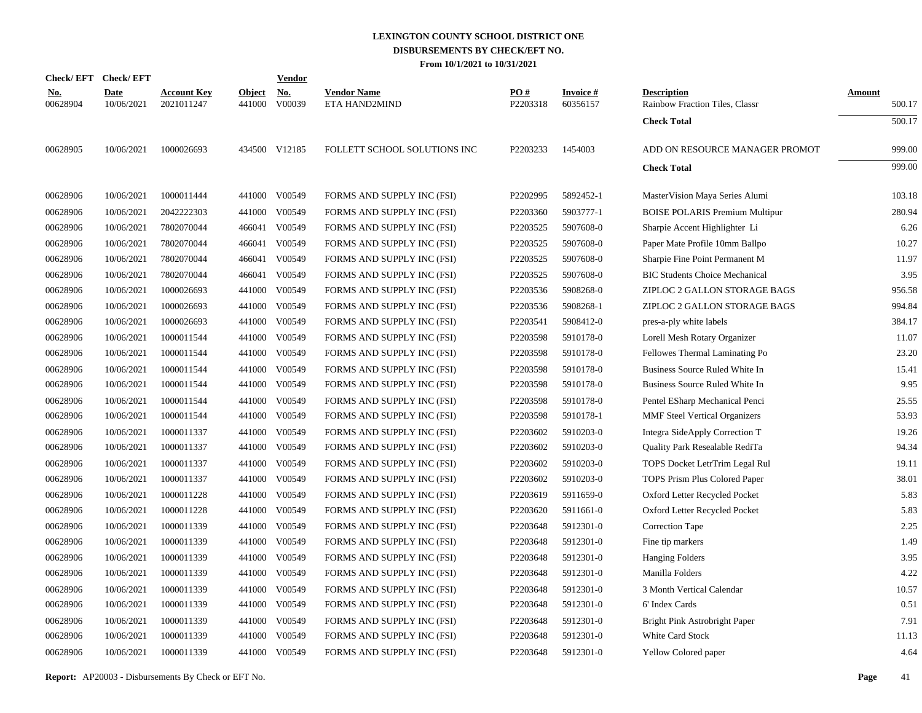# LEXINGTON COUNTY SCHOOL DISTRICT ONE
## DISBURSEMENTS BY CHECK/EFT NO.
### From 10/1/2021 to 10/31/2021

| Check/ EFT No. | Check/ EFT Date | Account Key | Object | Vendor No. | Vendor Name | PO # | Invoice # | Description | Amount |
|---|---|---|---|---|---|---|---|---|---|
| 00628904 | 10/06/2021 | 2021011247 | 441000 | V00039 | ETA HAND2MIND | P2203318 | 60356157 | Rainbow Fraction Tiles, Classr | 500.17 |
| | | | | | | | | **Check Total** | 500.17 |
| 00628905 | 10/06/2021 | 1000026693 | 434500 | V12185 | FOLLETT SCHOOL SOLUTIONS INC | P2203233 | 1454003 | ADD ON RESOURCE MANAGER PROMOT | 999.00 |
| | | | | | | | | **Check Total** | 999.00 |
| 00628906 | 10/06/2021 | 1000011444 | 441000 | V00549 | FORMS AND SUPPLY INC (FSI) | P2202995 | 5892452-1 | MasterVision Maya Series Alumi | 103.18 |
| 00628906 | 10/06/2021 | 2042222303 | 441000 | V00549 | FORMS AND SUPPLY INC (FSI) | P2203360 | 5903777-1 | BOISE POLARIS Premium Multipur | 280.94 |
| 00628906 | 10/06/2021 | 7802070044 | 466041 | V00549 | FORMS AND SUPPLY INC (FSI) | P2203525 | 5907608-0 | Sharpie Accent Highlighter Li | 6.26 |
| 00628906 | 10/06/2021 | 7802070044 | 466041 | V00549 | FORMS AND SUPPLY INC (FSI) | P2203525 | 5907608-0 | Paper Mate Profile 10mm Ballpo | 10.27 |
| 00628906 | 10/06/2021 | 7802070044 | 466041 | V00549 | FORMS AND SUPPLY INC (FSI) | P2203525 | 5907608-0 | Sharpie Fine Point Permanent M | 11.97 |
| 00628906 | 10/06/2021 | 7802070044 | 466041 | V00549 | FORMS AND SUPPLY INC (FSI) | P2203525 | 5907608-0 | BIC Students Choice Mechanical | 3.95 |
| 00628906 | 10/06/2021 | 1000026693 | 441000 | V00549 | FORMS AND SUPPLY INC (FSI) | P2203536 | 5908268-0 | ZIPLOC 2 GALLON STORAGE BAGS | 956.58 |
| 00628906 | 10/06/2021 | 1000026693 | 441000 | V00549 | FORMS AND SUPPLY INC (FSI) | P2203536 | 5908268-1 | ZIPLOC 2 GALLON STORAGE BAGS | 994.84 |
| 00628906 | 10/06/2021 | 1000026693 | 441000 | V00549 | FORMS AND SUPPLY INC (FSI) | P2203541 | 5908412-0 | pres-a-ply white labels | 384.17 |
| 00628906 | 10/06/2021 | 1000011544 | 441000 | V00549 | FORMS AND SUPPLY INC (FSI) | P2203598 | 5910178-0 | Lorell Mesh Rotary Organizer | 11.07 |
| 00628906 | 10/06/2021 | 1000011544 | 441000 | V00549 | FORMS AND SUPPLY INC (FSI) | P2203598 | 5910178-0 | Fellowes Thermal Laminating Po | 23.20 |
| 00628906 | 10/06/2021 | 1000011544 | 441000 | V00549 | FORMS AND SUPPLY INC (FSI) | P2203598 | 5910178-0 | Business Source Ruled White In | 15.41 |
| 00628906 | 10/06/2021 | 1000011544 | 441000 | V00549 | FORMS AND SUPPLY INC (FSI) | P2203598 | 5910178-0 | Business Source Ruled White In | 9.95 |
| 00628906 | 10/06/2021 | 1000011544 | 441000 | V00549 | FORMS AND SUPPLY INC (FSI) | P2203598 | 5910178-0 | Pentel ESharp Mechanical Penci | 25.55 |
| 00628906 | 10/06/2021 | 1000011544 | 441000 | V00549 | FORMS AND SUPPLY INC (FSI) | P2203598 | 5910178-1 | MMF Steel Vertical Organizers | 53.93 |
| 00628906 | 10/06/2021 | 1000011337 | 441000 | V00549 | FORMS AND SUPPLY INC (FSI) | P2203602 | 5910203-0 | Integra SideApply Correction T | 19.26 |
| 00628906 | 10/06/2021 | 1000011337 | 441000 | V00549 | FORMS AND SUPPLY INC (FSI) | P2203602 | 5910203-0 | Quality Park Resealable RediTa | 94.34 |
| 00628906 | 10/06/2021 | 1000011337 | 441000 | V00549 | FORMS AND SUPPLY INC (FSI) | P2203602 | 5910203-0 | TOPS Docket LetrTrim Legal Rul | 19.11 |
| 00628906 | 10/06/2021 | 1000011337 | 441000 | V00549 | FORMS AND SUPPLY INC (FSI) | P2203602 | 5910203-0 | TOPS Prism Plus Colored Paper | 38.01 |
| 00628906 | 10/06/2021 | 1000011228 | 441000 | V00549 | FORMS AND SUPPLY INC (FSI) | P2203619 | 5911659-0 | Oxford Letter Recycled Pocket | 5.83 |
| 00628906 | 10/06/2021 | 1000011228 | 441000 | V00549 | FORMS AND SUPPLY INC (FSI) | P2203620 | 5911661-0 | Oxford Letter Recycled Pocket | 5.83 |
| 00628906 | 10/06/2021 | 1000011339 | 441000 | V00549 | FORMS AND SUPPLY INC (FSI) | P2203648 | 5912301-0 | Correction Tape | 2.25 |
| 00628906 | 10/06/2021 | 1000011339 | 441000 | V00549 | FORMS AND SUPPLY INC (FSI) | P2203648 | 5912301-0 | Fine tip markers | 1.49 |
| 00628906 | 10/06/2021 | 1000011339 | 441000 | V00549 | FORMS AND SUPPLY INC (FSI) | P2203648 | 5912301-0 | Hanging Folders | 3.95 |
| 00628906 | 10/06/2021 | 1000011339 | 441000 | V00549 | FORMS AND SUPPLY INC (FSI) | P2203648 | 5912301-0 | Manilla Folders | 4.22 |
| 00628906 | 10/06/2021 | 1000011339 | 441000 | V00549 | FORMS AND SUPPLY INC (FSI) | P2203648 | 5912301-0 | 3 Month Vertical Calendar | 10.57 |
| 00628906 | 10/06/2021 | 1000011339 | 441000 | V00549 | FORMS AND SUPPLY INC (FSI) | P2203648 | 5912301-0 | 6' Index Cards | 0.51 |
| 00628906 | 10/06/2021 | 1000011339 | 441000 | V00549 | FORMS AND SUPPLY INC (FSI) | P2203648 | 5912301-0 | Bright Pink Astrobright Paper | 7.91 |
| 00628906 | 10/06/2021 | 1000011339 | 441000 | V00549 | FORMS AND SUPPLY INC (FSI) | P2203648 | 5912301-0 | White Card Stock | 11.13 |
| 00628906 | 10/06/2021 | 1000011339 | 441000 | V00549 | FORMS AND SUPPLY INC (FSI) | P2203648 | 5912301-0 | Yellow Colored paper | 4.64 |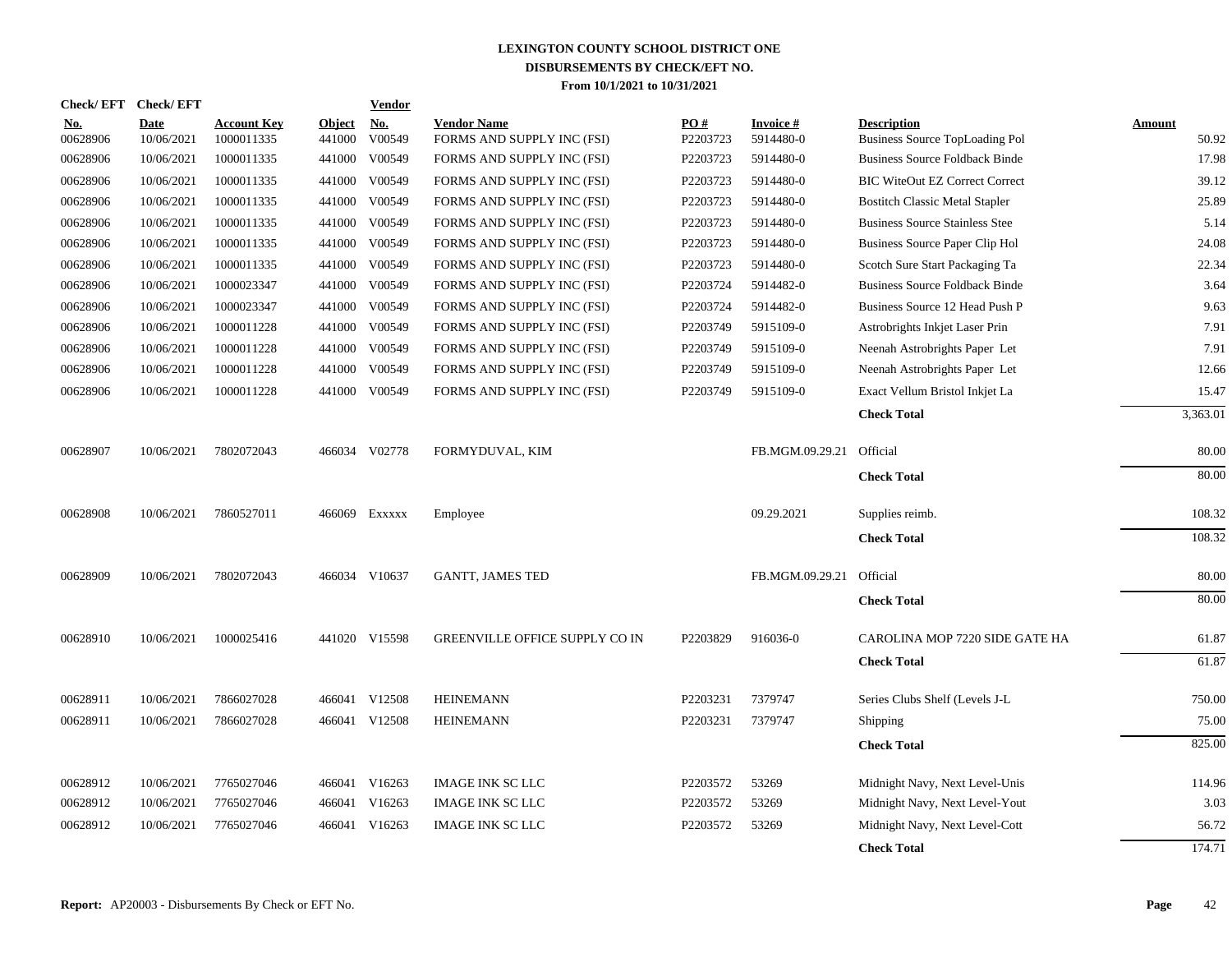# LEXINGTON COUNTY SCHOOL DISTRICT ONE
## DISBURSEMENTS BY CHECK/EFT NO.
### From 10/1/2021 to 10/31/2021

| Check/ EFT No. | Check/ EFT Date | Account Key | Object | Vendor No. | Vendor Name | PO # | Invoice # | Description | Amount |
|---|---|---|---|---|---|---|---|---|---|
| 00628906 | 10/06/2021 | 1000011335 | 441000 | V00549 | FORMS AND SUPPLY INC (FSI) | P2203723 | 5914480-0 | Business Source TopLoading Pol | 50.92 |
| 00628906 | 10/06/2021 | 1000011335 | 441000 | V00549 | FORMS AND SUPPLY INC (FSI) | P2203723 | 5914480-0 | Business Source Foldback Binde | 17.98 |
| 00628906 | 10/06/2021 | 1000011335 | 441000 | V00549 | FORMS AND SUPPLY INC (FSI) | P2203723 | 5914480-0 | BIC WiteOut EZ Correct Correct | 39.12 |
| 00628906 | 10/06/2021 | 1000011335 | 441000 | V00549 | FORMS AND SUPPLY INC (FSI) | P2203723 | 5914480-0 | Bostitch Classic Metal Stapler | 25.89 |
| 00628906 | 10/06/2021 | 1000011335 | 441000 | V00549 | FORMS AND SUPPLY INC (FSI) | P2203723 | 5914480-0 | Business Source Stainless Stee | 5.14 |
| 00628906 | 10/06/2021 | 1000011335 | 441000 | V00549 | FORMS AND SUPPLY INC (FSI) | P2203723 | 5914480-0 | Business Source Paper Clip Hol | 24.08 |
| 00628906 | 10/06/2021 | 1000011335 | 441000 | V00549 | FORMS AND SUPPLY INC (FSI) | P2203723 | 5914480-0 | Scotch Sure Start Packaging Ta | 22.34 |
| 00628906 | 10/06/2021 | 1000023347 | 441000 | V00549 | FORMS AND SUPPLY INC (FSI) | P2203724 | 5914482-0 | Business Source Foldback Binde | 3.64 |
| 00628906 | 10/06/2021 | 1000023347 | 441000 | V00549 | FORMS AND SUPPLY INC (FSI) | P2203724 | 5914482-0 | Business Source 12 Head Push P | 9.63 |
| 00628906 | 10/06/2021 | 1000011228 | 441000 | V00549 | FORMS AND SUPPLY INC (FSI) | P2203749 | 5915109-0 | Astrobrights Inkjet Laser Prin | 7.91 |
| 00628906 | 10/06/2021 | 1000011228 | 441000 | V00549 | FORMS AND SUPPLY INC (FSI) | P2203749 | 5915109-0 | Neenah Astrobrights Paper Let | 7.91 |
| 00628906 | 10/06/2021 | 1000011228 | 441000 | V00549 | FORMS AND SUPPLY INC (FSI) | P2203749 | 5915109-0 | Neenah Astrobrights Paper Let | 12.66 |
| 00628906 | 10/06/2021 | 1000011228 | 441000 | V00549 | FORMS AND SUPPLY INC (FSI) | P2203749 | 5915109-0 | Exact Vellum Bristol Inkjet La | 15.47 |
| | | | | | | | | **Check Total** | 3,363.01 |
| 00628907 | 10/06/2021 | 7802072043 | 466034 | V02778 | FORMYDUVAL, KIM | | FB.MGM.09.29.21 | Official | 80.00 |
| | | | | | | | | **Check Total** | 80.00 |
| 00628908 | 10/06/2021 | 7860527011 | 466069 | Exxxxx | Employee | | 09.29.2021 | Supplies reimb. | 108.32 |
| | | | | | | | | **Check Total** | 108.32 |
| 00628909 | 10/06/2021 | 7802072043 | 466034 | V10637 | GANTT, JAMES TED | | FB.MGM.09.29.21 | Official | 80.00 |
| | | | | | | | | **Check Total** | 80.00 |
| 00628910 | 10/06/2021 | 1000025416 | 441020 | V15598 | GREENVILLE OFFICE SUPPLY CO IN | P2203829 | 916036-0 | CAROLINA MOP 7220 SIDE GATE HA | 61.87 |
| | | | | | | | | **Check Total** | 61.87 |
| 00628911 | 10/06/2021 | 7866027028 | 466041 | V12508 | HEINEMANN | P2203231 | 7379747 | Series Clubs Shelf (Levels J-L | 750.00 |
| 00628911 | 10/06/2021 | 7866027028 | 466041 | V12508 | HEINEMANN | P2203231 | 7379747 | Shipping | 75.00 |
| | | | | | | | | **Check Total** | 825.00 |
| 00628912 | 10/06/2021 | 7765027046 | 466041 | V16263 | IMAGE INK SC LLC | P2203572 | 53269 | Midnight Navy, Next Level-Unis | 114.96 |
| 00628912 | 10/06/2021 | 7765027046 | 466041 | V16263 | IMAGE INK SC LLC | P2203572 | 53269 | Midnight Navy, Next Level-Yout | 3.03 |
| 00628912 | 10/06/2021 | 7765027046 | 466041 | V16263 | IMAGE INK SC LLC | P2203572 | 53269 | Midnight Navy, Next Level-Cott | 56.72 |
| | | | | | | | | **Check Total** | 174.71 |

**Report:** AP20003 - Disbursements By Check or EFT No.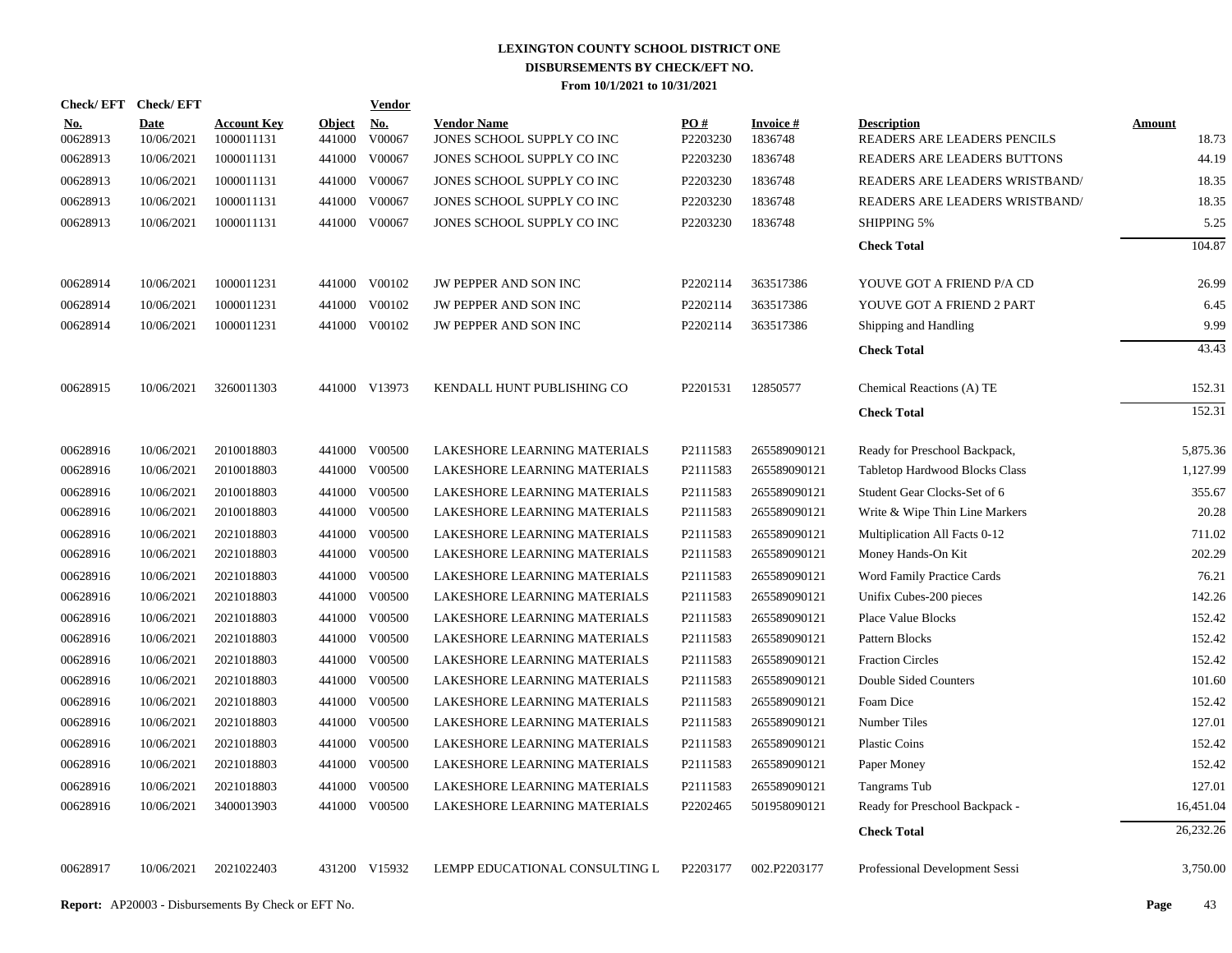# LEXINGTON COUNTY SCHOOL DISTRICT ONE
## DISBURSEMENTS BY CHECK/EFT NO.
### From 10/1/2021 to 10/31/2021

| Check/ EFT No. | Check/ EFT Date | Account Key | Object | Vendor No. | Vendor Name | PO # | Invoice # | Description | Amount |
|---|---|---|---|---|---|---|---|---|---|
| 00628913 | 10/06/2021 | 1000011131 | 441000 | V00067 | JONES SCHOOL SUPPLY CO INC | P2203230 | 1836748 | READERS ARE LEADERS PENCILS | 18.73 |
| 00628913 | 10/06/2021 | 1000011131 | 441000 | V00067 | JONES SCHOOL SUPPLY CO INC | P2203230 | 1836748 | READERS ARE LEADERS BUTTONS | 44.19 |
| 00628913 | 10/06/2021 | 1000011131 | 441000 | V00067 | JONES SCHOOL SUPPLY CO INC | P2203230 | 1836748 | READERS ARE LEADERS WRISTBAND/ | 18.35 |
| 00628913 | 10/06/2021 | 1000011131 | 441000 | V00067 | JONES SCHOOL SUPPLY CO INC | P2203230 | 1836748 | READERS ARE LEADERS WRISTBAND/ | 18.35 |
| 00628913 | 10/06/2021 | 1000011131 | 441000 | V00067 | JONES SCHOOL SUPPLY CO INC | P2203230 | 1836748 | SHIPPING 5% | 5.25 |
| | | | | | | | | **Check Total** | 104.87 |
| 00628914 | 10/06/2021 | 1000011231 | 441000 | V00102 | JW PEPPER AND SON INC | P2202114 | 363517386 | YOUVE GOT A FRIEND P/A CD | 26.99 |
| 00628914 | 10/06/2021 | 1000011231 | 441000 | V00102 | JW PEPPER AND SON INC | P2202114 | 363517386 | YOUVE GOT A FRIEND 2 PART | 6.45 |
| 00628914 | 10/06/2021 | 1000011231 | 441000 | V00102 | JW PEPPER AND SON INC | P2202114 | 363517386 | Shipping and Handling | 9.99 |
| | | | | | | | | **Check Total** | 43.43 |
| 00628915 | 10/06/2021 | 3260011303 | 441000 | V13973 | KENDALL HUNT PUBLISHING CO | P2201531 | 12850577 | Chemical Reactions (A) TE | 152.31 |
| | | | | | | | | **Check Total** | 152.31 |
| 00628916 | 10/06/2021 | 2010018803 | 441000 | V00500 | LAKESHORE LEARNING MATERIALS | P2111583 | 265589090121 | Ready for Preschool Backpack, | 5,875.36 |
| 00628916 | 10/06/2021 | 2010018803 | 441000 | V00500 | LAKESHORE LEARNING MATERIALS | P2111583 | 265589090121 | Tabletop Hardwood Blocks Class | 1,127.99 |
| 00628916 | 10/06/2021 | 2010018803 | 441000 | V00500 | LAKESHORE LEARNING MATERIALS | P2111583 | 265589090121 | Student Gear Clocks-Set of 6 | 355.67 |
| 00628916 | 10/06/2021 | 2010018803 | 441000 | V00500 | LAKESHORE LEARNING MATERIALS | P2111583 | 265589090121 | Write & Wipe Thin Line Markers | 20.28 |
| 00628916 | 10/06/2021 | 2021018803 | 441000 | V00500 | LAKESHORE LEARNING MATERIALS | P2111583 | 265589090121 | Multiplication All Facts 0-12 | 711.02 |
| 00628916 | 10/06/2021 | 2021018803 | 441000 | V00500 | LAKESHORE LEARNING MATERIALS | P2111583 | 265589090121 | Money Hands-On Kit | 202.29 |
| 00628916 | 10/06/2021 | 2021018803 | 441000 | V00500 | LAKESHORE LEARNING MATERIALS | P2111583 | 265589090121 | Word Family Practice Cards | 76.21 |
| 00628916 | 10/06/2021 | 2021018803 | 441000 | V00500 | LAKESHORE LEARNING MATERIALS | P2111583 | 265589090121 | Unifix Cubes-200 pieces | 142.26 |
| 00628916 | 10/06/2021 | 2021018803 | 441000 | V00500 | LAKESHORE LEARNING MATERIALS | P2111583 | 265589090121 | Place Value Blocks | 152.42 |
| 00628916 | 10/06/2021 | 2021018803 | 441000 | V00500 | LAKESHORE LEARNING MATERIALS | P2111583 | 265589090121 | Pattern Blocks | 152.42 |
| 00628916 | 10/06/2021 | 2021018803 | 441000 | V00500 | LAKESHORE LEARNING MATERIALS | P2111583 | 265589090121 | Fraction Circles | 152.42 |
| 00628916 | 10/06/2021 | 2021018803 | 441000 | V00500 | LAKESHORE LEARNING MATERIALS | P2111583 | 265589090121 | Double Sided Counters | 101.60 |
| 00628916 | 10/06/2021 | 2021018803 | 441000 | V00500 | LAKESHORE LEARNING MATERIALS | P2111583 | 265589090121 | Foam Dice | 152.42 |
| 00628916 | 10/06/2021 | 2021018803 | 441000 | V00500 | LAKESHORE LEARNING MATERIALS | P2111583 | 265589090121 | Number Tiles | 127.01 |
| 00628916 | 10/06/2021 | 2021018803 | 441000 | V00500 | LAKESHORE LEARNING MATERIALS | P2111583 | 265589090121 | Plastic Coins | 152.42 |
| 00628916 | 10/06/2021 | 2021018803 | 441000 | V00500 | LAKESHORE LEARNING MATERIALS | P2111583 | 265589090121 | Paper Money | 152.42 |
| 00628916 | 10/06/2021 | 2021018803 | 441000 | V00500 | LAKESHORE LEARNING MATERIALS | P2111583 | 265589090121 | Tangrams Tub | 127.01 |
| 00628916 | 10/06/2021 | 3400013903 | 441000 | V00500 | LAKESHORE LEARNING MATERIALS | P2202465 | 501958090121 | Ready for Preschool Backpack - | 16,451.04 |
| | | | | | | | | **Check Total** | 26,232.26 |
| 00628917 | 10/06/2021 | 2021022403 | 431200 | V15932 | LEMPP EDUCATIONAL CONSULTING L | P2203177 | 002.P2203177 | Professional Development Sessi | 3,750.00 |

**Report:** AP20003 - Disbursements By Check or EFT No.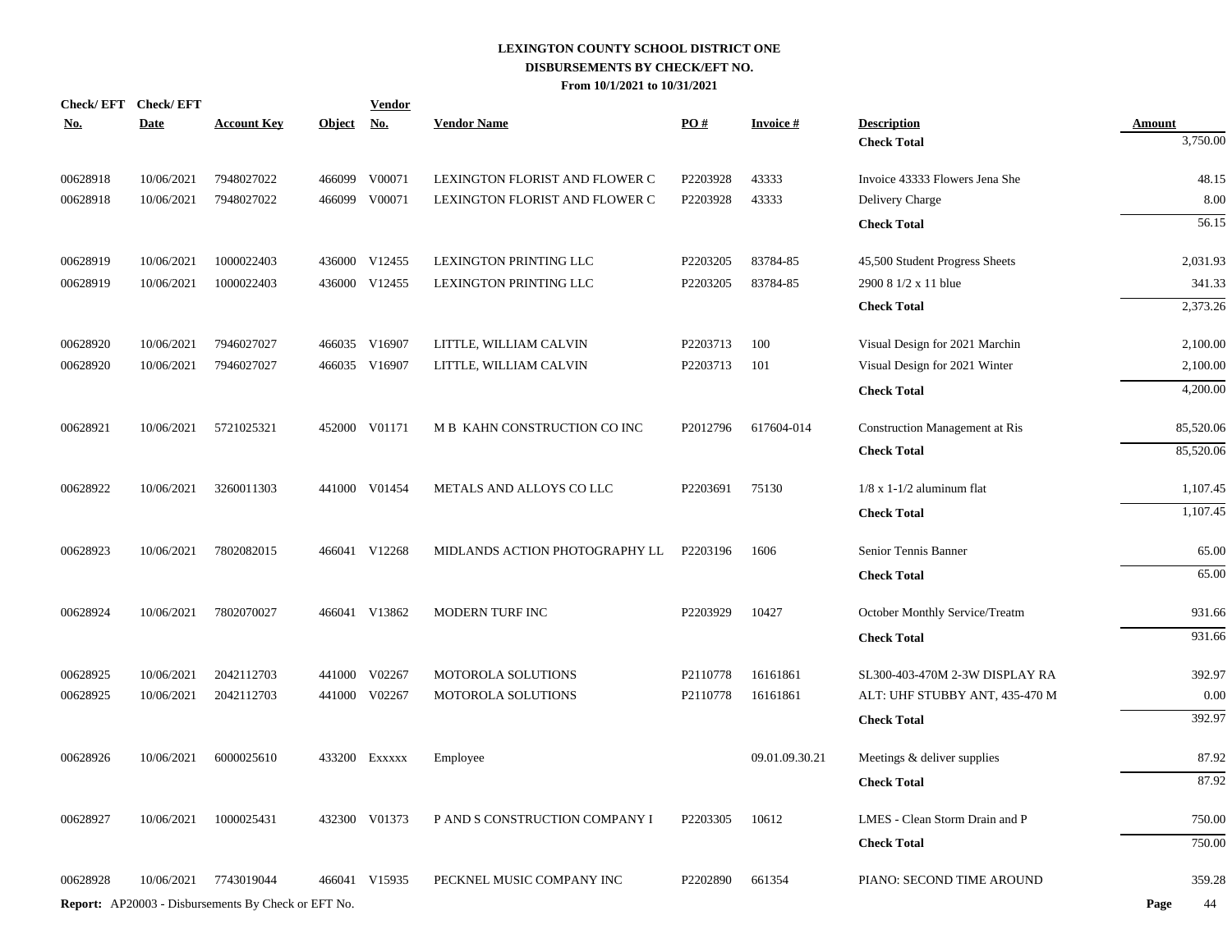**LEXINGTON COUNTY SCHOOL DISTRICT ONE**
**DISBURSEMENTS BY CHECK/EFT NO.**
**From 10/1/2021 to 10/31/2021**

| Check/ EFT No. | Check/ EFT Date | Account Key | Object | Vendor No. | Vendor Name | PO # | Invoice # | Description | Amount |
|---|---|---|---|---|---|---|---|---|---|
| | | | | | | | | **Check Total** | 3,750.00 |
| 00628918 | 10/06/2021 | 7948027022 | 466099 | V00071 | LEXINGTON FLORIST AND FLOWER C | P2203928 | 43333 | Invoice 43333 Flowers Jena She | 48.15 |
| 00628918 | 10/06/2021 | 7948027022 | 466099 | V00071 | LEXINGTON FLORIST AND FLOWER C | P2203928 | 43333 | Delivery Charge | 8.00 |
| | | | | | | | | **Check Total** | 56.15 |
| 00628919 | 10/06/2021 | 1000022403 | 436000 | V12455 | LEXINGTON PRINTING LLC | P2203205 | 83784-85 | 45,500 Student Progress Sheets | 2,031.93 |
| 00628919 | 10/06/2021 | 1000022403 | 436000 | V12455 | LEXINGTON PRINTING LLC | P2203205 | 83784-85 | 2900 8 1/2 x 11 blue | 341.33 |
| | | | | | | | | **Check Total** | 2,373.26 |
| 00628920 | 10/06/2021 | 7946027027 | 466035 | V16907 | LITTLE, WILLIAM CALVIN | P2203713 | 100 | Visual Design for 2021 Marchin | 2,100.00 |
| 00628920 | 10/06/2021 | 7946027027 | 466035 | V16907 | LITTLE, WILLIAM CALVIN | P2203713 | 101 | Visual Design for 2021 Winter | 2,100.00 |
| | | | | | | | | **Check Total** | 4,200.00 |
| 00628921 | 10/06/2021 | 5721025321 | 452000 | V01171 | M B KAHN CONSTRUCTION CO INC | P2012796 | 617604-014 | Construction Management at Ris | 85,520.06 |
| | | | | | | | | **Check Total** | 85,520.06 |
| 00628922 | 10/06/2021 | 3260011303 | 441000 | V01454 | METALS AND ALLOYS CO LLC | P2203691 | 75130 | 1/8 x 1-1/2 aluminum flat | 1,107.45 |
| | | | | | | | | **Check Total** | 1,107.45 |
| 00628923 | 10/06/2021 | 7802082015 | 466041 | V12268 | MIDLANDS ACTION PHOTOGRAPHY LL | P2203196 | 1606 | Senior Tennis Banner | 65.00 |
| | | | | | | | | **Check Total** | 65.00 |
| 00628924 | 10/06/2021 | 7802070027 | 466041 | V13862 | MODERN TURF INC | P2203929 | 10427 | October Monthly Service/Treatm | 931.66 |
| | | | | | | | | **Check Total** | 931.66 |
| 00628925 | 10/06/2021 | 2042112703 | 441000 | V02267 | MOTOROLA SOLUTIONS | P2110778 | 16161861 | SL300-403-470M 2-3W DISPLAY RA | 392.97 |
| 00628925 | 10/06/2021 | 2042112703 | 441000 | V02267 | MOTOROLA SOLUTIONS | P2110778 | 16161861 | ALT: UHF STUBBY ANT, 435-470 M | 0.00 |
| | | | | | | | | **Check Total** | 392.97 |
| 00628926 | 10/06/2021 | 6000025610 | 433200 | Exxxxx | Employee | | 09.01.09.30.21 | Meetings & deliver supplies | 87.92 |
| | | | | | | | | **Check Total** | 87.92 |
| 00628927 | 10/06/2021 | 1000025431 | 432300 | V01373 | P AND S CONSTRUCTION COMPANY I | P2203305 | 10612 | LMES - Clean Storm Drain and P | 750.00 |
| | | | | | | | | **Check Total** | 750.00 |
| 00628928 | 10/06/2021 | 7743019044 | 466041 | V15935 | PECKNEL MUSIC COMPANY INC | P2202890 | 661354 | PIANO: SECOND TIME AROUND | 359.28 |

**Report:** AP20003 - Disbursements By Check or EFT No.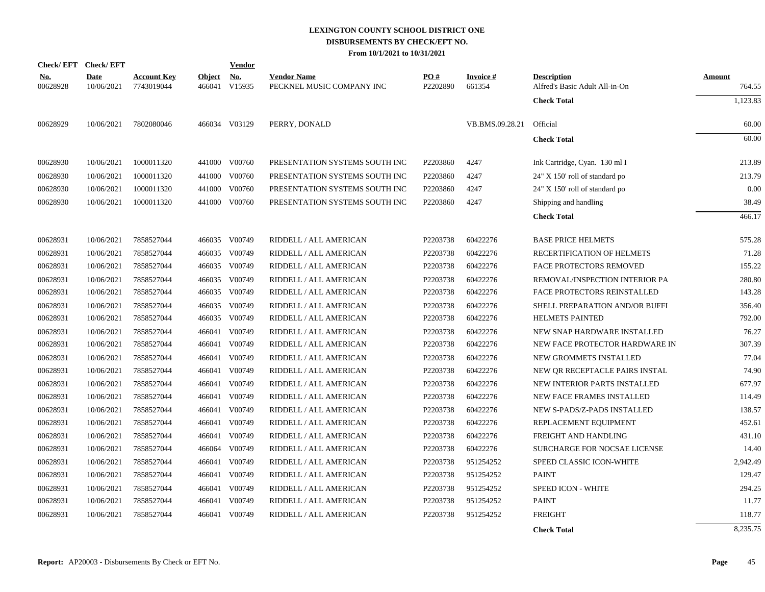# LEXINGTON COUNTY SCHOOL DISTRICT ONE
## DISBURSEMENTS BY CHECK/EFT NO.
### From 10/1/2021 to 10/31/2021

| Check/EFT No. | Check/EFT Date | Account Key | Object | Vendor No. | Vendor Name | PO # | Invoice # | Description | Amount |
|---|---|---|---|---|---|---|---|---|---|
| 00628928 | 10/06/2021 | 7743019044 | 466041 | V15935 | PECKNEL MUSIC COMPANY INC | P2202890 | 661354 | Alfred's Basic Adult All-in-On | 764.55 |
| | | | | | | | | **Check Total** | 1,123.83 |
| 00628929 | 10/06/2021 | 7802080046 | 466034 | V03129 | PERRY, DONALD | | VB.BMS.09.28.21 | Official | 60.00 |
| | | | | | | | | **Check Total** | 60.00 |
| 00628930 | 10/06/2021 | 1000011320 | 441000 | V00760 | PRESENTATION SYSTEMS SOUTH INC | P2203860 | 4247 | Ink Cartridge, Cyan. 130 ml I | 213.89 |
| 00628930 | 10/06/2021 | 1000011320 | 441000 | V00760 | PRESENTATION SYSTEMS SOUTH INC | P2203860 | 4247 | 24" X 150' roll of standard po | 213.79 |
| 00628930 | 10/06/2021 | 1000011320 | 441000 | V00760 | PRESENTATION SYSTEMS SOUTH INC | P2203860 | 4247 | 24" X 150' roll of standard po | 0.00 |
| 00628930 | 10/06/2021 | 1000011320 | 441000 | V00760 | PRESENTATION SYSTEMS SOUTH INC | P2203860 | 4247 | Shipping and handling | 38.49 |
| | | | | | | | | **Check Total** | 466.17 |
| 00628931 | 10/06/2021 | 7858527044 | 466035 | V00749 | RIDDELL / ALL AMERICAN | P2203738 | 60422276 | BASE PRICE HELMETS | 575.28 |
| 00628931 | 10/06/2021 | 7858527044 | 466035 | V00749 | RIDDELL / ALL AMERICAN | P2203738 | 60422276 | RECERTIFICATION OF HELMETS | 71.28 |
| 00628931 | 10/06/2021 | 7858527044 | 466035 | V00749 | RIDDELL / ALL AMERICAN | P2203738 | 60422276 | FACE PROTECTORS REMOVED | 155.22 |
| 00628931 | 10/06/2021 | 7858527044 | 466035 | V00749 | RIDDELL / ALL AMERICAN | P2203738 | 60422276 | REMOVAL/INSPECTION INTERIOR PA | 280.80 |
| 00628931 | 10/06/2021 | 7858527044 | 466035 | V00749 | RIDDELL / ALL AMERICAN | P2203738 | 60422276 | FACE PROTECTORS REINSTALLED | 143.28 |
| 00628931 | 10/06/2021 | 7858527044 | 466035 | V00749 | RIDDELL / ALL AMERICAN | P2203738 | 60422276 | SHELL PREPARATION AND/OR BUFFI | 356.40 |
| 00628931 | 10/06/2021 | 7858527044 | 466035 | V00749 | RIDDELL / ALL AMERICAN | P2203738 | 60422276 | HELMETS PAINTED | 792.00 |
| 00628931 | 10/06/2021 | 7858527044 | 466041 | V00749 | RIDDELL / ALL AMERICAN | P2203738 | 60422276 | NEW SNAP HARDWARE INSTALLED | 76.27 |
| 00628931 | 10/06/2021 | 7858527044 | 466041 | V00749 | RIDDELL / ALL AMERICAN | P2203738 | 60422276 | NEW FACE PROTECTOR HARDWARE IN | 307.39 |
| 00628931 | 10/06/2021 | 7858527044 | 466041 | V00749 | RIDDELL / ALL AMERICAN | P2203738 | 60422276 | NEW GROMMETS INSTALLED | 77.04 |
| 00628931 | 10/06/2021 | 7858527044 | 466041 | V00749 | RIDDELL / ALL AMERICAN | P2203738 | 60422276 | NEW QR RECEPTACLE PAIRS INSTAL | 74.90 |
| 00628931 | 10/06/2021 | 7858527044 | 466041 | V00749 | RIDDELL / ALL AMERICAN | P2203738 | 60422276 | NEW INTERIOR PARTS INSTALLED | 677.97 |
| 00628931 | 10/06/2021 | 7858527044 | 466041 | V00749 | RIDDELL / ALL AMERICAN | P2203738 | 60422276 | NEW FACE FRAMES INSTALLED | 114.49 |
| 00628931 | 10/06/2021 | 7858527044 | 466041 | V00749 | RIDDELL / ALL AMERICAN | P2203738 | 60422276 | NEW S-PADS/Z-PADS INSTALLED | 138.57 |
| 00628931 | 10/06/2021 | 7858527044 | 466041 | V00749 | RIDDELL / ALL AMERICAN | P2203738 | 60422276 | REPLACEMENT EQUIPMENT | 452.61 |
| 00628931 | 10/06/2021 | 7858527044 | 466041 | V00749 | RIDDELL / ALL AMERICAN | P2203738 | 60422276 | FREIGHT AND HANDLING | 431.10 |
| 00628931 | 10/06/2021 | 7858527044 | 466064 | V00749 | RIDDELL / ALL AMERICAN | P2203738 | 60422276 | SURCHARGE FOR NOCSAE LICENSE | 14.40 |
| 00628931 | 10/06/2021 | 7858527044 | 466041 | V00749 | RIDDELL / ALL AMERICAN | P2203738 | 951254252 | SPEED CLASSIC ICON-WHITE | 2,942.49 |
| 00628931 | 10/06/2021 | 7858527044 | 466041 | V00749 | RIDDELL / ALL AMERICAN | P2203738 | 951254252 | PAINT | 129.47 |
| 00628931 | 10/06/2021 | 7858527044 | 466041 | V00749 | RIDDELL / ALL AMERICAN | P2203738 | 951254252 | SPEED ICON - WHITE | 294.25 |
| 00628931 | 10/06/2021 | 7858527044 | 466041 | V00749 | RIDDELL / ALL AMERICAN | P2203738 | 951254252 | PAINT | 11.77 |
| 00628931 | 10/06/2021 | 7858527044 | 466041 | V00749 | RIDDELL / ALL AMERICAN | P2203738 | 951254252 | FREIGHT | 118.77 |
| | | | | | | | | **Check Total** | 8,235.75 |

**Report:** AP20003 - Disbursements By Check or EFT No.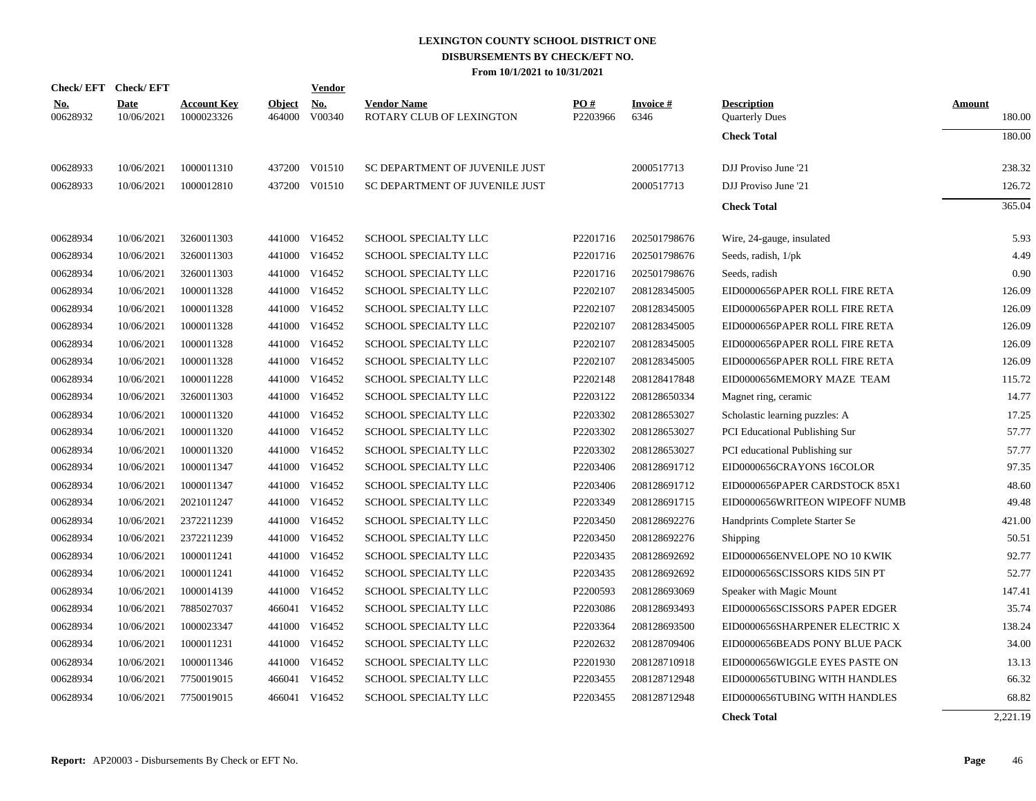# LEXINGTON COUNTY SCHOOL DISTRICT ONE
## DISBURSEMENTS BY CHECK/EFT NO.
### From 10/1/2021 to 10/31/2021

| Check/ EFT No. | Check/ EFT Date | Account Key | Object | Vendor No. | Vendor Name | PO # | Invoice # | Description | Amount |
|---|---|---|---|---|---|---|---|---|---|
| 00628932 | 10/06/2021 | 1000023326 | 464000 | V00340 | ROTARY CLUB OF LEXINGTON | P2203966 | 6346 | Quarterly Dues | 180.00 |
| | | | | | | | | **Check Total** | 180.00 |
| 00628933 | 10/06/2021 | 1000011310 | 437200 | V01510 | SC DEPARTMENT OF JUVENILE JUST | | 2000517713 | DJJ Proviso June '21 | 238.32 |
| 00628933 | 10/06/2021 | 1000012810 | 437200 | V01510 | SC DEPARTMENT OF JUVENILE JUST | | 2000517713 | DJJ Proviso June '21 | 126.72 |
| | | | | | | | | **Check Total** | 365.04 |
| 00628934 | 10/06/2021 | 3260011303 | 441000 | V16452 | SCHOOL SPECIALTY LLC | P2201716 | 202501798676 | Wire, 24-gauge, insulated | 5.93 |
| 00628934 | 10/06/2021 | 3260011303 | 441000 | V16452 | SCHOOL SPECIALTY LLC | P2201716 | 202501798676 | Seeds, radish, 1/pk | 4.49 |
| 00628934 | 10/06/2021 | 3260011303 | 441000 | V16452 | SCHOOL SPECIALTY LLC | P2201716 | 202501798676 | Seeds, radish | 0.90 |
| 00628934 | 10/06/2021 | 1000011328 | 441000 | V16452 | SCHOOL SPECIALTY LLC | P2202107 | 208128345005 | EID0000656PAPER ROLL FIRE RETA | 126.09 |
| 00628934 | 10/06/2021 | 1000011328 | 441000 | V16452 | SCHOOL SPECIALTY LLC | P2202107 | 208128345005 | EID0000656PAPER ROLL FIRE RETA | 126.09 |
| 00628934 | 10/06/2021 | 1000011328 | 441000 | V16452 | SCHOOL SPECIALTY LLC | P2202107 | 208128345005 | EID0000656PAPER ROLL FIRE RETA | 126.09 |
| 00628934 | 10/06/2021 | 1000011328 | 441000 | V16452 | SCHOOL SPECIALTY LLC | P2202107 | 208128345005 | EID0000656PAPER ROLL FIRE RETA | 126.09 |
| 00628934 | 10/06/2021 | 1000011328 | 441000 | V16452 | SCHOOL SPECIALTY LLC | P2202107 | 208128345005 | EID0000656PAPER ROLL FIRE RETA | 126.09 |
| 00628934 | 10/06/2021 | 1000011228 | 441000 | V16452 | SCHOOL SPECIALTY LLC | P2202148 | 208128417848 | EID0000656MEMORY MAZE TEAM | 115.72 |
| 00628934 | 10/06/2021 | 3260011303 | 441000 | V16452 | SCHOOL SPECIALTY LLC | P2203122 | 208128650334 | Magnet ring, ceramic | 14.77 |
| 00628934 | 10/06/2021 | 1000011320 | 441000 | V16452 | SCHOOL SPECIALTY LLC | P2203302 | 208128653027 | Scholastic learning puzzles: A | 17.25 |
| 00628934 | 10/06/2021 | 1000011320 | 441000 | V16452 | SCHOOL SPECIALTY LLC | P2203302 | 208128653027 | PCI Educational Publishing Sur | 57.77 |
| 00628934 | 10/06/2021 | 1000011320 | 441000 | V16452 | SCHOOL SPECIALTY LLC | P2203302 | 208128653027 | PCI educational Publishing sur | 57.77 |
| 00628934 | 10/06/2021 | 1000011347 | 441000 | V16452 | SCHOOL SPECIALTY LLC | P2203406 | 208128691712 | EID0000656CRAYONS 16COLOR | 97.35 |
| 00628934 | 10/06/2021 | 1000011347 | 441000 | V16452 | SCHOOL SPECIALTY LLC | P2203406 | 208128691712 | EID0000656PAPER CARDSTOCK 85X1 | 48.60 |
| 00628934 | 10/06/2021 | 2021011247 | 441000 | V16452 | SCHOOL SPECIALTY LLC | P2203349 | 208128691715 | EID0000656WRITEON WIPEOFF NUMB | 49.48 |
| 00628934 | 10/06/2021 | 2372211239 | 441000 | V16452 | SCHOOL SPECIALTY LLC | P2203450 | 208128692276 | Handprints Complete Starter Se | 421.00 |
| 00628934 | 10/06/2021 | 2372211239 | 441000 | V16452 | SCHOOL SPECIALTY LLC | P2203450 | 208128692276 | Shipping | 50.51 |
| 00628934 | 10/06/2021 | 1000011241 | 441000 | V16452 | SCHOOL SPECIALTY LLC | P2203435 | 208128692692 | EID0000656ENVELOPE NO 10 KWIK | 92.77 |
| 00628934 | 10/06/2021 | 1000011241 | 441000 | V16452 | SCHOOL SPECIALTY LLC | P2203435 | 208128692692 | EID0000656SCISSORS KIDS 5IN PT | 52.77 |
| 00628934 | 10/06/2021 | 1000014139 | 441000 | V16452 | SCHOOL SPECIALTY LLC | P2200593 | 208128693069 | Speaker with Magic Mount | 147.41 |
| 00628934 | 10/06/2021 | 7885027037 | 466041 | V16452 | SCHOOL SPECIALTY LLC | P2203086 | 208128693493 | EID0000656SCISSORS PAPER EDGER | 35.74 |
| 00628934 | 10/06/2021 | 1000023347 | 441000 | V16452 | SCHOOL SPECIALTY LLC | P2203364 | 208128693500 | EID0000656SHARPENER ELECTRIC X | 138.24 |
| 00628934 | 10/06/2021 | 1000011231 | 441000 | V16452 | SCHOOL SPECIALTY LLC | P2202632 | 208128709406 | EID0000656BEADS PONY BLUE PACK | 34.00 |
| 00628934 | 10/06/2021 | 1000011346 | 441000 | V16452 | SCHOOL SPECIALTY LLC | P2201930 | 208128710918 | EID0000656WIGGLE EYES PASTE ON | 13.13 |
| 00628934 | 10/06/2021 | 7750019015 | 466041 | V16452 | SCHOOL SPECIALTY LLC | P2203455 | 208128712948 | EID0000656TUBING WITH HANDLES | 66.32 |
| 00628934 | 10/06/2021 | 7750019015 | 466041 | V16452 | SCHOOL SPECIALTY LLC | P2203455 | 208128712948 | EID0000656TUBING WITH HANDLES | 68.82 |
| | | | | | | | | **Check Total** | 2,221.19 |

**Report:** AP20003 - Disbursements By Check or EFT No.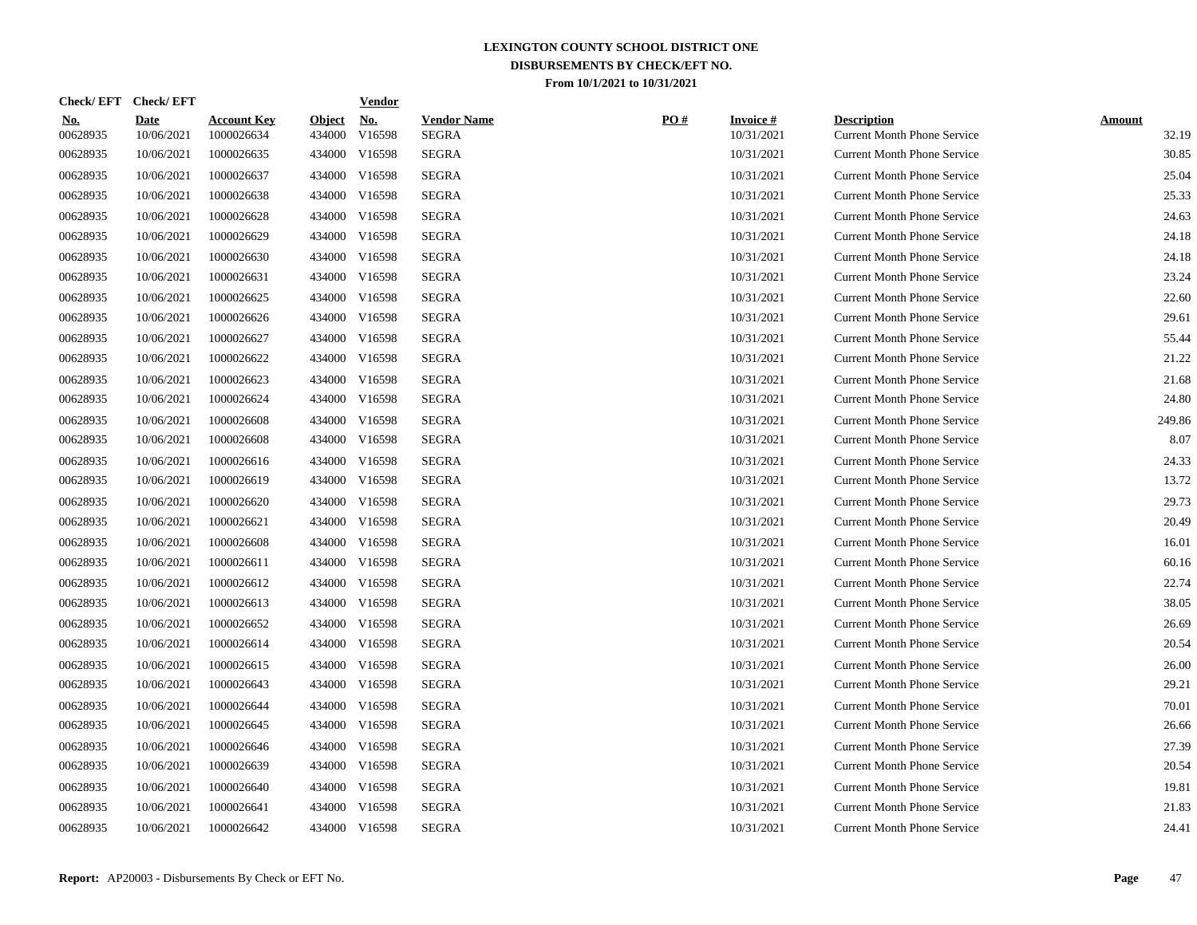**LEXINGTON COUNTY SCHOOL DISTRICT ONE**
**DISBURSEMENTS BY CHECK/EFT NO.**
**From 10/1/2021 to 10/31/2021**

| Check/ EFT No. | Check/ EFT Date | Account Key | Object | Vendor No. | Vendor Name | PO # | Invoice # | Description | Amount |
|---|---|---|---|---|---|---|---|---|---|
| 00628935 | 10/06/2021 | 1000026634 | 434000 | V16598 | SEGRA | | 10/31/2021 | Current Month Phone Service | 32.19 |
| 00628935 | 10/06/2021 | 1000026635 | 434000 | V16598 | SEGRA | | 10/31/2021 | Current Month Phone Service | 30.85 |
| 00628935 | 10/06/2021 | 1000026637 | 434000 | V16598 | SEGRA | | 10/31/2021 | Current Month Phone Service | 25.04 |
| 00628935 | 10/06/2021 | 1000026638 | 434000 | V16598 | SEGRA | | 10/31/2021 | Current Month Phone Service | 25.33 |
| 00628935 | 10/06/2021 | 1000026628 | 434000 | V16598 | SEGRA | | 10/31/2021 | Current Month Phone Service | 24.63 |
| 00628935 | 10/06/2021 | 1000026629 | 434000 | V16598 | SEGRA | | 10/31/2021 | Current Month Phone Service | 24.18 |
| 00628935 | 10/06/2021 | 1000026630 | 434000 | V16598 | SEGRA | | 10/31/2021 | Current Month Phone Service | 24.18 |
| 00628935 | 10/06/2021 | 1000026631 | 434000 | V16598 | SEGRA | | 10/31/2021 | Current Month Phone Service | 23.24 |
| 00628935 | 10/06/2021 | 1000026625 | 434000 | V16598 | SEGRA | | 10/31/2021 | Current Month Phone Service | 22.60 |
| 00628935 | 10/06/2021 | 1000026626 | 434000 | V16598 | SEGRA | | 10/31/2021 | Current Month Phone Service | 29.61 |
| 00628935 | 10/06/2021 | 1000026627 | 434000 | V16598 | SEGRA | | 10/31/2021 | Current Month Phone Service | 55.44 |
| 00628935 | 10/06/2021 | 1000026622 | 434000 | V16598 | SEGRA | | 10/31/2021 | Current Month Phone Service | 21.22 |
| 00628935 | 10/06/2021 | 1000026623 | 434000 | V16598 | SEGRA | | 10/31/2021 | Current Month Phone Service | 21.68 |
| 00628935 | 10/06/2021 | 1000026624 | 434000 | V16598 | SEGRA | | 10/31/2021 | Current Month Phone Service | 24.80 |
| 00628935 | 10/06/2021 | 1000026608 | 434000 | V16598 | SEGRA | | 10/31/2021 | Current Month Phone Service | 249.86 |
| 00628935 | 10/06/2021 | 1000026608 | 434000 | V16598 | SEGRA | | 10/31/2021 | Current Month Phone Service | 8.07 |
| 00628935 | 10/06/2021 | 1000026616 | 434000 | V16598 | SEGRA | | 10/31/2021 | Current Month Phone Service | 24.33 |
| 00628935 | 10/06/2021 | 1000026619 | 434000 | V16598 | SEGRA | | 10/31/2021 | Current Month Phone Service | 13.72 |
| 00628935 | 10/06/2021 | 1000026620 | 434000 | V16598 | SEGRA | | 10/31/2021 | Current Month Phone Service | 29.73 |
| 00628935 | 10/06/2021 | 1000026621 | 434000 | V16598 | SEGRA | | 10/31/2021 | Current Month Phone Service | 20.49 |
| 00628935 | 10/06/2021 | 1000026608 | 434000 | V16598 | SEGRA | | 10/31/2021 | Current Month Phone Service | 16.01 |
| 00628935 | 10/06/2021 | 1000026611 | 434000 | V16598 | SEGRA | | 10/31/2021 | Current Month Phone Service | 60.16 |
| 00628935 | 10/06/2021 | 1000026612 | 434000 | V16598 | SEGRA | | 10/31/2021 | Current Month Phone Service | 22.74 |
| 00628935 | 10/06/2021 | 1000026613 | 434000 | V16598 | SEGRA | | 10/31/2021 | Current Month Phone Service | 38.05 |
| 00628935 | 10/06/2021 | 1000026652 | 434000 | V16598 | SEGRA | | 10/31/2021 | Current Month Phone Service | 26.69 |
| 00628935 | 10/06/2021 | 1000026614 | 434000 | V16598 | SEGRA | | 10/31/2021 | Current Month Phone Service | 20.54 |
| 00628935 | 10/06/2021 | 1000026615 | 434000 | V16598 | SEGRA | | 10/31/2021 | Current Month Phone Service | 26.00 |
| 00628935 | 10/06/2021 | 1000026643 | 434000 | V16598 | SEGRA | | 10/31/2021 | Current Month Phone Service | 29.21 |
| 00628935 | 10/06/2021 | 1000026644 | 434000 | V16598 | SEGRA | | 10/31/2021 | Current Month Phone Service | 70.01 |
| 00628935 | 10/06/2021 | 1000026645 | 434000 | V16598 | SEGRA | | 10/31/2021 | Current Month Phone Service | 26.66 |
| 00628935 | 10/06/2021 | 1000026646 | 434000 | V16598 | SEGRA | | 10/31/2021 | Current Month Phone Service | 27.39 |
| 00628935 | 10/06/2021 | 1000026639 | 434000 | V16598 | SEGRA | | 10/31/2021 | Current Month Phone Service | 20.54 |
| 00628935 | 10/06/2021 | 1000026640 | 434000 | V16598 | SEGRA | | 10/31/2021 | Current Month Phone Service | 19.81 |
| 00628935 | 10/06/2021 | 1000026641 | 434000 | V16598 | SEGRA | | 10/31/2021 | Current Month Phone Service | 21.83 |
| 00628935 | 10/06/2021 | 1000026642 | 434000 | V16598 | SEGRA | | 10/31/2021 | Current Month Phone Service | 24.41 |

**Report:** AP20003 - Disbursements By Check or EFT No.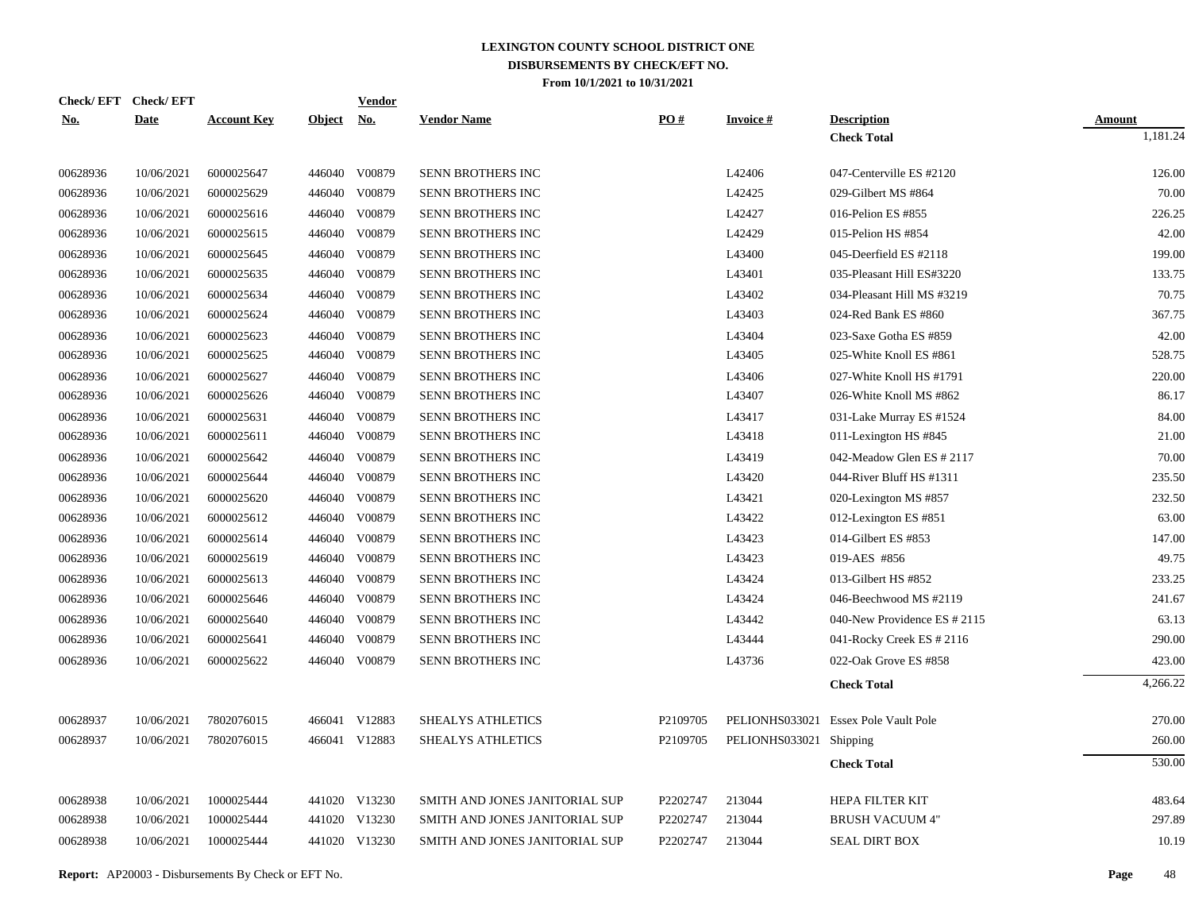**LEXINGTON COUNTY SCHOOL DISTRICT ONE**
**DISBURSEMENTS BY CHECK/EFT NO.**
**From 10/1/2021 to 10/31/2021**

| Check/ EFT No. | Check/ EFT Date | Account Key | Object | Vendor No. | Vendor Name | PO # | Invoice # | Description | Amount |
|---|---|---|---|---|---|---|---|---|---|
| | | | | | | | | **Check Total** | 1,181.24 |
| 00628936 | 10/06/2021 | 6000025647 | 446040 | V00879 | SENN BROTHERS INC | | L42406 | 047-Centerville ES #2120 | 126.00 |
| 00628936 | 10/06/2021 | 6000025629 | 446040 | V00879 | SENN BROTHERS INC | | L42425 | 029-Gilbert MS #864 | 70.00 |
| 00628936 | 10/06/2021 | 6000025616 | 446040 | V00879 | SENN BROTHERS INC | | L42427 | 016-Pelion ES #855 | 226.25 |
| 00628936 | 10/06/2021 | 6000025615 | 446040 | V00879 | SENN BROTHERS INC | | L42429 | 015-Pelion HS #854 | 42.00 |
| 00628936 | 10/06/2021 | 6000025645 | 446040 | V00879 | SENN BROTHERS INC | | L43400 | 045-Deerfield ES #2118 | 199.00 |
| 00628936 | 10/06/2021 | 6000025635 | 446040 | V00879 | SENN BROTHERS INC | | L43401 | 035-Pleasant Hill ES#3220 | 133.75 |
| 00628936 | 10/06/2021 | 6000025634 | 446040 | V00879 | SENN BROTHERS INC | | L43402 | 034-Pleasant Hill MS #3219 | 70.75 |
| 00628936 | 10/06/2021 | 6000025624 | 446040 | V00879 | SENN BROTHERS INC | | L43403 | 024-Red Bank ES #860 | 367.75 |
| 00628936 | 10/06/2021 | 6000025623 | 446040 | V00879 | SENN BROTHERS INC | | L43404 | 023-Saxe Gotha ES #859 | 42.00 |
| 00628936 | 10/06/2021 | 6000025625 | 446040 | V00879 | SENN BROTHERS INC | | L43405 | 025-White Knoll ES #861 | 528.75 |
| 00628936 | 10/06/2021 | 6000025627 | 446040 | V00879 | SENN BROTHERS INC | | L43406 | 027-White Knoll HS #1791 | 220.00 |
| 00628936 | 10/06/2021 | 6000025626 | 446040 | V00879 | SENN BROTHERS INC | | L43407 | 026-White Knoll MS #862 | 86.17 |
| 00628936 | 10/06/2021 | 6000025631 | 446040 | V00879 | SENN BROTHERS INC | | L43417 | 031-Lake Murray ES #1524 | 84.00 |
| 00628936 | 10/06/2021 | 6000025611 | 446040 | V00879 | SENN BROTHERS INC | | L43418 | 011-Lexington HS #845 | 21.00 |
| 00628936 | 10/06/2021 | 6000025642 | 446040 | V00879 | SENN BROTHERS INC | | L43419 | 042-Meadow Glen ES # 2117 | 70.00 |
| 00628936 | 10/06/2021 | 6000025644 | 446040 | V00879 | SENN BROTHERS INC | | L43420 | 044-River Bluff HS #1311 | 235.50 |
| 00628936 | 10/06/2021 | 6000025620 | 446040 | V00879 | SENN BROTHERS INC | | L43421 | 020-Lexington MS #857 | 232.50 |
| 00628936 | 10/06/2021 | 6000025612 | 446040 | V00879 | SENN BROTHERS INC | | L43422 | 012-Lexington ES #851 | 63.00 |
| 00628936 | 10/06/2021 | 6000025614 | 446040 | V00879 | SENN BROTHERS INC | | L43423 | 014-Gilbert ES #853 | 147.00 |
| 00628936 | 10/06/2021 | 6000025619 | 446040 | V00879 | SENN BROTHERS INC | | L43423 | 019-AES #856 | 49.75 |
| 00628936 | 10/06/2021 | 6000025613 | 446040 | V00879 | SENN BROTHERS INC | | L43424 | 013-Gilbert HS #852 | 233.25 |
| 00628936 | 10/06/2021 | 6000025646 | 446040 | V00879 | SENN BROTHERS INC | | L43424 | 046-Beechwood MS #2119 | 241.67 |
| 00628936 | 10/06/2021 | 6000025640 | 446040 | V00879 | SENN BROTHERS INC | | L43442 | 040-New Providence ES # 2115 | 63.13 |
| 00628936 | 10/06/2021 | 6000025641 | 446040 | V00879 | SENN BROTHERS INC | | L43444 | 041-Rocky Creek ES # 2116 | 290.00 |
| 00628936 | 10/06/2021 | 6000025622 | 446040 | V00879 | SENN BROTHERS INC | | L43736 | 022-Oak Grove ES #858 | 423.00 |
| | | | | | | | | **Check Total** | 4,266.22 |
| 00628937 | 10/06/2021 | 7802076015 | 466041 | V12883 | SHEALYS ATHLETICS | P2109705 | PELIONHS033021 | Essex Pole Vault Pole | 270.00 |
| 00628937 | 10/06/2021 | 7802076015 | 466041 | V12883 | SHEALYS ATHLETICS | P2109705 | PELIONHS033021 | Shipping | 260.00 |
| | | | | | | | | **Check Total** | 530.00 |
| 00628938 | 10/06/2021 | 1000025444 | 441020 | V13230 | SMITH AND JONES JANITORIAL SUP | P2202747 | 213044 | HEPA FILTER KIT | 483.64 |
| 00628938 | 10/06/2021 | 1000025444 | 441020 | V13230 | SMITH AND JONES JANITORIAL SUP | P2202747 | 213044 | BRUSH VACUUM 4" | 297.89 |
| 00628938 | 10/06/2021 | 1000025444 | 441020 | V13230 | SMITH AND JONES JANITORIAL SUP | P2202747 | 213044 | SEAL DIRT BOX | 10.19 |

**Report:** AP20003 - Disbursements By Check or EFT No.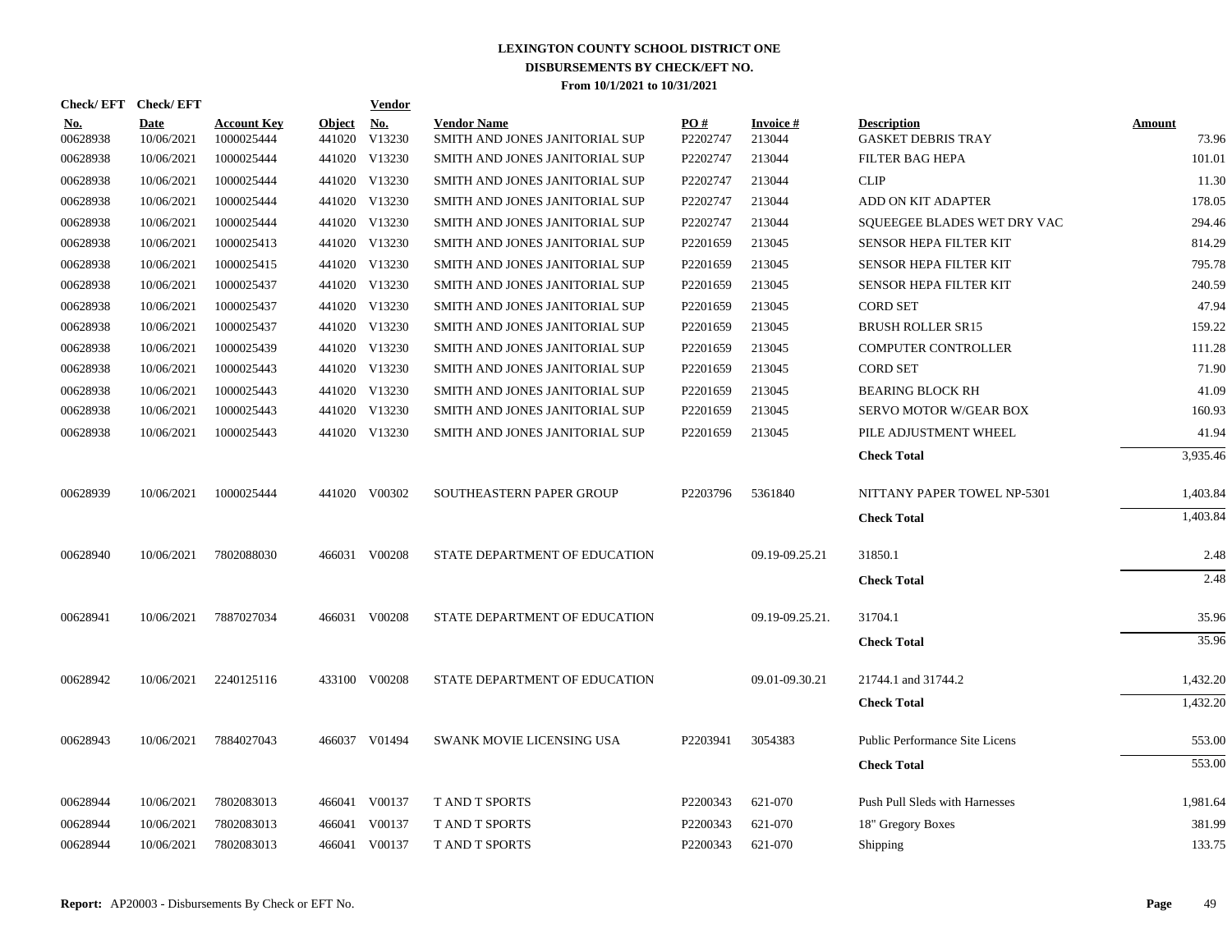# LEXINGTON COUNTY SCHOOL DISTRICT ONE
## DISBURSEMENTS BY CHECK/EFT NO.
### From 10/1/2021 to 10/31/2021

| Check/ EFT No. | Check/ EFT Date | Account Key | Object | Vendor No. | Vendor Name | PO # | Invoice # | Description | Amount |
|---|---|---|---|---|---|---|---|---|---|
| 00628938 | 10/06/2021 | 1000025444 | 441020 | V13230 | SMITH AND JONES JANITORIAL SUP | P2202747 | 213044 | GASKET DEBRIS TRAY | 73.96 |
| 00628938 | 10/06/2021 | 1000025444 | 441020 | V13230 | SMITH AND JONES JANITORIAL SUP | P2202747 | 213044 | FILTER BAG HEPA | 101.01 |
| 00628938 | 10/06/2021 | 1000025444 | 441020 | V13230 | SMITH AND JONES JANITORIAL SUP | P2202747 | 213044 | CLIP | 11.30 |
| 00628938 | 10/06/2021 | 1000025444 | 441020 | V13230 | SMITH AND JONES JANITORIAL SUP | P2202747 | 213044 | ADD ON KIT ADAPTER | 178.05 |
| 00628938 | 10/06/2021 | 1000025444 | 441020 | V13230 | SMITH AND JONES JANITORIAL SUP | P2202747 | 213044 | SQUEEGEE BLADES WET DRY VAC | 294.46 |
| 00628938 | 10/06/2021 | 1000025413 | 441020 | V13230 | SMITH AND JONES JANITORIAL SUP | P2201659 | 213045 | SENSOR HEPA FILTER KIT | 814.29 |
| 00628938 | 10/06/2021 | 1000025415 | 441020 | V13230 | SMITH AND JONES JANITORIAL SUP | P2201659 | 213045 | SENSOR HEPA FILTER KIT | 795.78 |
| 00628938 | 10/06/2021 | 1000025437 | 441020 | V13230 | SMITH AND JONES JANITORIAL SUP | P2201659 | 213045 | SENSOR HEPA FILTER KIT | 240.59 |
| 00628938 | 10/06/2021 | 1000025437 | 441020 | V13230 | SMITH AND JONES JANITORIAL SUP | P2201659 | 213045 | CORD SET | 47.94 |
| 00628938 | 10/06/2021 | 1000025437 | 441020 | V13230 | SMITH AND JONES JANITORIAL SUP | P2201659 | 213045 | BRUSH ROLLER SR15 | 159.22 |
| 00628938 | 10/06/2021 | 1000025439 | 441020 | V13230 | SMITH AND JONES JANITORIAL SUP | P2201659 | 213045 | COMPUTER CONTROLLER | 111.28 |
| 00628938 | 10/06/2021 | 1000025443 | 441020 | V13230 | SMITH AND JONES JANITORIAL SUP | P2201659 | 213045 | CORD SET | 71.90 |
| 00628938 | 10/06/2021 | 1000025443 | 441020 | V13230 | SMITH AND JONES JANITORIAL SUP | P2201659 | 213045 | BEARING BLOCK RH | 41.09 |
| 00628938 | 10/06/2021 | 1000025443 | 441020 | V13230 | SMITH AND JONES JANITORIAL SUP | P2201659 | 213045 | SERVO MOTOR W/GEAR BOX | 160.93 |
| 00628938 | 10/06/2021 | 1000025443 | 441020 | V13230 | SMITH AND JONES JANITORIAL SUP | P2201659 | 213045 | PILE ADJUSTMENT WHEEL | 41.94 |
| | | | | | | | | **Check Total** | 3,935.46 |
| 00628939 | 10/06/2021 | 1000025444 | 441020 | V00302 | SOUTHEASTERN PAPER GROUP | P2203796 | 5361840 | NITTANY PAPER TOWEL NP-5301 | 1,403.84 |
| | | | | | | | | **Check Total** | 1,403.84 |
| 00628940 | 10/06/2021 | 7802088030 | 466031 | V00208 | STATE DEPARTMENT OF EDUCATION | | 09.19-09.25.21 | 31850.1 | 2.48 |
| | | | | | | | | **Check Total** | 2.48 |
| 00628941 | 10/06/2021 | 7887027034 | 466031 | V00208 | STATE DEPARTMENT OF EDUCATION | | 09.19-09.25.21. | 31704.1 | 35.96 |
| | | | | | | | | **Check Total** | 35.96 |
| 00628942 | 10/06/2021 | 2240125116 | 433100 | V00208 | STATE DEPARTMENT OF EDUCATION | | 09.01-09.30.21 | 21744.1 and 31744.2 | 1,432.20 |
| | | | | | | | | **Check Total** | 1,432.20 |
| 00628943 | 10/06/2021 | 7884027043 | 466037 | V01494 | SWANK MOVIE LICENSING USA | P2203941 | 3054383 | Public Performance Site Licens | 553.00 |
| | | | | | | | | **Check Total** | 553.00 |
| 00628944 | 10/06/2021 | 7802083013 | 466041 | V00137 | T AND T SPORTS | P2200343 | 621-070 | Push Pull Sleds with Harnesses | 1,981.64 |
| 00628944 | 10/06/2021 | 7802083013 | 466041 | V00137 | T AND T SPORTS | P2200343 | 621-070 | 18" Gregory Boxes | 381.99 |
| 00628944 | 10/06/2021 | 7802083013 | 466041 | V00137 | T AND T SPORTS | P2200343 | 621-070 | Shipping | 133.75 |

**Report:** AP20003 - Disbursements By Check or EFT No.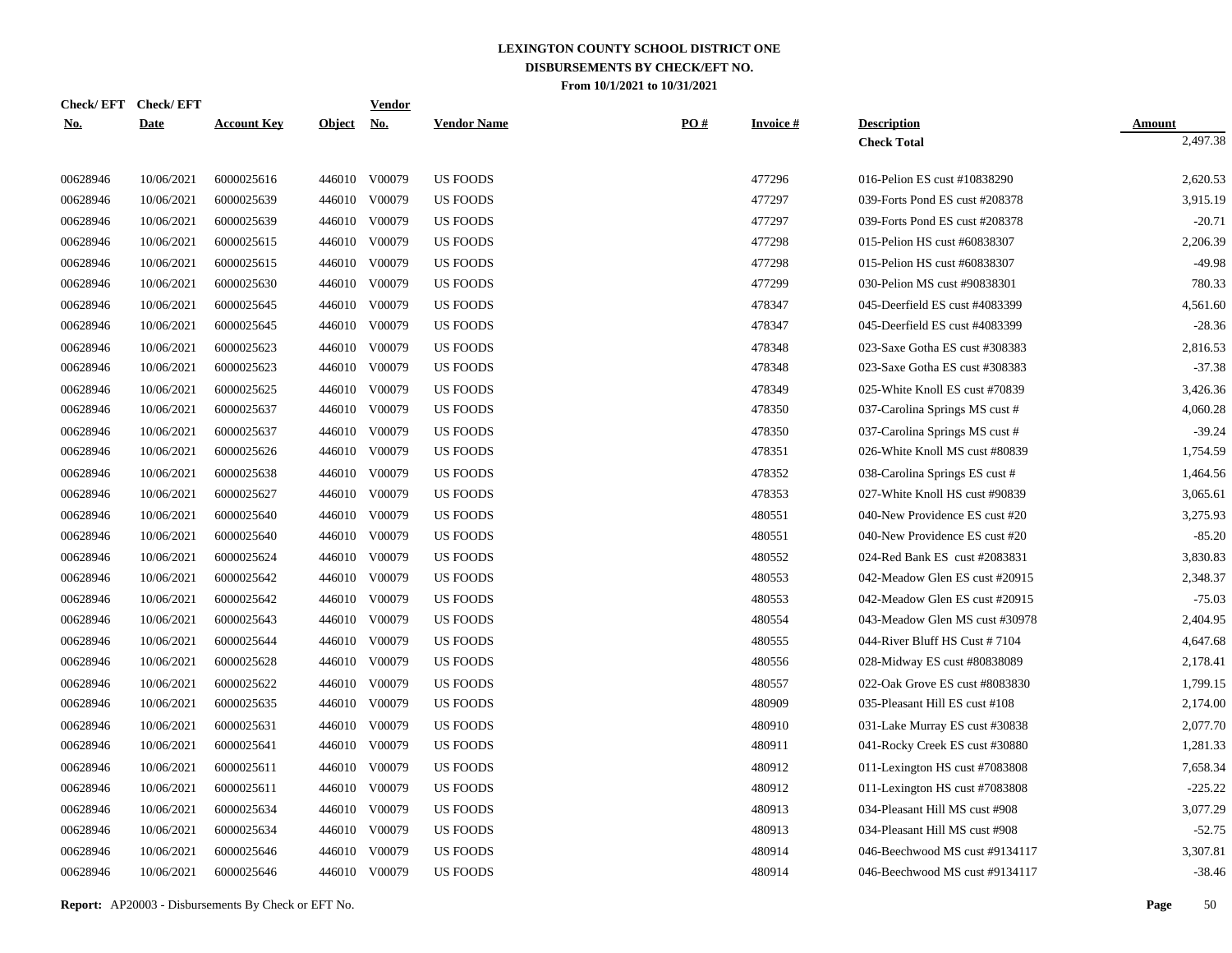# LEXINGTON COUNTY SCHOOL DISTRICT ONE
## DISBURSEMENTS BY CHECK/EFT NO.
### From 10/1/2021 to 10/31/2021

| Check/ EFT No. | Check/ EFT Date | Account Key | Object | Vendor No. | Vendor Name | PO # | Invoice # | Description | Amount |
|---|---|---|---|---|---|---|---|---|---|
| | | | | | | | | **Check Total** | 2,497.38 |
| 00628946 | 10/06/2021 | 6000025616 | 446010 | V00079 | US FOODS | | 477296 | 016-Pelion ES cust #10838290 | 2,620.53 |
| 00628946 | 10/06/2021 | 6000025639 | 446010 | V00079 | US FOODS | | 477297 | 039-Forts Pond ES cust #208378 | 3,915.19 |
| 00628946 | 10/06/2021 | 6000025639 | 446010 | V00079 | US FOODS | | 477297 | 039-Forts Pond ES cust #208378 | -20.71 |
| 00628946 | 10/06/2021 | 6000025615 | 446010 | V00079 | US FOODS | | 477298 | 015-Pelion HS cust #60838307 | 2,206.39 |
| 00628946 | 10/06/2021 | 6000025615 | 446010 | V00079 | US FOODS | | 477298 | 015-Pelion HS cust #60838307 | -49.98 |
| 00628946 | 10/06/2021 | 6000025630 | 446010 | V00079 | US FOODS | | 477299 | 030-Pelion MS cust #90838301 | 780.33 |
| 00628946 | 10/06/2021 | 6000025645 | 446010 | V00079 | US FOODS | | 478347 | 045-Deerfield ES cust #4083399 | 4,561.60 |
| 00628946 | 10/06/2021 | 6000025645 | 446010 | V00079 | US FOODS | | 478347 | 045-Deerfield ES cust #4083399 | -28.36 |
| 00628946 | 10/06/2021 | 6000025623 | 446010 | V00079 | US FOODS | | 478348 | 023-Saxe Gotha ES cust #308383 | 2,816.53 |
| 00628946 | 10/06/2021 | 6000025623 | 446010 | V00079 | US FOODS | | 478348 | 023-Saxe Gotha ES cust #308383 | -37.38 |
| 00628946 | 10/06/2021 | 6000025625 | 446010 | V00079 | US FOODS | | 478349 | 025-White Knoll ES cust #70839 | 3,426.36 |
| 00628946 | 10/06/2021 | 6000025637 | 446010 | V00079 | US FOODS | | 478350 | 037-Carolina Springs MS cust # | 4,060.28 |
| 00628946 | 10/06/2021 | 6000025637 | 446010 | V00079 | US FOODS | | 478350 | 037-Carolina Springs MS cust # | -39.24 |
| 00628946 | 10/06/2021 | 6000025626 | 446010 | V00079 | US FOODS | | 478351 | 026-White Knoll MS cust #80839 | 1,754.59 |
| 00628946 | 10/06/2021 | 6000025638 | 446010 | V00079 | US FOODS | | 478352 | 038-Carolina Springs ES cust # | 1,464.56 |
| 00628946 | 10/06/2021 | 6000025627 | 446010 | V00079 | US FOODS | | 478353 | 027-White Knoll HS cust #90839 | 3,065.61 |
| 00628946 | 10/06/2021 | 6000025640 | 446010 | V00079 | US FOODS | | 480551 | 040-New Providence ES cust #20 | 3,275.93 |
| 00628946 | 10/06/2021 | 6000025640 | 446010 | V00079 | US FOODS | | 480551 | 040-New Providence ES cust #20 | -85.20 |
| 00628946 | 10/06/2021 | 6000025624 | 446010 | V00079 | US FOODS | | 480552 | 024-Red Bank ES cust #2083831 | 3,830.83 |
| 00628946 | 10/06/2021 | 6000025642 | 446010 | V00079 | US FOODS | | 480553 | 042-Meadow Glen ES cust #20915 | 2,348.37 |
| 00628946 | 10/06/2021 | 6000025642 | 446010 | V00079 | US FOODS | | 480553 | 042-Meadow Glen ES cust #20915 | -75.03 |
| 00628946 | 10/06/2021 | 6000025643 | 446010 | V00079 | US FOODS | | 480554 | 043-Meadow Glen MS cust #30978 | 2,404.95 |
| 00628946 | 10/06/2021 | 6000025644 | 446010 | V00079 | US FOODS | | 480555 | 044-River Bluff HS Cust # 7104 | 4,647.68 |
| 00628946 | 10/06/2021 | 6000025628 | 446010 | V00079 | US FOODS | | 480556 | 028-Midway ES cust #80838089 | 2,178.41 |
| 00628946 | 10/06/2021 | 6000025622 | 446010 | V00079 | US FOODS | | 480557 | 022-Oak Grove ES cust #8083830 | 1,799.15 |
| 00628946 | 10/06/2021 | 6000025635 | 446010 | V00079 | US FOODS | | 480909 | 035-Pleasant Hill ES cust #108 | 2,174.00 |
| 00628946 | 10/06/2021 | 6000025631 | 446010 | V00079 | US FOODS | | 480910 | 031-Lake Murray ES cust #30838 | 2,077.70 |
| 00628946 | 10/06/2021 | 6000025641 | 446010 | V00079 | US FOODS | | 480911 | 041-Rocky Creek ES cust #30880 | 1,281.33 |
| 00628946 | 10/06/2021 | 6000025611 | 446010 | V00079 | US FOODS | | 480912 | 011-Lexington HS cust #7083808 | 7,658.34 |
| 00628946 | 10/06/2021 | 6000025611 | 446010 | V00079 | US FOODS | | 480912 | 011-Lexington HS cust #7083808 | -225.22 |
| 00628946 | 10/06/2021 | 6000025634 | 446010 | V00079 | US FOODS | | 480913 | 034-Pleasant Hill MS cust #908 | 3,077.29 |
| 00628946 | 10/06/2021 | 6000025634 | 446010 | V00079 | US FOODS | | 480913 | 034-Pleasant Hill MS cust #908 | -52.75 |
| 00628946 | 10/06/2021 | 6000025646 | 446010 | V00079 | US FOODS | | 480914 | 046-Beechwood MS cust #9134117 | 3,307.81 |
| 00628946 | 10/06/2021 | 6000025646 | 446010 | V00079 | US FOODS | | 480914 | 046-Beechwood MS cust #9134117 | -38.46 |

**Report:** AP20003 - Disbursements By Check or EFT No.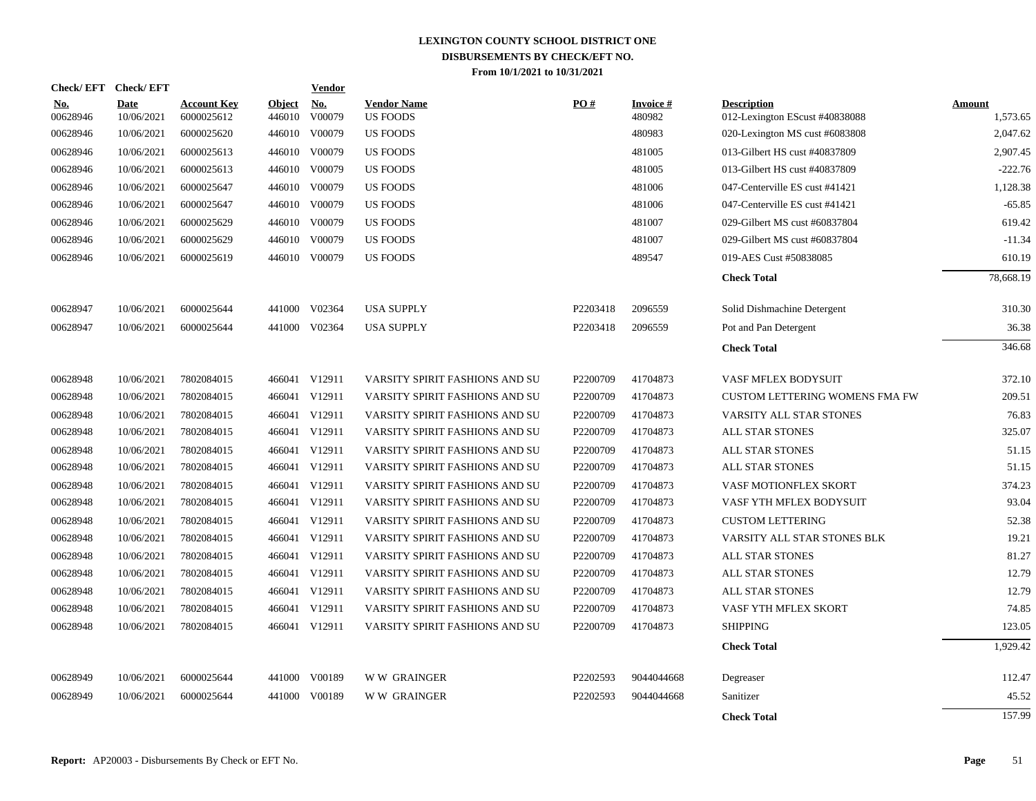# LEXINGTON COUNTY SCHOOL DISTRICT ONE
## DISBURSEMENTS BY CHECK/EFT NO.
### From 10/1/2021 to 10/31/2021

| Check/ EFT No. | Check/ EFT Date | Account Key | Object | Vendor No. | Vendor Name | PO # | Invoice # | Description | Amount |
|---|---|---|---|---|---|---|---|---|---|
| 00628946 | 10/06/2021 | 6000025612 | 446010 | V00079 | US FOODS | | 480982 | 012-Lexington EScust #40838088 | 1,573.65 |
| 00628946 | 10/06/2021 | 6000025620 | 446010 | V00079 | US FOODS | | 480983 | 020-Lexington MS cust #6083808 | 2,047.62 |
| 00628946 | 10/06/2021 | 6000025613 | 446010 | V00079 | US FOODS | | 481005 | 013-Gilbert HS cust #40837809 | 2,907.45 |
| 00628946 | 10/06/2021 | 6000025613 | 446010 | V00079 | US FOODS | | 481005 | 013-Gilbert HS cust #40837809 | -222.76 |
| 00628946 | 10/06/2021 | 6000025647 | 446010 | V00079 | US FOODS | | 481006 | 047-Centerville ES cust #41421 | 1,128.38 |
| 00628946 | 10/06/2021 | 6000025647 | 446010 | V00079 | US FOODS | | 481006 | 047-Centerville ES cust #41421 | -65.85 |
| 00628946 | 10/06/2021 | 6000025629 | 446010 | V00079 | US FOODS | | 481007 | 029-Gilbert MS cust #60837804 | 619.42 |
| 00628946 | 10/06/2021 | 6000025629 | 446010 | V00079 | US FOODS | | 481007 | 029-Gilbert MS cust #60837804 | -11.34 |
| 00628946 | 10/06/2021 | 6000025619 | 446010 | V00079 | US FOODS | | 489547 | 019-AES Cust #50838085 | 610.19 |
| | | | | | | | | **Check Total** | 78,668.19 |
| 00628947 | 10/06/2021 | 6000025644 | 441000 | V02364 | USA SUPPLY | P2203418 | 2096559 | Solid Dishmachine Detergent | 310.30 |
| 00628947 | 10/06/2021 | 6000025644 | 441000 | V02364 | USA SUPPLY | P2203418 | 2096559 | Pot and Pan Detergent | 36.38 |
| | | | | | | | | **Check Total** | 346.68 |
| 00628948 | 10/06/2021 | 7802084015 | 466041 | V12911 | VARSITY SPIRIT FASHIONS AND SU | P2200709 | 41704873 | VASF MFLEX BODYSUIT | 372.10 |
| 00628948 | 10/06/2021 | 7802084015 | 466041 | V12911 | VARSITY SPIRIT FASHIONS AND SU | P2200709 | 41704873 | CUSTOM LETTERING WOMENS FMA FW | 209.51 |
| 00628948 | 10/06/2021 | 7802084015 | 466041 | V12911 | VARSITY SPIRIT FASHIONS AND SU | P2200709 | 41704873 | VARSITY ALL STAR STONES | 76.83 |
| 00628948 | 10/06/2021 | 7802084015 | 466041 | V12911 | VARSITY SPIRIT FASHIONS AND SU | P2200709 | 41704873 | ALL STAR STONES | 325.07 |
| 00628948 | 10/06/2021 | 7802084015 | 466041 | V12911 | VARSITY SPIRIT FASHIONS AND SU | P2200709 | 41704873 | ALL STAR STONES | 51.15 |
| 00628948 | 10/06/2021 | 7802084015 | 466041 | V12911 | VARSITY SPIRIT FASHIONS AND SU | P2200709 | 41704873 | ALL STAR STONES | 51.15 |
| 00628948 | 10/06/2021 | 7802084015 | 466041 | V12911 | VARSITY SPIRIT FASHIONS AND SU | P2200709 | 41704873 | VASF MOTIONFLEX SKORT | 374.23 |
| 00628948 | 10/06/2021 | 7802084015 | 466041 | V12911 | VARSITY SPIRIT FASHIONS AND SU | P2200709 | 41704873 | VASF YTH MFLEX BODYSUIT | 93.04 |
| 00628948 | 10/06/2021 | 7802084015 | 466041 | V12911 | VARSITY SPIRIT FASHIONS AND SU | P2200709 | 41704873 | CUSTOM LETTERING | 52.38 |
| 00628948 | 10/06/2021 | 7802084015 | 466041 | V12911 | VARSITY SPIRIT FASHIONS AND SU | P2200709 | 41704873 | VARSITY ALL STAR STONES BLK | 19.21 |
| 00628948 | 10/06/2021 | 7802084015 | 466041 | V12911 | VARSITY SPIRIT FASHIONS AND SU | P2200709 | 41704873 | ALL STAR STONES | 81.27 |
| 00628948 | 10/06/2021 | 7802084015 | 466041 | V12911 | VARSITY SPIRIT FASHIONS AND SU | P2200709 | 41704873 | ALL STAR STONES | 12.79 |
| 00628948 | 10/06/2021 | 7802084015 | 466041 | V12911 | VARSITY SPIRIT FASHIONS AND SU | P2200709 | 41704873 | ALL STAR STONES | 12.79 |
| 00628948 | 10/06/2021 | 7802084015 | 466041 | V12911 | VARSITY SPIRIT FASHIONS AND SU | P2200709 | 41704873 | VASF YTH MFLEX SKORT | 74.85 |
| 00628948 | 10/06/2021 | 7802084015 | 466041 | V12911 | VARSITY SPIRIT FASHIONS AND SU | P2200709 | 41704873 | SHIPPING | 123.05 |
| | | | | | | | | **Check Total** | 1,929.42 |
| 00628949 | 10/06/2021 | 6000025644 | 441000 | V00189 | W W GRAINGER | P2202593 | 9044044668 | Degreaser | 112.47 |
| 00628949 | 10/06/2021 | 6000025644 | 441000 | V00189 | W W GRAINGER | P2202593 | 9044044668 | Sanitizer | 45.52 |
| | | | | | | | | **Check Total** | 157.99 |

**Report:** AP20003 - Disbursements By Check or EFT No.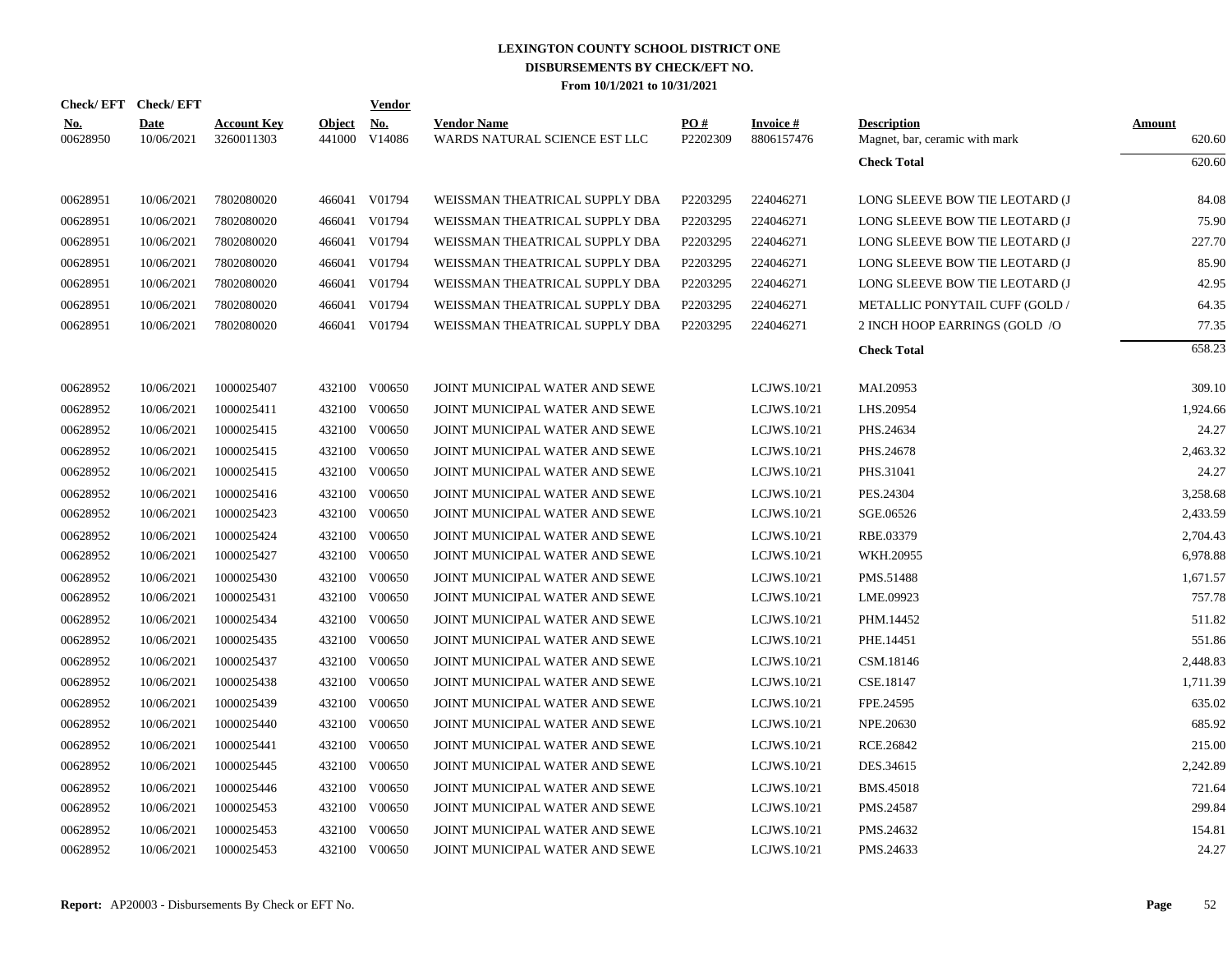# LEXINGTON COUNTY SCHOOL DISTRICT ONE
## DISBURSEMENTS BY CHECK/EFT NO.
### From 10/1/2021 to 10/31/2021

| Check/ EFT No. | Check/ EFT Date | Account Key | Object | Vendor No. | Vendor Name | PO # | Invoice # | Description | Amount |
|---|---|---|---|---|---|---|---|---|---|
| 00628950 | 10/06/2021 | 3260011303 | 441000 | V14086 | WARDS NATURAL SCIENCE EST LLC | P2202309 | 8806157476 | Magnet, bar, ceramic with mark | 620.60 |
| | | | | | | | | **Check Total** | 620.60 |
| 00628951 | 10/06/2021 | 7802080020 | 466041 | V01794 | WEISSMAN THEATRICAL SUPPLY DBA | P2203295 | 224046271 | LONG SLEEVE BOW TIE LEOTARD (J | 84.08 |
| 00628951 | 10/06/2021 | 7802080020 | 466041 | V01794 | WEISSMAN THEATRICAL SUPPLY DBA | P2203295 | 224046271 | LONG SLEEVE BOW TIE LEOTARD (J | 75.90 |
| 00628951 | 10/06/2021 | 7802080020 | 466041 | V01794 | WEISSMAN THEATRICAL SUPPLY DBA | P2203295 | 224046271 | LONG SLEEVE BOW TIE LEOTARD (J | 227.70 |
| 00628951 | 10/06/2021 | 7802080020 | 466041 | V01794 | WEISSMAN THEATRICAL SUPPLY DBA | P2203295 | 224046271 | LONG SLEEVE BOW TIE LEOTARD (J | 85.90 |
| 00628951 | 10/06/2021 | 7802080020 | 466041 | V01794 | WEISSMAN THEATRICAL SUPPLY DBA | P2203295 | 224046271 | LONG SLEEVE BOW TIE LEOTARD (J | 42.95 |
| 00628951 | 10/06/2021 | 7802080020 | 466041 | V01794 | WEISSMAN THEATRICAL SUPPLY DBA | P2203295 | 224046271 | METALLIC PONYTAIL CUFF (GOLD / | 64.35 |
| 00628951 | 10/06/2021 | 7802080020 | 466041 | V01794 | WEISSMAN THEATRICAL SUPPLY DBA | P2203295 | 224046271 | 2 INCH HOOP EARRINGS (GOLD /O | 77.35 |
| | | | | | | | | **Check Total** | 658.23 |
| 00628952 | 10/06/2021 | 1000025407 | 432100 | V00650 | JOINT MUNICIPAL WATER AND SEWE | | LCJWS.10/21 | MAI.20953 | 309.10 |
| 00628952 | 10/06/2021 | 1000025411 | 432100 | V00650 | JOINT MUNICIPAL WATER AND SEWE | | LCJWS.10/21 | LHS.20954 | 1,924.66 |
| 00628952 | 10/06/2021 | 1000025415 | 432100 | V00650 | JOINT MUNICIPAL WATER AND SEWE | | LCJWS.10/21 | PHS.24634 | 24.27 |
| 00628952 | 10/06/2021 | 1000025415 | 432100 | V00650 | JOINT MUNICIPAL WATER AND SEWE | | LCJWS.10/21 | PHS.24678 | 2,463.32 |
| 00628952 | 10/06/2021 | 1000025415 | 432100 | V00650 | JOINT MUNICIPAL WATER AND SEWE | | LCJWS.10/21 | PHS.31041 | 24.27 |
| 00628952 | 10/06/2021 | 1000025416 | 432100 | V00650 | JOINT MUNICIPAL WATER AND SEWE | | LCJWS.10/21 | PES.24304 | 3,258.68 |
| 00628952 | 10/06/2021 | 1000025423 | 432100 | V00650 | JOINT MUNICIPAL WATER AND SEWE | | LCJWS.10/21 | SGE.06526 | 2,433.59 |
| 00628952 | 10/06/2021 | 1000025424 | 432100 | V00650 | JOINT MUNICIPAL WATER AND SEWE | | LCJWS.10/21 | RBE.03379 | 2,704.43 |
| 00628952 | 10/06/2021 | 1000025427 | 432100 | V00650 | JOINT MUNICIPAL WATER AND SEWE | | LCJWS.10/21 | WKH.20955 | 6,978.88 |
| 00628952 | 10/06/2021 | 1000025430 | 432100 | V00650 | JOINT MUNICIPAL WATER AND SEWE | | LCJWS.10/21 | PMS.51488 | 1,671.57 |
| 00628952 | 10/06/2021 | 1000025431 | 432100 | V00650 | JOINT MUNICIPAL WATER AND SEWE | | LCJWS.10/21 | LME.09923 | 757.78 |
| 00628952 | 10/06/2021 | 1000025434 | 432100 | V00650 | JOINT MUNICIPAL WATER AND SEWE | | LCJWS.10/21 | PHM.14452 | 511.82 |
| 00628952 | 10/06/2021 | 1000025435 | 432100 | V00650 | JOINT MUNICIPAL WATER AND SEWE | | LCJWS.10/21 | PHE.14451 | 551.86 |
| 00628952 | 10/06/2021 | 1000025437 | 432100 | V00650 | JOINT MUNICIPAL WATER AND SEWE | | LCJWS.10/21 | CSM.18146 | 2,448.83 |
| 00628952 | 10/06/2021 | 1000025438 | 432100 | V00650 | JOINT MUNICIPAL WATER AND SEWE | | LCJWS.10/21 | CSE.18147 | 1,711.39 |
| 00628952 | 10/06/2021 | 1000025439 | 432100 | V00650 | JOINT MUNICIPAL WATER AND SEWE | | LCJWS.10/21 | FPE.24595 | 635.02 |
| 00628952 | 10/06/2021 | 1000025440 | 432100 | V00650 | JOINT MUNICIPAL WATER AND SEWE | | LCJWS.10/21 | NPE.20630 | 685.92 |
| 00628952 | 10/06/2021 | 1000025441 | 432100 | V00650 | JOINT MUNICIPAL WATER AND SEWE | | LCJWS.10/21 | RCE.26842 | 215.00 |
| 00628952 | 10/06/2021 | 1000025445 | 432100 | V00650 | JOINT MUNICIPAL WATER AND SEWE | | LCJWS.10/21 | DES.34615 | 2,242.89 |
| 00628952 | 10/06/2021 | 1000025446 | 432100 | V00650 | JOINT MUNICIPAL WATER AND SEWE | | LCJWS.10/21 | BMS.45018 | 721.64 |
| 00628952 | 10/06/2021 | 1000025453 | 432100 | V00650 | JOINT MUNICIPAL WATER AND SEWE | | LCJWS.10/21 | PMS.24587 | 299.84 |
| 00628952 | 10/06/2021 | 1000025453 | 432100 | V00650 | JOINT MUNICIPAL WATER AND SEWE | | LCJWS.10/21 | PMS.24632 | 154.81 |
| 00628952 | 10/06/2021 | 1000025453 | 432100 | V00650 | JOINT MUNICIPAL WATER AND SEWE | | LCJWS.10/21 | PMS.24633 | 24.27 |

**Report:** AP20003 - Disbursements By Check or EFT No.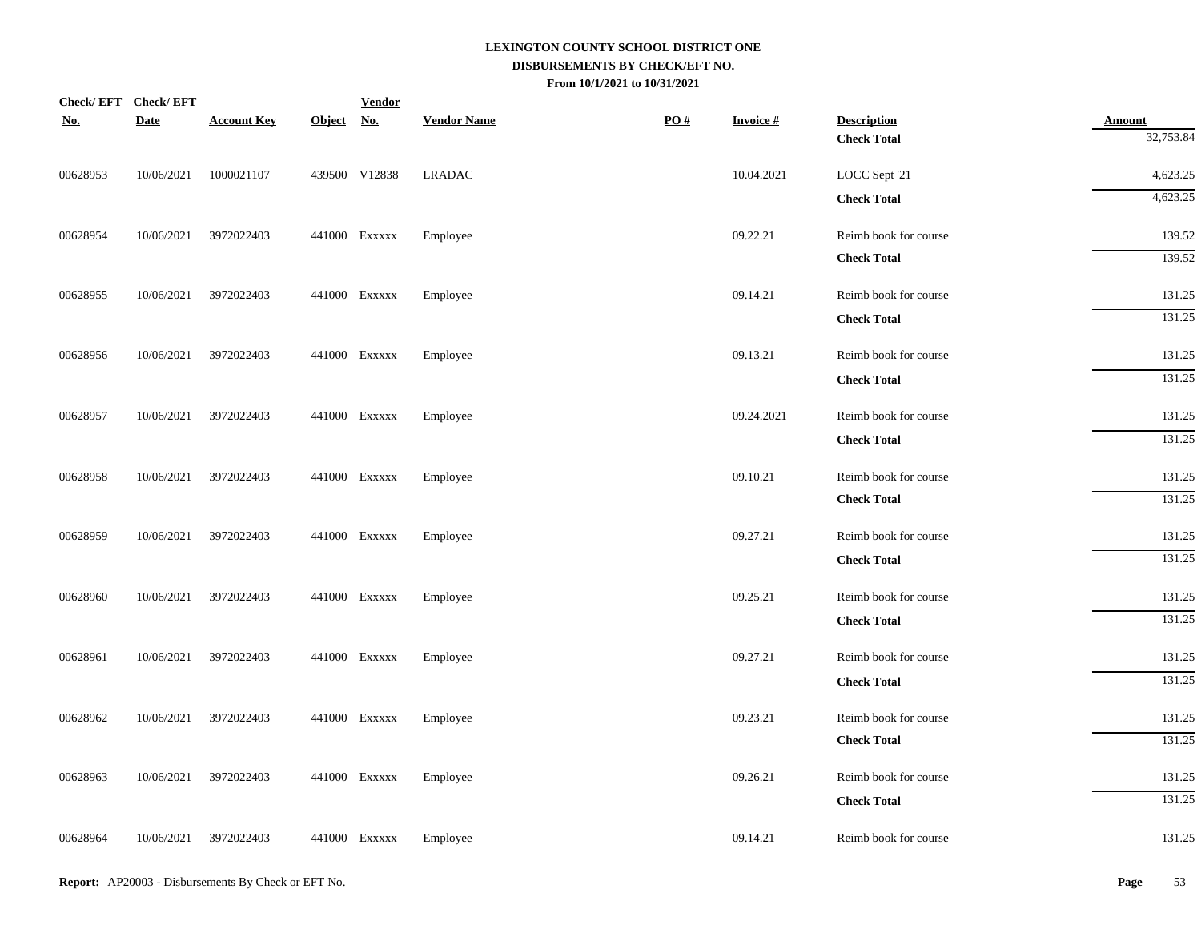# LEXINGTON COUNTY SCHOOL DISTRICT ONE
## DISBURSEMENTS BY CHECK/EFT NO.
### From 10/1/2021 to 10/31/2021

| Check/ EFT No. | Check/ EFT Date | Account Key | Object | Vendor No. | Vendor Name | PO # | Invoice # | Description | Amount |
|---|---|---|---|---|---|---|---|---|---|
| | | | | | | | | **Check Total** | 32,753.84 |
| 00628953 | 10/06/2021 | 1000021107 | 439500 | V12838 | LRADAC | | 10.04.2021 | LOCC Sept '21 | 4,623.25 |
| | | | | | | | | **Check Total** | 4,623.25 |
| 00628954 | 10/06/2021 | 3972022403 | 441000 | Exxxxx | Employee | | 09.22.21 | Reimb book for course | 139.52 |
| | | | | | | | | **Check Total** | 139.52 |
| 00628955 | 10/06/2021 | 3972022403 | 441000 | Exxxxx | Employee | | 09.14.21 | Reimb book for course | 131.25 |
| | | | | | | | | **Check Total** | 131.25 |
| 00628956 | 10/06/2021 | 3972022403 | 441000 | Exxxxx | Employee | | 09.13.21 | Reimb book for course | 131.25 |
| | | | | | | | | **Check Total** | 131.25 |
| 00628957 | 10/06/2021 | 3972022403 | 441000 | Exxxxx | Employee | | 09.24.2021 | Reimb book for course | 131.25 |
| | | | | | | | | **Check Total** | 131.25 |
| 00628958 | 10/06/2021 | 3972022403 | 441000 | Exxxxx | Employee | | 09.10.21 | Reimb book for course | 131.25 |
| | | | | | | | | **Check Total** | 131.25 |
| 00628959 | 10/06/2021 | 3972022403 | 441000 | Exxxxx | Employee | | 09.27.21 | Reimb book for course | 131.25 |
| | | | | | | | | **Check Total** | 131.25 |
| 00628960 | 10/06/2021 | 3972022403 | 441000 | Exxxxx | Employee | | 09.25.21 | Reimb book for course | 131.25 |
| | | | | | | | | **Check Total** | 131.25 |
| 00628961 | 10/06/2021 | 3972022403 | 441000 | Exxxxx | Employee | | 09.27.21 | Reimb book for course | 131.25 |
| | | | | | | | | **Check Total** | 131.25 |
| 00628962 | 10/06/2021 | 3972022403 | 441000 | Exxxxx | Employee | | 09.23.21 | Reimb book for course | 131.25 |
| | | | | | | | | **Check Total** | 131.25 |
| 00628963 | 10/06/2021 | 3972022403 | 441000 | Exxxxx | Employee | | 09.26.21 | Reimb book for course | 131.25 |
| | | | | | | | | **Check Total** | 131.25 |
| 00628964 | 10/06/2021 | 3972022403 | 441000 | Exxxxx | Employee | | 09.14.21 | Reimb book for course | 131.25 |

**Report:** AP20003 - Disbursements By Check or EFT No.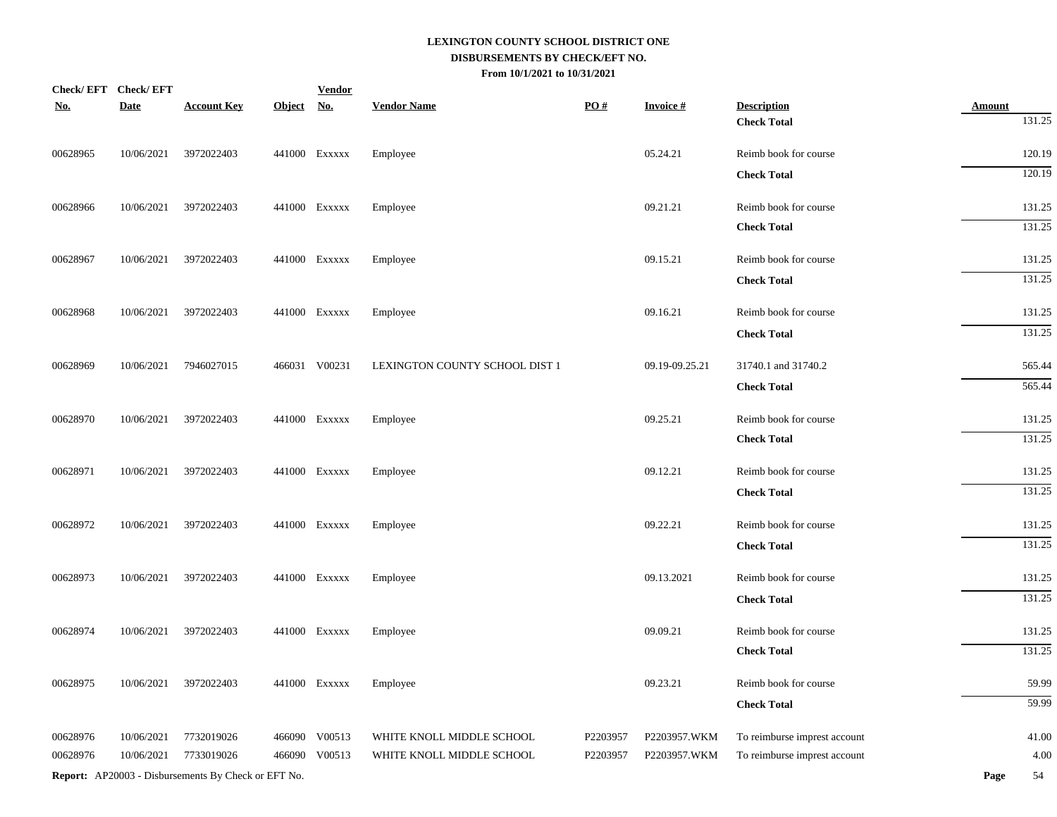**LEXINGTON COUNTY SCHOOL DISTRICT ONE**
**DISBURSEMENTS BY CHECK/EFT NO.**
**From 10/1/2021 to 10/31/2021**

| Check/ EFT No. | Check/ EFT Date | Account Key | Object | Vendor No. | Vendor Name | PO # | Invoice # | Description | Amount |
|---|---|---|---|---|---|---|---|---|---|
| | | | | | | | | **Check Total** | 131.25 |
| 00628965 | 10/06/2021 | 3972022403 | 441000 | Exxxxx | Employee | | 05.24.21 | Reimb book for course | 120.19 |
| | | | | | | | | **Check Total** | 120.19 |
| 00628966 | 10/06/2021 | 3972022403 | 441000 | Exxxxx | Employee | | 09.21.21 | Reimb book for course | 131.25 |
| | | | | | | | | **Check Total** | 131.25 |
| 00628967 | 10/06/2021 | 3972022403 | 441000 | Exxxxx | Employee | | 09.15.21 | Reimb book for course | 131.25 |
| | | | | | | | | **Check Total** | 131.25 |
| 00628968 | 10/06/2021 | 3972022403 | 441000 | Exxxxx | Employee | | 09.16.21 | Reimb book for course | 131.25 |
| | | | | | | | | **Check Total** | 131.25 |
| 00628969 | 10/06/2021 | 7946027015 | 466031 | V00231 | LEXINGTON COUNTY SCHOOL DIST 1 | | 09.19-09.25.21 | 31740.1 and 31740.2 | 565.44 |
| | | | | | | | | **Check Total** | 565.44 |
| 00628970 | 10/06/2021 | 3972022403 | 441000 | Exxxxx | Employee | | 09.25.21 | Reimb book for course | 131.25 |
| | | | | | | | | **Check Total** | 131.25 |
| 00628971 | 10/06/2021 | 3972022403 | 441000 | Exxxxx | Employee | | 09.12.21 | Reimb book for course | 131.25 |
| | | | | | | | | **Check Total** | 131.25 |
| 00628972 | 10/06/2021 | 3972022403 | 441000 | Exxxxx | Employee | | 09.22.21 | Reimb book for course | 131.25 |
| | | | | | | | | **Check Total** | 131.25 |
| 00628973 | 10/06/2021 | 3972022403 | 441000 | Exxxxx | Employee | | 09.13.2021 | Reimb book for course | 131.25 |
| | | | | | | | | **Check Total** | 131.25 |
| 00628974 | 10/06/2021 | 3972022403 | 441000 | Exxxxx | Employee | | 09.09.21 | Reimb book for course | 131.25 |
| | | | | | | | | **Check Total** | 131.25 |
| 00628975 | 10/06/2021 | 3972022403 | 441000 | Exxxxx | Employee | | 09.23.21 | Reimb book for course | 59.99 |
| | | | | | | | | **Check Total** | 59.99 |
| 00628976 | 10/06/2021 | 7732019026 | 466090 | V00513 | WHITE KNOLL MIDDLE SCHOOL | P2203957 | P2203957.WKM | To reimburse imprest account | 41.00 |
| 00628976 | 10/06/2021 | 7733019026 | 466090 | V00513 | WHITE KNOLL MIDDLE SCHOOL | P2203957 | P2203957.WKM | To reimburse imprest account | 4.00 |

**Report:** AP20003 - Disbursements By Check or EFT No.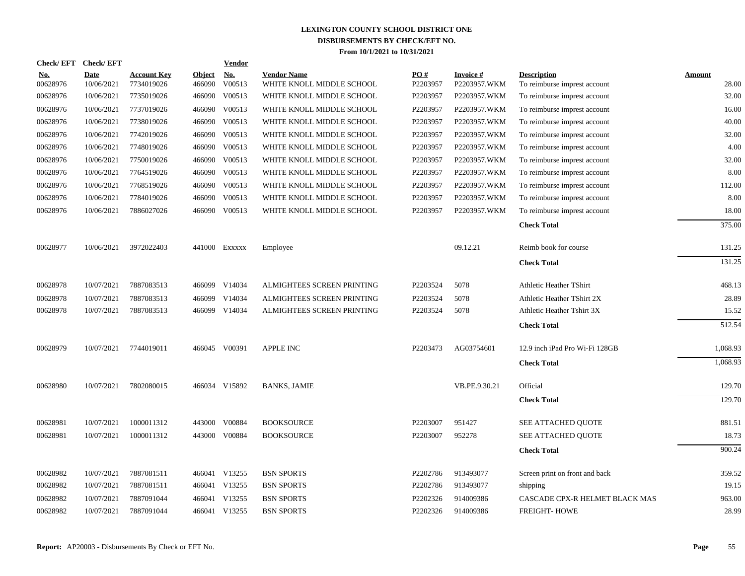# LEXINGTON COUNTY SCHOOL DISTRICT ONE
## DISBURSEMENTS BY CHECK/EFT NO.
### From 10/1/2021 to 10/31/2021

| Check/ EFT No. | Check/ EFT Date | Account Key | Object | Vendor No. | Vendor Name | PO # | Invoice # | Description | Amount |
|---|---|---|---|---|---|---|---|---|---|
| 00628976 | 10/06/2021 | 7734019026 | 466090 | V00513 | WHITE KNOLL MIDDLE SCHOOL | P2203957 | P2203957.WKM | To reimburse impress account | 28.00 |
| 00628976 | 10/06/2021 | 7735019026 | 466090 | V00513 | WHITE KNOLL MIDDLE SCHOOL | P2203957 | P2203957.WKM | To reimburse impress account | 32.00 |
| 00628976 | 10/06/2021 | 7737019026 | 466090 | V00513 | WHITE KNOLL MIDDLE SCHOOL | P2203957 | P2203957.WKM | To reimburse impress account | 16.00 |
| 00628976 | 10/06/2021 | 7738019026 | 466090 | V00513 | WHITE KNOLL MIDDLE SCHOOL | P2203957 | P2203957.WKM | To reimburse impress account | 40.00 |
| 00628976 | 10/06/2021 | 7742019026 | 466090 | V00513 | WHITE KNOLL MIDDLE SCHOOL | P2203957 | P2203957.WKM | To reimburse impress account | 32.00 |
| 00628976 | 10/06/2021 | 7748019026 | 466090 | V00513 | WHITE KNOLL MIDDLE SCHOOL | P2203957 | P2203957.WKM | To reimburse impress account | 4.00 |
| 00628976 | 10/06/2021 | 7750019026 | 466090 | V00513 | WHITE KNOLL MIDDLE SCHOOL | P2203957 | P2203957.WKM | To reimburse impress account | 32.00 |
| 00628976 | 10/06/2021 | 7764519026 | 466090 | V00513 | WHITE KNOLL MIDDLE SCHOOL | P2203957 | P2203957.WKM | To reimburse impress account | 8.00 |
| 00628976 | 10/06/2021 | 7768519026 | 466090 | V00513 | WHITE KNOLL MIDDLE SCHOOL | P2203957 | P2203957.WKM | To reimburse impress account | 112.00 |
| 00628976 | 10/06/2021 | 7784019026 | 466090 | V00513 | WHITE KNOLL MIDDLE SCHOOL | P2203957 | P2203957.WKM | To reimburse impress account | 8.00 |
| 00628976 | 10/06/2021 | 7886027026 | 466090 | V00513 | WHITE KNOLL MIDDLE SCHOOL | P2203957 | P2203957.WKM | To reimburse impress account | 18.00 |
| | | | | | | | | **Check Total** | 375.00 |
| 00628977 | 10/06/2021 | 3972022403 | 441000 | Exxxxx | Employee | | 09.12.21 | Reimb book for course | 131.25 |
| | | | | | | | | **Check Total** | 131.25 |
| 00628978 | 10/07/2021 | 7887083513 | 466099 | V14034 | ALMIGHTEES SCREEN PRINTING | P2203524 | 5078 | Athletic Heather TShirt | 468.13 |
| 00628978 | 10/07/2021 | 7887083513 | 466099 | V14034 | ALMIGHTEES SCREEN PRINTING | P2203524 | 5078 | Athletic Heather TShirt 2X | 28.89 |
| 00628978 | 10/07/2021 | 7887083513 | 466099 | V14034 | ALMIGHTEES SCREEN PRINTING | P2203524 | 5078 | Athletic Heather Tshirt 3X | 15.52 |
| | | | | | | | | **Check Total** | 512.54 |
| 00628979 | 10/07/2021 | 7744019011 | 466045 | V00391 | APPLE INC | P2203473 | AG03754601 | 12.9 inch iPad Pro Wi-Fi 128GB | 1,068.93 |
| | | | | | | | | **Check Total** | 1,068.93 |
| 00628980 | 10/07/2021 | 7802080015 | 466034 | V15892 | BANKS, JAMIE | | VB.PE.9.30.21 | Official | 129.70 |
| | | | | | | | | **Check Total** | 129.70 |
| 00628981 | 10/07/2021 | 1000011312 | 443000 | V00884 | BOOKSOURCE | P2203007 | 951427 | SEE ATTACHED QUOTE | 881.51 |
| 00628981 | 10/07/2021 | 1000011312 | 443000 | V00884 | BOOKSOURCE | P2203007 | 952278 | SEE ATTACHED QUOTE | 18.73 |
| | | | | | | | | **Check Total** | 900.24 |
| 00628982 | 10/07/2021 | 7887081511 | 466041 | V13255 | BSN SPORTS | P2202786 | 913493077 | Screen print on front and back | 359.52 |
| 00628982 | 10/07/2021 | 7887081511 | 466041 | V13255 | BSN SPORTS | P2202786 | 913493077 | shipping | 19.15 |
| 00628982 | 10/07/2021 | 7887091044 | 466041 | V13255 | BSN SPORTS | P2202326 | 914009386 | CASCADE CPX-R HELMET BLACK MAS | 963.00 |
| 00628982 | 10/07/2021 | 7887091044 | 466041 | V13255 | BSN SPORTS | P2202326 | 914009386 | FREIGHT- HOWE | 28.99 |

**Report:** AP20003 - Disbursements By Check or EFT No.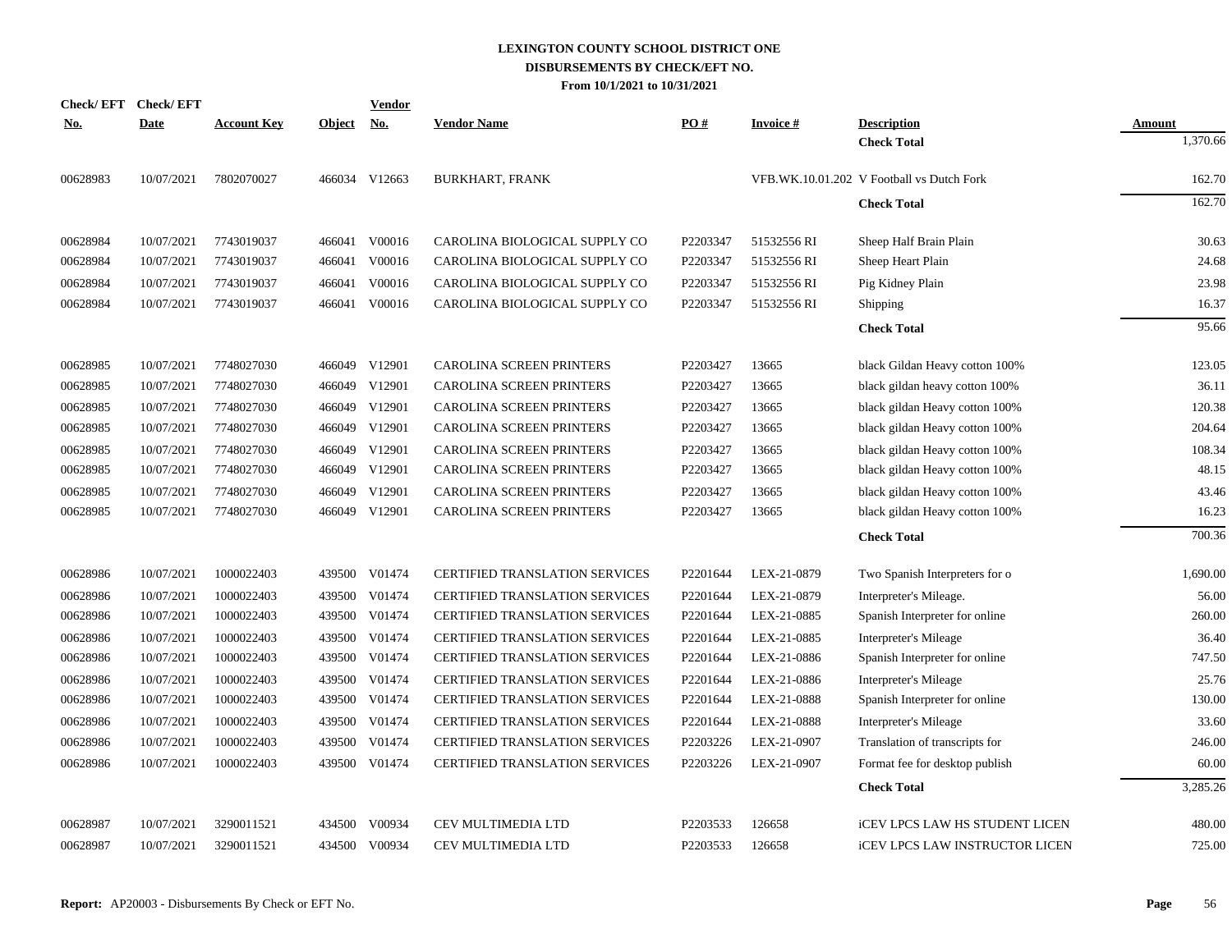# LEXINGTON COUNTY SCHOOL DISTRICT ONE
## DISBURSEMENTS BY CHECK/EFT NO.
### From 10/1/2021 to 10/31/2021

| Check/ EFT No. | Check/ EFT Date | Account Key | Object | Vendor No. | Vendor Name | PO # | Invoice # | Description | Amount |
|---|---|---|---|---|---|---|---|---|---|
| | | | | | | | | **Check Total** | 1,370.66 |
| 00628983 | 10/07/2021 | 7802070027 | 466034 | V12663 | BURKHART, FRANK | | VFB.WK.10.01.202 | V Football vs Dutch Fork | 162.70 |
| | | | | | | | | **Check Total** | 162.70 |
| 00628984 | 10/07/2021 | 7743019037 | 466041 | V00016 | CAROLINA BIOLOGICAL SUPPLY CO | P2203347 | 51532556 RI | Sheep Half Brain Plain | 30.63 |
| 00628984 | 10/07/2021 | 7743019037 | 466041 | V00016 | CAROLINA BIOLOGICAL SUPPLY CO | P2203347 | 51532556 RI | Sheep Heart Plain | 24.68 |
| 00628984 | 10/07/2021 | 7743019037 | 466041 | V00016 | CAROLINA BIOLOGICAL SUPPLY CO | P2203347 | 51532556 RI | Pig Kidney Plain | 23.98 |
| 00628984 | 10/07/2021 | 7743019037 | 466041 | V00016 | CAROLINA BIOLOGICAL SUPPLY CO | P2203347 | 51532556 RI | Shipping | 16.37 |
| | | | | | | | | **Check Total** | 95.66 |
| 00628985 | 10/07/2021 | 7748027030 | 466049 | V12901 | CAROLINA SCREEN PRINTERS | P2203427 | 13665 | black Gildan Heavy cotton 100% | 123.05 |
| 00628985 | 10/07/2021 | 7748027030 | 466049 | V12901 | CAROLINA SCREEN PRINTERS | P2203427 | 13665 | black gildan heavy cotton 100% | 36.11 |
| 00628985 | 10/07/2021 | 7748027030 | 466049 | V12901 | CAROLINA SCREEN PRINTERS | P2203427 | 13665 | black gildan Heavy cotton 100% | 120.38 |
| 00628985 | 10/07/2021 | 7748027030 | 466049 | V12901 | CAROLINA SCREEN PRINTERS | P2203427 | 13665 | black gildan Heavy cotton 100% | 204.64 |
| 00628985 | 10/07/2021 | 7748027030 | 466049 | V12901 | CAROLINA SCREEN PRINTERS | P2203427 | 13665 | black gildan Heavy cotton 100% | 108.34 |
| 00628985 | 10/07/2021 | 7748027030 | 466049 | V12901 | CAROLINA SCREEN PRINTERS | P2203427 | 13665 | black gildan Heavy cotton 100% | 48.15 |
| 00628985 | 10/07/2021 | 7748027030 | 466049 | V12901 | CAROLINA SCREEN PRINTERS | P2203427 | 13665 | black gildan Heavy cotton 100% | 43.46 |
| 00628985 | 10/07/2021 | 7748027030 | 466049 | V12901 | CAROLINA SCREEN PRINTERS | P2203427 | 13665 | black gildan Heavy cotton 100% | 16.23 |
| | | | | | | | | **Check Total** | 700.36 |
| 00628986 | 10/07/2021 | 1000022403 | 439500 | V01474 | CERTIFIED TRANSLATION SERVICES | P2201644 | LEX-21-0879 | Two Spanish Interpreters for o | 1,690.00 |
| 00628986 | 10/07/2021 | 1000022403 | 439500 | V01474 | CERTIFIED TRANSLATION SERVICES | P2201644 | LEX-21-0879 | Interpreter's Mileage. | 56.00 |
| 00628986 | 10/07/2021 | 1000022403 | 439500 | V01474 | CERTIFIED TRANSLATION SERVICES | P2201644 | LEX-21-0885 | Spanish Interpreter for online | 260.00 |
| 00628986 | 10/07/2021 | 1000022403 | 439500 | V01474 | CERTIFIED TRANSLATION SERVICES | P2201644 | LEX-21-0885 | Interpreter's Mileage | 36.40 |
| 00628986 | 10/07/2021 | 1000022403 | 439500 | V01474 | CERTIFIED TRANSLATION SERVICES | P2201644 | LEX-21-0886 | Spanish Interpreter for online | 747.50 |
| 00628986 | 10/07/2021 | 1000022403 | 439500 | V01474 | CERTIFIED TRANSLATION SERVICES | P2201644 | LEX-21-0886 | Interpreter's Mileage | 25.76 |
| 00628986 | 10/07/2021 | 1000022403 | 439500 | V01474 | CERTIFIED TRANSLATION SERVICES | P2201644 | LEX-21-0888 | Spanish Interpreter for online | 130.00 |
| 00628986 | 10/07/2021 | 1000022403 | 439500 | V01474 | CERTIFIED TRANSLATION SERVICES | P2201644 | LEX-21-0888 | Interpreter's Mileage | 33.60 |
| 00628986 | 10/07/2021 | 1000022403 | 439500 | V01474 | CERTIFIED TRANSLATION SERVICES | P2203226 | LEX-21-0907 | Translation of transcripts for | 246.00 |
| 00628986 | 10/07/2021 | 1000022403 | 439500 | V01474 | CERTIFIED TRANSLATION SERVICES | P2203226 | LEX-21-0907 | Format fee for desktop publish | 60.00 |
| | | | | | | | | **Check Total** | 3,285.26 |
| 00628987 | 10/07/2021 | 3290011521 | 434500 | V00934 | CEV MULTIMEDIA LTD | P2203533 | 126658 | iCEV LPCS LAW HS STUDENT LICEN | 480.00 |
| 00628987 | 10/07/2021 | 3290011521 | 434500 | V00934 | CEV MULTIMEDIA LTD | P2203533 | 126658 | iCEV LPCS LAW INSTRUCTOR LICEN | 725.00 |

**Report:** AP20003 - Disbursements By Check or EFT No.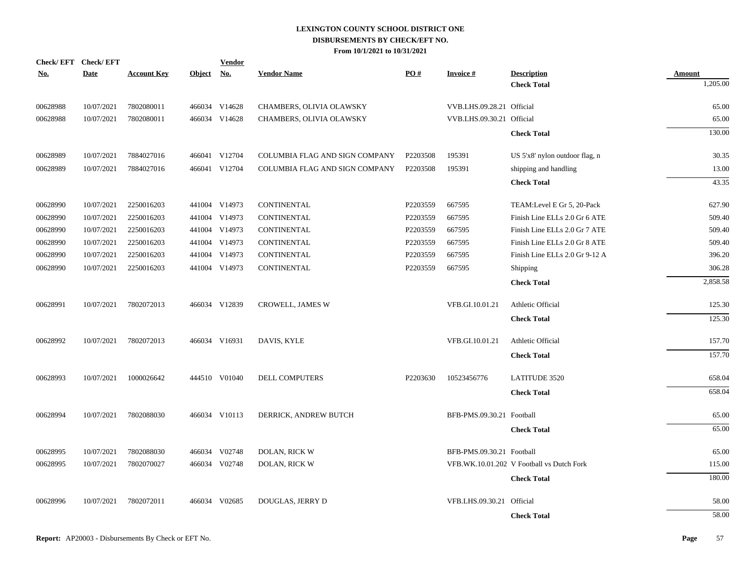# LEXINGTON COUNTY SCHOOL DISTRICT ONE
## DISBURSEMENTS BY CHECK/EFT NO.
### From 10/1/2021 to 10/31/2021

| Check/ EFT No. | Check/ EFT Date | Account Key | Object | Vendor No. | Vendor Name | PO # | Invoice # | Description | Amount |
|---|---|---|---|---|---|---|---|---|---|
| | | | | | | | | **Check Total** | 1,205.00 |
| 00628988 | 10/07/2021 | 7802080011 | 466034 | V14628 | CHAMBERS, OLIVIA OLAWSKY | | VVB.LHS.09.28.21 | Official | 65.00 |
| 00628988 | 10/07/2021 | 7802080011 | 466034 | V14628 | CHAMBERS, OLIVIA OLAWSKY | | VVB.LHS.09.30.21 | Official | 65.00 |
| | | | | | | | | **Check Total** | 130.00 |
| 00628989 | 10/07/2021 | 7884027016 | 466041 | V12704 | COLUMBIA FLAG AND SIGN COMPANY | P2203508 | 195391 | US 5'x8' nylon outdoor flag, n | 30.35 |
| 00628989 | 10/07/2021 | 7884027016 | 466041 | V12704 | COLUMBIA FLAG AND SIGN COMPANY | P2203508 | 195391 | shipping and handling | 13.00 |
| | | | | | | | | **Check Total** | 43.35 |
| 00628990 | 10/07/2021 | 2250016203 | 441004 | V14973 | CONTINENTAL | P2203559 | 667595 | TEAM:Level E Gr 5, 20-Pack | 627.90 |
| 00628990 | 10/07/2021 | 2250016203 | 441004 | V14973 | CONTINENTAL | P2203559 | 667595 | Finish Line ELLs 2.0 Gr 6 ATE | 509.40 |
| 00628990 | 10/07/2021 | 2250016203 | 441004 | V14973 | CONTINENTAL | P2203559 | 667595 | Finish Line ELLs 2.0 Gr 7 ATE | 509.40 |
| 00628990 | 10/07/2021 | 2250016203 | 441004 | V14973 | CONTINENTAL | P2203559 | 667595 | Finish Line ELLs 2.0 Gr 8 ATE | 509.40 |
| 00628990 | 10/07/2021 | 2250016203 | 441004 | V14973 | CONTINENTAL | P2203559 | 667595 | Finish Line ELLs 2.0 Gr 9-12 A | 396.20 |
| 00628990 | 10/07/2021 | 2250016203 | 441004 | V14973 | CONTINENTAL | P2203559 | 667595 | Shipping | 306.28 |
| | | | | | | | | **Check Total** | 2,858.58 |
| 00628991 | 10/07/2021 | 7802072013 | 466034 | V12839 | CROWELL, JAMES W | | VFB.GI.10.01.21 | Athletic Official | 125.30 |
| | | | | | | | | **Check Total** | 125.30 |
| 00628992 | 10/07/2021 | 7802072013 | 466034 | V16931 | DAVIS, KYLE | | VFB.GI.10.01.21 | Athletic Official | 157.70 |
| | | | | | | | | **Check Total** | 157.70 |
| 00628993 | 10/07/2021 | 1000026642 | 444510 | V01040 | DELL COMPUTERS | P2203630 | 10523456776 | LATITUDE 3520 | 658.04 |
| | | | | | | | | **Check Total** | 658.04 |
| 00628994 | 10/07/2021 | 7802088030 | 466034 | V10113 | DERRICK, ANDREW BUTCH | | BFB-PMS.09.30.21 | Football | 65.00 |
| | | | | | | | | **Check Total** | 65.00 |
| 00628995 | 10/07/2021 | 7802088030 | 466034 | V02748 | DOLAN, RICK W | | BFB-PMS.09.30.21 | Football | 65.00 |
| 00628995 | 10/07/2021 | 7802070027 | 466034 | V02748 | DOLAN, RICK W | | VFB.WK.10.01.202 | V Football vs Dutch Fork | 115.00 |
| | | | | | | | | **Check Total** | 180.00 |
| 00628996 | 10/07/2021 | 7802072011 | 466034 | V02685 | DOUGLAS, JERRY D | | VFB.LHS.09.30.21 | Official | 58.00 |
| | | | | | | | | **Check Total** | 58.00 |

**Report:** AP20003 - Disbursements By Check or EFT No.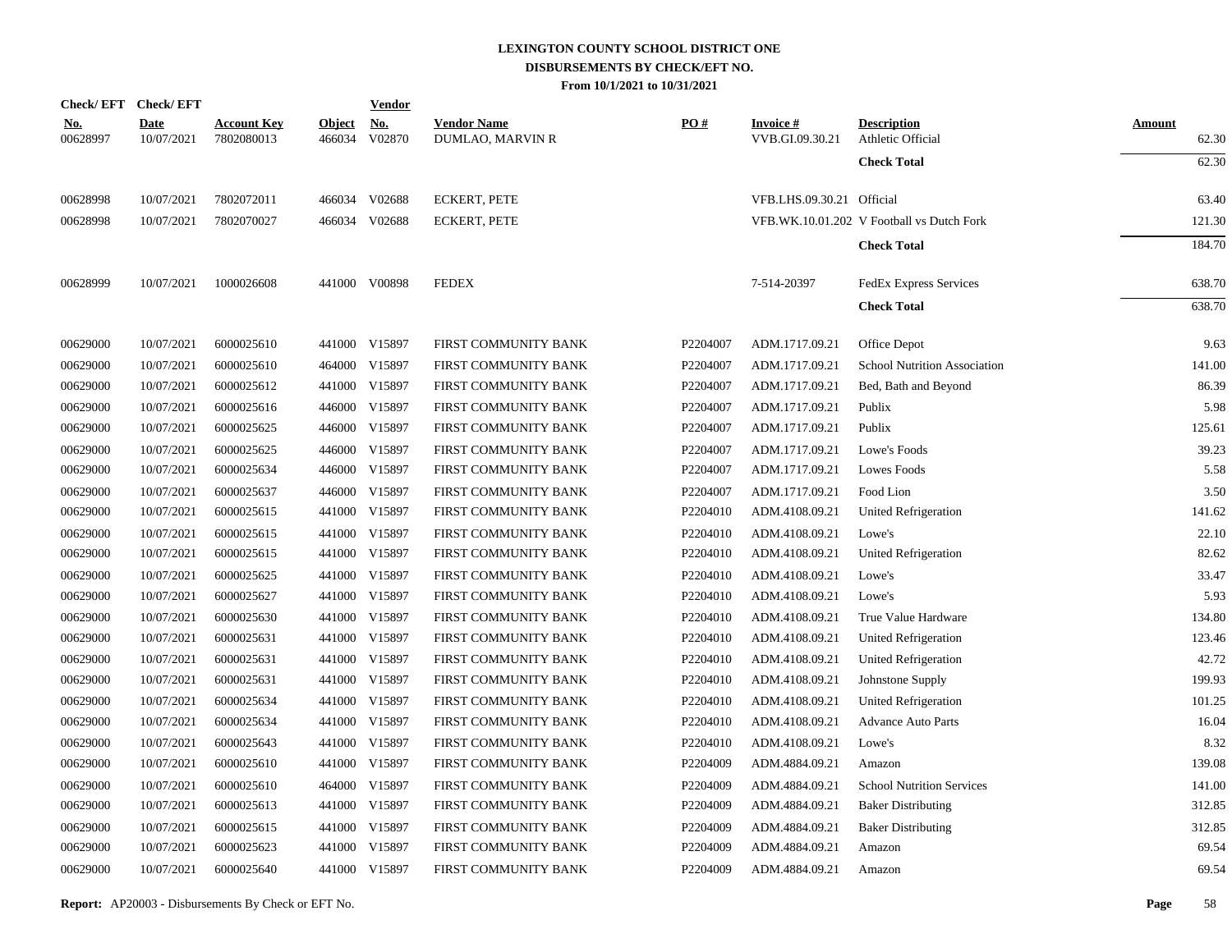# LEXINGTON COUNTY SCHOOL DISTRICT ONE
## DISBURSEMENTS BY CHECK/EFT NO.
### From 10/1/2021 to 10/31/2021

| Check/ EFT No. | Check/ EFT Date | Account Key | Object | Vendor No. | Vendor Name | PO # | Invoice # | Description | Amount |
|---|---|---|---|---|---|---|---|---|---|
| 00628997 | 10/07/2021 | 7802080013 | 466034 | V02870 | DUMLAO, MARVIN R | | VVB.GI.09.30.21 | Athletic Official | 62.30 |
| | | | | | | | | **Check Total** | 62.30 |
| 00628998 | 10/07/2021 | 7802072011 | 466034 | V02688 | ECKERT, PETE | | VFB.LHS.09.30.21 | Official | 63.40 |
| 00628998 | 10/07/2021 | 7802070027 | 466034 | V02688 | ECKERT, PETE | | VFB.WK.10.01.202 | V Football vs Dutch Fork | 121.30 |
| | | | | | | | | **Check Total** | 184.70 |
| 00628999 | 10/07/2021 | 1000026608 | 441000 | V00898 | FEDEX | | 7-514-20397 | FedEx Express Services | 638.70 |
| | | | | | | | | **Check Total** | 638.70 |
| 00629000 | 10/07/2021 | 6000025610 | 441000 | V15897 | FIRST COMMUNITY BANK | P2204007 | ADM.1717.09.21 | Office Depot | 9.63 |
| 00629000 | 10/07/2021 | 6000025610 | 464000 | V15897 | FIRST COMMUNITY BANK | P2204007 | ADM.1717.09.21 | School Nutrition Association | 141.00 |
| 00629000 | 10/07/2021 | 6000025612 | 441000 | V15897 | FIRST COMMUNITY BANK | P2204007 | ADM.1717.09.21 | Bed, Bath and Beyond | 86.39 |
| 00629000 | 10/07/2021 | 6000025616 | 446000 | V15897 | FIRST COMMUNITY BANK | P2204007 | ADM.1717.09.21 | Publix | 5.98 |
| 00629000 | 10/07/2021 | 6000025625 | 446000 | V15897 | FIRST COMMUNITY BANK | P2204007 | ADM.1717.09.21 | Publix | 125.61 |
| 00629000 | 10/07/2021 | 6000025625 | 446000 | V15897 | FIRST COMMUNITY BANK | P2204007 | ADM.1717.09.21 | Lowe's Foods | 39.23 |
| 00629000 | 10/07/2021 | 6000025634 | 446000 | V15897 | FIRST COMMUNITY BANK | P2204007 | ADM.1717.09.21 | Lowes Foods | 5.58 |
| 00629000 | 10/07/2021 | 6000025637 | 446000 | V15897 | FIRST COMMUNITY BANK | P2204007 | ADM.1717.09.21 | Food Lion | 3.50 |
| 00629000 | 10/07/2021 | 6000025615 | 441000 | V15897 | FIRST COMMUNITY BANK | P2204010 | ADM.4108.09.21 | United Refrigeration | 141.62 |
| 00629000 | 10/07/2021 | 6000025615 | 441000 | V15897 | FIRST COMMUNITY BANK | P2204010 | ADM.4108.09.21 | Lowe's | 22.10 |
| 00629000 | 10/07/2021 | 6000025615 | 441000 | V15897 | FIRST COMMUNITY BANK | P2204010 | ADM.4108.09.21 | United Refrigeration | 82.62 |
| 00629000 | 10/07/2021 | 6000025625 | 441000 | V15897 | FIRST COMMUNITY BANK | P2204010 | ADM.4108.09.21 | Lowe's | 33.47 |
| 00629000 | 10/07/2021 | 6000025627 | 441000 | V15897 | FIRST COMMUNITY BANK | P2204010 | ADM.4108.09.21 | Lowe's | 5.93 |
| 00629000 | 10/07/2021 | 6000025630 | 441000 | V15897 | FIRST COMMUNITY BANK | P2204010 | ADM.4108.09.21 | True Value Hardware | 134.80 |
| 00629000 | 10/07/2021 | 6000025631 | 441000 | V15897 | FIRST COMMUNITY BANK | P2204010 | ADM.4108.09.21 | United Refrigeration | 123.46 |
| 00629000 | 10/07/2021 | 6000025631 | 441000 | V15897 | FIRST COMMUNITY BANK | P2204010 | ADM.4108.09.21 | United Refrigeration | 42.72 |
| 00629000 | 10/07/2021 | 6000025631 | 441000 | V15897 | FIRST COMMUNITY BANK | P2204010 | ADM.4108.09.21 | Johnstone Supply | 199.93 |
| 00629000 | 10/07/2021 | 6000025634 | 441000 | V15897 | FIRST COMMUNITY BANK | P2204010 | ADM.4108.09.21 | United Refrigeration | 101.25 |
| 00629000 | 10/07/2021 | 6000025634 | 441000 | V15897 | FIRST COMMUNITY BANK | P2204010 | ADM.4108.09.21 | Advance Auto Parts | 16.04 |
| 00629000 | 10/07/2021 | 6000025643 | 441000 | V15897 | FIRST COMMUNITY BANK | P2204010 | ADM.4108.09.21 | Lowe's | 8.32 |
| 00629000 | 10/07/2021 | 6000025610 | 441000 | V15897 | FIRST COMMUNITY BANK | P2204009 | ADM.4884.09.21 | Amazon | 139.08 |
| 00629000 | 10/07/2021 | 6000025610 | 464000 | V15897 | FIRST COMMUNITY BANK | P2204009 | ADM.4884.09.21 | School Nutrition Services | 141.00 |
| 00629000 | 10/07/2021 | 6000025613 | 441000 | V15897 | FIRST COMMUNITY BANK | P2204009 | ADM.4884.09.21 | Baker Distributing | 312.85 |
| 00629000 | 10/07/2021 | 6000025615 | 441000 | V15897 | FIRST COMMUNITY BANK | P2204009 | ADM.4884.09.21 | Baker Distributing | 312.85 |
| 00629000 | 10/07/2021 | 6000025623 | 441000 | V15897 | FIRST COMMUNITY BANK | P2204009 | ADM.4884.09.21 | Amazon | 69.54 |
| 00629000 | 10/07/2021 | 6000025640 | 441000 | V15897 | FIRST COMMUNITY BANK | P2204009 | ADM.4884.09.21 | Amazon | 69.54 |

**Report:** AP20003 - Disbursements By Check or EFT No.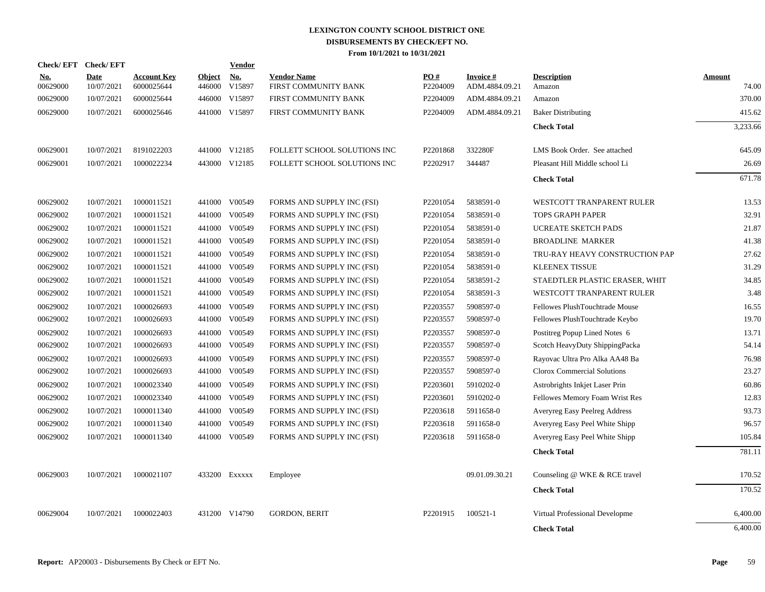# LEXINGTON COUNTY SCHOOL DISTRICT ONE
## DISBURSEMENTS BY CHECK/EFT NO.
### From 10/1/2021 to 10/31/2021

| Check/ EFT No. | Check/ EFT Date | Account Key | Object | Vendor No. | Vendor Name | PO # | Invoice # | Description | Amount |
|---|---|---|---|---|---|---|---|---|---|
| 00629000 | 10/07/2021 | 6000025644 | 446000 | V15897 | FIRST COMMUNITY BANK | P2204009 | ADM.4884.09.21 | Amazon | 74.00 |
| 00629000 | 10/07/2021 | 6000025644 | 446000 | V15897 | FIRST COMMUNITY BANK | P2204009 | ADM.4884.09.21 | Amazon | 370.00 |
| 00629000 | 10/07/2021 | 6000025646 | 441000 | V15897 | FIRST COMMUNITY BANK | P2204009 | ADM.4884.09.21 | Baker Distributing | 415.62 |
| | | | | | | | | **Check Total** | 3,233.66 |
| 00629001 | 10/07/2021 | 8191022203 | 441000 | V12185 | FOLLETT SCHOOL SOLUTIONS INC | P2201868 | 332280F | LMS Book Order. See attached | 645.09 |
| 00629001 | 10/07/2021 | 1000022234 | 443000 | V12185 | FOLLETT SCHOOL SOLUTIONS INC | P2202917 | 344487 | Pleasant Hill Middle school Li | 26.69 |
| | | | | | | | | **Check Total** | 671.78 |
| 00629002 | 10/07/2021 | 1000011521 | 441000 | V00549 | FORMS AND SUPPLY INC (FSI) | P2201054 | 5838591-0 | WESTCOTT TRANPARENT RULER | 13.53 |
| 00629002 | 10/07/2021 | 1000011521 | 441000 | V00549 | FORMS AND SUPPLY INC (FSI) | P2201054 | 5838591-0 | TOPS GRAPH PAPER | 32.91 |
| 00629002 | 10/07/2021 | 1000011521 | 441000 | V00549 | FORMS AND SUPPLY INC (FSI) | P2201054 | 5838591-0 | UCREATE SKETCH PADS | 21.87 |
| 00629002 | 10/07/2021 | 1000011521 | 441000 | V00549 | FORMS AND SUPPLY INC (FSI) | P2201054 | 5838591-0 | BROADLINE MARKER | 41.38 |
| 00629002 | 10/07/2021 | 1000011521 | 441000 | V00549 | FORMS AND SUPPLY INC (FSI) | P2201054 | 5838591-0 | TRU-RAY HEAVY CONSTRUCTION PAP | 27.62 |
| 00629002 | 10/07/2021 | 1000011521 | 441000 | V00549 | FORMS AND SUPPLY INC (FSI) | P2201054 | 5838591-0 | KLEENEX TISSUE | 31.29 |
| 00629002 | 10/07/2021 | 1000011521 | 441000 | V00549 | FORMS AND SUPPLY INC (FSI) | P2201054 | 5838591-2 | STAEDTLER PLASTIC ERASER, WHIT | 34.85 |
| 00629002 | 10/07/2021 | 1000011521 | 441000 | V00549 | FORMS AND SUPPLY INC (FSI) | P2201054 | 5838591-3 | WESTCOTT TRANPARENT RULER | 3.48 |
| 00629002 | 10/07/2021 | 1000026693 | 441000 | V00549 | FORMS AND SUPPLY INC (FSI) | P2203557 | 5908597-0 | Fellowes PlushTouchtrade Mouse | 16.55 |
| 00629002 | 10/07/2021 | 1000026693 | 441000 | V00549 | FORMS AND SUPPLY INC (FSI) | P2203557 | 5908597-0 | Fellowes PlushTouchtrade Keybo | 19.70 |
| 00629002 | 10/07/2021 | 1000026693 | 441000 | V00549 | FORMS AND SUPPLY INC (FSI) | P2203557 | 5908597-0 | Postitreg Popup Lined Notes 6 | 13.71 |
| 00629002 | 10/07/2021 | 1000026693 | 441000 | V00549 | FORMS AND SUPPLY INC (FSI) | P2203557 | 5908597-0 | Scotch HeavyDuty ShippingPacka | 54.14 |
| 00629002 | 10/07/2021 | 1000026693 | 441000 | V00549 | FORMS AND SUPPLY INC (FSI) | P2203557 | 5908597-0 | Rayovac Ultra Pro Alka AA48 Ba | 76.98 |
| 00629002 | 10/07/2021 | 1000026693 | 441000 | V00549 | FORMS AND SUPPLY INC (FSI) | P2203557 | 5908597-0 | Clorox Commercial Solutions | 23.27 |
| 00629002 | 10/07/2021 | 1000023340 | 441000 | V00549 | FORMS AND SUPPLY INC (FSI) | P2203601 | 5910202-0 | Astrobrights Inkjet Laser Prin | 60.86 |
| 00629002 | 10/07/2021 | 1000023340 | 441000 | V00549 | FORMS AND SUPPLY INC (FSI) | P2203601 | 5910202-0 | Fellowes Memory Foam Wrist Res | 12.83 |
| 00629002 | 10/07/2021 | 1000011340 | 441000 | V00549 | FORMS AND SUPPLY INC (FSI) | P2203618 | 5911658-0 | Averyreg Easy Peelreg Address | 93.73 |
| 00629002 | 10/07/2021 | 1000011340 | 441000 | V00549 | FORMS AND SUPPLY INC (FSI) | P2203618 | 5911658-0 | Averyreg Easy Peel White Shipp | 96.57 |
| 00629002 | 10/07/2021 | 1000011340 | 441000 | V00549 | FORMS AND SUPPLY INC (FSI) | P2203618 | 5911658-0 | Averyreg Easy Peel White Shipp | 105.84 |
| | | | | | | | | **Check Total** | 781.11 |
| 00629003 | 10/07/2021 | 1000021107 | 433200 | Exxxxx | Employee | | 09.01.09.30.21 | Counseling @ WKE & RCE travel | 170.52 |
| | | | | | | | | **Check Total** | 170.52 |
| 00629004 | 10/07/2021 | 1000022403 | 431200 | V14790 | GORDON, BERIT | P2201915 | 100521-1 | Virtual Professional Developme | 6,400.00 |
| | | | | | | | | **Check Total** | 6,400.00 |

**Report:** AP20003 - Disbursements By Check or EFT No.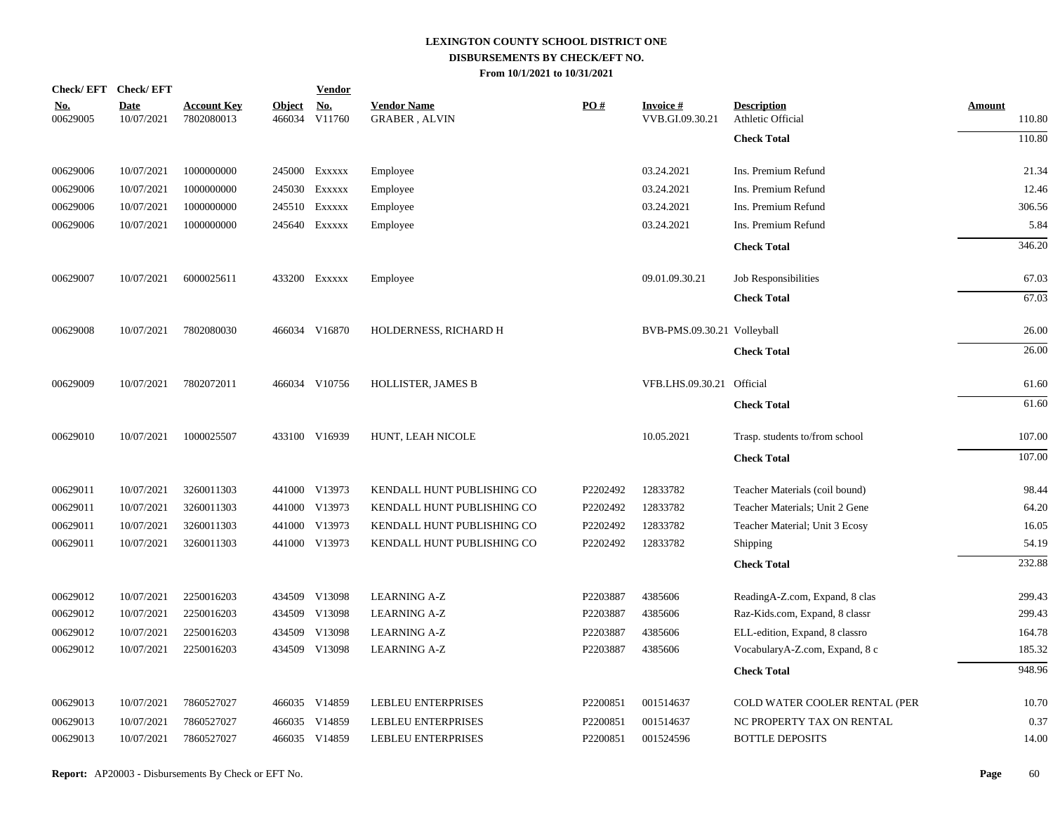# LEXINGTON COUNTY SCHOOL DISTRICT ONE
## DISBURSEMENTS BY CHECK/EFT NO.
### From 10/1/2021 to 10/31/2021

| Check/ EFT No. | Check/ EFT Date | Account Key | Object | Vendor No. | Vendor Name | PO # | Invoice # | Description | Amount |
|---|---|---|---|---|---|---|---|---|---|
| 00629005 | 10/07/2021 | 7802080013 | 466034 | V11760 | GRABER , ALVIN | | VVB.GI.09.30.21 | Athletic Official | 110.80 |
| | | | | | | | | **Check Total** | 110.80 |
| 00629006 | 10/07/2021 | 1000000000 | 245000 | Exxxxx | Employee | | 03.24.2021 | Ins. Premium Refund | 21.34 |
| 00629006 | 10/07/2021 | 1000000000 | 245030 | Exxxxx | Employee | | 03.24.2021 | Ins. Premium Refund | 12.46 |
| 00629006 | 10/07/2021 | 1000000000 | 245510 | Exxxxx | Employee | | 03.24.2021 | Ins. Premium Refund | 306.56 |
| 00629006 | 10/07/2021 | 1000000000 | 245640 | Exxxxx | Employee | | 03.24.2021 | Ins. Premium Refund | 5.84 |
| | | | | | | | | **Check Total** | 346.20 |
| 00629007 | 10/07/2021 | 6000025611 | 433200 | Exxxxx | Employee | | 09.01.09.30.21 | Job Responsibilities | 67.03 |
| | | | | | | | | **Check Total** | 67.03 |
| 00629008 | 10/07/2021 | 7802080030 | 466034 | V16870 | HOLDERNESS, RICHARD H | | BVB-PMS.09.30.21 | Volleyball | 26.00 |
| | | | | | | | | **Check Total** | 26.00 |
| 00629009 | 10/07/2021 | 7802072011 | 466034 | V10756 | HOLLISTER, JAMES B | | VFB.LHS.09.30.21 | Official | 61.60 |
| | | | | | | | | **Check Total** | 61.60 |
| 00629010 | 10/07/2021 | 1000025507 | 433100 | V16939 | HUNT, LEAH NICOLE | | 10.05.2021 | Trasp. students to/from school | 107.00 |
| | | | | | | | | **Check Total** | 107.00 |
| 00629011 | 10/07/2021 | 3260011303 | 441000 | V13973 | KENDALL HUNT PUBLISHING CO | P2202492 | 12833782 | Teacher Materials (coil bound) | 98.44 |
| 00629011 | 10/07/2021 | 3260011303 | 441000 | V13973 | KENDALL HUNT PUBLISHING CO | P2202492 | 12833782 | Teacher Materials; Unit 2 Gene | 64.20 |
| 00629011 | 10/07/2021 | 3260011303 | 441000 | V13973 | KENDALL HUNT PUBLISHING CO | P2202492 | 12833782 | Teacher Material; Unit 3 Ecosy | 16.05 |
| 00629011 | 10/07/2021 | 3260011303 | 441000 | V13973 | KENDALL HUNT PUBLISHING CO | P2202492 | 12833782 | Shipping | 54.19 |
| | | | | | | | | **Check Total** | 232.88 |
| 00629012 | 10/07/2021 | 2250016203 | 434509 | V13098 | LEARNING A-Z | P2203887 | 4385606 | ReadingA-Z.com, Expand, 8 clas | 299.43 |
| 00629012 | 10/07/2021 | 2250016203 | 434509 | V13098 | LEARNING A-Z | P2203887 | 4385606 | Raz-Kids.com, Expand, 8 classr | 299.43 |
| 00629012 | 10/07/2021 | 2250016203 | 434509 | V13098 | LEARNING A-Z | P2203887 | 4385606 | ELL-edition, Expand, 8 classro | 164.78 |
| 00629012 | 10/07/2021 | 2250016203 | 434509 | V13098 | LEARNING A-Z | P2203887 | 4385606 | VocabularyA-Z.com, Expand, 8 c | 185.32 |
| | | | | | | | | **Check Total** | 948.96 |
| 00629013 | 10/07/2021 | 7860527027 | 466035 | V14859 | LEBLEU ENTERPRISES | P2200851 | 001514637 | COLD WATER COOLER RENTAL (PER | 10.70 |
| 00629013 | 10/07/2021 | 7860527027 | 466035 | V14859 | LEBLEU ENTERPRISES | P2200851 | 001514637 | NC PROPERTY TAX ON RENTAL | 0.37 |
| 00629013 | 10/07/2021 | 7860527027 | 466035 | V14859 | LEBLEU ENTERPRISES | P2200851 | 001524596 | BOTTLE DEPOSITS | 14.00 |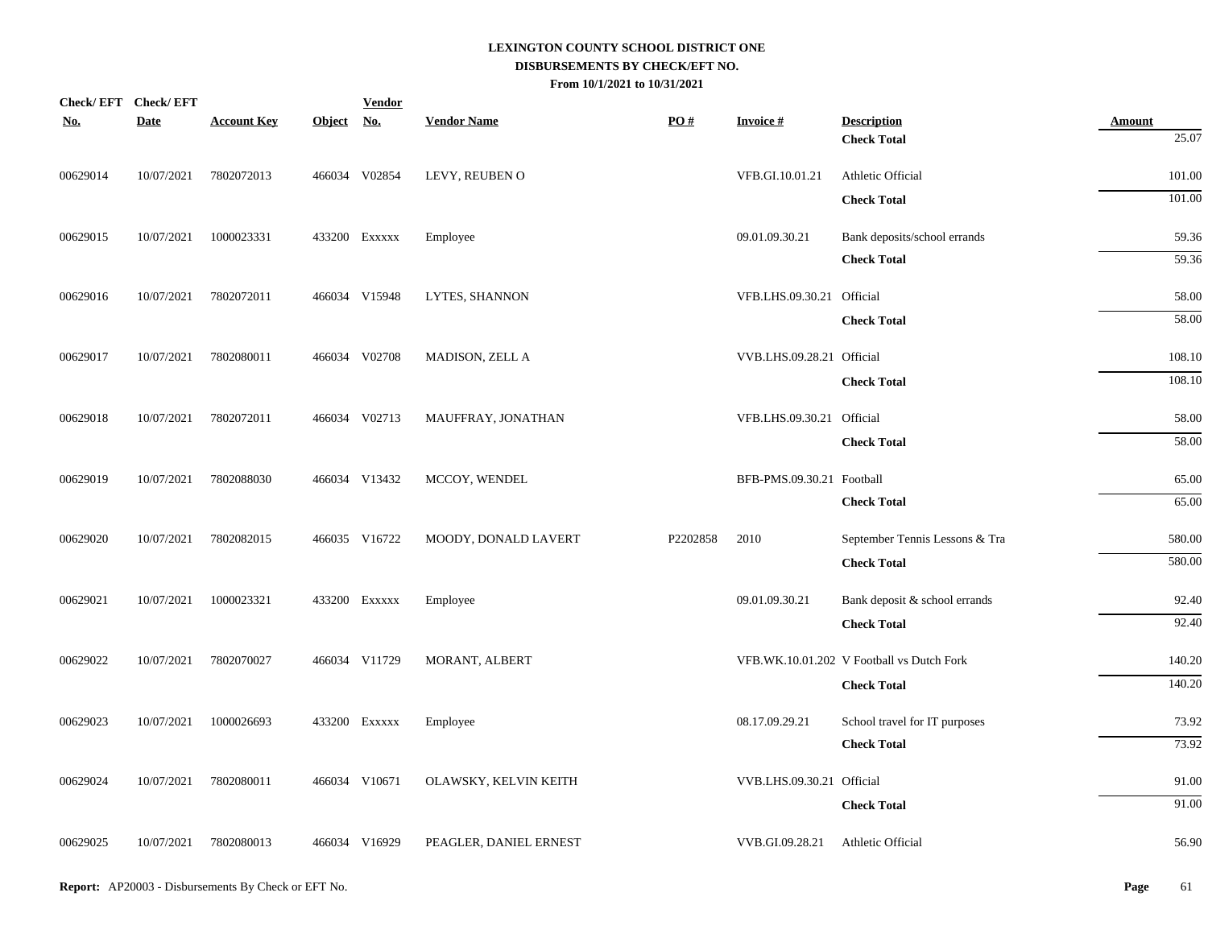**LEXINGTON COUNTY SCHOOL DISTRICT ONE**
**DISBURSEMENTS BY CHECK/EFT NO.**
**From 10/1/2021 to 10/31/2021**

| Check/ EFT No. | Check/ EFT Date | Account Key | Object | Vendor No. | Vendor Name | PO # | Invoice # | Description | Amount |
|---|---|---|---|---|---|---|---|---|---|
| | | | | | | | | **Check Total** | 25.07 |
| 00629014 | 10/07/2021 | 7802072013 | 466034 | V02854 | LEVY, REUBEN O | | VFB.GI.10.01.21 | Athletic Official | 101.00 |
| | | | | | | | | **Check Total** | 101.00 |
| 00629015 | 10/07/2021 | 1000023331 | 433200 | Exxxxx | Employee | | 09.01.09.30.21 | Bank deposits/school errands | 59.36 |
| | | | | | | | | **Check Total** | 59.36 |
| 00629016 | 10/07/2021 | 7802072011 | 466034 | V15948 | LYTES, SHANNON | | VFB.LHS.09.30.21 | Official | 58.00 |
| | | | | | | | | **Check Total** | 58.00 |
| 00629017 | 10/07/2021 | 7802080011 | 466034 | V02708 | MADISON, ZELL A | | VVB.LHS.09.28.21 | Official | 108.10 |
| | | | | | | | | **Check Total** | 108.10 |
| 00629018 | 10/07/2021 | 7802072011 | 466034 | V02713 | MAUFFRAY, JONATHAN | | VFB.LHS.09.30.21 | Official | 58.00 |
| | | | | | | | | **Check Total** | 58.00 |
| 00629019 | 10/07/2021 | 7802088030 | 466034 | V13432 | MCCOY, WENDEL | | BFB-PMS.09.30.21 | Football | 65.00 |
| | | | | | | | | **Check Total** | 65.00 |
| 00629020 | 10/07/2021 | 7802082015 | 466035 | V16722 | MOODY, DONALD LAVERT | P2202858 | 2010 | September Tennis Lessons & Tra | 580.00 |
| | | | | | | | | **Check Total** | 580.00 |
| 00629021 | 10/07/2021 | 1000023321 | 433200 | Exxxxx | Employee | | 09.01.09.30.21 | Bank deposit & school errands | 92.40 |
| | | | | | | | | **Check Total** | 92.40 |
| 00629022 | 10/07/2021 | 7802070027 | 466034 | V11729 | MORANT, ALBERT | | VFB.WK.10.01.202 | V Football vs Dutch Fork | 140.20 |
| | | | | | | | | **Check Total** | 140.20 |
| 00629023 | 10/07/2021 | 1000026693 | 433200 | Exxxxx | Employee | | 08.17.09.29.21 | School travel for IT purposes | 73.92 |
| | | | | | | | | **Check Total** | 73.92 |
| 00629024 | 10/07/2021 | 7802080011 | 466034 | V10671 | OLAWSKY, KELVIN KEITH | | VVB.LHS.09.30.21 | Official | 91.00 |
| | | | | | | | | **Check Total** | 91.00 |
| 00629025 | 10/07/2021 | 7802080013 | 466034 | V16929 | PEAGLER, DANIEL ERNEST | | VVB.GI.09.28.21 | Athletic Official | 56.90 |

**Report:** AP20003 - Disbursements By Check or EFT No.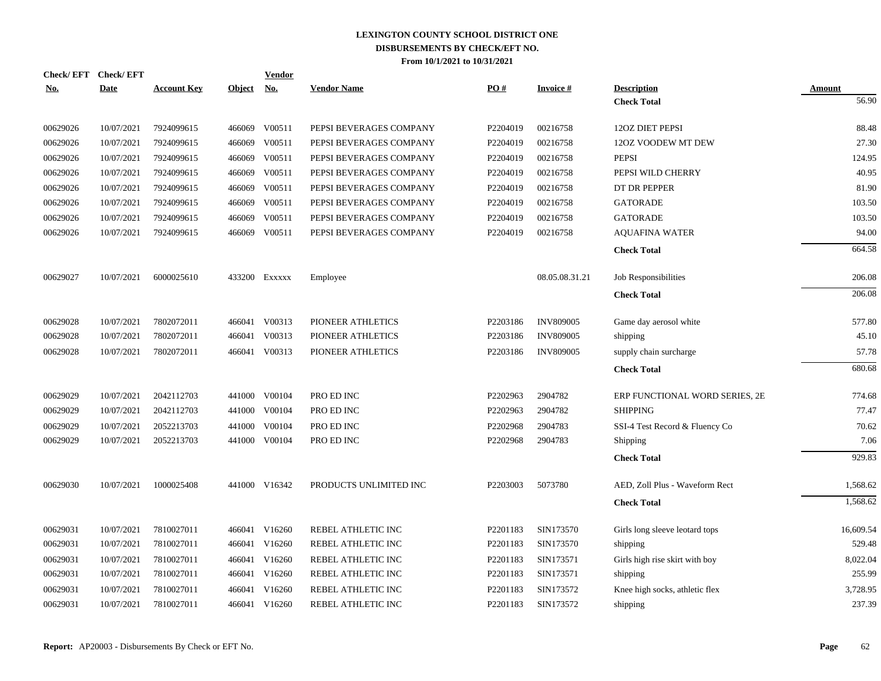# LEXINGTON COUNTY SCHOOL DISTRICT ONE
## DISBURSEMENTS BY CHECK/EFT NO.
### From 10/1/2021 to 10/31/2021

| Check/ EFT No. | Check/ EFT Date | Account Key | Object | Vendor No. | Vendor Name | PO # | Invoice # | Description | Amount |
|---|---|---|---|---|---|---|---|---|---|
| | | | | | | | | **Check Total** | 56.90 |
| 00629026 | 10/07/2021 | 7924099615 | 466069 | V00511 | PEPSI BEVERAGES COMPANY | P2204019 | 00216758 | 12OZ DIET PEPSI | 88.48 |
| 00629026 | 10/07/2021 | 7924099615 | 466069 | V00511 | PEPSI BEVERAGES COMPANY | P2204019 | 00216758 | 12OZ VOODEW MT DEW | 27.30 |
| 00629026 | 10/07/2021 | 7924099615 | 466069 | V00511 | PEPSI BEVERAGES COMPANY | P2204019 | 00216758 | PEPSI | 124.95 |
| 00629026 | 10/07/2021 | 7924099615 | 466069 | V00511 | PEPSI BEVERAGES COMPANY | P2204019 | 00216758 | PEPSI WILD CHERRY | 40.95 |
| 00629026 | 10/07/2021 | 7924099615 | 466069 | V00511 | PEPSI BEVERAGES COMPANY | P2204019 | 00216758 | DT DR PEPPER | 81.90 |
| 00629026 | 10/07/2021 | 7924099615 | 466069 | V00511 | PEPSI BEVERAGES COMPANY | P2204019 | 00216758 | GATORADE | 103.50 |
| 00629026 | 10/07/2021 | 7924099615 | 466069 | V00511 | PEPSI BEVERAGES COMPANY | P2204019 | 00216758 | GATORADE | 103.50 |
| 00629026 | 10/07/2021 | 7924099615 | 466069 | V00511 | PEPSI BEVERAGES COMPANY | P2204019 | 00216758 | AQUAFINA WATER | 94.00 |
| | | | | | | | | **Check Total** | 664.58 |
| 00629027 | 10/07/2021 | 6000025610 | 433200 | Exxxxx | Employee | | 08.05.08.31.21 | Job Responsibilities | 206.08 |
| | | | | | | | | **Check Total** | 206.08 |
| 00629028 | 10/07/2021 | 7802072011 | 466041 | V00313 | PIONEER ATHLETICS | P2203186 | INV809005 | Game day aerosol white | 577.80 |
| 00629028 | 10/07/2021 | 7802072011 | 466041 | V00313 | PIONEER ATHLETICS | P2203186 | INV809005 | shipping | 45.10 |
| 00629028 | 10/07/2021 | 7802072011 | 466041 | V00313 | PIONEER ATHLETICS | P2203186 | INV809005 | supply chain surcharge | 57.78 |
| | | | | | | | | **Check Total** | 680.68 |
| 00629029 | 10/07/2021 | 2042112703 | 441000 | V00104 | PRO ED INC | P2202963 | 2904782 | ERP FUNCTIONAL WORD SERIES, 2E | 774.68 |
| 00629029 | 10/07/2021 | 2042112703 | 441000 | V00104 | PRO ED INC | P2202963 | 2904782 | SHIPPING | 77.47 |
| 00629029 | 10/07/2021 | 2052213703 | 441000 | V00104 | PRO ED INC | P2202968 | 2904783 | SSI-4 Test Record & Fluency Co | 70.62 |
| 00629029 | 10/07/2021 | 2052213703 | 441000 | V00104 | PRO ED INC | P2202968 | 2904783 | Shipping | 7.06 |
| | | | | | | | | **Check Total** | 929.83 |
| 00629030 | 10/07/2021 | 1000025408 | 441000 | V16342 | PRODUCTS UNLIMITED INC | P2203003 | 5073780 | AED, Zoll Plus - Waveform Rect | 1,568.62 |
| | | | | | | | | **Check Total** | 1,568.62 |
| 00629031 | 10/07/2021 | 7810027011 | 466041 | V16260 | REBEL ATHLETIC INC | P2201183 | SIN173570 | Girls long sleeve leotard tops | 16,609.54 |
| 00629031 | 10/07/2021 | 7810027011 | 466041 | V16260 | REBEL ATHLETIC INC | P2201183 | SIN173570 | shipping | 529.48 |
| 00629031 | 10/07/2021 | 7810027011 | 466041 | V16260 | REBEL ATHLETIC INC | P2201183 | SIN173571 | Girls high rise skirt with boy | 8,022.04 |
| 00629031 | 10/07/2021 | 7810027011 | 466041 | V16260 | REBEL ATHLETIC INC | P2201183 | SIN173571 | shipping | 255.99 |
| 00629031 | 10/07/2021 | 7810027011 | 466041 | V16260 | REBEL ATHLETIC INC | P2201183 | SIN173572 | Knee high socks, athletic flex | 3,728.95 |
| 00629031 | 10/07/2021 | 7810027011 | 466041 | V16260 | REBEL ATHLETIC INC | P2201183 | SIN173572 | shipping | 237.39 |

**Report:** AP20003 - Disbursements By Check or EFT No.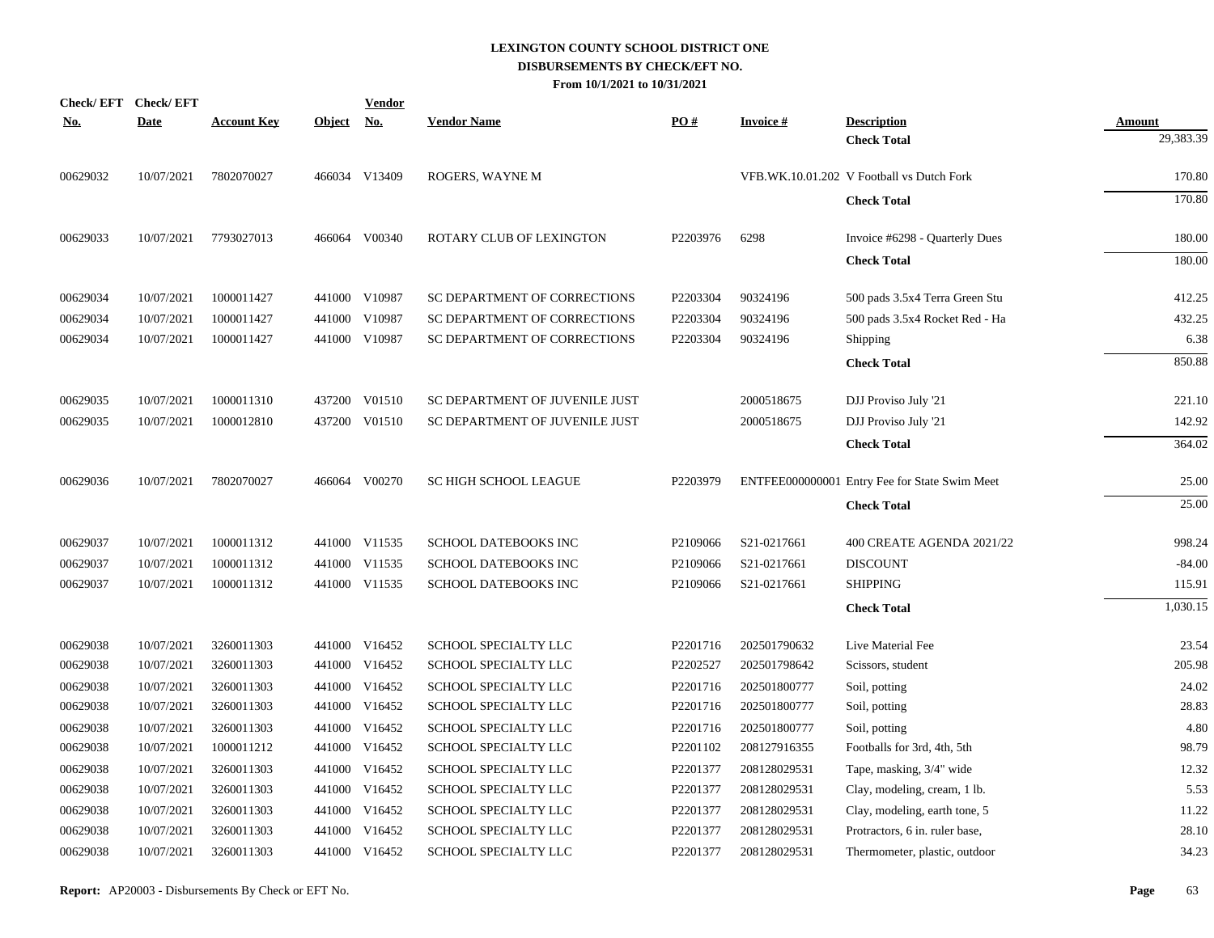# LEXINGTON COUNTY SCHOOL DISTRICT ONE
## DISBURSEMENTS BY CHECK/EFT NO.
### From 10/1/2021 to 10/31/2021

| Check/ EFT No. | Check/ EFT Date | Account Key | Object | Vendor No. | Vendor Name | PO # | Invoice # | Description | Amount |
|---|---|---|---|---|---|---|---|---|---|
| | | | | | | | | **Check Total** | 29,383.39 |
| 00629032 | 10/07/2021 | 7802070027 | 466034 | V13409 | ROGERS, WAYNE M | | VFB.WK.10.01.202 | V Football vs Dutch Fork | 170.80 |
| | | | | | | | | **Check Total** | 170.80 |
| 00629033 | 10/07/2021 | 7793027013 | 466064 | V00340 | ROTARY CLUB OF LEXINGTON | P2203976 | 6298 | Invoice #6298 - Quarterly Dues | 180.00 |
| | | | | | | | | **Check Total** | 180.00 |
| 00629034 | 10/07/2021 | 1000011427 | 441000 | V10987 | SC DEPARTMENT OF CORRECTIONS | P2203304 | 90324196 | 500 pads 3.5x4 Terra Green Stu | 412.25 |
| 00629034 | 10/07/2021 | 1000011427 | 441000 | V10987 | SC DEPARTMENT OF CORRECTIONS | P2203304 | 90324196 | 500 pads 3.5x4 Rocket Red - Ha | 432.25 |
| 00629034 | 10/07/2021 | 1000011427 | 441000 | V10987 | SC DEPARTMENT OF CORRECTIONS | P2203304 | 90324196 | Shipping | 6.38 |
| | | | | | | | | **Check Total** | 850.88 |
| 00629035 | 10/07/2021 | 1000011310 | 437200 | V01510 | SC DEPARTMENT OF JUVENILE JUST | | 2000518675 | DJJ Proviso July '21 | 221.10 |
| 00629035 | 10/07/2021 | 1000012810 | 437200 | V01510 | SC DEPARTMENT OF JUVENILE JUST | | 2000518675 | DJJ Proviso July '21 | 142.92 |
| | | | | | | | | **Check Total** | 364.02 |
| 00629036 | 10/07/2021 | 7802070027 | 466064 | V00270 | SC HIGH SCHOOL LEAGUE | P2203979 | ENTFEE000000001 | Entry Fee for State Swim Meet | 25.00 |
| | | | | | | | | **Check Total** | 25.00 |
| 00629037 | 10/07/2021 | 1000011312 | 441000 | V11535 | SCHOOL DATEBOOKS INC | P2109066 | S21-0217661 | 400 CREATE AGENDA 2021/22 | 998.24 |
| 00629037 | 10/07/2021 | 1000011312 | 441000 | V11535 | SCHOOL DATEBOOKS INC | P2109066 | S21-0217661 | DISCOUNT | -84.00 |
| 00629037 | 10/07/2021 | 1000011312 | 441000 | V11535 | SCHOOL DATEBOOKS INC | P2109066 | S21-0217661 | SHIPPING | 115.91 |
| | | | | | | | | **Check Total** | 1,030.15 |
| 00629038 | 10/07/2021 | 3260011303 | 441000 | V16452 | SCHOOL SPECIALTY LLC | P2201716 | 202501790632 | Live Material Fee | 23.54 |
| 00629038 | 10/07/2021 | 3260011303 | 441000 | V16452 | SCHOOL SPECIALTY LLC | P2202527 | 202501798642 | Scissors, student | 205.98 |
| 00629038 | 10/07/2021 | 3260011303 | 441000 | V16452 | SCHOOL SPECIALTY LLC | P2201716 | 202501800777 | Soil, potting | 24.02 |
| 00629038 | 10/07/2021 | 3260011303 | 441000 | V16452 | SCHOOL SPECIALTY LLC | P2201716 | 202501800777 | Soil, potting | 28.83 |
| 00629038 | 10/07/2021 | 3260011303 | 441000 | V16452 | SCHOOL SPECIALTY LLC | P2201716 | 202501800777 | Soil, potting | 4.80 |
| 00629038 | 10/07/2021 | 1000011212 | 441000 | V16452 | SCHOOL SPECIALTY LLC | P2201102 | 208127916355 | Footballs for 3rd, 4th, 5th | 98.79 |
| 00629038 | 10/07/2021 | 3260011303 | 441000 | V16452 | SCHOOL SPECIALTY LLC | P2201377 | 208128029531 | Tape, masking, 3/4" wide | 12.32 |
| 00629038 | 10/07/2021 | 3260011303 | 441000 | V16452 | SCHOOL SPECIALTY LLC | P2201377 | 208128029531 | Clay, modeling, cream, 1 lb. | 5.53 |
| 00629038 | 10/07/2021 | 3260011303 | 441000 | V16452 | SCHOOL SPECIALTY LLC | P2201377 | 208128029531 | Clay, modeling, earth tone, 5 | 11.22 |
| 00629038 | 10/07/2021 | 3260011303 | 441000 | V16452 | SCHOOL SPECIALTY LLC | P2201377 | 208128029531 | Protractors, 6 in. ruler base, | 28.10 |
| 00629038 | 10/07/2021 | 3260011303 | 441000 | V16452 | SCHOOL SPECIALTY LLC | P2201377 | 208128029531 | Thermometer, plastic, outdoor | 34.23 |

**Report:** AP20003 - Disbursements By Check or EFT No.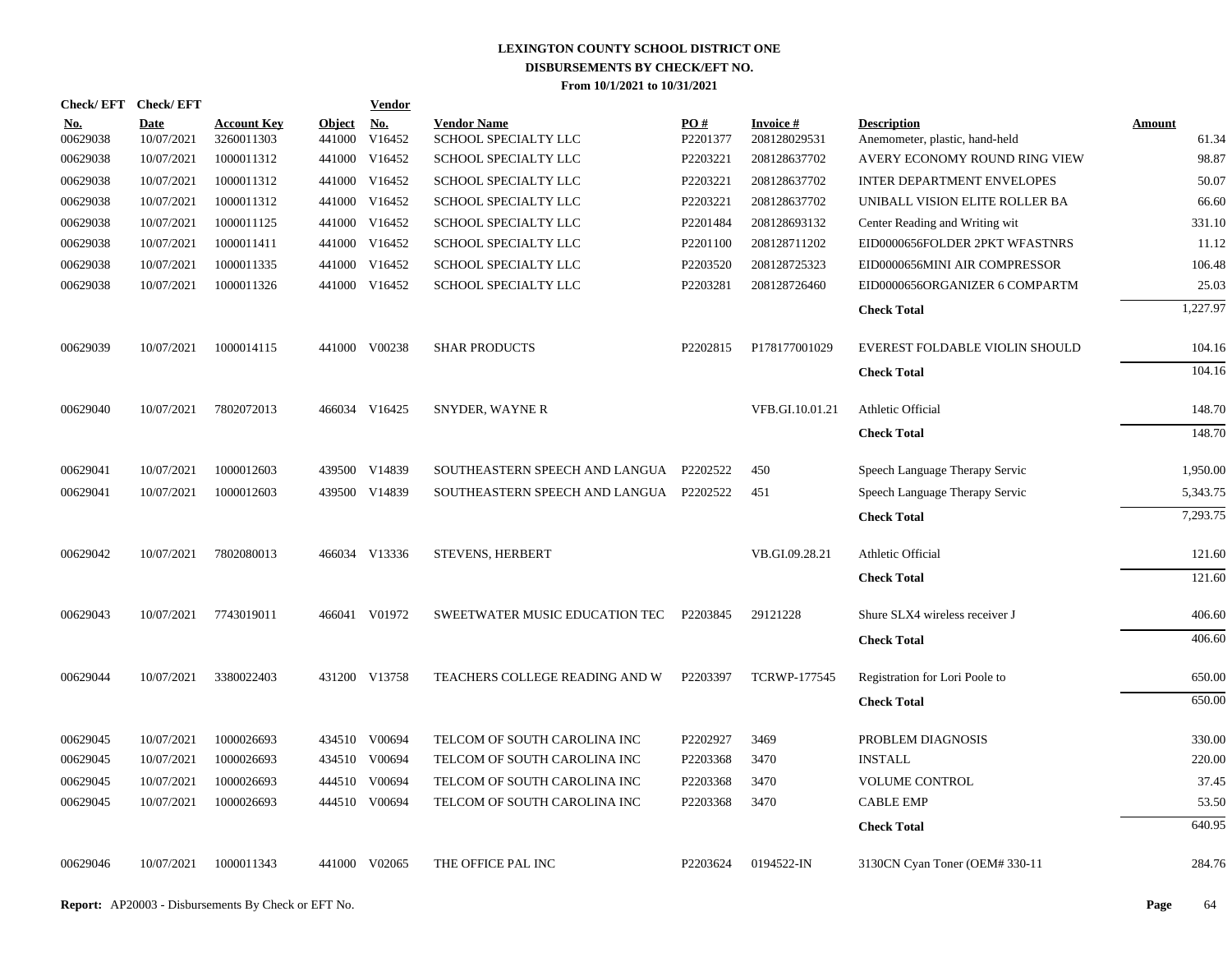# LEXINGTON COUNTY SCHOOL DISTRICT ONE
## DISBURSEMENTS BY CHECK/EFT NO.
### From 10/1/2021 to 10/31/2021

| Check/ EFT No. | Check/ EFT Date | Account Key | Object | Vendor No. | Vendor Name | PO # | Invoice # | Description | Amount |
|---|---|---|---|---|---|---|---|---|---|
| 00629038 | 10/07/2021 | 3260011303 | 441000 | V16452 | SCHOOL SPECIALTY LLC | P2201377 | 208128029531 | Anemometer, plastic, hand-held | 61.34 |
| 00629038 | 10/07/2021 | 1000011312 | 441000 | V16452 | SCHOOL SPECIALTY LLC | P2203221 | 208128637702 | AVERY ECONOMY ROUND RING VIEW | 98.87 |
| 00629038 | 10/07/2021 | 1000011312 | 441000 | V16452 | SCHOOL SPECIALTY LLC | P2203221 | 208128637702 | INTER DEPARTMENT ENVELOPES | 50.07 |
| 00629038 | 10/07/2021 | 1000011312 | 441000 | V16452 | SCHOOL SPECIALTY LLC | P2203221 | 208128637702 | UNIBALL VISION ELITE ROLLER BA | 66.60 |
| 00629038 | 10/07/2021 | 1000011125 | 441000 | V16452 | SCHOOL SPECIALTY LLC | P2201484 | 208128693132 | Center Reading and Writing wit | 331.10 |
| 00629038 | 10/07/2021 | 1000011411 | 441000 | V16452 | SCHOOL SPECIALTY LLC | P2201100 | 208128711202 | EID0000656FOLDER 2PKT WFASTNRS | 11.12 |
| 00629038 | 10/07/2021 | 1000011335 | 441000 | V16452 | SCHOOL SPECIALTY LLC | P2203520 | 208128725323 | EID0000656MINI AIR COMPRESSOR | 106.48 |
| 00629038 | 10/07/2021 | 1000011326 | 441000 | V16452 | SCHOOL SPECIALTY LLC | P2203281 | 208128726460 | EID0000656ORGANIZER 6 COMPARTM | 25.03 |
| | | | | | | | | **Check Total** | 1,227.97 |
| 00629039 | 10/07/2021 | 1000014115 | 441000 | V00238 | SHAR PRODUCTS | P2202815 | P178177001029 | EVEREST FOLDABLE VIOLIN SHOULD | 104.16 |
| | | | | | | | | **Check Total** | 104.16 |
| 00629040 | 10/07/2021 | 7802072013 | 466034 | V16425 | SNYDER, WAYNE R | | VFB.GI.10.01.21 | Athletic Official | 148.70 |
| | | | | | | | | **Check Total** | 148.70 |
| 00629041 | 10/07/2021 | 1000012603 | 439500 | V14839 | SOUTHEASTERN SPEECH AND LANGUA | P2202522 | 450 | Speech Language Therapy Servic | 1,950.00 |
| 00629041 | 10/07/2021 | 1000012603 | 439500 | V14839 | SOUTHEASTERN SPEECH AND LANGUA | P2202522 | 451 | Speech Language Therapy Servic | 5,343.75 |
| | | | | | | | | **Check Total** | 7,293.75 |
| 00629042 | 10/07/2021 | 7802080013 | 466034 | V13336 | STEVENS, HERBERT | | VB.GI.09.28.21 | Athletic Official | 121.60 |
| | | | | | | | | **Check Total** | 121.60 |
| 00629043 | 10/07/2021 | 7743019011 | 466041 | V01972 | SWEETWATER MUSIC EDUCATION TEC | P2203845 | 29121228 | Shure SLX4 wireless receiver J | 406.60 |
| | | | | | | | | **Check Total** | 406.60 |
| 00629044 | 10/07/2021 | 3380022403 | 431200 | V13758 | TEACHERS COLLEGE READING AND W | P2203397 | TCRWP-177545 | Registration for Lori Poole to | 650.00 |
| | | | | | | | | **Check Total** | 650.00 |
| 00629045 | 10/07/2021 | 1000026693 | 434510 | V00694 | TELCOM OF SOUTH CAROLINA INC | P2202927 | 3469 | PROBLEM DIAGNOSIS | 330.00 |
| 00629045 | 10/07/2021 | 1000026693 | 434510 | V00694 | TELCOM OF SOUTH CAROLINA INC | P2203368 | 3470 | INSTALL | 220.00 |
| 00629045 | 10/07/2021 | 1000026693 | 444510 | V00694 | TELCOM OF SOUTH CAROLINA INC | P2203368 | 3470 | VOLUME CONTROL | 37.45 |
| 00629045 | 10/07/2021 | 1000026693 | 444510 | V00694 | TELCOM OF SOUTH CAROLINA INC | P2203368 | 3470 | CABLE EMP | 53.50 |
| | | | | | | | | **Check Total** | 640.95 |
| 00629046 | 10/07/2021 | 1000011343 | 441000 | V02065 | THE OFFICE PAL INC | P2203624 | 0194522-IN | 3130CN Cyan Toner (OEM# 330-11 | 284.76 |

**Report:** AP20003 - Disbursements By Check or EFT No.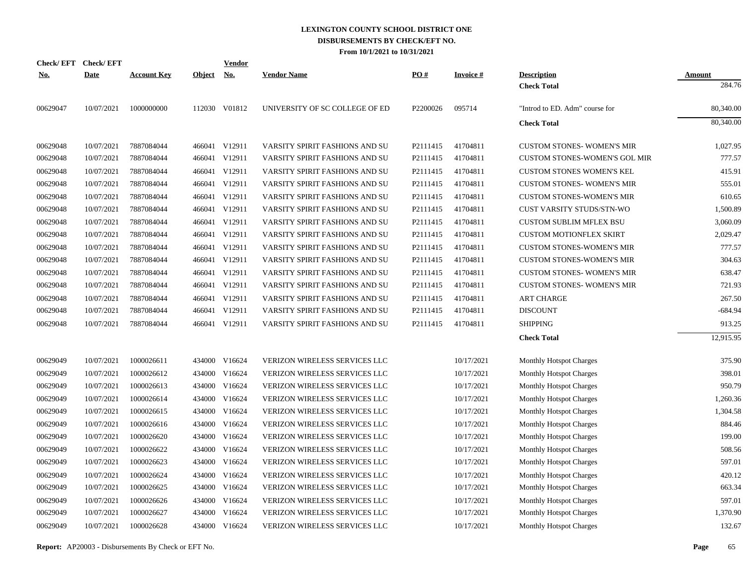# LEXINGTON COUNTY SCHOOL DISTRICT ONE
## DISBURSEMENTS BY CHECK/EFT NO.
### From 10/1/2021 to 10/31/2021

| Check/EFT No. | Check/EFT Date | Account Key | Object | Vendor No. | Vendor Name | PO # | Invoice # | Description | Amount |
|---|---|---|---|---|---|---|---|---|---|
| | | | | | | | | **Check Total** | 284.76 |
| 00629047 | 10/07/2021 | 1000000000 | 112030 | V01812 | UNIVERSITY OF SC COLLEGE OF ED | P2200026 | 095714 | "Introd to ED. Adm" course for | 80,340.00 |
| | | | | | | | | **Check Total** | 80,340.00 |
| 00629048 | 10/07/2021 | 7887084044 | 466041 | V12911 | VARSITY SPIRIT FASHIONS AND SU | P2111415 | 41704811 | CUSTOM STONES- WOMEN'S MIR | 1,027.95 |
| 00629048 | 10/07/2021 | 7887084044 | 466041 | V12911 | VARSITY SPIRIT FASHIONS AND SU | P2111415 | 41704811 | CUSTOM STONES-WOMEN'S GOL MIR | 777.57 |
| 00629048 | 10/07/2021 | 7887084044 | 466041 | V12911 | VARSITY SPIRIT FASHIONS AND SU | P2111415 | 41704811 | CUSTOM STONES WOMEN'S KEL | 415.91 |
| 00629048 | 10/07/2021 | 7887084044 | 466041 | V12911 | VARSITY SPIRIT FASHIONS AND SU | P2111415 | 41704811 | CUSTOM STONES- WOMEN'S MIR | 555.01 |
| 00629048 | 10/07/2021 | 7887084044 | 466041 | V12911 | VARSITY SPIRIT FASHIONS AND SU | P2111415 | 41704811 | CUSTOM STONES-WOMEN'S MIR | 610.65 |
| 00629048 | 10/07/2021 | 7887084044 | 466041 | V12911 | VARSITY SPIRIT FASHIONS AND SU | P2111415 | 41704811 | CUST VARSITY STUDS/STN-WO | 1,500.89 |
| 00629048 | 10/07/2021 | 7887084044 | 466041 | V12911 | VARSITY SPIRIT FASHIONS AND SU | P2111415 | 41704811 | CUSTOM SUBLIM MFLEX BSU | 3,060.09 |
| 00629048 | 10/07/2021 | 7887084044 | 466041 | V12911 | VARSITY SPIRIT FASHIONS AND SU | P2111415 | 41704811 | CUSTOM MOTIONFLEX SKIRT | 2,029.47 |
| 00629048 | 10/07/2021 | 7887084044 | 466041 | V12911 | VARSITY SPIRIT FASHIONS AND SU | P2111415 | 41704811 | CUSTOM STONES-WOMEN'S MIR | 777.57 |
| 00629048 | 10/07/2021 | 7887084044 | 466041 | V12911 | VARSITY SPIRIT FASHIONS AND SU | P2111415 | 41704811 | CUSTOM STONES-WOMEN'S MIR | 304.63 |
| 00629048 | 10/07/2021 | 7887084044 | 466041 | V12911 | VARSITY SPIRIT FASHIONS AND SU | P2111415 | 41704811 | CUSTOM STONES- WOMEN'S MIR | 638.47 |
| 00629048 | 10/07/2021 | 7887084044 | 466041 | V12911 | VARSITY SPIRIT FASHIONS AND SU | P2111415 | 41704811 | CUSTOM STONES- WOMEN'S MIR | 721.93 |
| 00629048 | 10/07/2021 | 7887084044 | 466041 | V12911 | VARSITY SPIRIT FASHIONS AND SU | P2111415 | 41704811 | ART CHARGE | 267.50 |
| 00629048 | 10/07/2021 | 7887084044 | 466041 | V12911 | VARSITY SPIRIT FASHIONS AND SU | P2111415 | 41704811 | DISCOUNT | -684.94 |
| 00629048 | 10/07/2021 | 7887084044 | 466041 | V12911 | VARSITY SPIRIT FASHIONS AND SU | P2111415 | 41704811 | SHIPPING | 913.25 |
| | | | | | | | | **Check Total** | 12,915.95 |
| 00629049 | 10/07/2021 | 1000026611 | 434000 | V16624 | VERIZON WIRELESS SERVICES LLC | | 10/17/2021 | Monthly Hotspot Charges | 375.90 |
| 00629049 | 10/07/2021 | 1000026612 | 434000 | V16624 | VERIZON WIRELESS SERVICES LLC | | 10/17/2021 | Monthly Hotspot Charges | 398.01 |
| 00629049 | 10/07/2021 | 1000026613 | 434000 | V16624 | VERIZON WIRELESS SERVICES LLC | | 10/17/2021 | Monthly Hotspot Charges | 950.79 |
| 00629049 | 10/07/2021 | 1000026614 | 434000 | V16624 | VERIZON WIRELESS SERVICES LLC | | 10/17/2021 | Monthly Hotspot Charges | 1,260.36 |
| 00629049 | 10/07/2021 | 1000026615 | 434000 | V16624 | VERIZON WIRELESS SERVICES LLC | | 10/17/2021 | Monthly Hotspot Charges | 1,304.58 |
| 00629049 | 10/07/2021 | 1000026616 | 434000 | V16624 | VERIZON WIRELESS SERVICES LLC | | 10/17/2021 | Monthly Hotspot Charges | 884.46 |
| 00629049 | 10/07/2021 | 1000026620 | 434000 | V16624 | VERIZON WIRELESS SERVICES LLC | | 10/17/2021 | Monthly Hotspot Charges | 199.00 |
| 00629049 | 10/07/2021 | 1000026622 | 434000 | V16624 | VERIZON WIRELESS SERVICES LLC | | 10/17/2021 | Monthly Hotspot Charges | 508.56 |
| 00629049 | 10/07/2021 | 1000026623 | 434000 | V16624 | VERIZON WIRELESS SERVICES LLC | | 10/17/2021 | Monthly Hotspot Charges | 597.01 |
| 00629049 | 10/07/2021 | 1000026624 | 434000 | V16624 | VERIZON WIRELESS SERVICES LLC | | 10/17/2021 | Monthly Hotspot Charges | 420.12 |
| 00629049 | 10/07/2021 | 1000026625 | 434000 | V16624 | VERIZON WIRELESS SERVICES LLC | | 10/17/2021 | Monthly Hotspot Charges | 663.34 |
| 00629049 | 10/07/2021 | 1000026626 | 434000 | V16624 | VERIZON WIRELESS SERVICES LLC | | 10/17/2021 | Monthly Hotspot Charges | 597.01 |
| 00629049 | 10/07/2021 | 1000026627 | 434000 | V16624 | VERIZON WIRELESS SERVICES LLC | | 10/17/2021 | Monthly Hotspot Charges | 1,370.90 |
| 00629049 | 10/07/2021 | 1000026628 | 434000 | V16624 | VERIZON WIRELESS SERVICES LLC | | 10/17/2021 | Monthly Hotspot Charges | 132.67 |

**Report:** AP20003 - Disbursements By Check or EFT No.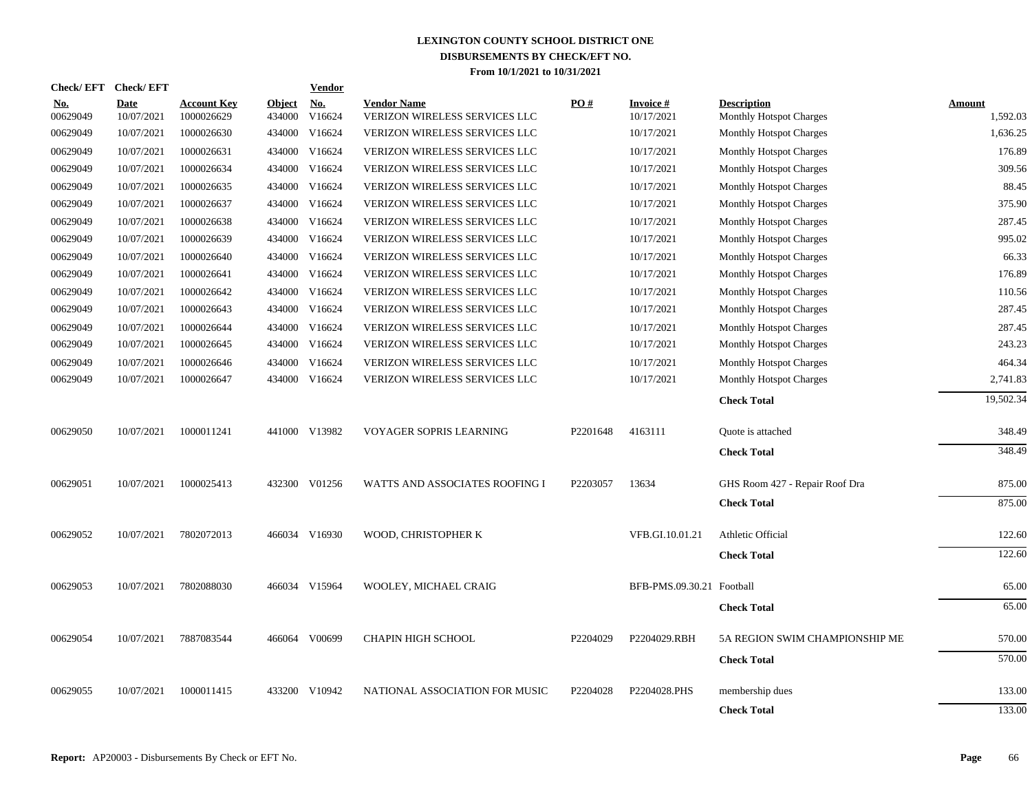# LEXINGTON COUNTY SCHOOL DISTRICT ONE
## DISBURSEMENTS BY CHECK/EFT NO.
### From 10/1/2021 to 10/31/2021

| Check/ EFT No. | Check/ EFT Date | Account Key | Object | Vendor No. | Vendor Name | PO # | Invoice # | Description | Amount |
|---|---|---|---|---|---|---|---|---|---|
| 00629049 | 10/07/2021 | 1000026629 | 434000 | V16624 | VERIZON WIRELESS SERVICES LLC | | 10/17/2021 | Monthly Hotspot Charges | 1,592.03 |
| 00629049 | 10/07/2021 | 1000026630 | 434000 | V16624 | VERIZON WIRELESS SERVICES LLC | | 10/17/2021 | Monthly Hotspot Charges | 1,636.25 |
| 00629049 | 10/07/2021 | 1000026631 | 434000 | V16624 | VERIZON WIRELESS SERVICES LLC | | 10/17/2021 | Monthly Hotspot Charges | 176.89 |
| 00629049 | 10/07/2021 | 1000026634 | 434000 | V16624 | VERIZON WIRELESS SERVICES LLC | | 10/17/2021 | Monthly Hotspot Charges | 309.56 |
| 00629049 | 10/07/2021 | 1000026635 | 434000 | V16624 | VERIZON WIRELESS SERVICES LLC | | 10/17/2021 | Monthly Hotspot Charges | 88.45 |
| 00629049 | 10/07/2021 | 1000026637 | 434000 | V16624 | VERIZON WIRELESS SERVICES LLC | | 10/17/2021 | Monthly Hotspot Charges | 375.90 |
| 00629049 | 10/07/2021 | 1000026638 | 434000 | V16624 | VERIZON WIRELESS SERVICES LLC | | 10/17/2021 | Monthly Hotspot Charges | 287.45 |
| 00629049 | 10/07/2021 | 1000026639 | 434000 | V16624 | VERIZON WIRELESS SERVICES LLC | | 10/17/2021 | Monthly Hotspot Charges | 995.02 |
| 00629049 | 10/07/2021 | 1000026640 | 434000 | V16624 | VERIZON WIRELESS SERVICES LLC | | 10/17/2021 | Monthly Hotspot Charges | 66.33 |
| 00629049 | 10/07/2021 | 1000026641 | 434000 | V16624 | VERIZON WIRELESS SERVICES LLC | | 10/17/2021 | Monthly Hotspot Charges | 176.89 |
| 00629049 | 10/07/2021 | 1000026642 | 434000 | V16624 | VERIZON WIRELESS SERVICES LLC | | 10/17/2021 | Monthly Hotspot Charges | 110.56 |
| 00629049 | 10/07/2021 | 1000026643 | 434000 | V16624 | VERIZON WIRELESS SERVICES LLC | | 10/17/2021 | Monthly Hotspot Charges | 287.45 |
| 00629049 | 10/07/2021 | 1000026644 | 434000 | V16624 | VERIZON WIRELESS SERVICES LLC | | 10/17/2021 | Monthly Hotspot Charges | 287.45 |
| 00629049 | 10/07/2021 | 1000026645 | 434000 | V16624 | VERIZON WIRELESS SERVICES LLC | | 10/17/2021 | Monthly Hotspot Charges | 243.23 |
| 00629049 | 10/07/2021 | 1000026646 | 434000 | V16624 | VERIZON WIRELESS SERVICES LLC | | 10/17/2021 | Monthly Hotspot Charges | 464.34 |
| 00629049 | 10/07/2021 | 1000026647 | 434000 | V16624 | VERIZON WIRELESS SERVICES LLC | | 10/17/2021 | Monthly Hotspot Charges | 2,741.83 |
| | | | | | | | | **Check Total** | 19,502.34 |
| 00629050 | 10/07/2021 | 1000011241 | 441000 | V13982 | VOYAGER SOPRIS LEARNING | P2201648 | 4163111 | Quote is attached | 348.49 |
| | | | | | | | | **Check Total** | 348.49 |
| 00629051 | 10/07/2021 | 1000025413 | 432300 | V01256 | WATTS AND ASSOCIATES ROOFING I | P2203057 | 13634 | GHS Room 427 - Repair Roof Dra | 875.00 |
| | | | | | | | | **Check Total** | 875.00 |
| 00629052 | 10/07/2021 | 7802072013 | 466034 | V16930 | WOOD, CHRISTOPHER K | | VFB.GI.10.01.21 | Athletic Official | 122.60 |
| | | | | | | | | **Check Total** | 122.60 |
| 00629053 | 10/07/2021 | 7802088030 | 466034 | V15964 | WOOLEY, MICHAEL CRAIG | | BFB-PMS.09.30.21 | Football | 65.00 |
| | | | | | | | | **Check Total** | 65.00 |
| 00629054 | 10/07/2021 | 7887083544 | 466064 | V00699 | CHAPIN HIGH SCHOOL | P2204029 | P2204029.RBH | 5A REGION SWIM CHAMPIONSHIP ME | 570.00 |
| | | | | | | | | **Check Total** | 570.00 |
| 00629055 | 10/07/2021 | 1000011415 | 433200 | V10942 | NATIONAL ASSOCIATION FOR MUSIC | P2204028 | P2204028.PHS | membership dues | 133.00 |
| | | | | | | | | **Check Total** | 133.00 |

**Report:** AP20003 - Disbursements By Check or EFT No.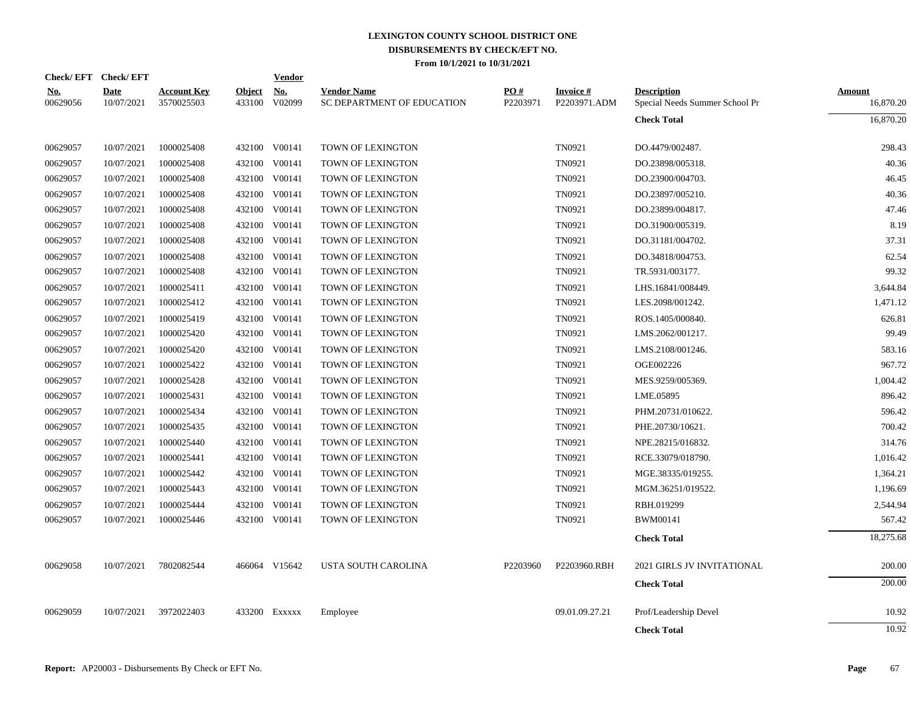# LEXINGTON COUNTY SCHOOL DISTRICT ONE
## DISBURSEMENTS BY CHECK/EFT NO.
### From 10/1/2021 to 10/31/2021

| Check/ EFT No. | Check/ EFT Date | Account Key | Object | Vendor No. | Vendor Name | PO # | Invoice # | Description | Amount |
|---|---|---|---|---|---|---|---|---|---|
| 00629056 | 10/07/2021 | 3570025503 | 433100 | V02099 | SC DEPARTMENT OF EDUCATION | P2203971 | P2203971.ADM | Special Needs Summer School Pr | 16,870.20 |
| | | | | | | | | **Check Total** | 16,870.20 |
| 00629057 | 10/07/2021 | 1000025408 | 432100 | V00141 | TOWN OF LEXINGTON | | TN0921 | DO.4479/002487. | 298.43 |
| 00629057 | 10/07/2021 | 1000025408 | 432100 | V00141 | TOWN OF LEXINGTON | | TN0921 | DO.23898/005318. | 40.36 |
| 00629057 | 10/07/2021 | 1000025408 | 432100 | V00141 | TOWN OF LEXINGTON | | TN0921 | DO.23900/004703. | 46.45 |
| 00629057 | 10/07/2021 | 1000025408 | 432100 | V00141 | TOWN OF LEXINGTON | | TN0921 | DO.23897/005210. | 40.36 |
| 00629057 | 10/07/2021 | 1000025408 | 432100 | V00141 | TOWN OF LEXINGTON | | TN0921 | DO.23899/004817. | 47.46 |
| 00629057 | 10/07/2021 | 1000025408 | 432100 | V00141 | TOWN OF LEXINGTON | | TN0921 | DO.31900/005319. | 8.19 |
| 00629057 | 10/07/2021 | 1000025408 | 432100 | V00141 | TOWN OF LEXINGTON | | TN0921 | DO.31181/004702. | 37.31 |
| 00629057 | 10/07/2021 | 1000025408 | 432100 | V00141 | TOWN OF LEXINGTON | | TN0921 | DO.34818/004753. | 62.54 |
| 00629057 | 10/07/2021 | 1000025408 | 432100 | V00141 | TOWN OF LEXINGTON | | TN0921 | TR.5931/003177. | 99.32 |
| 00629057 | 10/07/2021 | 1000025411 | 432100 | V00141 | TOWN OF LEXINGTON | | TN0921 | LHS.16841/008449. | 3,644.84 |
| 00629057 | 10/07/2021 | 1000025412 | 432100 | V00141 | TOWN OF LEXINGTON | | TN0921 | LES.2098/001242. | 1,471.12 |
| 00629057 | 10/07/2021 | 1000025419 | 432100 | V00141 | TOWN OF LEXINGTON | | TN0921 | ROS.1405/000840. | 626.81 |
| 00629057 | 10/07/2021 | 1000025420 | 432100 | V00141 | TOWN OF LEXINGTON | | TN0921 | LMS.2062/001217. | 99.49 |
| 00629057 | 10/07/2021 | 1000025420 | 432100 | V00141 | TOWN OF LEXINGTON | | TN0921 | LMS.2108/001246. | 583.16 |
| 00629057 | 10/07/2021 | 1000025422 | 432100 | V00141 | TOWN OF LEXINGTON | | TN0921 | OGE002226 | 967.72 |
| 00629057 | 10/07/2021 | 1000025428 | 432100 | V00141 | TOWN OF LEXINGTON | | TN0921 | MES.9259/005369. | 1,004.42 |
| 00629057 | 10/07/2021 | 1000025431 | 432100 | V00141 | TOWN OF LEXINGTON | | TN0921 | LME.05895 | 896.42 |
| 00629057 | 10/07/2021 | 1000025434 | 432100 | V00141 | TOWN OF LEXINGTON | | TN0921 | PHM.20731/010622. | 596.42 |
| 00629057 | 10/07/2021 | 1000025435 | 432100 | V00141 | TOWN OF LEXINGTON | | TN0921 | PHE.20730/10621. | 700.42 |
| 00629057 | 10/07/2021 | 1000025440 | 432100 | V00141 | TOWN OF LEXINGTON | | TN0921 | NPE.28215/016832. | 314.76 |
| 00629057 | 10/07/2021 | 1000025441 | 432100 | V00141 | TOWN OF LEXINGTON | | TN0921 | RCE.33079/018790. | 1,016.42 |
| 00629057 | 10/07/2021 | 1000025442 | 432100 | V00141 | TOWN OF LEXINGTON | | TN0921 | MGE.38335/019255. | 1,364.21 |
| 00629057 | 10/07/2021 | 1000025443 | 432100 | V00141 | TOWN OF LEXINGTON | | TN0921 | MGM.36251/019522. | 1,196.69 |
| 00629057 | 10/07/2021 | 1000025444 | 432100 | V00141 | TOWN OF LEXINGTON | | TN0921 | RBH.019299 | 2,544.94 |
| 00629057 | 10/07/2021 | 1000025446 | 432100 | V00141 | TOWN OF LEXINGTON | | TN0921 | BWM00141 | 567.42 |
| | | | | | | | | **Check Total** | 18,275.68 |
| 00629058 | 10/07/2021 | 7802082544 | 466064 | V15642 | USTA SOUTH CAROLINA | P2203960 | P2203960.RBH | 2021 GIRLS JV INVITATIONAL | 200.00 |
| | | | | | | | | **Check Total** | 200.00 |
| 00629059 | 10/07/2021 | 3972022403 | 433200 | Exxxxx | Employee | | 09.01.09.27.21 | Prof/Leadership Devel | 10.92 |
| | | | | | | | | **Check Total** | 10.92 |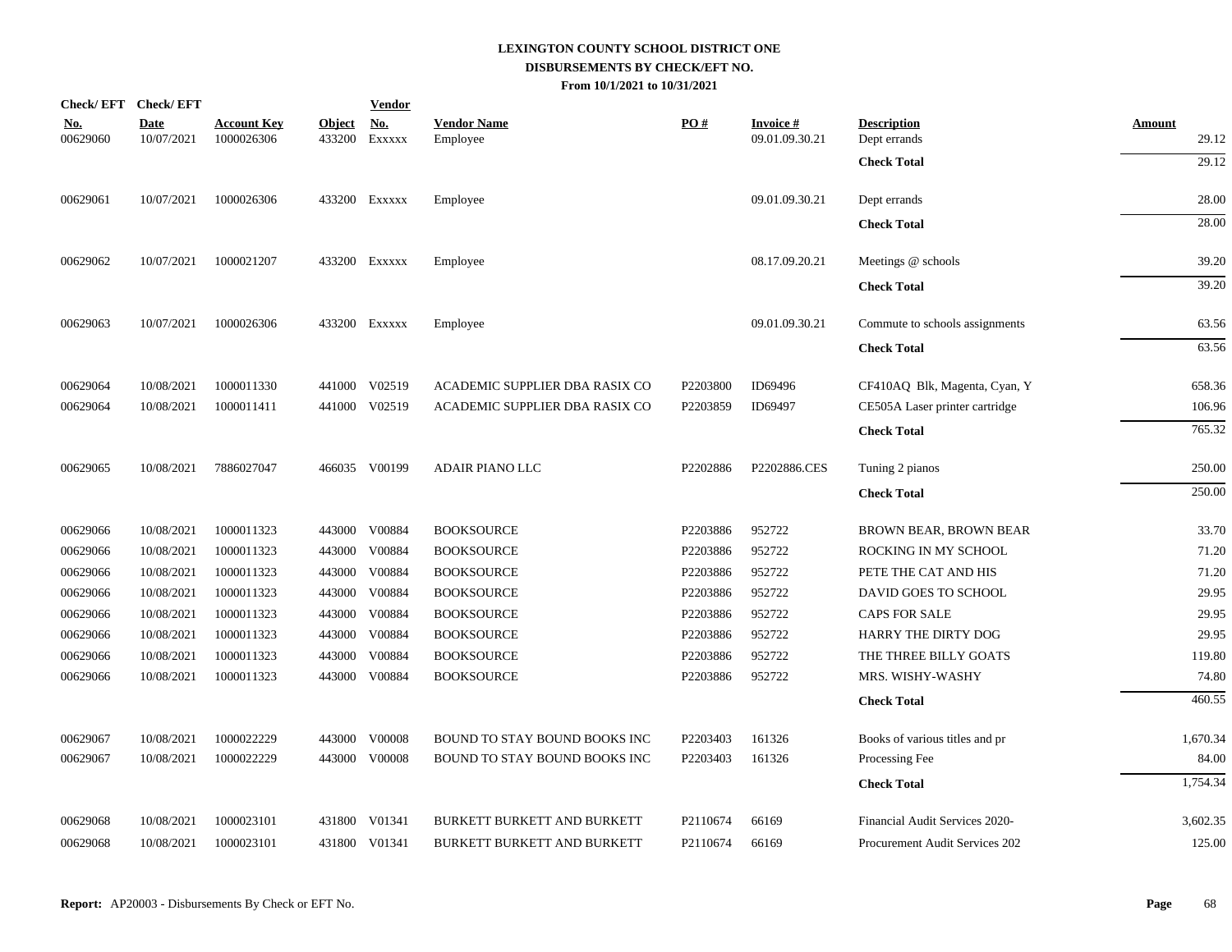# LEXINGTON COUNTY SCHOOL DISTRICT ONE
## DISBURSEMENTS BY CHECK/EFT NO.
### From 10/1/2021 to 10/31/2021

| Check/ EFT No. | Check/ EFT Date | Account Key | Object | Vendor No. | Vendor Name | PO # | Invoice # | Description | Amount |
|---|---|---|---|---|---|---|---|---|---|
| 00629060 | 10/07/2021 | 1000026306 | 433200 | Exxxxx | Employee | | 09.01.09.30.21 | Dept errands | 29.12 |
| | | | | | | | | **Check Total** | 29.12 |
| 00629061 | 10/07/2021 | 1000026306 | 433200 | Exxxxx | Employee | | 09.01.09.30.21 | Dept errands | 28.00 |
| | | | | | | | | **Check Total** | 28.00 |
| 00629062 | 10/07/2021 | 1000021207 | 433200 | Exxxxx | Employee | | 08.17.09.20.21 | Meetings @ schools | 39.20 |
| | | | | | | | | **Check Total** | 39.20 |
| 00629063 | 10/07/2021 | 1000026306 | 433200 | Exxxxx | Employee | | 09.01.09.30.21 | Commute to schools assignments | 63.56 |
| | | | | | | | | **Check Total** | 63.56 |
| 00629064 | 10/08/2021 | 1000011330 | 441000 | V02519 | ACADEMIC SUPPLIER DBA RASIX CO | P2203800 | ID69496 | CF410AQ Blk, Magenta, Cyan, Y | 658.36 |
| 00629064 | 10/08/2021 | 1000011411 | 441000 | V02519 | ACADEMIC SUPPLIER DBA RASIX CO | P2203859 | ID69497 | CE505A Laser printer cartridge | 106.96 |
| | | | | | | | | **Check Total** | 765.32 |
| 00629065 | 10/08/2021 | 7886027047 | 466035 | V00199 | ADAIR PIANO LLC | P2202886 | P2202886.CES | Tuning 2 pianos | 250.00 |
| | | | | | | | | **Check Total** | 250.00 |
| 00629066 | 10/08/2021 | 1000011323 | 443000 | V00884 | BOOKSOURCE | P2203886 | 952722 | BROWN BEAR, BROWN BEAR | 33.70 |
| 00629066 | 10/08/2021 | 1000011323 | 443000 | V00884 | BOOKSOURCE | P2203886 | 952722 | ROCKING IN MY SCHOOL | 71.20 |
| 00629066 | 10/08/2021 | 1000011323 | 443000 | V00884 | BOOKSOURCE | P2203886 | 952722 | PETE THE CAT AND HIS | 71.20 |
| 00629066 | 10/08/2021 | 1000011323 | 443000 | V00884 | BOOKSOURCE | P2203886 | 952722 | DAVID GOES TO SCHOOL | 29.95 |
| 00629066 | 10/08/2021 | 1000011323 | 443000 | V00884 | BOOKSOURCE | P2203886 | 952722 | CAPS FOR SALE | 29.95 |
| 00629066 | 10/08/2021 | 1000011323 | 443000 | V00884 | BOOKSOURCE | P2203886 | 952722 | HARRY THE DIRTY DOG | 29.95 |
| 00629066 | 10/08/2021 | 1000011323 | 443000 | V00884 | BOOKSOURCE | P2203886 | 952722 | THE THREE BILLY GOATS | 119.80 |
| 00629066 | 10/08/2021 | 1000011323 | 443000 | V00884 | BOOKSOURCE | P2203886 | 952722 | MRS. WISHY-WASHY | 74.80 |
| | | | | | | | | **Check Total** | 460.55 |
| 00629067 | 10/08/2021 | 1000022229 | 443000 | V00008 | BOUND TO STAY BOUND BOOKS INC | P2203403 | 161326 | Books of various titles and pr | 1,670.34 |
| 00629067 | 10/08/2021 | 1000022229 | 443000 | V00008 | BOUND TO STAY BOUND BOOKS INC | P2203403 | 161326 | Processing Fee | 84.00 |
| | | | | | | | | **Check Total** | 1,754.34 |
| 00629068 | 10/08/2021 | 1000023101 | 431800 | V01341 | BURKETT BURKETT AND BURKETT | P2110674 | 66169 | Financial Audit Services 2020- | 3,602.35 |
| 00629068 | 10/08/2021 | 1000023101 | 431800 | V01341 | BURKETT BURKETT AND BURKETT | P2110674 | 66169 | Procurement Audit Services 202 | 125.00 |

**Report:** AP20003 - Disbursements By Check or EFT No.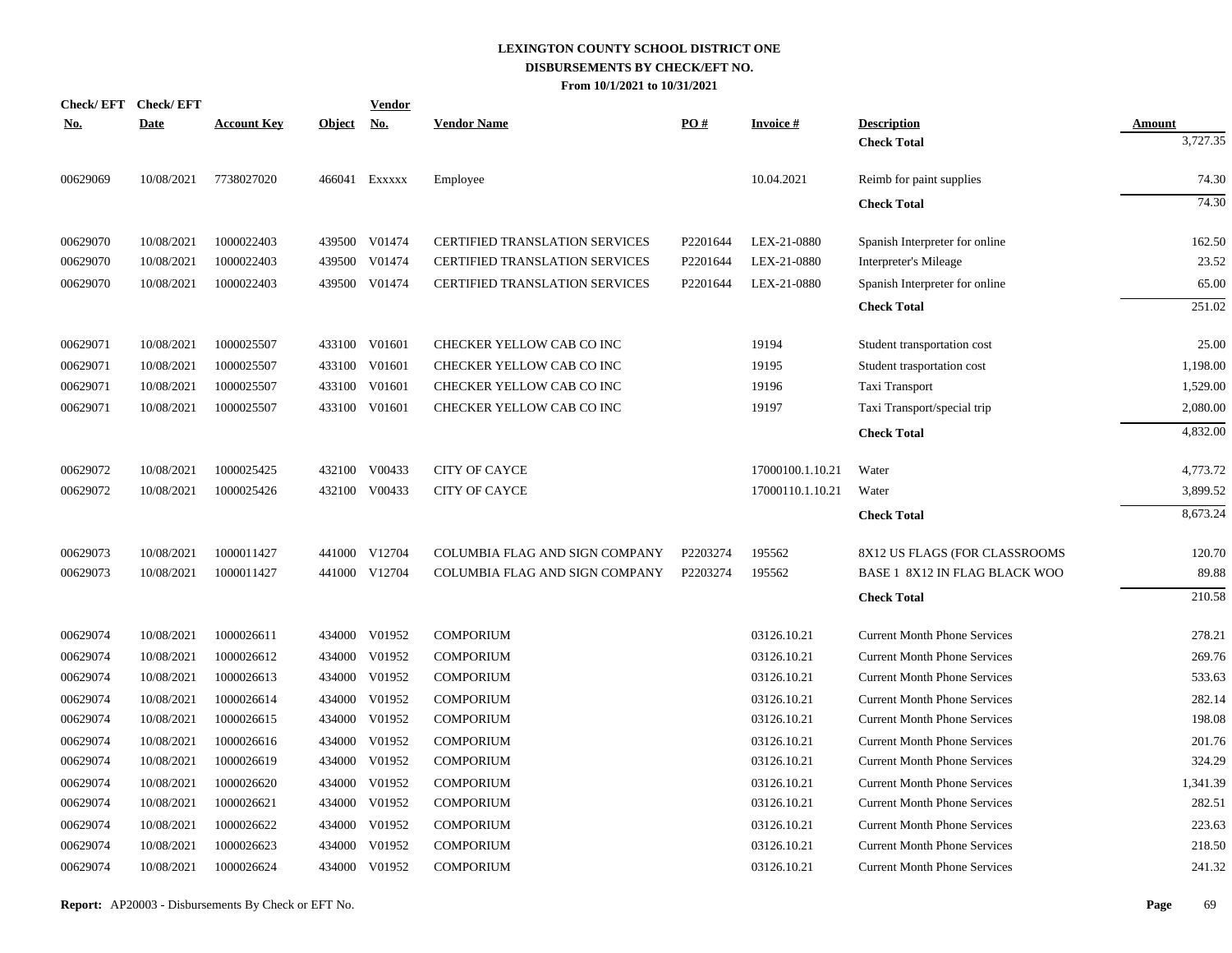# LEXINGTON COUNTY SCHOOL DISTRICT ONE
## DISBURSEMENTS BY CHECK/EFT NO.
### From 10/1/2021 to 10/31/2021

| Check/ EFT No. | Check/ EFT Date | Account Key | Object | Vendor No. | Vendor Name | PO # | Invoice # | Description | Amount |
|---|---|---|---|---|---|---|---|---|---|
| | | | | | | | | **Check Total** | 3,727.35 |
| 00629069 | 10/08/2021 | 7738027020 | 466041 | Exxxxx | Employee | | 10.04.2021 | Reimb for paint supplies | 74.30 |
| | | | | | | | | **Check Total** | 74.30 |
| 00629070 | 10/08/2021 | 1000022403 | 439500 | V01474 | CERTIFIED TRANSLATION SERVICES | P2201644 | LEX-21-0880 | Spanish Interpreter for online | 162.50 |
| 00629070 | 10/08/2021 | 1000022403 | 439500 | V01474 | CERTIFIED TRANSLATION SERVICES | P2201644 | LEX-21-0880 | Interpreter's Mileage | 23.52 |
| 00629070 | 10/08/2021 | 1000022403 | 439500 | V01474 | CERTIFIED TRANSLATION SERVICES | P2201644 | LEX-21-0880 | Spanish Interpreter for online | 65.00 |
| | | | | | | | | **Check Total** | 251.02 |
| 00629071 | 10/08/2021 | 1000025507 | 433100 | V01601 | CHECKER YELLOW CAB CO INC | | 19194 | Student transportation cost | 25.00 |
| 00629071 | 10/08/2021 | 1000025507 | 433100 | V01601 | CHECKER YELLOW CAB CO INC | | 19195 | Student trasportation cost | 1,198.00 |
| 00629071 | 10/08/2021 | 1000025507 | 433100 | V01601 | CHECKER YELLOW CAB CO INC | | 19196 | Taxi Transport | 1,529.00 |
| 00629071 | 10/08/2021 | 1000025507 | 433100 | V01601 | CHECKER YELLOW CAB CO INC | | 19197 | Taxi Transport/special trip | 2,080.00 |
| | | | | | | | | **Check Total** | 4,832.00 |
| 00629072 | 10/08/2021 | 1000025425 | 432100 | V00433 | CITY OF CAYCE | | 17000100.1.10.21 | Water | 4,773.72 |
| 00629072 | 10/08/2021 | 1000025426 | 432100 | V00433 | CITY OF CAYCE | | 17000110.1.10.21 | Water | 3,899.52 |
| | | | | | | | | **Check Total** | 8,673.24 |
| 00629073 | 10/08/2021 | 1000011427 | 441000 | V12704 | COLUMBIA FLAG AND SIGN COMPANY | P2203274 | 195562 | 8X12 US FLAGS (FOR CLASSROOMS | 120.70 |
| 00629073 | 10/08/2021 | 1000011427 | 441000 | V12704 | COLUMBIA FLAG AND SIGN COMPANY | P2203274 | 195562 | BASE 1 8X12 IN FLAG BLACK WOO | 89.88 |
| | | | | | | | | **Check Total** | 210.58 |
| 00629074 | 10/08/2021 | 1000026611 | 434000 | V01952 | COMPORIUM | | 03126.10.21 | Current Month Phone Services | 278.21 |
| 00629074 | 10/08/2021 | 1000026612 | 434000 | V01952 | COMPORIUM | | 03126.10.21 | Current Month Phone Services | 269.76 |
| 00629074 | 10/08/2021 | 1000026613 | 434000 | V01952 | COMPORIUM | | 03126.10.21 | Current Month Phone Services | 533.63 |
| 00629074 | 10/08/2021 | 1000026614 | 434000 | V01952 | COMPORIUM | | 03126.10.21 | Current Month Phone Services | 282.14 |
| 00629074 | 10/08/2021 | 1000026615 | 434000 | V01952 | COMPORIUM | | 03126.10.21 | Current Month Phone Services | 198.08 |
| 00629074 | 10/08/2021 | 1000026616 | 434000 | V01952 | COMPORIUM | | 03126.10.21 | Current Month Phone Services | 201.76 |
| 00629074 | 10/08/2021 | 1000026619 | 434000 | V01952 | COMPORIUM | | 03126.10.21 | Current Month Phone Services | 324.29 |
| 00629074 | 10/08/2021 | 1000026620 | 434000 | V01952 | COMPORIUM | | 03126.10.21 | Current Month Phone Services | 1,341.39 |
| 00629074 | 10/08/2021 | 1000026621 | 434000 | V01952 | COMPORIUM | | 03126.10.21 | Current Month Phone Services | 282.51 |
| 00629074 | 10/08/2021 | 1000026622 | 434000 | V01952 | COMPORIUM | | 03126.10.21 | Current Month Phone Services | 223.63 |
| 00629074 | 10/08/2021 | 1000026623 | 434000 | V01952 | COMPORIUM | | 03126.10.21 | Current Month Phone Services | 218.50 |
| 00629074 | 10/08/2021 | 1000026624 | 434000 | V01952 | COMPORIUM | | 03126.10.21 | Current Month Phone Services | 241.32 |

**Report:** AP20003 - Disbursements By Check or EFT No.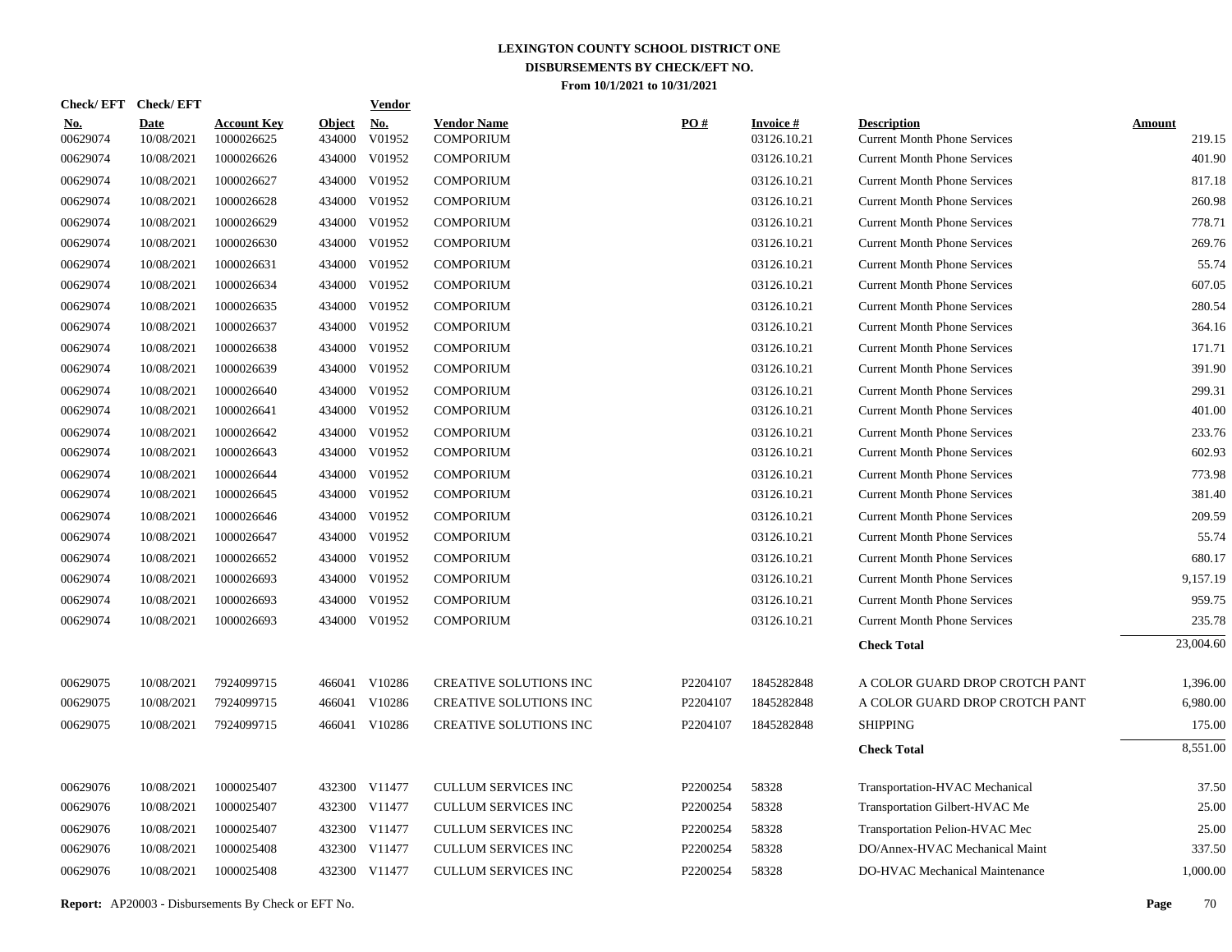# LEXINGTON COUNTY SCHOOL DISTRICT ONE
## DISBURSEMENTS BY CHECK/EFT NO.
### From 10/1/2021 to 10/31/2021

| Check/EFT No. | Check/EFT Date | Account Key | Object | Vendor No. | Vendor Name | PO # | Invoice # | Description | Amount |
|---|---|---|---|---|---|---|---|---|---|
| 00629074 | 10/08/2021 | 1000026625 | 434000 | V01952 | COMPORIUM | | 03126.10.21 | Current Month Phone Services | 219.15 |
| 00629074 | 10/08/2021 | 1000026626 | 434000 | V01952 | COMPORIUM | | 03126.10.21 | Current Month Phone Services | 401.90 |
| 00629074 | 10/08/2021 | 1000026627 | 434000 | V01952 | COMPORIUM | | 03126.10.21 | Current Month Phone Services | 817.18 |
| 00629074 | 10/08/2021 | 1000026628 | 434000 | V01952 | COMPORIUM | | 03126.10.21 | Current Month Phone Services | 260.98 |
| 00629074 | 10/08/2021 | 1000026629 | 434000 | V01952 | COMPORIUM | | 03126.10.21 | Current Month Phone Services | 778.71 |
| 00629074 | 10/08/2021 | 1000026630 | 434000 | V01952 | COMPORIUM | | 03126.10.21 | Current Month Phone Services | 269.76 |
| 00629074 | 10/08/2021 | 1000026631 | 434000 | V01952 | COMPORIUM | | 03126.10.21 | Current Month Phone Services | 55.74 |
| 00629074 | 10/08/2021 | 1000026634 | 434000 | V01952 | COMPORIUM | | 03126.10.21 | Current Month Phone Services | 607.05 |
| 00629074 | 10/08/2021 | 1000026635 | 434000 | V01952 | COMPORIUM | | 03126.10.21 | Current Month Phone Services | 280.54 |
| 00629074 | 10/08/2021 | 1000026637 | 434000 | V01952 | COMPORIUM | | 03126.10.21 | Current Month Phone Services | 364.16 |
| 00629074 | 10/08/2021 | 1000026638 | 434000 | V01952 | COMPORIUM | | 03126.10.21 | Current Month Phone Services | 171.71 |
| 00629074 | 10/08/2021 | 1000026639 | 434000 | V01952 | COMPORIUM | | 03126.10.21 | Current Month Phone Services | 391.90 |
| 00629074 | 10/08/2021 | 1000026640 | 434000 | V01952 | COMPORIUM | | 03126.10.21 | Current Month Phone Services | 299.31 |
| 00629074 | 10/08/2021 | 1000026641 | 434000 | V01952 | COMPORIUM | | 03126.10.21 | Current Month Phone Services | 401.00 |
| 00629074 | 10/08/2021 | 1000026642 | 434000 | V01952 | COMPORIUM | | 03126.10.21 | Current Month Phone Services | 233.76 |
| 00629074 | 10/08/2021 | 1000026643 | 434000 | V01952 | COMPORIUM | | 03126.10.21 | Current Month Phone Services | 602.93 |
| 00629074 | 10/08/2021 | 1000026644 | 434000 | V01952 | COMPORIUM | | 03126.10.21 | Current Month Phone Services | 773.98 |
| 00629074 | 10/08/2021 | 1000026645 | 434000 | V01952 | COMPORIUM | | 03126.10.21 | Current Month Phone Services | 381.40 |
| 00629074 | 10/08/2021 | 1000026646 | 434000 | V01952 | COMPORIUM | | 03126.10.21 | Current Month Phone Services | 209.59 |
| 00629074 | 10/08/2021 | 1000026647 | 434000 | V01952 | COMPORIUM | | 03126.10.21 | Current Month Phone Services | 55.74 |
| 00629074 | 10/08/2021 | 1000026652 | 434000 | V01952 | COMPORIUM | | 03126.10.21 | Current Month Phone Services | 680.17 |
| 00629074 | 10/08/2021 | 1000026693 | 434000 | V01952 | COMPORIUM | | 03126.10.21 | Current Month Phone Services | 9,157.19 |
| 00629074 | 10/08/2021 | 1000026693 | 434000 | V01952 | COMPORIUM | | 03126.10.21 | Current Month Phone Services | 959.75 |
| 00629074 | 10/08/2021 | 1000026693 | 434000 | V01952 | COMPORIUM | | 03126.10.21 | Current Month Phone Services | 235.78 |
| | | | | | | | | **Check Total** | 23,004.60 |
| 00629075 | 10/08/2021 | 7924099715 | 466041 | V10286 | CREATIVE SOLUTIONS INC | P2204107 | 1845282848 | A COLOR GUARD DROP CROTCH PANT | 1,396.00 |
| 00629075 | 10/08/2021 | 7924099715 | 466041 | V10286 | CREATIVE SOLUTIONS INC | P2204107 | 1845282848 | A COLOR GUARD DROP CROTCH PANT | 6,980.00 |
| 00629075 | 10/08/2021 | 7924099715 | 466041 | V10286 | CREATIVE SOLUTIONS INC | P2204107 | 1845282848 | SHIPPING | 175.00 |
| | | | | | | | | **Check Total** | 8,551.00 |
| 00629076 | 10/08/2021 | 1000025407 | 432300 | V11477 | CULLUM SERVICES INC | P2200254 | 58328 | Transportation-HVAC Mechanical | 37.50 |
| 00629076 | 10/08/2021 | 1000025407 | 432300 | V11477 | CULLUM SERVICES INC | P2200254 | 58328 | Transportation Gilbert-HVAC Me | 25.00 |
| 00629076 | 10/08/2021 | 1000025407 | 432300 | V11477 | CULLUM SERVICES INC | P2200254 | 58328 | Transportation Pelion-HVAC Mec | 25.00 |
| 00629076 | 10/08/2021 | 1000025408 | 432300 | V11477 | CULLUM SERVICES INC | P2200254 | 58328 | DO/Annex-HVAC Mechanical Maint | 337.50 |
| 00629076 | 10/08/2021 | 1000025408 | 432300 | V11477 | CULLUM SERVICES INC | P2200254 | 58328 | DO-HVAC Mechanical Maintenance | 1,000.00 |

**Report:** AP20003 - Disbursements By Check or EFT No.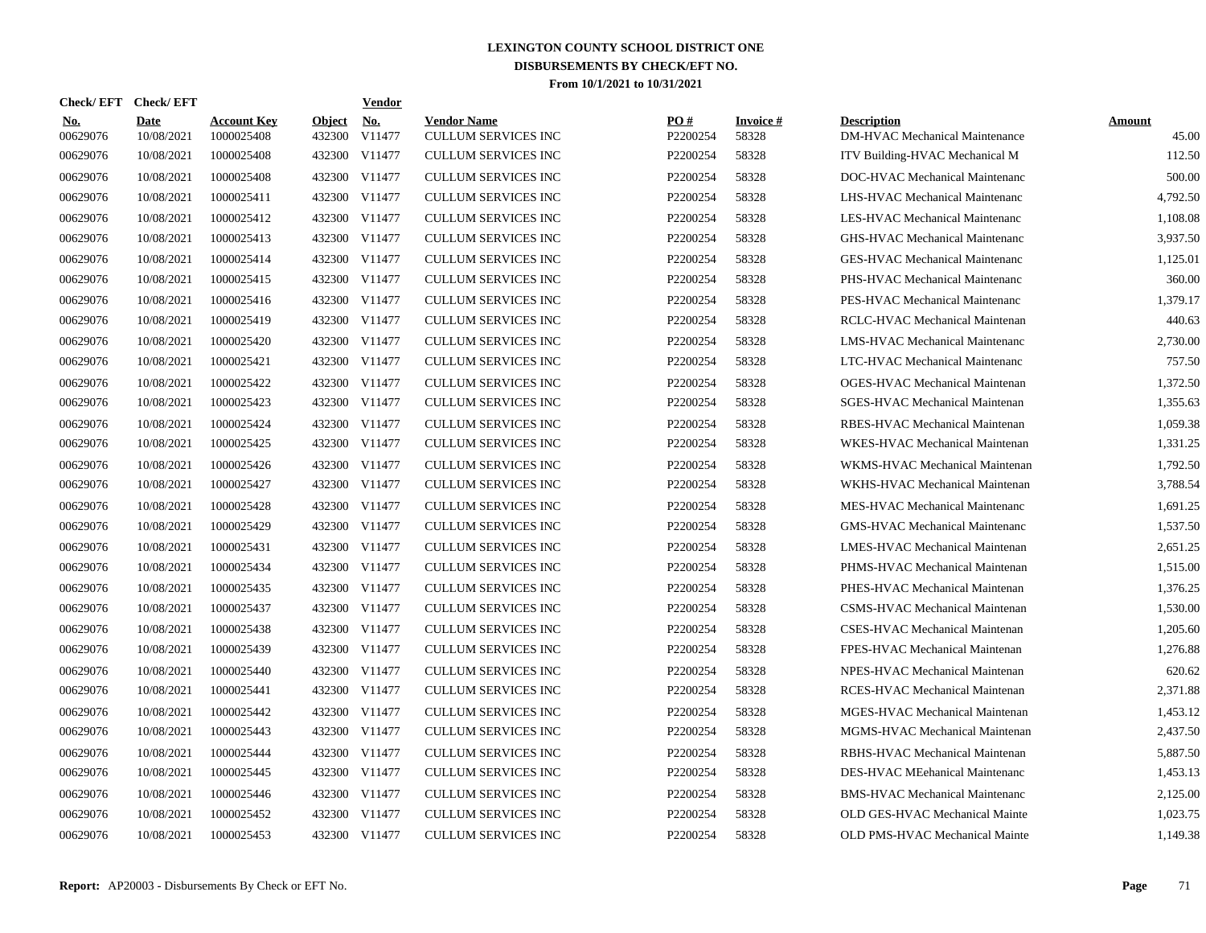# LEXINGTON COUNTY SCHOOL DISTRICT ONE
## DISBURSEMENTS BY CHECK/EFT NO.
### From 10/1/2021 to 10/31/2021

| Check/ EFT No. | Check/ EFT Date | Account Key | Object | Vendor No. | Vendor Name | PO # | Invoice # | Description | Amount |
|---|---|---|---|---|---|---|---|---|---|
| 00629076 | 10/08/2021 | 1000025408 | 432300 | V11477 | CULLUM SERVICES INC | P2200254 | 58328 | DM-HVAC Mechanical Maintenance | 45.00 |
| 00629076 | 10/08/2021 | 1000025408 | 432300 | V11477 | CULLUM SERVICES INC | P2200254 | 58328 | ITV Building-HVAC Mechanical M | 112.50 |
| 00629076 | 10/08/2021 | 1000025408 | 432300 | V11477 | CULLUM SERVICES INC | P2200254 | 58328 | DOC-HVAC Mechanical Maintenanc | 500.00 |
| 00629076 | 10/08/2021 | 1000025411 | 432300 | V11477 | CULLUM SERVICES INC | P2200254 | 58328 | LHS-HVAC Mechanical Maintenanc | 4,792.50 |
| 00629076 | 10/08/2021 | 1000025412 | 432300 | V11477 | CULLUM SERVICES INC | P2200254 | 58328 | LES-HVAC Mechanical Maintenanc | 1,108.08 |
| 00629076 | 10/08/2021 | 1000025413 | 432300 | V11477 | CULLUM SERVICES INC | P2200254 | 58328 | GHS-HVAC Mechanical Maintenanc | 3,937.50 |
| 00629076 | 10/08/2021 | 1000025414 | 432300 | V11477 | CULLUM SERVICES INC | P2200254 | 58328 | GES-HVAC Mechanical Maintenanc | 1,125.01 |
| 00629076 | 10/08/2021 | 1000025415 | 432300 | V11477 | CULLUM SERVICES INC | P2200254 | 58328 | PHS-HVAC Mechanical Maintenanc | 360.00 |
| 00629076 | 10/08/2021 | 1000025416 | 432300 | V11477 | CULLUM SERVICES INC | P2200254 | 58328 | PES-HVAC Mechanical Maintenanc | 1,379.17 |
| 00629076 | 10/08/2021 | 1000025419 | 432300 | V11477 | CULLUM SERVICES INC | P2200254 | 58328 | RCLC-HVAC Mechanical Maintenan | 440.63 |
| 00629076 | 10/08/2021 | 1000025420 | 432300 | V11477 | CULLUM SERVICES INC | P2200254 | 58328 | LMS-HVAC Mechanical Maintenanc | 2,730.00 |
| 00629076 | 10/08/2021 | 1000025421 | 432300 | V11477 | CULLUM SERVICES INC | P2200254 | 58328 | LTC-HVAC Mechanical Maintenanc | 757.50 |
| 00629076 | 10/08/2021 | 1000025422 | 432300 | V11477 | CULLUM SERVICES INC | P2200254 | 58328 | OGES-HVAC Mechanical Maintenan | 1,372.50 |
| 00629076 | 10/08/2021 | 1000025423 | 432300 | V11477 | CULLUM SERVICES INC | P2200254 | 58328 | SGES-HVAC Mechanical Maintenan | 1,355.63 |
| 00629076 | 10/08/2021 | 1000025424 | 432300 | V11477 | CULLUM SERVICES INC | P2200254 | 58328 | RBES-HVAC Mechanical Maintenan | 1,059.38 |
| 00629076 | 10/08/2021 | 1000025425 | 432300 | V11477 | CULLUM SERVICES INC | P2200254 | 58328 | WKES-HVAC Mechanical Maintenan | 1,331.25 |
| 00629076 | 10/08/2021 | 1000025426 | 432300 | V11477 | CULLUM SERVICES INC | P2200254 | 58328 | WKMS-HVAC Mechanical Maintenan | 1,792.50 |
| 00629076 | 10/08/2021 | 1000025427 | 432300 | V11477 | CULLUM SERVICES INC | P2200254 | 58328 | WKHS-HVAC Mechanical Maintenan | 3,788.54 |
| 00629076 | 10/08/2021 | 1000025428 | 432300 | V11477 | CULLUM SERVICES INC | P2200254 | 58328 | MES-HVAC Mechanical Maintenanc | 1,691.25 |
| 00629076 | 10/08/2021 | 1000025429 | 432300 | V11477 | CULLUM SERVICES INC | P2200254 | 58328 | GMS-HVAC Mechanical Maintenanc | 1,537.50 |
| 00629076 | 10/08/2021 | 1000025431 | 432300 | V11477 | CULLUM SERVICES INC | P2200254 | 58328 | LMES-HVAC Mechanical Maintenan | 2,651.25 |
| 00629076 | 10/08/2021 | 1000025434 | 432300 | V11477 | CULLUM SERVICES INC | P2200254 | 58328 | PHMS-HVAC Mechanical Maintenan | 1,515.00 |
| 00629076 | 10/08/2021 | 1000025435 | 432300 | V11477 | CULLUM SERVICES INC | P2200254 | 58328 | PHES-HVAC Mechanical Maintenan | 1,376.25 |
| 00629076 | 10/08/2021 | 1000025437 | 432300 | V11477 | CULLUM SERVICES INC | P2200254 | 58328 | CSMS-HVAC Mechanical Maintenan | 1,530.00 |
| 00629076 | 10/08/2021 | 1000025438 | 432300 | V11477 | CULLUM SERVICES INC | P2200254 | 58328 | CSES-HVAC Mechanical Maintenan | 1,205.60 |
| 00629076 | 10/08/2021 | 1000025439 | 432300 | V11477 | CULLUM SERVICES INC | P2200254 | 58328 | FPES-HVAC Mechanical Maintenan | 1,276.88 |
| 00629076 | 10/08/2021 | 1000025440 | 432300 | V11477 | CULLUM SERVICES INC | P2200254 | 58328 | NPES-HVAC Mechanical Maintenan | 620.62 |
| 00629076 | 10/08/2021 | 1000025441 | 432300 | V11477 | CULLUM SERVICES INC | P2200254 | 58328 | RCES-HVAC Mechanical Maintenan | 2,371.88 |
| 00629076 | 10/08/2021 | 1000025442 | 432300 | V11477 | CULLUM SERVICES INC | P2200254 | 58328 | MGES-HVAC Mechanical Maintenan | 1,453.12 |
| 00629076 | 10/08/2021 | 1000025443 | 432300 | V11477 | CULLUM SERVICES INC | P2200254 | 58328 | MGMS-HVAC Mechanical Maintenan | 2,437.50 |
| 00629076 | 10/08/2021 | 1000025444 | 432300 | V11477 | CULLUM SERVICES INC | P2200254 | 58328 | RBHS-HVAC Mechanical Maintenan | 5,887.50 |
| 00629076 | 10/08/2021 | 1000025445 | 432300 | V11477 | CULLUM SERVICES INC | P2200254 | 58328 | DES-HVAC MEehanical Maintenanc | 1,453.13 |
| 00629076 | 10/08/2021 | 1000025446 | 432300 | V11477 | CULLUM SERVICES INC | P2200254 | 58328 | BMS-HVAC Mechanical Maintenanc | 2,125.00 |
| 00629076 | 10/08/2021 | 1000025452 | 432300 | V11477 | CULLUM SERVICES INC | P2200254 | 58328 | OLD GES-HVAC Mechanical Mainte | 1,023.75 |
| 00629076 | 10/08/2021 | 1000025453 | 432300 | V11477 | CULLUM SERVICES INC | P2200254 | 58328 | OLD PMS-HVAC Mechanical Mainte | 1,149.38 |

**Report:** AP20003 - Disbursements By Check or EFT No.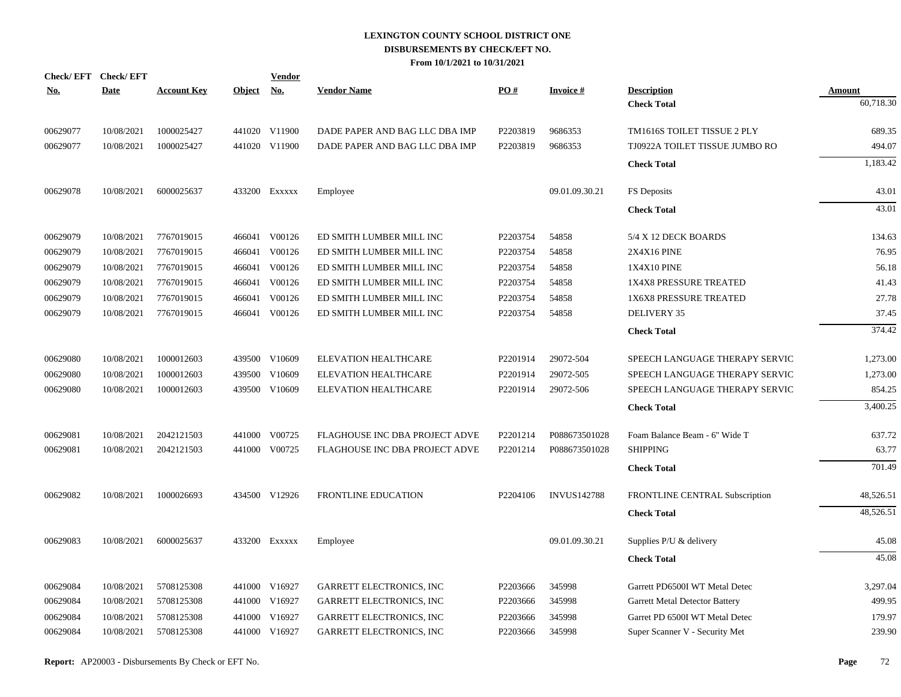# LEXINGTON COUNTY SCHOOL DISTRICT ONE
## DISBURSEMENTS BY CHECK/EFT NO.
### From 10/1/2021 to 10/31/2021

| Check/ EFT No. | Check/ EFT Date | Account Key | Object | Vendor No. | Vendor Name | PO # | Invoice # | Description | Amount |
|---|---|---|---|---|---|---|---|---|---|
| | | | | | | | | **Check Total** | 60,718.30 |
| 00629077 | 10/08/2021 | 1000025427 | 441020 | V11900 | DADE PAPER AND BAG LLC DBA IMP | P2203819 | 9686353 | TM1616S TOILET TISSUE 2 PLY | 689.35 |
| 00629077 | 10/08/2021 | 1000025427 | 441020 | V11900 | DADE PAPER AND BAG LLC DBA IMP | P2203819 | 9686353 | TJ0922A TOILET TISSUE JUMBO RO | 494.07 |
| | | | | | | | | **Check Total** | 1,183.42 |
| 00629078 | 10/08/2021 | 6000025637 | 433200 | Exxxxx | Employee | | 09.01.09.30.21 | FS Deposits | 43.01 |
| | | | | | | | | **Check Total** | 43.01 |
| 00629079 | 10/08/2021 | 7767019015 | 466041 | V00126 | ED SMITH LUMBER MILL INC | P2203754 | 54858 | 5/4 X 12 DECK BOARDS | 134.63 |
| 00629079 | 10/08/2021 | 7767019015 | 466041 | V00126 | ED SMITH LUMBER MILL INC | P2203754 | 54858 | 2X4X16 PINE | 76.95 |
| 00629079 | 10/08/2021 | 7767019015 | 466041 | V00126 | ED SMITH LUMBER MILL INC | P2203754 | 54858 | 1X4X10 PINE | 56.18 |
| 00629079 | 10/08/2021 | 7767019015 | 466041 | V00126 | ED SMITH LUMBER MILL INC | P2203754 | 54858 | 1X4X8 PRESSURE TREATED | 41.43 |
| 00629079 | 10/08/2021 | 7767019015 | 466041 | V00126 | ED SMITH LUMBER MILL INC | P2203754 | 54858 | 1X6X8 PRESSURE TREATED | 27.78 |
| 00629079 | 10/08/2021 | 7767019015 | 466041 | V00126 | ED SMITH LUMBER MILL INC | P2203754 | 54858 | DELIVERY 35 | 37.45 |
| | | | | | | | | **Check Total** | 374.42 |
| 00629080 | 10/08/2021 | 1000012603 | 439500 | V10609 | ELEVATION HEALTHCARE | P2201914 | 29072-504 | SPEECH LANGUAGE THERAPY SERVIC | 1,273.00 |
| 00629080 | 10/08/2021 | 1000012603 | 439500 | V10609 | ELEVATION HEALTHCARE | P2201914 | 29072-505 | SPEECH LANGUAGE THERAPY SERVIC | 1,273.00 |
| 00629080 | 10/08/2021 | 1000012603 | 439500 | V10609 | ELEVATION HEALTHCARE | P2201914 | 29072-506 | SPEECH LANGUAGE THERAPY SERVIC | 854.25 |
| | | | | | | | | **Check Total** | 3,400.25 |
| 00629081 | 10/08/2021 | 2042121503 | 441000 | V00725 | FLAGHOUSE INC DBA PROJECT ADVE | P2201214 | P088673501028 | Foam Balance Beam - 6" Wide T | 637.72 |
| 00629081 | 10/08/2021 | 2042121503 | 441000 | V00725 | FLAGHOUSE INC DBA PROJECT ADVE | P2201214 | P088673501028 | SHIPPING | 63.77 |
| | | | | | | | | **Check Total** | 701.49 |
| 00629082 | 10/08/2021 | 1000026693 | 434500 | V12926 | FRONTLINE EDUCATION | P2204106 | INVUS142788 | FRONTLINE CENTRAL Subscription | 48,526.51 |
| | | | | | | | | **Check Total** | 48,526.51 |
| 00629083 | 10/08/2021 | 6000025637 | 433200 | Exxxxx | Employee | | 09.01.09.30.21 | Supplies P/U & delivery | 45.08 |
| | | | | | | | | **Check Total** | 45.08 |
| 00629084 | 10/08/2021 | 5708125308 | 441000 | V16927 | GARRETT ELECTRONICS, INC | P2203666 | 345998 | Garrett PD6500I WT Metal Detec | 3,297.04 |
| 00629084 | 10/08/2021 | 5708125308 | 441000 | V16927 | GARRETT ELECTRONICS, INC | P2203666 | 345998 | Garrett Metal Detector Battery | 499.95 |
| 00629084 | 10/08/2021 | 5708125308 | 441000 | V16927 | GARRETT ELECTRONICS, INC | P2203666 | 345998 | Garret PD 6500I WT Metal Detec | 179.97 |
| 00629084 | 10/08/2021 | 5708125308 | 441000 | V16927 | GARRETT ELECTRONICS, INC | P2203666 | 345998 | Super Scanner V - Security Met | 239.90 |

**Report:** AP20003 - Disbursements By Check or EFT No.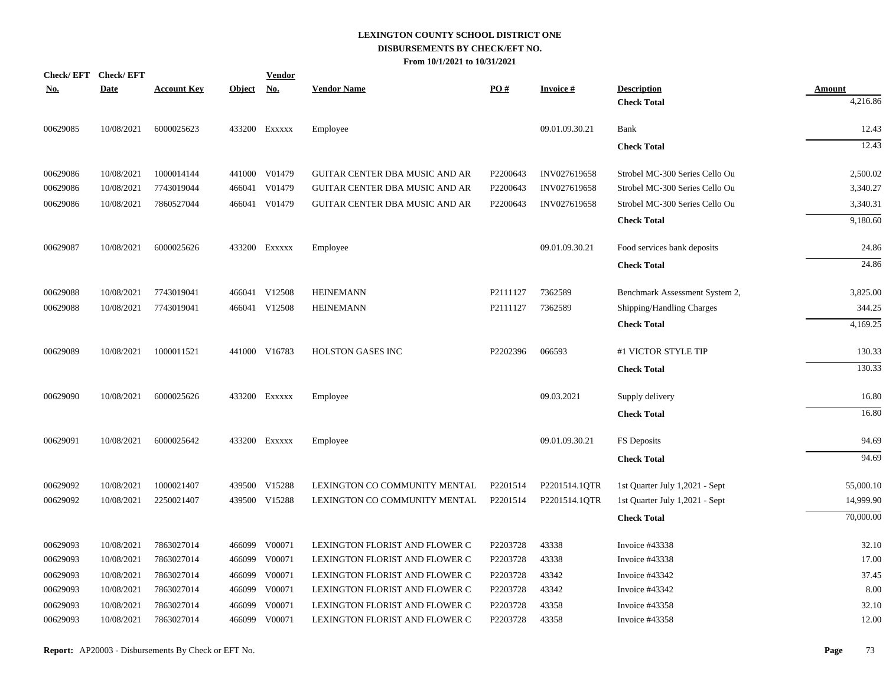# LEXINGTON COUNTY SCHOOL DISTRICT ONE
## DISBURSEMENTS BY CHECK/EFT NO.
### From 10/1/2021 to 10/31/2021

| Check/ EFT No. | Check/ EFT Date | Account Key | Object | Vendor No. | Vendor Name | PO # | Invoice # | Description | Amount |
|---|---|---|---|---|---|---|---|---|---|
| | | | | | | | | **Check Total** | 4,216.86 |
| 00629085 | 10/08/2021 | 6000025623 | 433200 | Exxxxx | Employee | | 09.01.09.30.21 | Bank | 12.43 |
| | | | | | | | | **Check Total** | 12.43 |
| 00629086 | 10/08/2021 | 1000014144 | 441000 | V01479 | GUITAR CENTER DBA MUSIC AND AR | P2200643 | INV027619658 | Strobel MC-300 Series Cello Ou | 2,500.02 |
| 00629086 | 10/08/2021 | 7743019044 | 466041 | V01479 | GUITAR CENTER DBA MUSIC AND AR | P2200643 | INV027619658 | Strobel MC-300 Series Cello Ou | 3,340.27 |
| 00629086 | 10/08/2021 | 7860527044 | 466041 | V01479 | GUITAR CENTER DBA MUSIC AND AR | P2200643 | INV027619658 | Strobel MC-300 Series Cello Ou | 3,340.31 |
| | | | | | | | | **Check Total** | 9,180.60 |
| 00629087 | 10/08/2021 | 6000025626 | 433200 | Exxxxx | Employee | | 09.01.09.30.21 | Food services bank deposits | 24.86 |
| | | | | | | | | **Check Total** | 24.86 |
| 00629088 | 10/08/2021 | 7743019041 | 466041 | V12508 | HEINEMANN | P2111127 | 7362589 | Benchmark Assessment System 2, | 3,825.00 |
| 00629088 | 10/08/2021 | 7743019041 | 466041 | V12508 | HEINEMANN | P2111127 | 7362589 | Shipping/Handling Charges | 344.25 |
| | | | | | | | | **Check Total** | 4,169.25 |
| 00629089 | 10/08/2021 | 1000011521 | 441000 | V16783 | HOLSTON GASES INC | P2202396 | 066593 | #1 VICTOR STYLE TIP | 130.33 |
| | | | | | | | | **Check Total** | 130.33 |
| 00629090 | 10/08/2021 | 6000025626 | 433200 | Exxxxx | Employee | | 09.03.2021 | Supply delivery | 16.80 |
| | | | | | | | | **Check Total** | 16.80 |
| 00629091 | 10/08/2021 | 6000025642 | 433200 | Exxxxx | Employee | | 09.01.09.30.21 | FS Deposits | 94.69 |
| | | | | | | | | **Check Total** | 94.69 |
| 00629092 | 10/08/2021 | 1000021407 | 439500 | V15288 | LEXINGTON CO COMMUNITY MENTAL | P2201514 | P2201514.1QTR | 1st Quarter July 1,2021 - Sept | 55,000.10 |
| 00629092 | 10/08/2021 | 2250021407 | 439500 | V15288 | LEXINGTON CO COMMUNITY MENTAL | P2201514 | P2201514.1QTR | 1st Quarter July 1,2021 - Sept | 14,999.90 |
| | | | | | | | | **Check Total** | 70,000.00 |
| 00629093 | 10/08/2021 | 7863027014 | 466099 | V00071 | LEXINGTON FLORIST AND FLOWER C | P2203728 | 43338 | Invoice #43338 | 32.10 |
| 00629093 | 10/08/2021 | 7863027014 | 466099 | V00071 | LEXINGTON FLORIST AND FLOWER C | P2203728 | 43338 | Invoice #43338 | 17.00 |
| 00629093 | 10/08/2021 | 7863027014 | 466099 | V00071 | LEXINGTON FLORIST AND FLOWER C | P2203728 | 43342 | Invoice #43342 | 37.45 |
| 00629093 | 10/08/2021 | 7863027014 | 466099 | V00071 | LEXINGTON FLORIST AND FLOWER C | P2203728 | 43342 | Invoice #43342 | 8.00 |
| 00629093 | 10/08/2021 | 7863027014 | 466099 | V00071 | LEXINGTON FLORIST AND FLOWER C | P2203728 | 43358 | Invoice #43358 | 32.10 |
| 00629093 | 10/08/2021 | 7863027014 | 466099 | V00071 | LEXINGTON FLORIST AND FLOWER C | P2203728 | 43358 | Invoice #43358 | 12.00 |

**Report:** AP20003 - Disbursements By Check or EFT No.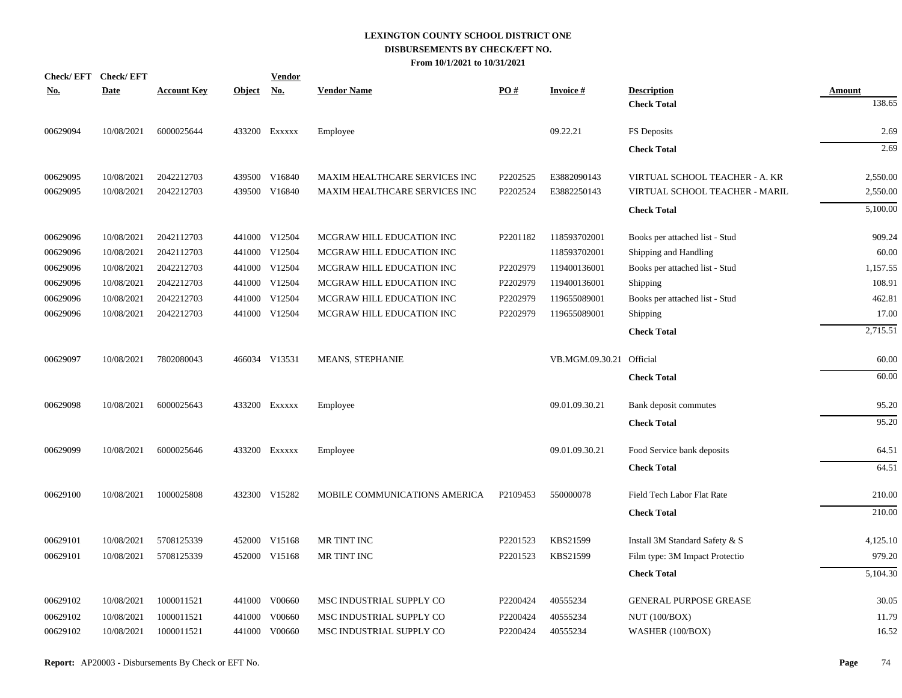# LEXINGTON COUNTY SCHOOL DISTRICT ONE
## DISBURSEMENTS BY CHECK/EFT NO.
### From 10/1/2021 to 10/31/2021

| Check/ EFT No. | Check/ EFT Date | Account Key | Object | Vendor No. | Vendor Name | PO # | Invoice # | Description | Amount |
|---|---|---|---|---|---|---|---|---|---|
| | | | | | | | | **Check Total** | 138.65 |
| 00629094 | 10/08/2021 | 6000025644 | 433200 | Exxxxx | Employee | | 09.22.21 | FS Deposits | 2.69 |
| | | | | | | | | **Check Total** | 2.69 |
| 00629095 | 10/08/2021 | 2042212703 | 439500 | V16840 | MAXIM HEALTHCARE SERVICES INC | P2202525 | E3882090143 | VIRTUAL SCHOOL TEACHER - A. KR | 2,550.00 |
| 00629095 | 10/08/2021 | 2042212703 | 439500 | V16840 | MAXIM HEALTHCARE SERVICES INC | P2202524 | E3882250143 | VIRTUAL SCHOOL TEACHER - MARIL | 2,550.00 |
| | | | | | | | | **Check Total** | 5,100.00 |
| 00629096 | 10/08/2021 | 2042112703 | 441000 | V12504 | MCGRAW HILL EDUCATION INC | P2201182 | 118593702001 | Books per attached list - Stud | 909.24 |
| 00629096 | 10/08/2021 | 2042112703 | 441000 | V12504 | MCGRAW HILL EDUCATION INC | | 118593702001 | Shipping and Handling | 60.00 |
| 00629096 | 10/08/2021 | 2042212703 | 441000 | V12504 | MCGRAW HILL EDUCATION INC | P2202979 | 119400136001 | Books per attached list - Stud | 1,157.55 |
| 00629096 | 10/08/2021 | 2042212703 | 441000 | V12504 | MCGRAW HILL EDUCATION INC | P2202979 | 119400136001 | Shipping | 108.91 |
| 00629096 | 10/08/2021 | 2042212703 | 441000 | V12504 | MCGRAW HILL EDUCATION INC | P2202979 | 119655089001 | Books per attached list - Stud | 462.81 |
| 00629096 | 10/08/2021 | 2042212703 | 441000 | V12504 | MCGRAW HILL EDUCATION INC | P2202979 | 119655089001 | Shipping | 17.00 |
| | | | | | | | | **Check Total** | 2,715.51 |
| 00629097 | 10/08/2021 | 7802080043 | 466034 | V13531 | MEANS, STEPHANIE | | VB.MGM.09.30.21 | Official | 60.00 |
| | | | | | | | | **Check Total** | 60.00 |
| 00629098 | 10/08/2021 | 6000025643 | 433200 | Exxxxx | Employee | | 09.01.09.30.21 | Bank deposit commutes | 95.20 |
| | | | | | | | | **Check Total** | 95.20 |
| 00629099 | 10/08/2021 | 6000025646 | 433200 | Exxxxx | Employee | | 09.01.09.30.21 | Food Service bank deposits | 64.51 |
| | | | | | | | | **Check Total** | 64.51 |
| 00629100 | 10/08/2021 | 1000025808 | 432300 | V15282 | MOBILE COMMUNICATIONS AMERICA | P2109453 | 550000078 | Field Tech Labor Flat Rate | 210.00 |
| | | | | | | | | **Check Total** | 210.00 |
| 00629101 | 10/08/2021 | 5708125339 | 452000 | V15168 | MR TINT INC | P2201523 | KBS21599 | Install 3M Standard Safety & S | 4,125.10 |
| 00629101 | 10/08/2021 | 5708125339 | 452000 | V15168 | MR TINT INC | P2201523 | KBS21599 | Film type: 3M Impact Protectio | 979.20 |
| | | | | | | | | **Check Total** | 5,104.30 |
| 00629102 | 10/08/2021 | 1000011521 | 441000 | V00660 | MSC INDUSTRIAL SUPPLY CO | P2200424 | 40555234 | GENERAL PURPOSE GREASE | 30.05 |
| 00629102 | 10/08/2021 | 1000011521 | 441000 | V00660 | MSC INDUSTRIAL SUPPLY CO | P2200424 | 40555234 | NUT (100/BOX) | 11.79 |
| 00629102 | 10/08/2021 | 1000011521 | 441000 | V00660 | MSC INDUSTRIAL SUPPLY CO | P2200424 | 40555234 | WASHER (100/BOX) | 16.52 |

**Report:** AP20003 - Disbursements By Check or EFT No.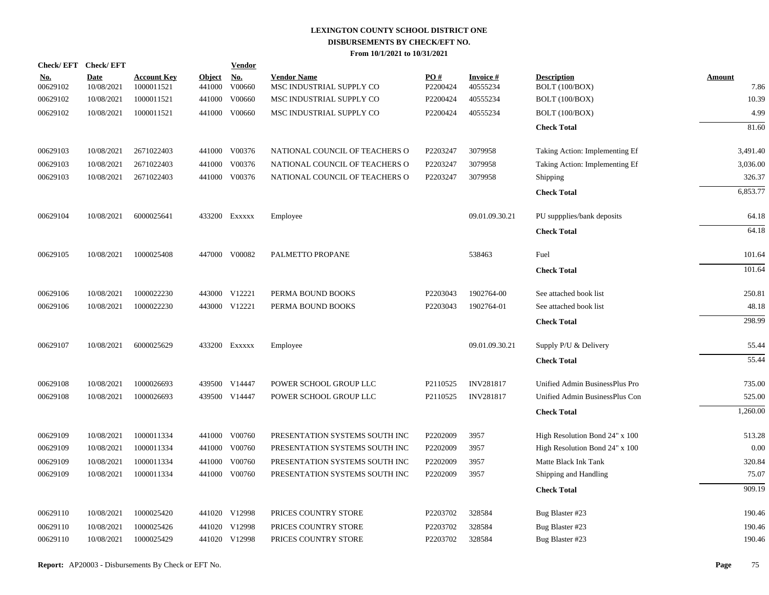# LEXINGTON COUNTY SCHOOL DISTRICT ONE
## DISBURSEMENTS BY CHECK/EFT NO.
### From 10/1/2021 to 10/31/2021

| Check/ EFT No. | Check/ EFT Date | Account Key | Object | Vendor No. | Vendor Name | PO # | Invoice # | Description | Amount |
|---|---|---|---|---|---|---|---|---|---|
| 00629102 | 10/08/2021 | 1000011521 | 441000 | V00660 | MSC INDUSTRIAL SUPPLY CO | P2200424 | 40555234 | BOLT (100/BOX) | 7.86 |
| 00629102 | 10/08/2021 | 1000011521 | 441000 | V00660 | MSC INDUSTRIAL SUPPLY CO | P2200424 | 40555234 | BOLT (100/BOX) | 10.39 |
| 00629102 | 10/08/2021 | 1000011521 | 441000 | V00660 | MSC INDUSTRIAL SUPPLY CO | P2200424 | 40555234 | BOLT (100/BOX) | 4.99 |
| | | | | | | | | **Check Total** | 81.60 |
| 00629103 | 10/08/2021 | 2671022403 | 441000 | V00376 | NATIONAL COUNCIL OF TEACHERS O | P2203247 | 3079958 | Taking Action: Implementing Ef | 3,491.40 |
| 00629103 | 10/08/2021 | 2671022403 | 441000 | V00376 | NATIONAL COUNCIL OF TEACHERS O | P2203247 | 3079958 | Taking Action: Implementing Ef | 3,036.00 |
| 00629103 | 10/08/2021 | 2671022403 | 441000 | V00376 | NATIONAL COUNCIL OF TEACHERS O | P2203247 | 3079958 | Shipping | 326.37 |
| | | | | | | | | **Check Total** | 6,853.77 |
| 00629104 | 10/08/2021 | 6000025641 | 433200 | Exxxxx | Employee | | 09.01.09.30.21 | PU suppplies/bank deposits | 64.18 |
| | | | | | | | | **Check Total** | 64.18 |
| 00629105 | 10/08/2021 | 1000025408 | 447000 | V00082 | PALMETTO PROPANE | | 538463 | Fuel | 101.64 |
| | | | | | | | | **Check Total** | 101.64 |
| 00629106 | 10/08/2021 | 1000022230 | 443000 | V12221 | PERMA BOUND BOOKS | P2203043 | 1902764-00 | See attached book list | 250.81 |
| 00629106 | 10/08/2021 | 1000022230 | 443000 | V12221 | PERMA BOUND BOOKS | P2203043 | 1902764-01 | See attached book list | 48.18 |
| | | | | | | | | **Check Total** | 298.99 |
| 00629107 | 10/08/2021 | 6000025629 | 433200 | Exxxxx | Employee | | 09.01.09.30.21 | Supply P/U & Delivery | 55.44 |
| | | | | | | | | **Check Total** | 55.44 |
| 00629108 | 10/08/2021 | 1000026693 | 439500 | V14447 | POWER SCHOOL GROUP LLC | P2110525 | INV281817 | Unified Admin BusinessPlus Pro | 735.00 |
| 00629108 | 10/08/2021 | 1000026693 | 439500 | V14447 | POWER SCHOOL GROUP LLC | P2110525 | INV281817 | Unified Admin BusinessPlus Con | 525.00 |
| | | | | | | | | **Check Total** | 1,260.00 |
| 00629109 | 10/08/2021 | 1000011334 | 441000 | V00760 | PRESENTATION SYSTEMS SOUTH INC | P2202009 | 3957 | High Resolution Bond 24" x 100 | 513.28 |
| 00629109 | 10/08/2021 | 1000011334 | 441000 | V00760 | PRESENTATION SYSTEMS SOUTH INC | P2202009 | 3957 | High Resolution Bond 24" x 100 | 0.00 |
| 00629109 | 10/08/2021 | 1000011334 | 441000 | V00760 | PRESENTATION SYSTEMS SOUTH INC | P2202009 | 3957 | Matte Black Ink Tank | 320.84 |
| 00629109 | 10/08/2021 | 1000011334 | 441000 | V00760 | PRESENTATION SYSTEMS SOUTH INC | P2202009 | 3957 | Shipping and Handling | 75.07 |
| | | | | | | | | **Check Total** | 909.19 |
| 00629110 | 10/08/2021 | 1000025420 | 441020 | V12998 | PRICES COUNTRY STORE | P2203702 | 328584 | Bug Blaster #23 | 190.46 |
| 00629110 | 10/08/2021 | 1000025426 | 441020 | V12998 | PRICES COUNTRY STORE | P2203702 | 328584 | Bug Blaster #23 | 190.46 |
| 00629110 | 10/08/2021 | 1000025429 | 441020 | V12998 | PRICES COUNTRY STORE | P2203702 | 328584 | Bug Blaster #23 | 190.46 |

**Report:** AP20003 - Disbursements By Check or EFT No.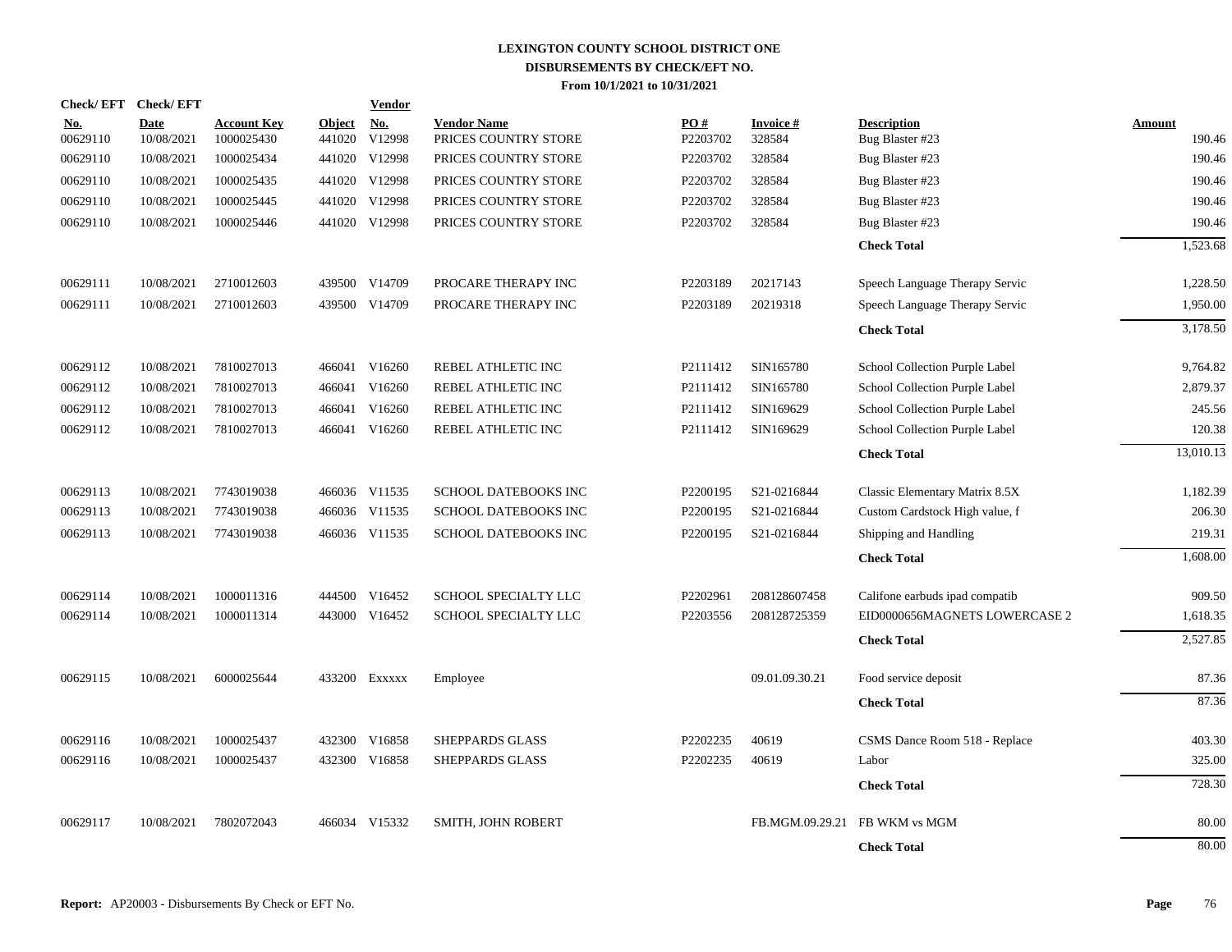# LEXINGTON COUNTY SCHOOL DISTRICT ONE
## DISBURSEMENTS BY CHECK/EFT NO.
### From 10/1/2021 to 10/31/2021

| Check/ EFT No. | Check/ EFT Date | Account Key | Object | Vendor No. | Vendor Name | PO # | Invoice # | Description | Amount |
|---|---|---|---|---|---|---|---|---|---|
| 00629110 | 10/08/2021 | 1000025430 | 441020 | V12998 | PRICES COUNTRY STORE | P2203702 | 328584 | Bug Blaster #23 | 190.46 |
| 00629110 | 10/08/2021 | 1000025434 | 441020 | V12998 | PRICES COUNTRY STORE | P2203702 | 328584 | Bug Blaster #23 | 190.46 |
| 00629110 | 10/08/2021 | 1000025435 | 441020 | V12998 | PRICES COUNTRY STORE | P2203702 | 328584 | Bug Blaster #23 | 190.46 |
| 00629110 | 10/08/2021 | 1000025445 | 441020 | V12998 | PRICES COUNTRY STORE | P2203702 | 328584 | Bug Blaster #23 | 190.46 |
| 00629110 | 10/08/2021 | 1000025446 | 441020 | V12998 | PRICES COUNTRY STORE | P2203702 | 328584 | Bug Blaster #23 | 190.46 |
| | | | | | | | | **Check Total** | 1,523.68 |
| 00629111 | 10/08/2021 | 2710012603 | 439500 | V14709 | PROCARE THERAPY INC | P2203189 | 20217143 | Speech Language Therapy Servic | 1,228.50 |
| 00629111 | 10/08/2021 | 2710012603 | 439500 | V14709 | PROCARE THERAPY INC | P2203189 | 20219318 | Speech Language Therapy Servic | 1,950.00 |
| | | | | | | | | **Check Total** | 3,178.50 |
| 00629112 | 10/08/2021 | 7810027013 | 466041 | V16260 | REBEL ATHLETIC INC | P2111412 | SIN165780 | School Collection Purple Label | 9,764.82 |
| 00629112 | 10/08/2021 | 7810027013 | 466041 | V16260 | REBEL ATHLETIC INC | P2111412 | SIN165780 | School Collection Purple Label | 2,879.37 |
| 00629112 | 10/08/2021 | 7810027013 | 466041 | V16260 | REBEL ATHLETIC INC | P2111412 | SIN169629 | School Collection Purple Label | 245.56 |
| 00629112 | 10/08/2021 | 7810027013 | 466041 | V16260 | REBEL ATHLETIC INC | P2111412 | SIN169629 | School Collection Purple Label | 120.38 |
| | | | | | | | | **Check Total** | 13,010.13 |
| 00629113 | 10/08/2021 | 7743019038 | 466036 | V11535 | SCHOOL DATEBOOKS INC | P2200195 | S21-0216844 | Classic Elementary Matrix 8.5X | 1,182.39 |
| 00629113 | 10/08/2021 | 7743019038 | 466036 | V11535 | SCHOOL DATEBOOKS INC | P2200195 | S21-0216844 | Custom Cardstock High value, f | 206.30 |
| 00629113 | 10/08/2021 | 7743019038 | 466036 | V11535 | SCHOOL DATEBOOKS INC | P2200195 | S21-0216844 | Shipping and Handling | 219.31 |
| | | | | | | | | **Check Total** | 1,608.00 |
| 00629114 | 10/08/2021 | 1000011316 | 444500 | V16452 | SCHOOL SPECIALTY LLC | P2202961 | 208128607458 | Califone earbuds ipad compatib | 909.50 |
| 00629114 | 10/08/2021 | 1000011314 | 443000 | V16452 | SCHOOL SPECIALTY LLC | P2203556 | 208128725359 | EID0000656MAGNETS LOWERCASE 2 | 1,618.35 |
| | | | | | | | | **Check Total** | 2,527.85 |
| 00629115 | 10/08/2021 | 6000025644 | 433200 | Exxxxx | Employee | | 09.01.09.30.21 | Food service deposit | 87.36 |
| | | | | | | | | **Check Total** | 87.36 |
| 00629116 | 10/08/2021 | 1000025437 | 432300 | V16858 | SHEPPARDS GLASS | P2202235 | 40619 | CSMS Dance Room 518 - Replace | 403.30 |
| 00629116 | 10/08/2021 | 1000025437 | 432300 | V16858 | SHEPPARDS GLASS | P2202235 | 40619 | Labor | 325.00 |
| | | | | | | | | **Check Total** | 728.30 |
| 00629117 | 10/08/2021 | 7802072043 | 466034 | V15332 | SMITH, JOHN ROBERT | | FB.MGM.09.29.21 | FB WKM vs MGM | 80.00 |
| | | | | | | | | **Check Total** | 80.00 |

**Report:** AP20003 - Disbursements By Check or EFT No.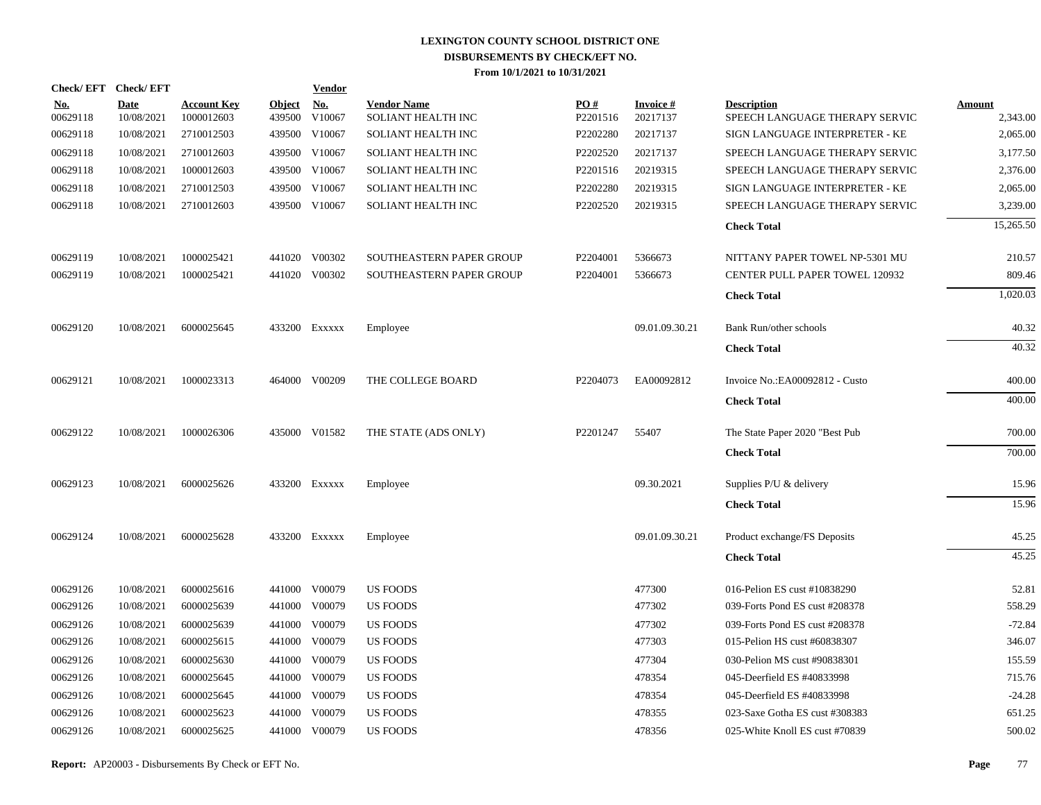# LEXINGTON COUNTY SCHOOL DISTRICT ONE
## DISBURSEMENTS BY CHECK/EFT NO.
### From 10/1/2021 to 10/31/2021

| Check/ EFT No. | Check/ EFT Date | Account Key | Object | Vendor No. | Vendor Name | PO # | Invoice # | Description | Amount |
|---|---|---|---|---|---|---|---|---|---|
| 00629118 | 10/08/2021 | 1000012603 | 439500 | V10067 | SOLIANT HEALTH INC | P2201516 | 20217137 | SPEECH LANGUAGE THERAPY SERVIC | 2,343.00 |
| 00629118 | 10/08/2021 | 2710012503 | 439500 | V10067 | SOLIANT HEALTH INC | P2202280 | 20217137 | SIGN LANGUAGE INTERPRETER - KE | 2,065.00 |
| 00629118 | 10/08/2021 | 2710012603 | 439500 | V10067 | SOLIANT HEALTH INC | P2202520 | 20217137 | SPEECH LANGUAGE THERAPY SERVIC | 3,177.50 |
| 00629118 | 10/08/2021 | 1000012603 | 439500 | V10067 | SOLIANT HEALTH INC | P2201516 | 20219315 | SPEECH LANGUAGE THERAPY SERVIC | 2,376.00 |
| 00629118 | 10/08/2021 | 2710012503 | 439500 | V10067 | SOLIANT HEALTH INC | P2202280 | 20219315 | SIGN LANGUAGE INTERPRETER - KE | 2,065.00 |
| 00629118 | 10/08/2021 | 2710012603 | 439500 | V10067 | SOLIANT HEALTH INC | P2202520 | 20219315 | SPEECH LANGUAGE THERAPY SERVIC | 3,239.00 |
| | | | | | | | | **Check Total** | 15,265.50 |
| 00629119 | 10/08/2021 | 1000025421 | 441020 | V00302 | SOUTHEASTERN PAPER GROUP | P2204001 | 5366673 | NITTANY PAPER TOWEL NP-5301 MU | 210.57 |
| 00629119 | 10/08/2021 | 1000025421 | 441020 | V00302 | SOUTHEASTERN PAPER GROUP | P2204001 | 5366673 | CENTER PULL PAPER TOWEL 120932 | 809.46 |
| | | | | | | | | **Check Total** | 1,020.03 |
| 00629120 | 10/08/2021 | 6000025645 | 433200 | Exxxxx | Employee | | 09.01.09.30.21 | Bank Run/other schools | 40.32 |
| | | | | | | | | **Check Total** | 40.32 |
| 00629121 | 10/08/2021 | 1000023313 | 464000 | V00209 | THE COLLEGE BOARD | P2204073 | EA00092812 | Invoice No.:EA00092812 - Custo | 400.00 |
| | | | | | | | | **Check Total** | 400.00 |
| 00629122 | 10/08/2021 | 1000026306 | 435000 | V01582 | THE STATE (ADS ONLY) | P2201247 | 55407 | The State Paper 2020 "Best Pub | 700.00 |
| | | | | | | | | **Check Total** | 700.00 |
| 00629123 | 10/08/2021 | 6000025626 | 433200 | Exxxxx | Employee | | 09.30.2021 | Supplies P/U & delivery | 15.96 |
| | | | | | | | | **Check Total** | 15.96 |
| 00629124 | 10/08/2021 | 6000025628 | 433200 | Exxxxx | Employee | | 09.01.09.30.21 | Product exchange/FS Deposits | 45.25 |
| | | | | | | | | **Check Total** | 45.25 |
| 00629126 | 10/08/2021 | 6000025616 | 441000 | V00079 | US FOODS | | 477300 | 016-Pelion ES cust #10838290 | 52.81 |
| 00629126 | 10/08/2021 | 6000025639 | 441000 | V00079 | US FOODS | | 477302 | 039-Forts Pond ES cust #208378 | 558.29 |
| 00629126 | 10/08/2021 | 6000025639 | 441000 | V00079 | US FOODS | | 477302 | 039-Forts Pond ES cust #208378 | -72.84 |
| 00629126 | 10/08/2021 | 6000025615 | 441000 | V00079 | US FOODS | | 477303 | 015-Pelion HS cust #60838307 | 346.07 |
| 00629126 | 10/08/2021 | 6000025630 | 441000 | V00079 | US FOODS | | 477304 | 030-Pelion MS cust #90838301 | 155.59 |
| 00629126 | 10/08/2021 | 6000025645 | 441000 | V00079 | US FOODS | | 478354 | 045-Deerfield ES #40833998 | 715.76 |
| 00629126 | 10/08/2021 | 6000025645 | 441000 | V00079 | US FOODS | | 478354 | 045-Deerfield ES #40833998 | -24.28 |
| 00629126 | 10/08/2021 | 6000025623 | 441000 | V00079 | US FOODS | | 478355 | 023-Saxe Gotha ES cust #308383 | 651.25 |
| 00629126 | 10/08/2021 | 6000025625 | 441000 | V00079 | US FOODS | | 478356 | 025-White Knoll ES cust #70839 | 500.02 |

**Report:** AP20003 - Disbursements By Check or EFT No.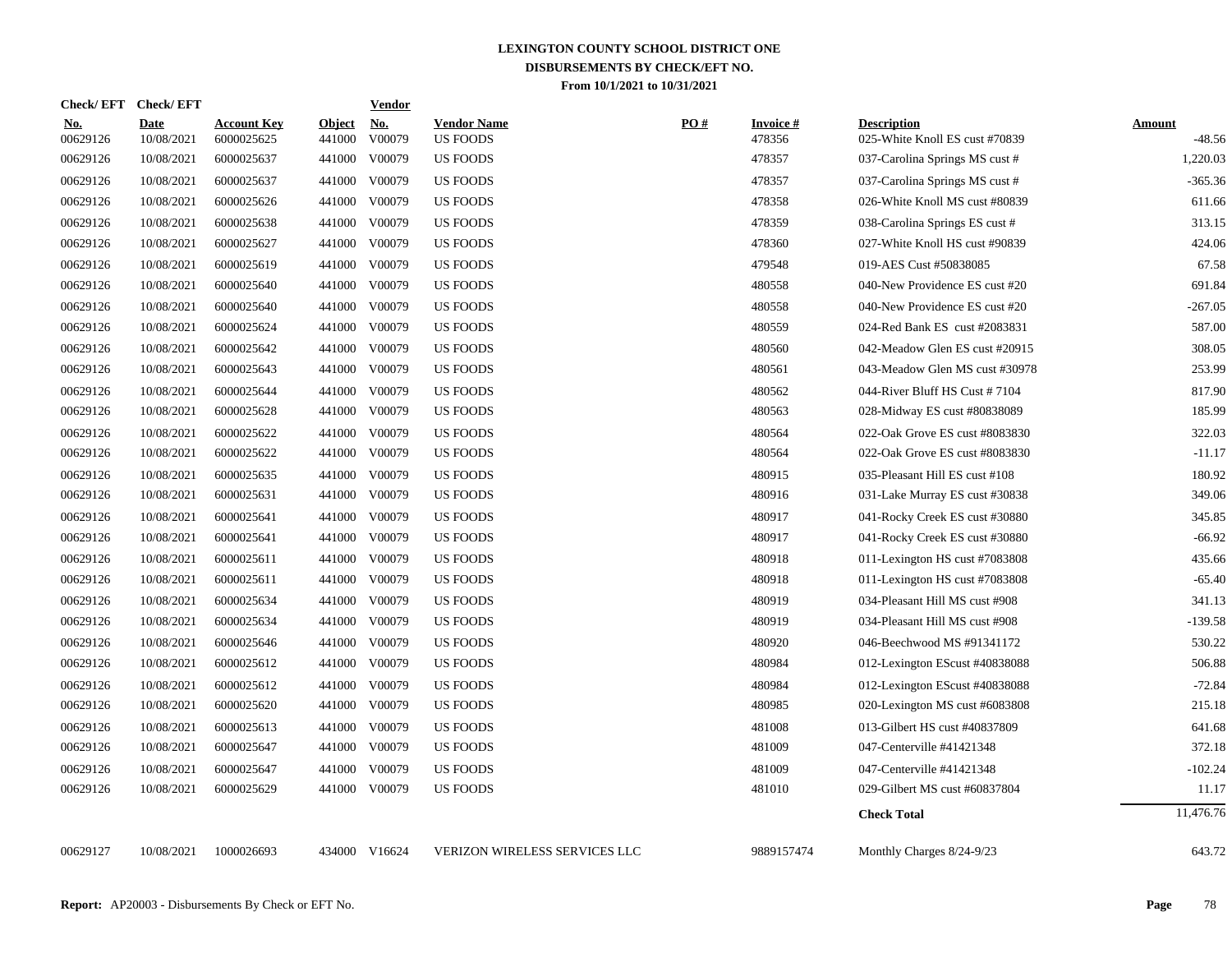# LEXINGTON COUNTY SCHOOL DISTRICT ONE
## DISBURSEMENTS BY CHECK/EFT NO.
### From 10/1/2021 to 10/31/2021

| Check/ EFT No. | Check/ EFT Date | Account Key | Object | Vendor No. | Vendor Name | PO # | Invoice # | Description | Amount |
|---|---|---|---|---|---|---|---|---|---|
| 00629126 | 10/08/2021 | 6000025625 | 441000 | V00079 | US FOODS | | 478356 | 025-White Knoll ES cust #70839 | -48.56 |
| 00629126 | 10/08/2021 | 6000025637 | 441000 | V00079 | US FOODS | | 478357 | 037-Carolina Springs MS cust # | 1,220.03 |
| 00629126 | 10/08/2021 | 6000025637 | 441000 | V00079 | US FOODS | | 478357 | 037-Carolina Springs MS cust # | -365.36 |
| 00629126 | 10/08/2021 | 6000025626 | 441000 | V00079 | US FOODS | | 478358 | 026-White Knoll MS cust #80839 | 611.66 |
| 00629126 | 10/08/2021 | 6000025638 | 441000 | V00079 | US FOODS | | 478359 | 038-Carolina Springs ES cust # | 313.15 |
| 00629126 | 10/08/2021 | 6000025627 | 441000 | V00079 | US FOODS | | 478360 | 027-White Knoll HS cust #90839 | 424.06 |
| 00629126 | 10/08/2021 | 6000025619 | 441000 | V00079 | US FOODS | | 479548 | 019-AES Cust #50838085 | 67.58 |
| 00629126 | 10/08/2021 | 6000025640 | 441000 | V00079 | US FOODS | | 480558 | 040-New Providence ES cust #20 | 691.84 |
| 00629126 | 10/08/2021 | 6000025640 | 441000 | V00079 | US FOODS | | 480558 | 040-New Providence ES cust #20 | -267.05 |
| 00629126 | 10/08/2021 | 6000025624 | 441000 | V00079 | US FOODS | | 480559 | 024-Red Bank ES cust #2083831 | 587.00 |
| 00629126 | 10/08/2021 | 6000025642 | 441000 | V00079 | US FOODS | | 480560 | 042-Meadow Glen ES cust #20915 | 308.05 |
| 00629126 | 10/08/2021 | 6000025643 | 441000 | V00079 | US FOODS | | 480561 | 043-Meadow Glen MS cust #30978 | 253.99 |
| 00629126 | 10/08/2021 | 6000025644 | 441000 | V00079 | US FOODS | | 480562 | 044-River Bluff HS Cust # 7104 | 817.90 |
| 00629126 | 10/08/2021 | 6000025628 | 441000 | V00079 | US FOODS | | 480563 | 028-Midway ES cust #80838089 | 185.99 |
| 00629126 | 10/08/2021 | 6000025622 | 441000 | V00079 | US FOODS | | 480564 | 022-Oak Grove ES cust #8083830 | 322.03 |
| 00629126 | 10/08/2021 | 6000025622 | 441000 | V00079 | US FOODS | | 480564 | 022-Oak Grove ES cust #8083830 | -11.17 |
| 00629126 | 10/08/2021 | 6000025635 | 441000 | V00079 | US FOODS | | 480915 | 035-Pleasant Hill ES cust #108 | 180.92 |
| 00629126 | 10/08/2021 | 6000025631 | 441000 | V00079 | US FOODS | | 480916 | 031-Lake Murray ES cust #30838 | 349.06 |
| 00629126 | 10/08/2021 | 6000025641 | 441000 | V00079 | US FOODS | | 480917 | 041-Rocky Creek ES cust #30880 | 345.85 |
| 00629126 | 10/08/2021 | 6000025641 | 441000 | V00079 | US FOODS | | 480917 | 041-Rocky Creek ES cust #30880 | -66.92 |
| 00629126 | 10/08/2021 | 6000025611 | 441000 | V00079 | US FOODS | | 480918 | 011-Lexington HS cust #7083808 | 435.66 |
| 00629126 | 10/08/2021 | 6000025611 | 441000 | V00079 | US FOODS | | 480918 | 011-Lexington HS cust #7083808 | -65.40 |
| 00629126 | 10/08/2021 | 6000025634 | 441000 | V00079 | US FOODS | | 480919 | 034-Pleasant Hill MS cust #908 | 341.13 |
| 00629126 | 10/08/2021 | 6000025634 | 441000 | V00079 | US FOODS | | 480919 | 034-Pleasant Hill MS cust #908 | -139.58 |
| 00629126 | 10/08/2021 | 6000025646 | 441000 | V00079 | US FOODS | | 480920 | 046-Beechwood MS #91341172 | 530.22 |
| 00629126 | 10/08/2021 | 6000025612 | 441000 | V00079 | US FOODS | | 480984 | 012-Lexington EScust #40838088 | 506.88 |
| 00629126 | 10/08/2021 | 6000025612 | 441000 | V00079 | US FOODS | | 480984 | 012-Lexington EScust #40838088 | -72.84 |
| 00629126 | 10/08/2021 | 6000025620 | 441000 | V00079 | US FOODS | | 480985 | 020-Lexington MS cust #6083808 | 215.18 |
| 00629126 | 10/08/2021 | 6000025613 | 441000 | V00079 | US FOODS | | 481008 | 013-Gilbert HS cust #40837809 | 641.68 |
| 00629126 | 10/08/2021 | 6000025647 | 441000 | V00079 | US FOODS | | 481009 | 047-Centerville #41421348 | 372.18 |
| 00629126 | 10/08/2021 | 6000025647 | 441000 | V00079 | US FOODS | | 481009 | 047-Centerville #41421348 | -102.24 |
| 00629126 | 10/08/2021 | 6000025629 | 441000 | V00079 | US FOODS | | 481010 | 029-Gilbert MS cust #60837804 | 11.17 |
| | | | | | | | | **Check Total** | 11,476.76 |
| 00629127 | 10/08/2021 | 1000026693 | 434000 | V16624 | VERIZON WIRELESS SERVICES LLC | | 9889157474 | Monthly Charges 8/24-9/23 | 643.72 |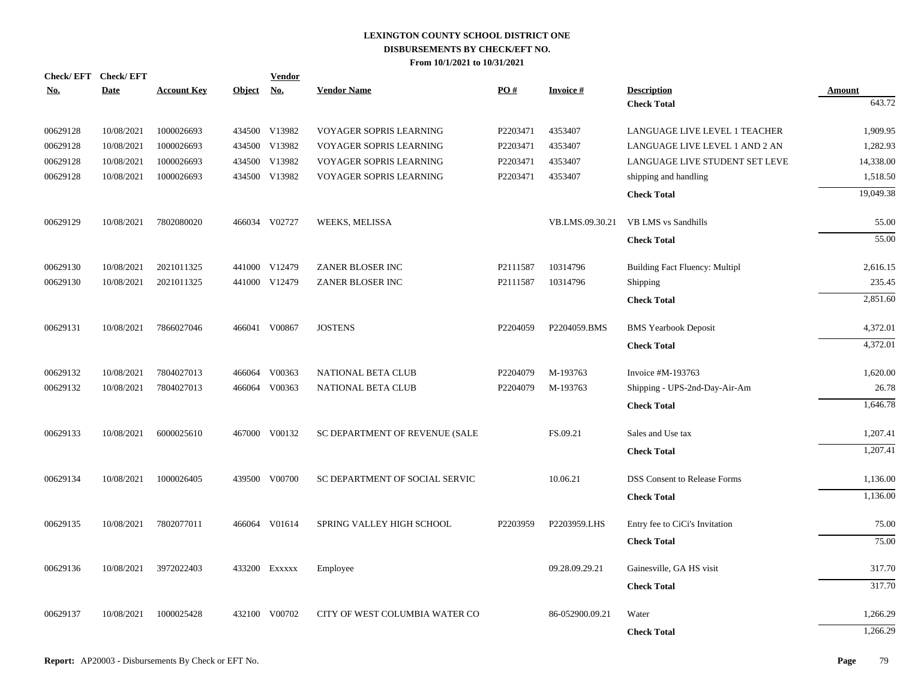# LEXINGTON COUNTY SCHOOL DISTRICT ONE
## DISBURSEMENTS BY CHECK/EFT NO.
### From 10/1/2021 to 10/31/2021

| Check/ EFT No. | Check/ EFT Date | Account Key | Object | Vendor No. | Vendor Name | PO # | Invoice # | Description | Amount |
|---|---|---|---|---|---|---|---|---|---|
| | | | | | | | | **Check Total** | 643.72 |
| 00629128 | 10/08/2021 | 1000026693 | 434500 | V13982 | VOYAGER SOPRIS LEARNING | P2203471 | 4353407 | LANGUAGE LIVE LEVEL 1 TEACHER | 1,909.95 |
| 00629128 | 10/08/2021 | 1000026693 | 434500 | V13982 | VOYAGER SOPRIS LEARNING | P2203471 | 4353407 | LANGUAGE LIVE LEVEL 1 AND 2 AN | 1,282.93 |
| 00629128 | 10/08/2021 | 1000026693 | 434500 | V13982 | VOYAGER SOPRIS LEARNING | P2203471 | 4353407 | LANGUAGE LIVE STUDENT SET LEVE | 14,338.00 |
| 00629128 | 10/08/2021 | 1000026693 | 434500 | V13982 | VOYAGER SOPRIS LEARNING | P2203471 | 4353407 | shipping and handling | 1,518.50 |
| | | | | | | | | **Check Total** | 19,049.38 |
| 00629129 | 10/08/2021 | 7802080020 | 466034 | V02727 | WEEKS, MELISSA | | VB.LMS.09.30.21 | VB LMS vs Sandhills | 55.00 |
| | | | | | | | | **Check Total** | 55.00 |
| 00629130 | 10/08/2021 | 2021011325 | 441000 | V12479 | ZANER BLOSER INC | P2111587 | 10314796 | Building Fact Fluency: Multipl | 2,616.15 |
| 00629130 | 10/08/2021 | 2021011325 | 441000 | V12479 | ZANER BLOSER INC | P2111587 | 10314796 | Shipping | 235.45 |
| | | | | | | | | **Check Total** | 2,851.60 |
| 00629131 | 10/08/2021 | 7866027046 | 466041 | V00867 | JOSTENS | P2204059 | P2204059.BMS | BMS Yearbook Deposit | 4,372.01 |
| | | | | | | | | **Check Total** | 4,372.01 |
| 00629132 | 10/08/2021 | 7804027013 | 466064 | V00363 | NATIONAL BETA CLUB | P2204079 | M-193763 | Invoice #M-193763 | 1,620.00 |
| 00629132 | 10/08/2021 | 7804027013 | 466064 | V00363 | NATIONAL BETA CLUB | P2204079 | M-193763 | Shipping - UPS-2nd-Day-Air-Am | 26.78 |
| | | | | | | | | **Check Total** | 1,646.78 |
| 00629133 | 10/08/2021 | 6000025610 | 467000 | V00132 | SC DEPARTMENT OF REVENUE (SALE | | FS.09.21 | Sales and Use tax | 1,207.41 |
| | | | | | | | | **Check Total** | 1,207.41 |
| 00629134 | 10/08/2021 | 1000026405 | 439500 | V00700 | SC DEPARTMENT OF SOCIAL SERVIC | | 10.06.21 | DSS Consent to Release Forms | 1,136.00 |
| | | | | | | | | **Check Total** | 1,136.00 |
| 00629135 | 10/08/2021 | 7802077011 | 466064 | V01614 | SPRING VALLEY HIGH SCHOOL | P2203959 | P2203959.LHS | Entry fee to CiCi's Invitation | 75.00 |
| | | | | | | | | **Check Total** | 75.00 |
| 00629136 | 10/08/2021 | 3972022403 | 433200 | Exxxxx | Employee | | 09.28.09.29.21 | Gainesville, GA HS visit | 317.70 |
| | | | | | | | | **Check Total** | 317.70 |
| 00629137 | 10/08/2021 | 1000025428 | 432100 | V00702 | CITY OF WEST COLUMBIA WATER CO | | 86-052900.09.21 | Water | 1,266.29 |
| | | | | | | | | **Check Total** | 1,266.29 |

**Report:** AP20003 - Disbursements By Check or EFT No.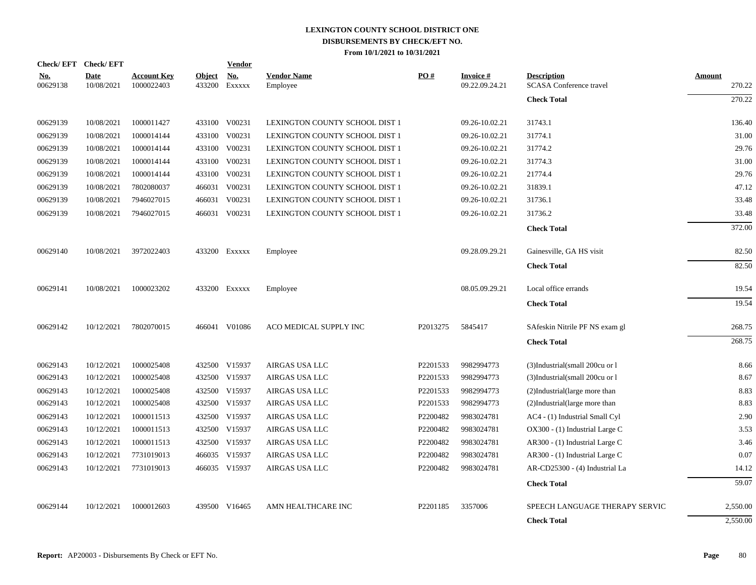# LEXINGTON COUNTY SCHOOL DISTRICT ONE
## DISBURSEMENTS BY CHECK/EFT NO.
### From 10/1/2021 to 10/31/2021

| Check/ EFT No. | Check/ EFT Date | Account Key | Object | Vendor No. | Vendor Name | PO # | Invoice # | Description | Amount |
|---|---|---|---|---|---|---|---|---|---|
| 00629138 | 10/08/2021 | 1000022403 | 433200 | Exxxxx | Employee | | 09.22.09.24.21 | SCASA Conference travel | 270.22 |
| | | | | | | | | **Check Total** | 270.22 |
| 00629139 | 10/08/2021 | 1000011427 | 433100 | V00231 | LEXINGTON COUNTY SCHOOL DIST 1 | | 09.26-10.02.21 | 31743.1 | 136.40 |
| 00629139 | 10/08/2021 | 1000014144 | 433100 | V00231 | LEXINGTON COUNTY SCHOOL DIST 1 | | 09.26-10.02.21 | 31774.1 | 31.00 |
| 00629139 | 10/08/2021 | 1000014144 | 433100 | V00231 | LEXINGTON COUNTY SCHOOL DIST 1 | | 09.26-10.02.21 | 31774.2 | 29.76 |
| 00629139 | 10/08/2021 | 1000014144 | 433100 | V00231 | LEXINGTON COUNTY SCHOOL DIST 1 | | 09.26-10.02.21 | 31774.3 | 31.00 |
| 00629139 | 10/08/2021 | 1000014144 | 433100 | V00231 | LEXINGTON COUNTY SCHOOL DIST 1 | | 09.26-10.02.21 | 21774.4 | 29.76 |
| 00629139 | 10/08/2021 | 7802080037 | 466031 | V00231 | LEXINGTON COUNTY SCHOOL DIST 1 | | 09.26-10.02.21 | 31839.1 | 47.12 |
| 00629139 | 10/08/2021 | 7946027015 | 466031 | V00231 | LEXINGTON COUNTY SCHOOL DIST 1 | | 09.26-10.02.21 | 31736.1 | 33.48 |
| 00629139 | 10/08/2021 | 7946027015 | 466031 | V00231 | LEXINGTON COUNTY SCHOOL DIST 1 | | 09.26-10.02.21 | 31736.2 | 33.48 |
| | | | | | | | | **Check Total** | 372.00 |
| 00629140 | 10/08/2021 | 3972022403 | 433200 | Exxxxx | Employee | | 09.28.09.29.21 | Gainesville, GA HS visit | 82.50 |
| | | | | | | | | **Check Total** | 82.50 |
| 00629141 | 10/08/2021 | 1000023202 | 433200 | Exxxxx | Employee | | 08.05.09.29.21 | Local office errands | 19.54 |
| | | | | | | | | **Check Total** | 19.54 |
| 00629142 | 10/12/2021 | 7802070015 | 466041 | V01086 | ACO MEDICAL SUPPLY INC | P2013275 | 5845417 | SAfeskin Nitrile PF NS exam gl | 268.75 |
| | | | | | | | | **Check Total** | 268.75 |
| 00629143 | 10/12/2021 | 1000025408 | 432500 | V15937 | AIRGAS USA LLC | P2201533 | 9982994773 | (3)Industrial(small 200cu or l | 8.66 |
| 00629143 | 10/12/2021 | 1000025408 | 432500 | V15937 | AIRGAS USA LLC | P2201533 | 9982994773 | (3)Industrial(small 200cu or l | 8.67 |
| 00629143 | 10/12/2021 | 1000025408 | 432500 | V15937 | AIRGAS USA LLC | P2201533 | 9982994773 | (2)Industrial(large more than | 8.83 |
| 00629143 | 10/12/2021 | 1000025408 | 432500 | V15937 | AIRGAS USA LLC | P2201533 | 9982994773 | (2)Industrial(large more than | 8.83 |
| 00629143 | 10/12/2021 | 1000011513 | 432500 | V15937 | AIRGAS USA LLC | P2200482 | 9983024781 | AC4 - (1) Industrial Small Cyl | 2.90 |
| 00629143 | 10/12/2021 | 1000011513 | 432500 | V15937 | AIRGAS USA LLC | P2200482 | 9983024781 | OX300 - (1) Industrial Large C | 3.53 |
| 00629143 | 10/12/2021 | 1000011513 | 432500 | V15937 | AIRGAS USA LLC | P2200482 | 9983024781 | AR300 - (1) Industrial Large C | 3.46 |
| 00629143 | 10/12/2021 | 7731019013 | 466035 | V15937 | AIRGAS USA LLC | P2200482 | 9983024781 | AR300 - (1) Industrial Large C | 0.07 |
| 00629143 | 10/12/2021 | 7731019013 | 466035 | V15937 | AIRGAS USA LLC | P2200482 | 9983024781 | AR-CD25300 - (4) Industrial La | 14.12 |
| | | | | | | | | **Check Total** | 59.07 |
| 00629144 | 10/12/2021 | 1000012603 | 439500 | V16465 | AMN HEALTHCARE INC | P2201185 | 3357006 | SPEECH LANGUAGE THERAPY SERVIC | 2,550.00 |
| | | | | | | | | **Check Total** | 2,550.00 |

**Report:** AP20003 - Disbursements By Check or EFT No.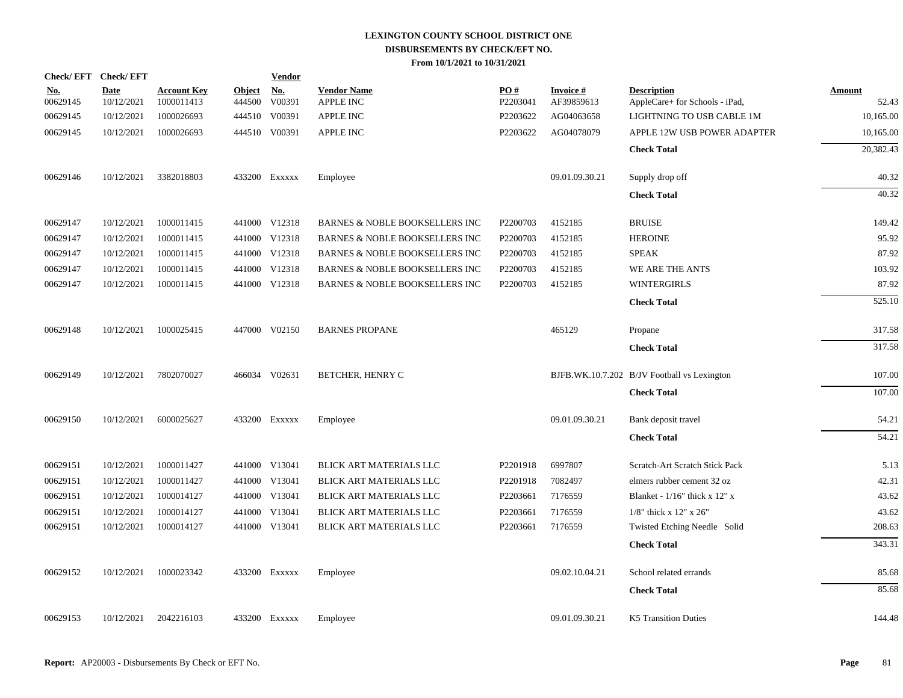# LEXINGTON COUNTY SCHOOL DISTRICT ONE
## DISBURSEMENTS BY CHECK/EFT NO.
### From 10/1/2021 to 10/31/2021

| Check/ EFT No. | Check/ EFT Date | Account Key | Object | Vendor No. | Vendor Name | PO # | Invoice # | Description | Amount |
|---|---|---|---|---|---|---|---|---|---|
| 00629145 | 10/12/2021 | 1000011413 | 444500 | V00391 | APPLE INC | P2203041 | AF39859613 | AppleCare+ for Schools - iPad, | 52.43 |
| 00629145 | 10/12/2021 | 1000026693 | 444510 | V00391 | APPLE INC | P2203622 | AG04063658 | LIGHTNING TO USB CABLE 1M | 10,165.00 |
| 00629145 | 10/12/2021 | 1000026693 | 444510 | V00391 | APPLE INC | P2203622 | AG04078079 | APPLE 12W USB POWER ADAPTER | 10,165.00 |
| | | | | | | | | **Check Total** | 20,382.43 |
| 00629146 | 10/12/2021 | 3382018803 | 433200 | Exxxxx | Employee | | 09.01.09.30.21 | Supply drop off | 40.32 |
| | | | | | | | | **Check Total** | 40.32 |
| 00629147 | 10/12/2021 | 1000011415 | 441000 | V12318 | BARNES & NOBLE BOOKSELLERS INC | P2200703 | 4152185 | BRUISE | 149.42 |
| 00629147 | 10/12/2021 | 1000011415 | 441000 | V12318 | BARNES & NOBLE BOOKSELLERS INC | P2200703 | 4152185 | HEROINE | 95.92 |
| 00629147 | 10/12/2021 | 1000011415 | 441000 | V12318 | BARNES & NOBLE BOOKSELLERS INC | P2200703 | 4152185 | SPEAK | 87.92 |
| 00629147 | 10/12/2021 | 1000011415 | 441000 | V12318 | BARNES & NOBLE BOOKSELLERS INC | P2200703 | 4152185 | WE ARE THE ANTS | 103.92 |
| 00629147 | 10/12/2021 | 1000011415 | 441000 | V12318 | BARNES & NOBLE BOOKSELLERS INC | P2200703 | 4152185 | WINTERGIRLS | 87.92 |
| | | | | | | | | **Check Total** | 525.10 |
| 00629148 | 10/12/2021 | 1000025415 | 447000 | V02150 | BARNES PROPANE | | 465129 | Propane | 317.58 |
| | | | | | | | | **Check Total** | 317.58 |
| 00629149 | 10/12/2021 | 7802070027 | 466034 | V02631 | BETCHER, HENRY C | | BJFB.WK.10.7.202 | B/JV Football vs Lexington | 107.00 |
| | | | | | | | | **Check Total** | 107.00 |
| 00629150 | 10/12/2021 | 6000025627 | 433200 | Exxxxx | Employee | | 09.01.09.30.21 | Bank deposit travel | 54.21 |
| | | | | | | | | **Check Total** | 54.21 |
| 00629151 | 10/12/2021 | 1000011427 | 441000 | V13041 | BLICK ART MATERIALS LLC | P2201918 | 6997807 | Scratch-Art Scratch Stick Pack | 5.13 |
| 00629151 | 10/12/2021 | 1000011427 | 441000 | V13041 | BLICK ART MATERIALS LLC | P2201918 | 7082497 | elmers rubber cement 32 oz | 42.31 |
| 00629151 | 10/12/2021 | 1000014127 | 441000 | V13041 | BLICK ART MATERIALS LLC | P2203661 | 7176559 | Blanket - 1/16" thick x 12" x | 43.62 |
| 00629151 | 10/12/2021 | 1000014127 | 441000 | V13041 | BLICK ART MATERIALS LLC | P2203661 | 7176559 | 1/8" thick x 12" x 26" | 43.62 |
| 00629151 | 10/12/2021 | 1000014127 | 441000 | V13041 | BLICK ART MATERIALS LLC | P2203661 | 7176559 | Twisted Etching Needle Solid | 208.63 |
| | | | | | | | | **Check Total** | 343.31 |
| 00629152 | 10/12/2021 | 1000023342 | 433200 | Exxxxx | Employee | | 09.02.10.04.21 | School related errands | 85.68 |
| | | | | | | | | **Check Total** | 85.68 |
| 00629153 | 10/12/2021 | 2042216103 | 433200 | Exxxxx | Employee | | 09.01.09.30.21 | K5 Transition Duties | 144.48 |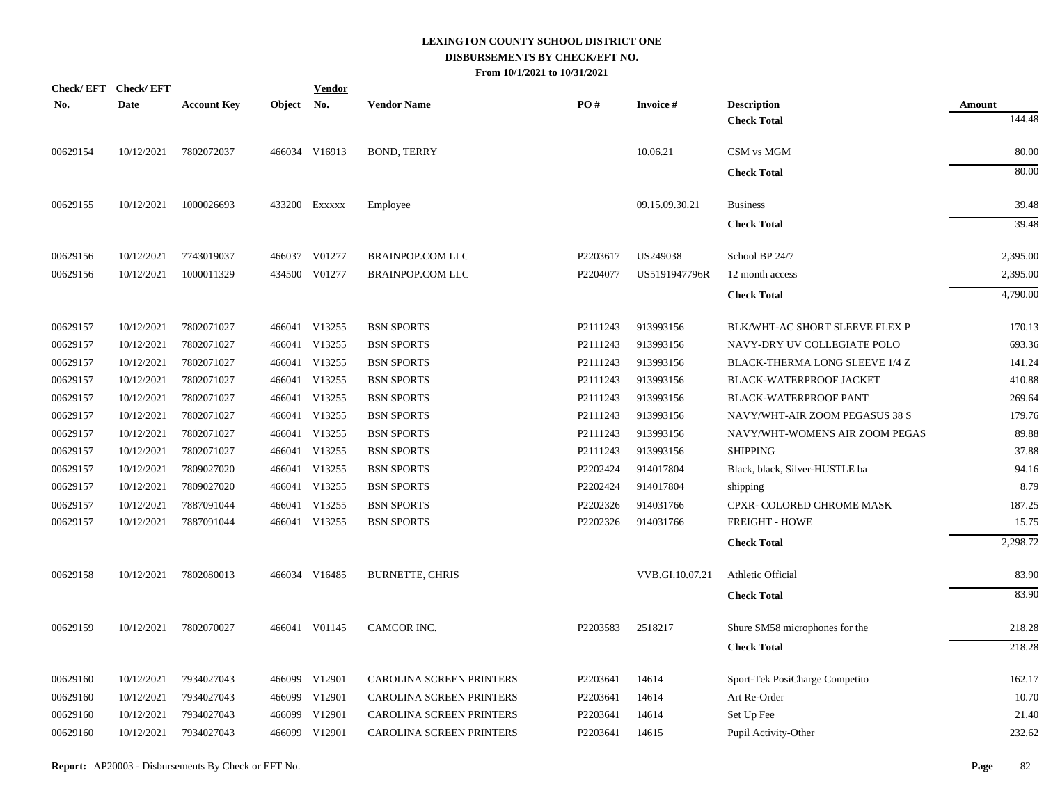**LEXINGTON COUNTY SCHOOL DISTRICT ONE**
**DISBURSEMENTS BY CHECK/EFT NO.**
**From 10/1/2021 to 10/31/2021**

| Check/ EFT No. | Check/ EFT Date | Account Key | Object | Vendor No. | Vendor Name | PO # | Invoice # | Description | Amount |
|---|---|---|---|---|---|---|---|---|---|
| | | | | | | | | **Check Total** | 144.48 |
| 00629154 | 10/12/2021 | 7802072037 | 466034 | V16913 | BOND, TERRY | | 10.06.21 | CSM vs MGM | 80.00 |
| | | | | | | | | **Check Total** | 80.00 |
| 00629155 | 10/12/2021 | 1000026693 | 433200 | Exxxxx | Employee | | 09.15.09.30.21 | Business | 39.48 |
| | | | | | | | | **Check Total** | 39.48 |
| 00629156 | 10/12/2021 | 7743019037 | 466037 | V01277 | BRAINPOP.COM LLC | P2203617 | US249038 | School BP 24/7 | 2,395.00 |
| 00629156 | 10/12/2021 | 1000011329 | 434500 | V01277 | BRAINPOP.COM LLC | P2204077 | US5191947796R | 12 month access | 2,395.00 |
| | | | | | | | | **Check Total** | 4,790.00 |
| 00629157 | 10/12/2021 | 7802071027 | 466041 | V13255 | BSN SPORTS | P2111243 | 913993156 | BLK/WHT-AC SHORT SLEEVE FLEX P | 170.13 |
| 00629157 | 10/12/2021 | 7802071027 | 466041 | V13255 | BSN SPORTS | P2111243 | 913993156 | NAVY-DRY UV COLLEGIATE POLO | 693.36 |
| 00629157 | 10/12/2021 | 7802071027 | 466041 | V13255 | BSN SPORTS | P2111243 | 913993156 | BLACK-THERMA LONG SLEEVE 1/4 Z | 141.24 |
| 00629157 | 10/12/2021 | 7802071027 | 466041 | V13255 | BSN SPORTS | P2111243 | 913993156 | BLACK-WATERPROOF JACKET | 410.88 |
| 00629157 | 10/12/2021 | 7802071027 | 466041 | V13255 | BSN SPORTS | P2111243 | 913993156 | BLACK-WATERPROOF PANT | 269.64 |
| 00629157 | 10/12/2021 | 7802071027 | 466041 | V13255 | BSN SPORTS | P2111243 | 913993156 | NAVY/WHT-AIR ZOOM PEGASUS 38 S | 179.76 |
| 00629157 | 10/12/2021 | 7802071027 | 466041 | V13255 | BSN SPORTS | P2111243 | 913993156 | NAVY/WHT-WOMENS AIR ZOOM PEGAS | 89.88 |
| 00629157 | 10/12/2021 | 7802071027 | 466041 | V13255 | BSN SPORTS | P2111243 | 913993156 | SHIPPING | 37.88 |
| 00629157 | 10/12/2021 | 7809027020 | 466041 | V13255 | BSN SPORTS | P2202424 | 914017804 | Black, black, Silver-HUSTLE ba | 94.16 |
| 00629157 | 10/12/2021 | 7809027020 | 466041 | V13255 | BSN SPORTS | P2202424 | 914017804 | shipping | 8.79 |
| 00629157 | 10/12/2021 | 7887091044 | 466041 | V13255 | BSN SPORTS | P2202326 | 914031766 | CPXR- COLORED CHROME MASK | 187.25 |
| 00629157 | 10/12/2021 | 7887091044 | 466041 | V13255 | BSN SPORTS | P2202326 | 914031766 | FREIGHT - HOWE | 15.75 |
| | | | | | | | | **Check Total** | 2,298.72 |
| 00629158 | 10/12/2021 | 7802080013 | 466034 | V16485 | BURNETTE, CHRIS | | VVB.GI.10.07.21 | Athletic Official | 83.90 |
| | | | | | | | | **Check Total** | 83.90 |
| 00629159 | 10/12/2021 | 7802070027 | 466041 | V01145 | CAMCOR INC. | P2203583 | 2518217 | Shure SM58 microphones for the | 218.28 |
| | | | | | | | | **Check Total** | 218.28 |
| 00629160 | 10/12/2021 | 7934027043 | 466099 | V12901 | CAROLINA SCREEN PRINTERS | P2203641 | 14614 | Sport-Tek PosiCharge Competito | 162.17 |
| 00629160 | 10/12/2021 | 7934027043 | 466099 | V12901 | CAROLINA SCREEN PRINTERS | P2203641 | 14614 | Art Re-Order | 10.70 |
| 00629160 | 10/12/2021 | 7934027043 | 466099 | V12901 | CAROLINA SCREEN PRINTERS | P2203641 | 14614 | Set Up Fee | 21.40 |
| 00629160 | 10/12/2021 | 7934027043 | 466099 | V12901 | CAROLINA SCREEN PRINTERS | P2203641 | 14615 | Pupil Activity-Other | 232.62 |

**Report:** AP20003 - Disbursements By Check or EFT No.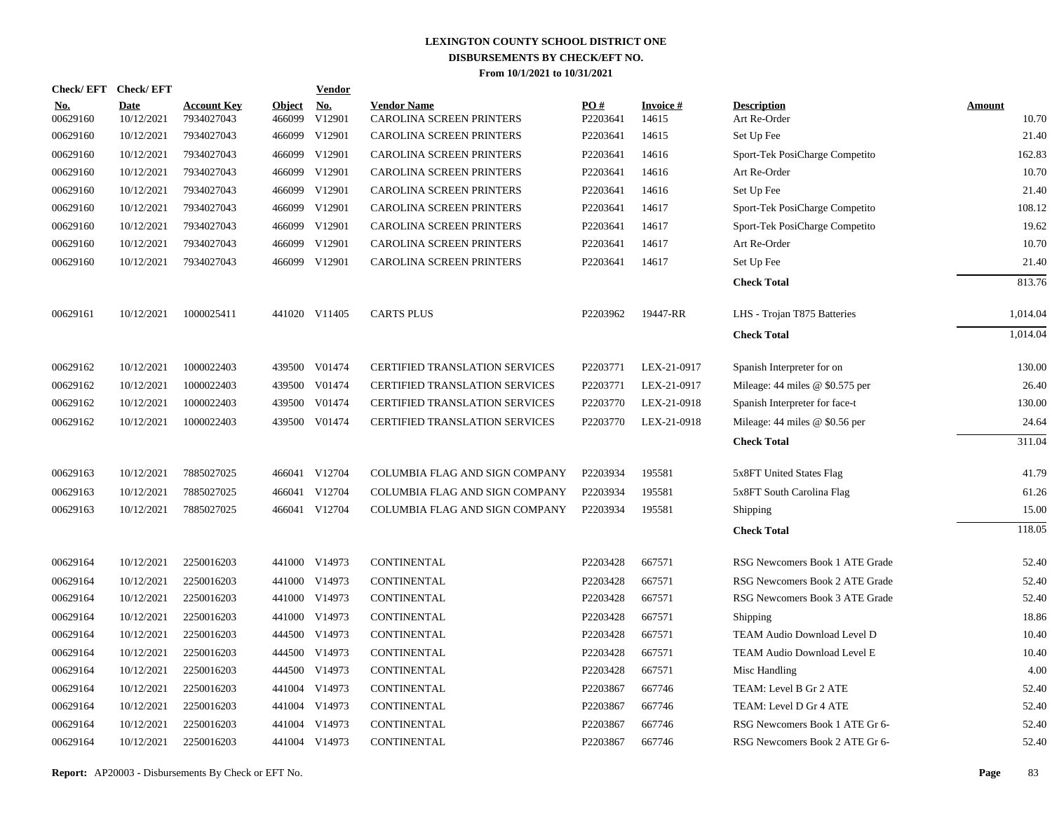# LEXINGTON COUNTY SCHOOL DISTRICT ONE
## DISBURSEMENTS BY CHECK/EFT NO.
### From 10/1/2021 to 10/31/2021

| Check/ EFT No. | Check/ EFT Date | Account Key | Object | Vendor No. | Vendor Name | PO # | Invoice # | Description | Amount |
|---|---|---|---|---|---|---|---|---|---|
| 00629160 | 10/12/2021 | 7934027043 | 466099 | V12901 | CAROLINA SCREEN PRINTERS | P2203641 | 14615 | Art Re-Order | 10.70 |
| 00629160 | 10/12/2021 | 7934027043 | 466099 | V12901 | CAROLINA SCREEN PRINTERS | P2203641 | 14615 | Set Up Fee | 21.40 |
| 00629160 | 10/12/2021 | 7934027043 | 466099 | V12901 | CAROLINA SCREEN PRINTERS | P2203641 | 14616 | Sport-Tek PosiCharge Competito | 162.83 |
| 00629160 | 10/12/2021 | 7934027043 | 466099 | V12901 | CAROLINA SCREEN PRINTERS | P2203641 | 14616 | Art Re-Order | 10.70 |
| 00629160 | 10/12/2021 | 7934027043 | 466099 | V12901 | CAROLINA SCREEN PRINTERS | P2203641 | 14616 | Set Up Fee | 21.40 |
| 00629160 | 10/12/2021 | 7934027043 | 466099 | V12901 | CAROLINA SCREEN PRINTERS | P2203641 | 14617 | Sport-Tek PosiCharge Competito | 108.12 |
| 00629160 | 10/12/2021 | 7934027043 | 466099 | V12901 | CAROLINA SCREEN PRINTERS | P2203641 | 14617 | Sport-Tek PosiCharge Competito | 19.62 |
| 00629160 | 10/12/2021 | 7934027043 | 466099 | V12901 | CAROLINA SCREEN PRINTERS | P2203641 | 14617 | Art Re-Order | 10.70 |
| 00629160 | 10/12/2021 | 7934027043 | 466099 | V12901 | CAROLINA SCREEN PRINTERS | P2203641 | 14617 | Set Up Fee | 21.40 |
| | | | | | | | | **Check Total** | 813.76 |
| 00629161 | 10/12/2021 | 1000025411 | 441020 | V11405 | CARTS PLUS | P2203962 | 19447-RR | LHS - Trojan T875 Batteries | 1,014.04 |
| | | | | | | | | **Check Total** | 1,014.04 |
| 00629162 | 10/12/2021 | 1000022403 | 439500 | V01474 | CERTIFIED TRANSLATION SERVICES | P2203771 | LEX-21-0917 | Spanish Interpreter for on | 130.00 |
| 00629162 | 10/12/2021 | 1000022403 | 439500 | V01474 | CERTIFIED TRANSLATION SERVICES | P2203771 | LEX-21-0917 | Mileage: 44 miles @ $0.575 per | 26.40 |
| 00629162 | 10/12/2021 | 1000022403 | 439500 | V01474 | CERTIFIED TRANSLATION SERVICES | P2203770 | LEX-21-0918 | Spanish Interpreter for face-t | 130.00 |
| 00629162 | 10/12/2021 | 1000022403 | 439500 | V01474 | CERTIFIED TRANSLATION SERVICES | P2203770 | LEX-21-0918 | Mileage: 44 miles @ $0.56 per | 24.64 |
| | | | | | | | | **Check Total** | 311.04 |
| 00629163 | 10/12/2021 | 7885027025 | 466041 | V12704 | COLUMBIA FLAG AND SIGN COMPANY | P2203934 | 195581 | 5x8FT United States Flag | 41.79 |
| 00629163 | 10/12/2021 | 7885027025 | 466041 | V12704 | COLUMBIA FLAG AND SIGN COMPANY | P2203934 | 195581 | 5x8FT South Carolina Flag | 61.26 |
| 00629163 | 10/12/2021 | 7885027025 | 466041 | V12704 | COLUMBIA FLAG AND SIGN COMPANY | P2203934 | 195581 | Shipping | 15.00 |
| | | | | | | | | **Check Total** | 118.05 |
| 00629164 | 10/12/2021 | 2250016203 | 441000 | V14973 | CONTINENTAL | P2203428 | 667571 | RSG Newcomers Book 1 ATE Grade | 52.40 |
| 00629164 | 10/12/2021 | 2250016203 | 441000 | V14973 | CONTINENTAL | P2203428 | 667571 | RSG Newcomers Book 2 ATE Grade | 52.40 |
| 00629164 | 10/12/2021 | 2250016203 | 441000 | V14973 | CONTINENTAL | P2203428 | 667571 | RSG Newcomers Book 3 ATE Grade | 52.40 |
| 00629164 | 10/12/2021 | 2250016203 | 441000 | V14973 | CONTINENTAL | P2203428 | 667571 | Shipping | 18.86 |
| 00629164 | 10/12/2021 | 2250016203 | 444500 | V14973 | CONTINENTAL | P2203428 | 667571 | TEAM Audio Download Level D | 10.40 |
| 00629164 | 10/12/2021 | 2250016203 | 444500 | V14973 | CONTINENTAL | P2203428 | 667571 | TEAM Audio Download Level E | 10.40 |
| 00629164 | 10/12/2021 | 2250016203 | 444500 | V14973 | CONTINENTAL | P2203428 | 667571 | Misc Handling | 4.00 |
| 00629164 | 10/12/2021 | 2250016203 | 441004 | V14973 | CONTINENTAL | P2203867 | 667746 | TEAM: Level B Gr 2 ATE | 52.40 |
| 00629164 | 10/12/2021 | 2250016203 | 441004 | V14973 | CONTINENTAL | P2203867 | 667746 | TEAM: Level D Gr 4 ATE | 52.40 |
| 00629164 | 10/12/2021 | 2250016203 | 441004 | V14973 | CONTINENTAL | P2203867 | 667746 | RSG Newcomers Book 1 ATE Gr 6- | 52.40 |
| 00629164 | 10/12/2021 | 2250016203 | 441004 | V14973 | CONTINENTAL | P2203867 | 667746 | RSG Newcomers Book 2 ATE Gr 6- | 52.40 |

**Report:** AP20003 - Disbursements By Check or EFT No.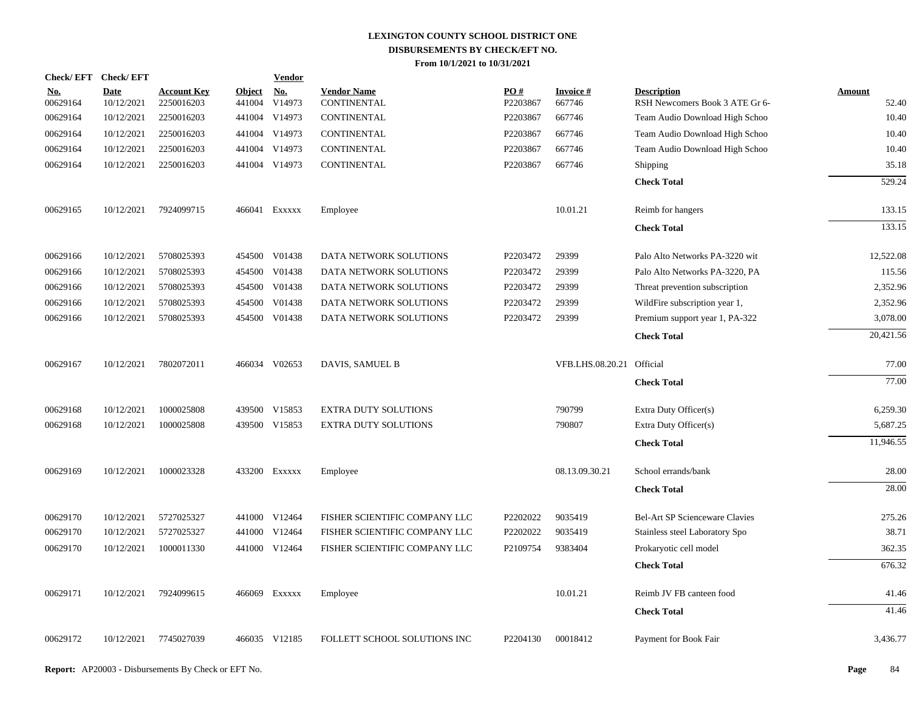**LEXINGTON COUNTY SCHOOL DISTRICT ONE**
**DISBURSEMENTS BY CHECK/EFT NO.**
**From 10/1/2021 to 10/31/2021**

| Check/ EFT No. | Check/ EFT Date | Account Key | Object | Vendor No. | Vendor Name | PO # | Invoice # | Description | Amount |
|---|---|---|---|---|---|---|---|---|---|
| 00629164 | 10/12/2021 | 2250016203 | 441004 | V14973 | CONTINENTAL | P2203867 | 667746 | RSH Newcomers Book 3 ATE Gr 6- | 52.40 |
| 00629164 | 10/12/2021 | 2250016203 | 441004 | V14973 | CONTINENTAL | P2203867 | 667746 | Team Audio Download High Schoo | 10.40 |
| 00629164 | 10/12/2021 | 2250016203 | 441004 | V14973 | CONTINENTAL | P2203867 | 667746 | Team Audio Download High Schoo | 10.40 |
| 00629164 | 10/12/2021 | 2250016203 | 441004 | V14973 | CONTINENTAL | P2203867 | 667746 | Team Audio Download High Schoo | 10.40 |
| 00629164 | 10/12/2021 | 2250016203 | 441004 | V14973 | CONTINENTAL | P2203867 | 667746 | Shipping | 35.18 |
| | | | | | | | | **Check Total** | 529.24 |
| 00629165 | 10/12/2021 | 7924099715 | 466041 | Exxxxx | Employee | | 10.01.21 | Reimb for hangers | 133.15 |
| | | | | | | | | **Check Total** | 133.15 |
| 00629166 | 10/12/2021 | 5708025393 | 454500 | V01438 | DATA NETWORK SOLUTIONS | P2203472 | 29399 | Palo Alto Networks PA-3220 wit | 12,522.08 |
| 00629166 | 10/12/2021 | 5708025393 | 454500 | V01438 | DATA NETWORK SOLUTIONS | P2203472 | 29399 | Palo Alto Networks PA-3220, PA | 115.56 |
| 00629166 | 10/12/2021 | 5708025393 | 454500 | V01438 | DATA NETWORK SOLUTIONS | P2203472 | 29399 | Threat prevention subscription | 2,352.96 |
| 00629166 | 10/12/2021 | 5708025393 | 454500 | V01438 | DATA NETWORK SOLUTIONS | P2203472 | 29399 | WildFire subscription year 1, | 2,352.96 |
| 00629166 | 10/12/2021 | 5708025393 | 454500 | V01438 | DATA NETWORK SOLUTIONS | P2203472 | 29399 | Premium support year 1, PA-322 | 3,078.00 |
| | | | | | | | | **Check Total** | 20,421.56 |
| 00629167 | 10/12/2021 | 7802072011 | 466034 | V02653 | DAVIS, SAMUEL B | | VFB.LHS.08.20.21 | Official | 77.00 |
| | | | | | | | | **Check Total** | 77.00 |
| 00629168 | 10/12/2021 | 1000025808 | 439500 | V15853 | EXTRA DUTY SOLUTIONS | | 790799 | Extra Duty Officer(s) | 6,259.30 |
| 00629168 | 10/12/2021 | 1000025808 | 439500 | V15853 | EXTRA DUTY SOLUTIONS | | 790807 | Extra Duty Officer(s) | 5,687.25 |
| | | | | | | | | **Check Total** | 11,946.55 |
| 00629169 | 10/12/2021 | 1000023328 | 433200 | Exxxxx | Employee | | 08.13.09.30.21 | School errands/bank | 28.00 |
| | | | | | | | | **Check Total** | 28.00 |
| 00629170 | 10/12/2021 | 5727025327 | 441000 | V12464 | FISHER SCIENTIFIC COMPANY LLC | P2202022 | 9035419 | Bel-Art SP Scienceware Clavies | 275.26 |
| 00629170 | 10/12/2021 | 5727025327 | 441000 | V12464 | FISHER SCIENTIFIC COMPANY LLC | P2202022 | 9035419 | Stainless steel Laboratory Spo | 38.71 |
| 00629170 | 10/12/2021 | 1000011330 | 441000 | V12464 | FISHER SCIENTIFIC COMPANY LLC | P2109754 | 9383404 | Prokaryotic cell model | 362.35 |
| | | | | | | | | **Check Total** | 676.32 |
| 00629171 | 10/12/2021 | 7924099615 | 466069 | Exxxxx | Employee | | 10.01.21 | Reimb JV FB canteen food | 41.46 |
| | | | | | | | | **Check Total** | 41.46 |
| 00629172 | 10/12/2021 | 7745027039 | 466035 | V12185 | FOLLETT SCHOOL SOLUTIONS INC | P2204130 | 00018412 | Payment for Book Fair | 3,436.77 |

**Report:** AP20003 - Disbursements By Check or EFT No.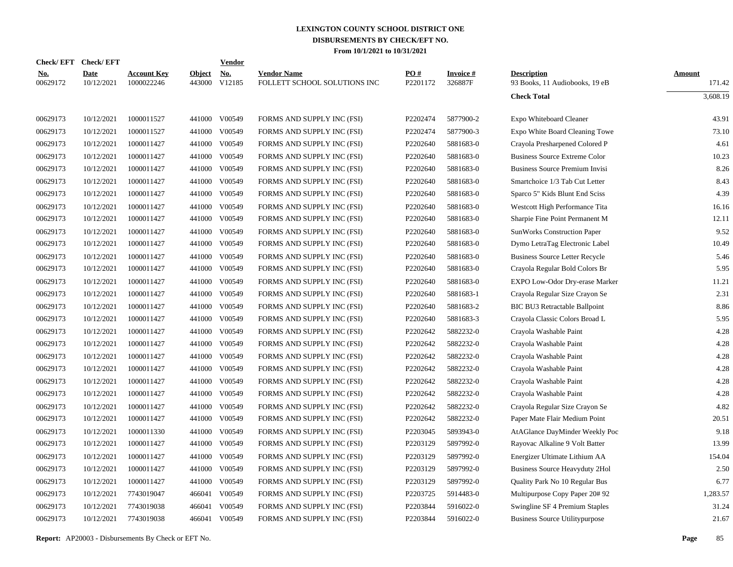# LEXINGTON COUNTY SCHOOL DISTRICT ONE

## DISBURSEMENTS BY CHECK/EFT NO.

### From 10/1/2021 to 10/31/2021

| Check/ EFT No. | Check/ EFT Date | Account Key | Object | Vendor No. | Vendor Name | PO # | Invoice # | Description | Amount |
|---|---|---|---|---|---|---|---|---|---|
| 00629172 | 10/12/2021 | 1000022246 | 443000 | V12185 | FOLLETT SCHOOL SOLUTIONS INC | P2201172 | 326887F | 93 Books, 11 Audiobooks, 19 eB | 171.42 |
| | | | | | | | | **Check Total** | 3,608.19 |
| 00629173 | 10/12/2021 | 1000011527 | 441000 | V00549 | FORMS AND SUPPLY INC (FSI) | P2202474 | 5877900-2 | Expo Whiteboard Cleaner | 43.91 |
| 00629173 | 10/12/2021 | 1000011527 | 441000 | V00549 | FORMS AND SUPPLY INC (FSI) | P2202474 | 5877900-3 | Expo White Board Cleaning Towe | 73.10 |
| 00629173 | 10/12/2021 | 1000011427 | 441000 | V00549 | FORMS AND SUPPLY INC (FSI) | P2202640 | 5881683-0 | Crayola Presharpened Colored P | 4.61 |
| 00629173 | 10/12/2021 | 1000011427 | 441000 | V00549 | FORMS AND SUPPLY INC (FSI) | P2202640 | 5881683-0 | Business Source Extreme Color | 10.23 |
| 00629173 | 10/12/2021 | 1000011427 | 441000 | V00549 | FORMS AND SUPPLY INC (FSI) | P2202640 | 5881683-0 | Business Source Premium Invisi | 8.26 |
| 00629173 | 10/12/2021 | 1000011427 | 441000 | V00549 | FORMS AND SUPPLY INC (FSI) | P2202640 | 5881683-0 | Smartchoice 1/3 Tab Cut Letter | 8.43 |
| 00629173 | 10/12/2021 | 1000011427 | 441000 | V00549 | FORMS AND SUPPLY INC (FSI) | P2202640 | 5881683-0 | Sparco 5" Kids Blunt End Sciss | 4.39 |
| 00629173 | 10/12/2021 | 1000011427 | 441000 | V00549 | FORMS AND SUPPLY INC (FSI) | P2202640 | 5881683-0 | Westcott High Performance Tita | 16.16 |
| 00629173 | 10/12/2021 | 1000011427 | 441000 | V00549 | FORMS AND SUPPLY INC (FSI) | P2202640 | 5881683-0 | Sharpie Fine Point Permanent M | 12.11 |
| 00629173 | 10/12/2021 | 1000011427 | 441000 | V00549 | FORMS AND SUPPLY INC (FSI) | P2202640 | 5881683-0 | SunWorks Construction Paper | 9.52 |
| 00629173 | 10/12/2021 | 1000011427 | 441000 | V00549 | FORMS AND SUPPLY INC (FSI) | P2202640 | 5881683-0 | Dymo LetraTag Electronic Label | 10.49 |
| 00629173 | 10/12/2021 | 1000011427 | 441000 | V00549 | FORMS AND SUPPLY INC (FSI) | P2202640 | 5881683-0 | Business Source Letter Recycle | 5.46 |
| 00629173 | 10/12/2021 | 1000011427 | 441000 | V00549 | FORMS AND SUPPLY INC (FSI) | P2202640 | 5881683-0 | Crayola Regular Bold Colors Br | 5.95 |
| 00629173 | 10/12/2021 | 1000011427 | 441000 | V00549 | FORMS AND SUPPLY INC (FSI) | P2202640 | 5881683-0 | EXPO Low-Odor Dry-erase Marker | 11.21 |
| 00629173 | 10/12/2021 | 1000011427 | 441000 | V00549 | FORMS AND SUPPLY INC (FSI) | P2202640 | 5881683-1 | Crayola Regular Size Crayon Se | 2.31 |
| 00629173 | 10/12/2021 | 1000011427 | 441000 | V00549 | FORMS AND SUPPLY INC (FSI) | P2202640 | 5881683-2 | BIC BU3 Retractable Ballpoint | 8.86 |
| 00629173 | 10/12/2021 | 1000011427 | 441000 | V00549 | FORMS AND SUPPLY INC (FSI) | P2202640 | 5881683-3 | Crayola Classic Colors Broad L | 5.95 |
| 00629173 | 10/12/2021 | 1000011427 | 441000 | V00549 | FORMS AND SUPPLY INC (FSI) | P2202642 | 5882232-0 | Crayola Washable Paint | 4.28 |
| 00629173 | 10/12/2021 | 1000011427 | 441000 | V00549 | FORMS AND SUPPLY INC (FSI) | P2202642 | 5882232-0 | Crayola Washable Paint | 4.28 |
| 00629173 | 10/12/2021 | 1000011427 | 441000 | V00549 | FORMS AND SUPPLY INC (FSI) | P2202642 | 5882232-0 | Crayola Washable Paint | 4.28 |
| 00629173 | 10/12/2021 | 1000011427 | 441000 | V00549 | FORMS AND SUPPLY INC (FSI) | P2202642 | 5882232-0 | Crayola Washable Paint | 4.28 |
| 00629173 | 10/12/2021 | 1000011427 | 441000 | V00549 | FORMS AND SUPPLY INC (FSI) | P2202642 | 5882232-0 | Crayola Washable Paint | 4.28 |
| 00629173 | 10/12/2021 | 1000011427 | 441000 | V00549 | FORMS AND SUPPLY INC (FSI) | P2202642 | 5882232-0 | Crayola Washable Paint | 4.28 |
| 00629173 | 10/12/2021 | 1000011427 | 441000 | V00549 | FORMS AND SUPPLY INC (FSI) | P2202642 | 5882232-0 | Crayola Regular Size Crayon Se | 4.82 |
| 00629173 | 10/12/2021 | 1000011427 | 441000 | V00549 | FORMS AND SUPPLY INC (FSI) | P2202642 | 5882232-0 | Paper Mate Flair Medium Point | 20.51 |
| 00629173 | 10/12/2021 | 1000011330 | 441000 | V00549 | FORMS AND SUPPLY INC (FSI) | P2203045 | 5893943-0 | AtAGlance DayMinder Weekly Poc | 9.18 |
| 00629173 | 10/12/2021 | 1000011427 | 441000 | V00549 | FORMS AND SUPPLY INC (FSI) | P2203129 | 5897992-0 | Rayovac Alkaline 9 Volt Batter | 13.99 |
| 00629173 | 10/12/2021 | 1000011427 | 441000 | V00549 | FORMS AND SUPPLY INC (FSI) | P2203129 | 5897992-0 | Energizer Ultimate Lithium AA | 154.04 |
| 00629173 | 10/12/2021 | 1000011427 | 441000 | V00549 | FORMS AND SUPPLY INC (FSI) | P2203129 | 5897992-0 | Business Source Heavyduty 2Hol | 2.50 |
| 00629173 | 10/12/2021 | 1000011427 | 441000 | V00549 | FORMS AND SUPPLY INC (FSI) | P2203129 | 5897992-0 | Quality Park No 10 Regular Bus | 6.77 |
| 00629173 | 10/12/2021 | 7743019047 | 466041 | V00549 | FORMS AND SUPPLY INC (FSI) | P2203725 | 5914483-0 | Multipurpose Copy Paper 20# 92 | 1,283.57 |
| 00629173 | 10/12/2021 | 7743019038 | 466041 | V00549 | FORMS AND SUPPLY INC (FSI) | P2203844 | 5916022-0 | Swingline SF 4 Premium Staples | 31.24 |
| 00629173 | 10/12/2021 | 7743019038 | 466041 | V00549 | FORMS AND SUPPLY INC (FSI) | P2203844 | 5916022-0 | Business Source Utilitypurpose | 21.67 |

**Report:** AP20003 - Disbursements By Check or EFT No.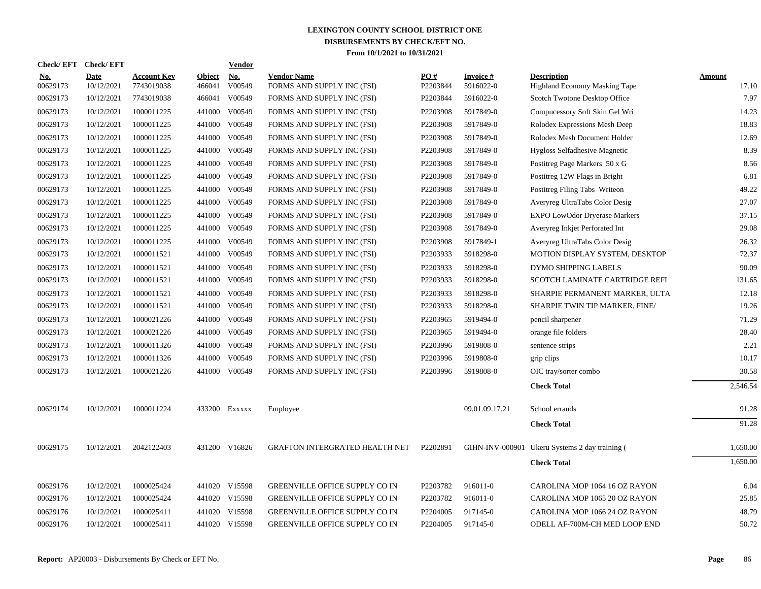# LEXINGTON COUNTY SCHOOL DISTRICT ONE
## DISBURSEMENTS BY CHECK/EFT NO.
### From 10/1/2021 to 10/31/2021

| Check/ EFT No. | Check/ EFT Date | Account Key | Object | Vendor No. | Vendor Name | PO # | Invoice # | Description | Amount |
|---|---|---|---|---|---|---|---|---|---|
| 00629173 | 10/12/2021 | 7743019038 | 466041 | V00549 | FORMS AND SUPPLY INC (FSI) | P2203844 | 5916022-0 | Highland Economy Masking Tape | 17.10 |
| 00629173 | 10/12/2021 | 7743019038 | 466041 | V00549 | FORMS AND SUPPLY INC (FSI) | P2203844 | 5916022-0 | Scotch Twotone Desktop Office | 7.97 |
| 00629173 | 10/12/2021 | 1000011225 | 441000 | V00549 | FORMS AND SUPPLY INC (FSI) | P2203908 | 5917849-0 | Compucessory Soft Skin Gel Wri | 14.23 |
| 00629173 | 10/12/2021 | 1000011225 | 441000 | V00549 | FORMS AND SUPPLY INC (FSI) | P2203908 | 5917849-0 | Rolodex Expressions Mesh Deep | 18.83 |
| 00629173 | 10/12/2021 | 1000011225 | 441000 | V00549 | FORMS AND SUPPLY INC (FSI) | P2203908 | 5917849-0 | Rolodex Mesh Document Holder | 12.69 |
| 00629173 | 10/12/2021 | 1000011225 | 441000 | V00549 | FORMS AND SUPPLY INC (FSI) | P2203908 | 5917849-0 | Hygloss Selfadhesive Magnetic | 8.39 |
| 00629173 | 10/12/2021 | 1000011225 | 441000 | V00549 | FORMS AND SUPPLY INC (FSI) | P2203908 | 5917849-0 | Postitreg Page Markers 50 x G | 8.56 |
| 00629173 | 10/12/2021 | 1000011225 | 441000 | V00549 | FORMS AND SUPPLY INC (FSI) | P2203908 | 5917849-0 | Postitreg 12W Flags in Bright | 6.81 |
| 00629173 | 10/12/2021 | 1000011225 | 441000 | V00549 | FORMS AND SUPPLY INC (FSI) | P2203908 | 5917849-0 | Postitreg Filing Tabs Writeon | 49.22 |
| 00629173 | 10/12/2021 | 1000011225 | 441000 | V00549 | FORMS AND SUPPLY INC (FSI) | P2203908 | 5917849-0 | Averyreg UltraTabs Color Desig | 27.07 |
| 00629173 | 10/12/2021 | 1000011225 | 441000 | V00549 | FORMS AND SUPPLY INC (FSI) | P2203908 | 5917849-0 | EXPO LowOdor Dryerase Markers | 37.15 |
| 00629173 | 10/12/2021 | 1000011225 | 441000 | V00549 | FORMS AND SUPPLY INC (FSI) | P2203908 | 5917849-0 | Averyreg Inkjet Perforated Int | 29.08 |
| 00629173 | 10/12/2021 | 1000011225 | 441000 | V00549 | FORMS AND SUPPLY INC (FSI) | P2203908 | 5917849-1 | Averyreg UltraTabs Color Desig | 26.32 |
| 00629173 | 10/12/2021 | 1000011521 | 441000 | V00549 | FORMS AND SUPPLY INC (FSI) | P2203933 | 5918298-0 | MOTION DISPLAY SYSTEM, DESKTOP | 72.37 |
| 00629173 | 10/12/2021 | 1000011521 | 441000 | V00549 | FORMS AND SUPPLY INC (FSI) | P2203933 | 5918298-0 | DYMO SHIPPING LABELS | 90.09 |
| 00629173 | 10/12/2021 | 1000011521 | 441000 | V00549 | FORMS AND SUPPLY INC (FSI) | P2203933 | 5918298-0 | SCOTCH LAMINATE CARTRIDGE REFI | 131.65 |
| 00629173 | 10/12/2021 | 1000011521 | 441000 | V00549 | FORMS AND SUPPLY INC (FSI) | P2203933 | 5918298-0 | SHARPIE PERMANENT MARKER, ULTA | 12.18 |
| 00629173 | 10/12/2021 | 1000011521 | 441000 | V00549 | FORMS AND SUPPLY INC (FSI) | P2203933 | 5918298-0 | SHARPIE TWIN TIP MARKER, FINE/ | 19.26 |
| 00629173 | 10/12/2021 | 1000021226 | 441000 | V00549 | FORMS AND SUPPLY INC (FSI) | P2203965 | 5919494-0 | pencil sharpener | 71.29 |
| 00629173 | 10/12/2021 | 1000021226 | 441000 | V00549 | FORMS AND SUPPLY INC (FSI) | P2203965 | 5919494-0 | orange file folders | 28.40 |
| 00629173 | 10/12/2021 | 1000011326 | 441000 | V00549 | FORMS AND SUPPLY INC (FSI) | P2203996 | 5919808-0 | sentence strips | 2.21 |
| 00629173 | 10/12/2021 | 1000011326 | 441000 | V00549 | FORMS AND SUPPLY INC (FSI) | P2203996 | 5919808-0 | grip clips | 10.17 |
| 00629173 | 10/12/2021 | 1000021226 | 441000 | V00549 | FORMS AND SUPPLY INC (FSI) | P2203996 | 5919808-0 | OIC tray/sorter combo | 30.58 |
| | | | | | | | | **Check Total** | 2,546.54 |
| 00629174 | 10/12/2021 | 1000011224 | 433200 | Exxxxx | Employee | | 09.01.09.17.21 | School errands | 91.28 |
| | | | | | | | | **Check Total** | 91.28 |
| 00629175 | 10/12/2021 | 2042122403 | 431200 | V16826 | GRAFTON INTERGRATED HEALTH NET | P2202891 | GIHN-INV-000901 | Ukeru Systems 2 day training ( | 1,650.00 |
| | | | | | | | | **Check Total** | 1,650.00 |
| 00629176 | 10/12/2021 | 1000025424 | 441020 | V15598 | GREENVILLE OFFICE SUPPLY CO IN | P2203782 | 916011-0 | CAROLINA MOP 1064 16 OZ RAYON | 6.04 |
| 00629176 | 10/12/2021 | 1000025424 | 441020 | V15598 | GREENVILLE OFFICE SUPPLY CO IN | P2203782 | 916011-0 | CAROLINA MOP 1065 20 OZ RAYON | 25.85 |
| 00629176 | 10/12/2021 | 1000025411 | 441020 | V15598 | GREENVILLE OFFICE SUPPLY CO IN | P2204005 | 917145-0 | CAROLINA MOP 1066 24 OZ RAYON | 48.79 |
| 00629176 | 10/12/2021 | 1000025411 | 441020 | V15598 | GREENVILLE OFFICE SUPPLY CO IN | P2204005 | 917145-0 | ODELL AF-700M-CH MED LOOP END | 50.72 |

**Report:** AP20003 - Disbursements By Check or EFT No.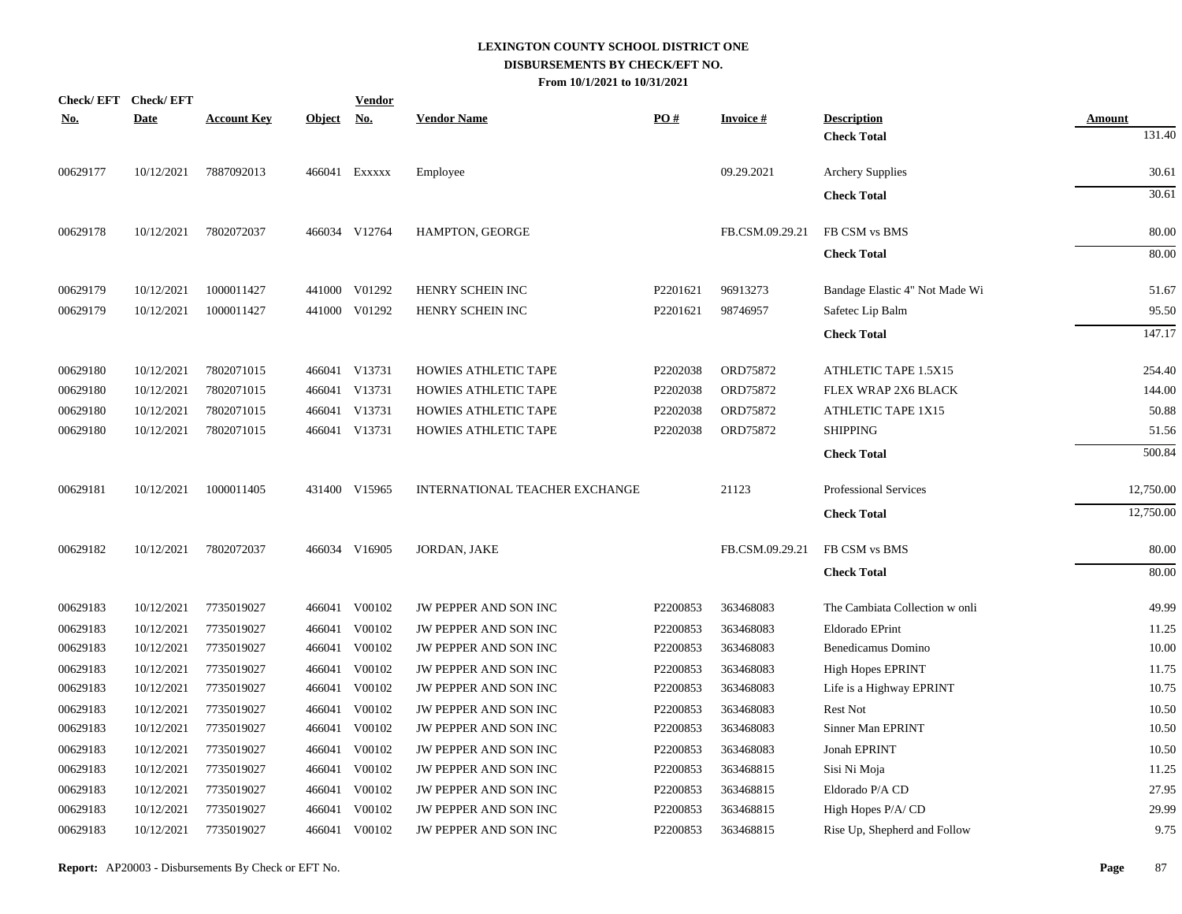# LEXINGTON COUNTY SCHOOL DISTRICT ONE
## DISBURSEMENTS BY CHECK/EFT NO.
### From 10/1/2021 to 10/31/2021

| Check/ EFT No. | Check/ EFT Date | Account Key | Object | Vendor No. | Vendor Name | PO # | Invoice # | Description | Amount |
|---|---|---|---|---|---|---|---|---|---|
| | | | | | | | | **Check Total** | 131.40 |
| 00629177 | 10/12/2021 | 7887092013 | 466041 | Exxxxx | Employee | | 09.29.2021 | Archery Supplies | 30.61 |
| | | | | | | | | **Check Total** | 30.61 |
| 00629178 | 10/12/2021 | 7802072037 | 466034 | V12764 | HAMPTON, GEORGE | | FB.CSM.09.29.21 | FB CSM vs BMS | 80.00 |
| | | | | | | | | **Check Total** | 80.00 |
| 00629179 | 10/12/2021 | 1000011427 | 441000 | V01292 | HENRY SCHEIN INC | P2201621 | 96913273 | Bandage Elastic 4" Not Made Wi | 51.67 |
| 00629179 | 10/12/2021 | 1000011427 | 441000 | V01292 | HENRY SCHEIN INC | P2201621 | 98746957 | Safetec Lip Balm | 95.50 |
| | | | | | | | | **Check Total** | 147.17 |
| 00629180 | 10/12/2021 | 7802071015 | 466041 | V13731 | HOWIES ATHLETIC TAPE | P2202038 | ORD75872 | ATHLETIC TAPE 1.5X15 | 254.40 |
| 00629180 | 10/12/2021 | 7802071015 | 466041 | V13731 | HOWIES ATHLETIC TAPE | P2202038 | ORD75872 | FLEX WRAP 2X6 BLACK | 144.00 |
| 00629180 | 10/12/2021 | 7802071015 | 466041 | V13731 | HOWIES ATHLETIC TAPE | P2202038 | ORD75872 | ATHLETIC TAPE 1X15 | 50.88 |
| 00629180 | 10/12/2021 | 7802071015 | 466041 | V13731 | HOWIES ATHLETIC TAPE | P2202038 | ORD75872 | SHIPPING | 51.56 |
| | | | | | | | | **Check Total** | 500.84 |
| 00629181 | 10/12/2021 | 1000011405 | 431400 | V15965 | INTERNATIONAL TEACHER EXCHANGE | | 21123 | Professional Services | 12,750.00 |
| | | | | | | | | **Check Total** | 12,750.00 |
| 00629182 | 10/12/2021 | 7802072037 | 466034 | V16905 | JORDAN, JAKE | | FB.CSM.09.29.21 | FB CSM vs BMS | 80.00 |
| | | | | | | | | **Check Total** | 80.00 |
| 00629183 | 10/12/2021 | 7735019027 | 466041 | V00102 | JW PEPPER AND SON INC | P2200853 | 363468083 | The Cambiata Collection w onli | 49.99 |
| 00629183 | 10/12/2021 | 7735019027 | 466041 | V00102 | JW PEPPER AND SON INC | P2200853 | 363468083 | Eldorado EPrint | 11.25 |
| 00629183 | 10/12/2021 | 7735019027 | 466041 | V00102 | JW PEPPER AND SON INC | P2200853 | 363468083 | Benedicamus Domino | 10.00 |
| 00629183 | 10/12/2021 | 7735019027 | 466041 | V00102 | JW PEPPER AND SON INC | P2200853 | 363468083 | High Hopes EPRINT | 11.75 |
| 00629183 | 10/12/2021 | 7735019027 | 466041 | V00102 | JW PEPPER AND SON INC | P2200853 | 363468083 | Life is a Highway EPRINT | 10.75 |
| 00629183 | 10/12/2021 | 7735019027 | 466041 | V00102 | JW PEPPER AND SON INC | P2200853 | 363468083 | Rest Not | 10.50 |
| 00629183 | 10/12/2021 | 7735019027 | 466041 | V00102 | JW PEPPER AND SON INC | P2200853 | 363468083 | Sinner Man EPRINT | 10.50 |
| 00629183 | 10/12/2021 | 7735019027 | 466041 | V00102 | JW PEPPER AND SON INC | P2200853 | 363468083 | Jonah EPRINT | 10.50 |
| 00629183 | 10/12/2021 | 7735019027 | 466041 | V00102 | JW PEPPER AND SON INC | P2200853 | 363468815 | Sisi Ni Moja | 11.25 |
| 00629183 | 10/12/2021 | 7735019027 | 466041 | V00102 | JW PEPPER AND SON INC | P2200853 | 363468815 | Eldorado P/A CD | 27.95 |
| 00629183 | 10/12/2021 | 7735019027 | 466041 | V00102 | JW PEPPER AND SON INC | P2200853 | 363468815 | High Hopes P/A/ CD | 29.99 |
| 00629183 | 10/12/2021 | 7735019027 | 466041 | V00102 | JW PEPPER AND SON INC | P2200853 | 363468815 | Rise Up, Shepherd and Follow | 9.75 |

**Report:** AP20003 - Disbursements By Check or EFT No.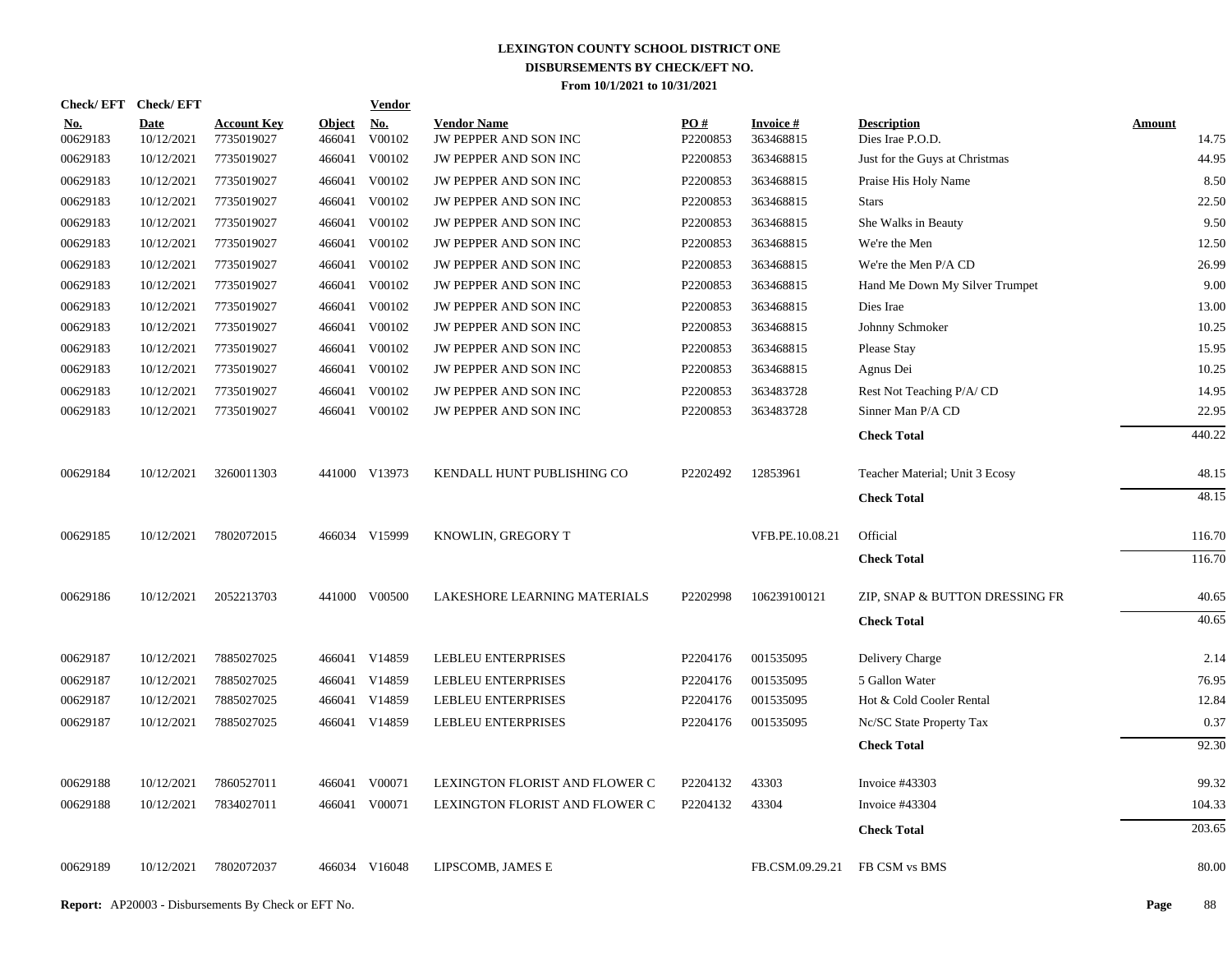# LEXINGTON COUNTY SCHOOL DISTRICT ONE
## DISBURSEMENTS BY CHECK/EFT NO.
### From 10/1/2021 to 10/31/2021

| Check/ EFT No. | Check/ EFT Date | Account Key | Object | Vendor No. | Vendor Name | PO # | Invoice # | Description | Amount |
|---|---|---|---|---|---|---|---|---|---|
| 00629183 | 10/12/2021 | 7735019027 | 466041 | V00102 | JW PEPPER AND SON INC | P2200853 | 363468815 | Dies Irae P.O.D. | 14.75 |
| 00629183 | 10/12/2021 | 7735019027 | 466041 | V00102 | JW PEPPER AND SON INC | P2200853 | 363468815 | Just for the Guys at Christmas | 44.95 |
| 00629183 | 10/12/2021 | 7735019027 | 466041 | V00102 | JW PEPPER AND SON INC | P2200853 | 363468815 | Praise His Holy Name | 8.50 |
| 00629183 | 10/12/2021 | 7735019027 | 466041 | V00102 | JW PEPPER AND SON INC | P2200853 | 363468815 | Stars | 22.50 |
| 00629183 | 10/12/2021 | 7735019027 | 466041 | V00102 | JW PEPPER AND SON INC | P2200853 | 363468815 | She Walks in Beauty | 9.50 |
| 00629183 | 10/12/2021 | 7735019027 | 466041 | V00102 | JW PEPPER AND SON INC | P2200853 | 363468815 | We're the Men | 12.50 |
| 00629183 | 10/12/2021 | 7735019027 | 466041 | V00102 | JW PEPPER AND SON INC | P2200853 | 363468815 | We're the Men P/A CD | 26.99 |
| 00629183 | 10/12/2021 | 7735019027 | 466041 | V00102 | JW PEPPER AND SON INC | P2200853 | 363468815 | Hand Me Down My Silver Trumpet | 9.00 |
| 00629183 | 10/12/2021 | 7735019027 | 466041 | V00102 | JW PEPPER AND SON INC | P2200853 | 363468815 | Dies Irae | 13.00 |
| 00629183 | 10/12/2021 | 7735019027 | 466041 | V00102 | JW PEPPER AND SON INC | P2200853 | 363468815 | Johnny Schmoker | 10.25 |
| 00629183 | 10/12/2021 | 7735019027 | 466041 | V00102 | JW PEPPER AND SON INC | P2200853 | 363468815 | Please Stay | 15.95 |
| 00629183 | 10/12/2021 | 7735019027 | 466041 | V00102 | JW PEPPER AND SON INC | P2200853 | 363468815 | Agnus Dei | 10.25 |
| 00629183 | 10/12/2021 | 7735019027 | 466041 | V00102 | JW PEPPER AND SON INC | P2200853 | 363483728 | Rest Not Teaching P/A/ CD | 14.95 |
| 00629183 | 10/12/2021 | 7735019027 | 466041 | V00102 | JW PEPPER AND SON INC | P2200853 | 363483728 | Sinner Man P/A CD | 22.95 |
| | | | | | | | | **Check Total** | 440.22 |
| 00629184 | 10/12/2021 | 3260011303 | 441000 | V13973 | KENDALL HUNT PUBLISHING CO | P2202492 | 12853961 | Teacher Material; Unit 3 Ecosy | 48.15 |
| | | | | | | | | **Check Total** | 48.15 |
| 00629185 | 10/12/2021 | 7802072015 | 466034 | V15999 | KNOWLIN, GREGORY T | | VFB.PE.10.08.21 | Official | 116.70 |
| | | | | | | | | **Check Total** | 116.70 |
| 00629186 | 10/12/2021 | 2052213703 | 441000 | V00500 | LAKESHORE LEARNING MATERIALS | P2202998 | 106239100121 | ZIP, SNAP & BUTTON DRESSING FR | 40.65 |
| | | | | | | | | **Check Total** | 40.65 |
| 00629187 | 10/12/2021 | 7885027025 | 466041 | V14859 | LEBLEU ENTERPRISES | P2204176 | 001535095 | Delivery Charge | 2.14 |
| 00629187 | 10/12/2021 | 7885027025 | 466041 | V14859 | LEBLEU ENTERPRISES | P2204176 | 001535095 | 5 Gallon Water | 76.95 |
| 00629187 | 10/12/2021 | 7885027025 | 466041 | V14859 | LEBLEU ENTERPRISES | P2204176 | 001535095 | Hot & Cold Cooler Rental | 12.84 |
| 00629187 | 10/12/2021 | 7885027025 | 466041 | V14859 | LEBLEU ENTERPRISES | P2204176 | 001535095 | Nc/SC State Property Tax | 0.37 |
| | | | | | | | | **Check Total** | 92.30 |
| 00629188 | 10/12/2021 | 7860527011 | 466041 | V00071 | LEXINGTON FLORIST AND FLOWER C | P2204132 | 43303 | Invoice #43303 | 99.32 |
| 00629188 | 10/12/2021 | 7834027011 | 466041 | V00071 | LEXINGTON FLORIST AND FLOWER C | P2204132 | 43304 | Invoice #43304 | 104.33 |
| | | | | | | | | **Check Total** | 203.65 |
| 00629189 | 10/12/2021 | 7802072037 | 466034 | V16048 | LIPSCOMB, JAMES E | | FB.CSM.09.29.21 | FB CSM vs BMS | 80.00 |

**Report:** AP20003 - Disbursements By Check or EFT No.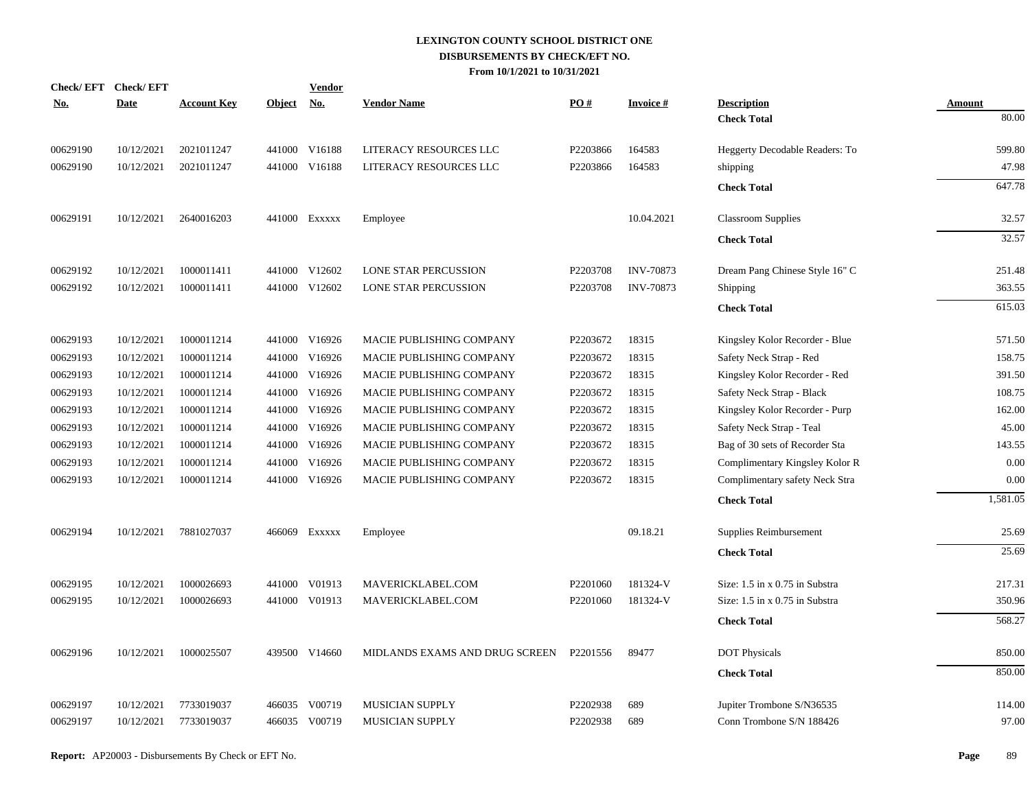**LEXINGTON COUNTY SCHOOL DISTRICT ONE**
**DISBURSEMENTS BY CHECK/EFT NO.**
**From 10/1/2021 to 10/31/2021**

| Check/ EFT No. | Check/ EFT Date | Account Key | Object | Vendor No. | Vendor Name | PO # | Invoice # | Description | Amount |
|---|---|---|---|---|---|---|---|---|---|
| | | | | | | | | **Check Total** | 80.00 |
| 00629190 | 10/12/2021 | 2021011247 | 441000 | V16188 | LITERACY RESOURCES LLC | P2203866 | 164583 | Heggerty Decodable Readers: To | 599.80 |
| 00629190 | 10/12/2021 | 2021011247 | 441000 | V16188 | LITERACY RESOURCES LLC | P2203866 | 164583 | shipping | 47.98 |
| | | | | | | | | **Check Total** | 647.78 |
| 00629191 | 10/12/2021 | 2640016203 | 441000 | Exxxxx | Employee | | 10.04.2021 | Classroom Supplies | 32.57 |
| | | | | | | | | **Check Total** | 32.57 |
| 00629192 | 10/12/2021 | 1000011411 | 441000 | V12602 | LONE STAR PERCUSSION | P2203708 | INV-70873 | Dream Pang Chinese Style 16" C | 251.48 |
| 00629192 | 10/12/2021 | 1000011411 | 441000 | V12602 | LONE STAR PERCUSSION | P2203708 | INV-70873 | Shipping | 363.55 |
| | | | | | | | | **Check Total** | 615.03 |
| 00629193 | 10/12/2021 | 1000011214 | 441000 | V16926 | MACIE PUBLISHING COMPANY | P2203672 | 18315 | Kingsley Kolor Recorder - Blue | 571.50 |
| 00629193 | 10/12/2021 | 1000011214 | 441000 | V16926 | MACIE PUBLISHING COMPANY | P2203672 | 18315 | Safety Neck Strap - Red | 158.75 |
| 00629193 | 10/12/2021 | 1000011214 | 441000 | V16926 | MACIE PUBLISHING COMPANY | P2203672 | 18315 | Kingsley Kolor Recorder - Red | 391.50 |
| 00629193 | 10/12/2021 | 1000011214 | 441000 | V16926 | MACIE PUBLISHING COMPANY | P2203672 | 18315 | Safety Neck Strap - Black | 108.75 |
| 00629193 | 10/12/2021 | 1000011214 | 441000 | V16926 | MACIE PUBLISHING COMPANY | P2203672 | 18315 | Kingsley Kolor Recorder - Purp | 162.00 |
| 00629193 | 10/12/2021 | 1000011214 | 441000 | V16926 | MACIE PUBLISHING COMPANY | P2203672 | 18315 | Safety Neck Strap - Teal | 45.00 |
| 00629193 | 10/12/2021 | 1000011214 | 441000 | V16926 | MACIE PUBLISHING COMPANY | P2203672 | 18315 | Bag of 30 sets of Recorder Sta | 143.55 |
| 00629193 | 10/12/2021 | 1000011214 | 441000 | V16926 | MACIE PUBLISHING COMPANY | P2203672 | 18315 | Complimentary Kingsley Kolor R | 0.00 |
| 00629193 | 10/12/2021 | 1000011214 | 441000 | V16926 | MACIE PUBLISHING COMPANY | P2203672 | 18315 | Complimentary safety Neck Stra | 0.00 |
| | | | | | | | | **Check Total** | 1,581.05 |
| 00629194 | 10/12/2021 | 7881027037 | 466069 | Exxxxx | Employee | | 09.18.21 | Supplies Reimbursement | 25.69 |
| | | | | | | | | **Check Total** | 25.69 |
| 00629195 | 10/12/2021 | 1000026693 | 441000 | V01913 | MAVERICKLABEL.COM | P2201060 | 181324-V | Size: 1.5 in x 0.75 in Substra | 217.31 |
| 00629195 | 10/12/2021 | 1000026693 | 441000 | V01913 | MAVERICKLABEL.COM | P2201060 | 181324-V | Size: 1.5 in x 0.75 in Substra | 350.96 |
| | | | | | | | | **Check Total** | 568.27 |
| 00629196 | 10/12/2021 | 1000025507 | 439500 | V14660 | MIDLANDS EXAMS AND DRUG SCREEN | P2201556 | 89477 | DOT Physicals | 850.00 |
| | | | | | | | | **Check Total** | 850.00 |
| 00629197 | 10/12/2021 | 7733019037 | 466035 | V00719 | MUSICIAN SUPPLY | P2202938 | 689 | Jupiter Trombone S/N36535 | 114.00 |
| 00629197 | 10/12/2021 | 7733019037 | 466035 | V00719 | MUSICIAN SUPPLY | P2202938 | 689 | Conn Trombone S/N 188426 | 97.00 |

**Report:** AP20003 - Disbursements By Check or EFT No.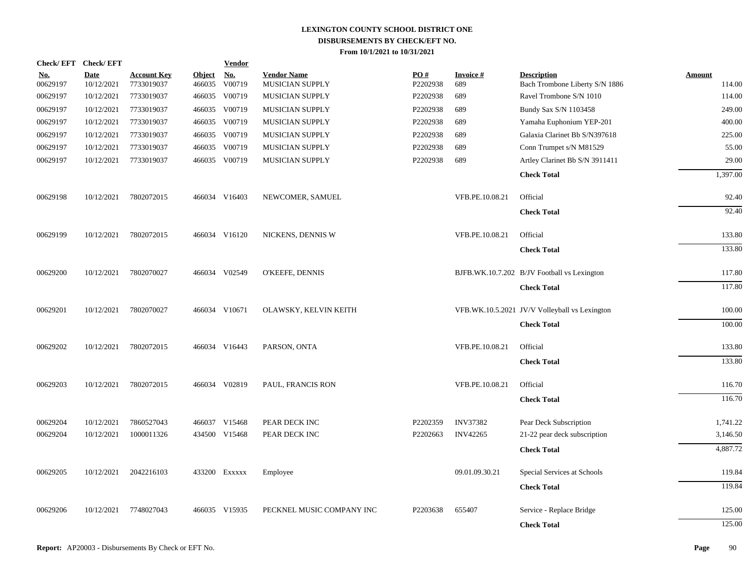**LEXINGTON COUNTY SCHOOL DISTRICT ONE**
**DISBURSEMENTS BY CHECK/EFT NO.**
**From 10/1/2021 to 10/31/2021**

| Check/ EFT No. | Check/ EFT Date | Account Key | Object | Vendor No. | Vendor Name | PO # | Invoice # | Description | Amount |
|---|---|---|---|---|---|---|---|---|---|
| 00629197 | 10/12/2021 | 7733019037 | 466035 | V00719 | MUSICIAN SUPPLY | P2202938 | 689 | Bach Trombone Liberty S/N 1886 | 114.00 |
| 00629197 | 10/12/2021 | 7733019037 | 466035 | V00719 | MUSICIAN SUPPLY | P2202938 | 689 | Ravel Trombone S/N 1010 | 114.00 |
| 00629197 | 10/12/2021 | 7733019037 | 466035 | V00719 | MUSICIAN SUPPLY | P2202938 | 689 | Bundy Sax S/N 1103458 | 249.00 |
| 00629197 | 10/12/2021 | 7733019037 | 466035 | V00719 | MUSICIAN SUPPLY | P2202938 | 689 | Yamaha Euphonium YEP-201 | 400.00 |
| 00629197 | 10/12/2021 | 7733019037 | 466035 | V00719 | MUSICIAN SUPPLY | P2202938 | 689 | Galaxia Clarinet Bb S/N397618 | 225.00 |
| 00629197 | 10/12/2021 | 7733019037 | 466035 | V00719 | MUSICIAN SUPPLY | P2202938 | 689 | Conn Trumpet s/N M81529 | 55.00 |
| 00629197 | 10/12/2021 | 7733019037 | 466035 | V00719 | MUSICIAN SUPPLY | P2202938 | 689 | Artley Clarinet Bb S/N 3911411 | 29.00 |
| | | | | | | | | **Check Total** | 1,397.00 |
| 00629198 | 10/12/2021 | 7802072015 | 466034 | V16403 | NEWCOMER, SAMUEL | | VFB.PE.10.08.21 | Official | 92.40 |
| | | | | | | | | **Check Total** | 92.40 |
| 00629199 | 10/12/2021 | 7802072015 | 466034 | V16120 | NICKENS, DENNIS W | | VFB.PE.10.08.21 | Official | 133.80 |
| | | | | | | | | **Check Total** | 133.80 |
| 00629200 | 10/12/2021 | 7802070027 | 466034 | V02549 | O'KEEFE, DENNIS | | BJFB.WK.10.7.202 | B/JV Football vs Lexington | 117.80 |
| | | | | | | | | **Check Total** | 117.80 |
| 00629201 | 10/12/2021 | 7802070027 | 466034 | V10671 | OLAWSKY, KELVIN KEITH | | VFB.WK.10.5.2021 | JV/V Volleyball vs Lexington | 100.00 |
| | | | | | | | | **Check Total** | 100.00 |
| 00629202 | 10/12/2021 | 7802072015 | 466034 | V16443 | PARSON, ONTA | | VFB.PE.10.08.21 | Official | 133.80 |
| | | | | | | | | **Check Total** | 133.80 |
| 00629203 | 10/12/2021 | 7802072015 | 466034 | V02819 | PAUL, FRANCIS RON | | VFB.PE.10.08.21 | Official | 116.70 |
| | | | | | | | | **Check Total** | 116.70 |
| 00629204 | 10/12/2021 | 7860527043 | 466037 | V15468 | PEAR DECK INC | P2202359 | INV37382 | Pear Deck Subscription | 1,741.22 |
| 00629204 | 10/12/2021 | 1000011326 | 434500 | V15468 | PEAR DECK INC | P2202663 | INV42265 | 21-22 pear deck subscription | 3,146.50 |
| | | | | | | | | **Check Total** | 4,887.72 |
| 00629205 | 10/12/2021 | 2042216103 | 433200 | Exxxxx | Employee | | 09.01.09.30.21 | Special Services at Schools | 119.84 |
| | | | | | | | | **Check Total** | 119.84 |
| 00629206 | 10/12/2021 | 7748027043 | 466035 | V15935 | PECKNEL MUSIC COMPANY INC | P2203638 | 655407 | Service - Replace Bridge | 125.00 |
| | | | | | | | | **Check Total** | 125.00 |

**Report:** AP20003 - Disbursements By Check or EFT No.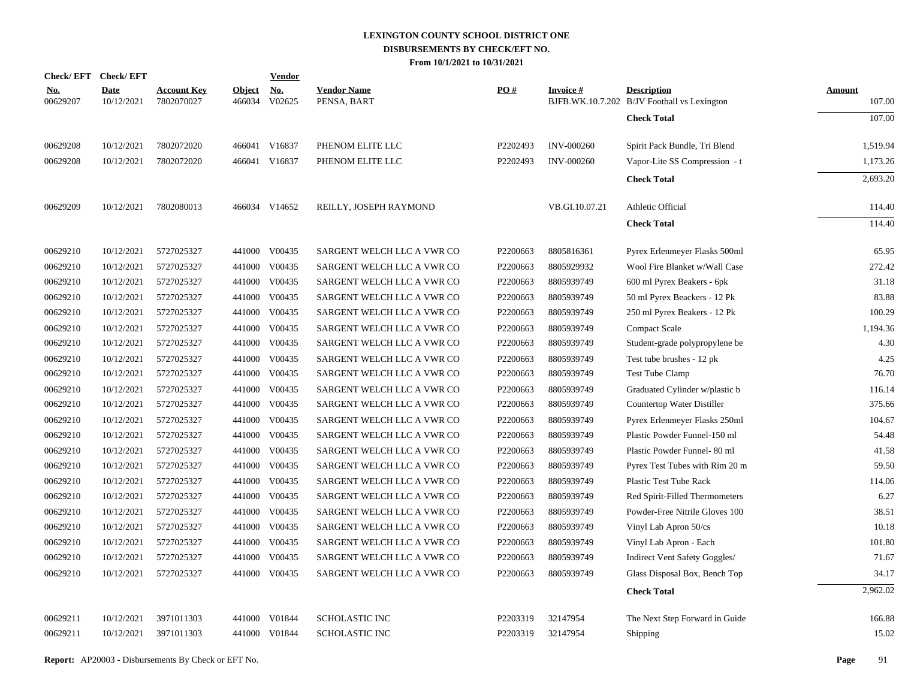# LEXINGTON COUNTY SCHOOL DISTRICT ONE
## DISBURSEMENTS BY CHECK/EFT NO.
### From 10/1/2021 to 10/31/2021

| Check/EFT No. | Check/EFT Date | Account Key | Object | Vendor No. | Vendor Name | PO # | Invoice # | Description | Amount |
|---|---|---|---|---|---|---|---|---|---|
| 00629207 | 10/12/2021 | 7802070027 | 466034 | V02625 | PENSA, BART | | BJFB.WK.10.7.202 | B/JV Football vs Lexington | 107.00 |
| | | | | | | | | **Check Total** | 107.00 |
| 00629208 | 10/12/2021 | 7802072020 | 466041 | V16837 | PHENOM ELITE LLC | P2202493 | INV-000260 | Spirit Pack Bundle, Tri Blend | 1,519.94 |
| 00629208 | 10/12/2021 | 7802072020 | 466041 | V16837 | PHENOM ELITE LLC | P2202493 | INV-000260 | Vapor-Lite SS Compression - t | 1,173.26 |
| | | | | | | | | **Check Total** | 2,693.20 |
| 00629209 | 10/12/2021 | 7802080013 | 466034 | V14652 | REILLY, JOSEPH RAYMOND | | VB.GI.10.07.21 | Athletic Official | 114.40 |
| | | | | | | | | **Check Total** | 114.40 |
| 00629210 | 10/12/2021 | 5727025327 | 441000 | V00435 | SARGENT WELCH LLC A VWR CO | P2200663 | 8805816361 | Pyrex Erlenmeyer Flasks 500ml | 65.95 |
| 00629210 | 10/12/2021 | 5727025327 | 441000 | V00435 | SARGENT WELCH LLC A VWR CO | P2200663 | 8805929932 | Wool Fire Blanket w/Wall Case | 272.42 |
| 00629210 | 10/12/2021 | 5727025327 | 441000 | V00435 | SARGENT WELCH LLC A VWR CO | P2200663 | 8805939749 | 600 ml Pyrex Beakers - 6pk | 31.18 |
| 00629210 | 10/12/2021 | 5727025327 | 441000 | V00435 | SARGENT WELCH LLC A VWR CO | P2200663 | 8805939749 | 50 ml Pyrex Beackers - 12 Pk | 83.88 |
| 00629210 | 10/12/2021 | 5727025327 | 441000 | V00435 | SARGENT WELCH LLC A VWR CO | P2200663 | 8805939749 | 250 ml Pyrex Beakers - 12 Pk | 100.29 |
| 00629210 | 10/12/2021 | 5727025327 | 441000 | V00435 | SARGENT WELCH LLC A VWR CO | P2200663 | 8805939749 | Compact Scale | 1,194.36 |
| 00629210 | 10/12/2021 | 5727025327 | 441000 | V00435 | SARGENT WELCH LLC A VWR CO | P2200663 | 8805939749 | Student-grade polypropylene be | 4.30 |
| 00629210 | 10/12/2021 | 5727025327 | 441000 | V00435 | SARGENT WELCH LLC A VWR CO | P2200663 | 8805939749 | Test tube brushes - 12 pk | 4.25 |
| 00629210 | 10/12/2021 | 5727025327 | 441000 | V00435 | SARGENT WELCH LLC A VWR CO | P2200663 | 8805939749 | Test Tube Clamp | 76.70 |
| 00629210 | 10/12/2021 | 5727025327 | 441000 | V00435 | SARGENT WELCH LLC A VWR CO | P2200663 | 8805939749 | Graduated Cylinder w/plastic b | 116.14 |
| 00629210 | 10/12/2021 | 5727025327 | 441000 | V00435 | SARGENT WELCH LLC A VWR CO | P2200663 | 8805939749 | Countertop Water Distiller | 375.66 |
| 00629210 | 10/12/2021 | 5727025327 | 441000 | V00435 | SARGENT WELCH LLC A VWR CO | P2200663 | 8805939749 | Pyrex Erlenmeyer Flasks 250ml | 104.67 |
| 00629210 | 10/12/2021 | 5727025327 | 441000 | V00435 | SARGENT WELCH LLC A VWR CO | P2200663 | 8805939749 | Plastic Powder Funnel-150 ml | 54.48 |
| 00629210 | 10/12/2021 | 5727025327 | 441000 | V00435 | SARGENT WELCH LLC A VWR CO | P2200663 | 8805939749 | Plastic Powder Funnel- 80 ml | 41.58 |
| 00629210 | 10/12/2021 | 5727025327 | 441000 | V00435 | SARGENT WELCH LLC A VWR CO | P2200663 | 8805939749 | Pyrex Test Tubes with Rim 20 m | 59.50 |
| 00629210 | 10/12/2021 | 5727025327 | 441000 | V00435 | SARGENT WELCH LLC A VWR CO | P2200663 | 8805939749 | Plastic Test Tube Rack | 114.06 |
| 00629210 | 10/12/2021 | 5727025327 | 441000 | V00435 | SARGENT WELCH LLC A VWR CO | P2200663 | 8805939749 | Red Spirit-Filled Thermometers | 6.27 |
| 00629210 | 10/12/2021 | 5727025327 | 441000 | V00435 | SARGENT WELCH LLC A VWR CO | P2200663 | 8805939749 | Powder-Free Nitrile Gloves 100 | 38.51 |
| 00629210 | 10/12/2021 | 5727025327 | 441000 | V00435 | SARGENT WELCH LLC A VWR CO | P2200663 | 8805939749 | Vinyl Lab Apron 50/cs | 10.18 |
| 00629210 | 10/12/2021 | 5727025327 | 441000 | V00435 | SARGENT WELCH LLC A VWR CO | P2200663 | 8805939749 | Vinyl Lab Apron - Each | 101.80 |
| 00629210 | 10/12/2021 | 5727025327 | 441000 | V00435 | SARGENT WELCH LLC A VWR CO | P2200663 | 8805939749 | Indirect Vent Safety Goggles/ | 71.67 |
| 00629210 | 10/12/2021 | 5727025327 | 441000 | V00435 | SARGENT WELCH LLC A VWR CO | P2200663 | 8805939749 | Glass Disposal Box, Bench Top | 34.17 |
| | | | | | | | | **Check Total** | 2,962.02 |
| 00629211 | 10/12/2021 | 3971011303 | 441000 | V01844 | SCHOLASTIC INC | P2203319 | 32147954 | The Next Step Forward in Guide | 166.88 |
| 00629211 | 10/12/2021 | 3971011303 | 441000 | V01844 | SCHOLASTIC INC | P2203319 | 32147954 | Shipping | 15.02 |

**Report:** AP20003 - Disbursements By Check or EFT No.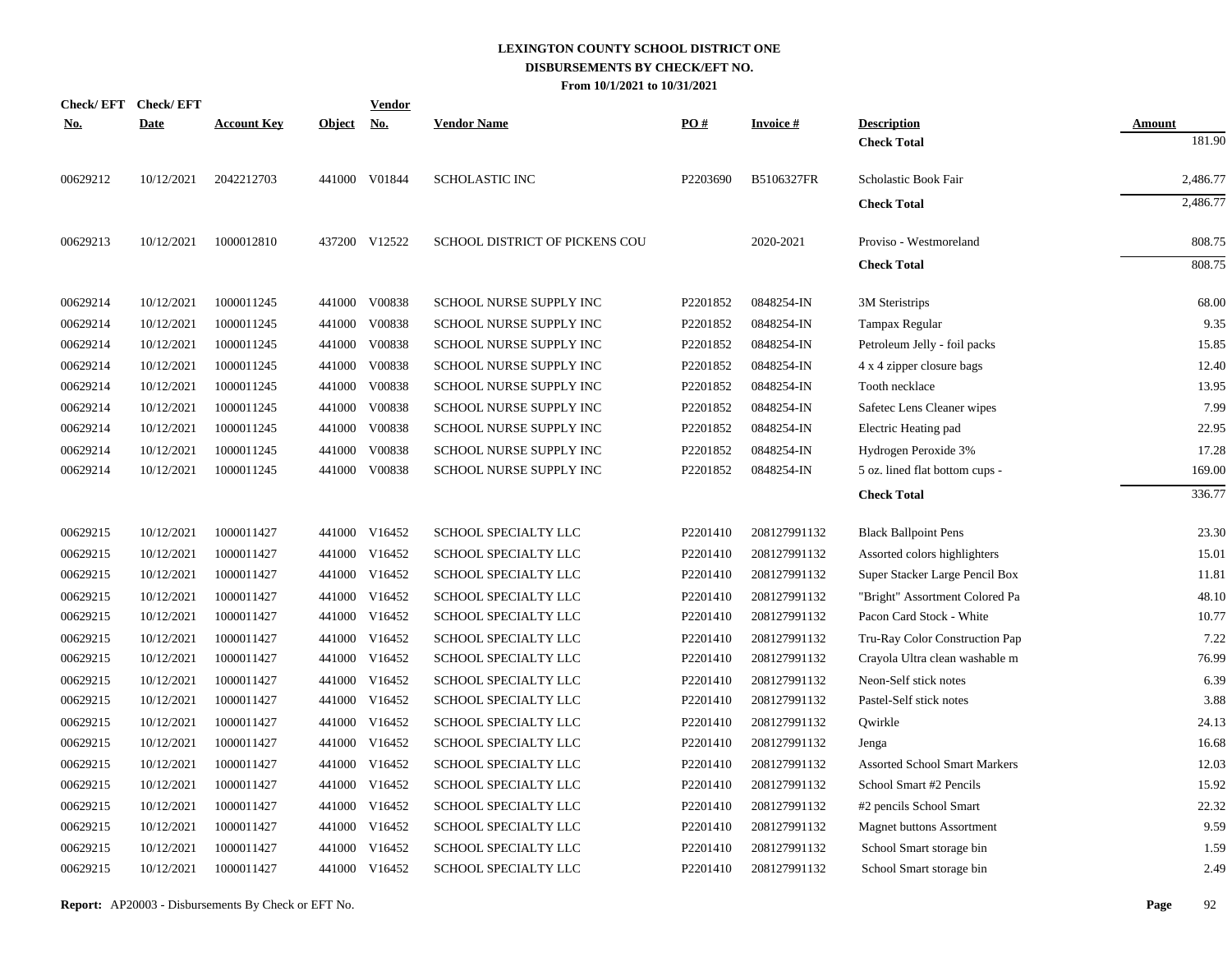# LEXINGTON COUNTY SCHOOL DISTRICT ONE
## DISBURSEMENTS BY CHECK/EFT NO.
### From 10/1/2021 to 10/31/2021

| Check/ EFT No. | Check/ EFT Date | Account Key | Object | Vendor No. | Vendor Name | PO # | Invoice # | Description | Amount |
|---|---|---|---|---|---|---|---|---|---|
| | | | | | | | | **Check Total** | 181.90 |
| 00629212 | 10/12/2021 | 2042212703 | 441000 | V01844 | SCHOLASTIC INC | P2203690 | B5106327FR | Scholastic Book Fair | 2,486.77 |
| | | | | | | | | **Check Total** | 2,486.77 |
| 00629213 | 10/12/2021 | 1000012810 | 437200 | V12522 | SCHOOL DISTRICT OF PICKENS COU | | 2020-2021 | Proviso - Westmoreland | 808.75 |
| | | | | | | | | **Check Total** | 808.75 |
| 00629214 | 10/12/2021 | 1000011245 | 441000 | V00838 | SCHOOL NURSE SUPPLY INC | P2201852 | 0848254-IN | 3M Steristrips | 68.00 |
| 00629214 | 10/12/2021 | 1000011245 | 441000 | V00838 | SCHOOL NURSE SUPPLY INC | P2201852 | 0848254-IN | Tampax Regular | 9.35 |
| 00629214 | 10/12/2021 | 1000011245 | 441000 | V00838 | SCHOOL NURSE SUPPLY INC | P2201852 | 0848254-IN | Petroleum Jelly - foil packs | 15.85 |
| 00629214 | 10/12/2021 | 1000011245 | 441000 | V00838 | SCHOOL NURSE SUPPLY INC | P2201852 | 0848254-IN | 4 x 4 zipper closure bags | 12.40 |
| 00629214 | 10/12/2021 | 1000011245 | 441000 | V00838 | SCHOOL NURSE SUPPLY INC | P2201852 | 0848254-IN | Tooth necklace | 13.95 |
| 00629214 | 10/12/2021 | 1000011245 | 441000 | V00838 | SCHOOL NURSE SUPPLY INC | P2201852 | 0848254-IN | Safetec Lens Cleaner wipes | 7.99 |
| 00629214 | 10/12/2021 | 1000011245 | 441000 | V00838 | SCHOOL NURSE SUPPLY INC | P2201852 | 0848254-IN | Electric Heating pad | 22.95 |
| 00629214 | 10/12/2021 | 1000011245 | 441000 | V00838 | SCHOOL NURSE SUPPLY INC | P2201852 | 0848254-IN | Hydrogen Peroxide 3% | 17.28 |
| 00629214 | 10/12/2021 | 1000011245 | 441000 | V00838 | SCHOOL NURSE SUPPLY INC | P2201852 | 0848254-IN | 5 oz. lined flat bottom cups - | 169.00 |
| | | | | | | | | **Check Total** | 336.77 |
| 00629215 | 10/12/2021 | 1000011427 | 441000 | V16452 | SCHOOL SPECIALTY LLC | P2201410 | 208127991132 | Black Ballpoint Pens | 23.30 |
| 00629215 | 10/12/2021 | 1000011427 | 441000 | V16452 | SCHOOL SPECIALTY LLC | P2201410 | 208127991132 | Assorted colors highlighters | 15.01 |
| 00629215 | 10/12/2021 | 1000011427 | 441000 | V16452 | SCHOOL SPECIALTY LLC | P2201410 | 208127991132 | Super Stacker Large Pencil Box | 11.81 |
| 00629215 | 10/12/2021 | 1000011427 | 441000 | V16452 | SCHOOL SPECIALTY LLC | P2201410 | 208127991132 | "Bright" Assortment Colored Pa | 48.10 |
| 00629215 | 10/12/2021 | 1000011427 | 441000 | V16452 | SCHOOL SPECIALTY LLC | P2201410 | 208127991132 | Pacon Card Stock - White | 10.77 |
| 00629215 | 10/12/2021 | 1000011427 | 441000 | V16452 | SCHOOL SPECIALTY LLC | P2201410 | 208127991132 | Tru-Ray Color Construction Pap | 7.22 |
| 00629215 | 10/12/2021 | 1000011427 | 441000 | V16452 | SCHOOL SPECIALTY LLC | P2201410 | 208127991132 | Crayola Ultra clean washable m | 76.99 |
| 00629215 | 10/12/2021 | 1000011427 | 441000 | V16452 | SCHOOL SPECIALTY LLC | P2201410 | 208127991132 | Neon-Self stick notes | 6.39 |
| 00629215 | 10/12/2021 | 1000011427 | 441000 | V16452 | SCHOOL SPECIALTY LLC | P2201410 | 208127991132 | Pastel-Self stick notes | 3.88 |
| 00629215 | 10/12/2021 | 1000011427 | 441000 | V16452 | SCHOOL SPECIALTY LLC | P2201410 | 208127991132 | Qwirkle | 24.13 |
| 00629215 | 10/12/2021 | 1000011427 | 441000 | V16452 | SCHOOL SPECIALTY LLC | P2201410 | 208127991132 | Jenga | 16.68 |
| 00629215 | 10/12/2021 | 1000011427 | 441000 | V16452 | SCHOOL SPECIALTY LLC | P2201410 | 208127991132 | Assorted School Smart Markers | 12.03 |
| 00629215 | 10/12/2021 | 1000011427 | 441000 | V16452 | SCHOOL SPECIALTY LLC | P2201410 | 208127991132 | School Smart #2 Pencils | 15.92 |
| 00629215 | 10/12/2021 | 1000011427 | 441000 | V16452 | SCHOOL SPECIALTY LLC | P2201410 | 208127991132 | #2 pencils School Smart | 22.32 |
| 00629215 | 10/12/2021 | 1000011427 | 441000 | V16452 | SCHOOL SPECIALTY LLC | P2201410 | 208127991132 | Magnet buttons Assortment | 9.59 |
| 00629215 | 10/12/2021 | 1000011427 | 441000 | V16452 | SCHOOL SPECIALTY LLC | P2201410 | 208127991132 | School Smart storage bin | 1.59 |
| 00629215 | 10/12/2021 | 1000011427 | 441000 | V16452 | SCHOOL SPECIALTY LLC | P2201410 | 208127991132 | School Smart storage bin | 2.49 |

**Report:** AP20003 - Disbursements By Check or EFT No.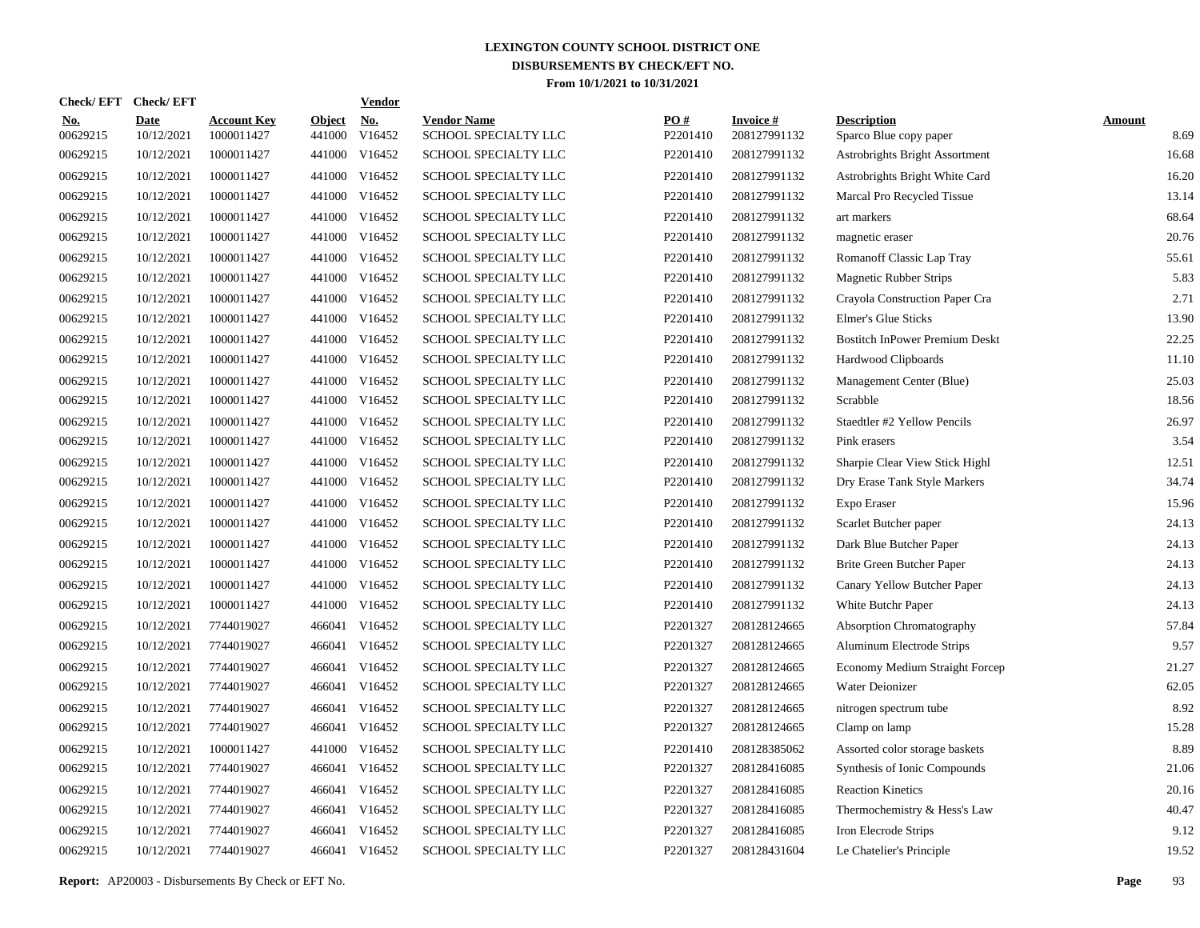# LEXINGTON COUNTY SCHOOL DISTRICT ONE

## DISBURSEMENTS BY CHECK/EFT NO.

### From 10/1/2021 to 10/31/2021

| Check/ EFT No. | Check/ EFT Date | Account Key | Object | Vendor No. | Vendor Name | PO # | Invoice # | Description | Amount |
|---|---|---|---|---|---|---|---|---|---|
| 00629215 | 10/12/2021 | 1000011427 | 441000 | V16452 | SCHOOL SPECIALTY LLC | P2201410 | 208127991132 | Sparco Blue copy paper | 8.69 |
| 00629215 | 10/12/2021 | 1000011427 | 441000 | V16452 | SCHOOL SPECIALTY LLC | P2201410 | 208127991132 | Astrobrights Bright Assortment | 16.68 |
| 00629215 | 10/12/2021 | 1000011427 | 441000 | V16452 | SCHOOL SPECIALTY LLC | P2201410 | 208127991132 | Astrobrights Bright White Card | 16.20 |
| 00629215 | 10/12/2021 | 1000011427 | 441000 | V16452 | SCHOOL SPECIALTY LLC | P2201410 | 208127991132 | Marcal Pro Recycled Tissue | 13.14 |
| 00629215 | 10/12/2021 | 1000011427 | 441000 | V16452 | SCHOOL SPECIALTY LLC | P2201410 | 208127991132 | art markers | 68.64 |
| 00629215 | 10/12/2021 | 1000011427 | 441000 | V16452 | SCHOOL SPECIALTY LLC | P2201410 | 208127991132 | magnetic eraser | 20.76 |
| 00629215 | 10/12/2021 | 1000011427 | 441000 | V16452 | SCHOOL SPECIALTY LLC | P2201410 | 208127991132 | Romanoff Classic Lap Tray | 55.61 |
| 00629215 | 10/12/2021 | 1000011427 | 441000 | V16452 | SCHOOL SPECIALTY LLC | P2201410 | 208127991132 | Magnetic Rubber Strips | 5.83 |
| 00629215 | 10/12/2021 | 1000011427 | 441000 | V16452 | SCHOOL SPECIALTY LLC | P2201410 | 208127991132 | Crayola Construction Paper Cra | 2.71 |
| 00629215 | 10/12/2021 | 1000011427 | 441000 | V16452 | SCHOOL SPECIALTY LLC | P2201410 | 208127991132 | Elmer's Glue Sticks | 13.90 |
| 00629215 | 10/12/2021 | 1000011427 | 441000 | V16452 | SCHOOL SPECIALTY LLC | P2201410 | 208127991132 | Bostitch InPower Premium Deskt | 22.25 |
| 00629215 | 10/12/2021 | 1000011427 | 441000 | V16452 | SCHOOL SPECIALTY LLC | P2201410 | 208127991132 | Hardwood Clipboards | 11.10 |
| 00629215 | 10/12/2021 | 1000011427 | 441000 | V16452 | SCHOOL SPECIALTY LLC | P2201410 | 208127991132 | Management Center (Blue) | 25.03 |
| 00629215 | 10/12/2021 | 1000011427 | 441000 | V16452 | SCHOOL SPECIALTY LLC | P2201410 | 208127991132 | Scrabble | 18.56 |
| 00629215 | 10/12/2021 | 1000011427 | 441000 | V16452 | SCHOOL SPECIALTY LLC | P2201410 | 208127991132 | Staedtler #2 Yellow Pencils | 26.97 |
| 00629215 | 10/12/2021 | 1000011427 | 441000 | V16452 | SCHOOL SPECIALTY LLC | P2201410 | 208127991132 | Pink erasers | 3.54 |
| 00629215 | 10/12/2021 | 1000011427 | 441000 | V16452 | SCHOOL SPECIALTY LLC | P2201410 | 208127991132 | Sharpie Clear View Stick Highl | 12.51 |
| 00629215 | 10/12/2021 | 1000011427 | 441000 | V16452 | SCHOOL SPECIALTY LLC | P2201410 | 208127991132 | Dry Erase Tank Style Markers | 34.74 |
| 00629215 | 10/12/2021 | 1000011427 | 441000 | V16452 | SCHOOL SPECIALTY LLC | P2201410 | 208127991132 | Expo Eraser | 15.96 |
| 00629215 | 10/12/2021 | 1000011427 | 441000 | V16452 | SCHOOL SPECIALTY LLC | P2201410 | 208127991132 | Scarlet Butcher paper | 24.13 |
| 00629215 | 10/12/2021 | 1000011427 | 441000 | V16452 | SCHOOL SPECIALTY LLC | P2201410 | 208127991132 | Dark Blue Butcher Paper | 24.13 |
| 00629215 | 10/12/2021 | 1000011427 | 441000 | V16452 | SCHOOL SPECIALTY LLC | P2201410 | 208127991132 | Brite Green Butcher Paper | 24.13 |
| 00629215 | 10/12/2021 | 1000011427 | 441000 | V16452 | SCHOOL SPECIALTY LLC | P2201410 | 208127991132 | Canary Yellow Butcher Paper | 24.13 |
| 00629215 | 10/12/2021 | 1000011427 | 441000 | V16452 | SCHOOL SPECIALTY LLC | P2201410 | 208127991132 | White Butchr Paper | 24.13 |
| 00629215 | 10/12/2021 | 7744019027 | 466041 | V16452 | SCHOOL SPECIALTY LLC | P2201327 | 208128124665 | Absorption Chromatography | 57.84 |
| 00629215 | 10/12/2021 | 7744019027 | 466041 | V16452 | SCHOOL SPECIALTY LLC | P2201327 | 208128124665 | Aluminum Electrode Strips | 9.57 |
| 00629215 | 10/12/2021 | 7744019027 | 466041 | V16452 | SCHOOL SPECIALTY LLC | P2201327 | 208128124665 | Economy Medium Straight Forcep | 21.27 |
| 00629215 | 10/12/2021 | 7744019027 | 466041 | V16452 | SCHOOL SPECIALTY LLC | P2201327 | 208128124665 | Water Deionizer | 62.05 |
| 00629215 | 10/12/2021 | 7744019027 | 466041 | V16452 | SCHOOL SPECIALTY LLC | P2201327 | 208128124665 | nitrogen spectrum tube | 8.92 |
| 00629215 | 10/12/2021 | 7744019027 | 466041 | V16452 | SCHOOL SPECIALTY LLC | P2201327 | 208128124665 | Clamp on lamp | 15.28 |
| 00629215 | 10/12/2021 | 1000011427 | 441000 | V16452 | SCHOOL SPECIALTY LLC | P2201410 | 208128385062 | Assorted color storage baskets | 8.89 |
| 00629215 | 10/12/2021 | 7744019027 | 466041 | V16452 | SCHOOL SPECIALTY LLC | P2201327 | 208128416085 | Synthesis of Ionic Compounds | 21.06 |
| 00629215 | 10/12/2021 | 7744019027 | 466041 | V16452 | SCHOOL SPECIALTY LLC | P2201327 | 208128416085 | Reaction Kinetics | 20.16 |
| 00629215 | 10/12/2021 | 7744019027 | 466041 | V16452 | SCHOOL SPECIALTY LLC | P2201327 | 208128416085 | Thermochemistry & Hess's Law | 40.47 |
| 00629215 | 10/12/2021 | 7744019027 | 466041 | V16452 | SCHOOL SPECIALTY LLC | P2201327 | 208128416085 | Iron Elecrode Strips | 9.12 |
| 00629215 | 10/12/2021 | 7744019027 | 466041 | V16452 | SCHOOL SPECIALTY LLC | P2201327 | 208128431604 | Le Chatelier's Principle | 19.52 |

**Report:** AP20003 - Disbursements By Check or EFT No.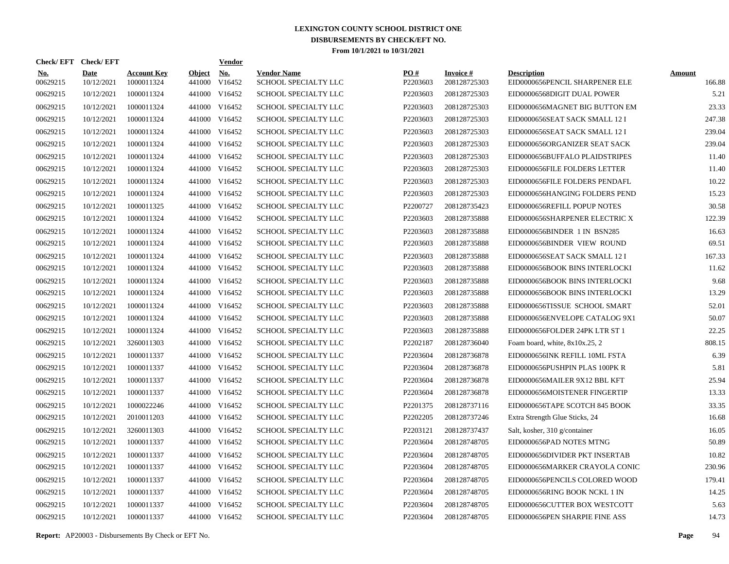# LEXINGTON COUNTY SCHOOL DISTRICT ONE

## DISBURSEMENTS BY CHECK/EFT NO.

### From 10/1/2021 to 10/31/2021

| Check/ EFT No. | Check/ EFT Date | Account Key | Object | Vendor No. | Vendor Name | PO # | Invoice # | Description | Amount |
|---|---|---|---|---|---|---|---|---|---|
| 00629215 | 10/12/2021 | 1000011324 | 441000 | V16452 | SCHOOL SPECIALTY LLC | P2203603 | 208128725303 | EID0000656PENCIL SHARPENER ELE | 166.88 |
| 00629215 | 10/12/2021 | 1000011324 | 441000 | V16452 | SCHOOL SPECIALTY LLC | P2203603 | 208128725303 | EID00006568DIGIT DUAL POWER | 5.21 |
| 00629215 | 10/12/2021 | 1000011324 | 441000 | V16452 | SCHOOL SPECIALTY LLC | P2203603 | 208128725303 | EID0000656MAGNET BIG BUTTON EM | 23.33 |
| 00629215 | 10/12/2021 | 1000011324 | 441000 | V16452 | SCHOOL SPECIALTY LLC | P2203603 | 208128725303 | EID0000656SEAT SACK SMALL 12 I | 247.38 |
| 00629215 | 10/12/2021 | 1000011324 | 441000 | V16452 | SCHOOL SPECIALTY LLC | P2203603 | 208128725303 | EID0000656SEAT SACK SMALL 12 I | 239.04 |
| 00629215 | 10/12/2021 | 1000011324 | 441000 | V16452 | SCHOOL SPECIALTY LLC | P2203603 | 208128725303 | EID0000656ORGANIZER SEAT SACK | 239.04 |
| 00629215 | 10/12/2021 | 1000011324 | 441000 | V16452 | SCHOOL SPECIALTY LLC | P2203603 | 208128725303 | EID0000656BUFFALO PLAIDSTRIPES | 11.40 |
| 00629215 | 10/12/2021 | 1000011324 | 441000 | V16452 | SCHOOL SPECIALTY LLC | P2203603 | 208128725303 | EID0000656FILE FOLDERS LETTER | 11.40 |
| 00629215 | 10/12/2021 | 1000011324 | 441000 | V16452 | SCHOOL SPECIALTY LLC | P2203603 | 208128725303 | EID0000656FILE FOLDERS PENDAFL | 10.22 |
| 00629215 | 10/12/2021 | 1000011324 | 441000 | V16452 | SCHOOL SPECIALTY LLC | P2203603 | 208128725303 | EID0000656HANGING FOLDERS PEND | 15.23 |
| 00629215 | 10/12/2021 | 1000011325 | 441000 | V16452 | SCHOOL SPECIALTY LLC | P2200727 | 208128735423 | EID0000656REFILL POPUP NOTES | 30.58 |
| 00629215 | 10/12/2021 | 1000011324 | 441000 | V16452 | SCHOOL SPECIALTY LLC | P2203603 | 208128735888 | EID0000656SHARPENER ELECTRIC X | 122.39 |
| 00629215 | 10/12/2021 | 1000011324 | 441000 | V16452 | SCHOOL SPECIALTY LLC | P2203603 | 208128735888 | EID0000656BINDER 1 IN BSN285 | 16.63 |
| 00629215 | 10/12/2021 | 1000011324 | 441000 | V16452 | SCHOOL SPECIALTY LLC | P2203603 | 208128735888 | EID0000656BINDER VIEW ROUND | 69.51 |
| 00629215 | 10/12/2021 | 1000011324 | 441000 | V16452 | SCHOOL SPECIALTY LLC | P2203603 | 208128735888 | EID0000656SEAT SACK SMALL 12 I | 167.33 |
| 00629215 | 10/12/2021 | 1000011324 | 441000 | V16452 | SCHOOL SPECIALTY LLC | P2203603 | 208128735888 | EID0000656BOOK BINS INTERLOCKI | 11.62 |
| 00629215 | 10/12/2021 | 1000011324 | 441000 | V16452 | SCHOOL SPECIALTY LLC | P2203603 | 208128735888 | EID0000656BOOK BINS INTERLOCKI | 9.68 |
| 00629215 | 10/12/2021 | 1000011324 | 441000 | V16452 | SCHOOL SPECIALTY LLC | P2203603 | 208128735888 | EID0000656BOOK BINS INTERLOCKI | 13.29 |
| 00629215 | 10/12/2021 | 1000011324 | 441000 | V16452 | SCHOOL SPECIALTY LLC | P2203603 | 208128735888 | EID0000656TISSUE SCHOOL SMART | 52.01 |
| 00629215 | 10/12/2021 | 1000011324 | 441000 | V16452 | SCHOOL SPECIALTY LLC | P2203603 | 208128735888 | EID0000656ENVELOPE CATALOG 9X1 | 50.07 |
| 00629215 | 10/12/2021 | 1000011324 | 441000 | V16452 | SCHOOL SPECIALTY LLC | P2203603 | 208128735888 | EID0000656FOLDER 24PK LTR ST 1 | 22.25 |
| 00629215 | 10/12/2021 | 3260011303 | 441000 | V16452 | SCHOOL SPECIALTY LLC | P2202187 | 208128736040 | Foam board, white, 8x10x.25, 2 | 808.15 |
| 00629215 | 10/12/2021 | 1000011337 | 441000 | V16452 | SCHOOL SPECIALTY LLC | P2203604 | 208128736878 | EID0000656INK REFILL 10ML FSTA | 6.39 |
| 00629215 | 10/12/2021 | 1000011337 | 441000 | V16452 | SCHOOL SPECIALTY LLC | P2203604 | 208128736878 | EID0000656PUSHPIN PLAS 100PK R | 5.81 |
| 00629215 | 10/12/2021 | 1000011337 | 441000 | V16452 | SCHOOL SPECIALTY LLC | P2203604 | 208128736878 | EID0000656MAILER 9X12 BBL KFT | 25.94 |
| 00629215 | 10/12/2021 | 1000011337 | 441000 | V16452 | SCHOOL SPECIALTY LLC | P2203604 | 208128736878 | EID0000656MOISTENER FINGERTIP | 13.33 |
| 00629215 | 10/12/2021 | 1000022246 | 441000 | V16452 | SCHOOL SPECIALTY LLC | P2201375 | 208128737116 | EID0000656TAPE SCOTCH 845 BOOK | 33.35 |
| 00629215 | 10/12/2021 | 2010011203 | 441000 | V16452 | SCHOOL SPECIALTY LLC | P2202205 | 208128737246 | Extra Strength Glue Sticks, 24 | 16.68 |
| 00629215 | 10/12/2021 | 3260011303 | 441000 | V16452 | SCHOOL SPECIALTY LLC | P2203121 | 208128737437 | Salt, kosher, 310 g/container | 16.05 |
| 00629215 | 10/12/2021 | 1000011337 | 441000 | V16452 | SCHOOL SPECIALTY LLC | P2203604 | 208128748705 | EID0000656PAD NOTES MTNG | 50.89 |
| 00629215 | 10/12/2021 | 1000011337 | 441000 | V16452 | SCHOOL SPECIALTY LLC | P2203604 | 208128748705 | EID0000656DIVIDER PKT INSERTAB | 10.82 |
| 00629215 | 10/12/2021 | 1000011337 | 441000 | V16452 | SCHOOL SPECIALTY LLC | P2203604 | 208128748705 | EID0000656MARKER CRAYOLA CONIC | 230.96 |
| 00629215 | 10/12/2021 | 1000011337 | 441000 | V16452 | SCHOOL SPECIALTY LLC | P2203604 | 208128748705 | EID0000656PENCILS COLORED WOOD | 179.41 |
| 00629215 | 10/12/2021 | 1000011337 | 441000 | V16452 | SCHOOL SPECIALTY LLC | P2203604 | 208128748705 | EID0000656RING BOOK NCKL 1 IN | 14.25 |
| 00629215 | 10/12/2021 | 1000011337 | 441000 | V16452 | SCHOOL SPECIALTY LLC | P2203604 | 208128748705 | EID0000656CUTTER BOX WESTCOTT | 5.63 |
| 00629215 | 10/12/2021 | 1000011337 | 441000 | V16452 | SCHOOL SPECIALTY LLC | P2203604 | 208128748705 | EID0000656PEN SHARPIE FINE ASS | 14.73 |

**Report:** AP20003 - Disbursements By Check or EFT No.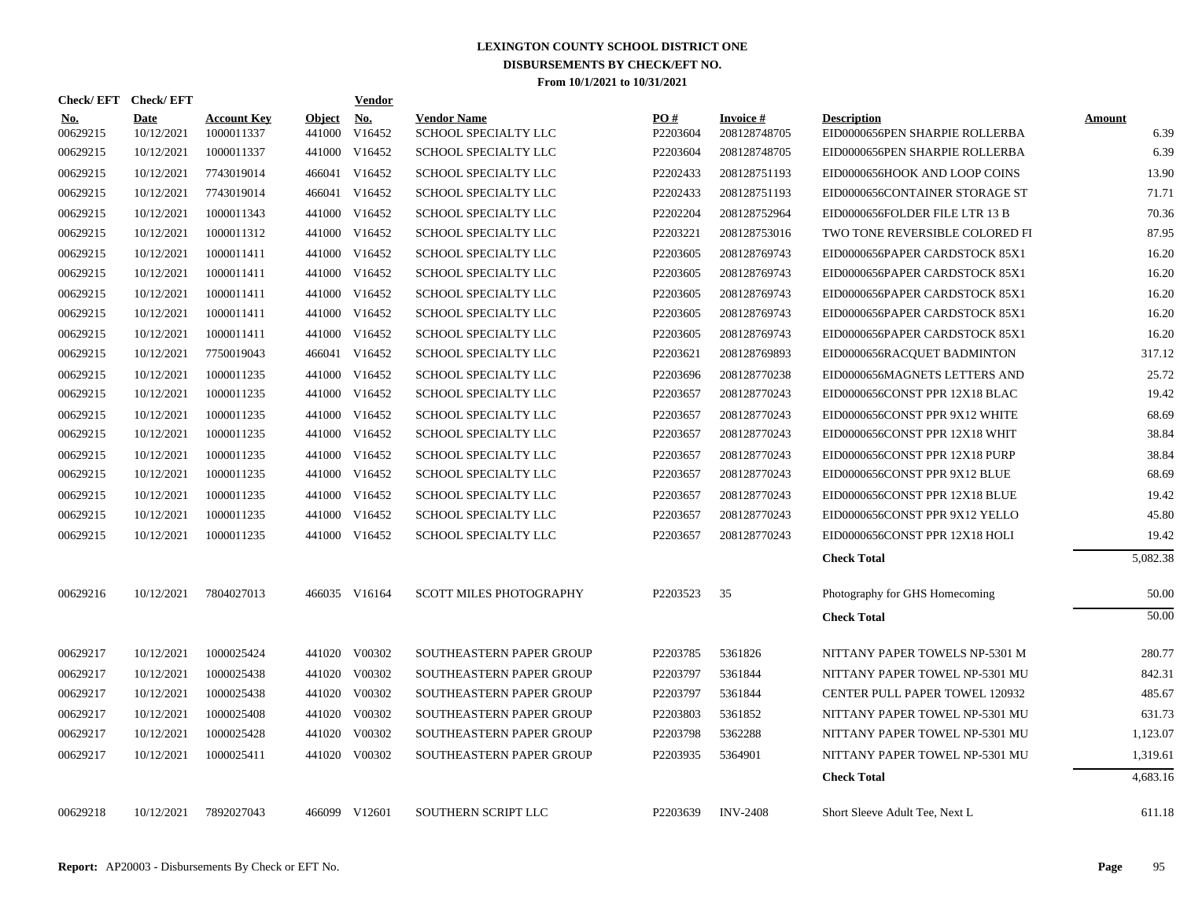# LEXINGTON COUNTY SCHOOL DISTRICT ONE
## DISBURSEMENTS BY CHECK/EFT NO.
### From 10/1/2021 to 10/31/2021

| Check/ EFT No. | Check/ EFT Date | Account Key | Object | Vendor No. | Vendor Name | PO # | Invoice # | Description | Amount |
|---|---|---|---|---|---|---|---|---|---|
| 00629215 | 10/12/2021 | 1000011337 | 441000 | V16452 | SCHOOL SPECIALTY LLC | P2203604 | 208128748705 | EID0000656PEN SHARPIE ROLLERBA | 6.39 |
| 00629215 | 10/12/2021 | 1000011337 | 441000 | V16452 | SCHOOL SPECIALTY LLC | P2203604 | 208128748705 | EID0000656PEN SHARPIE ROLLERBA | 6.39 |
| 00629215 | 10/12/2021 | 7743019014 | 466041 | V16452 | SCHOOL SPECIALTY LLC | P2202433 | 208128751193 | EID0000656HOOK AND LOOP COINS | 13.90 |
| 00629215 | 10/12/2021 | 7743019014 | 466041 | V16452 | SCHOOL SPECIALTY LLC | P2202433 | 208128751193 | EID0000656CONTAINER STORAGE ST | 71.71 |
| 00629215 | 10/12/2021 | 1000011343 | 441000 | V16452 | SCHOOL SPECIALTY LLC | P2202204 | 208128752964 | EID0000656FOLDER FILE LTR 13 B | 70.36 |
| 00629215 | 10/12/2021 | 1000011312 | 441000 | V16452 | SCHOOL SPECIALTY LLC | P2203221 | 208128753016 | TWO TONE REVERSIBLE COLORED FI | 87.95 |
| 00629215 | 10/12/2021 | 1000011411 | 441000 | V16452 | SCHOOL SPECIALTY LLC | P2203605 | 208128769743 | EID0000656PAPER CARDSTOCK 85X1 | 16.20 |
| 00629215 | 10/12/2021 | 1000011411 | 441000 | V16452 | SCHOOL SPECIALTY LLC | P2203605 | 208128769743 | EID0000656PAPER CARDSTOCK 85X1 | 16.20 |
| 00629215 | 10/12/2021 | 1000011411 | 441000 | V16452 | SCHOOL SPECIALTY LLC | P2203605 | 208128769743 | EID0000656PAPER CARDSTOCK 85X1 | 16.20 |
| 00629215 | 10/12/2021 | 1000011411 | 441000 | V16452 | SCHOOL SPECIALTY LLC | P2203605 | 208128769743 | EID0000656PAPER CARDSTOCK 85X1 | 16.20 |
| 00629215 | 10/12/2021 | 1000011411 | 441000 | V16452 | SCHOOL SPECIALTY LLC | P2203605 | 208128769743 | EID0000656PAPER CARDSTOCK 85X1 | 16.20 |
| 00629215 | 10/12/2021 | 7750019043 | 466041 | V16452 | SCHOOL SPECIALTY LLC | P2203621 | 208128769893 | EID0000656RACQUET BADMINTON | 317.12 |
| 00629215 | 10/12/2021 | 1000011235 | 441000 | V16452 | SCHOOL SPECIALTY LLC | P2203696 | 208128770238 | EID0000656MAGNETS LETTERS AND | 25.72 |
| 00629215 | 10/12/2021 | 1000011235 | 441000 | V16452 | SCHOOL SPECIALTY LLC | P2203657 | 208128770243 | EID0000656CONST PPR 12X18 BLAC | 19.42 |
| 00629215 | 10/12/2021 | 1000011235 | 441000 | V16452 | SCHOOL SPECIALTY LLC | P2203657 | 208128770243 | EID0000656CONST PPR 9X12 WHITE | 68.69 |
| 00629215 | 10/12/2021 | 1000011235 | 441000 | V16452 | SCHOOL SPECIALTY LLC | P2203657 | 208128770243 | EID0000656CONST PPR 12X18 WHIT | 38.84 |
| 00629215 | 10/12/2021 | 1000011235 | 441000 | V16452 | SCHOOL SPECIALTY LLC | P2203657 | 208128770243 | EID0000656CONST PPR 12X18 PURP | 38.84 |
| 00629215 | 10/12/2021 | 1000011235 | 441000 | V16452 | SCHOOL SPECIALTY LLC | P2203657 | 208128770243 | EID0000656CONST PPR 9X12 BLUE | 68.69 |
| 00629215 | 10/12/2021 | 1000011235 | 441000 | V16452 | SCHOOL SPECIALTY LLC | P2203657 | 208128770243 | EID0000656CONST PPR 12X18 BLUE | 19.42 |
| 00629215 | 10/12/2021 | 1000011235 | 441000 | V16452 | SCHOOL SPECIALTY LLC | P2203657 | 208128770243 | EID0000656CONST PPR 9X12 YELLO | 45.80 |
| 00629215 | 10/12/2021 | 1000011235 | 441000 | V16452 | SCHOOL SPECIALTY LLC | P2203657 | 208128770243 | EID0000656CONST PPR 12X18 HOLI | 19.42 |
| | | | | | | | | **Check Total** | 5,082.38 |
| 00629216 | 10/12/2021 | 7804027013 | 466035 | V16164 | SCOTT MILES PHOTOGRAPHY | P2203523 | 35 | Photography for GHS Homecoming | 50.00 |
| | | | | | | | | **Check Total** | 50.00 |
| 00629217 | 10/12/2021 | 1000025424 | 441020 | V00302 | SOUTHEASTERN PAPER GROUP | P2203785 | 5361826 | NITTANY PAPER TOWELS NP-5301 M | 280.77 |
| 00629217 | 10/12/2021 | 1000025438 | 441020 | V00302 | SOUTHEASTERN PAPER GROUP | P2203797 | 5361844 | NITTANY PAPER TOWEL NP-5301 MU | 842.31 |
| 00629217 | 10/12/2021 | 1000025438 | 441020 | V00302 | SOUTHEASTERN PAPER GROUP | P2203797 | 5361844 | CENTER PULL PAPER TOWEL 120932 | 485.67 |
| 00629217 | 10/12/2021 | 1000025408 | 441020 | V00302 | SOUTHEASTERN PAPER GROUP | P2203803 | 5361852 | NITTANY PAPER TOWEL NP-5301 MU | 631.73 |
| 00629217 | 10/12/2021 | 1000025428 | 441020 | V00302 | SOUTHEASTERN PAPER GROUP | P2203798 | 5362288 | NITTANY PAPER TOWEL NP-5301 MU | 1,123.07 |
| 00629217 | 10/12/2021 | 1000025411 | 441020 | V00302 | SOUTHEASTERN PAPER GROUP | P2203935 | 5364901 | NITTANY PAPER TOWEL NP-5301 MU | 1,319.61 |
| | | | | | | | | **Check Total** | 4,683.16 |
| 00629218 | 10/12/2021 | 7892027043 | 466099 | V12601 | SOUTHERN SCRIPT LLC | P2203639 | INV-2408 | Short Sleeve Adult Tee, Next L | 611.18 |

**Report:** AP20003 - Disbursements By Check or EFT No.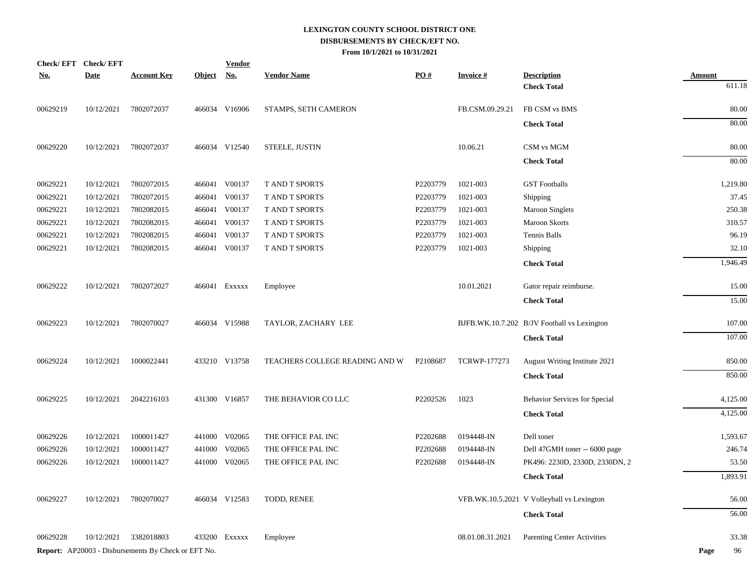# LEXINGTON COUNTY SCHOOL DISTRICT ONE
## DISBURSEMENTS BY CHECK/EFT NO.
### From 10/1/2021 to 10/31/2021

| Check/ EFT No. | Check/ EFT Date | Account Key | Object | Vendor No. | Vendor Name | PO # | Invoice # | Description | Amount |
|---|---|---|---|---|---|---|---|---|---|
| | | | | | | | | **Check Total** | 611.18 |
| 00629219 | 10/12/2021 | 7802072037 | 466034 | V16906 | STAMPS, SETH CAMERON | | FB.CSM.09.29.21 | FB CSM vs BMS | 80.00 |
| | | | | | | | | **Check Total** | 80.00 |
| 00629220 | 10/12/2021 | 7802072037 | 466034 | V12540 | STEELE, JUSTIN | | 10.06.21 | CSM vs MGM | 80.00 |
| | | | | | | | | **Check Total** | 80.00 |
| 00629221 | 10/12/2021 | 7802072015 | 466041 | V00137 | T AND T SPORTS | P2203779 | 1021-003 | GST Footballs | 1,219.80 |
| 00629221 | 10/12/2021 | 7802072015 | 466041 | V00137 | T AND T SPORTS | P2203779 | 1021-003 | Shipping | 37.45 |
| 00629221 | 10/12/2021 | 7802082015 | 466041 | V00137 | T AND T SPORTS | P2203779 | 1021-003 | Maroon Singlets | 250.38 |
| 00629221 | 10/12/2021 | 7802082015 | 466041 | V00137 | T AND T SPORTS | P2203779 | 1021-003 | Maroon Skorts | 310.57 |
| 00629221 | 10/12/2021 | 7802082015 | 466041 | V00137 | T AND T SPORTS | P2203779 | 1021-003 | Tennis Balls | 96.19 |
| 00629221 | 10/12/2021 | 7802082015 | 466041 | V00137 | T AND T SPORTS | P2203779 | 1021-003 | Shipping | 32.10 |
| | | | | | | | | **Check Total** | 1,946.49 |
| 00629222 | 10/12/2021 | 7802072027 | 466041 | Exxxxx | Employee | | 10.01.2021 | Gator repair reimburse. | 15.00 |
| | | | | | | | | **Check Total** | 15.00 |
| 00629223 | 10/12/2021 | 7802070027 | 466034 | V15988 | TAYLOR, ZACHARY LEE | | BJFB.WK.10.7.202 | B/JV Football vs Lexington | 107.00 |
| | | | | | | | | **Check Total** | 107.00 |
| 00629224 | 10/12/2021 | 1000022441 | 433210 | V13758 | TEACHERS COLLEGE READING AND W | P2108687 | TCRWP-177273 | August Writing Institute 2021 | 850.00 |
| | | | | | | | | **Check Total** | 850.00 |
| 00629225 | 10/12/2021 | 2042216103 | 431300 | V16857 | THE BEHAVIOR CO LLC | P2202526 | 1023 | Behavior Services for Special | 4,125.00 |
| | | | | | | | | **Check Total** | 4,125.00 |
| 00629226 | 10/12/2021 | 1000011427 | 441000 | V02065 | THE OFFICE PAL INC | P2202688 | 0194448-IN | Dell toner | 1,593.67 |
| 00629226 | 10/12/2021 | 1000011427 | 441000 | V02065 | THE OFFICE PAL INC | P2202688 | 0194448-IN | Dell 47GMH toner -- 6000 page | 246.74 |
| 00629226 | 10/12/2021 | 1000011427 | 441000 | V02065 | THE OFFICE PAL INC | P2202688 | 0194448-IN | PK496: 2230D, 2330D, 2330DN, 2 | 53.50 |
| | | | | | | | | **Check Total** | 1,893.91 |
| 00629227 | 10/12/2021 | 7802070027 | 466034 | V12583 | TODD, RENEE | | VFB.WK.10.5.2021 | V Volleyball vs Lexington | 56.00 |
| | | | | | | | | **Check Total** | 56.00 |
| 00629228 | 10/12/2021 | 3382018803 | 433200 | Exxxxx | Employee | | 08.01.08.31.2021 | Parenting Center Activities | 33.38 |

**Report:** AP20003 - Disbursements By Check or EFT No.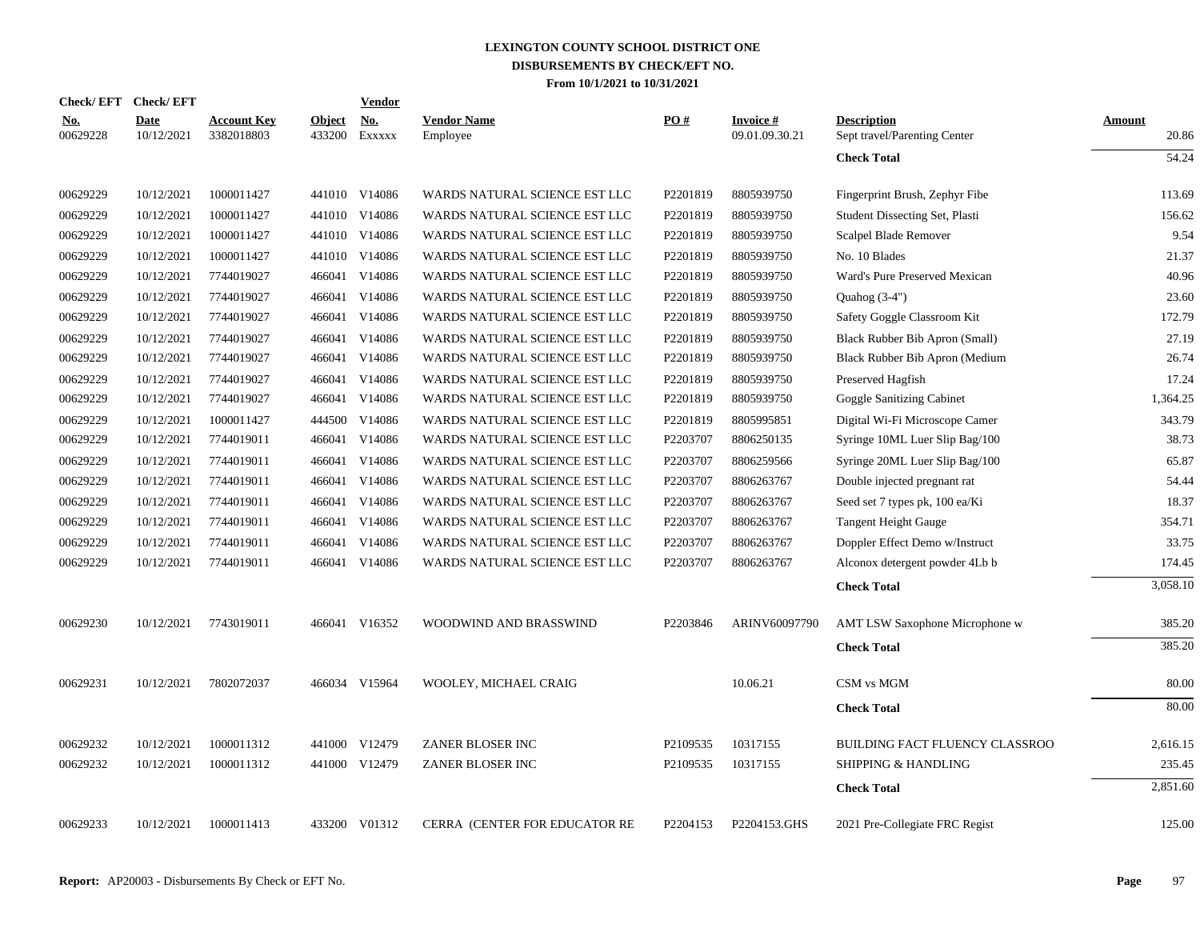# LEXINGTON COUNTY SCHOOL DISTRICT ONE
## DISBURSEMENTS BY CHECK/EFT NO.
### From 10/1/2021 to 10/31/2021

| Check/ EFT No. | Check/ EFT Date | Account Key | Object | Vendor No. | Vendor Name | PO # | Invoice # | Description | Amount |
|---|---|---|---|---|---|---|---|---|---|
| 00629228 | 10/12/2021 | 3382018803 | 433200 | Exxxxx | Employee | | 09.01.09.30.21 | Sept travel/Parenting Center | 20.86 |
| | | | | | | | | **Check Total** | 54.24 |
| 00629229 | 10/12/2021 | 1000011427 | 441010 | V14086 | WARDS NATURAL SCIENCE EST LLC | P2201819 | 8805939750 | Fingerprint Brush, Zephyr Fibe | 113.69 |
| 00629229 | 10/12/2021 | 1000011427 | 441010 | V14086 | WARDS NATURAL SCIENCE EST LLC | P2201819 | 8805939750 | Student Dissecting Set, Plasti | 156.62 |
| 00629229 | 10/12/2021 | 1000011427 | 441010 | V14086 | WARDS NATURAL SCIENCE EST LLC | P2201819 | 8805939750 | Scalpel Blade Remover | 9.54 |
| 00629229 | 10/12/2021 | 1000011427 | 441010 | V14086 | WARDS NATURAL SCIENCE EST LLC | P2201819 | 8805939750 | No. 10 Blades | 21.37 |
| 00629229 | 10/12/2021 | 7744019027 | 466041 | V14086 | WARDS NATURAL SCIENCE EST LLC | P2201819 | 8805939750 | Ward's Pure Preserved Mexican | 40.96 |
| 00629229 | 10/12/2021 | 7744019027 | 466041 | V14086 | WARDS NATURAL SCIENCE EST LLC | P2201819 | 8805939750 | Quahog (3-4") | 23.60 |
| 00629229 | 10/12/2021 | 7744019027 | 466041 | V14086 | WARDS NATURAL SCIENCE EST LLC | P2201819 | 8805939750 | Safety Goggle Classroom Kit | 172.79 |
| 00629229 | 10/12/2021 | 7744019027 | 466041 | V14086 | WARDS NATURAL SCIENCE EST LLC | P2201819 | 8805939750 | Black Rubber Bib Apron (Small) | 27.19 |
| 00629229 | 10/12/2021 | 7744019027 | 466041 | V14086 | WARDS NATURAL SCIENCE EST LLC | P2201819 | 8805939750 | Black Rubber Bib Apron (Medium | 26.74 |
| 00629229 | 10/12/2021 | 7744019027 | 466041 | V14086 | WARDS NATURAL SCIENCE EST LLC | P2201819 | 8805939750 | Preserved Hagfish | 17.24 |
| 00629229 | 10/12/2021 | 7744019027 | 466041 | V14086 | WARDS NATURAL SCIENCE EST LLC | P2201819 | 8805939750 | Goggle Sanitizing Cabinet | 1,364.25 |
| 00629229 | 10/12/2021 | 1000011427 | 444500 | V14086 | WARDS NATURAL SCIENCE EST LLC | P2201819 | 8805995851 | Digital Wi-Fi Microscope Camer | 343.79 |
| 00629229 | 10/12/2021 | 7744019011 | 466041 | V14086 | WARDS NATURAL SCIENCE EST LLC | P2203707 | 8806250135 | Syringe 10ML Luer Slip Bag/100 | 38.73 |
| 00629229 | 10/12/2021 | 7744019011 | 466041 | V14086 | WARDS NATURAL SCIENCE EST LLC | P2203707 | 8806259566 | Syringe 20ML Luer Slip Bag/100 | 65.87 |
| 00629229 | 10/12/2021 | 7744019011 | 466041 | V14086 | WARDS NATURAL SCIENCE EST LLC | P2203707 | 8806263767 | Double injected pregnant rat | 54.44 |
| 00629229 | 10/12/2021 | 7744019011 | 466041 | V14086 | WARDS NATURAL SCIENCE EST LLC | P2203707 | 8806263767 | Seed set 7 types pk, 100 ea/Ki | 18.37 |
| 00629229 | 10/12/2021 | 7744019011 | 466041 | V14086 | WARDS NATURAL SCIENCE EST LLC | P2203707 | 8806263767 | Tangent Height Gauge | 354.71 |
| 00629229 | 10/12/2021 | 7744019011 | 466041 | V14086 | WARDS NATURAL SCIENCE EST LLC | P2203707 | 8806263767 | Doppler Effect Demo w/Instruct | 33.75 |
| 00629229 | 10/12/2021 | 7744019011 | 466041 | V14086 | WARDS NATURAL SCIENCE EST LLC | P2203707 | 8806263767 | Alconox detergent powder 4Lb b | 174.45 |
| | | | | | | | | **Check Total** | 3,058.10 |
| 00629230 | 10/12/2021 | 7743019011 | 466041 | V16352 | WOODWIND AND BRASSWIND | P2203846 | ARINV60097790 | AMT LSW Saxophone Microphone w | 385.20 |
| | | | | | | | | **Check Total** | 385.20 |
| 00629231 | 10/12/2021 | 7802072037 | 466034 | V15964 | WOOLEY, MICHAEL CRAIG | | 10.06.21 | CSM vs MGM | 80.00 |
| | | | | | | | | **Check Total** | 80.00 |
| 00629232 | 10/12/2021 | 1000011312 | 441000 | V12479 | ZANER BLOSER INC | P2109535 | 10317155 | BUILDING FACT FLUENCY CLASSROO | 2,616.15 |
| 00629232 | 10/12/2021 | 1000011312 | 441000 | V12479 | ZANER BLOSER INC | P2109535 | 10317155 | SHIPPING & HANDLING | 235.45 |
| | | | | | | | | **Check Total** | 2,851.60 |
| 00629233 | 10/12/2021 | 1000011413 | 433200 | V01312 | CERRA (CENTER FOR EDUCATOR RE | P2204153 | P2204153.GHS | 2021 Pre-Collegiate FRC Regist | 125.00 |

**Report:** AP20003 - Disbursements By Check or EFT No.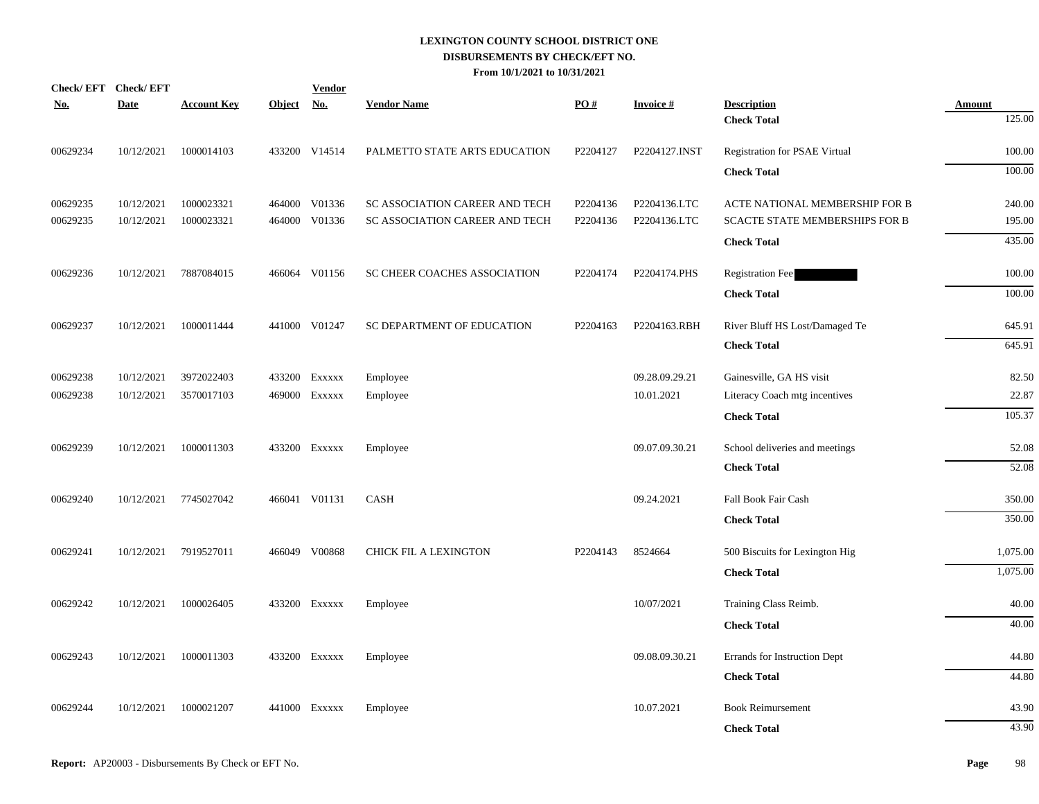# LEXINGTON COUNTY SCHOOL DISTRICT ONE
## DISBURSEMENTS BY CHECK/EFT NO.
### From 10/1/2021 to 10/31/2021

| Check/ EFT No. | Check/ EFT Date | Account Key | Object | Vendor No. | Vendor Name | PO # | Invoice # | Description | Amount |
|---|---|---|---|---|---|---|---|---|---|
| | | | | | | | | **Check Total** | 125.00 |
| 00629234 | 10/12/2021 | 1000014103 | 433200 | V14514 | PALMETTO STATE ARTS EDUCATION | P2204127 | P2204127.INST | Registration for PSAE Virtual | 100.00 |
| | | | | | | | | **Check Total** | 100.00 |
| 00629235 | 10/12/2021 | 1000023321 | 464000 | V01336 | SC ASSOCIATION CAREER AND TECH | P2204136 | P2204136.LTC | ACTE NATIONAL MEMBERSHIP FOR B | 240.00 |
| 00629235 | 10/12/2021 | 1000023321 | 464000 | V01336 | SC ASSOCIATION CAREER AND TECH | P2204136 | P2204136.LTC | SCACTE STATE MEMBERSHIPS FOR B | 195.00 |
| | | | | | | | | **Check Total** | 435.00 |
| 00629236 | 10/12/2021 | 7887084015 | 466064 | V01156 | SC CHEER COACHES ASSOCIATION | P2204174 | P2204174.PHS | Registration Fee | 100.00 |
| | | | | | | | | **Check Total** | 100.00 |
| 00629237 | 10/12/2021 | 1000011444 | 441000 | V01247 | SC DEPARTMENT OF EDUCATION | P2204163 | P2204163.RBH | River Bluff HS Lost/Damaged Te | 645.91 |
| | | | | | | | | **Check Total** | 645.91 |
| 00629238 | 10/12/2021 | 3972022403 | 433200 | Exxxxx | Employee | | 09.28.09.29.21 | Gainesville, GA HS visit | 82.50 |
| 00629238 | 10/12/2021 | 3570017103 | 469000 | Exxxxx | Employee | | 10.01.2021 | Literacy Coach mtg incentives | 22.87 |
| | | | | | | | | **Check Total** | 105.37 |
| 00629239 | 10/12/2021 | 1000011303 | 433200 | Exxxxx | Employee | | 09.07.09.30.21 | School deliveries and meetings | 52.08 |
| | | | | | | | | **Check Total** | 52.08 |
| 00629240 | 10/12/2021 | 7745027042 | 466041 | V01131 | CASH | | 09.24.2021 | Fall Book Fair Cash | 350.00 |
| | | | | | | | | **Check Total** | 350.00 |
| 00629241 | 10/12/2021 | 7919527011 | 466049 | V00868 | CHICK FIL A LEXINGTON | P2204143 | 8524664 | 500 Biscuits for Lexington Hig | 1,075.00 |
| | | | | | | | | **Check Total** | 1,075.00 |
| 00629242 | 10/12/2021 | 1000026405 | 433200 | Exxxxx | Employee | | 10/07/2021 | Training Class Reimb. | 40.00 |
| | | | | | | | | **Check Total** | 40.00 |
| 00629243 | 10/12/2021 | 1000011303 | 433200 | Exxxxx | Employee | | 09.08.09.30.21 | Errands for Instruction Dept | 44.80 |
| | | | | | | | | **Check Total** | 44.80 |
| 00629244 | 10/12/2021 | 1000021207 | 441000 | Exxxxx | Employee | | 10.07.2021 | Book Reimursement | 43.90 |
| | | | | | | | | **Check Total** | 43.90 |

**Report:** AP20003 - Disbursements By Check or EFT No.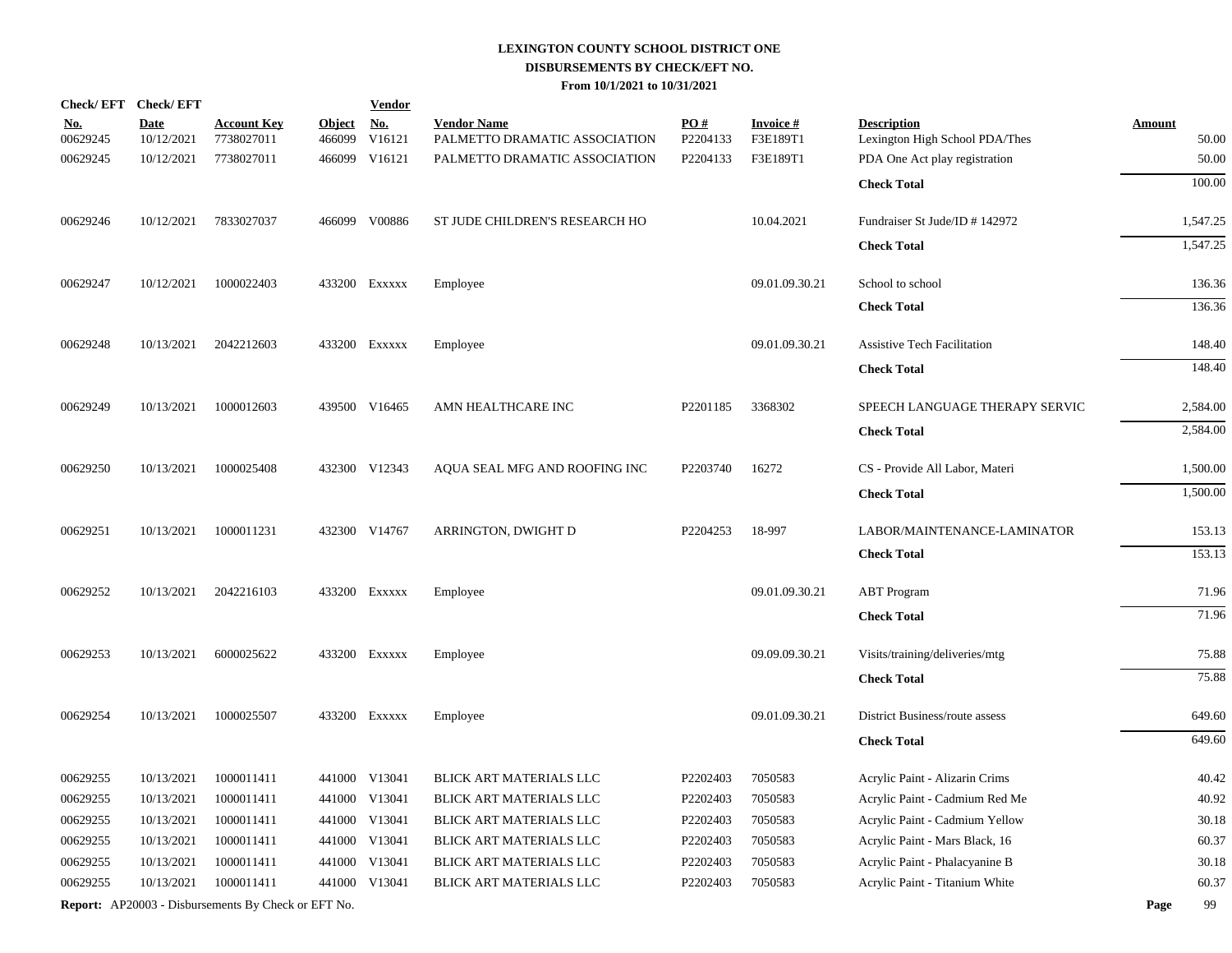**LEXINGTON COUNTY SCHOOL DISTRICT ONE**
**DISBURSEMENTS BY CHECK/EFT NO.**
**From 10/1/2021 to 10/31/2021**

| Check/ EFT No. | Check/ EFT Date | Account Key | Object | Vendor No. | Vendor Name | PO # | Invoice # | Description | Amount |
|---|---|---|---|---|---|---|---|---|---|
| 00629245 | 10/12/2021 | 7738027011 | 466099 | V16121 | PALMETTO DRAMATIC ASSOCIATION | P2204133 | F3E189T1 | Lexington High School PDA/Thes | 50.00 |
| 00629245 | 10/12/2021 | 7738027011 | 466099 | V16121 | PALMETTO DRAMATIC ASSOCIATION | P2204133 | F3E189T1 | PDA One Act play registration | 50.00 |
| | | | | | | | | **Check Total** | 100.00 |
| 00629246 | 10/12/2021 | 7833027037 | 466099 | V00886 | ST JUDE CHILDREN'S RESEARCH HO | | 10.04.2021 | Fundraiser St Jude/ID # 142972 | 1,547.25 |
| | | | | | | | | **Check Total** | 1,547.25 |
| 00629247 | 10/12/2021 | 1000022403 | 433200 | Exxxxx | Employee | | 09.01.09.30.21 | School to school | 136.36 |
| | | | | | | | | **Check Total** | 136.36 |
| 00629248 | 10/13/2021 | 2042212603 | 433200 | Exxxxx | Employee | | 09.01.09.30.21 | Assistive Tech Facilitation | 148.40 |
| | | | | | | | | **Check Total** | 148.40 |
| 00629249 | 10/13/2021 | 1000012603 | 439500 | V16465 | AMN HEALTHCARE INC | P2201185 | 3368302 | SPEECH LANGUAGE THERAPY SERVIC | 2,584.00 |
| | | | | | | | | **Check Total** | 2,584.00 |
| 00629250 | 10/13/2021 | 1000025408 | 432300 | V12343 | AQUA SEAL MFG AND ROOFING INC | P2203740 | 16272 | CS - Provide All Labor, Materi | 1,500.00 |
| | | | | | | | | **Check Total** | 1,500.00 |
| 00629251 | 10/13/2021 | 1000011231 | 432300 | V14767 | ARRINGTON, DWIGHT D | P2204253 | 18-997 | LABOR/MAINTENANCE-LAMINATOR | 153.13 |
| | | | | | | | | **Check Total** | 153.13 |
| 00629252 | 10/13/2021 | 2042216103 | 433200 | Exxxxx | Employee | | 09.01.09.30.21 | ABT Program | 71.96 |
| | | | | | | | | **Check Total** | 71.96 |
| 00629253 | 10/13/2021 | 6000025622 | 433200 | Exxxxx | Employee | | 09.09.09.30.21 | Visits/training/deliveries/mtg | 75.88 |
| | | | | | | | | **Check Total** | 75.88 |
| 00629254 | 10/13/2021 | 1000025507 | 433200 | Exxxxx | Employee | | 09.01.09.30.21 | District Business/route assess | 649.60 |
| | | | | | | | | **Check Total** | 649.60 |
| 00629255 | 10/13/2021 | 1000011411 | 441000 | V13041 | BLICK ART MATERIALS LLC | P2202403 | 7050583 | Acrylic Paint - Alizarin Crims | 40.42 |
| 00629255 | 10/13/2021 | 1000011411 | 441000 | V13041 | BLICK ART MATERIALS LLC | P2202403 | 7050583 | Acrylic Paint - Cadmium Red Me | 40.92 |
| 00629255 | 10/13/2021 | 1000011411 | 441000 | V13041 | BLICK ART MATERIALS LLC | P2202403 | 7050583 | Acrylic Paint - Cadmium Yellow | 30.18 |
| 00629255 | 10/13/2021 | 1000011411 | 441000 | V13041 | BLICK ART MATERIALS LLC | P2202403 | 7050583 | Acrylic Paint - Mars Black, 16 | 60.37 |
| 00629255 | 10/13/2021 | 1000011411 | 441000 | V13041 | BLICK ART MATERIALS LLC | P2202403 | 7050583 | Acrylic Paint - Phalacyanine B | 30.18 |
| 00629255 | 10/13/2021 | 1000011411 | 441000 | V13041 | BLICK ART MATERIALS LLC | P2202403 | 7050583 | Acrylic Paint - Titanium White | 60.37 |

**Report:** AP20003 - Disbursements By Check or EFT No.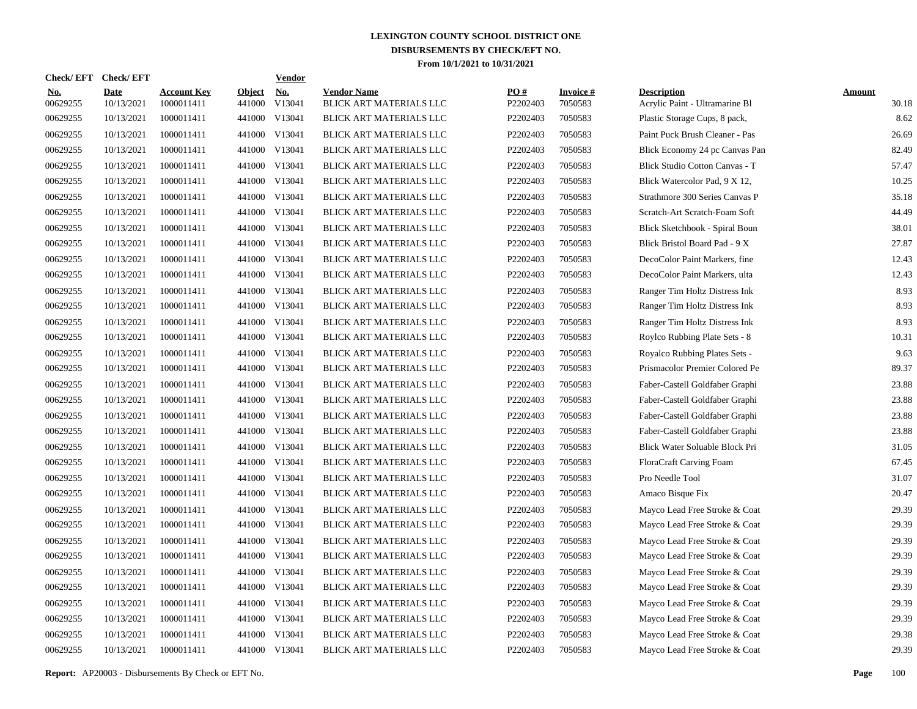# LEXINGTON COUNTY SCHOOL DISTRICT ONE
## DISBURSEMENTS BY CHECK/EFT NO.
### From 10/1/2021 to 10/31/2021

| Check/EFT No. | Check/EFT Date | Account Key | Object | Vendor No. | Vendor Name | PO # | Invoice # | Description | Amount |
|---|---|---|---|---|---|---|---|---|---|
| 00629255 | 10/13/2021 | 1000011411 | 441000 | V13041 | BLICK ART MATERIALS LLC | P2202403 | 7050583 | Acrylic Paint - Ultramarine Bl | 30.18 |
| 00629255 | 10/13/2021 | 1000011411 | 441000 | V13041 | BLICK ART MATERIALS LLC | P2202403 | 7050583 | Plastic Storage Cups, 8 pack, | 8.62 |
| 00629255 | 10/13/2021 | 1000011411 | 441000 | V13041 | BLICK ART MATERIALS LLC | P2202403 | 7050583 | Paint Puck Brush Cleaner - Pas | 26.69 |
| 00629255 | 10/13/2021 | 1000011411 | 441000 | V13041 | BLICK ART MATERIALS LLC | P2202403 | 7050583 | Blick Economy 24 pc Canvas Pan | 82.49 |
| 00629255 | 10/13/2021 | 1000011411 | 441000 | V13041 | BLICK ART MATERIALS LLC | P2202403 | 7050583 | Blick Studio Cotton Canvas - T | 57.47 |
| 00629255 | 10/13/2021 | 1000011411 | 441000 | V13041 | BLICK ART MATERIALS LLC | P2202403 | 7050583 | Blick Watercolor Pad, 9 X 12, | 10.25 |
| 00629255 | 10/13/2021 | 1000011411 | 441000 | V13041 | BLICK ART MATERIALS LLC | P2202403 | 7050583 | Strathmore 300 Series Canvas P | 35.18 |
| 00629255 | 10/13/2021 | 1000011411 | 441000 | V13041 | BLICK ART MATERIALS LLC | P2202403 | 7050583 | Scratch-Art Scratch-Foam Soft | 44.49 |
| 00629255 | 10/13/2021 | 1000011411 | 441000 | V13041 | BLICK ART MATERIALS LLC | P2202403 | 7050583 | Blick Sketchbook - Spiral Boun | 38.01 |
| 00629255 | 10/13/2021 | 1000011411 | 441000 | V13041 | BLICK ART MATERIALS LLC | P2202403 | 7050583 | Blick Bristol Board Pad - 9 X | 27.87 |
| 00629255 | 10/13/2021 | 1000011411 | 441000 | V13041 | BLICK ART MATERIALS LLC | P2202403 | 7050583 | DecoColor Paint Markers, fine | 12.43 |
| 00629255 | 10/13/2021 | 1000011411 | 441000 | V13041 | BLICK ART MATERIALS LLC | P2202403 | 7050583 | DecoColor Paint Markers, ulta | 12.43 |
| 00629255 | 10/13/2021 | 1000011411 | 441000 | V13041 | BLICK ART MATERIALS LLC | P2202403 | 7050583 | Ranger Tim Holtz Distress Ink | 8.93 |
| 00629255 | 10/13/2021 | 1000011411 | 441000 | V13041 | BLICK ART MATERIALS LLC | P2202403 | 7050583 | Ranger Tim Holtz Distress Ink | 8.93 |
| 00629255 | 10/13/2021 | 1000011411 | 441000 | V13041 | BLICK ART MATERIALS LLC | P2202403 | 7050583 | Ranger Tim Holtz Distress Ink | 8.93 |
| 00629255 | 10/13/2021 | 1000011411 | 441000 | V13041 | BLICK ART MATERIALS LLC | P2202403 | 7050583 | Roylco Rubbing Plate Sets - 8 | 10.31 |
| 00629255 | 10/13/2021 | 1000011411 | 441000 | V13041 | BLICK ART MATERIALS LLC | P2202403 | 7050583 | Royalco Rubbing Plates Sets - | 9.63 |
| 00629255 | 10/13/2021 | 1000011411 | 441000 | V13041 | BLICK ART MATERIALS LLC | P2202403 | 7050583 | Prismacolor Premier Colored Pe | 89.37 |
| 00629255 | 10/13/2021 | 1000011411 | 441000 | V13041 | BLICK ART MATERIALS LLC | P2202403 | 7050583 | Faber-Castell Goldfaber Graphi | 23.88 |
| 00629255 | 10/13/2021 | 1000011411 | 441000 | V13041 | BLICK ART MATERIALS LLC | P2202403 | 7050583 | Faber-Castell Goldfaber Graphi | 23.88 |
| 00629255 | 10/13/2021 | 1000011411 | 441000 | V13041 | BLICK ART MATERIALS LLC | P2202403 | 7050583 | Faber-Castell Goldfaber Graphi | 23.88 |
| 00629255 | 10/13/2021 | 1000011411 | 441000 | V13041 | BLICK ART MATERIALS LLC | P2202403 | 7050583 | Faber-Castell Goldfaber Graphi | 23.88 |
| 00629255 | 10/13/2021 | 1000011411 | 441000 | V13041 | BLICK ART MATERIALS LLC | P2202403 | 7050583 | Blick Water Soluable Block Pri | 31.05 |
| 00629255 | 10/13/2021 | 1000011411 | 441000 | V13041 | BLICK ART MATERIALS LLC | P2202403 | 7050583 | FloraCraft Carving Foam | 67.45 |
| 00629255 | 10/13/2021 | 1000011411 | 441000 | V13041 | BLICK ART MATERIALS LLC | P2202403 | 7050583 | Pro Needle Tool | 31.07 |
| 00629255 | 10/13/2021 | 1000011411 | 441000 | V13041 | BLICK ART MATERIALS LLC | P2202403 | 7050583 | Amaco Bisque Fix | 20.47 |
| 00629255 | 10/13/2021 | 1000011411 | 441000 | V13041 | BLICK ART MATERIALS LLC | P2202403 | 7050583 | Mayco Lead Free Stroke & Coat | 29.39 |
| 00629255 | 10/13/2021 | 1000011411 | 441000 | V13041 | BLICK ART MATERIALS LLC | P2202403 | 7050583 | Mayco Lead Free Stroke & Coat | 29.39 |
| 00629255 | 10/13/2021 | 1000011411 | 441000 | V13041 | BLICK ART MATERIALS LLC | P2202403 | 7050583 | Mayco Lead Free Stroke & Coat | 29.39 |
| 00629255 | 10/13/2021 | 1000011411 | 441000 | V13041 | BLICK ART MATERIALS LLC | P2202403 | 7050583 | Mayco Lead Free Stroke & Coat | 29.39 |
| 00629255 | 10/13/2021 | 1000011411 | 441000 | V13041 | BLICK ART MATERIALS LLC | P2202403 | 7050583 | Mayco Lead Free Stroke & Coat | 29.39 |
| 00629255 | 10/13/2021 | 1000011411 | 441000 | V13041 | BLICK ART MATERIALS LLC | P2202403 | 7050583 | Mayco Lead Free Stroke & Coat | 29.39 |
| 00629255 | 10/13/2021 | 1000011411 | 441000 | V13041 | BLICK ART MATERIALS LLC | P2202403 | 7050583 | Mayco Lead Free Stroke & Coat | 29.39 |
| 00629255 | 10/13/2021 | 1000011411 | 441000 | V13041 | BLICK ART MATERIALS LLC | P2202403 | 7050583 | Mayco Lead Free Stroke & Coat | 29.39 |
| 00629255 | 10/13/2021 | 1000011411 | 441000 | V13041 | BLICK ART MATERIALS LLC | P2202403 | 7050583 | Mayco Lead Free Stroke & Coat | 29.38 |
| 00629255 | 10/13/2021 | 1000011411 | 441000 | V13041 | BLICK ART MATERIALS LLC | P2202403 | 7050583 | Mayco Lead Free Stroke & Coat | 29.39 |

**Report:** AP20003 - Disbursements By Check or EFT No.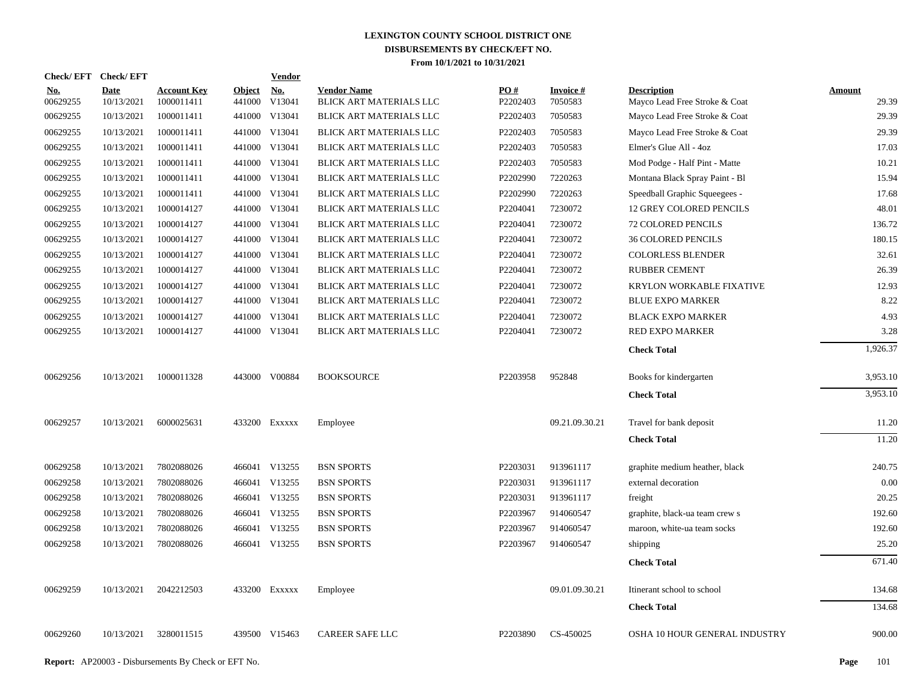# LEXINGTON COUNTY SCHOOL DISTRICT ONE
## DISBURSEMENTS BY CHECK/EFT NO.
### From 10/1/2021 to 10/31/2021

| Check/ EFT No. | Check/ EFT Date | Account Key | Object | Vendor No. | Vendor Name | PO # | Invoice # | Description | Amount |
|---|---|---|---|---|---|---|---|---|---|
| 00629255 | 10/13/2021 | 1000011411 | 441000 | V13041 | BLICK ART MATERIALS LLC | P2202403 | 7050583 | Mayco Lead Free Stroke & Coat | 29.39 |
| 00629255 | 10/13/2021 | 1000011411 | 441000 | V13041 | BLICK ART MATERIALS LLC | P2202403 | 7050583 | Mayco Lead Free Stroke & Coat | 29.39 |
| 00629255 | 10/13/2021 | 1000011411 | 441000 | V13041 | BLICK ART MATERIALS LLC | P2202403 | 7050583 | Mayco Lead Free Stroke & Coat | 29.39 |
| 00629255 | 10/13/2021 | 1000011411 | 441000 | V13041 | BLICK ART MATERIALS LLC | P2202403 | 7050583 | Elmer's Glue All - 4oz | 17.03 |
| 00629255 | 10/13/2021 | 1000011411 | 441000 | V13041 | BLICK ART MATERIALS LLC | P2202403 | 7050583 | Mod Podge - Half Pint - Matte | 10.21 |
| 00629255 | 10/13/2021 | 1000011411 | 441000 | V13041 | BLICK ART MATERIALS LLC | P2202990 | 7220263 | Montana Black Spray Paint - Bl | 15.94 |
| 00629255 | 10/13/2021 | 1000011411 | 441000 | V13041 | BLICK ART MATERIALS LLC | P2202990 | 7220263 | Speedball Graphic Squeegees - | 17.68 |
| 00629255 | 10/13/2021 | 1000014127 | 441000 | V13041 | BLICK ART MATERIALS LLC | P2204041 | 7230072 | 12 GREY COLORED PENCILS | 48.01 |
| 00629255 | 10/13/2021 | 1000014127 | 441000 | V13041 | BLICK ART MATERIALS LLC | P2204041 | 7230072 | 72 COLORED PENCILS | 136.72 |
| 00629255 | 10/13/2021 | 1000014127 | 441000 | V13041 | BLICK ART MATERIALS LLC | P2204041 | 7230072 | 36 COLORED PENCILS | 180.15 |
| 00629255 | 10/13/2021 | 1000014127 | 441000 | V13041 | BLICK ART MATERIALS LLC | P2204041 | 7230072 | COLORLESS BLENDER | 32.61 |
| 00629255 | 10/13/2021 | 1000014127 | 441000 | V13041 | BLICK ART MATERIALS LLC | P2204041 | 7230072 | RUBBER CEMENT | 26.39 |
| 00629255 | 10/13/2021 | 1000014127 | 441000 | V13041 | BLICK ART MATERIALS LLC | P2204041 | 7230072 | KRYLON WORKABLE FIXATIVE | 12.93 |
| 00629255 | 10/13/2021 | 1000014127 | 441000 | V13041 | BLICK ART MATERIALS LLC | P2204041 | 7230072 | BLUE EXPO MARKER | 8.22 |
| 00629255 | 10/13/2021 | 1000014127 | 441000 | V13041 | BLICK ART MATERIALS LLC | P2204041 | 7230072 | BLACK EXPO MARKER | 4.93 |
| 00629255 | 10/13/2021 | 1000014127 | 441000 | V13041 | BLICK ART MATERIALS LLC | P2204041 | 7230072 | RED EXPO MARKER | 3.28 |
| | | | | | | | | **Check Total** | 1,926.37 |
| 00629256 | 10/13/2021 | 1000011328 | 443000 | V00884 | BOOKSOURCE | P2203958 | 952848 | Books for kindergarten | 3,953.10 |
| | | | | | | | | **Check Total** | 3,953.10 |
| 00629257 | 10/13/2021 | 6000025631 | 433200 | Exxxxx | Employee | | 09.21.09.30.21 | Travel for bank deposit | 11.20 |
| | | | | | | | | **Check Total** | 11.20 |
| 00629258 | 10/13/2021 | 7802088026 | 466041 | V13255 | BSN SPORTS | P2203031 | 913961117 | graphite medium heather, black | 240.75 |
| 00629258 | 10/13/2021 | 7802088026 | 466041 | V13255 | BSN SPORTS | P2203031 | 913961117 | external decoration | 0.00 |
| 00629258 | 10/13/2021 | 7802088026 | 466041 | V13255 | BSN SPORTS | P2203031 | 913961117 | freight | 20.25 |
| 00629258 | 10/13/2021 | 7802088026 | 466041 | V13255 | BSN SPORTS | P2203967 | 914060547 | graphite, black-ua team crew s | 192.60 |
| 00629258 | 10/13/2021 | 7802088026 | 466041 | V13255 | BSN SPORTS | P2203967 | 914060547 | maroon, white-ua team socks | 192.60 |
| 00629258 | 10/13/2021 | 7802088026 | 466041 | V13255 | BSN SPORTS | P2203967 | 914060547 | shipping | 25.20 |
| | | | | | | | | **Check Total** | 671.40 |
| 00629259 | 10/13/2021 | 2042212503 | 433200 | Exxxxx | Employee | | 09.01.09.30.21 | Itinerant school to school | 134.68 |
| | | | | | | | | **Check Total** | 134.68 |
| 00629260 | 10/13/2021 | 3280011515 | 439500 | V15463 | CAREER SAFE LLC | P2203890 | CS-450025 | OSHA 10 HOUR GENERAL INDUSTRY | 900.00 |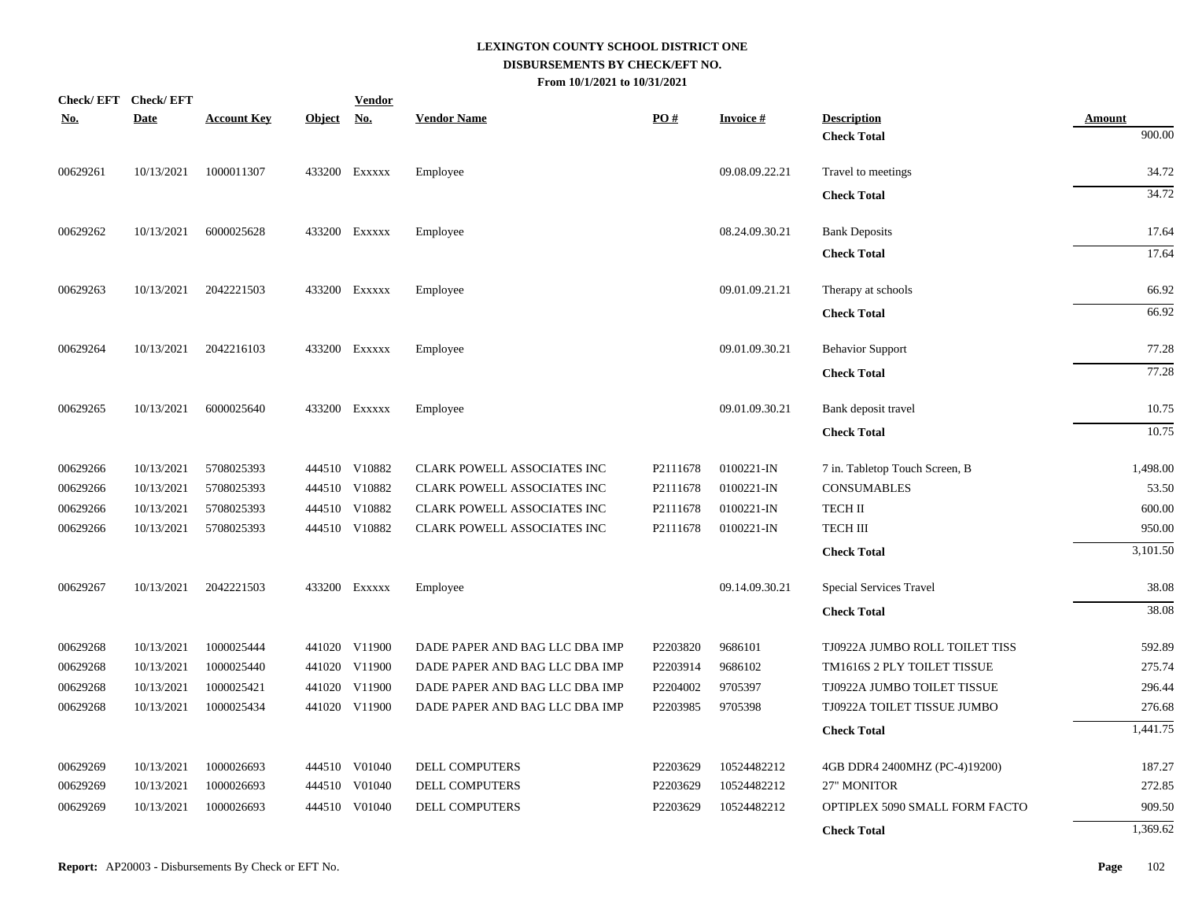**LEXINGTON COUNTY SCHOOL DISTRICT ONE**
**DISBURSEMENTS BY CHECK/EFT NO.**
**From 10/1/2021 to 10/31/2021**

| Check/ EFT No. | Check/ EFT Date | Account Key | Object | Vendor No. | Vendor Name | PO # | Invoice # | Description | Amount |
|---|---|---|---|---|---|---|---|---|---|
| | | | | | | | | **Check Total** | 900.00 |
| 00629261 | 10/13/2021 | 1000011307 | 433200 | Exxxxx | Employee | | 09.08.09.22.21 | Travel to meetings | 34.72 |
| | | | | | | | | **Check Total** | 34.72 |
| 00629262 | 10/13/2021 | 6000025628 | 433200 | Exxxxx | Employee | | 08.24.09.30.21 | Bank Deposits | 17.64 |
| | | | | | | | | **Check Total** | 17.64 |
| 00629263 | 10/13/2021 | 2042221503 | 433200 | Exxxxx | Employee | | 09.01.09.21.21 | Therapy at schools | 66.92 |
| | | | | | | | | **Check Total** | 66.92 |
| 00629264 | 10/13/2021 | 2042216103 | 433200 | Exxxxx | Employee | | 09.01.09.30.21 | Behavior Support | 77.28 |
| | | | | | | | | **Check Total** | 77.28 |
| 00629265 | 10/13/2021 | 6000025640 | 433200 | Exxxxx | Employee | | 09.01.09.30.21 | Bank deposit travel | 10.75 |
| | | | | | | | | **Check Total** | 10.75 |
| 00629266 | 10/13/2021 | 5708025393 | 444510 | V10882 | CLARK POWELL ASSOCIATES INC | P2111678 | 0100221-IN | 7 in. Tabletop Touch Screen, B | 1,498.00 |
| 00629266 | 10/13/2021 | 5708025393 | 444510 | V10882 | CLARK POWELL ASSOCIATES INC | P2111678 | 0100221-IN | CONSUMABLES | 53.50 |
| 00629266 | 10/13/2021 | 5708025393 | 444510 | V10882 | CLARK POWELL ASSOCIATES INC | P2111678 | 0100221-IN | TECH II | 600.00 |
| 00629266 | 10/13/2021 | 5708025393 | 444510 | V10882 | CLARK POWELL ASSOCIATES INC | P2111678 | 0100221-IN | TECH III | 950.00 |
| | | | | | | | | **Check Total** | 3,101.50 |
| 00629267 | 10/13/2021 | 2042221503 | 433200 | Exxxxx | Employee | | 09.14.09.30.21 | Special Services Travel | 38.08 |
| | | | | | | | | **Check Total** | 38.08 |
| 00629268 | 10/13/2021 | 1000025444 | 441020 | V11900 | DADE PAPER AND BAG LLC DBA IMP | P2203820 | 9686101 | TJ0922A JUMBO ROLL TOILET TISS | 592.89 |
| 00629268 | 10/13/2021 | 1000025440 | 441020 | V11900 | DADE PAPER AND BAG LLC DBA IMP | P2203914 | 9686102 | TM1616S 2 PLY TOILET TISSUE | 275.74 |
| 00629268 | 10/13/2021 | 1000025421 | 441020 | V11900 | DADE PAPER AND BAG LLC DBA IMP | P2204002 | 9705397 | TJ0922A JUMBO TOILET TISSUE | 296.44 |
| 00629268 | 10/13/2021 | 1000025434 | 441020 | V11900 | DADE PAPER AND BAG LLC DBA IMP | P2203985 | 9705398 | TJ0922A TOILET TISSUE JUMBO | 276.68 |
| | | | | | | | | **Check Total** | 1,441.75 |
| 00629269 | 10/13/2021 | 1000026693 | 444510 | V01040 | DELL COMPUTERS | P2203629 | 10524482212 | 4GB DDR4 2400MHZ (PC-4)19200) | 187.27 |
| 00629269 | 10/13/2021 | 1000026693 | 444510 | V01040 | DELL COMPUTERS | P2203629 | 10524482212 | 27" MONITOR | 272.85 |
| 00629269 | 10/13/2021 | 1000026693 | 444510 | V01040 | DELL COMPUTERS | P2203629 | 10524482212 | OPTIPLEX 5090 SMALL FORM FACTO | 909.50 |
| | | | | | | | | **Check Total** | 1,369.62 |

**Report:** AP20003 - Disbursements By Check or EFT No.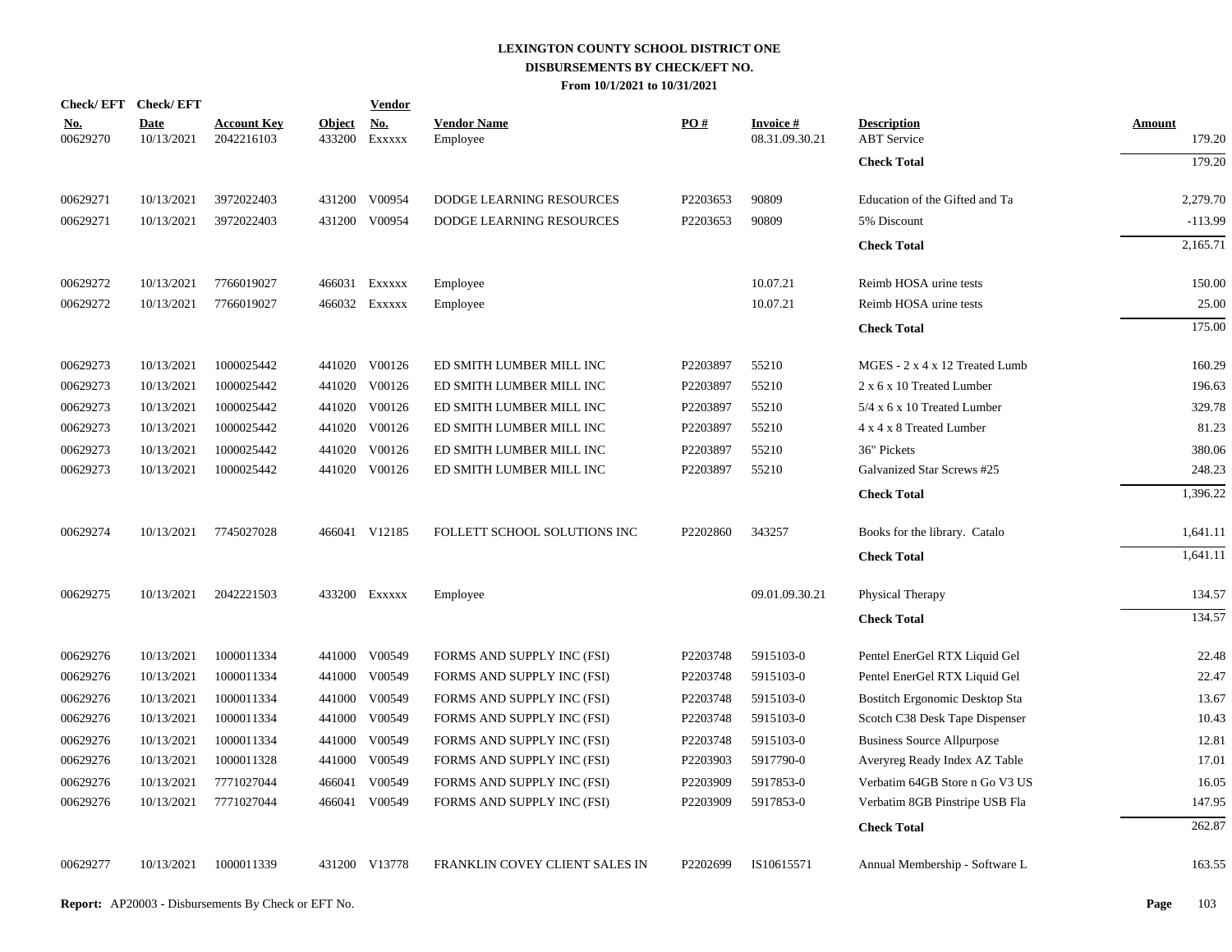**LEXINGTON COUNTY SCHOOL DISTRICT ONE**
**DISBURSEMENTS BY CHECK/EFT NO.**
**From 10/1/2021 to 10/31/2021**

| Check/ EFT No. | Check/ EFT Date | Account Key | Object | Vendor No. | Vendor Name | PO # | Invoice # | Description | Amount |
|---|---|---|---|---|---|---|---|---|---|
| 00629270 | 10/13/2021 | 2042216103 | 433200 | Exxxxx | Employee | | 08.31.09.30.21 | ABT Service | 179.20 |
| | | | | | | | | **Check Total** | 179.20 |
| 00629271 | 10/13/2021 | 3972022403 | 431200 | V00954 | DODGE LEARNING RESOURCES | P2203653 | 90809 | Education of the Gifted and Ta | 2,279.70 |
| 00629271 | 10/13/2021 | 3972022403 | 431200 | V00954 | DODGE LEARNING RESOURCES | P2203653 | 90809 | 5% Discount | -113.99 |
| | | | | | | | | **Check Total** | 2,165.71 |
| 00629272 | 10/13/2021 | 7766019027 | 466031 | Exxxxx | Employee | | 10.07.21 | Reimb HOSA urine tests | 150.00 |
| 00629272 | 10/13/2021 | 7766019027 | 466032 | Exxxxx | Employee | | 10.07.21 | Reimb HOSA urine tests | 25.00 |
| | | | | | | | | **Check Total** | 175.00 |
| 00629273 | 10/13/2021 | 1000025442 | 441020 | V00126 | ED SMITH LUMBER MILL INC | P2203897 | 55210 | MGES - 2 x 4 x 12 Treated Lumb | 160.29 |
| 00629273 | 10/13/2021 | 1000025442 | 441020 | V00126 | ED SMITH LUMBER MILL INC | P2203897 | 55210 | 2 x 6 x 10 Treated Lumber | 196.63 |
| 00629273 | 10/13/2021 | 1000025442 | 441020 | V00126 | ED SMITH LUMBER MILL INC | P2203897 | 55210 | 5/4 x 6 x 10 Treated Lumber | 329.78 |
| 00629273 | 10/13/2021 | 1000025442 | 441020 | V00126 | ED SMITH LUMBER MILL INC | P2203897 | 55210 | 4 x 4 x 8 Treated Lumber | 81.23 |
| 00629273 | 10/13/2021 | 1000025442 | 441020 | V00126 | ED SMITH LUMBER MILL INC | P2203897 | 55210 | 36" Pickets | 380.06 |
| 00629273 | 10/13/2021 | 1000025442 | 441020 | V00126 | ED SMITH LUMBER MILL INC | P2203897 | 55210 | Galvanized Star Screws #25 | 248.23 |
| | | | | | | | | **Check Total** | 1,396.22 |
| 00629274 | 10/13/2021 | 7745027028 | 466041 | V12185 | FOLLETT SCHOOL SOLUTIONS INC | P2202860 | 343257 | Books for the library. Catalo | 1,641.11 |
| | | | | | | | | **Check Total** | 1,641.11 |
| 00629275 | 10/13/2021 | 2042221503 | 433200 | Exxxxx | Employee | | 09.01.09.30.21 | Physical Therapy | 134.57 |
| | | | | | | | | **Check Total** | 134.57 |
| 00629276 | 10/13/2021 | 1000011334 | 441000 | V00549 | FORMS AND SUPPLY INC (FSI) | P2203748 | 5915103-0 | Pentel EnerGel RTX Liquid Gel | 22.48 |
| 00629276 | 10/13/2021 | 1000011334 | 441000 | V00549 | FORMS AND SUPPLY INC (FSI) | P2203748 | 5915103-0 | Pentel EnerGel RTX Liquid Gel | 22.47 |
| 00629276 | 10/13/2021 | 1000011334 | 441000 | V00549 | FORMS AND SUPPLY INC (FSI) | P2203748 | 5915103-0 | Bostitch Ergonomic Desktop Sta | 13.67 |
| 00629276 | 10/13/2021 | 1000011334 | 441000 | V00549 | FORMS AND SUPPLY INC (FSI) | P2203748 | 5915103-0 | Scotch C38 Desk Tape Dispenser | 10.43 |
| 00629276 | 10/13/2021 | 1000011334 | 441000 | V00549 | FORMS AND SUPPLY INC (FSI) | P2203748 | 5915103-0 | Business Source Allpurpose | 12.81 |
| 00629276 | 10/13/2021 | 1000011328 | 441000 | V00549 | FORMS AND SUPPLY INC (FSI) | P2203903 | 5917790-0 | Averyreg Ready Index AZ Table | 17.01 |
| 00629276 | 10/13/2021 | 7771027044 | 466041 | V00549 | FORMS AND SUPPLY INC (FSI) | P2203909 | 5917853-0 | Verbatim 64GB Store n Go V3 US | 16.05 |
| 00629276 | 10/13/2021 | 7771027044 | 466041 | V00549 | FORMS AND SUPPLY INC (FSI) | P2203909 | 5917853-0 | Verbatim 8GB Pinstripe USB Fla | 147.95 |
| | | | | | | | | **Check Total** | 262.87 |
| 00629277 | 10/13/2021 | 1000011339 | 431200 | V13778 | FRANKLIN COVEY CLIENT SALES IN | P2202699 | IS10615571 | Annual Membership - Software L | 163.55 |

**Report:** AP20003 - Disbursements By Check or EFT No.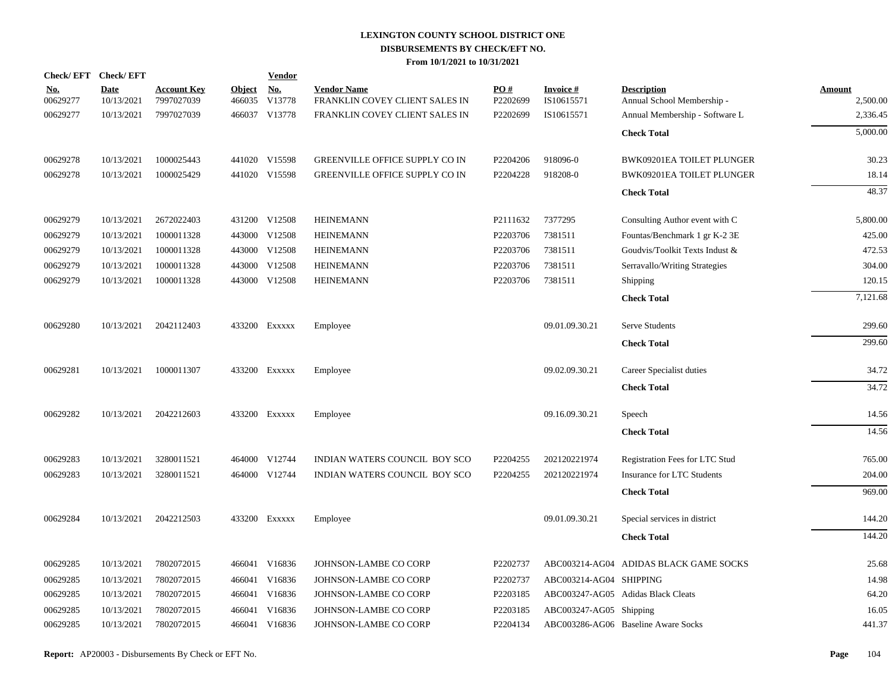# LEXINGTON COUNTY SCHOOL DISTRICT ONE
## DISBURSEMENTS BY CHECK/EFT NO.
### From 10/1/2021 to 10/31/2021

| Check/ EFT No. | Check/ EFT Date | Account Key | Object | Vendor No. | Vendor Name | PO # | Invoice # | Description | Amount |
|---|---|---|---|---|---|---|---|---|---|
| 00629277 | 10/13/2021 | 7997027039 | 466035 | V13778 | FRANKLIN COVEY CLIENT SALES IN | P2202699 | IS10615571 | Annual School Membership - | 2,500.00 |
| 00629277 | 10/13/2021 | 7997027039 | 466037 | V13778 | FRANKLIN COVEY CLIENT SALES IN | P2202699 | IS10615571 | Annual Membership - Software L | 2,336.45 |
| | | | | | | | | **Check Total** | 5,000.00 |
| 00629278 | 10/13/2021 | 1000025443 | 441020 | V15598 | GREENVILLE OFFICE SUPPLY CO IN | P2204206 | 918096-0 | BWK09201EA TOILET PLUNGER | 30.23 |
| 00629278 | 10/13/2021 | 1000025429 | 441020 | V15598 | GREENVILLE OFFICE SUPPLY CO IN | P2204228 | 918208-0 | BWK09201EA TOILET PLUNGER | 18.14 |
| | | | | | | | | **Check Total** | 48.37 |
| 00629279 | 10/13/2021 | 2672022403 | 431200 | V12508 | HEINEMANN | P2111632 | 7377295 | Consulting Author event with C | 5,800.00 |
| 00629279 | 10/13/2021 | 1000011328 | 443000 | V12508 | HEINEMANN | P2203706 | 7381511 | Fountas/Benchmark 1 gr K-2 3E | 425.00 |
| 00629279 | 10/13/2021 | 1000011328 | 443000 | V12508 | HEINEMANN | P2203706 | 7381511 | Goudvis/Toolkit Texts Indust & | 472.53 |
| 00629279 | 10/13/2021 | 1000011328 | 443000 | V12508 | HEINEMANN | P2203706 | 7381511 | Serravallo/Writing Strategies | 304.00 |
| 00629279 | 10/13/2021 | 1000011328 | 443000 | V12508 | HEINEMANN | P2203706 | 7381511 | Shipping | 120.15 |
| | | | | | | | | **Check Total** | 7,121.68 |
| 00629280 | 10/13/2021 | 2042112403 | 433200 | Exxxxx | Employee | | 09.01.09.30.21 | Serve Students | 299.60 |
| | | | | | | | | **Check Total** | 299.60 |
| 00629281 | 10/13/2021 | 1000011307 | 433200 | Exxxxx | Employee | | 09.02.09.30.21 | Career Specialist duties | 34.72 |
| | | | | | | | | **Check Total** | 34.72 |
| 00629282 | 10/13/2021 | 2042212603 | 433200 | Exxxxx | Employee | | 09.16.09.30.21 | Speech | 14.56 |
| | | | | | | | | **Check Total** | 14.56 |
| 00629283 | 10/13/2021 | 3280011521 | 464000 | V12744 | INDIAN WATERS COUNCIL BOY SCO | P2204255 | 202120221974 | Registration Fees for LTC Stud | 765.00 |
| 00629283 | 10/13/2021 | 3280011521 | 464000 | V12744 | INDIAN WATERS COUNCIL BOY SCO | P2204255 | 202120221974 | Insurance for LTC Students | 204.00 |
| | | | | | | | | **Check Total** | 969.00 |
| 00629284 | 10/13/2021 | 2042212503 | 433200 | Exxxxx | Employee | | 09.01.09.30.21 | Special services in district | 144.20 |
| | | | | | | | | **Check Total** | 144.20 |
| 00629285 | 10/13/2021 | 7802072015 | 466041 | V16836 | JOHNSON-LAMBE CO CORP | P2202737 | ABC003214-AG04 | ADIDAS BLACK GAME SOCKS | 25.68 |
| 00629285 | 10/13/2021 | 7802072015 | 466041 | V16836 | JOHNSON-LAMBE CO CORP | P2202737 | ABC003214-AG04 | SHIPPING | 14.98 |
| 00629285 | 10/13/2021 | 7802072015 | 466041 | V16836 | JOHNSON-LAMBE CO CORP | P2203185 | ABC003247-AG05 | Adidas Black Cleats | 64.20 |
| 00629285 | 10/13/2021 | 7802072015 | 466041 | V16836 | JOHNSON-LAMBE CO CORP | P2203185 | ABC003247-AG05 | Shipping | 16.05 |
| 00629285 | 10/13/2021 | 7802072015 | 466041 | V16836 | JOHNSON-LAMBE CO CORP | P2204134 | ABC003286-AG06 | Baseline Aware Socks | 441.37 |

**Report:** AP20003 - Disbursements By Check or EFT No.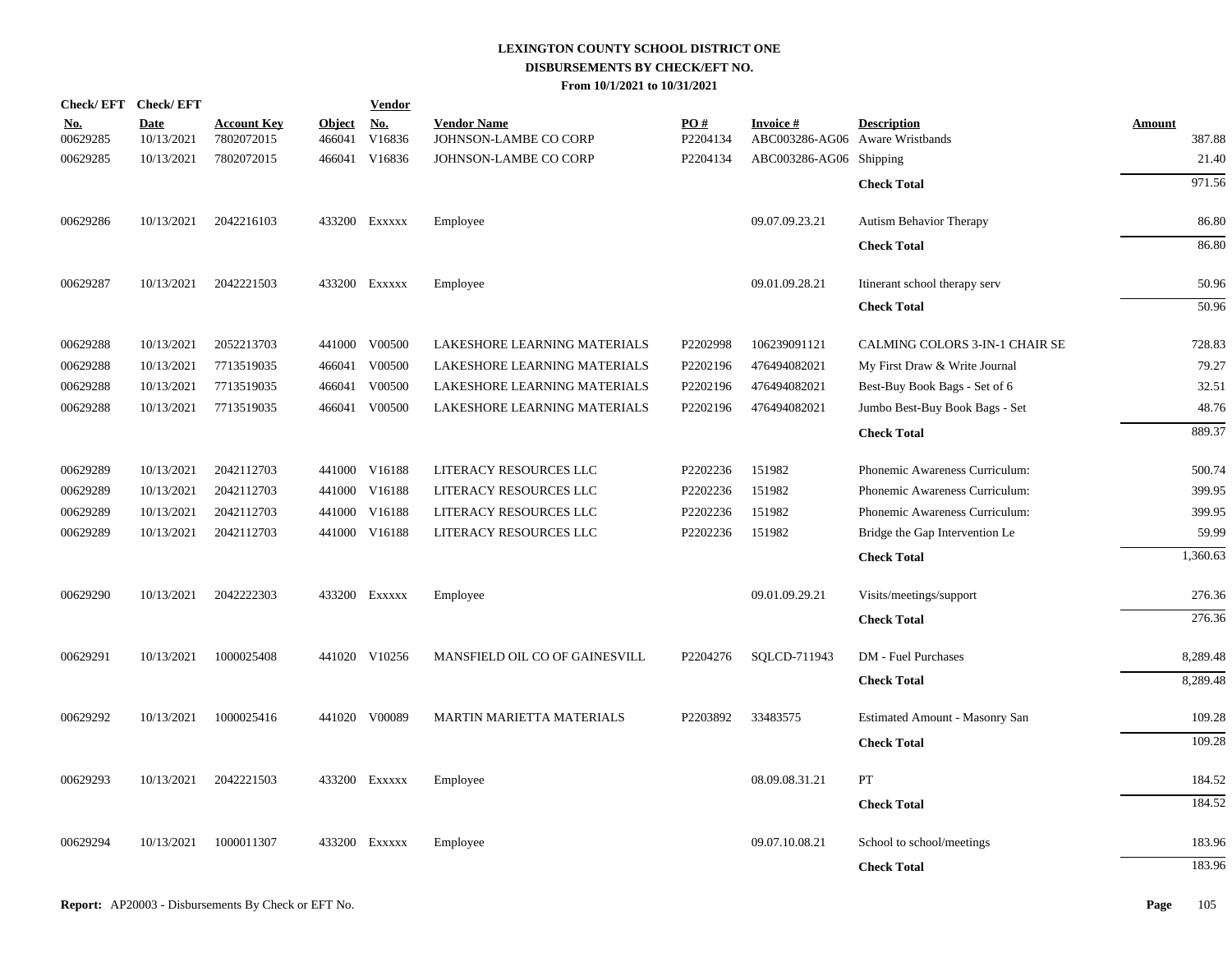**LEXINGTON COUNTY SCHOOL DISTRICT ONE**
**DISBURSEMENTS BY CHECK/EFT NO.**
**From 10/1/2021 to 10/31/2021**

| Check/ EFT No. | Check/ EFT Date | Account Key | Object | Vendor No. | Vendor Name | PO # | Invoice # | Description | Amount |
|---|---|---|---|---|---|---|---|---|---|
| 00629285 | 10/13/2021 | 7802072015 | 466041 | V16836 | JOHNSON-LAMBE CO CORP | P2204134 | ABC003286-AG06 | Aware Wristbands | 387.88 |
| 00629285 | 10/13/2021 | 7802072015 | 466041 | V16836 | JOHNSON-LAMBE CO CORP | P2204134 | ABC003286-AG06 | Shipping | 21.40 |
| | | | | | | | | **Check Total** | 971.56 |
| 00629286 | 10/13/2021 | 2042216103 | 433200 | Exxxxx | Employee | | 09.07.09.23.21 | Autism Behavior Therapy | 86.80 |
| | | | | | | | | **Check Total** | 86.80 |
| 00629287 | 10/13/2021 | 2042221503 | 433200 | Exxxxx | Employee | | 09.01.09.28.21 | Itinerant school therapy serv | 50.96 |
| | | | | | | | | **Check Total** | 50.96 |
| 00629288 | 10/13/2021 | 2052213703 | 441000 | V00500 | LAKESHORE LEARNING MATERIALS | P2202998 | 106239091121 | CALMING COLORS 3-IN-1 CHAIR SE | 728.83 |
| 00629288 | 10/13/2021 | 7713519035 | 466041 | V00500 | LAKESHORE LEARNING MATERIALS | P2202196 | 476494082021 | My First Draw & Write Journal | 79.27 |
| 00629288 | 10/13/2021 | 7713519035 | 466041 | V00500 | LAKESHORE LEARNING MATERIALS | P2202196 | 476494082021 | Best-Buy Book Bags - Set of 6 | 32.51 |
| 00629288 | 10/13/2021 | 7713519035 | 466041 | V00500 | LAKESHORE LEARNING MATERIALS | P2202196 | 476494082021 | Jumbo Best-Buy Book Bags - Set | 48.76 |
| | | | | | | | | **Check Total** | 889.37 |
| 00629289 | 10/13/2021 | 2042112703 | 441000 | V16188 | LITERACY RESOURCES LLC | P2202236 | 151982 | Phonemic Awareness Curriculum: | 500.74 |
| 00629289 | 10/13/2021 | 2042112703 | 441000 | V16188 | LITERACY RESOURCES LLC | P2202236 | 151982 | Phonemic Awareness Curriculum: | 399.95 |
| 00629289 | 10/13/2021 | 2042112703 | 441000 | V16188 | LITERACY RESOURCES LLC | P2202236 | 151982 | Phonemic Awareness Curriculum: | 399.95 |
| 00629289 | 10/13/2021 | 2042112703 | 441000 | V16188 | LITERACY RESOURCES LLC | P2202236 | 151982 | Bridge the Gap Intervention Le | 59.99 |
| | | | | | | | | **Check Total** | 1,360.63 |
| 00629290 | 10/13/2021 | 2042222303 | 433200 | Exxxxx | Employee | | 09.01.09.29.21 | Visits/meetings/support | 276.36 |
| | | | | | | | | **Check Total** | 276.36 |
| 00629291 | 10/13/2021 | 1000025408 | 441020 | V10256 | MANSFIELD OIL CO OF GAINESVILL | P2204276 | SQLCD-711943 | DM - Fuel Purchases | 8,289.48 |
| | | | | | | | | **Check Total** | 8,289.48 |
| 00629292 | 10/13/2021 | 1000025416 | 441020 | V00089 | MARTIN MARIETTA MATERIALS | P2203892 | 33483575 | Estimated Amount - Masonry San | 109.28 |
| | | | | | | | | **Check Total** | 109.28 |
| 00629293 | 10/13/2021 | 2042221503 | 433200 | Exxxxx | Employee | | 08.09.08.31.21 | PT | 184.52 |
| | | | | | | | | **Check Total** | 184.52 |
| 00629294 | 10/13/2021 | 1000011307 | 433200 | Exxxxx | Employee | | 09.07.10.08.21 | School to school/meetings | 183.96 |
| | | | | | | | | **Check Total** | 183.96 |

**Report:** AP20003 - Disbursements By Check or EFT No.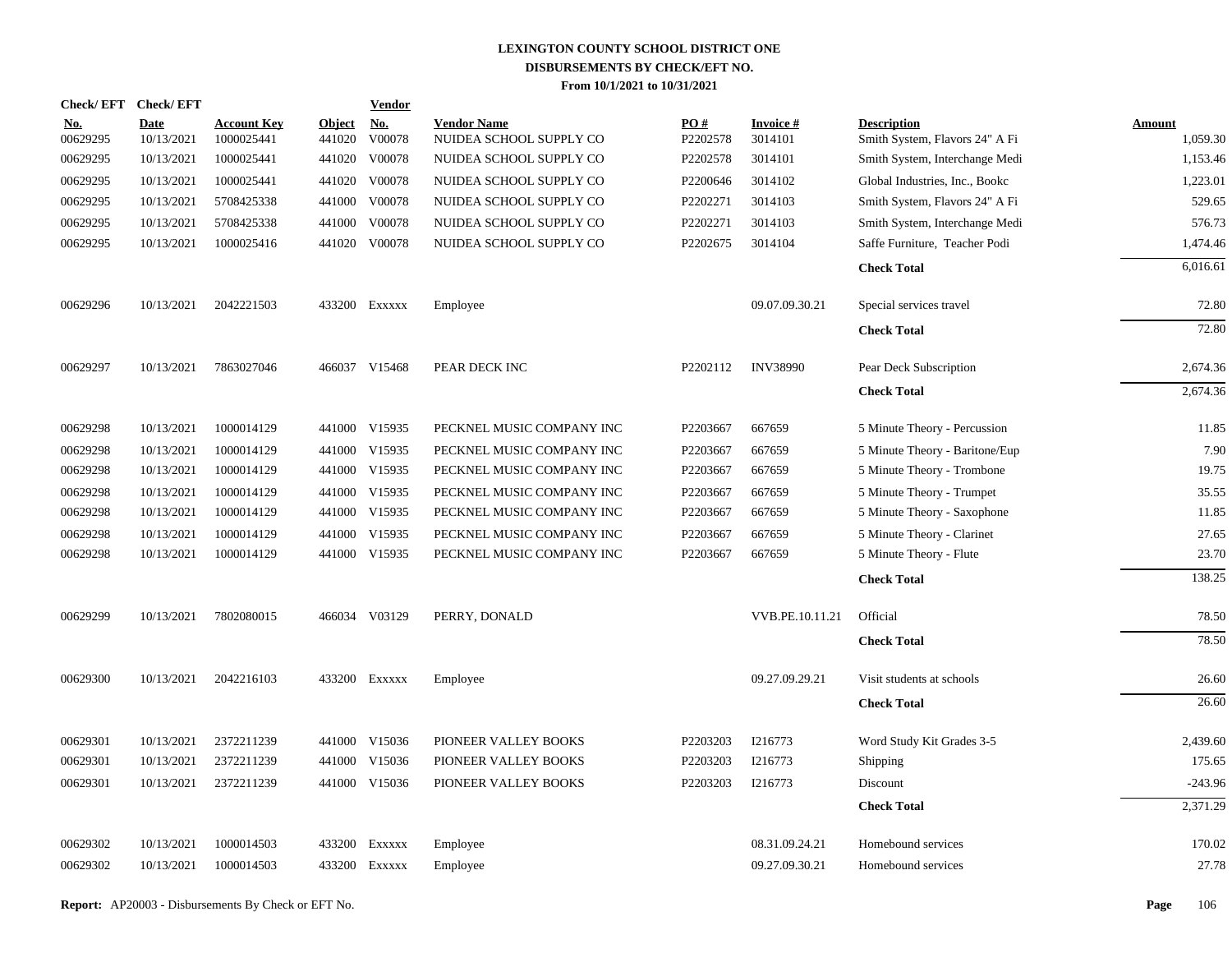**LEXINGTON COUNTY SCHOOL DISTRICT ONE**
**DISBURSEMENTS BY CHECK/EFT NO.**
**From 10/1/2021 to 10/31/2021**

| Check/ EFT No. | Check/ EFT Date | Account Key | Object | Vendor No. | Vendor Name | PO # | Invoice # | Description | Amount |
|---|---|---|---|---|---|---|---|---|---|
| 00629295 | 10/13/2021 | 1000025441 | 441020 | V00078 | NUIDEA SCHOOL SUPPLY CO | P2202578 | 3014101 | Smith System, Flavors 24" A Fi | 1,059.30 |
| 00629295 | 10/13/2021 | 1000025441 | 441020 | V00078 | NUIDEA SCHOOL SUPPLY CO | P2202578 | 3014101 | Smith System, Interchange Medi | 1,153.46 |
| 00629295 | 10/13/2021 | 1000025441 | 441020 | V00078 | NUIDEA SCHOOL SUPPLY CO | P2200646 | 3014102 | Global Industries, Inc., Bookc | 1,223.01 |
| 00629295 | 10/13/2021 | 5708425338 | 441000 | V00078 | NUIDEA SCHOOL SUPPLY CO | P2202271 | 3014103 | Smith System, Flavors 24" A Fi | 529.65 |
| 00629295 | 10/13/2021 | 5708425338 | 441000 | V00078 | NUIDEA SCHOOL SUPPLY CO | P2202271 | 3014103 | Smith System, Interchange Medi | 576.73 |
| 00629295 | 10/13/2021 | 1000025416 | 441020 | V00078 | NUIDEA SCHOOL SUPPLY CO | P2202675 | 3014104 | Saffe Furniture, Teacher Podi | 1,474.46 |
| | | | | | | | | **Check Total** | 6,016.61 |
| 00629296 | 10/13/2021 | 2042221503 | 433200 | Exxxxx | Employee | | 09.07.09.30.21 | Special services travel | 72.80 |
| | | | | | | | | **Check Total** | 72.80 |
| 00629297 | 10/13/2021 | 7863027046 | 466037 | V15468 | PEAR DECK INC | P2202112 | INV38990 | Pear Deck Subscription | 2,674.36 |
| | | | | | | | | **Check Total** | 2,674.36 |
| 00629298 | 10/13/2021 | 1000014129 | 441000 | V15935 | PECKNEL MUSIC COMPANY INC | P2203667 | 667659 | 5 Minute Theory - Percussion | 11.85 |
| 00629298 | 10/13/2021 | 1000014129 | 441000 | V15935 | PECKNEL MUSIC COMPANY INC | P2203667 | 667659 | 5 Minute Theory - Baritone/Eup | 7.90 |
| 00629298 | 10/13/2021 | 1000014129 | 441000 | V15935 | PECKNEL MUSIC COMPANY INC | P2203667 | 667659 | 5 Minute Theory - Trombone | 19.75 |
| 00629298 | 10/13/2021 | 1000014129 | 441000 | V15935 | PECKNEL MUSIC COMPANY INC | P2203667 | 667659 | 5 Minute Theory - Trumpet | 35.55 |
| 00629298 | 10/13/2021 | 1000014129 | 441000 | V15935 | PECKNEL MUSIC COMPANY INC | P2203667 | 667659 | 5 Minute Theory - Saxophone | 11.85 |
| 00629298 | 10/13/2021 | 1000014129 | 441000 | V15935 | PECKNEL MUSIC COMPANY INC | P2203667 | 667659 | 5 Minute Theory - Clarinet | 27.65 |
| 00629298 | 10/13/2021 | 1000014129 | 441000 | V15935 | PECKNEL MUSIC COMPANY INC | P2203667 | 667659 | 5 Minute Theory - Flute | 23.70 |
| | | | | | | | | **Check Total** | 138.25 |
| 00629299 | 10/13/2021 | 7802080015 | 466034 | V03129 | PERRY, DONALD | | VVB.PE.10.11.21 | Official | 78.50 |
| | | | | | | | | **Check Total** | 78.50 |
| 00629300 | 10/13/2021 | 2042216103 | 433200 | Exxxxx | Employee | | 09.27.09.29.21 | Visit students at schools | 26.60 |
| | | | | | | | | **Check Total** | 26.60 |
| 00629301 | 10/13/2021 | 2372211239 | 441000 | V15036 | PIONEER VALLEY BOOKS | P2203203 | I216773 | Word Study Kit Grades 3-5 | 2,439.60 |
| 00629301 | 10/13/2021 | 2372211239 | 441000 | V15036 | PIONEER VALLEY BOOKS | P2203203 | I216773 | Shipping | 175.65 |
| 00629301 | 10/13/2021 | 2372211239 | 441000 | V15036 | PIONEER VALLEY BOOKS | P2203203 | I216773 | Discount | -243.96 |
| | | | | | | | | **Check Total** | 2,371.29 |
| 00629302 | 10/13/2021 | 1000014503 | 433200 | Exxxxx | Employee | | 08.31.09.24.21 | Homebound services | 170.02 |
| 00629302 | 10/13/2021 | 1000014503 | 433200 | Exxxxx | Employee | | 09.27.09.30.21 | Homebound services | 27.78 |

**Report:** AP20003 - Disbursements By Check or EFT No.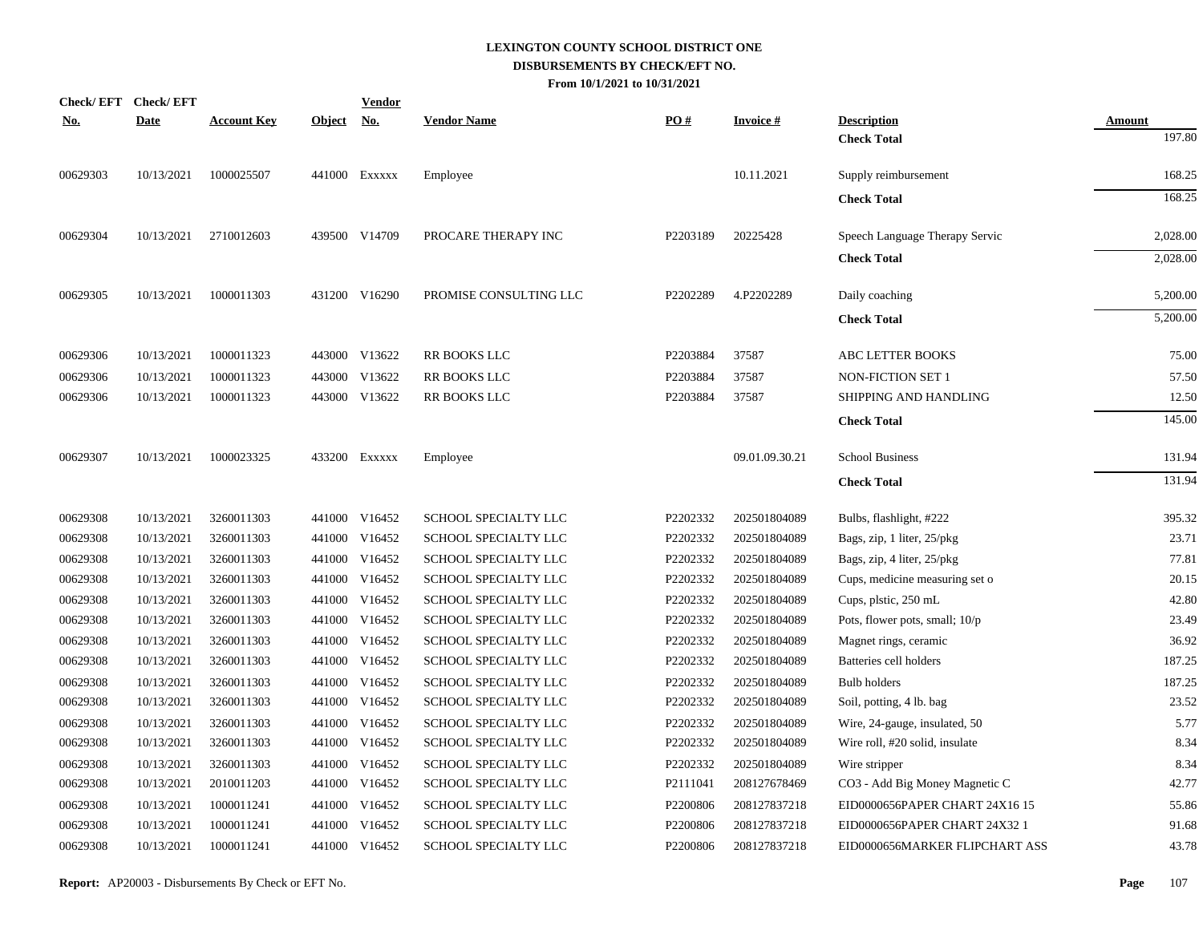# LEXINGTON COUNTY SCHOOL DISTRICT ONE
## DISBURSEMENTS BY CHECK/EFT NO.
### From 10/1/2021 to 10/31/2021

| Check/ EFT No. | Check/ EFT Date | Account Key | Object | Vendor No. | Vendor Name | PO # | Invoice # | Description | Amount |
|---|---|---|---|---|---|---|---|---|---|
| | | | | | | | | **Check Total** | 197.80 |
| 00629303 | 10/13/2021 | 1000025507 | 441000 | Exxxxx | Employee | | 10.11.2021 | Supply reimbursement | 168.25 |
| | | | | | | | | **Check Total** | 168.25 |
| 00629304 | 10/13/2021 | 2710012603 | 439500 | V14709 | PROCARE THERAPY INC | P2203189 | 20225428 | Speech Language Therapy Servic | 2,028.00 |
| | | | | | | | | **Check Total** | 2,028.00 |
| 00629305 | 10/13/2021 | 1000011303 | 431200 | V16290 | PROMISE CONSULTING LLC | P2202289 | 4.P2202289 | Daily coaching | 5,200.00 |
| | | | | | | | | **Check Total** | 5,200.00 |
| 00629306 | 10/13/2021 | 1000011323 | 443000 | V13622 | RR BOOKS LLC | P2203884 | 37587 | ABC LETTER BOOKS | 75.00 |
| 00629306 | 10/13/2021 | 1000011323 | 443000 | V13622 | RR BOOKS LLC | P2203884 | 37587 | NON-FICTION SET 1 | 57.50 |
| 00629306 | 10/13/2021 | 1000011323 | 443000 | V13622 | RR BOOKS LLC | P2203884 | 37587 | SHIPPING AND HANDLING | 12.50 |
| | | | | | | | | **Check Total** | 145.00 |
| 00629307 | 10/13/2021 | 1000023325 | 433200 | Exxxxx | Employee | | 09.01.09.30.21 | School Business | 131.94 |
| | | | | | | | | **Check Total** | 131.94 |
| 00629308 | 10/13/2021 | 3260011303 | 441000 | V16452 | SCHOOL SPECIALTY LLC | P2202332 | 202501804089 | Bulbs, flashlight, #222 | 395.32 |
| 00629308 | 10/13/2021 | 3260011303 | 441000 | V16452 | SCHOOL SPECIALTY LLC | P2202332 | 202501804089 | Bags, zip, 1 liter, 25/pkg | 23.71 |
| 00629308 | 10/13/2021 | 3260011303 | 441000 | V16452 | SCHOOL SPECIALTY LLC | P2202332 | 202501804089 | Bags, zip, 4 liter, 25/pkg | 77.81 |
| 00629308 | 10/13/2021 | 3260011303 | 441000 | V16452 | SCHOOL SPECIALTY LLC | P2202332 | 202501804089 | Cups, medicine measuring set o | 20.15 |
| 00629308 | 10/13/2021 | 3260011303 | 441000 | V16452 | SCHOOL SPECIALTY LLC | P2202332 | 202501804089 | Cups, plstic, 250 mL | 42.80 |
| 00629308 | 10/13/2021 | 3260011303 | 441000 | V16452 | SCHOOL SPECIALTY LLC | P2202332 | 202501804089 | Pots, flower pots, small; 10/p | 23.49 |
| 00629308 | 10/13/2021 | 3260011303 | 441000 | V16452 | SCHOOL SPECIALTY LLC | P2202332 | 202501804089 | Magnet rings, ceramic | 36.92 |
| 00629308 | 10/13/2021 | 3260011303 | 441000 | V16452 | SCHOOL SPECIALTY LLC | P2202332 | 202501804089 | Batteries cell holders | 187.25 |
| 00629308 | 10/13/2021 | 3260011303 | 441000 | V16452 | SCHOOL SPECIALTY LLC | P2202332 | 202501804089 | Bulb holders | 187.25 |
| 00629308 | 10/13/2021 | 3260011303 | 441000 | V16452 | SCHOOL SPECIALTY LLC | P2202332 | 202501804089 | Soil, potting, 4 lb. bag | 23.52 |
| 00629308 | 10/13/2021 | 3260011303 | 441000 | V16452 | SCHOOL SPECIALTY LLC | P2202332 | 202501804089 | Wire, 24-gauge, insulated, 50 | 5.77 |
| 00629308 | 10/13/2021 | 3260011303 | 441000 | V16452 | SCHOOL SPECIALTY LLC | P2202332 | 202501804089 | Wire roll, #20 solid, insulate | 8.34 |
| 00629308 | 10/13/2021 | 3260011303 | 441000 | V16452 | SCHOOL SPECIALTY LLC | P2202332 | 202501804089 | Wire stripper | 8.34 |
| 00629308 | 10/13/2021 | 2010011203 | 441000 | V16452 | SCHOOL SPECIALTY LLC | P2111041 | 208127678469 | CO3 - Add Big Money Magnetic C | 42.77 |
| 00629308 | 10/13/2021 | 1000011241 | 441000 | V16452 | SCHOOL SPECIALTY LLC | P2200806 | 208127837218 | EID0000656PAPER CHART 24X16 15 | 55.86 |
| 00629308 | 10/13/2021 | 1000011241 | 441000 | V16452 | SCHOOL SPECIALTY LLC | P2200806 | 208127837218 | EID0000656PAPER CHART 24X32 1 | 91.68 |
| 00629308 | 10/13/2021 | 1000011241 | 441000 | V16452 | SCHOOL SPECIALTY LLC | P2200806 | 208127837218 | EID0000656MARKER FLIPCHART ASS | 43.78 |

**Report:** AP20003 - Disbursements By Check or EFT No.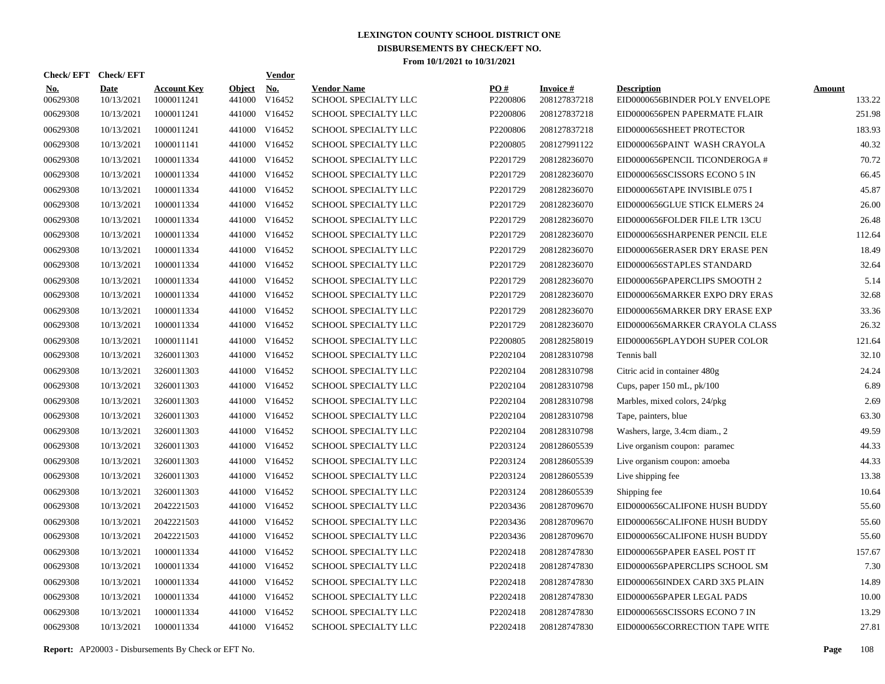# LEXINGTON COUNTY SCHOOL DISTRICT ONE
## DISBURSEMENTS BY CHECK/EFT NO.
### From 10/1/2021 to 10/31/2021

| Check/ EFT No. | Check/ EFT Date | Account Key | Object | Vendor No. | Vendor Name | PO # | Invoice # | Description | Amount |
|---|---|---|---|---|---|---|---|---|---|
| 00629308 | 10/13/2021 | 1000011241 | 441000 | V16452 | SCHOOL SPECIALTY LLC | P2200806 | 208127837218 | EID0000656BINDER POLY ENVELOPE | 133.22 |
| 00629308 | 10/13/2021 | 1000011241 | 441000 | V16452 | SCHOOL SPECIALTY LLC | P2200806 | 208127837218 | EID0000656PEN PAPERMATE FLAIR | 251.98 |
| 00629308 | 10/13/2021 | 1000011241 | 441000 | V16452 | SCHOOL SPECIALTY LLC | P2200806 | 208127837218 | EID0000656SHEET PROTECTOR | 183.93 |
| 00629308 | 10/13/2021 | 1000011141 | 441000 | V16452 | SCHOOL SPECIALTY LLC | P2200805 | 208127991122 | EID0000656PAINT WASH CRAYOLA | 40.32 |
| 00629308 | 10/13/2021 | 1000011334 | 441000 | V16452 | SCHOOL SPECIALTY LLC | P2201729 | 208128236070 | EID0000656PENCIL TICONDEROGA # | 70.72 |
| 00629308 | 10/13/2021 | 1000011334 | 441000 | V16452 | SCHOOL SPECIALTY LLC | P2201729 | 208128236070 | EID0000656SCISSORS ECONO 5 IN | 66.45 |
| 00629308 | 10/13/2021 | 1000011334 | 441000 | V16452 | SCHOOL SPECIALTY LLC | P2201729 | 208128236070 | EID0000656TAPE INVISIBLE 075 I | 45.87 |
| 00629308 | 10/13/2021 | 1000011334 | 441000 | V16452 | SCHOOL SPECIALTY LLC | P2201729 | 208128236070 | EID0000656GLUE STICK ELMERS 24 | 26.00 |
| 00629308 | 10/13/2021 | 1000011334 | 441000 | V16452 | SCHOOL SPECIALTY LLC | P2201729 | 208128236070 | EID0000656FOLDER FILE LTR 13CU | 26.48 |
| 00629308 | 10/13/2021 | 1000011334 | 441000 | V16452 | SCHOOL SPECIALTY LLC | P2201729 | 208128236070 | EID0000656SHARPENER PENCIL ELE | 112.64 |
| 00629308 | 10/13/2021 | 1000011334 | 441000 | V16452 | SCHOOL SPECIALTY LLC | P2201729 | 208128236070 | EID0000656ERASER DRY ERASE PEN | 18.49 |
| 00629308 | 10/13/2021 | 1000011334 | 441000 | V16452 | SCHOOL SPECIALTY LLC | P2201729 | 208128236070 | EID0000656STAPLES STANDARD | 32.64 |
| 00629308 | 10/13/2021 | 1000011334 | 441000 | V16452 | SCHOOL SPECIALTY LLC | P2201729 | 208128236070 | EID0000656PAPERCLIPS SMOOTH 2 | 5.14 |
| 00629308 | 10/13/2021 | 1000011334 | 441000 | V16452 | SCHOOL SPECIALTY LLC | P2201729 | 208128236070 | EID0000656MARKER EXPO DRY ERAS | 32.68 |
| 00629308 | 10/13/2021 | 1000011334 | 441000 | V16452 | SCHOOL SPECIALTY LLC | P2201729 | 208128236070 | EID0000656MARKER DRY ERASE EXP | 33.36 |
| 00629308 | 10/13/2021 | 1000011334 | 441000 | V16452 | SCHOOL SPECIALTY LLC | P2201729 | 208128236070 | EID0000656MARKER CRAYOLA CLASS | 26.32 |
| 00629308 | 10/13/2021 | 1000011141 | 441000 | V16452 | SCHOOL SPECIALTY LLC | P2200805 | 208128258019 | EID0000656PLAYDOH SUPER COLOR | 121.64 |
| 00629308 | 10/13/2021 | 3260011303 | 441000 | V16452 | SCHOOL SPECIALTY LLC | P2202104 | 208128310798 | Tennis ball | 32.10 |
| 00629308 | 10/13/2021 | 3260011303 | 441000 | V16452 | SCHOOL SPECIALTY LLC | P2202104 | 208128310798 | Citric acid in container 480g | 24.24 |
| 00629308 | 10/13/2021 | 3260011303 | 441000 | V16452 | SCHOOL SPECIALTY LLC | P2202104 | 208128310798 | Cups, paper 150 mL, pk/100 | 6.89 |
| 00629308 | 10/13/2021 | 3260011303 | 441000 | V16452 | SCHOOL SPECIALTY LLC | P2202104 | 208128310798 | Marbles, mixed colors, 24/pkg | 2.69 |
| 00629308 | 10/13/2021 | 3260011303 | 441000 | V16452 | SCHOOL SPECIALTY LLC | P2202104 | 208128310798 | Tape, painters, blue | 63.30 |
| 00629308 | 10/13/2021 | 3260011303 | 441000 | V16452 | SCHOOL SPECIALTY LLC | P2202104 | 208128310798 | Washers, large, 3.4cm diam., 2 | 49.59 |
| 00629308 | 10/13/2021 | 3260011303 | 441000 | V16452 | SCHOOL SPECIALTY LLC | P2203124 | 208128605539 | Live organism coupon: paramec | 44.33 |
| 00629308 | 10/13/2021 | 3260011303 | 441000 | V16452 | SCHOOL SPECIALTY LLC | P2203124 | 208128605539 | Live organism coupon: amoeba | 44.33 |
| 00629308 | 10/13/2021 | 3260011303 | 441000 | V16452 | SCHOOL SPECIALTY LLC | P2203124 | 208128605539 | Live shipping fee | 13.38 |
| 00629308 | 10/13/2021 | 3260011303 | 441000 | V16452 | SCHOOL SPECIALTY LLC | P2203124 | 208128605539 | Shipping fee | 10.64 |
| 00629308 | 10/13/2021 | 2042221503 | 441000 | V16452 | SCHOOL SPECIALTY LLC | P2203436 | 208128709670 | EID0000656CALIFONE HUSH BUDDY | 55.60 |
| 00629308 | 10/13/2021 | 2042221503 | 441000 | V16452 | SCHOOL SPECIALTY LLC | P2203436 | 208128709670 | EID0000656CALIFONE HUSH BUDDY | 55.60 |
| 00629308 | 10/13/2021 | 2042221503 | 441000 | V16452 | SCHOOL SPECIALTY LLC | P2203436 | 208128709670 | EID0000656CALIFONE HUSH BUDDY | 55.60 |
| 00629308 | 10/13/2021 | 1000011334 | 441000 | V16452 | SCHOOL SPECIALTY LLC | P2202418 | 208128747830 | EID0000656PAPER EASEL POST IT | 157.67 |
| 00629308 | 10/13/2021 | 1000011334 | 441000 | V16452 | SCHOOL SPECIALTY LLC | P2202418 | 208128747830 | EID0000656PAPERCLIPS SCHOOL SM | 7.30 |
| 00629308 | 10/13/2021 | 1000011334 | 441000 | V16452 | SCHOOL SPECIALTY LLC | P2202418 | 208128747830 | EID0000656INDEX CARD 3X5 PLAIN | 14.89 |
| 00629308 | 10/13/2021 | 1000011334 | 441000 | V16452 | SCHOOL SPECIALTY LLC | P2202418 | 208128747830 | EID0000656PAPER LEGAL PADS | 10.00 |
| 00629308 | 10/13/2021 | 1000011334 | 441000 | V16452 | SCHOOL SPECIALTY LLC | P2202418 | 208128747830 | EID0000656SCISSORS ECONO 7 IN | 13.29 |
| 00629308 | 10/13/2021 | 1000011334 | 441000 | V16452 | SCHOOL SPECIALTY LLC | P2202418 | 208128747830 | EID0000656CORRECTION TAPE WITE | 27.81 |

**Report:** AP20003 - Disbursements By Check or EFT No.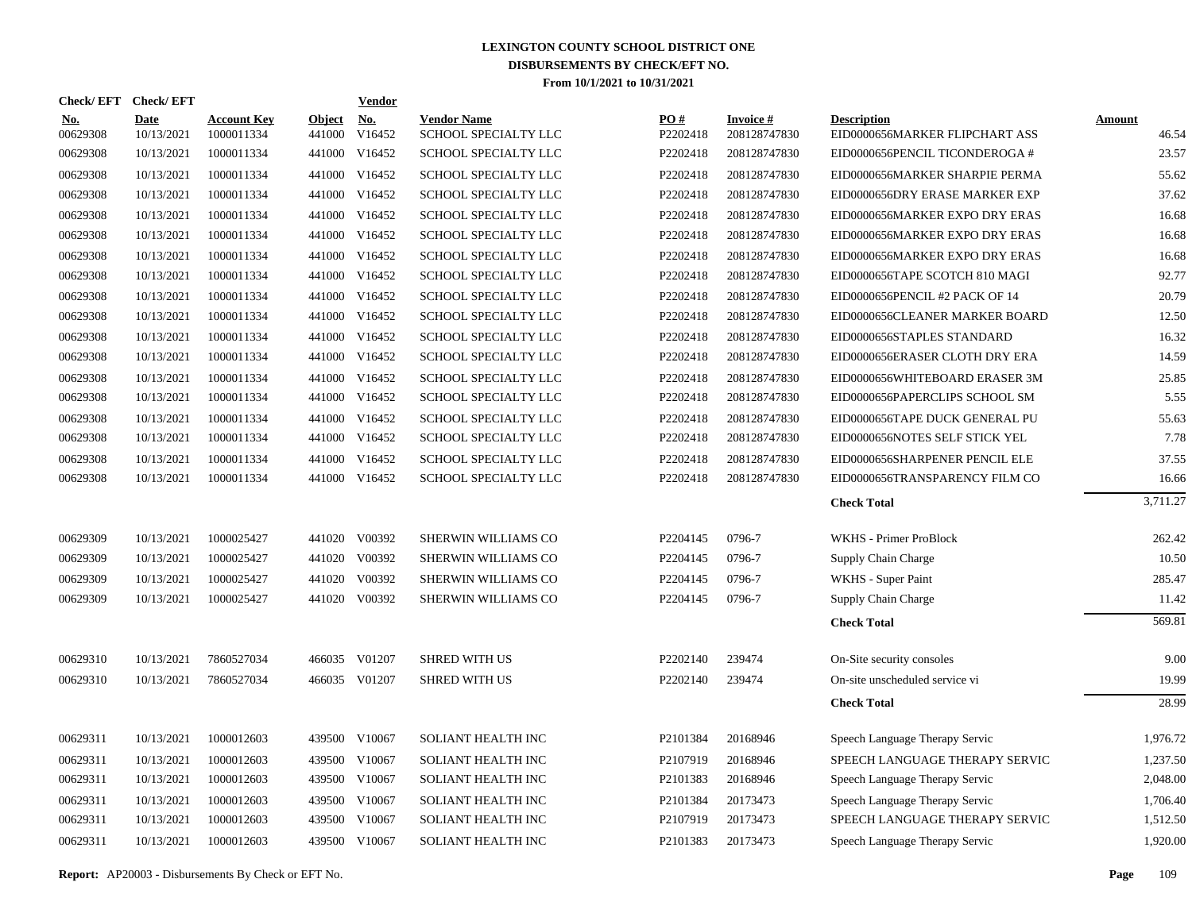# LEXINGTON COUNTY SCHOOL DISTRICT ONE
## DISBURSEMENTS BY CHECK/EFT NO.
### From 10/1/2021 to 10/31/2021

| Check/EFT No. | Check/EFT Date | Account Key | Object | Vendor No. | Vendor Name | PO # | Invoice # | Description | Amount |
|---|---|---|---|---|---|---|---|---|---|
| 00629308 | 10/13/2021 | 1000011334 | 441000 | V16452 | SCHOOL SPECIALTY LLC | P2202418 | 208128747830 | EID0000656MARKER FLIPCHART ASS | 46.54 |
| 00629308 | 10/13/2021 | 1000011334 | 441000 | V16452 | SCHOOL SPECIALTY LLC | P2202418 | 208128747830 | EID0000656PENCIL TICONDEROGA # | 23.57 |
| 00629308 | 10/13/2021 | 1000011334 | 441000 | V16452 | SCHOOL SPECIALTY LLC | P2202418 | 208128747830 | EID0000656MARKER SHARPIE PERMA | 55.62 |
| 00629308 | 10/13/2021 | 1000011334 | 441000 | V16452 | SCHOOL SPECIALTY LLC | P2202418 | 208128747830 | EID0000656DRY ERASE MARKER EXP | 37.62 |
| 00629308 | 10/13/2021 | 1000011334 | 441000 | V16452 | SCHOOL SPECIALTY LLC | P2202418 | 208128747830 | EID0000656MARKER EXPO DRY ERAS | 16.68 |
| 00629308 | 10/13/2021 | 1000011334 | 441000 | V16452 | SCHOOL SPECIALTY LLC | P2202418 | 208128747830 | EID0000656MARKER EXPO DRY ERAS | 16.68 |
| 00629308 | 10/13/2021 | 1000011334 | 441000 | V16452 | SCHOOL SPECIALTY LLC | P2202418 | 208128747830 | EID0000656MARKER EXPO DRY ERAS | 16.68 |
| 00629308 | 10/13/2021 | 1000011334 | 441000 | V16452 | SCHOOL SPECIALTY LLC | P2202418 | 208128747830 | EID0000656TAPE SCOTCH 810 MAGI | 92.77 |
| 00629308 | 10/13/2021 | 1000011334 | 441000 | V16452 | SCHOOL SPECIALTY LLC | P2202418 | 208128747830 | EID0000656PENCIL #2 PACK OF 14 | 20.79 |
| 00629308 | 10/13/2021 | 1000011334 | 441000 | V16452 | SCHOOL SPECIALTY LLC | P2202418 | 208128747830 | EID0000656CLEANER MARKER BOARD | 12.50 |
| 00629308 | 10/13/2021 | 1000011334 | 441000 | V16452 | SCHOOL SPECIALTY LLC | P2202418 | 208128747830 | EID0000656STAPLES STANDARD | 16.32 |
| 00629308 | 10/13/2021 | 1000011334 | 441000 | V16452 | SCHOOL SPECIALTY LLC | P2202418 | 208128747830 | EID0000656ERASER CLOTH DRY ERA | 14.59 |
| 00629308 | 10/13/2021 | 1000011334 | 441000 | V16452 | SCHOOL SPECIALTY LLC | P2202418 | 208128747830 | EID0000656WHITEBOARD ERASER 3M | 25.85 |
| 00629308 | 10/13/2021 | 1000011334 | 441000 | V16452 | SCHOOL SPECIALTY LLC | P2202418 | 208128747830 | EID0000656PAPERCLIPS SCHOOL SM | 5.55 |
| 00629308 | 10/13/2021 | 1000011334 | 441000 | V16452 | SCHOOL SPECIALTY LLC | P2202418 | 208128747830 | EID0000656TAPE DUCK GENERAL PU | 55.63 |
| 00629308 | 10/13/2021 | 1000011334 | 441000 | V16452 | SCHOOL SPECIALTY LLC | P2202418 | 208128747830 | EID0000656NOTES SELF STICK YEL | 7.78 |
| 00629308 | 10/13/2021 | 1000011334 | 441000 | V16452 | SCHOOL SPECIALTY LLC | P2202418 | 208128747830 | EID0000656SHARPENER PENCIL ELE | 37.55 |
| 00629308 | 10/13/2021 | 1000011334 | 441000 | V16452 | SCHOOL SPECIALTY LLC | P2202418 | 208128747830 | EID0000656TRANSPARENCY FILM CO | 16.66 |
| | | | | | | | | **Check Total** | 3,711.27 |
| 00629309 | 10/13/2021 | 1000025427 | 441020 | V00392 | SHERWIN WILLIAMS CO | P2204145 | 0796-7 | WKHS - Primer ProBlock | 262.42 |
| 00629309 | 10/13/2021 | 1000025427 | 441020 | V00392 | SHERWIN WILLIAMS CO | P2204145 | 0796-7 | Supply Chain Charge | 10.50 |
| 00629309 | 10/13/2021 | 1000025427 | 441020 | V00392 | SHERWIN WILLIAMS CO | P2204145 | 0796-7 | WKHS - Super Paint | 285.47 |
| 00629309 | 10/13/2021 | 1000025427 | 441020 | V00392 | SHERWIN WILLIAMS CO | P2204145 | 0796-7 | Supply Chain Charge | 11.42 |
| | | | | | | | | **Check Total** | 569.81 |
| 00629310 | 10/13/2021 | 7860527034 | 466035 | V01207 | SHRED WITH US | P2202140 | 239474 | On-Site security consoles | 9.00 |
| 00629310 | 10/13/2021 | 7860527034 | 466035 | V01207 | SHRED WITH US | P2202140 | 239474 | On-site unscheduled service vi | 19.99 |
| | | | | | | | | **Check Total** | 28.99 |
| 00629311 | 10/13/2021 | 1000012603 | 439500 | V10067 | SOLIANT HEALTH INC | P2101384 | 20168946 | Speech Language Therapy Servic | 1,976.72 |
| 00629311 | 10/13/2021 | 1000012603 | 439500 | V10067 | SOLIANT HEALTH INC | P2107919 | 20168946 | SPEECH LANGUAGE THERAPY SERVIC | 1,237.50 |
| 00629311 | 10/13/2021 | 1000012603 | 439500 | V10067 | SOLIANT HEALTH INC | P2101383 | 20168946 | Speech Language Therapy Servic | 2,048.00 |
| 00629311 | 10/13/2021 | 1000012603 | 439500 | V10067 | SOLIANT HEALTH INC | P2101384 | 20173473 | Speech Language Therapy Servic | 1,706.40 |
| 00629311 | 10/13/2021 | 1000012603 | 439500 | V10067 | SOLIANT HEALTH INC | P2107919 | 20173473 | SPEECH LANGUAGE THERAPY SERVIC | 1,512.50 |
| 00629311 | 10/13/2021 | 1000012603 | 439500 | V10067 | SOLIANT HEALTH INC | P2101383 | 20173473 | Speech Language Therapy Servic | 1,920.00 |

**Report:** AP20003 - Disbursements By Check or EFT No.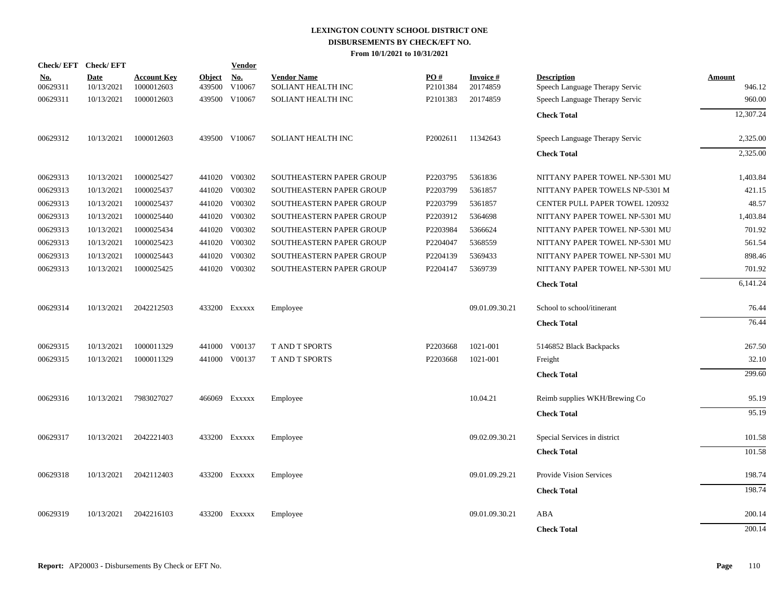**LEXINGTON COUNTY SCHOOL DISTRICT ONE**
**DISBURSEMENTS BY CHECK/EFT NO.**
**From 10/1/2021 to 10/31/2021**

| Check/ EFT No. | Check/ EFT Date | Account Key | Object | Vendor No. | Vendor Name | PO # | Invoice # | Description | Amount |
|---|---|---|---|---|---|---|---|---|---|
| 00629311 | 10/13/2021 | 1000012603 | 439500 | V10067 | SOLIANT HEALTH INC | P2101384 | 20174859 | Speech Language Therapy Servic | 946.12 |
| 00629311 | 10/13/2021 | 1000012603 | 439500 | V10067 | SOLIANT HEALTH INC | P2101383 | 20174859 | Speech Language Therapy Servic | 960.00 |
| | | | | | | | | **Check Total** | 12,307.24 |
| 00629312 | 10/13/2021 | 1000012603 | 439500 | V10067 | SOLIANT HEALTH INC | P2002611 | 11342643 | Speech Language Therapy Servic | 2,325.00 |
| | | | | | | | | **Check Total** | 2,325.00 |
| 00629313 | 10/13/2021 | 1000025427 | 441020 | V00302 | SOUTHEASTERN PAPER GROUP | P2203795 | 5361836 | NITTANY PAPER TOWEL NP-5301 MU | 1,403.84 |
| 00629313 | 10/13/2021 | 1000025437 | 441020 | V00302 | SOUTHEASTERN PAPER GROUP | P2203799 | 5361857 | NITTANY PAPER TOWELS NP-5301 M | 421.15 |
| 00629313 | 10/13/2021 | 1000025437 | 441020 | V00302 | SOUTHEASTERN PAPER GROUP | P2203799 | 5361857 | CENTER PULL PAPER TOWEL 120932 | 48.57 |
| 00629313 | 10/13/2021 | 1000025440 | 441020 | V00302 | SOUTHEASTERN PAPER GROUP | P2203912 | 5364698 | NITTANY PAPER TOWEL NP-5301 MU | 1,403.84 |
| 00629313 | 10/13/2021 | 1000025434 | 441020 | V00302 | SOUTHEASTERN PAPER GROUP | P2203984 | 5366624 | NITTANY PAPER TOWEL NP-5301 MU | 701.92 |
| 00629313 | 10/13/2021 | 1000025423 | 441020 | V00302 | SOUTHEASTERN PAPER GROUP | P2204047 | 5368559 | NITTANY PAPER TOWEL NP-5301 MU | 561.54 |
| 00629313 | 10/13/2021 | 1000025443 | 441020 | V00302 | SOUTHEASTERN PAPER GROUP | P2204139 | 5369433 | NITTANY PAPER TOWEL NP-5301 MU | 898.46 |
| 00629313 | 10/13/2021 | 1000025425 | 441020 | V00302 | SOUTHEASTERN PAPER GROUP | P2204147 | 5369739 | NITTANY PAPER TOWEL NP-5301 MU | 701.92 |
| | | | | | | | | **Check Total** | 6,141.24 |
| 00629314 | 10/13/2021 | 2042212503 | 433200 | Exxxxx | Employee | | 09.01.09.30.21 | School to school/itinerant | 76.44 |
| | | | | | | | | **Check Total** | 76.44 |
| 00629315 | 10/13/2021 | 1000011329 | 441000 | V00137 | T AND T SPORTS | P2203668 | 1021-001 | 5146852 Black Backpacks | 267.50 |
| 00629315 | 10/13/2021 | 1000011329 | 441000 | V00137 | T AND T SPORTS | P2203668 | 1021-001 | Freight | 32.10 |
| | | | | | | | | **Check Total** | 299.60 |
| 00629316 | 10/13/2021 | 7983027027 | 466069 | Exxxxx | Employee | | 10.04.21 | Reimb supplies WKH/Brewing Co | 95.19 |
| | | | | | | | | **Check Total** | 95.19 |
| 00629317 | 10/13/2021 | 2042221403 | 433200 | Exxxxx | Employee | | 09.02.09.30.21 | Special Services in district | 101.58 |
| | | | | | | | | **Check Total** | 101.58 |
| 00629318 | 10/13/2021 | 2042112403 | 433200 | Exxxxx | Employee | | 09.01.09.29.21 | Provide Vision Services | 198.74 |
| | | | | | | | | **Check Total** | 198.74 |
| 00629319 | 10/13/2021 | 2042216103 | 433200 | Exxxxx | Employee | | 09.01.09.30.21 | ABA | 200.14 |
| | | | | | | | | **Check Total** | 200.14 |

**Report:** AP20003 - Disbursements By Check or EFT No.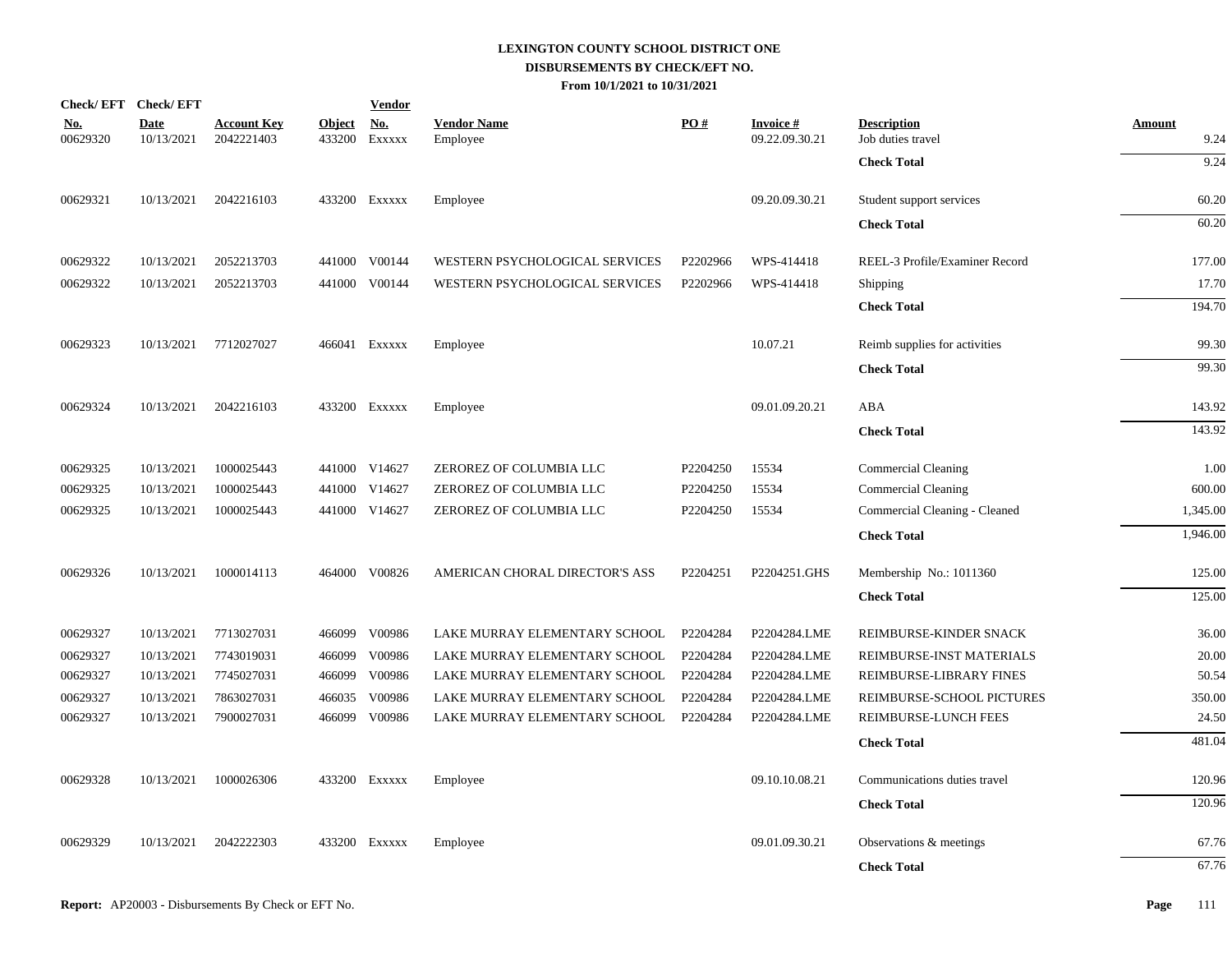**LEXINGTON COUNTY SCHOOL DISTRICT ONE**
**DISBURSEMENTS BY CHECK/EFT NO.**
**From 10/1/2021 to 10/31/2021**

| Check/ EFT No. | Check/ EFT Date | Account Key | Object | Vendor No. | Vendor Name | PO # | Invoice # | Description | Amount |
|---|---|---|---|---|---|---|---|---|---|
| 00629320 | 10/13/2021 | 2042221403 | 433200 | Exxxxx | Employee | | 09.22.09.30.21 | Job duties travel | 9.24 |
| | | | | | | | | **Check Total** | 9.24 |
| 00629321 | 10/13/2021 | 2042216103 | 433200 | Exxxxx | Employee | | 09.20.09.30.21 | Student support services | 60.20 |
| | | | | | | | | **Check Total** | 60.20 |
| 00629322 | 10/13/2021 | 2052213703 | 441000 | V00144 | WESTERN PSYCHOLOGICAL SERVICES | P2202966 | WPS-414418 | REEL-3 Profile/Examiner Record | 177.00 |
| 00629322 | 10/13/2021 | 2052213703 | 441000 | V00144 | WESTERN PSYCHOLOGICAL SERVICES | P2202966 | WPS-414418 | Shipping | 17.70 |
| | | | | | | | | **Check Total** | 194.70 |
| 00629323 | 10/13/2021 | 7712027027 | 466041 | Exxxxx | Employee | | 10.07.21 | Reimb supplies for activities | 99.30 |
| | | | | | | | | **Check Total** | 99.30 |
| 00629324 | 10/13/2021 | 2042216103 | 433200 | Exxxxx | Employee | | 09.01.09.20.21 | ABA | 143.92 |
| | | | | | | | | **Check Total** | 143.92 |
| 00629325 | 10/13/2021 | 1000025443 | 441000 | V14627 | ZEROREZ OF COLUMBIA LLC | P2204250 | 15534 | Commercial Cleaning | 1.00 |
| 00629325 | 10/13/2021 | 1000025443 | 441000 | V14627 | ZEROREZ OF COLUMBIA LLC | P2204250 | 15534 | Commercial Cleaning | 600.00 |
| 00629325 | 10/13/2021 | 1000025443 | 441000 | V14627 | ZEROREZ OF COLUMBIA LLC | P2204250 | 15534 | Commercial Cleaning - Cleaned | 1,345.00 |
| | | | | | | | | **Check Total** | 1,946.00 |
| 00629326 | 10/13/2021 | 1000014113 | 464000 | V00826 | AMERICAN CHORAL DIRECTOR'S ASS | P2204251 | P2204251.GHS | Membership No.: 1011360 | 125.00 |
| | | | | | | | | **Check Total** | 125.00 |
| 00629327 | 10/13/2021 | 7713027031 | 466099 | V00986 | LAKE MURRAY ELEMENTARY SCHOOL | P2204284 | P2204284.LME | REIMBURSE-KINDER SNACK | 36.00 |
| 00629327 | 10/13/2021 | 7743019031 | 466099 | V00986 | LAKE MURRAY ELEMENTARY SCHOOL | P2204284 | P2204284.LME | REIMBURSE-INST MATERIALS | 20.00 |
| 00629327 | 10/13/2021 | 7745027031 | 466099 | V00986 | LAKE MURRAY ELEMENTARY SCHOOL | P2204284 | P2204284.LME | REIMBURSE-LIBRARY FINES | 50.54 |
| 00629327 | 10/13/2021 | 7863027031 | 466035 | V00986 | LAKE MURRAY ELEMENTARY SCHOOL | P2204284 | P2204284.LME | REIMBURSE-SCHOOL PICTURES | 350.00 |
| 00629327 | 10/13/2021 | 7900027031 | 466099 | V00986 | LAKE MURRAY ELEMENTARY SCHOOL | P2204284 | P2204284.LME | REIMBURSE-LUNCH FEES | 24.50 |
| | | | | | | | | **Check Total** | 481.04 |
| 00629328 | 10/13/2021 | 1000026306 | 433200 | Exxxxx | Employee | | 09.10.10.08.21 | Communications duties travel | 120.96 |
| | | | | | | | | **Check Total** | 120.96 |
| 00629329 | 10/13/2021 | 2042222303 | 433200 | Exxxxx | Employee | | 09.01.09.30.21 | Observations & meetings | 67.76 |
| | | | | | | | | **Check Total** | 67.76 |

**Report:** AP20003 - Disbursements By Check or EFT No.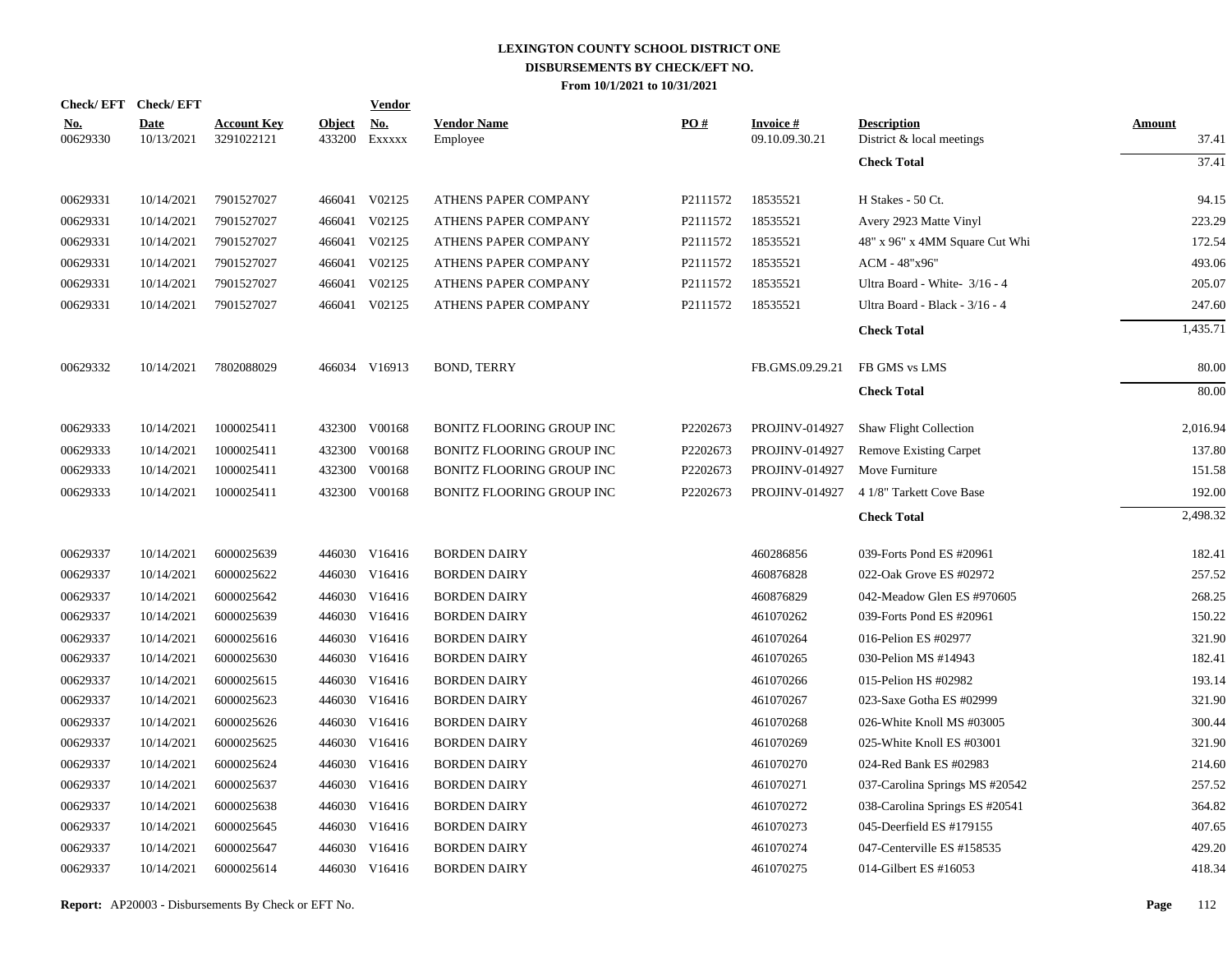# LEXINGTON COUNTY SCHOOL DISTRICT ONE
## DISBURSEMENTS BY CHECK/EFT NO.
### From 10/1/2021 to 10/31/2021

| Check/ EFT No. | Check/ EFT Date | Account Key | Object | Vendor No. | Vendor Name | PO # | Invoice # | Description | Amount |
|---|---|---|---|---|---|---|---|---|---|
| 00629330 | 10/13/2021 | 3291022121 | 433200 | Exxxxx | Employee | | 09.10.09.30.21 | District & local meetings | 37.41 |
| | | | | | | | | **Check Total** | 37.41 |
| 00629331 | 10/14/2021 | 7901527027 | 466041 | V02125 | ATHENS PAPER COMPANY | P2111572 | 18535521 | H Stakes - 50 Ct. | 94.15 |
| 00629331 | 10/14/2021 | 7901527027 | 466041 | V02125 | ATHENS PAPER COMPANY | P2111572 | 18535521 | Avery 2923 Matte Vinyl | 223.29 |
| 00629331 | 10/14/2021 | 7901527027 | 466041 | V02125 | ATHENS PAPER COMPANY | P2111572 | 18535521 | 48" x 96" x 4MM Square Cut Whi | 172.54 |
| 00629331 | 10/14/2021 | 7901527027 | 466041 | V02125 | ATHENS PAPER COMPANY | P2111572 | 18535521 | ACM - 48"x96" | 493.06 |
| 00629331 | 10/14/2021 | 7901527027 | 466041 | V02125 | ATHENS PAPER COMPANY | P2111572 | 18535521 | Ultra Board - White- 3/16 - 4 | 205.07 |
| 00629331 | 10/14/2021 | 7901527027 | 466041 | V02125 | ATHENS PAPER COMPANY | P2111572 | 18535521 | Ultra Board - Black - 3/16 - 4 | 247.60 |
| | | | | | | | | **Check Total** | 1,435.71 |
| 00629332 | 10/14/2021 | 7802088029 | 466034 | V16913 | BOND, TERRY | | FB.GMS.09.29.21 | FB GMS vs LMS | 80.00 |
| | | | | | | | | **Check Total** | 80.00 |
| 00629333 | 10/14/2021 | 1000025411 | 432300 | V00168 | BONITZ FLOORING GROUP INC | P2202673 | PROJINV-014927 | Shaw Flight Collection | 2,016.94 |
| 00629333 | 10/14/2021 | 1000025411 | 432300 | V00168 | BONITZ FLOORING GROUP INC | P2202673 | PROJINV-014927 | Remove Existing Carpet | 137.80 |
| 00629333 | 10/14/2021 | 1000025411 | 432300 | V00168 | BONITZ FLOORING GROUP INC | P2202673 | PROJINV-014927 | Move Furniture | 151.58 |
| 00629333 | 10/14/2021 | 1000025411 | 432300 | V00168 | BONITZ FLOORING GROUP INC | P2202673 | PROJINV-014927 | 4 1/8" Tarkett Cove Base | 192.00 |
| | | | | | | | | **Check Total** | 2,498.32 |
| 00629337 | 10/14/2021 | 6000025639 | 446030 | V16416 | BORDEN DAIRY | | 460286856 | 039-Forts Pond ES #20961 | 182.41 |
| 00629337 | 10/14/2021 | 6000025622 | 446030 | V16416 | BORDEN DAIRY | | 460876828 | 022-Oak Grove ES #02972 | 257.52 |
| 00629337 | 10/14/2021 | 6000025642 | 446030 | V16416 | BORDEN DAIRY | | 460876829 | 042-Meadow Glen ES #970605 | 268.25 |
| 00629337 | 10/14/2021 | 6000025639 | 446030 | V16416 | BORDEN DAIRY | | 461070262 | 039-Forts Pond ES #20961 | 150.22 |
| 00629337 | 10/14/2021 | 6000025616 | 446030 | V16416 | BORDEN DAIRY | | 461070264 | 016-Pelion ES #02977 | 321.90 |
| 00629337 | 10/14/2021 | 6000025630 | 446030 | V16416 | BORDEN DAIRY | | 461070265 | 030-Pelion MS #14943 | 182.41 |
| 00629337 | 10/14/2021 | 6000025615 | 446030 | V16416 | BORDEN DAIRY | | 461070266 | 015-Pelion HS #02982 | 193.14 |
| 00629337 | 10/14/2021 | 6000025623 | 446030 | V16416 | BORDEN DAIRY | | 461070267 | 023-Saxe Gotha ES #02999 | 321.90 |
| 00629337 | 10/14/2021 | 6000025626 | 446030 | V16416 | BORDEN DAIRY | | 461070268 | 026-White Knoll MS #03005 | 300.44 |
| 00629337 | 10/14/2021 | 6000025625 | 446030 | V16416 | BORDEN DAIRY | | 461070269 | 025-White Knoll ES #03001 | 321.90 |
| 00629337 | 10/14/2021 | 6000025624 | 446030 | V16416 | BORDEN DAIRY | | 461070270 | 024-Red Bank ES #02983 | 214.60 |
| 00629337 | 10/14/2021 | 6000025637 | 446030 | V16416 | BORDEN DAIRY | | 461070271 | 037-Carolina Springs MS #20542 | 257.52 |
| 00629337 | 10/14/2021 | 6000025638 | 446030 | V16416 | BORDEN DAIRY | | 461070272 | 038-Carolina Springs ES #20541 | 364.82 |
| 00629337 | 10/14/2021 | 6000025645 | 446030 | V16416 | BORDEN DAIRY | | 461070273 | 045-Deerfield ES #179155 | 407.65 |
| 00629337 | 10/14/2021 | 6000025647 | 446030 | V16416 | BORDEN DAIRY | | 461070274 | 047-Centerville ES #158535 | 429.20 |
| 00629337 | 10/14/2021 | 6000025614 | 446030 | V16416 | BORDEN DAIRY | | 461070275 | 014-Gilbert ES #16053 | 418.34 |

**Report:** AP20003 - Disbursements By Check or EFT No.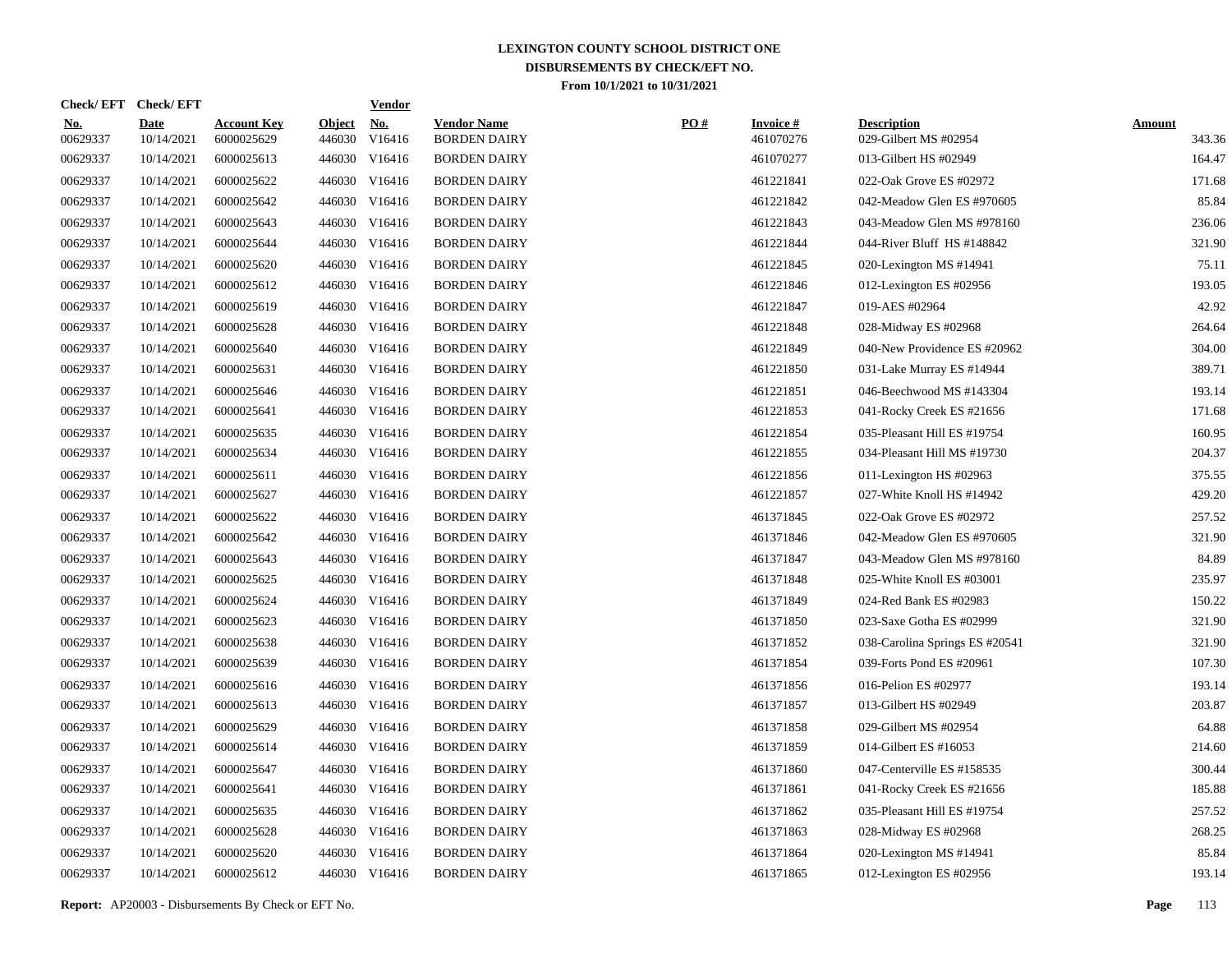# LEXINGTON COUNTY SCHOOL DISTRICT ONE
## DISBURSEMENTS BY CHECK/EFT NO.
### From 10/1/2021 to 10/31/2021

| Check/ EFT No. | Check/ EFT Date | Account Key | Object | Vendor No. | Vendor Name | PO # | Invoice # | Description | Amount |
|---|---|---|---|---|---|---|---|---|---|
| 00629337 | 10/14/2021 | 6000025629 | 446030 | V16416 | BORDEN DAIRY | | 461070276 | 029-Gilbert MS #02954 | 343.36 |
| 00629337 | 10/14/2021 | 6000025613 | 446030 | V16416 | BORDEN DAIRY | | 461070277 | 013-Gilbert HS #02949 | 164.47 |
| 00629337 | 10/14/2021 | 6000025622 | 446030 | V16416 | BORDEN DAIRY | | 461221841 | 022-Oak Grove ES #02972 | 171.68 |
| 00629337 | 10/14/2021 | 6000025642 | 446030 | V16416 | BORDEN DAIRY | | 461221842 | 042-Meadow Glen ES #970605 | 85.84 |
| 00629337 | 10/14/2021 | 6000025643 | 446030 | V16416 | BORDEN DAIRY | | 461221843 | 043-Meadow Glen MS #978160 | 236.06 |
| 00629337 | 10/14/2021 | 6000025644 | 446030 | V16416 | BORDEN DAIRY | | 461221844 | 044-River Bluff HS #148842 | 321.90 |
| 00629337 | 10/14/2021 | 6000025620 | 446030 | V16416 | BORDEN DAIRY | | 461221845 | 020-Lexington MS #14941 | 75.11 |
| 00629337 | 10/14/2021 | 6000025612 | 446030 | V16416 | BORDEN DAIRY | | 461221846 | 012-Lexington ES #02956 | 193.05 |
| 00629337 | 10/14/2021 | 6000025619 | 446030 | V16416 | BORDEN DAIRY | | 461221847 | 019-AES #02964 | 42.92 |
| 00629337 | 10/14/2021 | 6000025628 | 446030 | V16416 | BORDEN DAIRY | | 461221848 | 028-Midway ES #02968 | 264.64 |
| 00629337 | 10/14/2021 | 6000025640 | 446030 | V16416 | BORDEN DAIRY | | 461221849 | 040-New Providence ES #20962 | 304.00 |
| 00629337 | 10/14/2021 | 6000025631 | 446030 | V16416 | BORDEN DAIRY | | 461221850 | 031-Lake Murray ES #14944 | 389.71 |
| 00629337 | 10/14/2021 | 6000025646 | 446030 | V16416 | BORDEN DAIRY | | 461221851 | 046-Beechwood MS #143304 | 193.14 |
| 00629337 | 10/14/2021 | 6000025641 | 446030 | V16416 | BORDEN DAIRY | | 461221853 | 041-Rocky Creek ES #21656 | 171.68 |
| 00629337 | 10/14/2021 | 6000025635 | 446030 | V16416 | BORDEN DAIRY | | 461221854 | 035-Pleasant Hill ES #19754 | 160.95 |
| 00629337 | 10/14/2021 | 6000025634 | 446030 | V16416 | BORDEN DAIRY | | 461221855 | 034-Pleasant Hill MS #19730 | 204.37 |
| 00629337 | 10/14/2021 | 6000025611 | 446030 | V16416 | BORDEN DAIRY | | 461221856 | 011-Lexington HS #02963 | 375.55 |
| 00629337 | 10/14/2021 | 6000025627 | 446030 | V16416 | BORDEN DAIRY | | 461221857 | 027-White Knoll HS #14942 | 429.20 |
| 00629337 | 10/14/2021 | 6000025622 | 446030 | V16416 | BORDEN DAIRY | | 461371845 | 022-Oak Grove ES #02972 | 257.52 |
| 00629337 | 10/14/2021 | 6000025642 | 446030 | V16416 | BORDEN DAIRY | | 461371846 | 042-Meadow Glen ES #970605 | 321.90 |
| 00629337 | 10/14/2021 | 6000025643 | 446030 | V16416 | BORDEN DAIRY | | 461371847 | 043-Meadow Glen MS #978160 | 84.89 |
| 00629337 | 10/14/2021 | 6000025625 | 446030 | V16416 | BORDEN DAIRY | | 461371848 | 025-White Knoll ES #03001 | 235.97 |
| 00629337 | 10/14/2021 | 6000025624 | 446030 | V16416 | BORDEN DAIRY | | 461371849 | 024-Red Bank ES #02983 | 150.22 |
| 00629337 | 10/14/2021 | 6000025623 | 446030 | V16416 | BORDEN DAIRY | | 461371850 | 023-Saxe Gotha ES #02999 | 321.90 |
| 00629337 | 10/14/2021 | 6000025638 | 446030 | V16416 | BORDEN DAIRY | | 461371852 | 038-Carolina Springs ES #20541 | 321.90 |
| 00629337 | 10/14/2021 | 6000025639 | 446030 | V16416 | BORDEN DAIRY | | 461371854 | 039-Forts Pond ES #20961 | 107.30 |
| 00629337 | 10/14/2021 | 6000025616 | 446030 | V16416 | BORDEN DAIRY | | 461371856 | 016-Pelion ES #02977 | 193.14 |
| 00629337 | 10/14/2021 | 6000025613 | 446030 | V16416 | BORDEN DAIRY | | 461371857 | 013-Gilbert HS #02949 | 203.87 |
| 00629337 | 10/14/2021 | 6000025629 | 446030 | V16416 | BORDEN DAIRY | | 461371858 | 029-Gilbert MS #02954 | 64.88 |
| 00629337 | 10/14/2021 | 6000025614 | 446030 | V16416 | BORDEN DAIRY | | 461371859 | 014-Gilbert ES #16053 | 214.60 |
| 00629337 | 10/14/2021 | 6000025647 | 446030 | V16416 | BORDEN DAIRY | | 461371860 | 047-Centerville ES #158535 | 300.44 |
| 00629337 | 10/14/2021 | 6000025641 | 446030 | V16416 | BORDEN DAIRY | | 461371861 | 041-Rocky Creek ES #21656 | 185.88 |
| 00629337 | 10/14/2021 | 6000025635 | 446030 | V16416 | BORDEN DAIRY | | 461371862 | 035-Pleasant Hill ES #19754 | 257.52 |
| 00629337 | 10/14/2021 | 6000025628 | 446030 | V16416 | BORDEN DAIRY | | 461371863 | 028-Midway ES #02968 | 268.25 |
| 00629337 | 10/14/2021 | 6000025620 | 446030 | V16416 | BORDEN DAIRY | | 461371864 | 020-Lexington MS #14941 | 85.84 |
| 00629337 | 10/14/2021 | 6000025612 | 446030 | V16416 | BORDEN DAIRY | | 461371865 | 012-Lexington ES #02956 | 193.14 |

**Report:** AP20003 - Disbursements By Check or EFT No.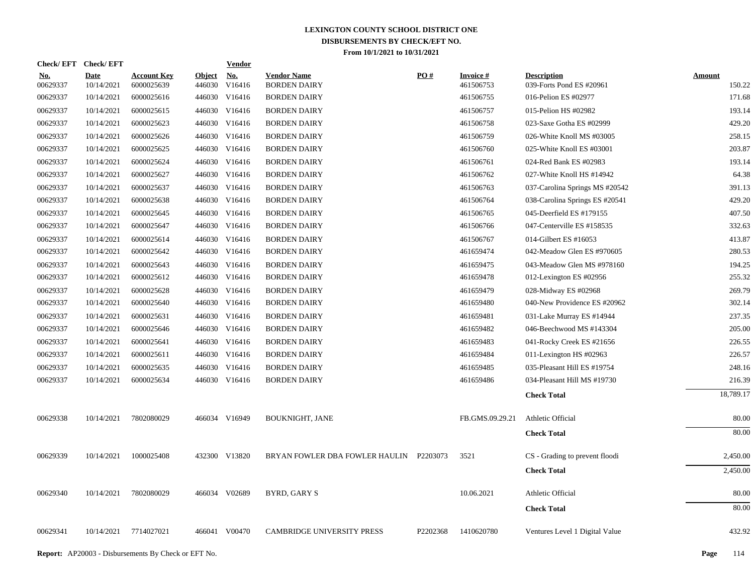# LEXINGTON COUNTY SCHOOL DISTRICT ONE
## DISBURSEMENTS BY CHECK/EFT NO.
### From 10/1/2021 to 10/31/2021

| Check/EFT No. | Check/EFT Date | Account Key | Object | Vendor No. | Vendor Name | PO # | Invoice # | Description | Amount |
|---|---|---|---|---|---|---|---|---|---|
| 00629337 | 10/14/2021 | 6000025639 | 446030 | V16416 | BORDEN DAIRY | | 461506753 | 039-Forts Pond ES #20961 | 150.22 |
| 00629337 | 10/14/2021 | 6000025616 | 446030 | V16416 | BORDEN DAIRY | | 461506755 | 016-Pelion ES #02977 | 171.68 |
| 00629337 | 10/14/2021 | 6000025615 | 446030 | V16416 | BORDEN DAIRY | | 461506757 | 015-Pelion HS #02982 | 193.14 |
| 00629337 | 10/14/2021 | 6000025623 | 446030 | V16416 | BORDEN DAIRY | | 461506758 | 023-Saxe Gotha ES #02999 | 429.20 |
| 00629337 | 10/14/2021 | 6000025626 | 446030 | V16416 | BORDEN DAIRY | | 461506759 | 026-White Knoll MS #03005 | 258.15 |
| 00629337 | 10/14/2021 | 6000025625 | 446030 | V16416 | BORDEN DAIRY | | 461506760 | 025-White Knoll ES #03001 | 203.87 |
| 00629337 | 10/14/2021 | 6000025624 | 446030 | V16416 | BORDEN DAIRY | | 461506761 | 024-Red Bank ES #02983 | 193.14 |
| 00629337 | 10/14/2021 | 6000025627 | 446030 | V16416 | BORDEN DAIRY | | 461506762 | 027-White Knoll HS #14942 | 64.38 |
| 00629337 | 10/14/2021 | 6000025637 | 446030 | V16416 | BORDEN DAIRY | | 461506763 | 037-Carolina Springs MS #20542 | 391.13 |
| 00629337 | 10/14/2021 | 6000025638 | 446030 | V16416 | BORDEN DAIRY | | 461506764 | 038-Carolina Springs ES #20541 | 429.20 |
| 00629337 | 10/14/2021 | 6000025645 | 446030 | V16416 | BORDEN DAIRY | | 461506765 | 045-Deerfield ES #179155 | 407.50 |
| 00629337 | 10/14/2021 | 6000025647 | 446030 | V16416 | BORDEN DAIRY | | 461506766 | 047-Centerville ES #158535 | 332.63 |
| 00629337 | 10/14/2021 | 6000025614 | 446030 | V16416 | BORDEN DAIRY | | 461506767 | 014-Gilbert ES #16053 | 413.87 |
| 00629337 | 10/14/2021 | 6000025642 | 446030 | V16416 | BORDEN DAIRY | | 461659474 | 042-Meadow Glen ES #970605 | 280.53 |
| 00629337 | 10/14/2021 | 6000025643 | 446030 | V16416 | BORDEN DAIRY | | 461659475 | 043-Meadow Glen MS #978160 | 194.25 |
| 00629337 | 10/14/2021 | 6000025612 | 446030 | V16416 | BORDEN DAIRY | | 461659478 | 012-Lexington ES #02956 | 255.32 |
| 00629337 | 10/14/2021 | 6000025628 | 446030 | V16416 | BORDEN DAIRY | | 461659479 | 028-Midway ES #02968 | 269.79 |
| 00629337 | 10/14/2021 | 6000025640 | 446030 | V16416 | BORDEN DAIRY | | 461659480 | 040-New Providence ES #20962 | 302.14 |
| 00629337 | 10/14/2021 | 6000025631 | 446030 | V16416 | BORDEN DAIRY | | 461659481 | 031-Lake Murray ES #14944 | 237.35 |
| 00629337 | 10/14/2021 | 6000025646 | 446030 | V16416 | BORDEN DAIRY | | 461659482 | 046-Beechwood MS #143304 | 205.00 |
| 00629337 | 10/14/2021 | 6000025641 | 446030 | V16416 | BORDEN DAIRY | | 461659483 | 041-Rocky Creek ES #21656 | 226.55 |
| 00629337 | 10/14/2021 | 6000025611 | 446030 | V16416 | BORDEN DAIRY | | 461659484 | 011-Lexington HS #02963 | 226.57 |
| 00629337 | 10/14/2021 | 6000025635 | 446030 | V16416 | BORDEN DAIRY | | 461659485 | 035-Pleasant Hill ES #19754 | 248.16 |
| 00629337 | 10/14/2021 | 6000025634 | 446030 | V16416 | BORDEN DAIRY | | 461659486 | 034-Pleasant Hill MS #19730 | 216.39 |
| | | | | | | | | **Check Total** | 18,789.17 |
| 00629338 | 10/14/2021 | 7802080029 | 466034 | V16949 | BOUKNIGHT, JANE | | FB.GMS.09.29.21 | Athletic Official | 80.00 |
| | | | | | | | | **Check Total** | 80.00 |
| 00629339 | 10/14/2021 | 1000025408 | 432300 | V13820 | BRYAN FOWLER DBA FOWLER HAULIN | P2203073 | 3521 | CS - Grading to prevent floodi | 2,450.00 |
| | | | | | | | | **Check Total** | 2,450.00 |
| 00629340 | 10/14/2021 | 7802080029 | 466034 | V02689 | BYRD, GARY S | | 10.06.2021 | Athletic Official | 80.00 |
| | | | | | | | | **Check Total** | 80.00 |
| 00629341 | 10/14/2021 | 7714027021 | 466041 | V00470 | CAMBRIDGE UNIVERSITY PRESS | P2202368 | 1410620780 | Ventures Level 1 Digital Value | 432.92 |

**Report:** AP20003 - Disbursements By Check or EFT No.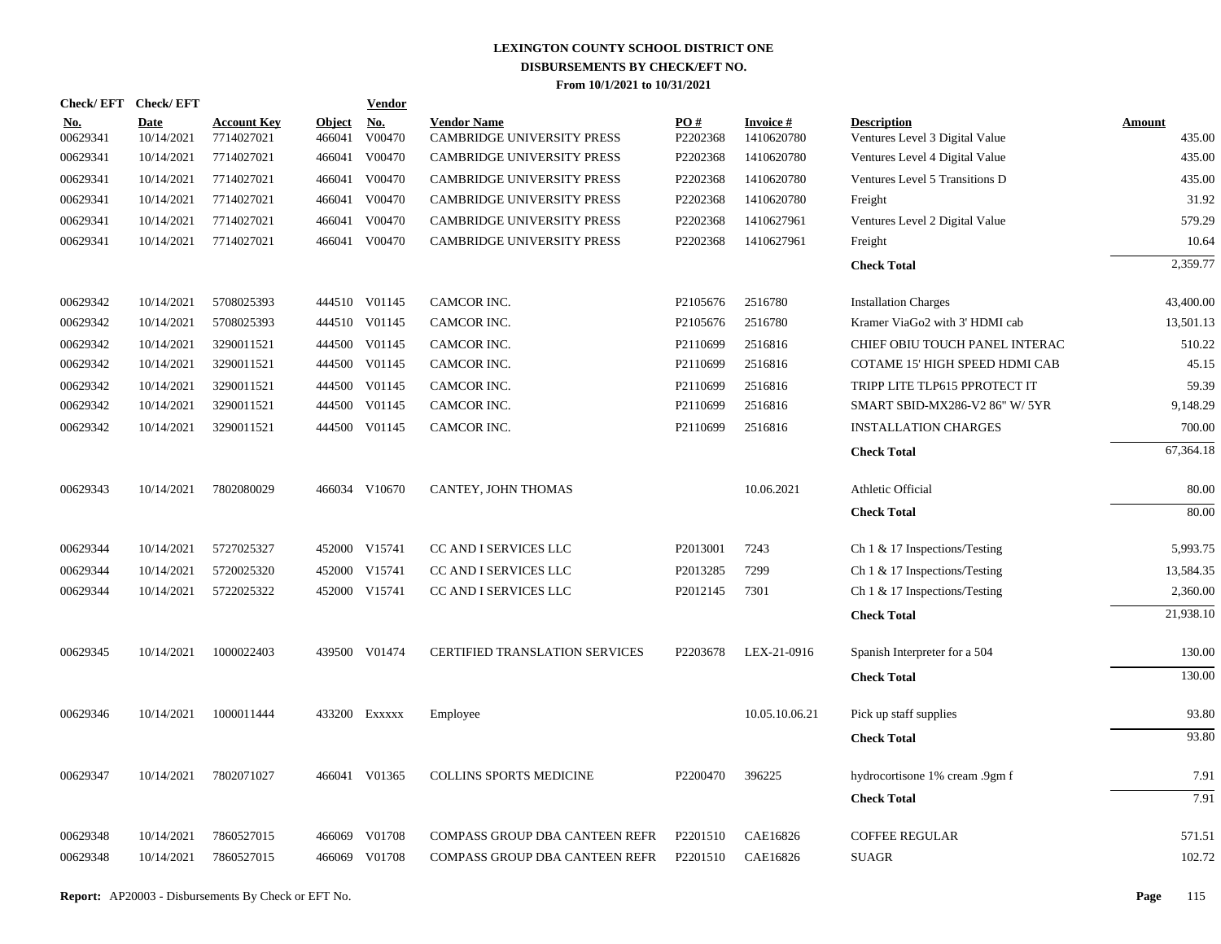# LEXINGTON COUNTY SCHOOL DISTRICT ONE
## DISBURSEMENTS BY CHECK/EFT NO.
### From 10/1/2021 to 10/31/2021

| Check/ EFT No. | Check/ EFT Date | Account Key | Object | Vendor No. | Vendor Name | PO # | Invoice # | Description | Amount |
|---|---|---|---|---|---|---|---|---|---|
| 00629341 | 10/14/2021 | 7714027021 | 466041 | V00470 | CAMBRIDGE UNIVERSITY PRESS | P2202368 | 1410620780 | Ventures Level 3 Digital Value | 435.00 |
| 00629341 | 10/14/2021 | 7714027021 | 466041 | V00470 | CAMBRIDGE UNIVERSITY PRESS | P2202368 | 1410620780 | Ventures Level 4 Digital Value | 435.00 |
| 00629341 | 10/14/2021 | 7714027021 | 466041 | V00470 | CAMBRIDGE UNIVERSITY PRESS | P2202368 | 1410620780 | Ventures Level 5 Transitions D | 435.00 |
| 00629341 | 10/14/2021 | 7714027021 | 466041 | V00470 | CAMBRIDGE UNIVERSITY PRESS | P2202368 | 1410620780 | Freight | 31.92 |
| 00629341 | 10/14/2021 | 7714027021 | 466041 | V00470 | CAMBRIDGE UNIVERSITY PRESS | P2202368 | 1410627961 | Ventures Level 2 Digital Value | 579.29 |
| 00629341 | 10/14/2021 | 7714027021 | 466041 | V00470 | CAMBRIDGE UNIVERSITY PRESS | P2202368 | 1410627961 | Freight | 10.64 |
| | | | | | | | | **Check Total** | 2,359.77 |
| 00629342 | 10/14/2021 | 5708025393 | 444510 | V01145 | CAMCOR INC. | P2105676 | 2516780 | Installation Charges | 43,400.00 |
| 00629342 | 10/14/2021 | 5708025393 | 444510 | V01145 | CAMCOR INC. | P2105676 | 2516780 | Kramer ViaGo2 with 3' HDMI cab | 13,501.13 |
| 00629342 | 10/14/2021 | 3290011521 | 444500 | V01145 | CAMCOR INC. | P2110699 | 2516816 | CHIEF OBIU TOUCH PANEL INTERAC | 510.22 |
| 00629342 | 10/14/2021 | 3290011521 | 444500 | V01145 | CAMCOR INC. | P2110699 | 2516816 | COTAME 15' HIGH SPEED HDMI CAB | 45.15 |
| 00629342 | 10/14/2021 | 3290011521 | 444500 | V01145 | CAMCOR INC. | P2110699 | 2516816 | TRIPP LITE TLP615 PPROTECT IT | 59.39 |
| 00629342 | 10/14/2021 | 3290011521 | 444500 | V01145 | CAMCOR INC. | P2110699 | 2516816 | SMART SBID-MX286-V2 86" W/ 5YR | 9,148.29 |
| 00629342 | 10/14/2021 | 3290011521 | 444500 | V01145 | CAMCOR INC. | P2110699 | 2516816 | INSTALLATION CHARGES | 700.00 |
| | | | | | | | | **Check Total** | 67,364.18 |
| 00629343 | 10/14/2021 | 7802080029 | 466034 | V10670 | CANTEY, JOHN THOMAS | | 10.06.2021 | Athletic Official | 80.00 |
| | | | | | | | | **Check Total** | 80.00 |
| 00629344 | 10/14/2021 | 5727025327 | 452000 | V15741 | CC AND I SERVICES LLC | P2013001 | 7243 | Ch 1 & 17 Inspections/Testing | 5,993.75 |
| 00629344 | 10/14/2021 | 5720025320 | 452000 | V15741 | CC AND I SERVICES LLC | P2013285 | 7299 | Ch 1 & 17 Inspections/Testing | 13,584.35 |
| 00629344 | 10/14/2021 | 5722025322 | 452000 | V15741 | CC AND I SERVICES LLC | P2012145 | 7301 | Ch 1 & 17 Inspections/Testing | 2,360.00 |
| | | | | | | | | **Check Total** | 21,938.10 |
| 00629345 | 10/14/2021 | 1000022403 | 439500 | V01474 | CERTIFIED TRANSLATION SERVICES | P2203678 | LEX-21-0916 | Spanish Interpreter for a 504 | 130.00 |
| | | | | | | | | **Check Total** | 130.00 |
| 00629346 | 10/14/2021 | 1000011444 | 433200 | Exxxxx | Employee | | 10.05.10.06.21 | Pick up staff supplies | 93.80 |
| | | | | | | | | **Check Total** | 93.80 |
| 00629347 | 10/14/2021 | 7802071027 | 466041 | V01365 | COLLINS SPORTS MEDICINE | P2200470 | 396225 | hydrocortisone 1% cream .9gm f | 7.91 |
| | | | | | | | | **Check Total** | 7.91 |
| 00629348 | 10/14/2021 | 7860527015 | 466069 | V01708 | COMPASS GROUP DBA CANTEEN REFR | P2201510 | CAE16826 | COFFEE REGULAR | 571.51 |
| 00629348 | 10/14/2021 | 7860527015 | 466069 | V01708 | COMPASS GROUP DBA CANTEEN REFR | P2201510 | CAE16826 | SUAGR | 102.72 |

**Report:** AP20003 - Disbursements By Check or EFT No.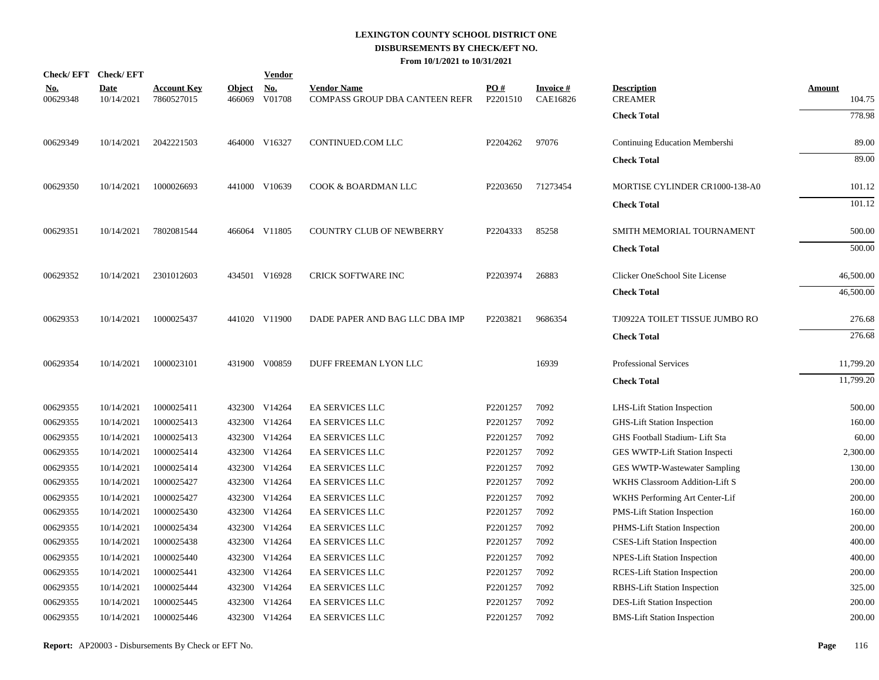# LEXINGTON COUNTY SCHOOL DISTRICT ONE
## DISBURSEMENTS BY CHECK/EFT NO.
### From 10/1/2021 to 10/31/2021

| Check/ EFT No. | Check/ EFT Date | Account Key | Object | Vendor No. | Vendor Name | PO # | Invoice # | Description | Amount |
|---|---|---|---|---|---|---|---|---|---|
| 00629348 | 10/14/2021 | 7860527015 | 466069 | V01708 | COMPASS GROUP DBA CANTEEN REFR | P2201510 | CAE16826 | CREAMER | 104.75 |
| | | | | | | | | **Check Total** | 778.98 |
| 00629349 | 10/14/2021 | 2042221503 | 464000 | V16327 | CONTINUED.COM LLC | P2204262 | 97076 | Continuing Education Membershi | 89.00 |
| | | | | | | | | **Check Total** | 89.00 |
| 00629350 | 10/14/2021 | 1000026693 | 441000 | V10639 | COOK & BOARDMAN LLC | P2203650 | 71273454 | MORTISE CYLINDER CR1000-138-A0 | 101.12 |
| | | | | | | | | **Check Total** | 101.12 |
| 00629351 | 10/14/2021 | 7802081544 | 466064 | V11805 | COUNTRY CLUB OF NEWBERRY | P2204333 | 85258 | SMITH MEMORIAL TOURNAMENT | 500.00 |
| | | | | | | | | **Check Total** | 500.00 |
| 00629352 | 10/14/2021 | 2301012603 | 434501 | V16928 | CRICK SOFTWARE INC | P2203974 | 26883 | Clicker OneSchool Site License | 46,500.00 |
| | | | | | | | | **Check Total** | 46,500.00 |
| 00629353 | 10/14/2021 | 1000025437 | 441020 | V11900 | DADE PAPER AND BAG LLC DBA IMP | P2203821 | 9686354 | TJ0922A TOILET TISSUE JUMBO RO | 276.68 |
| | | | | | | | | **Check Total** | 276.68 |
| 00629354 | 10/14/2021 | 1000023101 | 431900 | V00859 | DUFF FREEMAN LYON LLC | | 16939 | Professional Services | 11,799.20 |
| | | | | | | | | **Check Total** | 11,799.20 |
| 00629355 | 10/14/2021 | 1000025411 | 432300 | V14264 | EA SERVICES LLC | P2201257 | 7092 | LHS-Lift Station Inspection | 500.00 |
| 00629355 | 10/14/2021 | 1000025413 | 432300 | V14264 | EA SERVICES LLC | P2201257 | 7092 | GHS-Lift Station Inspection | 160.00 |
| 00629355 | 10/14/2021 | 1000025413 | 432300 | V14264 | EA SERVICES LLC | P2201257 | 7092 | GHS Football Stadium- Lift Sta | 60.00 |
| 00629355 | 10/14/2021 | 1000025414 | 432300 | V14264 | EA SERVICES LLC | P2201257 | 7092 | GES WWTP-Lift Station Inspecti | 2,300.00 |
| 00629355 | 10/14/2021 | 1000025414 | 432300 | V14264 | EA SERVICES LLC | P2201257 | 7092 | GES WWTP-Wastewater Sampling | 130.00 |
| 00629355 | 10/14/2021 | 1000025427 | 432300 | V14264 | EA SERVICES LLC | P2201257 | 7092 | WKHS Classroom Addition-Lift S | 200.00 |
| 00629355 | 10/14/2021 | 1000025427 | 432300 | V14264 | EA SERVICES LLC | P2201257 | 7092 | WKHS Performing Art Center-Lif | 200.00 |
| 00629355 | 10/14/2021 | 1000025430 | 432300 | V14264 | EA SERVICES LLC | P2201257 | 7092 | PMS-Lift Station Inspection | 160.00 |
| 00629355 | 10/14/2021 | 1000025434 | 432300 | V14264 | EA SERVICES LLC | P2201257 | 7092 | PHMS-Lift Station Inspection | 200.00 |
| 00629355 | 10/14/2021 | 1000025438 | 432300 | V14264 | EA SERVICES LLC | P2201257 | 7092 | CSES-Lift Station Inspection | 400.00 |
| 00629355 | 10/14/2021 | 1000025440 | 432300 | V14264 | EA SERVICES LLC | P2201257 | 7092 | NPES-Lift Station Inspection | 400.00 |
| 00629355 | 10/14/2021 | 1000025441 | 432300 | V14264 | EA SERVICES LLC | P2201257 | 7092 | RCES-Lift Station Inspection | 200.00 |
| 00629355 | 10/14/2021 | 1000025444 | 432300 | V14264 | EA SERVICES LLC | P2201257 | 7092 | RBHS-Lift Station Inspection | 325.00 |
| 00629355 | 10/14/2021 | 1000025445 | 432300 | V14264 | EA SERVICES LLC | P2201257 | 7092 | DES-Lift Station Inspection | 200.00 |
| 00629355 | 10/14/2021 | 1000025446 | 432300 | V14264 | EA SERVICES LLC | P2201257 | 7092 | BMS-Lift Station Inspection | 200.00 |

**Report:** AP20003 - Disbursements By Check or EFT No.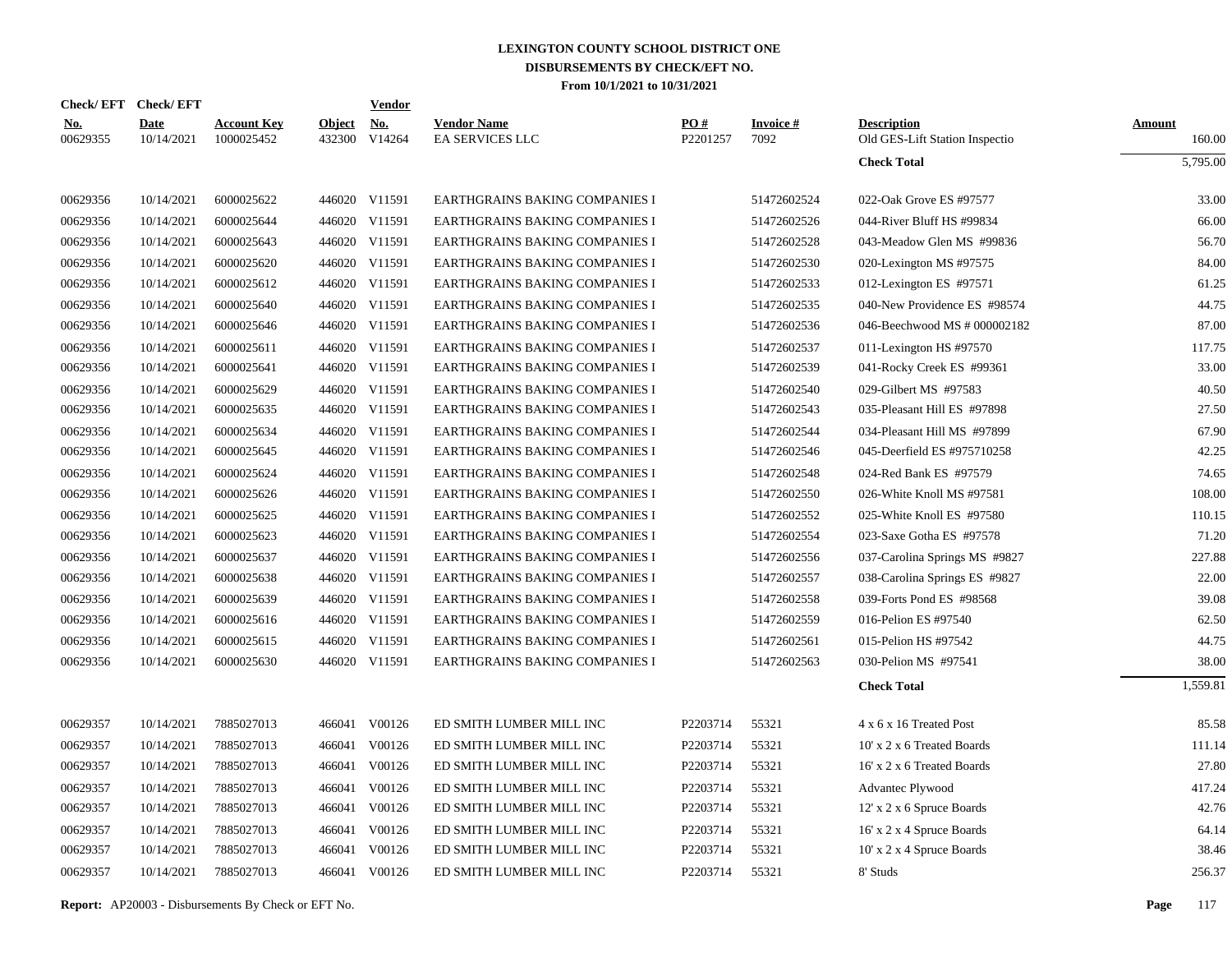# LEXINGTON COUNTY SCHOOL DISTRICT ONE
## DISBURSEMENTS BY CHECK/EFT NO.
### From 10/1/2021 to 10/31/2021

| Check/EFT No. | Check/EFT Date | Account Key | Object | Vendor No. | Vendor Name | PO # | Invoice # | Description | Amount |
|---|---|---|---|---|---|---|---|---|---|
| 00629355 | 10/14/2021 | 1000025452 | 432300 | V14264 | EA SERVICES LLC | P2201257 | 7092 | Old GES-Lift Station Inspectio | 160.00 |
| | | | | | | | | **Check Total** | 5,795.00 |
| 00629356 | 10/14/2021 | 6000025622 | 446020 | V11591 | EARTHGRAINS BAKING COMPANIES I | | 51472602524 | 022-Oak Grove ES #97577 | 33.00 |
| 00629356 | 10/14/2021 | 6000025644 | 446020 | V11591 | EARTHGRAINS BAKING COMPANIES I | | 51472602526 | 044-River Bluff HS #99834 | 66.00 |
| 00629356 | 10/14/2021 | 6000025643 | 446020 | V11591 | EARTHGRAINS BAKING COMPANIES I | | 51472602528 | 043-Meadow Glen MS #99836 | 56.70 |
| 00629356 | 10/14/2021 | 6000025620 | 446020 | V11591 | EARTHGRAINS BAKING COMPANIES I | | 51472602530 | 020-Lexington MS #97575 | 84.00 |
| 00629356 | 10/14/2021 | 6000025612 | 446020 | V11591 | EARTHGRAINS BAKING COMPANIES I | | 51472602533 | 012-Lexington ES #97571 | 61.25 |
| 00629356 | 10/14/2021 | 6000025640 | 446020 | V11591 | EARTHGRAINS BAKING COMPANIES I | | 51472602535 | 040-New Providence ES #98574 | 44.75 |
| 00629356 | 10/14/2021 | 6000025646 | 446020 | V11591 | EARTHGRAINS BAKING COMPANIES I | | 51472602536 | 046-Beechwood MS # 000002182 | 87.00 |
| 00629356 | 10/14/2021 | 6000025611 | 446020 | V11591 | EARTHGRAINS BAKING COMPANIES I | | 51472602537 | 011-Lexington HS #97570 | 117.75 |
| 00629356 | 10/14/2021 | 6000025641 | 446020 | V11591 | EARTHGRAINS BAKING COMPANIES I | | 51472602539 | 041-Rocky Creek ES #99361 | 33.00 |
| 00629356 | 10/14/2021 | 6000025629 | 446020 | V11591 | EARTHGRAINS BAKING COMPANIES I | | 51472602540 | 029-Gilbert MS #97583 | 40.50 |
| 00629356 | 10/14/2021 | 6000025635 | 446020 | V11591 | EARTHGRAINS BAKING COMPANIES I | | 51472602543 | 035-Pleasant Hill ES #97898 | 27.50 |
| 00629356 | 10/14/2021 | 6000025634 | 446020 | V11591 | EARTHGRAINS BAKING COMPANIES I | | 51472602544 | 034-Pleasant Hill MS #97899 | 67.90 |
| 00629356 | 10/14/2021 | 6000025645 | 446020 | V11591 | EARTHGRAINS BAKING COMPANIES I | | 51472602546 | 045-Deerfield ES #975710258 | 42.25 |
| 00629356 | 10/14/2021 | 6000025624 | 446020 | V11591 | EARTHGRAINS BAKING COMPANIES I | | 51472602548 | 024-Red Bank ES #97579 | 74.65 |
| 00629356 | 10/14/2021 | 6000025626 | 446020 | V11591 | EARTHGRAINS BAKING COMPANIES I | | 51472602550 | 026-White Knoll MS #97581 | 108.00 |
| 00629356 | 10/14/2021 | 6000025625 | 446020 | V11591 | EARTHGRAINS BAKING COMPANIES I | | 51472602552 | 025-White Knoll ES #97580 | 110.15 |
| 00629356 | 10/14/2021 | 6000025623 | 446020 | V11591 | EARTHGRAINS BAKING COMPANIES I | | 51472602554 | 023-Saxe Gotha ES #97578 | 71.20 |
| 00629356 | 10/14/2021 | 6000025637 | 446020 | V11591 | EARTHGRAINS BAKING COMPANIES I | | 51472602556 | 037-Carolina Springs MS #9827 | 227.88 |
| 00629356 | 10/14/2021 | 6000025638 | 446020 | V11591 | EARTHGRAINS BAKING COMPANIES I | | 51472602557 | 038-Carolina Springs ES #9827 | 22.00 |
| 00629356 | 10/14/2021 | 6000025639 | 446020 | V11591 | EARTHGRAINS BAKING COMPANIES I | | 51472602558 | 039-Forts Pond ES #98568 | 39.08 |
| 00629356 | 10/14/2021 | 6000025616 | 446020 | V11591 | EARTHGRAINS BAKING COMPANIES I | | 51472602559 | 016-Pelion ES #97540 | 62.50 |
| 00629356 | 10/14/2021 | 6000025615 | 446020 | V11591 | EARTHGRAINS BAKING COMPANIES I | | 51472602561 | 015-Pelion HS #97542 | 44.75 |
| 00629356 | 10/14/2021 | 6000025630 | 446020 | V11591 | EARTHGRAINS BAKING COMPANIES I | | 51472602563 | 030-Pelion MS #97541 | 38.00 |
| | | | | | | | | **Check Total** | 1,559.81 |
| 00629357 | 10/14/2021 | 7885027013 | 466041 | V00126 | ED SMITH LUMBER MILL INC | P2203714 | 55321 | 4 x 6 x 16 Treated Post | 85.58 |
| 00629357 | 10/14/2021 | 7885027013 | 466041 | V00126 | ED SMITH LUMBER MILL INC | P2203714 | 55321 | 10' x 2 x 6 Treated Boards | 111.14 |
| 00629357 | 10/14/2021 | 7885027013 | 466041 | V00126 | ED SMITH LUMBER MILL INC | P2203714 | 55321 | 16' x 2 x 6 Treated Boards | 27.80 |
| 00629357 | 10/14/2021 | 7885027013 | 466041 | V00126 | ED SMITH LUMBER MILL INC | P2203714 | 55321 | Advantec Plywood | 417.24 |
| 00629357 | 10/14/2021 | 7885027013 | 466041 | V00126 | ED SMITH LUMBER MILL INC | P2203714 | 55321 | 12' x 2 x 6 Spruce Boards | 42.76 |
| 00629357 | 10/14/2021 | 7885027013 | 466041 | V00126 | ED SMITH LUMBER MILL INC | P2203714 | 55321 | 16' x 2 x 4 Spruce Boards | 64.14 |
| 00629357 | 10/14/2021 | 7885027013 | 466041 | V00126 | ED SMITH LUMBER MILL INC | P2203714 | 55321 | 10' x 2 x 4 Spruce Boards | 38.46 |
| 00629357 | 10/14/2021 | 7885027013 | 466041 | V00126 | ED SMITH LUMBER MILL INC | P2203714 | 55321 | 8' Studs | 256.37 |

**Report:** AP20003 - Disbursements By Check or EFT No.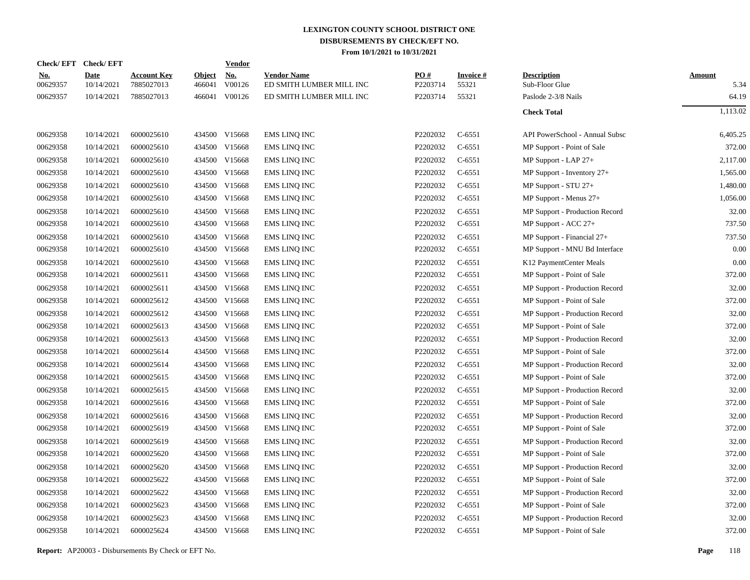# LEXINGTON COUNTY SCHOOL DISTRICT ONE
## DISBURSEMENTS BY CHECK/EFT NO.
### From 10/1/2021 to 10/31/2021

| Check/EFT No. | Check/EFT Date | Account Key | Object | Vendor No. | Vendor Name | PO # | Invoice # | Description | Amount |
|---|---|---|---|---|---|---|---|---|---|
| 00629357 | 10/14/2021 | 7885027013 | 466041 | V00126 | ED SMITH LUMBER MILL INC | P2203714 | 55321 | Sub-Floor Glue | 5.34 |
| 00629357 | 10/14/2021 | 7885027013 | 466041 | V00126 | ED SMITH LUMBER MILL INC | P2203714 | 55321 | Paslode 2-3/8 Nails | 64.19 |
| | | | | | | | | **Check Total** | 1,113.02 |
| 00629358 | 10/14/2021 | 6000025610 | 434500 | V15668 | EMS LINQ INC | P2202032 | C-6551 | API PowerSchool - Annual Subsc | 6,405.25 |
| 00629358 | 10/14/2021 | 6000025610 | 434500 | V15668 | EMS LINQ INC | P2202032 | C-6551 | MP Support - Point of Sale | 372.00 |
| 00629358 | 10/14/2021 | 6000025610 | 434500 | V15668 | EMS LINQ INC | P2202032 | C-6551 | MP Support - LAP 27+ | 2,117.00 |
| 00629358 | 10/14/2021 | 6000025610 | 434500 | V15668 | EMS LINQ INC | P2202032 | C-6551 | MP Support - Inventory 27+ | 1,565.00 |
| 00629358 | 10/14/2021 | 6000025610 | 434500 | V15668 | EMS LINQ INC | P2202032 | C-6551 | MP Support - STU 27+ | 1,480.00 |
| 00629358 | 10/14/2021 | 6000025610 | 434500 | V15668 | EMS LINQ INC | P2202032 | C-6551 | MP Support - Menus 27+ | 1,056.00 |
| 00629358 | 10/14/2021 | 6000025610 | 434500 | V15668 | EMS LINQ INC | P2202032 | C-6551 | MP Support - Production Record | 32.00 |
| 00629358 | 10/14/2021 | 6000025610 | 434500 | V15668 | EMS LINQ INC | P2202032 | C-6551 | MP Support - ACC 27+ | 737.50 |
| 00629358 | 10/14/2021 | 6000025610 | 434500 | V15668 | EMS LINQ INC | P2202032 | C-6551 | MP Support - Financial 27+ | 737.50 |
| 00629358 | 10/14/2021 | 6000025610 | 434500 | V15668 | EMS LINQ INC | P2202032 | C-6551 | MP Support - MNU Bd Interface | 0.00 |
| 00629358 | 10/14/2021 | 6000025610 | 434500 | V15668 | EMS LINQ INC | P2202032 | C-6551 | K12 PaymentCenter Meals | 0.00 |
| 00629358 | 10/14/2021 | 6000025611 | 434500 | V15668 | EMS LINQ INC | P2202032 | C-6551 | MP Support - Point of Sale | 372.00 |
| 00629358 | 10/14/2021 | 6000025611 | 434500 | V15668 | EMS LINQ INC | P2202032 | C-6551 | MP Support - Production Record | 32.00 |
| 00629358 | 10/14/2021 | 6000025612 | 434500 | V15668 | EMS LINQ INC | P2202032 | C-6551 | MP Support - Point of Sale | 372.00 |
| 00629358 | 10/14/2021 | 6000025612 | 434500 | V15668 | EMS LINQ INC | P2202032 | C-6551 | MP Support - Production Record | 32.00 |
| 00629358 | 10/14/2021 | 6000025613 | 434500 | V15668 | EMS LINQ INC | P2202032 | C-6551 | MP Support - Point of Sale | 372.00 |
| 00629358 | 10/14/2021 | 6000025613 | 434500 | V15668 | EMS LINQ INC | P2202032 | C-6551 | MP Support - Production Record | 32.00 |
| 00629358 | 10/14/2021 | 6000025614 | 434500 | V15668 | EMS LINQ INC | P2202032 | C-6551 | MP Support - Point of Sale | 372.00 |
| 00629358 | 10/14/2021 | 6000025614 | 434500 | V15668 | EMS LINQ INC | P2202032 | C-6551 | MP Support - Production Record | 32.00 |
| 00629358 | 10/14/2021 | 6000025615 | 434500 | V15668 | EMS LINQ INC | P2202032 | C-6551 | MP Support - Point of Sale | 372.00 |
| 00629358 | 10/14/2021 | 6000025615 | 434500 | V15668 | EMS LINQ INC | P2202032 | C-6551 | MP Support - Production Record | 32.00 |
| 00629358 | 10/14/2021 | 6000025616 | 434500 | V15668 | EMS LINQ INC | P2202032 | C-6551 | MP Support - Point of Sale | 372.00 |
| 00629358 | 10/14/2021 | 6000025616 | 434500 | V15668 | EMS LINQ INC | P2202032 | C-6551 | MP Support - Production Record | 32.00 |
| 00629358 | 10/14/2021 | 6000025619 | 434500 | V15668 | EMS LINQ INC | P2202032 | C-6551 | MP Support - Point of Sale | 372.00 |
| 00629358 | 10/14/2021 | 6000025619 | 434500 | V15668 | EMS LINQ INC | P2202032 | C-6551 | MP Support - Production Record | 32.00 |
| 00629358 | 10/14/2021 | 6000025620 | 434500 | V15668 | EMS LINQ INC | P2202032 | C-6551 | MP Support - Point of Sale | 372.00 |
| 00629358 | 10/14/2021 | 6000025620 | 434500 | V15668 | EMS LINQ INC | P2202032 | C-6551 | MP Support - Production Record | 32.00 |
| 00629358 | 10/14/2021 | 6000025622 | 434500 | V15668 | EMS LINQ INC | P2202032 | C-6551 | MP Support - Point of Sale | 372.00 |
| 00629358 | 10/14/2021 | 6000025622 | 434500 | V15668 | EMS LINQ INC | P2202032 | C-6551 | MP Support - Production Record | 32.00 |
| 00629358 | 10/14/2021 | 6000025623 | 434500 | V15668 | EMS LINQ INC | P2202032 | C-6551 | MP Support - Point of Sale | 372.00 |
| 00629358 | 10/14/2021 | 6000025623 | 434500 | V15668 | EMS LINQ INC | P2202032 | C-6551 | MP Support - Production Record | 32.00 |
| 00629358 | 10/14/2021 | 6000025624 | 434500 | V15668 | EMS LINQ INC | P2202032 | C-6551 | MP Support - Point of Sale | 372.00 |

**Report:** AP20003 - Disbursements By Check or EFT No.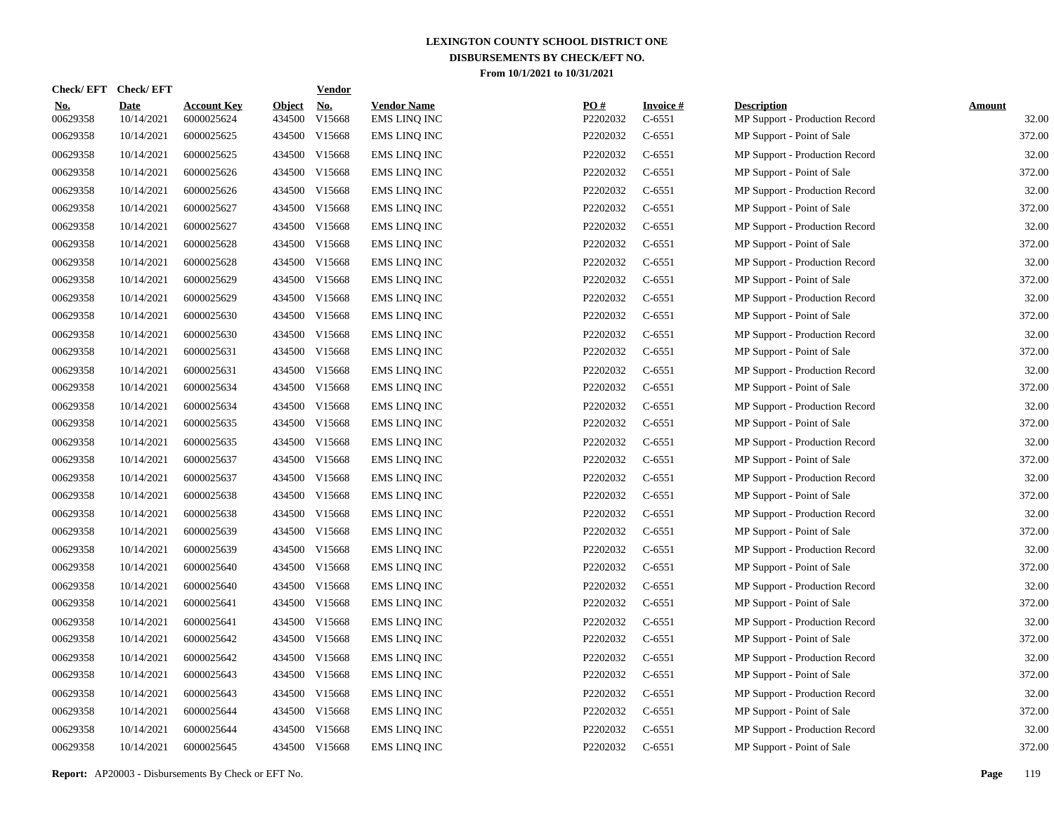**LEXINGTON COUNTY SCHOOL DISTRICT ONE**
**DISBURSEMENTS BY CHECK/EFT NO.**
**From 10/1/2021 to 10/31/2021**

| Check/ EFT No. | Check/ EFT Date | Account Key | Object | Vendor No. | Vendor Name | PO # | Invoice # | Description | Amount |
|---|---|---|---|---|---|---|---|---|---|
| 00629358 | 10/14/2021 | 6000025624 | 434500 | V15668 | EMS LINQ INC | P2202032 | C-6551 | MP Support - Production Record | 32.00 |
| 00629358 | 10/14/2021 | 6000025625 | 434500 | V15668 | EMS LINQ INC | P2202032 | C-6551 | MP Support - Point of Sale | 372.00 |
| 00629358 | 10/14/2021 | 6000025625 | 434500 | V15668 | EMS LINQ INC | P2202032 | C-6551 | MP Support - Production Record | 32.00 |
| 00629358 | 10/14/2021 | 6000025626 | 434500 | V15668 | EMS LINQ INC | P2202032 | C-6551 | MP Support - Point of Sale | 372.00 |
| 00629358 | 10/14/2021 | 6000025626 | 434500 | V15668 | EMS LINQ INC | P2202032 | C-6551 | MP Support - Production Record | 32.00 |
| 00629358 | 10/14/2021 | 6000025627 | 434500 | V15668 | EMS LINQ INC | P2202032 | C-6551 | MP Support - Point of Sale | 372.00 |
| 00629358 | 10/14/2021 | 6000025627 | 434500 | V15668 | EMS LINQ INC | P2202032 | C-6551 | MP Support - Production Record | 32.00 |
| 00629358 | 10/14/2021 | 6000025628 | 434500 | V15668 | EMS LINQ INC | P2202032 | C-6551 | MP Support - Point of Sale | 372.00 |
| 00629358 | 10/14/2021 | 6000025628 | 434500 | V15668 | EMS LINQ INC | P2202032 | C-6551 | MP Support - Production Record | 32.00 |
| 00629358 | 10/14/2021 | 6000025629 | 434500 | V15668 | EMS LINQ INC | P2202032 | C-6551 | MP Support - Point of Sale | 372.00 |
| 00629358 | 10/14/2021 | 6000025629 | 434500 | V15668 | EMS LINQ INC | P2202032 | C-6551 | MP Support - Production Record | 32.00 |
| 00629358 | 10/14/2021 | 6000025630 | 434500 | V15668 | EMS LINQ INC | P2202032 | C-6551 | MP Support - Point of Sale | 372.00 |
| 00629358 | 10/14/2021 | 6000025630 | 434500 | V15668 | EMS LINQ INC | P2202032 | C-6551 | MP Support - Production Record | 32.00 |
| 00629358 | 10/14/2021 | 6000025631 | 434500 | V15668 | EMS LINQ INC | P2202032 | C-6551 | MP Support - Point of Sale | 372.00 |
| 00629358 | 10/14/2021 | 6000025631 | 434500 | V15668 | EMS LINQ INC | P2202032 | C-6551 | MP Support - Production Record | 32.00 |
| 00629358 | 10/14/2021 | 6000025634 | 434500 | V15668 | EMS LINQ INC | P2202032 | C-6551 | MP Support - Point of Sale | 372.00 |
| 00629358 | 10/14/2021 | 6000025634 | 434500 | V15668 | EMS LINQ INC | P2202032 | C-6551 | MP Support - Production Record | 32.00 |
| 00629358 | 10/14/2021 | 6000025635 | 434500 | V15668 | EMS LINQ INC | P2202032 | C-6551 | MP Support - Point of Sale | 372.00 |
| 00629358 | 10/14/2021 | 6000025635 | 434500 | V15668 | EMS LINQ INC | P2202032 | C-6551 | MP Support - Production Record | 32.00 |
| 00629358 | 10/14/2021 | 6000025637 | 434500 | V15668 | EMS LINQ INC | P2202032 | C-6551 | MP Support - Point of Sale | 372.00 |
| 00629358 | 10/14/2021 | 6000025637 | 434500 | V15668 | EMS LINQ INC | P2202032 | C-6551 | MP Support - Production Record | 32.00 |
| 00629358 | 10/14/2021 | 6000025638 | 434500 | V15668 | EMS LINQ INC | P2202032 | C-6551 | MP Support - Point of Sale | 372.00 |
| 00629358 | 10/14/2021 | 6000025638 | 434500 | V15668 | EMS LINQ INC | P2202032 | C-6551 | MP Support - Production Record | 32.00 |
| 00629358 | 10/14/2021 | 6000025639 | 434500 | V15668 | EMS LINQ INC | P2202032 | C-6551 | MP Support - Point of Sale | 372.00 |
| 00629358 | 10/14/2021 | 6000025639 | 434500 | V15668 | EMS LINQ INC | P2202032 | C-6551 | MP Support - Production Record | 32.00 |
| 00629358 | 10/14/2021 | 6000025640 | 434500 | V15668 | EMS LINQ INC | P2202032 | C-6551 | MP Support - Point of Sale | 372.00 |
| 00629358 | 10/14/2021 | 6000025640 | 434500 | V15668 | EMS LINQ INC | P2202032 | C-6551 | MP Support - Production Record | 32.00 |
| 00629358 | 10/14/2021 | 6000025641 | 434500 | V15668 | EMS LINQ INC | P2202032 | C-6551 | MP Support - Point of Sale | 372.00 |
| 00629358 | 10/14/2021 | 6000025641 | 434500 | V15668 | EMS LINQ INC | P2202032 | C-6551 | MP Support - Production Record | 32.00 |
| 00629358 | 10/14/2021 | 6000025642 | 434500 | V15668 | EMS LINQ INC | P2202032 | C-6551 | MP Support - Point of Sale | 372.00 |
| 00629358 | 10/14/2021 | 6000025642 | 434500 | V15668 | EMS LINQ INC | P2202032 | C-6551 | MP Support - Production Record | 32.00 |
| 00629358 | 10/14/2021 | 6000025643 | 434500 | V15668 | EMS LINQ INC | P2202032 | C-6551 | MP Support - Point of Sale | 372.00 |
| 00629358 | 10/14/2021 | 6000025643 | 434500 | V15668 | EMS LINQ INC | P2202032 | C-6551 | MP Support - Production Record | 32.00 |
| 00629358 | 10/14/2021 | 6000025644 | 434500 | V15668 | EMS LINQ INC | P2202032 | C-6551 | MP Support - Point of Sale | 372.00 |
| 00629358 | 10/14/2021 | 6000025644 | 434500 | V15668 | EMS LINQ INC | P2202032 | C-6551 | MP Support - Production Record | 32.00 |
| 00629358 | 10/14/2021 | 6000025645 | 434500 | V15668 | EMS LINQ INC | P2202032 | C-6551 | MP Support - Point of Sale | 372.00 |

**Report:** AP20003 - Disbursements By Check or EFT No.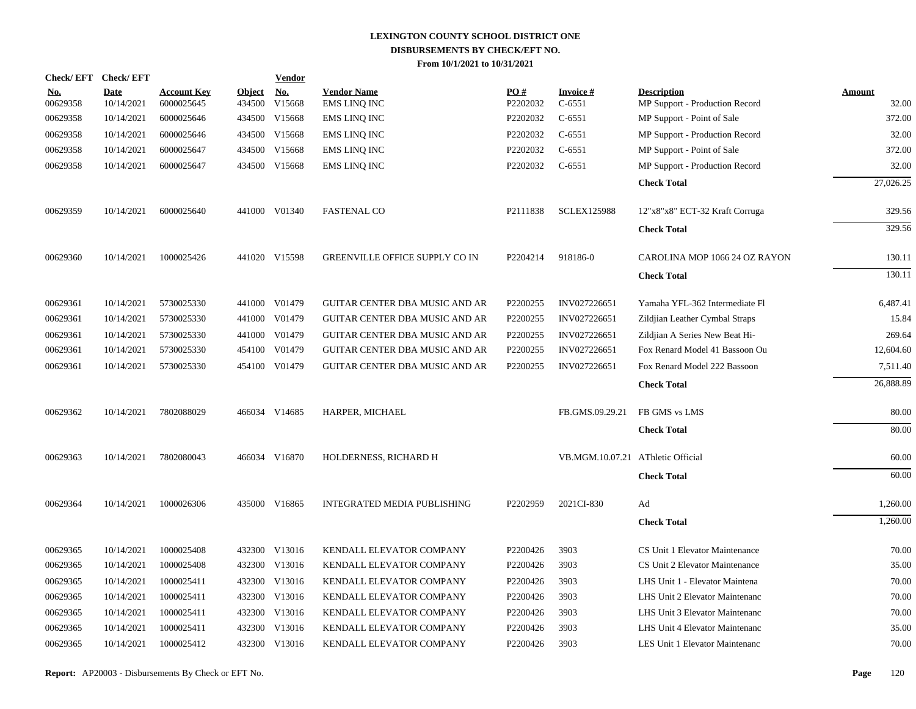# LEXINGTON COUNTY SCHOOL DISTRICT ONE
## DISBURSEMENTS BY CHECK/EFT NO.
### From 10/1/2021 to 10/31/2021

| Check/ EFT No. | Check/ EFT Date | Account Key | Object | Vendor No. | Vendor Name | PO # | Invoice # | Description | Amount |
|---|---|---|---|---|---|---|---|---|---|
| 00629358 | 10/14/2021 | 6000025645 | 434500 | V15668 | EMS LINQ INC | P2202032 | C-6551 | MP Support - Production Record | 32.00 |
| 00629358 | 10/14/2021 | 6000025646 | 434500 | V15668 | EMS LINQ INC | P2202032 | C-6551 | MP Support - Point of Sale | 372.00 |
| 00629358 | 10/14/2021 | 6000025646 | 434500 | V15668 | EMS LINQ INC | P2202032 | C-6551 | MP Support - Production Record | 32.00 |
| 00629358 | 10/14/2021 | 6000025647 | 434500 | V15668 | EMS LINQ INC | P2202032 | C-6551 | MP Support - Point of Sale | 372.00 |
| 00629358 | 10/14/2021 | 6000025647 | 434500 | V15668 | EMS LINQ INC | P2202032 | C-6551 | MP Support - Production Record | 32.00 |
| | | | | | | | | **Check Total** | 27,026.25 |
| 00629359 | 10/14/2021 | 6000025640 | 441000 | V01340 | FASTENAL CO | P2111838 | SCLEX125988 | 12"x8"x8" ECT-32 Kraft Corruga | 329.56 |
| | | | | | | | | **Check Total** | 329.56 |
| 00629360 | 10/14/2021 | 1000025426 | 441020 | V15598 | GREENVILLE OFFICE SUPPLY CO IN | P2204214 | 918186-0 | CAROLINA MOP 1066 24 OZ RAYON | 130.11 |
| | | | | | | | | **Check Total** | 130.11 |
| 00629361 | 10/14/2021 | 5730025330 | 441000 | V01479 | GUITAR CENTER DBA MUSIC AND AR | P2200255 | INV027226651 | Yamaha YFL-362 Intermediate Fl | 6,487.41 |
| 00629361 | 10/14/2021 | 5730025330 | 441000 | V01479 | GUITAR CENTER DBA MUSIC AND AR | P2200255 | INV027226651 | Zildjian Leather Cymbal Straps | 15.84 |
| 00629361 | 10/14/2021 | 5730025330 | 441000 | V01479 | GUITAR CENTER DBA MUSIC AND AR | P2200255 | INV027226651 | Zildjian A Series New Beat Hi- | 269.64 |
| 00629361 | 10/14/2021 | 5730025330 | 454100 | V01479 | GUITAR CENTER DBA MUSIC AND AR | P2200255 | INV027226651 | Fox Renard Model 41 Bassoon Ou | 12,604.60 |
| 00629361 | 10/14/2021 | 5730025330 | 454100 | V01479 | GUITAR CENTER DBA MUSIC AND AR | P2200255 | INV027226651 | Fox Renard Model 222 Bassoon | 7,511.40 |
| | | | | | | | | **Check Total** | 26,888.89 |
| 00629362 | 10/14/2021 | 7802088029 | 466034 | V14685 | HARPER, MICHAEL | | FB.GMS.09.29.21 | FB GMS vs LMS | 80.00 |
| | | | | | | | | **Check Total** | 80.00 |
| 00629363 | 10/14/2021 | 7802080043 | 466034 | V16870 | HOLDERNESS, RICHARD H | | VB.MGM.10.07.21 | AThletic Official | 60.00 |
| | | | | | | | | **Check Total** | 60.00 |
| 00629364 | 10/14/2021 | 1000026306 | 435000 | V16865 | INTEGRATED MEDIA PUBLISHING | P2202959 | 2021CI-830 | Ad | 1,260.00 |
| | | | | | | | | **Check Total** | 1,260.00 |
| 00629365 | 10/14/2021 | 1000025408 | 432300 | V13016 | KENDALL ELEVATOR COMPANY | P2200426 | 3903 | CS Unit 1 Elevator Maintenance | 70.00 |
| 00629365 | 10/14/2021 | 1000025408 | 432300 | V13016 | KENDALL ELEVATOR COMPANY | P2200426 | 3903 | CS Unit 2 Elevator Maintenance | 35.00 |
| 00629365 | 10/14/2021 | 1000025411 | 432300 | V13016 | KENDALL ELEVATOR COMPANY | P2200426 | 3903 | LHS Unit 1 - Elevator Maintena | 70.00 |
| 00629365 | 10/14/2021 | 1000025411 | 432300 | V13016 | KENDALL ELEVATOR COMPANY | P2200426 | 3903 | LHS Unit 2 Elevator Maintenanc | 70.00 |
| 00629365 | 10/14/2021 | 1000025411 | 432300 | V13016 | KENDALL ELEVATOR COMPANY | P2200426 | 3903 | LHS Unit 3 Elevator Maintenanc | 70.00 |
| 00629365 | 10/14/2021 | 1000025411 | 432300 | V13016 | KENDALL ELEVATOR COMPANY | P2200426 | 3903 | LHS Unit 4 Elevator Maintenanc | 35.00 |
| 00629365 | 10/14/2021 | 1000025412 | 432300 | V13016 | KENDALL ELEVATOR COMPANY | P2200426 | 3903 | LES Unit 1 Elevator Maintenanc | 70.00 |

**Report:** AP20003 - Disbursements By Check or EFT No.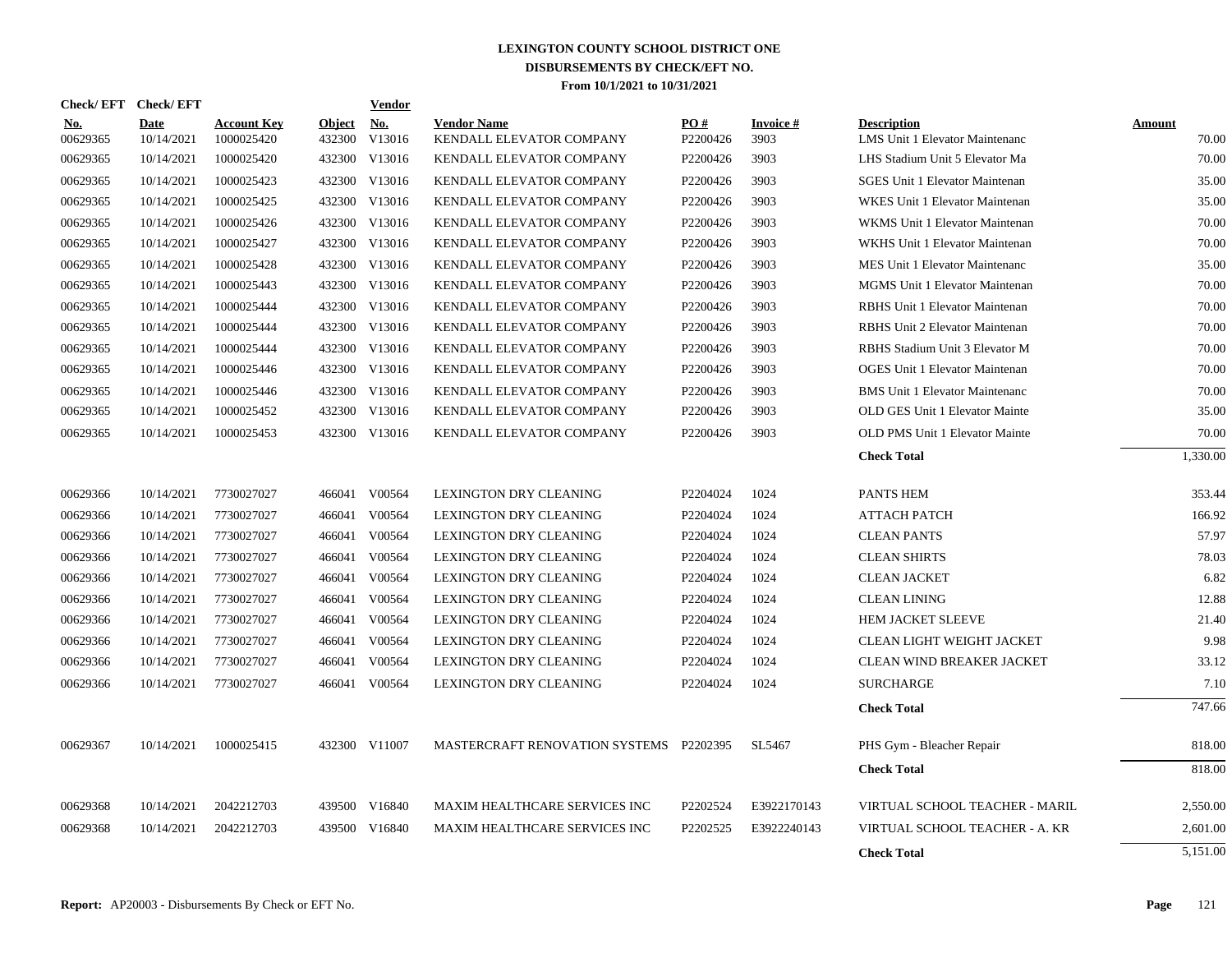# LEXINGTON COUNTY SCHOOL DISTRICT ONE
## DISBURSEMENTS BY CHECK/EFT NO.
### From 10/1/2021 to 10/31/2021

| Check/ EFT No. | Check/ EFT Date | Account Key | Object | Vendor No. | Vendor Name | PO # | Invoice # | Description | Amount |
|---|---|---|---|---|---|---|---|---|---|
| 00629365 | 10/14/2021 | 1000025420 | 432300 | V13016 | KENDALL ELEVATOR COMPANY | P2200426 | 3903 | LMS Unit 1 Elevator Maintenanc | 70.00 |
| 00629365 | 10/14/2021 | 1000025420 | 432300 | V13016 | KENDALL ELEVATOR COMPANY | P2200426 | 3903 | LHS Stadium Unit 5 Elevator Ma | 70.00 |
| 00629365 | 10/14/2021 | 1000025423 | 432300 | V13016 | KENDALL ELEVATOR COMPANY | P2200426 | 3903 | SGES Unit 1 Elevator Maintenan | 35.00 |
| 00629365 | 10/14/2021 | 1000025425 | 432300 | V13016 | KENDALL ELEVATOR COMPANY | P2200426 | 3903 | WKES Unit 1 Elevator Maintenan | 35.00 |
| 00629365 | 10/14/2021 | 1000025426 | 432300 | V13016 | KENDALL ELEVATOR COMPANY | P2200426 | 3903 | WKMS Unit 1 Elevator Maintenan | 70.00 |
| 00629365 | 10/14/2021 | 1000025427 | 432300 | V13016 | KENDALL ELEVATOR COMPANY | P2200426 | 3903 | WKHS Unit 1 Elevator Maintenan | 70.00 |
| 00629365 | 10/14/2021 | 1000025428 | 432300 | V13016 | KENDALL ELEVATOR COMPANY | P2200426 | 3903 | MES Unit 1 Elevator Maintenanc | 35.00 |
| 00629365 | 10/14/2021 | 1000025443 | 432300 | V13016 | KENDALL ELEVATOR COMPANY | P2200426 | 3903 | MGMS Unit 1 Elevator Maintenan | 70.00 |
| 00629365 | 10/14/2021 | 1000025444 | 432300 | V13016 | KENDALL ELEVATOR COMPANY | P2200426 | 3903 | RBHS Unit 1 Elevator Maintenan | 70.00 |
| 00629365 | 10/14/2021 | 1000025444 | 432300 | V13016 | KENDALL ELEVATOR COMPANY | P2200426 | 3903 | RBHS Unit 2 Elevator Maintenan | 70.00 |
| 00629365 | 10/14/2021 | 1000025444 | 432300 | V13016 | KENDALL ELEVATOR COMPANY | P2200426 | 3903 | RBHS Stadium Unit 3 Elevator M | 70.00 |
| 00629365 | 10/14/2021 | 1000025446 | 432300 | V13016 | KENDALL ELEVATOR COMPANY | P2200426 | 3903 | OGES Unit 1 Elevator Maintenan | 70.00 |
| 00629365 | 10/14/2021 | 1000025446 | 432300 | V13016 | KENDALL ELEVATOR COMPANY | P2200426 | 3903 | BMS Unit 1 Elevator Maintenanc | 70.00 |
| 00629365 | 10/14/2021 | 1000025452 | 432300 | V13016 | KENDALL ELEVATOR COMPANY | P2200426 | 3903 | OLD GES Unit 1 Elevator Mainte | 35.00 |
| 00629365 | 10/14/2021 | 1000025453 | 432300 | V13016 | KENDALL ELEVATOR COMPANY | P2200426 | 3903 | OLD PMS Unit 1 Elevator Mainte | 70.00 |
| | | | | | | | | **Check Total** | 1,330.00 |
| 00629366 | 10/14/2021 | 7730027027 | 466041 | V00564 | LEXINGTON DRY CLEANING | P2204024 | 1024 | PANTS HEM | 353.44 |
| 00629366 | 10/14/2021 | 7730027027 | 466041 | V00564 | LEXINGTON DRY CLEANING | P2204024 | 1024 | ATTACH PATCH | 166.92 |
| 00629366 | 10/14/2021 | 7730027027 | 466041 | V00564 | LEXINGTON DRY CLEANING | P2204024 | 1024 | CLEAN PANTS | 57.97 |
| 00629366 | 10/14/2021 | 7730027027 | 466041 | V00564 | LEXINGTON DRY CLEANING | P2204024 | 1024 | CLEAN SHIRTS | 78.03 |
| 00629366 | 10/14/2021 | 7730027027 | 466041 | V00564 | LEXINGTON DRY CLEANING | P2204024 | 1024 | CLEAN JACKET | 6.82 |
| 00629366 | 10/14/2021 | 7730027027 | 466041 | V00564 | LEXINGTON DRY CLEANING | P2204024 | 1024 | CLEAN LINING | 12.88 |
| 00629366 | 10/14/2021 | 7730027027 | 466041 | V00564 | LEXINGTON DRY CLEANING | P2204024 | 1024 | HEM JACKET SLEEVE | 21.40 |
| 00629366 | 10/14/2021 | 7730027027 | 466041 | V00564 | LEXINGTON DRY CLEANING | P2204024 | 1024 | CLEAN LIGHT WEIGHT JACKET | 9.98 |
| 00629366 | 10/14/2021 | 7730027027 | 466041 | V00564 | LEXINGTON DRY CLEANING | P2204024 | 1024 | CLEAN WIND BREAKER JACKET | 33.12 |
| 00629366 | 10/14/2021 | 7730027027 | 466041 | V00564 | LEXINGTON DRY CLEANING | P2204024 | 1024 | SURCHARGE | 7.10 |
| | | | | | | | | **Check Total** | 747.66 |
| 00629367 | 10/14/2021 | 1000025415 | 432300 | V11007 | MASTERCRAFT RENOVATION SYSTEMS | P2202395 | SL5467 | PHS Gym - Bleacher Repair | 818.00 |
| | | | | | | | | **Check Total** | 818.00 |
| 00629368 | 10/14/2021 | 2042212703 | 439500 | V16840 | MAXIM HEALTHCARE SERVICES INC | P2202524 | E3922170143 | VIRTUAL SCHOOL TEACHER - MARIL | 2,550.00 |
| 00629368 | 10/14/2021 | 2042212703 | 439500 | V16840 | MAXIM HEALTHCARE SERVICES INC | P2202525 | E3922240143 | VIRTUAL SCHOOL TEACHER - A. KR | 2,601.00 |
| | | | | | | | | **Check Total** | 5,151.00 |

**Report:** AP20003 - Disbursements By Check or EFT No.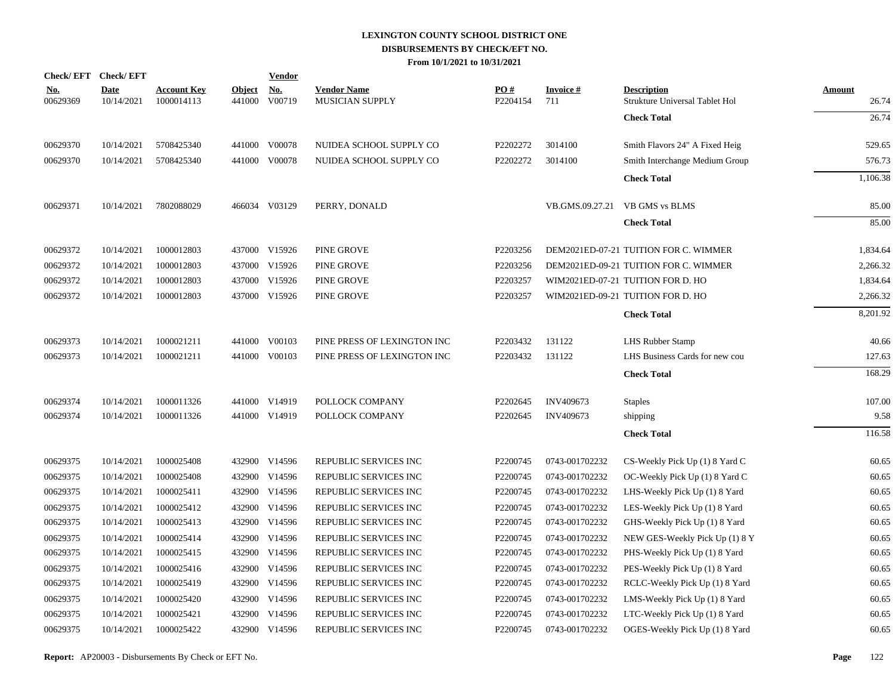# LEXINGTON COUNTY SCHOOL DISTRICT ONE
## DISBURSEMENTS BY CHECK/EFT NO.
### From 10/1/2021 to 10/31/2021

| Check/ EFT No. | Check/ EFT Date | Account Key | Object | Vendor No. | Vendor Name | PO # | Invoice # | Description | Amount |
|---|---|---|---|---|---|---|---|---|---|
| 00629369 | 10/14/2021 | 1000014113 | 441000 | V00719 | MUSICIAN SUPPLY | P2204154 | 711 | Strukture Universal Tablet Hol | 26.74 |
| | | | | | | | | **Check Total** | 26.74 |
| 00629370 | 10/14/2021 | 5708425340 | 441000 | V00078 | NUIDEA SCHOOL SUPPLY CO | P2202272 | 3014100 | Smith Flavors 24" A Fixed Heig | 529.65 |
| 00629370 | 10/14/2021 | 5708425340 | 441000 | V00078 | NUIDEA SCHOOL SUPPLY CO | P2202272 | 3014100 | Smith Interchange Medium Group | 576.73 |
| | | | | | | | | **Check Total** | 1,106.38 |
| 00629371 | 10/14/2021 | 7802088029 | 466034 | V03129 | PERRY, DONALD | | VB.GMS.09.27.21 | VB GMS vs BLMS | 85.00 |
| | | | | | | | | **Check Total** | 85.00 |
| 00629372 | 10/14/2021 | 1000012803 | 437000 | V15926 | PINE GROVE | P2203256 | DEM2021ED-07-21 | TUITION FOR C. WIMMER | 1,834.64 |
| 00629372 | 10/14/2021 | 1000012803 | 437000 | V15926 | PINE GROVE | P2203256 | DEM2021ED-09-21 | TUITION FOR C. WIMMER | 2,266.32 |
| 00629372 | 10/14/2021 | 1000012803 | 437000 | V15926 | PINE GROVE | P2203257 | WIM2021ED-07-21 | TUITION FOR D. HO | 1,834.64 |
| 00629372 | 10/14/2021 | 1000012803 | 437000 | V15926 | PINE GROVE | P2203257 | WIM2021ED-09-21 | TUITION FOR D. HO | 2,266.32 |
| | | | | | | | | **Check Total** | 8,201.92 |
| 00629373 | 10/14/2021 | 1000021211 | 441000 | V00103 | PINE PRESS OF LEXINGTON INC | P2203432 | 131122 | LHS Rubber Stamp | 40.66 |
| 00629373 | 10/14/2021 | 1000021211 | 441000 | V00103 | PINE PRESS OF LEXINGTON INC | P2203432 | 131122 | LHS Business Cards for new cou | 127.63 |
| | | | | | | | | **Check Total** | 168.29 |
| 00629374 | 10/14/2021 | 1000011326 | 441000 | V14919 | POLLOCK COMPANY | P2202645 | INV409673 | Staples | 107.00 |
| 00629374 | 10/14/2021 | 1000011326 | 441000 | V14919 | POLLOCK COMPANY | P2202645 | INV409673 | shipping | 9.58 |
| | | | | | | | | **Check Total** | 116.58 |
| 00629375 | 10/14/2021 | 1000025408 | 432900 | V14596 | REPUBLIC SERVICES INC | P2200745 | 0743-001702232 | CS-Weekly Pick Up (1) 8 Yard C | 60.65 |
| 00629375 | 10/14/2021 | 1000025408 | 432900 | V14596 | REPUBLIC SERVICES INC | P2200745 | 0743-001702232 | OC-Weekly Pick Up (1) 8 Yard C | 60.65 |
| 00629375 | 10/14/2021 | 1000025411 | 432900 | V14596 | REPUBLIC SERVICES INC | P2200745 | 0743-001702232 | LHS-Weekly Pick Up (1) 8 Yard | 60.65 |
| 00629375 | 10/14/2021 | 1000025412 | 432900 | V14596 | REPUBLIC SERVICES INC | P2200745 | 0743-001702232 | LES-Weekly Pick Up (1) 8 Yard | 60.65 |
| 00629375 | 10/14/2021 | 1000025413 | 432900 | V14596 | REPUBLIC SERVICES INC | P2200745 | 0743-001702232 | GHS-Weekly Pick Up (1) 8 Yard | 60.65 |
| 00629375 | 10/14/2021 | 1000025414 | 432900 | V14596 | REPUBLIC SERVICES INC | P2200745 | 0743-001702232 | NEW GES-Weekly Pick Up (1) 8 Y | 60.65 |
| 00629375 | 10/14/2021 | 1000025415 | 432900 | V14596 | REPUBLIC SERVICES INC | P2200745 | 0743-001702232 | PHS-Weekly Pick Up (1) 8 Yard | 60.65 |
| 00629375 | 10/14/2021 | 1000025416 | 432900 | V14596 | REPUBLIC SERVICES INC | P2200745 | 0743-001702232 | PES-Weekly Pick Up (1) 8 Yard | 60.65 |
| 00629375 | 10/14/2021 | 1000025419 | 432900 | V14596 | REPUBLIC SERVICES INC | P2200745 | 0743-001702232 | RCLC-Weekly Pick Up (1) 8 Yard | 60.65 |
| 00629375 | 10/14/2021 | 1000025420 | 432900 | V14596 | REPUBLIC SERVICES INC | P2200745 | 0743-001702232 | LMS-Weekly Pick Up (1) 8 Yard | 60.65 |
| 00629375 | 10/14/2021 | 1000025421 | 432900 | V14596 | REPUBLIC SERVICES INC | P2200745 | 0743-001702232 | LTC-Weekly Pick Up (1) 8 Yard | 60.65 |
| 00629375 | 10/14/2021 | 1000025422 | 432900 | V14596 | REPUBLIC SERVICES INC | P2200745 | 0743-001702232 | OGES-Weekly Pick Up (1) 8 Yard | 60.65 |

**Report:** AP20003 - Disbursements By Check or EFT No.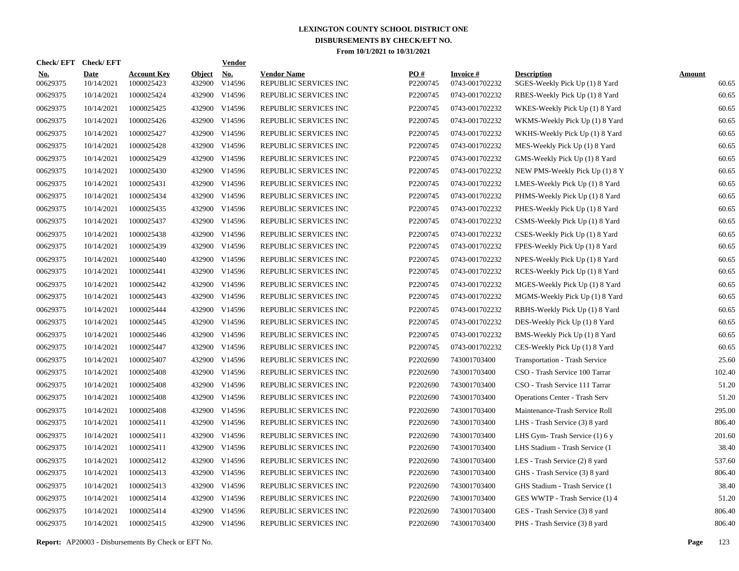# LEXINGTON COUNTY SCHOOL DISTRICT ONE
## DISBURSEMENTS BY CHECK/EFT NO.
### From 10/1/2021 to 10/31/2021

| Check/ EFT No. | Check/ EFT Date | Account Key | Object | Vendor No. | Vendor Name | PO # | Invoice # | Description | Amount |
|---|---|---|---|---|---|---|---|---|---|
| 00629375 | 10/14/2021 | 1000025423 | 432900 | V14596 | REPUBLIC SERVICES INC | P2200745 | 0743-001702232 | SGES-Weekly Pick Up (1) 8 Yard | 60.65 |
| 00629375 | 10/14/2021 | 1000025424 | 432900 | V14596 | REPUBLIC SERVICES INC | P2200745 | 0743-001702232 | RBES-Weekly Pick Up (1) 8 Yard | 60.65 |
| 00629375 | 10/14/2021 | 1000025425 | 432900 | V14596 | REPUBLIC SERVICES INC | P2200745 | 0743-001702232 | WKES-Weekly Pick Up (1) 8 Yard | 60.65 |
| 00629375 | 10/14/2021 | 1000025426 | 432900 | V14596 | REPUBLIC SERVICES INC | P2200745 | 0743-001702232 | WKMS-Weekly Pick Up (1) 8 Yard | 60.65 |
| 00629375 | 10/14/2021 | 1000025427 | 432900 | V14596 | REPUBLIC SERVICES INC | P2200745 | 0743-001702232 | WKHS-Weekly Pick Up (1) 8 Yard | 60.65 |
| 00629375 | 10/14/2021 | 1000025428 | 432900 | V14596 | REPUBLIC SERVICES INC | P2200745 | 0743-001702232 | MES-Weekly Pick Up (1) 8 Yard | 60.65 |
| 00629375 | 10/14/2021 | 1000025429 | 432900 | V14596 | REPUBLIC SERVICES INC | P2200745 | 0743-001702232 | GMS-Weekly Pick Up (1) 8 Yard | 60.65 |
| 00629375 | 10/14/2021 | 1000025430 | 432900 | V14596 | REPUBLIC SERVICES INC | P2200745 | 0743-001702232 | NEW PMS-Weekly Pick Up (1) 8 Y | 60.65 |
| 00629375 | 10/14/2021 | 1000025431 | 432900 | V14596 | REPUBLIC SERVICES INC | P2200745 | 0743-001702232 | LMES-Weekly Pick Up (1) 8 Yard | 60.65 |
| 00629375 | 10/14/2021 | 1000025434 | 432900 | V14596 | REPUBLIC SERVICES INC | P2200745 | 0743-001702232 | PHMS-Weekly Pick Up (1) 8 Yard | 60.65 |
| 00629375 | 10/14/2021 | 1000025435 | 432900 | V14596 | REPUBLIC SERVICES INC | P2200745 | 0743-001702232 | PHES-Weekly Pick Up (1) 8 Yard | 60.65 |
| 00629375 | 10/14/2021 | 1000025437 | 432900 | V14596 | REPUBLIC SERVICES INC | P2200745 | 0743-001702232 | CSMS-Weekly Pick Up (1) 8 Yard | 60.65 |
| 00629375 | 10/14/2021 | 1000025438 | 432900 | V14596 | REPUBLIC SERVICES INC | P2200745 | 0743-001702232 | CSES-Weekly Pick Up (1) 8 Yard | 60.65 |
| 00629375 | 10/14/2021 | 1000025439 | 432900 | V14596 | REPUBLIC SERVICES INC | P2200745 | 0743-001702232 | FPES-Weekly Pick Up (1) 8 Yard | 60.65 |
| 00629375 | 10/14/2021 | 1000025440 | 432900 | V14596 | REPUBLIC SERVICES INC | P2200745 | 0743-001702232 | NPES-Weekly Pick Up (1) 8 Yard | 60.65 |
| 00629375 | 10/14/2021 | 1000025441 | 432900 | V14596 | REPUBLIC SERVICES INC | P2200745 | 0743-001702232 | RCES-Weekly Pick Up (1) 8 Yard | 60.65 |
| 00629375 | 10/14/2021 | 1000025442 | 432900 | V14596 | REPUBLIC SERVICES INC | P2200745 | 0743-001702232 | MGES-Weekly Pick Up (1) 8 Yard | 60.65 |
| 00629375 | 10/14/2021 | 1000025443 | 432900 | V14596 | REPUBLIC SERVICES INC | P2200745 | 0743-001702232 | MGMS-Weekly Pick Up (1) 8 Yard | 60.65 |
| 00629375 | 10/14/2021 | 1000025444 | 432900 | V14596 | REPUBLIC SERVICES INC | P2200745 | 0743-001702232 | RBHS-Weekly Pick Up (1) 8 Yard | 60.65 |
| 00629375 | 10/14/2021 | 1000025445 | 432900 | V14596 | REPUBLIC SERVICES INC | P2200745 | 0743-001702232 | DES-Weekly Pick Up (1) 8 Yard | 60.65 |
| 00629375 | 10/14/2021 | 1000025446 | 432900 | V14596 | REPUBLIC SERVICES INC | P2200745 | 0743-001702232 | BMS-Weekly Pick Up (1) 8 Yard | 60.65 |
| 00629375 | 10/14/2021 | 1000025447 | 432900 | V14596 | REPUBLIC SERVICES INC | P2200745 | 0743-001702232 | CES-Weekly Pick Up (1) 8 Yard | 60.65 |
| 00629375 | 10/14/2021 | 1000025407 | 432900 | V14596 | REPUBLIC SERVICES INC | P2202690 | 743001703400 | Transportation - Trash Service | 25.60 |
| 00629375 | 10/14/2021 | 1000025408 | 432900 | V14596 | REPUBLIC SERVICES INC | P2202690 | 743001703400 | CSO - Trash Service 100 Tarrar | 102.40 |
| 00629375 | 10/14/2021 | 1000025408 | 432900 | V14596 | REPUBLIC SERVICES INC | P2202690 | 743001703400 | CSO - Trash Service 111 Tarrar | 51.20 |
| 00629375 | 10/14/2021 | 1000025408 | 432900 | V14596 | REPUBLIC SERVICES INC | P2202690 | 743001703400 | Operations Center - Trash Serv | 51.20 |
| 00629375 | 10/14/2021 | 1000025408 | 432900 | V14596 | REPUBLIC SERVICES INC | P2202690 | 743001703400 | Maintenance-Trash Service Roll | 295.00 |
| 00629375 | 10/14/2021 | 1000025411 | 432900 | V14596 | REPUBLIC SERVICES INC | P2202690 | 743001703400 | LHS - Trash Service (3) 8 yard | 806.40 |
| 00629375 | 10/14/2021 | 1000025411 | 432900 | V14596 | REPUBLIC SERVICES INC | P2202690 | 743001703400 | LHS Gym- Trash Service (1) 6 y | 201.60 |
| 00629375 | 10/14/2021 | 1000025411 | 432900 | V14596 | REPUBLIC SERVICES INC | P2202690 | 743001703400 | LHS Stadium - Trash Service (1 | 38.40 |
| 00629375 | 10/14/2021 | 1000025412 | 432900 | V14596 | REPUBLIC SERVICES INC | P2202690 | 743001703400 | LES - Trash Service (2) 8 yard | 537.60 |
| 00629375 | 10/14/2021 | 1000025413 | 432900 | V14596 | REPUBLIC SERVICES INC | P2202690 | 743001703400 | GHS - Trash Service (3) 8 yard | 806.40 |
| 00629375 | 10/14/2021 | 1000025413 | 432900 | V14596 | REPUBLIC SERVICES INC | P2202690 | 743001703400 | GHS Stadium - Trash Service (1 | 38.40 |
| 00629375 | 10/14/2021 | 1000025414 | 432900 | V14596 | REPUBLIC SERVICES INC | P2202690 | 743001703400 | GES WWTP - Trash Service (1) 4 | 51.20 |
| 00629375 | 10/14/2021 | 1000025414 | 432900 | V14596 | REPUBLIC SERVICES INC | P2202690 | 743001703400 | GES - Trash Service (3) 8 yard | 806.40 |
| 00629375 | 10/14/2021 | 1000025415 | 432900 | V14596 | REPUBLIC SERVICES INC | P2202690 | 743001703400 | PHS - Trash Service (3) 8 yard | 806.40 |

**Report:** AP20003 - Disbursements By Check or EFT No.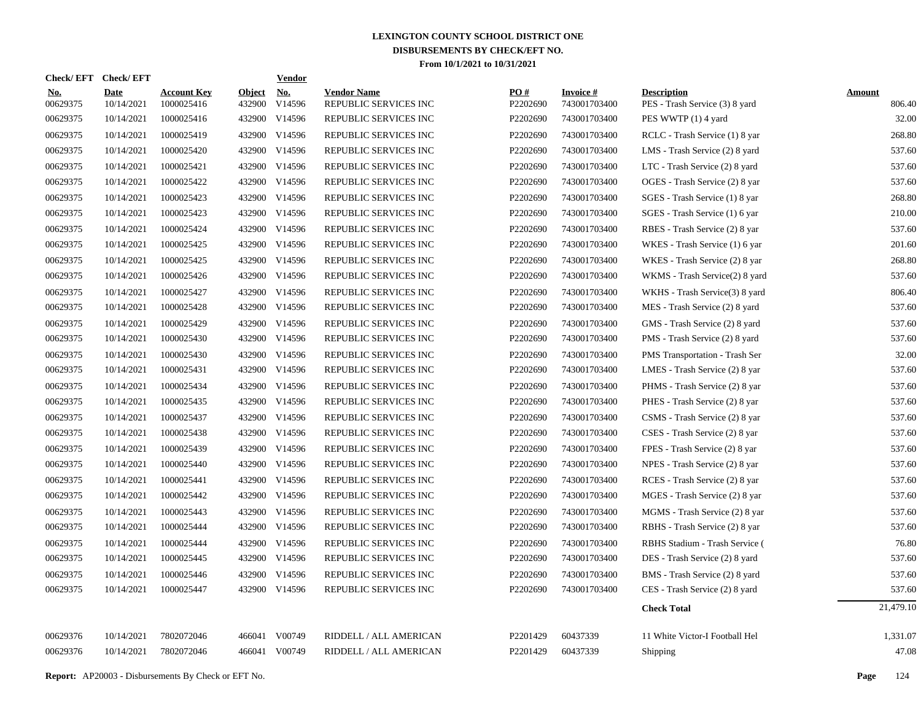# LEXINGTON COUNTY SCHOOL DISTRICT ONE
## DISBURSEMENTS BY CHECK/EFT NO.
### From 10/1/2021 to 10/31/2021

| Check/ EFT No. | Check/ EFT Date | Account Key | Object | Vendor No. | Vendor Name | PO # | Invoice # | Description | Amount |
|---|---|---|---|---|---|---|---|---|---|
| 00629375 | 10/14/2021 | 1000025416 | 432900 | V14596 | REPUBLIC SERVICES INC | P2202690 | 743001703400 | PES - Trash Service (3) 8 yard | 806.40 |
| 00629375 | 10/14/2021 | 1000025416 | 432900 | V14596 | REPUBLIC SERVICES INC | P2202690 | 743001703400 | PES WWTP (1) 4 yard | 32.00 |
| 00629375 | 10/14/2021 | 1000025419 | 432900 | V14596 | REPUBLIC SERVICES INC | P2202690 | 743001703400 | RCLC - Trash Service (1) 8 yar | 268.80 |
| 00629375 | 10/14/2021 | 1000025420 | 432900 | V14596 | REPUBLIC SERVICES INC | P2202690 | 743001703400 | LMS - Trash Service (2) 8 yard | 537.60 |
| 00629375 | 10/14/2021 | 1000025421 | 432900 | V14596 | REPUBLIC SERVICES INC | P2202690 | 743001703400 | LTC - Trash Service (2) 8 yard | 537.60 |
| 00629375 | 10/14/2021 | 1000025422 | 432900 | V14596 | REPUBLIC SERVICES INC | P2202690 | 743001703400 | OGES - Trash Service (2) 8 yar | 537.60 |
| 00629375 | 10/14/2021 | 1000025423 | 432900 | V14596 | REPUBLIC SERVICES INC | P2202690 | 743001703400 | SGES - Trash Service (1) 8 yar | 268.80 |
| 00629375 | 10/14/2021 | 1000025423 | 432900 | V14596 | REPUBLIC SERVICES INC | P2202690 | 743001703400 | SGES - Trash Service (1) 6 yar | 210.00 |
| 00629375 | 10/14/2021 | 1000025424 | 432900 | V14596 | REPUBLIC SERVICES INC | P2202690 | 743001703400 | RBES - Trash Service (2) 8 yar | 537.60 |
| 00629375 | 10/14/2021 | 1000025425 | 432900 | V14596 | REPUBLIC SERVICES INC | P2202690 | 743001703400 | WKES - Trash Service (1) 6 yar | 201.60 |
| 00629375 | 10/14/2021 | 1000025425 | 432900 | V14596 | REPUBLIC SERVICES INC | P2202690 | 743001703400 | WKES - Trash Service (2) 8 yar | 268.80 |
| 00629375 | 10/14/2021 | 1000025426 | 432900 | V14596 | REPUBLIC SERVICES INC | P2202690 | 743001703400 | WKMS - Trash Service(2) 8 yard | 537.60 |
| 00629375 | 10/14/2021 | 1000025427 | 432900 | V14596 | REPUBLIC SERVICES INC | P2202690 | 743001703400 | WKHS - Trash Service(3) 8 yard | 806.40 |
| 00629375 | 10/14/2021 | 1000025428 | 432900 | V14596 | REPUBLIC SERVICES INC | P2202690 | 743001703400 | MES - Trash Service (2) 8 yard | 537.60 |
| 00629375 | 10/14/2021 | 1000025429 | 432900 | V14596 | REPUBLIC SERVICES INC | P2202690 | 743001703400 | GMS - Trash Service (2) 8 yard | 537.60 |
| 00629375 | 10/14/2021 | 1000025430 | 432900 | V14596 | REPUBLIC SERVICES INC | P2202690 | 743001703400 | PMS - Trash Service (2) 8 yard | 537.60 |
| 00629375 | 10/14/2021 | 1000025430 | 432900 | V14596 | REPUBLIC SERVICES INC | P2202690 | 743001703400 | PMS Transportation - Trash Ser | 32.00 |
| 00629375 | 10/14/2021 | 1000025431 | 432900 | V14596 | REPUBLIC SERVICES INC | P2202690 | 743001703400 | LMES - Trash Service (2) 8 yar | 537.60 |
| 00629375 | 10/14/2021 | 1000025434 | 432900 | V14596 | REPUBLIC SERVICES INC | P2202690 | 743001703400 | PHMS - Trash Service (2) 8 yar | 537.60 |
| 00629375 | 10/14/2021 | 1000025435 | 432900 | V14596 | REPUBLIC SERVICES INC | P2202690 | 743001703400 | PHES - Trash Service (2) 8 yar | 537.60 |
| 00629375 | 10/14/2021 | 1000025437 | 432900 | V14596 | REPUBLIC SERVICES INC | P2202690 | 743001703400 | CSMS - Trash Service (2) 8 yar | 537.60 |
| 00629375 | 10/14/2021 | 1000025438 | 432900 | V14596 | REPUBLIC SERVICES INC | P2202690 | 743001703400 | CSES - Trash Service (2) 8 yar | 537.60 |
| 00629375 | 10/14/2021 | 1000025439 | 432900 | V14596 | REPUBLIC SERVICES INC | P2202690 | 743001703400 | FPES - Trash Service (2) 8 yar | 537.60 |
| 00629375 | 10/14/2021 | 1000025440 | 432900 | V14596 | REPUBLIC SERVICES INC | P2202690 | 743001703400 | NPES - Trash Service (2) 8 yar | 537.60 |
| 00629375 | 10/14/2021 | 1000025441 | 432900 | V14596 | REPUBLIC SERVICES INC | P2202690 | 743001703400 | RCES - Trash Service (2) 8 yar | 537.60 |
| 00629375 | 10/14/2021 | 1000025442 | 432900 | V14596 | REPUBLIC SERVICES INC | P2202690 | 743001703400 | MGES - Trash Service (2) 8 yar | 537.60 |
| 00629375 | 10/14/2021 | 1000025443 | 432900 | V14596 | REPUBLIC SERVICES INC | P2202690 | 743001703400 | MGMS - Trash Service (2) 8 yar | 537.60 |
| 00629375 | 10/14/2021 | 1000025444 | 432900 | V14596 | REPUBLIC SERVICES INC | P2202690 | 743001703400 | RBHS - Trash Service (2) 8 yar | 537.60 |
| 00629375 | 10/14/2021 | 1000025444 | 432900 | V14596 | REPUBLIC SERVICES INC | P2202690 | 743001703400 | RBHS Stadium - Trash Service ( | 76.80 |
| 00629375 | 10/14/2021 | 1000025445 | 432900 | V14596 | REPUBLIC SERVICES INC | P2202690 | 743001703400 | DES - Trash Service (2) 8 yard | 537.60 |
| 00629375 | 10/14/2021 | 1000025446 | 432900 | V14596 | REPUBLIC SERVICES INC | P2202690 | 743001703400 | BMS - Trash Service (2) 8 yard | 537.60 |
| 00629375 | 10/14/2021 | 1000025447 | 432900 | V14596 | REPUBLIC SERVICES INC | P2202690 | 743001703400 | CES - Trash Service (2) 8 yard | 537.60 |
| | | | | | | | | **Check Total** | 21,479.10 |
| 00629376 | 10/14/2021 | 7802072046 | 466041 | V00749 | RIDDELL / ALL AMERICAN | P2201429 | 60437339 | 11 White Victor-I Football Hel | 1,331.07 |
| 00629376 | 10/14/2021 | 7802072046 | 466041 | V00749 | RIDDELL / ALL AMERICAN | P2201429 | 60437339 | Shipping | 47.08 |

**Report:** AP20003 - Disbursements By Check or EFT No.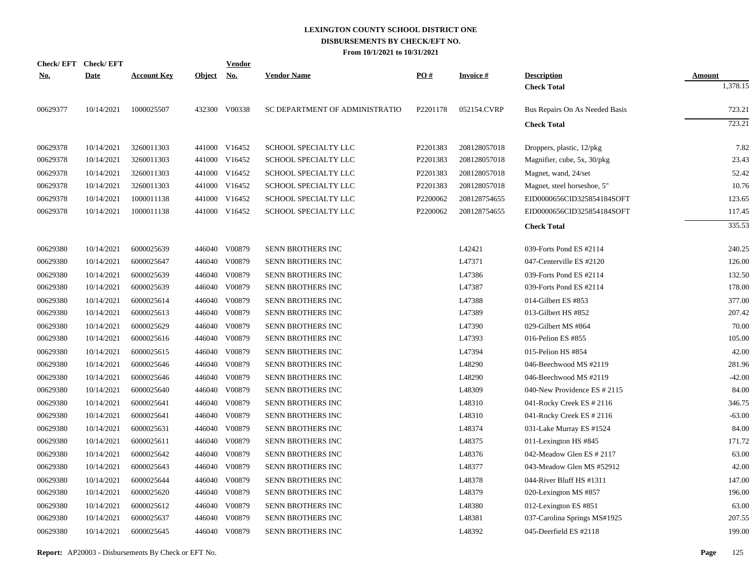# LEXINGTON COUNTY SCHOOL DISTRICT ONE
## DISBURSEMENTS BY CHECK/EFT NO.
### From 10/1/2021 to 10/31/2021

| Check/ EFT No. | Check/ EFT Date | Account Key | Object | Vendor No. | Vendor Name | PO # | Invoice # | Description | Amount |
|---|---|---|---|---|---|---|---|---|---|
| | | | | | | | | **Check Total** | 1,378.15 |
| 00629377 | 10/14/2021 | 1000025507 | 432300 | V00338 | SC DEPARTMENT OF ADMINISTRATIO | P2201178 | 052154.CVRP | Bus Repairs On As Needed Basis | 723.21 |
| | | | | | | | | **Check Total** | 723.21 |
| 00629378 | 10/14/2021 | 3260011303 | 441000 | V16452 | SCHOOL SPECIALTY LLC | P2201383 | 208128057018 | Droppers, plastic, 12/pkg | 7.82 |
| 00629378 | 10/14/2021 | 3260011303 | 441000 | V16452 | SCHOOL SPECIALTY LLC | P2201383 | 208128057018 | Magnifier, cube, 5x, 30/pkg | 23.43 |
| 00629378 | 10/14/2021 | 3260011303 | 441000 | V16452 | SCHOOL SPECIALTY LLC | P2201383 | 208128057018 | Magnet, wand, 24/set | 52.42 |
| 00629378 | 10/14/2021 | 3260011303 | 441000 | V16452 | SCHOOL SPECIALTY LLC | P2201383 | 208128057018 | Magnet, steel horseshoe, 5" | 10.76 |
| 00629378 | 10/14/2021 | 1000011138 | 441000 | V16452 | SCHOOL SPECIALTY LLC | P2200062 | 208128754655 | EID0000656CID325854184SOFT | 123.65 |
| 00629378 | 10/14/2021 | 1000011138 | 441000 | V16452 | SCHOOL SPECIALTY LLC | P2200062 | 208128754655 | EID0000656CID325854184SOFT | 117.45 |
| | | | | | | | | **Check Total** | 335.53 |
| 00629380 | 10/14/2021 | 6000025639 | 446040 | V00879 | SENN BROTHERS INC | | L42421 | 039-Forts Pond ES #2114 | 240.25 |
| 00629380 | 10/14/2021 | 6000025647 | 446040 | V00879 | SENN BROTHERS INC | | L47371 | 047-Centerville ES #2120 | 126.00 |
| 00629380 | 10/14/2021 | 6000025639 | 446040 | V00879 | SENN BROTHERS INC | | L47386 | 039-Forts Pond ES #2114 | 132.50 |
| 00629380 | 10/14/2021 | 6000025639 | 446040 | V00879 | SENN BROTHERS INC | | L47387 | 039-Forts Pond ES #2114 | 178.00 |
| 00629380 | 10/14/2021 | 6000025614 | 446040 | V00879 | SENN BROTHERS INC | | L47388 | 014-Gilbert ES #853 | 377.00 |
| 00629380 | 10/14/2021 | 6000025613 | 446040 | V00879 | SENN BROTHERS INC | | L47389 | 013-Gilbert HS #852 | 207.42 |
| 00629380 | 10/14/2021 | 6000025629 | 446040 | V00879 | SENN BROTHERS INC | | L47390 | 029-Gilbert MS #864 | 70.00 |
| 00629380 | 10/14/2021 | 6000025616 | 446040 | V00879 | SENN BROTHERS INC | | L47393 | 016-Pelion ES #855 | 105.00 |
| 00629380 | 10/14/2021 | 6000025615 | 446040 | V00879 | SENN BROTHERS INC | | L47394 | 015-Pelion HS #854 | 42.00 |
| 00629380 | 10/14/2021 | 6000025646 | 446040 | V00879 | SENN BROTHERS INC | | L48290 | 046-Beechwood MS #2119 | 281.96 |
| 00629380 | 10/14/2021 | 6000025646 | 446040 | V00879 | SENN BROTHERS INC | | L48290 | 046-Beechwood MS #2119 | -42.00 |
| 00629380 | 10/14/2021 | 6000025640 | 446040 | V00879 | SENN BROTHERS INC | | L48309 | 040-New Providence ES # 2115 | 84.00 |
| 00629380 | 10/14/2021 | 6000025641 | 446040 | V00879 | SENN BROTHERS INC | | L48310 | 041-Rocky Creek ES # 2116 | 346.75 |
| 00629380 | 10/14/2021 | 6000025641 | 446040 | V00879 | SENN BROTHERS INC | | L48310 | 041-Rocky Creek ES # 2116 | -63.00 |
| 00629380 | 10/14/2021 | 6000025631 | 446040 | V00879 | SENN BROTHERS INC | | L48374 | 031-Lake Murray ES #1524 | 84.00 |
| 00629380 | 10/14/2021 | 6000025611 | 446040 | V00879 | SENN BROTHERS INC | | L48375 | 011-Lexington HS #845 | 171.72 |
| 00629380 | 10/14/2021 | 6000025642 | 446040 | V00879 | SENN BROTHERS INC | | L48376 | 042-Meadow Glen ES # 2117 | 63.00 |
| 00629380 | 10/14/2021 | 6000025643 | 446040 | V00879 | SENN BROTHERS INC | | L48377 | 043-Meadow Glen MS #52912 | 42.00 |
| 00629380 | 10/14/2021 | 6000025644 | 446040 | V00879 | SENN BROTHERS INC | | L48378 | 044-River Bluff HS #1311 | 147.00 |
| 00629380 | 10/14/2021 | 6000025620 | 446040 | V00879 | SENN BROTHERS INC | | L48379 | 020-Lexington MS #857 | 196.00 |
| 00629380 | 10/14/2021 | 6000025612 | 446040 | V00879 | SENN BROTHERS INC | | L48380 | 012-Lexington ES #851 | 63.00 |
| 00629380 | 10/14/2021 | 6000025637 | 446040 | V00879 | SENN BROTHERS INC | | L48381 | 037-Carolina Springs MS#1925 | 207.55 |
| 00629380 | 10/14/2021 | 6000025645 | 446040 | V00879 | SENN BROTHERS INC | | L48392 | 045-Deerfield ES #2118 | 199.00 |

**Report:** AP20003 - Disbursements By Check or EFT No.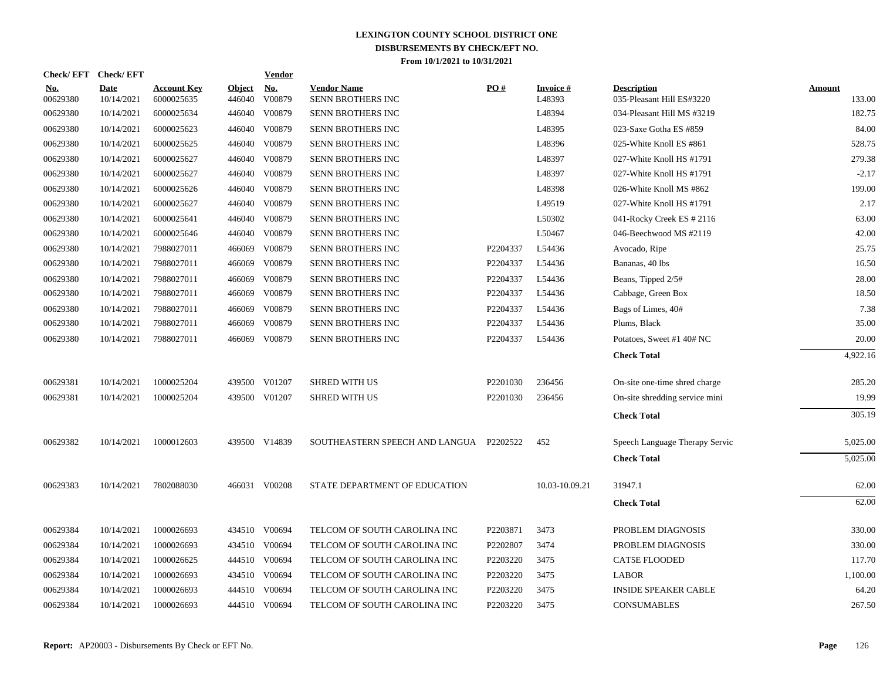# LEXINGTON COUNTY SCHOOL DISTRICT ONE
## DISBURSEMENTS BY CHECK/EFT NO.
### From 10/1/2021 to 10/31/2021

| Check/EFT No. | Check/EFT Date | Account Key | Object | Vendor No. | Vendor Name | PO # | Invoice # | Description | Amount |
|---|---|---|---|---|---|---|---|---|---|
| 00629380 | 10/14/2021 | 6000025635 | 446040 | V00879 | SENN BROTHERS INC | | L48393 | 035-Pleasant Hill ES#3220 | 133.00 |
| 00629380 | 10/14/2021 | 6000025634 | 446040 | V00879 | SENN BROTHERS INC | | L48394 | 034-Pleasant Hill MS #3219 | 182.75 |
| 00629380 | 10/14/2021 | 6000025623 | 446040 | V00879 | SENN BROTHERS INC | | L48395 | 023-Saxe Gotha ES #859 | 84.00 |
| 00629380 | 10/14/2021 | 6000025625 | 446040 | V00879 | SENN BROTHERS INC | | L48396 | 025-White Knoll ES #861 | 528.75 |
| 00629380 | 10/14/2021 | 6000025627 | 446040 | V00879 | SENN BROTHERS INC | | L48397 | 027-White Knoll HS #1791 | 279.38 |
| 00629380 | 10/14/2021 | 6000025627 | 446040 | V00879 | SENN BROTHERS INC | | L48397 | 027-White Knoll HS #1791 | -2.17 |
| 00629380 | 10/14/2021 | 6000025626 | 446040 | V00879 | SENN BROTHERS INC | | L48398 | 026-White Knoll MS #862 | 199.00 |
| 00629380 | 10/14/2021 | 6000025627 | 446040 | V00879 | SENN BROTHERS INC | | L49519 | 027-White Knoll HS #1791 | 2.17 |
| 00629380 | 10/14/2021 | 6000025641 | 446040 | V00879 | SENN BROTHERS INC | | L50302 | 041-Rocky Creek ES # 2116 | 63.00 |
| 00629380 | 10/14/2021 | 6000025646 | 446040 | V00879 | SENN BROTHERS INC | | L50467 | 046-Beechwood MS #2119 | 42.00 |
| 00629380 | 10/14/2021 | 7988027011 | 466069 | V00879 | SENN BROTHERS INC | P2204337 | L54436 | Avocado, Ripe | 25.75 |
| 00629380 | 10/14/2021 | 7988027011 | 466069 | V00879 | SENN BROTHERS INC | P2204337 | L54436 | Bananas, 40 lbs | 16.50 |
| 00629380 | 10/14/2021 | 7988027011 | 466069 | V00879 | SENN BROTHERS INC | P2204337 | L54436 | Beans, Tipped 2/5# | 28.00 |
| 00629380 | 10/14/2021 | 7988027011 | 466069 | V00879 | SENN BROTHERS INC | P2204337 | L54436 | Cabbage, Green Box | 18.50 |
| 00629380 | 10/14/2021 | 7988027011 | 466069 | V00879 | SENN BROTHERS INC | P2204337 | L54436 | Bags of Limes, 40# | 7.38 |
| 00629380 | 10/14/2021 | 7988027011 | 466069 | V00879 | SENN BROTHERS INC | P2204337 | L54436 | Plums, Black | 35.00 |
| 00629380 | 10/14/2021 | 7988027011 | 466069 | V00879 | SENN BROTHERS INC | P2204337 | L54436 | Potatoes, Sweet #1 40# NC | 20.00 |
| | | | | | | | | **Check Total** | 4,922.16 |
| 00629381 | 10/14/2021 | 1000025204 | 439500 | V01207 | SHRED WITH US | P2201030 | 236456 | On-site one-time shred charge | 285.20 |
| 00629381 | 10/14/2021 | 1000025204 | 439500 | V01207 | SHRED WITH US | P2201030 | 236456 | On-site shredding service mini | 19.99 |
| | | | | | | | | **Check Total** | 305.19 |
| 00629382 | 10/14/2021 | 1000012603 | 439500 | V14839 | SOUTHEASTERN SPEECH AND LANGUA | P2202522 | 452 | Speech Language Therapy Servic | 5,025.00 |
| | | | | | | | | **Check Total** | 5,025.00 |
| 00629383 | 10/14/2021 | 7802088030 | 466031 | V00208 | STATE DEPARTMENT OF EDUCATION | | 10.03-10.09.21 | 31947.1 | 62.00 |
| | | | | | | | | **Check Total** | 62.00 |
| 00629384 | 10/14/2021 | 1000026693 | 434510 | V00694 | TELCOM OF SOUTH CAROLINA INC | P2203871 | 3473 | PROBLEM DIAGNOSIS | 330.00 |
| 00629384 | 10/14/2021 | 1000026693 | 434510 | V00694 | TELCOM OF SOUTH CAROLINA INC | P2202807 | 3474 | PROBLEM DIAGNOSIS | 330.00 |
| 00629384 | 10/14/2021 | 1000026625 | 444510 | V00694 | TELCOM OF SOUTH CAROLINA INC | P2203220 | 3475 | CAT5E FLOODED | 117.70 |
| 00629384 | 10/14/2021 | 1000026693 | 434510 | V00694 | TELCOM OF SOUTH CAROLINA INC | P2203220 | 3475 | LABOR | 1,100.00 |
| 00629384 | 10/14/2021 | 1000026693 | 444510 | V00694 | TELCOM OF SOUTH CAROLINA INC | P2203220 | 3475 | INSIDE SPEAKER CABLE | 64.20 |
| 00629384 | 10/14/2021 | 1000026693 | 444510 | V00694 | TELCOM OF SOUTH CAROLINA INC | P2203220 | 3475 | CONSUMABLES | 267.50 |

**Report:** AP20003 - Disbursements By Check or EFT No.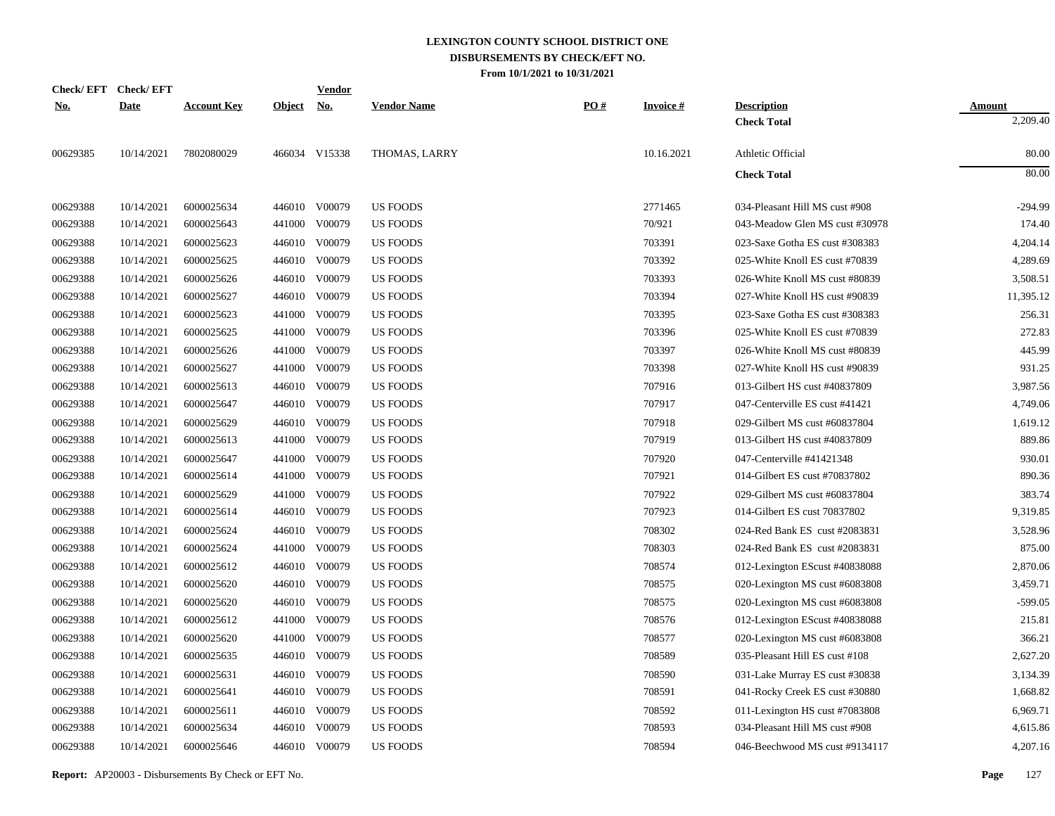# LEXINGTON COUNTY SCHOOL DISTRICT ONE
## DISBURSEMENTS BY CHECK/EFT NO.
### From 10/1/2021 to 10/31/2021

| Check/ EFT No. | Check/ EFT Date | Account Key | Object | Vendor No. | Vendor Name | PO # | Invoice # | Description | Amount |
|---|---|---|---|---|---|---|---|---|---|
| | | | | | | | | **Check Total** | 2,209.40 |
| 00629385 | 10/14/2021 | 7802080029 | 466034 | V15338 | THOMAS, LARRY | | 10.16.2021 | Athletic Official | 80.00 |
| | | | | | | | | **Check Total** | 80.00 |
| 00629388 | 10/14/2021 | 6000025634 | 446010 | V00079 | US FOODS | | 2771465 | 034-Pleasant Hill MS cust #908 | -294.99 |
| 00629388 | 10/14/2021 | 6000025643 | 441000 | V00079 | US FOODS | | 70/921 | 043-Meadow Glen MS cust #30978 | 174.40 |
| 00629388 | 10/14/2021 | 6000025623 | 446010 | V00079 | US FOODS | | 703391 | 023-Saxe Gotha ES cust #308383 | 4,204.14 |
| 00629388 | 10/14/2021 | 6000025625 | 446010 | V00079 | US FOODS | | 703392 | 025-White Knoll ES cust #70839 | 4,289.69 |
| 00629388 | 10/14/2021 | 6000025626 | 446010 | V00079 | US FOODS | | 703393 | 026-White Knoll MS cust #80839 | 3,508.51 |
| 00629388 | 10/14/2021 | 6000025627 | 446010 | V00079 | US FOODS | | 703394 | 027-White Knoll HS cust #90839 | 11,395.12 |
| 00629388 | 10/14/2021 | 6000025623 | 441000 | V00079 | US FOODS | | 703395 | 023-Saxe Gotha ES cust #308383 | 256.31 |
| 00629388 | 10/14/2021 | 6000025625 | 441000 | V00079 | US FOODS | | 703396 | 025-White Knoll ES cust #70839 | 272.83 |
| 00629388 | 10/14/2021 | 6000025626 | 441000 | V00079 | US FOODS | | 703397 | 026-White Knoll MS cust #80839 | 445.99 |
| 00629388 | 10/14/2021 | 6000025627 | 441000 | V00079 | US FOODS | | 703398 | 027-White Knoll HS cust #90839 | 931.25 |
| 00629388 | 10/14/2021 | 6000025613 | 446010 | V00079 | US FOODS | | 707916 | 013-Gilbert HS cust #40837809 | 3,987.56 |
| 00629388 | 10/14/2021 | 6000025647 | 446010 | V00079 | US FOODS | | 707917 | 047-Centerville ES cust #41421 | 4,749.06 |
| 00629388 | 10/14/2021 | 6000025629 | 446010 | V00079 | US FOODS | | 707918 | 029-Gilbert MS cust #60837804 | 1,619.12 |
| 00629388 | 10/14/2021 | 6000025613 | 441000 | V00079 | US FOODS | | 707919 | 013-Gilbert HS cust #40837809 | 889.86 |
| 00629388 | 10/14/2021 | 6000025647 | 441000 | V00079 | US FOODS | | 707920 | 047-Centerville #41421348 | 930.01 |
| 00629388 | 10/14/2021 | 6000025614 | 441000 | V00079 | US FOODS | | 707921 | 014-Gilbert ES cust #70837802 | 890.36 |
| 00629388 | 10/14/2021 | 6000025629 | 441000 | V00079 | US FOODS | | 707922 | 029-Gilbert MS cust #60837804 | 383.74 |
| 00629388 | 10/14/2021 | 6000025614 | 446010 | V00079 | US FOODS | | 707923 | 014-Gilbert ES cust 70837802 | 9,319.85 |
| 00629388 | 10/14/2021 | 6000025624 | 446010 | V00079 | US FOODS | | 708302 | 024-Red Bank ES cust #2083831 | 3,528.96 |
| 00629388 | 10/14/2021 | 6000025624 | 441000 | V00079 | US FOODS | | 708303 | 024-Red Bank ES cust #2083831 | 875.00 |
| 00629388 | 10/14/2021 | 6000025612 | 446010 | V00079 | US FOODS | | 708574 | 012-Lexington EScust #40838088 | 2,870.06 |
| 00629388 | 10/14/2021 | 6000025620 | 446010 | V00079 | US FOODS | | 708575 | 020-Lexington MS cust #6083808 | 3,459.71 |
| 00629388 | 10/14/2021 | 6000025620 | 446010 | V00079 | US FOODS | | 708575 | 020-Lexington MS cust #6083808 | -599.05 |
| 00629388 | 10/14/2021 | 6000025612 | 441000 | V00079 | US FOODS | | 708576 | 012-Lexington EScust #40838088 | 215.81 |
| 00629388 | 10/14/2021 | 6000025620 | 441000 | V00079 | US FOODS | | 708577 | 020-Lexington MS cust #6083808 | 366.21 |
| 00629388 | 10/14/2021 | 6000025635 | 446010 | V00079 | US FOODS | | 708589 | 035-Pleasant Hill ES cust #108 | 2,627.20 |
| 00629388 | 10/14/2021 | 6000025631 | 446010 | V00079 | US FOODS | | 708590 | 031-Lake Murray ES cust #30838 | 3,134.39 |
| 00629388 | 10/14/2021 | 6000025641 | 446010 | V00079 | US FOODS | | 708591 | 041-Rocky Creek ES cust #30880 | 1,668.82 |
| 00629388 | 10/14/2021 | 6000025611 | 446010 | V00079 | US FOODS | | 708592 | 011-Lexington HS cust #7083808 | 6,969.71 |
| 00629388 | 10/14/2021 | 6000025634 | 446010 | V00079 | US FOODS | | 708593 | 034-Pleasant Hill MS cust #908 | 4,615.86 |
| 00629388 | 10/14/2021 | 6000025646 | 446010 | V00079 | US FOODS | | 708594 | 046-Beechwood MS cust #9134117 | 4,207.16 |

**Report:** AP20003 - Disbursements By Check or EFT No.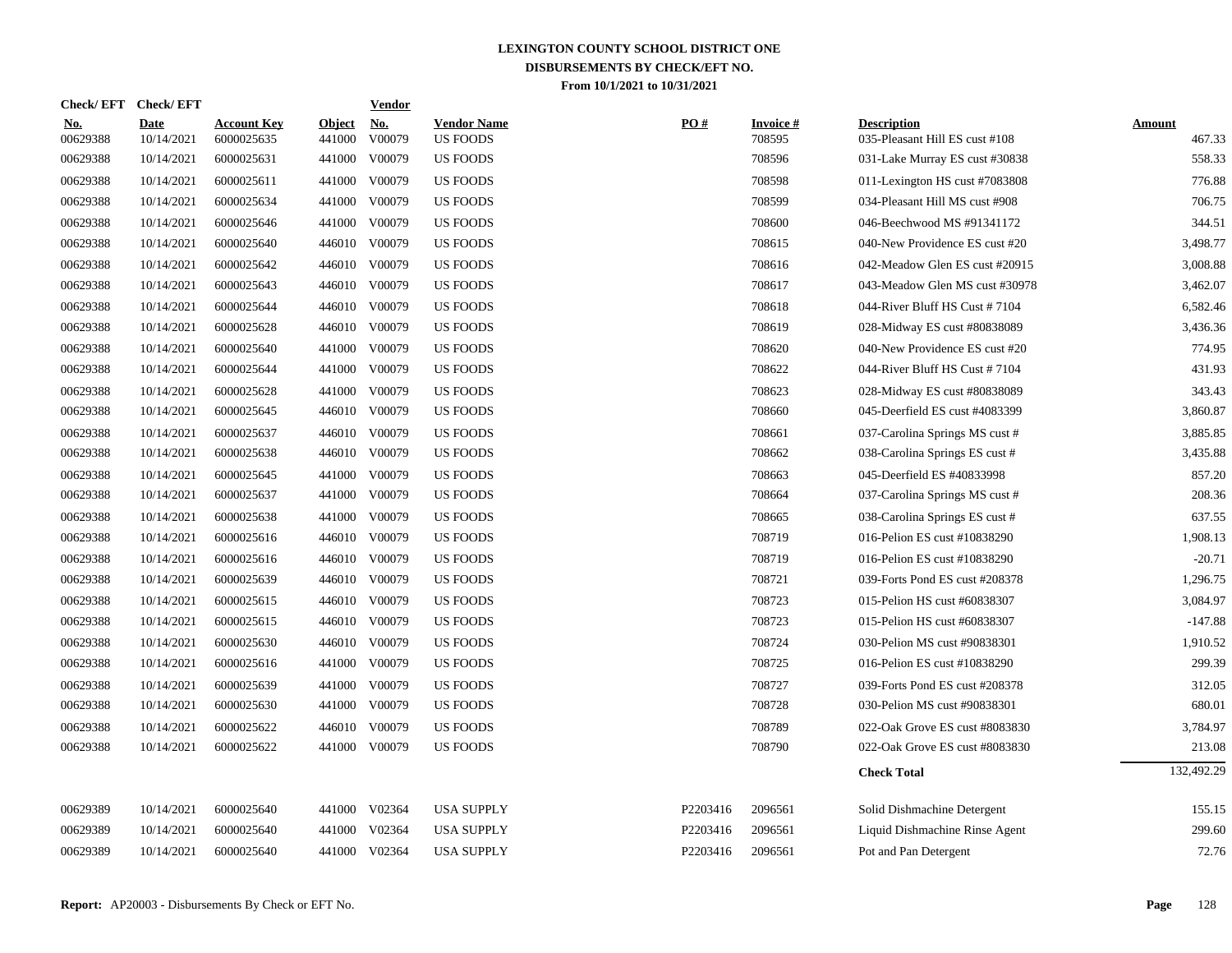# LEXINGTON COUNTY SCHOOL DISTRICT ONE
## DISBURSEMENTS BY CHECK/EFT NO.
### From 10/1/2021 to 10/31/2021

| Check/ EFT No. | Check/ EFT Date | Account Key | Object | Vendor No. | Vendor Name | PO # | Invoice # | Description | Amount |
|---|---|---|---|---|---|---|---|---|---|
| 00629388 | 10/14/2021 | 6000025635 | 441000 | V00079 | US FOODS | | 708595 | 035-Pleasant Hill ES cust #108 | 467.33 |
| 00629388 | 10/14/2021 | 6000025631 | 441000 | V00079 | US FOODS | | 708596 | 031-Lake Murray ES cust #30838 | 558.33 |
| 00629388 | 10/14/2021 | 6000025611 | 441000 | V00079 | US FOODS | | 708598 | 011-Lexington HS cust #7083808 | 776.88 |
| 00629388 | 10/14/2021 | 6000025634 | 441000 | V00079 | US FOODS | | 708599 | 034-Pleasant Hill MS cust #908 | 706.75 |
| 00629388 | 10/14/2021 | 6000025646 | 441000 | V00079 | US FOODS | | 708600 | 046-Beechwood MS #91341172 | 344.51 |
| 00629388 | 10/14/2021 | 6000025640 | 446010 | V00079 | US FOODS | | 708615 | 040-New Providence ES cust #20 | 3,498.77 |
| 00629388 | 10/14/2021 | 6000025642 | 446010 | V00079 | US FOODS | | 708616 | 042-Meadow Glen ES cust #20915 | 3,008.88 |
| 00629388 | 10/14/2021 | 6000025643 | 446010 | V00079 | US FOODS | | 708617 | 043-Meadow Glen MS cust #30978 | 3,462.07 |
| 00629388 | 10/14/2021 | 6000025644 | 446010 | V00079 | US FOODS | | 708618 | 044-River Bluff HS Cust # 7104 | 6,582.46 |
| 00629388 | 10/14/2021 | 6000025628 | 446010 | V00079 | US FOODS | | 708619 | 028-Midway ES cust #80838089 | 3,436.36 |
| 00629388 | 10/14/2021 | 6000025640 | 441000 | V00079 | US FOODS | | 708620 | 040-New Providence ES cust #20 | 774.95 |
| 00629388 | 10/14/2021 | 6000025644 | 441000 | V00079 | US FOODS | | 708622 | 044-River Bluff HS Cust # 7104 | 431.93 |
| 00629388 | 10/14/2021 | 6000025628 | 441000 | V00079 | US FOODS | | 708623 | 028-Midway ES cust #80838089 | 343.43 |
| 00629388 | 10/14/2021 | 6000025645 | 446010 | V00079 | US FOODS | | 708660 | 045-Deerfield ES cust #4083399 | 3,860.87 |
| 00629388 | 10/14/2021 | 6000025637 | 446010 | V00079 | US FOODS | | 708661 | 037-Carolina Springs MS cust # | 3,885.85 |
| 00629388 | 10/14/2021 | 6000025638 | 446010 | V00079 | US FOODS | | 708662 | 038-Carolina Springs ES cust # | 3,435.88 |
| 00629388 | 10/14/2021 | 6000025645 | 441000 | V00079 | US FOODS | | 708663 | 045-Deerfield ES #40833998 | 857.20 |
| 00629388 | 10/14/2021 | 6000025637 | 441000 | V00079 | US FOODS | | 708664 | 037-Carolina Springs MS cust # | 208.36 |
| 00629388 | 10/14/2021 | 6000025638 | 441000 | V00079 | US FOODS | | 708665 | 038-Carolina Springs ES cust # | 637.55 |
| 00629388 | 10/14/2021 | 6000025616 | 446010 | V00079 | US FOODS | | 708719 | 016-Pelion ES cust #10838290 | 1,908.13 |
| 00629388 | 10/14/2021 | 6000025616 | 446010 | V00079 | US FOODS | | 708719 | 016-Pelion ES cust #10838290 | -20.71 |
| 00629388 | 10/14/2021 | 6000025639 | 446010 | V00079 | US FOODS | | 708721 | 039-Forts Pond ES cust #208378 | 1,296.75 |
| 00629388 | 10/14/2021 | 6000025615 | 446010 | V00079 | US FOODS | | 708723 | 015-Pelion HS cust #60838307 | 3,084.97 |
| 00629388 | 10/14/2021 | 6000025615 | 446010 | V00079 | US FOODS | | 708723 | 015-Pelion HS cust #60838307 | -147.88 |
| 00629388 | 10/14/2021 | 6000025630 | 446010 | V00079 | US FOODS | | 708724 | 030-Pelion MS cust #90838301 | 1,910.52 |
| 00629388 | 10/14/2021 | 6000025616 | 441000 | V00079 | US FOODS | | 708725 | 016-Pelion ES cust #10838290 | 299.39 |
| 00629388 | 10/14/2021 | 6000025639 | 441000 | V00079 | US FOODS | | 708727 | 039-Forts Pond ES cust #208378 | 312.05 |
| 00629388 | 10/14/2021 | 6000025630 | 441000 | V00079 | US FOODS | | 708728 | 030-Pelion MS cust #90838301 | 680.01 |
| 00629388 | 10/14/2021 | 6000025622 | 446010 | V00079 | US FOODS | | 708789 | 022-Oak Grove ES cust #8083830 | 3,784.97 |
| 00629388 | 10/14/2021 | 6000025622 | 441000 | V00079 | US FOODS | | 708790 | 022-Oak Grove ES cust #8083830 | 213.08 |
| | | | | | | | | **Check Total** | 132,492.29 |
| 00629389 | 10/14/2021 | 6000025640 | 441000 | V02364 | USA SUPPLY | P2203416 | 2096561 | Solid Dishmachine Detergent | 155.15 |
| 00629389 | 10/14/2021 | 6000025640 | 441000 | V02364 | USA SUPPLY | P2203416 | 2096561 | Liquid Dishmachine Rinse Agent | 299.60 |
| 00629389 | 10/14/2021 | 6000025640 | 441000 | V02364 | USA SUPPLY | P2203416 | 2096561 | Pot and Pan Detergent | 72.76 |

**Report:** AP20003 - Disbursements By Check or EFT No.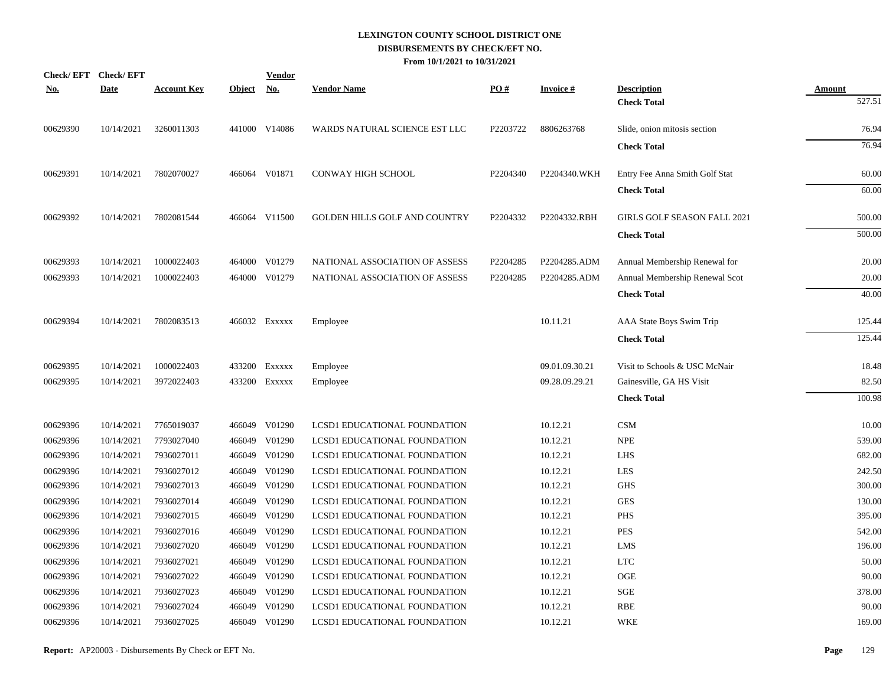# LEXINGTON COUNTY SCHOOL DISTRICT ONE
## DISBURSEMENTS BY CHECK/EFT NO.
### From 10/1/2021 to 10/31/2021

| Check/ EFT No. | Check/ EFT Date | Account Key | Object | Vendor No. | Vendor Name | PO # | Invoice # | Description | Amount |
|---|---|---|---|---|---|---|---|---|---|
| | | | | | | | | **Check Total** | 527.51 |
| 00629390 | 10/14/2021 | 3260011303 | 441000 | V14086 | WARDS NATURAL SCIENCE EST LLC | P2203722 | 8806263768 | Slide, onion mitosis section | 76.94 |
| | | | | | | | | **Check Total** | 76.94 |
| 00629391 | 10/14/2021 | 7802070027 | 466064 | V01871 | CONWAY HIGH SCHOOL | P2204340 | P2204340.WKH | Entry Fee Anna Smith Golf Stat | 60.00 |
| | | | | | | | | **Check Total** | 60.00 |
| 00629392 | 10/14/2021 | 7802081544 | 466064 | V11500 | GOLDEN HILLS GOLF AND COUNTRY | P2204332 | P2204332.RBH | GIRLS GOLF SEASON FALL 2021 | 500.00 |
| | | | | | | | | **Check Total** | 500.00 |
| 00629393 | 10/14/2021 | 1000022403 | 464000 | V01279 | NATIONAL ASSOCIATION OF ASSESS | P2204285 | P2204285.ADM | Annual Membership Renewal for | 20.00 |
| 00629393 | 10/14/2021 | 1000022403 | 464000 | V01279 | NATIONAL ASSOCIATION OF ASSESS | P2204285 | P2204285.ADM | Annual Membership Renewal Scot | 20.00 |
| | | | | | | | | **Check Total** | 40.00 |
| 00629394 | 10/14/2021 | 7802083513 | 466032 | Exxxxx | Employee | | 10.11.21 | AAA State Boys Swim Trip | 125.44 |
| | | | | | | | | **Check Total** | 125.44 |
| 00629395 | 10/14/2021 | 1000022403 | 433200 | Exxxxx | Employee | | 09.01.09.30.21 | Visit to Schools & USC McNair | 18.48 |
| 00629395 | 10/14/2021 | 3972022403 | 433200 | Exxxxx | Employee | | 09.28.09.29.21 | Gainesville, GA HS Visit | 82.50 |
| | | | | | | | | **Check Total** | 100.98 |
| 00629396 | 10/14/2021 | 7765019037 | 466049 | V01290 | LCSD1 EDUCATIONAL FOUNDATION | | 10.12.21 | CSM | 10.00 |
| 00629396 | 10/14/2021 | 7793027040 | 466049 | V01290 | LCSD1 EDUCATIONAL FOUNDATION | | 10.12.21 | NPE | 539.00 |
| 00629396 | 10/14/2021 | 7936027011 | 466049 | V01290 | LCSD1 EDUCATIONAL FOUNDATION | | 10.12.21 | LHS | 682.00 |
| 00629396 | 10/14/2021 | 7936027012 | 466049 | V01290 | LCSD1 EDUCATIONAL FOUNDATION | | 10.12.21 | LES | 242.50 |
| 00629396 | 10/14/2021 | 7936027013 | 466049 | V01290 | LCSD1 EDUCATIONAL FOUNDATION | | 10.12.21 | GHS | 300.00 |
| 00629396 | 10/14/2021 | 7936027014 | 466049 | V01290 | LCSD1 EDUCATIONAL FOUNDATION | | 10.12.21 | GES | 130.00 |
| 00629396 | 10/14/2021 | 7936027015 | 466049 | V01290 | LCSD1 EDUCATIONAL FOUNDATION | | 10.12.21 | PHS | 395.00 |
| 00629396 | 10/14/2021 | 7936027016 | 466049 | V01290 | LCSD1 EDUCATIONAL FOUNDATION | | 10.12.21 | PES | 542.00 |
| 00629396 | 10/14/2021 | 7936027020 | 466049 | V01290 | LCSD1 EDUCATIONAL FOUNDATION | | 10.12.21 | LMS | 196.00 |
| 00629396 | 10/14/2021 | 7936027021 | 466049 | V01290 | LCSD1 EDUCATIONAL FOUNDATION | | 10.12.21 | LTC | 50.00 |
| 00629396 | 10/14/2021 | 7936027022 | 466049 | V01290 | LCSD1 EDUCATIONAL FOUNDATION | | 10.12.21 | OGE | 90.00 |
| 00629396 | 10/14/2021 | 7936027023 | 466049 | V01290 | LCSD1 EDUCATIONAL FOUNDATION | | 10.12.21 | SGE | 378.00 |
| 00629396 | 10/14/2021 | 7936027024 | 466049 | V01290 | LCSD1 EDUCATIONAL FOUNDATION | | 10.12.21 | RBE | 90.00 |
| 00629396 | 10/14/2021 | 7936027025 | 466049 | V01290 | LCSD1 EDUCATIONAL FOUNDATION | | 10.12.21 | WKE | 169.00 |

**Report:** AP20003 - Disbursements By Check or EFT No.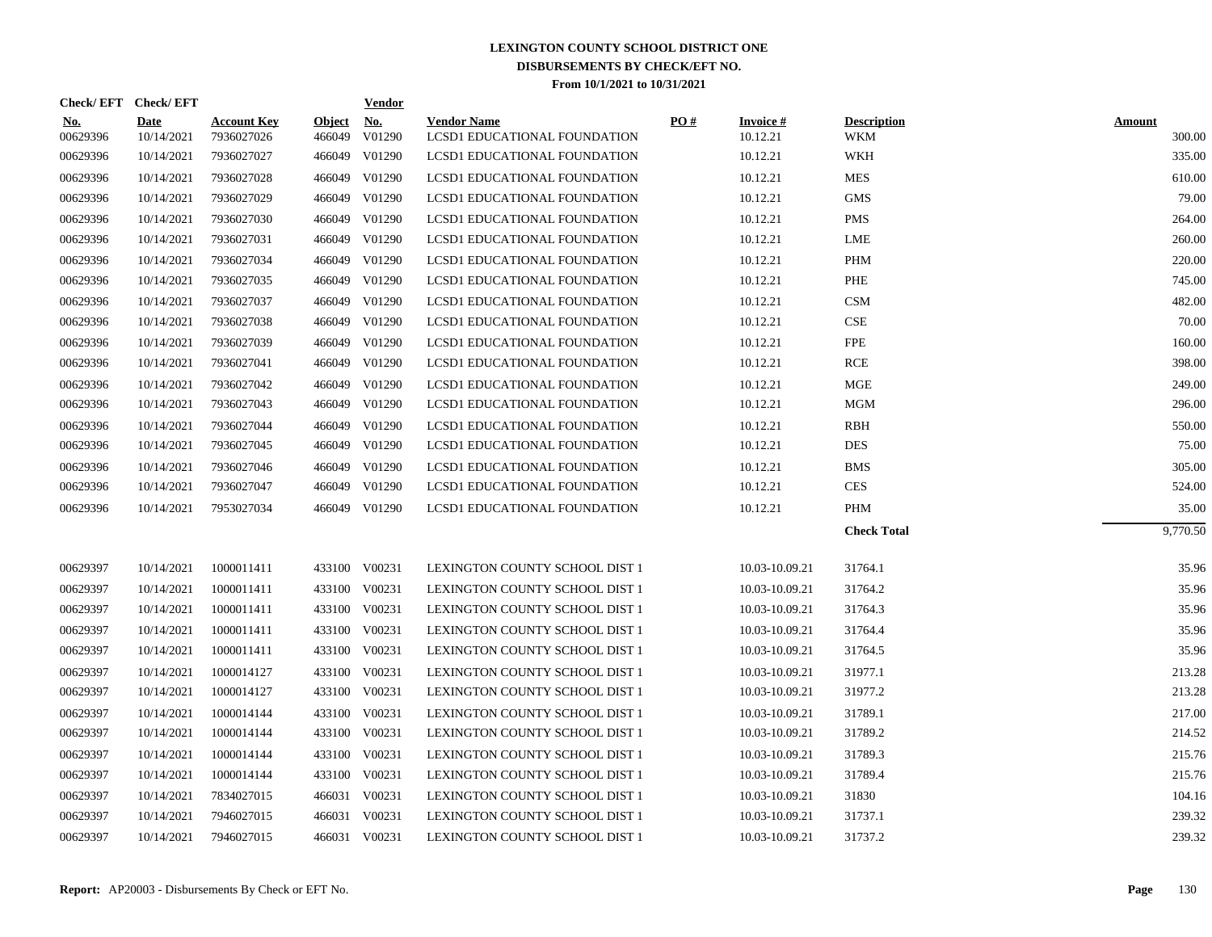# LEXINGTON COUNTY SCHOOL DISTRICT ONE

## DISBURSEMENTS BY CHECK/EFT NO.

### From 10/1/2021 to 10/31/2021

| Check/ EFT No. | Check/ EFT Date | Account Key | Object | Vendor No. | Vendor Name | PO # | Invoice # | Description | Amount |
|---|---|---|---|---|---|---|---|---|---|
| 00629396 | 10/14/2021 | 7936027026 | 466049 | V01290 | LCSD1 EDUCATIONAL FOUNDATION | | 10.12.21 | WKM | 300.00 |
| 00629396 | 10/14/2021 | 7936027027 | 466049 | V01290 | LCSD1 EDUCATIONAL FOUNDATION | | 10.12.21 | WKH | 335.00 |
| 00629396 | 10/14/2021 | 7936027028 | 466049 | V01290 | LCSD1 EDUCATIONAL FOUNDATION | | 10.12.21 | MES | 610.00 |
| 00629396 | 10/14/2021 | 7936027029 | 466049 | V01290 | LCSD1 EDUCATIONAL FOUNDATION | | 10.12.21 | GMS | 79.00 |
| 00629396 | 10/14/2021 | 7936027030 | 466049 | V01290 | LCSD1 EDUCATIONAL FOUNDATION | | 10.12.21 | PMS | 264.00 |
| 00629396 | 10/14/2021 | 7936027031 | 466049 | V01290 | LCSD1 EDUCATIONAL FOUNDATION | | 10.12.21 | LME | 260.00 |
| 00629396 | 10/14/2021 | 7936027034 | 466049 | V01290 | LCSD1 EDUCATIONAL FOUNDATION | | 10.12.21 | PHM | 220.00 |
| 00629396 | 10/14/2021 | 7936027035 | 466049 | V01290 | LCSD1 EDUCATIONAL FOUNDATION | | 10.12.21 | PHE | 745.00 |
| 00629396 | 10/14/2021 | 7936027037 | 466049 | V01290 | LCSD1 EDUCATIONAL FOUNDATION | | 10.12.21 | CSM | 482.00 |
| 00629396 | 10/14/2021 | 7936027038 | 466049 | V01290 | LCSD1 EDUCATIONAL FOUNDATION | | 10.12.21 | CSE | 70.00 |
| 00629396 | 10/14/2021 | 7936027039 | 466049 | V01290 | LCSD1 EDUCATIONAL FOUNDATION | | 10.12.21 | FPE | 160.00 |
| 00629396 | 10/14/2021 | 7936027041 | 466049 | V01290 | LCSD1 EDUCATIONAL FOUNDATION | | 10.12.21 | RCE | 398.00 |
| 00629396 | 10/14/2021 | 7936027042 | 466049 | V01290 | LCSD1 EDUCATIONAL FOUNDATION | | 10.12.21 | MGE | 249.00 |
| 00629396 | 10/14/2021 | 7936027043 | 466049 | V01290 | LCSD1 EDUCATIONAL FOUNDATION | | 10.12.21 | MGM | 296.00 |
| 00629396 | 10/14/2021 | 7936027044 | 466049 | V01290 | LCSD1 EDUCATIONAL FOUNDATION | | 10.12.21 | RBH | 550.00 |
| 00629396 | 10/14/2021 | 7936027045 | 466049 | V01290 | LCSD1 EDUCATIONAL FOUNDATION | | 10.12.21 | DES | 75.00 |
| 00629396 | 10/14/2021 | 7936027046 | 466049 | V01290 | LCSD1 EDUCATIONAL FOUNDATION | | 10.12.21 | BMS | 305.00 |
| 00629396 | 10/14/2021 | 7936027047 | 466049 | V01290 | LCSD1 EDUCATIONAL FOUNDATION | | 10.12.21 | CES | 524.00 |
| 00629396 | 10/14/2021 | 7953027034 | 466049 | V01290 | LCSD1 EDUCATIONAL FOUNDATION | | 10.12.21 | PHM | 35.00 |
| | | | | | | | | **Check Total** | 9,770.50 |
| 00629397 | 10/14/2021 | 1000011411 | 433100 | V00231 | LEXINGTON COUNTY SCHOOL DIST 1 | | 10.03-10.09.21 | 31764.1 | 35.96 |
| 00629397 | 10/14/2021 | 1000011411 | 433100 | V00231 | LEXINGTON COUNTY SCHOOL DIST 1 | | 10.03-10.09.21 | 31764.2 | 35.96 |
| 00629397 | 10/14/2021 | 1000011411 | 433100 | V00231 | LEXINGTON COUNTY SCHOOL DIST 1 | | 10.03-10.09.21 | 31764.3 | 35.96 |
| 00629397 | 10/14/2021 | 1000011411 | 433100 | V00231 | LEXINGTON COUNTY SCHOOL DIST 1 | | 10.03-10.09.21 | 31764.4 | 35.96 |
| 00629397 | 10/14/2021 | 1000011411 | 433100 | V00231 | LEXINGTON COUNTY SCHOOL DIST 1 | | 10.03-10.09.21 | 31764.5 | 35.96 |
| 00629397 | 10/14/2021 | 1000014127 | 433100 | V00231 | LEXINGTON COUNTY SCHOOL DIST 1 | | 10.03-10.09.21 | 31977.1 | 213.28 |
| 00629397 | 10/14/2021 | 1000014127 | 433100 | V00231 | LEXINGTON COUNTY SCHOOL DIST 1 | | 10.03-10.09.21 | 31977.2 | 213.28 |
| 00629397 | 10/14/2021 | 1000014144 | 433100 | V00231 | LEXINGTON COUNTY SCHOOL DIST 1 | | 10.03-10.09.21 | 31789.1 | 217.00 |
| 00629397 | 10/14/2021 | 1000014144 | 433100 | V00231 | LEXINGTON COUNTY SCHOOL DIST 1 | | 10.03-10.09.21 | 31789.2 | 214.52 |
| 00629397 | 10/14/2021 | 1000014144 | 433100 | V00231 | LEXINGTON COUNTY SCHOOL DIST 1 | | 10.03-10.09.21 | 31789.3 | 215.76 |
| 00629397 | 10/14/2021 | 1000014144 | 433100 | V00231 | LEXINGTON COUNTY SCHOOL DIST 1 | | 10.03-10.09.21 | 31789.4 | 215.76 |
| 00629397 | 10/14/2021 | 7834027015 | 466031 | V00231 | LEXINGTON COUNTY SCHOOL DIST 1 | | 10.03-10.09.21 | 31830 | 104.16 |
| 00629397 | 10/14/2021 | 7946027015 | 466031 | V00231 | LEXINGTON COUNTY SCHOOL DIST 1 | | 10.03-10.09.21 | 31737.1 | 239.32 |
| 00629397 | 10/14/2021 | 7946027015 | 466031 | V00231 | LEXINGTON COUNTY SCHOOL DIST 1 | | 10.03-10.09.21 | 31737.2 | 239.32 |

**Report:** AP20003 - Disbursements By Check or EFT No.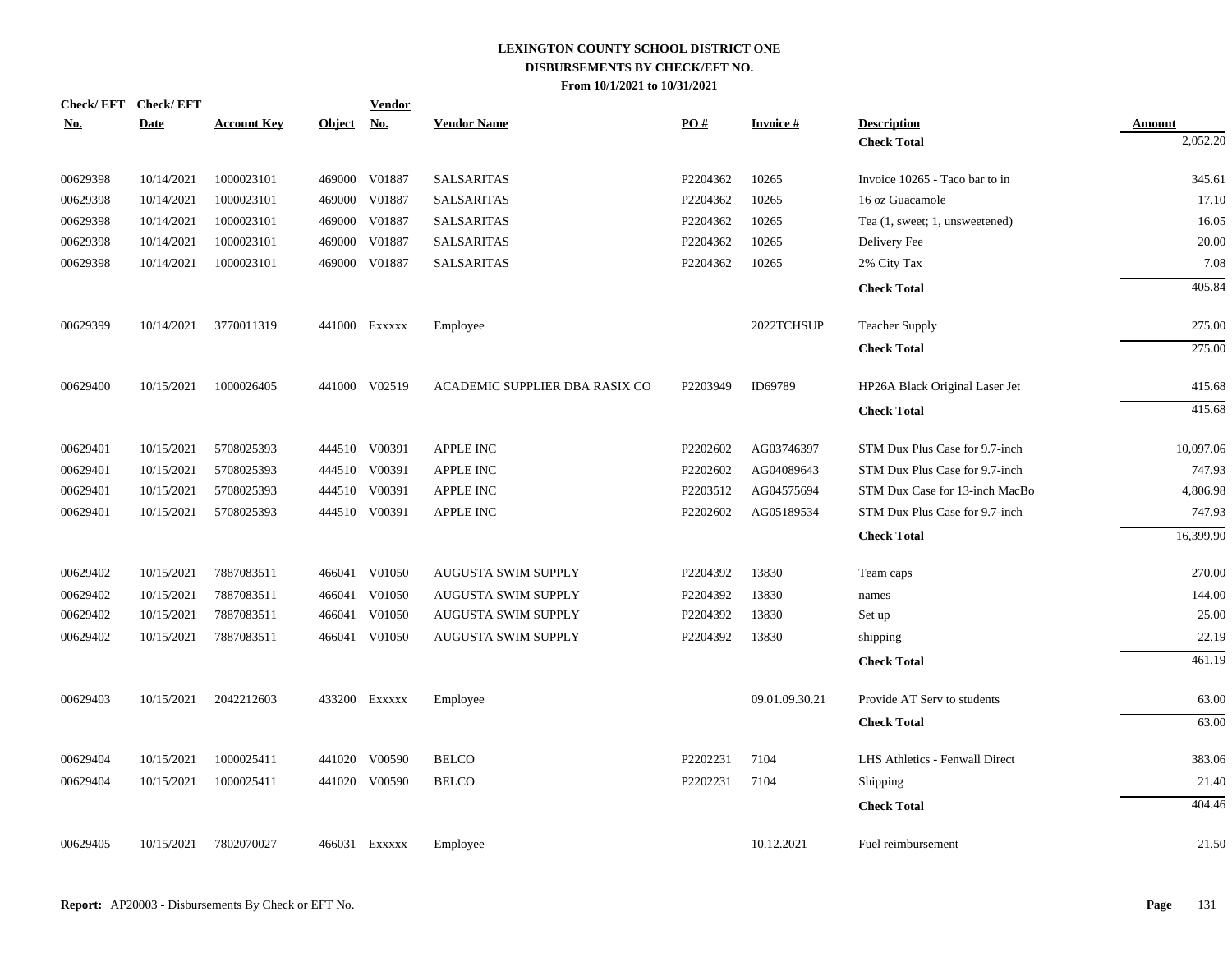# LEXINGTON COUNTY SCHOOL DISTRICT ONE
## DISBURSEMENTS BY CHECK/EFT NO.
### From 10/1/2021 to 10/31/2021

| Check/ EFT No. | Check/ EFT Date | Account Key | Object | Vendor No. | Vendor Name | PO # | Invoice # | Description | Amount |
|---|---|---|---|---|---|---|---|---|---|
| | | | | | | | | **Check Total** | 2,052.20 |
| 00629398 | 10/14/2021 | 1000023101 | 469000 | V01887 | SALSARITAS | P2204362 | 10265 | Invoice 10265 - Taco bar to in | 345.61 |
| 00629398 | 10/14/2021 | 1000023101 | 469000 | V01887 | SALSARITAS | P2204362 | 10265 | 16 oz Guacamole | 17.10 |
| 00629398 | 10/14/2021 | 1000023101 | 469000 | V01887 | SALSARITAS | P2204362 | 10265 | Tea (1, sweet; 1, unsweetened) | 16.05 |
| 00629398 | 10/14/2021 | 1000023101 | 469000 | V01887 | SALSARITAS | P2204362 | 10265 | Delivery Fee | 20.00 |
| 00629398 | 10/14/2021 | 1000023101 | 469000 | V01887 | SALSARITAS | P2204362 | 10265 | 2% City Tax | 7.08 |
| | | | | | | | | **Check Total** | 405.84 |
| 00629399 | 10/14/2021 | 3770011319 | 441000 | Exxxxx | Employee | | 2022TCHSUP | Teacher Supply | 275.00 |
| | | | | | | | | **Check Total** | 275.00 |
| 00629400 | 10/15/2021 | 1000026405 | 441000 | V02519 | ACADEMIC SUPPLIER DBA RASIX CO | P2203949 | ID69789 | HP26A Black Original Laser Jet | 415.68 |
| | | | | | | | | **Check Total** | 415.68 |
| 00629401 | 10/15/2021 | 5708025393 | 444510 | V00391 | APPLE INC | P2202602 | AG03746397 | STM Dux Plus Case for 9.7-inch | 10,097.06 |
| 00629401 | 10/15/2021 | 5708025393 | 444510 | V00391 | APPLE INC | P2202602 | AG04089643 | STM Dux Plus Case for 9.7-inch | 747.93 |
| 00629401 | 10/15/2021 | 5708025393 | 444510 | V00391 | APPLE INC | P2203512 | AG04575694 | STM Dux Case for 13-inch MacBo | 4,806.98 |
| 00629401 | 10/15/2021 | 5708025393 | 444510 | V00391 | APPLE INC | P2202602 | AG05189534 | STM Dux Plus Case for 9.7-inch | 747.93 |
| | | | | | | | | **Check Total** | 16,399.90 |
| 00629402 | 10/15/2021 | 7887083511 | 466041 | V01050 | AUGUSTA SWIM SUPPLY | P2204392 | 13830 | Team caps | 270.00 |
| 00629402 | 10/15/2021 | 7887083511 | 466041 | V01050 | AUGUSTA SWIM SUPPLY | P2204392 | 13830 | names | 144.00 |
| 00629402 | 10/15/2021 | 7887083511 | 466041 | V01050 | AUGUSTA SWIM SUPPLY | P2204392 | 13830 | Set up | 25.00 |
| 00629402 | 10/15/2021 | 7887083511 | 466041 | V01050 | AUGUSTA SWIM SUPPLY | P2204392 | 13830 | shipping | 22.19 |
| | | | | | | | | **Check Total** | 461.19 |
| 00629403 | 10/15/2021 | 2042212603 | 433200 | Exxxxx | Employee | | 09.01.09.30.21 | Provide AT Serv to students | 63.00 |
| | | | | | | | | **Check Total** | 63.00 |
| 00629404 | 10/15/2021 | 1000025411 | 441020 | V00590 | BELCO | P2202231 | 7104 | LHS Athletics - Fenwall Direct | 383.06 |
| 00629404 | 10/15/2021 | 1000025411 | 441020 | V00590 | BELCO | P2202231 | 7104 | Shipping | 21.40 |
| | | | | | | | | **Check Total** | 404.46 |
| 00629405 | 10/15/2021 | 7802070027 | 466031 | Exxxxx | Employee | | 10.12.2021 | Fuel reimbursement | 21.50 |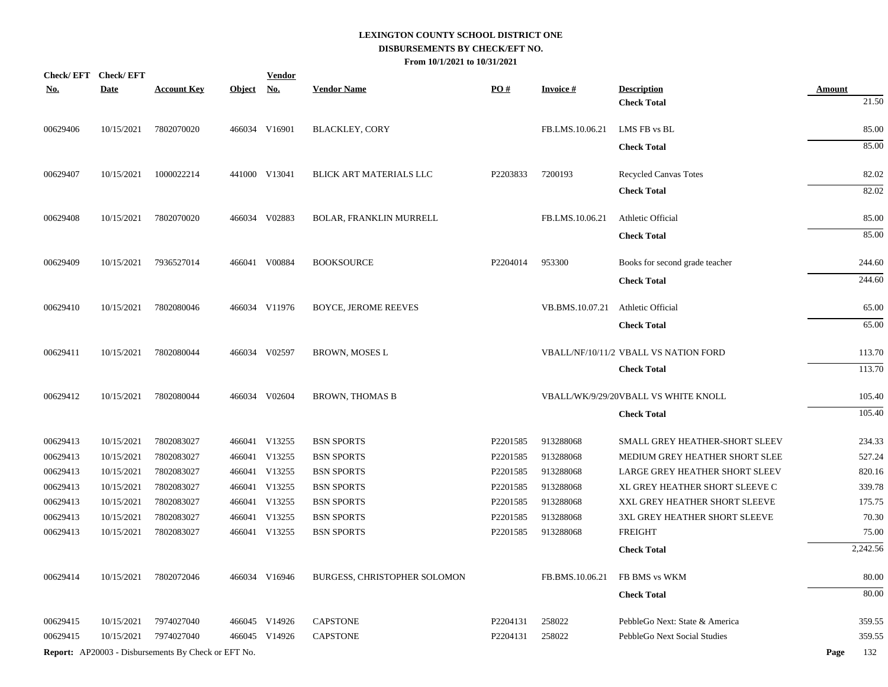# LEXINGTON COUNTY SCHOOL DISTRICT ONE
## DISBURSEMENTS BY CHECK/EFT NO.
### From 10/1/2021 to 10/31/2021

| Check/ EFT No. | Check/ EFT Date | Account Key | Object | Vendor No. | Vendor Name | PO # | Invoice # | Description | Amount |
|---|---|---|---|---|---|---|---|---|---|
| | | | | | | | | **Check Total** | 21.50 |
| 00629406 | 10/15/2021 | 7802070020 | 466034 | V16901 | BLACKLEY, CORY | | FB.LMS.10.06.21 | LMS FB vs BL | 85.00 |
| | | | | | | | | **Check Total** | 85.00 |
| 00629407 | 10/15/2021 | 1000022214 | 441000 | V13041 | BLICK ART MATERIALS LLC | P2203833 | 7200193 | Recycled Canvas Totes | 82.02 |
| | | | | | | | | **Check Total** | 82.02 |
| 00629408 | 10/15/2021 | 7802070020 | 466034 | V02883 | BOLAR, FRANKLIN MURRELL | | FB.LMS.10.06.21 | Athletic Official | 85.00 |
| | | | | | | | | **Check Total** | 85.00 |
| 00629409 | 10/15/2021 | 7936527014 | 466041 | V00884 | BOOKSOURCE | P2204014 | 953300 | Books for second grade teacher | 244.60 |
| | | | | | | | | **Check Total** | 244.60 |
| 00629410 | 10/15/2021 | 7802080046 | 466034 | V11976 | BOYCE, JEROME REEVES | | VB.BMS.10.07.21 | Athletic Official | 65.00 |
| | | | | | | | | **Check Total** | 65.00 |
| 00629411 | 10/15/2021 | 7802080044 | 466034 | V02597 | BROWN, MOSES L | | VBALL/NF/10/11/2 | VBALL VS NATION FORD | 113.70 |
| | | | | | | | | **Check Total** | 113.70 |
| 00629412 | 10/15/2021 | 7802080044 | 466034 | V02604 | BROWN, THOMAS B | | VBALL/WK/9/29/20 | VBALL VS WHITE KNOLL | 105.40 |
| | | | | | | | | **Check Total** | 105.40 |
| 00629413 | 10/15/2021 | 7802083027 | 466041 | V13255 | BSN SPORTS | P2201585 | 913288068 | SMALL GREY HEATHER-SHORT SLEEV | 234.33 |
| 00629413 | 10/15/2021 | 7802083027 | 466041 | V13255 | BSN SPORTS | P2201585 | 913288068 | MEDIUM GREY HEATHER SHORT SLEE | 527.24 |
| 00629413 | 10/15/2021 | 7802083027 | 466041 | V13255 | BSN SPORTS | P2201585 | 913288068 | LARGE GREY HEATHER SHORT SLEEV | 820.16 |
| 00629413 | 10/15/2021 | 7802083027 | 466041 | V13255 | BSN SPORTS | P2201585 | 913288068 | XL GREY HEATHER SHORT SLEEVE C | 339.78 |
| 00629413 | 10/15/2021 | 7802083027 | 466041 | V13255 | BSN SPORTS | P2201585 | 913288068 | XXL GREY HEATHER SHORT SLEEVE | 175.75 |
| 00629413 | 10/15/2021 | 7802083027 | 466041 | V13255 | BSN SPORTS | P2201585 | 913288068 | 3XL GREY HEATHER SHORT SLEEVE | 70.30 |
| 00629413 | 10/15/2021 | 7802083027 | 466041 | V13255 | BSN SPORTS | P2201585 | 913288068 | FREIGHT | 75.00 |
| | | | | | | | | **Check Total** | 2,242.56 |
| 00629414 | 10/15/2021 | 7802072046 | 466034 | V16946 | BURGESS, CHRISTOPHER SOLOMON | | FB.BMS.10.06.21 | FB BMS vs WKM | 80.00 |
| | | | | | | | | **Check Total** | 80.00 |
| 00629415 | 10/15/2021 | 7974027040 | 466045 | V14926 | CAPSTONE | P2204131 | 258022 | PebbleGo Next: State & America | 359.55 |
| 00629415 | 10/15/2021 | 7974027040 | 466045 | V14926 | CAPSTONE | P2204131 | 258022 | PebbleGo Next Social Studies | 359.55 |

**Report:** AP20003 - Disbursements By Check or EFT No.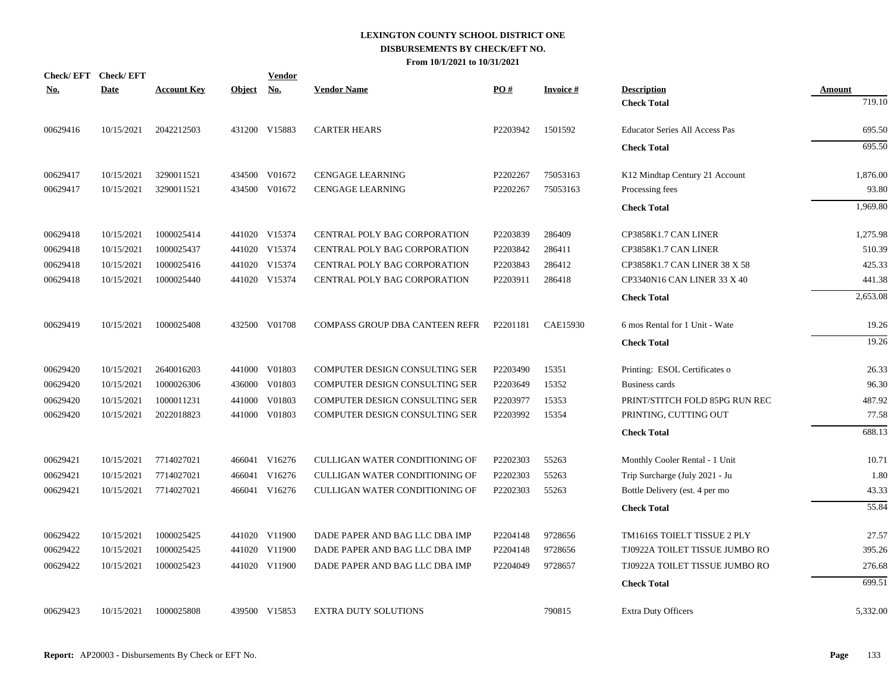# LEXINGTON COUNTY SCHOOL DISTRICT ONE
## DISBURSEMENTS BY CHECK/EFT NO.
### From 10/1/2021 to 10/31/2021

| Check/ EFT No. | Check/ EFT Date | Account Key | Object | Vendor No. | Vendor Name | PO # | Invoice # | Description | Amount |
|---|---|---|---|---|---|---|---|---|---|
| | | | | | | | | **Check Total** | 719.10 |
| 00629416 | 10/15/2021 | 2042212503 | 431200 | V15883 | CARTER HEARS | P2203942 | 1501592 | Educator Series All Access Pas | 695.50 |
| | | | | | | | | **Check Total** | 695.50 |
| 00629417 | 10/15/2021 | 3290011521 | 434500 | V01672 | CENGAGE LEARNING | P2202267 | 75053163 | K12 Mindtap Century 21 Account | 1,876.00 |
| 00629417 | 10/15/2021 | 3290011521 | 434500 | V01672 | CENGAGE LEARNING | P2202267 | 75053163 | Processing fees | 93.80 |
| | | | | | | | | **Check Total** | 1,969.80 |
| 00629418 | 10/15/2021 | 1000025414 | 441020 | V15374 | CENTRAL POLY BAG CORPORATION | P2203839 | 286409 | CP3858K1.7 CAN LINER | 1,275.98 |
| 00629418 | 10/15/2021 | 1000025437 | 441020 | V15374 | CENTRAL POLY BAG CORPORATION | P2203842 | 286411 | CP3858K1.7 CAN LINER | 510.39 |
| 00629418 | 10/15/2021 | 1000025416 | 441020 | V15374 | CENTRAL POLY BAG CORPORATION | P2203843 | 286412 | CP3858K1.7 CAN LINER 38 X 58 | 425.33 |
| 00629418 | 10/15/2021 | 1000025440 | 441020 | V15374 | CENTRAL POLY BAG CORPORATION | P2203911 | 286418 | CP3340N16 CAN LINER 33 X 40 | 441.38 |
| | | | | | | | | **Check Total** | 2,653.08 |
| 00629419 | 10/15/2021 | 1000025408 | 432500 | V01708 | COMPASS GROUP DBA CANTEEN REFR | P2201181 | CAE15930 | 6 mos Rental for 1 Unit - Wate | 19.26 |
| | | | | | | | | **Check Total** | 19.26 |
| 00629420 | 10/15/2021 | 2640016203 | 441000 | V01803 | COMPUTER DESIGN CONSULTING SER | P2203490 | 15351 | Printing: ESOL Certificates o | 26.33 |
| 00629420 | 10/15/2021 | 1000026306 | 436000 | V01803 | COMPUTER DESIGN CONSULTING SER | P2203649 | 15352 | Business cards | 96.30 |
| 00629420 | 10/15/2021 | 1000011231 | 441000 | V01803 | COMPUTER DESIGN CONSULTING SER | P2203977 | 15353 | PRINT/STITCH FOLD 85PG RUN REC | 487.92 |
| 00629420 | 10/15/2021 | 2022018823 | 441000 | V01803 | COMPUTER DESIGN CONSULTING SER | P2203992 | 15354 | PRINTING, CUTTING OUT | 77.58 |
| | | | | | | | | **Check Total** | 688.13 |
| 00629421 | 10/15/2021 | 7714027021 | 466041 | V16276 | CULLIGAN WATER CONDITIONING OF | P2202303 | 55263 | Monthly Cooler Rental - 1 Unit | 10.71 |
| 00629421 | 10/15/2021 | 7714027021 | 466041 | V16276 | CULLIGAN WATER CONDITIONING OF | P2202303 | 55263 | Trip Surcharge (July 2021 - Ju | 1.80 |
| 00629421 | 10/15/2021 | 7714027021 | 466041 | V16276 | CULLIGAN WATER CONDITIONING OF | P2202303 | 55263 | Bottle Delivery (est. 4 per mo | 43.33 |
| | | | | | | | | **Check Total** | 55.84 |
| 00629422 | 10/15/2021 | 1000025425 | 441020 | V11900 | DADE PAPER AND BAG LLC DBA IMP | P2204148 | 9728656 | TM1616S TOIELT TISSUE 2 PLY | 27.57 |
| 00629422 | 10/15/2021 | 1000025425 | 441020 | V11900 | DADE PAPER AND BAG LLC DBA IMP | P2204148 | 9728656 | TJ0922A TOILET TISSUE JUMBO RO | 395.26 |
| 00629422 | 10/15/2021 | 1000025423 | 441020 | V11900 | DADE PAPER AND BAG LLC DBA IMP | P2204049 | 9728657 | TJ0922A TOILET TISSUE JUMBO RO | 276.68 |
| | | | | | | | | **Check Total** | 699.51 |
| 00629423 | 10/15/2021 | 1000025808 | 439500 | V15853 | EXTRA DUTY SOLUTIONS | | 790815 | Extra Duty Officers | 5,332.00 |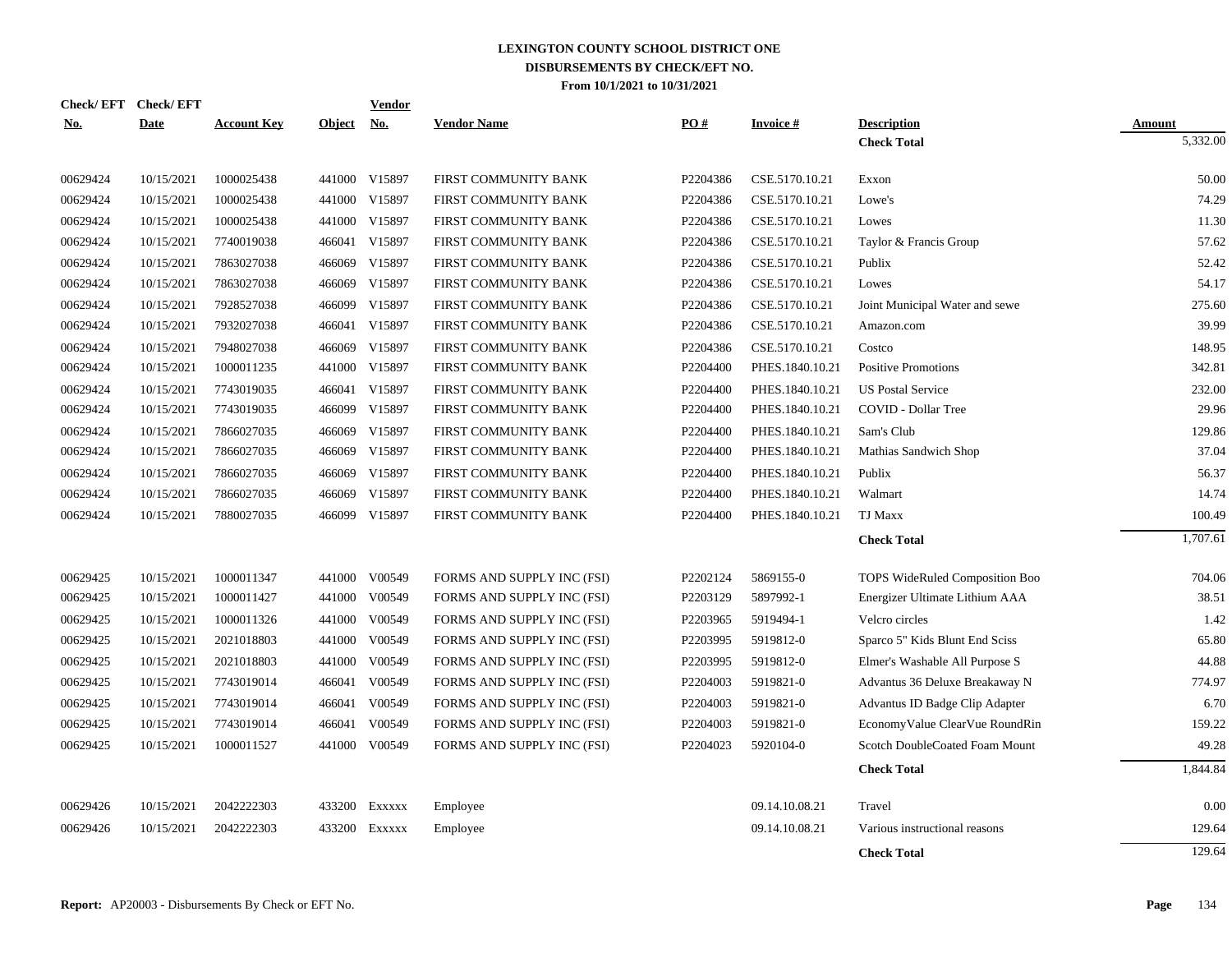# LEXINGTON COUNTY SCHOOL DISTRICT ONE
## DISBURSEMENTS BY CHECK/EFT NO.
### From 10/1/2021 to 10/31/2021

| Check/ EFT No. | Check/ EFT Date | Account Key | Object | Vendor No. | Vendor Name | PO # | Invoice # | Description | Amount |
|---|---|---|---|---|---|---|---|---|---|
| | | | | | | | | **Check Total** | 5,332.00 |
| 00629424 | 10/15/2021 | 1000025438 | 441000 | V15897 | FIRST COMMUNITY BANK | P2204386 | CSE.5170.10.21 | Exxon | 50.00 |
| 00629424 | 10/15/2021 | 1000025438 | 441000 | V15897 | FIRST COMMUNITY BANK | P2204386 | CSE.5170.10.21 | Lowe's | 74.29 |
| 00629424 | 10/15/2021 | 1000025438 | 441000 | V15897 | FIRST COMMUNITY BANK | P2204386 | CSE.5170.10.21 | Lowes | 11.30 |
| 00629424 | 10/15/2021 | 7740019038 | 466041 | V15897 | FIRST COMMUNITY BANK | P2204386 | CSE.5170.10.21 | Taylor & Francis Group | 57.62 |
| 00629424 | 10/15/2021 | 7863027038 | 466069 | V15897 | FIRST COMMUNITY BANK | P2204386 | CSE.5170.10.21 | Publix | 52.42 |
| 00629424 | 10/15/2021 | 7863027038 | 466069 | V15897 | FIRST COMMUNITY BANK | P2204386 | CSE.5170.10.21 | Lowes | 54.17 |
| 00629424 | 10/15/2021 | 7928527038 | 466099 | V15897 | FIRST COMMUNITY BANK | P2204386 | CSE.5170.10.21 | Joint Municipal Water and sewe | 275.60 |
| 00629424 | 10/15/2021 | 7932027038 | 466041 | V15897 | FIRST COMMUNITY BANK | P2204386 | CSE.5170.10.21 | Amazon.com | 39.99 |
| 00629424 | 10/15/2021 | 7948027038 | 466069 | V15897 | FIRST COMMUNITY BANK | P2204386 | CSE.5170.10.21 | Costco | 148.95 |
| 00629424 | 10/15/2021 | 1000011235 | 441000 | V15897 | FIRST COMMUNITY BANK | P2204400 | PHES.1840.10.21 | Positive Promotions | 342.81 |
| 00629424 | 10/15/2021 | 7743019035 | 466041 | V15897 | FIRST COMMUNITY BANK | P2204400 | PHES.1840.10.21 | US Postal Service | 232.00 |
| 00629424 | 10/15/2021 | 7743019035 | 466099 | V15897 | FIRST COMMUNITY BANK | P2204400 | PHES.1840.10.21 | COVID - Dollar Tree | 29.96 |
| 00629424 | 10/15/2021 | 7866027035 | 466069 | V15897 | FIRST COMMUNITY BANK | P2204400 | PHES.1840.10.21 | Sam's Club | 129.86 |
| 00629424 | 10/15/2021 | 7866027035 | 466069 | V15897 | FIRST COMMUNITY BANK | P2204400 | PHES.1840.10.21 | Mathias Sandwich Shop | 37.04 |
| 00629424 | 10/15/2021 | 7866027035 | 466069 | V15897 | FIRST COMMUNITY BANK | P2204400 | PHES.1840.10.21 | Publix | 56.37 |
| 00629424 | 10/15/2021 | 7866027035 | 466069 | V15897 | FIRST COMMUNITY BANK | P2204400 | PHES.1840.10.21 | Walmart | 14.74 |
| 00629424 | 10/15/2021 | 7880027035 | 466099 | V15897 | FIRST COMMUNITY BANK | P2204400 | PHES.1840.10.21 | TJ Maxx | 100.49 |
| | | | | | | | | **Check Total** | 1,707.61 |
| 00629425 | 10/15/2021 | 1000011347 | 441000 | V00549 | FORMS AND SUPPLY INC (FSI) | P2202124 | 5869155-0 | TOPS WideRuled Composition Boo | 704.06 |
| 00629425 | 10/15/2021 | 1000011427 | 441000 | V00549 | FORMS AND SUPPLY INC (FSI) | P2203129 | 5897992-1 | Energizer Ultimate Lithium AAA | 38.51 |
| 00629425 | 10/15/2021 | 1000011326 | 441000 | V00549 | FORMS AND SUPPLY INC (FSI) | P2203965 | 5919494-1 | Velcro circles | 1.42 |
| 00629425 | 10/15/2021 | 2021018803 | 441000 | V00549 | FORMS AND SUPPLY INC (FSI) | P2203995 | 5919812-0 | Sparco 5" Kids Blunt End Sciss | 65.80 |
| 00629425 | 10/15/2021 | 2021018803 | 441000 | V00549 | FORMS AND SUPPLY INC (FSI) | P2203995 | 5919812-0 | Elmer's Washable All Purpose S | 44.88 |
| 00629425 | 10/15/2021 | 7743019014 | 466041 | V00549 | FORMS AND SUPPLY INC (FSI) | P2204003 | 5919821-0 | Advantus 36 Deluxe Breakaway N | 774.97 |
| 00629425 | 10/15/2021 | 7743019014 | 466041 | V00549 | FORMS AND SUPPLY INC (FSI) | P2204003 | 5919821-0 | Advantus ID Badge Clip Adapter | 6.70 |
| 00629425 | 10/15/2021 | 7743019014 | 466041 | V00549 | FORMS AND SUPPLY INC (FSI) | P2204003 | 5919821-0 | EconomyValue ClearVue RoundRin | 159.22 |
| 00629425 | 10/15/2021 | 1000011527 | 441000 | V00549 | FORMS AND SUPPLY INC (FSI) | P2204023 | 5920104-0 | Scotch DoubleCoated Foam Mount | 49.28 |
| | | | | | | | | **Check Total** | 1,844.84 |
| 00629426 | 10/15/2021 | 2042222303 | 433200 | Exxxxx | Employee | | 09.14.10.08.21 | Travel | 0.00 |
| 00629426 | 10/15/2021 | 2042222303 | 433200 | Exxxxx | Employee | | 09.14.10.08.21 | Various instructional reasons | 129.64 |
| | | | | | | | | **Check Total** | 129.64 |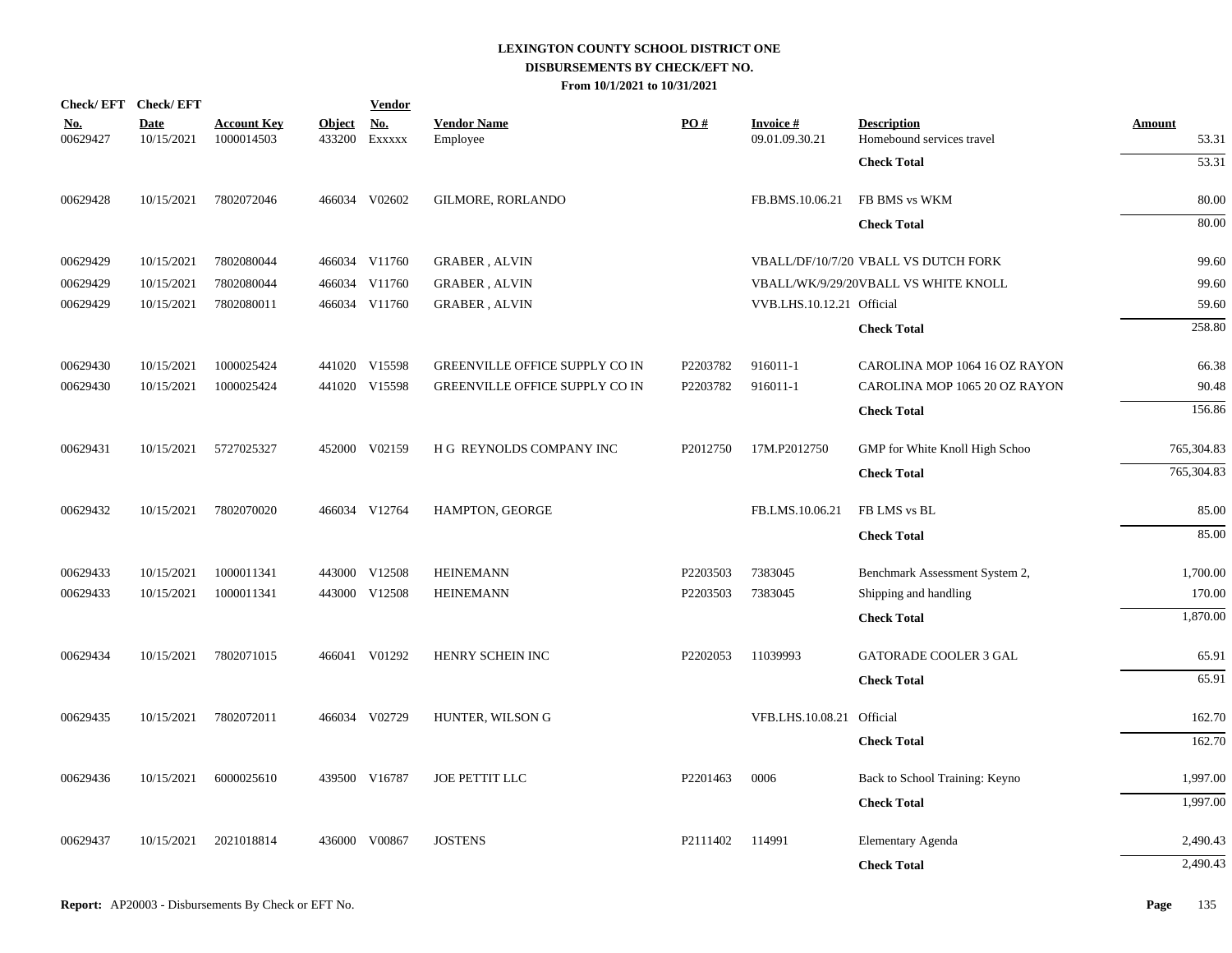# LEXINGTON COUNTY SCHOOL DISTRICT ONE
## DISBURSEMENTS BY CHECK/EFT NO.
### From 10/1/2021 to 10/31/2021

| Check/ EFT No. | Check/ EFT Date | Account Key | Object | Vendor No. | Vendor Name | PO # | Invoice # | Description | Amount |
|---|---|---|---|---|---|---|---|---|---|
| 00629427 | 10/15/2021 | 1000014503 | 433200 | Exxxxx | Employee | | 09.01.09.30.21 | Homebound services travel | 53.31 |
| | | | | | | | | **Check Total** | 53.31 |
| 00629428 | 10/15/2021 | 7802072046 | 466034 | V02602 | GILMORE, RORLANDO | | FB.BMS.10.06.21 | FB BMS vs WKM | 80.00 |
| | | | | | | | | **Check Total** | 80.00 |
| 00629429 | 10/15/2021 | 7802080044 | 466034 | V11760 | GRABER , ALVIN | | VBALL/DF/10/7/20 | VBALL VS DUTCH FORK | 99.60 |
| 00629429 | 10/15/2021 | 7802080044 | 466034 | V11760 | GRABER , ALVIN | | VBALL/WK/9/29/20 | VBALL VS WHITE KNOLL | 99.60 |
| 00629429 | 10/15/2021 | 7802080011 | 466034 | V11760 | GRABER , ALVIN | | VVB.LHS.10.12.21 | Official | 59.60 |
| | | | | | | | | **Check Total** | 258.80 |
| 00629430 | 10/15/2021 | 1000025424 | 441020 | V15598 | GREENVILLE OFFICE SUPPLY CO IN | P2203782 | 916011-1 | CAROLINA MOP 1064 16 OZ RAYON | 66.38 |
| 00629430 | 10/15/2021 | 1000025424 | 441020 | V15598 | GREENVILLE OFFICE SUPPLY CO IN | P2203782 | 916011-1 | CAROLINA MOP 1065 20 OZ RAYON | 90.48 |
| | | | | | | | | **Check Total** | 156.86 |
| 00629431 | 10/15/2021 | 5727025327 | 452000 | V02159 | H G REYNOLDS COMPANY INC | P2012750 | 17M.P2012750 | GMP for White Knoll High Schoo | 765,304.83 |
| | | | | | | | | **Check Total** | 765,304.83 |
| 00629432 | 10/15/2021 | 7802070020 | 466034 | V12764 | HAMPTON, GEORGE | | FB.LMS.10.06.21 | FB LMS vs BL | 85.00 |
| | | | | | | | | **Check Total** | 85.00 |
| 00629433 | 10/15/2021 | 1000011341 | 443000 | V12508 | HEINEMANN | P2203503 | 7383045 | Benchmark Assessment System 2, | 1,700.00 |
| 00629433 | 10/15/2021 | 1000011341 | 443000 | V12508 | HEINEMANN | P2203503 | 7383045 | Shipping and handling | 170.00 |
| | | | | | | | | **Check Total** | 1,870.00 |
| 00629434 | 10/15/2021 | 7802071015 | 466041 | V01292 | HENRY SCHEIN INC | P2202053 | 11039993 | GATORADE COOLER 3 GAL | 65.91 |
| | | | | | | | | **Check Total** | 65.91 |
| 00629435 | 10/15/2021 | 7802072011 | 466034 | V02729 | HUNTER, WILSON G | | VFB.LHS.10.08.21 | Official | 162.70 |
| | | | | | | | | **Check Total** | 162.70 |
| 00629436 | 10/15/2021 | 6000025610 | 439500 | V16787 | JOE PETTIT LLC | P2201463 | 0006 | Back to School Training: Keyno | 1,997.00 |
| | | | | | | | | **Check Total** | 1,997.00 |
| 00629437 | 10/15/2021 | 2021018814 | 436000 | V00867 | JOSTENS | P2111402 | 114991 | Elementary Agenda | 2,490.43 |
| | | | | | | | | **Check Total** | 2,490.43 |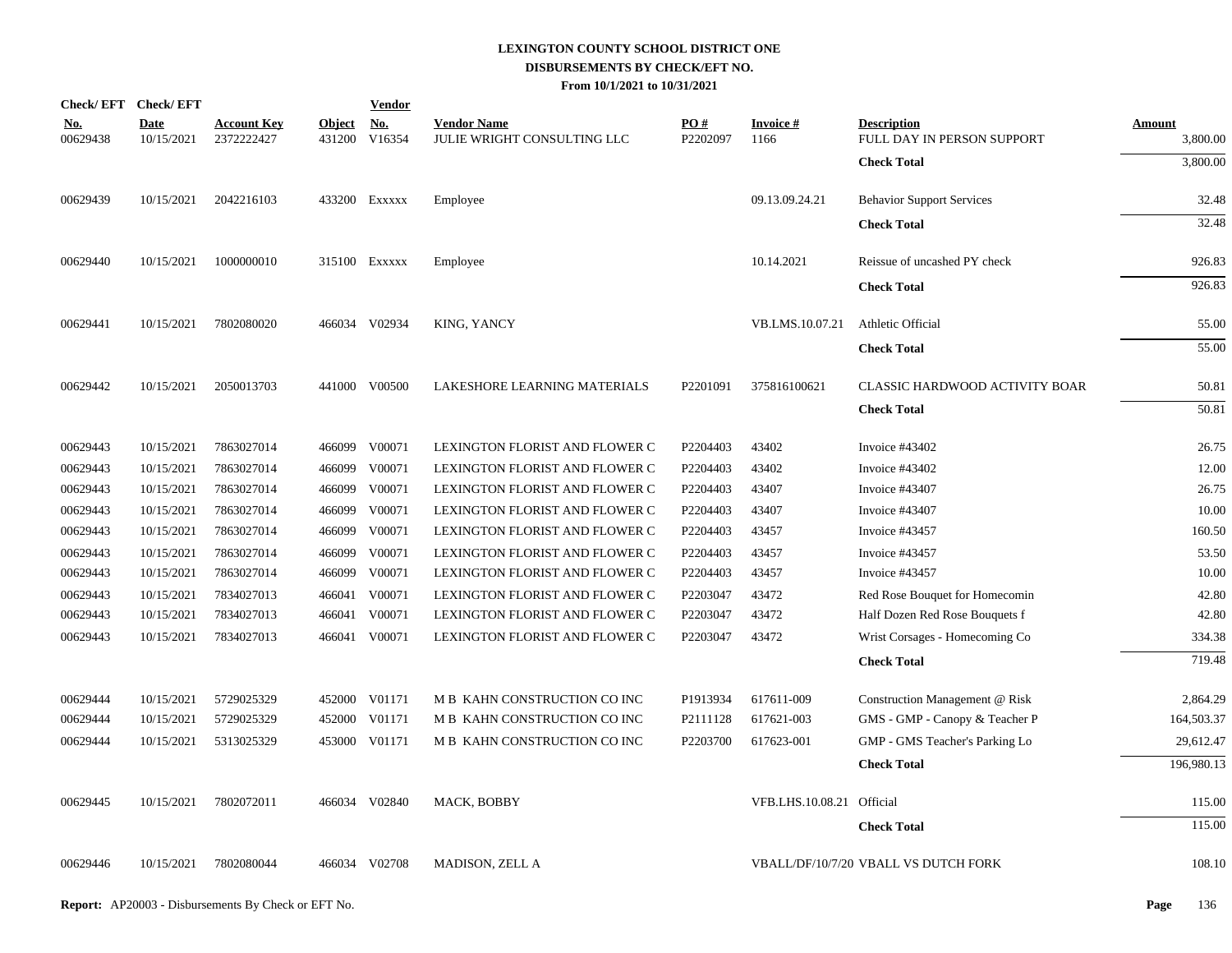# LEXINGTON COUNTY SCHOOL DISTRICT ONE
## DISBURSEMENTS BY CHECK/EFT NO.
### From 10/1/2021 to 10/31/2021

| Check/ EFT No. | Check/ EFT Date | Account Key | Object | Vendor No. | Vendor Name | PO # | Invoice # | Description | Amount |
|---|---|---|---|---|---|---|---|---|---|
| 00629438 | 10/15/2021 | 2372222427 | 431200 | V16354 | JULIE WRIGHT CONSULTING LLC | P2202097 | 1166 | FULL DAY IN PERSON SUPPORT | 3,800.00 |
| | | | | | | | | **Check Total** | 3,800.00 |
| 00629439 | 10/15/2021 | 2042216103 | 433200 | Exxxxx | Employee | | 09.13.09.24.21 | Behavior Support Services | 32.48 |
| | | | | | | | | **Check Total** | 32.48 |
| 00629440 | 10/15/2021 | 1000000010 | 315100 | Exxxxx | Employee | | 10.14.2021 | Reissue of uncashed PY check | 926.83 |
| | | | | | | | | **Check Total** | 926.83 |
| 00629441 | 10/15/2021 | 7802080020 | 466034 | V02934 | KING, YANCY | | VB.LMS.10.07.21 | Athletic Official | 55.00 |
| | | | | | | | | **Check Total** | 55.00 |
| 00629442 | 10/15/2021 | 2050013703 | 441000 | V00500 | LAKESHORE LEARNING MATERIALS | P2201091 | 375816100621 | CLASSIC HARDWOOD ACTIVITY BOAR | 50.81 |
| | | | | | | | | **Check Total** | 50.81 |
| 00629443 | 10/15/2021 | 7863027014 | 466099 | V00071 | LEXINGTON FLORIST AND FLOWER C | P2204403 | 43402 | Invoice #43402 | 26.75 |
| 00629443 | 10/15/2021 | 7863027014 | 466099 | V00071 | LEXINGTON FLORIST AND FLOWER C | P2204403 | 43402 | Invoice #43402 | 12.00 |
| 00629443 | 10/15/2021 | 7863027014 | 466099 | V00071 | LEXINGTON FLORIST AND FLOWER C | P2204403 | 43407 | Invoice #43407 | 26.75 |
| 00629443 | 10/15/2021 | 7863027014 | 466099 | V00071 | LEXINGTON FLORIST AND FLOWER C | P2204403 | 43407 | Invoice #43407 | 10.00 |
| 00629443 | 10/15/2021 | 7863027014 | 466099 | V00071 | LEXINGTON FLORIST AND FLOWER C | P2204403 | 43457 | Invoice #43457 | 160.50 |
| 00629443 | 10/15/2021 | 7863027014 | 466099 | V00071 | LEXINGTON FLORIST AND FLOWER C | P2204403 | 43457 | Invoice #43457 | 53.50 |
| 00629443 | 10/15/2021 | 7863027014 | 466099 | V00071 | LEXINGTON FLORIST AND FLOWER C | P2204403 | 43457 | Invoice #43457 | 10.00 |
| 00629443 | 10/15/2021 | 7834027013 | 466041 | V00071 | LEXINGTON FLORIST AND FLOWER C | P2203047 | 43472 | Red Rose Bouquet for Homecomin | 42.80 |
| 00629443 | 10/15/2021 | 7834027013 | 466041 | V00071 | LEXINGTON FLORIST AND FLOWER C | P2203047 | 43472 | Half Dozen Red Rose Bouquets f | 42.80 |
| 00629443 | 10/15/2021 | 7834027013 | 466041 | V00071 | LEXINGTON FLORIST AND FLOWER C | P2203047 | 43472 | Wrist Corsages - Homecoming Co | 334.38 |
| | | | | | | | | **Check Total** | 719.48 |
| 00629444 | 10/15/2021 | 5729025329 | 452000 | V01171 | M B KAHN CONSTRUCTION CO INC | P1913934 | 617611-009 | Construction Management @ Risk | 2,864.29 |
| 00629444 | 10/15/2021 | 5729025329 | 452000 | V01171 | M B KAHN CONSTRUCTION CO INC | P2111128 | 617621-003 | GMS - GMP - Canopy & Teacher P | 164,503.37 |
| 00629444 | 10/15/2021 | 5313025329 | 453000 | V01171 | M B KAHN CONSTRUCTION CO INC | P2203700 | 617623-001 | GMP - GMS Teacher's Parking Lo | 29,612.47 |
| | | | | | | | | **Check Total** | 196,980.13 |
| 00629445 | 10/15/2021 | 7802072011 | 466034 | V02840 | MACK, BOBBY | | VFB.LHS.10.08.21 | Official | 115.00 |
| | | | | | | | | **Check Total** | 115.00 |
| 00629446 | 10/15/2021 | 7802080044 | 466034 | V02708 | MADISON, ZELL A | | VBALL/DF/10/7/20 | VBALL VS DUTCH FORK | 108.10 |

**Report:** AP20003 - Disbursements By Check or EFT No.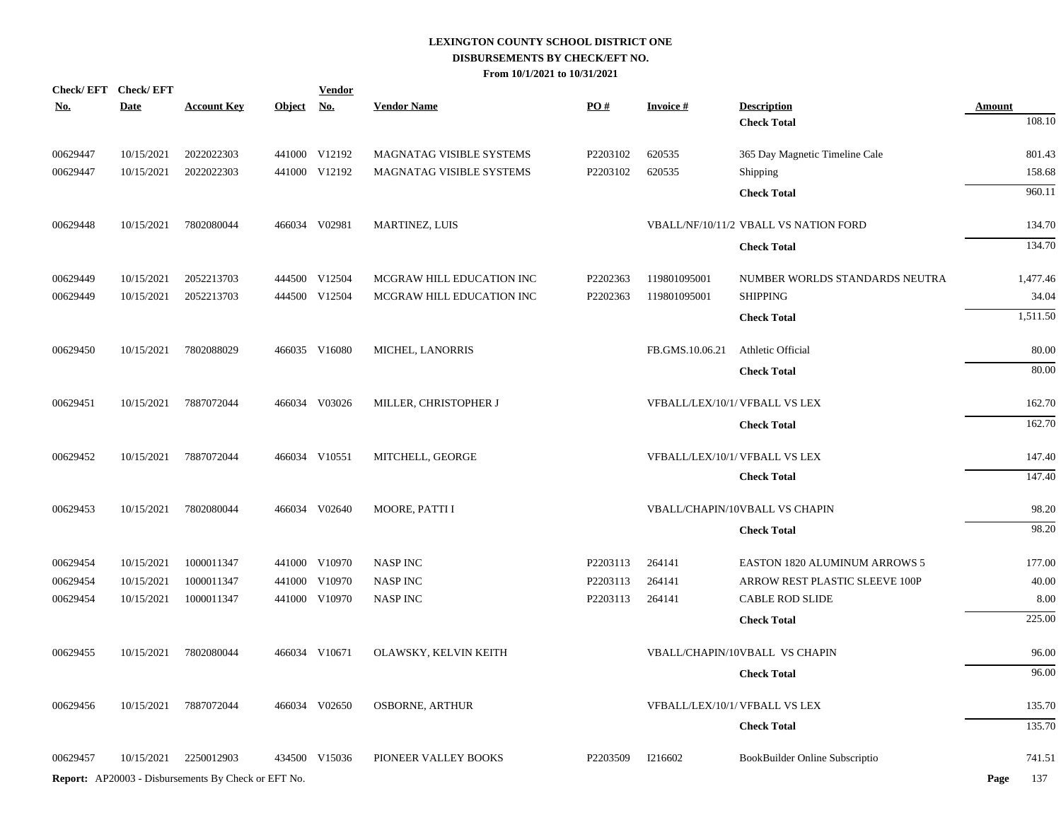# LEXINGTON COUNTY SCHOOL DISTRICT ONE
## DISBURSEMENTS BY CHECK/EFT NO.
### From 10/1/2021 to 10/31/2021

| Check/ EFT No. | Check/ EFT Date | Account Key | Object | Vendor No. | Vendor Name | PO # | Invoice # | Description | Amount |
|---|---|---|---|---|---|---|---|---|---|
| | | | | | | | | **Check Total** | 108.10 |
| 00629447 | 10/15/2021 | 2022022303 | 441000 | V12192 | MAGNATAG VISIBLE SYSTEMS | P2203102 | 620535 | 365 Day Magnetic Timeline Cale | 801.43 |
| 00629447 | 10/15/2021 | 2022022303 | 441000 | V12192 | MAGNATAG VISIBLE SYSTEMS | P2203102 | 620535 | Shipping | 158.68 |
| | | | | | | | | **Check Total** | 960.11 |
| 00629448 | 10/15/2021 | 7802080044 | 466034 | V02981 | MARTINEZ, LUIS | | VBALL/NF/10/11/2 | VBALL VS NATION FORD | 134.70 |
| | | | | | | | | **Check Total** | 134.70 |
| 00629449 | 10/15/2021 | 2052213703 | 444500 | V12504 | MCGRAW HILL EDUCATION INC | P2202363 | 119801095001 | NUMBER WORLDS STANDARDS NEUTRA | 1,477.46 |
| 00629449 | 10/15/2021 | 2052213703 | 444500 | V12504 | MCGRAW HILL EDUCATION INC | P2202363 | 119801095001 | SHIPPING | 34.04 |
| | | | | | | | | **Check Total** | 1,511.50 |
| 00629450 | 10/15/2021 | 7802088029 | 466035 | V16080 | MICHEL, LANORRIS | | FB.GMS.10.06.21 | Athletic Official | 80.00 |
| | | | | | | | | **Check Total** | 80.00 |
| 00629451 | 10/15/2021 | 7887072044 | 466034 | V03026 | MILLER, CHRISTOPHER J | | VFBALL/LEX/10/1/ | VFBALL VS LEX | 162.70 |
| | | | | | | | | **Check Total** | 162.70 |
| 00629452 | 10/15/2021 | 7887072044 | 466034 | V10551 | MITCHELL, GEORGE | | VFBALL/LEX/10/1/ | VFBALL VS LEX | 147.40 |
| | | | | | | | | **Check Total** | 147.40 |
| 00629453 | 10/15/2021 | 7802080044 | 466034 | V02640 | MOORE, PATTI I | | VBALL/CHAPIN/10 | VBALL VS CHAPIN | 98.20 |
| | | | | | | | | **Check Total** | 98.20 |
| 00629454 | 10/15/2021 | 1000011347 | 441000 | V10970 | NASP INC | P2203113 | 264141 | EASTON 1820 ALUMINUM ARROWS 5 | 177.00 |
| 00629454 | 10/15/2021 | 1000011347 | 441000 | V10970 | NASP INC | P2203113 | 264141 | ARROW REST PLASTIC SLEEVE 100P | 40.00 |
| 00629454 | 10/15/2021 | 1000011347 | 441000 | V10970 | NASP INC | P2203113 | 264141 | CABLE ROD SLIDE | 8.00 |
| | | | | | | | | **Check Total** | 225.00 |
| 00629455 | 10/15/2021 | 7802080044 | 466034 | V10671 | OLAWSKY, KELVIN KEITH | | VBALL/CHAPIN/10 | VBALL VS CHAPIN | 96.00 |
| | | | | | | | | **Check Total** | 96.00 |
| 00629456 | 10/15/2021 | 7887072044 | 466034 | V02650 | OSBORNE, ARTHUR | | VFBALL/LEX/10/1/ | VFBALL VS LEX | 135.70 |
| | | | | | | | | **Check Total** | 135.70 |
| 00629457 | 10/15/2021 | 2250012903 | 434500 | V15036 | PIONEER VALLEY BOOKS | P2203509 | I216602 | BookBuilder Online Subscriptio | 741.51 |

**Report:** AP20003 - Disbursements By Check or EFT No.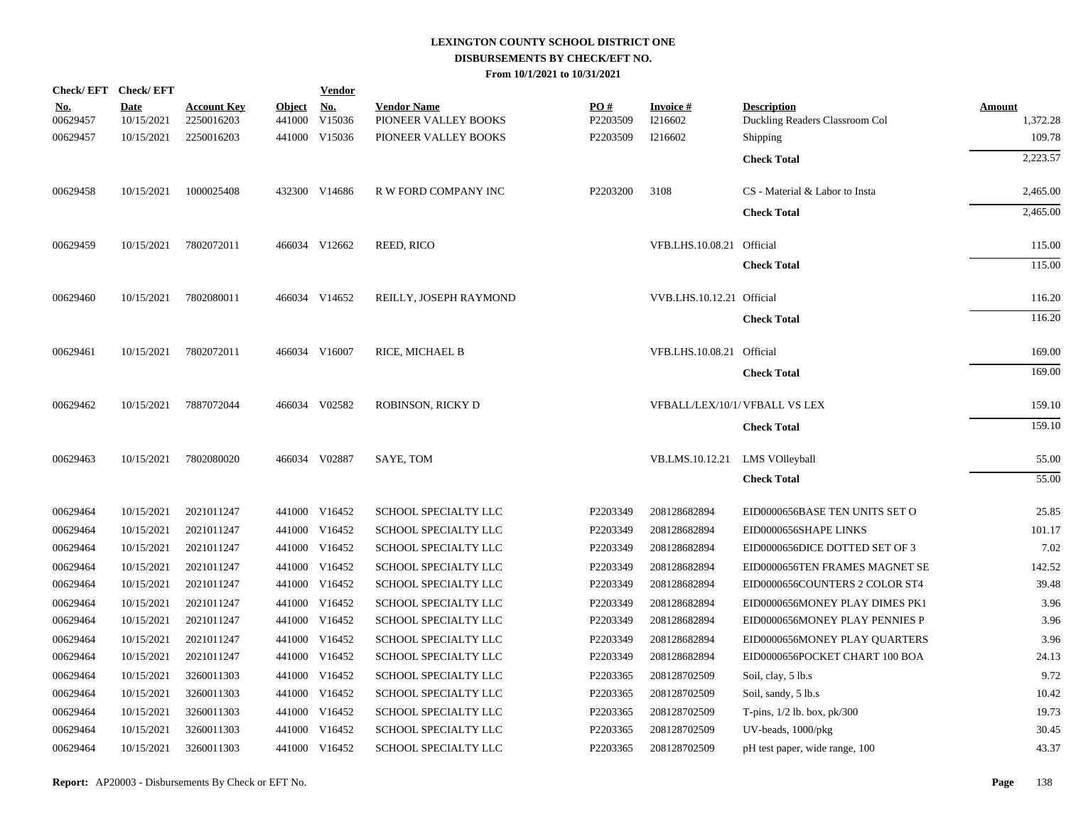# LEXINGTON COUNTY SCHOOL DISTRICT ONE

## DISBURSEMENTS BY CHECK/EFT NO.

### From 10/1/2021 to 10/31/2021

| Check/EFT No. | Check/EFT Date | Account Key | Object | Vendor No. | Vendor Name | PO # | Invoice # | Description | Amount |
|---|---|---|---|---|---|---|---|---|---|
| 00629457 | 10/15/2021 | 2250016203 | 441000 | V15036 | PIONEER VALLEY BOOKS | P2203509 | I216602 | Duckling Readers Classroom Col | 1,372.28 |
| 00629457 | 10/15/2021 | 2250016203 | 441000 | V15036 | PIONEER VALLEY BOOKS | P2203509 | I216602 | Shipping | 109.78 |
| | | | | | | | | **Check Total** | 2,223.57 |
| 00629458 | 10/15/2021 | 1000025408 | 432300 | V14686 | R W FORD COMPANY INC | P2203200 | 3108 | CS - Material & Labor to Insta | 2,465.00 |
| | | | | | | | | **Check Total** | 2,465.00 |
| 00629459 | 10/15/2021 | 7802072011 | 466034 | V12662 | REED, RICO | | VFB.LHS.10.08.21 | Official | 115.00 |
| | | | | | | | | **Check Total** | 115.00 |
| 00629460 | 10/15/2021 | 7802080011 | 466034 | V14652 | REILLY, JOSEPH RAYMOND | | VVB.LHS.10.12.21 | Official | 116.20 |
| | | | | | | | | **Check Total** | 116.20 |
| 00629461 | 10/15/2021 | 7802072011 | 466034 | V16007 | RICE, MICHAEL B | | VFB.LHS.10.08.21 | Official | 169.00 |
| | | | | | | | | **Check Total** | 169.00 |
| 00629462 | 10/15/2021 | 7887072044 | 466034 | V02582 | ROBINSON, RICKY D | | VFBALL/LEX/10/1/ | VFBALL VS LEX | 159.10 |
| | | | | | | | | **Check Total** | 159.10 |
| 00629463 | 10/15/2021 | 7802080020 | 466034 | V02887 | SAYE, TOM | | VB.LMS.10.12.21 | LMS VOlleyball | 55.00 |
| | | | | | | | | **Check Total** | 55.00 |
| 00629464 | 10/15/2021 | 2021011247 | 441000 | V16452 | SCHOOL SPECIALTY LLC | P2203349 | 208128682894 | EID0000656BASE TEN UNITS SET O | 25.85 |
| 00629464 | 10/15/2021 | 2021011247 | 441000 | V16452 | SCHOOL SPECIALTY LLC | P2203349 | 208128682894 | EID0000656SHAPE LINKS | 101.17 |
| 00629464 | 10/15/2021 | 2021011247 | 441000 | V16452 | SCHOOL SPECIALTY LLC | P2203349 | 208128682894 | EID0000656DICE DOTTED SET OF 3 | 7.02 |
| 00629464 | 10/15/2021 | 2021011247 | 441000 | V16452 | SCHOOL SPECIALTY LLC | P2203349 | 208128682894 | EID0000656TEN FRAMES MAGNET SE | 142.52 |
| 00629464 | 10/15/2021 | 2021011247 | 441000 | V16452 | SCHOOL SPECIALTY LLC | P2203349 | 208128682894 | EID0000656COUNTERS 2 COLOR ST4 | 39.48 |
| 00629464 | 10/15/2021 | 2021011247 | 441000 | V16452 | SCHOOL SPECIALTY LLC | P2203349 | 208128682894 | EID0000656MONEY PLAY DIMES PK1 | 3.96 |
| 00629464 | 10/15/2021 | 2021011247 | 441000 | V16452 | SCHOOL SPECIALTY LLC | P2203349 | 208128682894 | EID0000656MONEY PLAY PENNIES P | 3.96 |
| 00629464 | 10/15/2021 | 2021011247 | 441000 | V16452 | SCHOOL SPECIALTY LLC | P2203349 | 208128682894 | EID0000656MONEY PLAY QUARTERS | 3.96 |
| 00629464 | 10/15/2021 | 2021011247 | 441000 | V16452 | SCHOOL SPECIALTY LLC | P2203349 | 208128682894 | EID0000656POCKET CHART 100 BOA | 24.13 |
| 00629464 | 10/15/2021 | 3260011303 | 441000 | V16452 | SCHOOL SPECIALTY LLC | P2203365 | 208128702509 | Soil, clay, 5 lb.s | 9.72 |
| 00629464 | 10/15/2021 | 3260011303 | 441000 | V16452 | SCHOOL SPECIALTY LLC | P2203365 | 208128702509 | Soil, sandy, 5 lb.s | 10.42 |
| 00629464 | 10/15/2021 | 3260011303 | 441000 | V16452 | SCHOOL SPECIALTY LLC | P2203365 | 208128702509 | T-pins, 1/2 lb. box, pk/300 | 19.73 |
| 00629464 | 10/15/2021 | 3260011303 | 441000 | V16452 | SCHOOL SPECIALTY LLC | P2203365 | 208128702509 | UV-beads, 1000/pkg | 30.45 |
| 00629464 | 10/15/2021 | 3260011303 | 441000 | V16452 | SCHOOL SPECIALTY LLC | P2203365 | 208128702509 | pH test paper, wide range, 100 | 43.37 |

**Report:** AP20003 - Disbursements By Check or EFT No.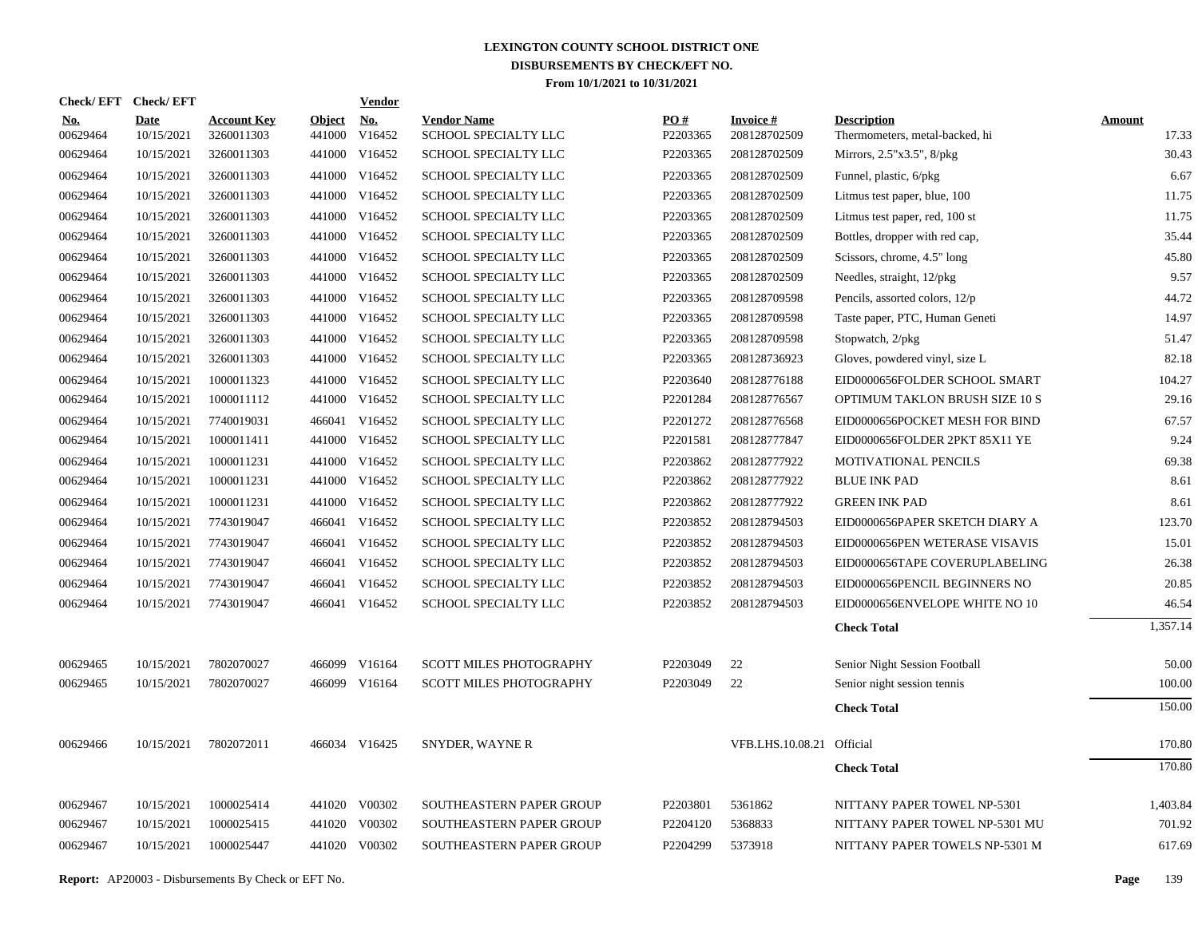# LEXINGTON COUNTY SCHOOL DISTRICT ONE
## DISBURSEMENTS BY CHECK/EFT NO.
### From 10/1/2021 to 10/31/2021

| Check/EFT No. | Check/EFT Date | Account Key | Object | Vendor No. | Vendor Name | PO # | Invoice # | Description | Amount |
|---|---|---|---|---|---|---|---|---|---|
| 00629464 | 10/15/2021 | 3260011303 | 441000 | V16452 | SCHOOL SPECIALTY LLC | P2203365 | 208128702509 | Thermometers, metal-backed, hi | 17.33 |
| 00629464 | 10/15/2021 | 3260011303 | 441000 | V16452 | SCHOOL SPECIALTY LLC | P2203365 | 208128702509 | Mirrors, 2.5"x3.5", 8/pkg | 30.43 |
| 00629464 | 10/15/2021 | 3260011303 | 441000 | V16452 | SCHOOL SPECIALTY LLC | P2203365 | 208128702509 | Funnel, plastic, 6/pkg | 6.67 |
| 00629464 | 10/15/2021 | 3260011303 | 441000 | V16452 | SCHOOL SPECIALTY LLC | P2203365 | 208128702509 | Litmus test paper, blue, 100 | 11.75 |
| 00629464 | 10/15/2021 | 3260011303 | 441000 | V16452 | SCHOOL SPECIALTY LLC | P2203365 | 208128702509 | Litmus test paper, red, 100 st | 11.75 |
| 00629464 | 10/15/2021 | 3260011303 | 441000 | V16452 | SCHOOL SPECIALTY LLC | P2203365 | 208128702509 | Bottles, dropper with red cap, | 35.44 |
| 00629464 | 10/15/2021 | 3260011303 | 441000 | V16452 | SCHOOL SPECIALTY LLC | P2203365 | 208128702509 | Scissors, chrome, 4.5" long | 45.80 |
| 00629464 | 10/15/2021 | 3260011303 | 441000 | V16452 | SCHOOL SPECIALTY LLC | P2203365 | 208128702509 | Needles, straight, 12/pkg | 9.57 |
| 00629464 | 10/15/2021 | 3260011303 | 441000 | V16452 | SCHOOL SPECIALTY LLC | P2203365 | 208128709598 | Pencils, assorted colors, 12/p | 44.72 |
| 00629464 | 10/15/2021 | 3260011303 | 441000 | V16452 | SCHOOL SPECIALTY LLC | P2203365 | 208128709598 | Taste paper, PTC, Human Geneti | 14.97 |
| 00629464 | 10/15/2021 | 3260011303 | 441000 | V16452 | SCHOOL SPECIALTY LLC | P2203365 | 208128709598 | Stopwatch, 2/pkg | 51.47 |
| 00629464 | 10/15/2021 | 3260011303 | 441000 | V16452 | SCHOOL SPECIALTY LLC | P2203365 | 208128736923 | Gloves, powdered vinyl, size L | 82.18 |
| 00629464 | 10/15/2021 | 1000011323 | 441000 | V16452 | SCHOOL SPECIALTY LLC | P2203640 | 208128776188 | EID0000656FOLDER SCHOOL SMART | 104.27 |
| 00629464 | 10/15/2021 | 1000011112 | 441000 | V16452 | SCHOOL SPECIALTY LLC | P2201284 | 208128776567 | OPTIMUM TAKLON BRUSH SIZE 10 S | 29.16 |
| 00629464 | 10/15/2021 | 7740019031 | 466041 | V16452 | SCHOOL SPECIALTY LLC | P2201272 | 208128776568 | EID0000656POCKET MESH FOR BIND | 67.57 |
| 00629464 | 10/15/2021 | 1000011411 | 441000 | V16452 | SCHOOL SPECIALTY LLC | P2201581 | 208128777847 | EID0000656FOLDER 2PKT 85X11 YE | 9.24 |
| 00629464 | 10/15/2021 | 1000011231 | 441000 | V16452 | SCHOOL SPECIALTY LLC | P2203862 | 208128777922 | MOTIVATIONAL PENCILS | 69.38 |
| 00629464 | 10/15/2021 | 1000011231 | 441000 | V16452 | SCHOOL SPECIALTY LLC | P2203862 | 208128777922 | BLUE INK PAD | 8.61 |
| 00629464 | 10/15/2021 | 1000011231 | 441000 | V16452 | SCHOOL SPECIALTY LLC | P2203862 | 208128777922 | GREEN INK PAD | 8.61 |
| 00629464 | 10/15/2021 | 7743019047 | 466041 | V16452 | SCHOOL SPECIALTY LLC | P2203852 | 208128794503 | EID0000656PAPER SKETCH DIARY A | 123.70 |
| 00629464 | 10/15/2021 | 7743019047 | 466041 | V16452 | SCHOOL SPECIALTY LLC | P2203852 | 208128794503 | EID0000656PEN WETERASE VISAVIS | 15.01 |
| 00629464 | 10/15/2021 | 7743019047 | 466041 | V16452 | SCHOOL SPECIALTY LLC | P2203852 | 208128794503 | EID0000656TAPE COVERUPLABELING | 26.38 |
| 00629464 | 10/15/2021 | 7743019047 | 466041 | V16452 | SCHOOL SPECIALTY LLC | P2203852 | 208128794503 | EID0000656PENCIL BEGINNERS NO | 20.85 |
| 00629464 | 10/15/2021 | 7743019047 | 466041 | V16452 | SCHOOL SPECIALTY LLC | P2203852 | 208128794503 | EID0000656ENVELOPE WHITE NO 10 | 46.54 |
| | | | | | | | | **Check Total** | 1,357.14 |
| 00629465 | 10/15/2021 | 7802070027 | 466099 | V16164 | SCOTT MILES PHOTOGRAPHY | P2203049 | 22 | Senior Night Session Football | 50.00 |
| 00629465 | 10/15/2021 | 7802070027 | 466099 | V16164 | SCOTT MILES PHOTOGRAPHY | P2203049 | 22 | Senior night session tennis | 100.00 |
| | | | | | | | | **Check Total** | 150.00 |
| 00629466 | 10/15/2021 | 7802072011 | 466034 | V16425 | SNYDER, WAYNE R | | VFB.LHS.10.08.21 | Official | 170.80 |
| | | | | | | | | **Check Total** | 170.80 |
| 00629467 | 10/15/2021 | 1000025414 | 441020 | V00302 | SOUTHEASTERN PAPER GROUP | P2203801 | 5361862 | NITTANY PAPER TOWEL NP-5301 | 1,403.84 |
| 00629467 | 10/15/2021 | 1000025415 | 441020 | V00302 | SOUTHEASTERN PAPER GROUP | P2204120 | 5368833 | NITTANY PAPER TOWEL NP-5301 MU | 701.92 |
| 00629467 | 10/15/2021 | 1000025447 | 441020 | V00302 | SOUTHEASTERN PAPER GROUP | P2204299 | 5373918 | NITTANY PAPER TOWELS NP-5301 M | 617.69 |

**Report:** AP20003 - Disbursements By Check or EFT No.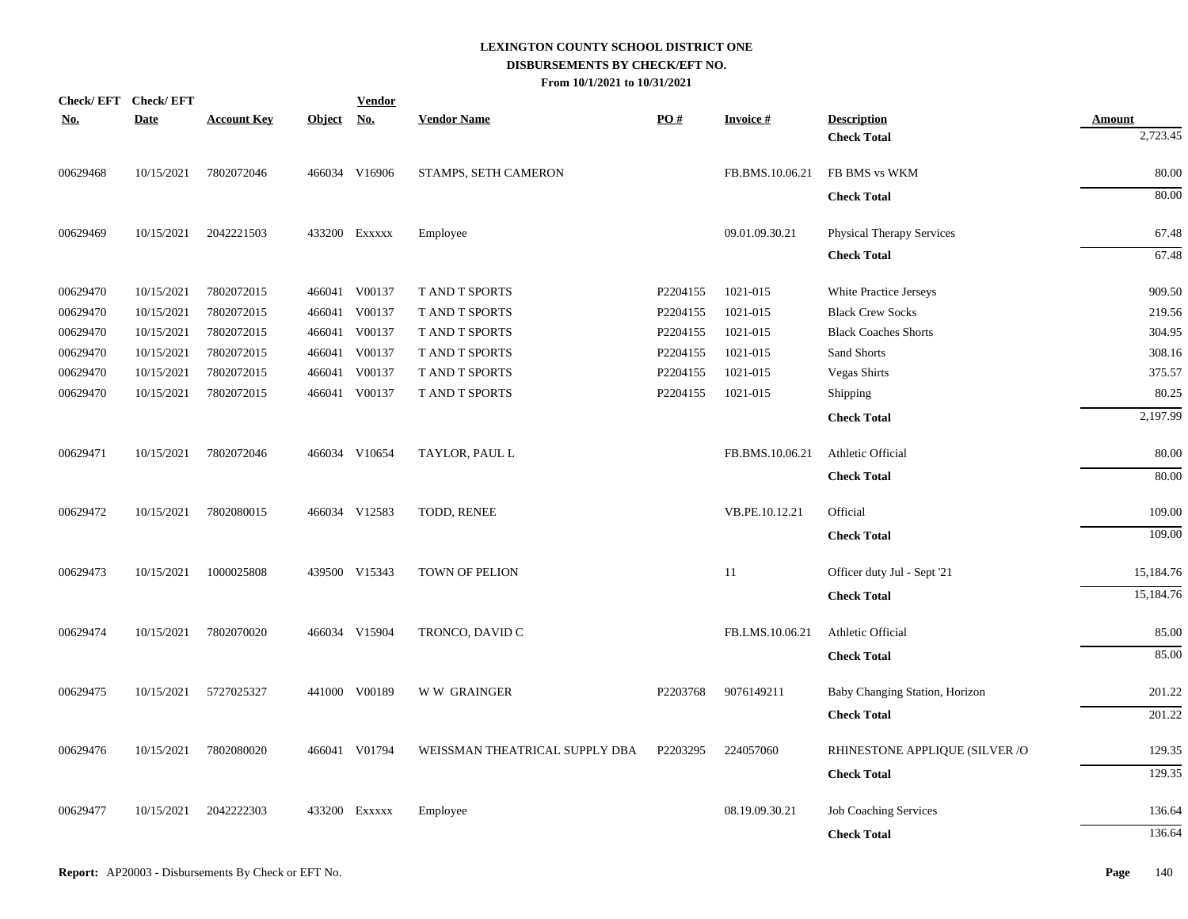# LEXINGTON COUNTY SCHOOL DISTRICT ONE
## DISBURSEMENTS BY CHECK/EFT NO.
### From 10/1/2021 to 10/31/2021

| Check/ EFT No. | Check/ EFT Date | Account Key | Object | Vendor No. | Vendor Name | PO # | Invoice # | Description | Amount |
|---|---|---|---|---|---|---|---|---|---|
| | | | | | | | | **Check Total** | 2,723.45 |
| 00629468 | 10/15/2021 | 7802072046 | 466034 | V16906 | STAMPS, SETH CAMERON | | FB.BMS.10.06.21 | FB BMS vs WKM | 80.00 |
| | | | | | | | | **Check Total** | 80.00 |
| 00629469 | 10/15/2021 | 2042221503 | 433200 | Exxxxx | Employee | | 09.01.09.30.21 | Physical Therapy Services | 67.48 |
| | | | | | | | | **Check Total** | 67.48 |
| 00629470 | 10/15/2021 | 7802072015 | 466041 | V00137 | T AND T SPORTS | P2204155 | 1021-015 | White Practice Jerseys | 909.50 |
| 00629470 | 10/15/2021 | 7802072015 | 466041 | V00137 | T AND T SPORTS | P2204155 | 1021-015 | Black Crew Socks | 219.56 |
| 00629470 | 10/15/2021 | 7802072015 | 466041 | V00137 | T AND T SPORTS | P2204155 | 1021-015 | Black Coaches Shorts | 304.95 |
| 00629470 | 10/15/2021 | 7802072015 | 466041 | V00137 | T AND T SPORTS | P2204155 | 1021-015 | Sand Shorts | 308.16 |
| 00629470 | 10/15/2021 | 7802072015 | 466041 | V00137 | T AND T SPORTS | P2204155 | 1021-015 | Vegas Shirts | 375.57 |
| 00629470 | 10/15/2021 | 7802072015 | 466041 | V00137 | T AND T SPORTS | P2204155 | 1021-015 | Shipping | 80.25 |
| | | | | | | | | **Check Total** | 2,197.99 |
| 00629471 | 10/15/2021 | 7802072046 | 466034 | V10654 | TAYLOR, PAUL L | | FB.BMS.10.06.21 | Athletic Official | 80.00 |
| | | | | | | | | **Check Total** | 80.00 |
| 00629472 | 10/15/2021 | 7802080015 | 466034 | V12583 | TODD, RENEE | | VB.PE.10.12.21 | Official | 109.00 |
| | | | | | | | | **Check Total** | 109.00 |
| 00629473 | 10/15/2021 | 1000025808 | 439500 | V15343 | TOWN OF PELION | | 11 | Officer duty Jul - Sept '21 | 15,184.76 |
| | | | | | | | | **Check Total** | 15,184.76 |
| 00629474 | 10/15/2021 | 7802070020 | 466034 | V15904 | TRONCO, DAVID C | | FB.LMS.10.06.21 | Athletic Official | 85.00 |
| | | | | | | | | **Check Total** | 85.00 |
| 00629475 | 10/15/2021 | 5727025327 | 441000 | V00189 | W W GRAINGER | P2203768 | 9076149211 | Baby Changing Station, Horizon | 201.22 |
| | | | | | | | | **Check Total** | 201.22 |
| 00629476 | 10/15/2021 | 7802080020 | 466041 | V01794 | WEISSMAN THEATRICAL SUPPLY DBA | P2203295 | 224057060 | RHINESTONE APPLIQUE (SILVER /O | 129.35 |
| | | | | | | | | **Check Total** | 129.35 |
| 00629477 | 10/15/2021 | 2042222303 | 433200 | Exxxxx | Employee | | 08.19.09.30.21 | Job Coaching Services | 136.64 |
| | | | | | | | | **Check Total** | 136.64 |

**Report:** AP20003 - Disbursements By Check or EFT No.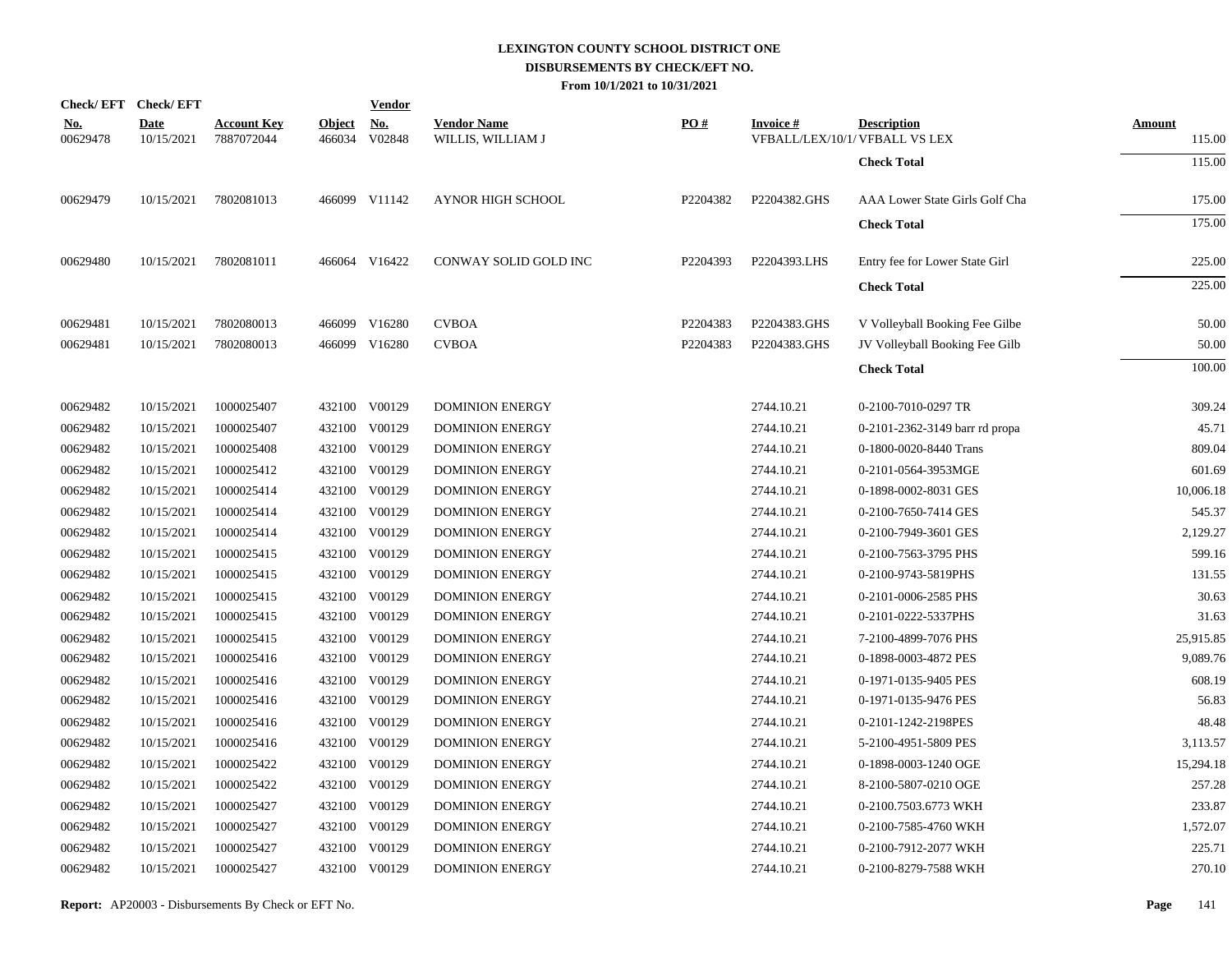# LEXINGTON COUNTY SCHOOL DISTRICT ONE
## DISBURSEMENTS BY CHECK/EFT NO.
### From 10/1/2021 to 10/31/2021

| Check/ EFT No. | Check/ EFT Date | Account Key | Object | Vendor No. | Vendor Name | PO # | Invoice # | Description | Amount |
|---|---|---|---|---|---|---|---|---|---|
| 00629478 | 10/15/2021 | 7887072044 | 466034 | V02848 | WILLIS, WILLIAM J | | VFBALL/LEX/10/1/ | VFBALL VS LEX | 115.00 |
| | | | | | | | | **Check Total** | 115.00 |
| 00629479 | 10/15/2021 | 7802081013 | 466099 | V11142 | AYNOR HIGH SCHOOL | P2204382 | P2204382.GHS | AAA Lower State Girls Golf Cha | 175.00 |
| | | | | | | | | **Check Total** | 175.00 |
| 00629480 | 10/15/2021 | 7802081011 | 466064 | V16422 | CONWAY SOLID GOLD INC | P2204393 | P2204393.LHS | Entry fee for Lower State Girl | 225.00 |
| | | | | | | | | **Check Total** | 225.00 |
| 00629481 | 10/15/2021 | 7802080013 | 466099 | V16280 | CVBOA | P2204383 | P2204383.GHS | V Volleyball Booking Fee Gilbe | 50.00 |
| 00629481 | 10/15/2021 | 7802080013 | 466099 | V16280 | CVBOA | P2204383 | P2204383.GHS | JV Volleyball Booking Fee Gilb | 50.00 |
| | | | | | | | | **Check Total** | 100.00 |
| 00629482 | 10/15/2021 | 1000025407 | 432100 | V00129 | DOMINION ENERGY | | 2744.10.21 | 0-2100-7010-0297 TR | 309.24 |
| 00629482 | 10/15/2021 | 1000025407 | 432100 | V00129 | DOMINION ENERGY | | 2744.10.21 | 0-2101-2362-3149 barr rd propa | 45.71 |
| 00629482 | 10/15/2021 | 1000025408 | 432100 | V00129 | DOMINION ENERGY | | 2744.10.21 | 0-1800-0020-8440 Trans | 809.04 |
| 00629482 | 10/15/2021 | 1000025412 | 432100 | V00129 | DOMINION ENERGY | | 2744.10.21 | 0-2101-0564-3953MGE | 601.69 |
| 00629482 | 10/15/2021 | 1000025414 | 432100 | V00129 | DOMINION ENERGY | | 2744.10.21 | 0-1898-0002-8031 GES | 10,006.18 |
| 00629482 | 10/15/2021 | 1000025414 | 432100 | V00129 | DOMINION ENERGY | | 2744.10.21 | 0-2100-7650-7414 GES | 545.37 |
| 00629482 | 10/15/2021 | 1000025414 | 432100 | V00129 | DOMINION ENERGY | | 2744.10.21 | 0-2100-7949-3601 GES | 2,129.27 |
| 00629482 | 10/15/2021 | 1000025415 | 432100 | V00129 | DOMINION ENERGY | | 2744.10.21 | 0-2100-7563-3795 PHS | 599.16 |
| 00629482 | 10/15/2021 | 1000025415 | 432100 | V00129 | DOMINION ENERGY | | 2744.10.21 | 0-2100-9743-5819PHS | 131.55 |
| 00629482 | 10/15/2021 | 1000025415 | 432100 | V00129 | DOMINION ENERGY | | 2744.10.21 | 0-2101-0006-2585 PHS | 30.63 |
| 00629482 | 10/15/2021 | 1000025415 | 432100 | V00129 | DOMINION ENERGY | | 2744.10.21 | 0-2101-0222-5337PHS | 31.63 |
| 00629482 | 10/15/2021 | 1000025415 | 432100 | V00129 | DOMINION ENERGY | | 2744.10.21 | 7-2100-4899-7076 PHS | 25,915.85 |
| 00629482 | 10/15/2021 | 1000025416 | 432100 | V00129 | DOMINION ENERGY | | 2744.10.21 | 0-1898-0003-4872 PES | 9,089.76 |
| 00629482 | 10/15/2021 | 1000025416 | 432100 | V00129 | DOMINION ENERGY | | 2744.10.21 | 0-1971-0135-9405 PES | 608.19 |
| 00629482 | 10/15/2021 | 1000025416 | 432100 | V00129 | DOMINION ENERGY | | 2744.10.21 | 0-1971-0135-9476 PES | 56.83 |
| 00629482 | 10/15/2021 | 1000025416 | 432100 | V00129 | DOMINION ENERGY | | 2744.10.21 | 0-2101-1242-2198PES | 48.48 |
| 00629482 | 10/15/2021 | 1000025416 | 432100 | V00129 | DOMINION ENERGY | | 2744.10.21 | 5-2100-4951-5809 PES | 3,113.57 |
| 00629482 | 10/15/2021 | 1000025422 | 432100 | V00129 | DOMINION ENERGY | | 2744.10.21 | 0-1898-0003-1240 OGE | 15,294.18 |
| 00629482 | 10/15/2021 | 1000025422 | 432100 | V00129 | DOMINION ENERGY | | 2744.10.21 | 8-2100-5807-0210 OGE | 257.28 |
| 00629482 | 10/15/2021 | 1000025427 | 432100 | V00129 | DOMINION ENERGY | | 2744.10.21 | 0-2100.7503.6773 WKH | 233.87 |
| 00629482 | 10/15/2021 | 1000025427 | 432100 | V00129 | DOMINION ENERGY | | 2744.10.21 | 0-2100-7585-4760 WKH | 1,572.07 |
| 00629482 | 10/15/2021 | 1000025427 | 432100 | V00129 | DOMINION ENERGY | | 2744.10.21 | 0-2100-7912-2077 WKH | 225.71 |
| 00629482 | 10/15/2021 | 1000025427 | 432100 | V00129 | DOMINION ENERGY | | 2744.10.21 | 0-2100-8279-7588 WKH | 270.10 |

**Report:** AP20003 - Disbursements By Check or EFT No.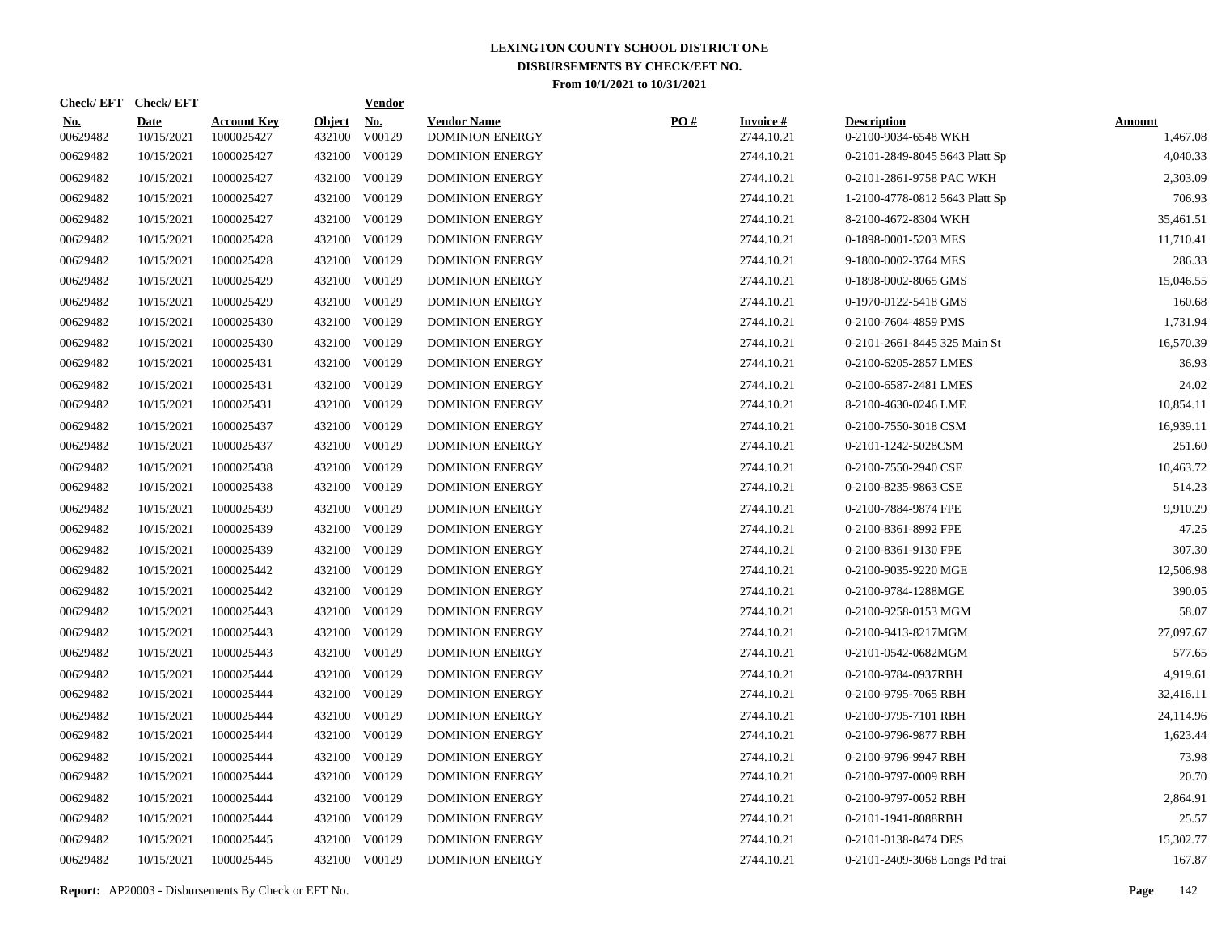# LEXINGTON COUNTY SCHOOL DISTRICT ONE
## DISBURSEMENTS BY CHECK/EFT NO.
### From 10/1/2021 to 10/31/2021

| Check/ EFT No. | Check/ EFT Date | Account Key | Object | Vendor No. | Vendor Name | PO # | Invoice # | Description | Amount |
|---|---|---|---|---|---|---|---|---|---|
| 00629482 | 10/15/2021 | 1000025427 | 432100 | V00129 | DOMINION ENERGY | | 2744.10.21 | 0-2100-9034-6548 WKH | 1,467.08 |
| 00629482 | 10/15/2021 | 1000025427 | 432100 | V00129 | DOMINION ENERGY | | 2744.10.21 | 0-2101-2849-8045 5643 Platt Sp | 4,040.33 |
| 00629482 | 10/15/2021 | 1000025427 | 432100 | V00129 | DOMINION ENERGY | | 2744.10.21 | 0-2101-2861-9758 PAC WKH | 2,303.09 |
| 00629482 | 10/15/2021 | 1000025427 | 432100 | V00129 | DOMINION ENERGY | | 2744.10.21 | 1-2100-4778-0812 5643 Platt Sp | 706.93 |
| 00629482 | 10/15/2021 | 1000025427 | 432100 | V00129 | DOMINION ENERGY | | 2744.10.21 | 8-2100-4672-8304 WKH | 35,461.51 |
| 00629482 | 10/15/2021 | 1000025428 | 432100 | V00129 | DOMINION ENERGY | | 2744.10.21 | 0-1898-0001-5203 MES | 11,710.41 |
| 00629482 | 10/15/2021 | 1000025428 | 432100 | V00129 | DOMINION ENERGY | | 2744.10.21 | 9-1800-0002-3764 MES | 286.33 |
| 00629482 | 10/15/2021 | 1000025429 | 432100 | V00129 | DOMINION ENERGY | | 2744.10.21 | 0-1898-0002-8065 GMS | 15,046.55 |
| 00629482 | 10/15/2021 | 1000025429 | 432100 | V00129 | DOMINION ENERGY | | 2744.10.21 | 0-1970-0122-5418 GMS | 160.68 |
| 00629482 | 10/15/2021 | 1000025430 | 432100 | V00129 | DOMINION ENERGY | | 2744.10.21 | 0-2100-7604-4859 PMS | 1,731.94 |
| 00629482 | 10/15/2021 | 1000025430 | 432100 | V00129 | DOMINION ENERGY | | 2744.10.21 | 0-2101-2661-8445 325 Main St | 16,570.39 |
| 00629482 | 10/15/2021 | 1000025431 | 432100 | V00129 | DOMINION ENERGY | | 2744.10.21 | 0-2100-6205-2857 LMES | 36.93 |
| 00629482 | 10/15/2021 | 1000025431 | 432100 | V00129 | DOMINION ENERGY | | 2744.10.21 | 0-2100-6587-2481 LMES | 24.02 |
| 00629482 | 10/15/2021 | 1000025431 | 432100 | V00129 | DOMINION ENERGY | | 2744.10.21 | 8-2100-4630-0246 LME | 10,854.11 |
| 00629482 | 10/15/2021 | 1000025437 | 432100 | V00129 | DOMINION ENERGY | | 2744.10.21 | 0-2100-7550-3018 CSM | 16,939.11 |
| 00629482 | 10/15/2021 | 1000025437 | 432100 | V00129 | DOMINION ENERGY | | 2744.10.21 | 0-2101-1242-5028CSM | 251.60 |
| 00629482 | 10/15/2021 | 1000025438 | 432100 | V00129 | DOMINION ENERGY | | 2744.10.21 | 0-2100-7550-2940 CSE | 10,463.72 |
| 00629482 | 10/15/2021 | 1000025438 | 432100 | V00129 | DOMINION ENERGY | | 2744.10.21 | 0-2100-8235-9863 CSE | 514.23 |
| 00629482 | 10/15/2021 | 1000025439 | 432100 | V00129 | DOMINION ENERGY | | 2744.10.21 | 0-2100-7884-9874 FPE | 9,910.29 |
| 00629482 | 10/15/2021 | 1000025439 | 432100 | V00129 | DOMINION ENERGY | | 2744.10.21 | 0-2100-8361-8992 FPE | 47.25 |
| 00629482 | 10/15/2021 | 1000025439 | 432100 | V00129 | DOMINION ENERGY | | 2744.10.21 | 0-2100-8361-9130 FPE | 307.30 |
| 00629482 | 10/15/2021 | 1000025442 | 432100 | V00129 | DOMINION ENERGY | | 2744.10.21 | 0-2100-9035-9220 MGE | 12,506.98 |
| 00629482 | 10/15/2021 | 1000025442 | 432100 | V00129 | DOMINION ENERGY | | 2744.10.21 | 0-2100-9784-1288MGE | 390.05 |
| 00629482 | 10/15/2021 | 1000025443 | 432100 | V00129 | DOMINION ENERGY | | 2744.10.21 | 0-2100-9258-0153 MGM | 58.07 |
| 00629482 | 10/15/2021 | 1000025443 | 432100 | V00129 | DOMINION ENERGY | | 2744.10.21 | 0-2100-9413-8217MGM | 27,097.67 |
| 00629482 | 10/15/2021 | 1000025443 | 432100 | V00129 | DOMINION ENERGY | | 2744.10.21 | 0-2101-0542-0682MGM | 577.65 |
| 00629482 | 10/15/2021 | 1000025444 | 432100 | V00129 | DOMINION ENERGY | | 2744.10.21 | 0-2100-9784-0937RBH | 4,919.61 |
| 00629482 | 10/15/2021 | 1000025444 | 432100 | V00129 | DOMINION ENERGY | | 2744.10.21 | 0-2100-9795-7065 RBH | 32,416.11 |
| 00629482 | 10/15/2021 | 1000025444 | 432100 | V00129 | DOMINION ENERGY | | 2744.10.21 | 0-2100-9795-7101 RBH | 24,114.96 |
| 00629482 | 10/15/2021 | 1000025444 | 432100 | V00129 | DOMINION ENERGY | | 2744.10.21 | 0-2100-9796-9877 RBH | 1,623.44 |
| 00629482 | 10/15/2021 | 1000025444 | 432100 | V00129 | DOMINION ENERGY | | 2744.10.21 | 0-2100-9796-9947 RBH | 73.98 |
| 00629482 | 10/15/2021 | 1000025444 | 432100 | V00129 | DOMINION ENERGY | | 2744.10.21 | 0-2100-9797-0009 RBH | 20.70 |
| 00629482 | 10/15/2021 | 1000025444 | 432100 | V00129 | DOMINION ENERGY | | 2744.10.21 | 0-2100-9797-0052 RBH | 2,864.91 |
| 00629482 | 10/15/2021 | 1000025444 | 432100 | V00129 | DOMINION ENERGY | | 2744.10.21 | 0-2101-1941-8088RBH | 25.57 |
| 00629482 | 10/15/2021 | 1000025445 | 432100 | V00129 | DOMINION ENERGY | | 2744.10.21 | 0-2101-0138-8474 DES | 15,302.77 |
| 00629482 | 10/15/2021 | 1000025445 | 432100 | V00129 | DOMINION ENERGY | | 2744.10.21 | 0-2101-2409-3068 Longs Pd trai | 167.87 |

**Report:** AP20003 - Disbursements By Check or EFT No.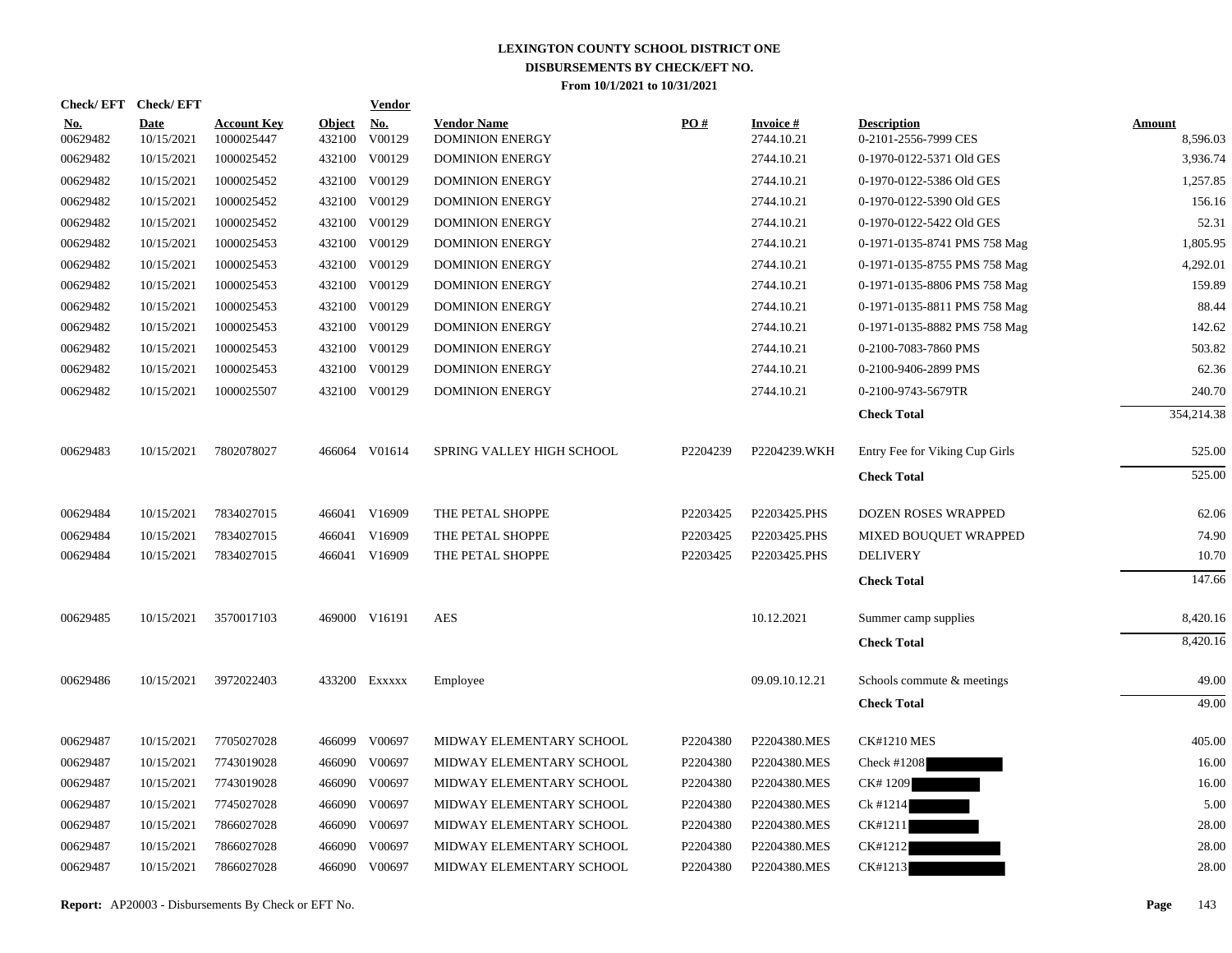# LEXINGTON COUNTY SCHOOL DISTRICT ONE
## DISBURSEMENTS BY CHECK/EFT NO.
### From 10/1/2021 to 10/31/2021

| Check/ EFT No. | Check/ EFT Date | Account Key | Object | Vendor No. | Vendor Name | PO # | Invoice # | Description | Amount |
|---|---|---|---|---|---|---|---|---|---|
| 00629482 | 10/15/2021 | 1000025447 | 432100 | V00129 | DOMINION ENERGY | | 2744.10.21 | 0-2101-2556-7999 CES | 8,596.03 |
| 00629482 | 10/15/2021 | 1000025452 | 432100 | V00129 | DOMINION ENERGY | | 2744.10.21 | 0-1970-0122-5371 Old GES | 3,936.74 |
| 00629482 | 10/15/2021 | 1000025452 | 432100 | V00129 | DOMINION ENERGY | | 2744.10.21 | 0-1970-0122-5386 Old GES | 1,257.85 |
| 00629482 | 10/15/2021 | 1000025452 | 432100 | V00129 | DOMINION ENERGY | | 2744.10.21 | 0-1970-0122-5390 Old GES | 156.16 |
| 00629482 | 10/15/2021 | 1000025452 | 432100 | V00129 | DOMINION ENERGY | | 2744.10.21 | 0-1970-0122-5422 Old GES | 52.31 |
| 00629482 | 10/15/2021 | 1000025453 | 432100 | V00129 | DOMINION ENERGY | | 2744.10.21 | 0-1971-0135-8741 PMS 758 Mag | 1,805.95 |
| 00629482 | 10/15/2021 | 1000025453 | 432100 | V00129 | DOMINION ENERGY | | 2744.10.21 | 0-1971-0135-8755 PMS 758 Mag | 4,292.01 |
| 00629482 | 10/15/2021 | 1000025453 | 432100 | V00129 | DOMINION ENERGY | | 2744.10.21 | 0-1971-0135-8806 PMS 758 Mag | 159.89 |
| 00629482 | 10/15/2021 | 1000025453 | 432100 | V00129 | DOMINION ENERGY | | 2744.10.21 | 0-1971-0135-8811 PMS 758 Mag | 88.44 |
| 00629482 | 10/15/2021 | 1000025453 | 432100 | V00129 | DOMINION ENERGY | | 2744.10.21 | 0-1971-0135-8882 PMS 758 Mag | 142.62 |
| 00629482 | 10/15/2021 | 1000025453 | 432100 | V00129 | DOMINION ENERGY | | 2744.10.21 | 0-2100-7083-7860 PMS | 503.82 |
| 00629482 | 10/15/2021 | 1000025453 | 432100 | V00129 | DOMINION ENERGY | | 2744.10.21 | 0-2100-9406-2899 PMS | 62.36 |
| 00629482 | 10/15/2021 | 1000025507 | 432100 | V00129 | DOMINION ENERGY | | 2744.10.21 | 0-2100-9743-5679TR | 240.70 |
| | | | | | | | | **Check Total** | 354,214.38 |
| 00629483 | 10/15/2021 | 7802078027 | 466064 | V01614 | SPRING VALLEY HIGH SCHOOL | P2204239 | P2204239.WKH | Entry Fee for Viking Cup Girls | 525.00 |
| | | | | | | | | **Check Total** | 525.00 |
| 00629484 | 10/15/2021 | 7834027015 | 466041 | V16909 | THE PETAL SHOPPE | P2203425 | P2203425.PHS | DOZEN ROSES WRAPPED | 62.06 |
| 00629484 | 10/15/2021 | 7834027015 | 466041 | V16909 | THE PETAL SHOPPE | P2203425 | P2203425.PHS | MIXED BOUQUET WRAPPED | 74.90 |
| 00629484 | 10/15/2021 | 7834027015 | 466041 | V16909 | THE PETAL SHOPPE | P2203425 | P2203425.PHS | DELIVERY | 10.70 |
| | | | | | | | | **Check Total** | 147.66 |
| 00629485 | 10/15/2021 | 3570017103 | 469000 | V16191 | AES | | 10.12.2021 | Summer camp supplies | 8,420.16 |
| | | | | | | | | **Check Total** | 8,420.16 |
| 00629486 | 10/15/2021 | 3972022403 | 433200 | Exxxxx | Employee | | 09.09.10.12.21 | Schools commute & meetings | 49.00 |
| | | | | | | | | **Check Total** | 49.00 |
| 00629487 | 10/15/2021 | 7705027028 | 466099 | V00697 | MIDWAY ELEMENTARY SCHOOL | P2204380 | P2204380.MES | CK#1210 MES | 405.00 |
| 00629487 | 10/15/2021 | 7743019028 | 466090 | V00697 | MIDWAY ELEMENTARY SCHOOL | P2204380 | P2204380.MES | Check #1208 | 16.00 |
| 00629487 | 10/15/2021 | 7743019028 | 466090 | V00697 | MIDWAY ELEMENTARY SCHOOL | P2204380 | P2204380.MES | CK# 1209 | 16.00 |
| 00629487 | 10/15/2021 | 7745027028 | 466090 | V00697 | MIDWAY ELEMENTARY SCHOOL | P2204380 | P2204380.MES | Ck #1214 | 5.00 |
| 00629487 | 10/15/2021 | 7866027028 | 466090 | V00697 | MIDWAY ELEMENTARY SCHOOL | P2204380 | P2204380.MES | CK#1211 | 28.00 |
| 00629487 | 10/15/2021 | 7866027028 | 466090 | V00697 | MIDWAY ELEMENTARY SCHOOL | P2204380 | P2204380.MES | CK#1212 | 28.00 |
| 00629487 | 10/15/2021 | 7866027028 | 466090 | V00697 | MIDWAY ELEMENTARY SCHOOL | P2204380 | P2204380.MES | CK#1213 | 28.00 |

**Report:** AP20003 - Disbursements By Check or EFT No.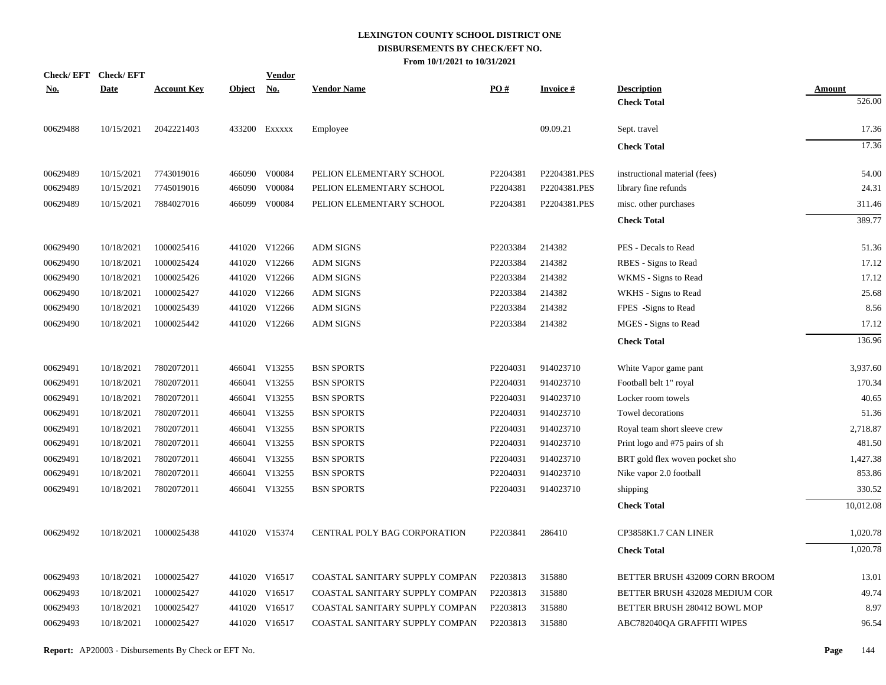# LEXINGTON COUNTY SCHOOL DISTRICT ONE
## DISBURSEMENTS BY CHECK/EFT NO.
### From 10/1/2021 to 10/31/2021

| Check/ EFT No. | Check/ EFT Date | Account Key | Object | Vendor No. | Vendor Name | PO # | Invoice # | Description | Amount |
|---|---|---|---|---|---|---|---|---|---|
| | | | | | | | | **Check Total** | 526.00 |
| 00629488 | 10/15/2021 | 2042221403 | 433200 | Exxxxx | Employee | | 09.09.21 | Sept. travel | 17.36 |
| | | | | | | | | **Check Total** | 17.36 |
| 00629489 | 10/15/2021 | 7743019016 | 466090 | V00084 | PELION ELEMENTARY SCHOOL | P2204381 | P2204381.PES | instructional material (fees) | 54.00 |
| 00629489 | 10/15/2021 | 7745019016 | 466090 | V00084 | PELION ELEMENTARY SCHOOL | P2204381 | P2204381.PES | library fine refunds | 24.31 |
| 00629489 | 10/15/2021 | 7884027016 | 466099 | V00084 | PELION ELEMENTARY SCHOOL | P2204381 | P2204381.PES | misc. other purchases | 311.46 |
| | | | | | | | | **Check Total** | 389.77 |
| 00629490 | 10/18/2021 | 1000025416 | 441020 | V12266 | ADM SIGNS | P2203384 | 214382 | PES - Decals to Read | 51.36 |
| 00629490 | 10/18/2021 | 1000025424 | 441020 | V12266 | ADM SIGNS | P2203384 | 214382 | RBES - Signs to Read | 17.12 |
| 00629490 | 10/18/2021 | 1000025426 | 441020 | V12266 | ADM SIGNS | P2203384 | 214382 | WKMS - Signs to Read | 17.12 |
| 00629490 | 10/18/2021 | 1000025427 | 441020 | V12266 | ADM SIGNS | P2203384 | 214382 | WKHS - Signs to Read | 25.68 |
| 00629490 | 10/18/2021 | 1000025439 | 441020 | V12266 | ADM SIGNS | P2203384 | 214382 | FPES -Signs to Read | 8.56 |
| 00629490 | 10/18/2021 | 1000025442 | 441020 | V12266 | ADM SIGNS | P2203384 | 214382 | MGES - Signs to Read | 17.12 |
| | | | | | | | | **Check Total** | 136.96 |
| 00629491 | 10/18/2021 | 7802072011 | 466041 | V13255 | BSN SPORTS | P2204031 | 914023710 | White Vapor game pant | 3,937.60 |
| 00629491 | 10/18/2021 | 7802072011 | 466041 | V13255 | BSN SPORTS | P2204031 | 914023710 | Football belt 1" royal | 170.34 |
| 00629491 | 10/18/2021 | 7802072011 | 466041 | V13255 | BSN SPORTS | P2204031 | 914023710 | Locker room towels | 40.65 |
| 00629491 | 10/18/2021 | 7802072011 | 466041 | V13255 | BSN SPORTS | P2204031 | 914023710 | Towel decorations | 51.36 |
| 00629491 | 10/18/2021 | 7802072011 | 466041 | V13255 | BSN SPORTS | P2204031 | 914023710 | Royal team short sleeve crew | 2,718.87 |
| 00629491 | 10/18/2021 | 7802072011 | 466041 | V13255 | BSN SPORTS | P2204031 | 914023710 | Print logo and #75 pairs of sh | 481.50 |
| 00629491 | 10/18/2021 | 7802072011 | 466041 | V13255 | BSN SPORTS | P2204031 | 914023710 | BRT gold flex woven pocket sho | 1,427.38 |
| 00629491 | 10/18/2021 | 7802072011 | 466041 | V13255 | BSN SPORTS | P2204031 | 914023710 | Nike vapor 2.0 football | 853.86 |
| 00629491 | 10/18/2021 | 7802072011 | 466041 | V13255 | BSN SPORTS | P2204031 | 914023710 | shipping | 330.52 |
| | | | | | | | | **Check Total** | 10,012.08 |
| 00629492 | 10/18/2021 | 1000025438 | 441020 | V15374 | CENTRAL POLY BAG CORPORATION | P2203841 | 286410 | CP3858K1.7 CAN LINER | 1,020.78 |
| | | | | | | | | **Check Total** | 1,020.78 |
| 00629493 | 10/18/2021 | 1000025427 | 441020 | V16517 | COASTAL SANITARY SUPPLY COMPAN | P2203813 | 315880 | BETTER BRUSH 432009 CORN BROOM | 13.01 |
| 00629493 | 10/18/2021 | 1000025427 | 441020 | V16517 | COASTAL SANITARY SUPPLY COMPAN | P2203813 | 315880 | BETTER BRUSH 432028 MEDIUM COR | 49.74 |
| 00629493 | 10/18/2021 | 1000025427 | 441020 | V16517 | COASTAL SANITARY SUPPLY COMPAN | P2203813 | 315880 | BETTER BRUSH 280412 BOWL MOP | 8.97 |
| 00629493 | 10/18/2021 | 1000025427 | 441020 | V16517 | COASTAL SANITARY SUPPLY COMPAN | P2203813 | 315880 | ABC782040QA GRAFFITI WIPES | 96.54 |

**Report:** AP20003 - Disbursements By Check or EFT No.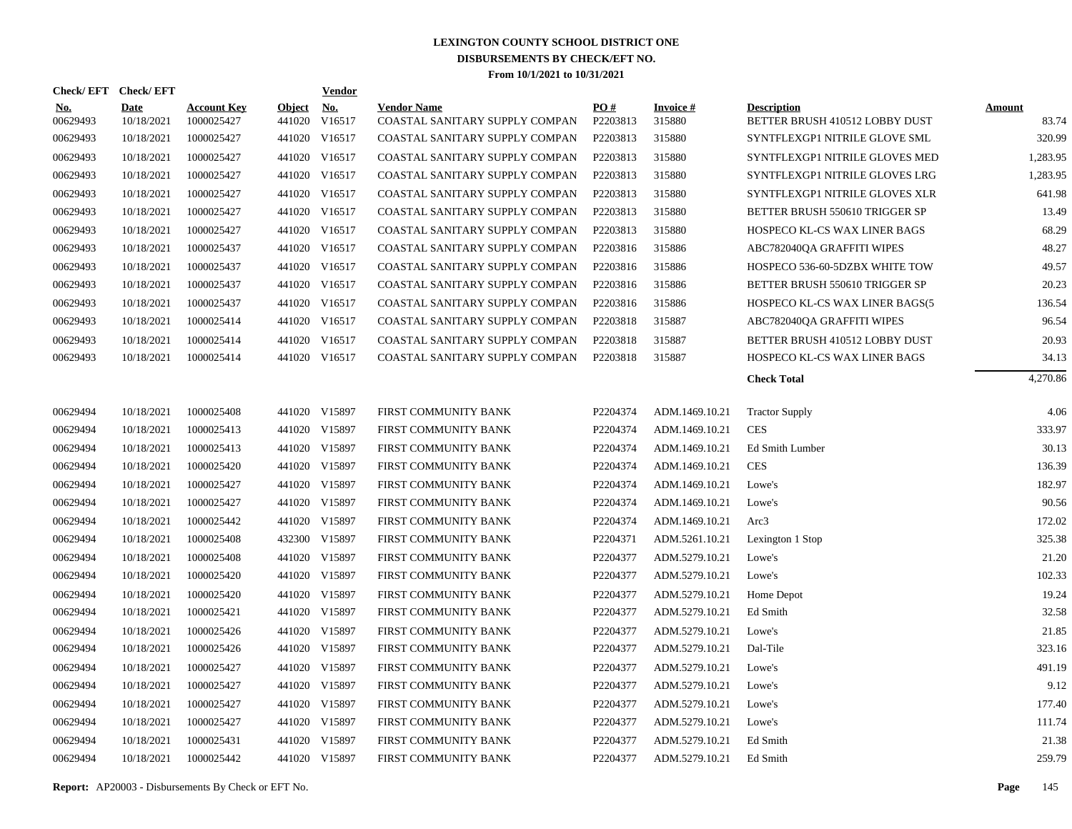# LEXINGTON COUNTY SCHOOL DISTRICT ONE
## DISBURSEMENTS BY CHECK/EFT NO.
### From 10/1/2021 to 10/31/2021

| Check/ EFT No. | Check/ EFT Date | Account Key | Object | Vendor No. | Vendor Name | PO # | Invoice # | Description | Amount |
|---|---|---|---|---|---|---|---|---|---|
| 00629493 | 10/18/2021 | 1000025427 | 441020 | V16517 | COASTAL SANITARY SUPPLY COMPAN | P2203813 | 315880 | BETTER BRUSH 410512 LOBBY DUST | 83.74 |
| 00629493 | 10/18/2021 | 1000025427 | 441020 | V16517 | COASTAL SANITARY SUPPLY COMPAN | P2203813 | 315880 | SYNTFLEXGP1 NITRILE GLOVE SML | 320.99 |
| 00629493 | 10/18/2021 | 1000025427 | 441020 | V16517 | COASTAL SANITARY SUPPLY COMPAN | P2203813 | 315880 | SYNTFLEXGP1 NITRILE GLOVES MED | 1,283.95 |
| 00629493 | 10/18/2021 | 1000025427 | 441020 | V16517 | COASTAL SANITARY SUPPLY COMPAN | P2203813 | 315880 | SYNTFLEXGP1 NITRILE GLOVES LRG | 1,283.95 |
| 00629493 | 10/18/2021 | 1000025427 | 441020 | V16517 | COASTAL SANITARY SUPPLY COMPAN | P2203813 | 315880 | SYNTFLEXGP1 NITRILE GLOVES XLR | 641.98 |
| 00629493 | 10/18/2021 | 1000025427 | 441020 | V16517 | COASTAL SANITARY SUPPLY COMPAN | P2203813 | 315880 | BETTER BRUSH 550610 TRIGGER SP | 13.49 |
| 00629493 | 10/18/2021 | 1000025427 | 441020 | V16517 | COASTAL SANITARY SUPPLY COMPAN | P2203813 | 315880 | HOSPECO KL-CS WAX LINER BAGS | 68.29 |
| 00629493 | 10/18/2021 | 1000025437 | 441020 | V16517 | COASTAL SANITARY SUPPLY COMPAN | P2203816 | 315886 | ABC782040QA GRAFFITI WIPES | 48.27 |
| 00629493 | 10/18/2021 | 1000025437 | 441020 | V16517 | COASTAL SANITARY SUPPLY COMPAN | P2203816 | 315886 | HOSPECO 536-60-5DZBX WHITE TOW | 49.57 |
| 00629493 | 10/18/2021 | 1000025437 | 441020 | V16517 | COASTAL SANITARY SUPPLY COMPAN | P2203816 | 315886 | BETTER BRUSH 550610 TRIGGER SP | 20.23 |
| 00629493 | 10/18/2021 | 1000025437 | 441020 | V16517 | COASTAL SANITARY SUPPLY COMPAN | P2203816 | 315886 | HOSPECO KL-CS WAX LINER BAGS(5 | 136.54 |
| 00629493 | 10/18/2021 | 1000025414 | 441020 | V16517 | COASTAL SANITARY SUPPLY COMPAN | P2203818 | 315887 | ABC782040QA GRAFFITI WIPES | 96.54 |
| 00629493 | 10/18/2021 | 1000025414 | 441020 | V16517 | COASTAL SANITARY SUPPLY COMPAN | P2203818 | 315887 | BETTER BRUSH 410512 LOBBY DUST | 20.93 |
| 00629493 | 10/18/2021 | 1000025414 | 441020 | V16517 | COASTAL SANITARY SUPPLY COMPAN | P2203818 | 315887 | HOSPECO KL-CS WAX LINER BAGS | 34.13 |
| | | | | | | | | **Check Total** | 4,270.86 |
| 00629494 | 10/18/2021 | 1000025408 | 441020 | V15897 | FIRST COMMUNITY BANK | P2204374 | ADM.1469.10.21 | Tractor Supply | 4.06 |
| 00629494 | 10/18/2021 | 1000025413 | 441020 | V15897 | FIRST COMMUNITY BANK | P2204374 | ADM.1469.10.21 | CES | 333.97 |
| 00629494 | 10/18/2021 | 1000025413 | 441020 | V15897 | FIRST COMMUNITY BANK | P2204374 | ADM.1469.10.21 | Ed Smith Lumber | 30.13 |
| 00629494 | 10/18/2021 | 1000025420 | 441020 | V15897 | FIRST COMMUNITY BANK | P2204374 | ADM.1469.10.21 | CES | 136.39 |
| 00629494 | 10/18/2021 | 1000025427 | 441020 | V15897 | FIRST COMMUNITY BANK | P2204374 | ADM.1469.10.21 | Lowe's | 182.97 |
| 00629494 | 10/18/2021 | 1000025427 | 441020 | V15897 | FIRST COMMUNITY BANK | P2204374 | ADM.1469.10.21 | Lowe's | 90.56 |
| 00629494 | 10/18/2021 | 1000025442 | 441020 | V15897 | FIRST COMMUNITY BANK | P2204374 | ADM.1469.10.21 | Arc3 | 172.02 |
| 00629494 | 10/18/2021 | 1000025408 | 432300 | V15897 | FIRST COMMUNITY BANK | P2204371 | ADM.5261.10.21 | Lexington 1 Stop | 325.38 |
| 00629494 | 10/18/2021 | 1000025408 | 441020 | V15897 | FIRST COMMUNITY BANK | P2204377 | ADM.5279.10.21 | Lowe's | 21.20 |
| 00629494 | 10/18/2021 | 1000025420 | 441020 | V15897 | FIRST COMMUNITY BANK | P2204377 | ADM.5279.10.21 | Lowe's | 102.33 |
| 00629494 | 10/18/2021 | 1000025420 | 441020 | V15897 | FIRST COMMUNITY BANK | P2204377 | ADM.5279.10.21 | Home Depot | 19.24 |
| 00629494 | 10/18/2021 | 1000025421 | 441020 | V15897 | FIRST COMMUNITY BANK | P2204377 | ADM.5279.10.21 | Ed Smith | 32.58 |
| 00629494 | 10/18/2021 | 1000025426 | 441020 | V15897 | FIRST COMMUNITY BANK | P2204377 | ADM.5279.10.21 | Lowe's | 21.85 |
| 00629494 | 10/18/2021 | 1000025426 | 441020 | V15897 | FIRST COMMUNITY BANK | P2204377 | ADM.5279.10.21 | Dal-Tile | 323.16 |
| 00629494 | 10/18/2021 | 1000025427 | 441020 | V15897 | FIRST COMMUNITY BANK | P2204377 | ADM.5279.10.21 | Lowe's | 491.19 |
| 00629494 | 10/18/2021 | 1000025427 | 441020 | V15897 | FIRST COMMUNITY BANK | P2204377 | ADM.5279.10.21 | Lowe's | 9.12 |
| 00629494 | 10/18/2021 | 1000025427 | 441020 | V15897 | FIRST COMMUNITY BANK | P2204377 | ADM.5279.10.21 | Lowe's | 177.40 |
| 00629494 | 10/18/2021 | 1000025427 | 441020 | V15897 | FIRST COMMUNITY BANK | P2204377 | ADM.5279.10.21 | Lowe's | 111.74 |
| 00629494 | 10/18/2021 | 1000025431 | 441020 | V15897 | FIRST COMMUNITY BANK | P2204377 | ADM.5279.10.21 | Ed Smith | 21.38 |
| 00629494 | 10/18/2021 | 1000025442 | 441020 | V15897 | FIRST COMMUNITY BANK | P2204377 | ADM.5279.10.21 | Ed Smith | 259.79 |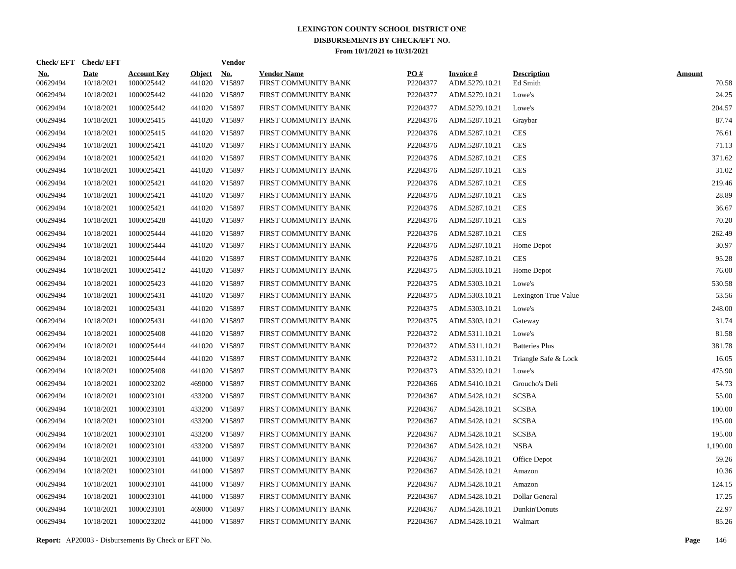# LEXINGTON COUNTY SCHOOL DISTRICT ONE

## DISBURSEMENTS BY CHECK/EFT NO.

### From 10/1/2021 to 10/31/2021

| Check/ EFT No. | Check/ EFT Date | Account Key | Object | Vendor No. | Vendor Name | PO # | Invoice # | Description | Amount |
|---|---|---|---|---|---|---|---|---|---|
| 00629494 | 10/18/2021 | 1000025442 | 441020 | V15897 | FIRST COMMUNITY BANK | P2204377 | ADM.5279.10.21 | Ed Smith | 70.58 |
| 00629494 | 10/18/2021 | 1000025442 | 441020 | V15897 | FIRST COMMUNITY BANK | P2204377 | ADM.5279.10.21 | Lowe's | 24.25 |
| 00629494 | 10/18/2021 | 1000025442 | 441020 | V15897 | FIRST COMMUNITY BANK | P2204377 | ADM.5279.10.21 | Lowe's | 204.57 |
| 00629494 | 10/18/2021 | 1000025415 | 441020 | V15897 | FIRST COMMUNITY BANK | P2204376 | ADM.5287.10.21 | Graybar | 87.74 |
| 00629494 | 10/18/2021 | 1000025415 | 441020 | V15897 | FIRST COMMUNITY BANK | P2204376 | ADM.5287.10.21 | CES | 76.61 |
| 00629494 | 10/18/2021 | 1000025421 | 441020 | V15897 | FIRST COMMUNITY BANK | P2204376 | ADM.5287.10.21 | CES | 71.13 |
| 00629494 | 10/18/2021 | 1000025421 | 441020 | V15897 | FIRST COMMUNITY BANK | P2204376 | ADM.5287.10.21 | CES | 371.62 |
| 00629494 | 10/18/2021 | 1000025421 | 441020 | V15897 | FIRST COMMUNITY BANK | P2204376 | ADM.5287.10.21 | CES | 31.02 |
| 00629494 | 10/18/2021 | 1000025421 | 441020 | V15897 | FIRST COMMUNITY BANK | P2204376 | ADM.5287.10.21 | CES | 219.46 |
| 00629494 | 10/18/2021 | 1000025421 | 441020 | V15897 | FIRST COMMUNITY BANK | P2204376 | ADM.5287.10.21 | CES | 28.89 |
| 00629494 | 10/18/2021 | 1000025421 | 441020 | V15897 | FIRST COMMUNITY BANK | P2204376 | ADM.5287.10.21 | CES | 36.67 |
| 00629494 | 10/18/2021 | 1000025428 | 441020 | V15897 | FIRST COMMUNITY BANK | P2204376 | ADM.5287.10.21 | CES | 70.20 |
| 00629494 | 10/18/2021 | 1000025444 | 441020 | V15897 | FIRST COMMUNITY BANK | P2204376 | ADM.5287.10.21 | CES | 262.49 |
| 00629494 | 10/18/2021 | 1000025444 | 441020 | V15897 | FIRST COMMUNITY BANK | P2204376 | ADM.5287.10.21 | Home Depot | 30.97 |
| 00629494 | 10/18/2021 | 1000025444 | 441020 | V15897 | FIRST COMMUNITY BANK | P2204376 | ADM.5287.10.21 | CES | 95.28 |
| 00629494 | 10/18/2021 | 1000025412 | 441020 | V15897 | FIRST COMMUNITY BANK | P2204375 | ADM.5303.10.21 | Home Depot | 76.00 |
| 00629494 | 10/18/2021 | 1000025423 | 441020 | V15897 | FIRST COMMUNITY BANK | P2204375 | ADM.5303.10.21 | Lowe's | 530.58 |
| 00629494 | 10/18/2021 | 1000025431 | 441020 | V15897 | FIRST COMMUNITY BANK | P2204375 | ADM.5303.10.21 | Lexington True Value | 53.56 |
| 00629494 | 10/18/2021 | 1000025431 | 441020 | V15897 | FIRST COMMUNITY BANK | P2204375 | ADM.5303.10.21 | Lowe's | 248.00 |
| 00629494 | 10/18/2021 | 1000025431 | 441020 | V15897 | FIRST COMMUNITY BANK | P2204375 | ADM.5303.10.21 | Gateway | 31.74 |
| 00629494 | 10/18/2021 | 1000025408 | 441020 | V15897 | FIRST COMMUNITY BANK | P2204372 | ADM.5311.10.21 | Lowe's | 81.58 |
| 00629494 | 10/18/2021 | 1000025444 | 441020 | V15897 | FIRST COMMUNITY BANK | P2204372 | ADM.5311.10.21 | Batteries Plus | 381.78 |
| 00629494 | 10/18/2021 | 1000025444 | 441020 | V15897 | FIRST COMMUNITY BANK | P2204372 | ADM.5311.10.21 | Triangle Safe & Lock | 16.05 |
| 00629494 | 10/18/2021 | 1000025408 | 441020 | V15897 | FIRST COMMUNITY BANK | P2204373 | ADM.5329.10.21 | Lowe's | 475.90 |
| 00629494 | 10/18/2021 | 1000023202 | 469000 | V15897 | FIRST COMMUNITY BANK | P2204366 | ADM.5410.10.21 | Groucho's Deli | 54.73 |
| 00629494 | 10/18/2021 | 1000023101 | 433200 | V15897 | FIRST COMMUNITY BANK | P2204367 | ADM.5428.10.21 | SCSBA | 55.00 |
| 00629494 | 10/18/2021 | 1000023101 | 433200 | V15897 | FIRST COMMUNITY BANK | P2204367 | ADM.5428.10.21 | SCSBA | 100.00 |
| 00629494 | 10/18/2021 | 1000023101 | 433200 | V15897 | FIRST COMMUNITY BANK | P2204367 | ADM.5428.10.21 | SCSBA | 195.00 |
| 00629494 | 10/18/2021 | 1000023101 | 433200 | V15897 | FIRST COMMUNITY BANK | P2204367 | ADM.5428.10.21 | SCSBA | 195.00 |
| 00629494 | 10/18/2021 | 1000023101 | 433200 | V15897 | FIRST COMMUNITY BANK | P2204367 | ADM.5428.10.21 | NSBA | 1,190.00 |
| 00629494 | 10/18/2021 | 1000023101 | 441000 | V15897 | FIRST COMMUNITY BANK | P2204367 | ADM.5428.10.21 | Office Depot | 59.26 |
| 00629494 | 10/18/2021 | 1000023101 | 441000 | V15897 | FIRST COMMUNITY BANK | P2204367 | ADM.5428.10.21 | Amazon | 10.36 |
| 00629494 | 10/18/2021 | 1000023101 | 441000 | V15897 | FIRST COMMUNITY BANK | P2204367 | ADM.5428.10.21 | Amazon | 124.15 |
| 00629494 | 10/18/2021 | 1000023101 | 441000 | V15897 | FIRST COMMUNITY BANK | P2204367 | ADM.5428.10.21 | Dollar General | 17.25 |
| 00629494 | 10/18/2021 | 1000023101 | 469000 | V15897 | FIRST COMMUNITY BANK | P2204367 | ADM.5428.10.21 | Dunkin'Donuts | 22.97 |
| 00629494 | 10/18/2021 | 1000023202 | 441000 | V15897 | FIRST COMMUNITY BANK | P2204367 | ADM.5428.10.21 | Walmart | 85.26 |

**Report:** AP20003 - Disbursements By Check or EFT No.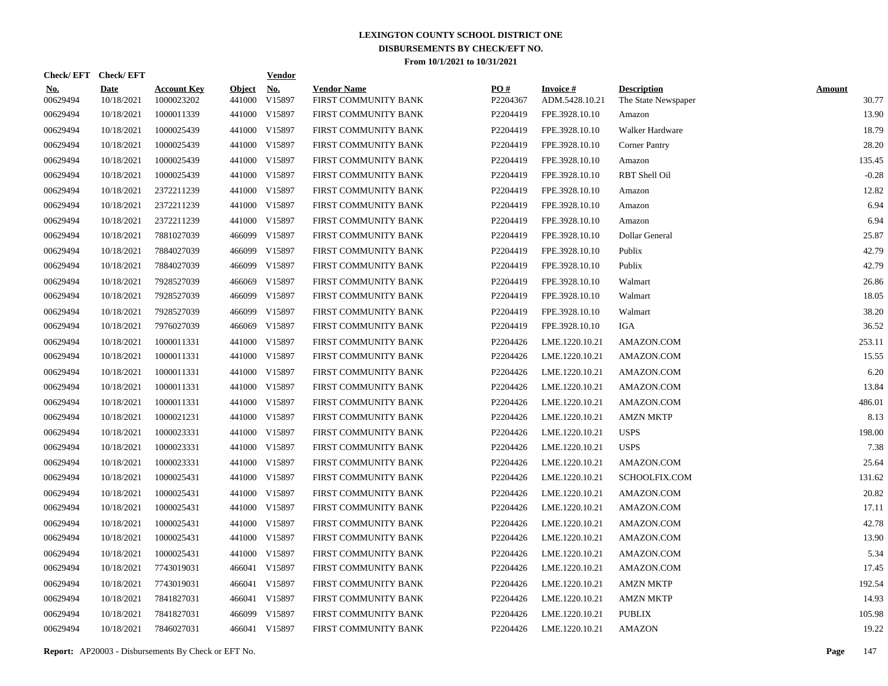# LEXINGTON COUNTY SCHOOL DISTRICT ONE
## DISBURSEMENTS BY CHECK/EFT NO.
### From 10/1/2021 to 10/31/2021

| Check/ EFT No. | Check/ EFT Date | Account Key | Object | Vendor No. | Vendor Name | PO # | Invoice # | Description | Amount |
|---|---|---|---|---|---|---|---|---|---|
| 00629494 | 10/18/2021 | 1000023202 | 441000 | V15897 | FIRST COMMUNITY BANK | P2204367 | ADM.5428.10.21 | The State Newspaper | 30.77 |
| 00629494 | 10/18/2021 | 1000011339 | 441000 | V15897 | FIRST COMMUNITY BANK | P2204419 | FPE.3928.10.10 | Amazon | 13.90 |
| 00629494 | 10/18/2021 | 1000025439 | 441000 | V15897 | FIRST COMMUNITY BANK | P2204419 | FPE.3928.10.10 | Walker Hardware | 18.79 |
| 00629494 | 10/18/2021 | 1000025439 | 441000 | V15897 | FIRST COMMUNITY BANK | P2204419 | FPE.3928.10.10 | Corner Pantry | 28.20 |
| 00629494 | 10/18/2021 | 1000025439 | 441000 | V15897 | FIRST COMMUNITY BANK | P2204419 | FPE.3928.10.10 | Amazon | 135.45 |
| 00629494 | 10/18/2021 | 1000025439 | 441000 | V15897 | FIRST COMMUNITY BANK | P2204419 | FPE.3928.10.10 | RBT Shell Oil | -0.28 |
| 00629494 | 10/18/2021 | 2372211239 | 441000 | V15897 | FIRST COMMUNITY BANK | P2204419 | FPE.3928.10.10 | Amazon | 12.82 |
| 00629494 | 10/18/2021 | 2372211239 | 441000 | V15897 | FIRST COMMUNITY BANK | P2204419 | FPE.3928.10.10 | Amazon | 6.94 |
| 00629494 | 10/18/2021 | 2372211239 | 441000 | V15897 | FIRST COMMUNITY BANK | P2204419 | FPE.3928.10.10 | Amazon | 6.94 |
| 00629494 | 10/18/2021 | 7881027039 | 466099 | V15897 | FIRST COMMUNITY BANK | P2204419 | FPE.3928.10.10 | Dollar General | 25.87 |
| 00629494 | 10/18/2021 | 7884027039 | 466099 | V15897 | FIRST COMMUNITY BANK | P2204419 | FPE.3928.10.10 | Publix | 42.79 |
| 00629494 | 10/18/2021 | 7884027039 | 466099 | V15897 | FIRST COMMUNITY BANK | P2204419 | FPE.3928.10.10 | Publix | 42.79 |
| 00629494 | 10/18/2021 | 7928527039 | 466069 | V15897 | FIRST COMMUNITY BANK | P2204419 | FPE.3928.10.10 | Walmart | 26.86 |
| 00629494 | 10/18/2021 | 7928527039 | 466099 | V15897 | FIRST COMMUNITY BANK | P2204419 | FPE.3928.10.10 | Walmart | 18.05 |
| 00629494 | 10/18/2021 | 7928527039 | 466099 | V15897 | FIRST COMMUNITY BANK | P2204419 | FPE.3928.10.10 | Walmart | 38.20 |
| 00629494 | 10/18/2021 | 7976027039 | 466069 | V15897 | FIRST COMMUNITY BANK | P2204419 | FPE.3928.10.10 | IGA | 36.52 |
| 00629494 | 10/18/2021 | 1000011331 | 441000 | V15897 | FIRST COMMUNITY BANK | P2204426 | LME.1220.10.21 | AMAZON.COM | 253.11 |
| 00629494 | 10/18/2021 | 1000011331 | 441000 | V15897 | FIRST COMMUNITY BANK | P2204426 | LME.1220.10.21 | AMAZON.COM | 15.55 |
| 00629494 | 10/18/2021 | 1000011331 | 441000 | V15897 | FIRST COMMUNITY BANK | P2204426 | LME.1220.10.21 | AMAZON.COM | 6.20 |
| 00629494 | 10/18/2021 | 1000011331 | 441000 | V15897 | FIRST COMMUNITY BANK | P2204426 | LME.1220.10.21 | AMAZON.COM | 13.84 |
| 00629494 | 10/18/2021 | 1000011331 | 441000 | V15897 | FIRST COMMUNITY BANK | P2204426 | LME.1220.10.21 | AMAZON.COM | 486.01 |
| 00629494 | 10/18/2021 | 1000021231 | 441000 | V15897 | FIRST COMMUNITY BANK | P2204426 | LME.1220.10.21 | AMZN MKTP | 8.13 |
| 00629494 | 10/18/2021 | 1000023331 | 441000 | V15897 | FIRST COMMUNITY BANK | P2204426 | LME.1220.10.21 | USPS | 198.00 |
| 00629494 | 10/18/2021 | 1000023331 | 441000 | V15897 | FIRST COMMUNITY BANK | P2204426 | LME.1220.10.21 | USPS | 7.38 |
| 00629494 | 10/18/2021 | 1000023331 | 441000 | V15897 | FIRST COMMUNITY BANK | P2204426 | LME.1220.10.21 | AMAZON.COM | 25.64 |
| 00629494 | 10/18/2021 | 1000025431 | 441000 | V15897 | FIRST COMMUNITY BANK | P2204426 | LME.1220.10.21 | SCHOOLFIX.COM | 131.62 |
| 00629494 | 10/18/2021 | 1000025431 | 441000 | V15897 | FIRST COMMUNITY BANK | P2204426 | LME.1220.10.21 | AMAZON.COM | 20.82 |
| 00629494 | 10/18/2021 | 1000025431 | 441000 | V15897 | FIRST COMMUNITY BANK | P2204426 | LME.1220.10.21 | AMAZON.COM | 17.11 |
| 00629494 | 10/18/2021 | 1000025431 | 441000 | V15897 | FIRST COMMUNITY BANK | P2204426 | LME.1220.10.21 | AMAZON.COM | 42.78 |
| 00629494 | 10/18/2021 | 1000025431 | 441000 | V15897 | FIRST COMMUNITY BANK | P2204426 | LME.1220.10.21 | AMAZON.COM | 13.90 |
| 00629494 | 10/18/2021 | 1000025431 | 441000 | V15897 | FIRST COMMUNITY BANK | P2204426 | LME.1220.10.21 | AMAZON.COM | 5.34 |
| 00629494 | 10/18/2021 | 7743019031 | 466041 | V15897 | FIRST COMMUNITY BANK | P2204426 | LME.1220.10.21 | AMAZON.COM | 17.45 |
| 00629494 | 10/18/2021 | 7743019031 | 466041 | V15897 | FIRST COMMUNITY BANK | P2204426 | LME.1220.10.21 | AMZN MKTP | 192.54 |
| 00629494 | 10/18/2021 | 7841827031 | 466041 | V15897 | FIRST COMMUNITY BANK | P2204426 | LME.1220.10.21 | AMZN MKTP | 14.93 |
| 00629494 | 10/18/2021 | 7841827031 | 466099 | V15897 | FIRST COMMUNITY BANK | P2204426 | LME.1220.10.21 | PUBLIX | 105.98 |
| 00629494 | 10/18/2021 | 7846027031 | 466041 | V15897 | FIRST COMMUNITY BANK | P2204426 | LME.1220.10.21 | AMAZON | 19.22 |

**Report:** AP20003 - Disbursements By Check or EFT No.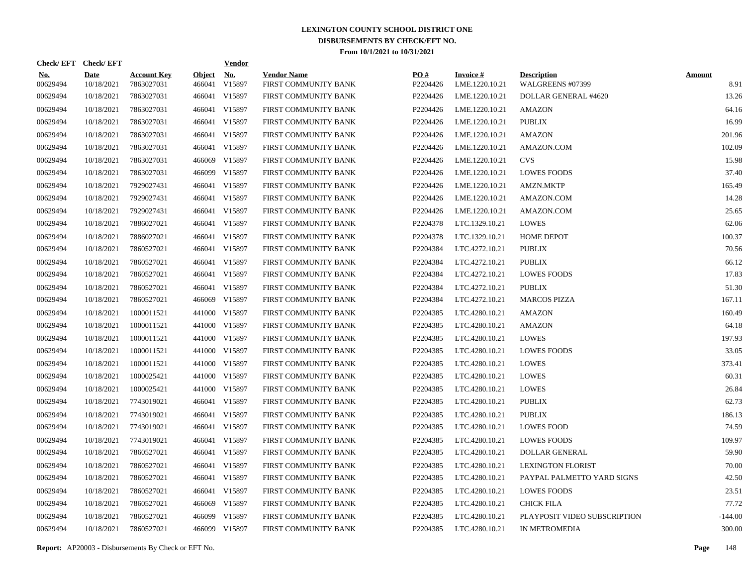# LEXINGTON COUNTY SCHOOL DISTRICT ONE

## DISBURSEMENTS BY CHECK/EFT NO.

### From 10/1/2021 to 10/31/2021

| Check/EFT No. | Check/EFT Date | Account Key | Object | Vendor No. | Vendor Name | PO # | Invoice # | Description | Amount |
|---|---|---|---|---|---|---|---|---|---|
| 00629494 | 10/18/2021 | 7863027031 | 466041 | V15897 | FIRST COMMUNITY BANK | P2204426 | LME.1220.10.21 | WALGREENS #07399 | 8.91 |
| 00629494 | 10/18/2021 | 7863027031 | 466041 | V15897 | FIRST COMMUNITY BANK | P2204426 | LME.1220.10.21 | DOLLAR GENERAL #4620 | 13.26 |
| 00629494 | 10/18/2021 | 7863027031 | 466041 | V15897 | FIRST COMMUNITY BANK | P2204426 | LME.1220.10.21 | AMAZON | 64.16 |
| 00629494 | 10/18/2021 | 7863027031 | 466041 | V15897 | FIRST COMMUNITY BANK | P2204426 | LME.1220.10.21 | PUBLIX | 16.99 |
| 00629494 | 10/18/2021 | 7863027031 | 466041 | V15897 | FIRST COMMUNITY BANK | P2204426 | LME.1220.10.21 | AMAZON | 201.96 |
| 00629494 | 10/18/2021 | 7863027031 | 466041 | V15897 | FIRST COMMUNITY BANK | P2204426 | LME.1220.10.21 | AMAZON.COM | 102.09 |
| 00629494 | 10/18/2021 | 7863027031 | 466069 | V15897 | FIRST COMMUNITY BANK | P2204426 | LME.1220.10.21 | CVS | 15.98 |
| 00629494 | 10/18/2021 | 7863027031 | 466099 | V15897 | FIRST COMMUNITY BANK | P2204426 | LME.1220.10.21 | LOWES FOODS | 37.40 |
| 00629494 | 10/18/2021 | 7929027431 | 466041 | V15897 | FIRST COMMUNITY BANK | P2204426 | LME.1220.10.21 | AMZN.MKTP | 165.49 |
| 00629494 | 10/18/2021 | 7929027431 | 466041 | V15897 | FIRST COMMUNITY BANK | P2204426 | LME.1220.10.21 | AMAZON.COM | 14.28 |
| 00629494 | 10/18/2021 | 7929027431 | 466041 | V15897 | FIRST COMMUNITY BANK | P2204426 | LME.1220.10.21 | AMAZON.COM | 25.65 |
| 00629494 | 10/18/2021 | 7886027021 | 466041 | V15897 | FIRST COMMUNITY BANK | P2204378 | LTC.1329.10.21 | LOWES | 62.06 |
| 00629494 | 10/18/2021 | 7886027021 | 466041 | V15897 | FIRST COMMUNITY BANK | P2204378 | LTC.1329.10.21 | HOME DEPOT | 100.37 |
| 00629494 | 10/18/2021 | 7860527021 | 466041 | V15897 | FIRST COMMUNITY BANK | P2204384 | LTC.4272.10.21 | PUBLIX | 70.56 |
| 00629494 | 10/18/2021 | 7860527021 | 466041 | V15897 | FIRST COMMUNITY BANK | P2204384 | LTC.4272.10.21 | PUBLIX | 66.12 |
| 00629494 | 10/18/2021 | 7860527021 | 466041 | V15897 | FIRST COMMUNITY BANK | P2204384 | LTC.4272.10.21 | LOWES FOODS | 17.83 |
| 00629494 | 10/18/2021 | 7860527021 | 466041 | V15897 | FIRST COMMUNITY BANK | P2204384 | LTC.4272.10.21 | PUBLIX | 51.30 |
| 00629494 | 10/18/2021 | 7860527021 | 466069 | V15897 | FIRST COMMUNITY BANK | P2204384 | LTC.4272.10.21 | MARCOS PIZZA | 167.11 |
| 00629494 | 10/18/2021 | 1000011521 | 441000 | V15897 | FIRST COMMUNITY BANK | P2204385 | LTC.4280.10.21 | AMAZON | 160.49 |
| 00629494 | 10/18/2021 | 1000011521 | 441000 | V15897 | FIRST COMMUNITY BANK | P2204385 | LTC.4280.10.21 | AMAZON | 64.18 |
| 00629494 | 10/18/2021 | 1000011521 | 441000 | V15897 | FIRST COMMUNITY BANK | P2204385 | LTC.4280.10.21 | LOWES | 197.93 |
| 00629494 | 10/18/2021 | 1000011521 | 441000 | V15897 | FIRST COMMUNITY BANK | P2204385 | LTC.4280.10.21 | LOWES FOODS | 33.05 |
| 00629494 | 10/18/2021 | 1000011521 | 441000 | V15897 | FIRST COMMUNITY BANK | P2204385 | LTC.4280.10.21 | LOWES | 373.41 |
| 00629494 | 10/18/2021 | 1000025421 | 441000 | V15897 | FIRST COMMUNITY BANK | P2204385 | LTC.4280.10.21 | LOWES | 60.31 |
| 00629494 | 10/18/2021 | 1000025421 | 441000 | V15897 | FIRST COMMUNITY BANK | P2204385 | LTC.4280.10.21 | LOWES | 26.84 |
| 00629494 | 10/18/2021 | 7743019021 | 466041 | V15897 | FIRST COMMUNITY BANK | P2204385 | LTC.4280.10.21 | PUBLIX | 62.73 |
| 00629494 | 10/18/2021 | 7743019021 | 466041 | V15897 | FIRST COMMUNITY BANK | P2204385 | LTC.4280.10.21 | PUBLIX | 186.13 |
| 00629494 | 10/18/2021 | 7743019021 | 466041 | V15897 | FIRST COMMUNITY BANK | P2204385 | LTC.4280.10.21 | LOWES FOOD | 74.59 |
| 00629494 | 10/18/2021 | 7743019021 | 466041 | V15897 | FIRST COMMUNITY BANK | P2204385 | LTC.4280.10.21 | LOWES FOODS | 109.97 |
| 00629494 | 10/18/2021 | 7860527021 | 466041 | V15897 | FIRST COMMUNITY BANK | P2204385 | LTC.4280.10.21 | DOLLAR GENERAL | 59.90 |
| 00629494 | 10/18/2021 | 7860527021 | 466041 | V15897 | FIRST COMMUNITY BANK | P2204385 | LTC.4280.10.21 | LEXINGTON FLORIST | 70.00 |
| 00629494 | 10/18/2021 | 7860527021 | 466041 | V15897 | FIRST COMMUNITY BANK | P2204385 | LTC.4280.10.21 | PAYPAL PALMETTO YARD SIGNS | 42.50 |
| 00629494 | 10/18/2021 | 7860527021 | 466041 | V15897 | FIRST COMMUNITY BANK | P2204385 | LTC.4280.10.21 | LOWES FOODS | 23.51 |
| 00629494 | 10/18/2021 | 7860527021 | 466069 | V15897 | FIRST COMMUNITY BANK | P2204385 | LTC.4280.10.21 | CHICK FILA | 77.72 |
| 00629494 | 10/18/2021 | 7860527021 | 466099 | V15897 | FIRST COMMUNITY BANK | P2204385 | LTC.4280.10.21 | PLAYPOSIT VIDEO SUBSCRIPTION | -144.00 |
| 00629494 | 10/18/2021 | 7860527021 | 466099 | V15897 | FIRST COMMUNITY BANK | P2204385 | LTC.4280.10.21 | IN METROMEDIA | 300.00 |

**Report:** AP20003 - Disbursements By Check or EFT No.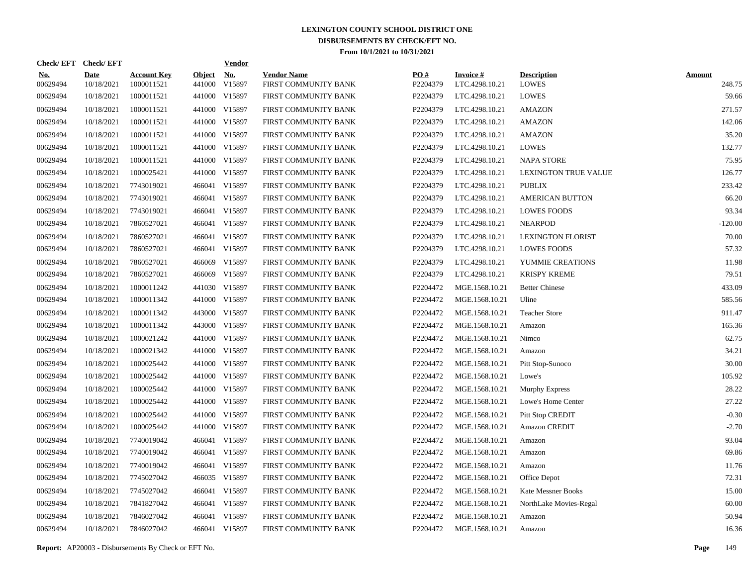# LEXINGTON COUNTY SCHOOL DISTRICT ONE

## DISBURSEMENTS BY CHECK/EFT NO.

### From 10/1/2021 to 10/31/2021

| Check/ EFT No. | Check/ EFT Date | Account Key | Object | Vendor No. | Vendor Name | PO # | Invoice # | Description | Amount |
|---|---|---|---|---|---|---|---|---|---|
| 00629494 | 10/18/2021 | 1000011521 | 441000 | V15897 | FIRST COMMUNITY BANK | P2204379 | LTC.4298.10.21 | LOWES | 248.75 |
| 00629494 | 10/18/2021 | 1000011521 | 441000 | V15897 | FIRST COMMUNITY BANK | P2204379 | LTC.4298.10.21 | LOWES | 59.66 |
| 00629494 | 10/18/2021 | 1000011521 | 441000 | V15897 | FIRST COMMUNITY BANK | P2204379 | LTC.4298.10.21 | AMAZON | 271.57 |
| 00629494 | 10/18/2021 | 1000011521 | 441000 | V15897 | FIRST COMMUNITY BANK | P2204379 | LTC.4298.10.21 | AMAZON | 142.06 |
| 00629494 | 10/18/2021 | 1000011521 | 441000 | V15897 | FIRST COMMUNITY BANK | P2204379 | LTC.4298.10.21 | AMAZON | 35.20 |
| 00629494 | 10/18/2021 | 1000011521 | 441000 | V15897 | FIRST COMMUNITY BANK | P2204379 | LTC.4298.10.21 | LOWES | 132.77 |
| 00629494 | 10/18/2021 | 1000011521 | 441000 | V15897 | FIRST COMMUNITY BANK | P2204379 | LTC.4298.10.21 | NAPA STORE | 75.95 |
| 00629494 | 10/18/2021 | 1000025421 | 441000 | V15897 | FIRST COMMUNITY BANK | P2204379 | LTC.4298.10.21 | LEXINGTON TRUE VALUE | 126.77 |
| 00629494 | 10/18/2021 | 7743019021 | 466041 | V15897 | FIRST COMMUNITY BANK | P2204379 | LTC.4298.10.21 | PUBLIX | 233.42 |
| 00629494 | 10/18/2021 | 7743019021 | 466041 | V15897 | FIRST COMMUNITY BANK | P2204379 | LTC.4298.10.21 | AMERICAN BUTTON | 66.20 |
| 00629494 | 10/18/2021 | 7743019021 | 466041 | V15897 | FIRST COMMUNITY BANK | P2204379 | LTC.4298.10.21 | LOWES FOODS | 93.34 |
| 00629494 | 10/18/2021 | 7860527021 | 466041 | V15897 | FIRST COMMUNITY BANK | P2204379 | LTC.4298.10.21 | NEARPOD | -120.00 |
| 00629494 | 10/18/2021 | 7860527021 | 466041 | V15897 | FIRST COMMUNITY BANK | P2204379 | LTC.4298.10.21 | LEXINGTON FLORIST | 70.00 |
| 00629494 | 10/18/2021 | 7860527021 | 466041 | V15897 | FIRST COMMUNITY BANK | P2204379 | LTC.4298.10.21 | LOWES FOODS | 57.32 |
| 00629494 | 10/18/2021 | 7860527021 | 466069 | V15897 | FIRST COMMUNITY BANK | P2204379 | LTC.4298.10.21 | YUMMIE CREATIONS | 11.98 |
| 00629494 | 10/18/2021 | 7860527021 | 466069 | V15897 | FIRST COMMUNITY BANK | P2204379 | LTC.4298.10.21 | KRISPY KREME | 79.51 |
| 00629494 | 10/18/2021 | 1000011242 | 441030 | V15897 | FIRST COMMUNITY BANK | P2204472 | MGE.1568.10.21 | Better Chinese | 433.09 |
| 00629494 | 10/18/2021 | 1000011342 | 441000 | V15897 | FIRST COMMUNITY BANK | P2204472 | MGE.1568.10.21 | Uline | 585.56 |
| 00629494 | 10/18/2021 | 1000011342 | 443000 | V15897 | FIRST COMMUNITY BANK | P2204472 | MGE.1568.10.21 | Teacher Store | 911.47 |
| 00629494 | 10/18/2021 | 1000011342 | 443000 | V15897 | FIRST COMMUNITY BANK | P2204472 | MGE.1568.10.21 | Amazon | 165.36 |
| 00629494 | 10/18/2021 | 1000021242 | 441000 | V15897 | FIRST COMMUNITY BANK | P2204472 | MGE.1568.10.21 | Nimco | 62.75 |
| 00629494 | 10/18/2021 | 1000021342 | 441000 | V15897 | FIRST COMMUNITY BANK | P2204472 | MGE.1568.10.21 | Amazon | 34.21 |
| 00629494 | 10/18/2021 | 1000025442 | 441000 | V15897 | FIRST COMMUNITY BANK | P2204472 | MGE.1568.10.21 | Pitt Stop-Sunoco | 30.00 |
| 00629494 | 10/18/2021 | 1000025442 | 441000 | V15897 | FIRST COMMUNITY BANK | P2204472 | MGE.1568.10.21 | Lowe's | 105.92 |
| 00629494 | 10/18/2021 | 1000025442 | 441000 | V15897 | FIRST COMMUNITY BANK | P2204472 | MGE.1568.10.21 | Murphy Express | 28.22 |
| 00629494 | 10/18/2021 | 1000025442 | 441000 | V15897 | FIRST COMMUNITY BANK | P2204472 | MGE.1568.10.21 | Lowe's Home Center | 27.22 |
| 00629494 | 10/18/2021 | 1000025442 | 441000 | V15897 | FIRST COMMUNITY BANK | P2204472 | MGE.1568.10.21 | Pitt Stop CREDIT | -0.30 |
| 00629494 | 10/18/2021 | 1000025442 | 441000 | V15897 | FIRST COMMUNITY BANK | P2204472 | MGE.1568.10.21 | Amazon CREDIT | -2.70 |
| 00629494 | 10/18/2021 | 7740019042 | 466041 | V15897 | FIRST COMMUNITY BANK | P2204472 | MGE.1568.10.21 | Amazon | 93.04 |
| 00629494 | 10/18/2021 | 7740019042 | 466041 | V15897 | FIRST COMMUNITY BANK | P2204472 | MGE.1568.10.21 | Amazon | 69.86 |
| 00629494 | 10/18/2021 | 7740019042 | 466041 | V15897 | FIRST COMMUNITY BANK | P2204472 | MGE.1568.10.21 | Amazon | 11.76 |
| 00629494 | 10/18/2021 | 7745027042 | 466035 | V15897 | FIRST COMMUNITY BANK | P2204472 | MGE.1568.10.21 | Office Depot | 72.31 |
| 00629494 | 10/18/2021 | 7745027042 | 466041 | V15897 | FIRST COMMUNITY BANK | P2204472 | MGE.1568.10.21 | Kate Messner Books | 15.00 |
| 00629494 | 10/18/2021 | 7841827042 | 466041 | V15897 | FIRST COMMUNITY BANK | P2204472 | MGE.1568.10.21 | NorthLake Movies-Regal | 60.00 |
| 00629494 | 10/18/2021 | 7846027042 | 466041 | V15897 | FIRST COMMUNITY BANK | P2204472 | MGE.1568.10.21 | Amazon | 50.94 |
| 00629494 | 10/18/2021 | 7846027042 | 466041 | V15897 | FIRST COMMUNITY BANK | P2204472 | MGE.1568.10.21 | Amazon | 16.36 |

**Report:** AP20003 - Disbursements By Check or EFT No.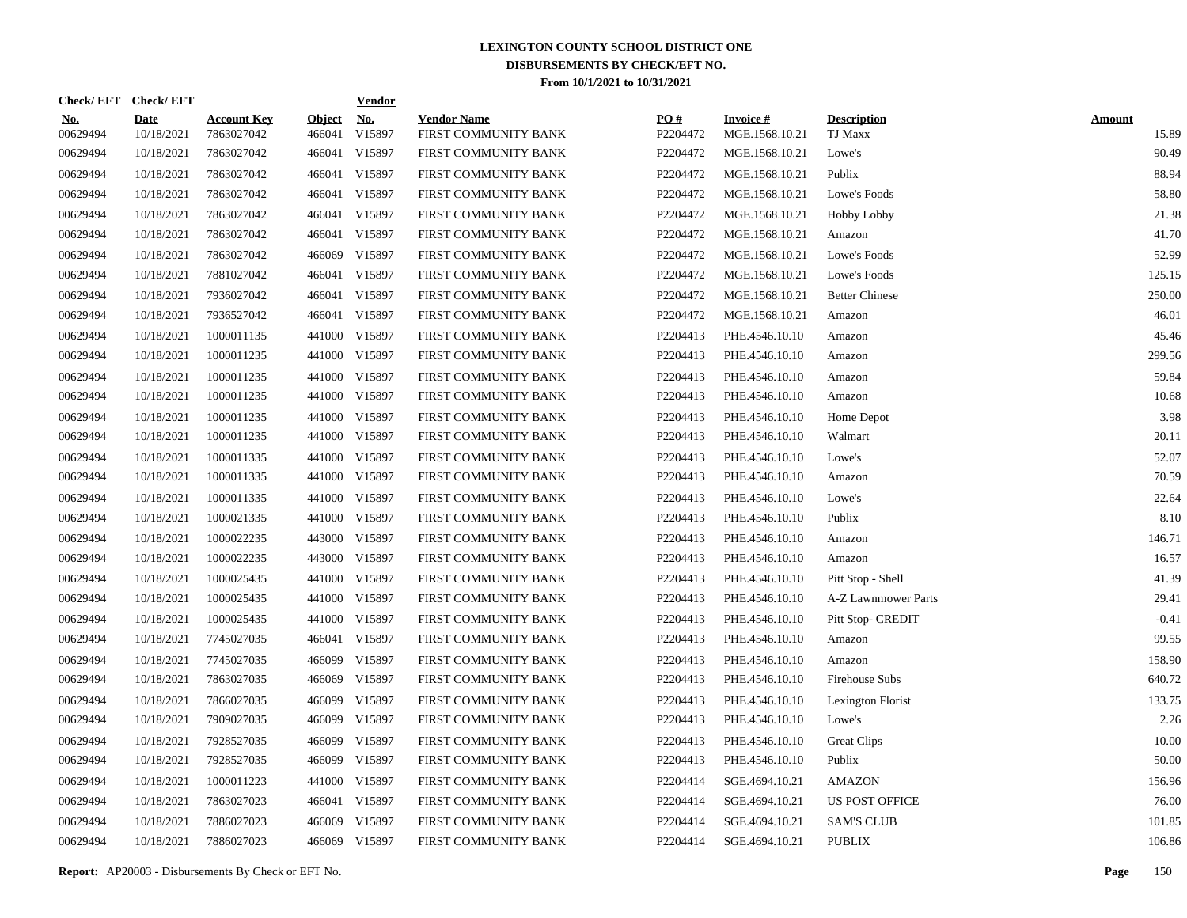# LEXINGTON COUNTY SCHOOL DISTRICT ONE
## DISBURSEMENTS BY CHECK/EFT NO.
### From 10/1/2021 to 10/31/2021

| Check/ EFT No. | Check/ EFT Date | Account Key | Object | Vendor No. | Vendor Name | PO # | Invoice # | Description | Amount |
|---|---|---|---|---|---|---|---|---|---|
| 00629494 | 10/18/2021 | 7863027042 | 466041 | V15897 | FIRST COMMUNITY BANK | P2204472 | MGE.1568.10.21 | TJ Maxx | 15.89 |
| 00629494 | 10/18/2021 | 7863027042 | 466041 | V15897 | FIRST COMMUNITY BANK | P2204472 | MGE.1568.10.21 | Lowe's | 90.49 |
| 00629494 | 10/18/2021 | 7863027042 | 466041 | V15897 | FIRST COMMUNITY BANK | P2204472 | MGE.1568.10.21 | Publix | 88.94 |
| 00629494 | 10/18/2021 | 7863027042 | 466041 | V15897 | FIRST COMMUNITY BANK | P2204472 | MGE.1568.10.21 | Lowe's Foods | 58.80 |
| 00629494 | 10/18/2021 | 7863027042 | 466041 | V15897 | FIRST COMMUNITY BANK | P2204472 | MGE.1568.10.21 | Hobby Lobby | 21.38 |
| 00629494 | 10/18/2021 | 7863027042 | 466041 | V15897 | FIRST COMMUNITY BANK | P2204472 | MGE.1568.10.21 | Amazon | 41.70 |
| 00629494 | 10/18/2021 | 7863027042 | 466069 | V15897 | FIRST COMMUNITY BANK | P2204472 | MGE.1568.10.21 | Lowe's Foods | 52.99 |
| 00629494 | 10/18/2021 | 7881027042 | 466041 | V15897 | FIRST COMMUNITY BANK | P2204472 | MGE.1568.10.21 | Lowe's Foods | 125.15 |
| 00629494 | 10/18/2021 | 7936027042 | 466041 | V15897 | FIRST COMMUNITY BANK | P2204472 | MGE.1568.10.21 | Better Chinese | 250.00 |
| 00629494 | 10/18/2021 | 7936527042 | 466041 | V15897 | FIRST COMMUNITY BANK | P2204472 | MGE.1568.10.21 | Amazon | 46.01 |
| 00629494 | 10/18/2021 | 1000011135 | 441000 | V15897 | FIRST COMMUNITY BANK | P2204413 | PHE.4546.10.10 | Amazon | 45.46 |
| 00629494 | 10/18/2021 | 1000011235 | 441000 | V15897 | FIRST COMMUNITY BANK | P2204413 | PHE.4546.10.10 | Amazon | 299.56 |
| 00629494 | 10/18/2021 | 1000011235 | 441000 | V15897 | FIRST COMMUNITY BANK | P2204413 | PHE.4546.10.10 | Amazon | 59.84 |
| 00629494 | 10/18/2021 | 1000011235 | 441000 | V15897 | FIRST COMMUNITY BANK | P2204413 | PHE.4546.10.10 | Amazon | 10.68 |
| 00629494 | 10/18/2021 | 1000011235 | 441000 | V15897 | FIRST COMMUNITY BANK | P2204413 | PHE.4546.10.10 | Home Depot | 3.98 |
| 00629494 | 10/18/2021 | 1000011235 | 441000 | V15897 | FIRST COMMUNITY BANK | P2204413 | PHE.4546.10.10 | Walmart | 20.11 |
| 00629494 | 10/18/2021 | 1000011335 | 441000 | V15897 | FIRST COMMUNITY BANK | P2204413 | PHE.4546.10.10 | Lowe's | 52.07 |
| 00629494 | 10/18/2021 | 1000011335 | 441000 | V15897 | FIRST COMMUNITY BANK | P2204413 | PHE.4546.10.10 | Amazon | 70.59 |
| 00629494 | 10/18/2021 | 1000011335 | 441000 | V15897 | FIRST COMMUNITY BANK | P2204413 | PHE.4546.10.10 | Lowe's | 22.64 |
| 00629494 | 10/18/2021 | 1000021335 | 441000 | V15897 | FIRST COMMUNITY BANK | P2204413 | PHE.4546.10.10 | Publix | 8.10 |
| 00629494 | 10/18/2021 | 1000022235 | 443000 | V15897 | FIRST COMMUNITY BANK | P2204413 | PHE.4546.10.10 | Amazon | 146.71 |
| 00629494 | 10/18/2021 | 1000022235 | 443000 | V15897 | FIRST COMMUNITY BANK | P2204413 | PHE.4546.10.10 | Amazon | 16.57 |
| 00629494 | 10/18/2021 | 1000025435 | 441000 | V15897 | FIRST COMMUNITY BANK | P2204413 | PHE.4546.10.10 | Pitt Stop - Shell | 41.39 |
| 00629494 | 10/18/2021 | 1000025435 | 441000 | V15897 | FIRST COMMUNITY BANK | P2204413 | PHE.4546.10.10 | A-Z Lawnmower Parts | 29.41 |
| 00629494 | 10/18/2021 | 1000025435 | 441000 | V15897 | FIRST COMMUNITY BANK | P2204413 | PHE.4546.10.10 | Pitt Stop- CREDIT | -0.41 |
| 00629494 | 10/18/2021 | 7745027035 | 466041 | V15897 | FIRST COMMUNITY BANK | P2204413 | PHE.4546.10.10 | Amazon | 99.55 |
| 00629494 | 10/18/2021 | 7745027035 | 466099 | V15897 | FIRST COMMUNITY BANK | P2204413 | PHE.4546.10.10 | Amazon | 158.90 |
| 00629494 | 10/18/2021 | 7863027035 | 466069 | V15897 | FIRST COMMUNITY BANK | P2204413 | PHE.4546.10.10 | Firehouse Subs | 640.72 |
| 00629494 | 10/18/2021 | 7866027035 | 466099 | V15897 | FIRST COMMUNITY BANK | P2204413 | PHE.4546.10.10 | Lexington Florist | 133.75 |
| 00629494 | 10/18/2021 | 7909027035 | 466099 | V15897 | FIRST COMMUNITY BANK | P2204413 | PHE.4546.10.10 | Lowe's | 2.26 |
| 00629494 | 10/18/2021 | 7928527035 | 466099 | V15897 | FIRST COMMUNITY BANK | P2204413 | PHE.4546.10.10 | Great Clips | 10.00 |
| 00629494 | 10/18/2021 | 7928527035 | 466099 | V15897 | FIRST COMMUNITY BANK | P2204413 | PHE.4546.10.10 | Publix | 50.00 |
| 00629494 | 10/18/2021 | 1000011223 | 441000 | V15897 | FIRST COMMUNITY BANK | P2204414 | SGE.4694.10.21 | AMAZON | 156.96 |
| 00629494 | 10/18/2021 | 7863027023 | 466041 | V15897 | FIRST COMMUNITY BANK | P2204414 | SGE.4694.10.21 | US POST OFFICE | 76.00 |
| 00629494 | 10/18/2021 | 7886027023 | 466069 | V15897 | FIRST COMMUNITY BANK | P2204414 | SGE.4694.10.21 | SAM'S CLUB | 101.85 |
| 00629494 | 10/18/2021 | 7886027023 | 466069 | V15897 | FIRST COMMUNITY BANK | P2204414 | SGE.4694.10.21 | PUBLIX | 106.86 |

**Report:** AP20003 - Disbursements By Check or EFT No.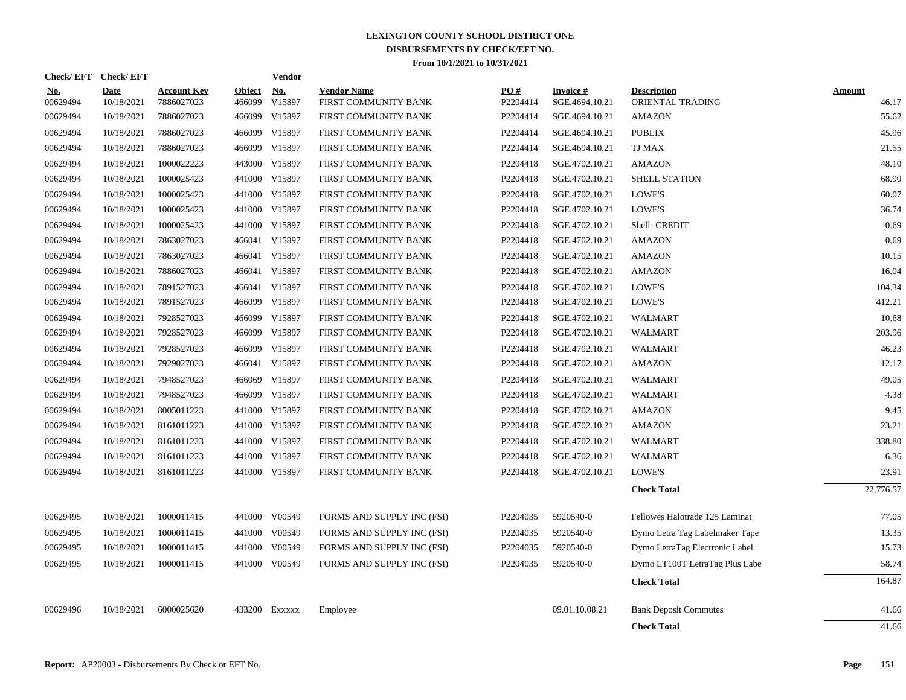# LEXINGTON COUNTY SCHOOL DISTRICT ONE
## DISBURSEMENTS BY CHECK/EFT NO.
### From 10/1/2021 to 10/31/2021

| Check/ EFT No. | Check/ EFT Date | Account Key | Object | Vendor No. | Vendor Name | PO # | Invoice # | Description | Amount |
|---|---|---|---|---|---|---|---|---|---|
| 00629494 | 10/18/2021 | 7886027023 | 466099 | V15897 | FIRST COMMUNITY BANK | P2204414 | SGE.4694.10.21 | ORIENTAL TRADING | 46.17 |
| 00629494 | 10/18/2021 | 7886027023 | 466099 | V15897 | FIRST COMMUNITY BANK | P2204414 | SGE.4694.10.21 | AMAZON | 55.62 |
| 00629494 | 10/18/2021 | 7886027023 | 466099 | V15897 | FIRST COMMUNITY BANK | P2204414 | SGE.4694.10.21 | PUBLIX | 45.96 |
| 00629494 | 10/18/2021 | 7886027023 | 466099 | V15897 | FIRST COMMUNITY BANK | P2204414 | SGE.4694.10.21 | TJ MAX | 21.55 |
| 00629494 | 10/18/2021 | 1000022223 | 443000 | V15897 | FIRST COMMUNITY BANK | P2204418 | SGE.4702.10.21 | AMAZON | 48.10 |
| 00629494 | 10/18/2021 | 1000025423 | 441000 | V15897 | FIRST COMMUNITY BANK | P2204418 | SGE.4702.10.21 | SHELL STATION | 68.90 |
| 00629494 | 10/18/2021 | 1000025423 | 441000 | V15897 | FIRST COMMUNITY BANK | P2204418 | SGE.4702.10.21 | LOWE'S | 60.07 |
| 00629494 | 10/18/2021 | 1000025423 | 441000 | V15897 | FIRST COMMUNITY BANK | P2204418 | SGE.4702.10.21 | LOWE'S | 36.74 |
| 00629494 | 10/18/2021 | 1000025423 | 441000 | V15897 | FIRST COMMUNITY BANK | P2204418 | SGE.4702.10.21 | Shell- CREDIT | -0.69 |
| 00629494 | 10/18/2021 | 7863027023 | 466041 | V15897 | FIRST COMMUNITY BANK | P2204418 | SGE.4702.10.21 | AMAZON | 0.69 |
| 00629494 | 10/18/2021 | 7863027023 | 466041 | V15897 | FIRST COMMUNITY BANK | P2204418 | SGE.4702.10.21 | AMAZON | 10.15 |
| 00629494 | 10/18/2021 | 7886027023 | 466041 | V15897 | FIRST COMMUNITY BANK | P2204418 | SGE.4702.10.21 | AMAZON | 16.04 |
| 00629494 | 10/18/2021 | 7891527023 | 466041 | V15897 | FIRST COMMUNITY BANK | P2204418 | SGE.4702.10.21 | LOWE'S | 104.34 |
| 00629494 | 10/18/2021 | 7891527023 | 466099 | V15897 | FIRST COMMUNITY BANK | P2204418 | SGE.4702.10.21 | LOWE'S | 412.21 |
| 00629494 | 10/18/2021 | 7928527023 | 466099 | V15897 | FIRST COMMUNITY BANK | P2204418 | SGE.4702.10.21 | WALMART | 10.68 |
| 00629494 | 10/18/2021 | 7928527023 | 466099 | V15897 | FIRST COMMUNITY BANK | P2204418 | SGE.4702.10.21 | WALMART | 203.96 |
| 00629494 | 10/18/2021 | 7928527023 | 466099 | V15897 | FIRST COMMUNITY BANK | P2204418 | SGE.4702.10.21 | WALMART | 46.23 |
| 00629494 | 10/18/2021 | 7929027023 | 466041 | V15897 | FIRST COMMUNITY BANK | P2204418 | SGE.4702.10.21 | AMAZON | 12.17 |
| 00629494 | 10/18/2021 | 7948527023 | 466069 | V15897 | FIRST COMMUNITY BANK | P2204418 | SGE.4702.10.21 | WALMART | 49.05 |
| 00629494 | 10/18/2021 | 7948527023 | 466099 | V15897 | FIRST COMMUNITY BANK | P2204418 | SGE.4702.10.21 | WALMART | 4.38 |
| 00629494 | 10/18/2021 | 8005011223 | 441000 | V15897 | FIRST COMMUNITY BANK | P2204418 | SGE.4702.10.21 | AMAZON | 9.45 |
| 00629494 | 10/18/2021 | 8161011223 | 441000 | V15897 | FIRST COMMUNITY BANK | P2204418 | SGE.4702.10.21 | AMAZON | 23.21 |
| 00629494 | 10/18/2021 | 8161011223 | 441000 | V15897 | FIRST COMMUNITY BANK | P2204418 | SGE.4702.10.21 | WALMART | 338.80 |
| 00629494 | 10/18/2021 | 8161011223 | 441000 | V15897 | FIRST COMMUNITY BANK | P2204418 | SGE.4702.10.21 | WALMART | 6.36 |
| 00629494 | 10/18/2021 | 8161011223 | 441000 | V15897 | FIRST COMMUNITY BANK | P2204418 | SGE.4702.10.21 | LOWE'S | 23.91 |
| | | | | | | | | **Check Total** | 22,776.57 |
| 00629495 | 10/18/2021 | 1000011415 | 441000 | V00549 | FORMS AND SUPPLY INC (FSI) | P2204035 | 5920540-0 | Fellowes Halotrade 125 Laminat | 77.05 |
| 00629495 | 10/18/2021 | 1000011415 | 441000 | V00549 | FORMS AND SUPPLY INC (FSI) | P2204035 | 5920540-0 | Dymo Letra Tag Labelmaker Tape | 13.35 |
| 00629495 | 10/18/2021 | 1000011415 | 441000 | V00549 | FORMS AND SUPPLY INC (FSI) | P2204035 | 5920540-0 | Dymo LetraTag Electronic Label | 15.73 |
| 00629495 | 10/18/2021 | 1000011415 | 441000 | V00549 | FORMS AND SUPPLY INC (FSI) | P2204035 | 5920540-0 | Dymo LT100T LetraTag Plus Labe | 58.74 |
| | | | | | | | | **Check Total** | 164.87 |
| 00629496 | 10/18/2021 | 6000025620 | 433200 | Exxxxx | Employee | | 09.01.10.08.21 | Bank Deposit Commutes | 41.66 |
| | | | | | | | | **Check Total** | 41.66 |

**Report:** AP20003 - Disbursements By Check or EFT No.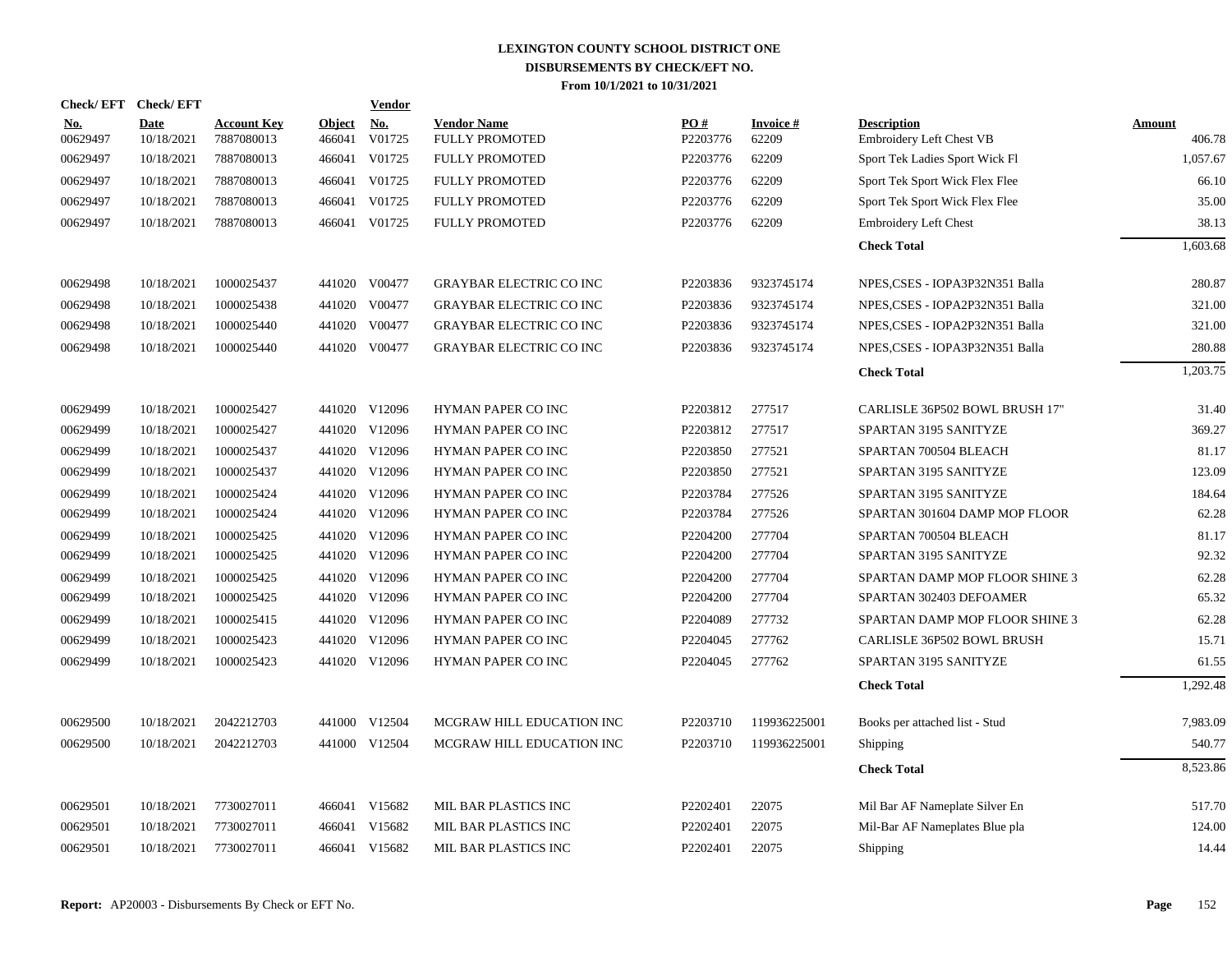# LEXINGTON COUNTY SCHOOL DISTRICT ONE
## DISBURSEMENTS BY CHECK/EFT NO.
### From 10/1/2021 to 10/31/2021

| Check/EFT No. | Check/EFT Date | Account Key | Object | Vendor No. | Vendor Name | PO # | Invoice # | Description | Amount |
|---|---|---|---|---|---|---|---|---|---|
| 00629497 | 10/18/2021 | 7887080013 | 466041 | V01725 | FULLY PROMOTED | P2203776 | 62209 | Embroidery Left Chest VB | 406.78 |
| 00629497 | 10/18/2021 | 7887080013 | 466041 | V01725 | FULLY PROMOTED | P2203776 | 62209 | Sport Tek Ladies Sport Wick Fl | 1,057.67 |
| 00629497 | 10/18/2021 | 7887080013 | 466041 | V01725 | FULLY PROMOTED | P2203776 | 62209 | Sport Tek Sport Wick Flex Flee | 66.10 |
| 00629497 | 10/18/2021 | 7887080013 | 466041 | V01725 | FULLY PROMOTED | P2203776 | 62209 | Sport Tek Sport Wick Flex Flee | 35.00 |
| 00629497 | 10/18/2021 | 7887080013 | 466041 | V01725 | FULLY PROMOTED | P2203776 | 62209 | Embroidery Left Chest | 38.13 |
| | | | | | | | | **Check Total** | 1,603.68 |
| 00629498 | 10/18/2021 | 1000025437 | 441020 | V00477 | GRAYBAR ELECTRIC CO INC | P2203836 | 9323745174 | NPES,CSES - IOPA3P32N351 Balla | 280.87 |
| 00629498 | 10/18/2021 | 1000025438 | 441020 | V00477 | GRAYBAR ELECTRIC CO INC | P2203836 | 9323745174 | NPES,CSES - IOPA2P32N351 Balla | 321.00 |
| 00629498 | 10/18/2021 | 1000025440 | 441020 | V00477 | GRAYBAR ELECTRIC CO INC | P2203836 | 9323745174 | NPES,CSES - IOPA2P32N351 Balla | 321.00 |
| 00629498 | 10/18/2021 | 1000025440 | 441020 | V00477 | GRAYBAR ELECTRIC CO INC | P2203836 | 9323745174 | NPES,CSES - IOPA3P32N351 Balla | 280.88 |
| | | | | | | | | **Check Total** | 1,203.75 |
| 00629499 | 10/18/2021 | 1000025427 | 441020 | V12096 | HYMAN PAPER CO INC | P2203812 | 277517 | CARLISLE 36P502 BOWL BRUSH 17" | 31.40 |
| 00629499 | 10/18/2021 | 1000025427 | 441020 | V12096 | HYMAN PAPER CO INC | P2203812 | 277517 | SPARTAN 3195 SANITYZE | 369.27 |
| 00629499 | 10/18/2021 | 1000025437 | 441020 | V12096 | HYMAN PAPER CO INC | P2203850 | 277521 | SPARTAN 700504 BLEACH | 81.17 |
| 00629499 | 10/18/2021 | 1000025437 | 441020 | V12096 | HYMAN PAPER CO INC | P2203850 | 277521 | SPARTAN 3195 SANITYZE | 123.09 |
| 00629499 | 10/18/2021 | 1000025424 | 441020 | V12096 | HYMAN PAPER CO INC | P2203784 | 277526 | SPARTAN 3195 SANITYZE | 184.64 |
| 00629499 | 10/18/2021 | 1000025424 | 441020 | V12096 | HYMAN PAPER CO INC | P2203784 | 277526 | SPARTAN 301604 DAMP MOP FLOOR | 62.28 |
| 00629499 | 10/18/2021 | 1000025425 | 441020 | V12096 | HYMAN PAPER CO INC | P2204200 | 277704 | SPARTAN 700504 BLEACH | 81.17 |
| 00629499 | 10/18/2021 | 1000025425 | 441020 | V12096 | HYMAN PAPER CO INC | P2204200 | 277704 | SPARTAN 3195 SANITYZE | 92.32 |
| 00629499 | 10/18/2021 | 1000025425 | 441020 | V12096 | HYMAN PAPER CO INC | P2204200 | 277704 | SPARTAN DAMP MOP FLOOR SHINE 3 | 62.28 |
| 00629499 | 10/18/2021 | 1000025425 | 441020 | V12096 | HYMAN PAPER CO INC | P2204200 | 277704 | SPARTAN 302403 DEFOAMER | 65.32 |
| 00629499 | 10/18/2021 | 1000025415 | 441020 | V12096 | HYMAN PAPER CO INC | P2204089 | 277732 | SPARTAN DAMP MOP FLOOR SHINE 3 | 62.28 |
| 00629499 | 10/18/2021 | 1000025423 | 441020 | V12096 | HYMAN PAPER CO INC | P2204045 | 277762 | CARLISLE 36P502 BOWL BRUSH | 15.71 |
| 00629499 | 10/18/2021 | 1000025423 | 441020 | V12096 | HYMAN PAPER CO INC | P2204045 | 277762 | SPARTAN 3195 SANITYZE | 61.55 |
| | | | | | | | | **Check Total** | 1,292.48 |
| 00629500 | 10/18/2021 | 2042212703 | 441000 | V12504 | MCGRAW HILL EDUCATION INC | P2203710 | 119936225001 | Books per attached list - Stud | 7,983.09 |
| 00629500 | 10/18/2021 | 2042212703 | 441000 | V12504 | MCGRAW HILL EDUCATION INC | P2203710 | 119936225001 | Shipping | 540.77 |
| | | | | | | | | **Check Total** | 8,523.86 |
| 00629501 | 10/18/2021 | 7730027011 | 466041 | V15682 | MIL BAR PLASTICS INC | P2202401 | 22075 | Mil Bar AF Nameplate Silver En | 517.70 |
| 00629501 | 10/18/2021 | 7730027011 | 466041 | V15682 | MIL BAR PLASTICS INC | P2202401 | 22075 | Mil-Bar AF Nameplates Blue pla | 124.00 |
| 00629501 | 10/18/2021 | 7730027011 | 466041 | V15682 | MIL BAR PLASTICS INC | P2202401 | 22075 | Shipping | 14.44 |

**Report:** AP20003 - Disbursements By Check or EFT No.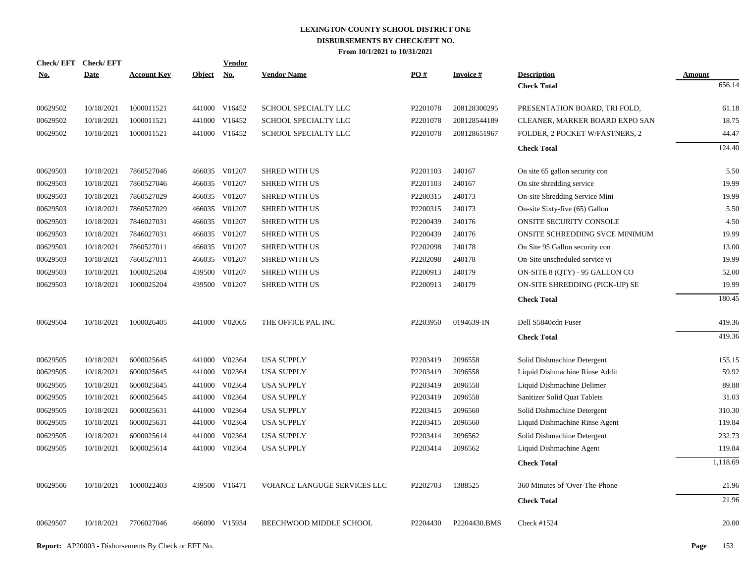# LEXINGTON COUNTY SCHOOL DISTRICT ONE
## DISBURSEMENTS BY CHECK/EFT NO.
### From 10/1/2021 to 10/31/2021

| Check/ EFT No. | Check/ EFT Date | Account Key | Object | Vendor No. | Vendor Name | PO # | Invoice # | Description | Amount |
|---|---|---|---|---|---|---|---|---|---|
| | | | | | | | | **Check Total** | 656.14 |
| 00629502 | 10/18/2021 | 1000011521 | 441000 | V16452 | SCHOOL SPECIALTY LLC | P2201078 | 208128300295 | PRESENTATION BOARD, TRI FOLD, | 61.18 |
| 00629502 | 10/18/2021 | 1000011521 | 441000 | V16452 | SCHOOL SPECIALTY LLC | P2201078 | 208128544189 | CLEANER, MARKER BOARD EXPO SAN | 18.75 |
| 00629502 | 10/18/2021 | 1000011521 | 441000 | V16452 | SCHOOL SPECIALTY LLC | P2201078 | 208128651967 | FOLDER, 2 POCKET W/FASTNERS, 2 | 44.47 |
| | | | | | | | | **Check Total** | 124.40 |
| 00629503 | 10/18/2021 | 7860527046 | 466035 | V01207 | SHRED WITH US | P2201103 | 240167 | On site 65 gallon security con | 5.50 |
| 00629503 | 10/18/2021 | 7860527046 | 466035 | V01207 | SHRED WITH US | P2201103 | 240167 | On site shredding service | 19.99 |
| 00629503 | 10/18/2021 | 7860527029 | 466035 | V01207 | SHRED WITH US | P2200315 | 240173 | On-site Shredding Service Mini | 19.99 |
| 00629503 | 10/18/2021 | 7860527029 | 466035 | V01207 | SHRED WITH US | P2200315 | 240173 | On-site Sixty-five (65) Gallon | 5.50 |
| 00629503 | 10/18/2021 | 7846027031 | 466035 | V01207 | SHRED WITH US | P2200439 | 240176 | ONSITE SECURITY CONSOLE | 4.50 |
| 00629503 | 10/18/2021 | 7846027031 | 466035 | V01207 | SHRED WITH US | P2200439 | 240176 | ONSITE SCHREDDING SVCE MINIMUM | 19.99 |
| 00629503 | 10/18/2021 | 7860527011 | 466035 | V01207 | SHRED WITH US | P2202098 | 240178 | On Site 95 Gallon security con | 13.00 |
| 00629503 | 10/18/2021 | 7860527011 | 466035 | V01207 | SHRED WITH US | P2202098 | 240178 | On-Site unscheduled service vi | 19.99 |
| 00629503 | 10/18/2021 | 1000025204 | 439500 | V01207 | SHRED WITH US | P2200913 | 240179 | ON-SITE 8 (QTY) - 95 GALLON CO | 52.00 |
| 00629503 | 10/18/2021 | 1000025204 | 439500 | V01207 | SHRED WITH US | P2200913 | 240179 | ON-SITE SHREDDING (PICK-UP) SE | 19.99 |
| | | | | | | | | **Check Total** | 180.45 |
| 00629504 | 10/18/2021 | 1000026405 | 441000 | V02065 | THE OFFICE PAL INC | P2203950 | 0194639-IN | Dell S5840cdn Fuser | 419.36 |
| | | | | | | | | **Check Total** | 419.36 |
| 00629505 | 10/18/2021 | 6000025645 | 441000 | V02364 | USA SUPPLY | P2203419 | 2096558 | Solid Dishmachine Detergent | 155.15 |
| 00629505 | 10/18/2021 | 6000025645 | 441000 | V02364 | USA SUPPLY | P2203419 | 2096558 | Liquid Dishmachine Rinse Addit | 59.92 |
| 00629505 | 10/18/2021 | 6000025645 | 441000 | V02364 | USA SUPPLY | P2203419 | 2096558 | Liquid Dishmachine Delimer | 89.88 |
| 00629505 | 10/18/2021 | 6000025645 | 441000 | V02364 | USA SUPPLY | P2203419 | 2096558 | Sanitizer Solid Quat Tablets | 31.03 |
| 00629505 | 10/18/2021 | 6000025631 | 441000 | V02364 | USA SUPPLY | P2203415 | 2096560 | Solid Dishmachine Detergent | 310.30 |
| 00629505 | 10/18/2021 | 6000025631 | 441000 | V02364 | USA SUPPLY | P2203415 | 2096560 | Liquid Dishmachine Rinse Agent | 119.84 |
| 00629505 | 10/18/2021 | 6000025614 | 441000 | V02364 | USA SUPPLY | P2203414 | 2096562 | Solid Dishmachine Detergent | 232.73 |
| 00629505 | 10/18/2021 | 6000025614 | 441000 | V02364 | USA SUPPLY | P2203414 | 2096562 | Liquid Dishmachine Agent | 119.84 |
| | | | | | | | | **Check Total** | 1,118.69 |
| 00629506 | 10/18/2021 | 1000022403 | 439500 | V16471 | VOIANCE LANGUGE SERVICES LLC | P2202703 | 1388525 | 360 Minutes of 'Over-The-Phone | 21.96 |
| | | | | | | | | **Check Total** | 21.96 |
| 00629507 | 10/18/2021 | 7706027046 | 466090 | V15934 | BEECHWOOD MIDDLE SCHOOL | P2204430 | P2204430.BMS | Check #1524 | 20.00 |

**Report:** AP20003 - Disbursements By Check or EFT No.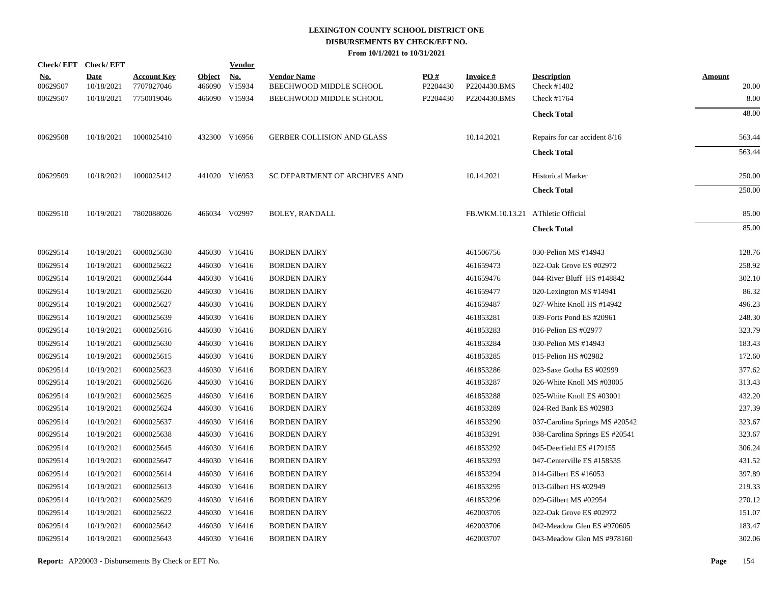# LEXINGTON COUNTY SCHOOL DISTRICT ONE
## DISBURSEMENTS BY CHECK/EFT NO.
### From 10/1/2021 to 10/31/2021

| Check/EFT No. | Check/EFT Date | Account Key | Object | Vendor No. | Vendor Name | PO # | Invoice # | Description | Amount |
|---|---|---|---|---|---|---|---|---|---|
| 00629507 | 10/18/2021 | 7707027046 | 466090 | V15934 | BEECHWOOD MIDDLE SCHOOL | P2204430 | P2204430.BMS | Check #1402 | 20.00 |
| 00629507 | 10/18/2021 | 7750019046 | 466090 | V15934 | BEECHWOOD MIDDLE SCHOOL | P2204430 | P2204430.BMS | Check #1764 | 8.00 |
| | | | | | | | | **Check Total** | 48.00 |
| 00629508 | 10/18/2021 | 1000025410 | 432300 | V16956 | GERBER COLLISION AND GLASS | | 10.14.2021 | Repairs for car accident 8/16 | 563.44 |
| | | | | | | | | **Check Total** | 563.44 |
| 00629509 | 10/18/2021 | 1000025412 | 441020 | V16953 | SC DEPARTMENT OF ARCHIVES AND | | 10.14.2021 | Historical Marker | 250.00 |
| | | | | | | | | **Check Total** | 250.00 |
| 00629510 | 10/19/2021 | 7802088026 | 466034 | V02997 | BOLEY, RANDALL | | FB.WKM.10.13.21 | AThletic Official | 85.00 |
| | | | | | | | | **Check Total** | 85.00 |
| 00629514 | 10/19/2021 | 6000025630 | 446030 | V16416 | BORDEN DAIRY | | 461506756 | 030-Pelion MS #14943 | 128.76 |
| 00629514 | 10/19/2021 | 6000025622 | 446030 | V16416 | BORDEN DAIRY | | 461659473 | 022-Oak Grove ES #02972 | 258.92 |
| 00629514 | 10/19/2021 | 6000025644 | 446030 | V16416 | BORDEN DAIRY | | 461659476 | 044-River Bluff HS #148842 | 302.10 |
| 00629514 | 10/19/2021 | 6000025620 | 446030 | V16416 | BORDEN DAIRY | | 461659477 | 020-Lexington MS #14941 | 86.32 |
| 00629514 | 10/19/2021 | 6000025627 | 446030 | V16416 | BORDEN DAIRY | | 461659487 | 027-White Knoll HS #14942 | 496.23 |
| 00629514 | 10/19/2021 | 6000025639 | 446030 | V16416 | BORDEN DAIRY | | 461853281 | 039-Forts Pond ES #20961 | 248.30 |
| 00629514 | 10/19/2021 | 6000025616 | 446030 | V16416 | BORDEN DAIRY | | 461853283 | 016-Pelion ES #02977 | 323.79 |
| 00629514 | 10/19/2021 | 6000025630 | 446030 | V16416 | BORDEN DAIRY | | 461853284 | 030-Pelion MS #14943 | 183.43 |
| 00629514 | 10/19/2021 | 6000025615 | 446030 | V16416 | BORDEN DAIRY | | 461853285 | 015-Pelion HS #02982 | 172.60 |
| 00629514 | 10/19/2021 | 6000025623 | 446030 | V16416 | BORDEN DAIRY | | 461853286 | 023-Saxe Gotha ES #02999 | 377.62 |
| 00629514 | 10/19/2021 | 6000025626 | 446030 | V16416 | BORDEN DAIRY | | 461853287 | 026-White Knoll MS #03005 | 313.43 |
| 00629514 | 10/19/2021 | 6000025625 | 446030 | V16416 | BORDEN DAIRY | | 461853288 | 025-White Knoll ES #03001 | 432.20 |
| 00629514 | 10/19/2021 | 6000025624 | 446030 | V16416 | BORDEN DAIRY | | 461853289 | 024-Red Bank ES #02983 | 237.39 |
| 00629514 | 10/19/2021 | 6000025637 | 446030 | V16416 | BORDEN DAIRY | | 461853290 | 037-Carolina Springs MS #20542 | 323.67 |
| 00629514 | 10/19/2021 | 6000025638 | 446030 | V16416 | BORDEN DAIRY | | 461853291 | 038-Carolina Springs ES #20541 | 323.67 |
| 00629514 | 10/19/2021 | 6000025645 | 446030 | V16416 | BORDEN DAIRY | | 461853292 | 045-Deerfield ES #179155 | 306.24 |
| 00629514 | 10/19/2021 | 6000025647 | 446030 | V16416 | BORDEN DAIRY | | 461853293 | 047-Centerville ES #158535 | 431.52 |
| 00629514 | 10/19/2021 | 6000025614 | 446030 | V16416 | BORDEN DAIRY | | 461853294 | 014-Gilbert ES #16053 | 397.89 |
| 00629514 | 10/19/2021 | 6000025613 | 446030 | V16416 | BORDEN DAIRY | | 461853295 | 013-Gilbert HS #02949 | 219.33 |
| 00629514 | 10/19/2021 | 6000025629 | 446030 | V16416 | BORDEN DAIRY | | 461853296 | 029-Gilbert MS #02954 | 270.12 |
| 00629514 | 10/19/2021 | 6000025622 | 446030 | V16416 | BORDEN DAIRY | | 462003705 | 022-Oak Grove ES #02972 | 151.07 |
| 00629514 | 10/19/2021 | 6000025642 | 446030 | V16416 | BORDEN DAIRY | | 462003706 | 042-Meadow Glen ES #970605 | 183.47 |
| 00629514 | 10/19/2021 | 6000025643 | 446030 | V16416 | BORDEN DAIRY | | 462003707 | 043-Meadow Glen MS #978160 | 302.06 |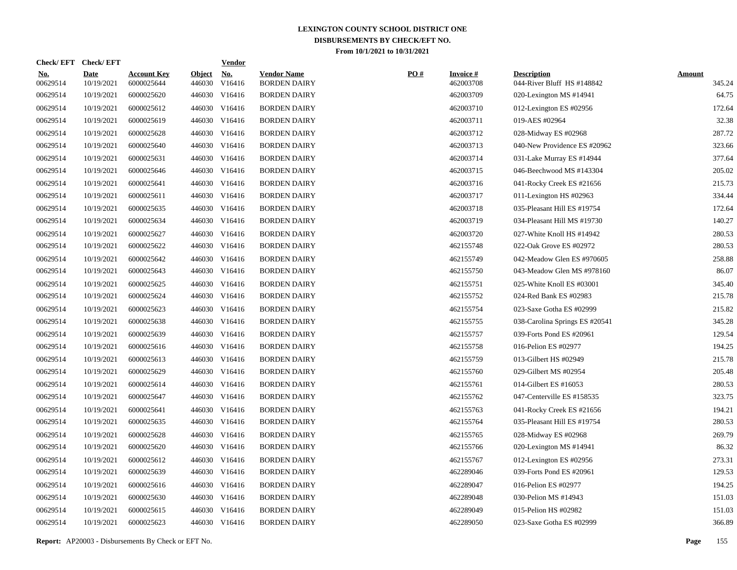# LEXINGTON COUNTY SCHOOL DISTRICT ONE

## DISBURSEMENTS BY CHECK/EFT NO.

### From 10/1/2021 to 10/31/2021

| Check/ EFT No. | Check/ EFT Date | Account Key | Object | Vendor No. | Vendor Name | PO # | Invoice # | Description | Amount |
|---|---|---|---|---|---|---|---|---|---|
| 00629514 | 10/19/2021 | 6000025644 | 446030 | V16416 | BORDEN DAIRY | | 462003708 | 044-River Bluff HS #148842 | 345.24 |
| 00629514 | 10/19/2021 | 6000025620 | 446030 | V16416 | BORDEN DAIRY | | 462003709 | 020-Lexington MS #14941 | 64.75 |
| 00629514 | 10/19/2021 | 6000025612 | 446030 | V16416 | BORDEN DAIRY | | 462003710 | 012-Lexington ES #02956 | 172.64 |
| 00629514 | 10/19/2021 | 6000025619 | 446030 | V16416 | BORDEN DAIRY | | 462003711 | 019-AES #02964 | 32.38 |
| 00629514 | 10/19/2021 | 6000025628 | 446030 | V16416 | BORDEN DAIRY | | 462003712 | 028-Midway ES #02968 | 287.72 |
| 00629514 | 10/19/2021 | 6000025640 | 446030 | V16416 | BORDEN DAIRY | | 462003713 | 040-New Providence ES #20962 | 323.66 |
| 00629514 | 10/19/2021 | 6000025631 | 446030 | V16416 | BORDEN DAIRY | | 462003714 | 031-Lake Murray ES #14944 | 377.64 |
| 00629514 | 10/19/2021 | 6000025646 | 446030 | V16416 | BORDEN DAIRY | | 462003715 | 046-Beechwood MS #143304 | 205.02 |
| 00629514 | 10/19/2021 | 6000025641 | 446030 | V16416 | BORDEN DAIRY | | 462003716 | 041-Rocky Creek ES #21656 | 215.73 |
| 00629514 | 10/19/2021 | 6000025611 | 446030 | V16416 | BORDEN DAIRY | | 462003717 | 011-Lexington HS #02963 | 334.44 |
| 00629514 | 10/19/2021 | 6000025635 | 446030 | V16416 | BORDEN DAIRY | | 462003718 | 035-Pleasant Hill ES #19754 | 172.64 |
| 00629514 | 10/19/2021 | 6000025634 | 446030 | V16416 | BORDEN DAIRY | | 462003719 | 034-Pleasant Hill MS #19730 | 140.27 |
| 00629514 | 10/19/2021 | 6000025627 | 446030 | V16416 | BORDEN DAIRY | | 462003720 | 027-White Knoll HS #14942 | 280.53 |
| 00629514 | 10/19/2021 | 6000025622 | 446030 | V16416 | BORDEN DAIRY | | 462155748 | 022-Oak Grove ES #02972 | 280.53 |
| 00629514 | 10/19/2021 | 6000025642 | 446030 | V16416 | BORDEN DAIRY | | 462155749 | 042-Meadow Glen ES #970605 | 258.88 |
| 00629514 | 10/19/2021 | 6000025643 | 446030 | V16416 | BORDEN DAIRY | | 462155750 | 043-Meadow Glen MS #978160 | 86.07 |
| 00629514 | 10/19/2021 | 6000025625 | 446030 | V16416 | BORDEN DAIRY | | 462155751 | 025-White Knoll ES #03001 | 345.40 |
| 00629514 | 10/19/2021 | 6000025624 | 446030 | V16416 | BORDEN DAIRY | | 462155752 | 024-Red Bank ES #02983 | 215.78 |
| 00629514 | 10/19/2021 | 6000025623 | 446030 | V16416 | BORDEN DAIRY | | 462155754 | 023-Saxe Gotha ES #02999 | 215.82 |
| 00629514 | 10/19/2021 | 6000025638 | 446030 | V16416 | BORDEN DAIRY | | 462155755 | 038-Carolina Springs ES #20541 | 345.28 |
| 00629514 | 10/19/2021 | 6000025639 | 446030 | V16416 | BORDEN DAIRY | | 462155757 | 039-Forts Pond ES #20961 | 129.54 |
| 00629514 | 10/19/2021 | 6000025616 | 446030 | V16416 | BORDEN DAIRY | | 462155758 | 016-Pelion ES #02977 | 194.25 |
| 00629514 | 10/19/2021 | 6000025613 | 446030 | V16416 | BORDEN DAIRY | | 462155759 | 013-Gilbert HS #02949 | 215.78 |
| 00629514 | 10/19/2021 | 6000025629 | 446030 | V16416 | BORDEN DAIRY | | 462155760 | 029-Gilbert MS #02954 | 205.48 |
| 00629514 | 10/19/2021 | 6000025614 | 446030 | V16416 | BORDEN DAIRY | | 462155761 | 014-Gilbert ES #16053 | 280.53 |
| 00629514 | 10/19/2021 | 6000025647 | 446030 | V16416 | BORDEN DAIRY | | 462155762 | 047-Centerville ES #158535 | 323.75 |
| 00629514 | 10/19/2021 | 6000025641 | 446030 | V16416 | BORDEN DAIRY | | 462155763 | 041-Rocky Creek ES #21656 | 194.21 |
| 00629514 | 10/19/2021 | 6000025635 | 446030 | V16416 | BORDEN DAIRY | | 462155764 | 035-Pleasant Hill ES #19754 | 280.53 |
| 00629514 | 10/19/2021 | 6000025628 | 446030 | V16416 | BORDEN DAIRY | | 462155765 | 028-Midway ES #02968 | 269.79 |
| 00629514 | 10/19/2021 | 6000025620 | 446030 | V16416 | BORDEN DAIRY | | 462155766 | 020-Lexington MS #14941 | 86.32 |
| 00629514 | 10/19/2021 | 6000025612 | 446030 | V16416 | BORDEN DAIRY | | 462155767 | 012-Lexington ES #02956 | 273.31 |
| 00629514 | 10/19/2021 | 6000025639 | 446030 | V16416 | BORDEN DAIRY | | 462289046 | 039-Forts Pond ES #20961 | 129.53 |
| 00629514 | 10/19/2021 | 6000025616 | 446030 | V16416 | BORDEN DAIRY | | 462289047 | 016-Pelion ES #02977 | 194.25 |
| 00629514 | 10/19/2021 | 6000025630 | 446030 | V16416 | BORDEN DAIRY | | 462289048 | 030-Pelion MS #14943 | 151.03 |
| 00629514 | 10/19/2021 | 6000025615 | 446030 | V16416 | BORDEN DAIRY | | 462289049 | 015-Pelion HS #02982 | 151.03 |
| 00629514 | 10/19/2021 | 6000025623 | 446030 | V16416 | BORDEN DAIRY | | 462289050 | 023-Saxe Gotha ES #02999 | 366.89 |

**Report:** AP20003 - Disbursements By Check or EFT No.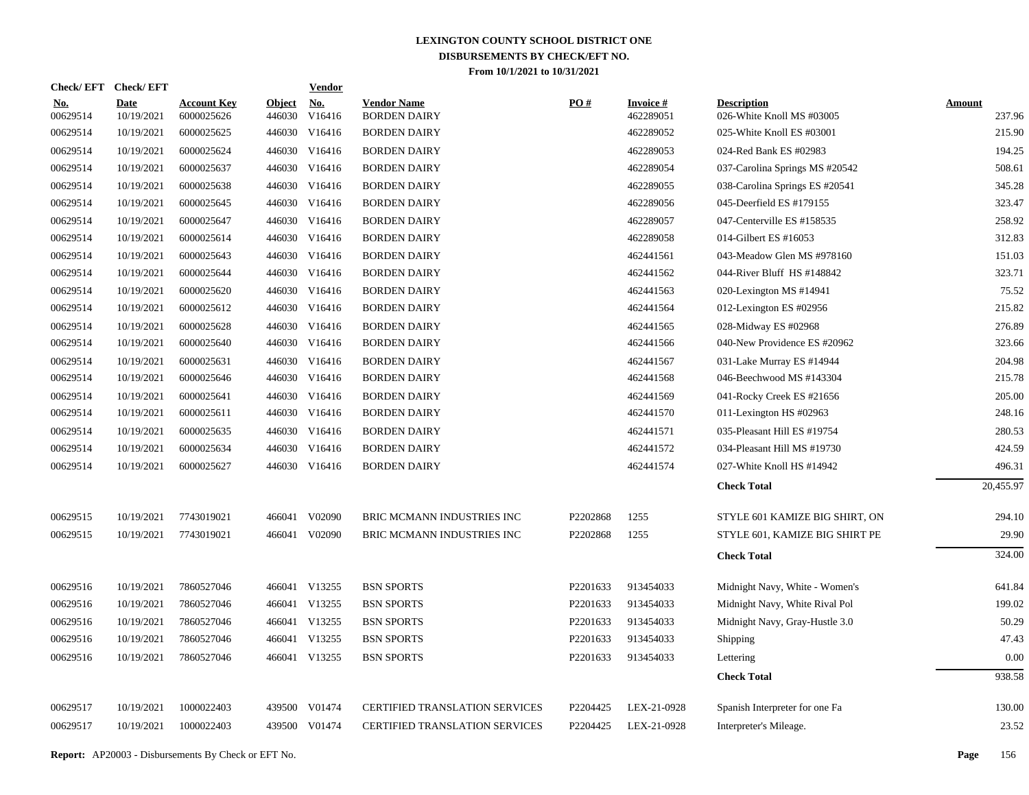# LEXINGTON COUNTY SCHOOL DISTRICT ONE
## DISBURSEMENTS BY CHECK/EFT NO.
### From 10/1/2021 to 10/31/2021

| Check/ EFT No. | Check/ EFT Date | Account Key | Object | Vendor No. | Vendor Name | PO # | Invoice # | Description | Amount |
|---|---|---|---|---|---|---|---|---|---|
| 00629514 | 10/19/2021 | 6000025626 | 446030 | V16416 | BORDEN DAIRY | | 462289051 | 026-White Knoll MS #03005 | 237.96 |
| 00629514 | 10/19/2021 | 6000025625 | 446030 | V16416 | BORDEN DAIRY | | 462289052 | 025-White Knoll ES #03001 | 215.90 |
| 00629514 | 10/19/2021 | 6000025624 | 446030 | V16416 | BORDEN DAIRY | | 462289053 | 024-Red Bank ES #02983 | 194.25 |
| 00629514 | 10/19/2021 | 6000025637 | 446030 | V16416 | BORDEN DAIRY | | 462289054 | 037-Carolina Springs MS #20542 | 508.61 |
| 00629514 | 10/19/2021 | 6000025638 | 446030 | V16416 | BORDEN DAIRY | | 462289055 | 038-Carolina Springs ES #20541 | 345.28 |
| 00629514 | 10/19/2021 | 6000025645 | 446030 | V16416 | BORDEN DAIRY | | 462289056 | 045-Deerfield ES #179155 | 323.47 |
| 00629514 | 10/19/2021 | 6000025647 | 446030 | V16416 | BORDEN DAIRY | | 462289057 | 047-Centerville ES #158535 | 258.92 |
| 00629514 | 10/19/2021 | 6000025614 | 446030 | V16416 | BORDEN DAIRY | | 462289058 | 014-Gilbert ES #16053 | 312.83 |
| 00629514 | 10/19/2021 | 6000025643 | 446030 | V16416 | BORDEN DAIRY | | 462441561 | 043-Meadow Glen MS #978160 | 151.03 |
| 00629514 | 10/19/2021 | 6000025644 | 446030 | V16416 | BORDEN DAIRY | | 462441562 | 044-River Bluff HS #148842 | 323.71 |
| 00629514 | 10/19/2021 | 6000025620 | 446030 | V16416 | BORDEN DAIRY | | 462441563 | 020-Lexington MS #14941 | 75.52 |
| 00629514 | 10/19/2021 | 6000025612 | 446030 | V16416 | BORDEN DAIRY | | 462441564 | 012-Lexington ES #02956 | 215.82 |
| 00629514 | 10/19/2021 | 6000025628 | 446030 | V16416 | BORDEN DAIRY | | 462441565 | 028-Midway ES #02968 | 276.89 |
| 00629514 | 10/19/2021 | 6000025640 | 446030 | V16416 | BORDEN DAIRY | | 462441566 | 040-New Providence ES #20962 | 323.66 |
| 00629514 | 10/19/2021 | 6000025631 | 446030 | V16416 | BORDEN DAIRY | | 462441567 | 031-Lake Murray ES #14944 | 204.98 |
| 00629514 | 10/19/2021 | 6000025646 | 446030 | V16416 | BORDEN DAIRY | | 462441568 | 046-Beechwood MS #143304 | 215.78 |
| 00629514 | 10/19/2021 | 6000025641 | 446030 | V16416 | BORDEN DAIRY | | 462441569 | 041-Rocky Creek ES #21656 | 205.00 |
| 00629514 | 10/19/2021 | 6000025611 | 446030 | V16416 | BORDEN DAIRY | | 462441570 | 011-Lexington HS #02963 | 248.16 |
| 00629514 | 10/19/2021 | 6000025635 | 446030 | V16416 | BORDEN DAIRY | | 462441571 | 035-Pleasant Hill ES #19754 | 280.53 |
| 00629514 | 10/19/2021 | 6000025634 | 446030 | V16416 | BORDEN DAIRY | | 462441572 | 034-Pleasant Hill MS #19730 | 424.59 |
| 00629514 | 10/19/2021 | 6000025627 | 446030 | V16416 | BORDEN DAIRY | | 462441574 | 027-White Knoll HS #14942 | 496.31 |
| | | | | | | | | **Check Total** | 20,455.97 |
| 00629515 | 10/19/2021 | 7743019021 | 466041 | V02090 | BRIC MCMANN INDUSTRIES INC | P2202868 | 1255 | STYLE 601 KAMIZE BIG SHIRT, ON | 294.10 |
| 00629515 | 10/19/2021 | 7743019021 | 466041 | V02090 | BRIC MCMANN INDUSTRIES INC | P2202868 | 1255 | STYLE 601, KAMIZE BIG SHIRT PE | 29.90 |
| | | | | | | | | **Check Total** | 324.00 |
| 00629516 | 10/19/2021 | 7860527046 | 466041 | V13255 | BSN SPORTS | P2201633 | 913454033 | Midnight Navy, White - Women's | 641.84 |
| 00629516 | 10/19/2021 | 7860527046 | 466041 | V13255 | BSN SPORTS | P2201633 | 913454033 | Midnight Navy, White Rival Pol | 199.02 |
| 00629516 | 10/19/2021 | 7860527046 | 466041 | V13255 | BSN SPORTS | P2201633 | 913454033 | Midnight Navy, Gray-Hustle 3.0 | 50.29 |
| 00629516 | 10/19/2021 | 7860527046 | 466041 | V13255 | BSN SPORTS | P2201633 | 913454033 | Shipping | 47.43 |
| 00629516 | 10/19/2021 | 7860527046 | 466041 | V13255 | BSN SPORTS | P2201633 | 913454033 | Lettering | 0.00 |
| | | | | | | | | **Check Total** | 938.58 |
| 00629517 | 10/19/2021 | 1000022403 | 439500 | V01474 | CERTIFIED TRANSLATION SERVICES | P2204425 | LEX-21-0928 | Spanish Interpreter for one Fa | 130.00 |
| 00629517 | 10/19/2021 | 1000022403 | 439500 | V01474 | CERTIFIED TRANSLATION SERVICES | P2204425 | LEX-21-0928 | Interpreter's Mileage. | 23.52 |

**Report:** AP20003 - Disbursements By Check or EFT No.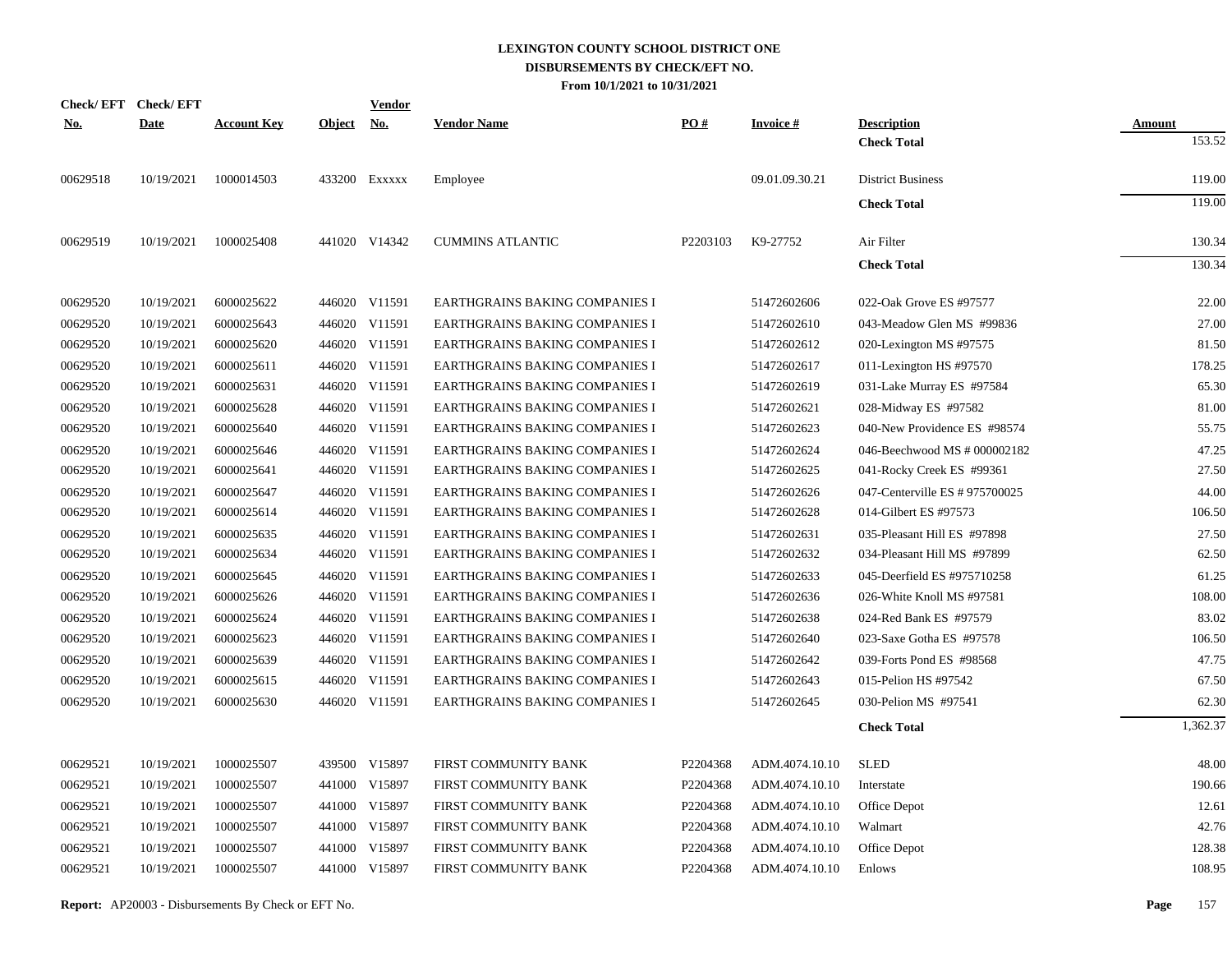# LEXINGTON COUNTY SCHOOL DISTRICT ONE
## DISBURSEMENTS BY CHECK/EFT NO.
### From 10/1/2021 to 10/31/2021

| Check/ EFT No. | Check/ EFT Date | Account Key | Object | Vendor No. | Vendor Name | PO # | Invoice # | Description | Amount |
|---|---|---|---|---|---|---|---|---|---|
| | | | | | | | | **Check Total** | 153.52 |
| 00629518 | 10/19/2021 | 1000014503 | 433200 | Exxxxx | Employee | | 09.01.09.30.21 | District Business | 119.00 |
| | | | | | | | | **Check Total** | 119.00 |
| 00629519 | 10/19/2021 | 1000025408 | 441020 | V14342 | CUMMINS ATLANTIC | P2203103 | K9-27752 | Air Filter | 130.34 |
| | | | | | | | | **Check Total** | 130.34 |
| 00629520 | 10/19/2021 | 6000025622 | 446020 | V11591 | EARTHGRAINS BAKING COMPANIES I | | 51472602606 | 022-Oak Grove ES #97577 | 22.00 |
| 00629520 | 10/19/2021 | 6000025643 | 446020 | V11591 | EARTHGRAINS BAKING COMPANIES I | | 51472602610 | 043-Meadow Glen MS #99836 | 27.00 |
| 00629520 | 10/19/2021 | 6000025620 | 446020 | V11591 | EARTHGRAINS BAKING COMPANIES I | | 51472602612 | 020-Lexington MS #97575 | 81.50 |
| 00629520 | 10/19/2021 | 6000025611 | 446020 | V11591 | EARTHGRAINS BAKING COMPANIES I | | 51472602617 | 011-Lexington HS #97570 | 178.25 |
| 00629520 | 10/19/2021 | 6000025631 | 446020 | V11591 | EARTHGRAINS BAKING COMPANIES I | | 51472602619 | 031-Lake Murray ES #97584 | 65.30 |
| 00629520 | 10/19/2021 | 6000025628 | 446020 | V11591 | EARTHGRAINS BAKING COMPANIES I | | 51472602621 | 028-Midway ES #97582 | 81.00 |
| 00629520 | 10/19/2021 | 6000025640 | 446020 | V11591 | EARTHGRAINS BAKING COMPANIES I | | 51472602623 | 040-New Providence ES #98574 | 55.75 |
| 00629520 | 10/19/2021 | 6000025646 | 446020 | V11591 | EARTHGRAINS BAKING COMPANIES I | | 51472602624 | 046-Beechwood MS # 000002182 | 47.25 |
| 00629520 | 10/19/2021 | 6000025641 | 446020 | V11591 | EARTHGRAINS BAKING COMPANIES I | | 51472602625 | 041-Rocky Creek ES #99361 | 27.50 |
| 00629520 | 10/19/2021 | 6000025647 | 446020 | V11591 | EARTHGRAINS BAKING COMPANIES I | | 51472602626 | 047-Centerville ES # 975700025 | 44.00 |
| 00629520 | 10/19/2021 | 6000025614 | 446020 | V11591 | EARTHGRAINS BAKING COMPANIES I | | 51472602628 | 014-Gilbert ES #97573 | 106.50 |
| 00629520 | 10/19/2021 | 6000025635 | 446020 | V11591 | EARTHGRAINS BAKING COMPANIES I | | 51472602631 | 035-Pleasant Hill ES #97898 | 27.50 |
| 00629520 | 10/19/2021 | 6000025634 | 446020 | V11591 | EARTHGRAINS BAKING COMPANIES I | | 51472602632 | 034-Pleasant Hill MS #97899 | 62.50 |
| 00629520 | 10/19/2021 | 6000025645 | 446020 | V11591 | EARTHGRAINS BAKING COMPANIES I | | 51472602633 | 045-Deerfield ES #975710258 | 61.25 |
| 00629520 | 10/19/2021 | 6000025626 | 446020 | V11591 | EARTHGRAINS BAKING COMPANIES I | | 51472602636 | 026-White Knoll MS #97581 | 108.00 |
| 00629520 | 10/19/2021 | 6000025624 | 446020 | V11591 | EARTHGRAINS BAKING COMPANIES I | | 51472602638 | 024-Red Bank ES #97579 | 83.02 |
| 00629520 | 10/19/2021 | 6000025623 | 446020 | V11591 | EARTHGRAINS BAKING COMPANIES I | | 51472602640 | 023-Saxe Gotha ES #97578 | 106.50 |
| 00629520 | 10/19/2021 | 6000025639 | 446020 | V11591 | EARTHGRAINS BAKING COMPANIES I | | 51472602642 | 039-Forts Pond ES #98568 | 47.75 |
| 00629520 | 10/19/2021 | 6000025615 | 446020 | V11591 | EARTHGRAINS BAKING COMPANIES I | | 51472602643 | 015-Pelion HS #97542 | 67.50 |
| 00629520 | 10/19/2021 | 6000025630 | 446020 | V11591 | EARTHGRAINS BAKING COMPANIES I | | 51472602645 | 030-Pelion MS #97541 | 62.30 |
| | | | | | | | | **Check Total** | 1,362.37 |
| 00629521 | 10/19/2021 | 1000025507 | 439500 | V15897 | FIRST COMMUNITY BANK | P2204368 | ADM.4074.10.10 | SLED | 48.00 |
| 00629521 | 10/19/2021 | 1000025507 | 441000 | V15897 | FIRST COMMUNITY BANK | P2204368 | ADM.4074.10.10 | Interstate | 190.66 |
| 00629521 | 10/19/2021 | 1000025507 | 441000 | V15897 | FIRST COMMUNITY BANK | P2204368 | ADM.4074.10.10 | Office Depot | 12.61 |
| 00629521 | 10/19/2021 | 1000025507 | 441000 | V15897 | FIRST COMMUNITY BANK | P2204368 | ADM.4074.10.10 | Walmart | 42.76 |
| 00629521 | 10/19/2021 | 1000025507 | 441000 | V15897 | FIRST COMMUNITY BANK | P2204368 | ADM.4074.10.10 | Office Depot | 128.38 |
| 00629521 | 10/19/2021 | 1000025507 | 441000 | V15897 | FIRST COMMUNITY BANK | P2204368 | ADM.4074.10.10 | Enlows | 108.95 |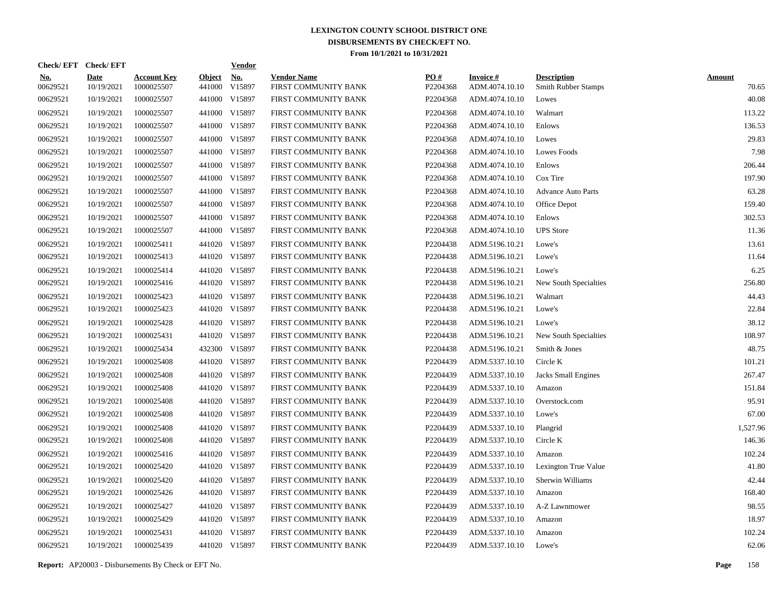# LEXINGTON COUNTY SCHOOL DISTRICT ONE
## DISBURSEMENTS BY CHECK/EFT NO.
### From 10/1/2021 to 10/31/2021

| Check/ EFT No. | Check/ EFT Date | Account Key | Object | Vendor No. | Vendor Name | PO # | Invoice # | Description | Amount |
|---|---|---|---|---|---|---|---|---|---|
| 00629521 | 10/19/2021 | 1000025507 | 441000 | V15897 | FIRST COMMUNITY BANK | P2204368 | ADM.4074.10.10 | Smith Rubber Stamps | 70.65 |
| 00629521 | 10/19/2021 | 1000025507 | 441000 | V15897 | FIRST COMMUNITY BANK | P2204368 | ADM.4074.10.10 | Lowes | 40.08 |
| 00629521 | 10/19/2021 | 1000025507 | 441000 | V15897 | FIRST COMMUNITY BANK | P2204368 | ADM.4074.10.10 | Walmart | 113.22 |
| 00629521 | 10/19/2021 | 1000025507 | 441000 | V15897 | FIRST COMMUNITY BANK | P2204368 | ADM.4074.10.10 | Enlows | 136.53 |
| 00629521 | 10/19/2021 | 1000025507 | 441000 | V15897 | FIRST COMMUNITY BANK | P2204368 | ADM.4074.10.10 | Lowes | 29.83 |
| 00629521 | 10/19/2021 | 1000025507 | 441000 | V15897 | FIRST COMMUNITY BANK | P2204368 | ADM.4074.10.10 | Lowes Foods | 7.98 |
| 00629521 | 10/19/2021 | 1000025507 | 441000 | V15897 | FIRST COMMUNITY BANK | P2204368 | ADM.4074.10.10 | Enlows | 206.44 |
| 00629521 | 10/19/2021 | 1000025507 | 441000 | V15897 | FIRST COMMUNITY BANK | P2204368 | ADM.4074.10.10 | Cox Tire | 197.90 |
| 00629521 | 10/19/2021 | 1000025507 | 441000 | V15897 | FIRST COMMUNITY BANK | P2204368 | ADM.4074.10.10 | Advance Auto Parts | 63.28 |
| 00629521 | 10/19/2021 | 1000025507 | 441000 | V15897 | FIRST COMMUNITY BANK | P2204368 | ADM.4074.10.10 | Office Depot | 159.40 |
| 00629521 | 10/19/2021 | 1000025507 | 441000 | V15897 | FIRST COMMUNITY BANK | P2204368 | ADM.4074.10.10 | Enlows | 302.53 |
| 00629521 | 10/19/2021 | 1000025507 | 441000 | V15897 | FIRST COMMUNITY BANK | P2204368 | ADM.4074.10.10 | UPS Store | 11.36 |
| 00629521 | 10/19/2021 | 1000025411 | 441020 | V15897 | FIRST COMMUNITY BANK | P2204438 | ADM.5196.10.21 | Lowe's | 13.61 |
| 00629521 | 10/19/2021 | 1000025413 | 441020 | V15897 | FIRST COMMUNITY BANK | P2204438 | ADM.5196.10.21 | Lowe's | 11.64 |
| 00629521 | 10/19/2021 | 1000025414 | 441020 | V15897 | FIRST COMMUNITY BANK | P2204438 | ADM.5196.10.21 | Lowe's | 6.25 |
| 00629521 | 10/19/2021 | 1000025416 | 441020 | V15897 | FIRST COMMUNITY BANK | P2204438 | ADM.5196.10.21 | New South Specialties | 256.80 |
| 00629521 | 10/19/2021 | 1000025423 | 441020 | V15897 | FIRST COMMUNITY BANK | P2204438 | ADM.5196.10.21 | Walmart | 44.43 |
| 00629521 | 10/19/2021 | 1000025423 | 441020 | V15897 | FIRST COMMUNITY BANK | P2204438 | ADM.5196.10.21 | Lowe's | 22.84 |
| 00629521 | 10/19/2021 | 1000025428 | 441020 | V15897 | FIRST COMMUNITY BANK | P2204438 | ADM.5196.10.21 | Lowe's | 38.12 |
| 00629521 | 10/19/2021 | 1000025431 | 441020 | V15897 | FIRST COMMUNITY BANK | P2204438 | ADM.5196.10.21 | New South Specialties | 108.97 |
| 00629521 | 10/19/2021 | 1000025434 | 432300 | V15897 | FIRST COMMUNITY BANK | P2204438 | ADM.5196.10.21 | Smith & Jones | 48.75 |
| 00629521 | 10/19/2021 | 1000025408 | 441020 | V15897 | FIRST COMMUNITY BANK | P2204439 | ADM.5337.10.10 | Circle K | 101.21 |
| 00629521 | 10/19/2021 | 1000025408 | 441020 | V15897 | FIRST COMMUNITY BANK | P2204439 | ADM.5337.10.10 | Jacks Small Engines | 267.47 |
| 00629521 | 10/19/2021 | 1000025408 | 441020 | V15897 | FIRST COMMUNITY BANK | P2204439 | ADM.5337.10.10 | Amazon | 151.84 |
| 00629521 | 10/19/2021 | 1000025408 | 441020 | V15897 | FIRST COMMUNITY BANK | P2204439 | ADM.5337.10.10 | Overstock.com | 95.91 |
| 00629521 | 10/19/2021 | 1000025408 | 441020 | V15897 | FIRST COMMUNITY BANK | P2204439 | ADM.5337.10.10 | Lowe's | 67.00 |
| 00629521 | 10/19/2021 | 1000025408 | 441020 | V15897 | FIRST COMMUNITY BANK | P2204439 | ADM.5337.10.10 | Plangrid | 1,527.96 |
| 00629521 | 10/19/2021 | 1000025408 | 441020 | V15897 | FIRST COMMUNITY BANK | P2204439 | ADM.5337.10.10 | Circle K | 146.36 |
| 00629521 | 10/19/2021 | 1000025416 | 441020 | V15897 | FIRST COMMUNITY BANK | P2204439 | ADM.5337.10.10 | Amazon | 102.24 |
| 00629521 | 10/19/2021 | 1000025420 | 441020 | V15897 | FIRST COMMUNITY BANK | P2204439 | ADM.5337.10.10 | Lexington True Value | 41.80 |
| 00629521 | 10/19/2021 | 1000025420 | 441020 | V15897 | FIRST COMMUNITY BANK | P2204439 | ADM.5337.10.10 | Sherwin Williams | 42.44 |
| 00629521 | 10/19/2021 | 1000025426 | 441020 | V15897 | FIRST COMMUNITY BANK | P2204439 | ADM.5337.10.10 | Amazon | 168.40 |
| 00629521 | 10/19/2021 | 1000025427 | 441020 | V15897 | FIRST COMMUNITY BANK | P2204439 | ADM.5337.10.10 | A-Z Lawnmower | 98.55 |
| 00629521 | 10/19/2021 | 1000025429 | 441020 | V15897 | FIRST COMMUNITY BANK | P2204439 | ADM.5337.10.10 | Amazon | 18.97 |
| 00629521 | 10/19/2021 | 1000025431 | 441020 | V15897 | FIRST COMMUNITY BANK | P2204439 | ADM.5337.10.10 | Amazon | 102.24 |
| 00629521 | 10/19/2021 | 1000025439 | 441020 | V15897 | FIRST COMMUNITY BANK | P2204439 | ADM.5337.10.10 | Lowe's | 62.06 |

**Report:** AP20003 - Disbursements By Check or EFT No.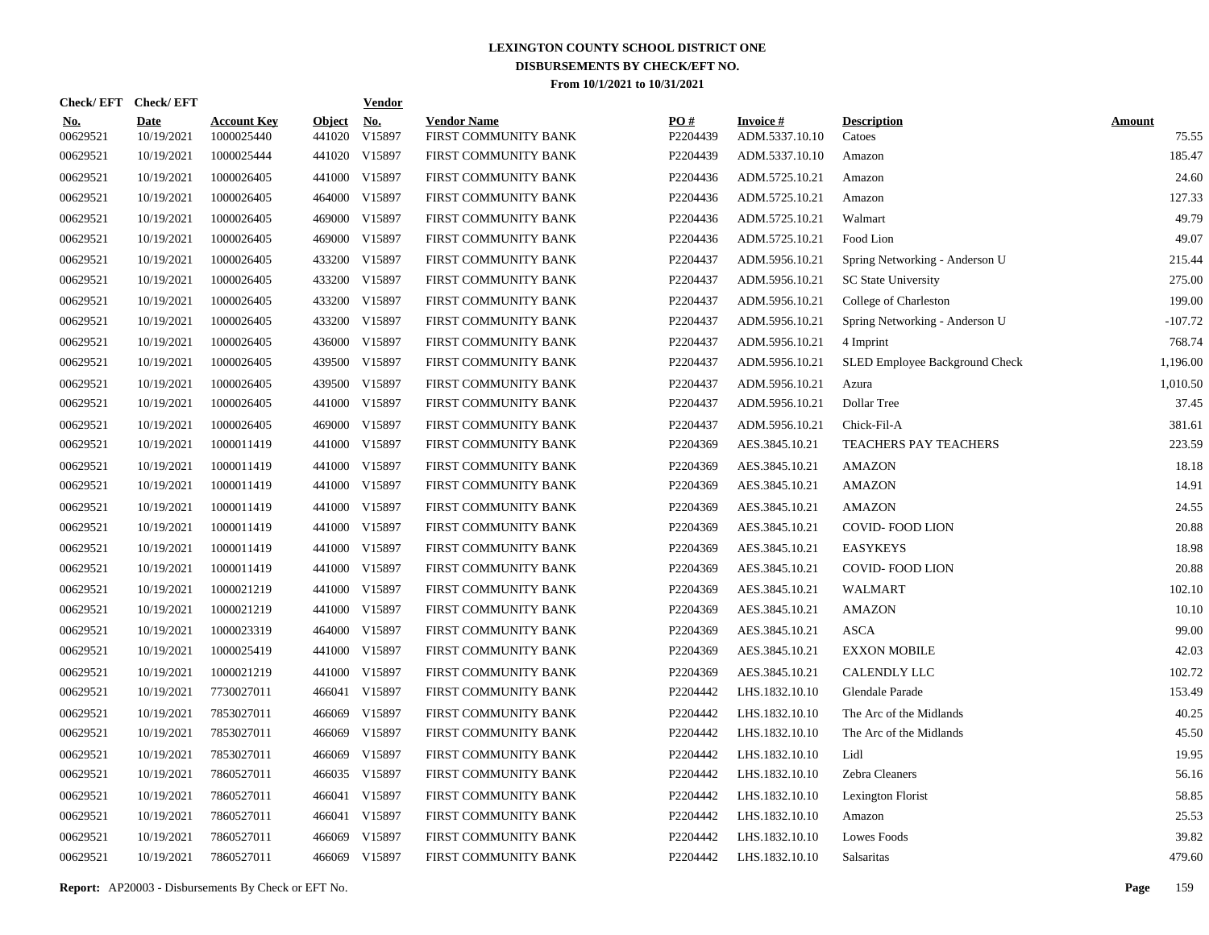# LEXINGTON COUNTY SCHOOL DISTRICT ONE

## DISBURSEMENTS BY CHECK/EFT NO.

### From 10/1/2021 to 10/31/2021

| Check/ EFT No. | Check/ EFT Date | Account Key | Object | Vendor No. | Vendor Name | PO # | Invoice # | Description | Amount |
|---|---|---|---|---|---|---|---|---|---|
| 00629521 | 10/19/2021 | 1000025440 | 441020 | V15897 | FIRST COMMUNITY BANK | P2204439 | ADM.5337.10.10 | Catoes | 75.55 |
| 00629521 | 10/19/2021 | 1000025444 | 441020 | V15897 | FIRST COMMUNITY BANK | P2204439 | ADM.5337.10.10 | Amazon | 185.47 |
| 00629521 | 10/19/2021 | 1000026405 | 441000 | V15897 | FIRST COMMUNITY BANK | P2204436 | ADM.5725.10.21 | Amazon | 24.60 |
| 00629521 | 10/19/2021 | 1000026405 | 464000 | V15897 | FIRST COMMUNITY BANK | P2204436 | ADM.5725.10.21 | Amazon | 127.33 |
| 00629521 | 10/19/2021 | 1000026405 | 469000 | V15897 | FIRST COMMUNITY BANK | P2204436 | ADM.5725.10.21 | Walmart | 49.79 |
| 00629521 | 10/19/2021 | 1000026405 | 469000 | V15897 | FIRST COMMUNITY BANK | P2204436 | ADM.5725.10.21 | Food Lion | 49.07 |
| 00629521 | 10/19/2021 | 1000026405 | 433200 | V15897 | FIRST COMMUNITY BANK | P2204437 | ADM.5956.10.21 | Spring Networking - Anderson U | 215.44 |
| 00629521 | 10/19/2021 | 1000026405 | 433200 | V15897 | FIRST COMMUNITY BANK | P2204437 | ADM.5956.10.21 | SC State University | 275.00 |
| 00629521 | 10/19/2021 | 1000026405 | 433200 | V15897 | FIRST COMMUNITY BANK | P2204437 | ADM.5956.10.21 | College of Charleston | 199.00 |
| 00629521 | 10/19/2021 | 1000026405 | 433200 | V15897 | FIRST COMMUNITY BANK | P2204437 | ADM.5956.10.21 | Spring Networking - Anderson U | -107.72 |
| 00629521 | 10/19/2021 | 1000026405 | 436000 | V15897 | FIRST COMMUNITY BANK | P2204437 | ADM.5956.10.21 | 4 Imprint | 768.74 |
| 00629521 | 10/19/2021 | 1000026405 | 439500 | V15897 | FIRST COMMUNITY BANK | P2204437 | ADM.5956.10.21 | SLED Employee Background Check | 1,196.00 |
| 00629521 | 10/19/2021 | 1000026405 | 439500 | V15897 | FIRST COMMUNITY BANK | P2204437 | ADM.5956.10.21 | Azura | 1,010.50 |
| 00629521 | 10/19/2021 | 1000026405 | 441000 | V15897 | FIRST COMMUNITY BANK | P2204437 | ADM.5956.10.21 | Dollar Tree | 37.45 |
| 00629521 | 10/19/2021 | 1000026405 | 469000 | V15897 | FIRST COMMUNITY BANK | P2204437 | ADM.5956.10.21 | Chick-Fil-A | 381.61 |
| 00629521 | 10/19/2021 | 1000011419 | 441000 | V15897 | FIRST COMMUNITY BANK | P2204369 | AES.3845.10.21 | TEACHERS PAY TEACHERS | 223.59 |
| 00629521 | 10/19/2021 | 1000011419 | 441000 | V15897 | FIRST COMMUNITY BANK | P2204369 | AES.3845.10.21 | AMAZON | 18.18 |
| 00629521 | 10/19/2021 | 1000011419 | 441000 | V15897 | FIRST COMMUNITY BANK | P2204369 | AES.3845.10.21 | AMAZON | 14.91 |
| 00629521 | 10/19/2021 | 1000011419 | 441000 | V15897 | FIRST COMMUNITY BANK | P2204369 | AES.3845.10.21 | AMAZON | 24.55 |
| 00629521 | 10/19/2021 | 1000011419 | 441000 | V15897 | FIRST COMMUNITY BANK | P2204369 | AES.3845.10.21 | COVID- FOOD LION | 20.88 |
| 00629521 | 10/19/2021 | 1000011419 | 441000 | V15897 | FIRST COMMUNITY BANK | P2204369 | AES.3845.10.21 | EASYKEYS | 18.98 |
| 00629521 | 10/19/2021 | 1000011419 | 441000 | V15897 | FIRST COMMUNITY BANK | P2204369 | AES.3845.10.21 | COVID- FOOD LION | 20.88 |
| 00629521 | 10/19/2021 | 1000021219 | 441000 | V15897 | FIRST COMMUNITY BANK | P2204369 | AES.3845.10.21 | WALMART | 102.10 |
| 00629521 | 10/19/2021 | 1000021219 | 441000 | V15897 | FIRST COMMUNITY BANK | P2204369 | AES.3845.10.21 | AMAZON | 10.10 |
| 00629521 | 10/19/2021 | 1000023319 | 464000 | V15897 | FIRST COMMUNITY BANK | P2204369 | AES.3845.10.21 | ASCA | 99.00 |
| 00629521 | 10/19/2021 | 1000025419 | 441000 | V15897 | FIRST COMMUNITY BANK | P2204369 | AES.3845.10.21 | EXXON MOBILE | 42.03 |
| 00629521 | 10/19/2021 | 1000021219 | 441000 | V15897 | FIRST COMMUNITY BANK | P2204369 | AES.3845.10.21 | CALENDLY LLC | 102.72 |
| 00629521 | 10/19/2021 | 7730027011 | 466041 | V15897 | FIRST COMMUNITY BANK | P2204442 | LHS.1832.10.10 | Glendale Parade | 153.49 |
| 00629521 | 10/19/2021 | 7853027011 | 466069 | V15897 | FIRST COMMUNITY BANK | P2204442 | LHS.1832.10.10 | The Arc of the Midlands | 40.25 |
| 00629521 | 10/19/2021 | 7853027011 | 466069 | V15897 | FIRST COMMUNITY BANK | P2204442 | LHS.1832.10.10 | The Arc of the Midlands | 45.50 |
| 00629521 | 10/19/2021 | 7853027011 | 466069 | V15897 | FIRST COMMUNITY BANK | P2204442 | LHS.1832.10.10 | Lidl | 19.95 |
| 00629521 | 10/19/2021 | 7860527011 | 466035 | V15897 | FIRST COMMUNITY BANK | P2204442 | LHS.1832.10.10 | Zebra Cleaners | 56.16 |
| 00629521 | 10/19/2021 | 7860527011 | 466041 | V15897 | FIRST COMMUNITY BANK | P2204442 | LHS.1832.10.10 | Lexington Florist | 58.85 |
| 00629521 | 10/19/2021 | 7860527011 | 466041 | V15897 | FIRST COMMUNITY BANK | P2204442 | LHS.1832.10.10 | Amazon | 25.53 |
| 00629521 | 10/19/2021 | 7860527011 | 466069 | V15897 | FIRST COMMUNITY BANK | P2204442 | LHS.1832.10.10 | Lowes Foods | 39.82 |
| 00629521 | 10/19/2021 | 7860527011 | 466069 | V15897 | FIRST COMMUNITY BANK | P2204442 | LHS.1832.10.10 | Salsaritas | 479.60 |

**Report:** AP20003 - Disbursements By Check or EFT No.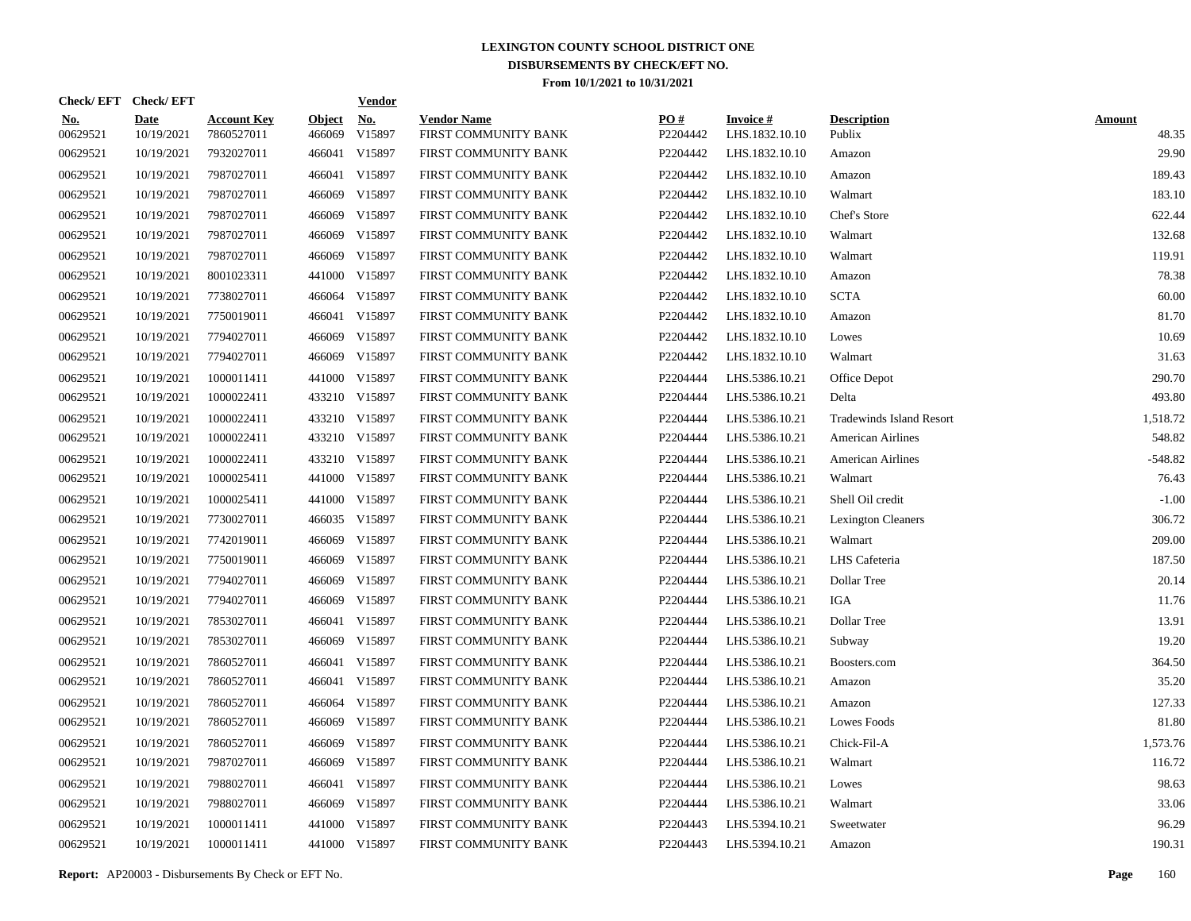# LEXINGTON COUNTY SCHOOL DISTRICT ONE

## DISBURSEMENTS BY CHECK/EFT NO.

### From 10/1/2021 to 10/31/2021

| Check/ EFT No. | Check/ EFT Date | Account Key | Object | Vendor No. | Vendor Name | PO # | Invoice # | Description | Amount |
|---|---|---|---|---|---|---|---|---|---|
| 00629521 | 10/19/2021 | 7860527011 | 466069 | V15897 | FIRST COMMUNITY BANK | P2204442 | LHS.1832.10.10 | Publix | 48.35 |
| 00629521 | 10/19/2021 | 7932027011 | 466041 | V15897 | FIRST COMMUNITY BANK | P2204442 | LHS.1832.10.10 | Amazon | 29.90 |
| 00629521 | 10/19/2021 | 7987027011 | 466041 | V15897 | FIRST COMMUNITY BANK | P2204442 | LHS.1832.10.10 | Amazon | 189.43 |
| 00629521 | 10/19/2021 | 7987027011 | 466069 | V15897 | FIRST COMMUNITY BANK | P2204442 | LHS.1832.10.10 | Walmart | 183.10 |
| 00629521 | 10/19/2021 | 7987027011 | 466069 | V15897 | FIRST COMMUNITY BANK | P2204442 | LHS.1832.10.10 | Chef's Store | 622.44 |
| 00629521 | 10/19/2021 | 7987027011 | 466069 | V15897 | FIRST COMMUNITY BANK | P2204442 | LHS.1832.10.10 | Walmart | 132.68 |
| 00629521 | 10/19/2021 | 7987027011 | 466069 | V15897 | FIRST COMMUNITY BANK | P2204442 | LHS.1832.10.10 | Walmart | 119.91 |
| 00629521 | 10/19/2021 | 8001023311 | 441000 | V15897 | FIRST COMMUNITY BANK | P2204442 | LHS.1832.10.10 | Amazon | 78.38 |
| 00629521 | 10/19/2021 | 7738027011 | 466064 | V15897 | FIRST COMMUNITY BANK | P2204442 | LHS.1832.10.10 | SCTA | 60.00 |
| 00629521 | 10/19/2021 | 7750019011 | 466041 | V15897 | FIRST COMMUNITY BANK | P2204442 | LHS.1832.10.10 | Amazon | 81.70 |
| 00629521 | 10/19/2021 | 7794027011 | 466069 | V15897 | FIRST COMMUNITY BANK | P2204442 | LHS.1832.10.10 | Lowes | 10.69 |
| 00629521 | 10/19/2021 | 7794027011 | 466069 | V15897 | FIRST COMMUNITY BANK | P2204442 | LHS.1832.10.10 | Walmart | 31.63 |
| 00629521 | 10/19/2021 | 1000011411 | 441000 | V15897 | FIRST COMMUNITY BANK | P2204444 | LHS.5386.10.21 | Office Depot | 290.70 |
| 00629521 | 10/19/2021 | 1000022411 | 433210 | V15897 | FIRST COMMUNITY BANK | P2204444 | LHS.5386.10.21 | Delta | 493.80 |
| 00629521 | 10/19/2021 | 1000022411 | 433210 | V15897 | FIRST COMMUNITY BANK | P2204444 | LHS.5386.10.21 | Tradewinds Island Resort | 1,518.72 |
| 00629521 | 10/19/2021 | 1000022411 | 433210 | V15897 | FIRST COMMUNITY BANK | P2204444 | LHS.5386.10.21 | American Airlines | 548.82 |
| 00629521 | 10/19/2021 | 1000022411 | 433210 | V15897 | FIRST COMMUNITY BANK | P2204444 | LHS.5386.10.21 | American Airlines | -548.82 |
| 00629521 | 10/19/2021 | 1000025411 | 441000 | V15897 | FIRST COMMUNITY BANK | P2204444 | LHS.5386.10.21 | Walmart | 76.43 |
| 00629521 | 10/19/2021 | 1000025411 | 441000 | V15897 | FIRST COMMUNITY BANK | P2204444 | LHS.5386.10.21 | Shell Oil credit | -1.00 |
| 00629521 | 10/19/2021 | 7730027011 | 466035 | V15897 | FIRST COMMUNITY BANK | P2204444 | LHS.5386.10.21 | Lexington Cleaners | 306.72 |
| 00629521 | 10/19/2021 | 7742019011 | 466069 | V15897 | FIRST COMMUNITY BANK | P2204444 | LHS.5386.10.21 | Walmart | 209.00 |
| 00629521 | 10/19/2021 | 7750019011 | 466069 | V15897 | FIRST COMMUNITY BANK | P2204444 | LHS.5386.10.21 | LHS Cafeteria | 187.50 |
| 00629521 | 10/19/2021 | 7794027011 | 466069 | V15897 | FIRST COMMUNITY BANK | P2204444 | LHS.5386.10.21 | Dollar Tree | 20.14 |
| 00629521 | 10/19/2021 | 7794027011 | 466069 | V15897 | FIRST COMMUNITY BANK | P2204444 | LHS.5386.10.21 | IGA | 11.76 |
| 00629521 | 10/19/2021 | 7853027011 | 466041 | V15897 | FIRST COMMUNITY BANK | P2204444 | LHS.5386.10.21 | Dollar Tree | 13.91 |
| 00629521 | 10/19/2021 | 7853027011 | 466069 | V15897 | FIRST COMMUNITY BANK | P2204444 | LHS.5386.10.21 | Subway | 19.20 |
| 00629521 | 10/19/2021 | 7860527011 | 466041 | V15897 | FIRST COMMUNITY BANK | P2204444 | LHS.5386.10.21 | Boosters.com | 364.50 |
| 00629521 | 10/19/2021 | 7860527011 | 466041 | V15897 | FIRST COMMUNITY BANK | P2204444 | LHS.5386.10.21 | Amazon | 35.20 |
| 00629521 | 10/19/2021 | 7860527011 | 466064 | V15897 | FIRST COMMUNITY BANK | P2204444 | LHS.5386.10.21 | Amazon | 127.33 |
| 00629521 | 10/19/2021 | 7860527011 | 466069 | V15897 | FIRST COMMUNITY BANK | P2204444 | LHS.5386.10.21 | Lowes Foods | 81.80 |
| 00629521 | 10/19/2021 | 7860527011 | 466069 | V15897 | FIRST COMMUNITY BANK | P2204444 | LHS.5386.10.21 | Chick-Fil-A | 1,573.76 |
| 00629521 | 10/19/2021 | 7987027011 | 466069 | V15897 | FIRST COMMUNITY BANK | P2204444 | LHS.5386.10.21 | Walmart | 116.72 |
| 00629521 | 10/19/2021 | 7988027011 | 466041 | V15897 | FIRST COMMUNITY BANK | P2204444 | LHS.5386.10.21 | Lowes | 98.63 |
| 00629521 | 10/19/2021 | 7988027011 | 466069 | V15897 | FIRST COMMUNITY BANK | P2204444 | LHS.5386.10.21 | Walmart | 33.06 |
| 00629521 | 10/19/2021 | 1000011411 | 441000 | V15897 | FIRST COMMUNITY BANK | P2204443 | LHS.5394.10.21 | Sweetwater | 96.29 |
| 00629521 | 10/19/2021 | 1000011411 | 441000 | V15897 | FIRST COMMUNITY BANK | P2204443 | LHS.5394.10.21 | Amazon | 190.31 |

**Report:** AP20003 - Disbursements By Check or EFT No.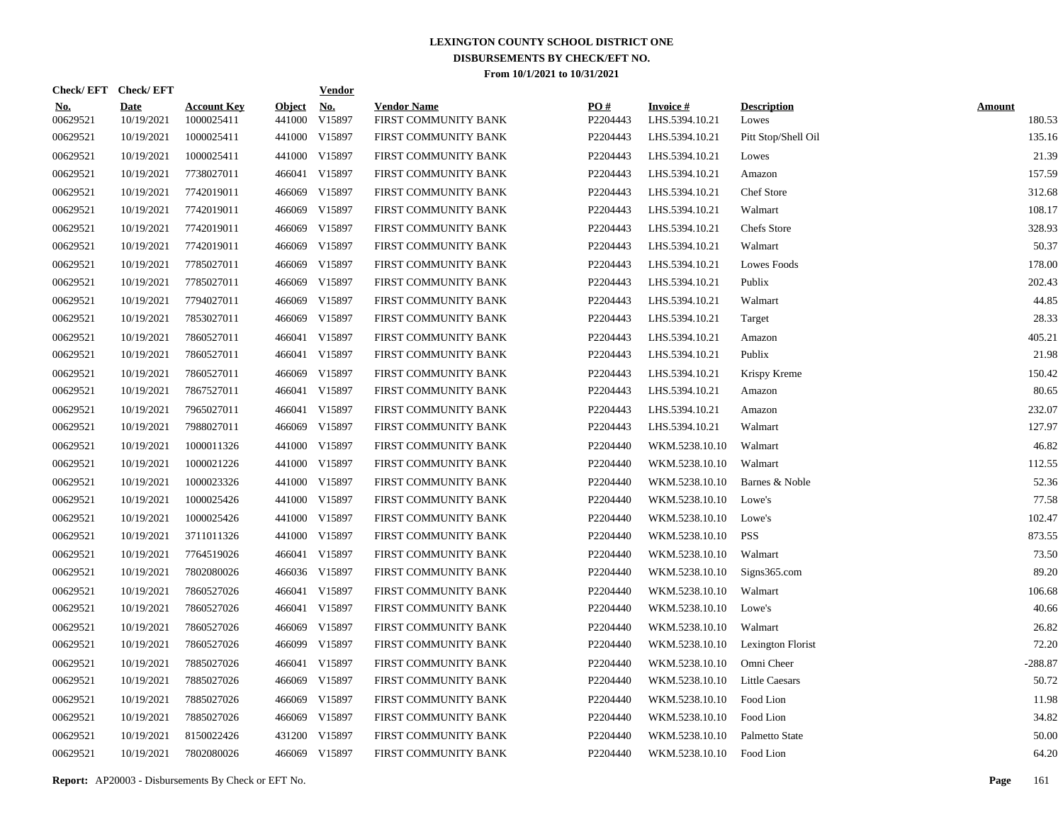# LEXINGTON COUNTY SCHOOL DISTRICT ONE
## DISBURSEMENTS BY CHECK/EFT NO.
### From 10/1/2021 to 10/31/2021

| Check/ EFT No. | Check/ EFT Date | Account Key | Object | Vendor No. | Vendor Name | PO # | Invoice # | Description | Amount |
|---|---|---|---|---|---|---|---|---|---|
| 00629521 | 10/19/2021 | 1000025411 | 441000 | V15897 | FIRST COMMUNITY BANK | P2204443 | LHS.5394.10.21 | Lowes | 180.53 |
| 00629521 | 10/19/2021 | 1000025411 | 441000 | V15897 | FIRST COMMUNITY BANK | P2204443 | LHS.5394.10.21 | Pitt Stop/Shell Oil | 135.16 |
| 00629521 | 10/19/2021 | 1000025411 | 441000 | V15897 | FIRST COMMUNITY BANK | P2204443 | LHS.5394.10.21 | Lowes | 21.39 |
| 00629521 | 10/19/2021 | 7738027011 | 466041 | V15897 | FIRST COMMUNITY BANK | P2204443 | LHS.5394.10.21 | Amazon | 157.59 |
| 00629521 | 10/19/2021 | 7742019011 | 466069 | V15897 | FIRST COMMUNITY BANK | P2204443 | LHS.5394.10.21 | Chef Store | 312.68 |
| 00629521 | 10/19/2021 | 7742019011 | 466069 | V15897 | FIRST COMMUNITY BANK | P2204443 | LHS.5394.10.21 | Walmart | 108.17 |
| 00629521 | 10/19/2021 | 7742019011 | 466069 | V15897 | FIRST COMMUNITY BANK | P2204443 | LHS.5394.10.21 | Chefs Store | 328.93 |
| 00629521 | 10/19/2021 | 7742019011 | 466069 | V15897 | FIRST COMMUNITY BANK | P2204443 | LHS.5394.10.21 | Walmart | 50.37 |
| 00629521 | 10/19/2021 | 7785027011 | 466069 | V15897 | FIRST COMMUNITY BANK | P2204443 | LHS.5394.10.21 | Lowes Foods | 178.00 |
| 00629521 | 10/19/2021 | 7785027011 | 466069 | V15897 | FIRST COMMUNITY BANK | P2204443 | LHS.5394.10.21 | Publix | 202.43 |
| 00629521 | 10/19/2021 | 7794027011 | 466069 | V15897 | FIRST COMMUNITY BANK | P2204443 | LHS.5394.10.21 | Walmart | 44.85 |
| 00629521 | 10/19/2021 | 7853027011 | 466069 | V15897 | FIRST COMMUNITY BANK | P2204443 | LHS.5394.10.21 | Target | 28.33 |
| 00629521 | 10/19/2021 | 7860527011 | 466041 | V15897 | FIRST COMMUNITY BANK | P2204443 | LHS.5394.10.21 | Amazon | 405.21 |
| 00629521 | 10/19/2021 | 7860527011 | 466041 | V15897 | FIRST COMMUNITY BANK | P2204443 | LHS.5394.10.21 | Publix | 21.98 |
| 00629521 | 10/19/2021 | 7860527011 | 466069 | V15897 | FIRST COMMUNITY BANK | P2204443 | LHS.5394.10.21 | Krispy Kreme | 150.42 |
| 00629521 | 10/19/2021 | 7867527011 | 466041 | V15897 | FIRST COMMUNITY BANK | P2204443 | LHS.5394.10.21 | Amazon | 80.65 |
| 00629521 | 10/19/2021 | 7965027011 | 466041 | V15897 | FIRST COMMUNITY BANK | P2204443 | LHS.5394.10.21 | Amazon | 232.07 |
| 00629521 | 10/19/2021 | 7988027011 | 466069 | V15897 | FIRST COMMUNITY BANK | P2204443 | LHS.5394.10.21 | Walmart | 127.97 |
| 00629521 | 10/19/2021 | 1000011326 | 441000 | V15897 | FIRST COMMUNITY BANK | P2204440 | WKM.5238.10.10 | Walmart | 46.82 |
| 00629521 | 10/19/2021 | 1000021226 | 441000 | V15897 | FIRST COMMUNITY BANK | P2204440 | WKM.5238.10.10 | Walmart | 112.55 |
| 00629521 | 10/19/2021 | 1000023326 | 441000 | V15897 | FIRST COMMUNITY BANK | P2204440 | WKM.5238.10.10 | Barnes & Noble | 52.36 |
| 00629521 | 10/19/2021 | 1000025426 | 441000 | V15897 | FIRST COMMUNITY BANK | P2204440 | WKM.5238.10.10 | Lowe's | 77.58 |
| 00629521 | 10/19/2021 | 1000025426 | 441000 | V15897 | FIRST COMMUNITY BANK | P2204440 | WKM.5238.10.10 | Lowe's | 102.47 |
| 00629521 | 10/19/2021 | 3711011326 | 441000 | V15897 | FIRST COMMUNITY BANK | P2204440 | WKM.5238.10.10 | PSS | 873.55 |
| 00629521 | 10/19/2021 | 7764519026 | 466041 | V15897 | FIRST COMMUNITY BANK | P2204440 | WKM.5238.10.10 | Walmart | 73.50 |
| 00629521 | 10/19/2021 | 7802080026 | 466036 | V15897 | FIRST COMMUNITY BANK | P2204440 | WKM.5238.10.10 | Signs365.com | 89.20 |
| 00629521 | 10/19/2021 | 7860527026 | 466041 | V15897 | FIRST COMMUNITY BANK | P2204440 | WKM.5238.10.10 | Walmart | 106.68 |
| 00629521 | 10/19/2021 | 7860527026 | 466041 | V15897 | FIRST COMMUNITY BANK | P2204440 | WKM.5238.10.10 | Lowe's | 40.66 |
| 00629521 | 10/19/2021 | 7860527026 | 466069 | V15897 | FIRST COMMUNITY BANK | P2204440 | WKM.5238.10.10 | Walmart | 26.82 |
| 00629521 | 10/19/2021 | 7860527026 | 466099 | V15897 | FIRST COMMUNITY BANK | P2204440 | WKM.5238.10.10 | Lexington Florist | 72.20 |
| 00629521 | 10/19/2021 | 7885027026 | 466041 | V15897 | FIRST COMMUNITY BANK | P2204440 | WKM.5238.10.10 | Omni Cheer | -288.87 |
| 00629521 | 10/19/2021 | 7885027026 | 466069 | V15897 | FIRST COMMUNITY BANK | P2204440 | WKM.5238.10.10 | Little Caesars | 50.72 |
| 00629521 | 10/19/2021 | 7885027026 | 466069 | V15897 | FIRST COMMUNITY BANK | P2204440 | WKM.5238.10.10 | Food Lion | 11.98 |
| 00629521 | 10/19/2021 | 7885027026 | 466069 | V15897 | FIRST COMMUNITY BANK | P2204440 | WKM.5238.10.10 | Food Lion | 34.82 |
| 00629521 | 10/19/2021 | 8150022426 | 431200 | V15897 | FIRST COMMUNITY BANK | P2204440 | WKM.5238.10.10 | Palmetto State | 50.00 |
| 00629521 | 10/19/2021 | 7802080026 | 466069 | V15897 | FIRST COMMUNITY BANK | P2204440 | WKM.5238.10.10 | Food Lion | 64.20 |

**Report:** AP20003 - Disbursements By Check or EFT No.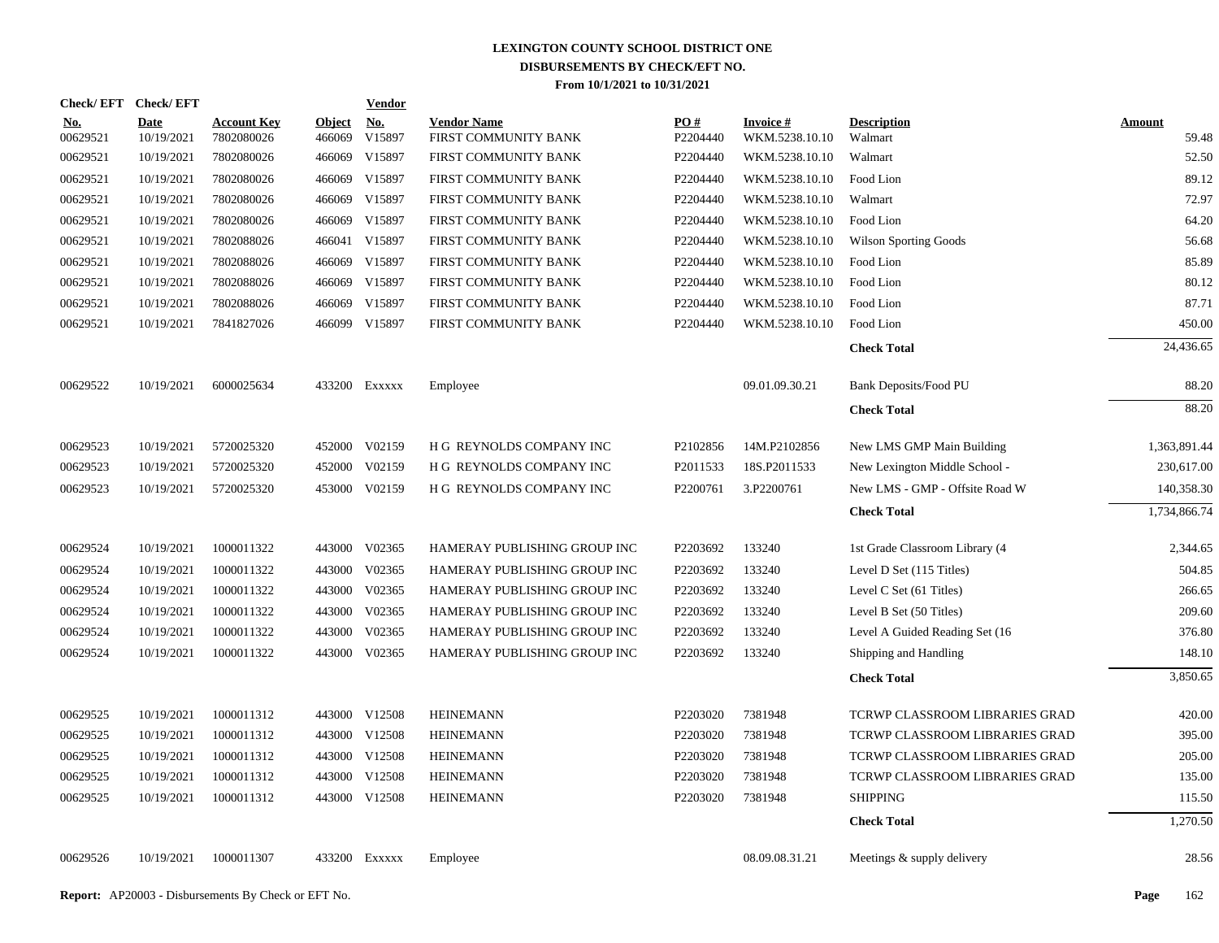# LEXINGTON COUNTY SCHOOL DISTRICT ONE
## DISBURSEMENTS BY CHECK/EFT NO.
### From 10/1/2021 to 10/31/2021

| Check/ EFT No. | Check/ EFT Date | Account Key | Object | Vendor No. | Vendor Name | PO # | Invoice # | Description | Amount |
|---|---|---|---|---|---|---|---|---|---|
| 00629521 | 10/19/2021 | 7802080026 | 466069 | V15897 | FIRST COMMUNITY BANK | P2204440 | WKM.5238.10.10 | Walmart | 59.48 |
| 00629521 | 10/19/2021 | 7802080026 | 466069 | V15897 | FIRST COMMUNITY BANK | P2204440 | WKM.5238.10.10 | Walmart | 52.50 |
| 00629521 | 10/19/2021 | 7802080026 | 466069 | V15897 | FIRST COMMUNITY BANK | P2204440 | WKM.5238.10.10 | Food Lion | 89.12 |
| 00629521 | 10/19/2021 | 7802080026 | 466069 | V15897 | FIRST COMMUNITY BANK | P2204440 | WKM.5238.10.10 | Walmart | 72.97 |
| 00629521 | 10/19/2021 | 7802080026 | 466069 | V15897 | FIRST COMMUNITY BANK | P2204440 | WKM.5238.10.10 | Food Lion | 64.20 |
| 00629521 | 10/19/2021 | 7802088026 | 466041 | V15897 | FIRST COMMUNITY BANK | P2204440 | WKM.5238.10.10 | Wilson Sporting Goods | 56.68 |
| 00629521 | 10/19/2021 | 7802088026 | 466069 | V15897 | FIRST COMMUNITY BANK | P2204440 | WKM.5238.10.10 | Food Lion | 85.89 |
| 00629521 | 10/19/2021 | 7802088026 | 466069 | V15897 | FIRST COMMUNITY BANK | P2204440 | WKM.5238.10.10 | Food Lion | 80.12 |
| 00629521 | 10/19/2021 | 7802088026 | 466069 | V15897 | FIRST COMMUNITY BANK | P2204440 | WKM.5238.10.10 | Food Lion | 87.71 |
| 00629521 | 10/19/2021 | 7841827026 | 466099 | V15897 | FIRST COMMUNITY BANK | P2204440 | WKM.5238.10.10 | Food Lion | 450.00 |
| | | | | | | | | **Check Total** | 24,436.65 |
| 00629522 | 10/19/2021 | 6000025634 | 433200 | Exxxxx | Employee | | 09.01.09.30.21 | Bank Deposits/Food PU | 88.20 |
| | | | | | | | | **Check Total** | 88.20 |
| 00629523 | 10/19/2021 | 5720025320 | 452000 | V02159 | H G REYNOLDS COMPANY INC | P2102856 | 14M.P2102856 | New LMS GMP Main Building | 1,363,891.44 |
| 00629523 | 10/19/2021 | 5720025320 | 452000 | V02159 | H G REYNOLDS COMPANY INC | P2011533 | 18S.P2011533 | New Lexington Middle School - | 230,617.00 |
| 00629523 | 10/19/2021 | 5720025320 | 453000 | V02159 | H G REYNOLDS COMPANY INC | P2200761 | 3.P2200761 | New LMS - GMP - Offsite Road W | 140,358.30 |
| | | | | | | | | **Check Total** | 1,734,866.74 |
| 00629524 | 10/19/2021 | 1000011322 | 443000 | V02365 | HAMERAY PUBLISHING GROUP INC | P2203692 | 133240 | 1st Grade Classroom Library (4 | 2,344.65 |
| 00629524 | 10/19/2021 | 1000011322 | 443000 | V02365 | HAMERAY PUBLISHING GROUP INC | P2203692 | 133240 | Level D Set (115 Titles) | 504.85 |
| 00629524 | 10/19/2021 | 1000011322 | 443000 | V02365 | HAMERAY PUBLISHING GROUP INC | P2203692 | 133240 | Level C Set (61 Titles) | 266.65 |
| 00629524 | 10/19/2021 | 1000011322 | 443000 | V02365 | HAMERAY PUBLISHING GROUP INC | P2203692 | 133240 | Level B Set (50 Titles) | 209.60 |
| 00629524 | 10/19/2021 | 1000011322 | 443000 | V02365 | HAMERAY PUBLISHING GROUP INC | P2203692 | 133240 | Level A Guided Reading Set (16 | 376.80 |
| 00629524 | 10/19/2021 | 1000011322 | 443000 | V02365 | HAMERAY PUBLISHING GROUP INC | P2203692 | 133240 | Shipping and Handling | 148.10 |
| | | | | | | | | **Check Total** | 3,850.65 |
| 00629525 | 10/19/2021 | 1000011312 | 443000 | V12508 | HEINEMANN | P2203020 | 7381948 | TCRWP CLASSROOM LIBRARIES GRAD | 420.00 |
| 00629525 | 10/19/2021 | 1000011312 | 443000 | V12508 | HEINEMANN | P2203020 | 7381948 | TCRWP CLASSROOM LIBRARIES GRAD | 395.00 |
| 00629525 | 10/19/2021 | 1000011312 | 443000 | V12508 | HEINEMANN | P2203020 | 7381948 | TCRWP CLASSROOM LIBRARIES GRAD | 205.00 |
| 00629525 | 10/19/2021 | 1000011312 | 443000 | V12508 | HEINEMANN | P2203020 | 7381948 | TCRWP CLASSROOM LIBRARIES GRAD | 135.00 |
| 00629525 | 10/19/2021 | 1000011312 | 443000 | V12508 | HEINEMANN | P2203020 | 7381948 | SHIPPING | 115.50 |
| | | | | | | | | **Check Total** | 1,270.50 |
| 00629526 | 10/19/2021 | 1000011307 | 433200 | Exxxxx | Employee | | 08.09.08.31.21 | Meetings & supply delivery | 28.56 |

**Report:** AP20003 - Disbursements By Check or EFT No.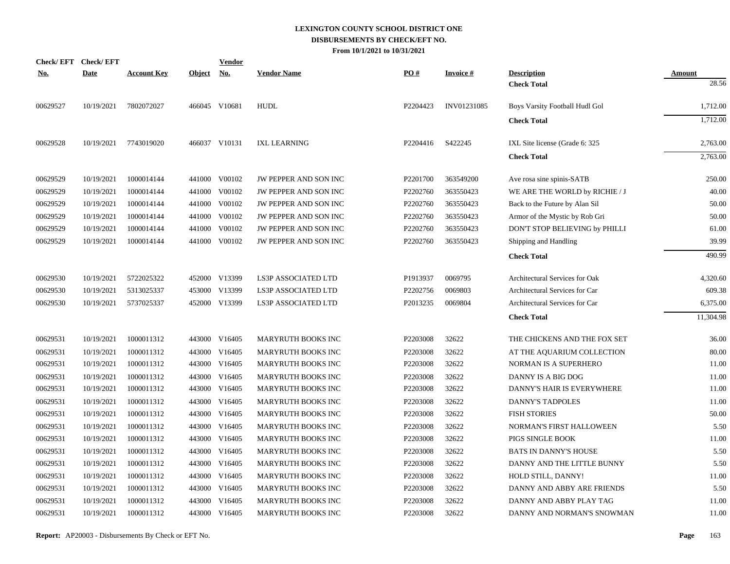# LEXINGTON COUNTY SCHOOL DISTRICT ONE
## DISBURSEMENTS BY CHECK/EFT NO.
### From 10/1/2021 to 10/31/2021

| Check/ EFT No. | Check/ EFT Date | Account Key | Object | Vendor No. | Vendor Name | PO # | Invoice # | Description | Amount |
|---|---|---|---|---|---|---|---|---|---|
| | | | | | | | | **Check Total** | 28.56 |
| 00629527 | 10/19/2021 | 7802072027 | 466045 | V10681 | HUDL | P2204423 | INV01231085 | Boys Varsity Football Hudl Gol | 1,712.00 |
| | | | | | | | | **Check Total** | 1,712.00 |
| 00629528 | 10/19/2021 | 7743019020 | 466037 | V10131 | IXL LEARNING | P2204416 | S422245 | IXL Site license (Grade 6: 325 | 2,763.00 |
| | | | | | | | | **Check Total** | 2,763.00 |
| 00629529 | 10/19/2021 | 1000014144 | 441000 | V00102 | JW PEPPER AND SON INC | P2201700 | 363549200 | Ave rosa sine spinis-SATB | 250.00 |
| 00629529 | 10/19/2021 | 1000014144 | 441000 | V00102 | JW PEPPER AND SON INC | P2202760 | 363550423 | WE ARE THE WORLD by RICHIE / J | 40.00 |
| 00629529 | 10/19/2021 | 1000014144 | 441000 | V00102 | JW PEPPER AND SON INC | P2202760 | 363550423 | Back to the Future by Alan Sil | 50.00 |
| 00629529 | 10/19/2021 | 1000014144 | 441000 | V00102 | JW PEPPER AND SON INC | P2202760 | 363550423 | Armor of the Mystic by Rob Gri | 50.00 |
| 00629529 | 10/19/2021 | 1000014144 | 441000 | V00102 | JW PEPPER AND SON INC | P2202760 | 363550423 | DON'T STOP BELIEVING by PHILLI | 61.00 |
| 00629529 | 10/19/2021 | 1000014144 | 441000 | V00102 | JW PEPPER AND SON INC | P2202760 | 363550423 | Shipping and Handling | 39.99 |
| | | | | | | | | **Check Total** | 490.99 |
| 00629530 | 10/19/2021 | 5722025322 | 452000 | V13399 | LS3P ASSOCIATED LTD | P1913937 | 0069795 | Architectural Services for Oak | 4,320.60 |
| 00629530 | 10/19/2021 | 5313025337 | 453000 | V13399 | LS3P ASSOCIATED LTD | P2202756 | 0069803 | Architectural Services for Car | 609.38 |
| 00629530 | 10/19/2021 | 5737025337 | 452000 | V13399 | LS3P ASSOCIATED LTD | P2013235 | 0069804 | Architectural Services for Car | 6,375.00 |
| | | | | | | | | **Check Total** | 11,304.98 |
| 00629531 | 10/19/2021 | 1000011312 | 443000 | V16405 | MARYRUTH BOOKS INC | P2203008 | 32622 | THE CHICKENS AND THE FOX SET | 36.00 |
| 00629531 | 10/19/2021 | 1000011312 | 443000 | V16405 | MARYRUTH BOOKS INC | P2203008 | 32622 | AT THE AQUARIUM COLLECTION | 80.00 |
| 00629531 | 10/19/2021 | 1000011312 | 443000 | V16405 | MARYRUTH BOOKS INC | P2203008 | 32622 | NORMAN IS A SUPERHERO | 11.00 |
| 00629531 | 10/19/2021 | 1000011312 | 443000 | V16405 | MARYRUTH BOOKS INC | P2203008 | 32622 | DANNY IS A BIG DOG | 11.00 |
| 00629531 | 10/19/2021 | 1000011312 | 443000 | V16405 | MARYRUTH BOOKS INC | P2203008 | 32622 | DANNY'S HAIR IS EVERYWHERE | 11.00 |
| 00629531 | 10/19/2021 | 1000011312 | 443000 | V16405 | MARYRUTH BOOKS INC | P2203008 | 32622 | DANNY'S TADPOLES | 11.00 |
| 00629531 | 10/19/2021 | 1000011312 | 443000 | V16405 | MARYRUTH BOOKS INC | P2203008 | 32622 | FISH STORIES | 50.00 |
| 00629531 | 10/19/2021 | 1000011312 | 443000 | V16405 | MARYRUTH BOOKS INC | P2203008 | 32622 | NORMAN'S FIRST HALLOWEEN | 5.50 |
| 00629531 | 10/19/2021 | 1000011312 | 443000 | V16405 | MARYRUTH BOOKS INC | P2203008 | 32622 | PIGS SINGLE BOOK | 11.00 |
| 00629531 | 10/19/2021 | 1000011312 | 443000 | V16405 | MARYRUTH BOOKS INC | P2203008 | 32622 | BATS IN DANNY'S HOUSE | 5.50 |
| 00629531 | 10/19/2021 | 1000011312 | 443000 | V16405 | MARYRUTH BOOKS INC | P2203008 | 32622 | DANNY AND THE LITTLE BUNNY | 5.50 |
| 00629531 | 10/19/2021 | 1000011312 | 443000 | V16405 | MARYRUTH BOOKS INC | P2203008 | 32622 | HOLD STILL, DANNY! | 11.00 |
| 00629531 | 10/19/2021 | 1000011312 | 443000 | V16405 | MARYRUTH BOOKS INC | P2203008 | 32622 | DANNY AND ABBY ARE FRIENDS | 5.50 |
| 00629531 | 10/19/2021 | 1000011312 | 443000 | V16405 | MARYRUTH BOOKS INC | P2203008 | 32622 | DANNY AND ABBY PLAY TAG | 11.00 |
| 00629531 | 10/19/2021 | 1000011312 | 443000 | V16405 | MARYRUTH BOOKS INC | P2203008 | 32622 | DANNY AND NORMAN'S SNOWMAN | 11.00 |

**Report:** AP20003 - Disbursements By Check or EFT No.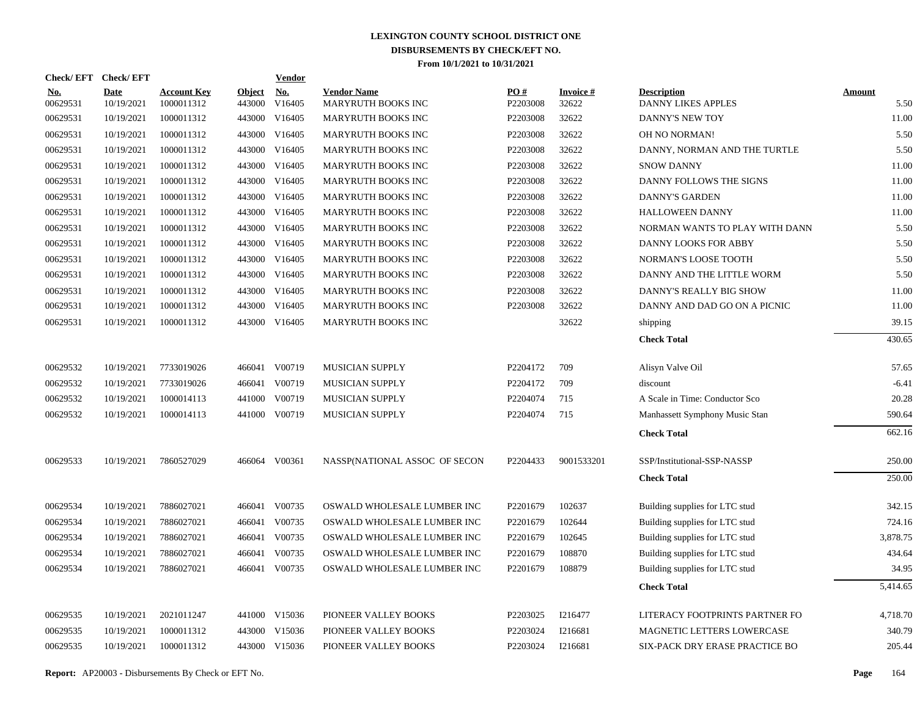# LEXINGTON COUNTY SCHOOL DISTRICT ONE
## DISBURSEMENTS BY CHECK/EFT NO.
### From 10/1/2021 to 10/31/2021

| Check/ EFT No. | Check/ EFT Date | Account Key | Object | Vendor No. | Vendor Name | PO # | Invoice # | Description | Amount |
|---|---|---|---|---|---|---|---|---|---|
| 00629531 | 10/19/2021 | 1000011312 | 443000 | V16405 | MARYRUTH BOOKS INC | P2203008 | 32622 | DANNY LIKES APPLES | 5.50 |
| 00629531 | 10/19/2021 | 1000011312 | 443000 | V16405 | MARYRUTH BOOKS INC | P2203008 | 32622 | DANNY'S NEW TOY | 11.00 |
| 00629531 | 10/19/2021 | 1000011312 | 443000 | V16405 | MARYRUTH BOOKS INC | P2203008 | 32622 | OH NO NORMAN! | 5.50 |
| 00629531 | 10/19/2021 | 1000011312 | 443000 | V16405 | MARYRUTH BOOKS INC | P2203008 | 32622 | DANNY, NORMAN AND THE TURTLE | 5.50 |
| 00629531 | 10/19/2021 | 1000011312 | 443000 | V16405 | MARYRUTH BOOKS INC | P2203008 | 32622 | SNOW DANNY | 11.00 |
| 00629531 | 10/19/2021 | 1000011312 | 443000 | V16405 | MARYRUTH BOOKS INC | P2203008 | 32622 | DANNY FOLLOWS THE SIGNS | 11.00 |
| 00629531 | 10/19/2021 | 1000011312 | 443000 | V16405 | MARYRUTH BOOKS INC | P2203008 | 32622 | DANNY'S GARDEN | 11.00 |
| 00629531 | 10/19/2021 | 1000011312 | 443000 | V16405 | MARYRUTH BOOKS INC | P2203008 | 32622 | HALLOWEEN DANNY | 11.00 |
| 00629531 | 10/19/2021 | 1000011312 | 443000 | V16405 | MARYRUTH BOOKS INC | P2203008 | 32622 | NORMAN WANTS TO PLAY WITH DANN | 5.50 |
| 00629531 | 10/19/2021 | 1000011312 | 443000 | V16405 | MARYRUTH BOOKS INC | P2203008 | 32622 | DANNY LOOKS FOR ABBY | 5.50 |
| 00629531 | 10/19/2021 | 1000011312 | 443000 | V16405 | MARYRUTH BOOKS INC | P2203008 | 32622 | NORMAN'S LOOSE TOOTH | 5.50 |
| 00629531 | 10/19/2021 | 1000011312 | 443000 | V16405 | MARYRUTH BOOKS INC | P2203008 | 32622 | DANNY AND THE LITTLE WORM | 5.50 |
| 00629531 | 10/19/2021 | 1000011312 | 443000 | V16405 | MARYRUTH BOOKS INC | P2203008 | 32622 | DANNY'S REALLY BIG SHOW | 11.00 |
| 00629531 | 10/19/2021 | 1000011312 | 443000 | V16405 | MARYRUTH BOOKS INC | P2203008 | 32622 | DANNY AND DAD GO ON A PICNIC | 11.00 |
| 00629531 | 10/19/2021 | 1000011312 | 443000 | V16405 | MARYRUTH BOOKS INC | | 32622 | shipping | 39.15 |
| | | | | | | | | **Check Total** | 430.65 |
| 00629532 | 10/19/2021 | 7733019026 | 466041 | V00719 | MUSICIAN SUPPLY | P2204172 | 709 | Alisyn Valve Oil | 57.65 |
| 00629532 | 10/19/2021 | 7733019026 | 466041 | V00719 | MUSICIAN SUPPLY | P2204172 | 709 | discount | -6.41 |
| 00629532 | 10/19/2021 | 1000014113 | 441000 | V00719 | MUSICIAN SUPPLY | P2204074 | 715 | A Scale in Time: Conductor Sco | 20.28 |
| 00629532 | 10/19/2021 | 1000014113 | 441000 | V00719 | MUSICIAN SUPPLY | P2204074 | 715 | Manhassett Symphony Music Stan | 590.64 |
| | | | | | | | | **Check Total** | 662.16 |
| 00629533 | 10/19/2021 | 7860527029 | 466064 | V00361 | NASSP(NATIONAL ASSOC OF SECON | P2204433 | 9001533201 | SSP/Institutional-SSP-NASSP | 250.00 |
| | | | | | | | | **Check Total** | 250.00 |
| 00629534 | 10/19/2021 | 7886027021 | 466041 | V00735 | OSWALD WHOLESALE LUMBER INC | P2201679 | 102637 | Building supplies for LTC stud | 342.15 |
| 00629534 | 10/19/2021 | 7886027021 | 466041 | V00735 | OSWALD WHOLESALE LUMBER INC | P2201679 | 102644 | Building supplies for LTC stud | 724.16 |
| 00629534 | 10/19/2021 | 7886027021 | 466041 | V00735 | OSWALD WHOLESALE LUMBER INC | P2201679 | 102645 | Building supplies for LTC stud | 3,878.75 |
| 00629534 | 10/19/2021 | 7886027021 | 466041 | V00735 | OSWALD WHOLESALE LUMBER INC | P2201679 | 108870 | Building supplies for LTC stud | 434.64 |
| 00629534 | 10/19/2021 | 7886027021 | 466041 | V00735 | OSWALD WHOLESALE LUMBER INC | P2201679 | 108879 | Building supplies for LTC stud | 34.95 |
| | | | | | | | | **Check Total** | 5,414.65 |
| 00629535 | 10/19/2021 | 2021011247 | 441000 | V15036 | PIONEER VALLEY BOOKS | P2203025 | I216477 | LITERACY FOOTPRINTS PARTNER FO | 4,718.70 |
| 00629535 | 10/19/2021 | 1000011312 | 443000 | V15036 | PIONEER VALLEY BOOKS | P2203024 | I216681 | MAGNETIC LETTERS LOWERCASE | 340.79 |
| 00629535 | 10/19/2021 | 1000011312 | 443000 | V15036 | PIONEER VALLEY BOOKS | P2203024 | I216681 | SIX-PACK DRY ERASE PRACTICE BO | 205.44 |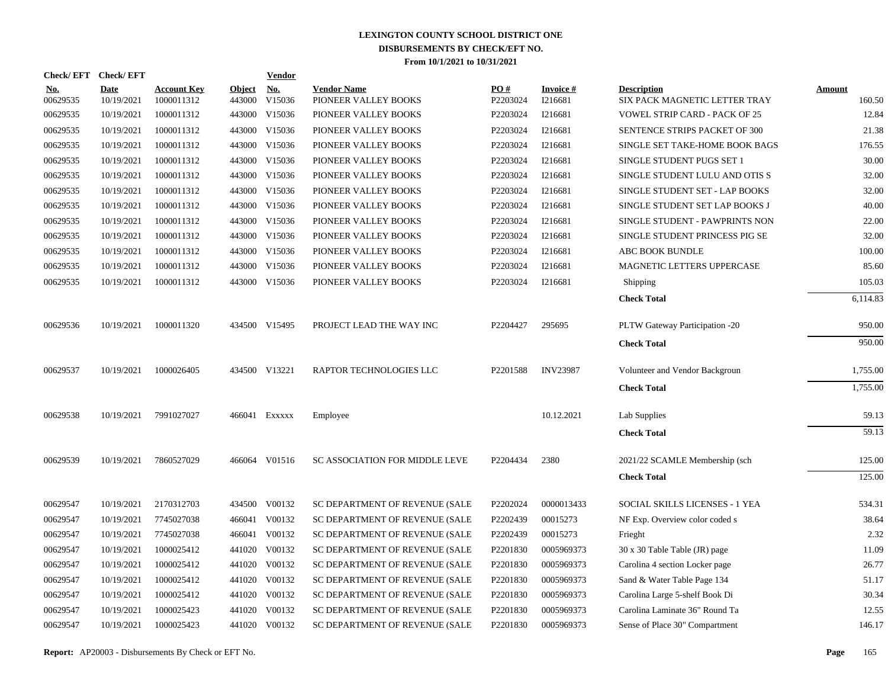# LEXINGTON COUNTY SCHOOL DISTRICT ONE

## DISBURSEMENTS BY CHECK/EFT NO.

### From 10/1/2021 to 10/31/2021

| Check/ EFT No. | Check/ EFT Date | Account Key | Object | Vendor No. | Vendor Name | PO # | Invoice # | Description | Amount |
|---|---|---|---|---|---|---|---|---|---|
| 00629535 | 10/19/2021 | 1000011312 | 443000 | V15036 | PIONEER VALLEY BOOKS | P2203024 | I216681 | SIX PACK MAGNETIC LETTER TRAY | 160.50 |
| 00629535 | 10/19/2021 | 1000011312 | 443000 | V15036 | PIONEER VALLEY BOOKS | P2203024 | I216681 | VOWEL STRIP CARD - PACK OF 25 | 12.84 |
| 00629535 | 10/19/2021 | 1000011312 | 443000 | V15036 | PIONEER VALLEY BOOKS | P2203024 | I216681 | SENTENCE STRIPS PACKET OF 300 | 21.38 |
| 00629535 | 10/19/2021 | 1000011312 | 443000 | V15036 | PIONEER VALLEY BOOKS | P2203024 | I216681 | SINGLE SET TAKE-HOME BOOK BAGS | 176.55 |
| 00629535 | 10/19/2021 | 1000011312 | 443000 | V15036 | PIONEER VALLEY BOOKS | P2203024 | I216681 | SINGLE STUDENT PUGS SET 1 | 30.00 |
| 00629535 | 10/19/2021 | 1000011312 | 443000 | V15036 | PIONEER VALLEY BOOKS | P2203024 | I216681 | SINGLE STUDENT LULU AND OTIS S | 32.00 |
| 00629535 | 10/19/2021 | 1000011312 | 443000 | V15036 | PIONEER VALLEY BOOKS | P2203024 | I216681 | SINGLE STUDENT SET - LAP BOOKS | 32.00 |
| 00629535 | 10/19/2021 | 1000011312 | 443000 | V15036 | PIONEER VALLEY BOOKS | P2203024 | I216681 | SINGLE STUDENT SET LAP BOOKS J | 40.00 |
| 00629535 | 10/19/2021 | 1000011312 | 443000 | V15036 | PIONEER VALLEY BOOKS | P2203024 | I216681 | SINGLE STUDENT - PAWPRINTS NON | 22.00 |
| 00629535 | 10/19/2021 | 1000011312 | 443000 | V15036 | PIONEER VALLEY BOOKS | P2203024 | I216681 | SINGLE STUDENT PRINCESS PIG SE | 32.00 |
| 00629535 | 10/19/2021 | 1000011312 | 443000 | V15036 | PIONEER VALLEY BOOKS | P2203024 | I216681 | ABC BOOK BUNDLE | 100.00 |
| 00629535 | 10/19/2021 | 1000011312 | 443000 | V15036 | PIONEER VALLEY BOOKS | P2203024 | I216681 | MAGNETIC LETTERS UPPERCASE | 85.60 |
| 00629535 | 10/19/2021 | 1000011312 | 443000 | V15036 | PIONEER VALLEY BOOKS | P2203024 | I216681 | Shipping | 105.03 |
| | | | | | | | | **Check Total** | 6,114.83 |
| 00629536 | 10/19/2021 | 1000011320 | 434500 | V15495 | PROJECT LEAD THE WAY INC | P2204427 | 295695 | PLTW Gateway Participation -20 | 950.00 |
| | | | | | | | | **Check Total** | 950.00 |
| 00629537 | 10/19/2021 | 1000026405 | 434500 | V13221 | RAPTOR TECHNOLOGIES LLC | P2201588 | INV23987 | Volunteer and Vendor Backgroun | 1,755.00 |
| | | | | | | | | **Check Total** | 1,755.00 |
| 00629538 | 10/19/2021 | 7991027027 | 466041 | Exxxxx | Employee | | 10.12.2021 | Lab Supplies | 59.13 |
| | | | | | | | | **Check Total** | 59.13 |
| 00629539 | 10/19/2021 | 7860527029 | 466064 | V01516 | SC ASSOCIATION FOR MIDDLE LEVE | P2204434 | 2380 | 2021/22 SCAMLE Membership (sch | 125.00 |
| | | | | | | | | **Check Total** | 125.00 |
| 00629547 | 10/19/2021 | 2170312703 | 434500 | V00132 | SC DEPARTMENT OF REVENUE (SALE | P2202024 | 0000013433 | SOCIAL SKILLS LICENSES - 1 YEA | 534.31 |
| 00629547 | 10/19/2021 | 7745027038 | 466041 | V00132 | SC DEPARTMENT OF REVENUE (SALE | P2202439 | 00015273 | NF Exp. Overview color coded s | 38.64 |
| 00629547 | 10/19/2021 | 7745027038 | 466041 | V00132 | SC DEPARTMENT OF REVENUE (SALE | P2202439 | 00015273 | Frieght | 2.32 |
| 00629547 | 10/19/2021 | 1000025412 | 441020 | V00132 | SC DEPARTMENT OF REVENUE (SALE | P2201830 | 0005969373 | 30 x 30 Table Table (JR) page | 11.09 |
| 00629547 | 10/19/2021 | 1000025412 | 441020 | V00132 | SC DEPARTMENT OF REVENUE (SALE | P2201830 | 0005969373 | Carolina 4 section Locker page | 26.77 |
| 00629547 | 10/19/2021 | 1000025412 | 441020 | V00132 | SC DEPARTMENT OF REVENUE (SALE | P2201830 | 0005969373 | Sand & Water Table Page 134 | 51.17 |
| 00629547 | 10/19/2021 | 1000025412 | 441020 | V00132 | SC DEPARTMENT OF REVENUE (SALE | P2201830 | 0005969373 | Carolina Large 5-shelf Book Di | 30.34 |
| 00629547 | 10/19/2021 | 1000025423 | 441020 | V00132 | SC DEPARTMENT OF REVENUE (SALE | P2201830 | 0005969373 | Carolina Laminate 36" Round Ta | 12.55 |
| 00629547 | 10/19/2021 | 1000025423 | 441020 | V00132 | SC DEPARTMENT OF REVENUE (SALE | P2201830 | 0005969373 | Sense of Place 30" Compartment | 146.17 |

**Report:** AP20003 - Disbursements By Check or EFT No.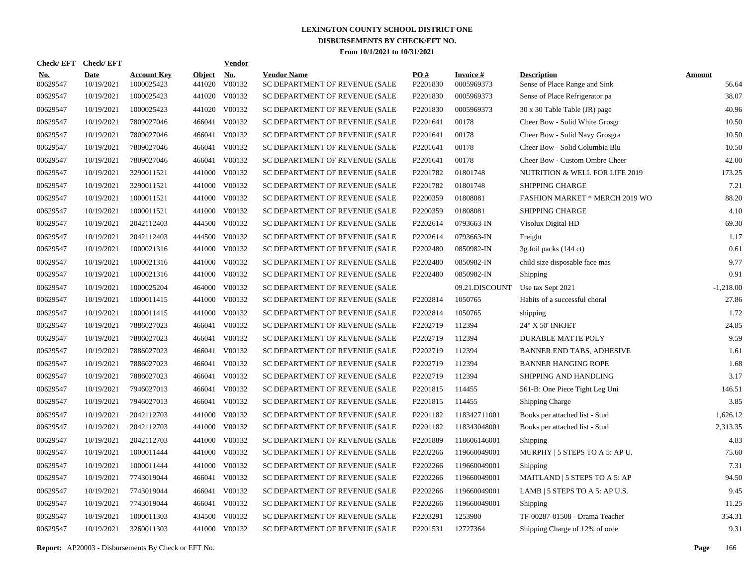# LEXINGTON COUNTY SCHOOL DISTRICT ONE
## DISBURSEMENTS BY CHECK/EFT NO.
### From 10/1/2021 to 10/31/2021

| Check/ EFT No. | Check/ EFT Date | Account Key | Object | Vendor No. | Vendor Name | PO # | Invoice # | Description | Amount |
|---|---|---|---|---|---|---|---|---|---|
| 00629547 | 10/19/2021 | 1000025423 | 441020 | V00132 | SC DEPARTMENT OF REVENUE (SALE | P2201830 | 0005969373 | Sense of Place Range and Sink | 56.64 |
| 00629547 | 10/19/2021 | 1000025423 | 441020 | V00132 | SC DEPARTMENT OF REVENUE (SALE | P2201830 | 0005969373 | Sense of Place Refrigerator pa | 38.07 |
| 00629547 | 10/19/2021 | 1000025423 | 441020 | V00132 | SC DEPARTMENT OF REVENUE (SALE | P2201830 | 0005969373 | 30 x 30 Table Table (JR) page | 40.96 |
| 00629547 | 10/19/2021 | 7809027046 | 466041 | V00132 | SC DEPARTMENT OF REVENUE (SALE | P2201641 | 00178 | Cheer Bow - Solid White Grosgr | 10.50 |
| 00629547 | 10/19/2021 | 7809027046 | 466041 | V00132 | SC DEPARTMENT OF REVENUE (SALE | P2201641 | 00178 | Cheer Bow - Solid Navy Grosgra | 10.50 |
| 00629547 | 10/19/2021 | 7809027046 | 466041 | V00132 | SC DEPARTMENT OF REVENUE (SALE | P2201641 | 00178 | Cheer Bow - Solid Columbia Blu | 10.50 |
| 00629547 | 10/19/2021 | 7809027046 | 466041 | V00132 | SC DEPARTMENT OF REVENUE (SALE | P2201641 | 00178 | Cheer Bow - Custom Ombre Cheer | 42.00 |
| 00629547 | 10/19/2021 | 3290011521 | 441000 | V00132 | SC DEPARTMENT OF REVENUE (SALE | P2201782 | 01801748 | NUTRITION & WELL FOR LIFE 2019 | 173.25 |
| 00629547 | 10/19/2021 | 3290011521 | 441000 | V00132 | SC DEPARTMENT OF REVENUE (SALE | P2201782 | 01801748 | SHIPPING CHARGE | 7.21 |
| 00629547 | 10/19/2021 | 1000011521 | 441000 | V00132 | SC DEPARTMENT OF REVENUE (SALE | P2200359 | 01808081 | FASHION MARKET * MERCH 2019 WO | 88.20 |
| 00629547 | 10/19/2021 | 1000011521 | 441000 | V00132 | SC DEPARTMENT OF REVENUE (SALE | P2200359 | 01808081 | SHIPPING CHARGE | 4.10 |
| 00629547 | 10/19/2021 | 2042112403 | 444500 | V00132 | SC DEPARTMENT OF REVENUE (SALE | P2202614 | 0793663-IN | Visolux Digital HD | 69.30 |
| 00629547 | 10/19/2021 | 2042112403 | 444500 | V00132 | SC DEPARTMENT OF REVENUE (SALE | P2202614 | 0793663-IN | Freight | 1.17 |
| 00629547 | 10/19/2021 | 1000021316 | 441000 | V00132 | SC DEPARTMENT OF REVENUE (SALE | P2202480 | 0850982-IN | 3g foil packs (144 ct) | 0.61 |
| 00629547 | 10/19/2021 | 1000021316 | 441000 | V00132 | SC DEPARTMENT OF REVENUE (SALE | P2202480 | 0850982-IN | child size disposable face mas | 9.77 |
| 00629547 | 10/19/2021 | 1000021316 | 441000 | V00132 | SC DEPARTMENT OF REVENUE (SALE | P2202480 | 0850982-IN | Shipping | 0.91 |
| 00629547 | 10/19/2021 | 1000025204 | 464000 | V00132 | SC DEPARTMENT OF REVENUE (SALE | | 09.21.DISCOUNT | Use tax Sept 2021 | -1,218.00 |
| 00629547 | 10/19/2021 | 1000011415 | 441000 | V00132 | SC DEPARTMENT OF REVENUE (SALE | P2202814 | 1050765 | Habits of a successful choral | 27.86 |
| 00629547 | 10/19/2021 | 1000011415 | 441000 | V00132 | SC DEPARTMENT OF REVENUE (SALE | P2202814 | 1050765 | shipping | 1.72 |
| 00629547 | 10/19/2021 | 7886027023 | 466041 | V00132 | SC DEPARTMENT OF REVENUE (SALE | P2202719 | 112394 | 24" X 50' INKJET | 24.85 |
| 00629547 | 10/19/2021 | 7886027023 | 466041 | V00132 | SC DEPARTMENT OF REVENUE (SALE | P2202719 | 112394 | DURABLE MATTE POLY | 9.59 |
| 00629547 | 10/19/2021 | 7886027023 | 466041 | V00132 | SC DEPARTMENT OF REVENUE (SALE | P2202719 | 112394 | BANNER END TABS, ADHESIVE | 1.61 |
| 00629547 | 10/19/2021 | 7886027023 | 466041 | V00132 | SC DEPARTMENT OF REVENUE (SALE | P2202719 | 112394 | BANNER HANGING ROPE | 1.68 |
| 00629547 | 10/19/2021 | 7886027023 | 466041 | V00132 | SC DEPARTMENT OF REVENUE (SALE | P2202719 | 112394 | SHIPPING AND HANDLING | 3.17 |
| 00629547 | 10/19/2021 | 7946027013 | 466041 | V00132 | SC DEPARTMENT OF REVENUE (SALE | P2201815 | 114455 | 561-B: One Piece Tight Leg Uni | 146.51 |
| 00629547 | 10/19/2021 | 7946027013 | 466041 | V00132 | SC DEPARTMENT OF REVENUE (SALE | P2201815 | 114455 | Shipping Charge | 3.85 |
| 00629547 | 10/19/2021 | 2042112703 | 441000 | V00132 | SC DEPARTMENT OF REVENUE (SALE | P2201182 | 118342711001 | Books per attached list - Stud | 1,626.12 |
| 00629547 | 10/19/2021 | 2042112703 | 441000 | V00132 | SC DEPARTMENT OF REVENUE (SALE | P2201182 | 118343048001 | Books per attached list - Stud | 2,313.35 |
| 00629547 | 10/19/2021 | 2042112703 | 441000 | V00132 | SC DEPARTMENT OF REVENUE (SALE | P2201889 | 118606146001 | Shipping | 4.83 |
| 00629547 | 10/19/2021 | 1000011444 | 441000 | V00132 | SC DEPARTMENT OF REVENUE (SALE | P2202266 | 119660049001 | MURPHY \| 5 STEPS TO A 5: AP U. | 75.60 |
| 00629547 | 10/19/2021 | 1000011444 | 441000 | V00132 | SC DEPARTMENT OF REVENUE (SALE | P2202266 | 119660049001 | Shipping | 7.31 |
| 00629547 | 10/19/2021 | 7743019044 | 466041 | V00132 | SC DEPARTMENT OF REVENUE (SALE | P2202266 | 119660049001 | MAITLAND \| 5 STEPS TO A 5: AP | 94.50 |
| 00629547 | 10/19/2021 | 7743019044 | 466041 | V00132 | SC DEPARTMENT OF REVENUE (SALE | P2202266 | 119660049001 | LAMB \| 5 STEPS TO A 5: AP U.S. | 9.45 |
| 00629547 | 10/19/2021 | 7743019044 | 466041 | V00132 | SC DEPARTMENT OF REVENUE (SALE | P2202266 | 119660049001 | Shipping | 11.25 |
| 00629547 | 10/19/2021 | 1000011303 | 434500 | V00132 | SC DEPARTMENT OF REVENUE (SALE | P2203291 | 1253980 | TF-00287-01508 - Drama Teacher | 354.31 |
| 00629547 | 10/19/2021 | 3260011303 | 441000 | V00132 | SC DEPARTMENT OF REVENUE (SALE | P2201531 | 12727364 | Shipping Charge of 12% of orde | 9.31 |

**Report:** AP20003 - Disbursements By Check or EFT No.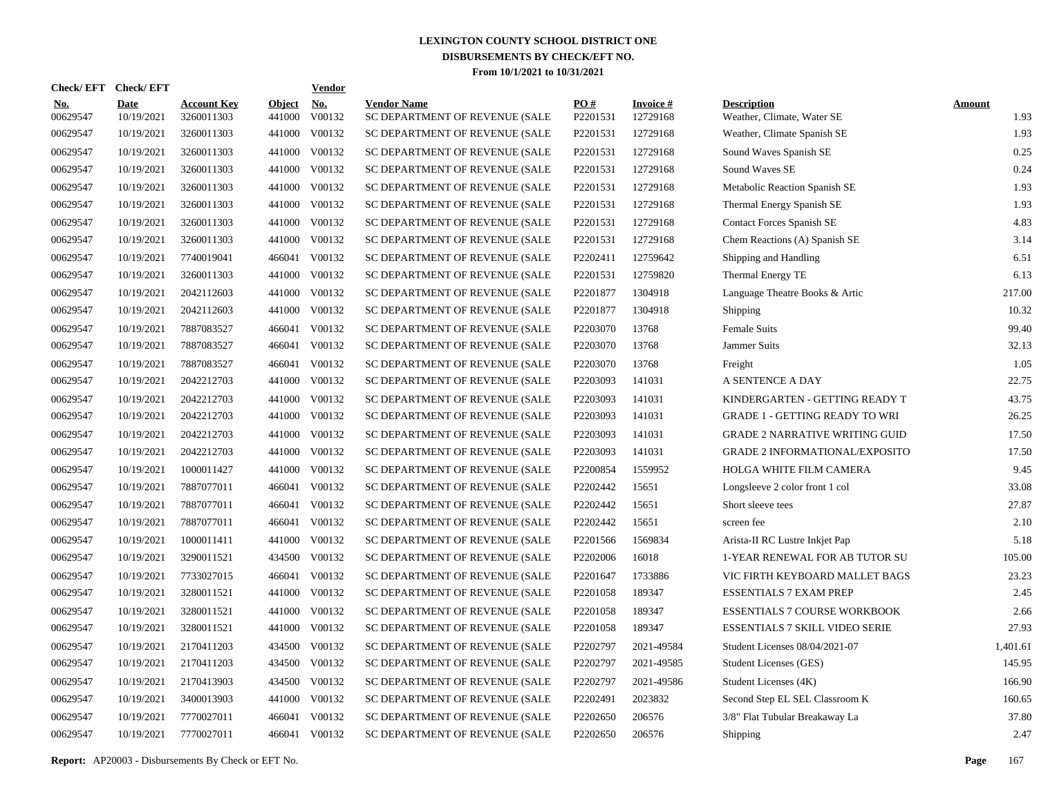# LEXINGTON COUNTY SCHOOL DISTRICT ONE
## DISBURSEMENTS BY CHECK/EFT NO.
### From 10/1/2021 to 10/31/2021

| Check/ EFT No. | Check/ EFT Date | Account Key | Object | Vendor No. | Vendor Name | PO # | Invoice # | Description | Amount |
|---|---|---|---|---|---|---|---|---|---|
| 00629547 | 10/19/2021 | 3260011303 | 441000 | V00132 | SC DEPARTMENT OF REVENUE (SALE | P2201531 | 12729168 | Weather, Climate, Water SE | 1.93 |
| 00629547 | 10/19/2021 | 3260011303 | 441000 | V00132 | SC DEPARTMENT OF REVENUE (SALE | P2201531 | 12729168 | Weather, Climate Spanish SE | 1.93 |
| 00629547 | 10/19/2021 | 3260011303 | 441000 | V00132 | SC DEPARTMENT OF REVENUE (SALE | P2201531 | 12729168 | Sound Waves Spanish SE | 0.25 |
| 00629547 | 10/19/2021 | 3260011303 | 441000 | V00132 | SC DEPARTMENT OF REVENUE (SALE | P2201531 | 12729168 | Sound Waves SE | 0.24 |
| 00629547 | 10/19/2021 | 3260011303 | 441000 | V00132 | SC DEPARTMENT OF REVENUE (SALE | P2201531 | 12729168 | Metabolic Reaction Spanish SE | 1.93 |
| 00629547 | 10/19/2021 | 3260011303 | 441000 | V00132 | SC DEPARTMENT OF REVENUE (SALE | P2201531 | 12729168 | Thermal Energy Spanish SE | 1.93 |
| 00629547 | 10/19/2021 | 3260011303 | 441000 | V00132 | SC DEPARTMENT OF REVENUE (SALE | P2201531 | 12729168 | Contact Forces Spanish SE | 4.83 |
| 00629547 | 10/19/2021 | 3260011303 | 441000 | V00132 | SC DEPARTMENT OF REVENUE (SALE | P2201531 | 12729168 | Chem Reactions (A) Spanish SE | 3.14 |
| 00629547 | 10/19/2021 | 7740019041 | 466041 | V00132 | SC DEPARTMENT OF REVENUE (SALE | P2202411 | 12759642 | Shipping and Handling | 6.51 |
| 00629547 | 10/19/2021 | 3260011303 | 441000 | V00132 | SC DEPARTMENT OF REVENUE (SALE | P2201531 | 12759820 | Thermal Energy TE | 6.13 |
| 00629547 | 10/19/2021 | 2042112603 | 441000 | V00132 | SC DEPARTMENT OF REVENUE (SALE | P2201877 | 1304918 | Language Theatre Books & Artic | 217.00 |
| 00629547 | 10/19/2021 | 2042112603 | 441000 | V00132 | SC DEPARTMENT OF REVENUE (SALE | P2201877 | 1304918 | Shipping | 10.32 |
| 00629547 | 10/19/2021 | 7887083527 | 466041 | V00132 | SC DEPARTMENT OF REVENUE (SALE | P2203070 | 13768 | Female Suits | 99.40 |
| 00629547 | 10/19/2021 | 7887083527 | 466041 | V00132 | SC DEPARTMENT OF REVENUE (SALE | P2203070 | 13768 | Jammer Suits | 32.13 |
| 00629547 | 10/19/2021 | 7887083527 | 466041 | V00132 | SC DEPARTMENT OF REVENUE (SALE | P2203070 | 13768 | Freight | 1.05 |
| 00629547 | 10/19/2021 | 2042212703 | 441000 | V00132 | SC DEPARTMENT OF REVENUE (SALE | P2203093 | 141031 | A SENTENCE A DAY | 22.75 |
| 00629547 | 10/19/2021 | 2042212703 | 441000 | V00132 | SC DEPARTMENT OF REVENUE (SALE | P2203093 | 141031 | KINDERGARTEN - GETTING READY T | 43.75 |
| 00629547 | 10/19/2021 | 2042212703 | 441000 | V00132 | SC DEPARTMENT OF REVENUE (SALE | P2203093 | 141031 | GRADE 1 - GETTING READY TO WRI | 26.25 |
| 00629547 | 10/19/2021 | 2042212703 | 441000 | V00132 | SC DEPARTMENT OF REVENUE (SALE | P2203093 | 141031 | GRADE 2 NARRATIVE WRITING GUID | 17.50 |
| 00629547 | 10/19/2021 | 2042212703 | 441000 | V00132 | SC DEPARTMENT OF REVENUE (SALE | P2203093 | 141031 | GRADE 2 INFORMATIONAL/EXPOSITO | 17.50 |
| 00629547 | 10/19/2021 | 1000011427 | 441000 | V00132 | SC DEPARTMENT OF REVENUE (SALE | P2200854 | 1559952 | HOLGA WHITE FILM CAMERA | 9.45 |
| 00629547 | 10/19/2021 | 7887077011 | 466041 | V00132 | SC DEPARTMENT OF REVENUE (SALE | P2202442 | 15651 | Longsleeve 2 color front 1 col | 33.08 |
| 00629547 | 10/19/2021 | 7887077011 | 466041 | V00132 | SC DEPARTMENT OF REVENUE (SALE | P2202442 | 15651 | Short sleeve tees | 27.87 |
| 00629547 | 10/19/2021 | 7887077011 | 466041 | V00132 | SC DEPARTMENT OF REVENUE (SALE | P2202442 | 15651 | screen fee | 2.10 |
| 00629547 | 10/19/2021 | 1000011411 | 441000 | V00132 | SC DEPARTMENT OF REVENUE (SALE | P2201566 | 1569834 | Arista-II RC Lustre Inkjet Pap | 5.18 |
| 00629547 | 10/19/2021 | 3290011521 | 434500 | V00132 | SC DEPARTMENT OF REVENUE (SALE | P2202006 | 16018 | 1-YEAR RENEWAL FOR AB TUTOR SU | 105.00 |
| 00629547 | 10/19/2021 | 7733027015 | 466041 | V00132 | SC DEPARTMENT OF REVENUE (SALE | P2201647 | 1733886 | VIC FIRTH KEYBOARD MALLET BAGS | 23.23 |
| 00629547 | 10/19/2021 | 3280011521 | 441000 | V00132 | SC DEPARTMENT OF REVENUE (SALE | P2201058 | 189347 | ESSENTIALS 7 EXAM PREP | 2.45 |
| 00629547 | 10/19/2021 | 3280011521 | 441000 | V00132 | SC DEPARTMENT OF REVENUE (SALE | P2201058 | 189347 | ESSENTIALS 7 COURSE WORKBOOK | 2.66 |
| 00629547 | 10/19/2021 | 3280011521 | 441000 | V00132 | SC DEPARTMENT OF REVENUE (SALE | P2201058 | 189347 | ESSENTIALS 7 SKILL VIDEO SERIE | 27.93 |
| 00629547 | 10/19/2021 | 2170411203 | 434500 | V00132 | SC DEPARTMENT OF REVENUE (SALE | P2202797 | 2021-49584 | Student Licenses 08/04/2021-07 | 1,401.61 |
| 00629547 | 10/19/2021 | 2170411203 | 434500 | V00132 | SC DEPARTMENT OF REVENUE (SALE | P2202797 | 2021-49585 | Student Licenses (GES) | 145.95 |
| 00629547 | 10/19/2021 | 2170413903 | 434500 | V00132 | SC DEPARTMENT OF REVENUE (SALE | P2202797 | 2021-49586 | Student Licenses (4K) | 166.90 |
| 00629547 | 10/19/2021 | 3400013903 | 441000 | V00132 | SC DEPARTMENT OF REVENUE (SALE | P2202491 | 2023832 | Second Step EL SEL Classroom K | 160.65 |
| 00629547 | 10/19/2021 | 7770027011 | 466041 | V00132 | SC DEPARTMENT OF REVENUE (SALE | P2202650 | 206576 | 3/8" Flat Tubular Breakaway La | 37.80 |
| 00629547 | 10/19/2021 | 7770027011 | 466041 | V00132 | SC DEPARTMENT OF REVENUE (SALE | P2202650 | 206576 | Shipping | 2.47 |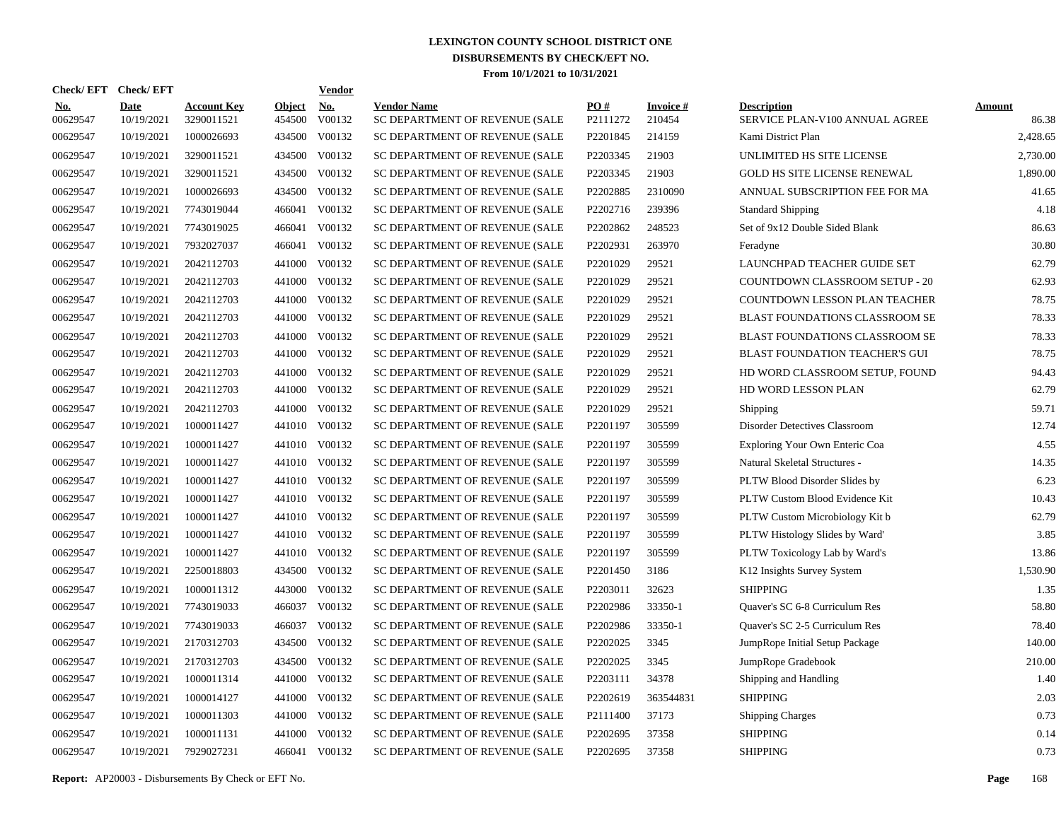# LEXINGTON COUNTY SCHOOL DISTRICT ONE
## DISBURSEMENTS BY CHECK/EFT NO.
### From 10/1/2021 to 10/31/2021

| Check/ EFT No. | Check/ EFT Date | Account Key | Object | Vendor No. | Vendor Name | PO # | Invoice # | Description | Amount |
|---|---|---|---|---|---|---|---|---|---|
| 00629547 | 10/19/2021 | 3290011521 | 454500 | V00132 | SC DEPARTMENT OF REVENUE (SALE | P2111272 | 210454 | SERVICE PLAN-V100 ANNUAL AGREE | 86.38 |
| 00629547 | 10/19/2021 | 1000026693 | 434500 | V00132 | SC DEPARTMENT OF REVENUE (SALE | P2201845 | 214159 | Kami District Plan | 2,428.65 |
| 00629547 | 10/19/2021 | 3290011521 | 434500 | V00132 | SC DEPARTMENT OF REVENUE (SALE | P2203345 | 21903 | UNLIMITED HS SITE LICENSE | 2,730.00 |
| 00629547 | 10/19/2021 | 3290011521 | 434500 | V00132 | SC DEPARTMENT OF REVENUE (SALE | P2203345 | 21903 | GOLD HS SITE LICENSE RENEWAL | 1,890.00 |
| 00629547 | 10/19/2021 | 1000026693 | 434500 | V00132 | SC DEPARTMENT OF REVENUE (SALE | P2202885 | 2310090 | ANNUAL SUBSCRIPTION FEE FOR MA | 41.65 |
| 00629547 | 10/19/2021 | 7743019044 | 466041 | V00132 | SC DEPARTMENT OF REVENUE (SALE | P2202716 | 239396 | Standard Shipping | 4.18 |
| 00629547 | 10/19/2021 | 7743019025 | 466041 | V00132 | SC DEPARTMENT OF REVENUE (SALE | P2202862 | 248523 | Set of 9x12 Double Sided Blank | 86.63 |
| 00629547 | 10/19/2021 | 7932027037 | 466041 | V00132 | SC DEPARTMENT OF REVENUE (SALE | P2202931 | 263970 | Feradyne | 30.80 |
| 00629547 | 10/19/2021 | 2042112703 | 441000 | V00132 | SC DEPARTMENT OF REVENUE (SALE | P2201029 | 29521 | LAUNCHPAD TEACHER GUIDE SET | 62.79 |
| 00629547 | 10/19/2021 | 2042112703 | 441000 | V00132 | SC DEPARTMENT OF REVENUE (SALE | P2201029 | 29521 | COUNTDOWN CLASSROOM SETUP - 20 | 62.93 |
| 00629547 | 10/19/2021 | 2042112703 | 441000 | V00132 | SC DEPARTMENT OF REVENUE (SALE | P2201029 | 29521 | COUNTDOWN LESSON PLAN TEACHER | 78.75 |
| 00629547 | 10/19/2021 | 2042112703 | 441000 | V00132 | SC DEPARTMENT OF REVENUE (SALE | P2201029 | 29521 | BLAST FOUNDATIONS CLASSROOM SE | 78.33 |
| 00629547 | 10/19/2021 | 2042112703 | 441000 | V00132 | SC DEPARTMENT OF REVENUE (SALE | P2201029 | 29521 | BLAST FOUNDATIONS CLASSROOM SE | 78.33 |
| 00629547 | 10/19/2021 | 2042112703 | 441000 | V00132 | SC DEPARTMENT OF REVENUE (SALE | P2201029 | 29521 | BLAST FOUNDATION TEACHER'S GUI | 78.75 |
| 00629547 | 10/19/2021 | 2042112703 | 441000 | V00132 | SC DEPARTMENT OF REVENUE (SALE | P2201029 | 29521 | HD WORD CLASSROOM SETUP, FOUND | 94.43 |
| 00629547 | 10/19/2021 | 2042112703 | 441000 | V00132 | SC DEPARTMENT OF REVENUE (SALE | P2201029 | 29521 | HD WORD LESSON PLAN | 62.79 |
| 00629547 | 10/19/2021 | 2042112703 | 441000 | V00132 | SC DEPARTMENT OF REVENUE (SALE | P2201029 | 29521 | Shipping | 59.71 |
| 00629547 | 10/19/2021 | 1000011427 | 441010 | V00132 | SC DEPARTMENT OF REVENUE (SALE | P2201197 | 305599 | Disorder Detectives Classroom | 12.74 |
| 00629547 | 10/19/2021 | 1000011427 | 441010 | V00132 | SC DEPARTMENT OF REVENUE (SALE | P2201197 | 305599 | Exploring Your Own Enteric Coa | 4.55 |
| 00629547 | 10/19/2021 | 1000011427 | 441010 | V00132 | SC DEPARTMENT OF REVENUE (SALE | P2201197 | 305599 | Natural Skeletal Structures - | 14.35 |
| 00629547 | 10/19/2021 | 1000011427 | 441010 | V00132 | SC DEPARTMENT OF REVENUE (SALE | P2201197 | 305599 | PLTW Blood Disorder Slides by | 6.23 |
| 00629547 | 10/19/2021 | 1000011427 | 441010 | V00132 | SC DEPARTMENT OF REVENUE (SALE | P2201197 | 305599 | PLTW Custom Blood Evidence Kit | 10.43 |
| 00629547 | 10/19/2021 | 1000011427 | 441010 | V00132 | SC DEPARTMENT OF REVENUE (SALE | P2201197 | 305599 | PLTW Custom Microbiology Kit b | 62.79 |
| 00629547 | 10/19/2021 | 1000011427 | 441010 | V00132 | SC DEPARTMENT OF REVENUE (SALE | P2201197 | 305599 | PLTW Histology Slides by Ward' | 3.85 |
| 00629547 | 10/19/2021 | 1000011427 | 441010 | V00132 | SC DEPARTMENT OF REVENUE (SALE | P2201197 | 305599 | PLTW Toxicology Lab by Ward's | 13.86 |
| 00629547 | 10/19/2021 | 2250018803 | 434500 | V00132 | SC DEPARTMENT OF REVENUE (SALE | P2201450 | 3186 | K12 Insights Survey System | 1,530.90 |
| 00629547 | 10/19/2021 | 1000011312 | 443000 | V00132 | SC DEPARTMENT OF REVENUE (SALE | P2203011 | 32623 | SHIPPING | 1.35 |
| 00629547 | 10/19/2021 | 7743019033 | 466037 | V00132 | SC DEPARTMENT OF REVENUE (SALE | P2202986 | 33350-1 | Quaver's SC 6-8 Curriculum Res | 58.80 |
| 00629547 | 10/19/2021 | 7743019033 | 466037 | V00132 | SC DEPARTMENT OF REVENUE (SALE | P2202986 | 33350-1 | Quaver's SC 2-5 Curriculum Res | 78.40 |
| 00629547 | 10/19/2021 | 2170312703 | 434500 | V00132 | SC DEPARTMENT OF REVENUE (SALE | P2202025 | 3345 | JumpRope Initial Setup Package | 140.00 |
| 00629547 | 10/19/2021 | 2170312703 | 434500 | V00132 | SC DEPARTMENT OF REVENUE (SALE | P2202025 | 3345 | JumpRope Gradebook | 210.00 |
| 00629547 | 10/19/2021 | 1000011314 | 441000 | V00132 | SC DEPARTMENT OF REVENUE (SALE | P2203111 | 34378 | Shipping and Handling | 1.40 |
| 00629547 | 10/19/2021 | 1000014127 | 441000 | V00132 | SC DEPARTMENT OF REVENUE (SALE | P2202619 | 363544831 | SHIPPING | 2.03 |
| 00629547 | 10/19/2021 | 1000011303 | 441000 | V00132 | SC DEPARTMENT OF REVENUE (SALE | P2111400 | 37173 | Shipping Charges | 0.73 |
| 00629547 | 10/19/2021 | 1000011131 | 441000 | V00132 | SC DEPARTMENT OF REVENUE (SALE | P2202695 | 37358 | SHIPPING | 0.14 |
| 00629547 | 10/19/2021 | 7929027231 | 466041 | V00132 | SC DEPARTMENT OF REVENUE (SALE | P2202695 | 37358 | SHIPPING | 0.73 |

**Report:** AP20003 - Disbursements By Check or EFT No.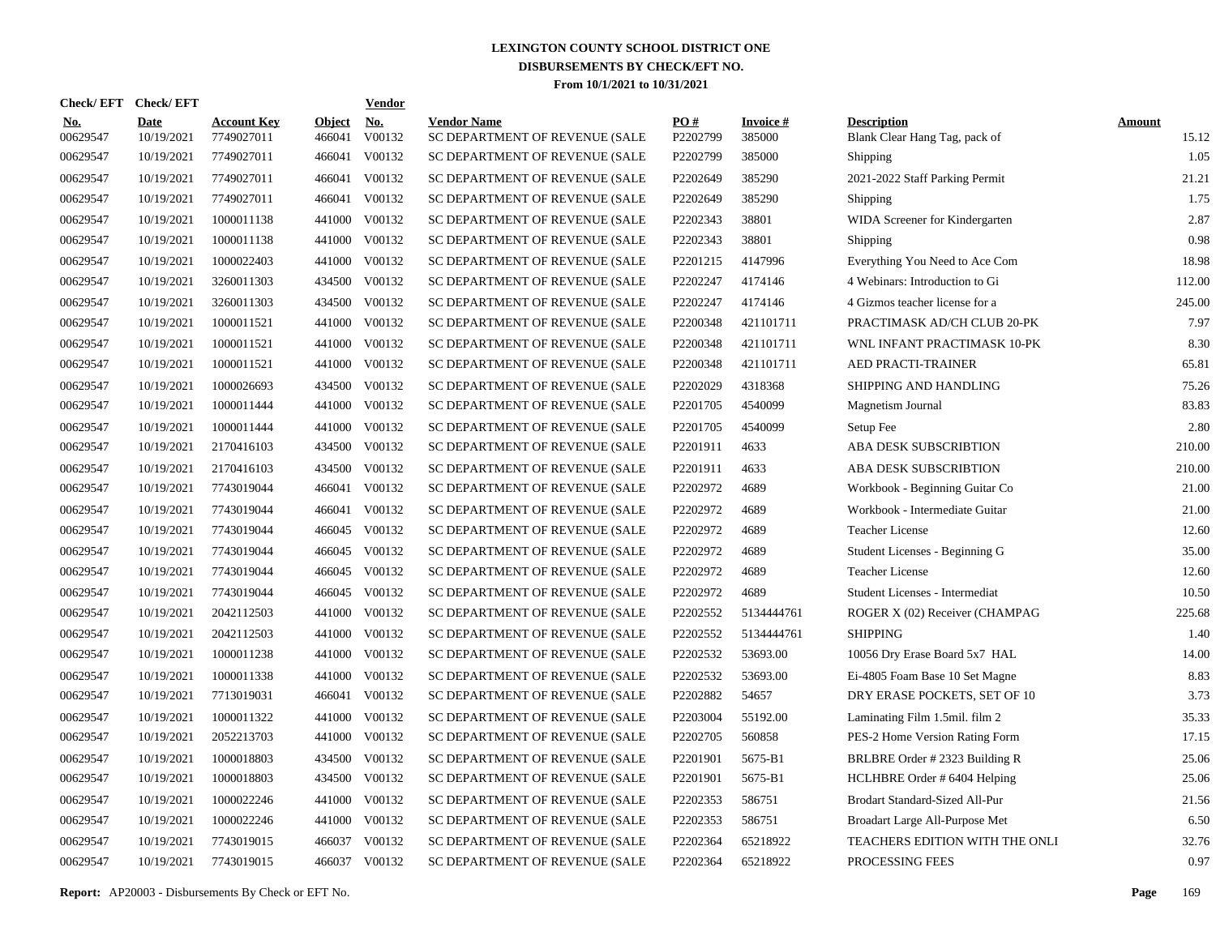# LEXINGTON COUNTY SCHOOL DISTRICT ONE

## DISBURSEMENTS BY CHECK/EFT NO.

### From 10/1/2021 to 10/31/2021

| Check/ EFT No. | Check/ EFT Date | Account Key | Object | Vendor No. | Vendor Name | PO # | Invoice # | Description | Amount |
|---|---|---|---|---|---|---|---|---|---|
| 00629547 | 10/19/2021 | 7749027011 | 466041 | V00132 | SC DEPARTMENT OF REVENUE (SALE | P2202799 | 385000 | Blank Clear Hang Tag, pack of | 15.12 |
| 00629547 | 10/19/2021 | 7749027011 | 466041 | V00132 | SC DEPARTMENT OF REVENUE (SALE | P2202799 | 385000 | Shipping | 1.05 |
| 00629547 | 10/19/2021 | 7749027011 | 466041 | V00132 | SC DEPARTMENT OF REVENUE (SALE | P2202649 | 385290 | 2021-2022 Staff Parking Permit | 21.21 |
| 00629547 | 10/19/2021 | 7749027011 | 466041 | V00132 | SC DEPARTMENT OF REVENUE (SALE | P2202649 | 385290 | Shipping | 1.75 |
| 00629547 | 10/19/2021 | 1000011138 | 441000 | V00132 | SC DEPARTMENT OF REVENUE (SALE | P2202343 | 38801 | WIDA Screener for Kindergarten | 2.87 |
| 00629547 | 10/19/2021 | 1000011138 | 441000 | V00132 | SC DEPARTMENT OF REVENUE (SALE | P2202343 | 38801 | Shipping | 0.98 |
| 00629547 | 10/19/2021 | 1000022403 | 441000 | V00132 | SC DEPARTMENT OF REVENUE (SALE | P2201215 | 4147996 | Everything You Need to Ace Com | 18.98 |
| 00629547 | 10/19/2021 | 3260011303 | 434500 | V00132 | SC DEPARTMENT OF REVENUE (SALE | P2202247 | 4174146 | 4 Webinars: Introduction to Gi | 112.00 |
| 00629547 | 10/19/2021 | 3260011303 | 434500 | V00132 | SC DEPARTMENT OF REVENUE (SALE | P2202247 | 4174146 | 4 Gizmos teacher license for a | 245.00 |
| 00629547 | 10/19/2021 | 1000011521 | 441000 | V00132 | SC DEPARTMENT OF REVENUE (SALE | P2200348 | 421101711 | PRACTIMASK AD/CH CLUB 20-PK | 7.97 |
| 00629547 | 10/19/2021 | 1000011521 | 441000 | V00132 | SC DEPARTMENT OF REVENUE (SALE | P2200348 | 421101711 | WNL INFANT PRACTIMASK 10-PK | 8.30 |
| 00629547 | 10/19/2021 | 1000011521 | 441000 | V00132 | SC DEPARTMENT OF REVENUE (SALE | P2200348 | 421101711 | AED PRACTI-TRAINER | 65.81 |
| 00629547 | 10/19/2021 | 1000026693 | 434500 | V00132 | SC DEPARTMENT OF REVENUE (SALE | P2202029 | 4318368 | SHIPPING AND HANDLING | 75.26 |
| 00629547 | 10/19/2021 | 1000011444 | 441000 | V00132 | SC DEPARTMENT OF REVENUE (SALE | P2201705 | 4540099 | Magnetism Journal | 83.83 |
| 00629547 | 10/19/2021 | 1000011444 | 441000 | V00132 | SC DEPARTMENT OF REVENUE (SALE | P2201705 | 4540099 | Setup Fee | 2.80 |
| 00629547 | 10/19/2021 | 2170416103 | 434500 | V00132 | SC DEPARTMENT OF REVENUE (SALE | P2201911 | 4633 | ABA DESK SUBSCRIBTION | 210.00 |
| 00629547 | 10/19/2021 | 2170416103 | 434500 | V00132 | SC DEPARTMENT OF REVENUE (SALE | P2201911 | 4633 | ABA DESK SUBSCRIBTION | 210.00 |
| 00629547 | 10/19/2021 | 7743019044 | 466041 | V00132 | SC DEPARTMENT OF REVENUE (SALE | P2202972 | 4689 | Workbook - Beginning Guitar Co | 21.00 |
| 00629547 | 10/19/2021 | 7743019044 | 466041 | V00132 | SC DEPARTMENT OF REVENUE (SALE | P2202972 | 4689 | Workbook - Intermediate Guitar | 21.00 |
| 00629547 | 10/19/2021 | 7743019044 | 466045 | V00132 | SC DEPARTMENT OF REVENUE (SALE | P2202972 | 4689 | Teacher License | 12.60 |
| 00629547 | 10/19/2021 | 7743019044 | 466045 | V00132 | SC DEPARTMENT OF REVENUE (SALE | P2202972 | 4689 | Student Licenses - Beginning G | 35.00 |
| 00629547 | 10/19/2021 | 7743019044 | 466045 | V00132 | SC DEPARTMENT OF REVENUE (SALE | P2202972 | 4689 | Teacher License | 12.60 |
| 00629547 | 10/19/2021 | 7743019044 | 466045 | V00132 | SC DEPARTMENT OF REVENUE (SALE | P2202972 | 4689 | Student Licenses - Intermediat | 10.50 |
| 00629547 | 10/19/2021 | 2042112503 | 441000 | V00132 | SC DEPARTMENT OF REVENUE (SALE | P2202552 | 5134444761 | ROGER X (02) Receiver (CHAMPAG | 225.68 |
| 00629547 | 10/19/2021 | 2042112503 | 441000 | V00132 | SC DEPARTMENT OF REVENUE (SALE | P2202552 | 5134444761 | SHIPPING | 1.40 |
| 00629547 | 10/19/2021 | 1000011238 | 441000 | V00132 | SC DEPARTMENT OF REVENUE (SALE | P2202532 | 53693.00 | 10056 Dry Erase Board 5x7 HAL | 14.00 |
| 00629547 | 10/19/2021 | 1000011338 | 441000 | V00132 | SC DEPARTMENT OF REVENUE (SALE | P2202532 | 53693.00 | Ei-4805 Foam Base 10 Set Magne | 8.83 |
| 00629547 | 10/19/2021 | 7713019031 | 466041 | V00132 | SC DEPARTMENT OF REVENUE (SALE | P2202882 | 54657 | DRY ERASE POCKETS, SET OF 10 | 3.73 |
| 00629547 | 10/19/2021 | 1000011322 | 441000 | V00132 | SC DEPARTMENT OF REVENUE (SALE | P2203004 | 55192.00 | Laminating Film 1.5mil. film 2 | 35.33 |
| 00629547 | 10/19/2021 | 2052213703 | 441000 | V00132 | SC DEPARTMENT OF REVENUE (SALE | P2202705 | 560858 | PES-2 Home Version Rating Form | 17.15 |
| 00629547 | 10/19/2021 | 1000018803 | 434500 | V00132 | SC DEPARTMENT OF REVENUE (SALE | P2201901 | 5675-B1 | BRLBRE Order # 2323 Building R | 25.06 |
| 00629547 | 10/19/2021 | 1000018803 | 434500 | V00132 | SC DEPARTMENT OF REVENUE (SALE | P2201901 | 5675-B1 | HCLHBRE Order # 6404 Helping | 25.06 |
| 00629547 | 10/19/2021 | 1000022246 | 441000 | V00132 | SC DEPARTMENT OF REVENUE (SALE | P2202353 | 586751 | Brodart Standard-Sized All-Pur | 21.56 |
| 00629547 | 10/19/2021 | 1000022246 | 441000 | V00132 | SC DEPARTMENT OF REVENUE (SALE | P2202353 | 586751 | Broadart Large All-Purpose Met | 6.50 |
| 00629547 | 10/19/2021 | 7743019015 | 466037 | V00132 | SC DEPARTMENT OF REVENUE (SALE | P2202364 | 65218922 | TEACHERS EDITION WITH THE ONLI | 32.76 |
| 00629547 | 10/19/2021 | 7743019015 | 466037 | V00132 | SC DEPARTMENT OF REVENUE (SALE | P2202364 | 65218922 | PROCESSING FEES | 0.97 |

**Report:** AP20003 - Disbursements By Check or EFT No.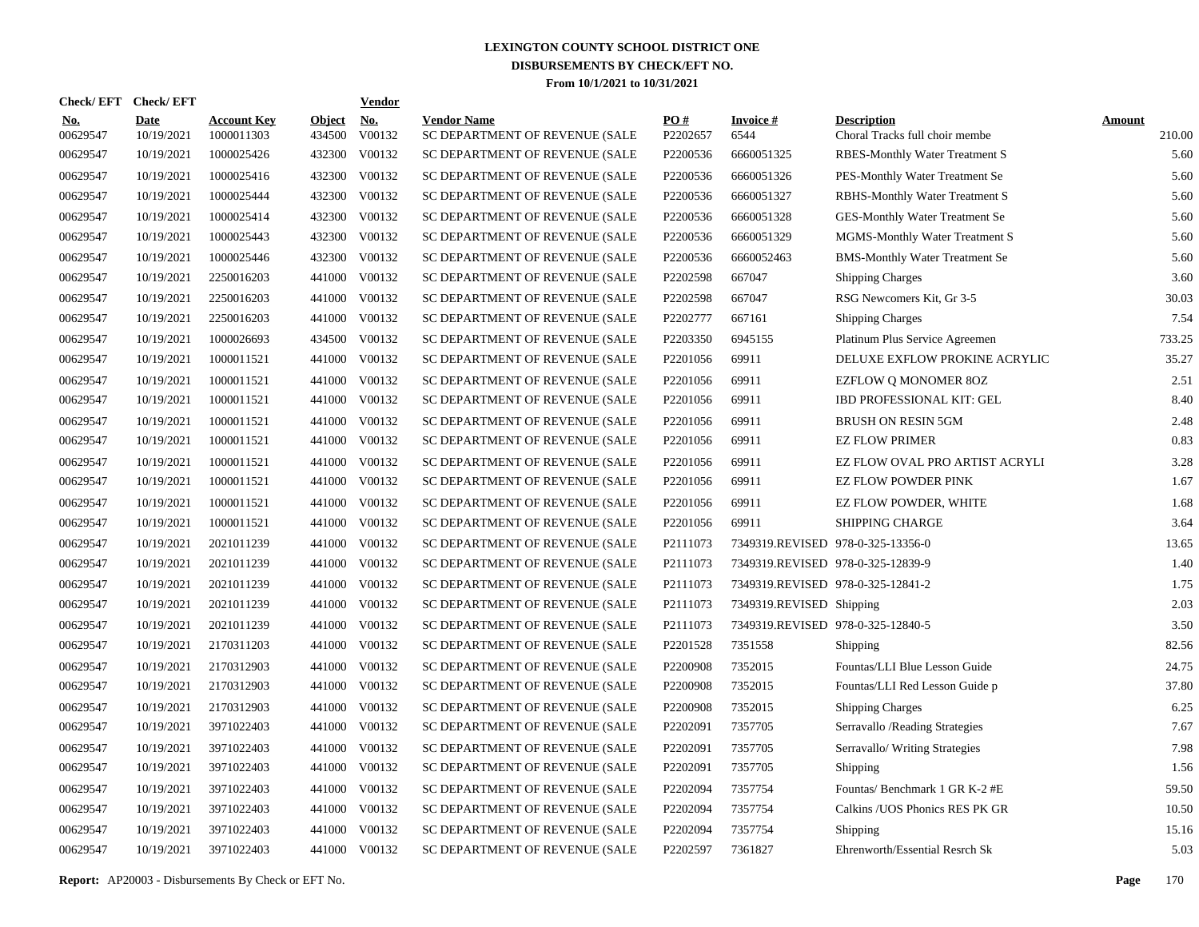# LEXINGTON COUNTY SCHOOL DISTRICT ONE
## DISBURSEMENTS BY CHECK/EFT NO.
### From 10/1/2021 to 10/31/2021

| Check/EFT No. | Check/EFT Date | Account Key | Object | Vendor No. | Vendor Name | PO # | Invoice # | Description | Amount |
|---|---|---|---|---|---|---|---|---|---|
| 00629547 | 10/19/2021 | 1000011303 | 434500 | V00132 | SC DEPARTMENT OF REVENUE (SALE | P2202657 | 6544 | Choral Tracks full choir membe | 210.00 |
| 00629547 | 10/19/2021 | 1000025426 | 432300 | V00132 | SC DEPARTMENT OF REVENUE (SALE | P2200536 | 6660051325 | RBES-Monthly Water Treatment S | 5.60 |
| 00629547 | 10/19/2021 | 1000025416 | 432300 | V00132 | SC DEPARTMENT OF REVENUE (SALE | P2200536 | 6660051326 | PES-Monthly Water Treatment Se | 5.60 |
| 00629547 | 10/19/2021 | 1000025444 | 432300 | V00132 | SC DEPARTMENT OF REVENUE (SALE | P2200536 | 6660051327 | RBHS-Monthly Water Treatment S | 5.60 |
| 00629547 | 10/19/2021 | 1000025414 | 432300 | V00132 | SC DEPARTMENT OF REVENUE (SALE | P2200536 | 6660051328 | GES-Monthly Water Treatment Se | 5.60 |
| 00629547 | 10/19/2021 | 1000025443 | 432300 | V00132 | SC DEPARTMENT OF REVENUE (SALE | P2200536 | 6660051329 | MGMS-Monthly Water Treatment S | 5.60 |
| 00629547 | 10/19/2021 | 1000025446 | 432300 | V00132 | SC DEPARTMENT OF REVENUE (SALE | P2200536 | 6660052463 | BMS-Monthly Water Treatment Se | 5.60 |
| 00629547 | 10/19/2021 | 2250016203 | 441000 | V00132 | SC DEPARTMENT OF REVENUE (SALE | P2202598 | 667047 | Shipping Charges | 3.60 |
| 00629547 | 10/19/2021 | 2250016203 | 441000 | V00132 | SC DEPARTMENT OF REVENUE (SALE | P2202598 | 667047 | RSG Newcomers Kit, Gr 3-5 | 30.03 |
| 00629547 | 10/19/2021 | 2250016203 | 441000 | V00132 | SC DEPARTMENT OF REVENUE (SALE | P2202777 | 667161 | Shipping Charges | 7.54 |
| 00629547 | 10/19/2021 | 1000026693 | 434500 | V00132 | SC DEPARTMENT OF REVENUE (SALE | P2203350 | 6945155 | Platinum Plus Service Agreemen | 733.25 |
| 00629547 | 10/19/2021 | 1000011521 | 441000 | V00132 | SC DEPARTMENT OF REVENUE (SALE | P2201056 | 69911 | DELUXE EXFLOW PROKINE ACRYLIC | 35.27 |
| 00629547 | 10/19/2021 | 1000011521 | 441000 | V00132 | SC DEPARTMENT OF REVENUE (SALE | P2201056 | 69911 | EZFLOW Q MONOMER 8OZ | 2.51 |
| 00629547 | 10/19/2021 | 1000011521 | 441000 | V00132 | SC DEPARTMENT OF REVENUE (SALE | P2201056 | 69911 | IBD PROFESSIONAL KIT: GEL | 8.40 |
| 00629547 | 10/19/2021 | 1000011521 | 441000 | V00132 | SC DEPARTMENT OF REVENUE (SALE | P2201056 | 69911 | BRUSH ON RESIN 5GM | 2.48 |
| 00629547 | 10/19/2021 | 1000011521 | 441000 | V00132 | SC DEPARTMENT OF REVENUE (SALE | P2201056 | 69911 | EZ FLOW PRIMER | 0.83 |
| 00629547 | 10/19/2021 | 1000011521 | 441000 | V00132 | SC DEPARTMENT OF REVENUE (SALE | P2201056 | 69911 | EZ FLOW OVAL PRO ARTIST ACRYLI | 3.28 |
| 00629547 | 10/19/2021 | 1000011521 | 441000 | V00132 | SC DEPARTMENT OF REVENUE (SALE | P2201056 | 69911 | EZ FLOW POWDER PINK | 1.67 |
| 00629547 | 10/19/2021 | 1000011521 | 441000 | V00132 | SC DEPARTMENT OF REVENUE (SALE | P2201056 | 69911 | EZ FLOW POWDER, WHITE | 1.68 |
| 00629547 | 10/19/2021 | 1000011521 | 441000 | V00132 | SC DEPARTMENT OF REVENUE (SALE | P2201056 | 69911 | SHIPPING CHARGE | 3.64 |
| 00629547 | 10/19/2021 | 2021011239 | 441000 | V00132 | SC DEPARTMENT OF REVENUE (SALE | P2111073 | 7349319.REVISED | 978-0-325-13356-0 | 13.65 |
| 00629547 | 10/19/2021 | 2021011239 | 441000 | V00132 | SC DEPARTMENT OF REVENUE (SALE | P2111073 | 7349319.REVISED | 978-0-325-12839-9 | 1.40 |
| 00629547 | 10/19/2021 | 2021011239 | 441000 | V00132 | SC DEPARTMENT OF REVENUE (SALE | P2111073 | 7349319.REVISED | 978-0-325-12841-2 | 1.75 |
| 00629547 | 10/19/2021 | 2021011239 | 441000 | V00132 | SC DEPARTMENT OF REVENUE (SALE | P2111073 | 7349319.REVISED | Shipping | 2.03 |
| 00629547 | 10/19/2021 | 2021011239 | 441000 | V00132 | SC DEPARTMENT OF REVENUE (SALE | P2111073 | 7349319.REVISED | 978-0-325-12840-5 | 3.50 |
| 00629547 | 10/19/2021 | 2170311203 | 441000 | V00132 | SC DEPARTMENT OF REVENUE (SALE | P2201528 | 7351558 | Shipping | 82.56 |
| 00629547 | 10/19/2021 | 2170312903 | 441000 | V00132 | SC DEPARTMENT OF REVENUE (SALE | P2200908 | 7352015 | Fountas/LLI Blue Lesson Guide | 24.75 |
| 00629547 | 10/19/2021 | 2170312903 | 441000 | V00132 | SC DEPARTMENT OF REVENUE (SALE | P2200908 | 7352015 | Fountas/LLI Red Lesson Guide p | 37.80 |
| 00629547 | 10/19/2021 | 2170312903 | 441000 | V00132 | SC DEPARTMENT OF REVENUE (SALE | P2200908 | 7352015 | Shipping Charges | 6.25 |
| 00629547 | 10/19/2021 | 3971022403 | 441000 | V00132 | SC DEPARTMENT OF REVENUE (SALE | P2202091 | 7357705 | Serravallo /Reading Strategies | 7.67 |
| 00629547 | 10/19/2021 | 3971022403 | 441000 | V00132 | SC DEPARTMENT OF REVENUE (SALE | P2202091 | 7357705 | Serravallo/ Writing Strategies | 7.98 |
| 00629547 | 10/19/2021 | 3971022403 | 441000 | V00132 | SC DEPARTMENT OF REVENUE (SALE | P2202091 | 7357705 | Shipping | 1.56 |
| 00629547 | 10/19/2021 | 3971022403 | 441000 | V00132 | SC DEPARTMENT OF REVENUE (SALE | P2202094 | 7357754 | Fountas/ Benchmark 1 GR K-2 #E | 59.50 |
| 00629547 | 10/19/2021 | 3971022403 | 441000 | V00132 | SC DEPARTMENT OF REVENUE (SALE | P2202094 | 7357754 | Calkins /UOS Phonics RES PK GR | 10.50 |
| 00629547 | 10/19/2021 | 3971022403 | 441000 | V00132 | SC DEPARTMENT OF REVENUE (SALE | P2202094 | 7357754 | Shipping | 15.16 |
| 00629547 | 10/19/2021 | 3971022403 | 441000 | V00132 | SC DEPARTMENT OF REVENUE (SALE | P2202597 | 7361827 | Ehrenworth/Essential Resrch Sk | 5.03 |

**Report:** AP20003 - Disbursements By Check or EFT No.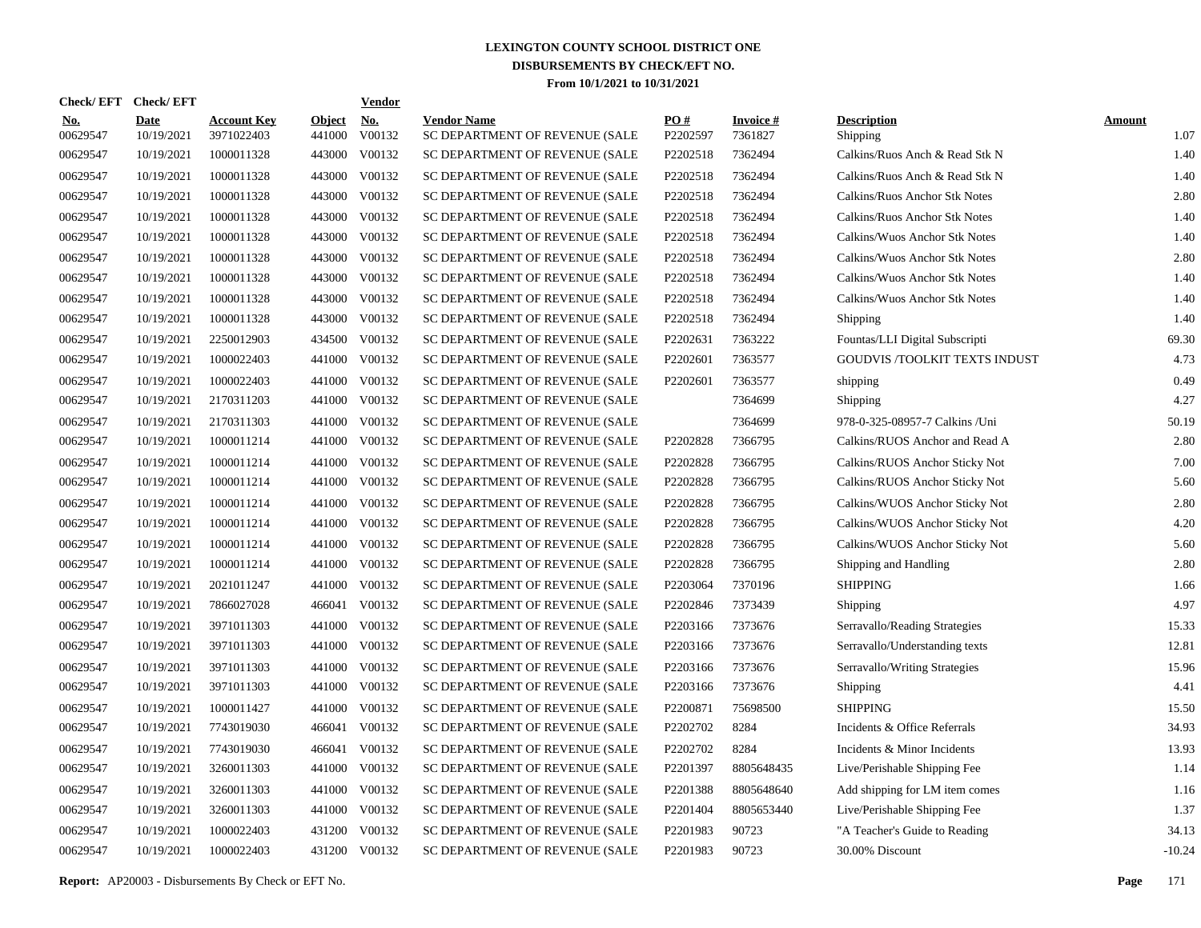# LEXINGTON COUNTY SCHOOL DISTRICT ONE

## DISBURSEMENTS BY CHECK/EFT NO.

### From 10/1/2021 to 10/31/2021

| Check/ EFT No. | Check/ EFT Date | Account Key | Object | Vendor No. | Vendor Name | PO # | Invoice # | Description | Amount |
|---|---|---|---|---|---|---|---|---|---|
| 00629547 | 10/19/2021 | 3971022403 | 441000 | V00132 | SC DEPARTMENT OF REVENUE (SALE | P2202597 | 7361827 | Shipping | 1.07 |
| 00629547 | 10/19/2021 | 1000011328 | 443000 | V00132 | SC DEPARTMENT OF REVENUE (SALE | P2202518 | 7362494 | Calkins/Ruos Anch & Read Stk N | 1.40 |
| 00629547 | 10/19/2021 | 1000011328 | 443000 | V00132 | SC DEPARTMENT OF REVENUE (SALE | P2202518 | 7362494 | Calkins/Ruos Anch & Read Stk N | 1.40 |
| 00629547 | 10/19/2021 | 1000011328 | 443000 | V00132 | SC DEPARTMENT OF REVENUE (SALE | P2202518 | 7362494 | Calkins/Ruos Anchor Stk Notes | 2.80 |
| 00629547 | 10/19/2021 | 1000011328 | 443000 | V00132 | SC DEPARTMENT OF REVENUE (SALE | P2202518 | 7362494 | Calkins/Ruos Anchor Stk Notes | 1.40 |
| 00629547 | 10/19/2021 | 1000011328 | 443000 | V00132 | SC DEPARTMENT OF REVENUE (SALE | P2202518 | 7362494 | Calkins/Wuos Anchor Stk Notes | 1.40 |
| 00629547 | 10/19/2021 | 1000011328 | 443000 | V00132 | SC DEPARTMENT OF REVENUE (SALE | P2202518 | 7362494 | Calkins/Wuos Anchor Stk Notes | 2.80 |
| 00629547 | 10/19/2021 | 1000011328 | 443000 | V00132 | SC DEPARTMENT OF REVENUE (SALE | P2202518 | 7362494 | Calkins/Wuos Anchor Stk Notes | 1.40 |
| 00629547 | 10/19/2021 | 1000011328 | 443000 | V00132 | SC DEPARTMENT OF REVENUE (SALE | P2202518 | 7362494 | Calkins/Wuos Anchor Stk Notes | 1.40 |
| 00629547 | 10/19/2021 | 1000011328 | 443000 | V00132 | SC DEPARTMENT OF REVENUE (SALE | P2202518 | 7362494 | Shipping | 1.40 |
| 00629547 | 10/19/2021 | 2250012903 | 434500 | V00132 | SC DEPARTMENT OF REVENUE (SALE | P2202631 | 7363222 | Fountas/LLI Digital Subscripti | 69.30 |
| 00629547 | 10/19/2021 | 1000022403 | 441000 | V00132 | SC DEPARTMENT OF REVENUE (SALE | P2202601 | 7363577 | GOUDVIS /TOOLKIT TEXTS INDUST | 4.73 |
| 00629547 | 10/19/2021 | 1000022403 | 441000 | V00132 | SC DEPARTMENT OF REVENUE (SALE | P2202601 | 7363577 | shipping | 0.49 |
| 00629547 | 10/19/2021 | 2170311203 | 441000 | V00132 | SC DEPARTMENT OF REVENUE (SALE | | 7364699 | Shipping | 4.27 |
| 00629547 | 10/19/2021 | 2170311303 | 441000 | V00132 | SC DEPARTMENT OF REVENUE (SALE | | 7364699 | 978-0-325-08957-7 Calkins /Uni | 50.19 |
| 00629547 | 10/19/2021 | 1000011214 | 441000 | V00132 | SC DEPARTMENT OF REVENUE (SALE | P2202828 | 7366795 | Calkins/RUOS Anchor and Read A | 2.80 |
| 00629547 | 10/19/2021 | 1000011214 | 441000 | V00132 | SC DEPARTMENT OF REVENUE (SALE | P2202828 | 7366795 | Calkins/RUOS Anchor Sticky Not | 7.00 |
| 00629547 | 10/19/2021 | 1000011214 | 441000 | V00132 | SC DEPARTMENT OF REVENUE (SALE | P2202828 | 7366795 | Calkins/RUOS Anchor Sticky Not | 5.60 |
| 00629547 | 10/19/2021 | 1000011214 | 441000 | V00132 | SC DEPARTMENT OF REVENUE (SALE | P2202828 | 7366795 | Calkins/WUOS Anchor Sticky Not | 2.80 |
| 00629547 | 10/19/2021 | 1000011214 | 441000 | V00132 | SC DEPARTMENT OF REVENUE (SALE | P2202828 | 7366795 | Calkins/WUOS Anchor Sticky Not | 4.20 |
| 00629547 | 10/19/2021 | 1000011214 | 441000 | V00132 | SC DEPARTMENT OF REVENUE (SALE | P2202828 | 7366795 | Calkins/WUOS Anchor Sticky Not | 5.60 |
| 00629547 | 10/19/2021 | 1000011214 | 441000 | V00132 | SC DEPARTMENT OF REVENUE (SALE | P2202828 | 7366795 | Shipping and Handling | 2.80 |
| 00629547 | 10/19/2021 | 2021011247 | 441000 | V00132 | SC DEPARTMENT OF REVENUE (SALE | P2203064 | 7370196 | SHIPPING | 1.66 |
| 00629547 | 10/19/2021 | 7866027028 | 466041 | V00132 | SC DEPARTMENT OF REVENUE (SALE | P2202846 | 7373439 | Shipping | 4.97 |
| 00629547 | 10/19/2021 | 3971011303 | 441000 | V00132 | SC DEPARTMENT OF REVENUE (SALE | P2203166 | 7373676 | Serravallo/Reading Strategies | 15.33 |
| 00629547 | 10/19/2021 | 3971011303 | 441000 | V00132 | SC DEPARTMENT OF REVENUE (SALE | P2203166 | 7373676 | Serravallo/Understanding texts | 12.81 |
| 00629547 | 10/19/2021 | 3971011303 | 441000 | V00132 | SC DEPARTMENT OF REVENUE (SALE | P2203166 | 7373676 | Serravallo/Writing Strategies | 15.96 |
| 00629547 | 10/19/2021 | 3971011303 | 441000 | V00132 | SC DEPARTMENT OF REVENUE (SALE | P2203166 | 7373676 | Shipping | 4.41 |
| 00629547 | 10/19/2021 | 1000011427 | 441000 | V00132 | SC DEPARTMENT OF REVENUE (SALE | P2200871 | 75698500 | SHIPPING | 15.50 |
| 00629547 | 10/19/2021 | 7743019030 | 466041 | V00132 | SC DEPARTMENT OF REVENUE (SALE | P2202702 | 8284 | Incidents & Office Referrals | 34.93 |
| 00629547 | 10/19/2021 | 7743019030 | 466041 | V00132 | SC DEPARTMENT OF REVENUE (SALE | P2202702 | 8284 | Incidents & Minor Incidents | 13.93 |
| 00629547 | 10/19/2021 | 3260011303 | 441000 | V00132 | SC DEPARTMENT OF REVENUE (SALE | P2201397 | 8805648435 | Live/Perishable Shipping Fee | 1.14 |
| 00629547 | 10/19/2021 | 3260011303 | 441000 | V00132 | SC DEPARTMENT OF REVENUE (SALE | P2201388 | 8805648640 | Add shipping for LM item comes | 1.16 |
| 00629547 | 10/19/2021 | 3260011303 | 441000 | V00132 | SC DEPARTMENT OF REVENUE (SALE | P2201404 | 8805653440 | Live/Perishable Shipping Fee | 1.37 |
| 00629547 | 10/19/2021 | 1000022403 | 431200 | V00132 | SC DEPARTMENT OF REVENUE (SALE | P2201983 | 90723 | "A Teacher's Guide to Reading | 34.13 |
| 00629547 | 10/19/2021 | 1000022403 | 431200 | V00132 | SC DEPARTMENT OF REVENUE (SALE | P2201983 | 90723 | 30.00% Discount | -10.24 |

**Report:** AP20003 - Disbursements By Check or EFT No.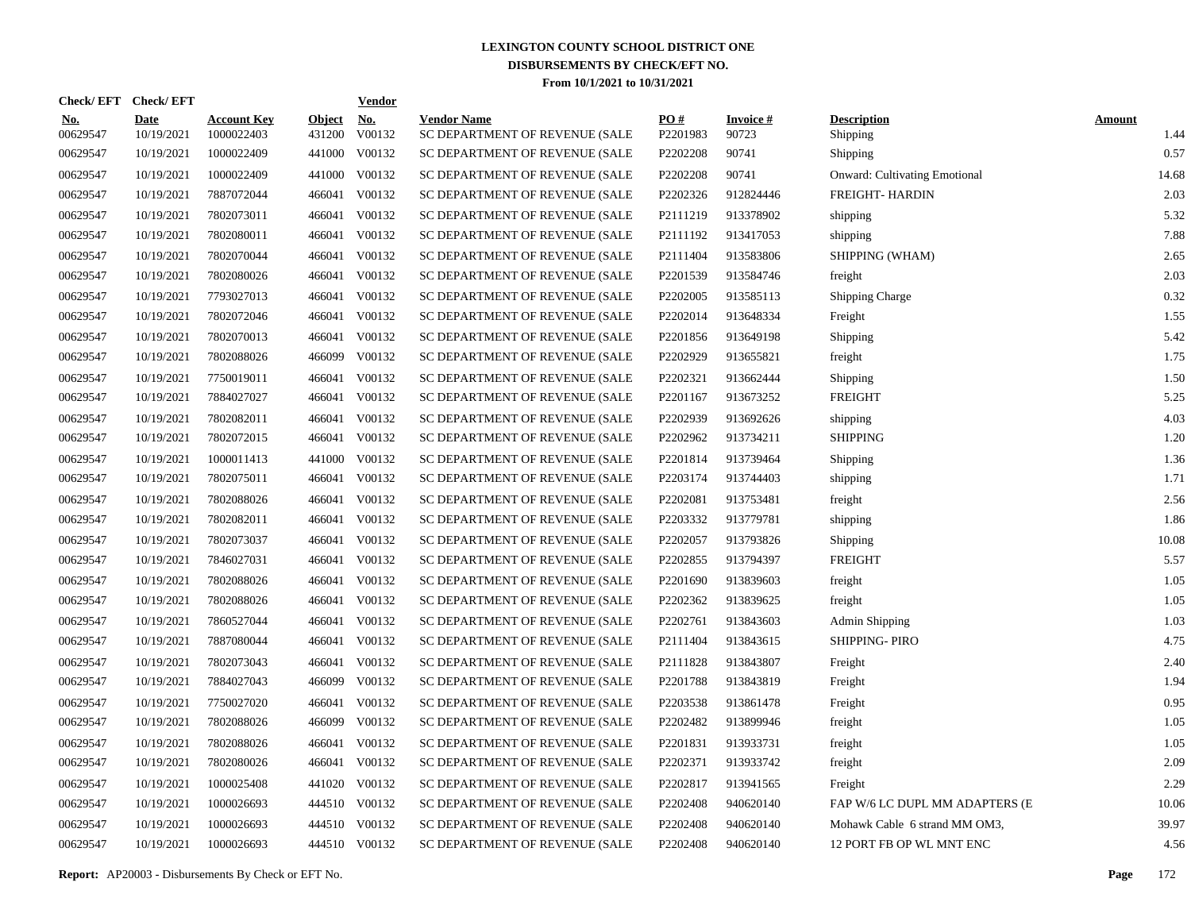# LEXINGTON COUNTY SCHOOL DISTRICT ONE

## DISBURSEMENTS BY CHECK/EFT NO.

### From 10/1/2021 to 10/31/2021

| Check/ EFT No. | Check/ EFT Date | Account Key | Object | Vendor No. | Vendor Name | PO # | Invoice # | Description | Amount |
|---|---|---|---|---|---|---|---|---|---|
| 00629547 | 10/19/2021 | 1000022403 | 431200 | V00132 | SC DEPARTMENT OF REVENUE (SALE | P2201983 | 90723 | Shipping | 1.44 |
| 00629547 | 10/19/2021 | 1000022409 | 441000 | V00132 | SC DEPARTMENT OF REVENUE (SALE | P2202208 | 90741 | Shipping | 0.57 |
| 00629547 | 10/19/2021 | 1000022409 | 441000 | V00132 | SC DEPARTMENT OF REVENUE (SALE | P2202208 | 90741 | Onward: Cultivating Emotional | 14.68 |
| 00629547 | 10/19/2021 | 7887072044 | 466041 | V00132 | SC DEPARTMENT OF REVENUE (SALE | P2202326 | 912824446 | FREIGHT- HARDIN | 2.03 |
| 00629547 | 10/19/2021 | 7802073011 | 466041 | V00132 | SC DEPARTMENT OF REVENUE (SALE | P2111219 | 913378902 | shipping | 5.32 |
| 00629547 | 10/19/2021 | 7802080011 | 466041 | V00132 | SC DEPARTMENT OF REVENUE (SALE | P2111192 | 913417053 | shipping | 7.88 |
| 00629547 | 10/19/2021 | 7802070044 | 466041 | V00132 | SC DEPARTMENT OF REVENUE (SALE | P2111404 | 913583806 | SHIPPING (WHAM) | 2.65 |
| 00629547 | 10/19/2021 | 7802080026 | 466041 | V00132 | SC DEPARTMENT OF REVENUE (SALE | P2201539 | 913584746 | freight | 2.03 |
| 00629547 | 10/19/2021 | 7793027013 | 466041 | V00132 | SC DEPARTMENT OF REVENUE (SALE | P2202005 | 913585113 | Shipping Charge | 0.32 |
| 00629547 | 10/19/2021 | 7802072046 | 466041 | V00132 | SC DEPARTMENT OF REVENUE (SALE | P2202014 | 913648334 | Freight | 1.55 |
| 00629547 | 10/19/2021 | 7802070013 | 466041 | V00132 | SC DEPARTMENT OF REVENUE (SALE | P2201856 | 913649198 | Shipping | 5.42 |
| 00629547 | 10/19/2021 | 7802088026 | 466099 | V00132 | SC DEPARTMENT OF REVENUE (SALE | P2202929 | 913655821 | freight | 1.75 |
| 00629547 | 10/19/2021 | 7750019011 | 466041 | V00132 | SC DEPARTMENT OF REVENUE (SALE | P2202321 | 913662444 | Shipping | 1.50 |
| 00629547 | 10/19/2021 | 7884027027 | 466041 | V00132 | SC DEPARTMENT OF REVENUE (SALE | P2201167 | 913673252 | FREIGHT | 5.25 |
| 00629547 | 10/19/2021 | 7802082011 | 466041 | V00132 | SC DEPARTMENT OF REVENUE (SALE | P2202939 | 913692626 | shipping | 4.03 |
| 00629547 | 10/19/2021 | 7802072015 | 466041 | V00132 | SC DEPARTMENT OF REVENUE (SALE | P2202962 | 913734211 | SHIPPING | 1.20 |
| 00629547 | 10/19/2021 | 1000011413 | 441000 | V00132 | SC DEPARTMENT OF REVENUE (SALE | P2201814 | 913739464 | Shipping | 1.36 |
| 00629547 | 10/19/2021 | 7802075011 | 466041 | V00132 | SC DEPARTMENT OF REVENUE (SALE | P2203174 | 913744403 | shipping | 1.71 |
| 00629547 | 10/19/2021 | 7802088026 | 466041 | V00132 | SC DEPARTMENT OF REVENUE (SALE | P2202081 | 913753481 | freight | 2.56 |
| 00629547 | 10/19/2021 | 7802082011 | 466041 | V00132 | SC DEPARTMENT OF REVENUE (SALE | P2203332 | 913779781 | shipping | 1.86 |
| 00629547 | 10/19/2021 | 7802073037 | 466041 | V00132 | SC DEPARTMENT OF REVENUE (SALE | P2202057 | 913793826 | Shipping | 10.08 |
| 00629547 | 10/19/2021 | 7846027031 | 466041 | V00132 | SC DEPARTMENT OF REVENUE (SALE | P2202855 | 913794397 | FREIGHT | 5.57 |
| 00629547 | 10/19/2021 | 7802088026 | 466041 | V00132 | SC DEPARTMENT OF REVENUE (SALE | P2201690 | 913839603 | freight | 1.05 |
| 00629547 | 10/19/2021 | 7802088026 | 466041 | V00132 | SC DEPARTMENT OF REVENUE (SALE | P2202362 | 913839625 | freight | 1.05 |
| 00629547 | 10/19/2021 | 7860527044 | 466041 | V00132 | SC DEPARTMENT OF REVENUE (SALE | P2202761 | 913843603 | Admin Shipping | 1.03 |
| 00629547 | 10/19/2021 | 7887080044 | 466041 | V00132 | SC DEPARTMENT OF REVENUE (SALE | P2111404 | 913843615 | SHIPPING- PIRO | 4.75 |
| 00629547 | 10/19/2021 | 7802073043 | 466041 | V00132 | SC DEPARTMENT OF REVENUE (SALE | P2111828 | 913843807 | Freight | 2.40 |
| 00629547 | 10/19/2021 | 7884027043 | 466099 | V00132 | SC DEPARTMENT OF REVENUE (SALE | P2201788 | 913843819 | Freight | 1.94 |
| 00629547 | 10/19/2021 | 7750027020 | 466041 | V00132 | SC DEPARTMENT OF REVENUE (SALE | P2203538 | 913861478 | Freight | 0.95 |
| 00629547 | 10/19/2021 | 7802088026 | 466099 | V00132 | SC DEPARTMENT OF REVENUE (SALE | P2202482 | 913899946 | freight | 1.05 |
| 00629547 | 10/19/2021 | 7802088026 | 466041 | V00132 | SC DEPARTMENT OF REVENUE (SALE | P2201831 | 913933731 | freight | 1.05 |
| 00629547 | 10/19/2021 | 7802080026 | 466041 | V00132 | SC DEPARTMENT OF REVENUE (SALE | P2202371 | 913933742 | freight | 2.09 |
| 00629547 | 10/19/2021 | 1000025408 | 441020 | V00132 | SC DEPARTMENT OF REVENUE (SALE | P2202817 | 913941565 | Freight | 2.29 |
| 00629547 | 10/19/2021 | 1000026693 | 444510 | V00132 | SC DEPARTMENT OF REVENUE (SALE | P2202408 | 940620140 | FAP W/6 LC DUPL MM ADAPTERS (E | 10.06 |
| 00629547 | 10/19/2021 | 1000026693 | 444510 | V00132 | SC DEPARTMENT OF REVENUE (SALE | P2202408 | 940620140 | Mohawk Cable 6 strand MM OM3, | 39.97 |
| 00629547 | 10/19/2021 | 1000026693 | 444510 | V00132 | SC DEPARTMENT OF REVENUE (SALE | P2202408 | 940620140 | 12 PORT FB OP WL MNT ENC | 4.56 |

**Report:** AP20003 - Disbursements By Check or EFT No.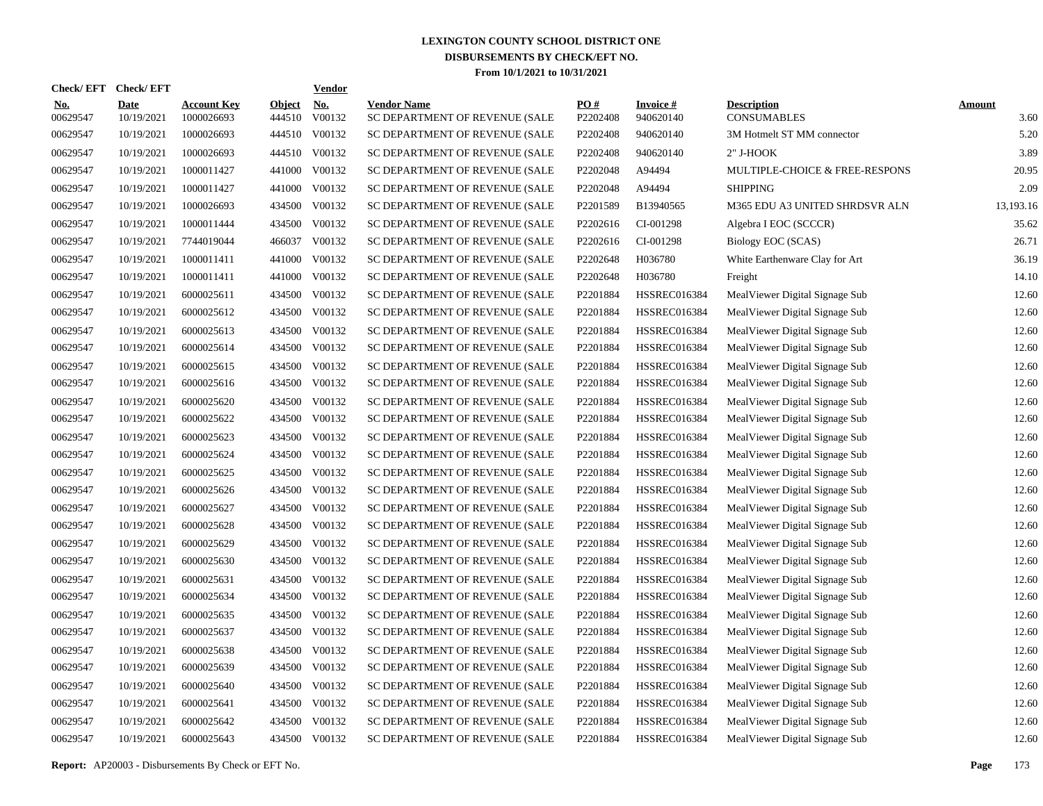# LEXINGTON COUNTY SCHOOL DISTRICT ONE

## DISBURSEMENTS BY CHECK/EFT NO.

### From 10/1/2021 to 10/31/2021

| Check/ EFT No. | Check/ EFT Date | Account Key | Object | Vendor No. | Vendor Name | PO # | Invoice # | Description | Amount |
|---|---|---|---|---|---|---|---|---|---|
| 00629547 | 10/19/2021 | 1000026693 | 444510 | V00132 | SC DEPARTMENT OF REVENUE (SALE | P2202408 | 940620140 | CONSUMABLES | 3.60 |
| 00629547 | 10/19/2021 | 1000026693 | 444510 | V00132 | SC DEPARTMENT OF REVENUE (SALE | P2202408 | 940620140 | 3M Hotmelt ST MM connector | 5.20 |
| 00629547 | 10/19/2021 | 1000026693 | 444510 | V00132 | SC DEPARTMENT OF REVENUE (SALE | P2202408 | 940620140 | 2" J-HOOK | 3.89 |
| 00629547 | 10/19/2021 | 1000011427 | 441000 | V00132 | SC DEPARTMENT OF REVENUE (SALE | P2202048 | A94494 | MULTIPLE-CHOICE & FREE-RESPONS | 20.95 |
| 00629547 | 10/19/2021 | 1000011427 | 441000 | V00132 | SC DEPARTMENT OF REVENUE (SALE | P2202048 | A94494 | SHIPPING | 2.09 |
| 00629547 | 10/19/2021 | 1000026693 | 434500 | V00132 | SC DEPARTMENT OF REVENUE (SALE | P2201589 | B13940565 | M365 EDU A3 UNITED SHRDSVR ALN | 13,193.16 |
| 00629547 | 10/19/2021 | 1000011444 | 434500 | V00132 | SC DEPARTMENT OF REVENUE (SALE | P2202616 | CI-001298 | Algebra I EOC (SCCCR) | 35.62 |
| 00629547 | 10/19/2021 | 7744019044 | 466037 | V00132 | SC DEPARTMENT OF REVENUE (SALE | P2202616 | CI-001298 | Biology EOC (SCAS) | 26.71 |
| 00629547 | 10/19/2021 | 1000011411 | 441000 | V00132 | SC DEPARTMENT OF REVENUE (SALE | P2202648 | H036780 | White Earthenware Clay for Art | 36.19 |
| 00629547 | 10/19/2021 | 1000011411 | 441000 | V00132 | SC DEPARTMENT OF REVENUE (SALE | P2202648 | H036780 | Freight | 14.10 |
| 00629547 | 10/19/2021 | 6000025611 | 434500 | V00132 | SC DEPARTMENT OF REVENUE (SALE | P2201884 | HSSREC016384 | MealViewer Digital Signage Sub | 12.60 |
| 00629547 | 10/19/2021 | 6000025612 | 434500 | V00132 | SC DEPARTMENT OF REVENUE (SALE | P2201884 | HSSREC016384 | MealViewer Digital Signage Sub | 12.60 |
| 00629547 | 10/19/2021 | 6000025613 | 434500 | V00132 | SC DEPARTMENT OF REVENUE (SALE | P2201884 | HSSREC016384 | MealViewer Digital Signage Sub | 12.60 |
| 00629547 | 10/19/2021 | 6000025614 | 434500 | V00132 | SC DEPARTMENT OF REVENUE (SALE | P2201884 | HSSREC016384 | MealViewer Digital Signage Sub | 12.60 |
| 00629547 | 10/19/2021 | 6000025615 | 434500 | V00132 | SC DEPARTMENT OF REVENUE (SALE | P2201884 | HSSREC016384 | MealViewer Digital Signage Sub | 12.60 |
| 00629547 | 10/19/2021 | 6000025616 | 434500 | V00132 | SC DEPARTMENT OF REVENUE (SALE | P2201884 | HSSREC016384 | MealViewer Digital Signage Sub | 12.60 |
| 00629547 | 10/19/2021 | 6000025620 | 434500 | V00132 | SC DEPARTMENT OF REVENUE (SALE | P2201884 | HSSREC016384 | MealViewer Digital Signage Sub | 12.60 |
| 00629547 | 10/19/2021 | 6000025622 | 434500 | V00132 | SC DEPARTMENT OF REVENUE (SALE | P2201884 | HSSREC016384 | MealViewer Digital Signage Sub | 12.60 |
| 00629547 | 10/19/2021 | 6000025623 | 434500 | V00132 | SC DEPARTMENT OF REVENUE (SALE | P2201884 | HSSREC016384 | MealViewer Digital Signage Sub | 12.60 |
| 00629547 | 10/19/2021 | 6000025624 | 434500 | V00132 | SC DEPARTMENT OF REVENUE (SALE | P2201884 | HSSREC016384 | MealViewer Digital Signage Sub | 12.60 |
| 00629547 | 10/19/2021 | 6000025625 | 434500 | V00132 | SC DEPARTMENT OF REVENUE (SALE | P2201884 | HSSREC016384 | MealViewer Digital Signage Sub | 12.60 |
| 00629547 | 10/19/2021 | 6000025626 | 434500 | V00132 | SC DEPARTMENT OF REVENUE (SALE | P2201884 | HSSREC016384 | MealViewer Digital Signage Sub | 12.60 |
| 00629547 | 10/19/2021 | 6000025627 | 434500 | V00132 | SC DEPARTMENT OF REVENUE (SALE | P2201884 | HSSREC016384 | MealViewer Digital Signage Sub | 12.60 |
| 00629547 | 10/19/2021 | 6000025628 | 434500 | V00132 | SC DEPARTMENT OF REVENUE (SALE | P2201884 | HSSREC016384 | MealViewer Digital Signage Sub | 12.60 |
| 00629547 | 10/19/2021 | 6000025629 | 434500 | V00132 | SC DEPARTMENT OF REVENUE (SALE | P2201884 | HSSREC016384 | MealViewer Digital Signage Sub | 12.60 |
| 00629547 | 10/19/2021 | 6000025630 | 434500 | V00132 | SC DEPARTMENT OF REVENUE (SALE | P2201884 | HSSREC016384 | MealViewer Digital Signage Sub | 12.60 |
| 00629547 | 10/19/2021 | 6000025631 | 434500 | V00132 | SC DEPARTMENT OF REVENUE (SALE | P2201884 | HSSREC016384 | MealViewer Digital Signage Sub | 12.60 |
| 00629547 | 10/19/2021 | 6000025634 | 434500 | V00132 | SC DEPARTMENT OF REVENUE (SALE | P2201884 | HSSREC016384 | MealViewer Digital Signage Sub | 12.60 |
| 00629547 | 10/19/2021 | 6000025635 | 434500 | V00132 | SC DEPARTMENT OF REVENUE (SALE | P2201884 | HSSREC016384 | MealViewer Digital Signage Sub | 12.60 |
| 00629547 | 10/19/2021 | 6000025637 | 434500 | V00132 | SC DEPARTMENT OF REVENUE (SALE | P2201884 | HSSREC016384 | MealViewer Digital Signage Sub | 12.60 |
| 00629547 | 10/19/2021 | 6000025638 | 434500 | V00132 | SC DEPARTMENT OF REVENUE (SALE | P2201884 | HSSREC016384 | MealViewer Digital Signage Sub | 12.60 |
| 00629547 | 10/19/2021 | 6000025639 | 434500 | V00132 | SC DEPARTMENT OF REVENUE (SALE | P2201884 | HSSREC016384 | MealViewer Digital Signage Sub | 12.60 |
| 00629547 | 10/19/2021 | 6000025640 | 434500 | V00132 | SC DEPARTMENT OF REVENUE (SALE | P2201884 | HSSREC016384 | MealViewer Digital Signage Sub | 12.60 |
| 00629547 | 10/19/2021 | 6000025641 | 434500 | V00132 | SC DEPARTMENT OF REVENUE (SALE | P2201884 | HSSREC016384 | MealViewer Digital Signage Sub | 12.60 |
| 00629547 | 10/19/2021 | 6000025642 | 434500 | V00132 | SC DEPARTMENT OF REVENUE (SALE | P2201884 | HSSREC016384 | MealViewer Digital Signage Sub | 12.60 |
| 00629547 | 10/19/2021 | 6000025643 | 434500 | V00132 | SC DEPARTMENT OF REVENUE (SALE | P2201884 | HSSREC016384 | MealViewer Digital Signage Sub | 12.60 |

**Report:** AP20003 - Disbursements By Check or EFT No.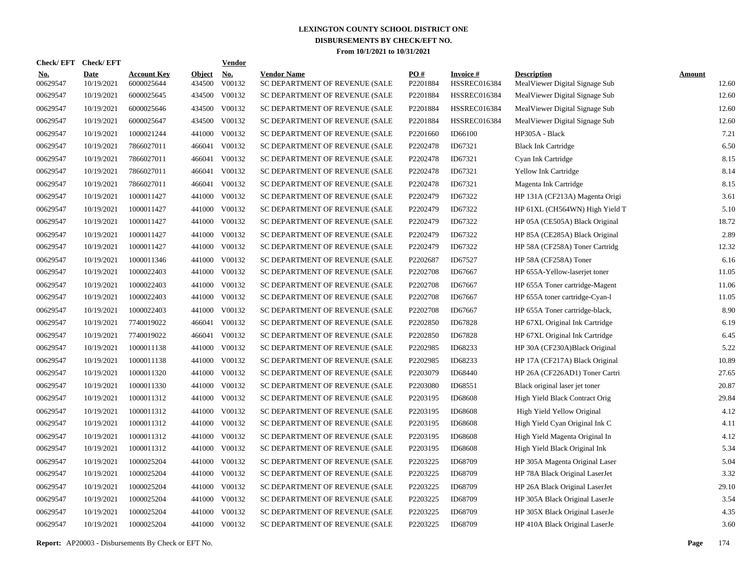# LEXINGTON COUNTY SCHOOL DISTRICT ONE
## DISBURSEMENTS BY CHECK/EFT NO.
### From 10/1/2021 to 10/31/2021

| Check/ EFT No. | Check/ EFT Date | Account Key | Object | Vendor No. | Vendor Name | PO # | Invoice # | Description | Amount |
|---|---|---|---|---|---|---|---|---|---|
| 00629547 | 10/19/2021 | 6000025644 | 434500 | V00132 | SC DEPARTMENT OF REVENUE (SALE | P2201884 | HSSREC016384 | MealViewer Digital Signage Sub | 12.60 |
| 00629547 | 10/19/2021 | 6000025645 | 434500 | V00132 | SC DEPARTMENT OF REVENUE (SALE | P2201884 | HSSREC016384 | MealViewer Digital Signage Sub | 12.60 |
| 00629547 | 10/19/2021 | 6000025646 | 434500 | V00132 | SC DEPARTMENT OF REVENUE (SALE | P2201884 | HSSREC016384 | MealViewer Digital Signage Sub | 12.60 |
| 00629547 | 10/19/2021 | 6000025647 | 434500 | V00132 | SC DEPARTMENT OF REVENUE (SALE | P2201884 | HSSREC016384 | MealViewer Digital Signage Sub | 12.60 |
| 00629547 | 10/19/2021 | 1000021244 | 441000 | V00132 | SC DEPARTMENT OF REVENUE (SALE | P2201660 | ID66100 | HP305A - Black | 7.21 |
| 00629547 | 10/19/2021 | 7866027011 | 466041 | V00132 | SC DEPARTMENT OF REVENUE (SALE | P2202478 | ID67321 | Black Ink Cartridge | 6.50 |
| 00629547 | 10/19/2021 | 7866027011 | 466041 | V00132 | SC DEPARTMENT OF REVENUE (SALE | P2202478 | ID67321 | Cyan Ink Cartridge | 8.15 |
| 00629547 | 10/19/2021 | 7866027011 | 466041 | V00132 | SC DEPARTMENT OF REVENUE (SALE | P2202478 | ID67321 | Yellow Ink Cartridge | 8.14 |
| 00629547 | 10/19/2021 | 7866027011 | 466041 | V00132 | SC DEPARTMENT OF REVENUE (SALE | P2202478 | ID67321 | Magenta Ink Cartridge | 8.15 |
| 00629547 | 10/19/2021 | 1000011427 | 441000 | V00132 | SC DEPARTMENT OF REVENUE (SALE | P2202479 | ID67322 | HP 131A (CF213A) Magenta Origi | 3.61 |
| 00629547 | 10/19/2021 | 1000011427 | 441000 | V00132 | SC DEPARTMENT OF REVENUE (SALE | P2202479 | ID67322 | HP 61XL (CH564WN) High Yield T | 5.10 |
| 00629547 | 10/19/2021 | 1000011427 | 441000 | V00132 | SC DEPARTMENT OF REVENUE (SALE | P2202479 | ID67322 | HP 05A (CE505A) Black Original | 18.72 |
| 00629547 | 10/19/2021 | 1000011427 | 441000 | V00132 | SC DEPARTMENT OF REVENUE (SALE | P2202479 | ID67322 | HP 85A (CE285A) Black Original | 2.89 |
| 00629547 | 10/19/2021 | 1000011427 | 441000 | V00132 | SC DEPARTMENT OF REVENUE (SALE | P2202479 | ID67322 | HP 58A (CF258A) Toner Cartridg | 12.32 |
| 00629547 | 10/19/2021 | 1000011346 | 441000 | V00132 | SC DEPARTMENT OF REVENUE (SALE | P2202687 | ID67527 | HP 58A (CF258A) Toner | 6.16 |
| 00629547 | 10/19/2021 | 1000022403 | 441000 | V00132 | SC DEPARTMENT OF REVENUE (SALE | P2202708 | ID67667 | HP 655A-Yellow-laserjet toner | 11.05 |
| 00629547 | 10/19/2021 | 1000022403 | 441000 | V00132 | SC DEPARTMENT OF REVENUE (SALE | P2202708 | ID67667 | HP 655A Toner cartridge-Magent | 11.06 |
| 00629547 | 10/19/2021 | 1000022403 | 441000 | V00132 | SC DEPARTMENT OF REVENUE (SALE | P2202708 | ID67667 | HP 655A toner cartridge-Cyan-l | 11.05 |
| 00629547 | 10/19/2021 | 1000022403 | 441000 | V00132 | SC DEPARTMENT OF REVENUE (SALE | P2202708 | ID67667 | HP 655A Toner cartridge-black, | 8.90 |
| 00629547 | 10/19/2021 | 7740019022 | 466041 | V00132 | SC DEPARTMENT OF REVENUE (SALE | P2202850 | ID67828 | HP 67XL Original Ink Cartridge | 6.19 |
| 00629547 | 10/19/2021 | 7740019022 | 466041 | V00132 | SC DEPARTMENT OF REVENUE (SALE | P2202850 | ID67828 | HP 67XL Original Ink Cartridge | 6.45 |
| 00629547 | 10/19/2021 | 1000011138 | 441000 | V00132 | SC DEPARTMENT OF REVENUE (SALE | P2202985 | ID68233 | HP 30A (CF230A)Black Original | 5.22 |
| 00629547 | 10/19/2021 | 1000011138 | 441000 | V00132 | SC DEPARTMENT OF REVENUE (SALE | P2202985 | ID68233 | HP 17A (CF217A) Black Original | 10.89 |
| 00629547 | 10/19/2021 | 1000011320 | 441000 | V00132 | SC DEPARTMENT OF REVENUE (SALE | P2203079 | ID68440 | HP 26A (CF226AD1) Toner Cartri | 27.65 |
| 00629547 | 10/19/2021 | 1000011330 | 441000 | V00132 | SC DEPARTMENT OF REVENUE (SALE | P2203080 | ID68551 | Black original laser jet toner | 20.87 |
| 00629547 | 10/19/2021 | 1000011312 | 441000 | V00132 | SC DEPARTMENT OF REVENUE (SALE | P2203195 | ID68608 | High Yield Black Contract Orig | 29.84 |
| 00629547 | 10/19/2021 | 1000011312 | 441000 | V00132 | SC DEPARTMENT OF REVENUE (SALE | P2203195 | ID68608 | High Yield Yellow Original | 4.12 |
| 00629547 | 10/19/2021 | 1000011312 | 441000 | V00132 | SC DEPARTMENT OF REVENUE (SALE | P2203195 | ID68608 | High Yield Cyan Original Ink C | 4.11 |
| 00629547 | 10/19/2021 | 1000011312 | 441000 | V00132 | SC DEPARTMENT OF REVENUE (SALE | P2203195 | ID68608 | High Yield Magenta Original In | 4.12 |
| 00629547 | 10/19/2021 | 1000011312 | 441000 | V00132 | SC DEPARTMENT OF REVENUE (SALE | P2203195 | ID68608 | High Yield Black Original Ink | 5.34 |
| 00629547 | 10/19/2021 | 1000025204 | 441000 | V00132 | SC DEPARTMENT OF REVENUE (SALE | P2203225 | ID68709 | HP 305A Magenta Original Laser | 5.04 |
| 00629547 | 10/19/2021 | 1000025204 | 441000 | V00132 | SC DEPARTMENT OF REVENUE (SALE | P2203225 | ID68709 | HP 78A Black Original LaserJet | 3.32 |
| 00629547 | 10/19/2021 | 1000025204 | 441000 | V00132 | SC DEPARTMENT OF REVENUE (SALE | P2203225 | ID68709 | HP 26A Black Original LaserJet | 29.10 |
| 00629547 | 10/19/2021 | 1000025204 | 441000 | V00132 | SC DEPARTMENT OF REVENUE (SALE | P2203225 | ID68709 | HP 305A Black Original LaserJe | 3.54 |
| 00629547 | 10/19/2021 | 1000025204 | 441000 | V00132 | SC DEPARTMENT OF REVENUE (SALE | P2203225 | ID68709 | HP 305X Black Original LaserJe | 4.35 |
| 00629547 | 10/19/2021 | 1000025204 | 441000 | V00132 | SC DEPARTMENT OF REVENUE (SALE | P2203225 | ID68709 | HP 410A Black Original LaserJe | 3.60 |

**Report:** AP20003 - Disbursements By Check or EFT No.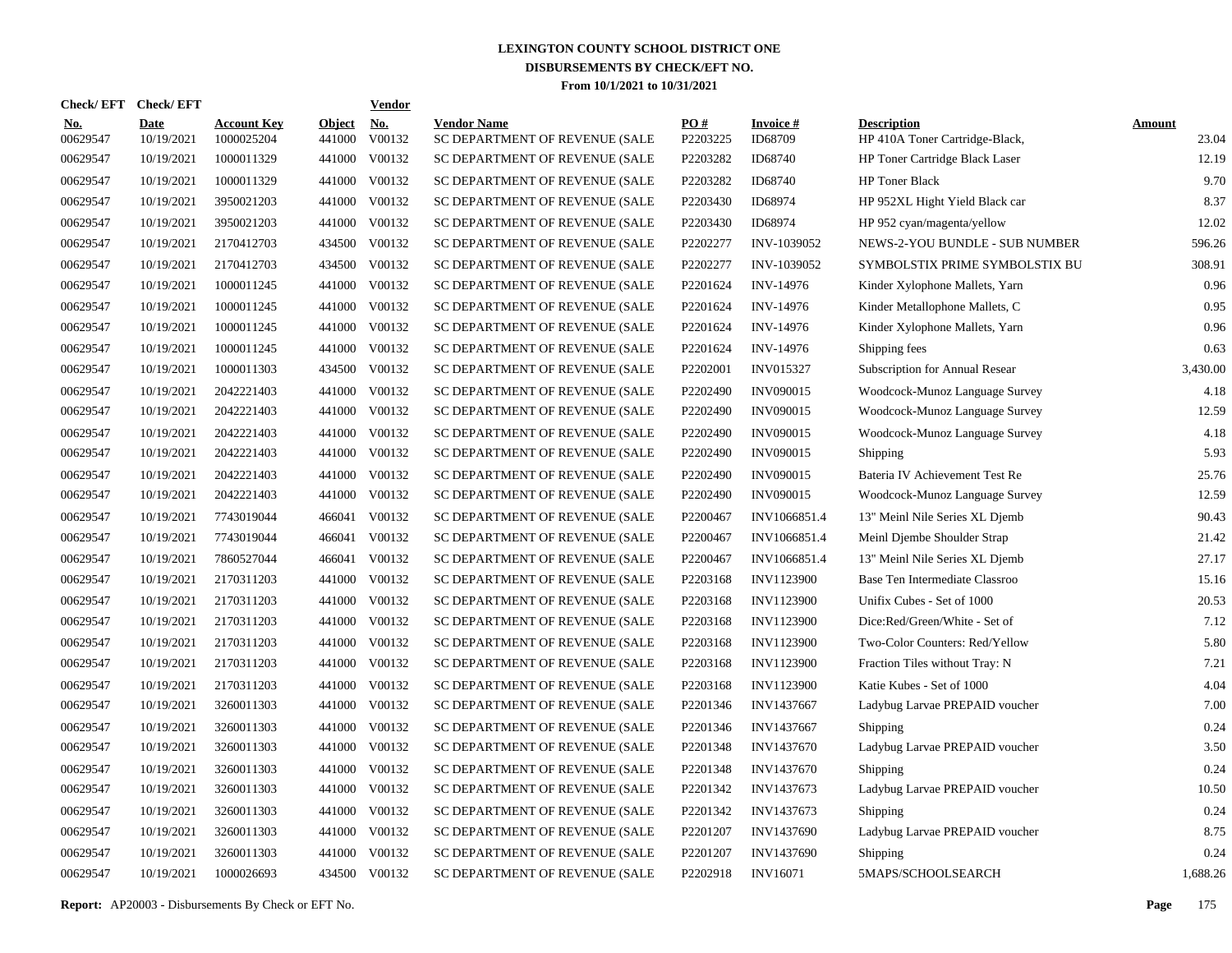# LEXINGTON COUNTY SCHOOL DISTRICT ONE
## DISBURSEMENTS BY CHECK/EFT NO.
### From 10/1/2021 to 10/31/2021

| Check/ EFT No. | Check/ EFT Date | Account Key | Object | Vendor No. | Vendor Name | PO # | Invoice # | Description | Amount |
|---|---|---|---|---|---|---|---|---|---|
| 00629547 | 10/19/2021 | 1000025204 | 441000 | V00132 | SC DEPARTMENT OF REVENUE (SALE | P2203225 | ID68709 | HP 410A Toner Cartridge-Black, | 23.04 |
| 00629547 | 10/19/2021 | 1000011329 | 441000 | V00132 | SC DEPARTMENT OF REVENUE (SALE | P2203282 | ID68740 | HP Toner Cartridge Black Laser | 12.19 |
| 00629547 | 10/19/2021 | 1000011329 | 441000 | V00132 | SC DEPARTMENT OF REVENUE (SALE | P2203282 | ID68740 | HP Toner Black | 9.70 |
| 00629547 | 10/19/2021 | 3950021203 | 441000 | V00132 | SC DEPARTMENT OF REVENUE (SALE | P2203430 | ID68974 | HP 952XL Hight Yield Black car | 8.37 |
| 00629547 | 10/19/2021 | 3950021203 | 441000 | V00132 | SC DEPARTMENT OF REVENUE (SALE | P2203430 | ID68974 | HP 952 cyan/magenta/yellow | 12.02 |
| 00629547 | 10/19/2021 | 2170412703 | 434500 | V00132 | SC DEPARTMENT OF REVENUE (SALE | P2202277 | INV-1039052 | NEWS-2-YOU BUNDLE - SUB NUMBER | 596.26 |
| 00629547 | 10/19/2021 | 2170412703 | 434500 | V00132 | SC DEPARTMENT OF REVENUE (SALE | P2202277 | INV-1039052 | SYMBOLSTIX PRIME SYMBOLSTIX BU | 308.91 |
| 00629547 | 10/19/2021 | 1000011245 | 441000 | V00132 | SC DEPARTMENT OF REVENUE (SALE | P2201624 | INV-14976 | Kinder Xylophone Mallets, Yarn | 0.96 |
| 00629547 | 10/19/2021 | 1000011245 | 441000 | V00132 | SC DEPARTMENT OF REVENUE (SALE | P2201624 | INV-14976 | Kinder Metallophone Mallets, C | 0.95 |
| 00629547 | 10/19/2021 | 1000011245 | 441000 | V00132 | SC DEPARTMENT OF REVENUE (SALE | P2201624 | INV-14976 | Kinder Xylophone Mallets, Yarn | 0.96 |
| 00629547 | 10/19/2021 | 1000011245 | 441000 | V00132 | SC DEPARTMENT OF REVENUE (SALE | P2201624 | INV-14976 | Shipping fees | 0.63 |
| 00629547 | 10/19/2021 | 1000011303 | 434500 | V00132 | SC DEPARTMENT OF REVENUE (SALE | P2202001 | INV015327 | Subscription for Annual Resear | 3,430.00 |
| 00629547 | 10/19/2021 | 2042221403 | 441000 | V00132 | SC DEPARTMENT OF REVENUE (SALE | P2202490 | INV090015 | Woodcock-Munoz Language Survey | 4.18 |
| 00629547 | 10/19/2021 | 2042221403 | 441000 | V00132 | SC DEPARTMENT OF REVENUE (SALE | P2202490 | INV090015 | Woodcock-Munoz Language Survey | 12.59 |
| 00629547 | 10/19/2021 | 2042221403 | 441000 | V00132 | SC DEPARTMENT OF REVENUE (SALE | P2202490 | INV090015 | Woodcock-Munoz Language Survey | 4.18 |
| 00629547 | 10/19/2021 | 2042221403 | 441000 | V00132 | SC DEPARTMENT OF REVENUE (SALE | P2202490 | INV090015 | Shipping | 5.93 |
| 00629547 | 10/19/2021 | 2042221403 | 441000 | V00132 | SC DEPARTMENT OF REVENUE (SALE | P2202490 | INV090015 | Bateria IV Achievement Test Re | 25.76 |
| 00629547 | 10/19/2021 | 2042221403 | 441000 | V00132 | SC DEPARTMENT OF REVENUE (SALE | P2202490 | INV090015 | Woodcock-Munoz Language Survey | 12.59 |
| 00629547 | 10/19/2021 | 7743019044 | 466041 | V00132 | SC DEPARTMENT OF REVENUE (SALE | P2200467 | INV1066851.4 | 13" Meinl Nile Series XL Djemb | 90.43 |
| 00629547 | 10/19/2021 | 7743019044 | 466041 | V00132 | SC DEPARTMENT OF REVENUE (SALE | P2200467 | INV1066851.4 | Meinl Djembe Shoulder Strap | 21.42 |
| 00629547 | 10/19/2021 | 7860527044 | 466041 | V00132 | SC DEPARTMENT OF REVENUE (SALE | P2200467 | INV1066851.4 | 13" Meinl Nile Series XL Djemb | 27.17 |
| 00629547 | 10/19/2021 | 2170311203 | 441000 | V00132 | SC DEPARTMENT OF REVENUE (SALE | P2203168 | INV1123900 | Base Ten Intermediate Classroo | 15.16 |
| 00629547 | 10/19/2021 | 2170311203 | 441000 | V00132 | SC DEPARTMENT OF REVENUE (SALE | P2203168 | INV1123900 | Unifix Cubes - Set of 1000 | 20.53 |
| 00629547 | 10/19/2021 | 2170311203 | 441000 | V00132 | SC DEPARTMENT OF REVENUE (SALE | P2203168 | INV1123900 | Dice:Red/Green/White - Set of | 7.12 |
| 00629547 | 10/19/2021 | 2170311203 | 441000 | V00132 | SC DEPARTMENT OF REVENUE (SALE | P2203168 | INV1123900 | Two-Color Counters: Red/Yellow | 5.80 |
| 00629547 | 10/19/2021 | 2170311203 | 441000 | V00132 | SC DEPARTMENT OF REVENUE (SALE | P2203168 | INV1123900 | Fraction Tiles without Tray: N | 7.21 |
| 00629547 | 10/19/2021 | 2170311203 | 441000 | V00132 | SC DEPARTMENT OF REVENUE (SALE | P2203168 | INV1123900 | Katie Kubes - Set of 1000 | 4.04 |
| 00629547 | 10/19/2021 | 3260011303 | 441000 | V00132 | SC DEPARTMENT OF REVENUE (SALE | P2201346 | INV1437667 | Ladybug Larvae PREPAID voucher | 7.00 |
| 00629547 | 10/19/2021 | 3260011303 | 441000 | V00132 | SC DEPARTMENT OF REVENUE (SALE | P2201346 | INV1437667 | Shipping | 0.24 |
| 00629547 | 10/19/2021 | 3260011303 | 441000 | V00132 | SC DEPARTMENT OF REVENUE (SALE | P2201348 | INV1437670 | Ladybug Larvae PREPAID voucher | 3.50 |
| 00629547 | 10/19/2021 | 3260011303 | 441000 | V00132 | SC DEPARTMENT OF REVENUE (SALE | P2201348 | INV1437670 | Shipping | 0.24 |
| 00629547 | 10/19/2021 | 3260011303 | 441000 | V00132 | SC DEPARTMENT OF REVENUE (SALE | P2201342 | INV1437673 | Ladybug Larvae PREPAID voucher | 10.50 |
| 00629547 | 10/19/2021 | 3260011303 | 441000 | V00132 | SC DEPARTMENT OF REVENUE (SALE | P2201342 | INV1437673 | Shipping | 0.24 |
| 00629547 | 10/19/2021 | 3260011303 | 441000 | V00132 | SC DEPARTMENT OF REVENUE (SALE | P2201207 | INV1437690 | Ladybug Larvae PREPAID voucher | 8.75 |
| 00629547 | 10/19/2021 | 3260011303 | 441000 | V00132 | SC DEPARTMENT OF REVENUE (SALE | P2201207 | INV1437690 | Shipping | 0.24 |
| 00629547 | 10/19/2021 | 1000026693 | 434500 | V00132 | SC DEPARTMENT OF REVENUE (SALE | P2202918 | INV16071 | 5MAPS/SCHOOLSEARCH | 1,688.26 |

**Report:** AP20003 - Disbursements By Check or EFT No.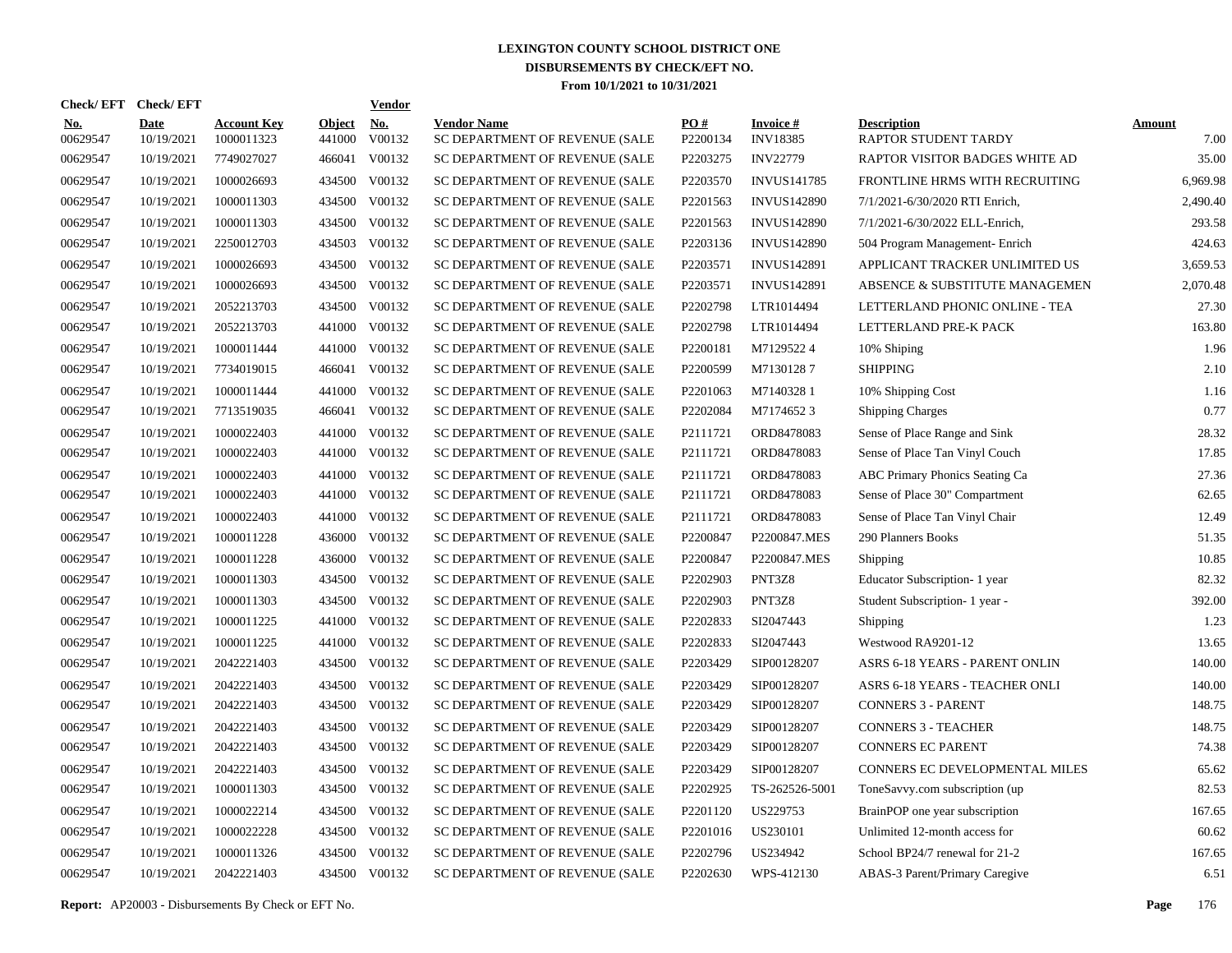# LEXINGTON COUNTY SCHOOL DISTRICT ONE

## DISBURSEMENTS BY CHECK/EFT NO.

### From 10/1/2021 to 10/31/2021

| Check/ EFT No. | Check/ EFT Date | Account Key | Object | Vendor No. | Vendor Name | PO # | Invoice # | Description | Amount |
|---|---|---|---|---|---|---|---|---|---|
| 00629547 | 10/19/2021 | 1000011323 | 441000 | V00132 | SC DEPARTMENT OF REVENUE (SALE | P2200134 | INV18385 | RAPTOR STUDENT TARDY | 7.00 |
| 00629547 | 10/19/2021 | 7749027027 | 466041 | V00132 | SC DEPARTMENT OF REVENUE (SALE | P2203275 | INV22779 | RAPTOR VISITOR BADGES WHITE AD | 35.00 |
| 00629547 | 10/19/2021 | 1000026693 | 434500 | V00132 | SC DEPARTMENT OF REVENUE (SALE | P2203570 | INVUS141785 | FRONTLINE HRMS WITH RECRUITING | 6,969.98 |
| 00629547 | 10/19/2021 | 1000011303 | 434500 | V00132 | SC DEPARTMENT OF REVENUE (SALE | P2201563 | INVUS142890 | 7/1/2021-6/30/2020 RTI Enrich, | 2,490.40 |
| 00629547 | 10/19/2021 | 1000011303 | 434500 | V00132 | SC DEPARTMENT OF REVENUE (SALE | P2201563 | INVUS142890 | 7/1/2021-6/30/2022 ELL-Enrich, | 293.58 |
| 00629547 | 10/19/2021 | 2250012703 | 434503 | V00132 | SC DEPARTMENT OF REVENUE (SALE | P2203136 | INVUS142890 | 504 Program Management- Enrich | 424.63 |
| 00629547 | 10/19/2021 | 1000026693 | 434500 | V00132 | SC DEPARTMENT OF REVENUE (SALE | P2203571 | INVUS142891 | APPLICANT TRACKER UNLIMITED US | 3,659.53 |
| 00629547 | 10/19/2021 | 1000026693 | 434500 | V00132 | SC DEPARTMENT OF REVENUE (SALE | P2203571 | INVUS142891 | ABSENCE & SUBSTITUTE MANAGEMEN | 2,070.48 |
| 00629547 | 10/19/2021 | 2052213703 | 434500 | V00132 | SC DEPARTMENT OF REVENUE (SALE | P2202798 | LTR1014494 | LETTERLAND PHONIC ONLINE - TEA | 27.30 |
| 00629547 | 10/19/2021 | 2052213703 | 441000 | V00132 | SC DEPARTMENT OF REVENUE (SALE | P2202798 | LTR1014494 | LETTERLAND PRE-K PACK | 163.80 |
| 00629547 | 10/19/2021 | 1000011444 | 441000 | V00132 | SC DEPARTMENT OF REVENUE (SALE | P2200181 | M7129522 4 | 10% Shiping | 1.96 |
| 00629547 | 10/19/2021 | 7734019015 | 466041 | V00132 | SC DEPARTMENT OF REVENUE (SALE | P2200599 | M7130128 7 | SHIPPING | 2.10 |
| 00629547 | 10/19/2021 | 1000011444 | 441000 | V00132 | SC DEPARTMENT OF REVENUE (SALE | P2201063 | M7140328 1 | 10% Shipping Cost | 1.16 |
| 00629547 | 10/19/2021 | 7713519035 | 466041 | V00132 | SC DEPARTMENT OF REVENUE (SALE | P2202084 | M7174652 3 | Shipping Charges | 0.77 |
| 00629547 | 10/19/2021 | 1000022403 | 441000 | V00132 | SC DEPARTMENT OF REVENUE (SALE | P2111721 | ORD8478083 | Sense of Place Range and Sink | 28.32 |
| 00629547 | 10/19/2021 | 1000022403 | 441000 | V00132 | SC DEPARTMENT OF REVENUE (SALE | P2111721 | ORD8478083 | Sense of Place Tan Vinyl Couch | 17.85 |
| 00629547 | 10/19/2021 | 1000022403 | 441000 | V00132 | SC DEPARTMENT OF REVENUE (SALE | P2111721 | ORD8478083 | ABC Primary Phonics Seating Ca | 27.36 |
| 00629547 | 10/19/2021 | 1000022403 | 441000 | V00132 | SC DEPARTMENT OF REVENUE (SALE | P2111721 | ORD8478083 | Sense of Place 30" Compartment | 62.65 |
| 00629547 | 10/19/2021 | 1000022403 | 441000 | V00132 | SC DEPARTMENT OF REVENUE (SALE | P2111721 | ORD8478083 | Sense of Place Tan Vinyl Chair | 12.49 |
| 00629547 | 10/19/2021 | 1000011228 | 436000 | V00132 | SC DEPARTMENT OF REVENUE (SALE | P2200847 | P2200847.MES | 290 Planners Books | 51.35 |
| 00629547 | 10/19/2021 | 1000011228 | 436000 | V00132 | SC DEPARTMENT OF REVENUE (SALE | P2200847 | P2200847.MES | Shipping | 10.85 |
| 00629547 | 10/19/2021 | 1000011303 | 434500 | V00132 | SC DEPARTMENT OF REVENUE (SALE | P2202903 | PNT3Z8 | Educator Subscription- 1 year | 82.32 |
| 00629547 | 10/19/2021 | 1000011303 | 434500 | V00132 | SC DEPARTMENT OF REVENUE (SALE | P2202903 | PNT3Z8 | Student Subscription- 1 year - | 392.00 |
| 00629547 | 10/19/2021 | 1000011225 | 441000 | V00132 | SC DEPARTMENT OF REVENUE (SALE | P2202833 | SI2047443 | Shipping | 1.23 |
| 00629547 | 10/19/2021 | 1000011225 | 441000 | V00132 | SC DEPARTMENT OF REVENUE (SALE | P2202833 | SI2047443 | Westwood RA9201-12 | 13.65 |
| 00629547 | 10/19/2021 | 2042221403 | 434500 | V00132 | SC DEPARTMENT OF REVENUE (SALE | P2203429 | SIP00128207 | ASRS 6-18 YEARS - PARENT ONLIN | 140.00 |
| 00629547 | 10/19/2021 | 2042221403 | 434500 | V00132 | SC DEPARTMENT OF REVENUE (SALE | P2203429 | SIP00128207 | ASRS 6-18 YEARS - TEACHER ONLI | 140.00 |
| 00629547 | 10/19/2021 | 2042221403 | 434500 | V00132 | SC DEPARTMENT OF REVENUE (SALE | P2203429 | SIP00128207 | CONNERS 3 - PARENT | 148.75 |
| 00629547 | 10/19/2021 | 2042221403 | 434500 | V00132 | SC DEPARTMENT OF REVENUE (SALE | P2203429 | SIP00128207 | CONNERS 3 - TEACHER | 148.75 |
| 00629547 | 10/19/2021 | 2042221403 | 434500 | V00132 | SC DEPARTMENT OF REVENUE (SALE | P2203429 | SIP00128207 | CONNERS EC PARENT | 74.38 |
| 00629547 | 10/19/2021 | 2042221403 | 434500 | V00132 | SC DEPARTMENT OF REVENUE (SALE | P2203429 | SIP00128207 | CONNERS EC DEVELOPMENTAL MILES | 65.62 |
| 00629547 | 10/19/2021 | 1000011303 | 434500 | V00132 | SC DEPARTMENT OF REVENUE (SALE | P2202925 | TS-262526-5001 | ToneSavvy.com subscription (up | 82.53 |
| 00629547 | 10/19/2021 | 1000022214 | 434500 | V00132 | SC DEPARTMENT OF REVENUE (SALE | P2201120 | US229753 | BrainPOP one year subscription | 167.65 |
| 00629547 | 10/19/2021 | 1000022228 | 434500 | V00132 | SC DEPARTMENT OF REVENUE (SALE | P2201016 | US230101 | Unlimited 12-month access for | 60.62 |
| 00629547 | 10/19/2021 | 1000011326 | 434500 | V00132 | SC DEPARTMENT OF REVENUE (SALE | P2202796 | US234942 | School BP24/7 renewal for 21-2 | 167.65 |
| 00629547 | 10/19/2021 | 2042221403 | 434500 | V00132 | SC DEPARTMENT OF REVENUE (SALE | P2202630 | WPS-412130 | ABAS-3 Parent/Primary Caregive | 6.51 |

**Report:** AP20003 - Disbursements By Check or EFT No.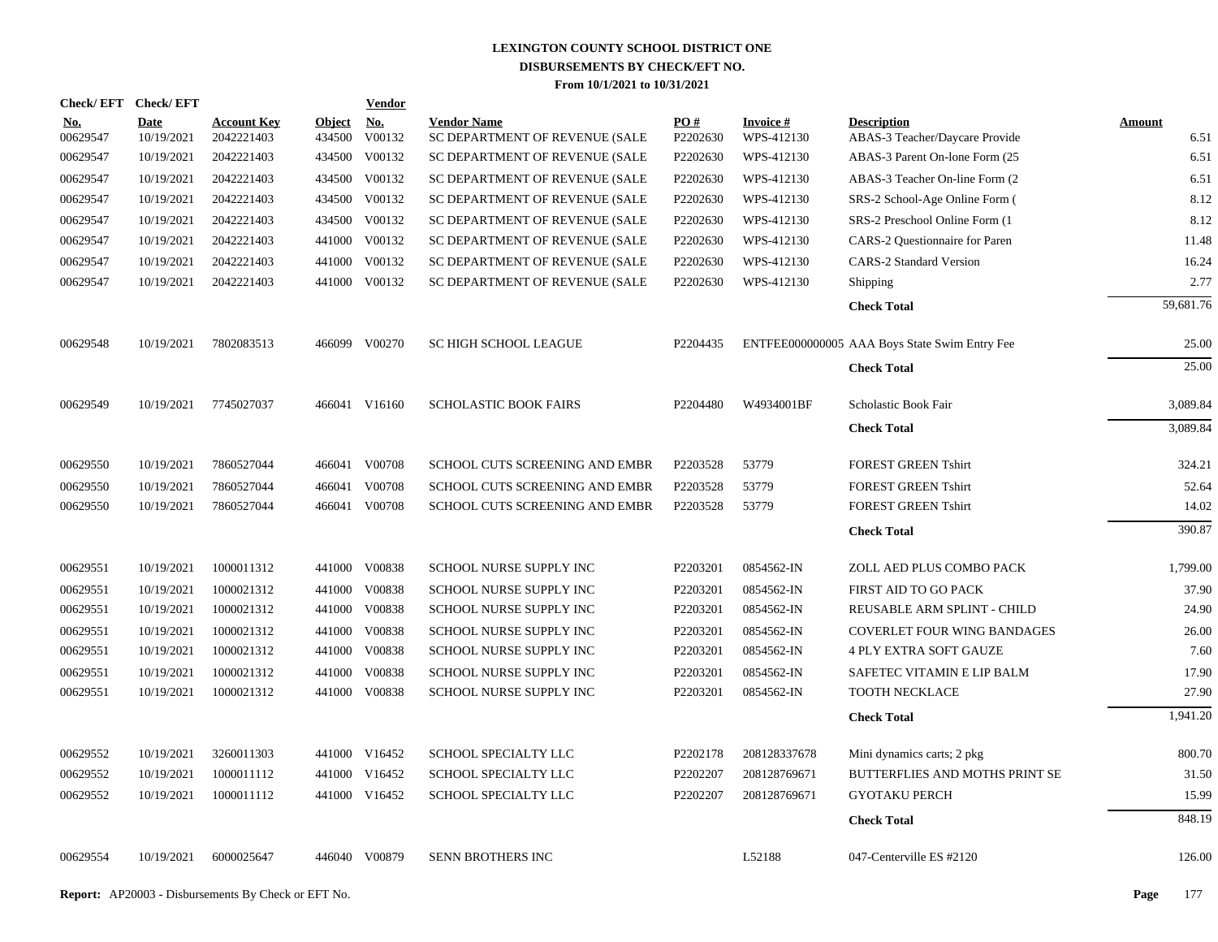# LEXINGTON COUNTY SCHOOL DISTRICT ONE
## DISBURSEMENTS BY CHECK/EFT NO.
### From 10/1/2021 to 10/31/2021

| Check/ EFT No. | Check/ EFT Date | Account Key | Object | Vendor No. | Vendor Name | PO # | Invoice # | Description | Amount |
|---|---|---|---|---|---|---|---|---|---|
| 00629547 | 10/19/2021 | 2042221403 | 434500 | V00132 | SC DEPARTMENT OF REVENUE (SALE | P2202630 | WPS-412130 | ABAS-3 Teacher/Daycare Provide | 6.51 |
| 00629547 | 10/19/2021 | 2042221403 | 434500 | V00132 | SC DEPARTMENT OF REVENUE (SALE | P2202630 | WPS-412130 | ABAS-3 Parent On-lone Form (25 | 6.51 |
| 00629547 | 10/19/2021 | 2042221403 | 434500 | V00132 | SC DEPARTMENT OF REVENUE (SALE | P2202630 | WPS-412130 | ABAS-3 Teacher On-line Form (2 | 6.51 |
| 00629547 | 10/19/2021 | 2042221403 | 434500 | V00132 | SC DEPARTMENT OF REVENUE (SALE | P2202630 | WPS-412130 | SRS-2 School-Age Online Form ( | 8.12 |
| 00629547 | 10/19/2021 | 2042221403 | 434500 | V00132 | SC DEPARTMENT OF REVENUE (SALE | P2202630 | WPS-412130 | SRS-2 Preschool Online Form (1 | 8.12 |
| 00629547 | 10/19/2021 | 2042221403 | 441000 | V00132 | SC DEPARTMENT OF REVENUE (SALE | P2202630 | WPS-412130 | CARS-2 Questionnaire for Paren | 11.48 |
| 00629547 | 10/19/2021 | 2042221403 | 441000 | V00132 | SC DEPARTMENT OF REVENUE (SALE | P2202630 | WPS-412130 | CARS-2 Standard Version | 16.24 |
| 00629547 | 10/19/2021 | 2042221403 | 441000 | V00132 | SC DEPARTMENT OF REVENUE (SALE | P2202630 | WPS-412130 | Shipping | 2.77 |
| | | | | | | | | **Check Total** | 59,681.76 |
| 00629548 | 10/19/2021 | 7802083513 | 466099 | V00270 | SC HIGH SCHOOL LEAGUE | P2204435 | ENTFEE000000005 | AAA Boys State Swim Entry Fee | 25.00 |
| | | | | | | | | **Check Total** | 25.00 |
| 00629549 | 10/19/2021 | 7745027037 | 466041 | V16160 | SCHOLASTIC BOOK FAIRS | P2204480 | W4934001BF | Scholastic Book Fair | 3,089.84 |
| | | | | | | | | **Check Total** | 3,089.84 |
| 00629550 | 10/19/2021 | 7860527044 | 466041 | V00708 | SCHOOL CUTS SCREENING AND EMBR | P2203528 | 53779 | FOREST GREEN Tshirt | 324.21 |
| 00629550 | 10/19/2021 | 7860527044 | 466041 | V00708 | SCHOOL CUTS SCREENING AND EMBR | P2203528 | 53779 | FOREST GREEN Tshirt | 52.64 |
| 00629550 | 10/19/2021 | 7860527044 | 466041 | V00708 | SCHOOL CUTS SCREENING AND EMBR | P2203528 | 53779 | FOREST GREEN Tshirt | 14.02 |
| | | | | | | | | **Check Total** | 390.87 |
| 00629551 | 10/19/2021 | 1000011312 | 441000 | V00838 | SCHOOL NURSE SUPPLY INC | P2203201 | 0854562-IN | ZOLL AED PLUS COMBO PACK | 1,799.00 |
| 00629551 | 10/19/2021 | 1000021312 | 441000 | V00838 | SCHOOL NURSE SUPPLY INC | P2203201 | 0854562-IN | FIRST AID TO GO PACK | 37.90 |
| 00629551 | 10/19/2021 | 1000021312 | 441000 | V00838 | SCHOOL NURSE SUPPLY INC | P2203201 | 0854562-IN | REUSABLE ARM SPLINT - CHILD | 24.90 |
| 00629551 | 10/19/2021 | 1000021312 | 441000 | V00838 | SCHOOL NURSE SUPPLY INC | P2203201 | 0854562-IN | COVERLET FOUR WING BANDAGES | 26.00 |
| 00629551 | 10/19/2021 | 1000021312 | 441000 | V00838 | SCHOOL NURSE SUPPLY INC | P2203201 | 0854562-IN | 4 PLY EXTRA SOFT GAUZE | 7.60 |
| 00629551 | 10/19/2021 | 1000021312 | 441000 | V00838 | SCHOOL NURSE SUPPLY INC | P2203201 | 0854562-IN | SAFETEC VITAMIN E LIP BALM | 17.90 |
| 00629551 | 10/19/2021 | 1000021312 | 441000 | V00838 | SCHOOL NURSE SUPPLY INC | P2203201 | 0854562-IN | TOOTH NECKLACE | 27.90 |
| | | | | | | | | **Check Total** | 1,941.20 |
| 00629552 | 10/19/2021 | 3260011303 | 441000 | V16452 | SCHOOL SPECIALTY LLC | P2202178 | 208128337678 | Mini dynamics carts; 2 pkg | 800.70 |
| 00629552 | 10/19/2021 | 1000011112 | 441000 | V16452 | SCHOOL SPECIALTY LLC | P2202207 | 208128769671 | BUTTERFLIES AND MOTHS PRINT SE | 31.50 |
| 00629552 | 10/19/2021 | 1000011112 | 441000 | V16452 | SCHOOL SPECIALTY LLC | P2202207 | 208128769671 | GYOTAKU PERCH | 15.99 |
| | | | | | | | | **Check Total** | 848.19 |
| 00629554 | 10/19/2021 | 6000025647 | 446040 | V00879 | SENN BROTHERS INC | | L52188 | 047-Centerville ES #2120 | 126.00 |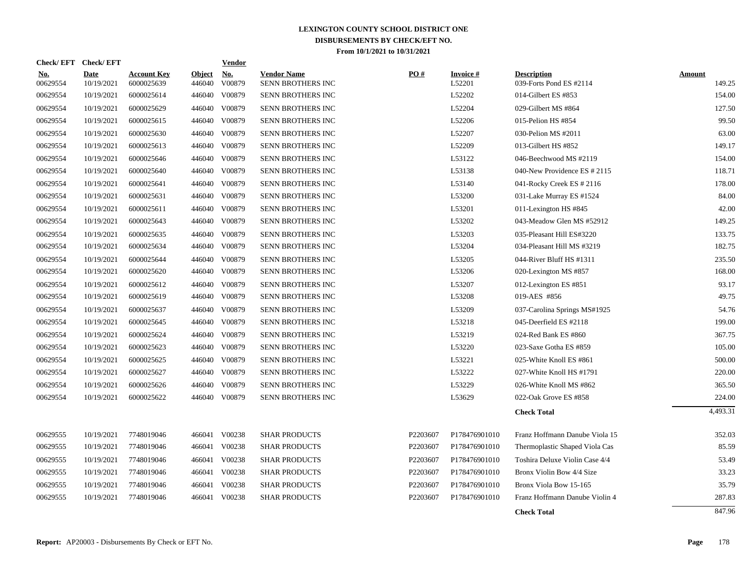# LEXINGTON COUNTY SCHOOL DISTRICT ONE
## DISBURSEMENTS BY CHECK/EFT NO.
### From 10/1/2021 to 10/31/2021

| Check/EFT No. | Check/EFT Date | Account Key | Object | Vendor No. | Vendor Name | PO # | Invoice # | Description | Amount |
|---|---|---|---|---|---|---|---|---|---|
| 00629554 | 10/19/2021 | 6000025639 | 446040 | V00879 | SENN BROTHERS INC | | L52201 | 039-Forts Pond ES #2114 | 149.25 |
| 00629554 | 10/19/2021 | 6000025614 | 446040 | V00879 | SENN BROTHERS INC | | L52202 | 014-Gilbert ES #853 | 154.00 |
| 00629554 | 10/19/2021 | 6000025629 | 446040 | V00879 | SENN BROTHERS INC | | L52204 | 029-Gilbert MS #864 | 127.50 |
| 00629554 | 10/19/2021 | 6000025615 | 446040 | V00879 | SENN BROTHERS INC | | L52206 | 015-Pelion HS #854 | 99.50 |
| 00629554 | 10/19/2021 | 6000025630 | 446040 | V00879 | SENN BROTHERS INC | | L52207 | 030-Pelion MS #2011 | 63.00 |
| 00629554 | 10/19/2021 | 6000025613 | 446040 | V00879 | SENN BROTHERS INC | | L52209 | 013-Gilbert HS #852 | 149.17 |
| 00629554 | 10/19/2021 | 6000025646 | 446040 | V00879 | SENN BROTHERS INC | | L53122 | 046-Beechwood MS #2119 | 154.00 |
| 00629554 | 10/19/2021 | 6000025640 | 446040 | V00879 | SENN BROTHERS INC | | L53138 | 040-New Providence ES # 2115 | 118.71 |
| 00629554 | 10/19/2021 | 6000025641 | 446040 | V00879 | SENN BROTHERS INC | | L53140 | 041-Rocky Creek ES # 2116 | 178.00 |
| 00629554 | 10/19/2021 | 6000025631 | 446040 | V00879 | SENN BROTHERS INC | | L53200 | 031-Lake Murray ES #1524 | 84.00 |
| 00629554 | 10/19/2021 | 6000025611 | 446040 | V00879 | SENN BROTHERS INC | | L53201 | 011-Lexington HS #845 | 42.00 |
| 00629554 | 10/19/2021 | 6000025643 | 446040 | V00879 | SENN BROTHERS INC | | L53202 | 043-Meadow Glen MS #52912 | 149.25 |
| 00629554 | 10/19/2021 | 6000025635 | 446040 | V00879 | SENN BROTHERS INC | | L53203 | 035-Pleasant Hill ES#3220 | 133.75 |
| 00629554 | 10/19/2021 | 6000025634 | 446040 | V00879 | SENN BROTHERS INC | | L53204 | 034-Pleasant Hill MS #3219 | 182.75 |
| 00629554 | 10/19/2021 | 6000025644 | 446040 | V00879 | SENN BROTHERS INC | | L53205 | 044-River Bluff HS #1311 | 235.50 |
| 00629554 | 10/19/2021 | 6000025620 | 446040 | V00879 | SENN BROTHERS INC | | L53206 | 020-Lexington MS #857 | 168.00 |
| 00629554 | 10/19/2021 | 6000025612 | 446040 | V00879 | SENN BROTHERS INC | | L53207 | 012-Lexington ES #851 | 93.17 |
| 00629554 | 10/19/2021 | 6000025619 | 446040 | V00879 | SENN BROTHERS INC | | L53208 | 019-AES #856 | 49.75 |
| 00629554 | 10/19/2021 | 6000025637 | 446040 | V00879 | SENN BROTHERS INC | | L53209 | 037-Carolina Springs MS#1925 | 54.76 |
| 00629554 | 10/19/2021 | 6000025645 | 446040 | V00879 | SENN BROTHERS INC | | L53218 | 045-Deerfield ES #2118 | 199.00 |
| 00629554 | 10/19/2021 | 6000025624 | 446040 | V00879 | SENN BROTHERS INC | | L53219 | 024-Red Bank ES #860 | 367.75 |
| 00629554 | 10/19/2021 | 6000025623 | 446040 | V00879 | SENN BROTHERS INC | | L53220 | 023-Saxe Gotha ES #859 | 105.00 |
| 00629554 | 10/19/2021 | 6000025625 | 446040 | V00879 | SENN BROTHERS INC | | L53221 | 025-White Knoll ES #861 | 500.00 |
| 00629554 | 10/19/2021 | 6000025627 | 446040 | V00879 | SENN BROTHERS INC | | L53222 | 027-White Knoll HS #1791 | 220.00 |
| 00629554 | 10/19/2021 | 6000025626 | 446040 | V00879 | SENN BROTHERS INC | | L53229 | 026-White Knoll MS #862 | 365.50 |
| 00629554 | 10/19/2021 | 6000025622 | 446040 | V00879 | SENN BROTHERS INC | | L53629 | 022-Oak Grove ES #858 | 224.00 |
| | | | | | | | | **Check Total** | 4,493.31 |
| 00629555 | 10/19/2021 | 7748019046 | 466041 | V00238 | SHAR PRODUCTS | P2203607 | P178476901010 | Franz Hoffmann Danube Viola 15 | 352.03 |
| 00629555 | 10/19/2021 | 7748019046 | 466041 | V00238 | SHAR PRODUCTS | P2203607 | P178476901010 | Thermoplastic Shaped Viola Cas | 85.59 |
| 00629555 | 10/19/2021 | 7748019046 | 466041 | V00238 | SHAR PRODUCTS | P2203607 | P178476901010 | Toshira Deluxe Violin Case 4/4 | 53.49 |
| 00629555 | 10/19/2021 | 7748019046 | 466041 | V00238 | SHAR PRODUCTS | P2203607 | P178476901010 | Bronx Violin Bow 4/4 Size | 33.23 |
| 00629555 | 10/19/2021 | 7748019046 | 466041 | V00238 | SHAR PRODUCTS | P2203607 | P178476901010 | Bronx Viola Bow 15-165 | 35.79 |
| 00629555 | 10/19/2021 | 7748019046 | 466041 | V00238 | SHAR PRODUCTS | P2203607 | P178476901010 | Franz Hoffmann Danube Violin 4 | 287.83 |
| | | | | | | | | **Check Total** | 847.96 |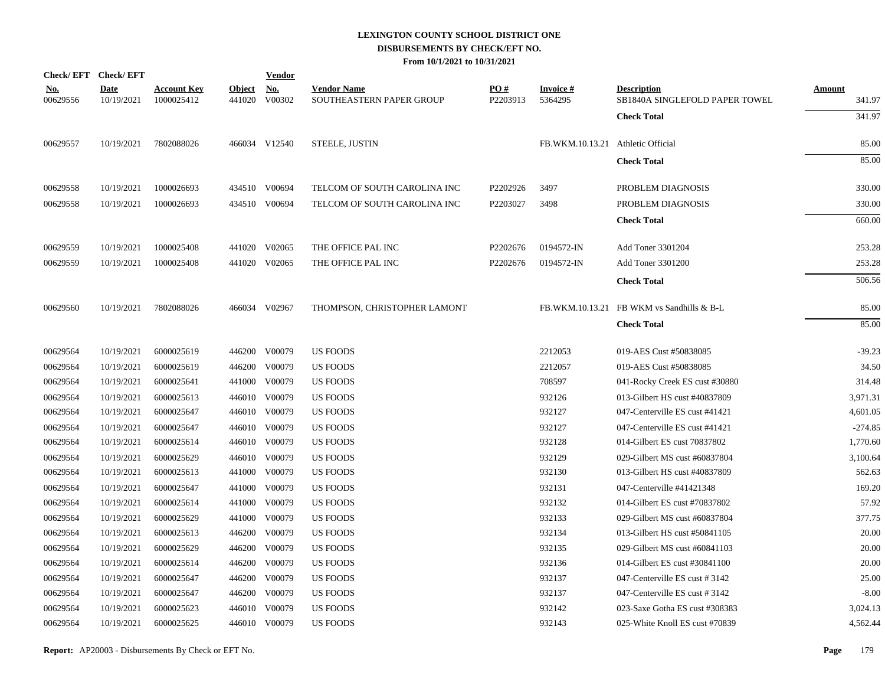# LEXINGTON COUNTY SCHOOL DISTRICT ONE
## DISBURSEMENTS BY CHECK/EFT NO.
### From 10/1/2021 to 10/31/2021

| Check/EFT No. | Check/EFT Date | Account Key | Object | Vendor No. | Vendor Name | PO # | Invoice # | Description | Amount |
|---|---|---|---|---|---|---|---|---|---|
| 00629556 | 10/19/2021 | 1000025412 | 441020 | V00302 | SOUTHEASTERN PAPER GROUP | P2203913 | 5364295 | SB1840A SINGLEFOLD PAPER TOWEL | 341.97 |
| | | | | | | | | **Check Total** | 341.97 |
| 00629557 | 10/19/2021 | 7802088026 | 466034 | V12540 | STEELE, JUSTIN | | FB.WKM.10.13.21 | Athletic Official | 85.00 |
| | | | | | | | | **Check Total** | 85.00 |
| 00629558 | 10/19/2021 | 1000026693 | 434510 | V00694 | TELCOM OF SOUTH CAROLINA INC | P2202926 | 3497 | PROBLEM DIAGNOSIS | 330.00 |
| 00629558 | 10/19/2021 | 1000026693 | 434510 | V00694 | TELCOM OF SOUTH CAROLINA INC | P2203027 | 3498 | PROBLEM DIAGNOSIS | 330.00 |
| | | | | | | | | **Check Total** | 660.00 |
| 00629559 | 10/19/2021 | 1000025408 | 441020 | V02065 | THE OFFICE PAL INC | P2202676 | 0194572-IN | Add Toner 3301204 | 253.28 |
| 00629559 | 10/19/2021 | 1000025408 | 441020 | V02065 | THE OFFICE PAL INC | P2202676 | 0194572-IN | Add Toner 3301200 | 253.28 |
| | | | | | | | | **Check Total** | 506.56 |
| 00629560 | 10/19/2021 | 7802088026 | 466034 | V02967 | THOMPSON, CHRISTOPHER LAMONT | | FB.WKM.10.13.21 | FB WKM vs Sandhills & B-L | 85.00 |
| | | | | | | | | **Check Total** | 85.00 |
| 00629564 | 10/19/2021 | 6000025619 | 446200 | V00079 | US FOODS | | 2212053 | 019-AES Cust #50838085 | -39.23 |
| 00629564 | 10/19/2021 | 6000025619 | 446200 | V00079 | US FOODS | | 2212057 | 019-AES Cust #50838085 | 34.50 |
| 00629564 | 10/19/2021 | 6000025641 | 441000 | V00079 | US FOODS | | 708597 | 041-Rocky Creek ES cust #30880 | 314.48 |
| 00629564 | 10/19/2021 | 6000025613 | 446010 | V00079 | US FOODS | | 932126 | 013-Gilbert HS cust #40837809 | 3,971.31 |
| 00629564 | 10/19/2021 | 6000025647 | 446010 | V00079 | US FOODS | | 932127 | 047-Centerville ES cust #41421 | 4,601.05 |
| 00629564 | 10/19/2021 | 6000025647 | 446010 | V00079 | US FOODS | | 932127 | 047-Centerville ES cust #41421 | -274.85 |
| 00629564 | 10/19/2021 | 6000025614 | 446010 | V00079 | US FOODS | | 932128 | 014-Gilbert ES cust 70837802 | 1,770.60 |
| 00629564 | 10/19/2021 | 6000025629 | 446010 | V00079 | US FOODS | | 932129 | 029-Gilbert MS cust #60837804 | 3,100.64 |
| 00629564 | 10/19/2021 | 6000025613 | 441000 | V00079 | US FOODS | | 932130 | 013-Gilbert HS cust #40837809 | 562.63 |
| 00629564 | 10/19/2021 | 6000025647 | 441000 | V00079 | US FOODS | | 932131 | 047-Centerville #41421348 | 169.20 |
| 00629564 | 10/19/2021 | 6000025614 | 441000 | V00079 | US FOODS | | 932132 | 014-Gilbert ES cust #70837802 | 57.92 |
| 00629564 | 10/19/2021 | 6000025629 | 441000 | V00079 | US FOODS | | 932133 | 029-Gilbert MS cust #60837804 | 377.75 |
| 00629564 | 10/19/2021 | 6000025613 | 446200 | V00079 | US FOODS | | 932134 | 013-Gilbert HS cust #50841105 | 20.00 |
| 00629564 | 10/19/2021 | 6000025629 | 446200 | V00079 | US FOODS | | 932135 | 029-Gilbert MS cust #60841103 | 20.00 |
| 00629564 | 10/19/2021 | 6000025614 | 446200 | V00079 | US FOODS | | 932136 | 014-Gilbert ES cust #30841100 | 20.00 |
| 00629564 | 10/19/2021 | 6000025647 | 446200 | V00079 | US FOODS | | 932137 | 047-Centerville ES cust # 3142 | 25.00 |
| 00629564 | 10/19/2021 | 6000025647 | 446200 | V00079 | US FOODS | | 932137 | 047-Centerville ES cust # 3142 | -8.00 |
| 00629564 | 10/19/2021 | 6000025623 | 446010 | V00079 | US FOODS | | 932142 | 023-Saxe Gotha ES cust #308383 | 3,024.13 |
| 00629564 | 10/19/2021 | 6000025625 | 446010 | V00079 | US FOODS | | 932143 | 025-White Knoll ES cust #70839 | 4,562.44 |

**Report:** AP20003 - Disbursements By Check or EFT No.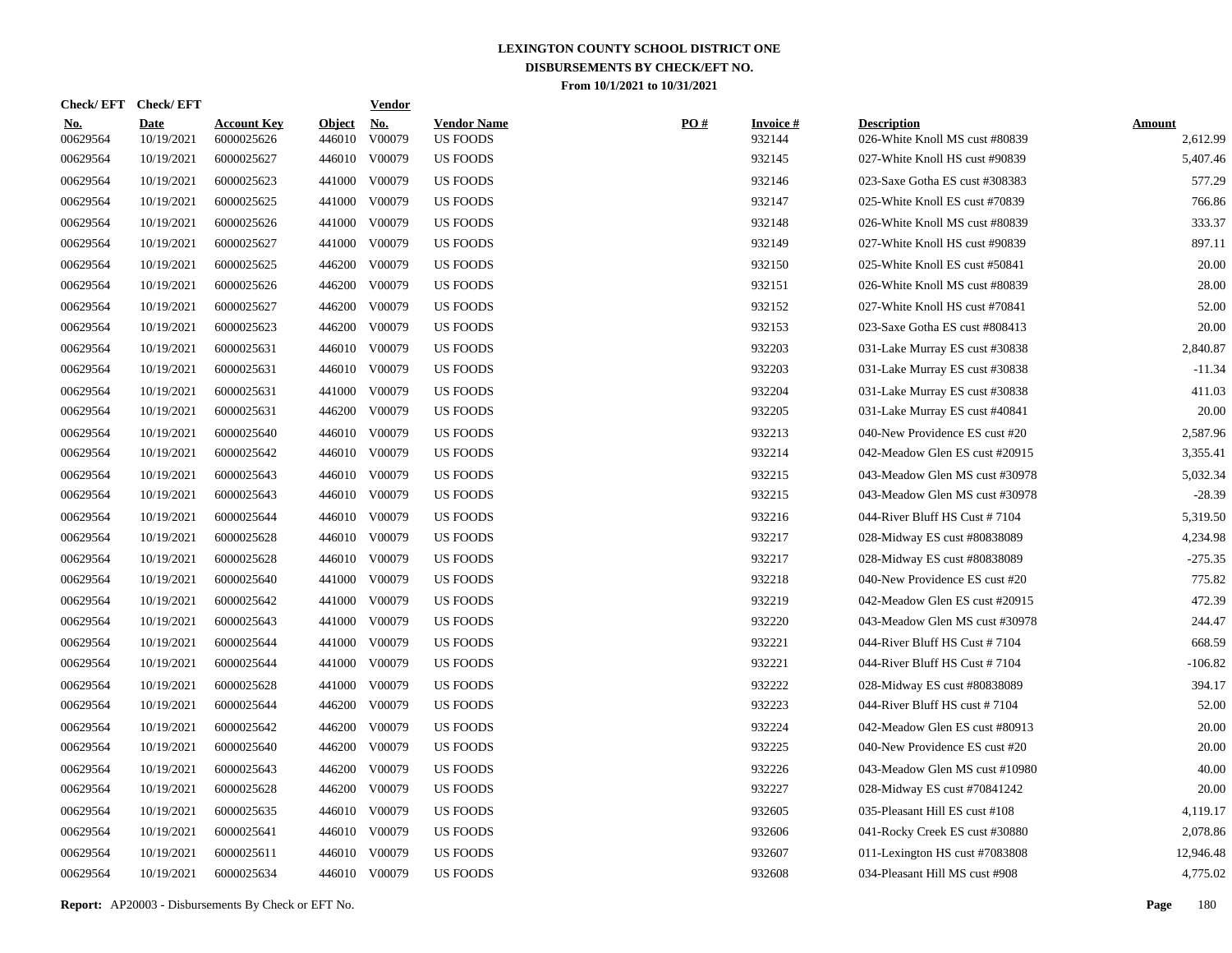# LEXINGTON COUNTY SCHOOL DISTRICT ONE
## DISBURSEMENTS BY CHECK/EFT NO.
### From 10/1/2021 to 10/31/2021

| Check/ EFT No. | Check/ EFT Date | Account Key | Object | Vendor No. | Vendor Name | PO # | Invoice # | Description | Amount |
|---|---|---|---|---|---|---|---|---|---|
| 00629564 | 10/19/2021 | 6000025626 | 446010 | V00079 | US FOODS | | 932144 | 026-White Knoll MS cust #80839 | 2,612.99 |
| 00629564 | 10/19/2021 | 6000025627 | 446010 | V00079 | US FOODS | | 932145 | 027-White Knoll HS cust #90839 | 5,407.46 |
| 00629564 | 10/19/2021 | 6000025623 | 441000 | V00079 | US FOODS | | 932146 | 023-Saxe Gotha ES cust #308383 | 577.29 |
| 00629564 | 10/19/2021 | 6000025625 | 441000 | V00079 | US FOODS | | 932147 | 025-White Knoll ES cust #70839 | 766.86 |
| 00629564 | 10/19/2021 | 6000025626 | 441000 | V00079 | US FOODS | | 932148 | 026-White Knoll MS cust #80839 | 333.37 |
| 00629564 | 10/19/2021 | 6000025627 | 441000 | V00079 | US FOODS | | 932149 | 027-White Knoll HS cust #90839 | 897.11 |
| 00629564 | 10/19/2021 | 6000025625 | 446200 | V00079 | US FOODS | | 932150 | 025-White Knoll ES cust #50841 | 20.00 |
| 00629564 | 10/19/2021 | 6000025626 | 446200 | V00079 | US FOODS | | 932151 | 026-White Knoll MS cust #80839 | 28.00 |
| 00629564 | 10/19/2021 | 6000025627 | 446200 | V00079 | US FOODS | | 932152 | 027-White Knoll HS cust #70841 | 52.00 |
| 00629564 | 10/19/2021 | 6000025623 | 446200 | V00079 | US FOODS | | 932153 | 023-Saxe Gotha ES cust #808413 | 20.00 |
| 00629564 | 10/19/2021 | 6000025631 | 446010 | V00079 | US FOODS | | 932203 | 031-Lake Murray ES cust #30838 | 2,840.87 |
| 00629564 | 10/19/2021 | 6000025631 | 446010 | V00079 | US FOODS | | 932203 | 031-Lake Murray ES cust #30838 | -11.34 |
| 00629564 | 10/19/2021 | 6000025631 | 441000 | V00079 | US FOODS | | 932204 | 031-Lake Murray ES cust #30838 | 411.03 |
| 00629564 | 10/19/2021 | 6000025631 | 446200 | V00079 | US FOODS | | 932205 | 031-Lake Murray ES cust #40841 | 20.00 |
| 00629564 | 10/19/2021 | 6000025640 | 446010 | V00079 | US FOODS | | 932213 | 040-New Providence ES cust #20 | 2,587.96 |
| 00629564 | 10/19/2021 | 6000025642 | 446010 | V00079 | US FOODS | | 932214 | 042-Meadow Glen ES cust #20915 | 3,355.41 |
| 00629564 | 10/19/2021 | 6000025643 | 446010 | V00079 | US FOODS | | 932215 | 043-Meadow Glen MS cust #30978 | 5,032.34 |
| 00629564 | 10/19/2021 | 6000025643 | 446010 | V00079 | US FOODS | | 932215 | 043-Meadow Glen MS cust #30978 | -28.39 |
| 00629564 | 10/19/2021 | 6000025644 | 446010 | V00079 | US FOODS | | 932216 | 044-River Bluff HS Cust # 7104 | 5,319.50 |
| 00629564 | 10/19/2021 | 6000025628 | 446010 | V00079 | US FOODS | | 932217 | 028-Midway ES cust #80838089 | 4,234.98 |
| 00629564 | 10/19/2021 | 6000025628 | 446010 | V00079 | US FOODS | | 932217 | 028-Midway ES cust #80838089 | -275.35 |
| 00629564 | 10/19/2021 | 6000025640 | 441000 | V00079 | US FOODS | | 932218 | 040-New Providence ES cust #20 | 775.82 |
| 00629564 | 10/19/2021 | 6000025642 | 441000 | V00079 | US FOODS | | 932219 | 042-Meadow Glen ES cust #20915 | 472.39 |
| 00629564 | 10/19/2021 | 6000025643 | 441000 | V00079 | US FOODS | | 932220 | 043-Meadow Glen MS cust #30978 | 244.47 |
| 00629564 | 10/19/2021 | 6000025644 | 441000 | V00079 | US FOODS | | 932221 | 044-River Bluff HS Cust # 7104 | 668.59 |
| 00629564 | 10/19/2021 | 6000025644 | 441000 | V00079 | US FOODS | | 932221 | 044-River Bluff HS Cust # 7104 | -106.82 |
| 00629564 | 10/19/2021 | 6000025628 | 441000 | V00079 | US FOODS | | 932222 | 028-Midway ES cust #80838089 | 394.17 |
| 00629564 | 10/19/2021 | 6000025644 | 446200 | V00079 | US FOODS | | 932223 | 044-River Bluff HS cust # 7104 | 52.00 |
| 00629564 | 10/19/2021 | 6000025642 | 446200 | V00079 | US FOODS | | 932224 | 042-Meadow Glen ES cust #80913 | 20.00 |
| 00629564 | 10/19/2021 | 6000025640 | 446200 | V00079 | US FOODS | | 932225 | 040-New Providence ES cust #20 | 20.00 |
| 00629564 | 10/19/2021 | 6000025643 | 446200 | V00079 | US FOODS | | 932226 | 043-Meadow Glen MS cust #10980 | 40.00 |
| 00629564 | 10/19/2021 | 6000025628 | 446200 | V00079 | US FOODS | | 932227 | 028-Midway ES cust #70841242 | 20.00 |
| 00629564 | 10/19/2021 | 6000025635 | 446010 | V00079 | US FOODS | | 932605 | 035-Pleasant Hill ES cust #108 | 4,119.17 |
| 00629564 | 10/19/2021 | 6000025641 | 446010 | V00079 | US FOODS | | 932606 | 041-Rocky Creek ES cust #30880 | 2,078.86 |
| 00629564 | 10/19/2021 | 6000025611 | 446010 | V00079 | US FOODS | | 932607 | 011-Lexington HS cust #7083808 | 12,946.48 |
| 00629564 | 10/19/2021 | 6000025634 | 446010 | V00079 | US FOODS | | 932608 | 034-Pleasant Hill MS cust #908 | 4,775.02 |

**Report:** AP20003 - Disbursements By Check or EFT No.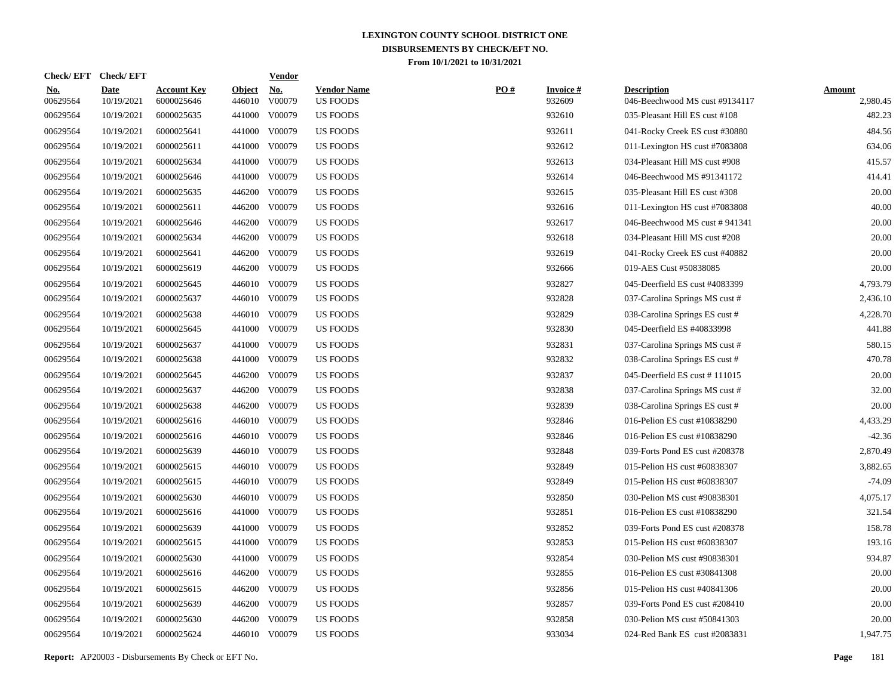# LEXINGTON COUNTY SCHOOL DISTRICT ONE
## DISBURSEMENTS BY CHECK/EFT NO.
### From 10/1/2021 to 10/31/2021

| Check/ EFT No. | Check/ EFT Date | Account Key | Object | Vendor No. | Vendor Name | PO # | Invoice # | Description | Amount |
|---|---|---|---|---|---|---|---|---|---|
| 00629564 | 10/19/2021 | 6000025646 | 446010 | V00079 | US FOODS | | 932609 | 046-Beechwood MS cust #9134117 | 2,980.45 |
| 00629564 | 10/19/2021 | 6000025635 | 441000 | V00079 | US FOODS | | 932610 | 035-Pleasant Hill ES cust #108 | 482.23 |
| 00629564 | 10/19/2021 | 6000025641 | 441000 | V00079 | US FOODS | | 932611 | 041-Rocky Creek ES cust #30880 | 484.56 |
| 00629564 | 10/19/2021 | 6000025611 | 441000 | V00079 | US FOODS | | 932612 | 011-Lexington HS cust #7083808 | 634.06 |
| 00629564 | 10/19/2021 | 6000025634 | 441000 | V00079 | US FOODS | | 932613 | 034-Pleasant Hill MS cust #908 | 415.57 |
| 00629564 | 10/19/2021 | 6000025646 | 441000 | V00079 | US FOODS | | 932614 | 046-Beechwood MS #91341172 | 414.41 |
| 00629564 | 10/19/2021 | 6000025635 | 446200 | V00079 | US FOODS | | 932615 | 035-Pleasant Hill ES cust #308 | 20.00 |
| 00629564 | 10/19/2021 | 6000025611 | 446200 | V00079 | US FOODS | | 932616 | 011-Lexington HS cust #7083808 | 40.00 |
| 00629564 | 10/19/2021 | 6000025646 | 446200 | V00079 | US FOODS | | 932617 | 046-Beechwood MS cust # 941341 | 20.00 |
| 00629564 | 10/19/2021 | 6000025634 | 446200 | V00079 | US FOODS | | 932618 | 034-Pleasant Hill MS cust #208 | 20.00 |
| 00629564 | 10/19/2021 | 6000025641 | 446200 | V00079 | US FOODS | | 932619 | 041-Rocky Creek ES cust #40882 | 20.00 |
| 00629564 | 10/19/2021 | 6000025619 | 446200 | V00079 | US FOODS | | 932666 | 019-AES Cust #50838085 | 20.00 |
| 00629564 | 10/19/2021 | 6000025645 | 446010 | V00079 | US FOODS | | 932827 | 045-Deerfield ES cust #4083399 | 4,793.79 |
| 00629564 | 10/19/2021 | 6000025637 | 446010 | V00079 | US FOODS | | 932828 | 037-Carolina Springs MS cust # | 2,436.10 |
| 00629564 | 10/19/2021 | 6000025638 | 446010 | V00079 | US FOODS | | 932829 | 038-Carolina Springs ES cust # | 4,228.70 |
| 00629564 | 10/19/2021 | 6000025645 | 441000 | V00079 | US FOODS | | 932830 | 045-Deerfield ES #40833998 | 441.88 |
| 00629564 | 10/19/2021 | 6000025637 | 441000 | V00079 | US FOODS | | 932831 | 037-Carolina Springs MS cust # | 580.15 |
| 00629564 | 10/19/2021 | 6000025638 | 441000 | V00079 | US FOODS | | 932832 | 038-Carolina Springs ES cust # | 470.78 |
| 00629564 | 10/19/2021 | 6000025645 | 446200 | V00079 | US FOODS | | 932837 | 045-Deerfield ES cust # 111015 | 20.00 |
| 00629564 | 10/19/2021 | 6000025637 | 446200 | V00079 | US FOODS | | 932838 | 037-Carolina Springs MS cust # | 32.00 |
| 00629564 | 10/19/2021 | 6000025638 | 446200 | V00079 | US FOODS | | 932839 | 038-Carolina Springs ES cust # | 20.00 |
| 00629564 | 10/19/2021 | 6000025616 | 446010 | V00079 | US FOODS | | 932846 | 016-Pelion ES cust #10838290 | 4,433.29 |
| 00629564 | 10/19/2021 | 6000025616 | 446010 | V00079 | US FOODS | | 932846 | 016-Pelion ES cust #10838290 | -42.36 |
| 00629564 | 10/19/2021 | 6000025639 | 446010 | V00079 | US FOODS | | 932848 | 039-Forts Pond ES cust #208378 | 2,870.49 |
| 00629564 | 10/19/2021 | 6000025615 | 446010 | V00079 | US FOODS | | 932849 | 015-Pelion HS cust #60838307 | 3,882.65 |
| 00629564 | 10/19/2021 | 6000025615 | 446010 | V00079 | US FOODS | | 932849 | 015-Pelion HS cust #60838307 | -74.09 |
| 00629564 | 10/19/2021 | 6000025630 | 446010 | V00079 | US FOODS | | 932850 | 030-Pelion MS cust #90838301 | 4,075.17 |
| 00629564 | 10/19/2021 | 6000025616 | 441000 | V00079 | US FOODS | | 932851 | 016-Pelion ES cust #10838290 | 321.54 |
| 00629564 | 10/19/2021 | 6000025639 | 441000 | V00079 | US FOODS | | 932852 | 039-Forts Pond ES cust #208378 | 158.78 |
| 00629564 | 10/19/2021 | 6000025615 | 441000 | V00079 | US FOODS | | 932853 | 015-Pelion HS cust #60838307 | 193.16 |
| 00629564 | 10/19/2021 | 6000025630 | 441000 | V00079 | US FOODS | | 932854 | 030-Pelion MS cust #90838301 | 934.87 |
| 00629564 | 10/19/2021 | 6000025616 | 446200 | V00079 | US FOODS | | 932855 | 016-Pelion ES cust #30841308 | 20.00 |
| 00629564 | 10/19/2021 | 6000025615 | 446200 | V00079 | US FOODS | | 932856 | 015-Pelion HS cust #40841306 | 20.00 |
| 00629564 | 10/19/2021 | 6000025639 | 446200 | V00079 | US FOODS | | 932857 | 039-Forts Pond ES cust #208410 | 20.00 |
| 00629564 | 10/19/2021 | 6000025630 | 446200 | V00079 | US FOODS | | 932858 | 030-Pelion MS cust #50841303 | 20.00 |
| 00629564 | 10/19/2021 | 6000025624 | 446010 | V00079 | US FOODS | | 933034 | 024-Red Bank ES cust #2083831 | 1,947.75 |

**Report:** AP20003 - Disbursements By Check or EFT No.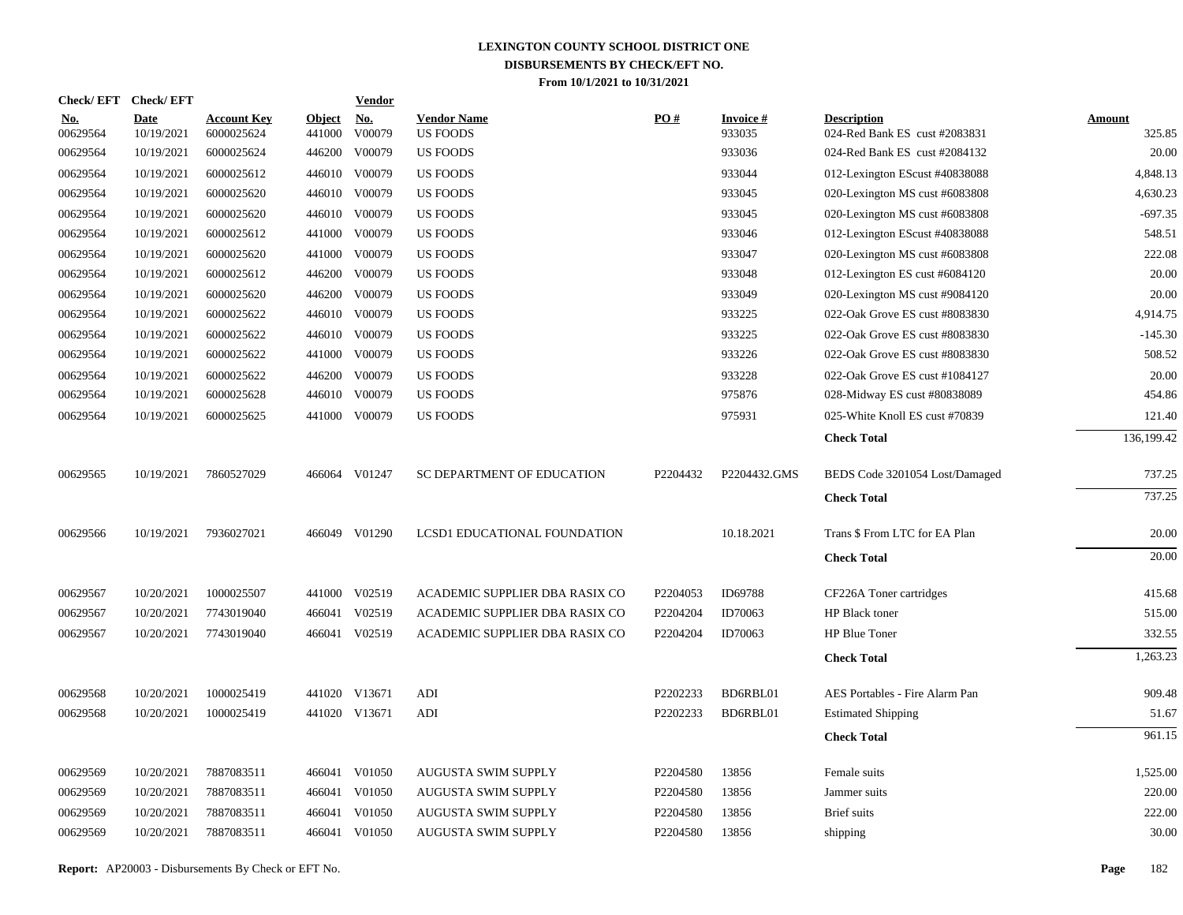# LEXINGTON COUNTY SCHOOL DISTRICT ONE
## DISBURSEMENTS BY CHECK/EFT NO.
### From 10/1/2021 to 10/31/2021

| Check/ EFT No. | Check/ EFT Date | Account Key | Object | Vendor No. | Vendor Name | PO # | Invoice # | Description | Amount |
|---|---|---|---|---|---|---|---|---|---|
| 00629564 | 10/19/2021 | 6000025624 | 441000 | V00079 | US FOODS | | 933035 | 024-Red Bank ES cust #2083831 | 325.85 |
| 00629564 | 10/19/2021 | 6000025624 | 446200 | V00079 | US FOODS | | 933036 | 024-Red Bank ES cust #2084132 | 20.00 |
| 00629564 | 10/19/2021 | 6000025612 | 446010 | V00079 | US FOODS | | 933044 | 012-Lexington EScust #40838088 | 4,848.13 |
| 00629564 | 10/19/2021 | 6000025620 | 446010 | V00079 | US FOODS | | 933045 | 020-Lexington MS cust #6083808 | 4,630.23 |
| 00629564 | 10/19/2021 | 6000025620 | 446010 | V00079 | US FOODS | | 933045 | 020-Lexington MS cust #6083808 | -697.35 |
| 00629564 | 10/19/2021 | 6000025612 | 441000 | V00079 | US FOODS | | 933046 | 012-Lexington EScust #40838088 | 548.51 |
| 00629564 | 10/19/2021 | 6000025620 | 441000 | V00079 | US FOODS | | 933047 | 020-Lexington MS cust #6083808 | 222.08 |
| 00629564 | 10/19/2021 | 6000025612 | 446200 | V00079 | US FOODS | | 933048 | 012-Lexington ES cust #6084120 | 20.00 |
| 00629564 | 10/19/2021 | 6000025620 | 446200 | V00079 | US FOODS | | 933049 | 020-Lexington MS cust #9084120 | 20.00 |
| 00629564 | 10/19/2021 | 6000025622 | 446010 | V00079 | US FOODS | | 933225 | 022-Oak Grove ES cust #8083830 | 4,914.75 |
| 00629564 | 10/19/2021 | 6000025622 | 446010 | V00079 | US FOODS | | 933225 | 022-Oak Grove ES cust #8083830 | -145.30 |
| 00629564 | 10/19/2021 | 6000025622 | 441000 | V00079 | US FOODS | | 933226 | 022-Oak Grove ES cust #8083830 | 508.52 |
| 00629564 | 10/19/2021 | 6000025622 | 446200 | V00079 | US FOODS | | 933228 | 022-Oak Grove ES cust #1084127 | 20.00 |
| 00629564 | 10/19/2021 | 6000025628 | 446010 | V00079 | US FOODS | | 975876 | 028-Midway ES cust #80838089 | 454.86 |
| 00629564 | 10/19/2021 | 6000025625 | 441000 | V00079 | US FOODS | | 975931 | 025-White Knoll ES cust #70839 | 121.40 |
| | | | | | | | | **Check Total** | 136,199.42 |
| 00629565 | 10/19/2021 | 7860527029 | 466064 | V01247 | SC DEPARTMENT OF EDUCATION | P2204432 | P2204432.GMS | BEDS Code 3201054 Lost/Damaged | 737.25 |
| | | | | | | | | **Check Total** | 737.25 |
| 00629566 | 10/19/2021 | 7936027021 | 466049 | V01290 | LCSD1 EDUCATIONAL FOUNDATION | | 10.18.2021 | Trans $ From LTC for EA Plan | 20.00 |
| | | | | | | | | **Check Total** | 20.00 |
| 00629567 | 10/20/2021 | 1000025507 | 441000 | V02519 | ACADEMIC SUPPLIER DBA RASIX CO | P2204053 | ID69788 | CF226A Toner cartridges | 415.68 |
| 00629567 | 10/20/2021 | 7743019040 | 466041 | V02519 | ACADEMIC SUPPLIER DBA RASIX CO | P2204204 | ID70063 | HP Black toner | 515.00 |
| 00629567 | 10/20/2021 | 7743019040 | 466041 | V02519 | ACADEMIC SUPPLIER DBA RASIX CO | P2204204 | ID70063 | HP Blue Toner | 332.55 |
| | | | | | | | | **Check Total** | 1,263.23 |
| 00629568 | 10/20/2021 | 1000025419 | 441020 | V13671 | ADI | P2202233 | BD6RBL01 | AES Portables - Fire Alarm Pan | 909.48 |
| 00629568 | 10/20/2021 | 1000025419 | 441020 | V13671 | ADI | P2202233 | BD6RBL01 | Estimated Shipping | 51.67 |
| | | | | | | | | **Check Total** | 961.15 |
| 00629569 | 10/20/2021 | 7887083511 | 466041 | V01050 | AUGUSTA SWIM SUPPLY | P2204580 | 13856 | Female suits | 1,525.00 |
| 00629569 | 10/20/2021 | 7887083511 | 466041 | V01050 | AUGUSTA SWIM SUPPLY | P2204580 | 13856 | Jammer suits | 220.00 |
| 00629569 | 10/20/2021 | 7887083511 | 466041 | V01050 | AUGUSTA SWIM SUPPLY | P2204580 | 13856 | Brief suits | 222.00 |
| 00629569 | 10/20/2021 | 7887083511 | 466041 | V01050 | AUGUSTA SWIM SUPPLY | P2204580 | 13856 | shipping | 30.00 |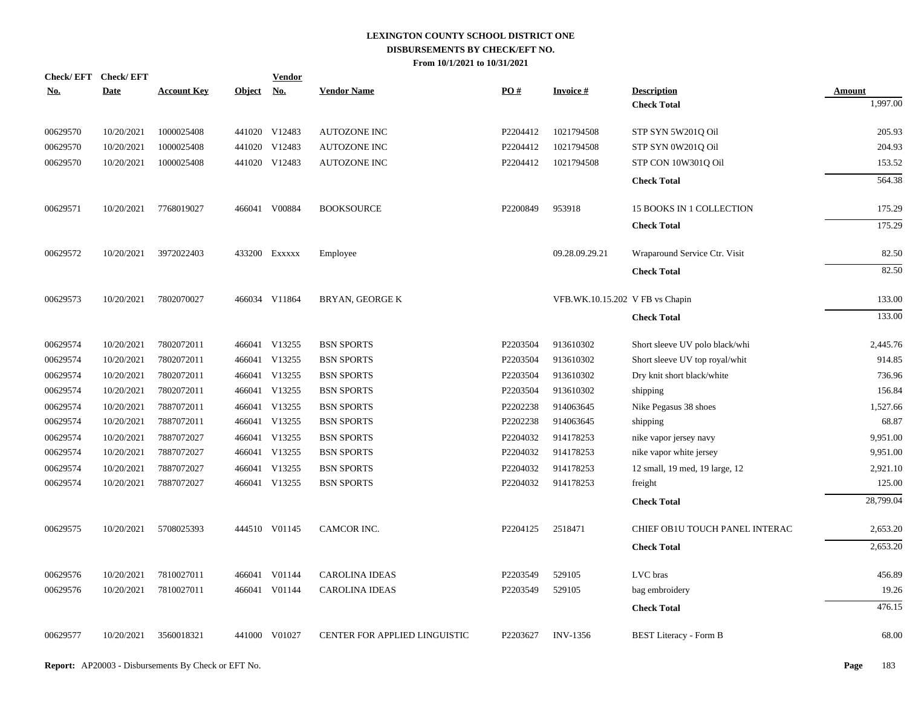# LEXINGTON COUNTY SCHOOL DISTRICT ONE
## DISBURSEMENTS BY CHECK/EFT NO.
### From 10/1/2021 to 10/31/2021

| Check/ EFT No. | Check/ EFT Date | Account Key | Object | Vendor No. | Vendor Name | PO # | Invoice # | Description | Amount |
|---|---|---|---|---|---|---|---|---|---|
| | | | | | | | | **Check Total** | 1,997.00 |
| 00629570 | 10/20/2021 | 1000025408 | 441020 | V12483 | AUTOZONE INC | P2204412 | 1021794508 | STP SYN 5W201Q Oil | 205.93 |
| 00629570 | 10/20/2021 | 1000025408 | 441020 | V12483 | AUTOZONE INC | P2204412 | 1021794508 | STP SYN 0W201Q Oil | 204.93 |
| 00629570 | 10/20/2021 | 1000025408 | 441020 | V12483 | AUTOZONE INC | P2204412 | 1021794508 | STP CON 10W301Q Oil | 153.52 |
| | | | | | | | | **Check Total** | 564.38 |
| 00629571 | 10/20/2021 | 7768019027 | 466041 | V00884 | BOOKSOURCE | P2200849 | 953918 | 15 BOOKS IN 1 COLLECTION | 175.29 |
| | | | | | | | | **Check Total** | 175.29 |
| 00629572 | 10/20/2021 | 3972022403 | 433200 | Exxxxx | Employee | | 09.28.09.29.21 | Wraparound Service Ctr. Visit | 82.50 |
| | | | | | | | | **Check Total** | 82.50 |
| 00629573 | 10/20/2021 | 7802070027 | 466034 | V11864 | BRYAN, GEORGE K | | VFB.WK.10.15.202 | V FB vs Chapin | 133.00 |
| | | | | | | | | **Check Total** | 133.00 |
| 00629574 | 10/20/2021 | 7802072011 | 466041 | V13255 | BSN SPORTS | P2203504 | 913610302 | Short sleeve UV polo black/whi | 2,445.76 |
| 00629574 | 10/20/2021 | 7802072011 | 466041 | V13255 | BSN SPORTS | P2203504 | 913610302 | Short sleeve UV top royal/whit | 914.85 |
| 00629574 | 10/20/2021 | 7802072011 | 466041 | V13255 | BSN SPORTS | P2203504 | 913610302 | Dry knit short black/white | 736.96 |
| 00629574 | 10/20/2021 | 7802072011 | 466041 | V13255 | BSN SPORTS | P2203504 | 913610302 | shipping | 156.84 |
| 00629574 | 10/20/2021 | 7887072011 | 466041 | V13255 | BSN SPORTS | P2202238 | 914063645 | Nike Pegasus 38 shoes | 1,527.66 |
| 00629574 | 10/20/2021 | 7887072011 | 466041 | V13255 | BSN SPORTS | P2202238 | 914063645 | shipping | 68.87 |
| 00629574 | 10/20/2021 | 7887072027 | 466041 | V13255 | BSN SPORTS | P2204032 | 914178253 | nike vapor jersey navy | 9,951.00 |
| 00629574 | 10/20/2021 | 7887072027 | 466041 | V13255 | BSN SPORTS | P2204032 | 914178253 | nike vapor white jersey | 9,951.00 |
| 00629574 | 10/20/2021 | 7887072027 | 466041 | V13255 | BSN SPORTS | P2204032 | 914178253 | 12 small, 19 med, 19 large, 12 | 2,921.10 |
| 00629574 | 10/20/2021 | 7887072027 | 466041 | V13255 | BSN SPORTS | P2204032 | 914178253 | freight | 125.00 |
| | | | | | | | | **Check Total** | 28,799.04 |
| 00629575 | 10/20/2021 | 5708025393 | 444510 | V01145 | CAMCOR INC. | P2204125 | 2518471 | CHIEF OB1U TOUCH PANEL INTERAC | 2,653.20 |
| | | | | | | | | **Check Total** | 2,653.20 |
| 00629576 | 10/20/2021 | 7810027011 | 466041 | V01144 | CAROLINA IDEAS | P2203549 | 529105 | LVC bras | 456.89 |
| 00629576 | 10/20/2021 | 7810027011 | 466041 | V01144 | CAROLINA IDEAS | P2203549 | 529105 | bag embroidery | 19.26 |
| | | | | | | | | **Check Total** | 476.15 |
| 00629577 | 10/20/2021 | 3560018321 | 441000 | V01027 | CENTER FOR APPLIED LINGUISTIC | P2203627 | INV-1356 | BEST Literacy - Form B | 68.00 |

**Report:** AP20003 - Disbursements By Check or EFT No.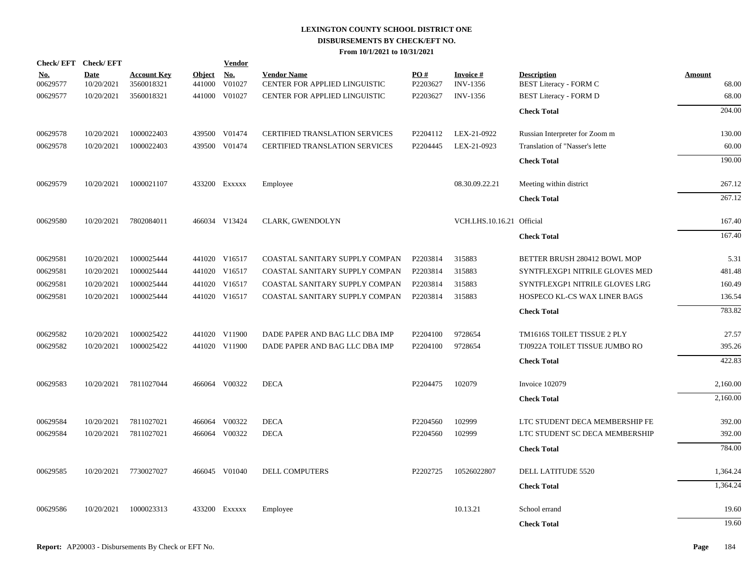# LEXINGTON COUNTY SCHOOL DISTRICT ONE
## DISBURSEMENTS BY CHECK/EFT NO.
### From 10/1/2021 to 10/31/2021

| Check/ EFT No. | Check/ EFT Date | Account Key | Object | Vendor No. | Vendor Name | PO # | Invoice # | Description | Amount |
|---|---|---|---|---|---|---|---|---|---|
| 00629577 | 10/20/2021 | 3560018321 | 441000 | V01027 | CENTER FOR APPLIED LINGUISTIC | P2203627 | INV-1356 | BEST Literacy - FORM C | 68.00 |
| 00629577 | 10/20/2021 | 3560018321 | 441000 | V01027 | CENTER FOR APPLIED LINGUISTIC | P2203627 | INV-1356 | BEST Literacy - FORM D | 68.00 |
| | | | | | | | | **Check Total** | 204.00 |
| 00629578 | 10/20/2021 | 1000022403 | 439500 | V01474 | CERTIFIED TRANSLATION SERVICES | P2204112 | LEX-21-0922 | Russian Interpreter for Zoom m | 130.00 |
| 00629578 | 10/20/2021 | 1000022403 | 439500 | V01474 | CERTIFIED TRANSLATION SERVICES | P2204445 | LEX-21-0923 | Translation of "Nasser's lette | 60.00 |
| | | | | | | | | **Check Total** | 190.00 |
| 00629579 | 10/20/2021 | 1000021107 | 433200 | Exxxxx | Employee | | 08.30.09.22.21 | Meeting within district | 267.12 |
| | | | | | | | | **Check Total** | 267.12 |
| 00629580 | 10/20/2021 | 7802084011 | 466034 | V13424 | CLARK, GWENDOLYN | | VCH.LHS.10.16.21 | Official | 167.40 |
| | | | | | | | | **Check Total** | 167.40 |
| 00629581 | 10/20/2021 | 1000025444 | 441020 | V16517 | COASTAL SANITARY SUPPLY COMPAN | P2203814 | 315883 | BETTER BRUSH 280412 BOWL MOP | 5.31 |
| 00629581 | 10/20/2021 | 1000025444 | 441020 | V16517 | COASTAL SANITARY SUPPLY COMPAN | P2203814 | 315883 | SYNTFLEXGP1 NITRILE GLOVES MED | 481.48 |
| 00629581 | 10/20/2021 | 1000025444 | 441020 | V16517 | COASTAL SANITARY SUPPLY COMPAN | P2203814 | 315883 | SYNTFLEXGP1 NITRILE GLOVES LRG | 160.49 |
| 00629581 | 10/20/2021 | 1000025444 | 441020 | V16517 | COASTAL SANITARY SUPPLY COMPAN | P2203814 | 315883 | HOSPECO KL-CS WAX LINER BAGS | 136.54 |
| | | | | | | | | **Check Total** | 783.82 |
| 00629582 | 10/20/2021 | 1000025422 | 441020 | V11900 | DADE PAPER AND BAG LLC DBA IMP | P2204100 | 9728654 | TM1616S TOILET TISSUE 2 PLY | 27.57 |
| 00629582 | 10/20/2021 | 1000025422 | 441020 | V11900 | DADE PAPER AND BAG LLC DBA IMP | P2204100 | 9728654 | TJ0922A TOILET TISSUE JUMBO RO | 395.26 |
| | | | | | | | | **Check Total** | 422.83 |
| 00629583 | 10/20/2021 | 7811027044 | 466064 | V00322 | DECA | P2204475 | 102079 | Invoice 102079 | 2,160.00 |
| | | | | | | | | **Check Total** | 2,160.00 |
| 00629584 | 10/20/2021 | 7811027021 | 466064 | V00322 | DECA | P2204560 | 102999 | LTC STUDENT DECA MEMBERSHIP FE | 392.00 |
| 00629584 | 10/20/2021 | 7811027021 | 466064 | V00322 | DECA | P2204560 | 102999 | LTC STUDENT SC DECA MEMBERSHIP | 392.00 |
| | | | | | | | | **Check Total** | 784.00 |
| 00629585 | 10/20/2021 | 7730027027 | 466045 | V01040 | DELL COMPUTERS | P2202725 | 10526022807 | DELL LATITUDE 5520 | 1,364.24 |
| | | | | | | | | **Check Total** | 1,364.24 |
| 00629586 | 10/20/2021 | 1000023313 | 433200 | Exxxxx | Employee | | 10.13.21 | School errand | 19.60 |
| | | | | | | | | **Check Total** | 19.60 |

**Report:** AP20003 - Disbursements By Check or EFT No.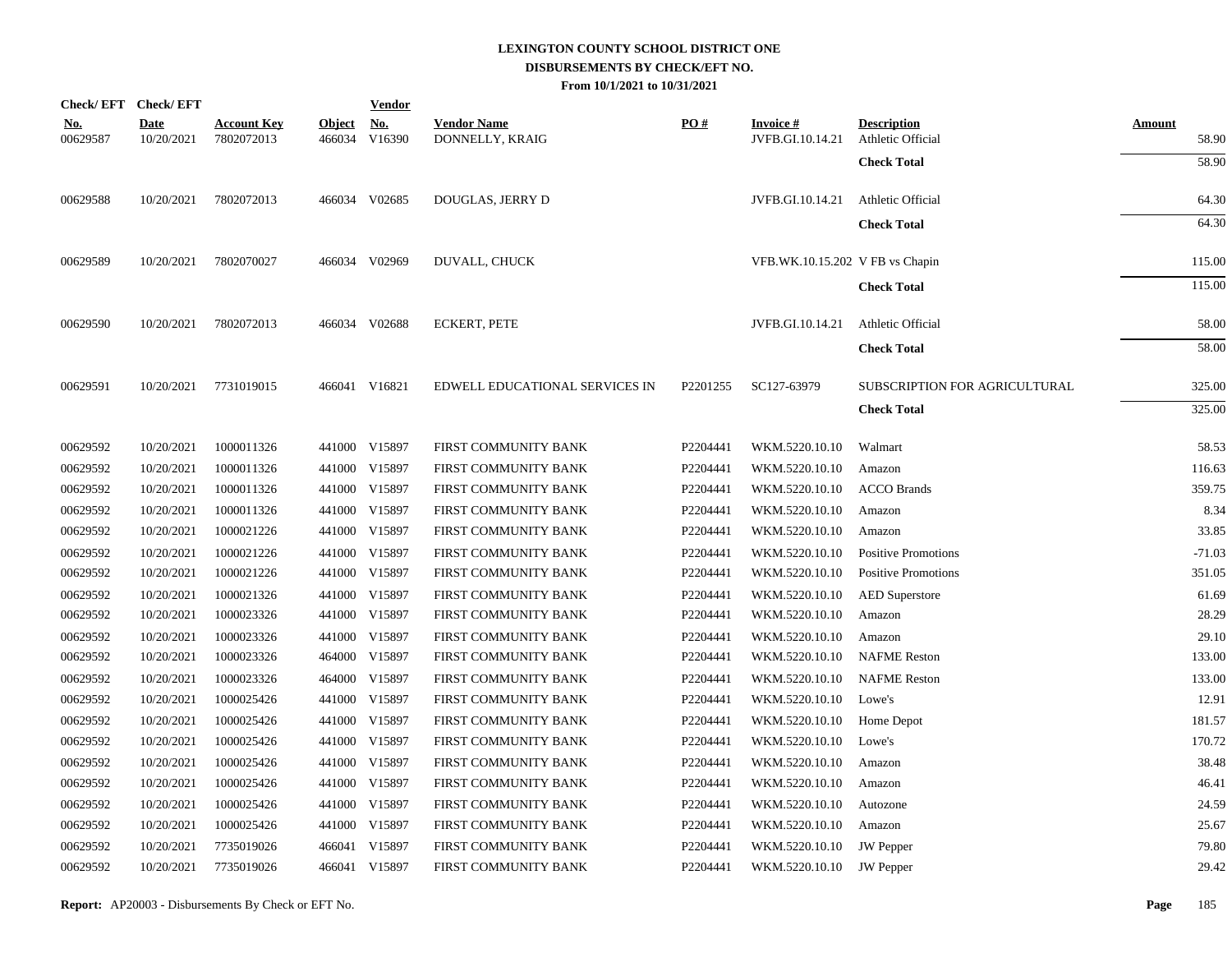# LEXINGTON COUNTY SCHOOL DISTRICT ONE

## DISBURSEMENTS BY CHECK/EFT NO.

### From 10/1/2021 to 10/31/2021

| Check/ EFT No. | Check/ EFT Date | Account Key | Object | Vendor No. | Vendor Name | PO # | Invoice # | Description | Amount |
|---|---|---|---|---|---|---|---|---|---|
| 00629587 | 10/20/2021 | 7802072013 | 466034 | V16390 | DONNELLY, KRAIG | | JVFB.GI.10.14.21 | Athletic Official | 58.90 |
| | | | | | | | | **Check Total** | 58.90 |
| 00629588 | 10/20/2021 | 7802072013 | 466034 | V02685 | DOUGLAS, JERRY D | | JVFB.GI.10.14.21 | Athletic Official | 64.30 |
| | | | | | | | | **Check Total** | 64.30 |
| 00629589 | 10/20/2021 | 7802070027 | 466034 | V02969 | DUVALL, CHUCK | | VFB.WK.10.15.202 | V FB vs Chapin | 115.00 |
| | | | | | | | | **Check Total** | 115.00 |
| 00629590 | 10/20/2021 | 7802072013 | 466034 | V02688 | ECKERT, PETE | | JVFB.GI.10.14.21 | Athletic Official | 58.00 |
| | | | | | | | | **Check Total** | 58.00 |
| 00629591 | 10/20/2021 | 7731019015 | 466041 | V16821 | EDWELL EDUCATIONAL SERVICES IN | P2201255 | SC127-63979 | SUBSCRIPTION FOR AGRICULTURAL | 325.00 |
| | | | | | | | | **Check Total** | 325.00 |
| 00629592 | 10/20/2021 | 1000011326 | 441000 | V15897 | FIRST COMMUNITY BANK | P2204441 | WKM.5220.10.10 | Walmart | 58.53 |
| 00629592 | 10/20/2021 | 1000011326 | 441000 | V15897 | FIRST COMMUNITY BANK | P2204441 | WKM.5220.10.10 | Amazon | 116.63 |
| 00629592 | 10/20/2021 | 1000011326 | 441000 | V15897 | FIRST COMMUNITY BANK | P2204441 | WKM.5220.10.10 | ACCO Brands | 359.75 |
| 00629592 | 10/20/2021 | 1000011326 | 441000 | V15897 | FIRST COMMUNITY BANK | P2204441 | WKM.5220.10.10 | Amazon | 8.34 |
| 00629592 | 10/20/2021 | 1000021226 | 441000 | V15897 | FIRST COMMUNITY BANK | P2204441 | WKM.5220.10.10 | Amazon | 33.85 |
| 00629592 | 10/20/2021 | 1000021226 | 441000 | V15897 | FIRST COMMUNITY BANK | P2204441 | WKM.5220.10.10 | Positive Promotions | -71.03 |
| 00629592 | 10/20/2021 | 1000021226 | 441000 | V15897 | FIRST COMMUNITY BANK | P2204441 | WKM.5220.10.10 | Positive Promotions | 351.05 |
| 00629592 | 10/20/2021 | 1000021326 | 441000 | V15897 | FIRST COMMUNITY BANK | P2204441 | WKM.5220.10.10 | AED Superstore | 61.69 |
| 00629592 | 10/20/2021 | 1000023326 | 441000 | V15897 | FIRST COMMUNITY BANK | P2204441 | WKM.5220.10.10 | Amazon | 28.29 |
| 00629592 | 10/20/2021 | 1000023326 | 441000 | V15897 | FIRST COMMUNITY BANK | P2204441 | WKM.5220.10.10 | Amazon | 29.10 |
| 00629592 | 10/20/2021 | 1000023326 | 464000 | V15897 | FIRST COMMUNITY BANK | P2204441 | WKM.5220.10.10 | NAFME Reston | 133.00 |
| 00629592 | 10/20/2021 | 1000023326 | 464000 | V15897 | FIRST COMMUNITY BANK | P2204441 | WKM.5220.10.10 | NAFME Reston | 133.00 |
| 00629592 | 10/20/2021 | 1000025426 | 441000 | V15897 | FIRST COMMUNITY BANK | P2204441 | WKM.5220.10.10 | Lowe's | 12.91 |
| 00629592 | 10/20/2021 | 1000025426 | 441000 | V15897 | FIRST COMMUNITY BANK | P2204441 | WKM.5220.10.10 | Home Depot | 181.57 |
| 00629592 | 10/20/2021 | 1000025426 | 441000 | V15897 | FIRST COMMUNITY BANK | P2204441 | WKM.5220.10.10 | Lowe's | 170.72 |
| 00629592 | 10/20/2021 | 1000025426 | 441000 | V15897 | FIRST COMMUNITY BANK | P2204441 | WKM.5220.10.10 | Amazon | 38.48 |
| 00629592 | 10/20/2021 | 1000025426 | 441000 | V15897 | FIRST COMMUNITY BANK | P2204441 | WKM.5220.10.10 | Amazon | 46.41 |
| 00629592 | 10/20/2021 | 1000025426 | 441000 | V15897 | FIRST COMMUNITY BANK | P2204441 | WKM.5220.10.10 | Autozone | 24.59 |
| 00629592 | 10/20/2021 | 1000025426 | 441000 | V15897 | FIRST COMMUNITY BANK | P2204441 | WKM.5220.10.10 | Amazon | 25.67 |
| 00629592 | 10/20/2021 | 7735019026 | 466041 | V15897 | FIRST COMMUNITY BANK | P2204441 | WKM.5220.10.10 | JW Pepper | 79.80 |
| 00629592 | 10/20/2021 | 7735019026 | 466041 | V15897 | FIRST COMMUNITY BANK | P2204441 | WKM.5220.10.10 | JW Pepper | 29.42 |

**Report:** AP20003 - Disbursements By Check or EFT No.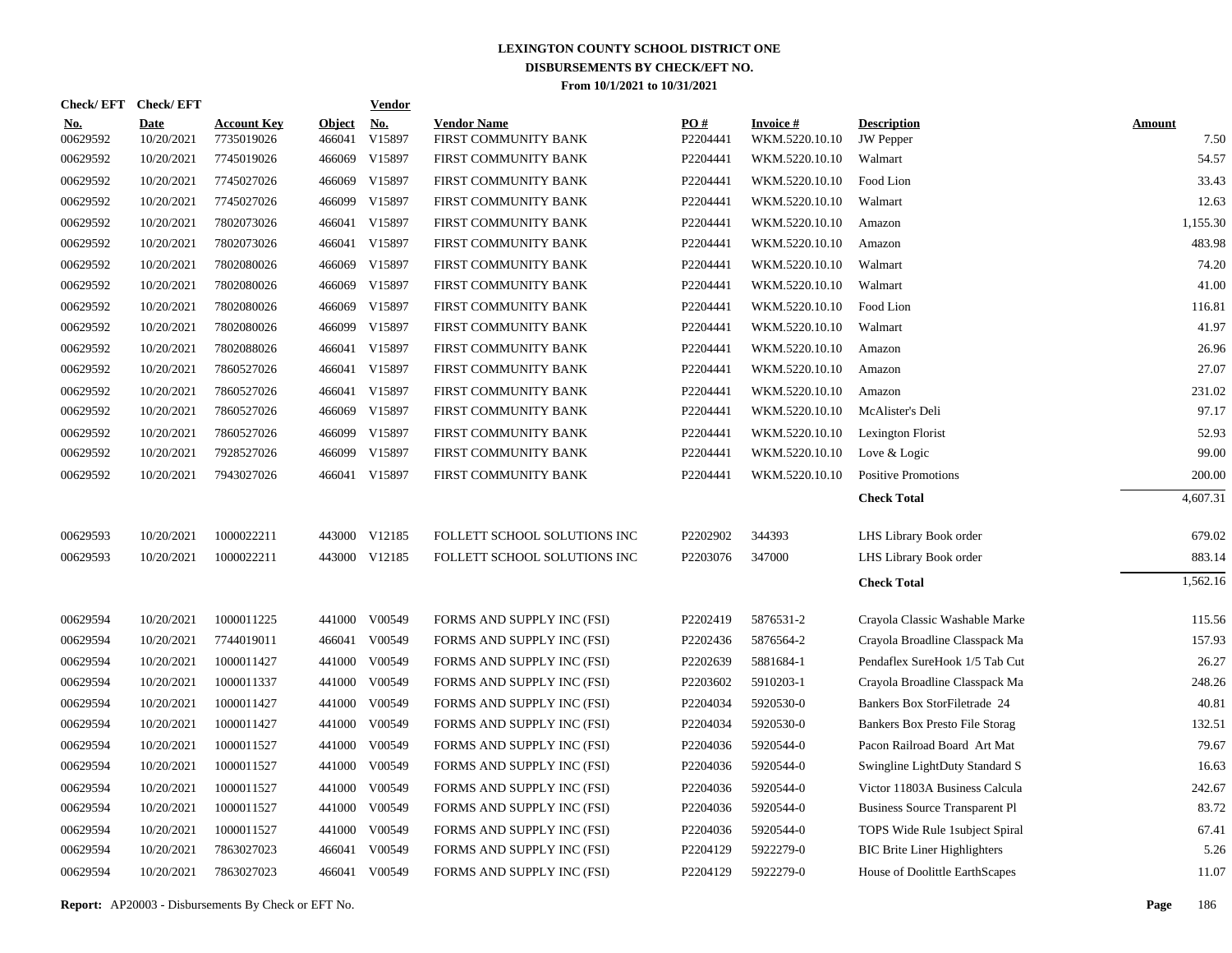# LEXINGTON COUNTY SCHOOL DISTRICT ONE

## DISBURSEMENTS BY CHECK/EFT NO.

### From 10/1/2021 to 10/31/2021

| Check/ EFT No. | Check/ EFT Date | Account Key | Object | Vendor No. | Vendor Name | PO # | Invoice # | Description | Amount |
|---|---|---|---|---|---|---|---|---|---|
| 00629592 | 10/20/2021 | 7735019026 | 466041 | V15897 | FIRST COMMUNITY BANK | P2204441 | WKM.5220.10.10 | JW Pepper | 7.50 |
| 00629592 | 10/20/2021 | 7745019026 | 466069 | V15897 | FIRST COMMUNITY BANK | P2204441 | WKM.5220.10.10 | Walmart | 54.57 |
| 00629592 | 10/20/2021 | 7745027026 | 466069 | V15897 | FIRST COMMUNITY BANK | P2204441 | WKM.5220.10.10 | Food Lion | 33.43 |
| 00629592 | 10/20/2021 | 7745027026 | 466099 | V15897 | FIRST COMMUNITY BANK | P2204441 | WKM.5220.10.10 | Walmart | 12.63 |
| 00629592 | 10/20/2021 | 7802073026 | 466041 | V15897 | FIRST COMMUNITY BANK | P2204441 | WKM.5220.10.10 | Amazon | 1,155.30 |
| 00629592 | 10/20/2021 | 7802073026 | 466041 | V15897 | FIRST COMMUNITY BANK | P2204441 | WKM.5220.10.10 | Amazon | 483.98 |
| 00629592 | 10/20/2021 | 7802080026 | 466069 | V15897 | FIRST COMMUNITY BANK | P2204441 | WKM.5220.10.10 | Walmart | 74.20 |
| 00629592 | 10/20/2021 | 7802080026 | 466069 | V15897 | FIRST COMMUNITY BANK | P2204441 | WKM.5220.10.10 | Walmart | 41.00 |
| 00629592 | 10/20/2021 | 7802080026 | 466069 | V15897 | FIRST COMMUNITY BANK | P2204441 | WKM.5220.10.10 | Food Lion | 116.81 |
| 00629592 | 10/20/2021 | 7802080026 | 466099 | V15897 | FIRST COMMUNITY BANK | P2204441 | WKM.5220.10.10 | Walmart | 41.97 |
| 00629592 | 10/20/2021 | 7802088026 | 466041 | V15897 | FIRST COMMUNITY BANK | P2204441 | WKM.5220.10.10 | Amazon | 26.96 |
| 00629592 | 10/20/2021 | 7860527026 | 466041 | V15897 | FIRST COMMUNITY BANK | P2204441 | WKM.5220.10.10 | Amazon | 27.07 |
| 00629592 | 10/20/2021 | 7860527026 | 466041 | V15897 | FIRST COMMUNITY BANK | P2204441 | WKM.5220.10.10 | Amazon | 231.02 |
| 00629592 | 10/20/2021 | 7860527026 | 466069 | V15897 | FIRST COMMUNITY BANK | P2204441 | WKM.5220.10.10 | McAlister's Deli | 97.17 |
| 00629592 | 10/20/2021 | 7860527026 | 466099 | V15897 | FIRST COMMUNITY BANK | P2204441 | WKM.5220.10.10 | Lexington Florist | 52.93 |
| 00629592 | 10/20/2021 | 7928527026 | 466099 | V15897 | FIRST COMMUNITY BANK | P2204441 | WKM.5220.10.10 | Love & Logic | 99.00 |
| 00629592 | 10/20/2021 | 7943027026 | 466041 | V15897 | FIRST COMMUNITY BANK | P2204441 | WKM.5220.10.10 | Positive Promotions | 200.00 |
| | | | | | | | | **Check Total** | 4,607.31 |
| 00629593 | 10/20/2021 | 1000022211 | 443000 | V12185 | FOLLETT SCHOOL SOLUTIONS INC | P2202902 | 344393 | LHS Library Book order | 679.02 |
| 00629593 | 10/20/2021 | 1000022211 | 443000 | V12185 | FOLLETT SCHOOL SOLUTIONS INC | P2203076 | 347000 | LHS Library Book order | 883.14 |
| | | | | | | | | **Check Total** | 1,562.16 |
| 00629594 | 10/20/2021 | 1000011225 | 441000 | V00549 | FORMS AND SUPPLY INC (FSI) | P2202419 | 5876531-2 | Crayola Classic Washable Marke | 115.56 |
| 00629594 | 10/20/2021 | 7744019011 | 466041 | V00549 | FORMS AND SUPPLY INC (FSI) | P2202436 | 5876564-2 | Crayola Broadline Classpack Ma | 157.93 |
| 00629594 | 10/20/2021 | 1000011427 | 441000 | V00549 | FORMS AND SUPPLY INC (FSI) | P2202639 | 5881684-1 | Pendaflex SureHook 1/5 Tab Cut | 26.27 |
| 00629594 | 10/20/2021 | 1000011337 | 441000 | V00549 | FORMS AND SUPPLY INC (FSI) | P2203602 | 5910203-1 | Crayola Broadline Classpack Ma | 248.26 |
| 00629594 | 10/20/2021 | 1000011427 | 441000 | V00549 | FORMS AND SUPPLY INC (FSI) | P2204034 | 5920530-0 | Bankers Box StorFiletrade 24 | 40.81 |
| 00629594 | 10/20/2021 | 1000011427 | 441000 | V00549 | FORMS AND SUPPLY INC (FSI) | P2204034 | 5920530-0 | Bankers Box Presto File Storag | 132.51 |
| 00629594 | 10/20/2021 | 1000011527 | 441000 | V00549 | FORMS AND SUPPLY INC (FSI) | P2204036 | 5920544-0 | Pacon Railroad Board Art Mat | 79.67 |
| 00629594 | 10/20/2021 | 1000011527 | 441000 | V00549 | FORMS AND SUPPLY INC (FSI) | P2204036 | 5920544-0 | Swingline LightDuty Standard S | 16.63 |
| 00629594 | 10/20/2021 | 1000011527 | 441000 | V00549 | FORMS AND SUPPLY INC (FSI) | P2204036 | 5920544-0 | Victor 11803A Business Calcula | 242.67 |
| 00629594 | 10/20/2021 | 1000011527 | 441000 | V00549 | FORMS AND SUPPLY INC (FSI) | P2204036 | 5920544-0 | Business Source Transparent Pl | 83.72 |
| 00629594 | 10/20/2021 | 1000011527 | 441000 | V00549 | FORMS AND SUPPLY INC (FSI) | P2204036 | 5920544-0 | TOPS Wide Rule 1subject Spiral | 67.41 |
| 00629594 | 10/20/2021 | 7863027023 | 466041 | V00549 | FORMS AND SUPPLY INC (FSI) | P2204129 | 5922279-0 | BIC Brite Liner Highlighters | 5.26 |
| 00629594 | 10/20/2021 | 7863027023 | 466041 | V00549 | FORMS AND SUPPLY INC (FSI) | P2204129 | 5922279-0 | House of Doolittle EarthScapes | 11.07 |

**Report:** AP20003 - Disbursements By Check or EFT No.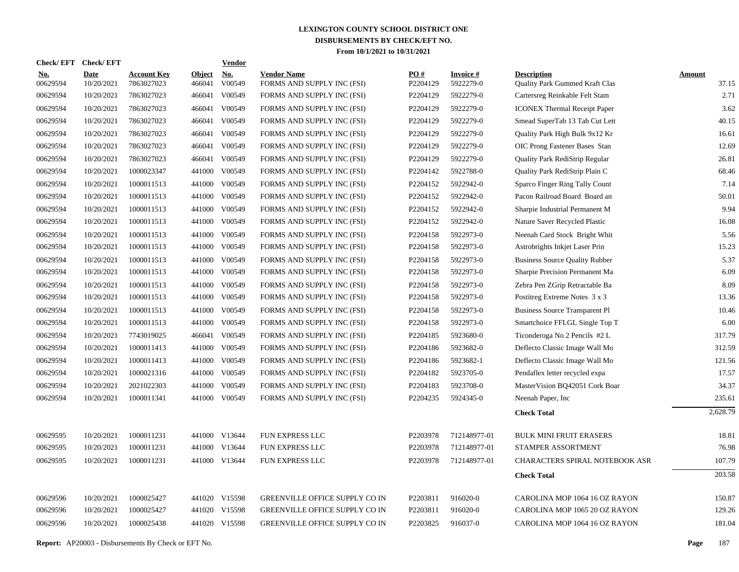# LEXINGTON COUNTY SCHOOL DISTRICT ONE
## DISBURSEMENTS BY CHECK/EFT NO.
### From 10/1/2021 to 10/31/2021

| Check/EFT No. | Check/EFT Date | Account Key | Object | Vendor No. | Vendor Name | PO # | Invoice # | Description | Amount |
|---|---|---|---|---|---|---|---|---|---|
| 00629594 | 10/20/2021 | 7863027023 | 466041 | V00549 | FORMS AND SUPPLY INC (FSI) | P2204129 | 5922279-0 | Quality Park Gummed Kraft Clas | 37.15 |
| 00629594 | 10/20/2021 | 7863027023 | 466041 | V00549 | FORMS AND SUPPLY INC (FSI) | P2204129 | 5922279-0 | Cartersreg Reinkable Felt Stam | 2.71 |
| 00629594 | 10/20/2021 | 7863027023 | 466041 | V00549 | FORMS AND SUPPLY INC (FSI) | P2204129 | 5922279-0 | ICONEX Thermal Receipt Paper | 3.62 |
| 00629594 | 10/20/2021 | 7863027023 | 466041 | V00549 | FORMS AND SUPPLY INC (FSI) | P2204129 | 5922279-0 | Smead SuperTab 13 Tab Cut Lett | 40.15 |
| 00629594 | 10/20/2021 | 7863027023 | 466041 | V00549 | FORMS AND SUPPLY INC (FSI) | P2204129 | 5922279-0 | Quality Park High Bulk 9x12 Kr | 16.61 |
| 00629594 | 10/20/2021 | 7863027023 | 466041 | V00549 | FORMS AND SUPPLY INC (FSI) | P2204129 | 5922279-0 | OIC Prong Fastener Bases Stan | 12.69 |
| 00629594 | 10/20/2021 | 7863027023 | 466041 | V00549 | FORMS AND SUPPLY INC (FSI) | P2204129 | 5922279-0 | Quality Park RediStrip Regular | 26.81 |
| 00629594 | 10/20/2021 | 1000023347 | 441000 | V00549 | FORMS AND SUPPLY INC (FSI) | P2204142 | 5922788-0 | Quality Park RediStrip Plain C | 68.46 |
| 00629594 | 10/20/2021 | 1000011513 | 441000 | V00549 | FORMS AND SUPPLY INC (FSI) | P2204152 | 5922942-0 | Sparco Finger Ring Tally Count | 7.14 |
| 00629594 | 10/20/2021 | 1000011513 | 441000 | V00549 | FORMS AND SUPPLY INC (FSI) | P2204152 | 5922942-0 | Pacon Railroad Board Board an | 50.01 |
| 00629594 | 10/20/2021 | 1000011513 | 441000 | V00549 | FORMS AND SUPPLY INC (FSI) | P2204152 | 5922942-0 | Sharpie Industrial Permanent M | 9.94 |
| 00629594 | 10/20/2021 | 1000011513 | 441000 | V00549 | FORMS AND SUPPLY INC (FSI) | P2204152 | 5922942-0 | Nature Saver Recycled Plastic | 16.08 |
| 00629594 | 10/20/2021 | 1000011513 | 441000 | V00549 | FORMS AND SUPPLY INC (FSI) | P2204158 | 5922973-0 | Neenah Card Stock Bright Whit | 5.56 |
| 00629594 | 10/20/2021 | 1000011513 | 441000 | V00549 | FORMS AND SUPPLY INC (FSI) | P2204158 | 5922973-0 | Astrobrights Inkjet Laser Prin | 15.23 |
| 00629594 | 10/20/2021 | 1000011513 | 441000 | V00549 | FORMS AND SUPPLY INC (FSI) | P2204158 | 5922973-0 | Business Source Quality Rubber | 5.37 |
| 00629594 | 10/20/2021 | 1000011513 | 441000 | V00549 | FORMS AND SUPPLY INC (FSI) | P2204158 | 5922973-0 | Sharpie Precision Permanent Ma | 6.09 |
| 00629594 | 10/20/2021 | 1000011513 | 441000 | V00549 | FORMS AND SUPPLY INC (FSI) | P2204158 | 5922973-0 | Zebra Pen ZGrip Retractable Ba | 8.09 |
| 00629594 | 10/20/2021 | 1000011513 | 441000 | V00549 | FORMS AND SUPPLY INC (FSI) | P2204158 | 5922973-0 | Postitreg Extreme Notes 3 x 3 | 13.36 |
| 00629594 | 10/20/2021 | 1000011513 | 441000 | V00549 | FORMS AND SUPPLY INC (FSI) | P2204158 | 5922973-0 | Business Source Transparent Pl | 10.46 |
| 00629594 | 10/20/2021 | 1000011513 | 441000 | V00549 | FORMS AND SUPPLY INC (FSI) | P2204158 | 5922973-0 | Smartchoice FFLGL Single Top T | 6.00 |
| 00629594 | 10/20/2021 | 7743019025 | 466041 | V00549 | FORMS AND SUPPLY INC (FSI) | P2204185 | 5923680-0 | Ticonderoga No 2 Pencils #2 L | 317.79 |
| 00629594 | 10/20/2021 | 1000011413 | 441000 | V00549 | FORMS AND SUPPLY INC (FSI) | P2204186 | 5923682-0 | Deflecto Classic Image Wall Mo | 312.59 |
| 00629594 | 10/20/2021 | 1000011413 | 441000 | V00549 | FORMS AND SUPPLY INC (FSI) | P2204186 | 5923682-1 | Deflecto Classic Image Wall Mo | 121.56 |
| 00629594 | 10/20/2021 | 1000021316 | 441000 | V00549 | FORMS AND SUPPLY INC (FSI) | P2204182 | 5923705-0 | Pendaflex letter recycled expa | 17.57 |
| 00629594 | 10/20/2021 | 2021022303 | 441000 | V00549 | FORMS AND SUPPLY INC (FSI) | P2204183 | 5923708-0 | MasterVision BQ42051 Cork Boar | 34.37 |
| 00629594 | 10/20/2021 | 1000011341 | 441000 | V00549 | FORMS AND SUPPLY INC (FSI) | P2204235 | 5924345-0 | Neenah Paper, Inc | 235.61 |
| | | | | | | | | **Check Total** | 2,628.79 |
| 00629595 | 10/20/2021 | 1000011231 | 441000 | V13644 | FUN EXPRESS LLC | P2203978 | 712148977-01 | BULK MINI FRUIT ERASERS | 18.81 |
| 00629595 | 10/20/2021 | 1000011231 | 441000 | V13644 | FUN EXPRESS LLC | P2203978 | 712148977-01 | STAMPER ASSORTMENT | 76.98 |
| 00629595 | 10/20/2021 | 1000011231 | 441000 | V13644 | FUN EXPRESS LLC | P2203978 | 712148977-01 | CHARACTERS SPIRAL NOTEBOOK ASR | 107.79 |
| | | | | | | | | **Check Total** | 203.58 |
| 00629596 | 10/20/2021 | 1000025427 | 441020 | V15598 | GREENVILLE OFFICE SUPPLY CO IN | P2203811 | 916020-0 | CAROLINA MOP 1064 16 OZ RAYON | 150.87 |
| 00629596 | 10/20/2021 | 1000025427 | 441020 | V15598 | GREENVILLE OFFICE SUPPLY CO IN | P2203811 | 916020-0 | CAROLINA MOP 1065 20 OZ RAYON | 129.26 |
| 00629596 | 10/20/2021 | 1000025438 | 441020 | V15598 | GREENVILLE OFFICE SUPPLY CO IN | P2203825 | 916037-0 | CAROLINA MOP 1064 16 OZ RAYON | 181.04 |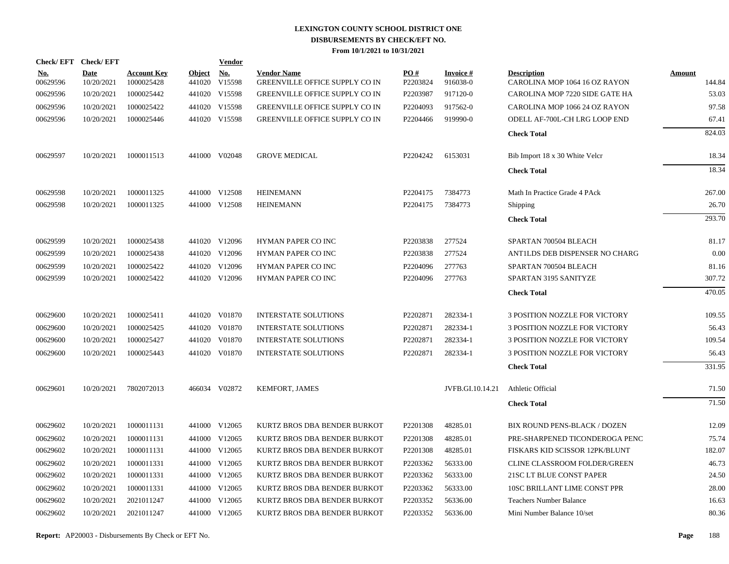# LEXINGTON COUNTY SCHOOL DISTRICT ONE
## DISBURSEMENTS BY CHECK/EFT NO.
### From 10/1/2021 to 10/31/2021

| Check/EFT No. | Check/EFT Date | Account Key | Object | Vendor No. | Vendor Name | PO # | Invoice # | Description | Amount |
|---|---|---|---|---|---|---|---|---|---|
| 00629596 | 10/20/2021 | 1000025428 | 441020 | V15598 | GREENVILLE OFFICE SUPPLY CO IN | P2203824 | 916038-0 | CAROLINA MOP 1064 16 OZ RAYON | 144.84 |
| 00629596 | 10/20/2021 | 1000025442 | 441020 | V15598 | GREENVILLE OFFICE SUPPLY CO IN | P2203987 | 917120-0 | CAROLINA MOP 7220 SIDE GATE HA | 53.03 |
| 00629596 | 10/20/2021 | 1000025422 | 441020 | V15598 | GREENVILLE OFFICE SUPPLY CO IN | P2204093 | 917562-0 | CAROLINA MOP 1066 24 OZ RAYON | 97.58 |
| 00629596 | 10/20/2021 | 1000025446 | 441020 | V15598 | GREENVILLE OFFICE SUPPLY CO IN | P2204466 | 919990-0 | ODELL AF-700L-CH LRG LOOP END | 67.41 |
| | | | | | | | | **Check Total** | 824.03 |
| 00629597 | 10/20/2021 | 1000011513 | 441000 | V02048 | GROVE MEDICAL | P2204242 | 6153031 | Bib Import 18 x 30 White Velcr | 18.34 |
| | | | | | | | | **Check Total** | 18.34 |
| 00629598 | 10/20/2021 | 1000011325 | 441000 | V12508 | HEINEMANN | P2204175 | 7384773 | Math In Practice Grade 4 PAck | 267.00 |
| 00629598 | 10/20/2021 | 1000011325 | 441000 | V12508 | HEINEMANN | P2204175 | 7384773 | Shipping | 26.70 |
| | | | | | | | | **Check Total** | 293.70 |
| 00629599 | 10/20/2021 | 1000025438 | 441020 | V12096 | HYMAN PAPER CO INC | P2203838 | 277524 | SPARTAN 700504 BLEACH | 81.17 |
| 00629599 | 10/20/2021 | 1000025438 | 441020 | V12096 | HYMAN PAPER CO INC | P2203838 | 277524 | ANT1LDS DEB DISPENSER NO CHARG | 0.00 |
| 00629599 | 10/20/2021 | 1000025422 | 441020 | V12096 | HYMAN PAPER CO INC | P2204096 | 277763 | SPARTAN 700504 BLEACH | 81.16 |
| 00629599 | 10/20/2021 | 1000025422 | 441020 | V12096 | HYMAN PAPER CO INC | P2204096 | 277763 | SPARTAN 3195 SANITYZE | 307.72 |
| | | | | | | | | **Check Total** | 470.05 |
| 00629600 | 10/20/2021 | 1000025411 | 441020 | V01870 | INTERSTATE SOLUTIONS | P2202871 | 282334-1 | 3 POSITION NOZZLE FOR VICTORY | 109.55 |
| 00629600 | 10/20/2021 | 1000025425 | 441020 | V01870 | INTERSTATE SOLUTIONS | P2202871 | 282334-1 | 3 POSITION NOZZLE FOR VICTORY | 56.43 |
| 00629600 | 10/20/2021 | 1000025427 | 441020 | V01870 | INTERSTATE SOLUTIONS | P2202871 | 282334-1 | 3 POSITION NOZZLE FOR VICTORY | 109.54 |
| 00629600 | 10/20/2021 | 1000025443 | 441020 | V01870 | INTERSTATE SOLUTIONS | P2202871 | 282334-1 | 3 POSITION NOZZLE FOR VICTORY | 56.43 |
| | | | | | | | | **Check Total** | 331.95 |
| 00629601 | 10/20/2021 | 7802072013 | 466034 | V02872 | KEMFORT, JAMES | | JVFB.GI.10.14.21 | Athletic Official | 71.50 |
| | | | | | | | | **Check Total** | 71.50 |
| 00629602 | 10/20/2021 | 1000011131 | 441000 | V12065 | KURTZ BROS DBA BENDER BURKOT | P2201308 | 48285.01 | BIX ROUND PENS-BLACK / DOZEN | 12.09 |
| 00629602 | 10/20/2021 | 1000011131 | 441000 | V12065 | KURTZ BROS DBA BENDER BURKOT | P2201308 | 48285.01 | PRE-SHARPENED TICONDEROGA PENC | 75.74 |
| 00629602 | 10/20/2021 | 1000011131 | 441000 | V12065 | KURTZ BROS DBA BENDER BURKOT | P2201308 | 48285.01 | FISKARS KID SCISSOR 12PK/BLUNT | 182.07 |
| 00629602 | 10/20/2021 | 1000011331 | 441000 | V12065 | KURTZ BROS DBA BENDER BURKOT | P2203362 | 56333.00 | CLINE CLASSROOM FOLDER/GREEN | 46.73 |
| 00629602 | 10/20/2021 | 1000011331 | 441000 | V12065 | KURTZ BROS DBA BENDER BURKOT | P2203362 | 56333.00 | 21SC LT BLUE CONST PAPER | 24.50 |
| 00629602 | 10/20/2021 | 1000011331 | 441000 | V12065 | KURTZ BROS DBA BENDER BURKOT | P2203362 | 56333.00 | 10SC BRILLANT LIME CONST PPR | 28.00 |
| 00629602 | 10/20/2021 | 2021011247 | 441000 | V12065 | KURTZ BROS DBA BENDER BURKOT | P2203352 | 56336.00 | Teachers Number Balance | 16.63 |
| 00629602 | 10/20/2021 | 2021011247 | 441000 | V12065 | KURTZ BROS DBA BENDER BURKOT | P2203352 | 56336.00 | Mini Number Balance 10/set | 80.36 |

**Report:** AP20003 - Disbursements By Check or EFT No.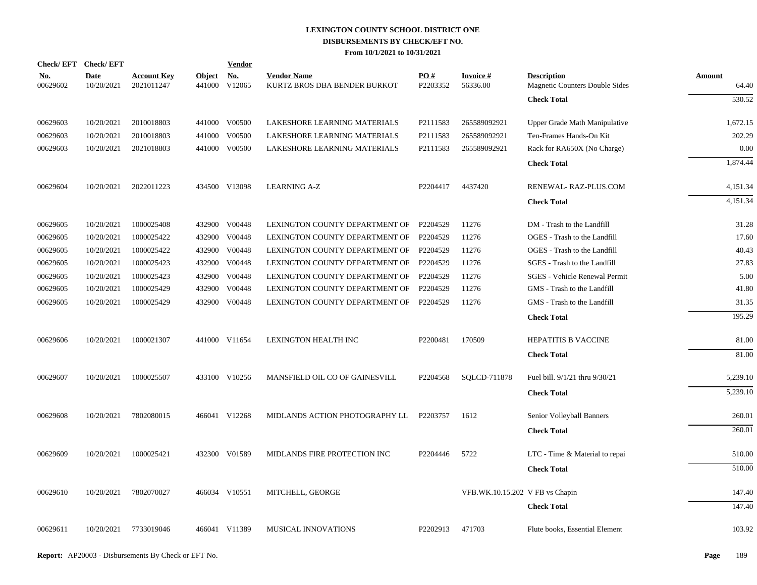# LEXINGTON COUNTY SCHOOL DISTRICT ONE
## DISBURSEMENTS BY CHECK/EFT NO.
### From 10/1/2021 to 10/31/2021

| Check/ EFT No. | Check/ EFT Date | Account Key | Object | Vendor No. | Vendor Name | PO # | Invoice # | Description | Amount |
|---|---|---|---|---|---|---|---|---|---|
| 00629602 | 10/20/2021 | 2021011247 | 441000 | V12065 | KURTZ BROS DBA BENDER BURKOT | P2203352 | 56336.00 | Magnetic Counters Double Sides | 64.40 |
| | | | | | | | | **Check Total** | 530.52 |
| 00629603 | 10/20/2021 | 2010018803 | 441000 | V00500 | LAKESHORE LEARNING MATERIALS | P2111583 | 265589092921 | Upper Grade Math Manipulative | 1,672.15 |
| 00629603 | 10/20/2021 | 2010018803 | 441000 | V00500 | LAKESHORE LEARNING MATERIALS | P2111583 | 265589092921 | Ten-Frames Hands-On Kit | 202.29 |
| 00629603 | 10/20/2021 | 2021018803 | 441000 | V00500 | LAKESHORE LEARNING MATERIALS | P2111583 | 265589092921 | Rack for RA650X (No Charge) | 0.00 |
| | | | | | | | | **Check Total** | 1,874.44 |
| 00629604 | 10/20/2021 | 2022011223 | 434500 | V13098 | LEARNING A-Z | P2204417 | 4437420 | RENEWAL- RAZ-PLUS.COM | 4,151.34 |
| | | | | | | | | **Check Total** | 4,151.34 |
| 00629605 | 10/20/2021 | 1000025408 | 432900 | V00448 | LEXINGTON COUNTY DEPARTMENT OF | P2204529 | 11276 | DM - Trash to the Landfill | 31.28 |
| 00629605 | 10/20/2021 | 1000025422 | 432900 | V00448 | LEXINGTON COUNTY DEPARTMENT OF | P2204529 | 11276 | OGES - Trash to the Landfill | 17.60 |
| 00629605 | 10/20/2021 | 1000025422 | 432900 | V00448 | LEXINGTON COUNTY DEPARTMENT OF | P2204529 | 11276 | OGES - Trash to the Landfill | 40.43 |
| 00629605 | 10/20/2021 | 1000025423 | 432900 | V00448 | LEXINGTON COUNTY DEPARTMENT OF | P2204529 | 11276 | SGES - Trash to the Landfill | 27.83 |
| 00629605 | 10/20/2021 | 1000025423 | 432900 | V00448 | LEXINGTON COUNTY DEPARTMENT OF | P2204529 | 11276 | SGES - Vehicle Renewal Permit | 5.00 |
| 00629605 | 10/20/2021 | 1000025429 | 432900 | V00448 | LEXINGTON COUNTY DEPARTMENT OF | P2204529 | 11276 | GMS - Trash to the Landfill | 41.80 |
| 00629605 | 10/20/2021 | 1000025429 | 432900 | V00448 | LEXINGTON COUNTY DEPARTMENT OF | P2204529 | 11276 | GMS - Trash to the Landfill | 31.35 |
| | | | | | | | | **Check Total** | 195.29 |
| 00629606 | 10/20/2021 | 1000021307 | 441000 | V11654 | LEXINGTON HEALTH INC | P2200481 | 170509 | HEPATITIS B VACCINE | 81.00 |
| | | | | | | | | **Check Total** | 81.00 |
| 00629607 | 10/20/2021 | 1000025507 | 433100 | V10256 | MANSFIELD OIL CO OF GAINESVILL | P2204568 | SQLCD-711878 | Fuel bill. 9/1/21 thru 9/30/21 | 5,239.10 |
| | | | | | | | | **Check Total** | 5,239.10 |
| 00629608 | 10/20/2021 | 7802080015 | 466041 | V12268 | MIDLANDS ACTION PHOTOGRAPHY LL | P2203757 | 1612 | Senior Volleyball Banners | 260.01 |
| | | | | | | | | **Check Total** | 260.01 |
| 00629609 | 10/20/2021 | 1000025421 | 432300 | V01589 | MIDLANDS FIRE PROTECTION INC | P2204446 | 5722 | LTC - Time & Material to repai | 510.00 |
| | | | | | | | | **Check Total** | 510.00 |
| 00629610 | 10/20/2021 | 7802070027 | 466034 | V10551 | MITCHELL, GEORGE | | VFB.WK.10.15.202 | V FB vs Chapin | 147.40 |
| | | | | | | | | **Check Total** | 147.40 |
| 00629611 | 10/20/2021 | 7733019046 | 466041 | V11389 | MUSICAL INNOVATIONS | P2202913 | 471703 | Flute books, Essential Element | 103.92 |

**Report:** AP20003 - Disbursements By Check or EFT No.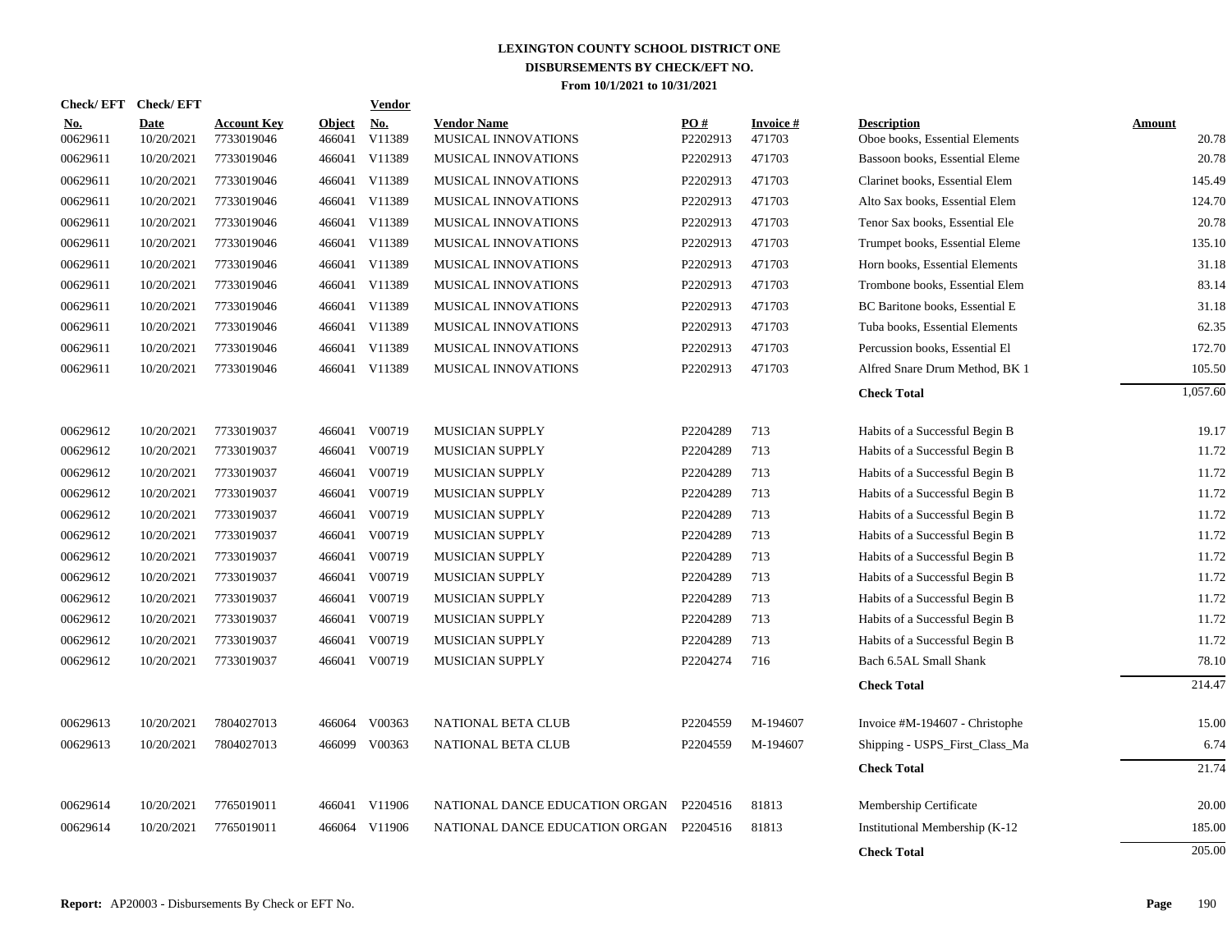# LEXINGTON COUNTY SCHOOL DISTRICT ONE
## DISBURSEMENTS BY CHECK/EFT NO.
### From 10/1/2021 to 10/31/2021

| Check/ EFT No. | Check/ EFT Date | Account Key | Object | Vendor No. | Vendor Name | PO # | Invoice # | Description | Amount |
|---|---|---|---|---|---|---|---|---|---|
| 00629611 | 10/20/2021 | 7733019046 | 466041 | V11389 | MUSICAL INNOVATIONS | P2202913 | 471703 | Oboe books, Essential Elements | 20.78 |
| 00629611 | 10/20/2021 | 7733019046 | 466041 | V11389 | MUSICAL INNOVATIONS | P2202913 | 471703 | Bassoon books, Essential Eleme | 20.78 |
| 00629611 | 10/20/2021 | 7733019046 | 466041 | V11389 | MUSICAL INNOVATIONS | P2202913 | 471703 | Clarinet books, Essential Elem | 145.49 |
| 00629611 | 10/20/2021 | 7733019046 | 466041 | V11389 | MUSICAL INNOVATIONS | P2202913 | 471703 | Alto Sax books, Essential Elem | 124.70 |
| 00629611 | 10/20/2021 | 7733019046 | 466041 | V11389 | MUSICAL INNOVATIONS | P2202913 | 471703 | Tenor Sax books, Essential Ele | 20.78 |
| 00629611 | 10/20/2021 | 7733019046 | 466041 | V11389 | MUSICAL INNOVATIONS | P2202913 | 471703 | Trumpet books, Essential Eleme | 135.10 |
| 00629611 | 10/20/2021 | 7733019046 | 466041 | V11389 | MUSICAL INNOVATIONS | P2202913 | 471703 | Horn books, Essential Elements | 31.18 |
| 00629611 | 10/20/2021 | 7733019046 | 466041 | V11389 | MUSICAL INNOVATIONS | P2202913 | 471703 | Trombone books, Essential Elem | 83.14 |
| 00629611 | 10/20/2021 | 7733019046 | 466041 | V11389 | MUSICAL INNOVATIONS | P2202913 | 471703 | BC Baritone books, Essential E | 31.18 |
| 00629611 | 10/20/2021 | 7733019046 | 466041 | V11389 | MUSICAL INNOVATIONS | P2202913 | 471703 | Tuba books, Essential Elements | 62.35 |
| 00629611 | 10/20/2021 | 7733019046 | 466041 | V11389 | MUSICAL INNOVATIONS | P2202913 | 471703 | Percussion books, Essential El | 172.70 |
| 00629611 | 10/20/2021 | 7733019046 | 466041 | V11389 | MUSICAL INNOVATIONS | P2202913 | 471703 | Alfred Snare Drum Method, BK 1 | 105.50 |
| | | | | | | | | **Check Total** | 1,057.60 |
| 00629612 | 10/20/2021 | 7733019037 | 466041 | V00719 | MUSICIAN SUPPLY | P2204289 | 713 | Habits of a Successful Begin B | 19.17 |
| 00629612 | 10/20/2021 | 7733019037 | 466041 | V00719 | MUSICIAN SUPPLY | P2204289 | 713 | Habits of a Successful Begin B | 11.72 |
| 00629612 | 10/20/2021 | 7733019037 | 466041 | V00719 | MUSICIAN SUPPLY | P2204289 | 713 | Habits of a Successful Begin B | 11.72 |
| 00629612 | 10/20/2021 | 7733019037 | 466041 | V00719 | MUSICIAN SUPPLY | P2204289 | 713 | Habits of a Successful Begin B | 11.72 |
| 00629612 | 10/20/2021 | 7733019037 | 466041 | V00719 | MUSICIAN SUPPLY | P2204289 | 713 | Habits of a Successful Begin B | 11.72 |
| 00629612 | 10/20/2021 | 7733019037 | 466041 | V00719 | MUSICIAN SUPPLY | P2204289 | 713 | Habits of a Successful Begin B | 11.72 |
| 00629612 | 10/20/2021 | 7733019037 | 466041 | V00719 | MUSICIAN SUPPLY | P2204289 | 713 | Habits of a Successful Begin B | 11.72 |
| 00629612 | 10/20/2021 | 7733019037 | 466041 | V00719 | MUSICIAN SUPPLY | P2204289 | 713 | Habits of a Successful Begin B | 11.72 |
| 00629612 | 10/20/2021 | 7733019037 | 466041 | V00719 | MUSICIAN SUPPLY | P2204289 | 713 | Habits of a Successful Begin B | 11.72 |
| 00629612 | 10/20/2021 | 7733019037 | 466041 | V00719 | MUSICIAN SUPPLY | P2204289 | 713 | Habits of a Successful Begin B | 11.72 |
| 00629612 | 10/20/2021 | 7733019037 | 466041 | V00719 | MUSICIAN SUPPLY | P2204289 | 713 | Habits of a Successful Begin B | 11.72 |
| 00629612 | 10/20/2021 | 7733019037 | 466041 | V00719 | MUSICIAN SUPPLY | P2204274 | 716 | Bach 6.5AL Small Shank | 78.10 |
| | | | | | | | | **Check Total** | 214.47 |
| 00629613 | 10/20/2021 | 7804027013 | 466064 | V00363 | NATIONAL BETA CLUB | P2204559 | M-194607 | Invoice #M-194607 - Christophe | 15.00 |
| 00629613 | 10/20/2021 | 7804027013 | 466099 | V00363 | NATIONAL BETA CLUB | P2204559 | M-194607 | Shipping - USPS_First_Class_Ma | 6.74 |
| | | | | | | | | **Check Total** | 21.74 |
| 00629614 | 10/20/2021 | 7765019011 | 466041 | V11906 | NATIONAL DANCE EDUCATION ORGAN | P2204516 | 81813 | Membership Certificate | 20.00 |
| 00629614 | 10/20/2021 | 7765019011 | 466064 | V11906 | NATIONAL DANCE EDUCATION ORGAN | P2204516 | 81813 | Institutional Membership (K-12 | 185.00 |
| | | | | | | | | **Check Total** | 205.00 |

**Report:** AP20003 - Disbursements By Check or EFT No.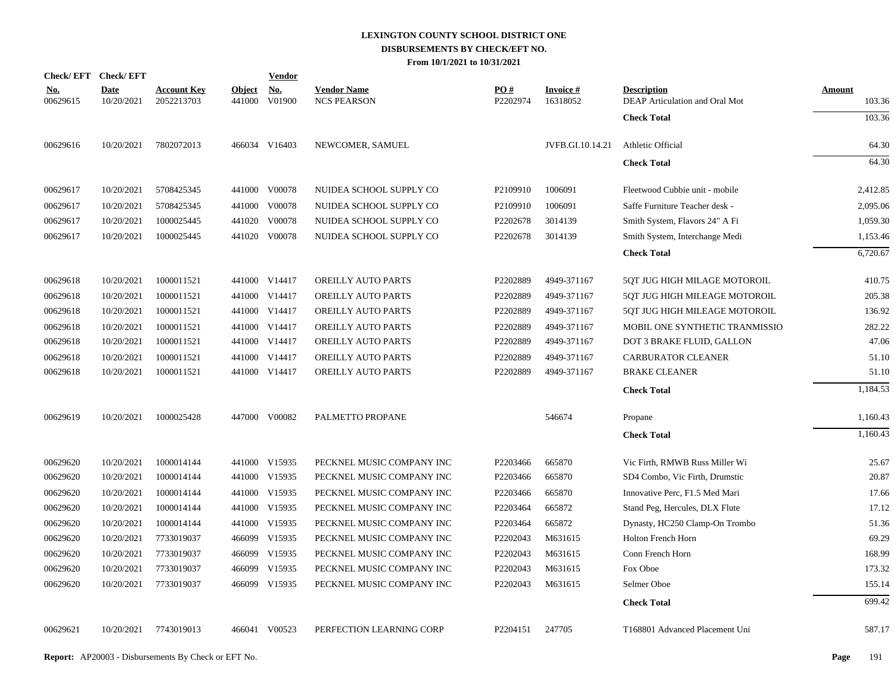**LEXINGTON COUNTY SCHOOL DISTRICT ONE**
**DISBURSEMENTS BY CHECK/EFT NO.**
**From 10/1/2021 to 10/31/2021**

| Check/ EFT No. | Check/ EFT Date | Account Key | Object | Vendor No. | Vendor Name | PO # | Invoice # | Description | Amount |
|---|---|---|---|---|---|---|---|---|---|
| 00629615 | 10/20/2021 | 2052213703 | 441000 | V01900 | NCS PEARSON | P2202974 | 16318052 | DEAP Articulation and Oral Mot | 103.36 |
| | | | | | | | | **Check Total** | 103.36 |
| 00629616 | 10/20/2021 | 7802072013 | 466034 | V16403 | NEWCOMER, SAMUEL | | JVFB.GI.10.14.21 | Athletic Official | 64.30 |
| | | | | | | | | **Check Total** | 64.30 |
| 00629617 | 10/20/2021 | 5708425345 | 441000 | V00078 | NUIDEA SCHOOL SUPPLY CO | P2109910 | 1006091 | Fleetwood Cubbie unit - mobile | 2,412.85 |
| 00629617 | 10/20/2021 | 5708425345 | 441000 | V00078 | NUIDEA SCHOOL SUPPLY CO | P2109910 | 1006091 | Saffe Furniture Teacher desk - | 2,095.06 |
| 00629617 | 10/20/2021 | 1000025445 | 441020 | V00078 | NUIDEA SCHOOL SUPPLY CO | P2202678 | 3014139 | Smith System, Flavors 24" A Fi | 1,059.30 |
| 00629617 | 10/20/2021 | 1000025445 | 441020 | V00078 | NUIDEA SCHOOL SUPPLY CO | P2202678 | 3014139 | Smith System, Interchange Medi | 1,153.46 |
| | | | | | | | | **Check Total** | 6,720.67 |
| 00629618 | 10/20/2021 | 1000011521 | 441000 | V14417 | OREILLY AUTO PARTS | P2202889 | 4949-371167 | 5QT JUG HIGH MILAGE MOTOROIL | 410.75 |
| 00629618 | 10/20/2021 | 1000011521 | 441000 | V14417 | OREILLY AUTO PARTS | P2202889 | 4949-371167 | 5QT JUG HIGH MILEAGE MOTOROIL | 205.38 |
| 00629618 | 10/20/2021 | 1000011521 | 441000 | V14417 | OREILLY AUTO PARTS | P2202889 | 4949-371167 | 5QT JUG HIGH MILEAGE MOTOROIL | 136.92 |
| 00629618 | 10/20/2021 | 1000011521 | 441000 | V14417 | OREILLY AUTO PARTS | P2202889 | 4949-371167 | MOBIL ONE SYNTHETIC TRANMISSIO | 282.22 |
| 00629618 | 10/20/2021 | 1000011521 | 441000 | V14417 | OREILLY AUTO PARTS | P2202889 | 4949-371167 | DOT 3 BRAKE FLUID, GALLON | 47.06 |
| 00629618 | 10/20/2021 | 1000011521 | 441000 | V14417 | OREILLY AUTO PARTS | P2202889 | 4949-371167 | CARBURATOR CLEANER | 51.10 |
| 00629618 | 10/20/2021 | 1000011521 | 441000 | V14417 | OREILLY AUTO PARTS | P2202889 | 4949-371167 | BRAKE CLEANER | 51.10 |
| | | | | | | | | **Check Total** | 1,184.53 |
| 00629619 | 10/20/2021 | 1000025428 | 447000 | V00082 | PALMETTO PROPANE | | 546674 | Propane | 1,160.43 |
| | | | | | | | | **Check Total** | 1,160.43 |
| 00629620 | 10/20/2021 | 1000014144 | 441000 | V15935 | PECKNEL MUSIC COMPANY INC | P2203466 | 665870 | Vic Firth, RMWB Russ Miller Wi | 25.67 |
| 00629620 | 10/20/2021 | 1000014144 | 441000 | V15935 | PECKNEL MUSIC COMPANY INC | P2203466 | 665870 | SD4 Combo, Vic Firth, Drumstic | 20.87 |
| 00629620 | 10/20/2021 | 1000014144 | 441000 | V15935 | PECKNEL MUSIC COMPANY INC | P2203466 | 665870 | Innovative Perc, F1.5 Med Mari | 17.66 |
| 00629620 | 10/20/2021 | 1000014144 | 441000 | V15935 | PECKNEL MUSIC COMPANY INC | P2203464 | 665872 | Stand Peg, Hercules, DLX Flute | 17.12 |
| 00629620 | 10/20/2021 | 1000014144 | 441000 | V15935 | PECKNEL MUSIC COMPANY INC | P2203464 | 665872 | Dynasty, HC250 Clamp-On Trombo | 51.36 |
| 00629620 | 10/20/2021 | 7733019037 | 466099 | V15935 | PECKNEL MUSIC COMPANY INC | P2202043 | M631615 | Holton French Horn | 69.29 |
| 00629620 | 10/20/2021 | 7733019037 | 466099 | V15935 | PECKNEL MUSIC COMPANY INC | P2202043 | M631615 | Conn French Horn | 168.99 |
| 00629620 | 10/20/2021 | 7733019037 | 466099 | V15935 | PECKNEL MUSIC COMPANY INC | P2202043 | M631615 | Fox Oboe | 173.32 |
| 00629620 | 10/20/2021 | 7733019037 | 466099 | V15935 | PECKNEL MUSIC COMPANY INC | P2202043 | M631615 | Selmer Oboe | 155.14 |
| | | | | | | | | **Check Total** | 699.42 |
| 00629621 | 10/20/2021 | 7743019013 | 466041 | V00523 | PERFECTION LEARNING CORP | P2204151 | 247705 | T168801 Advanced Placement Uni | 587.17 |

**Report:** AP20003 - Disbursements By Check or EFT No.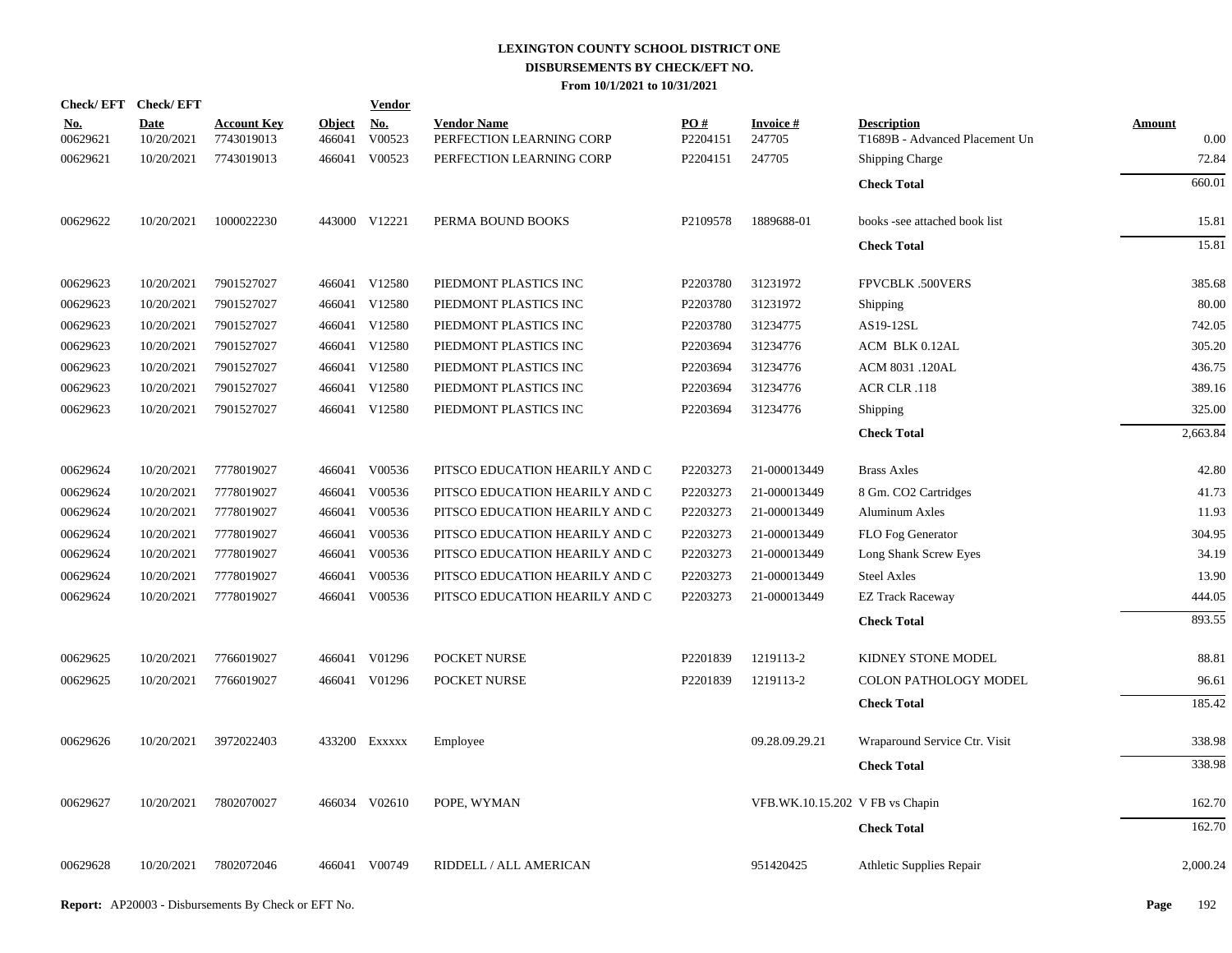# LEXINGTON COUNTY SCHOOL DISTRICT ONE
## DISBURSEMENTS BY CHECK/EFT NO.
### From 10/1/2021 to 10/31/2021

| Check/ EFT No. | Check/ EFT Date | Account Key | Object | Vendor No. | Vendor Name | PO # | Invoice # | Description | Amount |
|---|---|---|---|---|---|---|---|---|---|
| 00629621 | 10/20/2021 | 7743019013 | 466041 | V00523 | PERFECTION LEARNING CORP | P2204151 | 247705 | T1689B - Advanced Placement Un | 0.00 |
| 00629621 | 10/20/2021 | 7743019013 | 466041 | V00523 | PERFECTION LEARNING CORP | P2204151 | 247705 | Shipping Charge | 72.84 |
| | | | | | | | | **Check Total** | 660.01 |
| 00629622 | 10/20/2021 | 1000022230 | 443000 | V12221 | PERMA BOUND BOOKS | P2109578 | 1889688-01 | books -see attached book list | 15.81 |
| | | | | | | | | **Check Total** | 15.81 |
| 00629623 | 10/20/2021 | 7901527027 | 466041 | V12580 | PIEDMONT PLASTICS INC | P2203780 | 31231972 | FPVCBLK .500VERS | 385.68 |
| 00629623 | 10/20/2021 | 7901527027 | 466041 | V12580 | PIEDMONT PLASTICS INC | P2203780 | 31231972 | Shipping | 80.00 |
| 00629623 | 10/20/2021 | 7901527027 | 466041 | V12580 | PIEDMONT PLASTICS INC | P2203780 | 31234775 | AS19-12SL | 742.05 |
| 00629623 | 10/20/2021 | 7901527027 | 466041 | V12580 | PIEDMONT PLASTICS INC | P2203694 | 31234776 | ACM BLK 0.12AL | 305.20 |
| 00629623 | 10/20/2021 | 7901527027 | 466041 | V12580 | PIEDMONT PLASTICS INC | P2203694 | 31234776 | ACM 8031 .120AL | 436.75 |
| 00629623 | 10/20/2021 | 7901527027 | 466041 | V12580 | PIEDMONT PLASTICS INC | P2203694 | 31234776 | ACR CLR .118 | 389.16 |
| 00629623 | 10/20/2021 | 7901527027 | 466041 | V12580 | PIEDMONT PLASTICS INC | P2203694 | 31234776 | Shipping | 325.00 |
| | | | | | | | | **Check Total** | 2,663.84 |
| 00629624 | 10/20/2021 | 7778019027 | 466041 | V00536 | PITSCO EDUCATION HEARILY AND C | P2203273 | 21-000013449 | Brass Axles | 42.80 |
| 00629624 | 10/20/2021 | 7778019027 | 466041 | V00536 | PITSCO EDUCATION HEARILY AND C | P2203273 | 21-000013449 | 8 Gm. CO2 Cartridges | 41.73 |
| 00629624 | 10/20/2021 | 7778019027 | 466041 | V00536 | PITSCO EDUCATION HEARILY AND C | P2203273 | 21-000013449 | Aluminum Axles | 11.93 |
| 00629624 | 10/20/2021 | 7778019027 | 466041 | V00536 | PITSCO EDUCATION HEARILY AND C | P2203273 | 21-000013449 | FLO Fog Generator | 304.95 |
| 00629624 | 10/20/2021 | 7778019027 | 466041 | V00536 | PITSCO EDUCATION HEARILY AND C | P2203273 | 21-000013449 | Long Shank Screw Eyes | 34.19 |
| 00629624 | 10/20/2021 | 7778019027 | 466041 | V00536 | PITSCO EDUCATION HEARILY AND C | P2203273 | 21-000013449 | Steel Axles | 13.90 |
| 00629624 | 10/20/2021 | 7778019027 | 466041 | V00536 | PITSCO EDUCATION HEARILY AND C | P2203273 | 21-000013449 | EZ Track Raceway | 444.05 |
| | | | | | | | | **Check Total** | 893.55 |
| 00629625 | 10/20/2021 | 7766019027 | 466041 | V01296 | POCKET NURSE | P2201839 | 1219113-2 | KIDNEY STONE MODEL | 88.81 |
| 00629625 | 10/20/2021 | 7766019027 | 466041 | V01296 | POCKET NURSE | P2201839 | 1219113-2 | COLON PATHOLOGY MODEL | 96.61 |
| | | | | | | | | **Check Total** | 185.42 |
| 00629626 | 10/20/2021 | 3972022403 | 433200 | Exxxxx | Employee | | 09.28.09.29.21 | Wraparound Service Ctr. Visit | 338.98 |
| | | | | | | | | **Check Total** | 338.98 |
| 00629627 | 10/20/2021 | 7802070027 | 466034 | V02610 | POPE, WYMAN | | VFB.WK.10.15.202 | V FB vs Chapin | 162.70 |
| | | | | | | | | **Check Total** | 162.70 |
| 00629628 | 10/20/2021 | 7802072046 | 466041 | V00749 | RIDDELL / ALL AMERICAN | | 951420425 | Athletic Supplies Repair | 2,000.24 |

**Report:** AP20003 - Disbursements By Check or EFT No.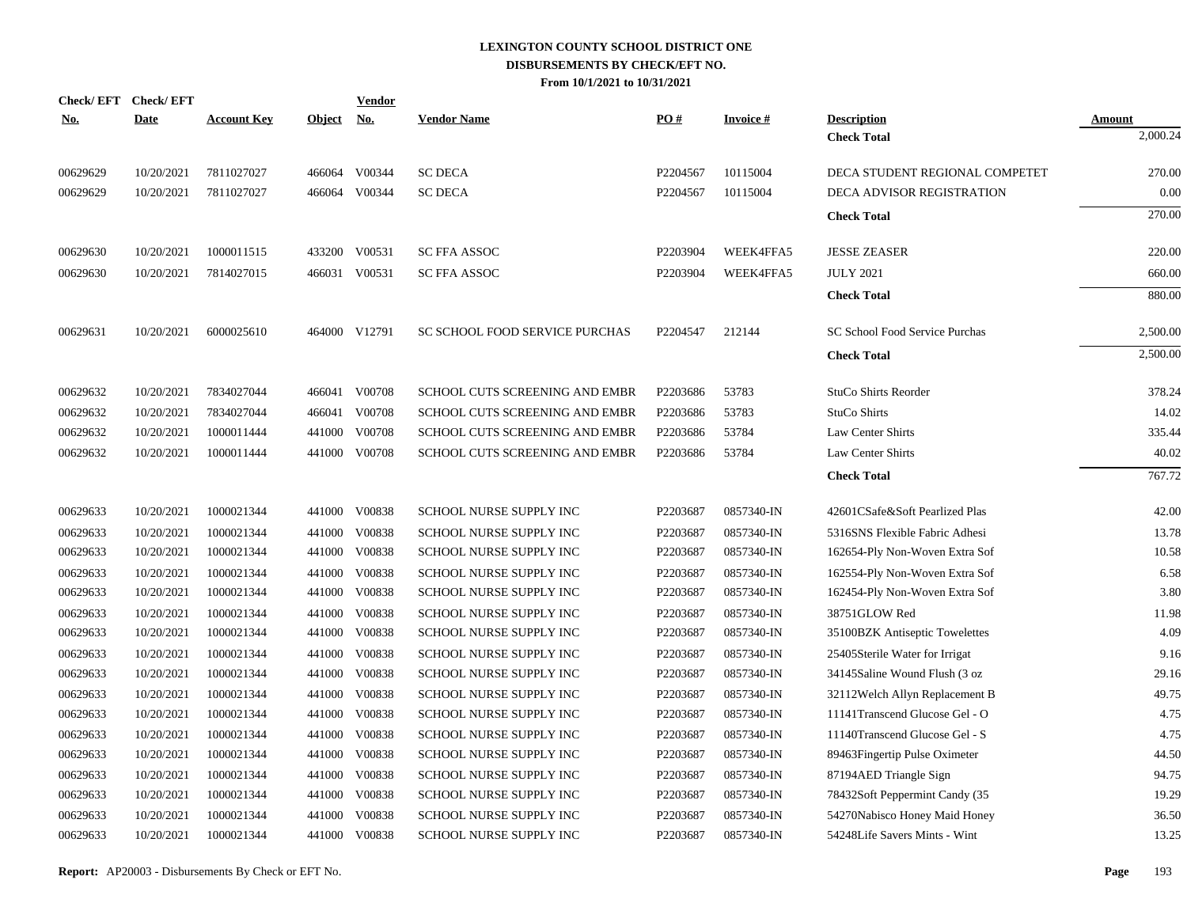# LEXINGTON COUNTY SCHOOL DISTRICT ONE
## DISBURSEMENTS BY CHECK/EFT NO.
### From 10/1/2021 to 10/31/2021

| Check/ EFT No. | Check/ EFT Date | Account Key | Object | Vendor No. | Vendor Name | PO # | Invoice # | Description | Amount |
|---|---|---|---|---|---|---|---|---|---|
| | | | | | | | | **Check Total** | 2,000.24 |
| 00629629 | 10/20/2021 | 7811027027 | 466064 | V00344 | SC DECA | P2204567 | 10115004 | DECA STUDENT REGIONAL COMPETET | 270.00 |
| 00629629 | 10/20/2021 | 7811027027 | 466064 | V00344 | SC DECA | P2204567 | 10115004 | DECA ADVISOR REGISTRATION | 0.00 |
| | | | | | | | | **Check Total** | 270.00 |
| 00629630 | 10/20/2021 | 1000011515 | 433200 | V00531 | SC FFA ASSOC | P2203904 | WEEK4FFA5 | JESSE ZEASER | 220.00 |
| 00629630 | 10/20/2021 | 7814027015 | 466031 | V00531 | SC FFA ASSOC | P2203904 | WEEK4FFA5 | JULY 2021 | 660.00 |
| | | | | | | | | **Check Total** | 880.00 |
| 00629631 | 10/20/2021 | 6000025610 | 464000 | V12791 | SC SCHOOL FOOD SERVICE PURCHAS | P2204547 | 212144 | SC School Food Service Purchas | 2,500.00 |
| | | | | | | | | **Check Total** | 2,500.00 |
| 00629632 | 10/20/2021 | 7834027044 | 466041 | V00708 | SCHOOL CUTS SCREENING AND EMBR | P2203686 | 53783 | StuCo Shirts Reorder | 378.24 |
| 00629632 | 10/20/2021 | 7834027044 | 466041 | V00708 | SCHOOL CUTS SCREENING AND EMBR | P2203686 | 53783 | StuCo Shirts | 14.02 |
| 00629632 | 10/20/2021 | 1000011444 | 441000 | V00708 | SCHOOL CUTS SCREENING AND EMBR | P2203686 | 53784 | Law Center Shirts | 335.44 |
| 00629632 | 10/20/2021 | 1000011444 | 441000 | V00708 | SCHOOL CUTS SCREENING AND EMBR | P2203686 | 53784 | Law Center Shirts | 40.02 |
| | | | | | | | | **Check Total** | 767.72 |
| 00629633 | 10/20/2021 | 1000021344 | 441000 | V00838 | SCHOOL NURSE SUPPLY INC | P2203687 | 0857340-IN | 42601CSafe&Soft Pearlized Plas | 42.00 |
| 00629633 | 10/20/2021 | 1000021344 | 441000 | V00838 | SCHOOL NURSE SUPPLY INC | P2203687 | 0857340-IN | 5316SNS Flexible Fabric Adhesi | 13.78 |
| 00629633 | 10/20/2021 | 1000021344 | 441000 | V00838 | SCHOOL NURSE SUPPLY INC | P2203687 | 0857340-IN | 162654-Ply Non-Woven Extra Sof | 10.58 |
| 00629633 | 10/20/2021 | 1000021344 | 441000 | V00838 | SCHOOL NURSE SUPPLY INC | P2203687 | 0857340-IN | 162554-Ply Non-Woven Extra Sof | 6.58 |
| 00629633 | 10/20/2021 | 1000021344 | 441000 | V00838 | SCHOOL NURSE SUPPLY INC | P2203687 | 0857340-IN | 162454-Ply Non-Woven Extra Sof | 3.80 |
| 00629633 | 10/20/2021 | 1000021344 | 441000 | V00838 | SCHOOL NURSE SUPPLY INC | P2203687 | 0857340-IN | 38751GLOW Red | 11.98 |
| 00629633 | 10/20/2021 | 1000021344 | 441000 | V00838 | SCHOOL NURSE SUPPLY INC | P2203687 | 0857340-IN | 35100BZK Antiseptic Towelettes | 4.09 |
| 00629633 | 10/20/2021 | 1000021344 | 441000 | V00838 | SCHOOL NURSE SUPPLY INC | P2203687 | 0857340-IN | 25405Sterile Water for Irrigat | 9.16 |
| 00629633 | 10/20/2021 | 1000021344 | 441000 | V00838 | SCHOOL NURSE SUPPLY INC | P2203687 | 0857340-IN | 34145Saline Wound Flush (3 oz | 29.16 |
| 00629633 | 10/20/2021 | 1000021344 | 441000 | V00838 | SCHOOL NURSE SUPPLY INC | P2203687 | 0857340-IN | 32112Welch Allyn Replacement B | 49.75 |
| 00629633 | 10/20/2021 | 1000021344 | 441000 | V00838 | SCHOOL NURSE SUPPLY INC | P2203687 | 0857340-IN | 11141Transcend Glucose Gel - O | 4.75 |
| 00629633 | 10/20/2021 | 1000021344 | 441000 | V00838 | SCHOOL NURSE SUPPLY INC | P2203687 | 0857340-IN | 11140Transcend Glucose Gel - S | 4.75 |
| 00629633 | 10/20/2021 | 1000021344 | 441000 | V00838 | SCHOOL NURSE SUPPLY INC | P2203687 | 0857340-IN | 89463Fingertip Pulse Oximeter | 44.50 |
| 00629633 | 10/20/2021 | 1000021344 | 441000 | V00838 | SCHOOL NURSE SUPPLY INC | P2203687 | 0857340-IN | 87194AED Triangle Sign | 94.75 |
| 00629633 | 10/20/2021 | 1000021344 | 441000 | V00838 | SCHOOL NURSE SUPPLY INC | P2203687 | 0857340-IN | 78432Soft Peppermint Candy (35 | 19.29 |
| 00629633 | 10/20/2021 | 1000021344 | 441000 | V00838 | SCHOOL NURSE SUPPLY INC | P2203687 | 0857340-IN | 54270Nabisco Honey Maid Honey | 36.50 |
| 00629633 | 10/20/2021 | 1000021344 | 441000 | V00838 | SCHOOL NURSE SUPPLY INC | P2203687 | 0857340-IN | 54248Life Savers Mints - Wint | 13.25 |

**Report:** AP20003 - Disbursements By Check or EFT No.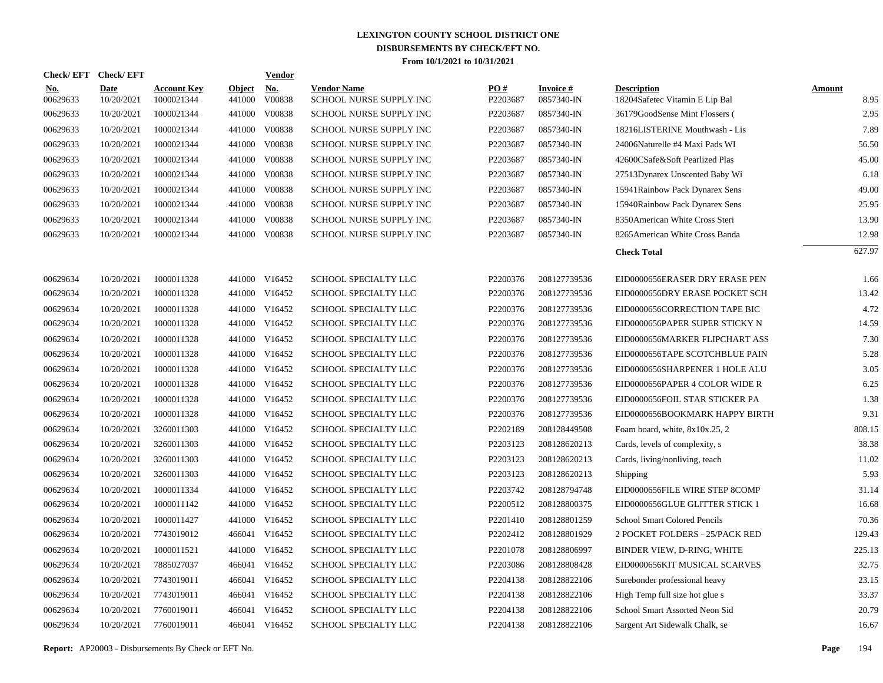# LEXINGTON COUNTY SCHOOL DISTRICT ONE
## DISBURSEMENTS BY CHECK/EFT NO.
### From 10/1/2021 to 10/31/2021

| Check/ EFT No. | Check/ EFT Date | Account Key | Object | Vendor No. | Vendor Name | PO # | Invoice # | Description | Amount |
|---|---|---|---|---|---|---|---|---|---|
| 00629633 | 10/20/2021 | 1000021344 | 441000 | V00838 | SCHOOL NURSE SUPPLY INC | P2203687 | 0857340-IN | 18204Safetec Vitamin E Lip Bal | 8.95 |
| 00629633 | 10/20/2021 | 1000021344 | 441000 | V00838 | SCHOOL NURSE SUPPLY INC | P2203687 | 0857340-IN | 36179GoodSense Mint Flossers ( | 2.95 |
| 00629633 | 10/20/2021 | 1000021344 | 441000 | V00838 | SCHOOL NURSE SUPPLY INC | P2203687 | 0857340-IN | 18216LISTERINE Mouthwash - Lis | 7.89 |
| 00629633 | 10/20/2021 | 1000021344 | 441000 | V00838 | SCHOOL NURSE SUPPLY INC | P2203687 | 0857340-IN | 24006Naturelle #4 Maxi Pads WI | 56.50 |
| 00629633 | 10/20/2021 | 1000021344 | 441000 | V00838 | SCHOOL NURSE SUPPLY INC | P2203687 | 0857340-IN | 42600CSafe&Soft Pearlized Plas | 45.00 |
| 00629633 | 10/20/2021 | 1000021344 | 441000 | V00838 | SCHOOL NURSE SUPPLY INC | P2203687 | 0857340-IN | 27513Dynarex Unscented Baby Wi | 6.18 |
| 00629633 | 10/20/2021 | 1000021344 | 441000 | V00838 | SCHOOL NURSE SUPPLY INC | P2203687 | 0857340-IN | 15941Rainbow Pack Dynarex Sens | 49.00 |
| 00629633 | 10/20/2021 | 1000021344 | 441000 | V00838 | SCHOOL NURSE SUPPLY INC | P2203687 | 0857340-IN | 15940Rainbow Pack Dynarex Sens | 25.95 |
| 00629633 | 10/20/2021 | 1000021344 | 441000 | V00838 | SCHOOL NURSE SUPPLY INC | P2203687 | 0857340-IN | 8350American White Cross Steri | 13.90 |
| 00629633 | 10/20/2021 | 1000021344 | 441000 | V00838 | SCHOOL NURSE SUPPLY INC | P2203687 | 0857340-IN | 8265American White Cross Banda | 12.98 |
| | | | | | | | | **Check Total** | 627.97 |
| 00629634 | 10/20/2021 | 1000011328 | 441000 | V16452 | SCHOOL SPECIALTY LLC | P2200376 | 208127739536 | EID0000656ERASER DRY ERASE PEN | 1.66 |
| 00629634 | 10/20/2021 | 1000011328 | 441000 | V16452 | SCHOOL SPECIALTY LLC | P2200376 | 208127739536 | EID0000656DRY ERASE POCKET SCH | 13.42 |
| 00629634 | 10/20/2021 | 1000011328 | 441000 | V16452 | SCHOOL SPECIALTY LLC | P2200376 | 208127739536 | EID0000656CORRECTION TAPE BIC | 4.72 |
| 00629634 | 10/20/2021 | 1000011328 | 441000 | V16452 | SCHOOL SPECIALTY LLC | P2200376 | 208127739536 | EID0000656PAPER SUPER STICKY N | 14.59 |
| 00629634 | 10/20/2021 | 1000011328 | 441000 | V16452 | SCHOOL SPECIALTY LLC | P2200376 | 208127739536 | EID0000656MARKER FLIPCHART ASS | 7.30 |
| 00629634 | 10/20/2021 | 1000011328 | 441000 | V16452 | SCHOOL SPECIALTY LLC | P2200376 | 208127739536 | EID0000656TAPE SCOTCHBLUE PAIN | 5.28 |
| 00629634 | 10/20/2021 | 1000011328 | 441000 | V16452 | SCHOOL SPECIALTY LLC | P2200376 | 208127739536 | EID0000656SHARPENER 1 HOLE ALU | 3.05 |
| 00629634 | 10/20/2021 | 1000011328 | 441000 | V16452 | SCHOOL SPECIALTY LLC | P2200376 | 208127739536 | EID0000656PAPER 4 COLOR WIDE R | 6.25 |
| 00629634 | 10/20/2021 | 1000011328 | 441000 | V16452 | SCHOOL SPECIALTY LLC | P2200376 | 208127739536 | EID0000656FOIL STAR STICKER PA | 1.38 |
| 00629634 | 10/20/2021 | 1000011328 | 441000 | V16452 | SCHOOL SPECIALTY LLC | P2200376 | 208127739536 | EID0000656BOOKMARK HAPPY BIRTH | 9.31 |
| 00629634 | 10/20/2021 | 3260011303 | 441000 | V16452 | SCHOOL SPECIALTY LLC | P2202189 | 208128449508 | Foam board, white, 8x10x.25, 2 | 808.15 |
| 00629634 | 10/20/2021 | 3260011303 | 441000 | V16452 | SCHOOL SPECIALTY LLC | P2203123 | 208128620213 | Cards, levels of complexity, s | 38.38 |
| 00629634 | 10/20/2021 | 3260011303 | 441000 | V16452 | SCHOOL SPECIALTY LLC | P2203123 | 208128620213 | Cards, living/nonliving, teach | 11.02 |
| 00629634 | 10/20/2021 | 3260011303 | 441000 | V16452 | SCHOOL SPECIALTY LLC | P2203123 | 208128620213 | Shipping | 5.93 |
| 00629634 | 10/20/2021 | 1000011334 | 441000 | V16452 | SCHOOL SPECIALTY LLC | P2203742 | 208128794748 | EID0000656FILE WIRE STEP 8COMP | 31.14 |
| 00629634 | 10/20/2021 | 1000011142 | 441000 | V16452 | SCHOOL SPECIALTY LLC | P2200512 | 208128800375 | EID0000656GLUE GLITTER STICK 1 | 16.68 |
| 00629634 | 10/20/2021 | 1000011427 | 441000 | V16452 | SCHOOL SPECIALTY LLC | P2201410 | 208128801259 | School Smart Colored Pencils | 70.36 |
| 00629634 | 10/20/2021 | 7743019012 | 466041 | V16452 | SCHOOL SPECIALTY LLC | P2202412 | 208128801929 | 2 POCKET FOLDERS - 25/PACK RED | 129.43 |
| 00629634 | 10/20/2021 | 1000011521 | 441000 | V16452 | SCHOOL SPECIALTY LLC | P2201078 | 208128806997 | BINDER VIEW, D-RING, WHITE | 225.13 |
| 00629634 | 10/20/2021 | 7885027037 | 466041 | V16452 | SCHOOL SPECIALTY LLC | P2203086 | 208128808428 | EID0000656KIT MUSICAL SCARVES | 32.75 |
| 00629634 | 10/20/2021 | 7743019011 | 466041 | V16452 | SCHOOL SPECIALTY LLC | P2204138 | 208128822106 | Surebonder professional heavy | 23.15 |
| 00629634 | 10/20/2021 | 7743019011 | 466041 | V16452 | SCHOOL SPECIALTY LLC | P2204138 | 208128822106 | High Temp full size hot glue s | 33.37 |
| 00629634 | 10/20/2021 | 7760019011 | 466041 | V16452 | SCHOOL SPECIALTY LLC | P2204138 | 208128822106 | School Smart Assorted Neon Sid | 20.79 |
| 00629634 | 10/20/2021 | 7760019011 | 466041 | V16452 | SCHOOL SPECIALTY LLC | P2204138 | 208128822106 | Sargent Art Sidewalk Chalk, se | 16.67 |

**Report:** AP20003 - Disbursements By Check or EFT No.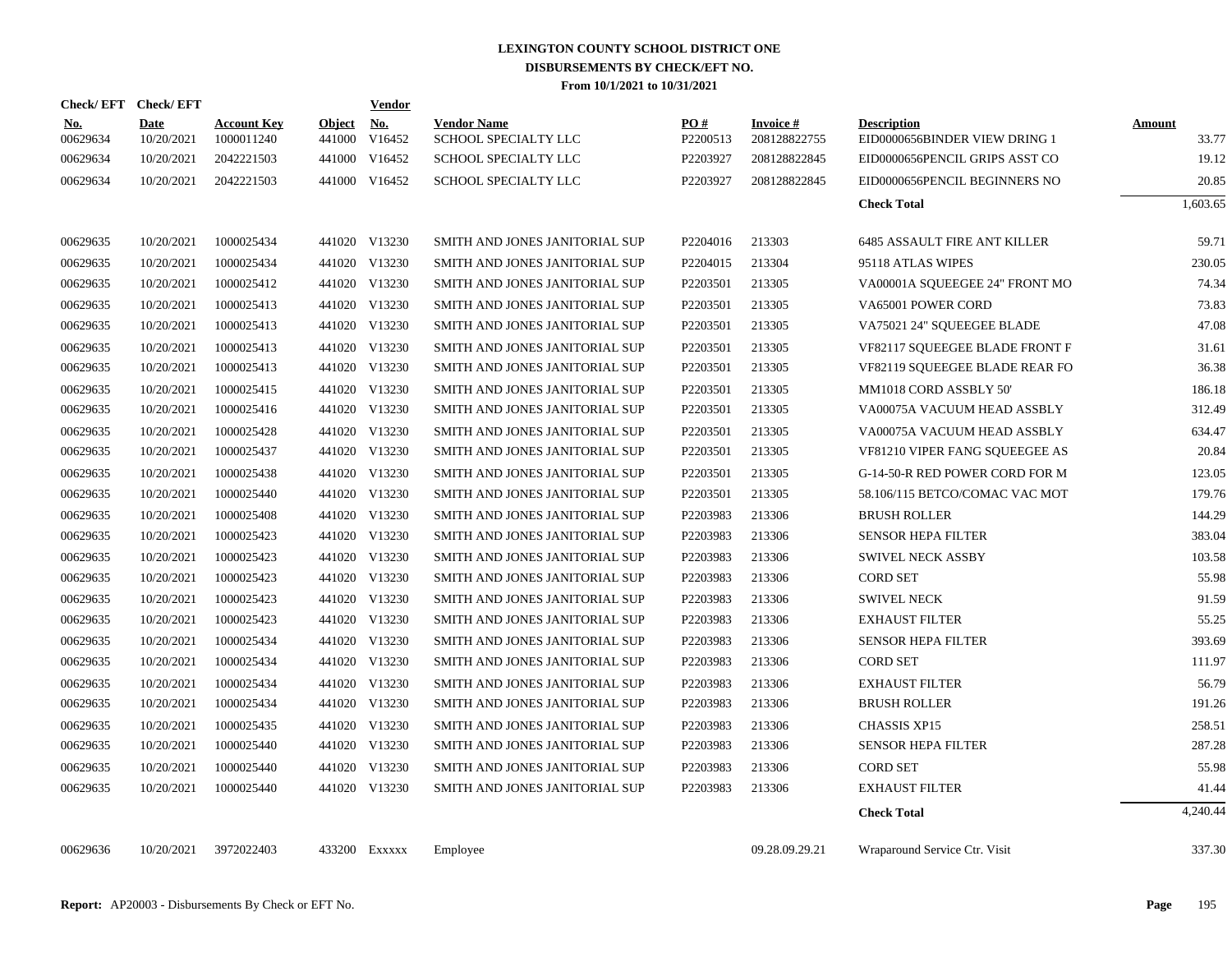# LEXINGTON COUNTY SCHOOL DISTRICT ONE
## DISBURSEMENTS BY CHECK/EFT NO.
### From 10/1/2021 to 10/31/2021

| Check/ EFT No. | Check/ EFT Date | Account Key | Object | Vendor No. | Vendor Name | PO # | Invoice # | Description | Amount |
|---|---|---|---|---|---|---|---|---|---|
| 00629634 | 10/20/2021 | 1000011240 | 441000 | V16452 | SCHOOL SPECIALTY LLC | P2200513 | 208128822755 | EID0000656BINDER VIEW DRING 1 | 33.77 |
| 00629634 | 10/20/2021 | 2042221503 | 441000 | V16452 | SCHOOL SPECIALTY LLC | P2203927 | 208128822845 | EID0000656PENCIL GRIPS ASST CO | 19.12 |
| 00629634 | 10/20/2021 | 2042221503 | 441000 | V16452 | SCHOOL SPECIALTY LLC | P2203927 | 208128822845 | EID0000656PENCIL BEGINNERS NO | 20.85 |
| | | | | | | | | **Check Total** | 1,603.65 |
| 00629635 | 10/20/2021 | 1000025434 | 441020 | V13230 | SMITH AND JONES JANITORIAL SUP | P2204016 | 213303 | 6485 ASSAULT FIRE ANT KILLER | 59.71 |
| 00629635 | 10/20/2021 | 1000025434 | 441020 | V13230 | SMITH AND JONES JANITORIAL SUP | P2204015 | 213304 | 95118 ATLAS WIPES | 230.05 |
| 00629635 | 10/20/2021 | 1000025412 | 441020 | V13230 | SMITH AND JONES JANITORIAL SUP | P2203501 | 213305 | VA00001A SQUEEGEE 24" FRONT MO | 74.34 |
| 00629635 | 10/20/2021 | 1000025413 | 441020 | V13230 | SMITH AND JONES JANITORIAL SUP | P2203501 | 213305 | VA65001 POWER CORD | 73.83 |
| 00629635 | 10/20/2021 | 1000025413 | 441020 | V13230 | SMITH AND JONES JANITORIAL SUP | P2203501 | 213305 | VA75021 24" SQUEEGEE BLADE | 47.08 |
| 00629635 | 10/20/2021 | 1000025413 | 441020 | V13230 | SMITH AND JONES JANITORIAL SUP | P2203501 | 213305 | VF82117 SQUEEGEE BLADE FRONT F | 31.61 |
| 00629635 | 10/20/2021 | 1000025413 | 441020 | V13230 | SMITH AND JONES JANITORIAL SUP | P2203501 | 213305 | VF82119 SQUEEGEE BLADE REAR FO | 36.38 |
| 00629635 | 10/20/2021 | 1000025415 | 441020 | V13230 | SMITH AND JONES JANITORIAL SUP | P2203501 | 213305 | MM1018 CORD ASSBLY 50' | 186.18 |
| 00629635 | 10/20/2021 | 1000025416 | 441020 | V13230 | SMITH AND JONES JANITORIAL SUP | P2203501 | 213305 | VA00075A VACUUM HEAD ASSBLY | 312.49 |
| 00629635 | 10/20/2021 | 1000025428 | 441020 | V13230 | SMITH AND JONES JANITORIAL SUP | P2203501 | 213305 | VA00075A VACUUM HEAD ASSBLY | 634.47 |
| 00629635 | 10/20/2021 | 1000025437 | 441020 | V13230 | SMITH AND JONES JANITORIAL SUP | P2203501 | 213305 | VF81210 VIPER FANG SQUEEGEE AS | 20.84 |
| 00629635 | 10/20/2021 | 1000025438 | 441020 | V13230 | SMITH AND JONES JANITORIAL SUP | P2203501 | 213305 | G-14-50-R RED POWER CORD FOR M | 123.05 |
| 00629635 | 10/20/2021 | 1000025440 | 441020 | V13230 | SMITH AND JONES JANITORIAL SUP | P2203501 | 213305 | 58.106/115 BETCO/COMAC VAC MOT | 179.76 |
| 00629635 | 10/20/2021 | 1000025408 | 441020 | V13230 | SMITH AND JONES JANITORIAL SUP | P2203983 | 213306 | BRUSH ROLLER | 144.29 |
| 00629635 | 10/20/2021 | 1000025423 | 441020 | V13230 | SMITH AND JONES JANITORIAL SUP | P2203983 | 213306 | SENSOR HEPA FILTER | 383.04 |
| 00629635 | 10/20/2021 | 1000025423 | 441020 | V13230 | SMITH AND JONES JANITORIAL SUP | P2203983 | 213306 | SWIVEL NECK ASSBY | 103.58 |
| 00629635 | 10/20/2021 | 1000025423 | 441020 | V13230 | SMITH AND JONES JANITORIAL SUP | P2203983 | 213306 | CORD SET | 55.98 |
| 00629635 | 10/20/2021 | 1000025423 | 441020 | V13230 | SMITH AND JONES JANITORIAL SUP | P2203983 | 213306 | SWIVEL NECK | 91.59 |
| 00629635 | 10/20/2021 | 1000025423 | 441020 | V13230 | SMITH AND JONES JANITORIAL SUP | P2203983 | 213306 | EXHAUST FILTER | 55.25 |
| 00629635 | 10/20/2021 | 1000025434 | 441020 | V13230 | SMITH AND JONES JANITORIAL SUP | P2203983 | 213306 | SENSOR HEPA FILTER | 393.69 |
| 00629635 | 10/20/2021 | 1000025434 | 441020 | V13230 | SMITH AND JONES JANITORIAL SUP | P2203983 | 213306 | CORD SET | 111.97 |
| 00629635 | 10/20/2021 | 1000025434 | 441020 | V13230 | SMITH AND JONES JANITORIAL SUP | P2203983 | 213306 | EXHAUST FILTER | 56.79 |
| 00629635 | 10/20/2021 | 1000025434 | 441020 | V13230 | SMITH AND JONES JANITORIAL SUP | P2203983 | 213306 | BRUSH ROLLER | 191.26 |
| 00629635 | 10/20/2021 | 1000025435 | 441020 | V13230 | SMITH AND JONES JANITORIAL SUP | P2203983 | 213306 | CHASSIS XP15 | 258.51 |
| 00629635 | 10/20/2021 | 1000025440 | 441020 | V13230 | SMITH AND JONES JANITORIAL SUP | P2203983 | 213306 | SENSOR HEPA FILTER | 287.28 |
| 00629635 | 10/20/2021 | 1000025440 | 441020 | V13230 | SMITH AND JONES JANITORIAL SUP | P2203983 | 213306 | CORD SET | 55.98 |
| 00629635 | 10/20/2021 | 1000025440 | 441020 | V13230 | SMITH AND JONES JANITORIAL SUP | P2203983 | 213306 | EXHAUST FILTER | 41.44 |
| | | | | | | | | **Check Total** | 4,240.44 |
| 00629636 | 10/20/2021 | 3972022403 | 433200 | Exxxxx | Employee | | 09.28.09.29.21 | Wraparound Service Ctr. Visit | 337.30 |

**Report:** AP20003 - Disbursements By Check or EFT No.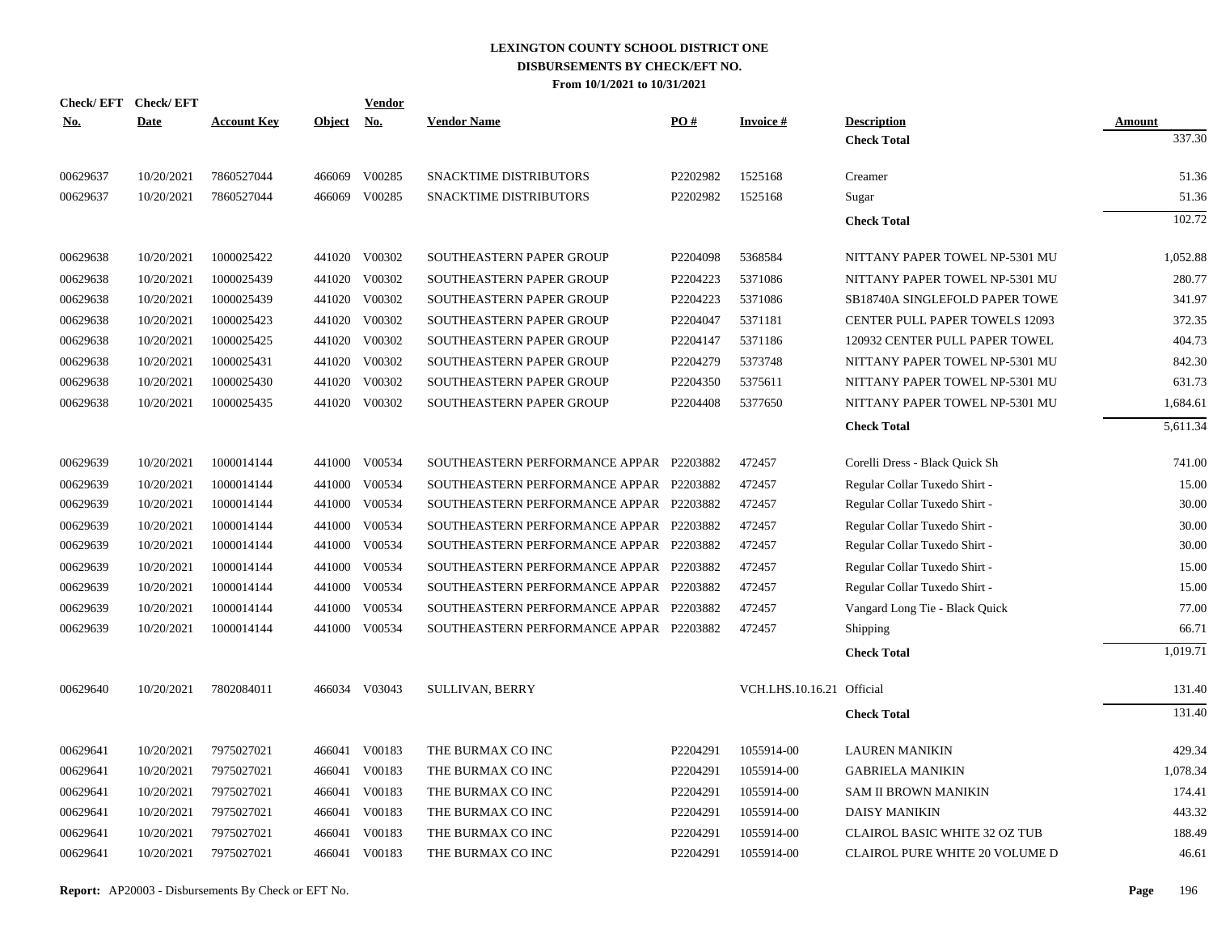**LEXINGTON COUNTY SCHOOL DISTRICT ONE**
**DISBURSEMENTS BY CHECK/EFT NO.**
**From 10/1/2021 to 10/31/2021**

| Check/ EFT No. | Check/ EFT Date | Account Key | Object | Vendor No. | Vendor Name | PO # | Invoice # | Description | Amount |
|---|---|---|---|---|---|---|---|---|---|
| | | | | | | | | **Check Total** | 337.30 |
| 00629637 | 10/20/2021 | 7860527044 | 466069 | V00285 | SNACKTIME DISTRIBUTORS | P2202982 | 1525168 | Creamer | 51.36 |
| 00629637 | 10/20/2021 | 7860527044 | 466069 | V00285 | SNACKTIME DISTRIBUTORS | P2202982 | 1525168 | Sugar | 51.36 |
| | | | | | | | | **Check Total** | 102.72 |
| 00629638 | 10/20/2021 | 1000025422 | 441020 | V00302 | SOUTHEASTERN PAPER GROUP | P2204098 | 5368584 | NITTANY PAPER TOWEL NP-5301 MU | 1,052.88 |
| 00629638 | 10/20/2021 | 1000025439 | 441020 | V00302 | SOUTHEASTERN PAPER GROUP | P2204223 | 5371086 | NITTANY PAPER TOWEL NP-5301 MU | 280.77 |
| 00629638 | 10/20/2021 | 1000025439 | 441020 | V00302 | SOUTHEASTERN PAPER GROUP | P2204223 | 5371086 | SB18740A SINGLEFOLD PAPER TOWE | 341.97 |
| 00629638 | 10/20/2021 | 1000025423 | 441020 | V00302 | SOUTHEASTERN PAPER GROUP | P2204047 | 5371181 | CENTER PULL PAPER TOWELS 12093 | 372.35 |
| 00629638 | 10/20/2021 | 1000025425 | 441020 | V00302 | SOUTHEASTERN PAPER GROUP | P2204147 | 5371186 | 120932 CENTER PULL PAPER TOWEL | 404.73 |
| 00629638 | 10/20/2021 | 1000025431 | 441020 | V00302 | SOUTHEASTERN PAPER GROUP | P2204279 | 5373748 | NITTANY PAPER TOWEL NP-5301 MU | 842.30 |
| 00629638 | 10/20/2021 | 1000025430 | 441020 | V00302 | SOUTHEASTERN PAPER GROUP | P2204350 | 5375611 | NITTANY PAPER TOWEL NP-5301 MU | 631.73 |
| 00629638 | 10/20/2021 | 1000025435 | 441020 | V00302 | SOUTHEASTERN PAPER GROUP | P2204408 | 5377650 | NITTANY PAPER TOWEL NP-5301 MU | 1,684.61 |
| | | | | | | | | **Check Total** | 5,611.34 |
| 00629639 | 10/20/2021 | 1000014144 | 441000 | V00534 | SOUTHEASTERN PERFORMANCE APPAR | P2203882 | 472457 | Corelli Dress - Black Quick Sh | 741.00 |
| 00629639 | 10/20/2021 | 1000014144 | 441000 | V00534 | SOUTHEASTERN PERFORMANCE APPAR | P2203882 | 472457 | Regular Collar Tuxedo Shirt - | 15.00 |
| 00629639 | 10/20/2021 | 1000014144 | 441000 | V00534 | SOUTHEASTERN PERFORMANCE APPAR | P2203882 | 472457 | Regular Collar Tuxedo Shirt - | 30.00 |
| 00629639 | 10/20/2021 | 1000014144 | 441000 | V00534 | SOUTHEASTERN PERFORMANCE APPAR | P2203882 | 472457 | Regular Collar Tuxedo Shirt - | 30.00 |
| 00629639 | 10/20/2021 | 1000014144 | 441000 | V00534 | SOUTHEASTERN PERFORMANCE APPAR | P2203882 | 472457 | Regular Collar Tuxedo Shirt - | 30.00 |
| 00629639 | 10/20/2021 | 1000014144 | 441000 | V00534 | SOUTHEASTERN PERFORMANCE APPAR | P2203882 | 472457 | Regular Collar Tuxedo Shirt - | 15.00 |
| 00629639 | 10/20/2021 | 1000014144 | 441000 | V00534 | SOUTHEASTERN PERFORMANCE APPAR | P2203882 | 472457 | Regular Collar Tuxedo Shirt - | 15.00 |
| 00629639 | 10/20/2021 | 1000014144 | 441000 | V00534 | SOUTHEASTERN PERFORMANCE APPAR | P2203882 | 472457 | Vangard Long Tie - Black Quick | 77.00 |
| 00629639 | 10/20/2021 | 1000014144 | 441000 | V00534 | SOUTHEASTERN PERFORMANCE APPAR | P2203882 | 472457 | Shipping | 66.71 |
| | | | | | | | | **Check Total** | 1,019.71 |
| 00629640 | 10/20/2021 | 7802084011 | 466034 | V03043 | SULLIVAN, BERRY | | VCH.LHS.10.16.21 | Official | 131.40 |
| | | | | | | | | **Check Total** | 131.40 |
| 00629641 | 10/20/2021 | 7975027021 | 466041 | V00183 | THE BURMAX CO INC | P2204291 | 1055914-00 | LAUREN MANIKIN | 429.34 |
| 00629641 | 10/20/2021 | 7975027021 | 466041 | V00183 | THE BURMAX CO INC | P2204291 | 1055914-00 | GABRIELA MANIKIN | 1,078.34 |
| 00629641 | 10/20/2021 | 7975027021 | 466041 | V00183 | THE BURMAX CO INC | P2204291 | 1055914-00 | SAM II BROWN MANIKIN | 174.41 |
| 00629641 | 10/20/2021 | 7975027021 | 466041 | V00183 | THE BURMAX CO INC | P2204291 | 1055914-00 | DAISY MANIKIN | 443.32 |
| 00629641 | 10/20/2021 | 7975027021 | 466041 | V00183 | THE BURMAX CO INC | P2204291 | 1055914-00 | CLAIROL BASIC WHITE 32 OZ TUB | 188.49 |
| 00629641 | 10/20/2021 | 7975027021 | 466041 | V00183 | THE BURMAX CO INC | P2204291 | 1055914-00 | CLAIROL PURE WHITE 20 VOLUME D | 46.61 |

**Report:** AP20003 - Disbursements By Check or EFT No.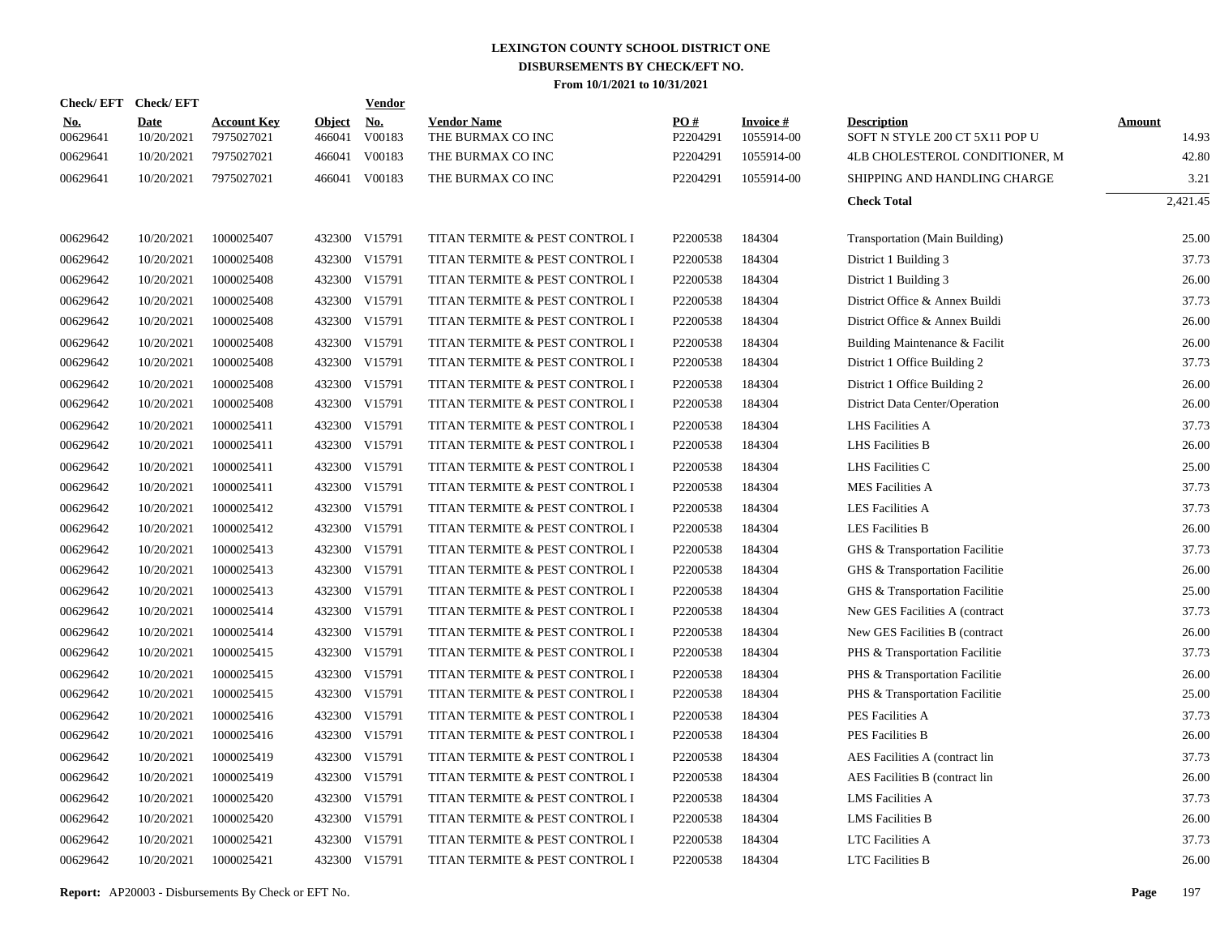**LEXINGTON COUNTY SCHOOL DISTRICT ONE**
**DISBURSEMENTS BY CHECK/EFT NO.**
**From 10/1/2021 to 10/31/2021**

| Check/ EFT No. | Check/ EFT Date | Account Key | Object | Vendor No. | Vendor Name | PO # | Invoice # | Description | Amount |
|---|---|---|---|---|---|---|---|---|---|
| 00629641 | 10/20/2021 | 7975027021 | 466041 | V00183 | THE BURMAX CO INC | P2204291 | 1055914-00 | SOFT N STYLE 200 CT 5X11 POP U | 14.93 |
| 00629641 | 10/20/2021 | 7975027021 | 466041 | V00183 | THE BURMAX CO INC | P2204291 | 1055914-00 | 4LB CHOLESTEROL CONDITIONER, M | 42.80 |
| 00629641 | 10/20/2021 | 7975027021 | 466041 | V00183 | THE BURMAX CO INC | P2204291 | 1055914-00 | SHIPPING AND HANDLING CHARGE | 3.21 |
| | | | | | | | | **Check Total** | 2,421.45 |
| 00629642 | 10/20/2021 | 1000025407 | 432300 | V15791 | TITAN TERMITE & PEST CONTROL I | P2200538 | 184304 | Transportation (Main Building) | 25.00 |
| 00629642 | 10/20/2021 | 1000025408 | 432300 | V15791 | TITAN TERMITE & PEST CONTROL I | P2200538 | 184304 | District 1 Building 3 | 37.73 |
| 00629642 | 10/20/2021 | 1000025408 | 432300 | V15791 | TITAN TERMITE & PEST CONTROL I | P2200538 | 184304 | District 1 Building 3 | 26.00 |
| 00629642 | 10/20/2021 | 1000025408 | 432300 | V15791 | TITAN TERMITE & PEST CONTROL I | P2200538 | 184304 | District Office & Annex Buildi | 37.73 |
| 00629642 | 10/20/2021 | 1000025408 | 432300 | V15791 | TITAN TERMITE & PEST CONTROL I | P2200538 | 184304 | District Office & Annex Buildi | 26.00 |
| 00629642 | 10/20/2021 | 1000025408 | 432300 | V15791 | TITAN TERMITE & PEST CONTROL I | P2200538 | 184304 | Building Maintenance & Facilit | 26.00 |
| 00629642 | 10/20/2021 | 1000025408 | 432300 | V15791 | TITAN TERMITE & PEST CONTROL I | P2200538 | 184304 | District 1 Office Building 2 | 37.73 |
| 00629642 | 10/20/2021 | 1000025408 | 432300 | V15791 | TITAN TERMITE & PEST CONTROL I | P2200538 | 184304 | District 1 Office Building 2 | 26.00 |
| 00629642 | 10/20/2021 | 1000025408 | 432300 | V15791 | TITAN TERMITE & PEST CONTROL I | P2200538 | 184304 | District Data Center/Operation | 26.00 |
| 00629642 | 10/20/2021 | 1000025411 | 432300 | V15791 | TITAN TERMITE & PEST CONTROL I | P2200538 | 184304 | LHS Facilities A | 37.73 |
| 00629642 | 10/20/2021 | 1000025411 | 432300 | V15791 | TITAN TERMITE & PEST CONTROL I | P2200538 | 184304 | LHS Facilities B | 26.00 |
| 00629642 | 10/20/2021 | 1000025411 | 432300 | V15791 | TITAN TERMITE & PEST CONTROL I | P2200538 | 184304 | LHS Facilities C | 25.00 |
| 00629642 | 10/20/2021 | 1000025411 | 432300 | V15791 | TITAN TERMITE & PEST CONTROL I | P2200538 | 184304 | MES Facilities A | 37.73 |
| 00629642 | 10/20/2021 | 1000025412 | 432300 | V15791 | TITAN TERMITE & PEST CONTROL I | P2200538 | 184304 | LES Facilities A | 37.73 |
| 00629642 | 10/20/2021 | 1000025412 | 432300 | V15791 | TITAN TERMITE & PEST CONTROL I | P2200538 | 184304 | LES Facilities B | 26.00 |
| 00629642 | 10/20/2021 | 1000025413 | 432300 | V15791 | TITAN TERMITE & PEST CONTROL I | P2200538 | 184304 | GHS & Transportation Facilitie | 37.73 |
| 00629642 | 10/20/2021 | 1000025413 | 432300 | V15791 | TITAN TERMITE & PEST CONTROL I | P2200538 | 184304 | GHS & Transportation Facilitie | 26.00 |
| 00629642 | 10/20/2021 | 1000025413 | 432300 | V15791 | TITAN TERMITE & PEST CONTROL I | P2200538 | 184304 | GHS & Transportation Facilitie | 25.00 |
| 00629642 | 10/20/2021 | 1000025414 | 432300 | V15791 | TITAN TERMITE & PEST CONTROL I | P2200538 | 184304 | New GES Facilities A (contract | 37.73 |
| 00629642 | 10/20/2021 | 1000025414 | 432300 | V15791 | TITAN TERMITE & PEST CONTROL I | P2200538 | 184304 | New GES Facilities B (contract | 26.00 |
| 00629642 | 10/20/2021 | 1000025415 | 432300 | V15791 | TITAN TERMITE & PEST CONTROL I | P2200538 | 184304 | PHS & Transportation Facilitie | 37.73 |
| 00629642 | 10/20/2021 | 1000025415 | 432300 | V15791 | TITAN TERMITE & PEST CONTROL I | P2200538 | 184304 | PHS & Transportation Facilitie | 26.00 |
| 00629642 | 10/20/2021 | 1000025415 | 432300 | V15791 | TITAN TERMITE & PEST CONTROL I | P2200538 | 184304 | PHS & Transportation Facilitie | 25.00 |
| 00629642 | 10/20/2021 | 1000025416 | 432300 | V15791 | TITAN TERMITE & PEST CONTROL I | P2200538 | 184304 | PES Facilities A | 37.73 |
| 00629642 | 10/20/2021 | 1000025416 | 432300 | V15791 | TITAN TERMITE & PEST CONTROL I | P2200538 | 184304 | PES Facilities B | 26.00 |
| 00629642 | 10/20/2021 | 1000025419 | 432300 | V15791 | TITAN TERMITE & PEST CONTROL I | P2200538 | 184304 | AES Facilities A (contract lin | 37.73 |
| 00629642 | 10/20/2021 | 1000025419 | 432300 | V15791 | TITAN TERMITE & PEST CONTROL I | P2200538 | 184304 | AES Facilities B (contract lin | 26.00 |
| 00629642 | 10/20/2021 | 1000025420 | 432300 | V15791 | TITAN TERMITE & PEST CONTROL I | P2200538 | 184304 | LMS Facilities A | 37.73 |
| 00629642 | 10/20/2021 | 1000025420 | 432300 | V15791 | TITAN TERMITE & PEST CONTROL I | P2200538 | 184304 | LMS Facilities B | 26.00 |
| 00629642 | 10/20/2021 | 1000025421 | 432300 | V15791 | TITAN TERMITE & PEST CONTROL I | P2200538 | 184304 | LTC Facilities A | 37.73 |
| 00629642 | 10/20/2021 | 1000025421 | 432300 | V15791 | TITAN TERMITE & PEST CONTROL I | P2200538 | 184304 | LTC Facilities B | 26.00 |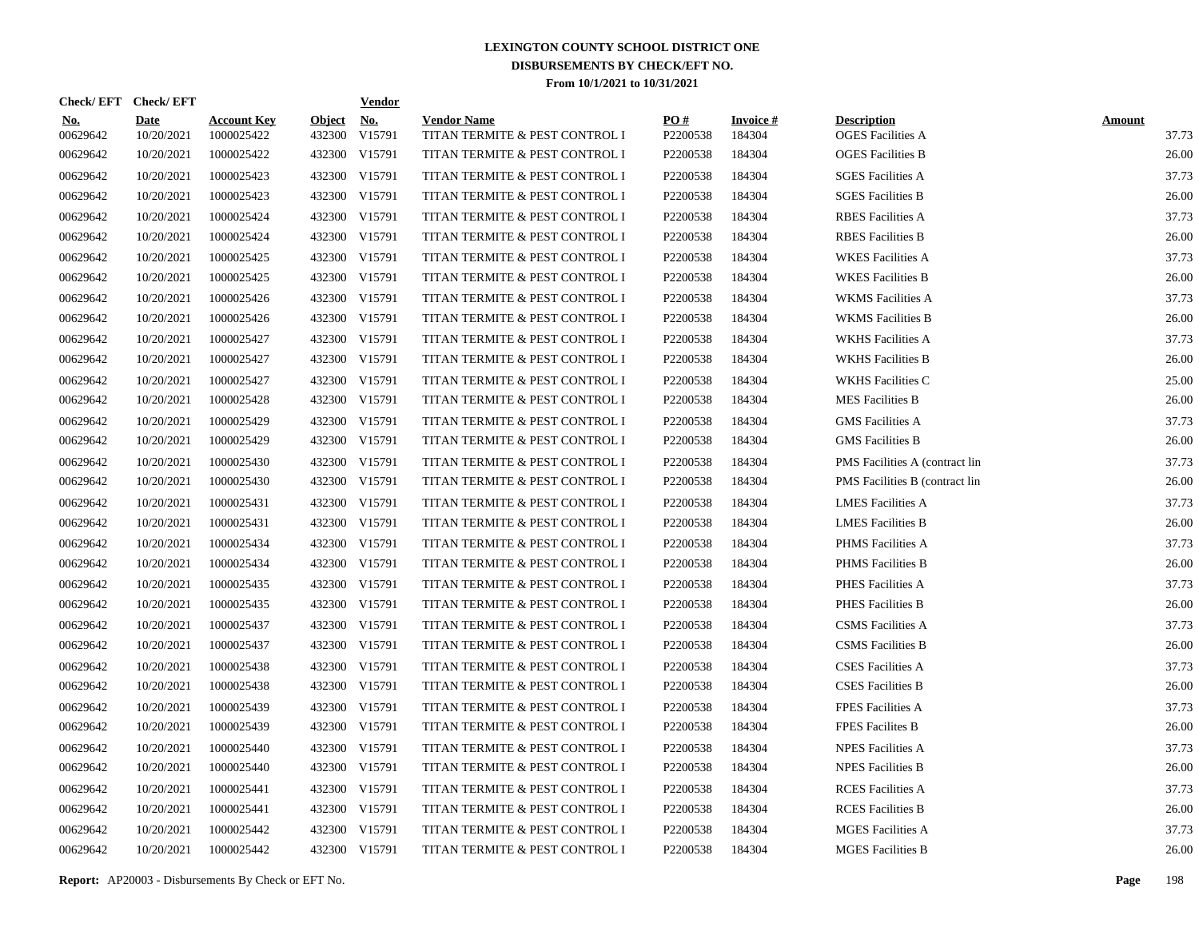# LEXINGTON COUNTY SCHOOL DISTRICT ONE
## DISBURSEMENTS BY CHECK/EFT NO.
### From 10/1/2021 to 10/31/2021

| Check/ EFT No. | Check/ EFT Date | Account Key | Object | Vendor No. | Vendor Name | PO # | Invoice # | Description | Amount |
|---|---|---|---|---|---|---|---|---|---|
| 00629642 | 10/20/2021 | 1000025422 | 432300 | V15791 | TITAN TERMITE & PEST CONTROL I | P2200538 | 184304 | OGES Facilities A | 37.73 |
| 00629642 | 10/20/2021 | 1000025422 | 432300 | V15791 | TITAN TERMITE & PEST CONTROL I | P2200538 | 184304 | OGES Facilities B | 26.00 |
| 00629642 | 10/20/2021 | 1000025423 | 432300 | V15791 | TITAN TERMITE & PEST CONTROL I | P2200538 | 184304 | SGES Facilities A | 37.73 |
| 00629642 | 10/20/2021 | 1000025423 | 432300 | V15791 | TITAN TERMITE & PEST CONTROL I | P2200538 | 184304 | SGES Facilities B | 26.00 |
| 00629642 | 10/20/2021 | 1000025424 | 432300 | V15791 | TITAN TERMITE & PEST CONTROL I | P2200538 | 184304 | RBES Facilities A | 37.73 |
| 00629642 | 10/20/2021 | 1000025424 | 432300 | V15791 | TITAN TERMITE & PEST CONTROL I | P2200538 | 184304 | RBES Facilities B | 26.00 |
| 00629642 | 10/20/2021 | 1000025425 | 432300 | V15791 | TITAN TERMITE & PEST CONTROL I | P2200538 | 184304 | WKES Facilities A | 37.73 |
| 00629642 | 10/20/2021 | 1000025425 | 432300 | V15791 | TITAN TERMITE & PEST CONTROL I | P2200538 | 184304 | WKES Facilities B | 26.00 |
| 00629642 | 10/20/2021 | 1000025426 | 432300 | V15791 | TITAN TERMITE & PEST CONTROL I | P2200538 | 184304 | WKMS Facilities A | 37.73 |
| 00629642 | 10/20/2021 | 1000025426 | 432300 | V15791 | TITAN TERMITE & PEST CONTROL I | P2200538 | 184304 | WKMS Facilities B | 26.00 |
| 00629642 | 10/20/2021 | 1000025427 | 432300 | V15791 | TITAN TERMITE & PEST CONTROL I | P2200538 | 184304 | WKHS Facilities A | 37.73 |
| 00629642 | 10/20/2021 | 1000025427 | 432300 | V15791 | TITAN TERMITE & PEST CONTROL I | P2200538 | 184304 | WKHS Facilities B | 26.00 |
| 00629642 | 10/20/2021 | 1000025427 | 432300 | V15791 | TITAN TERMITE & PEST CONTROL I | P2200538 | 184304 | WKHS Facilities C | 25.00 |
| 00629642 | 10/20/2021 | 1000025428 | 432300 | V15791 | TITAN TERMITE & PEST CONTROL I | P2200538 | 184304 | MES Facilities B | 26.00 |
| 00629642 | 10/20/2021 | 1000025429 | 432300 | V15791 | TITAN TERMITE & PEST CONTROL I | P2200538 | 184304 | GMS Facilities A | 37.73 |
| 00629642 | 10/20/2021 | 1000025429 | 432300 | V15791 | TITAN TERMITE & PEST CONTROL I | P2200538 | 184304 | GMS Facilities B | 26.00 |
| 00629642 | 10/20/2021 | 1000025430 | 432300 | V15791 | TITAN TERMITE & PEST CONTROL I | P2200538 | 184304 | PMS Facilities A (contract lin | 37.73 |
| 00629642 | 10/20/2021 | 1000025430 | 432300 | V15791 | TITAN TERMITE & PEST CONTROL I | P2200538 | 184304 | PMS Facilities B (contract lin | 26.00 |
| 00629642 | 10/20/2021 | 1000025431 | 432300 | V15791 | TITAN TERMITE & PEST CONTROL I | P2200538 | 184304 | LMES Facilities A | 37.73 |
| 00629642 | 10/20/2021 | 1000025431 | 432300 | V15791 | TITAN TERMITE & PEST CONTROL I | P2200538 | 184304 | LMES Facilities B | 26.00 |
| 00629642 | 10/20/2021 | 1000025434 | 432300 | V15791 | TITAN TERMITE & PEST CONTROL I | P2200538 | 184304 | PHMS Facilities A | 37.73 |
| 00629642 | 10/20/2021 | 1000025434 | 432300 | V15791 | TITAN TERMITE & PEST CONTROL I | P2200538 | 184304 | PHMS Facilities B | 26.00 |
| 00629642 | 10/20/2021 | 1000025435 | 432300 | V15791 | TITAN TERMITE & PEST CONTROL I | P2200538 | 184304 | PHES Facilities A | 37.73 |
| 00629642 | 10/20/2021 | 1000025435 | 432300 | V15791 | TITAN TERMITE & PEST CONTROL I | P2200538 | 184304 | PHES Facilities B | 26.00 |
| 00629642 | 10/20/2021 | 1000025437 | 432300 | V15791 | TITAN TERMITE & PEST CONTROL I | P2200538 | 184304 | CSMS Facilities A | 37.73 |
| 00629642 | 10/20/2021 | 1000025437 | 432300 | V15791 | TITAN TERMITE & PEST CONTROL I | P2200538 | 184304 | CSMS Facilities B | 26.00 |
| 00629642 | 10/20/2021 | 1000025438 | 432300 | V15791 | TITAN TERMITE & PEST CONTROL I | P2200538 | 184304 | CSES Facilities A | 37.73 |
| 00629642 | 10/20/2021 | 1000025438 | 432300 | V15791 | TITAN TERMITE & PEST CONTROL I | P2200538 | 184304 | CSES Facilities B | 26.00 |
| 00629642 | 10/20/2021 | 1000025439 | 432300 | V15791 | TITAN TERMITE & PEST CONTROL I | P2200538 | 184304 | FPES Facilities A | 37.73 |
| 00629642 | 10/20/2021 | 1000025439 | 432300 | V15791 | TITAN TERMITE & PEST CONTROL I | P2200538 | 184304 | FPES Facilites B | 26.00 |
| 00629642 | 10/20/2021 | 1000025440 | 432300 | V15791 | TITAN TERMITE & PEST CONTROL I | P2200538 | 184304 | NPES Facilities A | 37.73 |
| 00629642 | 10/20/2021 | 1000025440 | 432300 | V15791 | TITAN TERMITE & PEST CONTROL I | P2200538 | 184304 | NPES Facilities B | 26.00 |
| 00629642 | 10/20/2021 | 1000025441 | 432300 | V15791 | TITAN TERMITE & PEST CONTROL I | P2200538 | 184304 | RCES Facilities A | 37.73 |
| 00629642 | 10/20/2021 | 1000025441 | 432300 | V15791 | TITAN TERMITE & PEST CONTROL I | P2200538 | 184304 | RCES Facilities B | 26.00 |
| 00629642 | 10/20/2021 | 1000025442 | 432300 | V15791 | TITAN TERMITE & PEST CONTROL I | P2200538 | 184304 | MGES Facilities A | 37.73 |
| 00629642 | 10/20/2021 | 1000025442 | 432300 | V15791 | TITAN TERMITE & PEST CONTROL I | P2200538 | 184304 | MGES Facilities B | 26.00 |

**Report:** AP20003 - Disbursements By Check or EFT No.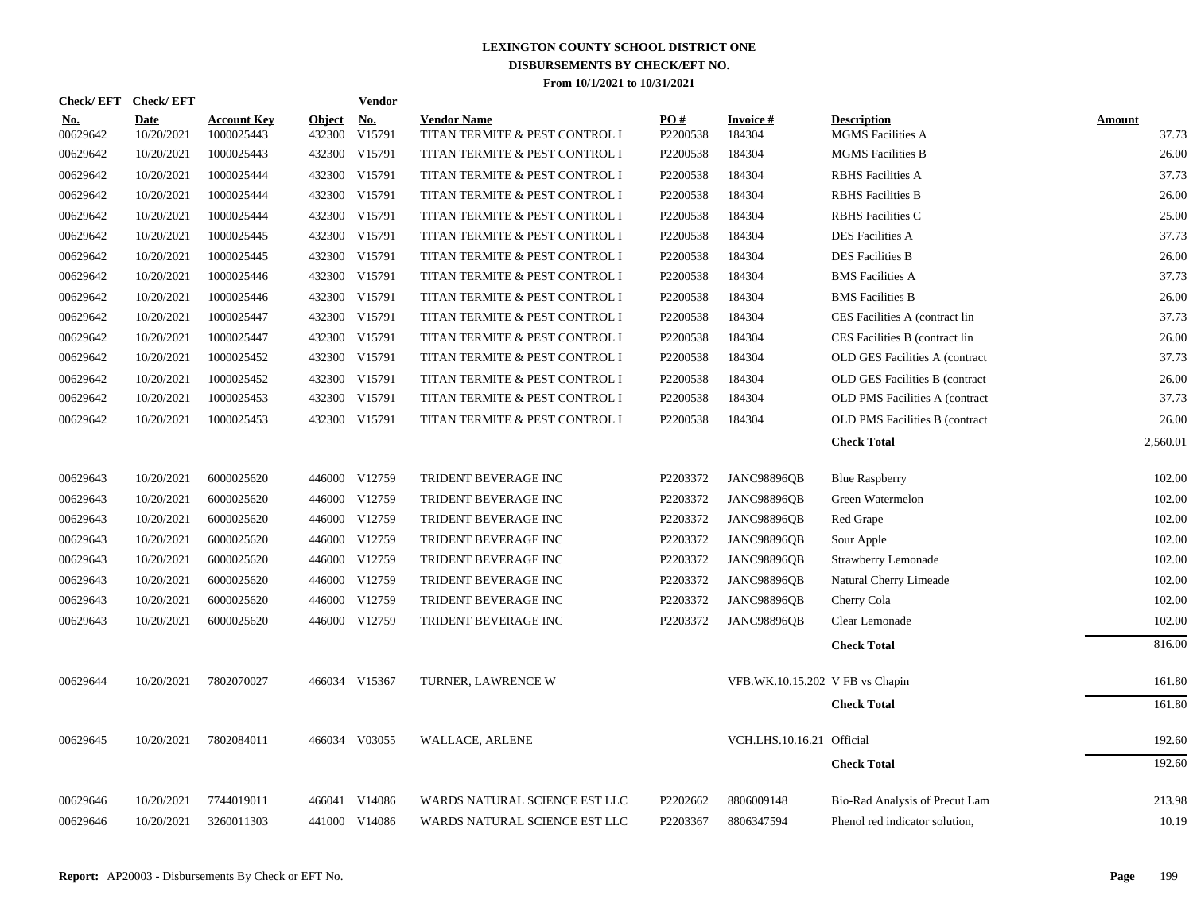# LEXINGTON COUNTY SCHOOL DISTRICT ONE
## DISBURSEMENTS BY CHECK/EFT NO.
### From 10/1/2021 to 10/31/2021

| Check/ EFT No. | Check/ EFT Date | Account Key | Object | Vendor No. | Vendor Name | PO # | Invoice # | Description | Amount |
|---|---|---|---|---|---|---|---|---|---|
| 00629642 | 10/20/2021 | 1000025443 | 432300 | V15791 | TITAN TERMITE & PEST CONTROL I | P2200538 | 184304 | MGMS Facilities A | 37.73 |
| 00629642 | 10/20/2021 | 1000025443 | 432300 | V15791 | TITAN TERMITE & PEST CONTROL I | P2200538 | 184304 | MGMS Facilities B | 26.00 |
| 00629642 | 10/20/2021 | 1000025444 | 432300 | V15791 | TITAN TERMITE & PEST CONTROL I | P2200538 | 184304 | RBHS Facilities A | 37.73 |
| 00629642 | 10/20/2021 | 1000025444 | 432300 | V15791 | TITAN TERMITE & PEST CONTROL I | P2200538 | 184304 | RBHS Facilities B | 26.00 |
| 00629642 | 10/20/2021 | 1000025444 | 432300 | V15791 | TITAN TERMITE & PEST CONTROL I | P2200538 | 184304 | RBHS Facilities C | 25.00 |
| 00629642 | 10/20/2021 | 1000025445 | 432300 | V15791 | TITAN TERMITE & PEST CONTROL I | P2200538 | 184304 | DES Facilities A | 37.73 |
| 00629642 | 10/20/2021 | 1000025445 | 432300 | V15791 | TITAN TERMITE & PEST CONTROL I | P2200538 | 184304 | DES Facilities B | 26.00 |
| 00629642 | 10/20/2021 | 1000025446 | 432300 | V15791 | TITAN TERMITE & PEST CONTROL I | P2200538 | 184304 | BMS Facilities A | 37.73 |
| 00629642 | 10/20/2021 | 1000025446 | 432300 | V15791 | TITAN TERMITE & PEST CONTROL I | P2200538 | 184304 | BMS Facilities B | 26.00 |
| 00629642 | 10/20/2021 | 1000025447 | 432300 | V15791 | TITAN TERMITE & PEST CONTROL I | P2200538 | 184304 | CES Facilities A (contract lin | 37.73 |
| 00629642 | 10/20/2021 | 1000025447 | 432300 | V15791 | TITAN TERMITE & PEST CONTROL I | P2200538 | 184304 | CES Facilities B (contract lin | 26.00 |
| 00629642 | 10/20/2021 | 1000025452 | 432300 | V15791 | TITAN TERMITE & PEST CONTROL I | P2200538 | 184304 | OLD GES Facilities A (contract | 37.73 |
| 00629642 | 10/20/2021 | 1000025452 | 432300 | V15791 | TITAN TERMITE & PEST CONTROL I | P2200538 | 184304 | OLD GES Facilities B (contract | 26.00 |
| 00629642 | 10/20/2021 | 1000025453 | 432300 | V15791 | TITAN TERMITE & PEST CONTROL I | P2200538 | 184304 | OLD PMS Facilities A (contract | 37.73 |
| 00629642 | 10/20/2021 | 1000025453 | 432300 | V15791 | TITAN TERMITE & PEST CONTROL I | P2200538 | 184304 | OLD PMS Facilities B (contract | 26.00 |
| | | | | | | | | **Check Total** | 2,560.01 |
| 00629643 | 10/20/2021 | 6000025620 | 446000 | V12759 | TRIDENT BEVERAGE INC | P2203372 | JANC98896QB | Blue Raspberry | 102.00 |
| 00629643 | 10/20/2021 | 6000025620 | 446000 | V12759 | TRIDENT BEVERAGE INC | P2203372 | JANC98896QB | Green Watermelon | 102.00 |
| 00629643 | 10/20/2021 | 6000025620 | 446000 | V12759 | TRIDENT BEVERAGE INC | P2203372 | JANC98896QB | Red Grape | 102.00 |
| 00629643 | 10/20/2021 | 6000025620 | 446000 | V12759 | TRIDENT BEVERAGE INC | P2203372 | JANC98896QB | Sour Apple | 102.00 |
| 00629643 | 10/20/2021 | 6000025620 | 446000 | V12759 | TRIDENT BEVERAGE INC | P2203372 | JANC98896QB | Strawberry Lemonade | 102.00 |
| 00629643 | 10/20/2021 | 6000025620 | 446000 | V12759 | TRIDENT BEVERAGE INC | P2203372 | JANC98896QB | Natural Cherry Limeade | 102.00 |
| 00629643 | 10/20/2021 | 6000025620 | 446000 | V12759 | TRIDENT BEVERAGE INC | P2203372 | JANC98896QB | Cherry Cola | 102.00 |
| 00629643 | 10/20/2021 | 6000025620 | 446000 | V12759 | TRIDENT BEVERAGE INC | P2203372 | JANC98896QB | Clear Lemonade | 102.00 |
| | | | | | | | | **Check Total** | 816.00 |
| 00629644 | 10/20/2021 | 7802070027 | 466034 | V15367 | TURNER, LAWRENCE W | | VFB.WK.10.15.202 | V FB vs Chapin | 161.80 |
| | | | | | | | | **Check Total** | 161.80 |
| 00629645 | 10/20/2021 | 7802084011 | 466034 | V03055 | WALLACE, ARLENE | | VCH.LHS.10.16.21 | Official | 192.60 |
| | | | | | | | | **Check Total** | 192.60 |
| 00629646 | 10/20/2021 | 7744019011 | 466041 | V14086 | WARDS NATURAL SCIENCE EST LLC | P2202662 | 8806009148 | Bio-Rad Analysis of Precut Lam | 213.98 |
| 00629646 | 10/20/2021 | 3260011303 | 441000 | V14086 | WARDS NATURAL SCIENCE EST LLC | P2203367 | 8806347594 | Phenol red indicator solution, | 10.19 |

**Report:** AP20003 - Disbursements By Check or EFT No.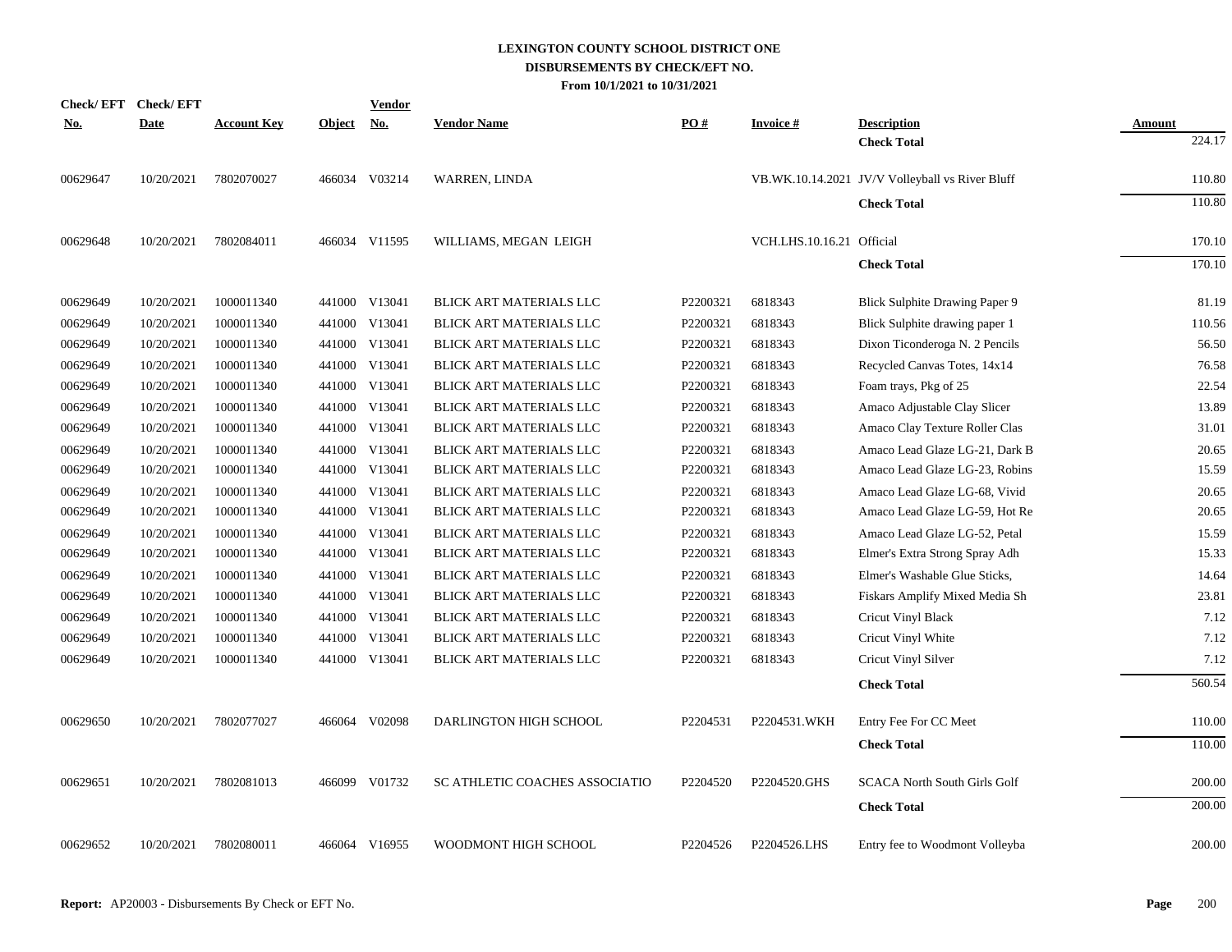# LEXINGTON COUNTY SCHOOL DISTRICT ONE
## DISBURSEMENTS BY CHECK/EFT NO.
### From 10/1/2021 to 10/31/2021

| Check/ EFT No. | Check/ EFT Date | Account Key | Object | Vendor No. | Vendor Name | PO # | Invoice # | Description | Amount |
|---|---|---|---|---|---|---|---|---|---|
| | | | | | | | | **Check Total** | 224.17 |
| 00629647 | 10/20/2021 | 7802070027 | 466034 | V03214 | WARREN, LINDA | | VB.WK.10.14.2021 | JV/V Volleyball vs River Bluff | 110.80 |
| | | | | | | | | **Check Total** | 110.80 |
| 00629648 | 10/20/2021 | 7802084011 | 466034 | V11595 | WILLIAMS, MEGAN LEIGH | | VCH.LHS.10.16.21 | Official | 170.10 |
| | | | | | | | | **Check Total** | 170.10 |
| 00629649 | 10/20/2021 | 1000011340 | 441000 | V13041 | BLICK ART MATERIALS LLC | P2200321 | 6818343 | Blick Sulphite Drawing Paper 9 | 81.19 |
| 00629649 | 10/20/2021 | 1000011340 | 441000 | V13041 | BLICK ART MATERIALS LLC | P2200321 | 6818343 | Blick Sulphite drawing paper 1 | 110.56 |
| 00629649 | 10/20/2021 | 1000011340 | 441000 | V13041 | BLICK ART MATERIALS LLC | P2200321 | 6818343 | Dixon Ticonderoga N. 2 Pencils | 56.50 |
| 00629649 | 10/20/2021 | 1000011340 | 441000 | V13041 | BLICK ART MATERIALS LLC | P2200321 | 6818343 | Recycled Canvas Totes, 14x14 | 76.58 |
| 00629649 | 10/20/2021 | 1000011340 | 441000 | V13041 | BLICK ART MATERIALS LLC | P2200321 | 6818343 | Foam trays, Pkg of 25 | 22.54 |
| 00629649 | 10/20/2021 | 1000011340 | 441000 | V13041 | BLICK ART MATERIALS LLC | P2200321 | 6818343 | Amaco Adjustable Clay Slicer | 13.89 |
| 00629649 | 10/20/2021 | 1000011340 | 441000 | V13041 | BLICK ART MATERIALS LLC | P2200321 | 6818343 | Amaco Clay Texture Roller Clas | 31.01 |
| 00629649 | 10/20/2021 | 1000011340 | 441000 | V13041 | BLICK ART MATERIALS LLC | P2200321 | 6818343 | Amaco Lead Glaze LG-21, Dark B | 20.65 |
| 00629649 | 10/20/2021 | 1000011340 | 441000 | V13041 | BLICK ART MATERIALS LLC | P2200321 | 6818343 | Amaco Lead Glaze LG-23, Robins | 15.59 |
| 00629649 | 10/20/2021 | 1000011340 | 441000 | V13041 | BLICK ART MATERIALS LLC | P2200321 | 6818343 | Amaco Lead Glaze LG-68, Vivid | 20.65 |
| 00629649 | 10/20/2021 | 1000011340 | 441000 | V13041 | BLICK ART MATERIALS LLC | P2200321 | 6818343 | Amaco Lead Glaze LG-59, Hot Re | 20.65 |
| 00629649 | 10/20/2021 | 1000011340 | 441000 | V13041 | BLICK ART MATERIALS LLC | P2200321 | 6818343 | Amaco Lead Glaze LG-52, Petal | 15.59 |
| 00629649 | 10/20/2021 | 1000011340 | 441000 | V13041 | BLICK ART MATERIALS LLC | P2200321 | 6818343 | Elmer's Extra Strong Spray Adh | 15.33 |
| 00629649 | 10/20/2021 | 1000011340 | 441000 | V13041 | BLICK ART MATERIALS LLC | P2200321 | 6818343 | Elmer's Washable Glue Sticks, | 14.64 |
| 00629649 | 10/20/2021 | 1000011340 | 441000 | V13041 | BLICK ART MATERIALS LLC | P2200321 | 6818343 | Fiskars Amplify Mixed Media Sh | 23.81 |
| 00629649 | 10/20/2021 | 1000011340 | 441000 | V13041 | BLICK ART MATERIALS LLC | P2200321 | 6818343 | Cricut Vinyl Black | 7.12 |
| 00629649 | 10/20/2021 | 1000011340 | 441000 | V13041 | BLICK ART MATERIALS LLC | P2200321 | 6818343 | Cricut Vinyl White | 7.12 |
| 00629649 | 10/20/2021 | 1000011340 | 441000 | V13041 | BLICK ART MATERIALS LLC | P2200321 | 6818343 | Cricut Vinyl Silver | 7.12 |
| | | | | | | | | **Check Total** | 560.54 |
| 00629650 | 10/20/2021 | 7802077027 | 466064 | V02098 | DARLINGTON HIGH SCHOOL | P2204531 | P2204531.WKH | Entry Fee For CC Meet | 110.00 |
| | | | | | | | | **Check Total** | 110.00 |
| 00629651 | 10/20/2021 | 7802081013 | 466099 | V01732 | SC ATHLETIC COACHES ASSOCIATIO | P2204520 | P2204520.GHS | SCACA North South Girls Golf | 200.00 |
| | | | | | | | | **Check Total** | 200.00 |
| 00629652 | 10/20/2021 | 7802080011 | 466064 | V16955 | WOODMONT HIGH SCHOOL | P2204526 | P2204526.LHS | Entry fee to Woodmont Volleyba | 200.00 |

**Report:** AP20003 - Disbursements By Check or EFT No.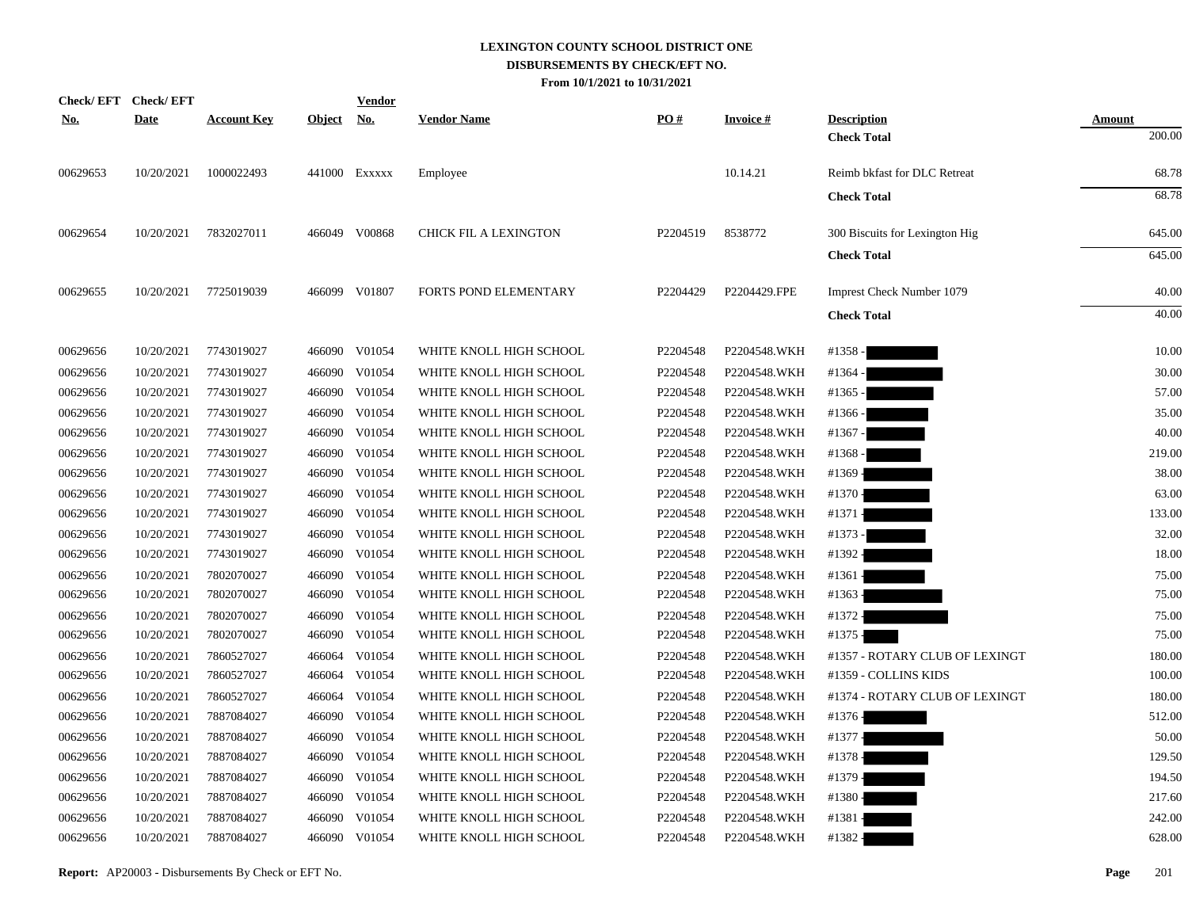# LEXINGTON COUNTY SCHOOL DISTRICT ONE
## DISBURSEMENTS BY CHECK/EFT NO.
### From 10/1/2021 to 10/31/2021

| Check/ EFT No. | Check/ EFT Date | Account Key | Object | Vendor No. | Vendor Name | PO # | Invoice # | Description | Amount |
|---|---|---|---|---|---|---|---|---|---|
| | | | | | | | | **Check Total** | 200.00 |
| 00629653 | 10/20/2021 | 1000022493 | 441000 | Exxxxx | Employee | | 10.14.21 | Reimb bkfast for DLC Retreat | 68.78 |
| | | | | | | | | **Check Total** | 68.78 |
| 00629654 | 10/20/2021 | 7832027011 | 466049 | V00868 | CHICK FIL A LEXINGTON | P2204519 | 8538772 | 300 Biscuits for Lexington Hig | 645.00 |
| | | | | | | | | **Check Total** | 645.00 |
| 00629655 | 10/20/2021 | 7725019039 | 466099 | V01807 | FORTS POND ELEMENTARY | P2204429 | P2204429.FPE | Imprest Check Number 1079 | 40.00 |
| | | | | | | | | **Check Total** | 40.00 |
| 00629656 | 10/20/2021 | 7743019027 | 466090 | V01054 | WHITE KNOLL HIGH SCHOOL | P2204548 | P2204548.WKH | #1358 - | 10.00 |
| 00629656 | 10/20/2021 | 7743019027 | 466090 | V01054 | WHITE KNOLL HIGH SCHOOL | P2204548 | P2204548.WKH | #1364 - | 30.00 |
| 00629656 | 10/20/2021 | 7743019027 | 466090 | V01054 | WHITE KNOLL HIGH SCHOOL | P2204548 | P2204548.WKH | #1365 - | 57.00 |
| 00629656 | 10/20/2021 | 7743019027 | 466090 | V01054 | WHITE KNOLL HIGH SCHOOL | P2204548 | P2204548.WKH | #1366 - | 35.00 |
| 00629656 | 10/20/2021 | 7743019027 | 466090 | V01054 | WHITE KNOLL HIGH SCHOOL | P2204548 | P2204548.WKH | #1367 - | 40.00 |
| 00629656 | 10/20/2021 | 7743019027 | 466090 | V01054 | WHITE KNOLL HIGH SCHOOL | P2204548 | P2204548.WKH | #1368 - | 219.00 |
| 00629656 | 10/20/2021 | 7743019027 | 466090 | V01054 | WHITE KNOLL HIGH SCHOOL | P2204548 | P2204548.WKH | #1369 - | 38.00 |
| 00629656 | 10/20/2021 | 7743019027 | 466090 | V01054 | WHITE KNOLL HIGH SCHOOL | P2204548 | P2204548.WKH | #1370 - | 63.00 |
| 00629656 | 10/20/2021 | 7743019027 | 466090 | V01054 | WHITE KNOLL HIGH SCHOOL | P2204548 | P2204548.WKH | #1371 - | 133.00 |
| 00629656 | 10/20/2021 | 7743019027 | 466090 | V01054 | WHITE KNOLL HIGH SCHOOL | P2204548 | P2204548.WKH | #1373 - | 32.00 |
| 00629656 | 10/20/2021 | 7743019027 | 466090 | V01054 | WHITE KNOLL HIGH SCHOOL | P2204548 | P2204548.WKH | #1392 - | 18.00 |
| 00629656 | 10/20/2021 | 7802070027 | 466090 | V01054 | WHITE KNOLL HIGH SCHOOL | P2204548 | P2204548.WKH | #1361 - | 75.00 |
| 00629656 | 10/20/2021 | 7802070027 | 466090 | V01054 | WHITE KNOLL HIGH SCHOOL | P2204548 | P2204548.WKH | #1363 - | 75.00 |
| 00629656 | 10/20/2021 | 7802070027 | 466090 | V01054 | WHITE KNOLL HIGH SCHOOL | P2204548 | P2204548.WKH | #1372 - | 75.00 |
| 00629656 | 10/20/2021 | 7802070027 | 466090 | V01054 | WHITE KNOLL HIGH SCHOOL | P2204548 | P2204548.WKH | #1375 - | 75.00 |
| 00629656 | 10/20/2021 | 7860527027 | 466064 | V01054 | WHITE KNOLL HIGH SCHOOL | P2204548 | P2204548.WKH | #1357 - ROTARY CLUB OF LEXINGT | 180.00 |
| 00629656 | 10/20/2021 | 7860527027 | 466064 | V01054 | WHITE KNOLL HIGH SCHOOL | P2204548 | P2204548.WKH | #1359 - COLLINS KIDS | 100.00 |
| 00629656 | 10/20/2021 | 7860527027 | 466064 | V01054 | WHITE KNOLL HIGH SCHOOL | P2204548 | P2204548.WKH | #1374 - ROTARY CLUB OF LEXINGT | 180.00 |
| 00629656 | 10/20/2021 | 7887084027 | 466090 | V01054 | WHITE KNOLL HIGH SCHOOL | P2204548 | P2204548.WKH | #1376 - | 512.00 |
| 00629656 | 10/20/2021 | 7887084027 | 466090 | V01054 | WHITE KNOLL HIGH SCHOOL | P2204548 | P2204548.WKH | #1377 - | 50.00 |
| 00629656 | 10/20/2021 | 7887084027 | 466090 | V01054 | WHITE KNOLL HIGH SCHOOL | P2204548 | P2204548.WKH | #1378 - | 129.50 |
| 00629656 | 10/20/2021 | 7887084027 | 466090 | V01054 | WHITE KNOLL HIGH SCHOOL | P2204548 | P2204548.WKH | #1379 - | 194.50 |
| 00629656 | 10/20/2021 | 7887084027 | 466090 | V01054 | WHITE KNOLL HIGH SCHOOL | P2204548 | P2204548.WKH | #1380 - | 217.60 |
| 00629656 | 10/20/2021 | 7887084027 | 466090 | V01054 | WHITE KNOLL HIGH SCHOOL | P2204548 | P2204548.WKH | #1381 - | 242.00 |
| 00629656 | 10/20/2021 | 7887084027 | 466090 | V01054 | WHITE KNOLL HIGH SCHOOL | P2204548 | P2204548.WKH | #1382 - | 628.00 |

**Report:** AP20003 - Disbursements By Check or EFT No.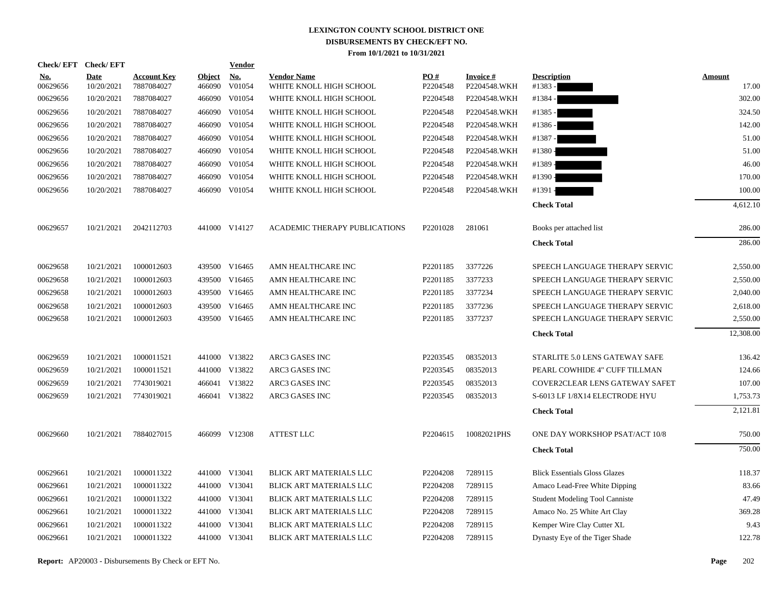# LEXINGTON COUNTY SCHOOL DISTRICT ONE

## DISBURSEMENTS BY CHECK/EFT NO.

### From 10/1/2021 to 10/31/2021

| Check/ EFT No. | Check/ EFT Date | Account Key | Object | Vendor No. | Vendor Name | PO # | Invoice # | Description | Amount |
|---|---|---|---|---|---|---|---|---|---|
| 00629656 | 10/20/2021 | 7887084027 | 466090 | V01054 | WHITE KNOLL HIGH SCHOOL | P2204548 | P2204548.WKH | #1383 - | 17.00 |
| 00629656 | 10/20/2021 | 7887084027 | 466090 | V01054 | WHITE KNOLL HIGH SCHOOL | P2204548 | P2204548.WKH | #1384 - | 302.00 |
| 00629656 | 10/20/2021 | 7887084027 | 466090 | V01054 | WHITE KNOLL HIGH SCHOOL | P2204548 | P2204548.WKH | #1385 - | 324.50 |
| 00629656 | 10/20/2021 | 7887084027 | 466090 | V01054 | WHITE KNOLL HIGH SCHOOL | P2204548 | P2204548.WKH | #1386 - | 142.00 |
| 00629656 | 10/20/2021 | 7887084027 | 466090 | V01054 | WHITE KNOLL HIGH SCHOOL | P2204548 | P2204548.WKH | #1387 - | 51.00 |
| 00629656 | 10/20/2021 | 7887084027 | 466090 | V01054 | WHITE KNOLL HIGH SCHOOL | P2204548 | P2204548.WKH | #1380 - | 51.00 |
| 00629656 | 10/20/2021 | 7887084027 | 466090 | V01054 | WHITE KNOLL HIGH SCHOOL | P2204548 | P2204548.WKH | #1389 - | 46.00 |
| 00629656 | 10/20/2021 | 7887084027 | 466090 | V01054 | WHITE KNOLL HIGH SCHOOL | P2204548 | P2204548.WKH | #1390 - | 170.00 |
| 00629656 | 10/20/2021 | 7887084027 | 466090 | V01054 | WHITE KNOLL HIGH SCHOOL | P2204548 | P2204548.WKH | #1391 - | 100.00 |
| | | | | | | | | **Check Total** | 4,612.10 |
| 00629657 | 10/21/2021 | 2042112703 | 441000 | V14127 | ACADEMIC THERAPY PUBLICATIONS | P2201028 | 281061 | Books per attached list | 286.00 |
| | | | | | | | | **Check Total** | 286.00 |
| 00629658 | 10/21/2021 | 1000012603 | 439500 | V16465 | AMN HEALTHCARE INC | P2201185 | 3377226 | SPEECH LANGUAGE THERAPY SERVIC | 2,550.00 |
| 00629658 | 10/21/2021 | 1000012603 | 439500 | V16465 | AMN HEALTHCARE INC | P2201185 | 3377233 | SPEECH LANGUAGE THERAPY SERVIC | 2,550.00 |
| 00629658 | 10/21/2021 | 1000012603 | 439500 | V16465 | AMN HEALTHCARE INC | P2201185 | 3377234 | SPEECH LANGUAGE THERAPY SERVIC | 2,040.00 |
| 00629658 | 10/21/2021 | 1000012603 | 439500 | V16465 | AMN HEALTHCARE INC | P2201185 | 3377236 | SPEECH LANGUAGE THERAPY SERVIC | 2,618.00 |
| 00629658 | 10/21/2021 | 1000012603 | 439500 | V16465 | AMN HEALTHCARE INC | P2201185 | 3377237 | SPEECH LANGUAGE THERAPY SERVIC | 2,550.00 |
| | | | | | | | | **Check Total** | 12,308.00 |
| 00629659 | 10/21/2021 | 1000011521 | 441000 | V13822 | ARC3 GASES INC | P2203545 | 08352013 | STARLITE 5.0 LENS GATEWAY SAFE | 136.42 |
| 00629659 | 10/21/2021 | 1000011521 | 441000 | V13822 | ARC3 GASES INC | P2203545 | 08352013 | PEARL COWHIDE 4" CUFF TILLMAN | 124.66 |
| 00629659 | 10/21/2021 | 7743019021 | 466041 | V13822 | ARC3 GASES INC | P2203545 | 08352013 | COVER2CLEAR LENS GATEWAY SAFET | 107.00 |
| 00629659 | 10/21/2021 | 7743019021 | 466041 | V13822 | ARC3 GASES INC | P2203545 | 08352013 | S-6013 LF 1/8X14 ELECTRODE HYU | 1,753.73 |
| | | | | | | | | **Check Total** | 2,121.81 |
| 00629660 | 10/21/2021 | 7884027015 | 466099 | V12308 | ATTEST LLC | P2204615 | 10082021PHS | ONE DAY WORKSHOP PSAT/ACT 10/8 | 750.00 |
| | | | | | | | | **Check Total** | 750.00 |
| 00629661 | 10/21/2021 | 1000011322 | 441000 | V13041 | BLICK ART MATERIALS LLC | P2204208 | 7289115 | Blick Essentials Gloss Glazes | 118.37 |
| 00629661 | 10/21/2021 | 1000011322 | 441000 | V13041 | BLICK ART MATERIALS LLC | P2204208 | 7289115 | Amaco Lead-Free White Dipping | 83.66 |
| 00629661 | 10/21/2021 | 1000011322 | 441000 | V13041 | BLICK ART MATERIALS LLC | P2204208 | 7289115 | Student Modeling Tool Canniste | 47.49 |
| 00629661 | 10/21/2021 | 1000011322 | 441000 | V13041 | BLICK ART MATERIALS LLC | P2204208 | 7289115 | Amaco No. 25 White Art Clay | 369.28 |
| 00629661 | 10/21/2021 | 1000011322 | 441000 | V13041 | BLICK ART MATERIALS LLC | P2204208 | 7289115 | Kemper Wire Clay Cutter XL | 9.43 |
| 00629661 | 10/21/2021 | 1000011322 | 441000 | V13041 | BLICK ART MATERIALS LLC | P2204208 | 7289115 | Dynasty Eye of the Tiger Shade | 122.78 |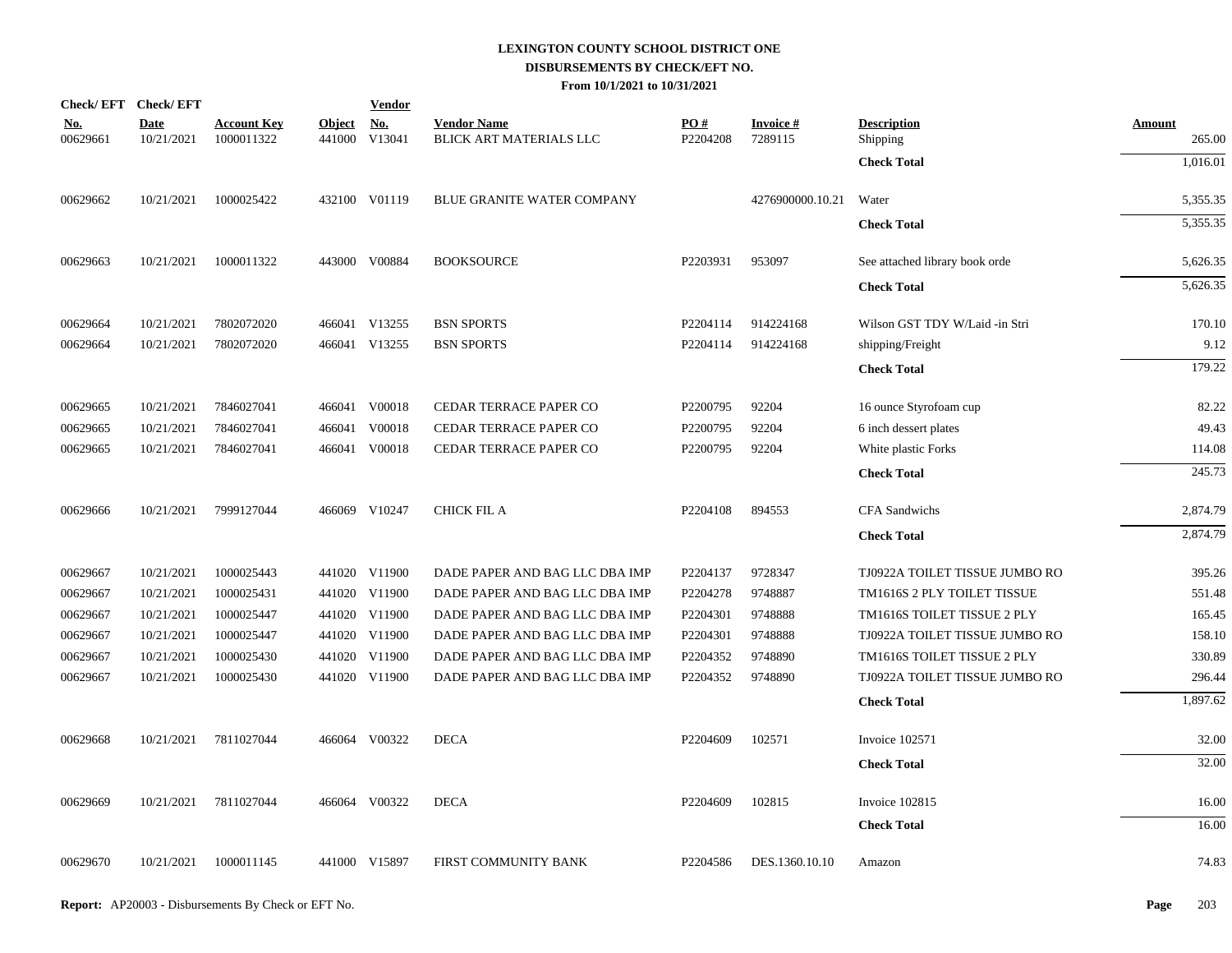# LEXINGTON COUNTY SCHOOL DISTRICT ONE
## DISBURSEMENTS BY CHECK/EFT NO.
### From 10/1/2021 to 10/31/2021

| Check/ EFT No. | Check/ EFT Date | Account Key | Object | Vendor No. | Vendor Name | PO # | Invoice # | Description | Amount |
|---|---|---|---|---|---|---|---|---|---|
| 00629661 | 10/21/2021 | 1000011322 | 441000 | V13041 | BLICK ART MATERIALS LLC | P2204208 | 7289115 | Shipping | 265.00 |
| | | | | | | | | **Check Total** | 1,016.01 |
| 00629662 | 10/21/2021 | 1000025422 | 432100 | V01119 | BLUE GRANITE WATER COMPANY | | 4276900000.10.21 | Water | 5,355.35 |
| | | | | | | | | **Check Total** | 5,355.35 |
| 00629663 | 10/21/2021 | 1000011322 | 443000 | V00884 | BOOKSOURCE | P2203931 | 953097 | See attached library book orde | 5,626.35 |
| | | | | | | | | **Check Total** | 5,626.35 |
| 00629664 | 10/21/2021 | 7802072020 | 466041 | V13255 | BSN SPORTS | P2204114 | 914224168 | Wilson GST TDY W/Laid -in Stri | 170.10 |
| 00629664 | 10/21/2021 | 7802072020 | 466041 | V13255 | BSN SPORTS | P2204114 | 914224168 | shipping/Freight | 9.12 |
| | | | | | | | | **Check Total** | 179.22 |
| 00629665 | 10/21/2021 | 7846027041 | 466041 | V00018 | CEDAR TERRACE PAPER CO | P2200795 | 92204 | 16 ounce Styrofoam cup | 82.22 |
| 00629665 | 10/21/2021 | 7846027041 | 466041 | V00018 | CEDAR TERRACE PAPER CO | P2200795 | 92204 | 6 inch dessert plates | 49.43 |
| 00629665 | 10/21/2021 | 7846027041 | 466041 | V00018 | CEDAR TERRACE PAPER CO | P2200795 | 92204 | White plastic Forks | 114.08 |
| | | | | | | | | **Check Total** | 245.73 |
| 00629666 | 10/21/2021 | 7999127044 | 466069 | V10247 | CHICK FIL A | P2204108 | 894553 | CFA Sandwichs | 2,874.79 |
| | | | | | | | | **Check Total** | 2,874.79 |
| 00629667 | 10/21/2021 | 1000025443 | 441020 | V11900 | DADE PAPER AND BAG LLC DBA IMP | P2204137 | 9728347 | TJ0922A TOILET TISSUE JUMBO RO | 395.26 |
| 00629667 | 10/21/2021 | 1000025431 | 441020 | V11900 | DADE PAPER AND BAG LLC DBA IMP | P2204278 | 9748887 | TM1616S 2 PLY TOILET TISSUE | 551.48 |
| 00629667 | 10/21/2021 | 1000025447 | 441020 | V11900 | DADE PAPER AND BAG LLC DBA IMP | P2204301 | 9748888 | TM1616S TOILET TISSUE 2 PLY | 165.45 |
| 00629667 | 10/21/2021 | 1000025447 | 441020 | V11900 | DADE PAPER AND BAG LLC DBA IMP | P2204301 | 9748888 | TJ0922A TOILET TISSUE JUMBO RO | 158.10 |
| 00629667 | 10/21/2021 | 1000025430 | 441020 | V11900 | DADE PAPER AND BAG LLC DBA IMP | P2204352 | 9748890 | TM1616S TOILET TISSUE 2 PLY | 330.89 |
| 00629667 | 10/21/2021 | 1000025430 | 441020 | V11900 | DADE PAPER AND BAG LLC DBA IMP | P2204352 | 9748890 | TJ0922A TOILET TISSUE JUMBO RO | 296.44 |
| | | | | | | | | **Check Total** | 1,897.62 |
| 00629668 | 10/21/2021 | 7811027044 | 466064 | V00322 | DECA | P2204609 | 102571 | Invoice 102571 | 32.00 |
| | | | | | | | | **Check Total** | 32.00 |
| 00629669 | 10/21/2021 | 7811027044 | 466064 | V00322 | DECA | P2204609 | 102815 | Invoice 102815 | 16.00 |
| | | | | | | | | **Check Total** | 16.00 |
| 00629670 | 10/21/2021 | 1000011145 | 441000 | V15897 | FIRST COMMUNITY BANK | P2204586 | DES.1360.10.10 | Amazon | 74.83 |

**Report:** AP20003 - Disbursements By Check or EFT No.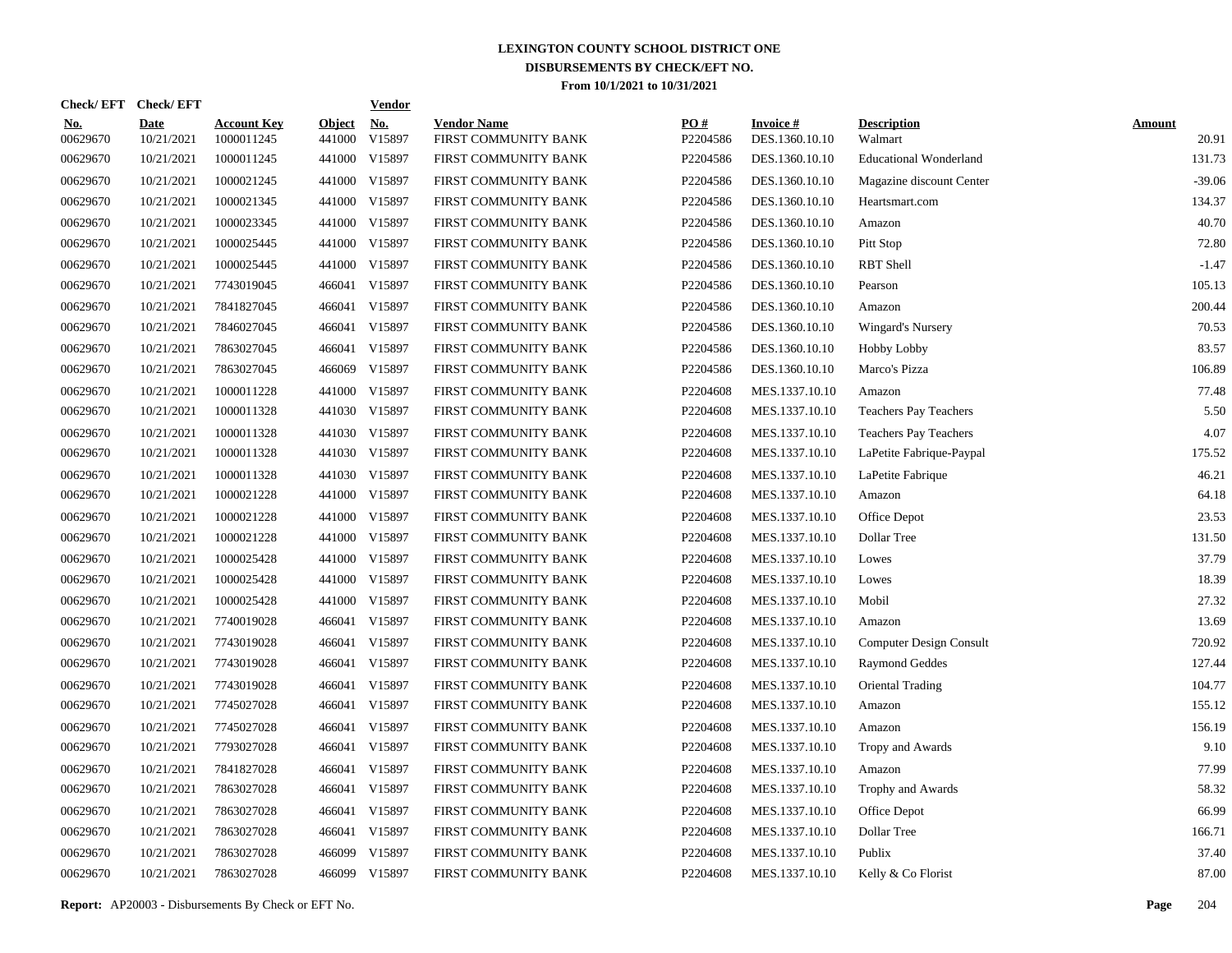# LEXINGTON COUNTY SCHOOL DISTRICT ONE

## DISBURSEMENTS BY CHECK/EFT NO.

**From 10/1/2021 to 10/31/2021**

| Check/ EFT No. | Check/ EFT Date | Account Key | Object | Vendor No. | Vendor Name | PO # | Invoice # | Description | Amount |
|---|---|---|---|---|---|---|---|---|---|
| 00629670 | 10/21/2021 | 1000011245 | 441000 | V15897 | FIRST COMMUNITY BANK | P2204586 | DES.1360.10.10 | Walmart | 20.91 |
| 00629670 | 10/21/2021 | 1000011245 | 441000 | V15897 | FIRST COMMUNITY BANK | P2204586 | DES.1360.10.10 | Educational Wonderland | 131.73 |
| 00629670 | 10/21/2021 | 1000021245 | 441000 | V15897 | FIRST COMMUNITY BANK | P2204586 | DES.1360.10.10 | Magazine discount Center | -39.06 |
| 00629670 | 10/21/2021 | 1000021345 | 441000 | V15897 | FIRST COMMUNITY BANK | P2204586 | DES.1360.10.10 | Heartsmart.com | 134.37 |
| 00629670 | 10/21/2021 | 1000023345 | 441000 | V15897 | FIRST COMMUNITY BANK | P2204586 | DES.1360.10.10 | Amazon | 40.70 |
| 00629670 | 10/21/2021 | 1000025445 | 441000 | V15897 | FIRST COMMUNITY BANK | P2204586 | DES.1360.10.10 | Pitt Stop | 72.80 |
| 00629670 | 10/21/2021 | 1000025445 | 441000 | V15897 | FIRST COMMUNITY BANK | P2204586 | DES.1360.10.10 | RBT Shell | -1.47 |
| 00629670 | 10/21/2021 | 7743019045 | 466041 | V15897 | FIRST COMMUNITY BANK | P2204586 | DES.1360.10.10 | Pearson | 105.13 |
| 00629670 | 10/21/2021 | 7841827045 | 466041 | V15897 | FIRST COMMUNITY BANK | P2204586 | DES.1360.10.10 | Amazon | 200.44 |
| 00629670 | 10/21/2021 | 7846027045 | 466041 | V15897 | FIRST COMMUNITY BANK | P2204586 | DES.1360.10.10 | Wingard's Nursery | 70.53 |
| 00629670 | 10/21/2021 | 7863027045 | 466041 | V15897 | FIRST COMMUNITY BANK | P2204586 | DES.1360.10.10 | Hobby Lobby | 83.57 |
| 00629670 | 10/21/2021 | 7863027045 | 466069 | V15897 | FIRST COMMUNITY BANK | P2204586 | DES.1360.10.10 | Marco's Pizza | 106.89 |
| 00629670 | 10/21/2021 | 1000011228 | 441000 | V15897 | FIRST COMMUNITY BANK | P2204608 | MES.1337.10.10 | Amazon | 77.48 |
| 00629670 | 10/21/2021 | 1000011328 | 441030 | V15897 | FIRST COMMUNITY BANK | P2204608 | MES.1337.10.10 | Teachers Pay Teachers | 5.50 |
| 00629670 | 10/21/2021 | 1000011328 | 441030 | V15897 | FIRST COMMUNITY BANK | P2204608 | MES.1337.10.10 | Teachers Pay Teachers | 4.07 |
| 00629670 | 10/21/2021 | 1000011328 | 441030 | V15897 | FIRST COMMUNITY BANK | P2204608 | MES.1337.10.10 | LaPetite Fabrique-Paypal | 175.52 |
| 00629670 | 10/21/2021 | 1000011328 | 441030 | V15897 | FIRST COMMUNITY BANK | P2204608 | MES.1337.10.10 | LaPetite Fabrique | 46.21 |
| 00629670 | 10/21/2021 | 1000021228 | 441000 | V15897 | FIRST COMMUNITY BANK | P2204608 | MES.1337.10.10 | Amazon | 64.18 |
| 00629670 | 10/21/2021 | 1000021228 | 441000 | V15897 | FIRST COMMUNITY BANK | P2204608 | MES.1337.10.10 | Office Depot | 23.53 |
| 00629670 | 10/21/2021 | 1000021228 | 441000 | V15897 | FIRST COMMUNITY BANK | P2204608 | MES.1337.10.10 | Dollar Tree | 131.50 |
| 00629670 | 10/21/2021 | 1000025428 | 441000 | V15897 | FIRST COMMUNITY BANK | P2204608 | MES.1337.10.10 | Lowes | 37.79 |
| 00629670 | 10/21/2021 | 1000025428 | 441000 | V15897 | FIRST COMMUNITY BANK | P2204608 | MES.1337.10.10 | Lowes | 18.39 |
| 00629670 | 10/21/2021 | 1000025428 | 441000 | V15897 | FIRST COMMUNITY BANK | P2204608 | MES.1337.10.10 | Mobil | 27.32 |
| 00629670 | 10/21/2021 | 7740019028 | 466041 | V15897 | FIRST COMMUNITY BANK | P2204608 | MES.1337.10.10 | Amazon | 13.69 |
| 00629670 | 10/21/2021 | 7743019028 | 466041 | V15897 | FIRST COMMUNITY BANK | P2204608 | MES.1337.10.10 | Computer Design Consult | 720.92 |
| 00629670 | 10/21/2021 | 7743019028 | 466041 | V15897 | FIRST COMMUNITY BANK | P2204608 | MES.1337.10.10 | Raymond Geddes | 127.44 |
| 00629670 | 10/21/2021 | 7743019028 | 466041 | V15897 | FIRST COMMUNITY BANK | P2204608 | MES.1337.10.10 | Oriental Trading | 104.77 |
| 00629670 | 10/21/2021 | 7745027028 | 466041 | V15897 | FIRST COMMUNITY BANK | P2204608 | MES.1337.10.10 | Amazon | 155.12 |
| 00629670 | 10/21/2021 | 7745027028 | 466041 | V15897 | FIRST COMMUNITY BANK | P2204608 | MES.1337.10.10 | Amazon | 156.19 |
| 00629670 | 10/21/2021 | 7793027028 | 466041 | V15897 | FIRST COMMUNITY BANK | P2204608 | MES.1337.10.10 | Tropy and Awards | 9.10 |
| 00629670 | 10/21/2021 | 7841827028 | 466041 | V15897 | FIRST COMMUNITY BANK | P2204608 | MES.1337.10.10 | Amazon | 77.99 |
| 00629670 | 10/21/2021 | 7863027028 | 466041 | V15897 | FIRST COMMUNITY BANK | P2204608 | MES.1337.10.10 | Trophy and Awards | 58.32 |
| 00629670 | 10/21/2021 | 7863027028 | 466041 | V15897 | FIRST COMMUNITY BANK | P2204608 | MES.1337.10.10 | Office Depot | 66.99 |
| 00629670 | 10/21/2021 | 7863027028 | 466041 | V15897 | FIRST COMMUNITY BANK | P2204608 | MES.1337.10.10 | Dollar Tree | 166.71 |
| 00629670 | 10/21/2021 | 7863027028 | 466099 | V15897 | FIRST COMMUNITY BANK | P2204608 | MES.1337.10.10 | Publix | 37.40 |
| 00629670 | 10/21/2021 | 7863027028 | 466099 | V15897 | FIRST COMMUNITY BANK | P2204608 | MES.1337.10.10 | Kelly & Co Florist | 87.00 |

**Report:** AP20003 - Disbursements By Check or EFT No.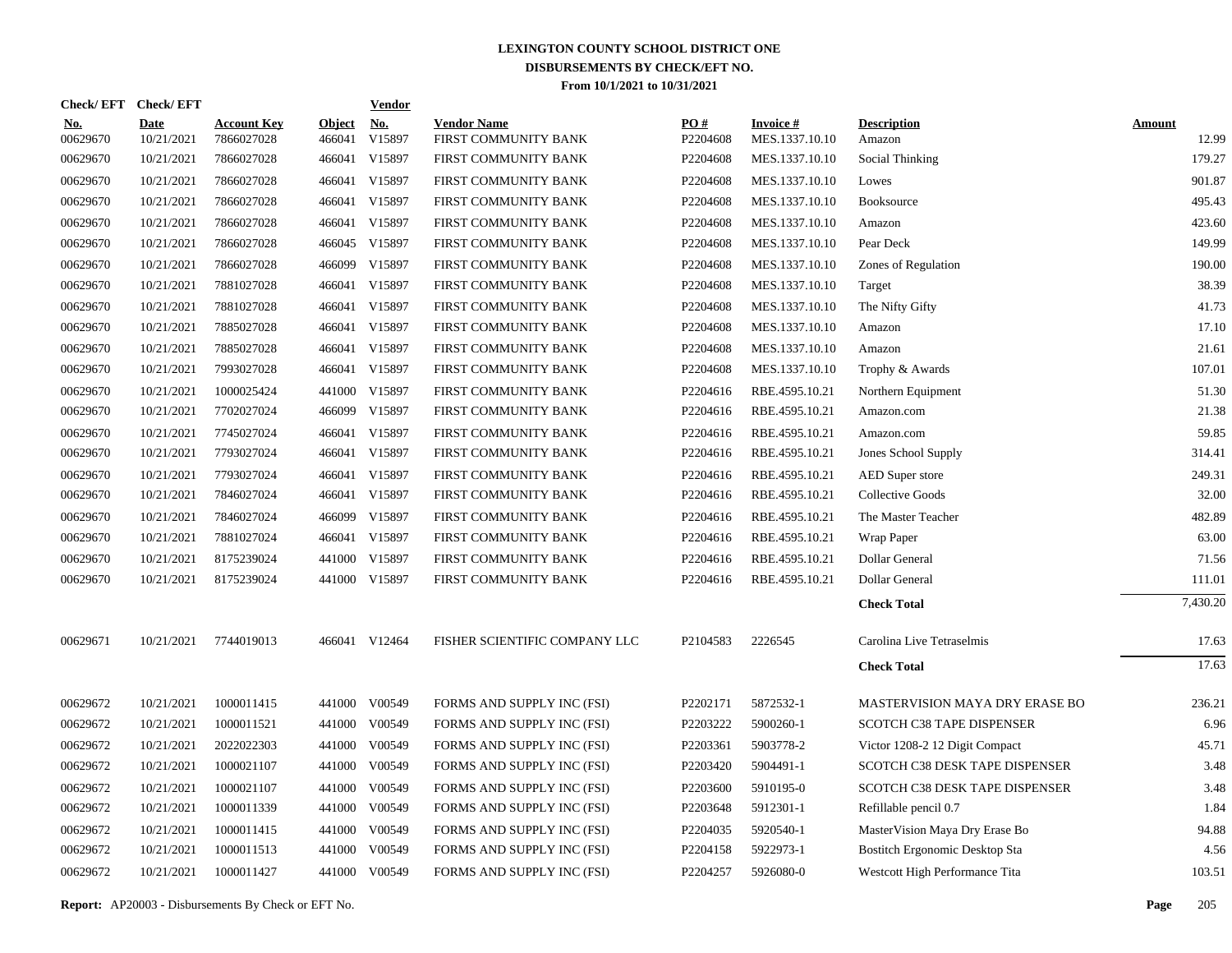# LEXINGTON COUNTY SCHOOL DISTRICT ONE
## DISBURSEMENTS BY CHECK/EFT NO.
### From 10/1/2021 to 10/31/2021

| Check/ EFT No. | Check/ EFT Date | Account Key | Object | Vendor No. | Vendor Name | PO # | Invoice # | Description | Amount |
|---|---|---|---|---|---|---|---|---|---|
| 00629670 | 10/21/2021 | 7866027028 | 466041 | V15897 | FIRST COMMUNITY BANK | P2204608 | MES.1337.10.10 | Amazon | 12.99 |
| 00629670 | 10/21/2021 | 7866027028 | 466041 | V15897 | FIRST COMMUNITY BANK | P2204608 | MES.1337.10.10 | Social Thinking | 179.27 |
| 00629670 | 10/21/2021 | 7866027028 | 466041 | V15897 | FIRST COMMUNITY BANK | P2204608 | MES.1337.10.10 | Lowes | 901.87 |
| 00629670 | 10/21/2021 | 7866027028 | 466041 | V15897 | FIRST COMMUNITY BANK | P2204608 | MES.1337.10.10 | Booksource | 495.43 |
| 00629670 | 10/21/2021 | 7866027028 | 466041 | V15897 | FIRST COMMUNITY BANK | P2204608 | MES.1337.10.10 | Amazon | 423.60 |
| 00629670 | 10/21/2021 | 7866027028 | 466045 | V15897 | FIRST COMMUNITY BANK | P2204608 | MES.1337.10.10 | Pear Deck | 149.99 |
| 00629670 | 10/21/2021 | 7866027028 | 466099 | V15897 | FIRST COMMUNITY BANK | P2204608 | MES.1337.10.10 | Zones of Regulation | 190.00 |
| 00629670 | 10/21/2021 | 7881027028 | 466041 | V15897 | FIRST COMMUNITY BANK | P2204608 | MES.1337.10.10 | Target | 38.39 |
| 00629670 | 10/21/2021 | 7881027028 | 466041 | V15897 | FIRST COMMUNITY BANK | P2204608 | MES.1337.10.10 | The Nifty Gifty | 41.73 |
| 00629670 | 10/21/2021 | 7885027028 | 466041 | V15897 | FIRST COMMUNITY BANK | P2204608 | MES.1337.10.10 | Amazon | 17.10 |
| 00629670 | 10/21/2021 | 7885027028 | 466041 | V15897 | FIRST COMMUNITY BANK | P2204608 | MES.1337.10.10 | Amazon | 21.61 |
| 00629670 | 10/21/2021 | 7993027028 | 466041 | V15897 | FIRST COMMUNITY BANK | P2204608 | MES.1337.10.10 | Trophy & Awards | 107.01 |
| 00629670 | 10/21/2021 | 1000025424 | 441000 | V15897 | FIRST COMMUNITY BANK | P2204616 | RBE.4595.10.21 | Northern Equipment | 51.30 |
| 00629670 | 10/21/2021 | 7702027024 | 466099 | V15897 | FIRST COMMUNITY BANK | P2204616 | RBE.4595.10.21 | Amazon.com | 21.38 |
| 00629670 | 10/21/2021 | 7745027024 | 466041 | V15897 | FIRST COMMUNITY BANK | P2204616 | RBE.4595.10.21 | Amazon.com | 59.85 |
| 00629670 | 10/21/2021 | 7793027024 | 466041 | V15897 | FIRST COMMUNITY BANK | P2204616 | RBE.4595.10.21 | Jones School Supply | 314.41 |
| 00629670 | 10/21/2021 | 7793027024 | 466041 | V15897 | FIRST COMMUNITY BANK | P2204616 | RBE.4595.10.21 | AED Super store | 249.31 |
| 00629670 | 10/21/2021 | 7846027024 | 466041 | V15897 | FIRST COMMUNITY BANK | P2204616 | RBE.4595.10.21 | Collective Goods | 32.00 |
| 00629670 | 10/21/2021 | 7846027024 | 466099 | V15897 | FIRST COMMUNITY BANK | P2204616 | RBE.4595.10.21 | The Master Teacher | 482.89 |
| 00629670 | 10/21/2021 | 7881027024 | 466041 | V15897 | FIRST COMMUNITY BANK | P2204616 | RBE.4595.10.21 | Wrap Paper | 63.00 |
| 00629670 | 10/21/2021 | 8175239024 | 441000 | V15897 | FIRST COMMUNITY BANK | P2204616 | RBE.4595.10.21 | Dollar General | 71.56 |
| 00629670 | 10/21/2021 | 8175239024 | 441000 | V15897 | FIRST COMMUNITY BANK | P2204616 | RBE.4595.10.21 | Dollar General | 111.01 |
| | | | | | | | | **Check Total** | 7,430.20 |
| 00629671 | 10/21/2021 | 7744019013 | 466041 | V12464 | FISHER SCIENTIFIC COMPANY LLC | P2104583 | 2226545 | Carolina Live Tetraselmis | 17.63 |
| | | | | | | | | **Check Total** | 17.63 |
| 00629672 | 10/21/2021 | 1000011415 | 441000 | V00549 | FORMS AND SUPPLY INC (FSI) | P2202171 | 5872532-1 | MASTERVISION MAYA DRY ERASE BO | 236.21 |
| 00629672 | 10/21/2021 | 1000011521 | 441000 | V00549 | FORMS AND SUPPLY INC (FSI) | P2203222 | 5900260-1 | SCOTCH C38 TAPE DISPENSER | 6.96 |
| 00629672 | 10/21/2021 | 2022022303 | 441000 | V00549 | FORMS AND SUPPLY INC (FSI) | P2203361 | 5903778-2 | Victor 1208-2 12 Digit Compact | 45.71 |
| 00629672 | 10/21/2021 | 1000021107 | 441000 | V00549 | FORMS AND SUPPLY INC (FSI) | P2203420 | 5904491-1 | SCOTCH C38 DESK TAPE DISPENSER | 3.48 |
| 00629672 | 10/21/2021 | 1000021107 | 441000 | V00549 | FORMS AND SUPPLY INC (FSI) | P2203600 | 5910195-0 | SCOTCH C38 DESK TAPE DISPENSER | 3.48 |
| 00629672 | 10/21/2021 | 1000011339 | 441000 | V00549 | FORMS AND SUPPLY INC (FSI) | P2203648 | 5912301-1 | Refillable pencil 0.7 | 1.84 |
| 00629672 | 10/21/2021 | 1000011415 | 441000 | V00549 | FORMS AND SUPPLY INC (FSI) | P2204035 | 5920540-1 | MasterVision Maya Dry Erase Bo | 94.88 |
| 00629672 | 10/21/2021 | 1000011513 | 441000 | V00549 | FORMS AND SUPPLY INC (FSI) | P2204158 | 5922973-1 | Bostitch Ergonomic Desktop Sta | 4.56 |
| 00629672 | 10/21/2021 | 1000011427 | 441000 | V00549 | FORMS AND SUPPLY INC (FSI) | P2204257 | 5926080-0 | Westcott High Performance Tita | 103.51 |

**Report:** AP20003 - Disbursements By Check or EFT No.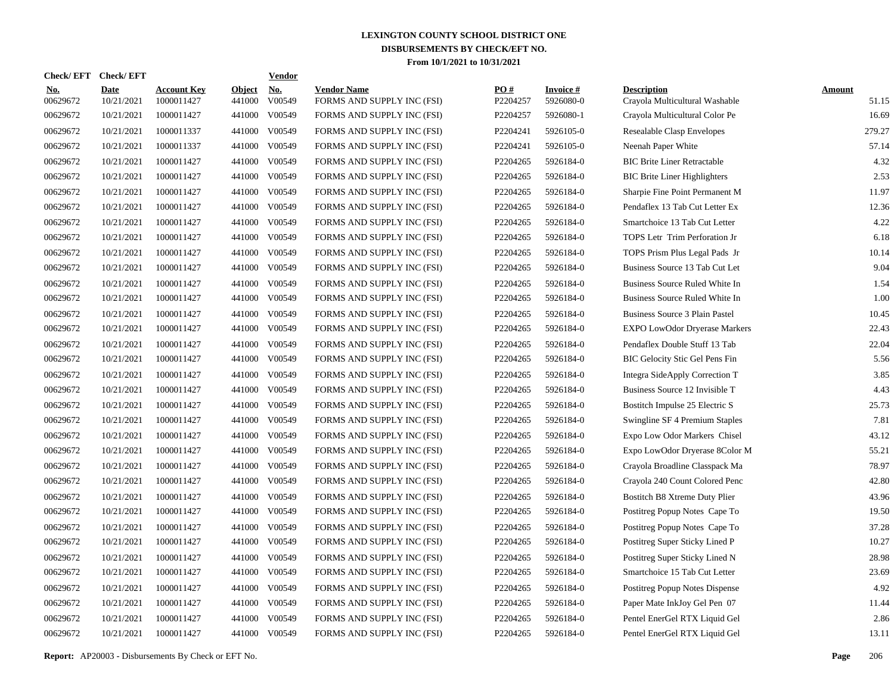# LEXINGTON COUNTY SCHOOL DISTRICT ONE
## DISBURSEMENTS BY CHECK/EFT NO.
### From 10/1/2021 to 10/31/2021

| Check/ EFT No. | Check/ EFT Date | Account Key | Object | Vendor No. | Vendor Name | PO # | Invoice # | Description | Amount |
|---|---|---|---|---|---|---|---|---|---|
| 00629672 | 10/21/2021 | 1000011427 | 441000 | V00549 | FORMS AND SUPPLY INC (FSI) | P2204257 | 5926080-0 | Crayola Multicultural Washable | 51.15 |
| 00629672 | 10/21/2021 | 1000011427 | 441000 | V00549 | FORMS AND SUPPLY INC (FSI) | P2204257 | 5926080-1 | Crayola Multicultural Color Pe | 16.69 |
| 00629672 | 10/21/2021 | 1000011337 | 441000 | V00549 | FORMS AND SUPPLY INC (FSI) | P2204241 | 5926105-0 | Resealable Clasp Envelopes | 279.27 |
| 00629672 | 10/21/2021 | 1000011337 | 441000 | V00549 | FORMS AND SUPPLY INC (FSI) | P2204241 | 5926105-0 | Neenah Paper White | 57.14 |
| 00629672 | 10/21/2021 | 1000011427 | 441000 | V00549 | FORMS AND SUPPLY INC (FSI) | P2204265 | 5926184-0 | BIC Brite Liner Retractable | 4.32 |
| 00629672 | 10/21/2021 | 1000011427 | 441000 | V00549 | FORMS AND SUPPLY INC (FSI) | P2204265 | 5926184-0 | BIC Brite Liner Highlighters | 2.53 |
| 00629672 | 10/21/2021 | 1000011427 | 441000 | V00549 | FORMS AND SUPPLY INC (FSI) | P2204265 | 5926184-0 | Sharpie Fine Point Permanent M | 11.97 |
| 00629672 | 10/21/2021 | 1000011427 | 441000 | V00549 | FORMS AND SUPPLY INC (FSI) | P2204265 | 5926184-0 | Pendaflex 13 Tab Cut Letter Ex | 12.36 |
| 00629672 | 10/21/2021 | 1000011427 | 441000 | V00549 | FORMS AND SUPPLY INC (FSI) | P2204265 | 5926184-0 | Smartchoice 13 Tab Cut Letter | 4.22 |
| 00629672 | 10/21/2021 | 1000011427 | 441000 | V00549 | FORMS AND SUPPLY INC (FSI) | P2204265 | 5926184-0 | TOPS Letr Trim Perforation Jr | 6.18 |
| 00629672 | 10/21/2021 | 1000011427 | 441000 | V00549 | FORMS AND SUPPLY INC (FSI) | P2204265 | 5926184-0 | TOPS Prism Plus Legal Pads Jr | 10.14 |
| 00629672 | 10/21/2021 | 1000011427 | 441000 | V00549 | FORMS AND SUPPLY INC (FSI) | P2204265 | 5926184-0 | Business Source 13 Tab Cut Let | 9.04 |
| 00629672 | 10/21/2021 | 1000011427 | 441000 | V00549 | FORMS AND SUPPLY INC (FSI) | P2204265 | 5926184-0 | Business Source Ruled White In | 1.54 |
| 00629672 | 10/21/2021 | 1000011427 | 441000 | V00549 | FORMS AND SUPPLY INC (FSI) | P2204265 | 5926184-0 | Business Source Ruled White In | 1.00 |
| 00629672 | 10/21/2021 | 1000011427 | 441000 | V00549 | FORMS AND SUPPLY INC (FSI) | P2204265 | 5926184-0 | Business Source 3 Plain Pastel | 10.45 |
| 00629672 | 10/21/2021 | 1000011427 | 441000 | V00549 | FORMS AND SUPPLY INC (FSI) | P2204265 | 5926184-0 | EXPO LowOdor Dryerase Markers | 22.43 |
| 00629672 | 10/21/2021 | 1000011427 | 441000 | V00549 | FORMS AND SUPPLY INC (FSI) | P2204265 | 5926184-0 | Pendaflex Double Stuff 13 Tab | 22.04 |
| 00629672 | 10/21/2021 | 1000011427 | 441000 | V00549 | FORMS AND SUPPLY INC (FSI) | P2204265 | 5926184-0 | BIC Gelocity Stic Gel Pens Fin | 5.56 |
| 00629672 | 10/21/2021 | 1000011427 | 441000 | V00549 | FORMS AND SUPPLY INC (FSI) | P2204265 | 5926184-0 | Integra SideApply Correction T | 3.85 |
| 00629672 | 10/21/2021 | 1000011427 | 441000 | V00549 | FORMS AND SUPPLY INC (FSI) | P2204265 | 5926184-0 | Business Source 12 Invisible T | 4.43 |
| 00629672 | 10/21/2021 | 1000011427 | 441000 | V00549 | FORMS AND SUPPLY INC (FSI) | P2204265 | 5926184-0 | Bostitch Impulse 25 Electric S | 25.73 |
| 00629672 | 10/21/2021 | 1000011427 | 441000 | V00549 | FORMS AND SUPPLY INC (FSI) | P2204265 | 5926184-0 | Swingline SF 4 Premium Staples | 7.81 |
| 00629672 | 10/21/2021 | 1000011427 | 441000 | V00549 | FORMS AND SUPPLY INC (FSI) | P2204265 | 5926184-0 | Expo Low Odor Markers Chisel | 43.12 |
| 00629672 | 10/21/2021 | 1000011427 | 441000 | V00549 | FORMS AND SUPPLY INC (FSI) | P2204265 | 5926184-0 | Expo LowOdor Dryerase 8Color M | 55.21 |
| 00629672 | 10/21/2021 | 1000011427 | 441000 | V00549 | FORMS AND SUPPLY INC (FSI) | P2204265 | 5926184-0 | Crayola Broadline Classpack Ma | 78.97 |
| 00629672 | 10/21/2021 | 1000011427 | 441000 | V00549 | FORMS AND SUPPLY INC (FSI) | P2204265 | 5926184-0 | Crayola 240 Count Colored Penc | 42.80 |
| 00629672 | 10/21/2021 | 1000011427 | 441000 | V00549 | FORMS AND SUPPLY INC (FSI) | P2204265 | 5926184-0 | Bostitch B8 Xtreme Duty Plier | 43.96 |
| 00629672 | 10/21/2021 | 1000011427 | 441000 | V00549 | FORMS AND SUPPLY INC (FSI) | P2204265 | 5926184-0 | Postitreg Popup Notes Cape To | 19.50 |
| 00629672 | 10/21/2021 | 1000011427 | 441000 | V00549 | FORMS AND SUPPLY INC (FSI) | P2204265 | 5926184-0 | Postitreg Popup Notes Cape To | 37.28 |
| 00629672 | 10/21/2021 | 1000011427 | 441000 | V00549 | FORMS AND SUPPLY INC (FSI) | P2204265 | 5926184-0 | Postitreg Super Sticky Lined P | 10.27 |
| 00629672 | 10/21/2021 | 1000011427 | 441000 | V00549 | FORMS AND SUPPLY INC (FSI) | P2204265 | 5926184-0 | Postitreg Super Sticky Lined N | 28.98 |
| 00629672 | 10/21/2021 | 1000011427 | 441000 | V00549 | FORMS AND SUPPLY INC (FSI) | P2204265 | 5926184-0 | Smartchoice 15 Tab Cut Letter | 23.69 |
| 00629672 | 10/21/2021 | 1000011427 | 441000 | V00549 | FORMS AND SUPPLY INC (FSI) | P2204265 | 5926184-0 | Postitreg Popup Notes Dispense | 4.92 |
| 00629672 | 10/21/2021 | 1000011427 | 441000 | V00549 | FORMS AND SUPPLY INC (FSI) | P2204265 | 5926184-0 | Paper Mate InkJoy Gel Pen 07 | 11.44 |
| 00629672 | 10/21/2021 | 1000011427 | 441000 | V00549 | FORMS AND SUPPLY INC (FSI) | P2204265 | 5926184-0 | Pentel EnerGel RTX Liquid Gel | 2.86 |
| 00629672 | 10/21/2021 | 1000011427 | 441000 | V00549 | FORMS AND SUPPLY INC (FSI) | P2204265 | 5926184-0 | Pentel EnerGel RTX Liquid Gel | 13.11 |

**Report:** AP20003 - Disbursements By Check or EFT No.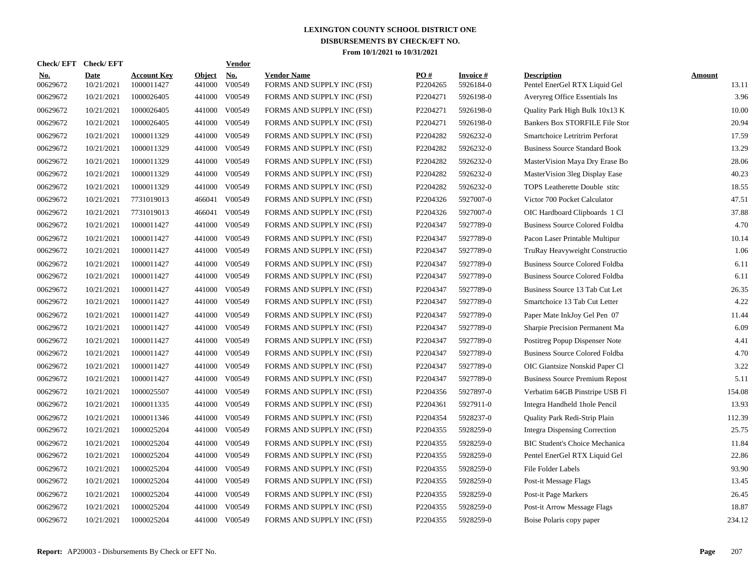# LEXINGTON COUNTY SCHOOL DISTRICT ONE
## DISBURSEMENTS BY CHECK/EFT NO.
### From 10/1/2021 to 10/31/2021

| Check/ EFT No. | Check/ EFT Date | Account Key | Object | Vendor No. | Vendor Name | PO # | Invoice # | Description | Amount |
|---|---|---|---|---|---|---|---|---|---|
| 00629672 | 10/21/2021 | 1000011427 | 441000 | V00549 | FORMS AND SUPPLY INC (FSI) | P2204265 | 5926184-0 | Pentel EnerGel RTX Liquid Gel | 13.11 |
| 00629672 | 10/21/2021 | 1000026405 | 441000 | V00549 | FORMS AND SUPPLY INC (FSI) | P2204271 | 5926198-0 | Averyreg Office Essentials Ins | 3.96 |
| 00629672 | 10/21/2021 | 1000026405 | 441000 | V00549 | FORMS AND SUPPLY INC (FSI) | P2204271 | 5926198-0 | Quality Park High Bulk 10x13 K | 10.00 |
| 00629672 | 10/21/2021 | 1000026405 | 441000 | V00549 | FORMS AND SUPPLY INC (FSI) | P2204271 | 5926198-0 | Bankers Box STORFILE File Stor | 20.94 |
| 00629672 | 10/21/2021 | 1000011329 | 441000 | V00549 | FORMS AND SUPPLY INC (FSI) | P2204282 | 5926232-0 | Smartchoice Letritrim Perforat | 17.59 |
| 00629672 | 10/21/2021 | 1000011329 | 441000 | V00549 | FORMS AND SUPPLY INC (FSI) | P2204282 | 5926232-0 | Business Source Standard Book | 13.29 |
| 00629672 | 10/21/2021 | 1000011329 | 441000 | V00549 | FORMS AND SUPPLY INC (FSI) | P2204282 | 5926232-0 | MasterVision Maya Dry Erase Bo | 28.06 |
| 00629672 | 10/21/2021 | 1000011329 | 441000 | V00549 | FORMS AND SUPPLY INC (FSI) | P2204282 | 5926232-0 | MasterVision 3leg Display Ease | 40.23 |
| 00629672 | 10/21/2021 | 1000011329 | 441000 | V00549 | FORMS AND SUPPLY INC (FSI) | P2204282 | 5926232-0 | TOPS Leatherette Double stitc | 18.55 |
| 00629672 | 10/21/2021 | 7731019013 | 466041 | V00549 | FORMS AND SUPPLY INC (FSI) | P2204326 | 5927007-0 | Victor 700 Pocket Calculator | 47.51 |
| 00629672 | 10/21/2021 | 7731019013 | 466041 | V00549 | FORMS AND SUPPLY INC (FSI) | P2204326 | 5927007-0 | OIC Hardboard Clipboards 1 Cl | 37.88 |
| 00629672 | 10/21/2021 | 1000011427 | 441000 | V00549 | FORMS AND SUPPLY INC (FSI) | P2204347 | 5927789-0 | Business Source Colored Foldba | 4.70 |
| 00629672 | 10/21/2021 | 1000011427 | 441000 | V00549 | FORMS AND SUPPLY INC (FSI) | P2204347 | 5927789-0 | Pacon Laser Printable Multipur | 10.14 |
| 00629672 | 10/21/2021 | 1000011427 | 441000 | V00549 | FORMS AND SUPPLY INC (FSI) | P2204347 | 5927789-0 | TruRay Heavyweight Constructio | 1.06 |
| 00629672 | 10/21/2021 | 1000011427 | 441000 | V00549 | FORMS AND SUPPLY INC (FSI) | P2204347 | 5927789-0 | Business Source Colored Foldba | 6.11 |
| 00629672 | 10/21/2021 | 1000011427 | 441000 | V00549 | FORMS AND SUPPLY INC (FSI) | P2204347 | 5927789-0 | Business Source Colored Foldba | 6.11 |
| 00629672 | 10/21/2021 | 1000011427 | 441000 | V00549 | FORMS AND SUPPLY INC (FSI) | P2204347 | 5927789-0 | Business Source 13 Tab Cut Let | 26.35 |
| 00629672 | 10/21/2021 | 1000011427 | 441000 | V00549 | FORMS AND SUPPLY INC (FSI) | P2204347 | 5927789-0 | Smartchoice 13 Tab Cut Letter | 4.22 |
| 00629672 | 10/21/2021 | 1000011427 | 441000 | V00549 | FORMS AND SUPPLY INC (FSI) | P2204347 | 5927789-0 | Paper Mate InkJoy Gel Pen 07 | 11.44 |
| 00629672 | 10/21/2021 | 1000011427 | 441000 | V00549 | FORMS AND SUPPLY INC (FSI) | P2204347 | 5927789-0 | Sharpie Precision Permanent Ma | 6.09 |
| 00629672 | 10/21/2021 | 1000011427 | 441000 | V00549 | FORMS AND SUPPLY INC (FSI) | P2204347 | 5927789-0 | Postitreg Popup Dispenser Note | 4.41 |
| 00629672 | 10/21/2021 | 1000011427 | 441000 | V00549 | FORMS AND SUPPLY INC (FSI) | P2204347 | 5927789-0 | Business Source Colored Foldba | 4.70 |
| 00629672 | 10/21/2021 | 1000011427 | 441000 | V00549 | FORMS AND SUPPLY INC (FSI) | P2204347 | 5927789-0 | OIC Giantsize Nonskid Paper Cl | 3.22 |
| 00629672 | 10/21/2021 | 1000011427 | 441000 | V00549 | FORMS AND SUPPLY INC (FSI) | P2204347 | 5927789-0 | Business Source Premium Repost | 5.11 |
| 00629672 | 10/21/2021 | 1000025507 | 441000 | V00549 | FORMS AND SUPPLY INC (FSI) | P2204356 | 5927897-0 | Verbatim 64GB Pinstripe USB Fl | 154.08 |
| 00629672 | 10/21/2021 | 1000011335 | 441000 | V00549 | FORMS AND SUPPLY INC (FSI) | P2204361 | 5927911-0 | Integra Handheld 1hole Pencil | 13.93 |
| 00629672 | 10/21/2021 | 1000011346 | 441000 | V00549 | FORMS AND SUPPLY INC (FSI) | P2204354 | 5928237-0 | Quality Park Redi-Strip Plain | 112.39 |
| 00629672 | 10/21/2021 | 1000025204 | 441000 | V00549 | FORMS AND SUPPLY INC (FSI) | P2204355 | 5928259-0 | Integra Dispensing Correction | 25.75 |
| 00629672 | 10/21/2021 | 1000025204 | 441000 | V00549 | FORMS AND SUPPLY INC (FSI) | P2204355 | 5928259-0 | BIC Student's Choice Mechanica | 11.84 |
| 00629672 | 10/21/2021 | 1000025204 | 441000 | V00549 | FORMS AND SUPPLY INC (FSI) | P2204355 | 5928259-0 | Pentel EnerGel RTX Liquid Gel | 22.86 |
| 00629672 | 10/21/2021 | 1000025204 | 441000 | V00549 | FORMS AND SUPPLY INC (FSI) | P2204355 | 5928259-0 | File Folder Labels | 93.90 |
| 00629672 | 10/21/2021 | 1000025204 | 441000 | V00549 | FORMS AND SUPPLY INC (FSI) | P2204355 | 5928259-0 | Post-it Message Flags | 13.45 |
| 00629672 | 10/21/2021 | 1000025204 | 441000 | V00549 | FORMS AND SUPPLY INC (FSI) | P2204355 | 5928259-0 | Post-it Page Markers | 26.45 |
| 00629672 | 10/21/2021 | 1000025204 | 441000 | V00549 | FORMS AND SUPPLY INC (FSI) | P2204355 | 5928259-0 | Post-it Arrow Message Flags | 18.87 |
| 00629672 | 10/21/2021 | 1000025204 | 441000 | V00549 | FORMS AND SUPPLY INC (FSI) | P2204355 | 5928259-0 | Boise Polaris copy paper | 234.12 |

**Report:** AP20003 - Disbursements By Check or EFT No.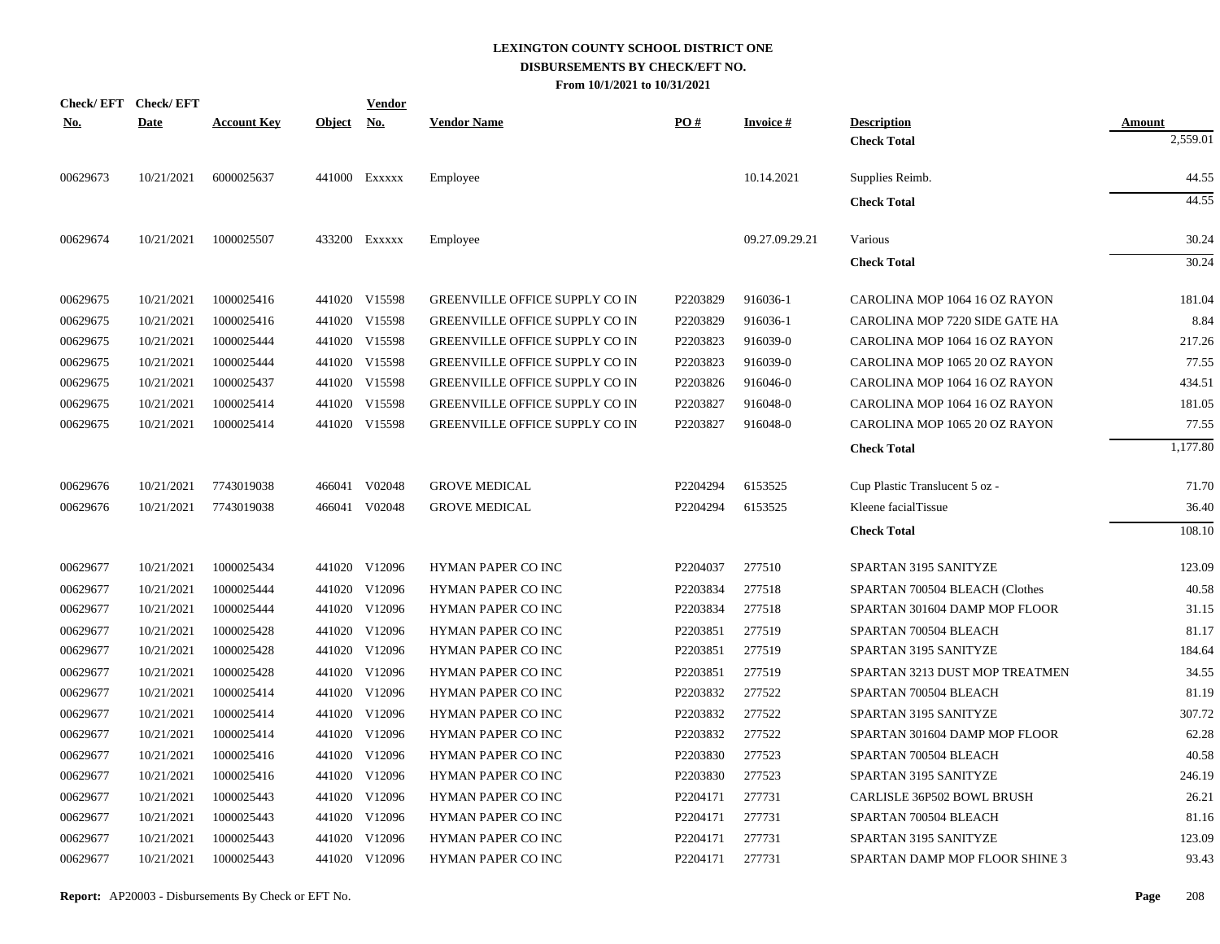# LEXINGTON COUNTY SCHOOL DISTRICT ONE
## DISBURSEMENTS BY CHECK/EFT NO.
### From 10/1/2021 to 10/31/2021

| Check/ EFT No. | Check/ EFT Date | Account Key | Object | Vendor No. | Vendor Name | PO # | Invoice # | Description | Amount |
|---|---|---|---|---|---|---|---|---|---|
| | | | | | | | | **Check Total** | 2,559.01 |
| 00629673 | 10/21/2021 | 6000025637 | 441000 | Exxxxx | Employee | | 10.14.2021 | Supplies Reimb. | 44.55 |
| | | | | | | | | **Check Total** | 44.55 |
| 00629674 | 10/21/2021 | 1000025507 | 433200 | Exxxxx | Employee | | 09.27.09.29.21 | Various | 30.24 |
| | | | | | | | | **Check Total** | 30.24 |
| 00629675 | 10/21/2021 | 1000025416 | 441020 | V15598 | GREENVILLE OFFICE SUPPLY CO IN | P2203829 | 916036-1 | CAROLINA MOP 1064 16 OZ RAYON | 181.04 |
| 00629675 | 10/21/2021 | 1000025416 | 441020 | V15598 | GREENVILLE OFFICE SUPPLY CO IN | P2203829 | 916036-1 | CAROLINA MOP 7220 SIDE GATE HA | 8.84 |
| 00629675 | 10/21/2021 | 1000025444 | 441020 | V15598 | GREENVILLE OFFICE SUPPLY CO IN | P2203823 | 916039-0 | CAROLINA MOP 1064 16 OZ RAYON | 217.26 |
| 00629675 | 10/21/2021 | 1000025444 | 441020 | V15598 | GREENVILLE OFFICE SUPPLY CO IN | P2203823 | 916039-0 | CAROLINA MOP 1065 20 OZ RAYON | 77.55 |
| 00629675 | 10/21/2021 | 1000025437 | 441020 | V15598 | GREENVILLE OFFICE SUPPLY CO IN | P2203826 | 916046-0 | CAROLINA MOP 1064 16 OZ RAYON | 434.51 |
| 00629675 | 10/21/2021 | 1000025414 | 441020 | V15598 | GREENVILLE OFFICE SUPPLY CO IN | P2203827 | 916048-0 | CAROLINA MOP 1064 16 OZ RAYON | 181.05 |
| 00629675 | 10/21/2021 | 1000025414 | 441020 | V15598 | GREENVILLE OFFICE SUPPLY CO IN | P2203827 | 916048-0 | CAROLINA MOP 1065 20 OZ RAYON | 77.55 |
| | | | | | | | | **Check Total** | 1,177.80 |
| 00629676 | 10/21/2021 | 7743019038 | 466041 | V02048 | GROVE MEDICAL | P2204294 | 6153525 | Cup Plastic Translucent 5 oz - | 71.70 |
| 00629676 | 10/21/2021 | 7743019038 | 466041 | V02048 | GROVE MEDICAL | P2204294 | 6153525 | Kleene facialTissue | 36.40 |
| | | | | | | | | **Check Total** | 108.10 |
| 00629677 | 10/21/2021 | 1000025434 | 441020 | V12096 | HYMAN PAPER CO INC | P2204037 | 277510 | SPARTAN 3195 SANITYZE | 123.09 |
| 00629677 | 10/21/2021 | 1000025444 | 441020 | V12096 | HYMAN PAPER CO INC | P2203834 | 277518 | SPARTAN 700504 BLEACH (Clothes | 40.58 |
| 00629677 | 10/21/2021 | 1000025444 | 441020 | V12096 | HYMAN PAPER CO INC | P2203834 | 277518 | SPARTAN 301604 DAMP MOP FLOOR | 31.15 |
| 00629677 | 10/21/2021 | 1000025428 | 441020 | V12096 | HYMAN PAPER CO INC | P2203851 | 277519 | SPARTAN 700504 BLEACH | 81.17 |
| 00629677 | 10/21/2021 | 1000025428 | 441020 | V12096 | HYMAN PAPER CO INC | P2203851 | 277519 | SPARTAN 3195 SANITYZE | 184.64 |
| 00629677 | 10/21/2021 | 1000025428 | 441020 | V12096 | HYMAN PAPER CO INC | P2203851 | 277519 | SPARTAN 3213 DUST MOP TREATMEN | 34.55 |
| 00629677 | 10/21/2021 | 1000025414 | 441020 | V12096 | HYMAN PAPER CO INC | P2203832 | 277522 | SPARTAN 700504 BLEACH | 81.19 |
| 00629677 | 10/21/2021 | 1000025414 | 441020 | V12096 | HYMAN PAPER CO INC | P2203832 | 277522 | SPARTAN 3195 SANITYZE | 307.72 |
| 00629677 | 10/21/2021 | 1000025414 | 441020 | V12096 | HYMAN PAPER CO INC | P2203832 | 277522 | SPARTAN 301604 DAMP MOP FLOOR | 62.28 |
| 00629677 | 10/21/2021 | 1000025416 | 441020 | V12096 | HYMAN PAPER CO INC | P2203830 | 277523 | SPARTAN 700504 BLEACH | 40.58 |
| 00629677 | 10/21/2021 | 1000025416 | 441020 | V12096 | HYMAN PAPER CO INC | P2203830 | 277523 | SPARTAN 3195 SANITYZE | 246.19 |
| 00629677 | 10/21/2021 | 1000025443 | 441020 | V12096 | HYMAN PAPER CO INC | P2204171 | 277731 | CARLISLE 36P502 BOWL BRUSH | 26.21 |
| 00629677 | 10/21/2021 | 1000025443 | 441020 | V12096 | HYMAN PAPER CO INC | P2204171 | 277731 | SPARTAN 700504 BLEACH | 81.16 |
| 00629677 | 10/21/2021 | 1000025443 | 441020 | V12096 | HYMAN PAPER CO INC | P2204171 | 277731 | SPARTAN 3195 SANITYZE | 123.09 |
| 00629677 | 10/21/2021 | 1000025443 | 441020 | V12096 | HYMAN PAPER CO INC | P2204171 | 277731 | SPARTAN DAMP MOP FLOOR SHINE 3 | 93.43 |

**Report:** AP20003 - Disbursements By Check or EFT No.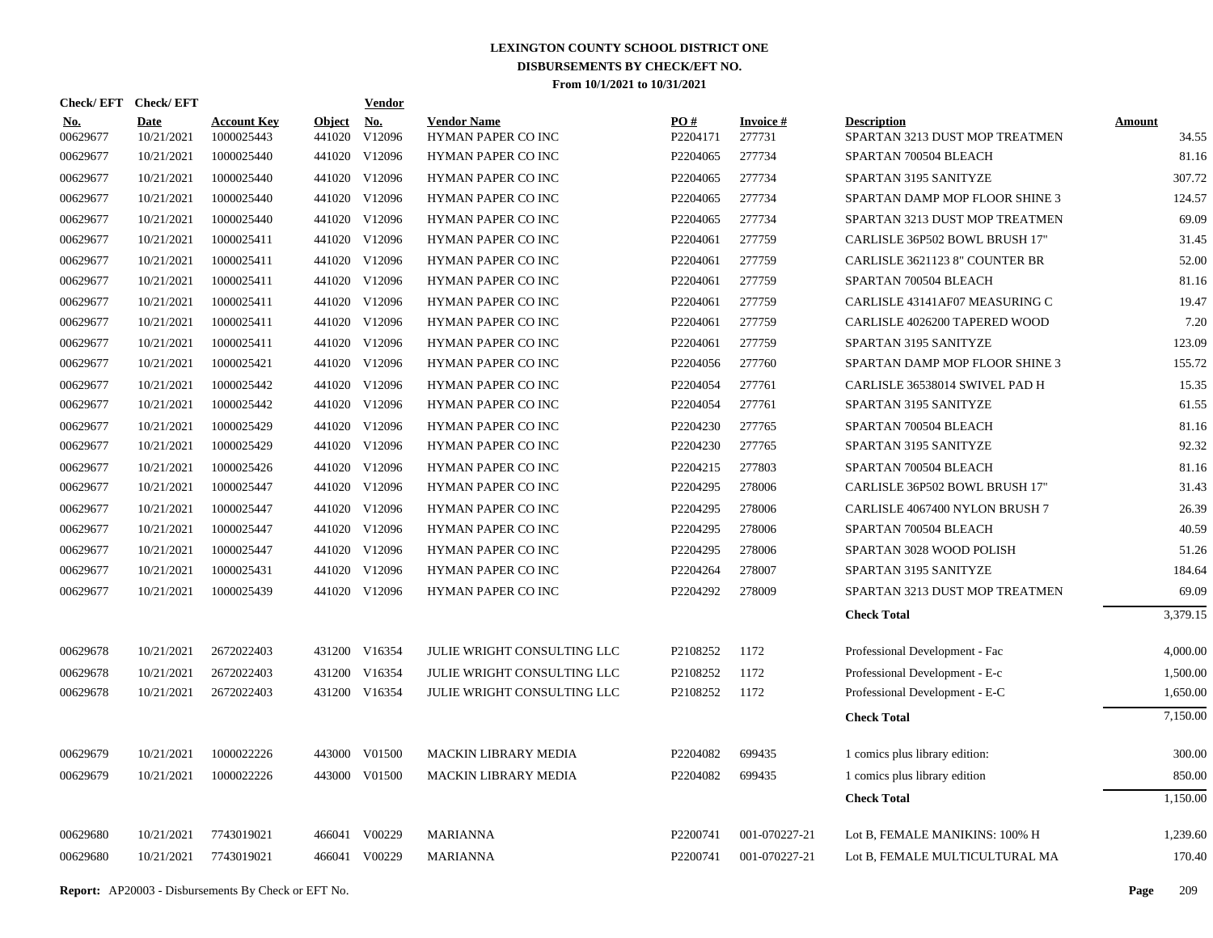# LEXINGTON COUNTY SCHOOL DISTRICT ONE
## DISBURSEMENTS BY CHECK/EFT NO.
### From 10/1/2021 to 10/31/2021

| Check/ EFT No. | Check/ EFT Date | Account Key | Object | Vendor No. | Vendor Name | PO # | Invoice # | Description | Amount |
|---|---|---|---|---|---|---|---|---|---|
| 00629677 | 10/21/2021 | 1000025443 | 441020 | V12096 | HYMAN PAPER CO INC | P2204171 | 277731 | SPARTAN 3213 DUST MOP TREATMEN | 34.55 |
| 00629677 | 10/21/2021 | 1000025440 | 441020 | V12096 | HYMAN PAPER CO INC | P2204065 | 277734 | SPARTAN 700504 BLEACH | 81.16 |
| 00629677 | 10/21/2021 | 1000025440 | 441020 | V12096 | HYMAN PAPER CO INC | P2204065 | 277734 | SPARTAN 3195 SANITYZE | 307.72 |
| 00629677 | 10/21/2021 | 1000025440 | 441020 | V12096 | HYMAN PAPER CO INC | P2204065 | 277734 | SPARTAN DAMP MOP FLOOR SHINE 3 | 124.57 |
| 00629677 | 10/21/2021 | 1000025440 | 441020 | V12096 | HYMAN PAPER CO INC | P2204065 | 277734 | SPARTAN 3213 DUST MOP TREATMEN | 69.09 |
| 00629677 | 10/21/2021 | 1000025411 | 441020 | V12096 | HYMAN PAPER CO INC | P2204061 | 277759 | CARLISLE 36P502 BOWL BRUSH 17" | 31.45 |
| 00629677 | 10/21/2021 | 1000025411 | 441020 | V12096 | HYMAN PAPER CO INC | P2204061 | 277759 | CARLISLE 3621123 8" COUNTER BR | 52.00 |
| 00629677 | 10/21/2021 | 1000025411 | 441020 | V12096 | HYMAN PAPER CO INC | P2204061 | 277759 | SPARTAN 700504 BLEACH | 81.16 |
| 00629677 | 10/21/2021 | 1000025411 | 441020 | V12096 | HYMAN PAPER CO INC | P2204061 | 277759 | CARLISLE 43141AF07 MEASURING C | 19.47 |
| 00629677 | 10/21/2021 | 1000025411 | 441020 | V12096 | HYMAN PAPER CO INC | P2204061 | 277759 | CARLISLE 4026200 TAPERED WOOD | 7.20 |
| 00629677 | 10/21/2021 | 1000025411 | 441020 | V12096 | HYMAN PAPER CO INC | P2204061 | 277759 | SPARTAN 3195 SANITYZE | 123.09 |
| 00629677 | 10/21/2021 | 1000025421 | 441020 | V12096 | HYMAN PAPER CO INC | P2204056 | 277760 | SPARTAN DAMP MOP FLOOR SHINE 3 | 155.72 |
| 00629677 | 10/21/2021 | 1000025442 | 441020 | V12096 | HYMAN PAPER CO INC | P2204054 | 277761 | CARLISLE 36538014 SWIVEL PAD H | 15.35 |
| 00629677 | 10/21/2021 | 1000025442 | 441020 | V12096 | HYMAN PAPER CO INC | P2204054 | 277761 | SPARTAN 3195 SANITYZE | 61.55 |
| 00629677 | 10/21/2021 | 1000025429 | 441020 | V12096 | HYMAN PAPER CO INC | P2204230 | 277765 | SPARTAN 700504 BLEACH | 81.16 |
| 00629677 | 10/21/2021 | 1000025429 | 441020 | V12096 | HYMAN PAPER CO INC | P2204230 | 277765 | SPARTAN 3195 SANITYZE | 92.32 |
| 00629677 | 10/21/2021 | 1000025426 | 441020 | V12096 | HYMAN PAPER CO INC | P2204215 | 277803 | SPARTAN 700504 BLEACH | 81.16 |
| 00629677 | 10/21/2021 | 1000025447 | 441020 | V12096 | HYMAN PAPER CO INC | P2204295 | 278006 | CARLISLE 36P502 BOWL BRUSH 17" | 31.43 |
| 00629677 | 10/21/2021 | 1000025447 | 441020 | V12096 | HYMAN PAPER CO INC | P2204295 | 278006 | CARLISLE 4067400 NYLON BRUSH 7 | 26.39 |
| 00629677 | 10/21/2021 | 1000025447 | 441020 | V12096 | HYMAN PAPER CO INC | P2204295 | 278006 | SPARTAN 700504 BLEACH | 40.59 |
| 00629677 | 10/21/2021 | 1000025447 | 441020 | V12096 | HYMAN PAPER CO INC | P2204295 | 278006 | SPARTAN 3028 WOOD POLISH | 51.26 |
| 00629677 | 10/21/2021 | 1000025431 | 441020 | V12096 | HYMAN PAPER CO INC | P2204264 | 278007 | SPARTAN 3195 SANITYZE | 184.64 |
| 00629677 | 10/21/2021 | 1000025439 | 441020 | V12096 | HYMAN PAPER CO INC | P2204292 | 278009 | SPARTAN 3213 DUST MOP TREATMEN | 69.09 |
| | | | | | | | | **Check Total** | 3,379.15 |
| 00629678 | 10/21/2021 | 2672022403 | 431200 | V16354 | JULIE WRIGHT CONSULTING LLC | P2108252 | 1172 | Professional Development - Fac | 4,000.00 |
| 00629678 | 10/21/2021 | 2672022403 | 431200 | V16354 | JULIE WRIGHT CONSULTING LLC | P2108252 | 1172 | Professional Development - E-c | 1,500.00 |
| 00629678 | 10/21/2021 | 2672022403 | 431200 | V16354 | JULIE WRIGHT CONSULTING LLC | P2108252 | 1172 | Professional Development - E-C | 1,650.00 |
| | | | | | | | | **Check Total** | 7,150.00 |
| 00629679 | 10/21/2021 | 1000022226 | 443000 | V01500 | MACKIN LIBRARY MEDIA | P2204082 | 699435 | 1 comics plus library edition: | 300.00 |
| 00629679 | 10/21/2021 | 1000022226 | 443000 | V01500 | MACKIN LIBRARY MEDIA | P2204082 | 699435 | 1 comics plus library edition | 850.00 |
| | | | | | | | | **Check Total** | 1,150.00 |
| 00629680 | 10/21/2021 | 7743019021 | 466041 | V00229 | MARIANNA | P2200741 | 001-070227-21 | Lot B, FEMALE MANIKINS: 100% H | 1,239.60 |
| 00629680 | 10/21/2021 | 7743019021 | 466041 | V00229 | MARIANNA | P2200741 | 001-070227-21 | Lot B, FEMALE MULTICULTURAL MA | 170.40 |

**Report:** AP20003 - Disbursements By Check or EFT No.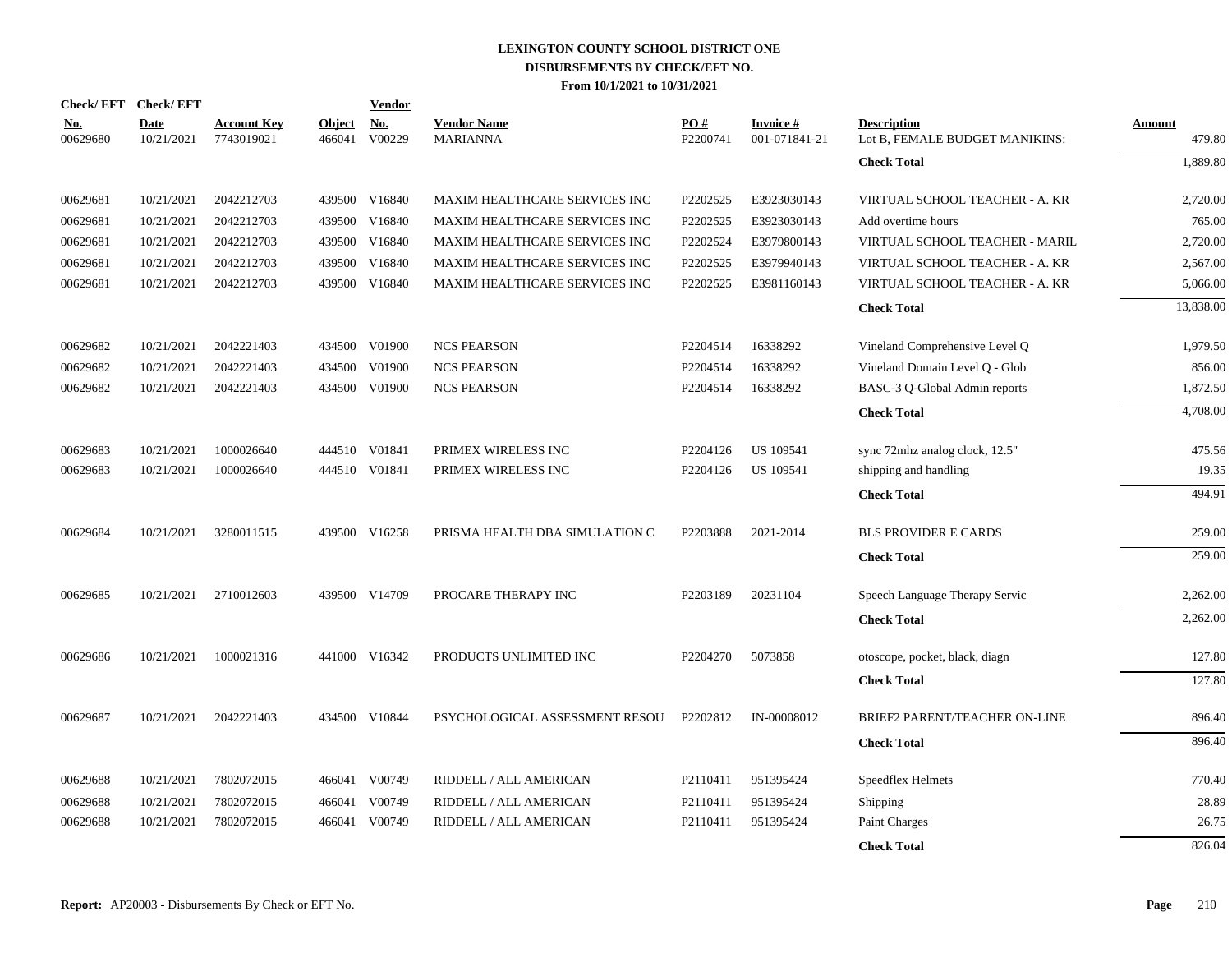# LEXINGTON COUNTY SCHOOL DISTRICT ONE
## DISBURSEMENTS BY CHECK/EFT NO.
### From 10/1/2021 to 10/31/2021

| Check/EFT No. | Check/EFT Date | Account Key | Object | Vendor No. | Vendor Name | PO # | Invoice # | Description | Amount |
|---|---|---|---|---|---|---|---|---|---|
| 00629680 | 10/21/2021 | 7743019021 | 466041 | V00229 | MARIANNA | P2200741 | 001-071841-21 | Lot B, FEMALE BUDGET MANIKINS: | 479.80 |
| | | | | | | | | **Check Total** | 1,889.80 |
| 00629681 | 10/21/2021 | 2042212703 | 439500 | V16840 | MAXIM HEALTHCARE SERVICES INC | P2202525 | E3923030143 | VIRTUAL SCHOOL TEACHER - A. KR | 2,720.00 |
| 00629681 | 10/21/2021 | 2042212703 | 439500 | V16840 | MAXIM HEALTHCARE SERVICES INC | P2202525 | E3923030143 | Add overtime hours | 765.00 |
| 00629681 | 10/21/2021 | 2042212703 | 439500 | V16840 | MAXIM HEALTHCARE SERVICES INC | P2202524 | E3979800143 | VIRTUAL SCHOOL TEACHER - MARIL | 2,720.00 |
| 00629681 | 10/21/2021 | 2042212703 | 439500 | V16840 | MAXIM HEALTHCARE SERVICES INC | P2202525 | E3979940143 | VIRTUAL SCHOOL TEACHER - A. KR | 2,567.00 |
| 00629681 | 10/21/2021 | 2042212703 | 439500 | V16840 | MAXIM HEALTHCARE SERVICES INC | P2202525 | E3981160143 | VIRTUAL SCHOOL TEACHER - A. KR | 5,066.00 |
| | | | | | | | | **Check Total** | 13,838.00 |
| 00629682 | 10/21/2021 | 2042221403 | 434500 | V01900 | NCS PEARSON | P2204514 | 16338292 | Vineland Comprehensive Level Q | 1,979.50 |
| 00629682 | 10/21/2021 | 2042221403 | 434500 | V01900 | NCS PEARSON | P2204514 | 16338292 | Vineland Domain Level Q - Glob | 856.00 |
| 00629682 | 10/21/2021 | 2042221403 | 434500 | V01900 | NCS PEARSON | P2204514 | 16338292 | BASC-3 Q-Global Admin reports | 1,872.50 |
| | | | | | | | | **Check Total** | 4,708.00 |
| 00629683 | 10/21/2021 | 1000026640 | 444510 | V01841 | PRIMEX WIRELESS INC | P2204126 | US 109541 | sync 72mhz analog clock, 12.5" | 475.56 |
| 00629683 | 10/21/2021 | 1000026640 | 444510 | V01841 | PRIMEX WIRELESS INC | P2204126 | US 109541 | shipping and handling | 19.35 |
| | | | | | | | | **Check Total** | 494.91 |
| 00629684 | 10/21/2021 | 3280011515 | 439500 | V16258 | PRISMA HEALTH DBA SIMULATION C | P2203888 | 2021-2014 | BLS PROVIDER E CARDS | 259.00 |
| | | | | | | | | **Check Total** | 259.00 |
| 00629685 | 10/21/2021 | 2710012603 | 439500 | V14709 | PROCARE THERAPY INC | P2203189 | 20231104 | Speech Language Therapy Servic | 2,262.00 |
| | | | | | | | | **Check Total** | 2,262.00 |
| 00629686 | 10/21/2021 | 1000021316 | 441000 | V16342 | PRODUCTS UNLIMITED INC | P2204270 | 5073858 | otoscope, pocket, black, diagn | 127.80 |
| | | | | | | | | **Check Total** | 127.80 |
| 00629687 | 10/21/2021 | 2042221403 | 434500 | V10844 | PSYCHOLOGICAL ASSESSMENT RESOU | P2202812 | IN-00008012 | BRIEF2 PARENT/TEACHER ON-LINE | 896.40 |
| | | | | | | | | **Check Total** | 896.40 |
| 00629688 | 10/21/2021 | 7802072015 | 466041 | V00749 | RIDDELL / ALL AMERICAN | P2110411 | 951395424 | Speedflex Helmets | 770.40 |
| 00629688 | 10/21/2021 | 7802072015 | 466041 | V00749 | RIDDELL / ALL AMERICAN | P2110411 | 951395424 | Shipping | 28.89 |
| 00629688 | 10/21/2021 | 7802072015 | 466041 | V00749 | RIDDELL / ALL AMERICAN | P2110411 | 951395424 | Paint Charges | 26.75 |
| | | | | | | | | **Check Total** | 826.04 |

**Report:** AP20003 - Disbursements By Check or EFT No.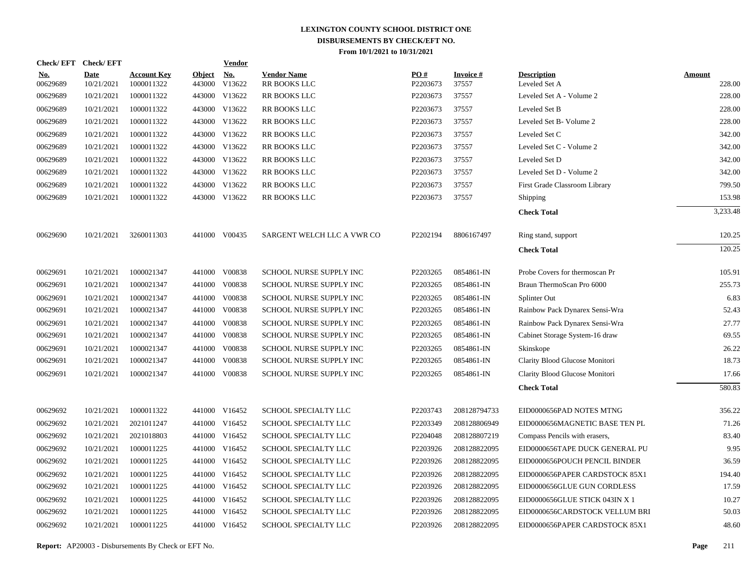# LEXINGTON COUNTY SCHOOL DISTRICT ONE
## DISBURSEMENTS BY CHECK/EFT NO.
### From 10/1/2021 to 10/31/2021

| Check/ EFT No. | Check/ EFT Date | Account Key | Object | Vendor No. | Vendor Name | PO # | Invoice # | Description | Amount |
|---|---|---|---|---|---|---|---|---|---|
| 00629689 | 10/21/2021 | 1000011322 | 443000 | V13622 | RR BOOKS LLC | P2203673 | 37557 | Leveled Set A | 228.00 |
| 00629689 | 10/21/2021 | 1000011322 | 443000 | V13622 | RR BOOKS LLC | P2203673 | 37557 | Leveled Set A - Volume 2 | 228.00 |
| 00629689 | 10/21/2021 | 1000011322 | 443000 | V13622 | RR BOOKS LLC | P2203673 | 37557 | Leveled Set B | 228.00 |
| 00629689 | 10/21/2021 | 1000011322 | 443000 | V13622 | RR BOOKS LLC | P2203673 | 37557 | Leveled Set B- Volume 2 | 228.00 |
| 00629689 | 10/21/2021 | 1000011322 | 443000 | V13622 | RR BOOKS LLC | P2203673 | 37557 | Leveled Set C | 342.00 |
| 00629689 | 10/21/2021 | 1000011322 | 443000 | V13622 | RR BOOKS LLC | P2203673 | 37557 | Leveled Set C - Volume 2 | 342.00 |
| 00629689 | 10/21/2021 | 1000011322 | 443000 | V13622 | RR BOOKS LLC | P2203673 | 37557 | Leveled Set D | 342.00 |
| 00629689 | 10/21/2021 | 1000011322 | 443000 | V13622 | RR BOOKS LLC | P2203673 | 37557 | Leveled Set D - Volume 2 | 342.00 |
| 00629689 | 10/21/2021 | 1000011322 | 443000 | V13622 | RR BOOKS LLC | P2203673 | 37557 | First Grade Classroom Library | 799.50 |
| 00629689 | 10/21/2021 | 1000011322 | 443000 | V13622 | RR BOOKS LLC | P2203673 | 37557 | Shipping | 153.98 |
| | | | | | | | | **Check Total** | 3,233.48 |
| 00629690 | 10/21/2021 | 3260011303 | 441000 | V00435 | SARGENT WELCH LLC A VWR CO | P2202194 | 8806167497 | Ring stand, support | 120.25 |
| | | | | | | | | **Check Total** | 120.25 |
| 00629691 | 10/21/2021 | 1000021347 | 441000 | V00838 | SCHOOL NURSE SUPPLY INC | P2203265 | 0854861-IN | Probe Covers for thermoscan Pr | 105.91 |
| 00629691 | 10/21/2021 | 1000021347 | 441000 | V00838 | SCHOOL NURSE SUPPLY INC | P2203265 | 0854861-IN | Braun ThermoScan Pro 6000 | 255.73 |
| 00629691 | 10/21/2021 | 1000021347 | 441000 | V00838 | SCHOOL NURSE SUPPLY INC | P2203265 | 0854861-IN | Splinter Out | 6.83 |
| 00629691 | 10/21/2021 | 1000021347 | 441000 | V00838 | SCHOOL NURSE SUPPLY INC | P2203265 | 0854861-IN | Rainbow Pack Dynarex Sensi-Wra | 52.43 |
| 00629691 | 10/21/2021 | 1000021347 | 441000 | V00838 | SCHOOL NURSE SUPPLY INC | P2203265 | 0854861-IN | Rainbow Pack Dynarex Sensi-Wra | 27.77 |
| 00629691 | 10/21/2021 | 1000021347 | 441000 | V00838 | SCHOOL NURSE SUPPLY INC | P2203265 | 0854861-IN | Cabinet Storage System-16 draw | 69.55 |
| 00629691 | 10/21/2021 | 1000021347 | 441000 | V00838 | SCHOOL NURSE SUPPLY INC | P2203265 | 0854861-IN | Skinskope | 26.22 |
| 00629691 | 10/21/2021 | 1000021347 | 441000 | V00838 | SCHOOL NURSE SUPPLY INC | P2203265 | 0854861-IN | Clarity Blood Glucose Monitori | 18.73 |
| 00629691 | 10/21/2021 | 1000021347 | 441000 | V00838 | SCHOOL NURSE SUPPLY INC | P2203265 | 0854861-IN | Clarity Blood Glucose Monitori | 17.66 |
| | | | | | | | | **Check Total** | 580.83 |
| 00629692 | 10/21/2021 | 1000011322 | 441000 | V16452 | SCHOOL SPECIALTY LLC | P2203743 | 208128794733 | EID0000656PAD NOTES MTNG | 356.22 |
| 00629692 | 10/21/2021 | 2021011247 | 441000 | V16452 | SCHOOL SPECIALTY LLC | P2203349 | 208128806949 | EID0000656MAGNETIC BASE TEN PL | 71.26 |
| 00629692 | 10/21/2021 | 2021018803 | 441000 | V16452 | SCHOOL SPECIALTY LLC | P2204048 | 208128807219 | Compass Pencils with erasers, | 83.40 |
| 00629692 | 10/21/2021 | 1000011225 | 441000 | V16452 | SCHOOL SPECIALTY LLC | P2203926 | 208128822095 | EID0000656TAPE DUCK GENERAL PU | 9.95 |
| 00629692 | 10/21/2021 | 1000011225 | 441000 | V16452 | SCHOOL SPECIALTY LLC | P2203926 | 208128822095 | EID0000656POUCH PENCIL BINDER | 36.59 |
| 00629692 | 10/21/2021 | 1000011225 | 441000 | V16452 | SCHOOL SPECIALTY LLC | P2203926 | 208128822095 | EID0000656PAPER CARDSTOCK 85X1 | 194.40 |
| 00629692 | 10/21/2021 | 1000011225 | 441000 | V16452 | SCHOOL SPECIALTY LLC | P2203926 | 208128822095 | EID0000656GLUE GUN CORDLESS | 17.59 |
| 00629692 | 10/21/2021 | 1000011225 | 441000 | V16452 | SCHOOL SPECIALTY LLC | P2203926 | 208128822095 | EID0000656GLUE STICK 043IN X 1 | 10.27 |
| 00629692 | 10/21/2021 | 1000011225 | 441000 | V16452 | SCHOOL SPECIALTY LLC | P2203926 | 208128822095 | EID0000656CARDSTOCK VELLUM BRI | 50.03 |
| 00629692 | 10/21/2021 | 1000011225 | 441000 | V16452 | SCHOOL SPECIALTY LLC | P2203926 | 208128822095 | EID0000656PAPER CARDSTOCK 85X1 | 48.60 |

**Report:** AP20003 - Disbursements By Check or EFT No.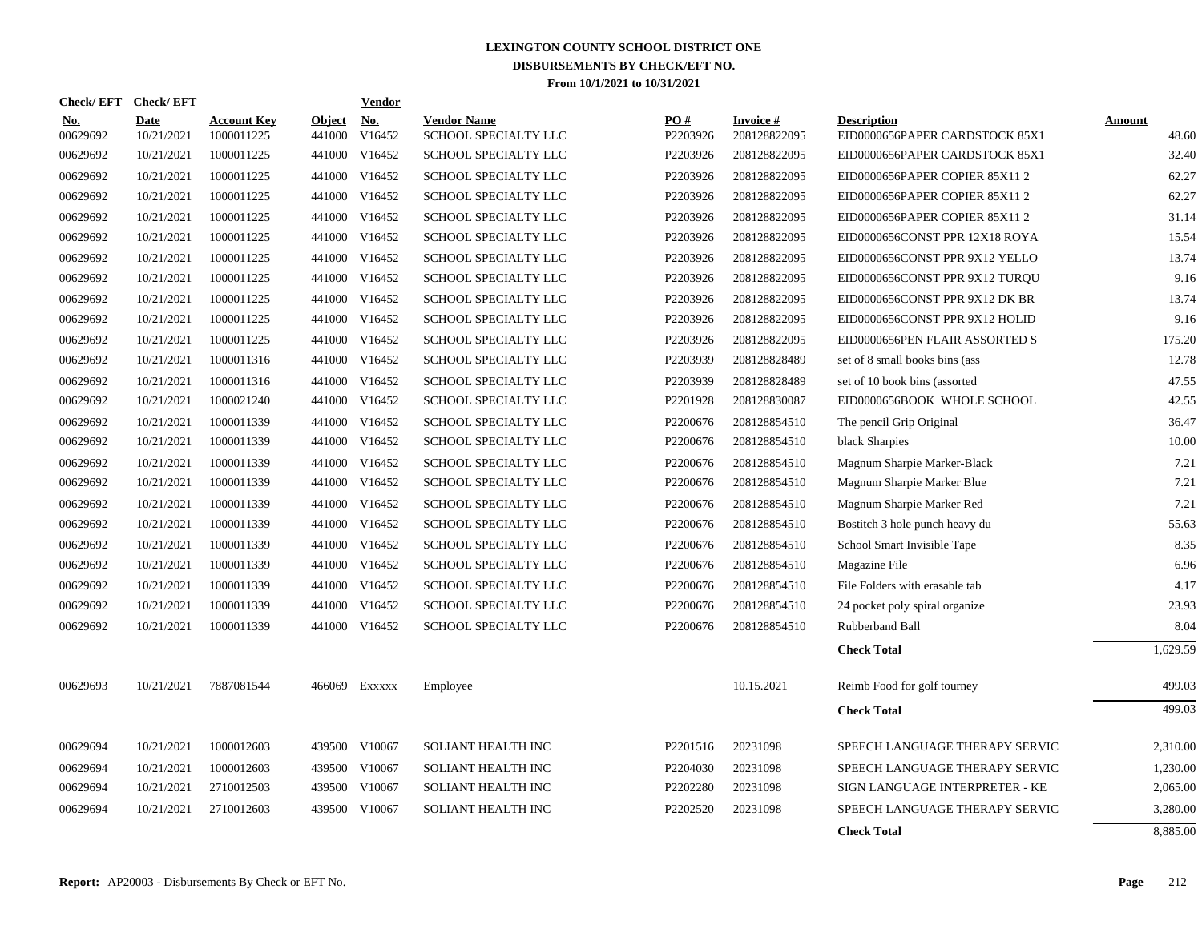# LEXINGTON COUNTY SCHOOL DISTRICT ONE
## DISBURSEMENTS BY CHECK/EFT NO.
### From 10/1/2021 to 10/31/2021

| Check/ EFT No. | Check/ EFT Date | Account Key | Object | Vendor No. | Vendor Name | PO # | Invoice # | Description | Amount |
|---|---|---|---|---|---|---|---|---|---|
| 00629692 | 10/21/2021 | 1000011225 | 441000 | V16452 | SCHOOL SPECIALTY LLC | P2203926 | 208128822095 | EID0000656PAPER CARDSTOCK 85X1 | 48.60 |
| 00629692 | 10/21/2021 | 1000011225 | 441000 | V16452 | SCHOOL SPECIALTY LLC | P2203926 | 208128822095 | EID0000656PAPER CARDSTOCK 85X1 | 32.40 |
| 00629692 | 10/21/2021 | 1000011225 | 441000 | V16452 | SCHOOL SPECIALTY LLC | P2203926 | 208128822095 | EID0000656PAPER COPIER 85X11 2 | 62.27 |
| 00629692 | 10/21/2021 | 1000011225 | 441000 | V16452 | SCHOOL SPECIALTY LLC | P2203926 | 208128822095 | EID0000656PAPER COPIER 85X11 2 | 62.27 |
| 00629692 | 10/21/2021 | 1000011225 | 441000 | V16452 | SCHOOL SPECIALTY LLC | P2203926 | 208128822095 | EID0000656PAPER COPIER 85X11 2 | 31.14 |
| 00629692 | 10/21/2021 | 1000011225 | 441000 | V16452 | SCHOOL SPECIALTY LLC | P2203926 | 208128822095 | EID0000656CONST PPR 12X18 ROYA | 15.54 |
| 00629692 | 10/21/2021 | 1000011225 | 441000 | V16452 | SCHOOL SPECIALTY LLC | P2203926 | 208128822095 | EID0000656CONST PPR 9X12 YELLO | 13.74 |
| 00629692 | 10/21/2021 | 1000011225 | 441000 | V16452 | SCHOOL SPECIALTY LLC | P2203926 | 208128822095 | EID0000656CONST PPR 9X12 TURQU | 9.16 |
| 00629692 | 10/21/2021 | 1000011225 | 441000 | V16452 | SCHOOL SPECIALTY LLC | P2203926 | 208128822095 | EID0000656CONST PPR 9X12 DK BR | 13.74 |
| 00629692 | 10/21/2021 | 1000011225 | 441000 | V16452 | SCHOOL SPECIALTY LLC | P2203926 | 208128822095 | EID0000656CONST PPR 9X12 HOLID | 9.16 |
| 00629692 | 10/21/2021 | 1000011225 | 441000 | V16452 | SCHOOL SPECIALTY LLC | P2203926 | 208128822095 | EID0000656PEN FLAIR ASSORTED S | 175.20 |
| 00629692 | 10/21/2021 | 1000011316 | 441000 | V16452 | SCHOOL SPECIALTY LLC | P2203939 | 208128828489 | set of 8 small books bins (ass | 12.78 |
| 00629692 | 10/21/2021 | 1000011316 | 441000 | V16452 | SCHOOL SPECIALTY LLC | P2203939 | 208128828489 | set of 10 book bins (assorted | 47.55 |
| 00629692 | 10/21/2021 | 1000021240 | 441000 | V16452 | SCHOOL SPECIALTY LLC | P2201928 | 208128830087 | EID0000656BOOK WHOLE SCHOOL | 42.55 |
| 00629692 | 10/21/2021 | 1000011339 | 441000 | V16452 | SCHOOL SPECIALTY LLC | P2200676 | 208128854510 | The pencil Grip Original | 36.47 |
| 00629692 | 10/21/2021 | 1000011339 | 441000 | V16452 | SCHOOL SPECIALTY LLC | P2200676 | 208128854510 | black Sharpies | 10.00 |
| 00629692 | 10/21/2021 | 1000011339 | 441000 | V16452 | SCHOOL SPECIALTY LLC | P2200676 | 208128854510 | Magnum Sharpie Marker-Black | 7.21 |
| 00629692 | 10/21/2021 | 1000011339 | 441000 | V16452 | SCHOOL SPECIALTY LLC | P2200676 | 208128854510 | Magnum Sharpie Marker Blue | 7.21 |
| 00629692 | 10/21/2021 | 1000011339 | 441000 | V16452 | SCHOOL SPECIALTY LLC | P2200676 | 208128854510 | Magnum Sharpie Marker Red | 7.21 |
| 00629692 | 10/21/2021 | 1000011339 | 441000 | V16452 | SCHOOL SPECIALTY LLC | P2200676 | 208128854510 | Bostitch 3 hole punch heavy du | 55.63 |
| 00629692 | 10/21/2021 | 1000011339 | 441000 | V16452 | SCHOOL SPECIALTY LLC | P2200676 | 208128854510 | School Smart Invisible Tape | 8.35 |
| 00629692 | 10/21/2021 | 1000011339 | 441000 | V16452 | SCHOOL SPECIALTY LLC | P2200676 | 208128854510 | Magazine File | 6.96 |
| 00629692 | 10/21/2021 | 1000011339 | 441000 | V16452 | SCHOOL SPECIALTY LLC | P2200676 | 208128854510 | File Folders with erasable tab | 4.17 |
| 00629692 | 10/21/2021 | 1000011339 | 441000 | V16452 | SCHOOL SPECIALTY LLC | P2200676 | 208128854510 | 24 pocket poly spiral organize | 23.93 |
| 00629692 | 10/21/2021 | 1000011339 | 441000 | V16452 | SCHOOL SPECIALTY LLC | P2200676 | 208128854510 | Rubberband Ball | 8.04 |
| | | | | | | | | **Check Total** | 1,629.59 |
| 00629693 | 10/21/2021 | 7887081544 | 466069 | Exxxxx | Employee | | 10.15.2021 | Reimb Food for golf tourney | 499.03 |
| | | | | | | | | **Check Total** | 499.03 |
| 00629694 | 10/21/2021 | 1000012603 | 439500 | V10067 | SOLIANT HEALTH INC | P2201516 | 20231098 | SPEECH LANGUAGE THERAPY SERVIC | 2,310.00 |
| 00629694 | 10/21/2021 | 1000012603 | 439500 | V10067 | SOLIANT HEALTH INC | P2204030 | 20231098 | SPEECH LANGUAGE THERAPY SERVIC | 1,230.00 |
| 00629694 | 10/21/2021 | 2710012503 | 439500 | V10067 | SOLIANT HEALTH INC | P2202280 | 20231098 | SIGN LANGUAGE INTERPRETER - KE | 2,065.00 |
| 00629694 | 10/21/2021 | 2710012603 | 439500 | V10067 | SOLIANT HEALTH INC | P2202520 | 20231098 | SPEECH LANGUAGE THERAPY SERVIC | 3,280.00 |
| | | | | | | | | **Check Total** | 8,885.00 |

**Report:** AP20003 - Disbursements By Check or EFT No.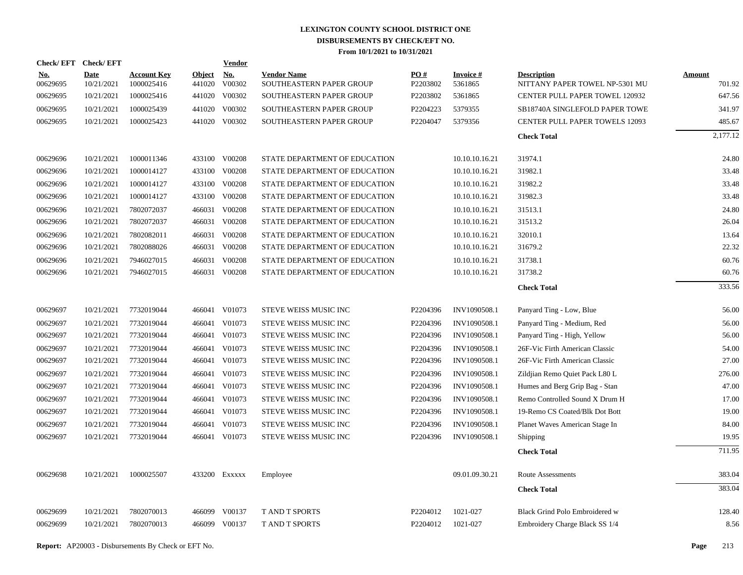# LEXINGTON COUNTY SCHOOL DISTRICT ONE
## DISBURSEMENTS BY CHECK/EFT NO.
### From 10/1/2021 to 10/31/2021

| Check/ EFT No. | Check/ EFT Date | Account Key | Object | Vendor No. | Vendor Name | PO # | Invoice # | Description | Amount |
|---|---|---|---|---|---|---|---|---|---|
| 00629695 | 10/21/2021 | 1000025416 | 441020 | V00302 | SOUTHEASTERN PAPER GROUP | P2203802 | 5361865 | NITTANY PAPER TOWEL NP-5301 MU | 701.92 |
| 00629695 | 10/21/2021 | 1000025416 | 441020 | V00302 | SOUTHEASTERN PAPER GROUP | P2203802 | 5361865 | CENTER PULL PAPER TOWEL 120932 | 647.56 |
| 00629695 | 10/21/2021 | 1000025439 | 441020 | V00302 | SOUTHEASTERN PAPER GROUP | P2204223 | 5379355 | SB18740A SINGLEFOLD PAPER TOWE | 341.97 |
| 00629695 | 10/21/2021 | 1000025423 | 441020 | V00302 | SOUTHEASTERN PAPER GROUP | P2204047 | 5379356 | CENTER PULL PAPER TOWELS 12093 | 485.67 |
| | | | | | | | | **Check Total** | 2,177.12 |
| 00629696 | 10/21/2021 | 1000011346 | 433100 | V00208 | STATE DEPARTMENT OF EDUCATION | | 10.10.10.16.21 | 31974.1 | 24.80 |
| 00629696 | 10/21/2021 | 1000014127 | 433100 | V00208 | STATE DEPARTMENT OF EDUCATION | | 10.10.10.16.21 | 31982.1 | 33.48 |
| 00629696 | 10/21/2021 | 1000014127 | 433100 | V00208 | STATE DEPARTMENT OF EDUCATION | | 10.10.10.16.21 | 31982.2 | 33.48 |
| 00629696 | 10/21/2021 | 1000014127 | 433100 | V00208 | STATE DEPARTMENT OF EDUCATION | | 10.10.10.16.21 | 31982.3 | 33.48 |
| 00629696 | 10/21/2021 | 7802072037 | 466031 | V00208 | STATE DEPARTMENT OF EDUCATION | | 10.10.10.16.21 | 31513.1 | 24.80 |
| 00629696 | 10/21/2021 | 7802072037 | 466031 | V00208 | STATE DEPARTMENT OF EDUCATION | | 10.10.10.16.21 | 31513.2 | 26.04 |
| 00629696 | 10/21/2021 | 7802082011 | 466031 | V00208 | STATE DEPARTMENT OF EDUCATION | | 10.10.10.16.21 | 32010.1 | 13.64 |
| 00629696 | 10/21/2021 | 7802088026 | 466031 | V00208 | STATE DEPARTMENT OF EDUCATION | | 10.10.10.16.21 | 31679.2 | 22.32 |
| 00629696 | 10/21/2021 | 7946027015 | 466031 | V00208 | STATE DEPARTMENT OF EDUCATION | | 10.10.10.16.21 | 31738.1 | 60.76 |
| 00629696 | 10/21/2021 | 7946027015 | 466031 | V00208 | STATE DEPARTMENT OF EDUCATION | | 10.10.10.16.21 | 31738.2 | 60.76 |
| | | | | | | | | **Check Total** | 333.56 |
| 00629697 | 10/21/2021 | 7732019044 | 466041 | V01073 | STEVE WEISS MUSIC INC | P2204396 | INV1090508.1 | Panyard Ting - Low, Blue | 56.00 |
| 00629697 | 10/21/2021 | 7732019044 | 466041 | V01073 | STEVE WEISS MUSIC INC | P2204396 | INV1090508.1 | Panyard Ting - Medium, Red | 56.00 |
| 00629697 | 10/21/2021 | 7732019044 | 466041 | V01073 | STEVE WEISS MUSIC INC | P2204396 | INV1090508.1 | Panyard Ting - High, Yellow | 56.00 |
| 00629697 | 10/21/2021 | 7732019044 | 466041 | V01073 | STEVE WEISS MUSIC INC | P2204396 | INV1090508.1 | 26F-Vic Firth American Classic | 54.00 |
| 00629697 | 10/21/2021 | 7732019044 | 466041 | V01073 | STEVE WEISS MUSIC INC | P2204396 | INV1090508.1 | 26F-Vic Firth American Classic | 27.00 |
| 00629697 | 10/21/2021 | 7732019044 | 466041 | V01073 | STEVE WEISS MUSIC INC | P2204396 | INV1090508.1 | Zildjian Remo Quiet Pack L80 L | 276.00 |
| 00629697 | 10/21/2021 | 7732019044 | 466041 | V01073 | STEVE WEISS MUSIC INC | P2204396 | INV1090508.1 | Humes and Berg Grip Bag - Stan | 47.00 |
| 00629697 | 10/21/2021 | 7732019044 | 466041 | V01073 | STEVE WEISS MUSIC INC | P2204396 | INV1090508.1 | Remo Controlled Sound X Drum H | 17.00 |
| 00629697 | 10/21/2021 | 7732019044 | 466041 | V01073 | STEVE WEISS MUSIC INC | P2204396 | INV1090508.1 | 19-Remo CS Coated/Blk Dot Bott | 19.00 |
| 00629697 | 10/21/2021 | 7732019044 | 466041 | V01073 | STEVE WEISS MUSIC INC | P2204396 | INV1090508.1 | Planet Waves American Stage In | 84.00 |
| 00629697 | 10/21/2021 | 7732019044 | 466041 | V01073 | STEVE WEISS MUSIC INC | P2204396 | INV1090508.1 | Shipping | 19.95 |
| | | | | | | | | **Check Total** | 711.95 |
| 00629698 | 10/21/2021 | 1000025507 | 433200 | Exxxxx | Employee | | 09.01.09.30.21 | Route Assessments | 383.04 |
| | | | | | | | | **Check Total** | 383.04 |
| 00629699 | 10/21/2021 | 7802070013 | 466099 | V00137 | T AND T SPORTS | P2204012 | 1021-027 | Black Grind Polo Embroidered w | 128.40 |
| 00629699 | 10/21/2021 | 7802070013 | 466099 | V00137 | T AND T SPORTS | P2204012 | 1021-027 | Embroidery Charge Black SS 1/4 | 8.56 |

**Report:** AP20003 - Disbursements By Check or EFT No.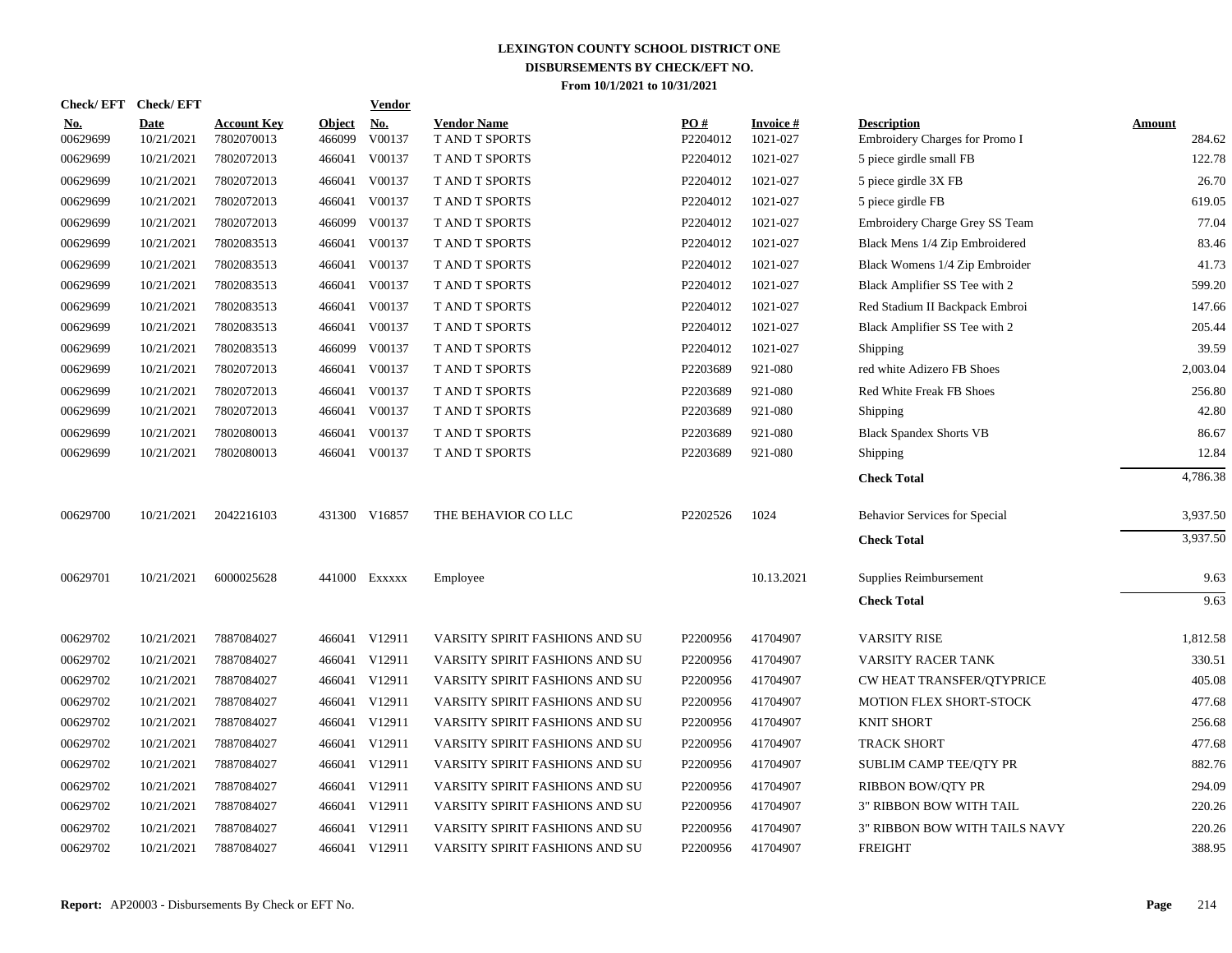# LEXINGTON COUNTY SCHOOL DISTRICT ONE
## DISBURSEMENTS BY CHECK/EFT NO.
### From 10/1/2021 to 10/31/2021

| Check/ EFT No. | Check/ EFT Date | Account Key | Object | Vendor No. | Vendor Name | PO # | Invoice # | Description | Amount |
|---|---|---|---|---|---|---|---|---|---|
| 00629699 | 10/21/2021 | 7802070013 | 466099 | V00137 | T AND T SPORTS | P2204012 | 1021-027 | Embroidery Charges for Promo I | 284.62 |
| 00629699 | 10/21/2021 | 7802072013 | 466041 | V00137 | T AND T SPORTS | P2204012 | 1021-027 | 5 piece girdle small FB | 122.78 |
| 00629699 | 10/21/2021 | 7802072013 | 466041 | V00137 | T AND T SPORTS | P2204012 | 1021-027 | 5 piece girdle 3X FB | 26.70 |
| 00629699 | 10/21/2021 | 7802072013 | 466041 | V00137 | T AND T SPORTS | P2204012 | 1021-027 | 5 piece girdle FB | 619.05 |
| 00629699 | 10/21/2021 | 7802072013 | 466099 | V00137 | T AND T SPORTS | P2204012 | 1021-027 | Embroidery Charge Grey SS Team | 77.04 |
| 00629699 | 10/21/2021 | 7802083513 | 466041 | V00137 | T AND T SPORTS | P2204012 | 1021-027 | Black Mens 1/4 Zip Embroidered | 83.46 |
| 00629699 | 10/21/2021 | 7802083513 | 466041 | V00137 | T AND T SPORTS | P2204012 | 1021-027 | Black Womens 1/4 Zip Embroider | 41.73 |
| 00629699 | 10/21/2021 | 7802083513 | 466041 | V00137 | T AND T SPORTS | P2204012 | 1021-027 | Black Amplifier SS Tee with 2 | 599.20 |
| 00629699 | 10/21/2021 | 7802083513 | 466041 | V00137 | T AND T SPORTS | P2204012 | 1021-027 | Red Stadium II Backpack Embroi | 147.66 |
| 00629699 | 10/21/2021 | 7802083513 | 466041 | V00137 | T AND T SPORTS | P2204012 | 1021-027 | Black Amplifier SS Tee with 2 | 205.44 |
| 00629699 | 10/21/2021 | 7802083513 | 466099 | V00137 | T AND T SPORTS | P2204012 | 1021-027 | Shipping | 39.59 |
| 00629699 | 10/21/2021 | 7802072013 | 466041 | V00137 | T AND T SPORTS | P2203689 | 921-080 | red white Adizero FB Shoes | 2,003.04 |
| 00629699 | 10/21/2021 | 7802072013 | 466041 | V00137 | T AND T SPORTS | P2203689 | 921-080 | Red White Freak FB Shoes | 256.80 |
| 00629699 | 10/21/2021 | 7802072013 | 466041 | V00137 | T AND T SPORTS | P2203689 | 921-080 | Shipping | 42.80 |
| 00629699 | 10/21/2021 | 7802080013 | 466041 | V00137 | T AND T SPORTS | P2203689 | 921-080 | Black Spandex Shorts VB | 86.67 |
| 00629699 | 10/21/2021 | 7802080013 | 466041 | V00137 | T AND T SPORTS | P2203689 | 921-080 | Shipping | 12.84 |
| | | | | | | | | **Check Total** | 4,786.38 |
| 00629700 | 10/21/2021 | 2042216103 | 431300 | V16857 | THE BEHAVIOR CO LLC | P2202526 | 1024 | Behavior Services for Special | 3,937.50 |
| | | | | | | | | **Check Total** | 3,937.50 |
| 00629701 | 10/21/2021 | 6000025628 | 441000 | Exxxxx | Employee | | 10.13.2021 | Supplies Reimbursement | 9.63 |
| | | | | | | | | **Check Total** | 9.63 |
| 00629702 | 10/21/2021 | 7887084027 | 466041 | V12911 | VARSITY SPIRIT FASHIONS AND SU | P2200956 | 41704907 | VARSITY RISE | 1,812.58 |
| 00629702 | 10/21/2021 | 7887084027 | 466041 | V12911 | VARSITY SPIRIT FASHIONS AND SU | P2200956 | 41704907 | VARSITY RACER TANK | 330.51 |
| 00629702 | 10/21/2021 | 7887084027 | 466041 | V12911 | VARSITY SPIRIT FASHIONS AND SU | P2200956 | 41704907 | CW HEAT TRANSFER/QTYPRICE | 405.08 |
| 00629702 | 10/21/2021 | 7887084027 | 466041 | V12911 | VARSITY SPIRIT FASHIONS AND SU | P2200956 | 41704907 | MOTION FLEX SHORT-STOCK | 477.68 |
| 00629702 | 10/21/2021 | 7887084027 | 466041 | V12911 | VARSITY SPIRIT FASHIONS AND SU | P2200956 | 41704907 | KNIT SHORT | 256.68 |
| 00629702 | 10/21/2021 | 7887084027 | 466041 | V12911 | VARSITY SPIRIT FASHIONS AND SU | P2200956 | 41704907 | TRACK SHORT | 477.68 |
| 00629702 | 10/21/2021 | 7887084027 | 466041 | V12911 | VARSITY SPIRIT FASHIONS AND SU | P2200956 | 41704907 | SUBLIM CAMP TEE/QTY PR | 882.76 |
| 00629702 | 10/21/2021 | 7887084027 | 466041 | V12911 | VARSITY SPIRIT FASHIONS AND SU | P2200956 | 41704907 | RIBBON BOW/QTY PR | 294.09 |
| 00629702 | 10/21/2021 | 7887084027 | 466041 | V12911 | VARSITY SPIRIT FASHIONS AND SU | P2200956 | 41704907 | 3" RIBBON BOW WITH TAIL | 220.26 |
| 00629702 | 10/21/2021 | 7887084027 | 466041 | V12911 | VARSITY SPIRIT FASHIONS AND SU | P2200956 | 41704907 | 3" RIBBON BOW WITH TAILS NAVY | 220.26 |
| 00629702 | 10/21/2021 | 7887084027 | 466041 | V12911 | VARSITY SPIRIT FASHIONS AND SU | P2200956 | 41704907 | FREIGHT | 388.95 |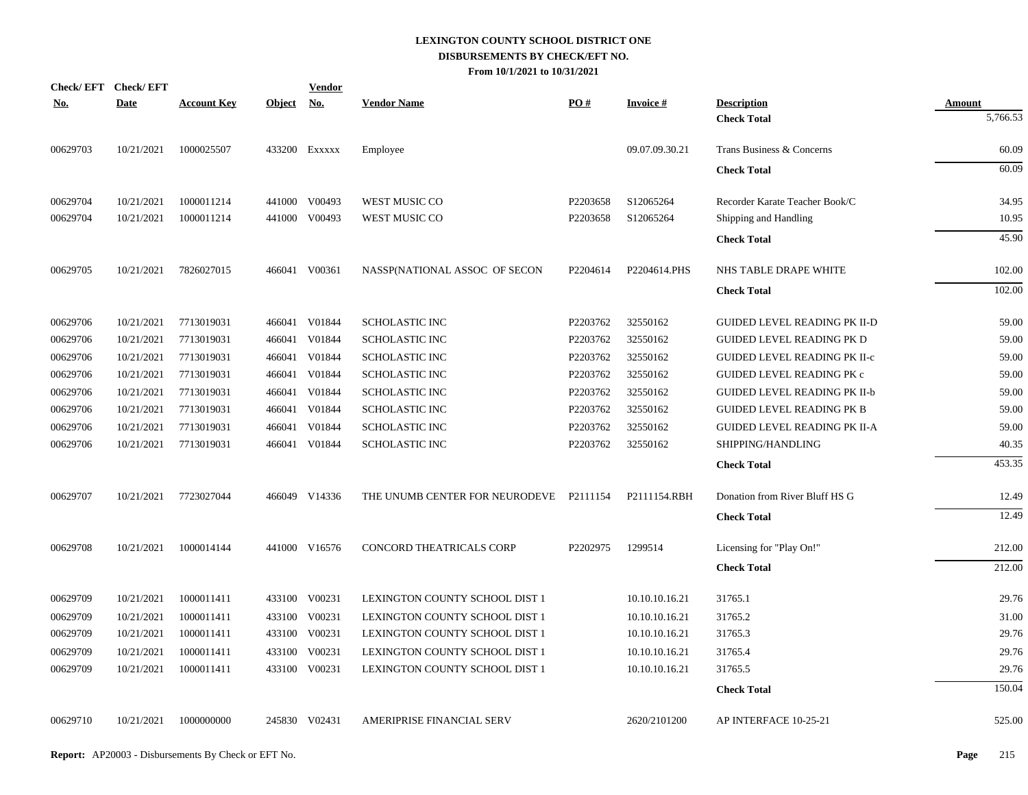**LEXINGTON COUNTY SCHOOL DISTRICT ONE**
**DISBURSEMENTS BY CHECK/EFT NO.**
**From 10/1/2021 to 10/31/2021**

| Check/ EFT No. | Check/ EFT Date | Account Key | Object | Vendor No. | Vendor Name | PO # | Invoice # | Description | Amount |
|---|---|---|---|---|---|---|---|---|---|
| | | | | | | | | **Check Total** | 5,766.53 |
| 00629703 | 10/21/2021 | 1000025507 | 433200 | Exxxxx | Employee | | 09.07.09.30.21 | Trans Business & Concerns | 60.09 |
| | | | | | | | | **Check Total** | 60.09 |
| 00629704 | 10/21/2021 | 1000011214 | 441000 | V00493 | WEST MUSIC CO | P2203658 | S12065264 | Recorder Karate Teacher Book/C | 34.95 |
| 00629704 | 10/21/2021 | 1000011214 | 441000 | V00493 | WEST MUSIC CO | P2203658 | S12065264 | Shipping and Handling | 10.95 |
| | | | | | | | | **Check Total** | 45.90 |
| 00629705 | 10/21/2021 | 7826027015 | 466041 | V00361 | NASSP(NATIONAL ASSOC OF SECON | P2204614 | P2204614.PHS | NHS TABLE DRAPE WHITE | 102.00 |
| | | | | | | | | **Check Total** | 102.00 |
| 00629706 | 10/21/2021 | 7713019031 | 466041 | V01844 | SCHOLASTIC INC | P2203762 | 32550162 | GUIDED LEVEL READING PK II-D | 59.00 |
| 00629706 | 10/21/2021 | 7713019031 | 466041 | V01844 | SCHOLASTIC INC | P2203762 | 32550162 | GUIDED LEVEL READING PK D | 59.00 |
| 00629706 | 10/21/2021 | 7713019031 | 466041 | V01844 | SCHOLASTIC INC | P2203762 | 32550162 | GUIDED LEVEL READING PK II-c | 59.00 |
| 00629706 | 10/21/2021 | 7713019031 | 466041 | V01844 | SCHOLASTIC INC | P2203762 | 32550162 | GUIDED LEVEL READING PK c | 59.00 |
| 00629706 | 10/21/2021 | 7713019031 | 466041 | V01844 | SCHOLASTIC INC | P2203762 | 32550162 | GUIDED LEVEL READING PK II-b | 59.00 |
| 00629706 | 10/21/2021 | 7713019031 | 466041 | V01844 | SCHOLASTIC INC | P2203762 | 32550162 | GUIDED LEVEL READING PK B | 59.00 |
| 00629706 | 10/21/2021 | 7713019031 | 466041 | V01844 | SCHOLASTIC INC | P2203762 | 32550162 | GUIDED LEVEL READING PK II-A | 59.00 |
| 00629706 | 10/21/2021 | 7713019031 | 466041 | V01844 | SCHOLASTIC INC | P2203762 | 32550162 | SHIPPING/HANDLING | 40.35 |
| | | | | | | | | **Check Total** | 453.35 |
| 00629707 | 10/21/2021 | 7723027044 | 466049 | V14336 | THE UNUMB CENTER FOR NEURODEVE | P2111154 | P2111154.RBH | Donation from River Bluff HS G | 12.49 |
| | | | | | | | | **Check Total** | 12.49 |
| 00629708 | 10/21/2021 | 1000014144 | 441000 | V16576 | CONCORD THEATRICALS CORP | P2202975 | 1299514 | Licensing for "Play On!" | 212.00 |
| | | | | | | | | **Check Total** | 212.00 |
| 00629709 | 10/21/2021 | 1000011411 | 433100 | V00231 | LEXINGTON COUNTY SCHOOL DIST 1 | | 10.10.10.16.21 | 31765.1 | 29.76 |
| 00629709 | 10/21/2021 | 1000011411 | 433100 | V00231 | LEXINGTON COUNTY SCHOOL DIST 1 | | 10.10.10.16.21 | 31765.2 | 31.00 |
| 00629709 | 10/21/2021 | 1000011411 | 433100 | V00231 | LEXINGTON COUNTY SCHOOL DIST 1 | | 10.10.10.16.21 | 31765.3 | 29.76 |
| 00629709 | 10/21/2021 | 1000011411 | 433100 | V00231 | LEXINGTON COUNTY SCHOOL DIST 1 | | 10.10.10.16.21 | 31765.4 | 29.76 |
| 00629709 | 10/21/2021 | 1000011411 | 433100 | V00231 | LEXINGTON COUNTY SCHOOL DIST 1 | | 10.10.10.16.21 | 31765.5 | 29.76 |
| | | | | | | | | **Check Total** | 150.04 |
| 00629710 | 10/21/2021 | 1000000000 | 245830 | V02431 | AMERIPRISE FINANCIAL SERV | | 2620/2101200 | AP INTERFACE 10-25-21 | 525.00 |

**Report:** AP20003 - Disbursements By Check or EFT No.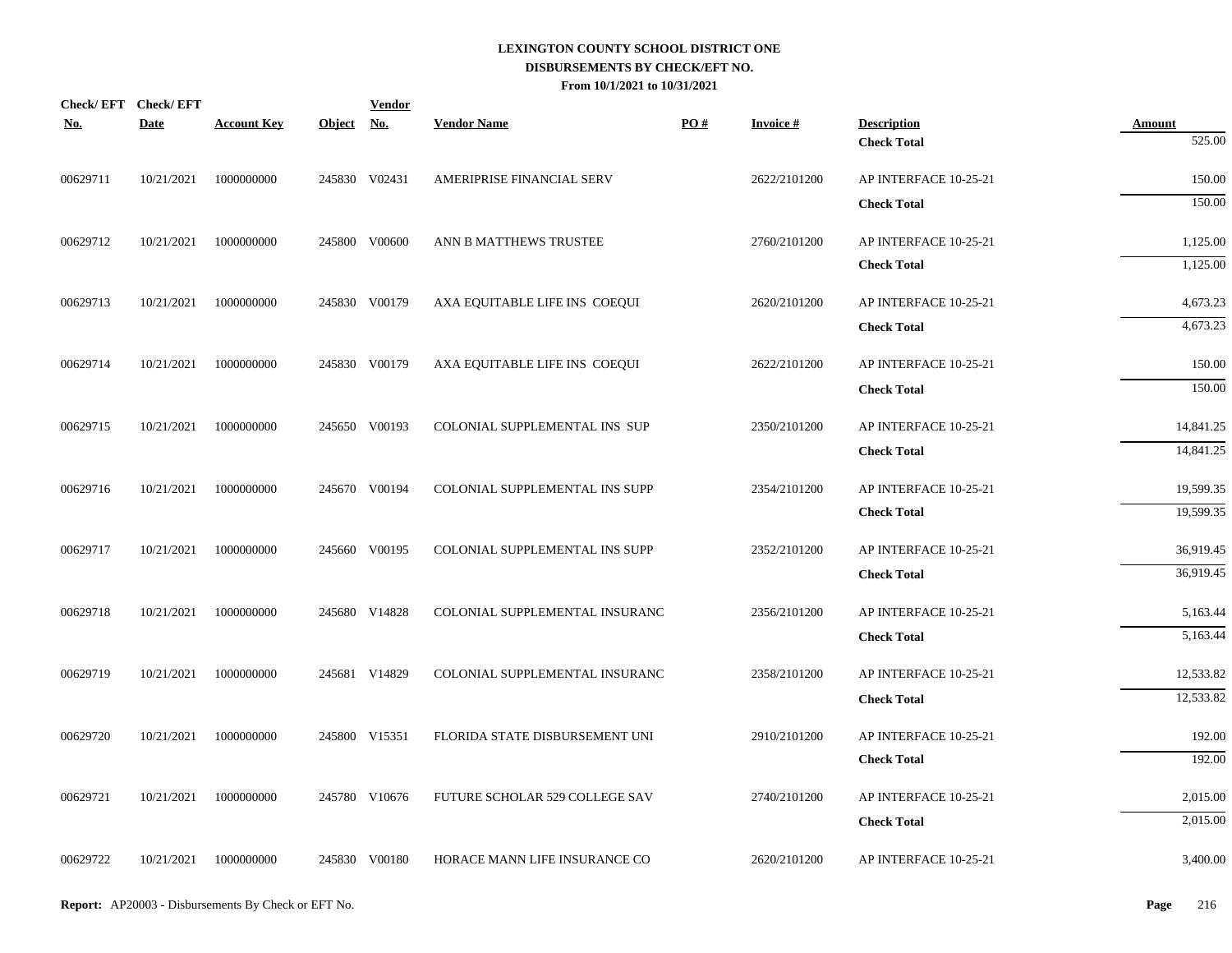**LEXINGTON COUNTY SCHOOL DISTRICT ONE**
**DISBURSEMENTS BY CHECK/EFT NO.**
**From 10/1/2021 to 10/31/2021**

| Check/ EFT No. | Check/ EFT Date | Account Key | Object | Vendor No. | Vendor Name | PO # | Invoice # | Description | Amount |
|---|---|---|---|---|---|---|---|---|---|
| | | | | | | | | **Check Total** | 525.00 |
| 00629711 | 10/21/2021 | 1000000000 | 245830 | V02431 | AMERIPRISE FINANCIAL SERV | | 2622/2101200 | AP INTERFACE 10-25-21 | 150.00 |
| | | | | | | | | **Check Total** | 150.00 |
| 00629712 | 10/21/2021 | 1000000000 | 245800 | V00600 | ANN B MATTHEWS TRUSTEE | | 2760/2101200 | AP INTERFACE 10-25-21 | 1,125.00 |
| | | | | | | | | **Check Total** | 1,125.00 |
| 00629713 | 10/21/2021 | 1000000000 | 245830 | V00179 | AXA EQUITABLE LIFE INS COEQUI | | 2620/2101200 | AP INTERFACE 10-25-21 | 4,673.23 |
| | | | | | | | | **Check Total** | 4,673.23 |
| 00629714 | 10/21/2021 | 1000000000 | 245830 | V00179 | AXA EQUITABLE LIFE INS COEQUI | | 2622/2101200 | AP INTERFACE 10-25-21 | 150.00 |
| | | | | | | | | **Check Total** | 150.00 |
| 00629715 | 10/21/2021 | 1000000000 | 245650 | V00193 | COLONIAL SUPPLEMENTAL INS SUP | | 2350/2101200 | AP INTERFACE 10-25-21 | 14,841.25 |
| | | | | | | | | **Check Total** | 14,841.25 |
| 00629716 | 10/21/2021 | 1000000000 | 245670 | V00194 | COLONIAL SUPPLEMENTAL INS SUPP | | 2354/2101200 | AP INTERFACE 10-25-21 | 19,599.35 |
| | | | | | | | | **Check Total** | 19,599.35 |
| 00629717 | 10/21/2021 | 1000000000 | 245660 | V00195 | COLONIAL SUPPLEMENTAL INS SUPP | | 2352/2101200 | AP INTERFACE 10-25-21 | 36,919.45 |
| | | | | | | | | **Check Total** | 36,919.45 |
| 00629718 | 10/21/2021 | 1000000000 | 245680 | V14828 | COLONIAL SUPPLEMENTAL INSURANC | | 2356/2101200 | AP INTERFACE 10-25-21 | 5,163.44 |
| | | | | | | | | **Check Total** | 5,163.44 |
| 00629719 | 10/21/2021 | 1000000000 | 245681 | V14829 | COLONIAL SUPPLEMENTAL INSURANC | | 2358/2101200 | AP INTERFACE 10-25-21 | 12,533.82 |
| | | | | | | | | **Check Total** | 12,533.82 |
| 00629720 | 10/21/2021 | 1000000000 | 245800 | V15351 | FLORIDA STATE DISBURSEMENT UNI | | 2910/2101200 | AP INTERFACE 10-25-21 | 192.00 |
| | | | | | | | | **Check Total** | 192.00 |
| 00629721 | 10/21/2021 | 1000000000 | 245780 | V10676 | FUTURE SCHOLAR 529 COLLEGE SAV | | 2740/2101200 | AP INTERFACE 10-25-21 | 2,015.00 |
| | | | | | | | | **Check Total** | 2,015.00 |
| 00629722 | 10/21/2021 | 1000000000 | 245830 | V00180 | HORACE MANN LIFE INSURANCE CO | | 2620/2101200 | AP INTERFACE 10-25-21 | 3,400.00 |

**Report:** AP20003 - Disbursements By Check or EFT No.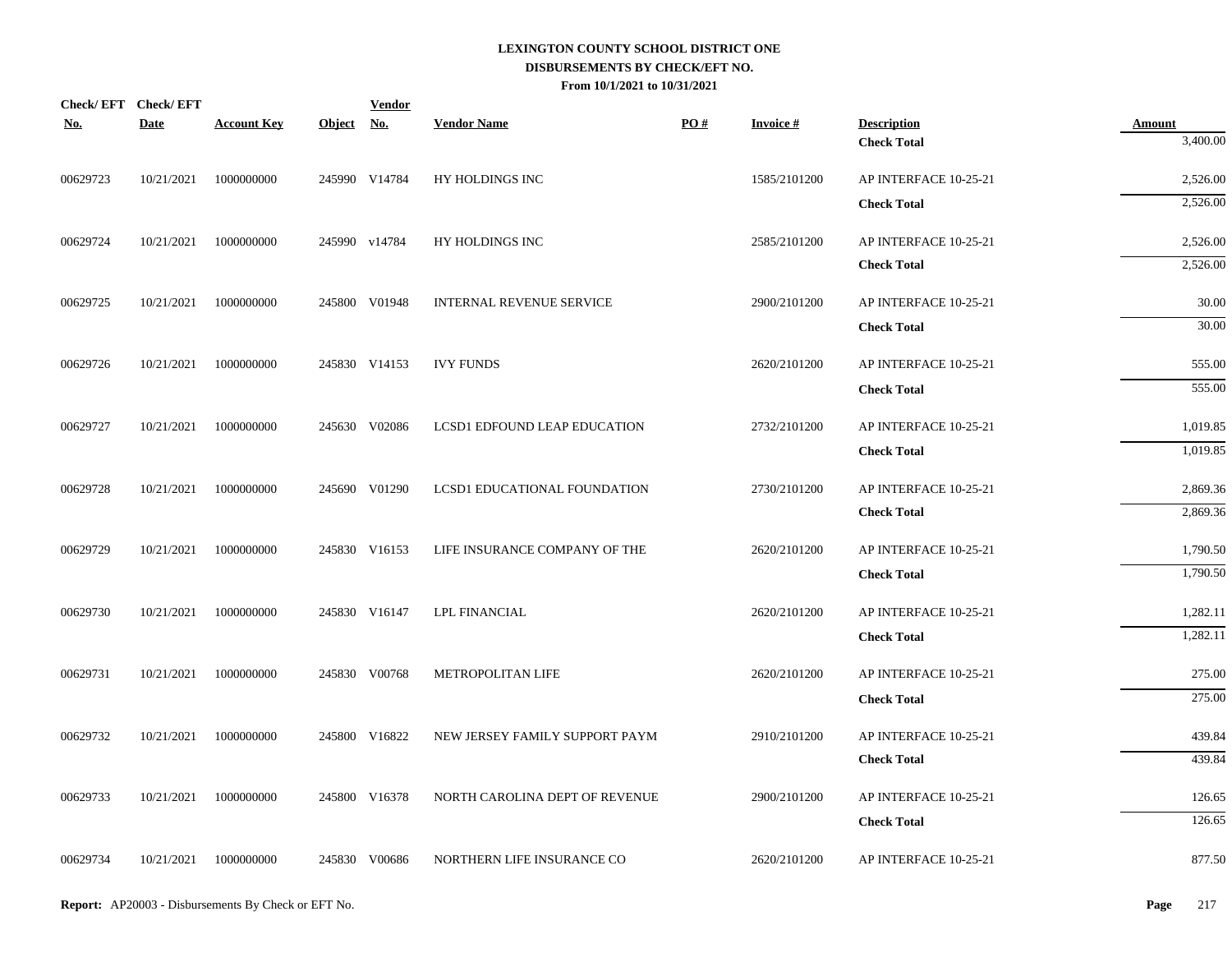# LEXINGTON COUNTY SCHOOL DISTRICT ONE
## DISBURSEMENTS BY CHECK/EFT NO.
### From 10/1/2021 to 10/31/2021

| Check/ EFT No. | Check/ EFT Date | Account Key | Object | Vendor No. | Vendor Name | PO # | Invoice # | Description | Amount |
|---|---|---|---|---|---|---|---|---|---|
| | | | | | | | | **Check Total** | 3,400.00 |
| 00629723 | 10/21/2021 | 1000000000 | 245990 | V14784 | HY HOLDINGS INC | | 1585/2101200 | AP INTERFACE 10-25-21 | 2,526.00 |
| | | | | | | | | **Check Total** | 2,526.00 |
| 00629724 | 10/21/2021 | 1000000000 | 245990 | v14784 | HY HOLDINGS INC | | 2585/2101200 | AP INTERFACE 10-25-21 | 2,526.00 |
| | | | | | | | | **Check Total** | 2,526.00 |
| 00629725 | 10/21/2021 | 1000000000 | 245800 | V01948 | INTERNAL REVENUE SERVICE | | 2900/2101200 | AP INTERFACE 10-25-21 | 30.00 |
| | | | | | | | | **Check Total** | 30.00 |
| 00629726 | 10/21/2021 | 1000000000 | 245830 | V14153 | IVY FUNDS | | 2620/2101200 | AP INTERFACE 10-25-21 | 555.00 |
| | | | | | | | | **Check Total** | 555.00 |
| 00629727 | 10/21/2021 | 1000000000 | 245630 | V02086 | LCSD1 EDFOUND LEAP EDUCATION | | 2732/2101200 | AP INTERFACE 10-25-21 | 1,019.85 |
| | | | | | | | | **Check Total** | 1,019.85 |
| 00629728 | 10/21/2021 | 1000000000 | 245690 | V01290 | LCSD1 EDUCATIONAL FOUNDATION | | 2730/2101200 | AP INTERFACE 10-25-21 | 2,869.36 |
| | | | | | | | | **Check Total** | 2,869.36 |
| 00629729 | 10/21/2021 | 1000000000 | 245830 | V16153 | LIFE INSURANCE COMPANY OF THE | | 2620/2101200 | AP INTERFACE 10-25-21 | 1,790.50 |
| | | | | | | | | **Check Total** | 1,790.50 |
| 00629730 | 10/21/2021 | 1000000000 | 245830 | V16147 | LPL FINANCIAL | | 2620/2101200 | AP INTERFACE 10-25-21 | 1,282.11 |
| | | | | | | | | **Check Total** | 1,282.11 |
| 00629731 | 10/21/2021 | 1000000000 | 245830 | V00768 | METROPOLITAN LIFE | | 2620/2101200 | AP INTERFACE 10-25-21 | 275.00 |
| | | | | | | | | **Check Total** | 275.00 |
| 00629732 | 10/21/2021 | 1000000000 | 245800 | V16822 | NEW JERSEY FAMILY SUPPORT PAYM | | 2910/2101200 | AP INTERFACE 10-25-21 | 439.84 |
| | | | | | | | | **Check Total** | 439.84 |
| 00629733 | 10/21/2021 | 1000000000 | 245800 | V16378 | NORTH CAROLINA DEPT OF REVENUE | | 2900/2101200 | AP INTERFACE 10-25-21 | 126.65 |
| | | | | | | | | **Check Total** | 126.65 |
| 00629734 | 10/21/2021 | 1000000000 | 245830 | V00686 | NORTHERN LIFE INSURANCE CO | | 2620/2101200 | AP INTERFACE 10-25-21 | 877.50 |

**Report:** AP20003 - Disbursements By Check or EFT No.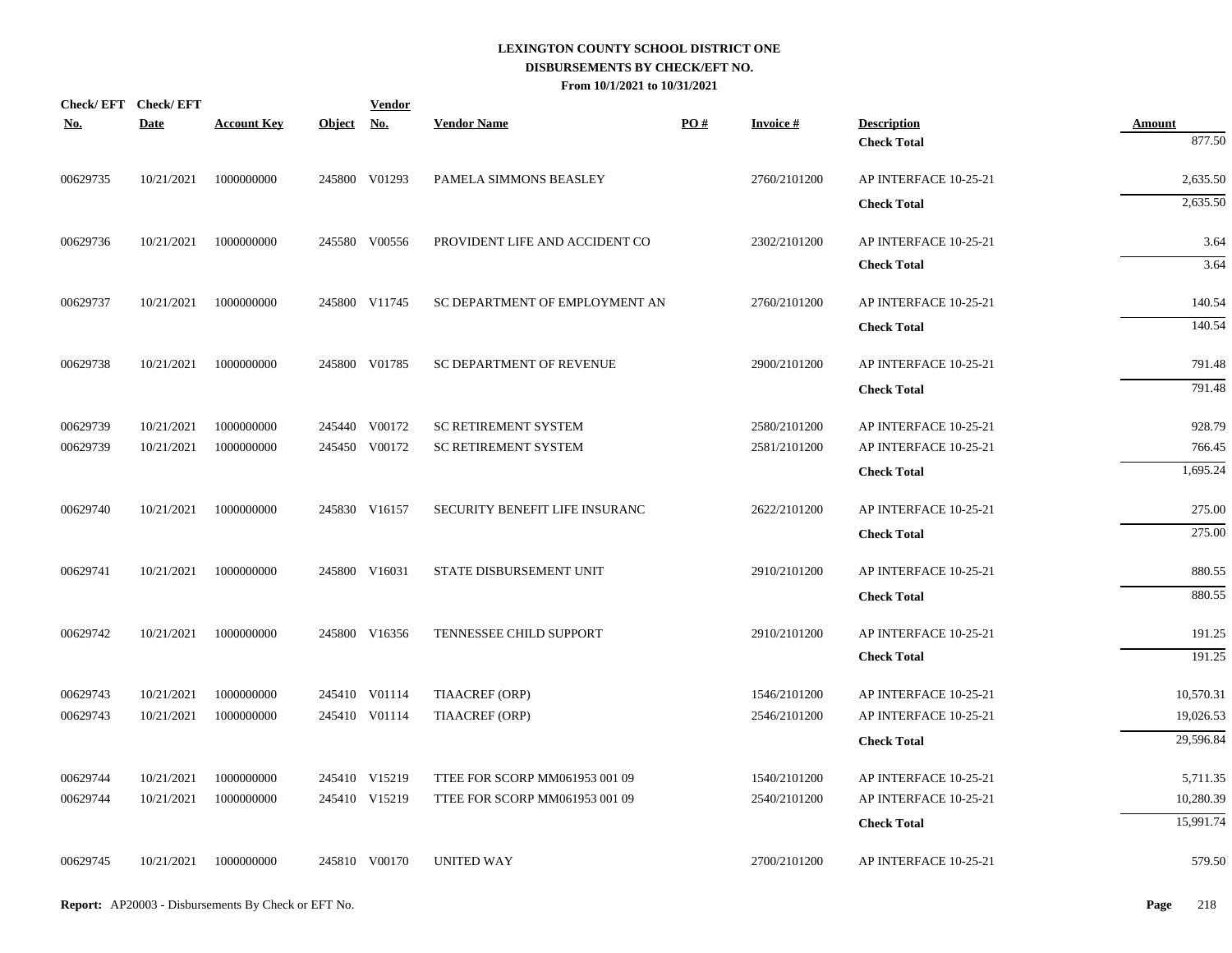# LEXINGTON COUNTY SCHOOL DISTRICT ONE
## DISBURSEMENTS BY CHECK/EFT NO.
### From 10/1/2021 to 10/31/2021

| Check/ EFT No. | Check/ EFT Date | Account Key | Object | Vendor No. | Vendor Name | PO # | Invoice # | Description | Amount |
|---|---|---|---|---|---|---|---|---|---|
| | | | | | | | | **Check Total** | 877.50 |
| 00629735 | 10/21/2021 | 1000000000 | 245800 | V01293 | PAMELA SIMMONS BEASLEY | | 2760/2101200 | AP INTERFACE 10-25-21 | 2,635.50 |
| | | | | | | | | **Check Total** | 2,635.50 |
| 00629736 | 10/21/2021 | 1000000000 | 245580 | V00556 | PROVIDENT LIFE AND ACCIDENT CO | | 2302/2101200 | AP INTERFACE 10-25-21 | 3.64 |
| | | | | | | | | **Check Total** | 3.64 |
| 00629737 | 10/21/2021 | 1000000000 | 245800 | V11745 | SC DEPARTMENT OF EMPLOYMENT AN | | 2760/2101200 | AP INTERFACE 10-25-21 | 140.54 |
| | | | | | | | | **Check Total** | 140.54 |
| 00629738 | 10/21/2021 | 1000000000 | 245800 | V01785 | SC DEPARTMENT OF REVENUE | | 2900/2101200 | AP INTERFACE 10-25-21 | 791.48 |
| | | | | | | | | **Check Total** | 791.48 |
| 00629739 | 10/21/2021 | 1000000000 | 245440 | V00172 | SC RETIREMENT SYSTEM | | 2580/2101200 | AP INTERFACE 10-25-21 | 928.79 |
| 00629739 | 10/21/2021 | 1000000000 | 245450 | V00172 | SC RETIREMENT SYSTEM | | 2581/2101200 | AP INTERFACE 10-25-21 | 766.45 |
| | | | | | | | | **Check Total** | 1,695.24 |
| 00629740 | 10/21/2021 | 1000000000 | 245830 | V16157 | SECURITY BENEFIT LIFE INSURANC | | 2622/2101200 | AP INTERFACE 10-25-21 | 275.00 |
| | | | | | | | | **Check Total** | 275.00 |
| 00629741 | 10/21/2021 | 1000000000 | 245800 | V16031 | STATE DISBURSEMENT UNIT | | 2910/2101200 | AP INTERFACE 10-25-21 | 880.55 |
| | | | | | | | | **Check Total** | 880.55 |
| 00629742 | 10/21/2021 | 1000000000 | 245800 | V16356 | TENNESSEE CHILD SUPPORT | | 2910/2101200 | AP INTERFACE 10-25-21 | 191.25 |
| | | | | | | | | **Check Total** | 191.25 |
| 00629743 | 10/21/2021 | 1000000000 | 245410 | V01114 | TIAACREF (ORP) | | 1546/2101200 | AP INTERFACE 10-25-21 | 10,570.31 |
| 00629743 | 10/21/2021 | 1000000000 | 245410 | V01114 | TIAACREF (ORP) | | 2546/2101200 | AP INTERFACE 10-25-21 | 19,026.53 |
| | | | | | | | | **Check Total** | 29,596.84 |
| 00629744 | 10/21/2021 | 1000000000 | 245410 | V15219 | TTEE FOR SCORP MM061953 001 09 | | 1540/2101200 | AP INTERFACE 10-25-21 | 5,711.35 |
| 00629744 | 10/21/2021 | 1000000000 | 245410 | V15219 | TTEE FOR SCORP MM061953 001 09 | | 2540/2101200 | AP INTERFACE 10-25-21 | 10,280.39 |
| | | | | | | | | **Check Total** | 15,991.74 |
| 00629745 | 10/21/2021 | 1000000000 | 245810 | V00170 | UNITED WAY | | 2700/2101200 | AP INTERFACE 10-25-21 | 579.50 |

**Report:** AP20003 - Disbursements By Check or EFT No.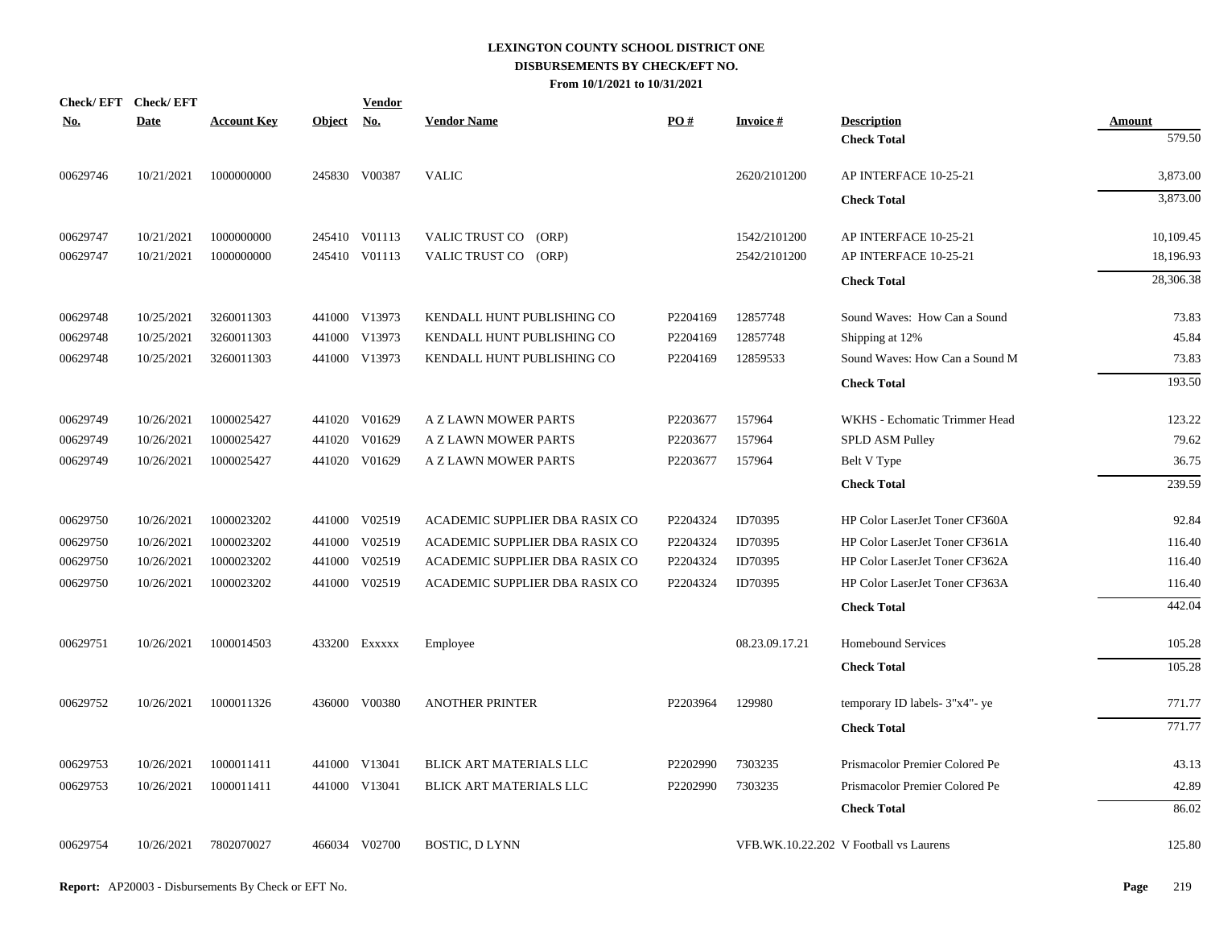# LEXINGTON COUNTY SCHOOL DISTRICT ONE
## DISBURSEMENTS BY CHECK/EFT NO.
### From 10/1/2021 to 10/31/2021

| Check/ EFT No. | Check/ EFT Date | Account Key | Object | Vendor No. | Vendor Name | PO # | Invoice # | Description | Amount |
|---|---|---|---|---|---|---|---|---|---|
| | | | | | | | | **Check Total** | 579.50 |
| 00629746 | 10/21/2021 | 1000000000 | 245830 | V00387 | VALIC | | 2620/2101200 | AP INTERFACE 10-25-21 | 3,873.00 |
| | | | | | | | | **Check Total** | 3,873.00 |
| 00629747 | 10/21/2021 | 1000000000 | 245410 | V01113 | VALIC TRUST CO (ORP) | | 1542/2101200 | AP INTERFACE 10-25-21 | 10,109.45 |
| 00629747 | 10/21/2021 | 1000000000 | 245410 | V01113 | VALIC TRUST CO (ORP) | | 2542/2101200 | AP INTERFACE 10-25-21 | 18,196.93 |
| | | | | | | | | **Check Total** | 28,306.38 |
| 00629748 | 10/25/2021 | 3260011303 | 441000 | V13973 | KENDALL HUNT PUBLISHING CO | P2204169 | 12857748 | Sound Waves: How Can a Sound | 73.83 |
| 00629748 | 10/25/2021 | 3260011303 | 441000 | V13973 | KENDALL HUNT PUBLISHING CO | P2204169 | 12857748 | Shipping at 12% | 45.84 |
| 00629748 | 10/25/2021 | 3260011303 | 441000 | V13973 | KENDALL HUNT PUBLISHING CO | P2204169 | 12859533 | Sound Waves: How Can a Sound M | 73.83 |
| | | | | | | | | **Check Total** | 193.50 |
| 00629749 | 10/26/2021 | 1000025427 | 441020 | V01629 | A Z LAWN MOWER PARTS | P2203677 | 157964 | WKHS - Echomatic Trimmer Head | 123.22 |
| 00629749 | 10/26/2021 | 1000025427 | 441020 | V01629 | A Z LAWN MOWER PARTS | P2203677 | 157964 | SPLD ASM Pulley | 79.62 |
| 00629749 | 10/26/2021 | 1000025427 | 441020 | V01629 | A Z LAWN MOWER PARTS | P2203677 | 157964 | Belt V Type | 36.75 |
| | | | | | | | | **Check Total** | 239.59 |
| 00629750 | 10/26/2021 | 1000023202 | 441000 | V02519 | ACADEMIC SUPPLIER DBA RASIX CO | P2204324 | ID70395 | HP Color LaserJet Toner CF360A | 92.84 |
| 00629750 | 10/26/2021 | 1000023202 | 441000 | V02519 | ACADEMIC SUPPLIER DBA RASIX CO | P2204324 | ID70395 | HP Color LaserJet Toner CF361A | 116.40 |
| 00629750 | 10/26/2021 | 1000023202 | 441000 | V02519 | ACADEMIC SUPPLIER DBA RASIX CO | P2204324 | ID70395 | HP Color LaserJet Toner CF362A | 116.40 |
| 00629750 | 10/26/2021 | 1000023202 | 441000 | V02519 | ACADEMIC SUPPLIER DBA RASIX CO | P2204324 | ID70395 | HP Color LaserJet Toner CF363A | 116.40 |
| | | | | | | | | **Check Total** | 442.04 |
| 00629751 | 10/26/2021 | 1000014503 | 433200 | Exxxxx | Employee | | 08.23.09.17.21 | Homebound Services | 105.28 |
| | | | | | | | | **Check Total** | 105.28 |
| 00629752 | 10/26/2021 | 1000011326 | 436000 | V00380 | ANOTHER PRINTER | P2203964 | 129980 | temporary ID labels- 3"x4"- ye | 771.77 |
| | | | | | | | | **Check Total** | 771.77 |
| 00629753 | 10/26/2021 | 1000011411 | 441000 | V13041 | BLICK ART MATERIALS LLC | P2202990 | 7303235 | Prismacolor Premier Colored Pe | 43.13 |
| 00629753 | 10/26/2021 | 1000011411 | 441000 | V13041 | BLICK ART MATERIALS LLC | P2202990 | 7303235 | Prismacolor Premier Colored Pe | 42.89 |
| | | | | | | | | **Check Total** | 86.02 |
| 00629754 | 10/26/2021 | 7802070027 | 466034 | V02700 | BOSTIC, D LYNN | | VFB.WK.10.22.202 | V Football vs Laurens | 125.80 |

**Report:** AP20003 - Disbursements By Check or EFT No.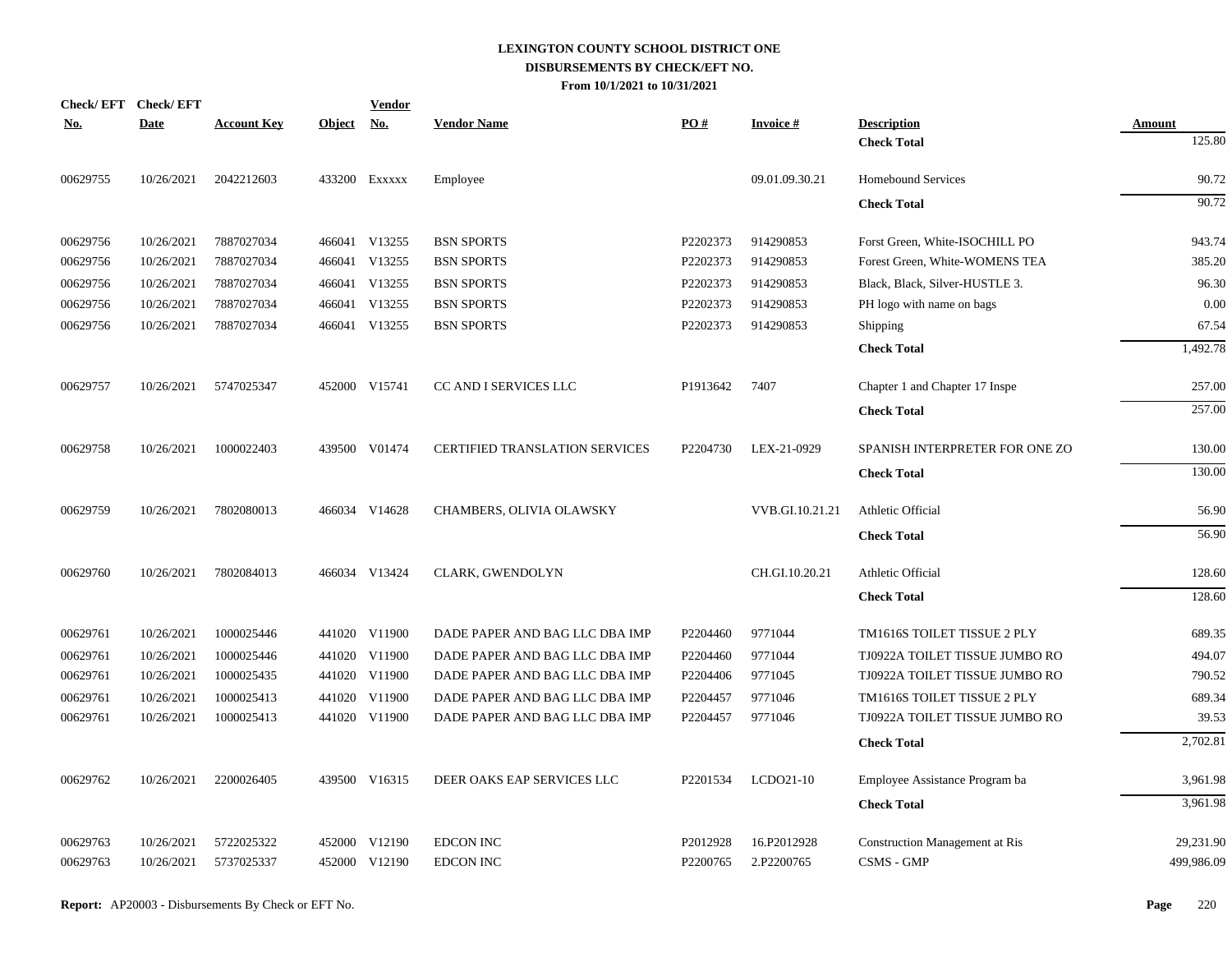# LEXINGTON COUNTY SCHOOL DISTRICT ONE
## DISBURSEMENTS BY CHECK/EFT NO.
### From 10/1/2021 to 10/31/2021

| Check/ EFT No. | Check/ EFT Date | Account Key | Object | Vendor No. | Vendor Name | PO # | Invoice # | Description | Amount |
|---|---|---|---|---|---|---|---|---|---|
| | | | | | | | | **Check Total** | 125.80 |
| 00629755 | 10/26/2021 | 2042212603 | 433200 | Exxxxx | Employee | | 09.01.09.30.21 | Homebound Services | 90.72 |
| | | | | | | | | **Check Total** | 90.72 |
| 00629756 | 10/26/2021 | 7887027034 | 466041 | V13255 | BSN SPORTS | P2202373 | 914290853 | Forst Green, White-ISOCHILL PO | 943.74 |
| 00629756 | 10/26/2021 | 7887027034 | 466041 | V13255 | BSN SPORTS | P2202373 | 914290853 | Forest Green, White-WOMENS TEA | 385.20 |
| 00629756 | 10/26/2021 | 7887027034 | 466041 | V13255 | BSN SPORTS | P2202373 | 914290853 | Black, Black, Silver-HUSTLE 3. | 96.30 |
| 00629756 | 10/26/2021 | 7887027034 | 466041 | V13255 | BSN SPORTS | P2202373 | 914290853 | PH logo with name on bags | 0.00 |
| 00629756 | 10/26/2021 | 7887027034 | 466041 | V13255 | BSN SPORTS | P2202373 | 914290853 | Shipping | 67.54 |
| | | | | | | | | **Check Total** | 1,492.78 |
| 00629757 | 10/26/2021 | 5747025347 | 452000 | V15741 | CC AND I SERVICES LLC | P1913642 | 7407 | Chapter 1 and Chapter 17 Inspe | 257.00 |
| | | | | | | | | **Check Total** | 257.00 |
| 00629758 | 10/26/2021 | 1000022403 | 439500 | V01474 | CERTIFIED TRANSLATION SERVICES | P2204730 | LEX-21-0929 | SPANISH INTERPRETER FOR ONE ZO | 130.00 |
| | | | | | | | | **Check Total** | 130.00 |
| 00629759 | 10/26/2021 | 7802080013 | 466034 | V14628 | CHAMBERS, OLIVIA OLAWSKY | | VVB.GI.10.21.21 | Athletic Official | 56.90 |
| | | | | | | | | **Check Total** | 56.90 |
| 00629760 | 10/26/2021 | 7802084013 | 466034 | V13424 | CLARK, GWENDOLYN | | CH.GI.10.20.21 | Athletic Official | 128.60 |
| | | | | | | | | **Check Total** | 128.60 |
| 00629761 | 10/26/2021 | 1000025446 | 441020 | V11900 | DADE PAPER AND BAG LLC DBA IMP | P2204460 | 9771044 | TM1616S TOILET TISSUE 2 PLY | 689.35 |
| 00629761 | 10/26/2021 | 1000025446 | 441020 | V11900 | DADE PAPER AND BAG LLC DBA IMP | P2204460 | 9771044 | TJ0922A TOILET TISSUE JUMBO RO | 494.07 |
| 00629761 | 10/26/2021 | 1000025435 | 441020 | V11900 | DADE PAPER AND BAG LLC DBA IMP | P2204406 | 9771045 | TJ0922A TOILET TISSUE JUMBO RO | 790.52 |
| 00629761 | 10/26/2021 | 1000025413 | 441020 | V11900 | DADE PAPER AND BAG LLC DBA IMP | P2204457 | 9771046 | TM1616S TOILET TISSUE 2 PLY | 689.34 |
| 00629761 | 10/26/2021 | 1000025413 | 441020 | V11900 | DADE PAPER AND BAG LLC DBA IMP | P2204457 | 9771046 | TJ0922A TOILET TISSUE JUMBO RO | 39.53 |
| | | | | | | | | **Check Total** | 2,702.81 |
| 00629762 | 10/26/2021 | 2200026405 | 439500 | V16315 | DEER OAKS EAP SERVICES LLC | P2201534 | LCDO21-10 | Employee Assistance Program ba | 3,961.98 |
| | | | | | | | | **Check Total** | 3,961.98 |
| 00629763 | 10/26/2021 | 5722025322 | 452000 | V12190 | EDCON INC | P2012928 | 16.P2012928 | Construction Management at Ris | 29,231.90 |
| 00629763 | 10/26/2021 | 5737025337 | 452000 | V12190 | EDCON INC | P2200765 | 2.P2200765 | CSMS - GMP | 499,986.09 |

**Report:** AP20003 - Disbursements By Check or EFT No.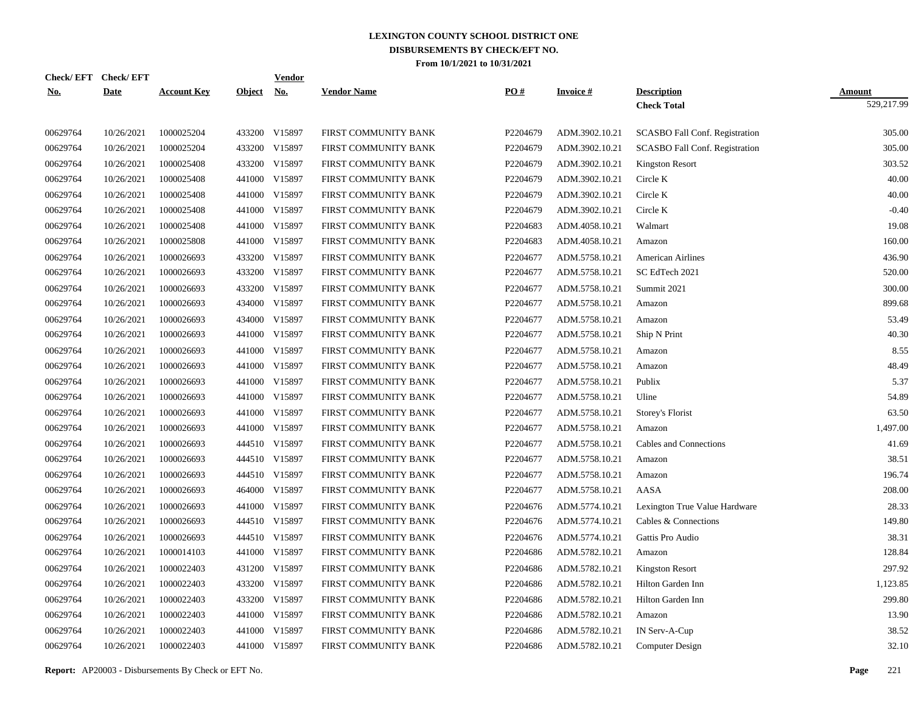**LEXINGTON COUNTY SCHOOL DISTRICT ONE**
**DISBURSEMENTS BY CHECK/EFT NO.**
**From 10/1/2021 to 10/31/2021**

| Check/ EFT No. | Check/ EFT Date | Account Key | Object | Vendor No. | Vendor Name | PO # | Invoice # | Description | Amount |
|---|---|---|---|---|---|---|---|---|---|
| | | | | | | | | **Check Total** | 529,217.99 |
| 00629764 | 10/26/2021 | 1000025204 | 433200 | V15897 | FIRST COMMUNITY BANK | P2204679 | ADM.3902.10.21 | SCASBO Fall Conf. Registration | 305.00 |
| 00629764 | 10/26/2021 | 1000025204 | 433200 | V15897 | FIRST COMMUNITY BANK | P2204679 | ADM.3902.10.21 | SCASBO Fall Conf. Registration | 305.00 |
| 00629764 | 10/26/2021 | 1000025408 | 433200 | V15897 | FIRST COMMUNITY BANK | P2204679 | ADM.3902.10.21 | Kingston Resort | 303.52 |
| 00629764 | 10/26/2021 | 1000025408 | 441000 | V15897 | FIRST COMMUNITY BANK | P2204679 | ADM.3902.10.21 | Circle K | 40.00 |
| 00629764 | 10/26/2021 | 1000025408 | 441000 | V15897 | FIRST COMMUNITY BANK | P2204679 | ADM.3902.10.21 | Circle K | 40.00 |
| 00629764 | 10/26/2021 | 1000025408 | 441000 | V15897 | FIRST COMMUNITY BANK | P2204679 | ADM.3902.10.21 | Circle K | -0.40 |
| 00629764 | 10/26/2021 | 1000025408 | 441000 | V15897 | FIRST COMMUNITY BANK | P2204683 | ADM.4058.10.21 | Walmart | 19.08 |
| 00629764 | 10/26/2021 | 1000025808 | 441000 | V15897 | FIRST COMMUNITY BANK | P2204683 | ADM.4058.10.21 | Amazon | 160.00 |
| 00629764 | 10/26/2021 | 1000026693 | 433200 | V15897 | FIRST COMMUNITY BANK | P2204677 | ADM.5758.10.21 | American Airlines | 436.90 |
| 00629764 | 10/26/2021 | 1000026693 | 433200 | V15897 | FIRST COMMUNITY BANK | P2204677 | ADM.5758.10.21 | SC EdTech 2021 | 520.00 |
| 00629764 | 10/26/2021 | 1000026693 | 433200 | V15897 | FIRST COMMUNITY BANK | P2204677 | ADM.5758.10.21 | Summit 2021 | 300.00 |
| 00629764 | 10/26/2021 | 1000026693 | 434000 | V15897 | FIRST COMMUNITY BANK | P2204677 | ADM.5758.10.21 | Amazon | 899.68 |
| 00629764 | 10/26/2021 | 1000026693 | 434000 | V15897 | FIRST COMMUNITY BANK | P2204677 | ADM.5758.10.21 | Amazon | 53.49 |
| 00629764 | 10/26/2021 | 1000026693 | 441000 | V15897 | FIRST COMMUNITY BANK | P2204677 | ADM.5758.10.21 | Ship N Print | 40.30 |
| 00629764 | 10/26/2021 | 1000026693 | 441000 | V15897 | FIRST COMMUNITY BANK | P2204677 | ADM.5758.10.21 | Amazon | 8.55 |
| 00629764 | 10/26/2021 | 1000026693 | 441000 | V15897 | FIRST COMMUNITY BANK | P2204677 | ADM.5758.10.21 | Amazon | 48.49 |
| 00629764 | 10/26/2021 | 1000026693 | 441000 | V15897 | FIRST COMMUNITY BANK | P2204677 | ADM.5758.10.21 | Publix | 5.37 |
| 00629764 | 10/26/2021 | 1000026693 | 441000 | V15897 | FIRST COMMUNITY BANK | P2204677 | ADM.5758.10.21 | Uline | 54.89 |
| 00629764 | 10/26/2021 | 1000026693 | 441000 | V15897 | FIRST COMMUNITY BANK | P2204677 | ADM.5758.10.21 | Storey's Florist | 63.50 |
| 00629764 | 10/26/2021 | 1000026693 | 441000 | V15897 | FIRST COMMUNITY BANK | P2204677 | ADM.5758.10.21 | Amazon | 1,497.00 |
| 00629764 | 10/26/2021 | 1000026693 | 444510 | V15897 | FIRST COMMUNITY BANK | P2204677 | ADM.5758.10.21 | Cables and Connections | 41.69 |
| 00629764 | 10/26/2021 | 1000026693 | 444510 | V15897 | FIRST COMMUNITY BANK | P2204677 | ADM.5758.10.21 | Amazon | 38.51 |
| 00629764 | 10/26/2021 | 1000026693 | 444510 | V15897 | FIRST COMMUNITY BANK | P2204677 | ADM.5758.10.21 | Amazon | 196.74 |
| 00629764 | 10/26/2021 | 1000026693 | 464000 | V15897 | FIRST COMMUNITY BANK | P2204677 | ADM.5758.10.21 | AASA | 208.00 |
| 00629764 | 10/26/2021 | 1000026693 | 441000 | V15897 | FIRST COMMUNITY BANK | P2204676 | ADM.5774.10.21 | Lexington True Value Hardware | 28.33 |
| 00629764 | 10/26/2021 | 1000026693 | 444510 | V15897 | FIRST COMMUNITY BANK | P2204676 | ADM.5774.10.21 | Cables & Connections | 149.80 |
| 00629764 | 10/26/2021 | 1000026693 | 444510 | V15897 | FIRST COMMUNITY BANK | P2204676 | ADM.5774.10.21 | Gattis Pro Audio | 38.31 |
| 00629764 | 10/26/2021 | 1000014103 | 441000 | V15897 | FIRST COMMUNITY BANK | P2204686 | ADM.5782.10.21 | Amazon | 128.84 |
| 00629764 | 10/26/2021 | 1000022403 | 431200 | V15897 | FIRST COMMUNITY BANK | P2204686 | ADM.5782.10.21 | Kingston Resort | 297.92 |
| 00629764 | 10/26/2021 | 1000022403 | 433200 | V15897 | FIRST COMMUNITY BANK | P2204686 | ADM.5782.10.21 | Hilton Garden Inn | 1,123.85 |
| 00629764 | 10/26/2021 | 1000022403 | 433200 | V15897 | FIRST COMMUNITY BANK | P2204686 | ADM.5782.10.21 | Hilton Garden Inn | 299.80 |
| 00629764 | 10/26/2021 | 1000022403 | 441000 | V15897 | FIRST COMMUNITY BANK | P2204686 | ADM.5782.10.21 | Amazon | 13.90 |
| 00629764 | 10/26/2021 | 1000022403 | 441000 | V15897 | FIRST COMMUNITY BANK | P2204686 | ADM.5782.10.21 | IN Serv-A-Cup | 38.52 |
| 00629764 | 10/26/2021 | 1000022403 | 441000 | V15897 | FIRST COMMUNITY BANK | P2204686 | ADM.5782.10.21 | Computer Design | 32.10 |

**Report:** AP20003 - Disbursements By Check or EFT No.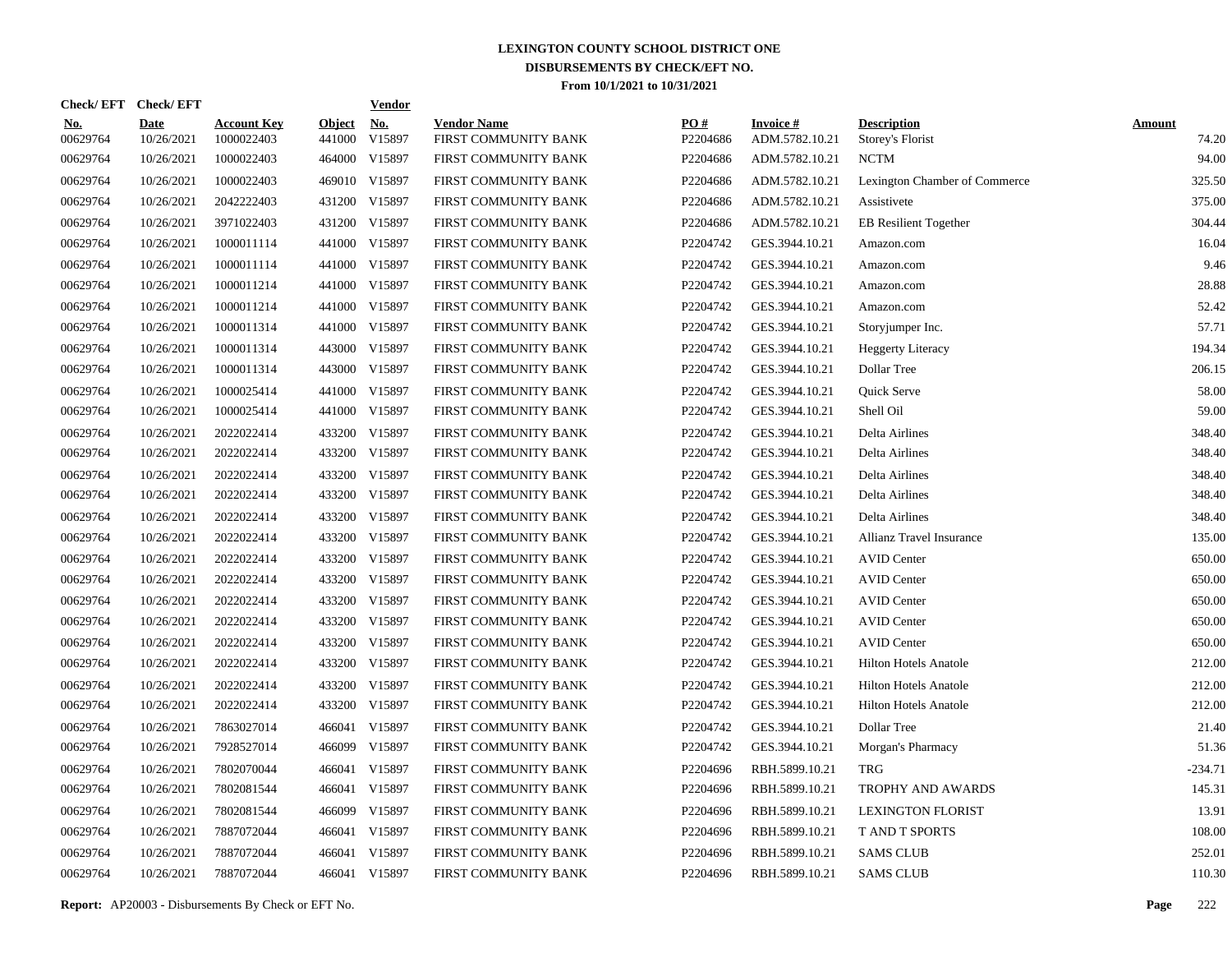# LEXINGTON COUNTY SCHOOL DISTRICT ONE
## DISBURSEMENTS BY CHECK/EFT NO.
### From 10/1/2021 to 10/31/2021

| Check/ EFT No. | Check/ EFT Date | Account Key | Object | Vendor No. | Vendor Name | PO # | Invoice # | Description | Amount |
|---|---|---|---|---|---|---|---|---|---|
| 00629764 | 10/26/2021 | 1000022403 | 441000 | V15897 | FIRST COMMUNITY BANK | P2204686 | ADM.5782.10.21 | Storey's Florist | 74.20 |
| 00629764 | 10/26/2021 | 1000022403 | 464000 | V15897 | FIRST COMMUNITY BANK | P2204686 | ADM.5782.10.21 | NCTM | 94.00 |
| 00629764 | 10/26/2021 | 1000022403 | 469010 | V15897 | FIRST COMMUNITY BANK | P2204686 | ADM.5782.10.21 | Lexington Chamber of Commerce | 325.50 |
| 00629764 | 10/26/2021 | 2042222403 | 431200 | V15897 | FIRST COMMUNITY BANK | P2204686 | ADM.5782.10.21 | Assistivete | 375.00 |
| 00629764 | 10/26/2021 | 3971022403 | 431200 | V15897 | FIRST COMMUNITY BANK | P2204686 | ADM.5782.10.21 | EB Resilient Together | 304.44 |
| 00629764 | 10/26/2021 | 1000011114 | 441000 | V15897 | FIRST COMMUNITY BANK | P2204742 | GES.3944.10.21 | Amazon.com | 16.04 |
| 00629764 | 10/26/2021 | 1000011114 | 441000 | V15897 | FIRST COMMUNITY BANK | P2204742 | GES.3944.10.21 | Amazon.com | 9.46 |
| 00629764 | 10/26/2021 | 1000011214 | 441000 | V15897 | FIRST COMMUNITY BANK | P2204742 | GES.3944.10.21 | Amazon.com | 28.88 |
| 00629764 | 10/26/2021 | 1000011214 | 441000 | V15897 | FIRST COMMUNITY BANK | P2204742 | GES.3944.10.21 | Amazon.com | 52.42 |
| 00629764 | 10/26/2021 | 1000011314 | 441000 | V15897 | FIRST COMMUNITY BANK | P2204742 | GES.3944.10.21 | Storyjumper Inc. | 57.71 |
| 00629764 | 10/26/2021 | 1000011314 | 443000 | V15897 | FIRST COMMUNITY BANK | P2204742 | GES.3944.10.21 | Heggerty Literacy | 194.34 |
| 00629764 | 10/26/2021 | 1000011314 | 443000 | V15897 | FIRST COMMUNITY BANK | P2204742 | GES.3944.10.21 | Dollar Tree | 206.15 |
| 00629764 | 10/26/2021 | 1000025414 | 441000 | V15897 | FIRST COMMUNITY BANK | P2204742 | GES.3944.10.21 | Quick Serve | 58.00 |
| 00629764 | 10/26/2021 | 1000025414 | 441000 | V15897 | FIRST COMMUNITY BANK | P2204742 | GES.3944.10.21 | Shell Oil | 59.00 |
| 00629764 | 10/26/2021 | 2022022414 | 433200 | V15897 | FIRST COMMUNITY BANK | P2204742 | GES.3944.10.21 | Delta Airlines | 348.40 |
| 00629764 | 10/26/2021 | 2022022414 | 433200 | V15897 | FIRST COMMUNITY BANK | P2204742 | GES.3944.10.21 | Delta Airlines | 348.40 |
| 00629764 | 10/26/2021 | 2022022414 | 433200 | V15897 | FIRST COMMUNITY BANK | P2204742 | GES.3944.10.21 | Delta Airlines | 348.40 |
| 00629764 | 10/26/2021 | 2022022414 | 433200 | V15897 | FIRST COMMUNITY BANK | P2204742 | GES.3944.10.21 | Delta Airlines | 348.40 |
| 00629764 | 10/26/2021 | 2022022414 | 433200 | V15897 | FIRST COMMUNITY BANK | P2204742 | GES.3944.10.21 | Delta Airlines | 348.40 |
| 00629764 | 10/26/2021 | 2022022414 | 433200 | V15897 | FIRST COMMUNITY BANK | P2204742 | GES.3944.10.21 | Allianz Travel Insurance | 135.00 |
| 00629764 | 10/26/2021 | 2022022414 | 433200 | V15897 | FIRST COMMUNITY BANK | P2204742 | GES.3944.10.21 | AVID Center | 650.00 |
| 00629764 | 10/26/2021 | 2022022414 | 433200 | V15897 | FIRST COMMUNITY BANK | P2204742 | GES.3944.10.21 | AVID Center | 650.00 |
| 00629764 | 10/26/2021 | 2022022414 | 433200 | V15897 | FIRST COMMUNITY BANK | P2204742 | GES.3944.10.21 | AVID Center | 650.00 |
| 00629764 | 10/26/2021 | 2022022414 | 433200 | V15897 | FIRST COMMUNITY BANK | P2204742 | GES.3944.10.21 | AVID Center | 650.00 |
| 00629764 | 10/26/2021 | 2022022414 | 433200 | V15897 | FIRST COMMUNITY BANK | P2204742 | GES.3944.10.21 | AVID Center | 650.00 |
| 00629764 | 10/26/2021 | 2022022414 | 433200 | V15897 | FIRST COMMUNITY BANK | P2204742 | GES.3944.10.21 | Hilton Hotels Anatole | 212.00 |
| 00629764 | 10/26/2021 | 2022022414 | 433200 | V15897 | FIRST COMMUNITY BANK | P2204742 | GES.3944.10.21 | Hilton Hotels Anatole | 212.00 |
| 00629764 | 10/26/2021 | 2022022414 | 433200 | V15897 | FIRST COMMUNITY BANK | P2204742 | GES.3944.10.21 | Hilton Hotels Anatole | 212.00 |
| 00629764 | 10/26/2021 | 7863027014 | 466041 | V15897 | FIRST COMMUNITY BANK | P2204742 | GES.3944.10.21 | Dollar Tree | 21.40 |
| 00629764 | 10/26/2021 | 7928527014 | 466099 | V15897 | FIRST COMMUNITY BANK | P2204742 | GES.3944.10.21 | Morgan's Pharmacy | 51.36 |
| 00629764 | 10/26/2021 | 7802070044 | 466041 | V15897 | FIRST COMMUNITY BANK | P2204696 | RBH.5899.10.21 | TRG | -234.71 |
| 00629764 | 10/26/2021 | 7802081544 | 466041 | V15897 | FIRST COMMUNITY BANK | P2204696 | RBH.5899.10.21 | TROPHY AND AWARDS | 145.31 |
| 00629764 | 10/26/2021 | 7802081544 | 466099 | V15897 | FIRST COMMUNITY BANK | P2204696 | RBH.5899.10.21 | LEXINGTON FLORIST | 13.91 |
| 00629764 | 10/26/2021 | 7887072044 | 466041 | V15897 | FIRST COMMUNITY BANK | P2204696 | RBH.5899.10.21 | T AND T SPORTS | 108.00 |
| 00629764 | 10/26/2021 | 7887072044 | 466041 | V15897 | FIRST COMMUNITY BANK | P2204696 | RBH.5899.10.21 | SAMS CLUB | 252.01 |
| 00629764 | 10/26/2021 | 7887072044 | 466041 | V15897 | FIRST COMMUNITY BANK | P2204696 | RBH.5899.10.21 | SAMS CLUB | 110.30 |

**Report:** AP20003 - Disbursements By Check or EFT No.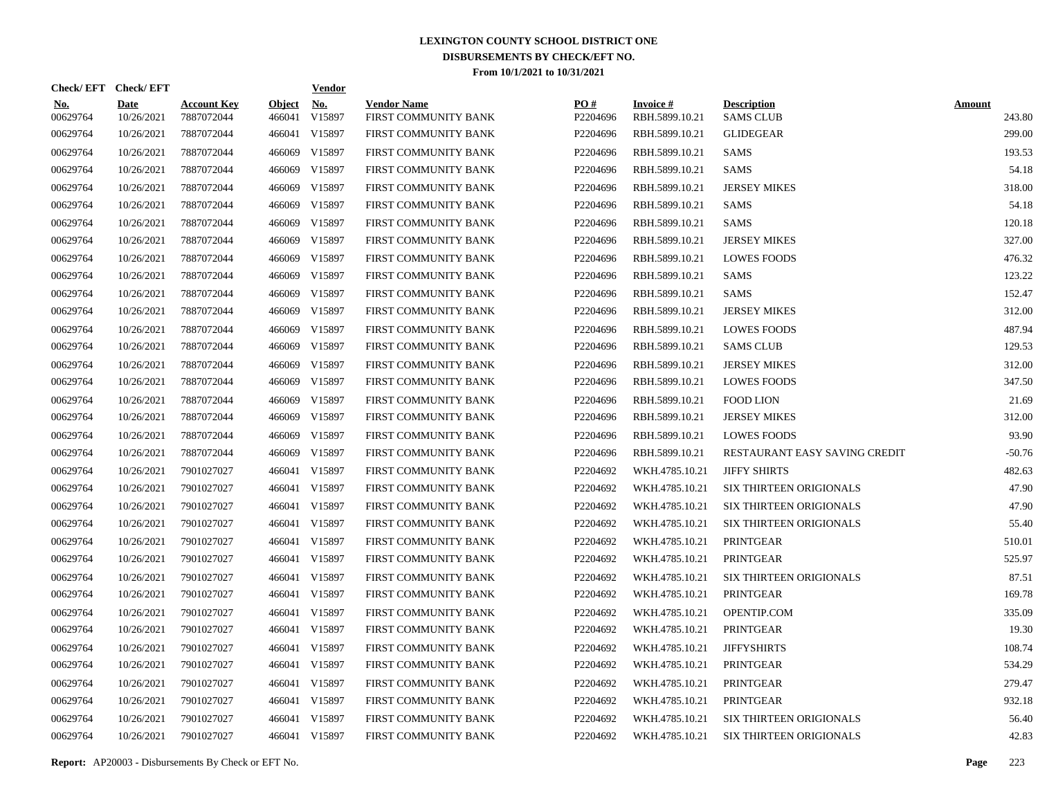# LEXINGTON COUNTY SCHOOL DISTRICT ONE

## DISBURSEMENTS BY CHECK/EFT NO.

### From 10/1/2021 to 10/31/2021

| Check/ EFT No. | Check/ EFT Date | Account Key | Object | Vendor No. | Vendor Name | PO # | Invoice # | Description | Amount |
|---|---|---|---|---|---|---|---|---|---|
| 00629764 | 10/26/2021 | 7887072044 | 466041 | V15897 | FIRST COMMUNITY BANK | P2204696 | RBH.5899.10.21 | SAMS CLUB | 243.80 |
| 00629764 | 10/26/2021 | 7887072044 | 466041 | V15897 | FIRST COMMUNITY BANK | P2204696 | RBH.5899.10.21 | GLIDEGEAR | 299.00 |
| 00629764 | 10/26/2021 | 7887072044 | 466069 | V15897 | FIRST COMMUNITY BANK | P2204696 | RBH.5899.10.21 | SAMS | 193.53 |
| 00629764 | 10/26/2021 | 7887072044 | 466069 | V15897 | FIRST COMMUNITY BANK | P2204696 | RBH.5899.10.21 | SAMS | 54.18 |
| 00629764 | 10/26/2021 | 7887072044 | 466069 | V15897 | FIRST COMMUNITY BANK | P2204696 | RBH.5899.10.21 | JERSEY MIKES | 318.00 |
| 00629764 | 10/26/2021 | 7887072044 | 466069 | V15897 | FIRST COMMUNITY BANK | P2204696 | RBH.5899.10.21 | SAMS | 54.18 |
| 00629764 | 10/26/2021 | 7887072044 | 466069 | V15897 | FIRST COMMUNITY BANK | P2204696 | RBH.5899.10.21 | SAMS | 120.18 |
| 00629764 | 10/26/2021 | 7887072044 | 466069 | V15897 | FIRST COMMUNITY BANK | P2204696 | RBH.5899.10.21 | JERSEY MIKES | 327.00 |
| 00629764 | 10/26/2021 | 7887072044 | 466069 | V15897 | FIRST COMMUNITY BANK | P2204696 | RBH.5899.10.21 | LOWES FOODS | 476.32 |
| 00629764 | 10/26/2021 | 7887072044 | 466069 | V15897 | FIRST COMMUNITY BANK | P2204696 | RBH.5899.10.21 | SAMS | 123.22 |
| 00629764 | 10/26/2021 | 7887072044 | 466069 | V15897 | FIRST COMMUNITY BANK | P2204696 | RBH.5899.10.21 | SAMS | 152.47 |
| 00629764 | 10/26/2021 | 7887072044 | 466069 | V15897 | FIRST COMMUNITY BANK | P2204696 | RBH.5899.10.21 | JERSEY MIKES | 312.00 |
| 00629764 | 10/26/2021 | 7887072044 | 466069 | V15897 | FIRST COMMUNITY BANK | P2204696 | RBH.5899.10.21 | LOWES FOODS | 487.94 |
| 00629764 | 10/26/2021 | 7887072044 | 466069 | V15897 | FIRST COMMUNITY BANK | P2204696 | RBH.5899.10.21 | SAMS CLUB | 129.53 |
| 00629764 | 10/26/2021 | 7887072044 | 466069 | V15897 | FIRST COMMUNITY BANK | P2204696 | RBH.5899.10.21 | JERSEY MIKES | 312.00 |
| 00629764 | 10/26/2021 | 7887072044 | 466069 | V15897 | FIRST COMMUNITY BANK | P2204696 | RBH.5899.10.21 | LOWES FOODS | 347.50 |
| 00629764 | 10/26/2021 | 7887072044 | 466069 | V15897 | FIRST COMMUNITY BANK | P2204696 | RBH.5899.10.21 | FOOD LION | 21.69 |
| 00629764 | 10/26/2021 | 7887072044 | 466069 | V15897 | FIRST COMMUNITY BANK | P2204696 | RBH.5899.10.21 | JERSEY MIKES | 312.00 |
| 00629764 | 10/26/2021 | 7887072044 | 466069 | V15897 | FIRST COMMUNITY BANK | P2204696 | RBH.5899.10.21 | LOWES FOODS | 93.90 |
| 00629764 | 10/26/2021 | 7887072044 | 466069 | V15897 | FIRST COMMUNITY BANK | P2204696 | RBH.5899.10.21 | RESTAURANT EASY SAVING CREDIT | -50.76 |
| 00629764 | 10/26/2021 | 7901027027 | 466041 | V15897 | FIRST COMMUNITY BANK | P2204692 | WKH.4785.10.21 | JIFFY SHIRTS | 482.63 |
| 00629764 | 10/26/2021 | 7901027027 | 466041 | V15897 | FIRST COMMUNITY BANK | P2204692 | WKH.4785.10.21 | SIX THIRTEEN ORIGIONALS | 47.90 |
| 00629764 | 10/26/2021 | 7901027027 | 466041 | V15897 | FIRST COMMUNITY BANK | P2204692 | WKH.4785.10.21 | SIX THIRTEEN ORIGIONALS | 47.90 |
| 00629764 | 10/26/2021 | 7901027027 | 466041 | V15897 | FIRST COMMUNITY BANK | P2204692 | WKH.4785.10.21 | SIX THIRTEEN ORIGIONALS | 55.40 |
| 00629764 | 10/26/2021 | 7901027027 | 466041 | V15897 | FIRST COMMUNITY BANK | P2204692 | WKH.4785.10.21 | PRINTGEAR | 510.01 |
| 00629764 | 10/26/2021 | 7901027027 | 466041 | V15897 | FIRST COMMUNITY BANK | P2204692 | WKH.4785.10.21 | PRINTGEAR | 525.97 |
| 00629764 | 10/26/2021 | 7901027027 | 466041 | V15897 | FIRST COMMUNITY BANK | P2204692 | WKH.4785.10.21 | SIX THIRTEEN ORIGIONALS | 87.51 |
| 00629764 | 10/26/2021 | 7901027027 | 466041 | V15897 | FIRST COMMUNITY BANK | P2204692 | WKH.4785.10.21 | PRINTGEAR | 169.78 |
| 00629764 | 10/26/2021 | 7901027027 | 466041 | V15897 | FIRST COMMUNITY BANK | P2204692 | WKH.4785.10.21 | OPENTIP.COM | 335.09 |
| 00629764 | 10/26/2021 | 7901027027 | 466041 | V15897 | FIRST COMMUNITY BANK | P2204692 | WKH.4785.10.21 | PRINTGEAR | 19.30 |
| 00629764 | 10/26/2021 | 7901027027 | 466041 | V15897 | FIRST COMMUNITY BANK | P2204692 | WKH.4785.10.21 | JIFFYSHIRTS | 108.74 |
| 00629764 | 10/26/2021 | 7901027027 | 466041 | V15897 | FIRST COMMUNITY BANK | P2204692 | WKH.4785.10.21 | PRINTGEAR | 534.29 |
| 00629764 | 10/26/2021 | 7901027027 | 466041 | V15897 | FIRST COMMUNITY BANK | P2204692 | WKH.4785.10.21 | PRINTGEAR | 279.47 |
| 00629764 | 10/26/2021 | 7901027027 | 466041 | V15897 | FIRST COMMUNITY BANK | P2204692 | WKH.4785.10.21 | PRINTGEAR | 932.18 |
| 00629764 | 10/26/2021 | 7901027027 | 466041 | V15897 | FIRST COMMUNITY BANK | P2204692 | WKH.4785.10.21 | SIX THIRTEEN ORIGIONALS | 56.40 |
| 00629764 | 10/26/2021 | 7901027027 | 466041 | V15897 | FIRST COMMUNITY BANK | P2204692 | WKH.4785.10.21 | SIX THIRTEEN ORIGIONALS | 42.83 |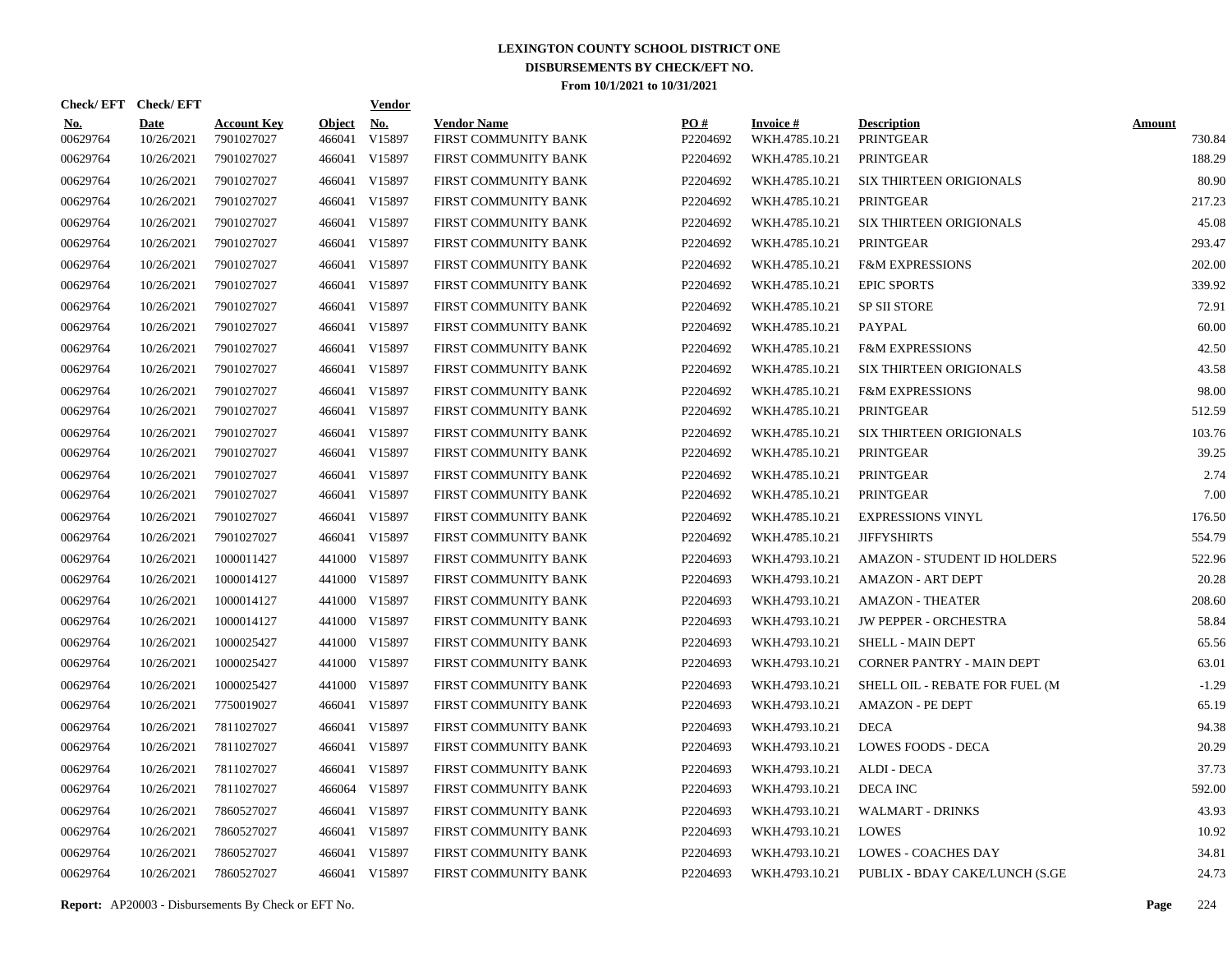# LEXINGTON COUNTY SCHOOL DISTRICT ONE
## DISBURSEMENTS BY CHECK/EFT NO.
### From 10/1/2021 to 10/31/2021

| Check/ EFT No. | Check/ EFT Date | Account Key | Object | Vendor No. | Vendor Name | PO # | Invoice # | Description | Amount |
|---|---|---|---|---|---|---|---|---|---|
| 00629764 | 10/26/2021 | 7901027027 | 466041 | V15897 | FIRST COMMUNITY BANK | P2204692 | WKH.4785.10.21 | PRINTGEAR | 730.84 |
| 00629764 | 10/26/2021 | 7901027027 | 466041 | V15897 | FIRST COMMUNITY BANK | P2204692 | WKH.4785.10.21 | PRINTGEAR | 188.29 |
| 00629764 | 10/26/2021 | 7901027027 | 466041 | V15897 | FIRST COMMUNITY BANK | P2204692 | WKH.4785.10.21 | SIX THIRTEEN ORIGIONALS | 80.90 |
| 00629764 | 10/26/2021 | 7901027027 | 466041 | V15897 | FIRST COMMUNITY BANK | P2204692 | WKH.4785.10.21 | PRINTGEAR | 217.23 |
| 00629764 | 10/26/2021 | 7901027027 | 466041 | V15897 | FIRST COMMUNITY BANK | P2204692 | WKH.4785.10.21 | SIX THIRTEEN ORIGIONALS | 45.08 |
| 00629764 | 10/26/2021 | 7901027027 | 466041 | V15897 | FIRST COMMUNITY BANK | P2204692 | WKH.4785.10.21 | PRINTGEAR | 293.47 |
| 00629764 | 10/26/2021 | 7901027027 | 466041 | V15897 | FIRST COMMUNITY BANK | P2204692 | WKH.4785.10.21 | F&M EXPRESSIONS | 202.00 |
| 00629764 | 10/26/2021 | 7901027027 | 466041 | V15897 | FIRST COMMUNITY BANK | P2204692 | WKH.4785.10.21 | EPIC SPORTS | 339.92 |
| 00629764 | 10/26/2021 | 7901027027 | 466041 | V15897 | FIRST COMMUNITY BANK | P2204692 | WKH.4785.10.21 | SP SII STORE | 72.91 |
| 00629764 | 10/26/2021 | 7901027027 | 466041 | V15897 | FIRST COMMUNITY BANK | P2204692 | WKH.4785.10.21 | PAYPAL | 60.00 |
| 00629764 | 10/26/2021 | 7901027027 | 466041 | V15897 | FIRST COMMUNITY BANK | P2204692 | WKH.4785.10.21 | F&M EXPRESSIONS | 42.50 |
| 00629764 | 10/26/2021 | 7901027027 | 466041 | V15897 | FIRST COMMUNITY BANK | P2204692 | WKH.4785.10.21 | SIX THIRTEEN ORIGIONALS | 43.58 |
| 00629764 | 10/26/2021 | 7901027027 | 466041 | V15897 | FIRST COMMUNITY BANK | P2204692 | WKH.4785.10.21 | F&M EXPRESSIONS | 98.00 |
| 00629764 | 10/26/2021 | 7901027027 | 466041 | V15897 | FIRST COMMUNITY BANK | P2204692 | WKH.4785.10.21 | PRINTGEAR | 512.59 |
| 00629764 | 10/26/2021 | 7901027027 | 466041 | V15897 | FIRST COMMUNITY BANK | P2204692 | WKH.4785.10.21 | SIX THIRTEEN ORIGIONALS | 103.76 |
| 00629764 | 10/26/2021 | 7901027027 | 466041 | V15897 | FIRST COMMUNITY BANK | P2204692 | WKH.4785.10.21 | PRINTGEAR | 39.25 |
| 00629764 | 10/26/2021 | 7901027027 | 466041 | V15897 | FIRST COMMUNITY BANK | P2204692 | WKH.4785.10.21 | PRINTGEAR | 2.74 |
| 00629764 | 10/26/2021 | 7901027027 | 466041 | V15897 | FIRST COMMUNITY BANK | P2204692 | WKH.4785.10.21 | PRINTGEAR | 7.00 |
| 00629764 | 10/26/2021 | 7901027027 | 466041 | V15897 | FIRST COMMUNITY BANK | P2204692 | WKH.4785.10.21 | EXPRESSIONS VINYL | 176.50 |
| 00629764 | 10/26/2021 | 7901027027 | 466041 | V15897 | FIRST COMMUNITY BANK | P2204692 | WKH.4785.10.21 | JIFFYSHIRTS | 554.79 |
| 00629764 | 10/26/2021 | 1000011427 | 441000 | V15897 | FIRST COMMUNITY BANK | P2204693 | WKH.4793.10.21 | AMAZON - STUDENT ID HOLDERS | 522.96 |
| 00629764 | 10/26/2021 | 1000014127 | 441000 | V15897 | FIRST COMMUNITY BANK | P2204693 | WKH.4793.10.21 | AMAZON - ART DEPT | 20.28 |
| 00629764 | 10/26/2021 | 1000014127 | 441000 | V15897 | FIRST COMMUNITY BANK | P2204693 | WKH.4793.10.21 | AMAZON - THEATER | 208.60 |
| 00629764 | 10/26/2021 | 1000014127 | 441000 | V15897 | FIRST COMMUNITY BANK | P2204693 | WKH.4793.10.21 | JW PEPPER - ORCHESTRA | 58.84 |
| 00629764 | 10/26/2021 | 1000025427 | 441000 | V15897 | FIRST COMMUNITY BANK | P2204693 | WKH.4793.10.21 | SHELL - MAIN DEPT | 65.56 |
| 00629764 | 10/26/2021 | 1000025427 | 441000 | V15897 | FIRST COMMUNITY BANK | P2204693 | WKH.4793.10.21 | CORNER PANTRY - MAIN DEPT | 63.01 |
| 00629764 | 10/26/2021 | 1000025427 | 441000 | V15897 | FIRST COMMUNITY BANK | P2204693 | WKH.4793.10.21 | SHELL OIL - REBATE FOR FUEL (M | -1.29 |
| 00629764 | 10/26/2021 | 7750019027 | 466041 | V15897 | FIRST COMMUNITY BANK | P2204693 | WKH.4793.10.21 | AMAZON - PE DEPT | 65.19 |
| 00629764 | 10/26/2021 | 7811027027 | 466041 | V15897 | FIRST COMMUNITY BANK | P2204693 | WKH.4793.10.21 | DECA | 94.38 |
| 00629764 | 10/26/2021 | 7811027027 | 466041 | V15897 | FIRST COMMUNITY BANK | P2204693 | WKH.4793.10.21 | LOWES FOODS - DECA | 20.29 |
| 00629764 | 10/26/2021 | 7811027027 | 466041 | V15897 | FIRST COMMUNITY BANK | P2204693 | WKH.4793.10.21 | ALDI - DECA | 37.73 |
| 00629764 | 10/26/2021 | 7811027027 | 466064 | V15897 | FIRST COMMUNITY BANK | P2204693 | WKH.4793.10.21 | DECA INC | 592.00 |
| 00629764 | 10/26/2021 | 7860527027 | 466041 | V15897 | FIRST COMMUNITY BANK | P2204693 | WKH.4793.10.21 | WALMART - DRINKS | 43.93 |
| 00629764 | 10/26/2021 | 7860527027 | 466041 | V15897 | FIRST COMMUNITY BANK | P2204693 | WKH.4793.10.21 | LOWES | 10.92 |
| 00629764 | 10/26/2021 | 7860527027 | 466041 | V15897 | FIRST COMMUNITY BANK | P2204693 | WKH.4793.10.21 | LOWES - COACHES DAY | 34.81 |
| 00629764 | 10/26/2021 | 7860527027 | 466041 | V15897 | FIRST COMMUNITY BANK | P2204693 | WKH.4793.10.21 | PUBLIX - BDAY CAKE/LUNCH (S.GE | 24.73 |

**Report:** AP20003 - Disbursements By Check or EFT No.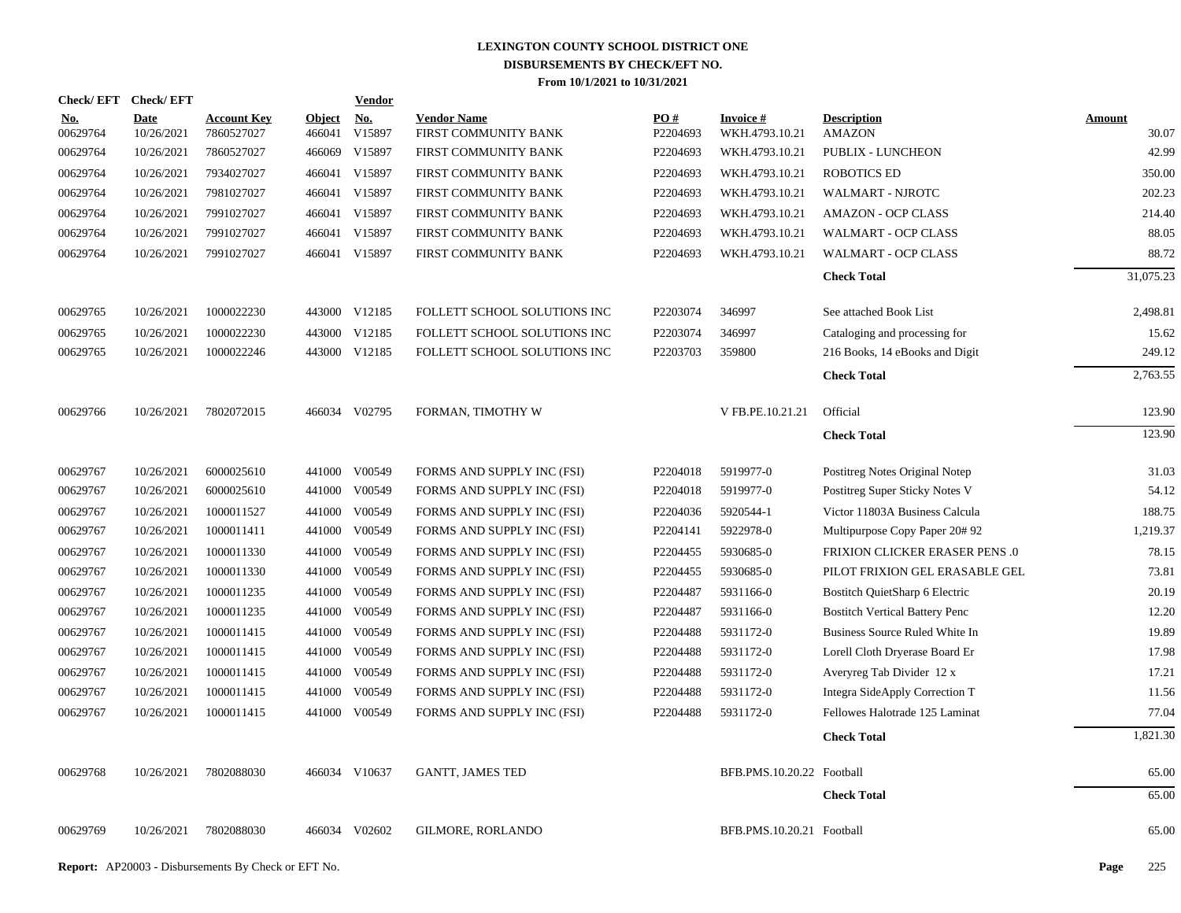# LEXINGTON COUNTY SCHOOL DISTRICT ONE
## DISBURSEMENTS BY CHECK/EFT NO.
### From 10/1/2021 to 10/31/2021

| Check/EFT No. | Check/EFT Date | Account Key | Object | Vendor No. | Vendor Name | PO # | Invoice # | Description | Amount |
|---|---|---|---|---|---|---|---|---|---|
| 00629764 | 10/26/2021 | 7860527027 | 466041 | V15897 | FIRST COMMUNITY BANK | P2204693 | WKH.4793.10.21 | AMAZON | 30.07 |
| 00629764 | 10/26/2021 | 7860527027 | 466069 | V15897 | FIRST COMMUNITY BANK | P2204693 | WKH.4793.10.21 | PUBLIX - LUNCHEON | 42.99 |
| 00629764 | 10/26/2021 | 7934027027 | 466041 | V15897 | FIRST COMMUNITY BANK | P2204693 | WKH.4793.10.21 | ROBOTICS ED | 350.00 |
| 00629764 | 10/26/2021 | 7981027027 | 466041 | V15897 | FIRST COMMUNITY BANK | P2204693 | WKH.4793.10.21 | WALMART - NJROTC | 202.23 |
| 00629764 | 10/26/2021 | 7991027027 | 466041 | V15897 | FIRST COMMUNITY BANK | P2204693 | WKH.4793.10.21 | AMAZON - OCP CLASS | 214.40 |
| 00629764 | 10/26/2021 | 7991027027 | 466041 | V15897 | FIRST COMMUNITY BANK | P2204693 | WKH.4793.10.21 | WALMART - OCP CLASS | 88.05 |
| 00629764 | 10/26/2021 | 7991027027 | 466041 | V15897 | FIRST COMMUNITY BANK | P2204693 | WKH.4793.10.21 | WALMART - OCP CLASS | 88.72 |
| | | | | | | | | **Check Total** | 31,075.23 |
| 00629765 | 10/26/2021 | 1000022230 | 443000 | V12185 | FOLLETT SCHOOL SOLUTIONS INC | P2203074 | 346997 | See attached Book List | 2,498.81 |
| 00629765 | 10/26/2021 | 1000022230 | 443000 | V12185 | FOLLETT SCHOOL SOLUTIONS INC | P2203074 | 346997 | Cataloging and processing for | 15.62 |
| 00629765 | 10/26/2021 | 1000022246 | 443000 | V12185 | FOLLETT SCHOOL SOLUTIONS INC | P2203703 | 359800 | 216 Books, 14 eBooks and Digit | 249.12 |
| | | | | | | | | **Check Total** | 2,763.55 |
| 00629766 | 10/26/2021 | 7802072015 | 466034 | V02795 | FORMAN, TIMOTHY W | | V FB.PE.10.21.21 | Official | 123.90 |
| | | | | | | | | **Check Total** | 123.90 |
| 00629767 | 10/26/2021 | 6000025610 | 441000 | V00549 | FORMS AND SUPPLY INC (FSI) | P2204018 | 5919977-0 | Postitreg Notes Original Notep | 31.03 |
| 00629767 | 10/26/2021 | 6000025610 | 441000 | V00549 | FORMS AND SUPPLY INC (FSI) | P2204018 | 5919977-0 | Postitreg Super Sticky Notes V | 54.12 |
| 00629767 | 10/26/2021 | 1000011527 | 441000 | V00549 | FORMS AND SUPPLY INC (FSI) | P2204036 | 5920544-1 | Victor 11803A Business Calcula | 188.75 |
| 00629767 | 10/26/2021 | 1000011411 | 441000 | V00549 | FORMS AND SUPPLY INC (FSI) | P2204141 | 5922978-0 | Multipurpose Copy Paper 20# 92 | 1,219.37 |
| 00629767 | 10/26/2021 | 1000011330 | 441000 | V00549 | FORMS AND SUPPLY INC (FSI) | P2204455 | 5930685-0 | FRIXION CLICKER ERASER PENS .0 | 78.15 |
| 00629767 | 10/26/2021 | 1000011330 | 441000 | V00549 | FORMS AND SUPPLY INC (FSI) | P2204455 | 5930685-0 | PILOT FRIXION GEL ERASABLE GEL | 73.81 |
| 00629767 | 10/26/2021 | 1000011235 | 441000 | V00549 | FORMS AND SUPPLY INC (FSI) | P2204487 | 5931166-0 | Bostitch QuietSharp 6 Electric | 20.19 |
| 00629767 | 10/26/2021 | 1000011235 | 441000 | V00549 | FORMS AND SUPPLY INC (FSI) | P2204487 | 5931166-0 | Bostitch Vertical Battery Penc | 12.20 |
| 00629767 | 10/26/2021 | 1000011415 | 441000 | V00549 | FORMS AND SUPPLY INC (FSI) | P2204488 | 5931172-0 | Business Source Ruled White In | 19.89 |
| 00629767 | 10/26/2021 | 1000011415 | 441000 | V00549 | FORMS AND SUPPLY INC (FSI) | P2204488 | 5931172-0 | Lorell Cloth Dryerase Board Er | 17.98 |
| 00629767 | 10/26/2021 | 1000011415 | 441000 | V00549 | FORMS AND SUPPLY INC (FSI) | P2204488 | 5931172-0 | Averyreg Tab Divider 12 x | 17.21 |
| 00629767 | 10/26/2021 | 1000011415 | 441000 | V00549 | FORMS AND SUPPLY INC (FSI) | P2204488 | 5931172-0 | Integra SideApply Correction T | 11.56 |
| 00629767 | 10/26/2021 | 1000011415 | 441000 | V00549 | FORMS AND SUPPLY INC (FSI) | P2204488 | 5931172-0 | Fellowes Halotrade 125 Laminat | 77.04 |
| | | | | | | | | **Check Total** | 1,821.30 |
| 00629768 | 10/26/2021 | 7802088030 | 466034 | V10637 | GANTT, JAMES TED | | BFB.PMS.10.20.22 | Football | 65.00 |
| | | | | | | | | **Check Total** | 65.00 |
| 00629769 | 10/26/2021 | 7802088030 | 466034 | V02602 | GILMORE, RORLANDO | | BFB.PMS.10.20.21 | Football | 65.00 |

**Report:** AP20003 - Disbursements By Check or EFT No.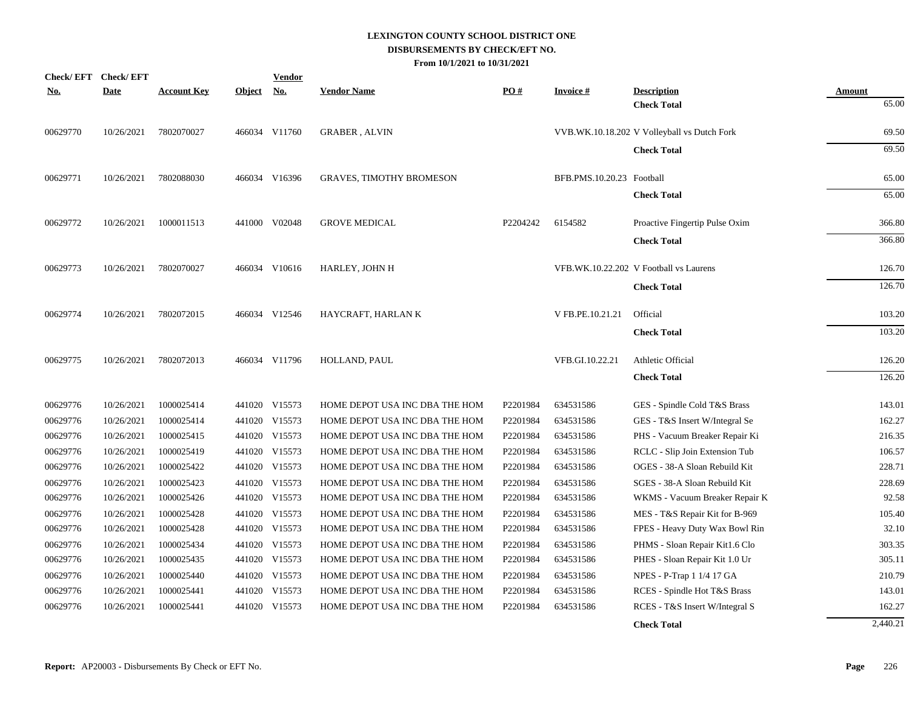# LEXINGTON COUNTY SCHOOL DISTRICT ONE
## DISBURSEMENTS BY CHECK/EFT NO.
### From 10/1/2021 to 10/31/2021

| Check/ EFT No. | Check/ EFT Date | Account Key | Object | Vendor No. | Vendor Name | PO # | Invoice # | Description | Amount |
|---|---|---|---|---|---|---|---|---|---|
| | | | | | | | | **Check Total** | 65.00 |
| 00629770 | 10/26/2021 | 7802070027 | 466034 | V11760 | GRABER , ALVIN | | VVB.WK.10.18.202 | V Volleyball vs Dutch Fork | 69.50 |
| | | | | | | | | **Check Total** | 69.50 |
| 00629771 | 10/26/2021 | 7802088030 | 466034 | V16396 | GRAVES, TIMOTHY BROMESON | | BFB.PMS.10.20.23 | Football | 65.00 |
| | | | | | | | | **Check Total** | 65.00 |
| 00629772 | 10/26/2021 | 1000011513 | 441000 | V02048 | GROVE MEDICAL | P2204242 | 6154582 | Proactive Fingertip Pulse Oxim | 366.80 |
| | | | | | | | | **Check Total** | 366.80 |
| 00629773 | 10/26/2021 | 7802070027 | 466034 | V10616 | HARLEY, JOHN H | | VFB.WK.10.22.202 | V Football vs Laurens | 126.70 |
| | | | | | | | | **Check Total** | 126.70 |
| 00629774 | 10/26/2021 | 7802072015 | 466034 | V12546 | HAYCRAFT, HARLAN K | | V FB.PE.10.21.21 | Official | 103.20 |
| | | | | | | | | **Check Total** | 103.20 |
| 00629775 | 10/26/2021 | 7802072013 | 466034 | V11796 | HOLLAND, PAUL | | VFB.GI.10.22.21 | Athletic Official | 126.20 |
| | | | | | | | | **Check Total** | 126.20 |
| 00629776 | 10/26/2021 | 1000025414 | 441020 | V15573 | HOME DEPOT USA INC DBA THE HOM | P2201984 | 634531586 | GES - Spindle Cold T&S Brass | 143.01 |
| 00629776 | 10/26/2021 | 1000025414 | 441020 | V15573 | HOME DEPOT USA INC DBA THE HOM | P2201984 | 634531586 | GES - T&S Insert W/Integral Se | 162.27 |
| 00629776 | 10/26/2021 | 1000025415 | 441020 | V15573 | HOME DEPOT USA INC DBA THE HOM | P2201984 | 634531586 | PHS - Vacuum Breaker Repair Ki | 216.35 |
| 00629776 | 10/26/2021 | 1000025419 | 441020 | V15573 | HOME DEPOT USA INC DBA THE HOM | P2201984 | 634531586 | RCLC - Slip Join Extension Tub | 106.57 |
| 00629776 | 10/26/2021 | 1000025422 | 441020 | V15573 | HOME DEPOT USA INC DBA THE HOM | P2201984 | 634531586 | OGES - 38-A Sloan Rebuild Kit | 228.71 |
| 00629776 | 10/26/2021 | 1000025423 | 441020 | V15573 | HOME DEPOT USA INC DBA THE HOM | P2201984 | 634531586 | SGES - 38-A Sloan Rebuild Kit | 228.69 |
| 00629776 | 10/26/2021 | 1000025426 | 441020 | V15573 | HOME DEPOT USA INC DBA THE HOM | P2201984 | 634531586 | WKMS - Vacuum Breaker Repair K | 92.58 |
| 00629776 | 10/26/2021 | 1000025428 | 441020 | V15573 | HOME DEPOT USA INC DBA THE HOM | P2201984 | 634531586 | MES - T&S Repair Kit for B-969 | 105.40 |
| 00629776 | 10/26/2021 | 1000025428 | 441020 | V15573 | HOME DEPOT USA INC DBA THE HOM | P2201984 | 634531586 | FPES - Heavy Duty Wax Bowl Rin | 32.10 |
| 00629776 | 10/26/2021 | 1000025434 | 441020 | V15573 | HOME DEPOT USA INC DBA THE HOM | P2201984 | 634531586 | PHMS - Sloan Repair Kit1.6 Clo | 303.35 |
| 00629776 | 10/26/2021 | 1000025435 | 441020 | V15573 | HOME DEPOT USA INC DBA THE HOM | P2201984 | 634531586 | PHES - Sloan Repair Kit 1.0 Ur | 305.11 |
| 00629776 | 10/26/2021 | 1000025440 | 441020 | V15573 | HOME DEPOT USA INC DBA THE HOM | P2201984 | 634531586 | NPES - P-Trap 1 1/4 17 GA | 210.79 |
| 00629776 | 10/26/2021 | 1000025441 | 441020 | V15573 | HOME DEPOT USA INC DBA THE HOM | P2201984 | 634531586 | RCES - Spindle Hot T&S Brass | 143.01 |
| 00629776 | 10/26/2021 | 1000025441 | 441020 | V15573 | HOME DEPOT USA INC DBA THE HOM | P2201984 | 634531586 | RCES - T&S Insert W/Integral S | 162.27 |
| | | | | | | | | **Check Total** | 2,440.21 |

**Report:** AP20003 - Disbursements By Check or EFT No.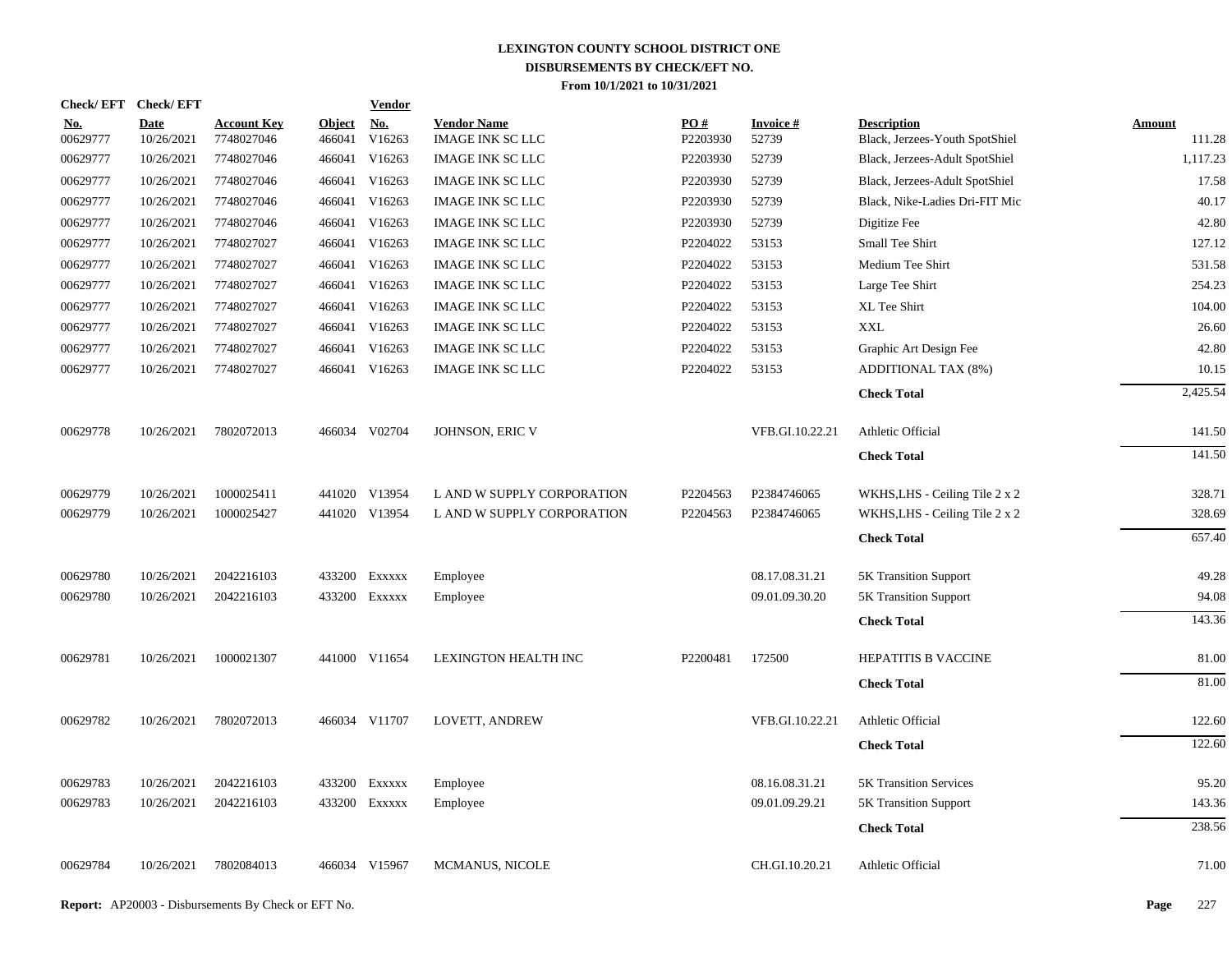**LEXINGTON COUNTY SCHOOL DISTRICT ONE**
**DISBURSEMENTS BY CHECK/EFT NO.**
**From 10/1/2021 to 10/31/2021**

| Check/ EFT No. | Check/ EFT Date | Account Key | Object | Vendor No. | Vendor Name | PO # | Invoice # | Description | Amount |
|---|---|---|---|---|---|---|---|---|---|
| 00629777 | 10/26/2021 | 7748027046 | 466041 | V16263 | IMAGE INK SC LLC | P2203930 | 52739 | Black, Jerzees-Youth SpotShiel | 111.28 |
| 00629777 | 10/26/2021 | 7748027046 | 466041 | V16263 | IMAGE INK SC LLC | P2203930 | 52739 | Black, Jerzees-Adult SpotShiel | 1,117.23 |
| 00629777 | 10/26/2021 | 7748027046 | 466041 | V16263 | IMAGE INK SC LLC | P2203930 | 52739 | Black, Jerzees-Adult SpotShiel | 17.58 |
| 00629777 | 10/26/2021 | 7748027046 | 466041 | V16263 | IMAGE INK SC LLC | P2203930 | 52739 | Black, Nike-Ladies Dri-FIT Mic | 40.17 |
| 00629777 | 10/26/2021 | 7748027046 | 466041 | V16263 | IMAGE INK SC LLC | P2203930 | 52739 | Digitize Fee | 42.80 |
| 00629777 | 10/26/2021 | 7748027027 | 466041 | V16263 | IMAGE INK SC LLC | P2204022 | 53153 | Small Tee Shirt | 127.12 |
| 00629777 | 10/26/2021 | 7748027027 | 466041 | V16263 | IMAGE INK SC LLC | P2204022 | 53153 | Medium Tee Shirt | 531.58 |
| 00629777 | 10/26/2021 | 7748027027 | 466041 | V16263 | IMAGE INK SC LLC | P2204022 | 53153 | Large Tee Shirt | 254.23 |
| 00629777 | 10/26/2021 | 7748027027 | 466041 | V16263 | IMAGE INK SC LLC | P2204022 | 53153 | XL Tee Shirt | 104.00 |
| 00629777 | 10/26/2021 | 7748027027 | 466041 | V16263 | IMAGE INK SC LLC | P2204022 | 53153 | XXL | 26.60 |
| 00629777 | 10/26/2021 | 7748027027 | 466041 | V16263 | IMAGE INK SC LLC | P2204022 | 53153 | Graphic Art Design Fee | 42.80 |
| 00629777 | 10/26/2021 | 7748027027 | 466041 | V16263 | IMAGE INK SC LLC | P2204022 | 53153 | ADDITIONAL TAX (8%) | 10.15 |
| | | | | | | | | **Check Total** | 2,425.54 |
| 00629778 | 10/26/2021 | 7802072013 | 466034 | V02704 | JOHNSON, ERIC V | | VFB.GI.10.22.21 | Athletic Official | 141.50 |
| | | | | | | | | **Check Total** | 141.50 |
| 00629779 | 10/26/2021 | 1000025411 | 441020 | V13954 | L AND W SUPPLY CORPORATION | P2204563 | P2384746065 | WKHS,LHS - Ceiling Tile 2 x 2 | 328.71 |
| 00629779 | 10/26/2021 | 1000025427 | 441020 | V13954 | L AND W SUPPLY CORPORATION | P2204563 | P2384746065 | WKHS,LHS - Ceiling Tile 2 x 2 | 328.69 |
| | | | | | | | | **Check Total** | 657.40 |
| 00629780 | 10/26/2021 | 2042216103 | 433200 | Exxxxx | Employee | | 08.17.08.31.21 | 5K Transition Support | 49.28 |
| 00629780 | 10/26/2021 | 2042216103 | 433200 | Exxxxx | Employee | | 09.01.09.30.20 | 5K Transition Support | 94.08 |
| | | | | | | | | **Check Total** | 143.36 |
| 00629781 | 10/26/2021 | 1000021307 | 441000 | V11654 | LEXINGTON HEALTH INC | P2200481 | 172500 | HEPATITIS B VACCINE | 81.00 |
| | | | | | | | | **Check Total** | 81.00 |
| 00629782 | 10/26/2021 | 7802072013 | 466034 | V11707 | LOVETT, ANDREW | | VFB.GI.10.22.21 | Athletic Official | 122.60 |
| | | | | | | | | **Check Total** | 122.60 |
| 00629783 | 10/26/2021 | 2042216103 | 433200 | Exxxxx | Employee | | 08.16.08.31.21 | 5K Transition Services | 95.20 |
| 00629783 | 10/26/2021 | 2042216103 | 433200 | Exxxxx | Employee | | 09.01.09.29.21 | 5K Transition Support | 143.36 |
| | | | | | | | | **Check Total** | 238.56 |
| 00629784 | 10/26/2021 | 7802084013 | 466034 | V15967 | MCMANUS, NICOLE | | CH.GI.10.20.21 | Athletic Official | 71.00 |

**Report:** AP20003 - Disbursements By Check or EFT No.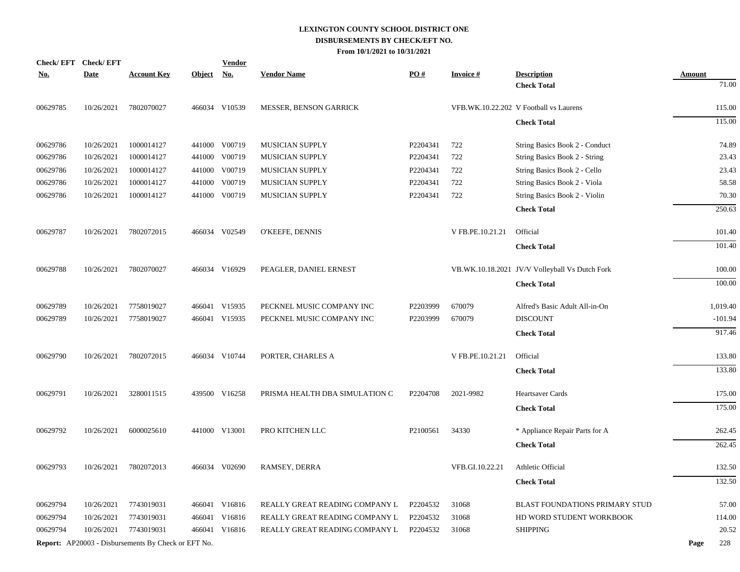**LEXINGTON COUNTY SCHOOL DISTRICT ONE**
**DISBURSEMENTS BY CHECK/EFT NO.**
**From 10/1/2021 to 10/31/2021**

| Check/ EFT No. | Check/ EFT Date | Account Key | Object | Vendor No. | Vendor Name | PO # | Invoice # | Description | Amount |
|---|---|---|---|---|---|---|---|---|---|
| | | | | | | | | **Check Total** | 71.00 |
| 00629785 | 10/26/2021 | 7802070027 | 466034 | V10539 | MESSER, BENSON GARRICK | | VFB.WK.10.22.202 | V Football vs Laurens | 115.00 |
| | | | | | | | | **Check Total** | 115.00 |
| 00629786 | 10/26/2021 | 1000014127 | 441000 | V00719 | MUSICIAN SUPPLY | P2204341 | 722 | String Basics Book 2 - Conduct | 74.89 |
| 00629786 | 10/26/2021 | 1000014127 | 441000 | V00719 | MUSICIAN SUPPLY | P2204341 | 722 | String Basics Book 2 - String | 23.43 |
| 00629786 | 10/26/2021 | 1000014127 | 441000 | V00719 | MUSICIAN SUPPLY | P2204341 | 722 | String Basics Book 2 - Cello | 23.43 |
| 00629786 | 10/26/2021 | 1000014127 | 441000 | V00719 | MUSICIAN SUPPLY | P2204341 | 722 | String Basics Book 2 - Viola | 58.58 |
| 00629786 | 10/26/2021 | 1000014127 | 441000 | V00719 | MUSICIAN SUPPLY | P2204341 | 722 | String Basics Book 2 - Violin | 70.30 |
| | | | | | | | | **Check Total** | 250.63 |
| 00629787 | 10/26/2021 | 7802072015 | 466034 | V02549 | O'KEEFE, DENNIS | | V FB.PE.10.21.21 | Official | 101.40 |
| | | | | | | | | **Check Total** | 101.40 |
| 00629788 | 10/26/2021 | 7802070027 | 466034 | V16929 | PEAGLER, DANIEL ERNEST | | VB.WK.10.18.2021 | JV/V Volleyball Vs Dutch Fork | 100.00 |
| | | | | | | | | **Check Total** | 100.00 |
| 00629789 | 10/26/2021 | 7758019027 | 466041 | V15935 | PECKNEL MUSIC COMPANY INC | P2203999 | 670079 | Alfred's Basic Adult All-in-On | 1,019.40 |
| 00629789 | 10/26/2021 | 7758019027 | 466041 | V15935 | PECKNEL MUSIC COMPANY INC | P2203999 | 670079 | DISCOUNT | -101.94 |
| | | | | | | | | **Check Total** | 917.46 |
| 00629790 | 10/26/2021 | 7802072015 | 466034 | V10744 | PORTER, CHARLES A | | V FB.PE.10.21.21 | Official | 133.80 |
| | | | | | | | | **Check Total** | 133.80 |
| 00629791 | 10/26/2021 | 3280011515 | 439500 | V16258 | PRISMA HEALTH DBA SIMULATION C | P2204708 | 2021-9982 | Heartsaver Cards | 175.00 |
| | | | | | | | | **Check Total** | 175.00 |
| 00629792 | 10/26/2021 | 6000025610 | 441000 | V13001 | PRO KITCHEN LLC | P2100561 | 34330 | * Appliance Repair Parts for A | 262.45 |
| | | | | | | | | **Check Total** | 262.45 |
| 00629793 | 10/26/2021 | 7802072013 | 466034 | V02690 | RAMSEY, DERRA | | VFB.GI.10.22.21 | Athletic Official | 132.50 |
| | | | | | | | | **Check Total** | 132.50 |
| 00629794 | 10/26/2021 | 7743019031 | 466041 | V16816 | REALLY GREAT READING COMPANY L | P2204532 | 31068 | BLAST FOUNDATIONS PRIMARY STUD | 57.00 |
| 00629794 | 10/26/2021 | 7743019031 | 466041 | V16816 | REALLY GREAT READING COMPANY L | P2204532 | 31068 | HD WORD STUDENT WORKBOOK | 114.00 |
| 00629794 | 10/26/2021 | 7743019031 | 466041 | V16816 | REALLY GREAT READING COMPANY L | P2204532 | 31068 | SHIPPING | 20.52 |

**Report:** AP20003 - Disbursements By Check or EFT No.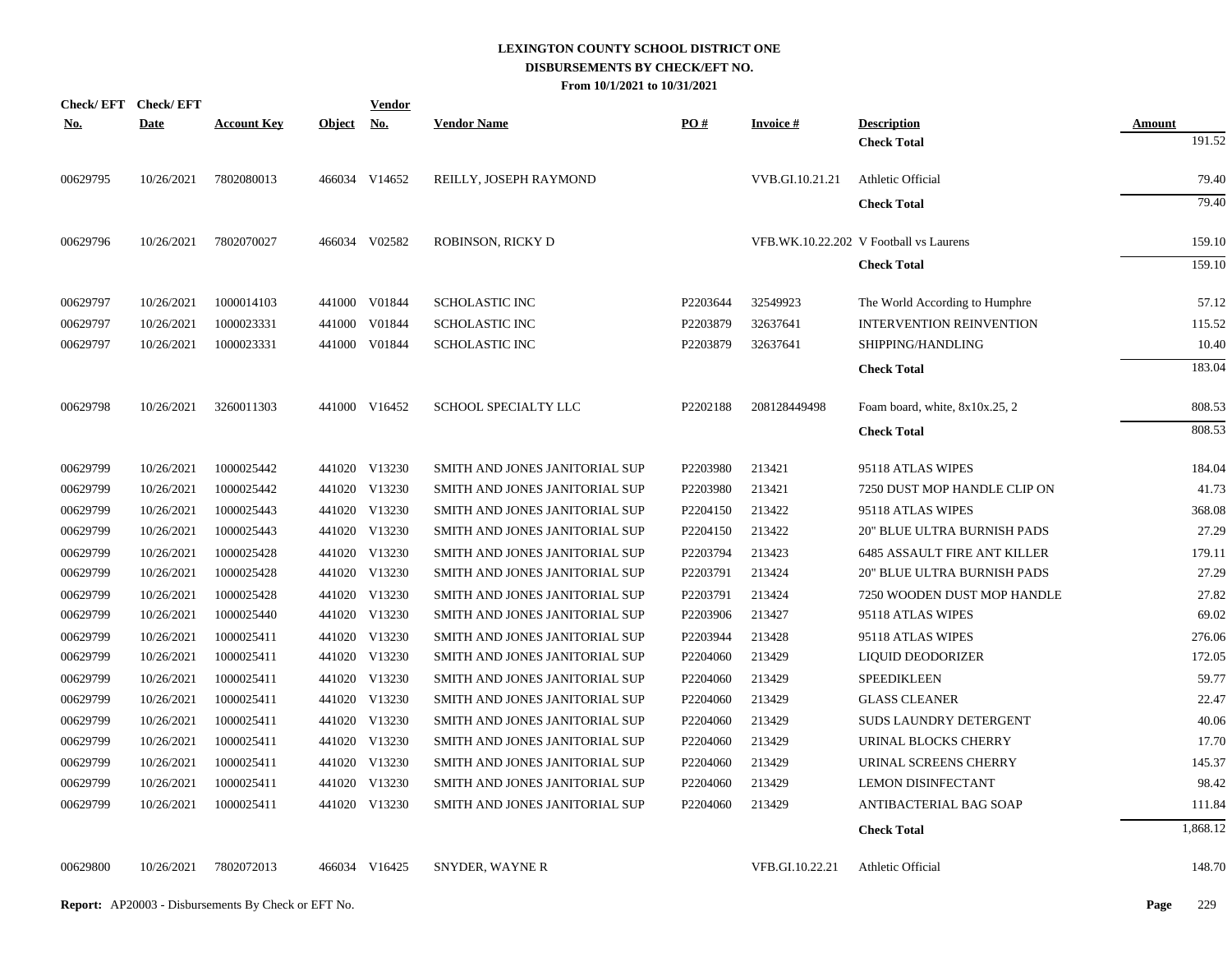# LEXINGTON COUNTY SCHOOL DISTRICT ONE
## DISBURSEMENTS BY CHECK/EFT NO.
### From 10/1/2021 to 10/31/2021

| Check/ EFT No. | Check/ EFT Date | Account Key | Object | Vendor No. | Vendor Name | PO # | Invoice # | Description | Amount |
|---|---|---|---|---|---|---|---|---|---|
| | | | | | | | | **Check Total** | 191.52 |
| 00629795 | 10/26/2021 | 7802080013 | 466034 | V14652 | REILLY, JOSEPH RAYMOND | | VVB.GI.10.21.21 | Athletic Official | 79.40 |
| | | | | | | | | **Check Total** | 79.40 |
| 00629796 | 10/26/2021 | 7802070027 | 466034 | V02582 | ROBINSON, RICKY D | | VFB.WK.10.22.202 | V Football vs Laurens | 159.10 |
| | | | | | | | | **Check Total** | 159.10 |
| 00629797 | 10/26/2021 | 1000014103 | 441000 | V01844 | SCHOLASTIC INC | P2203644 | 32549923 | The World According to Humphre | 57.12 |
| 00629797 | 10/26/2021 | 1000023331 | 441000 | V01844 | SCHOLASTIC INC | P2203879 | 32637641 | INTERVENTION REINVENTION | 115.52 |
| 00629797 | 10/26/2021 | 1000023331 | 441000 | V01844 | SCHOLASTIC INC | P2203879 | 32637641 | SHIPPING/HANDLING | 10.40 |
| | | | | | | | | **Check Total** | 183.04 |
| 00629798 | 10/26/2021 | 3260011303 | 441000 | V16452 | SCHOOL SPECIALTY LLC | P2202188 | 208128449498 | Foam board, white, 8x10x.25, 2 | 808.53 |
| | | | | | | | | **Check Total** | 808.53 |
| 00629799 | 10/26/2021 | 1000025442 | 441020 | V13230 | SMITH AND JONES JANITORIAL SUP | P2203980 | 213421 | 95118 ATLAS WIPES | 184.04 |
| 00629799 | 10/26/2021 | 1000025442 | 441020 | V13230 | SMITH AND JONES JANITORIAL SUP | P2203980 | 213421 | 7250 DUST MOP HANDLE CLIP ON | 41.73 |
| 00629799 | 10/26/2021 | 1000025443 | 441020 | V13230 | SMITH AND JONES JANITORIAL SUP | P2204150 | 213422 | 95118 ATLAS WIPES | 368.08 |
| 00629799 | 10/26/2021 | 1000025443 | 441020 | V13230 | SMITH AND JONES JANITORIAL SUP | P2204150 | 213422 | 20" BLUE ULTRA BURNISH PADS | 27.29 |
| 00629799 | 10/26/2021 | 1000025428 | 441020 | V13230 | SMITH AND JONES JANITORIAL SUP | P2203794 | 213423 | 6485 ASSAULT FIRE ANT KILLER | 179.11 |
| 00629799 | 10/26/2021 | 1000025428 | 441020 | V13230 | SMITH AND JONES JANITORIAL SUP | P2203791 | 213424 | 20" BLUE ULTRA BURNISH PADS | 27.29 |
| 00629799 | 10/26/2021 | 1000025428 | 441020 | V13230 | SMITH AND JONES JANITORIAL SUP | P2203791 | 213424 | 7250 WOODEN DUST MOP HANDLE | 27.82 |
| 00629799 | 10/26/2021 | 1000025440 | 441020 | V13230 | SMITH AND JONES JANITORIAL SUP | P2203906 | 213427 | 95118 ATLAS WIPES | 69.02 |
| 00629799 | 10/26/2021 | 1000025411 | 441020 | V13230 | SMITH AND JONES JANITORIAL SUP | P2203944 | 213428 | 95118 ATLAS WIPES | 276.06 |
| 00629799 | 10/26/2021 | 1000025411 | 441020 | V13230 | SMITH AND JONES JANITORIAL SUP | P2204060 | 213429 | LIQUID DEODORIZER | 172.05 |
| 00629799 | 10/26/2021 | 1000025411 | 441020 | V13230 | SMITH AND JONES JANITORIAL SUP | P2204060 | 213429 | SPEEDIKLEEN | 59.77 |
| 00629799 | 10/26/2021 | 1000025411 | 441020 | V13230 | SMITH AND JONES JANITORIAL SUP | P2204060 | 213429 | GLASS CLEANER | 22.47 |
| 00629799 | 10/26/2021 | 1000025411 | 441020 | V13230 | SMITH AND JONES JANITORIAL SUP | P2204060 | 213429 | SUDS LAUNDRY DETERGENT | 40.06 |
| 00629799 | 10/26/2021 | 1000025411 | 441020 | V13230 | SMITH AND JONES JANITORIAL SUP | P2204060 | 213429 | URINAL BLOCKS CHERRY | 17.70 |
| 00629799 | 10/26/2021 | 1000025411 | 441020 | V13230 | SMITH AND JONES JANITORIAL SUP | P2204060 | 213429 | URINAL SCREENS CHERRY | 145.37 |
| 00629799 | 10/26/2021 | 1000025411 | 441020 | V13230 | SMITH AND JONES JANITORIAL SUP | P2204060 | 213429 | LEMON DISINFECTANT | 98.42 |
| 00629799 | 10/26/2021 | 1000025411 | 441020 | V13230 | SMITH AND JONES JANITORIAL SUP | P2204060 | 213429 | ANTIBACTERIAL BAG SOAP | 111.84 |
| | | | | | | | | **Check Total** | 1,868.12 |
| 00629800 | 10/26/2021 | 7802072013 | 466034 | V16425 | SNYDER, WAYNE R | | VFB.GI.10.22.21 | Athletic Official | 148.70 |

**Report:** AP20003 - Disbursements By Check or EFT No.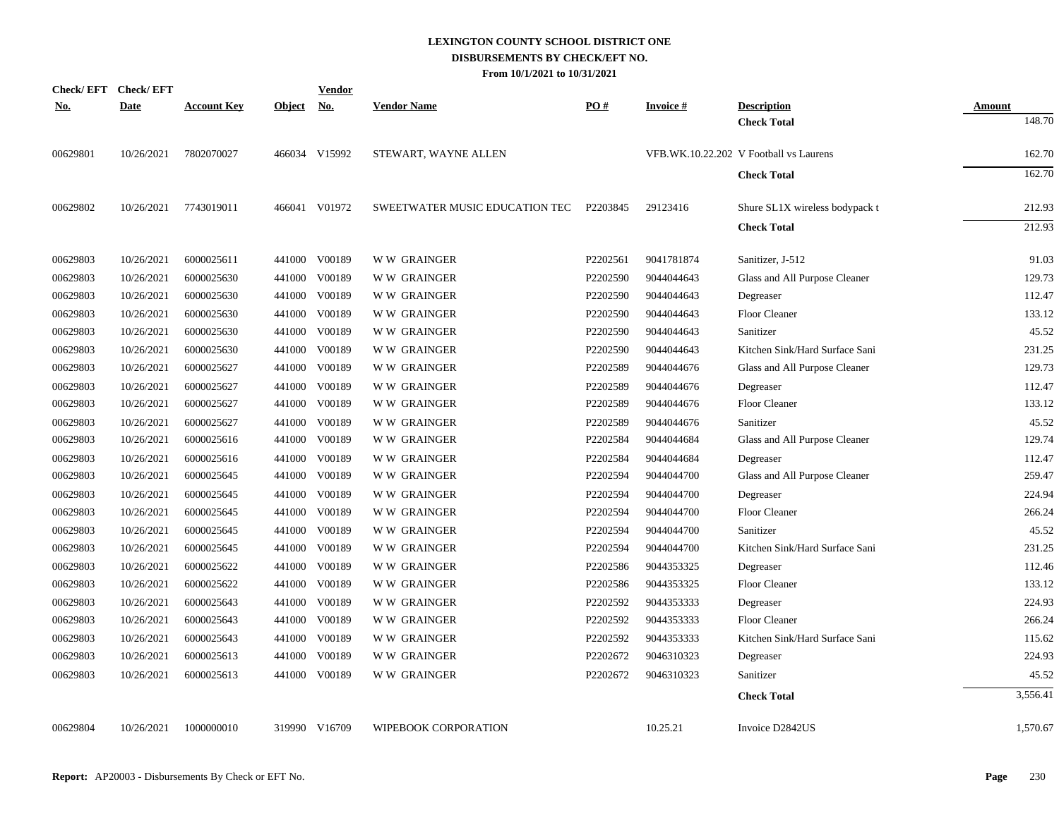# LEXINGTON COUNTY SCHOOL DISTRICT ONE
## DISBURSEMENTS BY CHECK/EFT NO.
### From 10/1/2021 to 10/31/2021

| Check/ EFT No. | Check/ EFT Date | Account Key | Object | Vendor No. | Vendor Name | PO # | Invoice # | Description | Amount |
|---|---|---|---|---|---|---|---|---|---|
| | | | | | | | | **Check Total** | 148.70 |
| 00629801 | 10/26/2021 | 7802070027 | 466034 | V15992 | STEWART, WAYNE ALLEN | | VFB.WK.10.22.202 | V Football vs Laurens | 162.70 |
| | | | | | | | | **Check Total** | 162.70 |
| 00629802 | 10/26/2021 | 7743019011 | 466041 | V01972 | SWEETWATER MUSIC EDUCATION TEC | P2203845 | 29123416 | Shure SL1X wireless bodypack t | 212.93 |
| | | | | | | | | **Check Total** | 212.93 |
| 00629803 | 10/26/2021 | 6000025611 | 441000 | V00189 | W W GRAINGER | P2202561 | 9041781874 | Sanitizer, J-512 | 91.03 |
| 00629803 | 10/26/2021 | 6000025630 | 441000 | V00189 | W W GRAINGER | P2202590 | 9044044643 | Glass and All Purpose Cleaner | 129.73 |
| 00629803 | 10/26/2021 | 6000025630 | 441000 | V00189 | W W GRAINGER | P2202590 | 9044044643 | Degreaser | 112.47 |
| 00629803 | 10/26/2021 | 6000025630 | 441000 | V00189 | W W GRAINGER | P2202590 | 9044044643 | Floor Cleaner | 133.12 |
| 00629803 | 10/26/2021 | 6000025630 | 441000 | V00189 | W W GRAINGER | P2202590 | 9044044643 | Sanitizer | 45.52 |
| 00629803 | 10/26/2021 | 6000025630 | 441000 | V00189 | W W GRAINGER | P2202590 | 9044044643 | Kitchen Sink/Hard Surface Sani | 231.25 |
| 00629803 | 10/26/2021 | 6000025627 | 441000 | V00189 | W W GRAINGER | P2202589 | 9044044676 | Glass and All Purpose Cleaner | 129.73 |
| 00629803 | 10/26/2021 | 6000025627 | 441000 | V00189 | W W GRAINGER | P2202589 | 9044044676 | Degreaser | 112.47 |
| 00629803 | 10/26/2021 | 6000025627 | 441000 | V00189 | W W GRAINGER | P2202589 | 9044044676 | Floor Cleaner | 133.12 |
| 00629803 | 10/26/2021 | 6000025627 | 441000 | V00189 | W W GRAINGER | P2202589 | 9044044676 | Sanitizer | 45.52 |
| 00629803 | 10/26/2021 | 6000025616 | 441000 | V00189 | W W GRAINGER | P2202584 | 9044044684 | Glass and All Purpose Cleaner | 129.74 |
| 00629803 | 10/26/2021 | 6000025616 | 441000 | V00189 | W W GRAINGER | P2202584 | 9044044684 | Degreaser | 112.47 |
| 00629803 | 10/26/2021 | 6000025645 | 441000 | V00189 | W W GRAINGER | P2202594 | 9044044700 | Glass and All Purpose Cleaner | 259.47 |
| 00629803 | 10/26/2021 | 6000025645 | 441000 | V00189 | W W GRAINGER | P2202594 | 9044044700 | Degreaser | 224.94 |
| 00629803 | 10/26/2021 | 6000025645 | 441000 | V00189 | W W GRAINGER | P2202594 | 9044044700 | Floor Cleaner | 266.24 |
| 00629803 | 10/26/2021 | 6000025645 | 441000 | V00189 | W W GRAINGER | P2202594 | 9044044700 | Sanitizer | 45.52 |
| 00629803 | 10/26/2021 | 6000025645 | 441000 | V00189 | W W GRAINGER | P2202594 | 9044044700 | Kitchen Sink/Hard Surface Sani | 231.25 |
| 00629803 | 10/26/2021 | 6000025622 | 441000 | V00189 | W W GRAINGER | P2202586 | 9044353325 | Degreaser | 112.46 |
| 00629803 | 10/26/2021 | 6000025622 | 441000 | V00189 | W W GRAINGER | P2202586 | 9044353325 | Floor Cleaner | 133.12 |
| 00629803 | 10/26/2021 | 6000025643 | 441000 | V00189 | W W GRAINGER | P2202592 | 9044353333 | Degreaser | 224.93 |
| 00629803 | 10/26/2021 | 6000025643 | 441000 | V00189 | W W GRAINGER | P2202592 | 9044353333 | Floor Cleaner | 266.24 |
| 00629803 | 10/26/2021 | 6000025643 | 441000 | V00189 | W W GRAINGER | P2202592 | 9044353333 | Kitchen Sink/Hard Surface Sani | 115.62 |
| 00629803 | 10/26/2021 | 6000025613 | 441000 | V00189 | W W GRAINGER | P2202672 | 9046310323 | Degreaser | 224.93 |
| 00629803 | 10/26/2021 | 6000025613 | 441000 | V00189 | W W GRAINGER | P2202672 | 9046310323 | Sanitizer | 45.52 |
| | | | | | | | | **Check Total** | 3,556.41 |
| 00629804 | 10/26/2021 | 1000000010 | 319990 | V16709 | WIPEBOOK CORPORATION | | 10.25.21 | Invoice D2842US | 1,570.67 |

**Report:** AP20003 - Disbursements By Check or EFT No.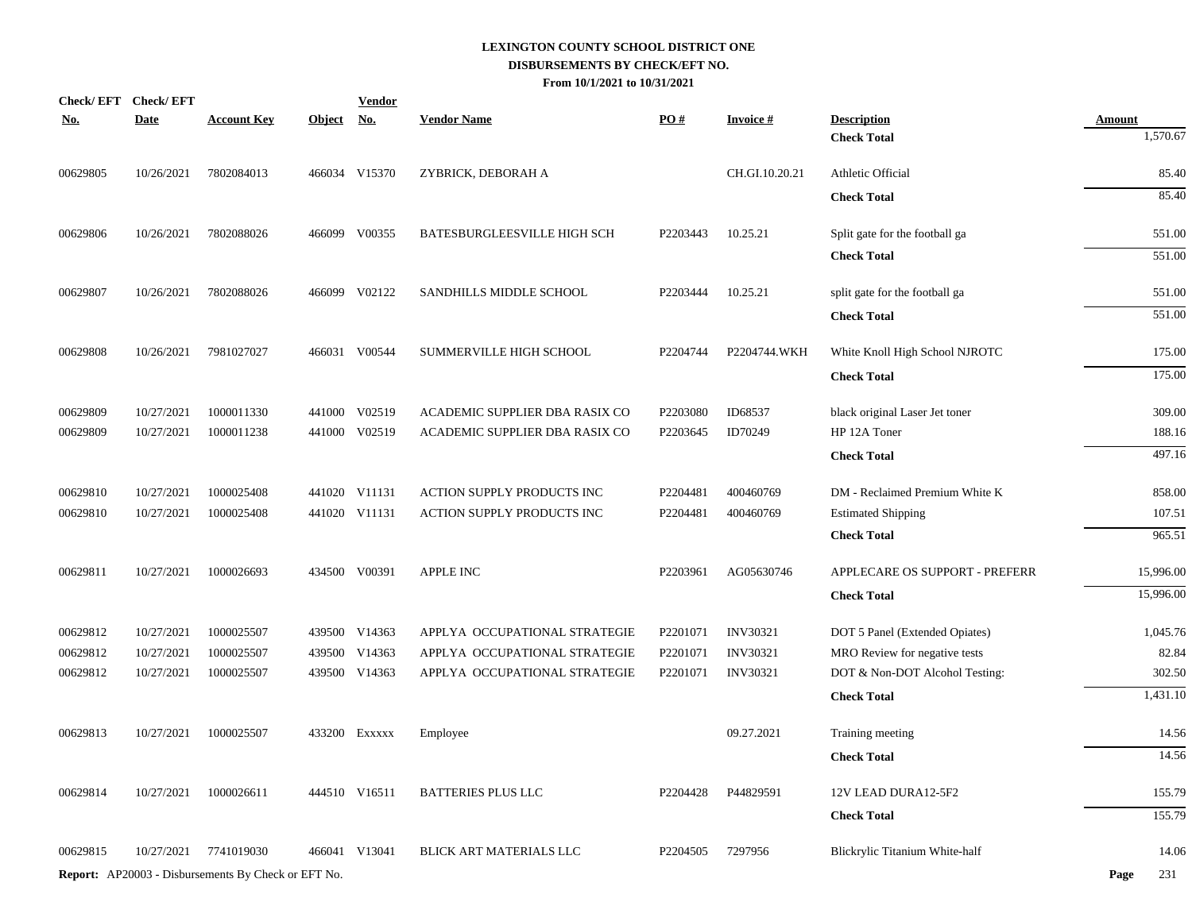# LEXINGTON COUNTY SCHOOL DISTRICT ONE
## DISBURSEMENTS BY CHECK/EFT NO.
### From 10/1/2021 to 10/31/2021

| Check/ EFT No. | Check/ EFT Date | Account Key | Object | Vendor No. | Vendor Name | PO # | Invoice # | Description | Amount |
|---|---|---|---|---|---|---|---|---|---|
| | | | | | | | | **Check Total** | 1,570.67 |
| 00629805 | 10/26/2021 | 7802084013 | 466034 | V15370 | ZYBRICK, DEBORAH A | | CH.GI.10.20.21 | Athletic Official | 85.40 |
| | | | | | | | | **Check Total** | 85.40 |
| 00629806 | 10/26/2021 | 7802088026 | 466099 | V00355 | BATESBURGLEESVILLE HIGH SCH | P2203443 | 10.25.21 | Split gate for the football ga | 551.00 |
| | | | | | | | | **Check Total** | 551.00 |
| 00629807 | 10/26/2021 | 7802088026 | 466099 | V02122 | SANDHILLS MIDDLE SCHOOL | P2203444 | 10.25.21 | split gate for the football ga | 551.00 |
| | | | | | | | | **Check Total** | 551.00 |
| 00629808 | 10/26/2021 | 7981027027 | 466031 | V00544 | SUMMERVILLE HIGH SCHOOL | P2204744 | P2204744.WKH | White Knoll High School NJROTC | 175.00 |
| | | | | | | | | **Check Total** | 175.00 |
| 00629809 | 10/27/2021 | 1000011330 | 441000 | V02519 | ACADEMIC SUPPLIER DBA RASIX CO | P2203080 | ID68537 | black original Laser Jet toner | 309.00 |
| 00629809 | 10/27/2021 | 1000011238 | 441000 | V02519 | ACADEMIC SUPPLIER DBA RASIX CO | P2203645 | ID70249 | HP 12A Toner | 188.16 |
| | | | | | | | | **Check Total** | 497.16 |
| 00629810 | 10/27/2021 | 1000025408 | 441020 | V11131 | ACTION SUPPLY PRODUCTS INC | P2204481 | 400460769 | DM - Reclaimed Premium White K | 858.00 |
| 00629810 | 10/27/2021 | 1000025408 | 441020 | V11131 | ACTION SUPPLY PRODUCTS INC | P2204481 | 400460769 | Estimated Shipping | 107.51 |
| | | | | | | | | **Check Total** | 965.51 |
| 00629811 | 10/27/2021 | 1000026693 | 434500 | V00391 | APPLE INC | P2203961 | AG05630746 | APPLECARE OS SUPPORT - PREFERR | 15,996.00 |
| | | | | | | | | **Check Total** | 15,996.00 |
| 00629812 | 10/27/2021 | 1000025507 | 439500 | V14363 | APPLYA OCCUPATIONAL STRATEGIE | P2201071 | INV30321 | DOT 5 Panel (Extended Opiates) | 1,045.76 |
| 00629812 | 10/27/2021 | 1000025507 | 439500 | V14363 | APPLYA OCCUPATIONAL STRATEGIE | P2201071 | INV30321 | MRO Review for negative tests | 82.84 |
| 00629812 | 10/27/2021 | 1000025507 | 439500 | V14363 | APPLYA OCCUPATIONAL STRATEGIE | P2201071 | INV30321 | DOT & Non-DOT Alcohol Testing: | 302.50 |
| | | | | | | | | **Check Total** | 1,431.10 |
| 00629813 | 10/27/2021 | 1000025507 | 433200 | Exxxxx | Employee | | 09.27.2021 | Training meeting | 14.56 |
| | | | | | | | | **Check Total** | 14.56 |
| 00629814 | 10/27/2021 | 1000026611 | 444510 | V16511 | BATTERIES PLUS LLC | P2204428 | P44829591 | 12V LEAD DURA12-5F2 | 155.79 |
| | | | | | | | | **Check Total** | 155.79 |
| 00629815 | 10/27/2021 | 7741019030 | 466041 | V13041 | BLICK ART MATERIALS LLC | P2204505 | 7297956 | Blickrylic Titanium White-half | 14.06 |

**Report:** AP20003 - Disbursements By Check or EFT No.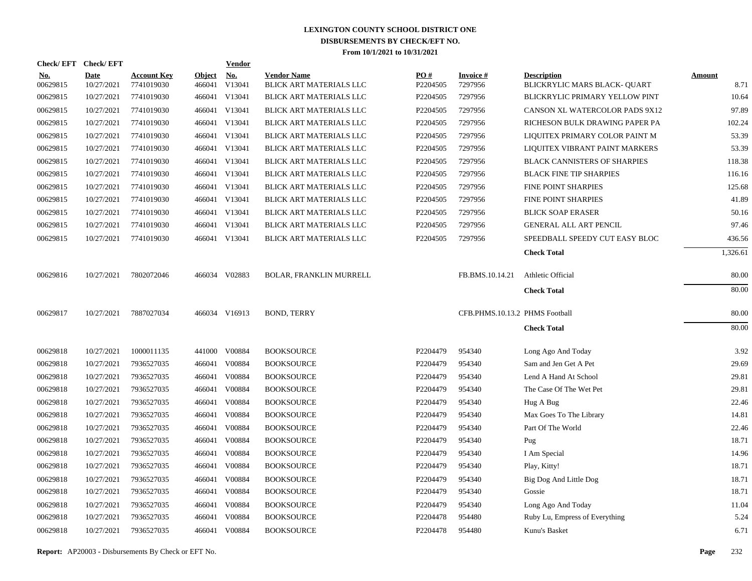# LEXINGTON COUNTY SCHOOL DISTRICT ONE
## DISBURSEMENTS BY CHECK/EFT NO.
### From 10/1/2021 to 10/31/2021

| Check/ EFT No. | Check/ EFT Date | Account Key | Object | Vendor No. | Vendor Name | PO # | Invoice # | Description | Amount |
|---|---|---|---|---|---|---|---|---|---|
| 00629815 | 10/27/2021 | 7741019030 | 466041 | V13041 | BLICK ART MATERIALS LLC | P2204505 | 7297956 | BLICKRYLIC MARS BLACK- QUART | 8.71 |
| 00629815 | 10/27/2021 | 7741019030 | 466041 | V13041 | BLICK ART MATERIALS LLC | P2204505 | 7297956 | BLICKRYLIC PRIMARY YELLOW PINT | 10.64 |
| 00629815 | 10/27/2021 | 7741019030 | 466041 | V13041 | BLICK ART MATERIALS LLC | P2204505 | 7297956 | CANSON XL WATERCOLOR PADS 9X12 | 97.89 |
| 00629815 | 10/27/2021 | 7741019030 | 466041 | V13041 | BLICK ART MATERIALS LLC | P2204505 | 7297956 | RICHESON BULK DRAWING PAPER PA | 102.24 |
| 00629815 | 10/27/2021 | 7741019030 | 466041 | V13041 | BLICK ART MATERIALS LLC | P2204505 | 7297956 | LIQUITEX PRIMARY COLOR PAINT M | 53.39 |
| 00629815 | 10/27/2021 | 7741019030 | 466041 | V13041 | BLICK ART MATERIALS LLC | P2204505 | 7297956 | LIQUITEX VIBRANT PAINT MARKERS | 53.39 |
| 00629815 | 10/27/2021 | 7741019030 | 466041 | V13041 | BLICK ART MATERIALS LLC | P2204505 | 7297956 | BLACK CANNISTERS OF SHARPIES | 118.38 |
| 00629815 | 10/27/2021 | 7741019030 | 466041 | V13041 | BLICK ART MATERIALS LLC | P2204505 | 7297956 | BLACK FINE TIP SHARPIES | 116.16 |
| 00629815 | 10/27/2021 | 7741019030 | 466041 | V13041 | BLICK ART MATERIALS LLC | P2204505 | 7297956 | FINE POINT SHARPIES | 125.68 |
| 00629815 | 10/27/2021 | 7741019030 | 466041 | V13041 | BLICK ART MATERIALS LLC | P2204505 | 7297956 | FINE POINT SHARPIES | 41.89 |
| 00629815 | 10/27/2021 | 7741019030 | 466041 | V13041 | BLICK ART MATERIALS LLC | P2204505 | 7297956 | BLICK SOAP ERASER | 50.16 |
| 00629815 | 10/27/2021 | 7741019030 | 466041 | V13041 | BLICK ART MATERIALS LLC | P2204505 | 7297956 | GENERAL ALL ART PENCIL | 97.46 |
| 00629815 | 10/27/2021 | 7741019030 | 466041 | V13041 | BLICK ART MATERIALS LLC | P2204505 | 7297956 | SPEEDBALL SPEEDY CUT EASY BLOC | 436.56 |
| | | | | | | | | **Check Total** | 1,326.61 |
| 00629816 | 10/27/2021 | 7802072046 | 466034 | V02883 | BOLAR, FRANKLIN MURRELL | | FB.BMS.10.14.21 | Athletic Official | 80.00 |
| | | | | | | | | **Check Total** | 80.00 |
| 00629817 | 10/27/2021 | 7887027034 | 466034 | V16913 | BOND, TERRY | | CFB.PHMS.10.13.2 | PHMS Football | 80.00 |
| | | | | | | | | **Check Total** | 80.00 |
| 00629818 | 10/27/2021 | 1000011135 | 441000 | V00884 | BOOKSOURCE | P2204479 | 954340 | Long Ago And Today | 3.92 |
| 00629818 | 10/27/2021 | 7936527035 | 466041 | V00884 | BOOKSOURCE | P2204479 | 954340 | Sam and Jen Get A Pet | 29.69 |
| 00629818 | 10/27/2021 | 7936527035 | 466041 | V00884 | BOOKSOURCE | P2204479 | 954340 | Lend A Hand At School | 29.81 |
| 00629818 | 10/27/2021 | 7936527035 | 466041 | V00884 | BOOKSOURCE | P2204479 | 954340 | The Case Of The Wet Pet | 29.81 |
| 00629818 | 10/27/2021 | 7936527035 | 466041 | V00884 | BOOKSOURCE | P2204479 | 954340 | Hug A Bug | 22.46 |
| 00629818 | 10/27/2021 | 7936527035 | 466041 | V00884 | BOOKSOURCE | P2204479 | 954340 | Max Goes To The Library | 14.81 |
| 00629818 | 10/27/2021 | 7936527035 | 466041 | V00884 | BOOKSOURCE | P2204479 | 954340 | Part Of The World | 22.46 |
| 00629818 | 10/27/2021 | 7936527035 | 466041 | V00884 | BOOKSOURCE | P2204479 | 954340 | Pug | 18.71 |
| 00629818 | 10/27/2021 | 7936527035 | 466041 | V00884 | BOOKSOURCE | P2204479 | 954340 | I Am Special | 14.96 |
| 00629818 | 10/27/2021 | 7936527035 | 466041 | V00884 | BOOKSOURCE | P2204479 | 954340 | Play, Kitty! | 18.71 |
| 00629818 | 10/27/2021 | 7936527035 | 466041 | V00884 | BOOKSOURCE | P2204479 | 954340 | Big Dog And Little Dog | 18.71 |
| 00629818 | 10/27/2021 | 7936527035 | 466041 | V00884 | BOOKSOURCE | P2204479 | 954340 | Gossie | 18.71 |
| 00629818 | 10/27/2021 | 7936527035 | 466041 | V00884 | BOOKSOURCE | P2204479 | 954340 | Long Ago And Today | 11.04 |
| 00629818 | 10/27/2021 | 7936527035 | 466041 | V00884 | BOOKSOURCE | P2204478 | 954480 | Ruby Lu, Empress of Everything | 5.24 |
| 00629818 | 10/27/2021 | 7936527035 | 466041 | V00884 | BOOKSOURCE | P2204478 | 954480 | Kunu's Basket | 6.71 |

**Report:** AP20003 - Disbursements By Check or EFT No.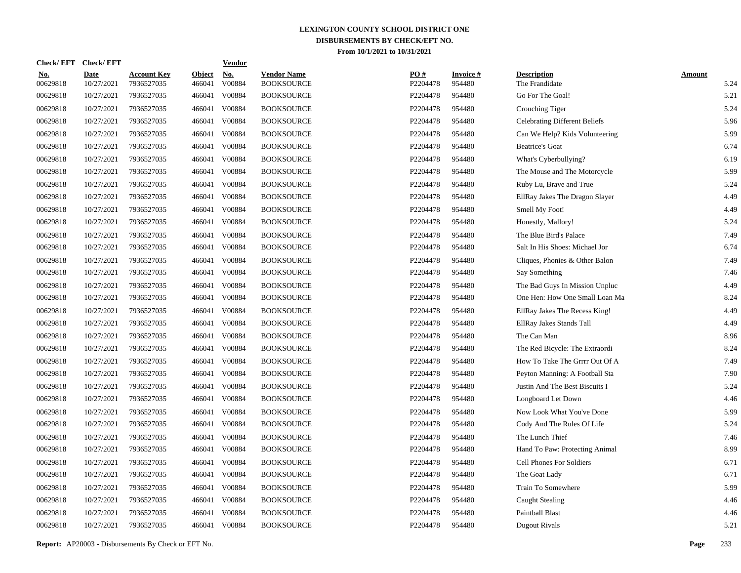# LEXINGTON COUNTY SCHOOL DISTRICT ONE
## DISBURSEMENTS BY CHECK/EFT NO.
### From 10/1/2021 to 10/31/2021

| Check/ EFT No. | Check/ EFT Date | Account Key | Object | Vendor No. | Vendor Name | PO # | Invoice # | Description | Amount |
|---|---|---|---|---|---|---|---|---|---|
| 00629818 | 10/27/2021 | 7936527035 | 466041 | V00884 | BOOKSOURCE | P2204478 | 954480 | The Frandidate | 5.24 |
| 00629818 | 10/27/2021 | 7936527035 | 466041 | V00884 | BOOKSOURCE | P2204478 | 954480 | Go For The Goal! | 5.21 |
| 00629818 | 10/27/2021 | 7936527035 | 466041 | V00884 | BOOKSOURCE | P2204478 | 954480 | Crouching Tiger | 5.24 |
| 00629818 | 10/27/2021 | 7936527035 | 466041 | V00884 | BOOKSOURCE | P2204478 | 954480 | Celebrating Different Beliefs | 5.96 |
| 00629818 | 10/27/2021 | 7936527035 | 466041 | V00884 | BOOKSOURCE | P2204478 | 954480 | Can We Help? Kids Volunteering | 5.99 |
| 00629818 | 10/27/2021 | 7936527035 | 466041 | V00884 | BOOKSOURCE | P2204478 | 954480 | Beatrice's Goat | 6.74 |
| 00629818 | 10/27/2021 | 7936527035 | 466041 | V00884 | BOOKSOURCE | P2204478 | 954480 | What's Cyberbullying? | 6.19 |
| 00629818 | 10/27/2021 | 7936527035 | 466041 | V00884 | BOOKSOURCE | P2204478 | 954480 | The Mouse and The Motorcycle | 5.99 |
| 00629818 | 10/27/2021 | 7936527035 | 466041 | V00884 | BOOKSOURCE | P2204478 | 954480 | Ruby Lu, Brave and True | 5.24 |
| 00629818 | 10/27/2021 | 7936527035 | 466041 | V00884 | BOOKSOURCE | P2204478 | 954480 | EllRay Jakes The Dragon Slayer | 4.49 |
| 00629818 | 10/27/2021 | 7936527035 | 466041 | V00884 | BOOKSOURCE | P2204478 | 954480 | Smell My Foot! | 4.49 |
| 00629818 | 10/27/2021 | 7936527035 | 466041 | V00884 | BOOKSOURCE | P2204478 | 954480 | Honestly, Mallory! | 5.24 |
| 00629818 | 10/27/2021 | 7936527035 | 466041 | V00884 | BOOKSOURCE | P2204478 | 954480 | The Blue Bird's Palace | 7.49 |
| 00629818 | 10/27/2021 | 7936527035 | 466041 | V00884 | BOOKSOURCE | P2204478 | 954480 | Salt In His Shoes: Michael Jor | 6.74 |
| 00629818 | 10/27/2021 | 7936527035 | 466041 | V00884 | BOOKSOURCE | P2204478 | 954480 | Cliques, Phonies & Other Balon | 7.49 |
| 00629818 | 10/27/2021 | 7936527035 | 466041 | V00884 | BOOKSOURCE | P2204478 | 954480 | Say Something | 7.46 |
| 00629818 | 10/27/2021 | 7936527035 | 466041 | V00884 | BOOKSOURCE | P2204478 | 954480 | The Bad Guys In Mission Unpluc | 4.49 |
| 00629818 | 10/27/2021 | 7936527035 | 466041 | V00884 | BOOKSOURCE | P2204478 | 954480 | One Hen: How One Small Loan Ma | 8.24 |
| 00629818 | 10/27/2021 | 7936527035 | 466041 | V00884 | BOOKSOURCE | P2204478 | 954480 | EllRay Jakes The Recess King! | 4.49 |
| 00629818 | 10/27/2021 | 7936527035 | 466041 | V00884 | BOOKSOURCE | P2204478 | 954480 | EllRay Jakes Stands Tall | 4.49 |
| 00629818 | 10/27/2021 | 7936527035 | 466041 | V00884 | BOOKSOURCE | P2204478 | 954480 | The Can Man | 8.96 |
| 00629818 | 10/27/2021 | 7936527035 | 466041 | V00884 | BOOKSOURCE | P2204478 | 954480 | The Red Bicycle: The Extraordi | 8.24 |
| 00629818 | 10/27/2021 | 7936527035 | 466041 | V00884 | BOOKSOURCE | P2204478 | 954480 | How To Take The Grrrr Out Of A | 7.49 |
| 00629818 | 10/27/2021 | 7936527035 | 466041 | V00884 | BOOKSOURCE | P2204478 | 954480 | Peyton Manning: A Football Sta | 7.90 |
| 00629818 | 10/27/2021 | 7936527035 | 466041 | V00884 | BOOKSOURCE | P2204478 | 954480 | Justin And The Best Biscuits I | 5.24 |
| 00629818 | 10/27/2021 | 7936527035 | 466041 | V00884 | BOOKSOURCE | P2204478 | 954480 | Longboard Let Down | 4.46 |
| 00629818 | 10/27/2021 | 7936527035 | 466041 | V00884 | BOOKSOURCE | P2204478 | 954480 | Now Look What You've Done | 5.99 |
| 00629818 | 10/27/2021 | 7936527035 | 466041 | V00884 | BOOKSOURCE | P2204478 | 954480 | Cody And The Rules Of Life | 5.24 |
| 00629818 | 10/27/2021 | 7936527035 | 466041 | V00884 | BOOKSOURCE | P2204478 | 954480 | The Lunch Thief | 7.46 |
| 00629818 | 10/27/2021 | 7936527035 | 466041 | V00884 | BOOKSOURCE | P2204478 | 954480 | Hand To Paw: Protecting Animal | 8.99 |
| 00629818 | 10/27/2021 | 7936527035 | 466041 | V00884 | BOOKSOURCE | P2204478 | 954480 | Cell Phones For Soldiers | 6.71 |
| 00629818 | 10/27/2021 | 7936527035 | 466041 | V00884 | BOOKSOURCE | P2204478 | 954480 | The Goat Lady | 6.71 |
| 00629818 | 10/27/2021 | 7936527035 | 466041 | V00884 | BOOKSOURCE | P2204478 | 954480 | Train To Somewhere | 5.99 |
| 00629818 | 10/27/2021 | 7936527035 | 466041 | V00884 | BOOKSOURCE | P2204478 | 954480 | Caught Stealing | 4.46 |
| 00629818 | 10/27/2021 | 7936527035 | 466041 | V00884 | BOOKSOURCE | P2204478 | 954480 | Paintball Blast | 4.46 |
| 00629818 | 10/27/2021 | 7936527035 | 466041 | V00884 | BOOKSOURCE | P2204478 | 954480 | Dugout Rivals | 5.21 |

**Report:** AP20003 - Disbursements By Check or EFT No.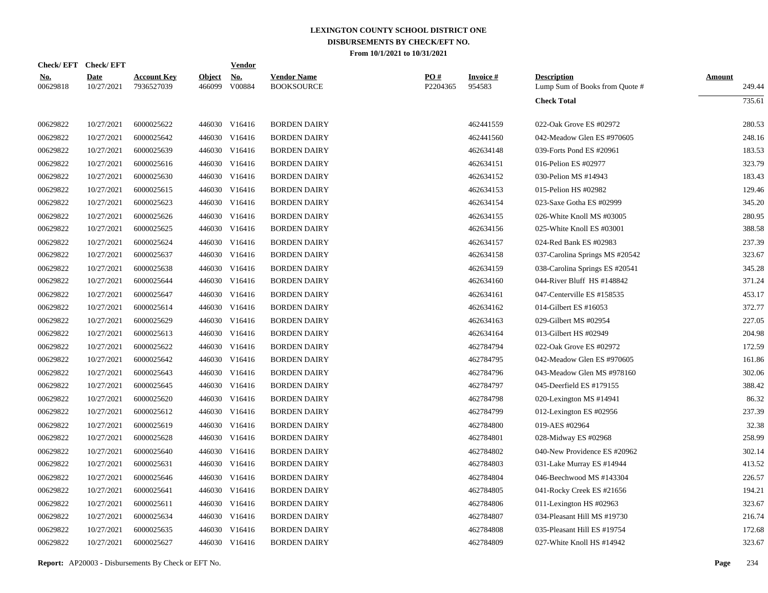# LEXINGTON COUNTY SCHOOL DISTRICT ONE
## DISBURSEMENTS BY CHECK/EFT NO.
### From 10/1/2021 to 10/31/2021

| Check/ EFT No. | Check/ EFT Date | Account Key | Object | Vendor No. | Vendor Name | PO # | Invoice # | Description | Amount |
|---|---|---|---|---|---|---|---|---|---|
| 00629818 | 10/27/2021 | 7936527039 | 466099 | V00884 | BOOKSOURCE | P2204365 | 954583 | Lump Sum of Books from Quote # | 249.44 |
| | | | | | | | | **Check Total** | 735.61 |
| 00629822 | 10/27/2021 | 6000025622 | 446030 | V16416 | BORDEN DAIRY | | 462441559 | 022-Oak Grove ES #02972 | 280.53 |
| 00629822 | 10/27/2021 | 6000025642 | 446030 | V16416 | BORDEN DAIRY | | 462441560 | 042-Meadow Glen ES #970605 | 248.16 |
| 00629822 | 10/27/2021 | 6000025639 | 446030 | V16416 | BORDEN DAIRY | | 462634148 | 039-Forts Pond ES #20961 | 183.53 |
| 00629822 | 10/27/2021 | 6000025616 | 446030 | V16416 | BORDEN DAIRY | | 462634151 | 016-Pelion ES #02977 | 323.79 |
| 00629822 | 10/27/2021 | 6000025630 | 446030 | V16416 | BORDEN DAIRY | | 462634152 | 030-Pelion MS #14943 | 183.43 |
| 00629822 | 10/27/2021 | 6000025615 | 446030 | V16416 | BORDEN DAIRY | | 462634153 | 015-Pelion HS #02982 | 129.46 |
| 00629822 | 10/27/2021 | 6000025623 | 446030 | V16416 | BORDEN DAIRY | | 462634154 | 023-Saxe Gotha ES #02999 | 345.20 |
| 00629822 | 10/27/2021 | 6000025626 | 446030 | V16416 | BORDEN DAIRY | | 462634155 | 026-White Knoll MS #03005 | 280.95 |
| 00629822 | 10/27/2021 | 6000025625 | 446030 | V16416 | BORDEN DAIRY | | 462634156 | 025-White Knoll ES #03001 | 388.58 |
| 00629822 | 10/27/2021 | 6000025624 | 446030 | V16416 | BORDEN DAIRY | | 462634157 | 024-Red Bank ES #02983 | 237.39 |
| 00629822 | 10/27/2021 | 6000025637 | 446030 | V16416 | BORDEN DAIRY | | 462634158 | 037-Carolina Springs MS #20542 | 323.67 |
| 00629822 | 10/27/2021 | 6000025638 | 446030 | V16416 | BORDEN DAIRY | | 462634159 | 038-Carolina Springs ES #20541 | 345.28 |
| 00629822 | 10/27/2021 | 6000025644 | 446030 | V16416 | BORDEN DAIRY | | 462634160 | 044-River Bluff HS #148842 | 371.24 |
| 00629822 | 10/27/2021 | 6000025647 | 446030 | V16416 | BORDEN DAIRY | | 462634161 | 047-Centerville ES #158535 | 453.17 |
| 00629822 | 10/27/2021 | 6000025614 | 446030 | V16416 | BORDEN DAIRY | | 462634162 | 014-Gilbert ES #16053 | 372.77 |
| 00629822 | 10/27/2021 | 6000025629 | 446030 | V16416 | BORDEN DAIRY | | 462634163 | 029-Gilbert MS #02954 | 227.05 |
| 00629822 | 10/27/2021 | 6000025613 | 446030 | V16416 | BORDEN DAIRY | | 462634164 | 013-Gilbert HS #02949 | 204.98 |
| 00629822 | 10/27/2021 | 6000025622 | 446030 | V16416 | BORDEN DAIRY | | 462784794 | 022-Oak Grove ES #02972 | 172.59 |
| 00629822 | 10/27/2021 | 6000025642 | 446030 | V16416 | BORDEN DAIRY | | 462784795 | 042-Meadow Glen ES #970605 | 161.86 |
| 00629822 | 10/27/2021 | 6000025643 | 446030 | V16416 | BORDEN DAIRY | | 462784796 | 043-Meadow Glen MS #978160 | 302.06 |
| 00629822 | 10/27/2021 | 6000025645 | 446030 | V16416 | BORDEN DAIRY | | 462784797 | 045-Deerfield ES #179155 | 388.42 |
| 00629822 | 10/27/2021 | 6000025620 | 446030 | V16416 | BORDEN DAIRY | | 462784798 | 020-Lexington MS #14941 | 86.32 |
| 00629822 | 10/27/2021 | 6000025612 | 446030 | V16416 | BORDEN DAIRY | | 462784799 | 012-Lexington ES #02956 | 237.39 |
| 00629822 | 10/27/2021 | 6000025619 | 446030 | V16416 | BORDEN DAIRY | | 462784800 | 019-AES #02964 | 32.38 |
| 00629822 | 10/27/2021 | 6000025628 | 446030 | V16416 | BORDEN DAIRY | | 462784801 | 028-Midway ES #02968 | 258.99 |
| 00629822 | 10/27/2021 | 6000025640 | 446030 | V16416 | BORDEN DAIRY | | 462784802 | 040-New Providence ES #20962 | 302.14 |
| 00629822 | 10/27/2021 | 6000025631 | 446030 | V16416 | BORDEN DAIRY | | 462784803 | 031-Lake Murray ES #14944 | 413.52 |
| 00629822 | 10/27/2021 | 6000025646 | 446030 | V16416 | BORDEN DAIRY | | 462784804 | 046-Beechwood MS #143304 | 226.57 |
| 00629822 | 10/27/2021 | 6000025641 | 446030 | V16416 | BORDEN DAIRY | | 462784805 | 041-Rocky Creek ES #21656 | 194.21 |
| 00629822 | 10/27/2021 | 6000025611 | 446030 | V16416 | BORDEN DAIRY | | 462784806 | 011-Lexington HS #02963 | 323.67 |
| 00629822 | 10/27/2021 | 6000025634 | 446030 | V16416 | BORDEN DAIRY | | 462784807 | 034-Pleasant Hill MS #19730 | 216.74 |
| 00629822 | 10/27/2021 | 6000025635 | 446030 | V16416 | BORDEN DAIRY | | 462784808 | 035-Pleasant Hill ES #19754 | 172.68 |
| 00629822 | 10/27/2021 | 6000025627 | 446030 | V16416 | BORDEN DAIRY | | 462784809 | 027-White Knoll HS #14942 | 323.67 |

**Report:** AP20003 - Disbursements By Check or EFT No.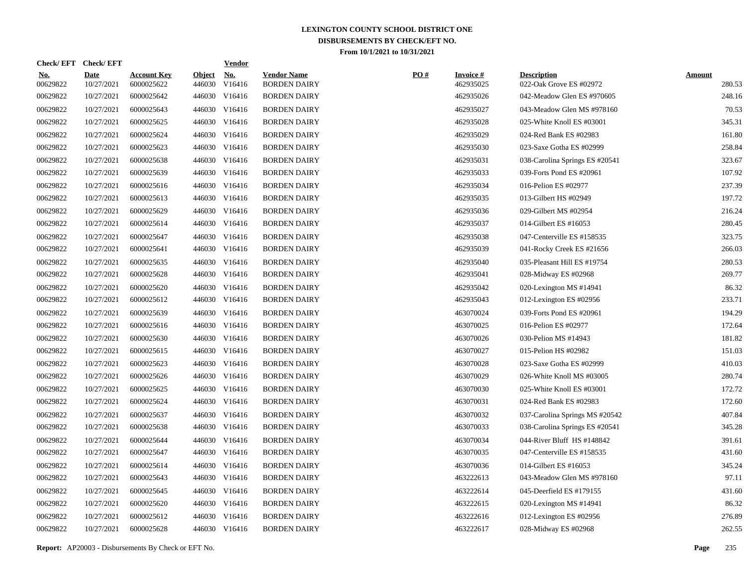# LEXINGTON COUNTY SCHOOL DISTRICT ONE
## DISBURSEMENTS BY CHECK/EFT NO.
### From 10/1/2021 to 10/31/2021

| Check/ EFT No. | Check/ EFT Date | Account Key | Object | Vendor No. | Vendor Name | PO # | Invoice # | Description | Amount |
|---|---|---|---|---|---|---|---|---|---|
| 00629822 | 10/27/2021 | 6000025622 | 446030 | V16416 | BORDEN DAIRY | | 462935025 | 022-Oak Grove ES #02972 | 280.53 |
| 00629822 | 10/27/2021 | 6000025642 | 446030 | V16416 | BORDEN DAIRY | | 462935026 | 042-Meadow Glen ES #970605 | 248.16 |
| 00629822 | 10/27/2021 | 6000025643 | 446030 | V16416 | BORDEN DAIRY | | 462935027 | 043-Meadow Glen MS #978160 | 70.53 |
| 00629822 | 10/27/2021 | 6000025625 | 446030 | V16416 | BORDEN DAIRY | | 462935028 | 025-White Knoll ES #03001 | 345.31 |
| 00629822 | 10/27/2021 | 6000025624 | 446030 | V16416 | BORDEN DAIRY | | 462935029 | 024-Red Bank ES #02983 | 161.80 |
| 00629822 | 10/27/2021 | 6000025623 | 446030 | V16416 | BORDEN DAIRY | | 462935030 | 023-Saxe Gotha ES #02999 | 258.84 |
| 00629822 | 10/27/2021 | 6000025638 | 446030 | V16416 | BORDEN DAIRY | | 462935031 | 038-Carolina Springs ES #20541 | 323.67 |
| 00629822 | 10/27/2021 | 6000025639 | 446030 | V16416 | BORDEN DAIRY | | 462935033 | 039-Forts Pond ES #20961 | 107.92 |
| 00629822 | 10/27/2021 | 6000025616 | 446030 | V16416 | BORDEN DAIRY | | 462935034 | 016-Pelion ES #02977 | 237.39 |
| 00629822 | 10/27/2021 | 6000025613 | 446030 | V16416 | BORDEN DAIRY | | 462935035 | 013-Gilbert HS #02949 | 197.72 |
| 00629822 | 10/27/2021 | 6000025629 | 446030 | V16416 | BORDEN DAIRY | | 462935036 | 029-Gilbert MS #02954 | 216.24 |
| 00629822 | 10/27/2021 | 6000025614 | 446030 | V16416 | BORDEN DAIRY | | 462935037 | 014-Gilbert ES #16053 | 280.45 |
| 00629822 | 10/27/2021 | 6000025647 | 446030 | V16416 | BORDEN DAIRY | | 462935038 | 047-Centerville ES #158535 | 323.75 |
| 00629822 | 10/27/2021 | 6000025641 | 446030 | V16416 | BORDEN DAIRY | | 462935039 | 041-Rocky Creek ES #21656 | 266.03 |
| 00629822 | 10/27/2021 | 6000025635 | 446030 | V16416 | BORDEN DAIRY | | 462935040 | 035-Pleasant Hill ES #19754 | 280.53 |
| 00629822 | 10/27/2021 | 6000025628 | 446030 | V16416 | BORDEN DAIRY | | 462935041 | 028-Midway ES #02968 | 269.77 |
| 00629822 | 10/27/2021 | 6000025620 | 446030 | V16416 | BORDEN DAIRY | | 462935042 | 020-Lexington MS #14941 | 86.32 |
| 00629822 | 10/27/2021 | 6000025612 | 446030 | V16416 | BORDEN DAIRY | | 462935043 | 012-Lexington ES #02956 | 233.71 |
| 00629822 | 10/27/2021 | 6000025639 | 446030 | V16416 | BORDEN DAIRY | | 463070024 | 039-Forts Pond ES #20961 | 194.29 |
| 00629822 | 10/27/2021 | 6000025616 | 446030 | V16416 | BORDEN DAIRY | | 463070025 | 016-Pelion ES #02977 | 172.64 |
| 00629822 | 10/27/2021 | 6000025630 | 446030 | V16416 | BORDEN DAIRY | | 463070026 | 030-Pelion MS #14943 | 181.82 |
| 00629822 | 10/27/2021 | 6000025615 | 446030 | V16416 | BORDEN DAIRY | | 463070027 | 015-Pelion HS #02982 | 151.03 |
| 00629822 | 10/27/2021 | 6000025623 | 446030 | V16416 | BORDEN DAIRY | | 463070028 | 023-Saxe Gotha ES #02999 | 410.03 |
| 00629822 | 10/27/2021 | 6000025626 | 446030 | V16416 | BORDEN DAIRY | | 463070029 | 026-White Knoll MS #03005 | 280.74 |
| 00629822 | 10/27/2021 | 6000025625 | 446030 | V16416 | BORDEN DAIRY | | 463070030 | 025-White Knoll ES #03001 | 172.72 |
| 00629822 | 10/27/2021 | 6000025624 | 446030 | V16416 | BORDEN DAIRY | | 463070031 | 024-Red Bank ES #02983 | 172.60 |
| 00629822 | 10/27/2021 | 6000025637 | 446030 | V16416 | BORDEN DAIRY | | 463070032 | 037-Carolina Springs MS #20542 | 407.84 |
| 00629822 | 10/27/2021 | 6000025638 | 446030 | V16416 | BORDEN DAIRY | | 463070033 | 038-Carolina Springs ES #20541 | 345.28 |
| 00629822 | 10/27/2021 | 6000025644 | 446030 | V16416 | BORDEN DAIRY | | 463070034 | 044-River Bluff HS #148842 | 391.61 |
| 00629822 | 10/27/2021 | 6000025647 | 446030 | V16416 | BORDEN DAIRY | | 463070035 | 047-Centerville ES #158535 | 431.60 |
| 00629822 | 10/27/2021 | 6000025614 | 446030 | V16416 | BORDEN DAIRY | | 463070036 | 014-Gilbert ES #16053 | 345.24 |
| 00629822 | 10/27/2021 | 6000025643 | 446030 | V16416 | BORDEN DAIRY | | 463222613 | 043-Meadow Glen MS #978160 | 97.11 |
| 00629822 | 10/27/2021 | 6000025645 | 446030 | V16416 | BORDEN DAIRY | | 463222614 | 045-Deerfield ES #179155 | 431.60 |
| 00629822 | 10/27/2021 | 6000025620 | 446030 | V16416 | BORDEN DAIRY | | 463222615 | 020-Lexington MS #14941 | 86.32 |
| 00629822 | 10/27/2021 | 6000025612 | 446030 | V16416 | BORDEN DAIRY | | 463222616 | 012-Lexington ES #02956 | 276.89 |
| 00629822 | 10/27/2021 | 6000025628 | 446030 | V16416 | BORDEN DAIRY | | 463222617 | 028-Midway ES #02968 | 262.55 |

**Report:** AP20003 - Disbursements By Check or EFT No.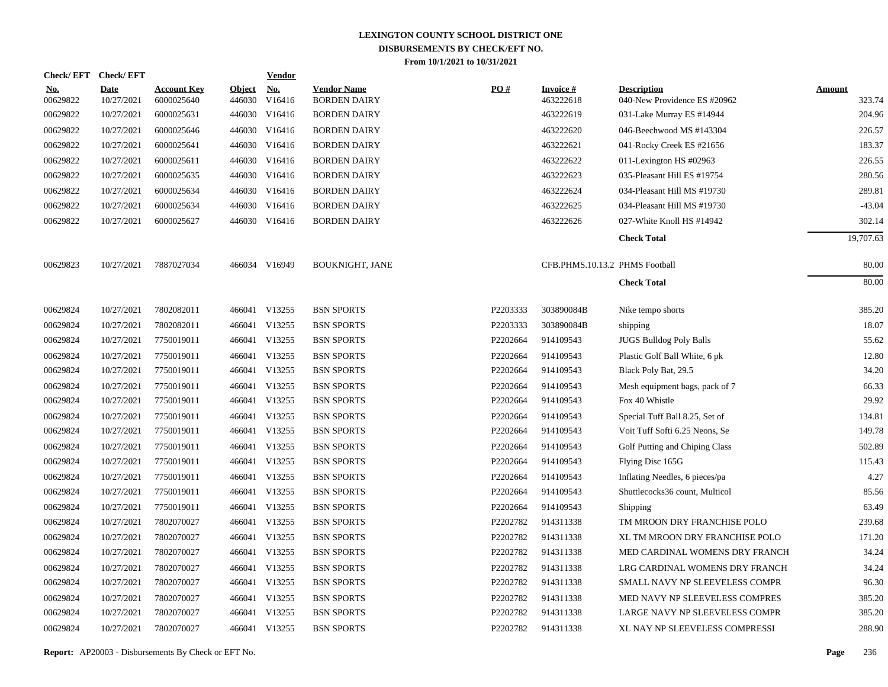# LEXINGTON COUNTY SCHOOL DISTRICT ONE
## DISBURSEMENTS BY CHECK/EFT NO.
### From 10/1/2021 to 10/31/2021

| Check/ EFT No. | Check/ EFT Date | Account Key | Object | Vendor No. | Vendor Name | PO # | Invoice # | Description | Amount |
|---|---|---|---|---|---|---|---|---|---|
| 00629822 | 10/27/2021 | 6000025640 | 446030 | V16416 | BORDEN DAIRY | | 463222618 | 040-New Providence ES #20962 | 323.74 |
| 00629822 | 10/27/2021 | 6000025631 | 446030 | V16416 | BORDEN DAIRY | | 463222619 | 031-Lake Murray ES #14944 | 204.96 |
| 00629822 | 10/27/2021 | 6000025646 | 446030 | V16416 | BORDEN DAIRY | | 463222620 | 046-Beechwood MS #143304 | 226.57 |
| 00629822 | 10/27/2021 | 6000025641 | 446030 | V16416 | BORDEN DAIRY | | 463222621 | 041-Rocky Creek ES #21656 | 183.37 |
| 00629822 | 10/27/2021 | 6000025611 | 446030 | V16416 | BORDEN DAIRY | | 463222622 | 011-Lexington HS #02963 | 226.55 |
| 00629822 | 10/27/2021 | 6000025635 | 446030 | V16416 | BORDEN DAIRY | | 463222623 | 035-Pleasant Hill ES #19754 | 280.56 |
| 00629822 | 10/27/2021 | 6000025634 | 446030 | V16416 | BORDEN DAIRY | | 463222624 | 034-Pleasant Hill MS #19730 | 289.81 |
| 00629822 | 10/27/2021 | 6000025634 | 446030 | V16416 | BORDEN DAIRY | | 463222625 | 034-Pleasant Hill MS #19730 | -43.04 |
| 00629822 | 10/27/2021 | 6000025627 | 446030 | V16416 | BORDEN DAIRY | | 463222626 | 027-White Knoll HS #14942 | 302.14 |
| | | | | | | | | **Check Total** | 19,707.63 |
| 00629823 | 10/27/2021 | 7887027034 | 466034 | V16949 | BOUKNIGHT, JANE | | CFB.PHMS.10.13.2 | PHMS Football | 80.00 |
| | | | | | | | | **Check Total** | 80.00 |
| 00629824 | 10/27/2021 | 7802082011 | 466041 | V13255 | BSN SPORTS | P2203333 | 303890084B | Nike tempo shorts | 385.20 |
| 00629824 | 10/27/2021 | 7802082011 | 466041 | V13255 | BSN SPORTS | P2203333 | 303890084B | shipping | 18.07 |
| 00629824 | 10/27/2021 | 7750019011 | 466041 | V13255 | BSN SPORTS | P2202664 | 914109543 | JUGS Bulldog Poly Balls | 55.62 |
| 00629824 | 10/27/2021 | 7750019011 | 466041 | V13255 | BSN SPORTS | P2202664 | 914109543 | Plastic Golf Ball White, 6 pk | 12.80 |
| 00629824 | 10/27/2021 | 7750019011 | 466041 | V13255 | BSN SPORTS | P2202664 | 914109543 | Black Poly Bat, 29.5 | 34.20 |
| 00629824 | 10/27/2021 | 7750019011 | 466041 | V13255 | BSN SPORTS | P2202664 | 914109543 | Mesh equipment bags, pack of 7 | 66.33 |
| 00629824 | 10/27/2021 | 7750019011 | 466041 | V13255 | BSN SPORTS | P2202664 | 914109543 | Fox 40 Whistle | 29.92 |
| 00629824 | 10/27/2021 | 7750019011 | 466041 | V13255 | BSN SPORTS | P2202664 | 914109543 | Special Tuff Ball 8.25, Set of | 134.81 |
| 00629824 | 10/27/2021 | 7750019011 | 466041 | V13255 | BSN SPORTS | P2202664 | 914109543 | Voit Tuff Softi 6.25 Neons, Se | 149.78 |
| 00629824 | 10/27/2021 | 7750019011 | 466041 | V13255 | BSN SPORTS | P2202664 | 914109543 | Golf Putting and Chiping Class | 502.89 |
| 00629824 | 10/27/2021 | 7750019011 | 466041 | V13255 | BSN SPORTS | P2202664 | 914109543 | Flying Disc 165G | 115.43 |
| 00629824 | 10/27/2021 | 7750019011 | 466041 | V13255 | BSN SPORTS | P2202664 | 914109543 | Inflating Needles, 6 pieces/pa | 4.27 |
| 00629824 | 10/27/2021 | 7750019011 | 466041 | V13255 | BSN SPORTS | P2202664 | 914109543 | Shuttlecocks36 count, Multicol | 85.56 |
| 00629824 | 10/27/2021 | 7750019011 | 466041 | V13255 | BSN SPORTS | P2202664 | 914109543 | Shipping | 63.49 |
| 00629824 | 10/27/2021 | 7802070027 | 466041 | V13255 | BSN SPORTS | P2202782 | 914311338 | TM MROON DRY FRANCHISE POLO | 239.68 |
| 00629824 | 10/27/2021 | 7802070027 | 466041 | V13255 | BSN SPORTS | P2202782 | 914311338 | XL TM MROON DRY FRANCHISE POLO | 171.20 |
| 00629824 | 10/27/2021 | 7802070027 | 466041 | V13255 | BSN SPORTS | P2202782 | 914311338 | MED CARDINAL WOMENS DRY FRANCH | 34.24 |
| 00629824 | 10/27/2021 | 7802070027 | 466041 | V13255 | BSN SPORTS | P2202782 | 914311338 | LRG CARDINAL WOMENS DRY FRANCH | 34.24 |
| 00629824 | 10/27/2021 | 7802070027 | 466041 | V13255 | BSN SPORTS | P2202782 | 914311338 | SMALL NAVY NP SLEEVELESS COMPR | 96.30 |
| 00629824 | 10/27/2021 | 7802070027 | 466041 | V13255 | BSN SPORTS | P2202782 | 914311338 | MED NAVY NP SLEEVELESS COMPRES | 385.20 |
| 00629824 | 10/27/2021 | 7802070027 | 466041 | V13255 | BSN SPORTS | P2202782 | 914311338 | LARGE NAVY NP SLEEVELESS COMPR | 385.20 |
| 00629824 | 10/27/2021 | 7802070027 | 466041 | V13255 | BSN SPORTS | P2202782 | 914311338 | XL NAY NP SLEEVELESS COMPRESSI | 288.90 |

**Report:** AP20003 - Disbursements By Check or EFT No.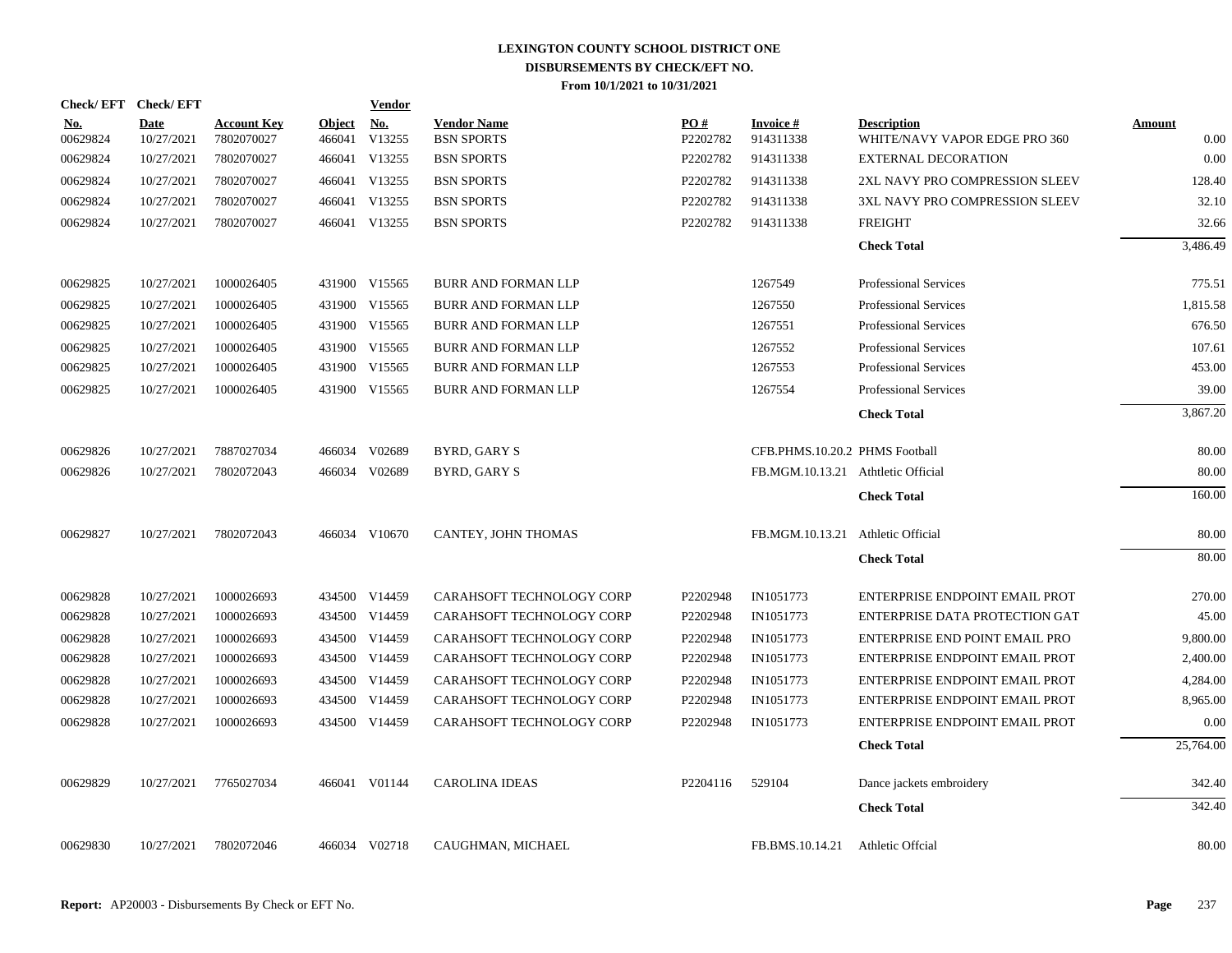# LEXINGTON COUNTY SCHOOL DISTRICT ONE
## DISBURSEMENTS BY CHECK/EFT NO.
### From 10/1/2021 to 10/31/2021

| Check/EFT No. | Check/EFT Date | Account Key | Object | Vendor No. | Vendor Name | PO # | Invoice # | Description | Amount |
|---|---|---|---|---|---|---|---|---|---|
| 00629824 | 10/27/2021 | 7802070027 | 466041 | V13255 | BSN SPORTS | P2202782 | 914311338 | WHITE/NAVY VAPOR EDGE PRO 360 | 0.00 |
| 00629824 | 10/27/2021 | 7802070027 | 466041 | V13255 | BSN SPORTS | P2202782 | 914311338 | EXTERNAL DECORATION | 0.00 |
| 00629824 | 10/27/2021 | 7802070027 | 466041 | V13255 | BSN SPORTS | P2202782 | 914311338 | 2XL NAVY PRO COMPRESSION SLEEV | 128.40 |
| 00629824 | 10/27/2021 | 7802070027 | 466041 | V13255 | BSN SPORTS | P2202782 | 914311338 | 3XL NAVY PRO COMPRESSION SLEEV | 32.10 |
| 00629824 | 10/27/2021 | 7802070027 | 466041 | V13255 | BSN SPORTS | P2202782 | 914311338 | FREIGHT | 32.66 |
| | | | | | | | | **Check Total** | 3,486.49 |
| 00629825 | 10/27/2021 | 1000026405 | 431900 | V15565 | BURR AND FORMAN LLP | | 1267549 | Professional Services | 775.51 |
| 00629825 | 10/27/2021 | 1000026405 | 431900 | V15565 | BURR AND FORMAN LLP | | 1267550 | Professional Services | 1,815.58 |
| 00629825 | 10/27/2021 | 1000026405 | 431900 | V15565 | BURR AND FORMAN LLP | | 1267551 | Professional Services | 676.50 |
| 00629825 | 10/27/2021 | 1000026405 | 431900 | V15565 | BURR AND FORMAN LLP | | 1267552 | Professional Services | 107.61 |
| 00629825 | 10/27/2021 | 1000026405 | 431900 | V15565 | BURR AND FORMAN LLP | | 1267553 | Professional Services | 453.00 |
| 00629825 | 10/27/2021 | 1000026405 | 431900 | V15565 | BURR AND FORMAN LLP | | 1267554 | Professional Services | 39.00 |
| | | | | | | | | **Check Total** | 3,867.20 |
| 00629826 | 10/27/2021 | 7887027034 | 466034 | V02689 | BYRD, GARY S | | CFB.PHMS.10.20.2 | PHMS Football | 80.00 |
| 00629826 | 10/27/2021 | 7802072043 | 466034 | V02689 | BYRD, GARY S | | FB.MGM.10.13.21 | Athtletic Official | 80.00 |
| | | | | | | | | **Check Total** | 160.00 |
| 00629827 | 10/27/2021 | 7802072043 | 466034 | V10670 | CANTEY, JOHN THOMAS | | FB.MGM.10.13.21 | Athletic Official | 80.00 |
| | | | | | | | | **Check Total** | 80.00 |
| 00629828 | 10/27/2021 | 1000026693 | 434500 | V14459 | CARAHSOFT TECHNOLOGY CORP | P2202948 | IN1051773 | ENTERPRISE ENDPOINT EMAIL PROT | 270.00 |
| 00629828 | 10/27/2021 | 1000026693 | 434500 | V14459 | CARAHSOFT TECHNOLOGY CORP | P2202948 | IN1051773 | ENTERPRISE DATA PROTECTION GAT | 45.00 |
| 00629828 | 10/27/2021 | 1000026693 | 434500 | V14459 | CARAHSOFT TECHNOLOGY CORP | P2202948 | IN1051773 | ENTERPRISE END POINT EMAIL PRO | 9,800.00 |
| 00629828 | 10/27/2021 | 1000026693 | 434500 | V14459 | CARAHSOFT TECHNOLOGY CORP | P2202948 | IN1051773 | ENTERPRISE ENDPOINT EMAIL PROT | 2,400.00 |
| 00629828 | 10/27/2021 | 1000026693 | 434500 | V14459 | CARAHSOFT TECHNOLOGY CORP | P2202948 | IN1051773 | ENTERPRISE ENDPOINT EMAIL PROT | 4,284.00 |
| 00629828 | 10/27/2021 | 1000026693 | 434500 | V14459 | CARAHSOFT TECHNOLOGY CORP | P2202948 | IN1051773 | ENTERPRISE ENDPOINT EMAIL PROT | 8,965.00 |
| 00629828 | 10/27/2021 | 1000026693 | 434500 | V14459 | CARAHSOFT TECHNOLOGY CORP | P2202948 | IN1051773 | ENTERPRISE ENDPOINT EMAIL PROT | 0.00 |
| | | | | | | | | **Check Total** | 25,764.00 |
| 00629829 | 10/27/2021 | 7765027034 | 466041 | V01144 | CAROLINA IDEAS | P2204116 | 529104 | Dance jackets embroidery | 342.40 |
| | | | | | | | | **Check Total** | 342.40 |
| 00629830 | 10/27/2021 | 7802072046 | 466034 | V02718 | CAUGHMAN, MICHAEL | | FB.BMS.10.14.21 | Athletic Offcial | 80.00 |

**Report:** AP20003 - Disbursements By Check or EFT No.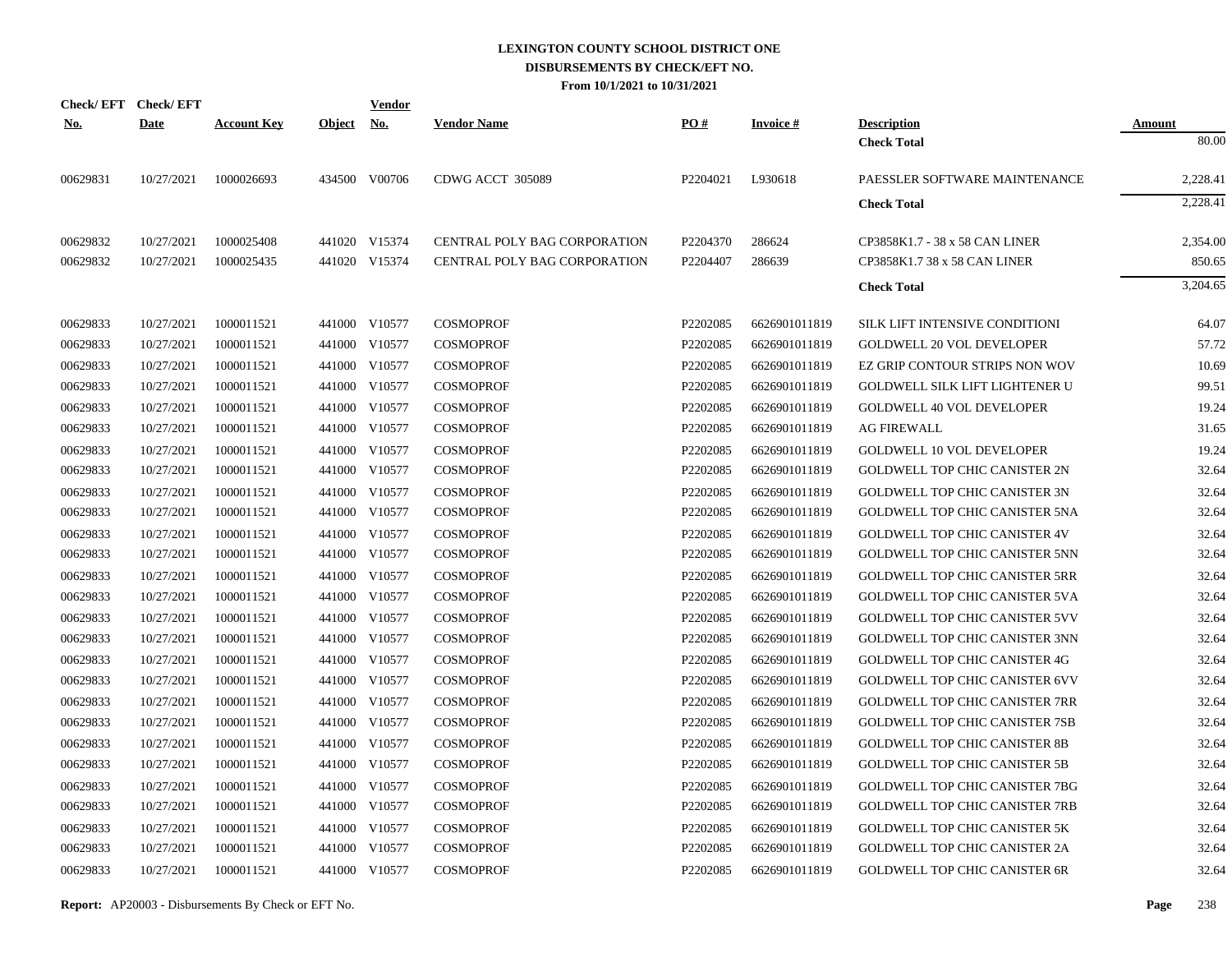# LEXINGTON COUNTY SCHOOL DISTRICT ONE
## DISBURSEMENTS BY CHECK/EFT NO.
### From 10/1/2021 to 10/31/2021

| Check/ EFT No. | Check/ EFT Date | Account Key | Object | Vendor No. | Vendor Name | PO # | Invoice # | Description | Amount |
|---|---|---|---|---|---|---|---|---|---|
| | | | | | | | | **Check Total** | 80.00 |
| 00629831 | 10/27/2021 | 1000026693 | 434500 | V00706 | CDWG ACCT 305089 | P2204021 | L930618 | PAESSLER SOFTWARE MAINTENANCE | 2,228.41 |
| | | | | | | | | **Check Total** | 2,228.41 |
| 00629832 | 10/27/2021 | 1000025408 | 441020 | V15374 | CENTRAL POLY BAG CORPORATION | P2204370 | 286624 | CP3858K1.7 - 38 x 58 CAN LINER | 2,354.00 |
| 00629832 | 10/27/2021 | 1000025435 | 441020 | V15374 | CENTRAL POLY BAG CORPORATION | P2204407 | 286639 | CP3858K1.7 38 x 58 CAN LINER | 850.65 |
| | | | | | | | | **Check Total** | 3,204.65 |
| 00629833 | 10/27/2021 | 1000011521 | 441000 | V10577 | COSMOPROF | P2202085 | 6626901011819 | SILK LIFT INTENSIVE CONDITIONI | 64.07 |
| 00629833 | 10/27/2021 | 1000011521 | 441000 | V10577 | COSMOPROF | P2202085 | 6626901011819 | GOLDWELL 20 VOL DEVELOPER | 57.72 |
| 00629833 | 10/27/2021 | 1000011521 | 441000 | V10577 | COSMOPROF | P2202085 | 6626901011819 | EZ GRIP CONTOUR STRIPS NON WOV | 10.69 |
| 00629833 | 10/27/2021 | 1000011521 | 441000 | V10577 | COSMOPROF | P2202085 | 6626901011819 | GOLDWELL SILK LIFT LIGHTENER U | 99.51 |
| 00629833 | 10/27/2021 | 1000011521 | 441000 | V10577 | COSMOPROF | P2202085 | 6626901011819 | GOLDWELL 40 VOL DEVELOPER | 19.24 |
| 00629833 | 10/27/2021 | 1000011521 | 441000 | V10577 | COSMOPROF | P2202085 | 6626901011819 | AG FIREWALL | 31.65 |
| 00629833 | 10/27/2021 | 1000011521 | 441000 | V10577 | COSMOPROF | P2202085 | 6626901011819 | GOLDWELL 10 VOL DEVELOPER | 19.24 |
| 00629833 | 10/27/2021 | 1000011521 | 441000 | V10577 | COSMOPROF | P2202085 | 6626901011819 | GOLDWELL TOP CHIC CANISTER 2N | 32.64 |
| 00629833 | 10/27/2021 | 1000011521 | 441000 | V10577 | COSMOPROF | P2202085 | 6626901011819 | GOLDWELL TOP CHIC CANISTER 3N | 32.64 |
| 00629833 | 10/27/2021 | 1000011521 | 441000 | V10577 | COSMOPROF | P2202085 | 6626901011819 | GOLDWELL TOP CHIC CANISTER 5NA | 32.64 |
| 00629833 | 10/27/2021 | 1000011521 | 441000 | V10577 | COSMOPROF | P2202085 | 6626901011819 | GOLDWELL TOP CHIC CANISTER 4V | 32.64 |
| 00629833 | 10/27/2021 | 1000011521 | 441000 | V10577 | COSMOPROF | P2202085 | 6626901011819 | GOLDWELL TOP CHIC CANISTER 5NN | 32.64 |
| 00629833 | 10/27/2021 | 1000011521 | 441000 | V10577 | COSMOPROF | P2202085 | 6626901011819 | GOLDWELL TOP CHIC CANISTER 5RR | 32.64 |
| 00629833 | 10/27/2021 | 1000011521 | 441000 | V10577 | COSMOPROF | P2202085 | 6626901011819 | GOLDWELL TOP CHIC CANISTER 5VA | 32.64 |
| 00629833 | 10/27/2021 | 1000011521 | 441000 | V10577 | COSMOPROF | P2202085 | 6626901011819 | GOLDWELL TOP CHIC CANISTER 5VV | 32.64 |
| 00629833 | 10/27/2021 | 1000011521 | 441000 | V10577 | COSMOPROF | P2202085 | 6626901011819 | GOLDWELL TOP CHIC CANISTER 3NN | 32.64 |
| 00629833 | 10/27/2021 | 1000011521 | 441000 | V10577 | COSMOPROF | P2202085 | 6626901011819 | GOLDWELL TOP CHIC CANISTER 4G | 32.64 |
| 00629833 | 10/27/2021 | 1000011521 | 441000 | V10577 | COSMOPROF | P2202085 | 6626901011819 | GOLDWELL TOP CHIC CANISTER 6VV | 32.64 |
| 00629833 | 10/27/2021 | 1000011521 | 441000 | V10577 | COSMOPROF | P2202085 | 6626901011819 | GOLDWELL TOP CHIC CANISTER 7RR | 32.64 |
| 00629833 | 10/27/2021 | 1000011521 | 441000 | V10577 | COSMOPROF | P2202085 | 6626901011819 | GOLDWELL TOP CHIC CANISTER 7SB | 32.64 |
| 00629833 | 10/27/2021 | 1000011521 | 441000 | V10577 | COSMOPROF | P2202085 | 6626901011819 | GOLDWELL TOP CHIC CANISTER 8B | 32.64 |
| 00629833 | 10/27/2021 | 1000011521 | 441000 | V10577 | COSMOPROF | P2202085 | 6626901011819 | GOLDWELL TOP CHIC CANISTER 5B | 32.64 |
| 00629833 | 10/27/2021 | 1000011521 | 441000 | V10577 | COSMOPROF | P2202085 | 6626901011819 | GOLDWELL TOP CHIC CANISTER 7BG | 32.64 |
| 00629833 | 10/27/2021 | 1000011521 | 441000 | V10577 | COSMOPROF | P2202085 | 6626901011819 | GOLDWELL TOP CHIC CANISTER 7RB | 32.64 |
| 00629833 | 10/27/2021 | 1000011521 | 441000 | V10577 | COSMOPROF | P2202085 | 6626901011819 | GOLDWELL TOP CHIC CANISTER 5K | 32.64 |
| 00629833 | 10/27/2021 | 1000011521 | 441000 | V10577 | COSMOPROF | P2202085 | 6626901011819 | GOLDWELL TOP CHIC CANISTER 2A | 32.64 |
| 00629833 | 10/27/2021 | 1000011521 | 441000 | V10577 | COSMOPROF | P2202085 | 6626901011819 | GOLDWELL TOP CHIC CANISTER 6R | 32.64 |

**Report:** AP20003 - Disbursements By Check or EFT No.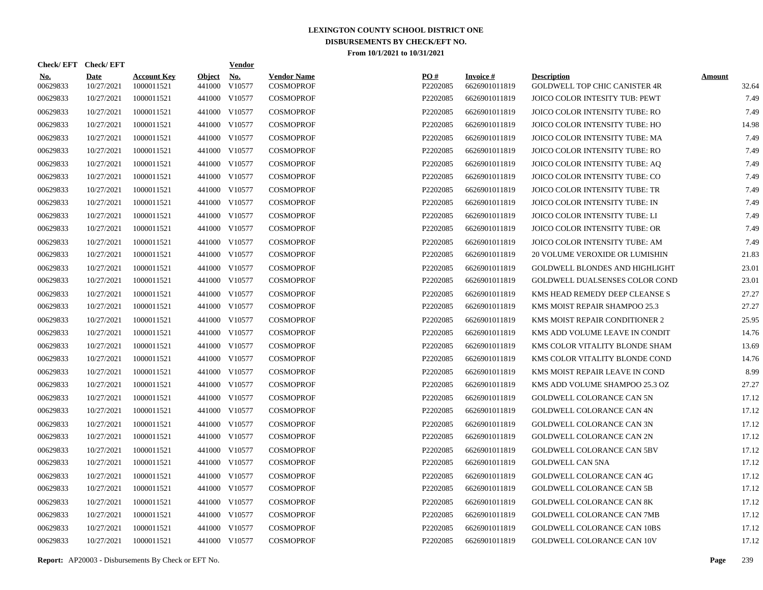**LEXINGTON COUNTY SCHOOL DISTRICT ONE**
**DISBURSEMENTS BY CHECK/EFT NO.**
**From 10/1/2021 to 10/31/2021**

| Check/EFT No. | Check/EFT Date | Account Key | Object | Vendor No. | Vendor Name | PO # | Invoice # | Description | Amount |
|---|---|---|---|---|---|---|---|---|---|
| 00629833 | 10/27/2021 | 1000011521 | 441000 | V10577 | COSMOPROF | P2202085 | 6626901011819 | GOLDWELL TOP CHIC CANISTER 4R | 32.64 |
| 00629833 | 10/27/2021 | 1000011521 | 441000 | V10577 | COSMOPROF | P2202085 | 6626901011819 | JOICO COLOR INTESITY TUB: PEWT | 7.49 |
| 00629833 | 10/27/2021 | 1000011521 | 441000 | V10577 | COSMOPROF | P2202085 | 6626901011819 | JOICO COLOR INTENSITY TUBE: RO | 7.49 |
| 00629833 | 10/27/2021 | 1000011521 | 441000 | V10577 | COSMOPROF | P2202085 | 6626901011819 | JOICO COLOR INTENSITY TUBE: HO | 14.98 |
| 00629833 | 10/27/2021 | 1000011521 | 441000 | V10577 | COSMOPROF | P2202085 | 6626901011819 | JOICO COLOR INTENSITY TUBE: MA | 7.49 |
| 00629833 | 10/27/2021 | 1000011521 | 441000 | V10577 | COSMOPROF | P2202085 | 6626901011819 | JOICO COLOR INTENSITY TUBE: RO | 7.49 |
| 00629833 | 10/27/2021 | 1000011521 | 441000 | V10577 | COSMOPROF | P2202085 | 6626901011819 | JOICO COLOR INTENSITY TUBE: AQ | 7.49 |
| 00629833 | 10/27/2021 | 1000011521 | 441000 | V10577 | COSMOPROF | P2202085 | 6626901011819 | JOICO COLOR INTENSITY TUBE: CO | 7.49 |
| 00629833 | 10/27/2021 | 1000011521 | 441000 | V10577 | COSMOPROF | P2202085 | 6626901011819 | JOICO COLOR INTENSITY TUBE: TR | 7.49 |
| 00629833 | 10/27/2021 | 1000011521 | 441000 | V10577 | COSMOPROF | P2202085 | 6626901011819 | JOICO COLOR INTENSITY TUBE: IN | 7.49 |
| 00629833 | 10/27/2021 | 1000011521 | 441000 | V10577 | COSMOPROF | P2202085 | 6626901011819 | JOICO COLOR INTENSITY TUBE: LI | 7.49 |
| 00629833 | 10/27/2021 | 1000011521 | 441000 | V10577 | COSMOPROF | P2202085 | 6626901011819 | JOICO COLOR INTENSITY TUBE: OR | 7.49 |
| 00629833 | 10/27/2021 | 1000011521 | 441000 | V10577 | COSMOPROF | P2202085 | 6626901011819 | JOICO COLOR INTENSITY TUBE: AM | 7.49 |
| 00629833 | 10/27/2021 | 1000011521 | 441000 | V10577 | COSMOPROF | P2202085 | 6626901011819 | 20 VOLUME VEROXIDE OR LUMISHIN | 21.83 |
| 00629833 | 10/27/2021 | 1000011521 | 441000 | V10577 | COSMOPROF | P2202085 | 6626901011819 | GOLDWELL BLONDES AND HIGHLIGHT | 23.01 |
| 00629833 | 10/27/2021 | 1000011521 | 441000 | V10577 | COSMOPROF | P2202085 | 6626901011819 | GOLDWELL DUALSENSES COLOR COND | 23.01 |
| 00629833 | 10/27/2021 | 1000011521 | 441000 | V10577 | COSMOPROF | P2202085 | 6626901011819 | KMS HEAD REMEDY DEEP CLEANSE S | 27.27 |
| 00629833 | 10/27/2021 | 1000011521 | 441000 | V10577 | COSMOPROF | P2202085 | 6626901011819 | KMS MOIST REPAIR SHAMPOO 25.3 | 27.27 |
| 00629833 | 10/27/2021 | 1000011521 | 441000 | V10577 | COSMOPROF | P2202085 | 6626901011819 | KMS MOIST REPAIR CONDITIONER 2 | 25.95 |
| 00629833 | 10/27/2021 | 1000011521 | 441000 | V10577 | COSMOPROF | P2202085 | 6626901011819 | KMS ADD VOLUME LEAVE IN CONDIT | 14.76 |
| 00629833 | 10/27/2021 | 1000011521 | 441000 | V10577 | COSMOPROF | P2202085 | 6626901011819 | KMS COLOR VITALITY BLONDE SHAM | 13.69 |
| 00629833 | 10/27/2021 | 1000011521 | 441000 | V10577 | COSMOPROF | P2202085 | 6626901011819 | KMS COLOR VITALITY BLONDE COND | 14.76 |
| 00629833 | 10/27/2021 | 1000011521 | 441000 | V10577 | COSMOPROF | P2202085 | 6626901011819 | KMS MOIST REPAIR LEAVE IN COND | 8.99 |
| 00629833 | 10/27/2021 | 1000011521 | 441000 | V10577 | COSMOPROF | P2202085 | 6626901011819 | KMS ADD VOLUME SHAMPOO 25.3 OZ | 27.27 |
| 00629833 | 10/27/2021 | 1000011521 | 441000 | V10577 | COSMOPROF | P2202085 | 6626901011819 | GOLDWELL COLORANCE CAN 5N | 17.12 |
| 00629833 | 10/27/2021 | 1000011521 | 441000 | V10577 | COSMOPROF | P2202085 | 6626901011819 | GOLDWELL COLORANCE CAN 4N | 17.12 |
| 00629833 | 10/27/2021 | 1000011521 | 441000 | V10577 | COSMOPROF | P2202085 | 6626901011819 | GOLDWELL COLORANCE CAN 3N | 17.12 |
| 00629833 | 10/27/2021 | 1000011521 | 441000 | V10577 | COSMOPROF | P2202085 | 6626901011819 | GOLDWELL COLORANCE CAN 2N | 17.12 |
| 00629833 | 10/27/2021 | 1000011521 | 441000 | V10577 | COSMOPROF | P2202085 | 6626901011819 | GOLDWELL COLORANCE CAN 5BV | 17.12 |
| 00629833 | 10/27/2021 | 1000011521 | 441000 | V10577 | COSMOPROF | P2202085 | 6626901011819 | GOLDWELL CAN 5NA | 17.12 |
| 00629833 | 10/27/2021 | 1000011521 | 441000 | V10577 | COSMOPROF | P2202085 | 6626901011819 | GOLDWELL COLORANCE CAN 4G | 17.12 |
| 00629833 | 10/27/2021 | 1000011521 | 441000 | V10577 | COSMOPROF | P2202085 | 6626901011819 | GOLDWELL COLORANCE CAN 5B | 17.12 |
| 00629833 | 10/27/2021 | 1000011521 | 441000 | V10577 | COSMOPROF | P2202085 | 6626901011819 | GOLDWELL COLORANCE CAN 8K | 17.12 |
| 00629833 | 10/27/2021 | 1000011521 | 441000 | V10577 | COSMOPROF | P2202085 | 6626901011819 | GOLDWELL COLORANCE CAN 7MB | 17.12 |
| 00629833 | 10/27/2021 | 1000011521 | 441000 | V10577 | COSMOPROF | P2202085 | 6626901011819 | GOLDWELL COLORANCE CAN 10BS | 17.12 |
| 00629833 | 10/27/2021 | 1000011521 | 441000 | V10577 | COSMOPROF | P2202085 | 6626901011819 | GOLDWELL COLORANCE CAN 10V | 17.12 |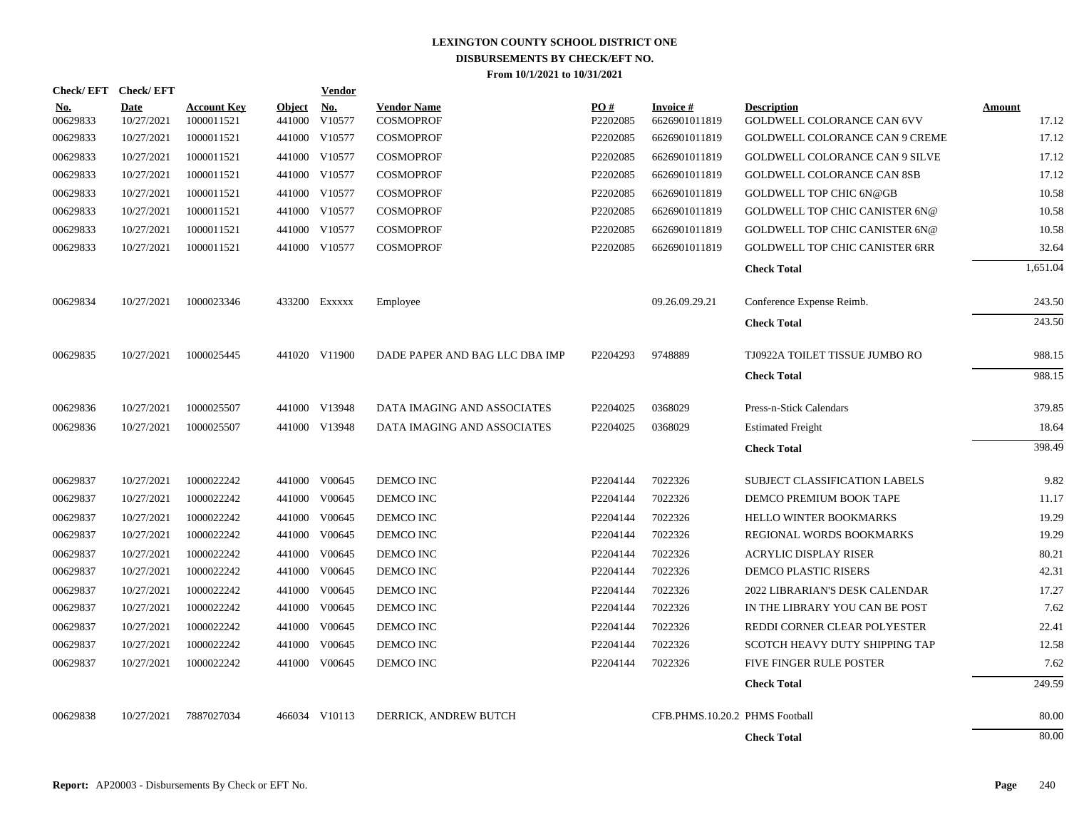# LEXINGTON COUNTY SCHOOL DISTRICT ONE
## DISBURSEMENTS BY CHECK/EFT NO.
### From 10/1/2021 to 10/31/2021

| Check/ EFT No. | Check/ EFT Date | Account Key | Object | Vendor No. | Vendor Name | PO # | Invoice # | Description | Amount |
|---|---|---|---|---|---|---|---|---|---|
| 00629833 | 10/27/2021 | 1000011521 | 441000 | V10577 | COSMOPROF | P2202085 | 6626901011819 | GOLDWELL COLORANCE CAN 6VV | 17.12 |
| 00629833 | 10/27/2021 | 1000011521 | 441000 | V10577 | COSMOPROF | P2202085 | 6626901011819 | GOLDWELL COLORANCE CAN 9 CREME | 17.12 |
| 00629833 | 10/27/2021 | 1000011521 | 441000 | V10577 | COSMOPROF | P2202085 | 6626901011819 | GOLDWELL COLORANCE CAN 9 SILVE | 17.12 |
| 00629833 | 10/27/2021 | 1000011521 | 441000 | V10577 | COSMOPROF | P2202085 | 6626901011819 | GOLDWELL COLORANCE CAN 8SB | 17.12 |
| 00629833 | 10/27/2021 | 1000011521 | 441000 | V10577 | COSMOPROF | P2202085 | 6626901011819 | GOLDWELL TOP CHIC 6N@GB | 10.58 |
| 00629833 | 10/27/2021 | 1000011521 | 441000 | V10577 | COSMOPROF | P2202085 | 6626901011819 | GOLDWELL TOP CHIC CANISTER 6N@ | 10.58 |
| 00629833 | 10/27/2021 | 1000011521 | 441000 | V10577 | COSMOPROF | P2202085 | 6626901011819 | GOLDWELL TOP CHIC CANISTER 6N@ | 10.58 |
| 00629833 | 10/27/2021 | 1000011521 | 441000 | V10577 | COSMOPROF | P2202085 | 6626901011819 | GOLDWELL TOP CHIC CANISTER 6RR | 32.64 |
| | | | | | | | | **Check Total** | 1,651.04 |
| 00629834 | 10/27/2021 | 1000023346 | 433200 | Exxxxx | Employee | | 09.26.09.29.21 | Conference Expense Reimb. | 243.50 |
| | | | | | | | | **Check Total** | 243.50 |
| 00629835 | 10/27/2021 | 1000025445 | 441020 | V11900 | DADE PAPER AND BAG LLC DBA IMP | P2204293 | 9748889 | TJ0922A TOILET TISSUE JUMBO RO | 988.15 |
| | | | | | | | | **Check Total** | 988.15 |
| 00629836 | 10/27/2021 | 1000025507 | 441000 | V13948 | DATA IMAGING AND ASSOCIATES | P2204025 | 0368029 | Press-n-Stick Calendars | 379.85 |
| 00629836 | 10/27/2021 | 1000025507 | 441000 | V13948 | DATA IMAGING AND ASSOCIATES | P2204025 | 0368029 | Estimated Freight | 18.64 |
| | | | | | | | | **Check Total** | 398.49 |
| 00629837 | 10/27/2021 | 1000022242 | 441000 | V00645 | DEMCO INC | P2204144 | 7022326 | SUBJECT CLASSIFICATION LABELS | 9.82 |
| 00629837 | 10/27/2021 | 1000022242 | 441000 | V00645 | DEMCO INC | P2204144 | 7022326 | DEMCO PREMIUM BOOK TAPE | 11.17 |
| 00629837 | 10/27/2021 | 1000022242 | 441000 | V00645 | DEMCO INC | P2204144 | 7022326 | HELLO WINTER BOOKMARKS | 19.29 |
| 00629837 | 10/27/2021 | 1000022242 | 441000 | V00645 | DEMCO INC | P2204144 | 7022326 | REGIONAL WORDS BOOKMARKS | 19.29 |
| 00629837 | 10/27/2021 | 1000022242 | 441000 | V00645 | DEMCO INC | P2204144 | 7022326 | ACRYLIC DISPLAY RISER | 80.21 |
| 00629837 | 10/27/2021 | 1000022242 | 441000 | V00645 | DEMCO INC | P2204144 | 7022326 | DEMCO PLASTIC RISERS | 42.31 |
| 00629837 | 10/27/2021 | 1000022242 | 441000 | V00645 | DEMCO INC | P2204144 | 7022326 | 2022 LIBRARIAN'S DESK CALENDAR | 17.27 |
| 00629837 | 10/27/2021 | 1000022242 | 441000 | V00645 | DEMCO INC | P2204144 | 7022326 | IN THE LIBRARY YOU CAN BE POST | 7.62 |
| 00629837 | 10/27/2021 | 1000022242 | 441000 | V00645 | DEMCO INC | P2204144 | 7022326 | REDDI CORNER CLEAR POLYESTER | 22.41 |
| 00629837 | 10/27/2021 | 1000022242 | 441000 | V00645 | DEMCO INC | P2204144 | 7022326 | SCOTCH HEAVY DUTY SHIPPING TAP | 12.58 |
| 00629837 | 10/27/2021 | 1000022242 | 441000 | V00645 | DEMCO INC | P2204144 | 7022326 | FIVE FINGER RULE POSTER | 7.62 |
| | | | | | | | | **Check Total** | 249.59 |
| 00629838 | 10/27/2021 | 7887027034 | 466034 | V10113 | DERRICK, ANDREW BUTCH | | CFB.PHMS.10.20.2 | PHMS Football | 80.00 |
| | | | | | | | | **Check Total** | 80.00 |

**Report:** AP20003 - Disbursements By Check or EFT No.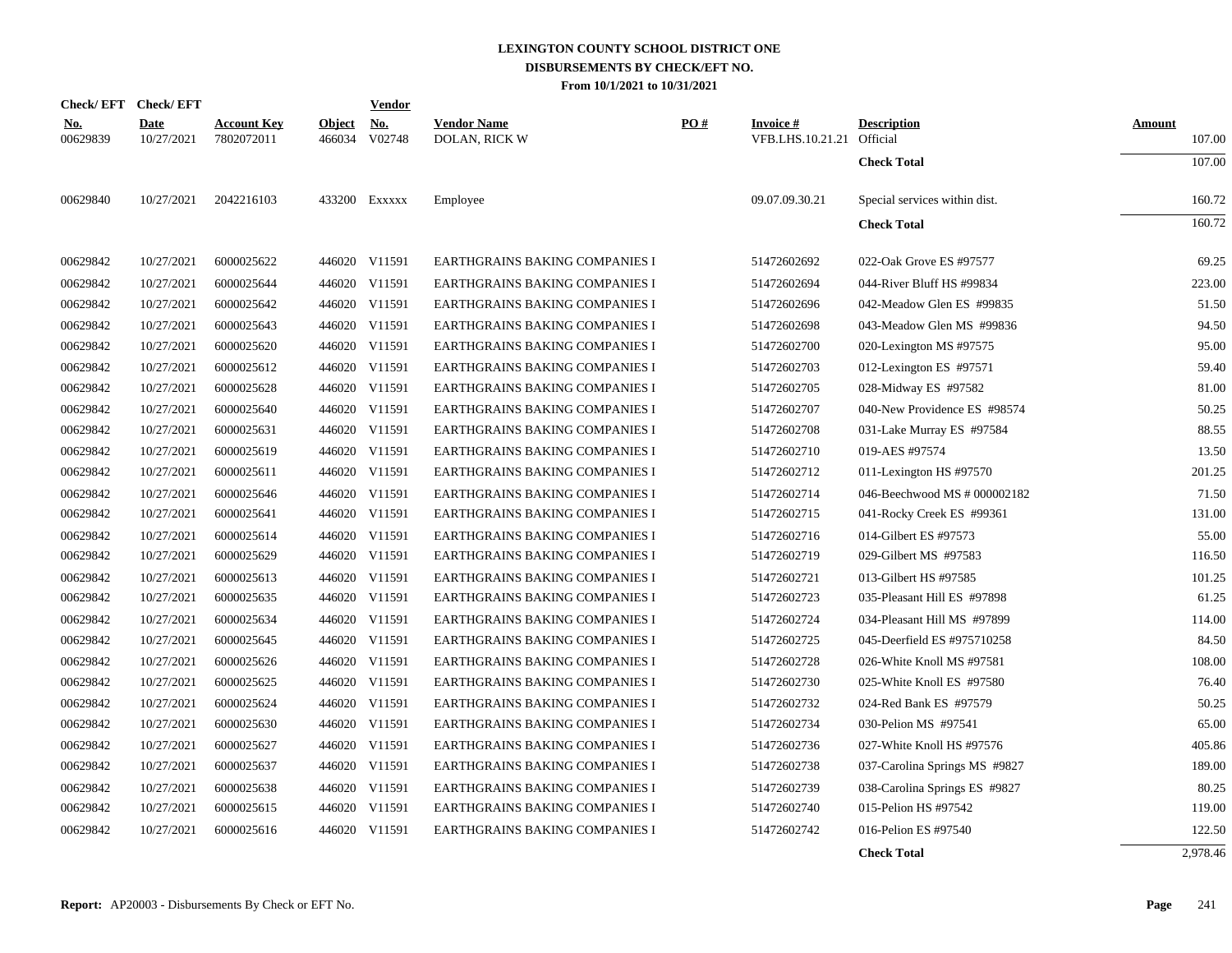# LEXINGTON COUNTY SCHOOL DISTRICT ONE
## DISBURSEMENTS BY CHECK/EFT NO.
### From 10/1/2021 to 10/31/2021

| Check/ EFT No. | Check/ EFT Date | Account Key | Object | Vendor No. | Vendor Name | PO # | Invoice # | Description | Amount |
|---|---|---|---|---|---|---|---|---|---|
| 00629839 | 10/27/2021 | 7802072011 | 466034 | V02748 | DOLAN, RICK W | | VFB.LHS.10.21.21 | Official | 107.00 |
| | | | | | | | | **Check Total** | 107.00 |
| 00629840 | 10/27/2021 | 2042216103 | 433200 | Exxxxx | Employee | | 09.07.09.30.21 | Special services within dist. | 160.72 |
| | | | | | | | | **Check Total** | 160.72 |
| 00629842 | 10/27/2021 | 6000025622 | 446020 | V11591 | EARTHGRAINS BAKING COMPANIES I | | 51472602692 | 022-Oak Grove ES #97577 | 69.25 |
| 00629842 | 10/27/2021 | 6000025644 | 446020 | V11591 | EARTHGRAINS BAKING COMPANIES I | | 51472602694 | 044-River Bluff HS #99834 | 223.00 |
| 00629842 | 10/27/2021 | 6000025642 | 446020 | V11591 | EARTHGRAINS BAKING COMPANIES I | | 51472602696 | 042-Meadow Glen ES #99835 | 51.50 |
| 00629842 | 10/27/2021 | 6000025643 | 446020 | V11591 | EARTHGRAINS BAKING COMPANIES I | | 51472602698 | 043-Meadow Glen MS #99836 | 94.50 |
| 00629842 | 10/27/2021 | 6000025620 | 446020 | V11591 | EARTHGRAINS BAKING COMPANIES I | | 51472602700 | 020-Lexington MS #97575 | 95.00 |
| 00629842 | 10/27/2021 | 6000025612 | 446020 | V11591 | EARTHGRAINS BAKING COMPANIES I | | 51472602703 | 012-Lexington ES #97571 | 59.40 |
| 00629842 | 10/27/2021 | 6000025628 | 446020 | V11591 | EARTHGRAINS BAKING COMPANIES I | | 51472602705 | 028-Midway ES #97582 | 81.00 |
| 00629842 | 10/27/2021 | 6000025640 | 446020 | V11591 | EARTHGRAINS BAKING COMPANIES I | | 51472602707 | 040-New Providence ES #98574 | 50.25 |
| 00629842 | 10/27/2021 | 6000025631 | 446020 | V11591 | EARTHGRAINS BAKING COMPANIES I | | 51472602708 | 031-Lake Murray ES #97584 | 88.55 |
| 00629842 | 10/27/2021 | 6000025619 | 446020 | V11591 | EARTHGRAINS BAKING COMPANIES I | | 51472602710 | 019-AES #97574 | 13.50 |
| 00629842 | 10/27/2021 | 6000025611 | 446020 | V11591 | EARTHGRAINS BAKING COMPANIES I | | 51472602712 | 011-Lexington HS #97570 | 201.25 |
| 00629842 | 10/27/2021 | 6000025646 | 446020 | V11591 | EARTHGRAINS BAKING COMPANIES I | | 51472602714 | 046-Beechwood MS # 000002182 | 71.50 |
| 00629842 | 10/27/2021 | 6000025641 | 446020 | V11591 | EARTHGRAINS BAKING COMPANIES I | | 51472602715 | 041-Rocky Creek ES #99361 | 131.00 |
| 00629842 | 10/27/2021 | 6000025614 | 446020 | V11591 | EARTHGRAINS BAKING COMPANIES I | | 51472602716 | 014-Gilbert ES #97573 | 55.00 |
| 00629842 | 10/27/2021 | 6000025629 | 446020 | V11591 | EARTHGRAINS BAKING COMPANIES I | | 51472602719 | 029-Gilbert MS #97583 | 116.50 |
| 00629842 | 10/27/2021 | 6000025613 | 446020 | V11591 | EARTHGRAINS BAKING COMPANIES I | | 51472602721 | 013-Gilbert HS #97585 | 101.25 |
| 00629842 | 10/27/2021 | 6000025635 | 446020 | V11591 | EARTHGRAINS BAKING COMPANIES I | | 51472602723 | 035-Pleasant Hill ES #97898 | 61.25 |
| 00629842 | 10/27/2021 | 6000025634 | 446020 | V11591 | EARTHGRAINS BAKING COMPANIES I | | 51472602724 | 034-Pleasant Hill MS #97899 | 114.00 |
| 00629842 | 10/27/2021 | 6000025645 | 446020 | V11591 | EARTHGRAINS BAKING COMPANIES I | | 51472602725 | 045-Deerfield ES #975710258 | 84.50 |
| 00629842 | 10/27/2021 | 6000025626 | 446020 | V11591 | EARTHGRAINS BAKING COMPANIES I | | 51472602728 | 026-White Knoll MS #97581 | 108.00 |
| 00629842 | 10/27/2021 | 6000025625 | 446020 | V11591 | EARTHGRAINS BAKING COMPANIES I | | 51472602730 | 025-White Knoll ES #97580 | 76.40 |
| 00629842 | 10/27/2021 | 6000025624 | 446020 | V11591 | EARTHGRAINS BAKING COMPANIES I | | 51472602732 | 024-Red Bank ES #97579 | 50.25 |
| 00629842 | 10/27/2021 | 6000025630 | 446020 | V11591 | EARTHGRAINS BAKING COMPANIES I | | 51472602734 | 030-Pelion MS #97541 | 65.00 |
| 00629842 | 10/27/2021 | 6000025627 | 446020 | V11591 | EARTHGRAINS BAKING COMPANIES I | | 51472602736 | 027-White Knoll HS #97576 | 405.86 |
| 00629842 | 10/27/2021 | 6000025637 | 446020 | V11591 | EARTHGRAINS BAKING COMPANIES I | | 51472602738 | 037-Carolina Springs MS #9827 | 189.00 |
| 00629842 | 10/27/2021 | 6000025638 | 446020 | V11591 | EARTHGRAINS BAKING COMPANIES I | | 51472602739 | 038-Carolina Springs ES #9827 | 80.25 |
| 00629842 | 10/27/2021 | 6000025615 | 446020 | V11591 | EARTHGRAINS BAKING COMPANIES I | | 51472602740 | 015-Pelion HS #97542 | 119.00 |
| 00629842 | 10/27/2021 | 6000025616 | 446020 | V11591 | EARTHGRAINS BAKING COMPANIES I | | 51472602742 | 016-Pelion ES #97540 | 122.50 |
| | | | | | | | | **Check Total** | 2,978.46 |

**Report:** AP20003 - Disbursements By Check or EFT No.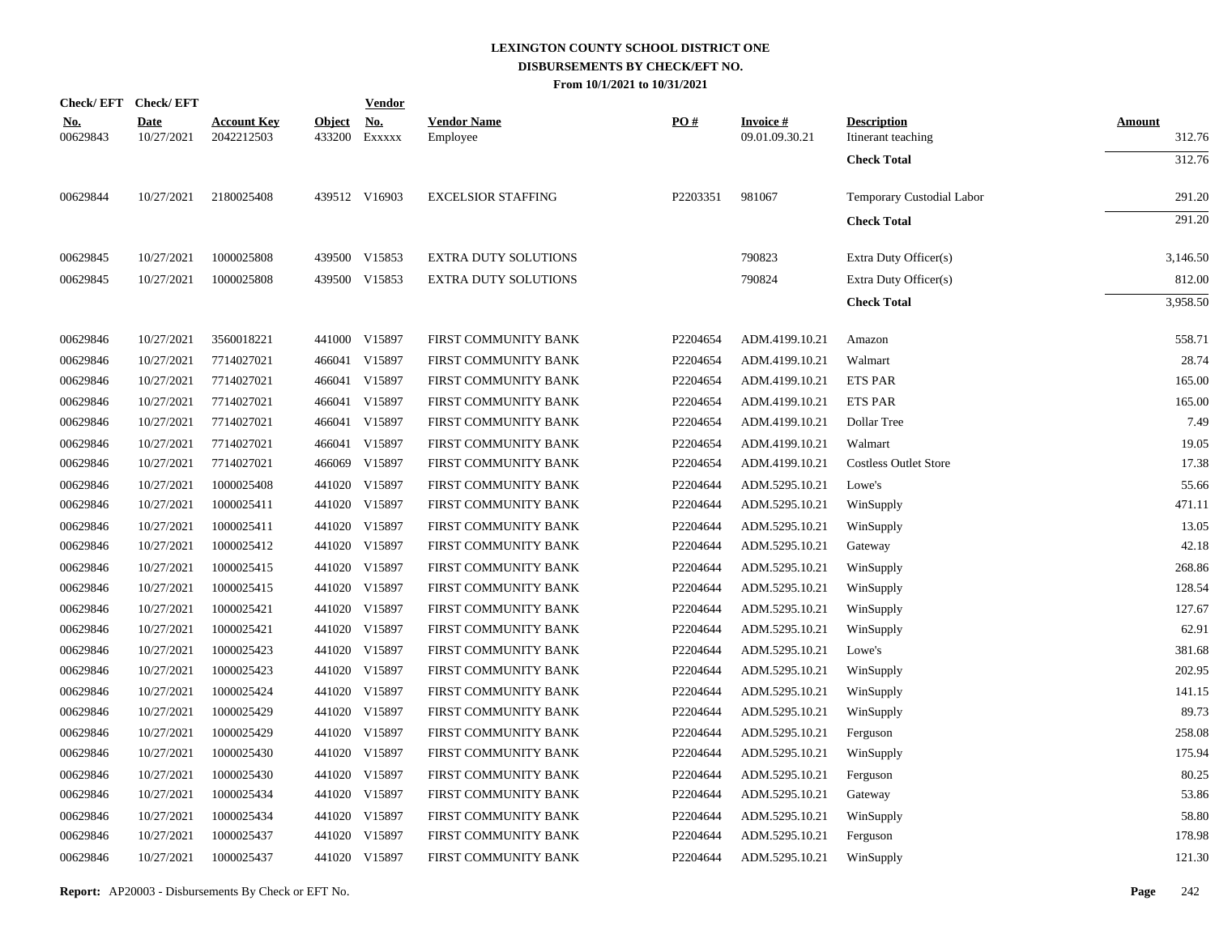# LEXINGTON COUNTY SCHOOL DISTRICT ONE
## DISBURSEMENTS BY CHECK/EFT NO.
### From 10/1/2021 to 10/31/2021

| Check/ EFT No. | Check/ EFT Date | Account Key | Object | Vendor No. | Vendor Name | PO # | Invoice # | Description | Amount |
|---|---|---|---|---|---|---|---|---|---|
| 00629843 | 10/27/2021 | 2042212503 | 433200 | Exxxxx | Employee | | 09.01.09.30.21 | Itinerant teaching | 312.76 |
| | | | | | | | | **Check Total** | 312.76 |
| 00629844 | 10/27/2021 | 2180025408 | 439512 | V16903 | EXCELSIOR STAFFING | P2203351 | 981067 | Temporary Custodial Labor | 291.20 |
| | | | | | | | | **Check Total** | 291.20 |
| 00629845 | 10/27/2021 | 1000025808 | 439500 | V15853 | EXTRA DUTY SOLUTIONS | | 790823 | Extra Duty Officer(s) | 3,146.50 |
| 00629845 | 10/27/2021 | 1000025808 | 439500 | V15853 | EXTRA DUTY SOLUTIONS | | 790824 | Extra Duty Officer(s) | 812.00 |
| | | | | | | | | **Check Total** | 3,958.50 |
| 00629846 | 10/27/2021 | 3560018221 | 441000 | V15897 | FIRST COMMUNITY BANK | P2204654 | ADM.4199.10.21 | Amazon | 558.71 |
| 00629846 | 10/27/2021 | 7714027021 | 466041 | V15897 | FIRST COMMUNITY BANK | P2204654 | ADM.4199.10.21 | Walmart | 28.74 |
| 00629846 | 10/27/2021 | 7714027021 | 466041 | V15897 | FIRST COMMUNITY BANK | P2204654 | ADM.4199.10.21 | ETS PAR | 165.00 |
| 00629846 | 10/27/2021 | 7714027021 | 466041 | V15897 | FIRST COMMUNITY BANK | P2204654 | ADM.4199.10.21 | ETS PAR | 165.00 |
| 00629846 | 10/27/2021 | 7714027021 | 466041 | V15897 | FIRST COMMUNITY BANK | P2204654 | ADM.4199.10.21 | Dollar Tree | 7.49 |
| 00629846 | 10/27/2021 | 7714027021 | 466041 | V15897 | FIRST COMMUNITY BANK | P2204654 | ADM.4199.10.21 | Walmart | 19.05 |
| 00629846 | 10/27/2021 | 7714027021 | 466069 | V15897 | FIRST COMMUNITY BANK | P2204654 | ADM.4199.10.21 | Costless Outlet Store | 17.38 |
| 00629846 | 10/27/2021 | 1000025408 | 441020 | V15897 | FIRST COMMUNITY BANK | P2204644 | ADM.5295.10.21 | Lowe's | 55.66 |
| 00629846 | 10/27/2021 | 1000025411 | 441020 | V15897 | FIRST COMMUNITY BANK | P2204644 | ADM.5295.10.21 | WinSupply | 471.11 |
| 00629846 | 10/27/2021 | 1000025411 | 441020 | V15897 | FIRST COMMUNITY BANK | P2204644 | ADM.5295.10.21 | WinSupply | 13.05 |
| 00629846 | 10/27/2021 | 1000025412 | 441020 | V15897 | FIRST COMMUNITY BANK | P2204644 | ADM.5295.10.21 | Gateway | 42.18 |
| 00629846 | 10/27/2021 | 1000025415 | 441020 | V15897 | FIRST COMMUNITY BANK | P2204644 | ADM.5295.10.21 | WinSupply | 268.86 |
| 00629846 | 10/27/2021 | 1000025415 | 441020 | V15897 | FIRST COMMUNITY BANK | P2204644 | ADM.5295.10.21 | WinSupply | 128.54 |
| 00629846 | 10/27/2021 | 1000025421 | 441020 | V15897 | FIRST COMMUNITY BANK | P2204644 | ADM.5295.10.21 | WinSupply | 127.67 |
| 00629846 | 10/27/2021 | 1000025421 | 441020 | V15897 | FIRST COMMUNITY BANK | P2204644 | ADM.5295.10.21 | WinSupply | 62.91 |
| 00629846 | 10/27/2021 | 1000025423 | 441020 | V15897 | FIRST COMMUNITY BANK | P2204644 | ADM.5295.10.21 | Lowe's | 381.68 |
| 00629846 | 10/27/2021 | 1000025423 | 441020 | V15897 | FIRST COMMUNITY BANK | P2204644 | ADM.5295.10.21 | WinSupply | 202.95 |
| 00629846 | 10/27/2021 | 1000025424 | 441020 | V15897 | FIRST COMMUNITY BANK | P2204644 | ADM.5295.10.21 | WinSupply | 141.15 |
| 00629846 | 10/27/2021 | 1000025429 | 441020 | V15897 | FIRST COMMUNITY BANK | P2204644 | ADM.5295.10.21 | WinSupply | 89.73 |
| 00629846 | 10/27/2021 | 1000025429 | 441020 | V15897 | FIRST COMMUNITY BANK | P2204644 | ADM.5295.10.21 | Ferguson | 258.08 |
| 00629846 | 10/27/2021 | 1000025430 | 441020 | V15897 | FIRST COMMUNITY BANK | P2204644 | ADM.5295.10.21 | WinSupply | 175.94 |
| 00629846 | 10/27/2021 | 1000025430 | 441020 | V15897 | FIRST COMMUNITY BANK | P2204644 | ADM.5295.10.21 | Ferguson | 80.25 |
| 00629846 | 10/27/2021 | 1000025434 | 441020 | V15897 | FIRST COMMUNITY BANK | P2204644 | ADM.5295.10.21 | Gateway | 53.86 |
| 00629846 | 10/27/2021 | 1000025434 | 441020 | V15897 | FIRST COMMUNITY BANK | P2204644 | ADM.5295.10.21 | WinSupply | 58.80 |
| 00629846 | 10/27/2021 | 1000025437 | 441020 | V15897 | FIRST COMMUNITY BANK | P2204644 | ADM.5295.10.21 | Ferguson | 178.98 |
| 00629846 | 10/27/2021 | 1000025437 | 441020 | V15897 | FIRST COMMUNITY BANK | P2204644 | ADM.5295.10.21 | WinSupply | 121.30 |

**Report:** AP20003 - Disbursements By Check or EFT No.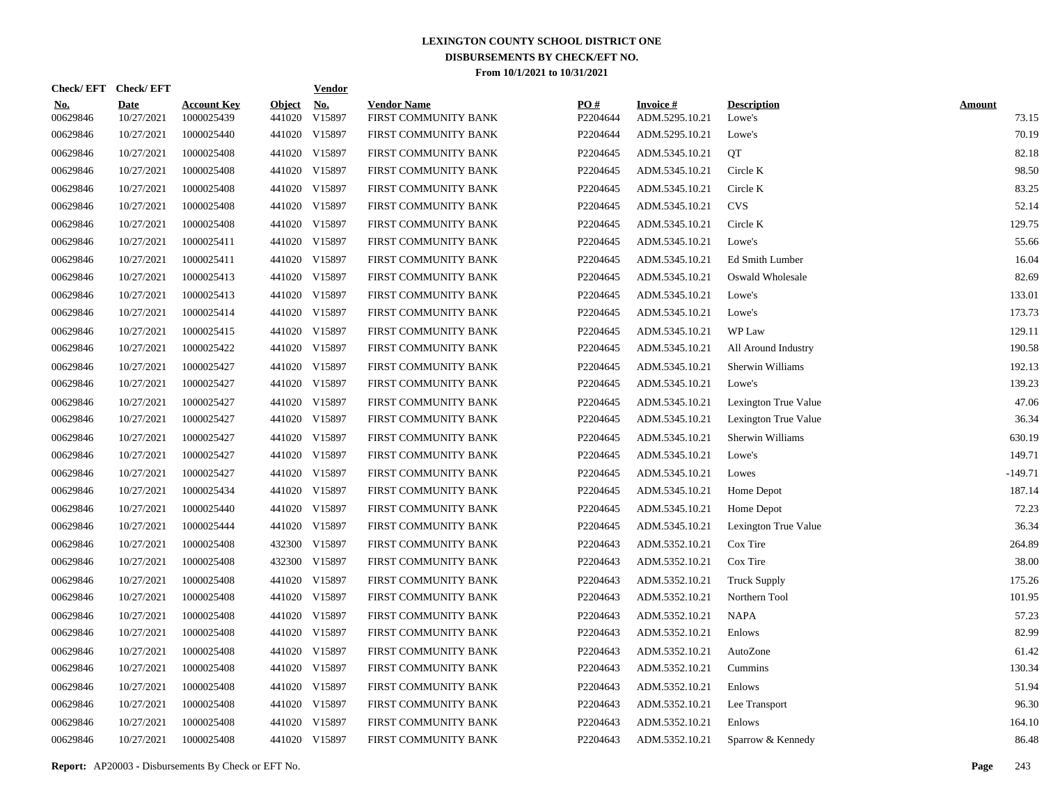# LEXINGTON COUNTY SCHOOL DISTRICT ONE

## DISBURSEMENTS BY CHECK/EFT NO.

### From 10/1/2021 to 10/31/2021

| Check/EFT No. | Check/EFT Date | Account Key | Object | Vendor No. | Vendor Name | PO # | Invoice # | Description | Amount |
|---|---|---|---|---|---|---|---|---|---|
| 00629846 | 10/27/2021 | 1000025439 | 441020 | V15897 | FIRST COMMUNITY BANK | P2204644 | ADM.5295.10.21 | Lowe's | 73.15 |
| 00629846 | 10/27/2021 | 1000025440 | 441020 | V15897 | FIRST COMMUNITY BANK | P2204644 | ADM.5295.10.21 | Lowe's | 70.19 |
| 00629846 | 10/27/2021 | 1000025408 | 441020 | V15897 | FIRST COMMUNITY BANK | P2204645 | ADM.5345.10.21 | QT | 82.18 |
| 00629846 | 10/27/2021 | 1000025408 | 441020 | V15897 | FIRST COMMUNITY BANK | P2204645 | ADM.5345.10.21 | Circle K | 98.50 |
| 00629846 | 10/27/2021 | 1000025408 | 441020 | V15897 | FIRST COMMUNITY BANK | P2204645 | ADM.5345.10.21 | Circle K | 83.25 |
| 00629846 | 10/27/2021 | 1000025408 | 441020 | V15897 | FIRST COMMUNITY BANK | P2204645 | ADM.5345.10.21 | CVS | 52.14 |
| 00629846 | 10/27/2021 | 1000025408 | 441020 | V15897 | FIRST COMMUNITY BANK | P2204645 | ADM.5345.10.21 | Circle K | 129.75 |
| 00629846 | 10/27/2021 | 1000025411 | 441020 | V15897 | FIRST COMMUNITY BANK | P2204645 | ADM.5345.10.21 | Lowe's | 55.66 |
| 00629846 | 10/27/2021 | 1000025411 | 441020 | V15897 | FIRST COMMUNITY BANK | P2204645 | ADM.5345.10.21 | Ed Smith Lumber | 16.04 |
| 00629846 | 10/27/2021 | 1000025413 | 441020 | V15897 | FIRST COMMUNITY BANK | P2204645 | ADM.5345.10.21 | Oswald Wholesale | 82.69 |
| 00629846 | 10/27/2021 | 1000025413 | 441020 | V15897 | FIRST COMMUNITY BANK | P2204645 | ADM.5345.10.21 | Lowe's | 133.01 |
| 00629846 | 10/27/2021 | 1000025414 | 441020 | V15897 | FIRST COMMUNITY BANK | P2204645 | ADM.5345.10.21 | Lowe's | 173.73 |
| 00629846 | 10/27/2021 | 1000025415 | 441020 | V15897 | FIRST COMMUNITY BANK | P2204645 | ADM.5345.10.21 | WP Law | 129.11 |
| 00629846 | 10/27/2021 | 1000025422 | 441020 | V15897 | FIRST COMMUNITY BANK | P2204645 | ADM.5345.10.21 | All Around Industry | 190.58 |
| 00629846 | 10/27/2021 | 1000025427 | 441020 | V15897 | FIRST COMMUNITY BANK | P2204645 | ADM.5345.10.21 | Sherwin Williams | 192.13 |
| 00629846 | 10/27/2021 | 1000025427 | 441020 | V15897 | FIRST COMMUNITY BANK | P2204645 | ADM.5345.10.21 | Lowe's | 139.23 |
| 00629846 | 10/27/2021 | 1000025427 | 441020 | V15897 | FIRST COMMUNITY BANK | P2204645 | ADM.5345.10.21 | Lexington True Value | 47.06 |
| 00629846 | 10/27/2021 | 1000025427 | 441020 | V15897 | FIRST COMMUNITY BANK | P2204645 | ADM.5345.10.21 | Lexington True Value | 36.34 |
| 00629846 | 10/27/2021 | 1000025427 | 441020 | V15897 | FIRST COMMUNITY BANK | P2204645 | ADM.5345.10.21 | Sherwin Williams | 630.19 |
| 00629846 | 10/27/2021 | 1000025427 | 441020 | V15897 | FIRST COMMUNITY BANK | P2204645 | ADM.5345.10.21 | Lowe's | 149.71 |
| 00629846 | 10/27/2021 | 1000025427 | 441020 | V15897 | FIRST COMMUNITY BANK | P2204645 | ADM.5345.10.21 | Lowes | -149.71 |
| 00629846 | 10/27/2021 | 1000025434 | 441020 | V15897 | FIRST COMMUNITY BANK | P2204645 | ADM.5345.10.21 | Home Depot | 187.14 |
| 00629846 | 10/27/2021 | 1000025440 | 441020 | V15897 | FIRST COMMUNITY BANK | P2204645 | ADM.5345.10.21 | Home Depot | 72.23 |
| 00629846 | 10/27/2021 | 1000025444 | 441020 | V15897 | FIRST COMMUNITY BANK | P2204645 | ADM.5345.10.21 | Lexington True Value | 36.34 |
| 00629846 | 10/27/2021 | 1000025408 | 432300 | V15897 | FIRST COMMUNITY BANK | P2204643 | ADM.5352.10.21 | Cox Tire | 264.89 |
| 00629846 | 10/27/2021 | 1000025408 | 432300 | V15897 | FIRST COMMUNITY BANK | P2204643 | ADM.5352.10.21 | Cox Tire | 38.00 |
| 00629846 | 10/27/2021 | 1000025408 | 441020 | V15897 | FIRST COMMUNITY BANK | P2204643 | ADM.5352.10.21 | Truck Supply | 175.26 |
| 00629846 | 10/27/2021 | 1000025408 | 441020 | V15897 | FIRST COMMUNITY BANK | P2204643 | ADM.5352.10.21 | Northern Tool | 101.95 |
| 00629846 | 10/27/2021 | 1000025408 | 441020 | V15897 | FIRST COMMUNITY BANK | P2204643 | ADM.5352.10.21 | NAPA | 57.23 |
| 00629846 | 10/27/2021 | 1000025408 | 441020 | V15897 | FIRST COMMUNITY BANK | P2204643 | ADM.5352.10.21 | Enlows | 82.99 |
| 00629846 | 10/27/2021 | 1000025408 | 441020 | V15897 | FIRST COMMUNITY BANK | P2204643 | ADM.5352.10.21 | AutoZone | 61.42 |
| 00629846 | 10/27/2021 | 1000025408 | 441020 | V15897 | FIRST COMMUNITY BANK | P2204643 | ADM.5352.10.21 | Cummins | 130.34 |
| 00629846 | 10/27/2021 | 1000025408 | 441020 | V15897 | FIRST COMMUNITY BANK | P2204643 | ADM.5352.10.21 | Enlows | 51.94 |
| 00629846 | 10/27/2021 | 1000025408 | 441020 | V15897 | FIRST COMMUNITY BANK | P2204643 | ADM.5352.10.21 | Lee Transport | 96.30 |
| 00629846 | 10/27/2021 | 1000025408 | 441020 | V15897 | FIRST COMMUNITY BANK | P2204643 | ADM.5352.10.21 | Enlows | 164.10 |
| 00629846 | 10/27/2021 | 1000025408 | 441020 | V15897 | FIRST COMMUNITY BANK | P2204643 | ADM.5352.10.21 | Sparrow & Kennedy | 86.48 |

**Report:** AP20003 - Disbursements By Check or EFT No.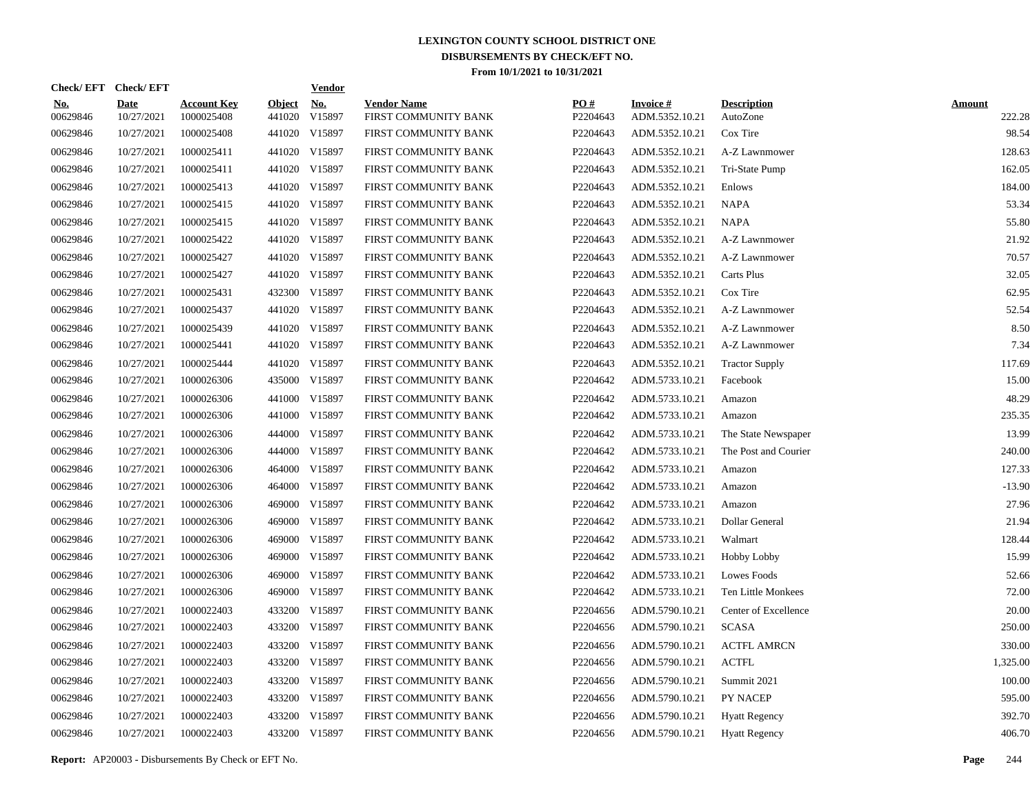# LEXINGTON COUNTY SCHOOL DISTRICT ONE
## DISBURSEMENTS BY CHECK/EFT NO.
### From 10/1/2021 to 10/31/2021

| Check/ EFT No. | Check/ EFT Date | Account Key | Object | Vendor No. | Vendor Name | PO # | Invoice # | Description | Amount |
|---|---|---|---|---|---|---|---|---|---|
| 00629846 | 10/27/2021 | 1000025408 | 441020 | V15897 | FIRST COMMUNITY BANK | P2204643 | ADM.5352.10.21 | AutoZone | 222.28 |
| 00629846 | 10/27/2021 | 1000025408 | 441020 | V15897 | FIRST COMMUNITY BANK | P2204643 | ADM.5352.10.21 | Cox Tire | 98.54 |
| 00629846 | 10/27/2021 | 1000025411 | 441020 | V15897 | FIRST COMMUNITY BANK | P2204643 | ADM.5352.10.21 | A-Z Lawnmower | 128.63 |
| 00629846 | 10/27/2021 | 1000025411 | 441020 | V15897 | FIRST COMMUNITY BANK | P2204643 | ADM.5352.10.21 | Tri-State Pump | 162.05 |
| 00629846 | 10/27/2021 | 1000025413 | 441020 | V15897 | FIRST COMMUNITY BANK | P2204643 | ADM.5352.10.21 | Enlows | 184.00 |
| 00629846 | 10/27/2021 | 1000025415 | 441020 | V15897 | FIRST COMMUNITY BANK | P2204643 | ADM.5352.10.21 | NAPA | 53.34 |
| 00629846 | 10/27/2021 | 1000025415 | 441020 | V15897 | FIRST COMMUNITY BANK | P2204643 | ADM.5352.10.21 | NAPA | 55.80 |
| 00629846 | 10/27/2021 | 1000025422 | 441020 | V15897 | FIRST COMMUNITY BANK | P2204643 | ADM.5352.10.21 | A-Z Lawnmower | 21.92 |
| 00629846 | 10/27/2021 | 1000025427 | 441020 | V15897 | FIRST COMMUNITY BANK | P2204643 | ADM.5352.10.21 | A-Z Lawnmower | 70.57 |
| 00629846 | 10/27/2021 | 1000025427 | 441020 | V15897 | FIRST COMMUNITY BANK | P2204643 | ADM.5352.10.21 | Carts Plus | 32.05 |
| 00629846 | 10/27/2021 | 1000025431 | 432300 | V15897 | FIRST COMMUNITY BANK | P2204643 | ADM.5352.10.21 | Cox Tire | 62.95 |
| 00629846 | 10/27/2021 | 1000025437 | 441020 | V15897 | FIRST COMMUNITY BANK | P2204643 | ADM.5352.10.21 | A-Z Lawnmower | 52.54 |
| 00629846 | 10/27/2021 | 1000025439 | 441020 | V15897 | FIRST COMMUNITY BANK | P2204643 | ADM.5352.10.21 | A-Z Lawnmower | 8.50 |
| 00629846 | 10/27/2021 | 1000025441 | 441020 | V15897 | FIRST COMMUNITY BANK | P2204643 | ADM.5352.10.21 | A-Z Lawnmower | 7.34 |
| 00629846 | 10/27/2021 | 1000025444 | 441020 | V15897 | FIRST COMMUNITY BANK | P2204643 | ADM.5352.10.21 | Tractor Supply | 117.69 |
| 00629846 | 10/27/2021 | 1000026306 | 435000 | V15897 | FIRST COMMUNITY BANK | P2204642 | ADM.5733.10.21 | Facebook | 15.00 |
| 00629846 | 10/27/2021 | 1000026306 | 441000 | V15897 | FIRST COMMUNITY BANK | P2204642 | ADM.5733.10.21 | Amazon | 48.29 |
| 00629846 | 10/27/2021 | 1000026306 | 441000 | V15897 | FIRST COMMUNITY BANK | P2204642 | ADM.5733.10.21 | Amazon | 235.35 |
| 00629846 | 10/27/2021 | 1000026306 | 444000 | V15897 | FIRST COMMUNITY BANK | P2204642 | ADM.5733.10.21 | The State Newspaper | 13.99 |
| 00629846 | 10/27/2021 | 1000026306 | 444000 | V15897 | FIRST COMMUNITY BANK | P2204642 | ADM.5733.10.21 | The Post and Courier | 240.00 |
| 00629846 | 10/27/2021 | 1000026306 | 464000 | V15897 | FIRST COMMUNITY BANK | P2204642 | ADM.5733.10.21 | Amazon | 127.33 |
| 00629846 | 10/27/2021 | 1000026306 | 464000 | V15897 | FIRST COMMUNITY BANK | P2204642 | ADM.5733.10.21 | Amazon | -13.90 |
| 00629846 | 10/27/2021 | 1000026306 | 469000 | V15897 | FIRST COMMUNITY BANK | P2204642 | ADM.5733.10.21 | Amazon | 27.96 |
| 00629846 | 10/27/2021 | 1000026306 | 469000 | V15897 | FIRST COMMUNITY BANK | P2204642 | ADM.5733.10.21 | Dollar General | 21.94 |
| 00629846 | 10/27/2021 | 1000026306 | 469000 | V15897 | FIRST COMMUNITY BANK | P2204642 | ADM.5733.10.21 | Walmart | 128.44 |
| 00629846 | 10/27/2021 | 1000026306 | 469000 | V15897 | FIRST COMMUNITY BANK | P2204642 | ADM.5733.10.21 | Hobby Lobby | 15.99 |
| 00629846 | 10/27/2021 | 1000026306 | 469000 | V15897 | FIRST COMMUNITY BANK | P2204642 | ADM.5733.10.21 | Lowes Foods | 52.66 |
| 00629846 | 10/27/2021 | 1000026306 | 469000 | V15897 | FIRST COMMUNITY BANK | P2204642 | ADM.5733.10.21 | Ten Little Monkees | 72.00 |
| 00629846 | 10/27/2021 | 1000022403 | 433200 | V15897 | FIRST COMMUNITY BANK | P2204656 | ADM.5790.10.21 | Center of Excellence | 20.00 |
| 00629846 | 10/27/2021 | 1000022403 | 433200 | V15897 | FIRST COMMUNITY BANK | P2204656 | ADM.5790.10.21 | SCASA | 250.00 |
| 00629846 | 10/27/2021 | 1000022403 | 433200 | V15897 | FIRST COMMUNITY BANK | P2204656 | ADM.5790.10.21 | ACTFL AMRCN | 330.00 |
| 00629846 | 10/27/2021 | 1000022403 | 433200 | V15897 | FIRST COMMUNITY BANK | P2204656 | ADM.5790.10.21 | ACTFL | 1,325.00 |
| 00629846 | 10/27/2021 | 1000022403 | 433200 | V15897 | FIRST COMMUNITY BANK | P2204656 | ADM.5790.10.21 | Summit 2021 | 100.00 |
| 00629846 | 10/27/2021 | 1000022403 | 433200 | V15897 | FIRST COMMUNITY BANK | P2204656 | ADM.5790.10.21 | PY NACEP | 595.00 |
| 00629846 | 10/27/2021 | 1000022403 | 433200 | V15897 | FIRST COMMUNITY BANK | P2204656 | ADM.5790.10.21 | Hyatt Regency | 392.70 |
| 00629846 | 10/27/2021 | 1000022403 | 433200 | V15897 | FIRST COMMUNITY BANK | P2204656 | ADM.5790.10.21 | Hyatt Regency | 406.70 |

**Report:** AP20003 - Disbursements By Check or EFT No.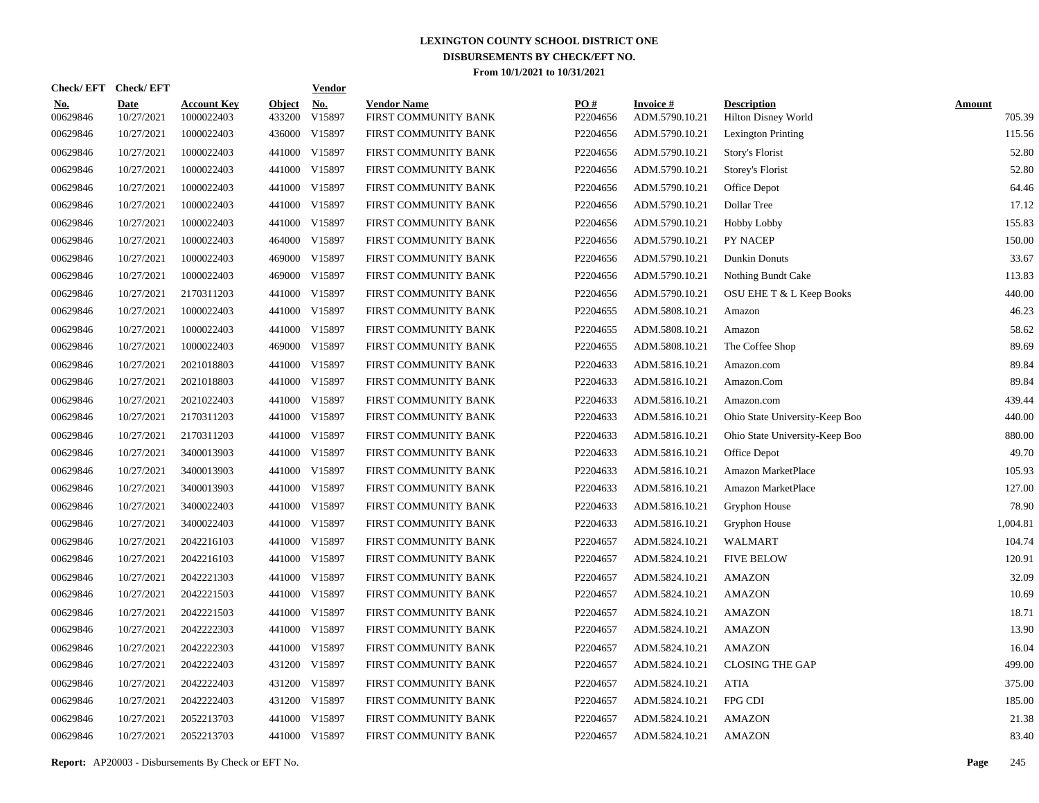# LEXINGTON COUNTY SCHOOL DISTRICT ONE

## DISBURSEMENTS BY CHECK/EFT NO.

### From 10/1/2021 to 10/31/2021

| Check/ EFT No. | Check/ EFT Date | Account Key | Object | Vendor No. | Vendor Name | PO # | Invoice # | Description | Amount |
|---|---|---|---|---|---|---|---|---|---|
| 00629846 | 10/27/2021 | 1000022403 | 433200 | V15897 | FIRST COMMUNITY BANK | P2204656 | ADM.5790.10.21 | Hilton Disney World | 705.39 |
| 00629846 | 10/27/2021 | 1000022403 | 436000 | V15897 | FIRST COMMUNITY BANK | P2204656 | ADM.5790.10.21 | Lexington Printing | 115.56 |
| 00629846 | 10/27/2021 | 1000022403 | 441000 | V15897 | FIRST COMMUNITY BANK | P2204656 | ADM.5790.10.21 | Story's Florist | 52.80 |
| 00629846 | 10/27/2021 | 1000022403 | 441000 | V15897 | FIRST COMMUNITY BANK | P2204656 | ADM.5790.10.21 | Storey's Florist | 52.80 |
| 00629846 | 10/27/2021 | 1000022403 | 441000 | V15897 | FIRST COMMUNITY BANK | P2204656 | ADM.5790.10.21 | Office Depot | 64.46 |
| 00629846 | 10/27/2021 | 1000022403 | 441000 | V15897 | FIRST COMMUNITY BANK | P2204656 | ADM.5790.10.21 | Dollar Tree | 17.12 |
| 00629846 | 10/27/2021 | 1000022403 | 441000 | V15897 | FIRST COMMUNITY BANK | P2204656 | ADM.5790.10.21 | Hobby Lobby | 155.83 |
| 00629846 | 10/27/2021 | 1000022403 | 464000 | V15897 | FIRST COMMUNITY BANK | P2204656 | ADM.5790.10.21 | PY NACEP | 150.00 |
| 00629846 | 10/27/2021 | 1000022403 | 469000 | V15897 | FIRST COMMUNITY BANK | P2204656 | ADM.5790.10.21 | Dunkin Donuts | 33.67 |
| 00629846 | 10/27/2021 | 1000022403 | 469000 | V15897 | FIRST COMMUNITY BANK | P2204656 | ADM.5790.10.21 | Nothing Bundt Cake | 113.83 |
| 00629846 | 10/27/2021 | 2170311203 | 441000 | V15897 | FIRST COMMUNITY BANK | P2204656 | ADM.5790.10.21 | OSU EHE T & L Keep Books | 440.00 |
| 00629846 | 10/27/2021 | 1000022403 | 441000 | V15897 | FIRST COMMUNITY BANK | P2204655 | ADM.5808.10.21 | Amazon | 46.23 |
| 00629846 | 10/27/2021 | 1000022403 | 441000 | V15897 | FIRST COMMUNITY BANK | P2204655 | ADM.5808.10.21 | Amazon | 58.62 |
| 00629846 | 10/27/2021 | 1000022403 | 469000 | V15897 | FIRST COMMUNITY BANK | P2204655 | ADM.5808.10.21 | The Coffee Shop | 89.69 |
| 00629846 | 10/27/2021 | 2021018803 | 441000 | V15897 | FIRST COMMUNITY BANK | P2204633 | ADM.5816.10.21 | Amazon.com | 89.84 |
| 00629846 | 10/27/2021 | 2021018803 | 441000 | V15897 | FIRST COMMUNITY BANK | P2204633 | ADM.5816.10.21 | Amazon.Com | 89.84 |
| 00629846 | 10/27/2021 | 2021022403 | 441000 | V15897 | FIRST COMMUNITY BANK | P2204633 | ADM.5816.10.21 | Amazon.com | 439.44 |
| 00629846 | 10/27/2021 | 2170311203 | 441000 | V15897 | FIRST COMMUNITY BANK | P2204633 | ADM.5816.10.21 | Ohio State University-Keep Boo | 440.00 |
| 00629846 | 10/27/2021 | 2170311203 | 441000 | V15897 | FIRST COMMUNITY BANK | P2204633 | ADM.5816.10.21 | Ohio State University-Keep Boo | 880.00 |
| 00629846 | 10/27/2021 | 3400013903 | 441000 | V15897 | FIRST COMMUNITY BANK | P2204633 | ADM.5816.10.21 | Office Depot | 49.70 |
| 00629846 | 10/27/2021 | 3400013903 | 441000 | V15897 | FIRST COMMUNITY BANK | P2204633 | ADM.5816.10.21 | Amazon MarketPlace | 105.93 |
| 00629846 | 10/27/2021 | 3400013903 | 441000 | V15897 | FIRST COMMUNITY BANK | P2204633 | ADM.5816.10.21 | Amazon MarketPlace | 127.00 |
| 00629846 | 10/27/2021 | 3400022403 | 441000 | V15897 | FIRST COMMUNITY BANK | P2204633 | ADM.5816.10.21 | Gryphon House | 78.90 |
| 00629846 | 10/27/2021 | 3400022403 | 441000 | V15897 | FIRST COMMUNITY BANK | P2204633 | ADM.5816.10.21 | Gryphon House | 1,004.81 |
| 00629846 | 10/27/2021 | 2042216103 | 441000 | V15897 | FIRST COMMUNITY BANK | P2204657 | ADM.5824.10.21 | WALMART | 104.74 |
| 00629846 | 10/27/2021 | 2042216103 | 441000 | V15897 | FIRST COMMUNITY BANK | P2204657 | ADM.5824.10.21 | FIVE BELOW | 120.91 |
| 00629846 | 10/27/2021 | 2042221303 | 441000 | V15897 | FIRST COMMUNITY BANK | P2204657 | ADM.5824.10.21 | AMAZON | 32.09 |
| 00629846 | 10/27/2021 | 2042221503 | 441000 | V15897 | FIRST COMMUNITY BANK | P2204657 | ADM.5824.10.21 | AMAZON | 10.69 |
| 00629846 | 10/27/2021 | 2042221503 | 441000 | V15897 | FIRST COMMUNITY BANK | P2204657 | ADM.5824.10.21 | AMAZON | 18.71 |
| 00629846 | 10/27/2021 | 2042222303 | 441000 | V15897 | FIRST COMMUNITY BANK | P2204657 | ADM.5824.10.21 | AMAZON | 13.90 |
| 00629846 | 10/27/2021 | 2042222303 | 441000 | V15897 | FIRST COMMUNITY BANK | P2204657 | ADM.5824.10.21 | AMAZON | 16.04 |
| 00629846 | 10/27/2021 | 2042222403 | 431200 | V15897 | FIRST COMMUNITY BANK | P2204657 | ADM.5824.10.21 | CLOSING THE GAP | 499.00 |
| 00629846 | 10/27/2021 | 2042222403 | 431200 | V15897 | FIRST COMMUNITY BANK | P2204657 | ADM.5824.10.21 | ATIA | 375.00 |
| 00629846 | 10/27/2021 | 2042222403 | 431200 | V15897 | FIRST COMMUNITY BANK | P2204657 | ADM.5824.10.21 | FPG CDI | 185.00 |
| 00629846 | 10/27/2021 | 2052213703 | 441000 | V15897 | FIRST COMMUNITY BANK | P2204657 | ADM.5824.10.21 | AMAZON | 21.38 |
| 00629846 | 10/27/2021 | 2052213703 | 441000 | V15897 | FIRST COMMUNITY BANK | P2204657 | ADM.5824.10.21 | AMAZON | 83.40 |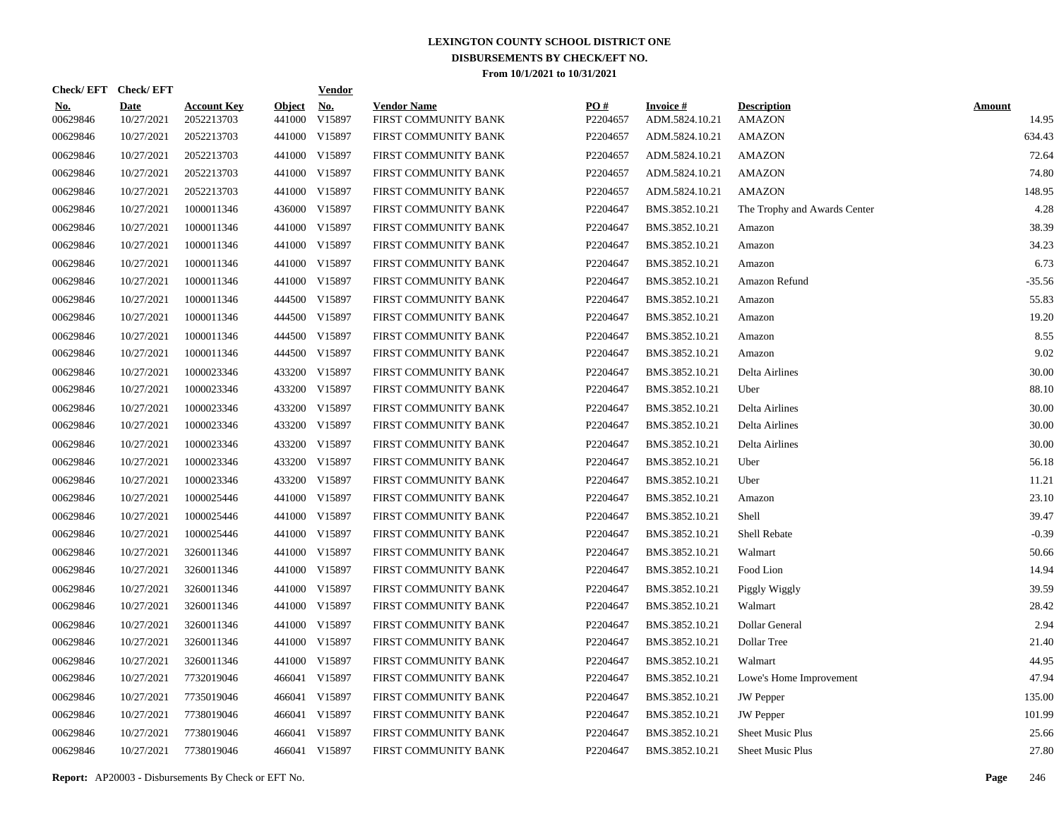# LEXINGTON COUNTY SCHOOL DISTRICT ONE

## DISBURSEMENTS BY CHECK/EFT NO.

### From 10/1/2021 to 10/31/2021

| Check/ EFT No. | Check/ EFT Date | Account Key | Object | Vendor No. | Vendor Name | PO # | Invoice # | Description | Amount |
|---|---|---|---|---|---|---|---|---|---|
| 00629846 | 10/27/2021 | 2052213703 | 441000 | V15897 | FIRST COMMUNITY BANK | P2204657 | ADM.5824.10.21 | AMAZON | 14.95 |
| 00629846 | 10/27/2021 | 2052213703 | 441000 | V15897 | FIRST COMMUNITY BANK | P2204657 | ADM.5824.10.21 | AMAZON | 634.43 |
| 00629846 | 10/27/2021 | 2052213703 | 441000 | V15897 | FIRST COMMUNITY BANK | P2204657 | ADM.5824.10.21 | AMAZON | 72.64 |
| 00629846 | 10/27/2021 | 2052213703 | 441000 | V15897 | FIRST COMMUNITY BANK | P2204657 | ADM.5824.10.21 | AMAZON | 74.80 |
| 00629846 | 10/27/2021 | 2052213703 | 441000 | V15897 | FIRST COMMUNITY BANK | P2204657 | ADM.5824.10.21 | AMAZON | 148.95 |
| 00629846 | 10/27/2021 | 1000011346 | 436000 | V15897 | FIRST COMMUNITY BANK | P2204647 | BMS.3852.10.21 | The Trophy and Awards Center | 4.28 |
| 00629846 | 10/27/2021 | 1000011346 | 441000 | V15897 | FIRST COMMUNITY BANK | P2204647 | BMS.3852.10.21 | Amazon | 38.39 |
| 00629846 | 10/27/2021 | 1000011346 | 441000 | V15897 | FIRST COMMUNITY BANK | P2204647 | BMS.3852.10.21 | Amazon | 34.23 |
| 00629846 | 10/27/2021 | 1000011346 | 441000 | V15897 | FIRST COMMUNITY BANK | P2204647 | BMS.3852.10.21 | Amazon | 6.73 |
| 00629846 | 10/27/2021 | 1000011346 | 441000 | V15897 | FIRST COMMUNITY BANK | P2204647 | BMS.3852.10.21 | Amazon Refund | -35.56 |
| 00629846 | 10/27/2021 | 1000011346 | 444500 | V15897 | FIRST COMMUNITY BANK | P2204647 | BMS.3852.10.21 | Amazon | 55.83 |
| 00629846 | 10/27/2021 | 1000011346 | 444500 | V15897 | FIRST COMMUNITY BANK | P2204647 | BMS.3852.10.21 | Amazon | 19.20 |
| 00629846 | 10/27/2021 | 1000011346 | 444500 | V15897 | FIRST COMMUNITY BANK | P2204647 | BMS.3852.10.21 | Amazon | 8.55 |
| 00629846 | 10/27/2021 | 1000011346 | 444500 | V15897 | FIRST COMMUNITY BANK | P2204647 | BMS.3852.10.21 | Amazon | 9.02 |
| 00629846 | 10/27/2021 | 1000023346 | 433200 | V15897 | FIRST COMMUNITY BANK | P2204647 | BMS.3852.10.21 | Delta Airlines | 30.00 |
| 00629846 | 10/27/2021 | 1000023346 | 433200 | V15897 | FIRST COMMUNITY BANK | P2204647 | BMS.3852.10.21 | Uber | 88.10 |
| 00629846 | 10/27/2021 | 1000023346 | 433200 | V15897 | FIRST COMMUNITY BANK | P2204647 | BMS.3852.10.21 | Delta Airlines | 30.00 |
| 00629846 | 10/27/2021 | 1000023346 | 433200 | V15897 | FIRST COMMUNITY BANK | P2204647 | BMS.3852.10.21 | Delta Airlines | 30.00 |
| 00629846 | 10/27/2021 | 1000023346 | 433200 | V15897 | FIRST COMMUNITY BANK | P2204647 | BMS.3852.10.21 | Delta Airlines | 30.00 |
| 00629846 | 10/27/2021 | 1000023346 | 433200 | V15897 | FIRST COMMUNITY BANK | P2204647 | BMS.3852.10.21 | Uber | 56.18 |
| 00629846 | 10/27/2021 | 1000023346 | 433200 | V15897 | FIRST COMMUNITY BANK | P2204647 | BMS.3852.10.21 | Uber | 11.21 |
| 00629846 | 10/27/2021 | 1000025446 | 441000 | V15897 | FIRST COMMUNITY BANK | P2204647 | BMS.3852.10.21 | Amazon | 23.10 |
| 00629846 | 10/27/2021 | 1000025446 | 441000 | V15897 | FIRST COMMUNITY BANK | P2204647 | BMS.3852.10.21 | Shell | 39.47 |
| 00629846 | 10/27/2021 | 1000025446 | 441000 | V15897 | FIRST COMMUNITY BANK | P2204647 | BMS.3852.10.21 | Shell Rebate | -0.39 |
| 00629846 | 10/27/2021 | 3260011346 | 441000 | V15897 | FIRST COMMUNITY BANK | P2204647 | BMS.3852.10.21 | Walmart | 50.66 |
| 00629846 | 10/27/2021 | 3260011346 | 441000 | V15897 | FIRST COMMUNITY BANK | P2204647 | BMS.3852.10.21 | Food Lion | 14.94 |
| 00629846 | 10/27/2021 | 3260011346 | 441000 | V15897 | FIRST COMMUNITY BANK | P2204647 | BMS.3852.10.21 | Piggly Wiggly | 39.59 |
| 00629846 | 10/27/2021 | 3260011346 | 441000 | V15897 | FIRST COMMUNITY BANK | P2204647 | BMS.3852.10.21 | Walmart | 28.42 |
| 00629846 | 10/27/2021 | 3260011346 | 441000 | V15897 | FIRST COMMUNITY BANK | P2204647 | BMS.3852.10.21 | Dollar General | 2.94 |
| 00629846 | 10/27/2021 | 3260011346 | 441000 | V15897 | FIRST COMMUNITY BANK | P2204647 | BMS.3852.10.21 | Dollar Tree | 21.40 |
| 00629846 | 10/27/2021 | 3260011346 | 441000 | V15897 | FIRST COMMUNITY BANK | P2204647 | BMS.3852.10.21 | Walmart | 44.95 |
| 00629846 | 10/27/2021 | 7732019046 | 466041 | V15897 | FIRST COMMUNITY BANK | P2204647 | BMS.3852.10.21 | Lowe's Home Improvement | 47.94 |
| 00629846 | 10/27/2021 | 7735019046 | 466041 | V15897 | FIRST COMMUNITY BANK | P2204647 | BMS.3852.10.21 | JW Pepper | 135.00 |
| 00629846 | 10/27/2021 | 7738019046 | 466041 | V15897 | FIRST COMMUNITY BANK | P2204647 | BMS.3852.10.21 | JW Pepper | 101.99 |
| 00629846 | 10/27/2021 | 7738019046 | 466041 | V15897 | FIRST COMMUNITY BANK | P2204647 | BMS.3852.10.21 | Sheet Music Plus | 25.66 |
| 00629846 | 10/27/2021 | 7738019046 | 466041 | V15897 | FIRST COMMUNITY BANK | P2204647 | BMS.3852.10.21 | Sheet Music Plus | 27.80 |

**Report:** AP20003 - Disbursements By Check or EFT No.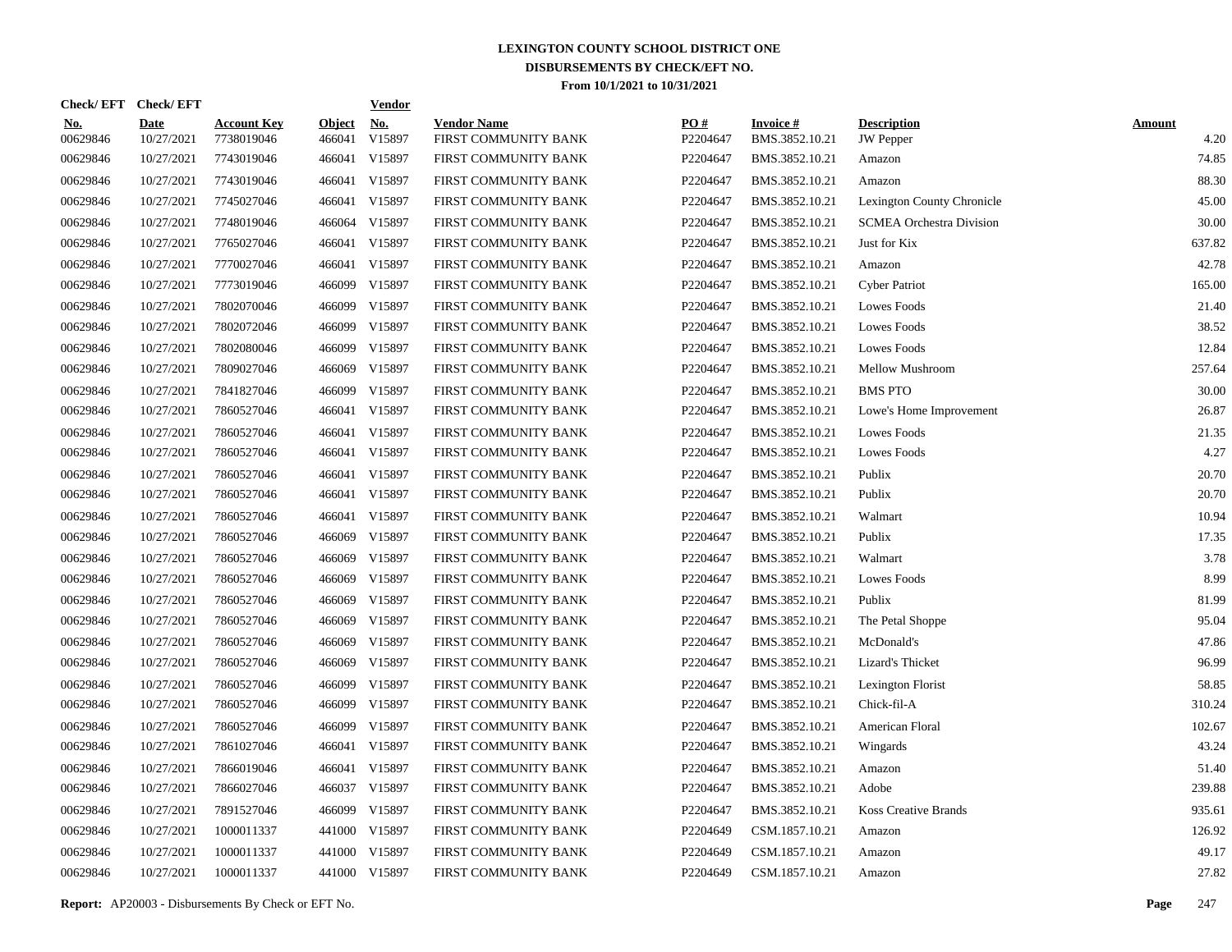# LEXINGTON COUNTY SCHOOL DISTRICT ONE
## DISBURSEMENTS BY CHECK/EFT NO.
### From 10/1/2021 to 10/31/2021

| Check/ EFT No. | Check/ EFT Date | Account Key | Object | Vendor No. | Vendor Name | PO # | Invoice # | Description | Amount |
|---|---|---|---|---|---|---|---|---|---|
| 00629846 | 10/27/2021 | 7738019046 | 466041 | V15897 | FIRST COMMUNITY BANK | P2204647 | BMS.3852.10.21 | JW Pepper | 4.20 |
| 00629846 | 10/27/2021 | 7743019046 | 466041 | V15897 | FIRST COMMUNITY BANK | P2204647 | BMS.3852.10.21 | Amazon | 74.85 |
| 00629846 | 10/27/2021 | 7743019046 | 466041 | V15897 | FIRST COMMUNITY BANK | P2204647 | BMS.3852.10.21 | Amazon | 88.30 |
| 00629846 | 10/27/2021 | 7745027046 | 466041 | V15897 | FIRST COMMUNITY BANK | P2204647 | BMS.3852.10.21 | Lexington County Chronicle | 45.00 |
| 00629846 | 10/27/2021 | 7748019046 | 466064 | V15897 | FIRST COMMUNITY BANK | P2204647 | BMS.3852.10.21 | SCMEA Orchestra Division | 30.00 |
| 00629846 | 10/27/2021 | 7765027046 | 466041 | V15897 | FIRST COMMUNITY BANK | P2204647 | BMS.3852.10.21 | Just for Kix | 637.82 |
| 00629846 | 10/27/2021 | 7770027046 | 466041 | V15897 | FIRST COMMUNITY BANK | P2204647 | BMS.3852.10.21 | Amazon | 42.78 |
| 00629846 | 10/27/2021 | 7773019046 | 466099 | V15897 | FIRST COMMUNITY BANK | P2204647 | BMS.3852.10.21 | Cyber Patriot | 165.00 |
| 00629846 | 10/27/2021 | 7802070046 | 466099 | V15897 | FIRST COMMUNITY BANK | P2204647 | BMS.3852.10.21 | Lowes Foods | 21.40 |
| 00629846 | 10/27/2021 | 7802072046 | 466099 | V15897 | FIRST COMMUNITY BANK | P2204647 | BMS.3852.10.21 | Lowes Foods | 38.52 |
| 00629846 | 10/27/2021 | 7802080046 | 466099 | V15897 | FIRST COMMUNITY BANK | P2204647 | BMS.3852.10.21 | Lowes Foods | 12.84 |
| 00629846 | 10/27/2021 | 7809027046 | 466069 | V15897 | FIRST COMMUNITY BANK | P2204647 | BMS.3852.10.21 | Mellow Mushroom | 257.64 |
| 00629846 | 10/27/2021 | 7841827046 | 466099 | V15897 | FIRST COMMUNITY BANK | P2204647 | BMS.3852.10.21 | BMS PTO | 30.00 |
| 00629846 | 10/27/2021 | 7860527046 | 466041 | V15897 | FIRST COMMUNITY BANK | P2204647 | BMS.3852.10.21 | Lowe's Home Improvement | 26.87 |
| 00629846 | 10/27/2021 | 7860527046 | 466041 | V15897 | FIRST COMMUNITY BANK | P2204647 | BMS.3852.10.21 | Lowes Foods | 21.35 |
| 00629846 | 10/27/2021 | 7860527046 | 466041 | V15897 | FIRST COMMUNITY BANK | P2204647 | BMS.3852.10.21 | Lowes Foods | 4.27 |
| 00629846 | 10/27/2021 | 7860527046 | 466041 | V15897 | FIRST COMMUNITY BANK | P2204647 | BMS.3852.10.21 | Publix | 20.70 |
| 00629846 | 10/27/2021 | 7860527046 | 466041 | V15897 | FIRST COMMUNITY BANK | P2204647 | BMS.3852.10.21 | Publix | 20.70 |
| 00629846 | 10/27/2021 | 7860527046 | 466041 | V15897 | FIRST COMMUNITY BANK | P2204647 | BMS.3852.10.21 | Walmart | 10.94 |
| 00629846 | 10/27/2021 | 7860527046 | 466069 | V15897 | FIRST COMMUNITY BANK | P2204647 | BMS.3852.10.21 | Publix | 17.35 |
| 00629846 | 10/27/2021 | 7860527046 | 466069 | V15897 | FIRST COMMUNITY BANK | P2204647 | BMS.3852.10.21 | Walmart | 3.78 |
| 00629846 | 10/27/2021 | 7860527046 | 466069 | V15897 | FIRST COMMUNITY BANK | P2204647 | BMS.3852.10.21 | Lowes Foods | 8.99 |
| 00629846 | 10/27/2021 | 7860527046 | 466069 | V15897 | FIRST COMMUNITY BANK | P2204647 | BMS.3852.10.21 | Publix | 81.99 |
| 00629846 | 10/27/2021 | 7860527046 | 466069 | V15897 | FIRST COMMUNITY BANK | P2204647 | BMS.3852.10.21 | The Petal Shoppe | 95.04 |
| 00629846 | 10/27/2021 | 7860527046 | 466069 | V15897 | FIRST COMMUNITY BANK | P2204647 | BMS.3852.10.21 | McDonald's | 47.86 |
| 00629846 | 10/27/2021 | 7860527046 | 466069 | V15897 | FIRST COMMUNITY BANK | P2204647 | BMS.3852.10.21 | Lizard's Thicket | 96.99 |
| 00629846 | 10/27/2021 | 7860527046 | 466099 | V15897 | FIRST COMMUNITY BANK | P2204647 | BMS.3852.10.21 | Lexington Florist | 58.85 |
| 00629846 | 10/27/2021 | 7860527046 | 466099 | V15897 | FIRST COMMUNITY BANK | P2204647 | BMS.3852.10.21 | Chick-fil-A | 310.24 |
| 00629846 | 10/27/2021 | 7860527046 | 466099 | V15897 | FIRST COMMUNITY BANK | P2204647 | BMS.3852.10.21 | American Floral | 102.67 |
| 00629846 | 10/27/2021 | 7861027046 | 466041 | V15897 | FIRST COMMUNITY BANK | P2204647 | BMS.3852.10.21 | Wingards | 43.24 |
| 00629846 | 10/27/2021 | 7866019046 | 466041 | V15897 | FIRST COMMUNITY BANK | P2204647 | BMS.3852.10.21 | Amazon | 51.40 |
| 00629846 | 10/27/2021 | 7866027046 | 466037 | V15897 | FIRST COMMUNITY BANK | P2204647 | BMS.3852.10.21 | Adobe | 239.88 |
| 00629846 | 10/27/2021 | 7891527046 | 466099 | V15897 | FIRST COMMUNITY BANK | P2204647 | BMS.3852.10.21 | Koss Creative Brands | 935.61 |
| 00629846 | 10/27/2021 | 1000011337 | 441000 | V15897 | FIRST COMMUNITY BANK | P2204649 | CSM.1857.10.21 | Amazon | 126.92 |
| 00629846 | 10/27/2021 | 1000011337 | 441000 | V15897 | FIRST COMMUNITY BANK | P2204649 | CSM.1857.10.21 | Amazon | 49.17 |
| 00629846 | 10/27/2021 | 1000011337 | 441000 | V15897 | FIRST COMMUNITY BANK | P2204649 | CSM.1857.10.21 | Amazon | 27.82 |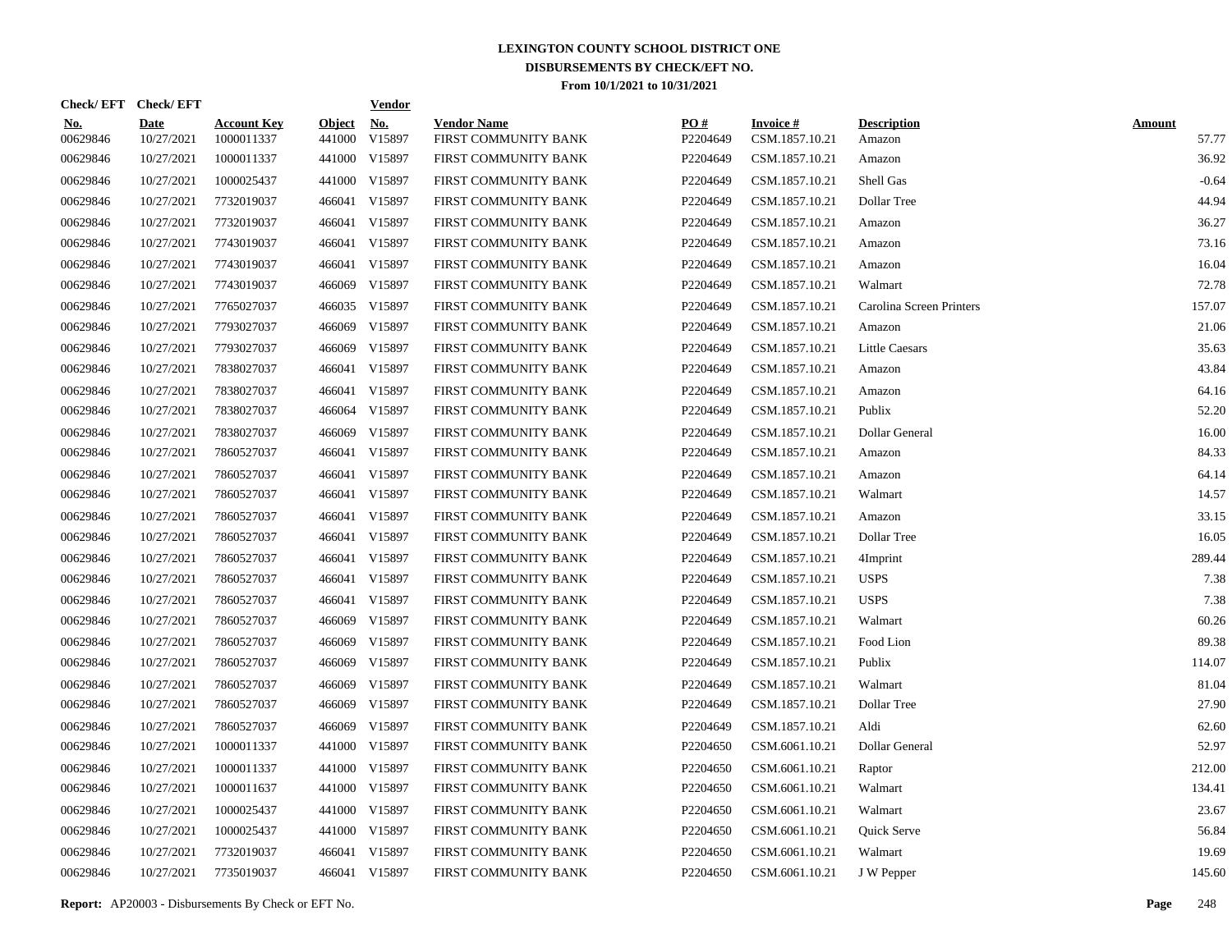# LEXINGTON COUNTY SCHOOL DISTRICT ONE

## DISBURSEMENTS BY CHECK/EFT NO.

### From 10/1/2021 to 10/31/2021

| Check/ EFT No. | Check/ EFT Date | Account Key | Object | Vendor No. | Vendor Name | PO # | Invoice # | Description | Amount |
|---|---|---|---|---|---|---|---|---|---|
| 00629846 | 10/27/2021 | 1000011337 | 441000 | V15897 | FIRST COMMUNITY BANK | P2204649 | CSM.1857.10.21 | Amazon | 57.77 |
| 00629846 | 10/27/2021 | 1000011337 | 441000 | V15897 | FIRST COMMUNITY BANK | P2204649 | CSM.1857.10.21 | Amazon | 36.92 |
| 00629846 | 10/27/2021 | 1000025437 | 441000 | V15897 | FIRST COMMUNITY BANK | P2204649 | CSM.1857.10.21 | Shell Gas | -0.64 |
| 00629846 | 10/27/2021 | 7732019037 | 466041 | V15897 | FIRST COMMUNITY BANK | P2204649 | CSM.1857.10.21 | Dollar Tree | 44.94 |
| 00629846 | 10/27/2021 | 7732019037 | 466041 | V15897 | FIRST COMMUNITY BANK | P2204649 | CSM.1857.10.21 | Amazon | 36.27 |
| 00629846 | 10/27/2021 | 7743019037 | 466041 | V15897 | FIRST COMMUNITY BANK | P2204649 | CSM.1857.10.21 | Amazon | 73.16 |
| 00629846 | 10/27/2021 | 7743019037 | 466041 | V15897 | FIRST COMMUNITY BANK | P2204649 | CSM.1857.10.21 | Amazon | 16.04 |
| 00629846 | 10/27/2021 | 7743019037 | 466069 | V15897 | FIRST COMMUNITY BANK | P2204649 | CSM.1857.10.21 | Walmart | 72.78 |
| 00629846 | 10/27/2021 | 7765027037 | 466035 | V15897 | FIRST COMMUNITY BANK | P2204649 | CSM.1857.10.21 | Carolina Screen Printers | 157.07 |
| 00629846 | 10/27/2021 | 7793027037 | 466069 | V15897 | FIRST COMMUNITY BANK | P2204649 | CSM.1857.10.21 | Amazon | 21.06 |
| 00629846 | 10/27/2021 | 7793027037 | 466069 | V15897 | FIRST COMMUNITY BANK | P2204649 | CSM.1857.10.21 | Little Caesars | 35.63 |
| 00629846 | 10/27/2021 | 7838027037 | 466041 | V15897 | FIRST COMMUNITY BANK | P2204649 | CSM.1857.10.21 | Amazon | 43.84 |
| 00629846 | 10/27/2021 | 7838027037 | 466041 | V15897 | FIRST COMMUNITY BANK | P2204649 | CSM.1857.10.21 | Amazon | 64.16 |
| 00629846 | 10/27/2021 | 7838027037 | 466064 | V15897 | FIRST COMMUNITY BANK | P2204649 | CSM.1857.10.21 | Publix | 52.20 |
| 00629846 | 10/27/2021 | 7838027037 | 466069 | V15897 | FIRST COMMUNITY BANK | P2204649 | CSM.1857.10.21 | Dollar General | 16.00 |
| 00629846 | 10/27/2021 | 7860527037 | 466041 | V15897 | FIRST COMMUNITY BANK | P2204649 | CSM.1857.10.21 | Amazon | 84.33 |
| 00629846 | 10/27/2021 | 7860527037 | 466041 | V15897 | FIRST COMMUNITY BANK | P2204649 | CSM.1857.10.21 | Amazon | 64.14 |
| 00629846 | 10/27/2021 | 7860527037 | 466041 | V15897 | FIRST COMMUNITY BANK | P2204649 | CSM.1857.10.21 | Walmart | 14.57 |
| 00629846 | 10/27/2021 | 7860527037 | 466041 | V15897 | FIRST COMMUNITY BANK | P2204649 | CSM.1857.10.21 | Amazon | 33.15 |
| 00629846 | 10/27/2021 | 7860527037 | 466041 | V15897 | FIRST COMMUNITY BANK | P2204649 | CSM.1857.10.21 | Dollar Tree | 16.05 |
| 00629846 | 10/27/2021 | 7860527037 | 466041 | V15897 | FIRST COMMUNITY BANK | P2204649 | CSM.1857.10.21 | 4Imprint | 289.44 |
| 00629846 | 10/27/2021 | 7860527037 | 466041 | V15897 | FIRST COMMUNITY BANK | P2204649 | CSM.1857.10.21 | USPS | 7.38 |
| 00629846 | 10/27/2021 | 7860527037 | 466041 | V15897 | FIRST COMMUNITY BANK | P2204649 | CSM.1857.10.21 | USPS | 7.38 |
| 00629846 | 10/27/2021 | 7860527037 | 466069 | V15897 | FIRST COMMUNITY BANK | P2204649 | CSM.1857.10.21 | Walmart | 60.26 |
| 00629846 | 10/27/2021 | 7860527037 | 466069 | V15897 | FIRST COMMUNITY BANK | P2204649 | CSM.1857.10.21 | Food Lion | 89.38 |
| 00629846 | 10/27/2021 | 7860527037 | 466069 | V15897 | FIRST COMMUNITY BANK | P2204649 | CSM.1857.10.21 | Publix | 114.07 |
| 00629846 | 10/27/2021 | 7860527037 | 466069 | V15897 | FIRST COMMUNITY BANK | P2204649 | CSM.1857.10.21 | Walmart | 81.04 |
| 00629846 | 10/27/2021 | 7860527037 | 466069 | V15897 | FIRST COMMUNITY BANK | P2204649 | CSM.1857.10.21 | Dollar Tree | 27.90 |
| 00629846 | 10/27/2021 | 7860527037 | 466069 | V15897 | FIRST COMMUNITY BANK | P2204649 | CSM.1857.10.21 | Aldi | 62.60 |
| 00629846 | 10/27/2021 | 1000011337 | 441000 | V15897 | FIRST COMMUNITY BANK | P2204650 | CSM.6061.10.21 | Dollar General | 52.97 |
| 00629846 | 10/27/2021 | 1000011337 | 441000 | V15897 | FIRST COMMUNITY BANK | P2204650 | CSM.6061.10.21 | Raptor | 212.00 |
| 00629846 | 10/27/2021 | 1000011637 | 441000 | V15897 | FIRST COMMUNITY BANK | P2204650 | CSM.6061.10.21 | Walmart | 134.41 |
| 00629846 | 10/27/2021 | 1000025437 | 441000 | V15897 | FIRST COMMUNITY BANK | P2204650 | CSM.6061.10.21 | Walmart | 23.67 |
| 00629846 | 10/27/2021 | 1000025437 | 441000 | V15897 | FIRST COMMUNITY BANK | P2204650 | CSM.6061.10.21 | Quick Serve | 56.84 |
| 00629846 | 10/27/2021 | 7732019037 | 466041 | V15897 | FIRST COMMUNITY BANK | P2204650 | CSM.6061.10.21 | Walmart | 19.69 |
| 00629846 | 10/27/2021 | 7735019037 | 466041 | V15897 | FIRST COMMUNITY BANK | P2204650 | CSM.6061.10.21 | J W Pepper | 145.60 |

**Report:** AP20003 - Disbursements By Check or EFT No.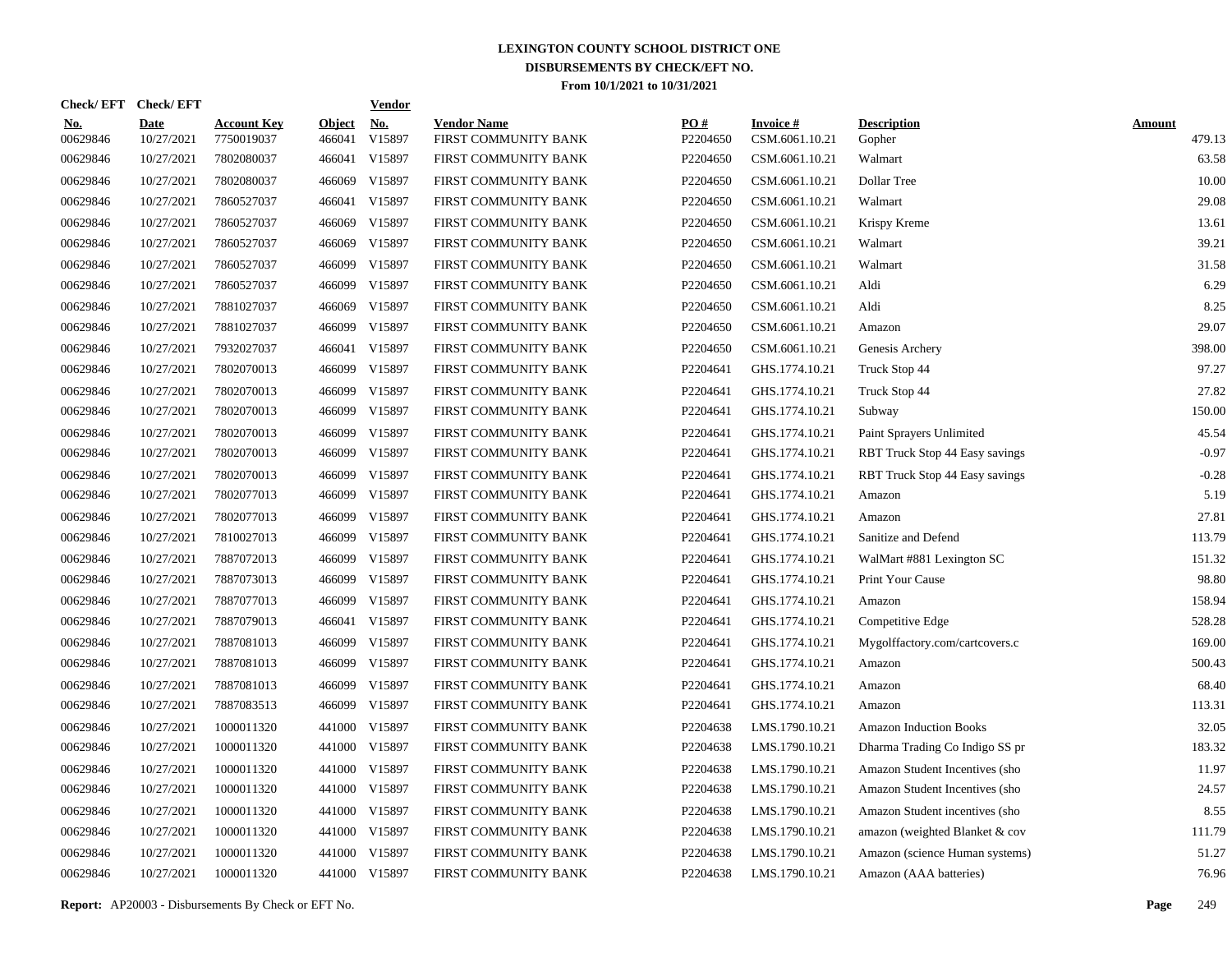# LEXINGTON COUNTY SCHOOL DISTRICT ONE

## DISBURSEMENTS BY CHECK/EFT NO.

### From 10/1/2021 to 10/31/2021

| Check/ EFT No. | Check/ EFT Date | Account Key | Object | Vendor No. | Vendor Name | PO # | Invoice # | Description | Amount |
|---|---|---|---|---|---|---|---|---|---|
| 00629846 | 10/27/2021 | 7750019037 | 466041 | V15897 | FIRST COMMUNITY BANK | P2204650 | CSM.6061.10.21 | Gopher | 479.13 |
| 00629846 | 10/27/2021 | 7802080037 | 466041 | V15897 | FIRST COMMUNITY BANK | P2204650 | CSM.6061.10.21 | Walmart | 63.58 |
| 00629846 | 10/27/2021 | 7802080037 | 466069 | V15897 | FIRST COMMUNITY BANK | P2204650 | CSM.6061.10.21 | Dollar Tree | 10.00 |
| 00629846 | 10/27/2021 | 7860527037 | 466041 | V15897 | FIRST COMMUNITY BANK | P2204650 | CSM.6061.10.21 | Walmart | 29.08 |
| 00629846 | 10/27/2021 | 7860527037 | 466069 | V15897 | FIRST COMMUNITY BANK | P2204650 | CSM.6061.10.21 | Krispy Kreme | 13.61 |
| 00629846 | 10/27/2021 | 7860527037 | 466069 | V15897 | FIRST COMMUNITY BANK | P2204650 | CSM.6061.10.21 | Walmart | 39.21 |
| 00629846 | 10/27/2021 | 7860527037 | 466099 | V15897 | FIRST COMMUNITY BANK | P2204650 | CSM.6061.10.21 | Walmart | 31.58 |
| 00629846 | 10/27/2021 | 7860527037 | 466099 | V15897 | FIRST COMMUNITY BANK | P2204650 | CSM.6061.10.21 | Aldi | 6.29 |
| 00629846 | 10/27/2021 | 7881027037 | 466069 | V15897 | FIRST COMMUNITY BANK | P2204650 | CSM.6061.10.21 | Aldi | 8.25 |
| 00629846 | 10/27/2021 | 7881027037 | 466099 | V15897 | FIRST COMMUNITY BANK | P2204650 | CSM.6061.10.21 | Amazon | 29.07 |
| 00629846 | 10/27/2021 | 7932027037 | 466041 | V15897 | FIRST COMMUNITY BANK | P2204650 | CSM.6061.10.21 | Genesis Archery | 398.00 |
| 00629846 | 10/27/2021 | 7802070013 | 466099 | V15897 | FIRST COMMUNITY BANK | P2204641 | GHS.1774.10.21 | Truck Stop 44 | 97.27 |
| 00629846 | 10/27/2021 | 7802070013 | 466099 | V15897 | FIRST COMMUNITY BANK | P2204641 | GHS.1774.10.21 | Truck Stop 44 | 27.82 |
| 00629846 | 10/27/2021 | 7802070013 | 466099 | V15897 | FIRST COMMUNITY BANK | P2204641 | GHS.1774.10.21 | Subway | 150.00 |
| 00629846 | 10/27/2021 | 7802070013 | 466099 | V15897 | FIRST COMMUNITY BANK | P2204641 | GHS.1774.10.21 | Paint Sprayers Unlimited | 45.54 |
| 00629846 | 10/27/2021 | 7802070013 | 466099 | V15897 | FIRST COMMUNITY BANK | P2204641 | GHS.1774.10.21 | RBT Truck Stop 44 Easy savings | -0.97 |
| 00629846 | 10/27/2021 | 7802070013 | 466099 | V15897 | FIRST COMMUNITY BANK | P2204641 | GHS.1774.10.21 | RBT Truck Stop 44 Easy savings | -0.28 |
| 00629846 | 10/27/2021 | 7802077013 | 466099 | V15897 | FIRST COMMUNITY BANK | P2204641 | GHS.1774.10.21 | Amazon | 5.19 |
| 00629846 | 10/27/2021 | 7802077013 | 466099 | V15897 | FIRST COMMUNITY BANK | P2204641 | GHS.1774.10.21 | Amazon | 27.81 |
| 00629846 | 10/27/2021 | 7810027013 | 466099 | V15897 | FIRST COMMUNITY BANK | P2204641 | GHS.1774.10.21 | Sanitize and Defend | 113.79 |
| 00629846 | 10/27/2021 | 7887072013 | 466099 | V15897 | FIRST COMMUNITY BANK | P2204641 | GHS.1774.10.21 | WalMart #881 Lexington SC | 151.32 |
| 00629846 | 10/27/2021 | 7887073013 | 466099 | V15897 | FIRST COMMUNITY BANK | P2204641 | GHS.1774.10.21 | Print Your Cause | 98.80 |
| 00629846 | 10/27/2021 | 7887077013 | 466099 | V15897 | FIRST COMMUNITY BANK | P2204641 | GHS.1774.10.21 | Amazon | 158.94 |
| 00629846 | 10/27/2021 | 7887079013 | 466041 | V15897 | FIRST COMMUNITY BANK | P2204641 | GHS.1774.10.21 | Competitive Edge | 528.28 |
| 00629846 | 10/27/2021 | 7887081013 | 466099 | V15897 | FIRST COMMUNITY BANK | P2204641 | GHS.1774.10.21 | Mygolffactory.com/cartcovers.c | 169.00 |
| 00629846 | 10/27/2021 | 7887081013 | 466099 | V15897 | FIRST COMMUNITY BANK | P2204641 | GHS.1774.10.21 | Amazon | 500.43 |
| 00629846 | 10/27/2021 | 7887081013 | 466099 | V15897 | FIRST COMMUNITY BANK | P2204641 | GHS.1774.10.21 | Amazon | 68.40 |
| 00629846 | 10/27/2021 | 7887083513 | 466099 | V15897 | FIRST COMMUNITY BANK | P2204641 | GHS.1774.10.21 | Amazon | 113.31 |
| 00629846 | 10/27/2021 | 1000011320 | 441000 | V15897 | FIRST COMMUNITY BANK | P2204638 | LMS.1790.10.21 | Amazon Induction Books | 32.05 |
| 00629846 | 10/27/2021 | 1000011320 | 441000 | V15897 | FIRST COMMUNITY BANK | P2204638 | LMS.1790.10.21 | Dharma Trading Co Indigo SS pr | 183.32 |
| 00629846 | 10/27/2021 | 1000011320 | 441000 | V15897 | FIRST COMMUNITY BANK | P2204638 | LMS.1790.10.21 | Amazon Student Incentives (sho | 11.97 |
| 00629846 | 10/27/2021 | 1000011320 | 441000 | V15897 | FIRST COMMUNITY BANK | P2204638 | LMS.1790.10.21 | Amazon Student Incentives (sho | 24.57 |
| 00629846 | 10/27/2021 | 1000011320 | 441000 | V15897 | FIRST COMMUNITY BANK | P2204638 | LMS.1790.10.21 | Amazon Student incentives (sho | 8.55 |
| 00629846 | 10/27/2021 | 1000011320 | 441000 | V15897 | FIRST COMMUNITY BANK | P2204638 | LMS.1790.10.21 | amazon (weighted Blanket & cov | 111.79 |
| 00629846 | 10/27/2021 | 1000011320 | 441000 | V15897 | FIRST COMMUNITY BANK | P2204638 | LMS.1790.10.21 | Amazon (science Human systems) | 51.27 |
| 00629846 | 10/27/2021 | 1000011320 | 441000 | V15897 | FIRST COMMUNITY BANK | P2204638 | LMS.1790.10.21 | Amazon (AAA batteries) | 76.96 |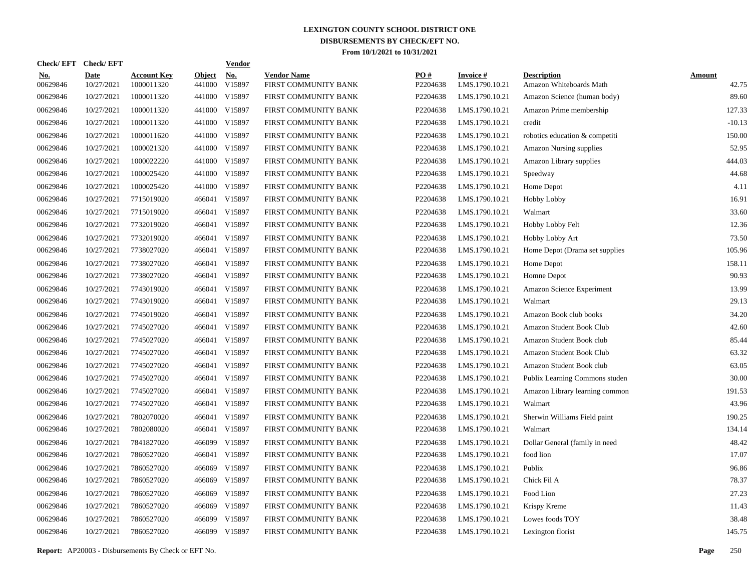# LEXINGTON COUNTY SCHOOL DISTRICT ONE
## DISBURSEMENTS BY CHECK/EFT NO.
### From 10/1/2021 to 10/31/2021

| Check/ EFT No. | Check/ EFT Date | Account Key | Object | Vendor No. | Vendor Name | PO # | Invoice # | Description | Amount |
|---|---|---|---|---|---|---|---|---|---|
| 00629846 | 10/27/2021 | 1000011320 | 441000 | V15897 | FIRST COMMUNITY BANK | P2204638 | LMS.1790.10.21 | Amazon Whiteboards Math | 42.75 |
| 00629846 | 10/27/2021 | 1000011320 | 441000 | V15897 | FIRST COMMUNITY BANK | P2204638 | LMS.1790.10.21 | Amazon Science (human body) | 89.60 |
| 00629846 | 10/27/2021 | 1000011320 | 441000 | V15897 | FIRST COMMUNITY BANK | P2204638 | LMS.1790.10.21 | Amazon Prime membership | 127.33 |
| 00629846 | 10/27/2021 | 1000011320 | 441000 | V15897 | FIRST COMMUNITY BANK | P2204638 | LMS.1790.10.21 | credit | -10.13 |
| 00629846 | 10/27/2021 | 1000011620 | 441000 | V15897 | FIRST COMMUNITY BANK | P2204638 | LMS.1790.10.21 | robotics education & competiti | 150.00 |
| 00629846 | 10/27/2021 | 1000021320 | 441000 | V15897 | FIRST COMMUNITY BANK | P2204638 | LMS.1790.10.21 | Amazon Nursing supplies | 52.95 |
| 00629846 | 10/27/2021 | 1000022220 | 441000 | V15897 | FIRST COMMUNITY BANK | P2204638 | LMS.1790.10.21 | Amazon Library supplies | 444.03 |
| 00629846 | 10/27/2021 | 1000025420 | 441000 | V15897 | FIRST COMMUNITY BANK | P2204638 | LMS.1790.10.21 | Speedway | 44.68 |
| 00629846 | 10/27/2021 | 1000025420 | 441000 | V15897 | FIRST COMMUNITY BANK | P2204638 | LMS.1790.10.21 | Home Depot | 4.11 |
| 00629846 | 10/27/2021 | 7715019020 | 466041 | V15897 | FIRST COMMUNITY BANK | P2204638 | LMS.1790.10.21 | Hobby Lobby | 16.91 |
| 00629846 | 10/27/2021 | 7715019020 | 466041 | V15897 | FIRST COMMUNITY BANK | P2204638 | LMS.1790.10.21 | Walmart | 33.60 |
| 00629846 | 10/27/2021 | 7732019020 | 466041 | V15897 | FIRST COMMUNITY BANK | P2204638 | LMS.1790.10.21 | Hobby Lobby Felt | 12.36 |
| 00629846 | 10/27/2021 | 7732019020 | 466041 | V15897 | FIRST COMMUNITY BANK | P2204638 | LMS.1790.10.21 | Hobby Lobby Art | 73.50 |
| 00629846 | 10/27/2021 | 7738027020 | 466041 | V15897 | FIRST COMMUNITY BANK | P2204638 | LMS.1790.10.21 | Home Depot (Drama set supplies | 105.96 |
| 00629846 | 10/27/2021 | 7738027020 | 466041 | V15897 | FIRST COMMUNITY BANK | P2204638 | LMS.1790.10.21 | Home Depot | 158.11 |
| 00629846 | 10/27/2021 | 7738027020 | 466041 | V15897 | FIRST COMMUNITY BANK | P2204638 | LMS.1790.10.21 | Homne Depot | 90.93 |
| 00629846 | 10/27/2021 | 7743019020 | 466041 | V15897 | FIRST COMMUNITY BANK | P2204638 | LMS.1790.10.21 | Amazon Science Experiment | 13.99 |
| 00629846 | 10/27/2021 | 7743019020 | 466041 | V15897 | FIRST COMMUNITY BANK | P2204638 | LMS.1790.10.21 | Walmart | 29.13 |
| 00629846 | 10/27/2021 | 7745019020 | 466041 | V15897 | FIRST COMMUNITY BANK | P2204638 | LMS.1790.10.21 | Amazon Book club books | 34.20 |
| 00629846 | 10/27/2021 | 7745027020 | 466041 | V15897 | FIRST COMMUNITY BANK | P2204638 | LMS.1790.10.21 | Amazon Student Book Club | 42.60 |
| 00629846 | 10/27/2021 | 7745027020 | 466041 | V15897 | FIRST COMMUNITY BANK | P2204638 | LMS.1790.10.21 | Amazon Student Book club | 85.44 |
| 00629846 | 10/27/2021 | 7745027020 | 466041 | V15897 | FIRST COMMUNITY BANK | P2204638 | LMS.1790.10.21 | Amazon Student Book Club | 63.32 |
| 00629846 | 10/27/2021 | 7745027020 | 466041 | V15897 | FIRST COMMUNITY BANK | P2204638 | LMS.1790.10.21 | Amazon Student Book club | 63.05 |
| 00629846 | 10/27/2021 | 7745027020 | 466041 | V15897 | FIRST COMMUNITY BANK | P2204638 | LMS.1790.10.21 | Publix Learning Commons studen | 30.00 |
| 00629846 | 10/27/2021 | 7745027020 | 466041 | V15897 | FIRST COMMUNITY BANK | P2204638 | LMS.1790.10.21 | Amazon Library learning common | 191.53 |
| 00629846 | 10/27/2021 | 7745027020 | 466041 | V15897 | FIRST COMMUNITY BANK | P2204638 | LMS.1790.10.21 | Walmart | 43.96 |
| 00629846 | 10/27/2021 | 7802070020 | 466041 | V15897 | FIRST COMMUNITY BANK | P2204638 | LMS.1790.10.21 | Sherwin Williams Field paint | 190.25 |
| 00629846 | 10/27/2021 | 7802080020 | 466041 | V15897 | FIRST COMMUNITY BANK | P2204638 | LMS.1790.10.21 | Walmart | 134.14 |
| 00629846 | 10/27/2021 | 7841827020 | 466099 | V15897 | FIRST COMMUNITY BANK | P2204638 | LMS.1790.10.21 | Dollar General (family in need | 48.42 |
| 00629846 | 10/27/2021 | 7860527020 | 466041 | V15897 | FIRST COMMUNITY BANK | P2204638 | LMS.1790.10.21 | food lion | 17.07 |
| 00629846 | 10/27/2021 | 7860527020 | 466069 | V15897 | FIRST COMMUNITY BANK | P2204638 | LMS.1790.10.21 | Publix | 96.86 |
| 00629846 | 10/27/2021 | 7860527020 | 466069 | V15897 | FIRST COMMUNITY BANK | P2204638 | LMS.1790.10.21 | Chick Fil A | 78.37 |
| 00629846 | 10/27/2021 | 7860527020 | 466069 | V15897 | FIRST COMMUNITY BANK | P2204638 | LMS.1790.10.21 | Food Lion | 27.23 |
| 00629846 | 10/27/2021 | 7860527020 | 466069 | V15897 | FIRST COMMUNITY BANK | P2204638 | LMS.1790.10.21 | Krispy Kreme | 11.43 |
| 00629846 | 10/27/2021 | 7860527020 | 466099 | V15897 | FIRST COMMUNITY BANK | P2204638 | LMS.1790.10.21 | Lowes foods TOY | 38.48 |
| 00629846 | 10/27/2021 | 7860527020 | 466099 | V15897 | FIRST COMMUNITY BANK | P2204638 | LMS.1790.10.21 | Lexington florist | 145.75 |

**Report:** AP20003 - Disbursements By Check or EFT No.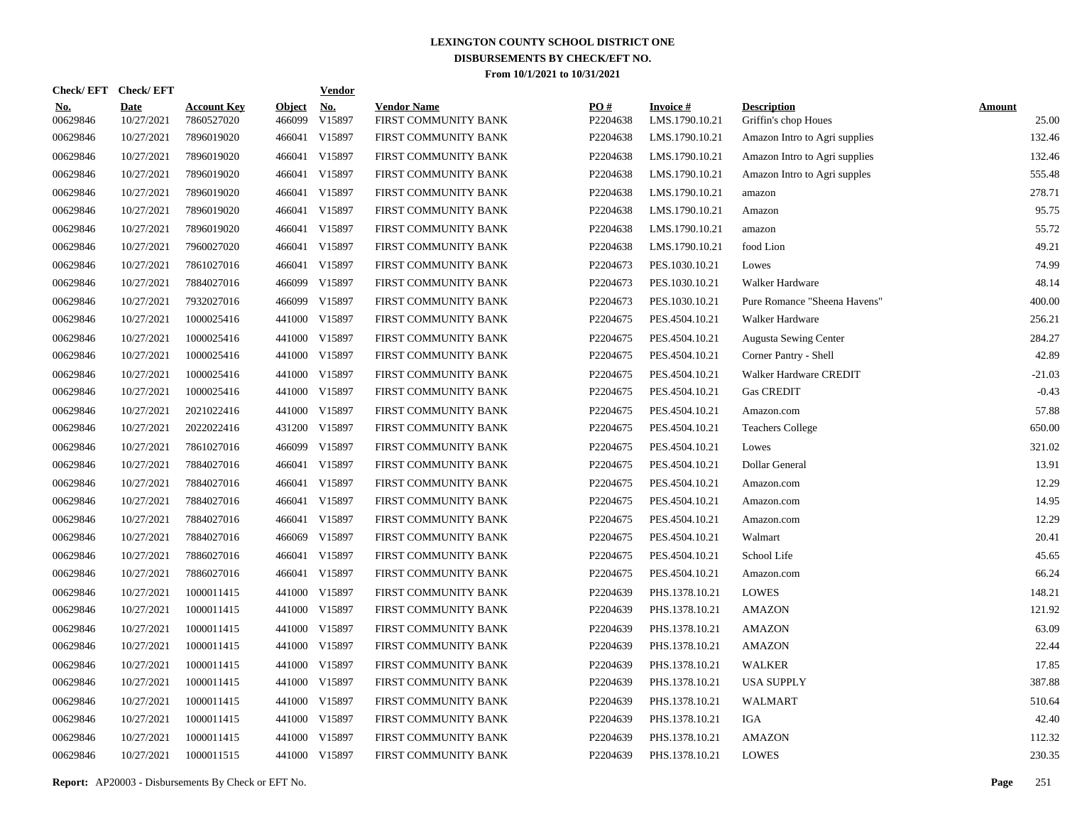# LEXINGTON COUNTY SCHOOL DISTRICT ONE
## DISBURSEMENTS BY CHECK/EFT NO.
### From 10/1/2021 to 10/31/2021

| Check/ EFT No. | Check/ EFT Date | Account Key | Object | Vendor No. | Vendor Name | PO # | Invoice # | Description | Amount |
|---|---|---|---|---|---|---|---|---|---|
| 00629846 | 10/27/2021 | 7860527020 | 466099 | V15897 | FIRST COMMUNITY BANK | P2204638 | LMS.1790.10.21 | Griffin's chop Houes | 25.00 |
| 00629846 | 10/27/2021 | 7896019020 | 466041 | V15897 | FIRST COMMUNITY BANK | P2204638 | LMS.1790.10.21 | Amazon Intro to Agri supplies | 132.46 |
| 00629846 | 10/27/2021 | 7896019020 | 466041 | V15897 | FIRST COMMUNITY BANK | P2204638 | LMS.1790.10.21 | Amazon Intro to Agri supplies | 132.46 |
| 00629846 | 10/27/2021 | 7896019020 | 466041 | V15897 | FIRST COMMUNITY BANK | P2204638 | LMS.1790.10.21 | Amazon Intro to Agri supples | 555.48 |
| 00629846 | 10/27/2021 | 7896019020 | 466041 | V15897 | FIRST COMMUNITY BANK | P2204638 | LMS.1790.10.21 | amazon | 278.71 |
| 00629846 | 10/27/2021 | 7896019020 | 466041 | V15897 | FIRST COMMUNITY BANK | P2204638 | LMS.1790.10.21 | Amazon | 95.75 |
| 00629846 | 10/27/2021 | 7896019020 | 466041 | V15897 | FIRST COMMUNITY BANK | P2204638 | LMS.1790.10.21 | amazon | 55.72 |
| 00629846 | 10/27/2021 | 7960027020 | 466041 | V15897 | FIRST COMMUNITY BANK | P2204638 | LMS.1790.10.21 | food Lion | 49.21 |
| 00629846 | 10/27/2021 | 7861027016 | 466041 | V15897 | FIRST COMMUNITY BANK | P2204673 | PES.1030.10.21 | Lowes | 74.99 |
| 00629846 | 10/27/2021 | 7884027016 | 466099 | V15897 | FIRST COMMUNITY BANK | P2204673 | PES.1030.10.21 | Walker Hardware | 48.14 |
| 00629846 | 10/27/2021 | 7932027016 | 466099 | V15897 | FIRST COMMUNITY BANK | P2204673 | PES.1030.10.21 | Pure Romance "Sheena Havens" | 400.00 |
| 00629846 | 10/27/2021 | 1000025416 | 441000 | V15897 | FIRST COMMUNITY BANK | P2204675 | PES.4504.10.21 | Walker Hardware | 256.21 |
| 00629846 | 10/27/2021 | 1000025416 | 441000 | V15897 | FIRST COMMUNITY BANK | P2204675 | PES.4504.10.21 | Augusta Sewing Center | 284.27 |
| 00629846 | 10/27/2021 | 1000025416 | 441000 | V15897 | FIRST COMMUNITY BANK | P2204675 | PES.4504.10.21 | Corner Pantry - Shell | 42.89 |
| 00629846 | 10/27/2021 | 1000025416 | 441000 | V15897 | FIRST COMMUNITY BANK | P2204675 | PES.4504.10.21 | Walker Hardware CREDIT | -21.03 |
| 00629846 | 10/27/2021 | 1000025416 | 441000 | V15897 | FIRST COMMUNITY BANK | P2204675 | PES.4504.10.21 | Gas CREDIT | -0.43 |
| 00629846 | 10/27/2021 | 2021022416 | 441000 | V15897 | FIRST COMMUNITY BANK | P2204675 | PES.4504.10.21 | Amazon.com | 57.88 |
| 00629846 | 10/27/2021 | 2022022416 | 431200 | V15897 | FIRST COMMUNITY BANK | P2204675 | PES.4504.10.21 | Teachers College | 650.00 |
| 00629846 | 10/27/2021 | 7861027016 | 466099 | V15897 | FIRST COMMUNITY BANK | P2204675 | PES.4504.10.21 | Lowes | 321.02 |
| 00629846 | 10/27/2021 | 7884027016 | 466041 | V15897 | FIRST COMMUNITY BANK | P2204675 | PES.4504.10.21 | Dollar General | 13.91 |
| 00629846 | 10/27/2021 | 7884027016 | 466041 | V15897 | FIRST COMMUNITY BANK | P2204675 | PES.4504.10.21 | Amazon.com | 12.29 |
| 00629846 | 10/27/2021 | 7884027016 | 466041 | V15897 | FIRST COMMUNITY BANK | P2204675 | PES.4504.10.21 | Amazon.com | 14.95 |
| 00629846 | 10/27/2021 | 7884027016 | 466041 | V15897 | FIRST COMMUNITY BANK | P2204675 | PES.4504.10.21 | Amazon.com | 12.29 |
| 00629846 | 10/27/2021 | 7884027016 | 466069 | V15897 | FIRST COMMUNITY BANK | P2204675 | PES.4504.10.21 | Walmart | 20.41 |
| 00629846 | 10/27/2021 | 7886027016 | 466041 | V15897 | FIRST COMMUNITY BANK | P2204675 | PES.4504.10.21 | School Life | 45.65 |
| 00629846 | 10/27/2021 | 7886027016 | 466041 | V15897 | FIRST COMMUNITY BANK | P2204675 | PES.4504.10.21 | Amazon.com | 66.24 |
| 00629846 | 10/27/2021 | 1000011415 | 441000 | V15897 | FIRST COMMUNITY BANK | P2204639 | PHS.1378.10.21 | LOWES | 148.21 |
| 00629846 | 10/27/2021 | 1000011415 | 441000 | V15897 | FIRST COMMUNITY BANK | P2204639 | PHS.1378.10.21 | AMAZON | 121.92 |
| 00629846 | 10/27/2021 | 1000011415 | 441000 | V15897 | FIRST COMMUNITY BANK | P2204639 | PHS.1378.10.21 | AMAZON | 63.09 |
| 00629846 | 10/27/2021 | 1000011415 | 441000 | V15897 | FIRST COMMUNITY BANK | P2204639 | PHS.1378.10.21 | AMAZON | 22.44 |
| 00629846 | 10/27/2021 | 1000011415 | 441000 | V15897 | FIRST COMMUNITY BANK | P2204639 | PHS.1378.10.21 | WALKER | 17.85 |
| 00629846 | 10/27/2021 | 1000011415 | 441000 | V15897 | FIRST COMMUNITY BANK | P2204639 | PHS.1378.10.21 | USA SUPPLY | 387.88 |
| 00629846 | 10/27/2021 | 1000011415 | 441000 | V15897 | FIRST COMMUNITY BANK | P2204639 | PHS.1378.10.21 | WALMART | 510.64 |
| 00629846 | 10/27/2021 | 1000011415 | 441000 | V15897 | FIRST COMMUNITY BANK | P2204639 | PHS.1378.10.21 | IGA | 42.40 |
| 00629846 | 10/27/2021 | 1000011415 | 441000 | V15897 | FIRST COMMUNITY BANK | P2204639 | PHS.1378.10.21 | AMAZON | 112.32 |
| 00629846 | 10/27/2021 | 1000011515 | 441000 | V15897 | FIRST COMMUNITY BANK | P2204639 | PHS.1378.10.21 | LOWES | 230.35 |

**Report:** AP20003 - Disbursements By Check or EFT No.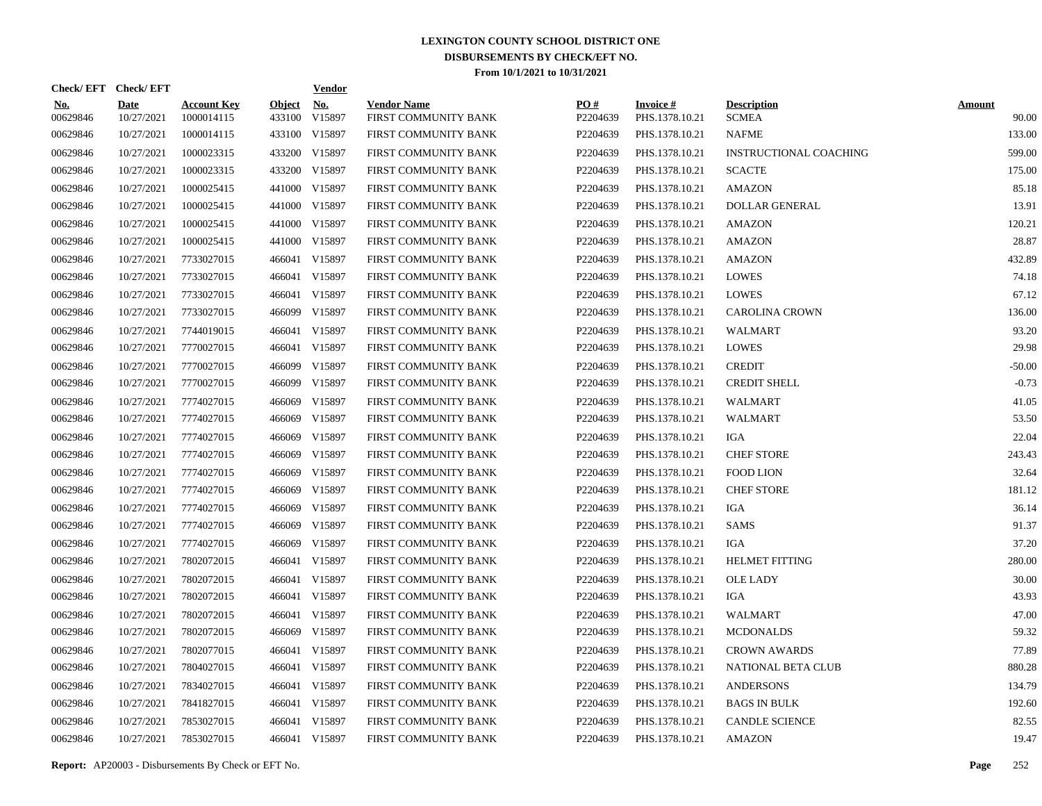# LEXINGTON COUNTY SCHOOL DISTRICT ONE
## DISBURSEMENTS BY CHECK/EFT NO.
### From 10/1/2021 to 10/31/2021

| Check/ EFT No. | Check/ EFT Date | Account Key | Object | Vendor No. | Vendor Name | PO # | Invoice # | Description | Amount |
|---|---|---|---|---|---|---|---|---|---|
| 00629846 | 10/27/2021 | 1000014115 | 433100 | V15897 | FIRST COMMUNITY BANK | P2204639 | PHS.1378.10.21 | SCMEA | 90.00 |
| 00629846 | 10/27/2021 | 1000014115 | 433100 | V15897 | FIRST COMMUNITY BANK | P2204639 | PHS.1378.10.21 | NAFME | 133.00 |
| 00629846 | 10/27/2021 | 1000023315 | 433200 | V15897 | FIRST COMMUNITY BANK | P2204639 | PHS.1378.10.21 | INSTRUCTIONAL COACHING | 599.00 |
| 00629846 | 10/27/2021 | 1000023315 | 433200 | V15897 | FIRST COMMUNITY BANK | P2204639 | PHS.1378.10.21 | SCACTE | 175.00 |
| 00629846 | 10/27/2021 | 1000025415 | 441000 | V15897 | FIRST COMMUNITY BANK | P2204639 | PHS.1378.10.21 | AMAZON | 85.18 |
| 00629846 | 10/27/2021 | 1000025415 | 441000 | V15897 | FIRST COMMUNITY BANK | P2204639 | PHS.1378.10.21 | DOLLAR GENERAL | 13.91 |
| 00629846 | 10/27/2021 | 1000025415 | 441000 | V15897 | FIRST COMMUNITY BANK | P2204639 | PHS.1378.10.21 | AMAZON | 120.21 |
| 00629846 | 10/27/2021 | 1000025415 | 441000 | V15897 | FIRST COMMUNITY BANK | P2204639 | PHS.1378.10.21 | AMAZON | 28.87 |
| 00629846 | 10/27/2021 | 7733027015 | 466041 | V15897 | FIRST COMMUNITY BANK | P2204639 | PHS.1378.10.21 | AMAZON | 432.89 |
| 00629846 | 10/27/2021 | 7733027015 | 466041 | V15897 | FIRST COMMUNITY BANK | P2204639 | PHS.1378.10.21 | LOWES | 74.18 |
| 00629846 | 10/27/2021 | 7733027015 | 466041 | V15897 | FIRST COMMUNITY BANK | P2204639 | PHS.1378.10.21 | LOWES | 67.12 |
| 00629846 | 10/27/2021 | 7733027015 | 466099 | V15897 | FIRST COMMUNITY BANK | P2204639 | PHS.1378.10.21 | CAROLINA CROWN | 136.00 |
| 00629846 | 10/27/2021 | 7744019015 | 466041 | V15897 | FIRST COMMUNITY BANK | P2204639 | PHS.1378.10.21 | WALMART | 93.20 |
| 00629846 | 10/27/2021 | 7770027015 | 466041 | V15897 | FIRST COMMUNITY BANK | P2204639 | PHS.1378.10.21 | LOWES | 29.98 |
| 00629846 | 10/27/2021 | 7770027015 | 466099 | V15897 | FIRST COMMUNITY BANK | P2204639 | PHS.1378.10.21 | CREDIT | -50.00 |
| 00629846 | 10/27/2021 | 7770027015 | 466099 | V15897 | FIRST COMMUNITY BANK | P2204639 | PHS.1378.10.21 | CREDIT SHELL | -0.73 |
| 00629846 | 10/27/2021 | 7774027015 | 466069 | V15897 | FIRST COMMUNITY BANK | P2204639 | PHS.1378.10.21 | WALMART | 41.05 |
| 00629846 | 10/27/2021 | 7774027015 | 466069 | V15897 | FIRST COMMUNITY BANK | P2204639 | PHS.1378.10.21 | WALMART | 53.50 |
| 00629846 | 10/27/2021 | 7774027015 | 466069 | V15897 | FIRST COMMUNITY BANK | P2204639 | PHS.1378.10.21 | IGA | 22.04 |
| 00629846 | 10/27/2021 | 7774027015 | 466069 | V15897 | FIRST COMMUNITY BANK | P2204639 | PHS.1378.10.21 | CHEF STORE | 243.43 |
| 00629846 | 10/27/2021 | 7774027015 | 466069 | V15897 | FIRST COMMUNITY BANK | P2204639 | PHS.1378.10.21 | FOOD LION | 32.64 |
| 00629846 | 10/27/2021 | 7774027015 | 466069 | V15897 | FIRST COMMUNITY BANK | P2204639 | PHS.1378.10.21 | CHEF STORE | 181.12 |
| 00629846 | 10/27/2021 | 7774027015 | 466069 | V15897 | FIRST COMMUNITY BANK | P2204639 | PHS.1378.10.21 | IGA | 36.14 |
| 00629846 | 10/27/2021 | 7774027015 | 466069 | V15897 | FIRST COMMUNITY BANK | P2204639 | PHS.1378.10.21 | SAMS | 91.37 |
| 00629846 | 10/27/2021 | 7774027015 | 466069 | V15897 | FIRST COMMUNITY BANK | P2204639 | PHS.1378.10.21 | IGA | 37.20 |
| 00629846 | 10/27/2021 | 7802072015 | 466041 | V15897 | FIRST COMMUNITY BANK | P2204639 | PHS.1378.10.21 | HELMET FITTING | 280.00 |
| 00629846 | 10/27/2021 | 7802072015 | 466041 | V15897 | FIRST COMMUNITY BANK | P2204639 | PHS.1378.10.21 | OLE LADY | 30.00 |
| 00629846 | 10/27/2021 | 7802072015 | 466041 | V15897 | FIRST COMMUNITY BANK | P2204639 | PHS.1378.10.21 | IGA | 43.93 |
| 00629846 | 10/27/2021 | 7802072015 | 466041 | V15897 | FIRST COMMUNITY BANK | P2204639 | PHS.1378.10.21 | WALMART | 47.00 |
| 00629846 | 10/27/2021 | 7802072015 | 466069 | V15897 | FIRST COMMUNITY BANK | P2204639 | PHS.1378.10.21 | MCDONALDS | 59.32 |
| 00629846 | 10/27/2021 | 7802077015 | 466041 | V15897 | FIRST COMMUNITY BANK | P2204639 | PHS.1378.10.21 | CROWN AWARDS | 77.89 |
| 00629846 | 10/27/2021 | 7804027015 | 466041 | V15897 | FIRST COMMUNITY BANK | P2204639 | PHS.1378.10.21 | NATIONAL BETA CLUB | 880.28 |
| 00629846 | 10/27/2021 | 7834027015 | 466041 | V15897 | FIRST COMMUNITY BANK | P2204639 | PHS.1378.10.21 | ANDERSONS | 134.79 |
| 00629846 | 10/27/2021 | 7841827015 | 466041 | V15897 | FIRST COMMUNITY BANK | P2204639 | PHS.1378.10.21 | BAGS IN BULK | 192.60 |
| 00629846 | 10/27/2021 | 7853027015 | 466041 | V15897 | FIRST COMMUNITY BANK | P2204639 | PHS.1378.10.21 | CANDLE SCIENCE | 82.55 |
| 00629846 | 10/27/2021 | 7853027015 | 466041 | V15897 | FIRST COMMUNITY BANK | P2204639 | PHS.1378.10.21 | AMAZON | 19.47 |

**Report:** AP20003 - Disbursements By Check or EFT No.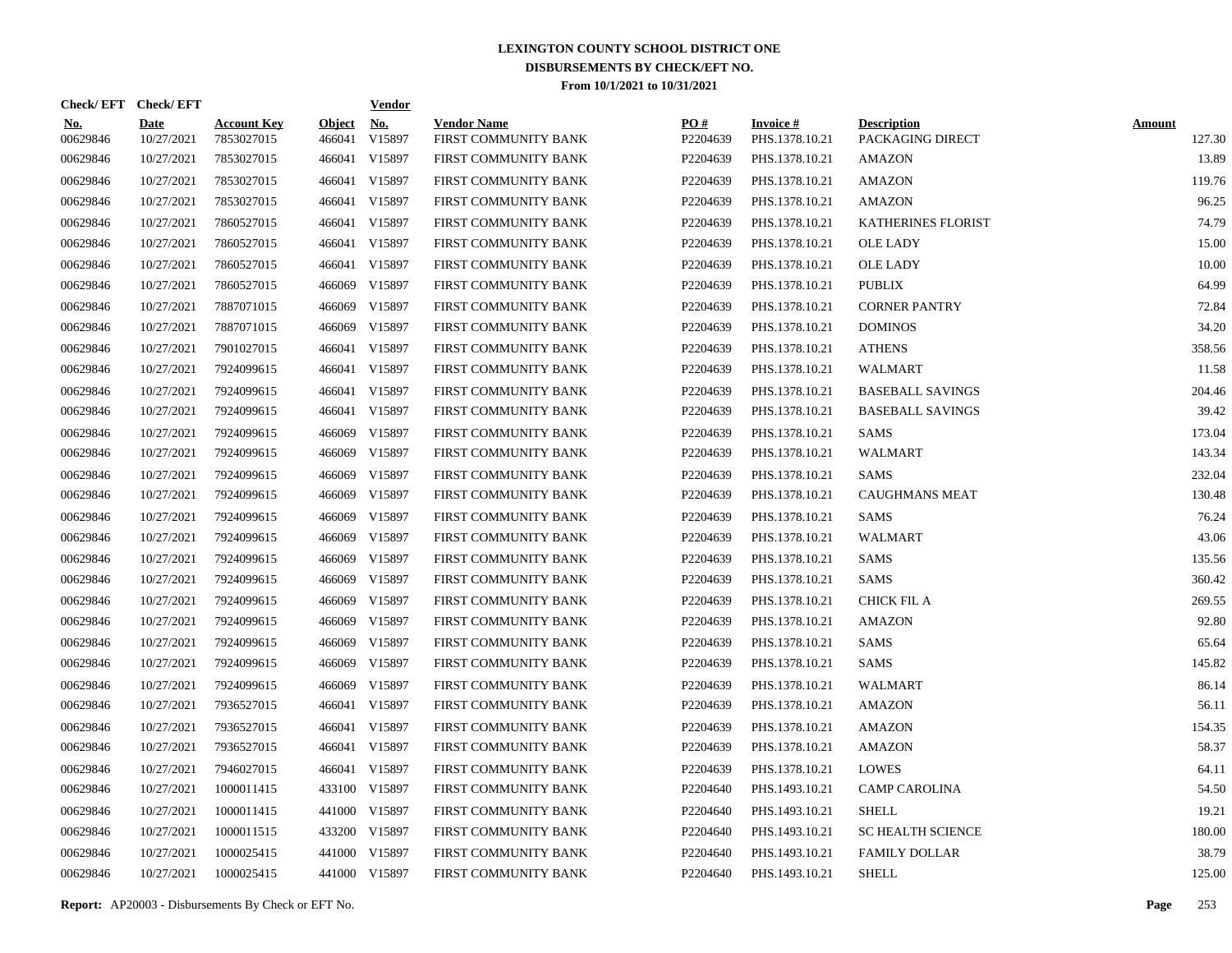# LEXINGTON COUNTY SCHOOL DISTRICT ONE
## DISBURSEMENTS BY CHECK/EFT NO.
### From 10/1/2021 to 10/31/2021

| Check/ EFT No. | Check/ EFT Date | Account Key | Object | Vendor No. | Vendor Name | PO # | Invoice # | Description | Amount |
|---|---|---|---|---|---|---|---|---|---|
| 00629846 | 10/27/2021 | 7853027015 | 466041 | V15897 | FIRST COMMUNITY BANK | P2204639 | PHS.1378.10.21 | PACKAGING DIRECT | 127.30 |
| 00629846 | 10/27/2021 | 7853027015 | 466041 | V15897 | FIRST COMMUNITY BANK | P2204639 | PHS.1378.10.21 | AMAZON | 13.89 |
| 00629846 | 10/27/2021 | 7853027015 | 466041 | V15897 | FIRST COMMUNITY BANK | P2204639 | PHS.1378.10.21 | AMAZON | 119.76 |
| 00629846 | 10/27/2021 | 7853027015 | 466041 | V15897 | FIRST COMMUNITY BANK | P2204639 | PHS.1378.10.21 | AMAZON | 96.25 |
| 00629846 | 10/27/2021 | 7860527015 | 466041 | V15897 | FIRST COMMUNITY BANK | P2204639 | PHS.1378.10.21 | KATHERINES FLORIST | 74.79 |
| 00629846 | 10/27/2021 | 7860527015 | 466041 | V15897 | FIRST COMMUNITY BANK | P2204639 | PHS.1378.10.21 | OLE LADY | 15.00 |
| 00629846 | 10/27/2021 | 7860527015 | 466041 | V15897 | FIRST COMMUNITY BANK | P2204639 | PHS.1378.10.21 | OLE LADY | 10.00 |
| 00629846 | 10/27/2021 | 7860527015 | 466069 | V15897 | FIRST COMMUNITY BANK | P2204639 | PHS.1378.10.21 | PUBLIX | 64.99 |
| 00629846 | 10/27/2021 | 7887071015 | 466069 | V15897 | FIRST COMMUNITY BANK | P2204639 | PHS.1378.10.21 | CORNER PANTRY | 72.84 |
| 00629846 | 10/27/2021 | 7887071015 | 466069 | V15897 | FIRST COMMUNITY BANK | P2204639 | PHS.1378.10.21 | DOMINOS | 34.20 |
| 00629846 | 10/27/2021 | 7901027015 | 466041 | V15897 | FIRST COMMUNITY BANK | P2204639 | PHS.1378.10.21 | ATHENS | 358.56 |
| 00629846 | 10/27/2021 | 7924099615 | 466041 | V15897 | FIRST COMMUNITY BANK | P2204639 | PHS.1378.10.21 | WALMART | 11.58 |
| 00629846 | 10/27/2021 | 7924099615 | 466041 | V15897 | FIRST COMMUNITY BANK | P2204639 | PHS.1378.10.21 | BASEBALL SAVINGS | 204.46 |
| 00629846 | 10/27/2021 | 7924099615 | 466041 | V15897 | FIRST COMMUNITY BANK | P2204639 | PHS.1378.10.21 | BASEBALL SAVINGS | 39.42 |
| 00629846 | 10/27/2021 | 7924099615 | 466069 | V15897 | FIRST COMMUNITY BANK | P2204639 | PHS.1378.10.21 | SAMS | 173.04 |
| 00629846 | 10/27/2021 | 7924099615 | 466069 | V15897 | FIRST COMMUNITY BANK | P2204639 | PHS.1378.10.21 | WALMART | 143.34 |
| 00629846 | 10/27/2021 | 7924099615 | 466069 | V15897 | FIRST COMMUNITY BANK | P2204639 | PHS.1378.10.21 | SAMS | 232.04 |
| 00629846 | 10/27/2021 | 7924099615 | 466069 | V15897 | FIRST COMMUNITY BANK | P2204639 | PHS.1378.10.21 | CAUGHMANS MEAT | 130.48 |
| 00629846 | 10/27/2021 | 7924099615 | 466069 | V15897 | FIRST COMMUNITY BANK | P2204639 | PHS.1378.10.21 | SAMS | 76.24 |
| 00629846 | 10/27/2021 | 7924099615 | 466069 | V15897 | FIRST COMMUNITY BANK | P2204639 | PHS.1378.10.21 | WALMART | 43.06 |
| 00629846 | 10/27/2021 | 7924099615 | 466069 | V15897 | FIRST COMMUNITY BANK | P2204639 | PHS.1378.10.21 | SAMS | 135.56 |
| 00629846 | 10/27/2021 | 7924099615 | 466069 | V15897 | FIRST COMMUNITY BANK | P2204639 | PHS.1378.10.21 | SAMS | 360.42 |
| 00629846 | 10/27/2021 | 7924099615 | 466069 | V15897 | FIRST COMMUNITY BANK | P2204639 | PHS.1378.10.21 | CHICK FIL A | 269.55 |
| 00629846 | 10/27/2021 | 7924099615 | 466069 | V15897 | FIRST COMMUNITY BANK | P2204639 | PHS.1378.10.21 | AMAZON | 92.80 |
| 00629846 | 10/27/2021 | 7924099615 | 466069 | V15897 | FIRST COMMUNITY BANK | P2204639 | PHS.1378.10.21 | SAMS | 65.64 |
| 00629846 | 10/27/2021 | 7924099615 | 466069 | V15897 | FIRST COMMUNITY BANK | P2204639 | PHS.1378.10.21 | SAMS | 145.82 |
| 00629846 | 10/27/2021 | 7924099615 | 466069 | V15897 | FIRST COMMUNITY BANK | P2204639 | PHS.1378.10.21 | WALMART | 86.14 |
| 00629846 | 10/27/2021 | 7936527015 | 466041 | V15897 | FIRST COMMUNITY BANK | P2204639 | PHS.1378.10.21 | AMAZON | 56.11 |
| 00629846 | 10/27/2021 | 7936527015 | 466041 | V15897 | FIRST COMMUNITY BANK | P2204639 | PHS.1378.10.21 | AMAZON | 154.35 |
| 00629846 | 10/27/2021 | 7936527015 | 466041 | V15897 | FIRST COMMUNITY BANK | P2204639 | PHS.1378.10.21 | AMAZON | 58.37 |
| 00629846 | 10/27/2021 | 7946027015 | 466041 | V15897 | FIRST COMMUNITY BANK | P2204639 | PHS.1378.10.21 | LOWES | 64.11 |
| 00629846 | 10/27/2021 | 1000011415 | 433100 | V15897 | FIRST COMMUNITY BANK | P2204640 | PHS.1493.10.21 | CAMP CAROLINA | 54.50 |
| 00629846 | 10/27/2021 | 1000011415 | 441000 | V15897 | FIRST COMMUNITY BANK | P2204640 | PHS.1493.10.21 | SHELL | 19.21 |
| 00629846 | 10/27/2021 | 1000011515 | 433200 | V15897 | FIRST COMMUNITY BANK | P2204640 | PHS.1493.10.21 | SC HEALTH SCIENCE | 180.00 |
| 00629846 | 10/27/2021 | 1000025415 | 441000 | V15897 | FIRST COMMUNITY BANK | P2204640 | PHS.1493.10.21 | FAMILY DOLLAR | 38.79 |
| 00629846 | 10/27/2021 | 1000025415 | 441000 | V15897 | FIRST COMMUNITY BANK | P2204640 | PHS.1493.10.21 | SHELL | 125.00 |

**Report:** AP20003 - Disbursements By Check or EFT No.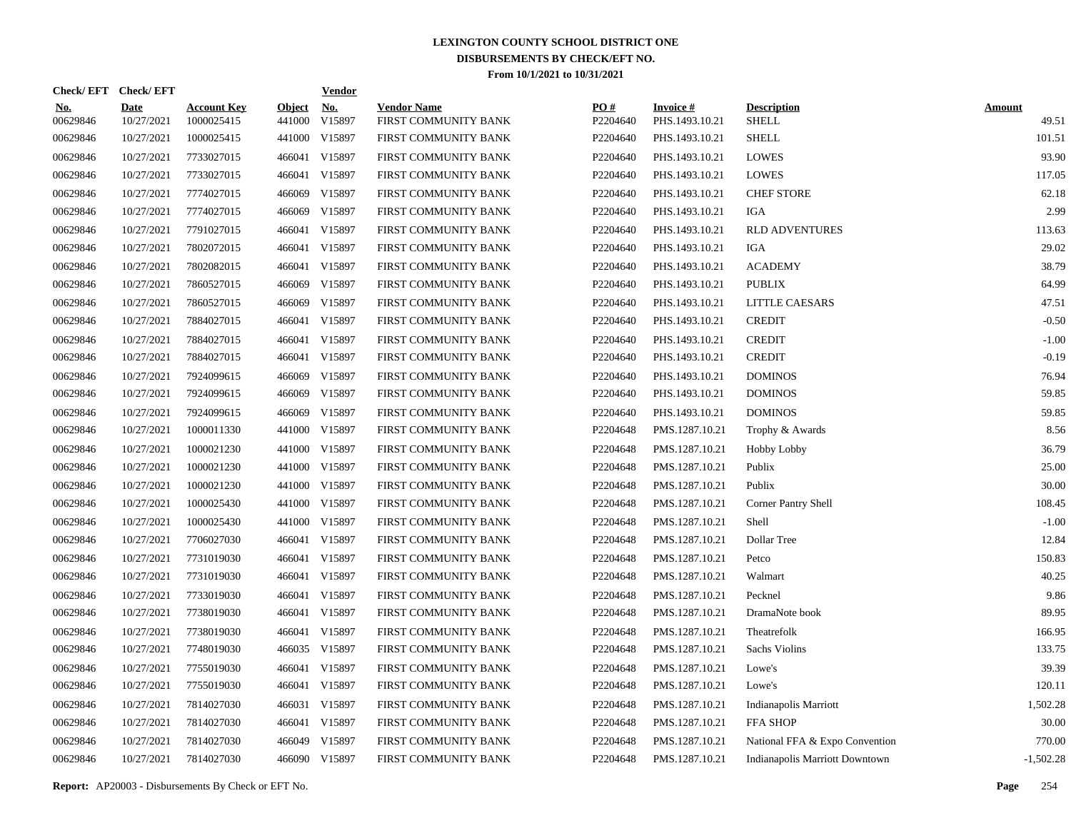# LEXINGTON COUNTY SCHOOL DISTRICT ONE
## DISBURSEMENTS BY CHECK/EFT NO.
### From 10/1/2021 to 10/31/2021

| Check/ EFT No. | Check/ EFT Date | Account Key | Object | Vendor No. | Vendor Name | PO # | Invoice # | Description | Amount |
|---|---|---|---|---|---|---|---|---|---|
| 00629846 | 10/27/2021 | 1000025415 | 441000 | V15897 | FIRST COMMUNITY BANK | P2204640 | PHS.1493.10.21 | SHELL | 49.51 |
| 00629846 | 10/27/2021 | 1000025415 | 441000 | V15897 | FIRST COMMUNITY BANK | P2204640 | PHS.1493.10.21 | SHELL | 101.51 |
| 00629846 | 10/27/2021 | 7733027015 | 466041 | V15897 | FIRST COMMUNITY BANK | P2204640 | PHS.1493.10.21 | LOWES | 93.90 |
| 00629846 | 10/27/2021 | 7733027015 | 466041 | V15897 | FIRST COMMUNITY BANK | P2204640 | PHS.1493.10.21 | LOWES | 117.05 |
| 00629846 | 10/27/2021 | 7774027015 | 466069 | V15897 | FIRST COMMUNITY BANK | P2204640 | PHS.1493.10.21 | CHEF STORE | 62.18 |
| 00629846 | 10/27/2021 | 7774027015 | 466069 | V15897 | FIRST COMMUNITY BANK | P2204640 | PHS.1493.10.21 | IGA | 2.99 |
| 00629846 | 10/27/2021 | 7791027015 | 466041 | V15897 | FIRST COMMUNITY BANK | P2204640 | PHS.1493.10.21 | RLD ADVENTURES | 113.63 |
| 00629846 | 10/27/2021 | 7802072015 | 466041 | V15897 | FIRST COMMUNITY BANK | P2204640 | PHS.1493.10.21 | IGA | 29.02 |
| 00629846 | 10/27/2021 | 7802082015 | 466041 | V15897 | FIRST COMMUNITY BANK | P2204640 | PHS.1493.10.21 | ACADEMY | 38.79 |
| 00629846 | 10/27/2021 | 7860527015 | 466069 | V15897 | FIRST COMMUNITY BANK | P2204640 | PHS.1493.10.21 | PUBLIX | 64.99 |
| 00629846 | 10/27/2021 | 7860527015 | 466069 | V15897 | FIRST COMMUNITY BANK | P2204640 | PHS.1493.10.21 | LITTLE CAESARS | 47.51 |
| 00629846 | 10/27/2021 | 7884027015 | 466041 | V15897 | FIRST COMMUNITY BANK | P2204640 | PHS.1493.10.21 | CREDIT | -0.50 |
| 00629846 | 10/27/2021 | 7884027015 | 466041 | V15897 | FIRST COMMUNITY BANK | P2204640 | PHS.1493.10.21 | CREDIT | -1.00 |
| 00629846 | 10/27/2021 | 7884027015 | 466041 | V15897 | FIRST COMMUNITY BANK | P2204640 | PHS.1493.10.21 | CREDIT | -0.19 |
| 00629846 | 10/27/2021 | 7924099615 | 466069 | V15897 | FIRST COMMUNITY BANK | P2204640 | PHS.1493.10.21 | DOMINOS | 76.94 |
| 00629846 | 10/27/2021 | 7924099615 | 466069 | V15897 | FIRST COMMUNITY BANK | P2204640 | PHS.1493.10.21 | DOMINOS | 59.85 |
| 00629846 | 10/27/2021 | 7924099615 | 466069 | V15897 | FIRST COMMUNITY BANK | P2204640 | PHS.1493.10.21 | DOMINOS | 59.85 |
| 00629846 | 10/27/2021 | 1000011330 | 441000 | V15897 | FIRST COMMUNITY BANK | P2204648 | PMS.1287.10.21 | Trophy & Awards | 8.56 |
| 00629846 | 10/27/2021 | 1000021230 | 441000 | V15897 | FIRST COMMUNITY BANK | P2204648 | PMS.1287.10.21 | Hobby Lobby | 36.79 |
| 00629846 | 10/27/2021 | 1000021230 | 441000 | V15897 | FIRST COMMUNITY BANK | P2204648 | PMS.1287.10.21 | Publix | 25.00 |
| 00629846 | 10/27/2021 | 1000021230 | 441000 | V15897 | FIRST COMMUNITY BANK | P2204648 | PMS.1287.10.21 | Publix | 30.00 |
| 00629846 | 10/27/2021 | 1000025430 | 441000 | V15897 | FIRST COMMUNITY BANK | P2204648 | PMS.1287.10.21 | Corner Pantry Shell | 108.45 |
| 00629846 | 10/27/2021 | 1000025430 | 441000 | V15897 | FIRST COMMUNITY BANK | P2204648 | PMS.1287.10.21 | Shell | -1.00 |
| 00629846 | 10/27/2021 | 7706027030 | 466041 | V15897 | FIRST COMMUNITY BANK | P2204648 | PMS.1287.10.21 | Dollar Tree | 12.84 |
| 00629846 | 10/27/2021 | 7731019030 | 466041 | V15897 | FIRST COMMUNITY BANK | P2204648 | PMS.1287.10.21 | Petco | 150.83 |
| 00629846 | 10/27/2021 | 7731019030 | 466041 | V15897 | FIRST COMMUNITY BANK | P2204648 | PMS.1287.10.21 | Walmart | 40.25 |
| 00629846 | 10/27/2021 | 7733019030 | 466041 | V15897 | FIRST COMMUNITY BANK | P2204648 | PMS.1287.10.21 | Pecknel | 9.86 |
| 00629846 | 10/27/2021 | 7738019030 | 466041 | V15897 | FIRST COMMUNITY BANK | P2204648 | PMS.1287.10.21 | DramaNote book | 89.95 |
| 00629846 | 10/27/2021 | 7738019030 | 466041 | V15897 | FIRST COMMUNITY BANK | P2204648 | PMS.1287.10.21 | Theatrefolk | 166.95 |
| 00629846 | 10/27/2021 | 7748019030 | 466035 | V15897 | FIRST COMMUNITY BANK | P2204648 | PMS.1287.10.21 | Sachs Violins | 133.75 |
| 00629846 | 10/27/2021 | 7755019030 | 466041 | V15897 | FIRST COMMUNITY BANK | P2204648 | PMS.1287.10.21 | Lowe's | 39.39 |
| 00629846 | 10/27/2021 | 7755019030 | 466041 | V15897 | FIRST COMMUNITY BANK | P2204648 | PMS.1287.10.21 | Lowe's | 120.11 |
| 00629846 | 10/27/2021 | 7814027030 | 466031 | V15897 | FIRST COMMUNITY BANK | P2204648 | PMS.1287.10.21 | Indianapolis Marriott | 1,502.28 |
| 00629846 | 10/27/2021 | 7814027030 | 466041 | V15897 | FIRST COMMUNITY BANK | P2204648 | PMS.1287.10.21 | FFA SHOP | 30.00 |
| 00629846 | 10/27/2021 | 7814027030 | 466049 | V15897 | FIRST COMMUNITY BANK | P2204648 | PMS.1287.10.21 | National FFA & Expo Convention | 770.00 |
| 00629846 | 10/27/2021 | 7814027030 | 466090 | V15897 | FIRST COMMUNITY BANK | P2204648 | PMS.1287.10.21 | Indianapolis Marriott Downtown | -1,502.28 |

**Report:** AP20003 - Disbursements By Check or EFT No.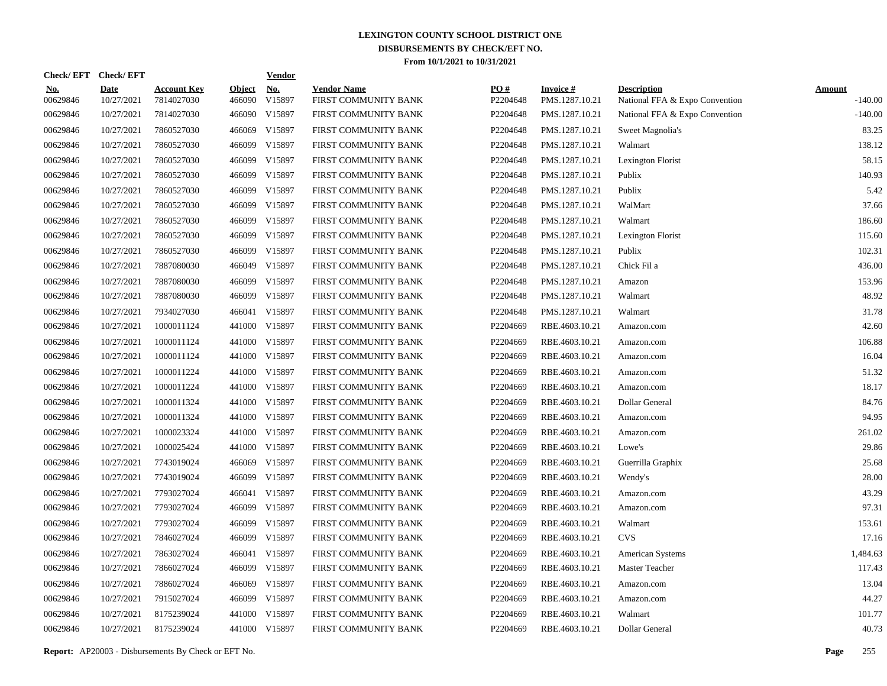# LEXINGTON COUNTY SCHOOL DISTRICT ONE
## DISBURSEMENTS BY CHECK/EFT NO.
### From 10/1/2021 to 10/31/2021

| Check/ EFT No. | Check/ EFT Date | Account Key | Object | Vendor No. | Vendor Name | PO # | Invoice # | Description | Amount |
|---|---|---|---|---|---|---|---|---|---|
| 00629846 | 10/27/2021 | 7814027030 | 466090 | V15897 | FIRST COMMUNITY BANK | P2204648 | PMS.1287.10.21 | National FFA & Expo Convention | -140.00 |
| 00629846 | 10/27/2021 | 7814027030 | 466090 | V15897 | FIRST COMMUNITY BANK | P2204648 | PMS.1287.10.21 | National FFA & Expo Convention | -140.00 |
| 00629846 | 10/27/2021 | 7860527030 | 466069 | V15897 | FIRST COMMUNITY BANK | P2204648 | PMS.1287.10.21 | Sweet Magnolia's | 83.25 |
| 00629846 | 10/27/2021 | 7860527030 | 466099 | V15897 | FIRST COMMUNITY BANK | P2204648 | PMS.1287.10.21 | Walmart | 138.12 |
| 00629846 | 10/27/2021 | 7860527030 | 466099 | V15897 | FIRST COMMUNITY BANK | P2204648 | PMS.1287.10.21 | Lexington Florist | 58.15 |
| 00629846 | 10/27/2021 | 7860527030 | 466099 | V15897 | FIRST COMMUNITY BANK | P2204648 | PMS.1287.10.21 | Publix | 140.93 |
| 00629846 | 10/27/2021 | 7860527030 | 466099 | V15897 | FIRST COMMUNITY BANK | P2204648 | PMS.1287.10.21 | Publix | 5.42 |
| 00629846 | 10/27/2021 | 7860527030 | 466099 | V15897 | FIRST COMMUNITY BANK | P2204648 | PMS.1287.10.21 | WalMart | 37.66 |
| 00629846 | 10/27/2021 | 7860527030 | 466099 | V15897 | FIRST COMMUNITY BANK | P2204648 | PMS.1287.10.21 | Walmart | 186.60 |
| 00629846 | 10/27/2021 | 7860527030 | 466099 | V15897 | FIRST COMMUNITY BANK | P2204648 | PMS.1287.10.21 | Lexington Florist | 115.60 |
| 00629846 | 10/27/2021 | 7860527030 | 466099 | V15897 | FIRST COMMUNITY BANK | P2204648 | PMS.1287.10.21 | Publix | 102.31 |
| 00629846 | 10/27/2021 | 7887080030 | 466049 | V15897 | FIRST COMMUNITY BANK | P2204648 | PMS.1287.10.21 | Chick Fil a | 436.00 |
| 00629846 | 10/27/2021 | 7887080030 | 466099 | V15897 | FIRST COMMUNITY BANK | P2204648 | PMS.1287.10.21 | Amazon | 153.96 |
| 00629846 | 10/27/2021 | 7887080030 | 466099 | V15897 | FIRST COMMUNITY BANK | P2204648 | PMS.1287.10.21 | Walmart | 48.92 |
| 00629846 | 10/27/2021 | 7934027030 | 466041 | V15897 | FIRST COMMUNITY BANK | P2204648 | PMS.1287.10.21 | Walmart | 31.78 |
| 00629846 | 10/27/2021 | 1000011124 | 441000 | V15897 | FIRST COMMUNITY BANK | P2204669 | RBE.4603.10.21 | Amazon.com | 42.60 |
| 00629846 | 10/27/2021 | 1000011124 | 441000 | V15897 | FIRST COMMUNITY BANK | P2204669 | RBE.4603.10.21 | Amazon.com | 106.88 |
| 00629846 | 10/27/2021 | 1000011124 | 441000 | V15897 | FIRST COMMUNITY BANK | P2204669 | RBE.4603.10.21 | Amazon.com | 16.04 |
| 00629846 | 10/27/2021 | 1000011224 | 441000 | V15897 | FIRST COMMUNITY BANK | P2204669 | RBE.4603.10.21 | Amazon.com | 51.32 |
| 00629846 | 10/27/2021 | 1000011224 | 441000 | V15897 | FIRST COMMUNITY BANK | P2204669 | RBE.4603.10.21 | Amazon.com | 18.17 |
| 00629846 | 10/27/2021 | 1000011324 | 441000 | V15897 | FIRST COMMUNITY BANK | P2204669 | RBE.4603.10.21 | Dollar General | 84.76 |
| 00629846 | 10/27/2021 | 1000011324 | 441000 | V15897 | FIRST COMMUNITY BANK | P2204669 | RBE.4603.10.21 | Amazon.com | 94.95 |
| 00629846 | 10/27/2021 | 1000023324 | 441000 | V15897 | FIRST COMMUNITY BANK | P2204669 | RBE.4603.10.21 | Amazon.com | 261.02 |
| 00629846 | 10/27/2021 | 1000025424 | 441000 | V15897 | FIRST COMMUNITY BANK | P2204669 | RBE.4603.10.21 | Lowe's | 29.86 |
| 00629846 | 10/27/2021 | 7743019024 | 466069 | V15897 | FIRST COMMUNITY BANK | P2204669 | RBE.4603.10.21 | Guerrilla Graphix | 25.68 |
| 00629846 | 10/27/2021 | 7743019024 | 466099 | V15897 | FIRST COMMUNITY BANK | P2204669 | RBE.4603.10.21 | Wendy's | 28.00 |
| 00629846 | 10/27/2021 | 7793027024 | 466041 | V15897 | FIRST COMMUNITY BANK | P2204669 | RBE.4603.10.21 | Amazon.com | 43.29 |
| 00629846 | 10/27/2021 | 7793027024 | 466099 | V15897 | FIRST COMMUNITY BANK | P2204669 | RBE.4603.10.21 | Amazon.com | 97.31 |
| 00629846 | 10/27/2021 | 7793027024 | 466099 | V15897 | FIRST COMMUNITY BANK | P2204669 | RBE.4603.10.21 | Walmart | 153.61 |
| 00629846 | 10/27/2021 | 7846027024 | 466099 | V15897 | FIRST COMMUNITY BANK | P2204669 | RBE.4603.10.21 | CVS | 17.16 |
| 00629846 | 10/27/2021 | 7863027024 | 466041 | V15897 | FIRST COMMUNITY BANK | P2204669 | RBE.4603.10.21 | American Systems | 1,484.63 |
| 00629846 | 10/27/2021 | 7866027024 | 466099 | V15897 | FIRST COMMUNITY BANK | P2204669 | RBE.4603.10.21 | Master Teacher | 117.43 |
| 00629846 | 10/27/2021 | 7886027024 | 466069 | V15897 | FIRST COMMUNITY BANK | P2204669 | RBE.4603.10.21 | Amazon.com | 13.04 |
| 00629846 | 10/27/2021 | 7915027024 | 466099 | V15897 | FIRST COMMUNITY BANK | P2204669 | RBE.4603.10.21 | Amazon.com | 44.27 |
| 00629846 | 10/27/2021 | 8175239024 | 441000 | V15897 | FIRST COMMUNITY BANK | P2204669 | RBE.4603.10.21 | Walmart | 101.77 |
| 00629846 | 10/27/2021 | 8175239024 | 441000 | V15897 | FIRST COMMUNITY BANK | P2204669 | RBE.4603.10.21 | Dollar General | 40.73 |

**Report:** AP20003 - Disbursements By Check or EFT No.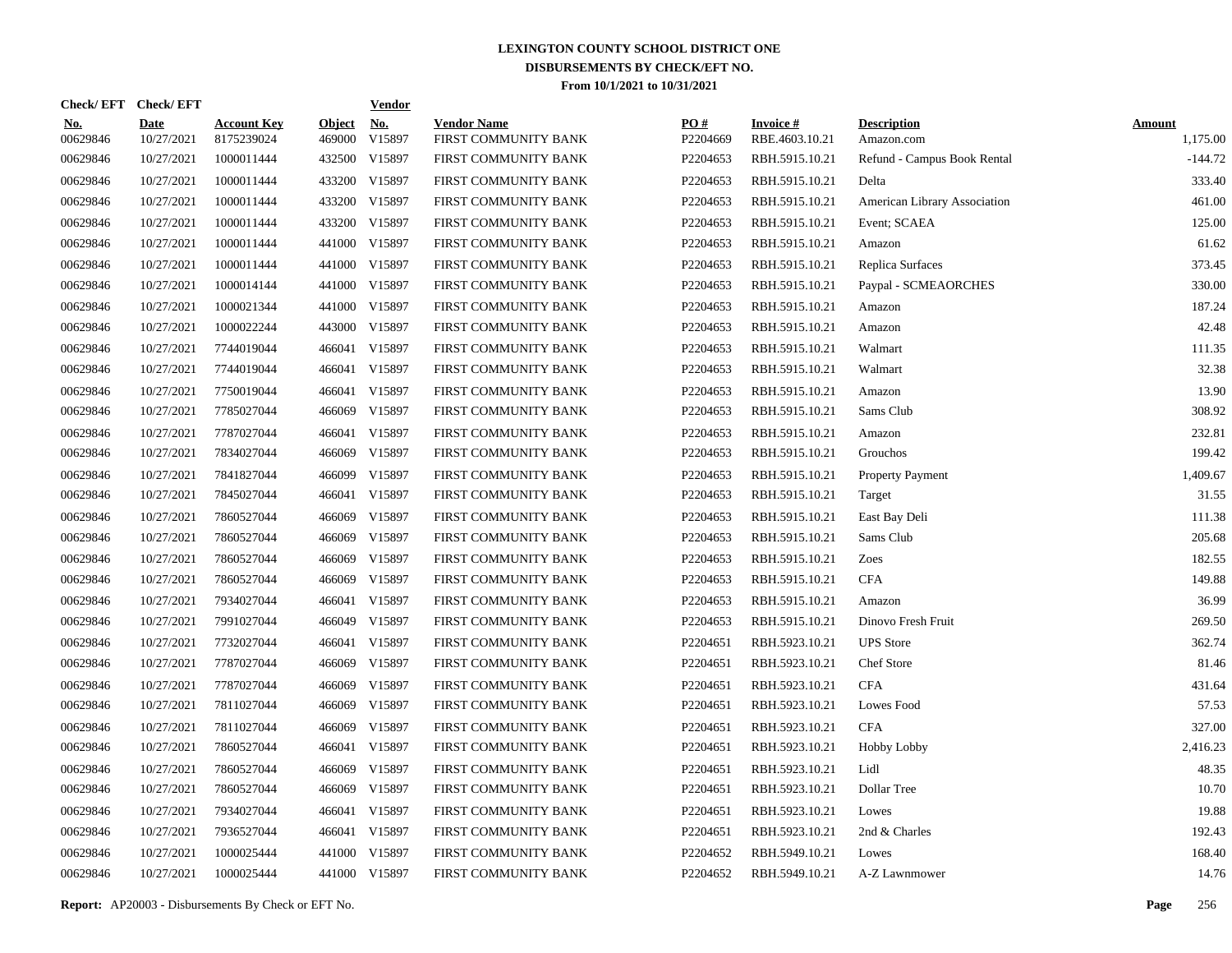# LEXINGTON COUNTY SCHOOL DISTRICT ONE
## DISBURSEMENTS BY CHECK/EFT NO.
### From 10/1/2021 to 10/31/2021

| Check/ EFT No. | Check/ EFT Date | Account Key | Object | Vendor No. | Vendor Name | PO # | Invoice # | Description | Amount |
|---|---|---|---|---|---|---|---|---|---|
| 00629846 | 10/27/2021 | 8175239024 | 469000 | V15897 | FIRST COMMUNITY BANK | P2204669 | RBE.4603.10.21 | Amazon.com | 1,175.00 |
| 00629846 | 10/27/2021 | 1000011444 | 432500 | V15897 | FIRST COMMUNITY BANK | P2204653 | RBH.5915.10.21 | Refund - Campus Book Rental | -144.72 |
| 00629846 | 10/27/2021 | 1000011444 | 433200 | V15897 | FIRST COMMUNITY BANK | P2204653 | RBH.5915.10.21 | Delta | 333.40 |
| 00629846 | 10/27/2021 | 1000011444 | 433200 | V15897 | FIRST COMMUNITY BANK | P2204653 | RBH.5915.10.21 | American Library Association | 461.00 |
| 00629846 | 10/27/2021 | 1000011444 | 433200 | V15897 | FIRST COMMUNITY BANK | P2204653 | RBH.5915.10.21 | Event; SCAEA | 125.00 |
| 00629846 | 10/27/2021 | 1000011444 | 441000 | V15897 | FIRST COMMUNITY BANK | P2204653 | RBH.5915.10.21 | Amazon | 61.62 |
| 00629846 | 10/27/2021 | 1000011444 | 441000 | V15897 | FIRST COMMUNITY BANK | P2204653 | RBH.5915.10.21 | Replica Surfaces | 373.45 |
| 00629846 | 10/27/2021 | 1000014144 | 441000 | V15897 | FIRST COMMUNITY BANK | P2204653 | RBH.5915.10.21 | Paypal - SCMEAORCHES | 330.00 |
| 00629846 | 10/27/2021 | 1000021344 | 441000 | V15897 | FIRST COMMUNITY BANK | P2204653 | RBH.5915.10.21 | Amazon | 187.24 |
| 00629846 | 10/27/2021 | 1000022244 | 443000 | V15897 | FIRST COMMUNITY BANK | P2204653 | RBH.5915.10.21 | Amazon | 42.48 |
| 00629846 | 10/27/2021 | 7744019044 | 466041 | V15897 | FIRST COMMUNITY BANK | P2204653 | RBH.5915.10.21 | Walmart | 111.35 |
| 00629846 | 10/27/2021 | 7744019044 | 466041 | V15897 | FIRST COMMUNITY BANK | P2204653 | RBH.5915.10.21 | Walmart | 32.38 |
| 00629846 | 10/27/2021 | 7750019044 | 466041 | V15897 | FIRST COMMUNITY BANK | P2204653 | RBH.5915.10.21 | Amazon | 13.90 |
| 00629846 | 10/27/2021 | 7785027044 | 466069 | V15897 | FIRST COMMUNITY BANK | P2204653 | RBH.5915.10.21 | Sams Club | 308.92 |
| 00629846 | 10/27/2021 | 7787027044 | 466041 | V15897 | FIRST COMMUNITY BANK | P2204653 | RBH.5915.10.21 | Amazon | 232.81 |
| 00629846 | 10/27/2021 | 7834027044 | 466069 | V15897 | FIRST COMMUNITY BANK | P2204653 | RBH.5915.10.21 | Grouchos | 199.42 |
| 00629846 | 10/27/2021 | 7841827044 | 466099 | V15897 | FIRST COMMUNITY BANK | P2204653 | RBH.5915.10.21 | Property Payment | 1,409.67 |
| 00629846 | 10/27/2021 | 7845027044 | 466041 | V15897 | FIRST COMMUNITY BANK | P2204653 | RBH.5915.10.21 | Target | 31.55 |
| 00629846 | 10/27/2021 | 7860527044 | 466069 | V15897 | FIRST COMMUNITY BANK | P2204653 | RBH.5915.10.21 | East Bay Deli | 111.38 |
| 00629846 | 10/27/2021 | 7860527044 | 466069 | V15897 | FIRST COMMUNITY BANK | P2204653 | RBH.5915.10.21 | Sams Club | 205.68 |
| 00629846 | 10/27/2021 | 7860527044 | 466069 | V15897 | FIRST COMMUNITY BANK | P2204653 | RBH.5915.10.21 | Zoes | 182.55 |
| 00629846 | 10/27/2021 | 7860527044 | 466069 | V15897 | FIRST COMMUNITY BANK | P2204653 | RBH.5915.10.21 | CFA | 149.88 |
| 00629846 | 10/27/2021 | 7934027044 | 466041 | V15897 | FIRST COMMUNITY BANK | P2204653 | RBH.5915.10.21 | Amazon | 36.99 |
| 00629846 | 10/27/2021 | 7991027044 | 466049 | V15897 | FIRST COMMUNITY BANK | P2204653 | RBH.5915.10.21 | Dinovo Fresh Fruit | 269.50 |
| 00629846 | 10/27/2021 | 7732027044 | 466041 | V15897 | FIRST COMMUNITY BANK | P2204651 | RBH.5923.10.21 | UPS Store | 362.74 |
| 00629846 | 10/27/2021 | 7787027044 | 466069 | V15897 | FIRST COMMUNITY BANK | P2204651 | RBH.5923.10.21 | Chef Store | 81.46 |
| 00629846 | 10/27/2021 | 7787027044 | 466069 | V15897 | FIRST COMMUNITY BANK | P2204651 | RBH.5923.10.21 | CFA | 431.64 |
| 00629846 | 10/27/2021 | 7811027044 | 466069 | V15897 | FIRST COMMUNITY BANK | P2204651 | RBH.5923.10.21 | Lowes Food | 57.53 |
| 00629846 | 10/27/2021 | 7811027044 | 466069 | V15897 | FIRST COMMUNITY BANK | P2204651 | RBH.5923.10.21 | CFA | 327.00 |
| 00629846 | 10/27/2021 | 7860527044 | 466041 | V15897 | FIRST COMMUNITY BANK | P2204651 | RBH.5923.10.21 | Hobby Lobby | 2,416.23 |
| 00629846 | 10/27/2021 | 7860527044 | 466069 | V15897 | FIRST COMMUNITY BANK | P2204651 | RBH.5923.10.21 | Lidl | 48.35 |
| 00629846 | 10/27/2021 | 7860527044 | 466069 | V15897 | FIRST COMMUNITY BANK | P2204651 | RBH.5923.10.21 | Dollar Tree | 10.70 |
| 00629846 | 10/27/2021 | 7934027044 | 466041 | V15897 | FIRST COMMUNITY BANK | P2204651 | RBH.5923.10.21 | Lowes | 19.88 |
| 00629846 | 10/27/2021 | 7936527044 | 466041 | V15897 | FIRST COMMUNITY BANK | P2204651 | RBH.5923.10.21 | 2nd & Charles | 192.43 |
| 00629846 | 10/27/2021 | 1000025444 | 441000 | V15897 | FIRST COMMUNITY BANK | P2204652 | RBH.5949.10.21 | Lowes | 168.40 |
| 00629846 | 10/27/2021 | 1000025444 | 441000 | V15897 | FIRST COMMUNITY BANK | P2204652 | RBH.5949.10.21 | A-Z Lawnmower | 14.76 |

**Report:** AP20003 - Disbursements By Check or EFT No.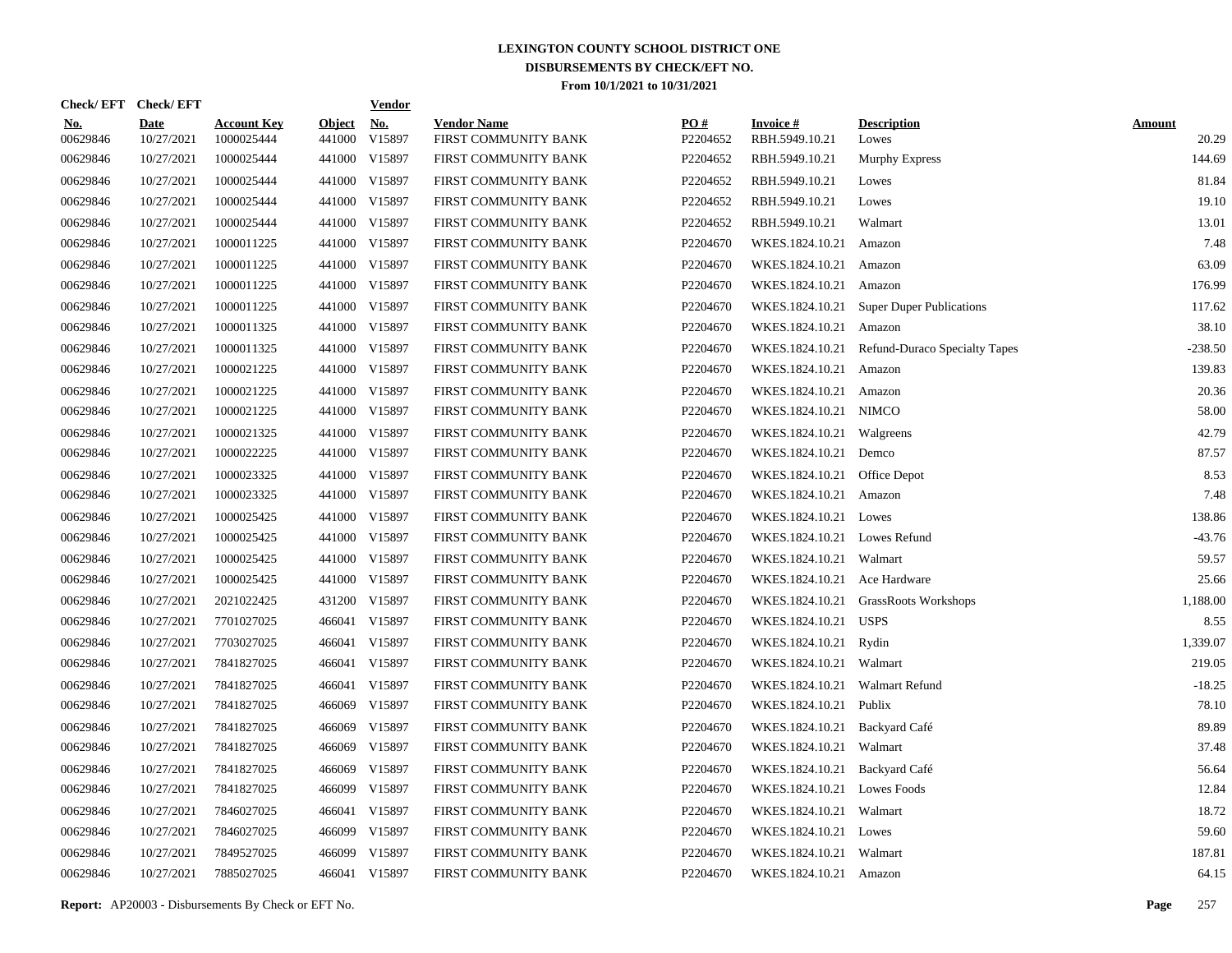# LEXINGTON COUNTY SCHOOL DISTRICT ONE
## DISBURSEMENTS BY CHECK/EFT NO.
### From 10/1/2021 to 10/31/2021

| Check/ EFT No. | Check/ EFT Date | Account Key | Object | Vendor No. | Vendor Name | PO # | Invoice # | Description | Amount |
|---|---|---|---|---|---|---|---|---|---|
| 00629846 | 10/27/2021 | 1000025444 | 441000 | V15897 | FIRST COMMUNITY BANK | P2204652 | RBH.5949.10.21 | Lowes | 20.29 |
| 00629846 | 10/27/2021 | 1000025444 | 441000 | V15897 | FIRST COMMUNITY BANK | P2204652 | RBH.5949.10.21 | Murphy Express | 144.69 |
| 00629846 | 10/27/2021 | 1000025444 | 441000 | V15897 | FIRST COMMUNITY BANK | P2204652 | RBH.5949.10.21 | Lowes | 81.84 |
| 00629846 | 10/27/2021 | 1000025444 | 441000 | V15897 | FIRST COMMUNITY BANK | P2204652 | RBH.5949.10.21 | Lowes | 19.10 |
| 00629846 | 10/27/2021 | 1000025444 | 441000 | V15897 | FIRST COMMUNITY BANK | P2204652 | RBH.5949.10.21 | Walmart | 13.01 |
| 00629846 | 10/27/2021 | 1000011225 | 441000 | V15897 | FIRST COMMUNITY BANK | P2204670 | WKES.1824.10.21 | Amazon | 7.48 |
| 00629846 | 10/27/2021 | 1000011225 | 441000 | V15897 | FIRST COMMUNITY BANK | P2204670 | WKES.1824.10.21 | Amazon | 63.09 |
| 00629846 | 10/27/2021 | 1000011225 | 441000 | V15897 | FIRST COMMUNITY BANK | P2204670 | WKES.1824.10.21 | Amazon | 176.99 |
| 00629846 | 10/27/2021 | 1000011225 | 441000 | V15897 | FIRST COMMUNITY BANK | P2204670 | WKES.1824.10.21 | Super Duper Publications | 117.62 |
| 00629846 | 10/27/2021 | 1000011325 | 441000 | V15897 | FIRST COMMUNITY BANK | P2204670 | WKES.1824.10.21 | Amazon | 38.10 |
| 00629846 | 10/27/2021 | 1000011325 | 441000 | V15897 | FIRST COMMUNITY BANK | P2204670 | WKES.1824.10.21 | Refund-Duraco Specialty Tapes | -238.50 |
| 00629846 | 10/27/2021 | 1000021225 | 441000 | V15897 | FIRST COMMUNITY BANK | P2204670 | WKES.1824.10.21 | Amazon | 139.83 |
| 00629846 | 10/27/2021 | 1000021225 | 441000 | V15897 | FIRST COMMUNITY BANK | P2204670 | WKES.1824.10.21 | Amazon | 20.36 |
| 00629846 | 10/27/2021 | 1000021225 | 441000 | V15897 | FIRST COMMUNITY BANK | P2204670 | WKES.1824.10.21 | NIMCO | 58.00 |
| 00629846 | 10/27/2021 | 1000021325 | 441000 | V15897 | FIRST COMMUNITY BANK | P2204670 | WKES.1824.10.21 | Walgreens | 42.79 |
| 00629846 | 10/27/2021 | 1000022225 | 441000 | V15897 | FIRST COMMUNITY BANK | P2204670 | WKES.1824.10.21 | Demco | 87.57 |
| 00629846 | 10/27/2021 | 1000023325 | 441000 | V15897 | FIRST COMMUNITY BANK | P2204670 | WKES.1824.10.21 | Office Depot | 8.53 |
| 00629846 | 10/27/2021 | 1000023325 | 441000 | V15897 | FIRST COMMUNITY BANK | P2204670 | WKES.1824.10.21 | Amazon | 7.48 |
| 00629846 | 10/27/2021 | 1000025425 | 441000 | V15897 | FIRST COMMUNITY BANK | P2204670 | WKES.1824.10.21 | Lowes | 138.86 |
| 00629846 | 10/27/2021 | 1000025425 | 441000 | V15897 | FIRST COMMUNITY BANK | P2204670 | WKES.1824.10.21 | Lowes Refund | -43.76 |
| 00629846 | 10/27/2021 | 1000025425 | 441000 | V15897 | FIRST COMMUNITY BANK | P2204670 | WKES.1824.10.21 | Walmart | 59.57 |
| 00629846 | 10/27/2021 | 1000025425 | 441000 | V15897 | FIRST COMMUNITY BANK | P2204670 | WKES.1824.10.21 | Ace Hardware | 25.66 |
| 00629846 | 10/27/2021 | 2021022425 | 431200 | V15897 | FIRST COMMUNITY BANK | P2204670 | WKES.1824.10.21 | GrassRoots Workshops | 1,188.00 |
| 00629846 | 10/27/2021 | 7701027025 | 466041 | V15897 | FIRST COMMUNITY BANK | P2204670 | WKES.1824.10.21 | USPS | 8.55 |
| 00629846 | 10/27/2021 | 7703027025 | 466041 | V15897 | FIRST COMMUNITY BANK | P2204670 | WKES.1824.10.21 | Rydin | 1,339.07 |
| 00629846 | 10/27/2021 | 7841827025 | 466041 | V15897 | FIRST COMMUNITY BANK | P2204670 | WKES.1824.10.21 | Walmart | 219.05 |
| 00629846 | 10/27/2021 | 7841827025 | 466041 | V15897 | FIRST COMMUNITY BANK | P2204670 | WKES.1824.10.21 | Walmart Refund | -18.25 |
| 00629846 | 10/27/2021 | 7841827025 | 466069 | V15897 | FIRST COMMUNITY BANK | P2204670 | WKES.1824.10.21 | Publix | 78.10 |
| 00629846 | 10/27/2021 | 7841827025 | 466069 | V15897 | FIRST COMMUNITY BANK | P2204670 | WKES.1824.10.21 | Backyard Café | 89.89 |
| 00629846 | 10/27/2021 | 7841827025 | 466069 | V15897 | FIRST COMMUNITY BANK | P2204670 | WKES.1824.10.21 | Walmart | 37.48 |
| 00629846 | 10/27/2021 | 7841827025 | 466069 | V15897 | FIRST COMMUNITY BANK | P2204670 | WKES.1824.10.21 | Backyard Café | 56.64 |
| 00629846 | 10/27/2021 | 7841827025 | 466099 | V15897 | FIRST COMMUNITY BANK | P2204670 | WKES.1824.10.21 | Lowes Foods | 12.84 |
| 00629846 | 10/27/2021 | 7846027025 | 466041 | V15897 | FIRST COMMUNITY BANK | P2204670 | WKES.1824.10.21 | Walmart | 18.72 |
| 00629846 | 10/27/2021 | 7846027025 | 466099 | V15897 | FIRST COMMUNITY BANK | P2204670 | WKES.1824.10.21 | Lowes | 59.60 |
| 00629846 | 10/27/2021 | 7849527025 | 466099 | V15897 | FIRST COMMUNITY BANK | P2204670 | WKES.1824.10.21 | Walmart | 187.81 |
| 00629846 | 10/27/2021 | 7885027025 | 466041 | V15897 | FIRST COMMUNITY BANK | P2204670 | WKES.1824.10.21 | Amazon | 64.15 |

**Report:** AP20003 - Disbursements By Check or EFT No.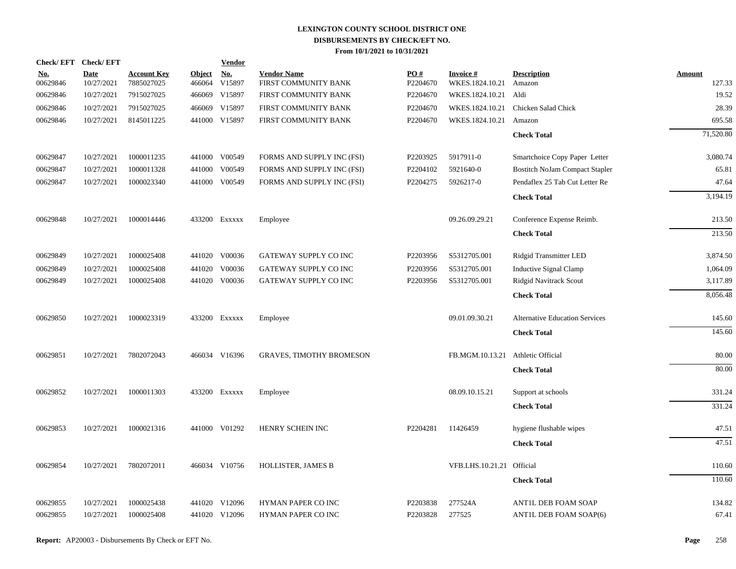# LEXINGTON COUNTY SCHOOL DISTRICT ONE
## DISBURSEMENTS BY CHECK/EFT NO.
### From 10/1/2021 to 10/31/2021

| Check/ EFT No. | Check/ EFT Date | Account Key | Object | Vendor No. | Vendor Name | PO # | Invoice # | Description | Amount |
|---|---|---|---|---|---|---|---|---|---|
| 00629846 | 10/27/2021 | 7885027025 | 466064 | V15897 | FIRST COMMUNITY BANK | P2204670 | WKES.1824.10.21 | Amazon | 127.33 |
| 00629846 | 10/27/2021 | 7915027025 | 466069 | V15897 | FIRST COMMUNITY BANK | P2204670 | WKES.1824.10.21 | Aldi | 19.52 |
| 00629846 | 10/27/2021 | 7915027025 | 466069 | V15897 | FIRST COMMUNITY BANK | P2204670 | WKES.1824.10.21 | Chicken Salad Chick | 28.39 |
| 00629846 | 10/27/2021 | 8145011225 | 441000 | V15897 | FIRST COMMUNITY BANK | P2204670 | WKES.1824.10.21 | Amazon | 695.58 |
| | | | | | | | | **Check Total** | 71,520.80 |
| 00629847 | 10/27/2021 | 1000011235 | 441000 | V00549 | FORMS AND SUPPLY INC (FSI) | P2203925 | 5917911-0 | Smartchoice Copy Paper Letter | 3,080.74 |
| 00629847 | 10/27/2021 | 1000011328 | 441000 | V00549 | FORMS AND SUPPLY INC (FSI) | P2204102 | 5921640-0 | Bostitch NoJam Compact Stapler | 65.81 |
| 00629847 | 10/27/2021 | 1000023340 | 441000 | V00549 | FORMS AND SUPPLY INC (FSI) | P2204275 | 5926217-0 | Pendaflex 25 Tab Cut Letter Re | 47.64 |
| | | | | | | | | **Check Total** | 3,194.19 |
| 00629848 | 10/27/2021 | 1000014446 | 433200 | Exxxxx | Employee | | 09.26.09.29.21 | Conference Expense Reimb. | 213.50 |
| | | | | | | | | **Check Total** | 213.50 |
| 00629849 | 10/27/2021 | 1000025408 | 441020 | V00036 | GATEWAY SUPPLY CO INC | P2203956 | S5312705.001 | Ridgid Transmitter LED | 3,874.50 |
| 00629849 | 10/27/2021 | 1000025408 | 441020 | V00036 | GATEWAY SUPPLY CO INC | P2203956 | S5312705.001 | Inductive Signal Clamp | 1,064.09 |
| 00629849 | 10/27/2021 | 1000025408 | 441020 | V00036 | GATEWAY SUPPLY CO INC | P2203956 | S5312705.001 | Ridgid Navitrack Scout | 3,117.89 |
| | | | | | | | | **Check Total** | 8,056.48 |
| 00629850 | 10/27/2021 | 1000023319 | 433200 | Exxxxx | Employee | | 09.01.09.30.21 | Alternative Education Services | 145.60 |
| | | | | | | | | **Check Total** | 145.60 |
| 00629851 | 10/27/2021 | 7802072043 | 466034 | V16396 | GRAVES, TIMOTHY BROMESON | | FB.MGM.10.13.21 | Athletic Official | 80.00 |
| | | | | | | | | **Check Total** | 80.00 |
| 00629852 | 10/27/2021 | 1000011303 | 433200 | Exxxxx | Employee | | 08.09.10.15.21 | Support at schools | 331.24 |
| | | | | | | | | **Check Total** | 331.24 |
| 00629853 | 10/27/2021 | 1000021316 | 441000 | V01292 | HENRY SCHEIN INC | P2204281 | 11426459 | hygiene flushable wipes | 47.51 |
| | | | | | | | | **Check Total** | 47.51 |
| 00629854 | 10/27/2021 | 7802072011 | 466034 | V10756 | HOLLISTER, JAMES B | | VFB.LHS.10.21.21 | Official | 110.60 |
| | | | | | | | | **Check Total** | 110.60 |
| 00629855 | 10/27/2021 | 1000025438 | 441020 | V12096 | HYMAN PAPER CO INC | P2203838 | 277524A | ANT1L DEB FOAM SOAP | 134.82 |
| 00629855 | 10/27/2021 | 1000025408 | 441020 | V12096 | HYMAN PAPER CO INC | P2203828 | 277525 | ANT1L DEB FOAM SOAP(6) | 67.41 |

**Report:** AP20003 - Disbursements By Check or EFT No.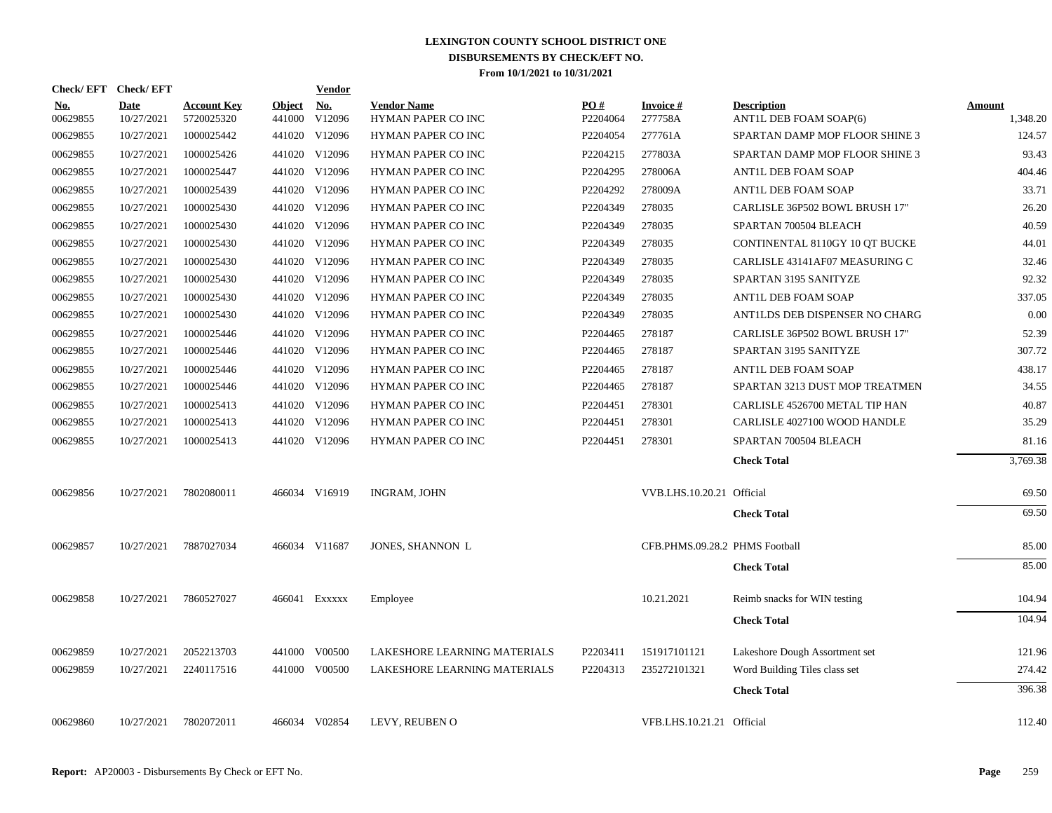# LEXINGTON COUNTY SCHOOL DISTRICT ONE
## DISBURSEMENTS BY CHECK/EFT NO.
### From 10/1/2021 to 10/31/2021

| Check/EFT No. | Check/EFT Date | Account Key | Object | Vendor No. | Vendor Name | PO # | Invoice # | Description | Amount |
|---|---|---|---|---|---|---|---|---|---|
| 00629855 | 10/27/2021 | 5720025320 | 441000 | V12096 | HYMAN PAPER CO INC | P2204064 | 277758A | ANT1L DEB FOAM SOAP(6) | 1,348.20 |
| 00629855 | 10/27/2021 | 1000025442 | 441020 | V12096 | HYMAN PAPER CO INC | P2204054 | 277761A | SPARTAN DAMP MOP FLOOR SHINE 3 | 124.57 |
| 00629855 | 10/27/2021 | 1000025426 | 441020 | V12096 | HYMAN PAPER CO INC | P2204215 | 277803A | SPARTAN DAMP MOP FLOOR SHINE 3 | 93.43 |
| 00629855 | 10/27/2021 | 1000025447 | 441020 | V12096 | HYMAN PAPER CO INC | P2204295 | 278006A | ANT1L DEB FOAM SOAP | 404.46 |
| 00629855 | 10/27/2021 | 1000025439 | 441020 | V12096 | HYMAN PAPER CO INC | P2204292 | 278009A | ANT1L DEB FOAM SOAP | 33.71 |
| 00629855 | 10/27/2021 | 1000025430 | 441020 | V12096 | HYMAN PAPER CO INC | P2204349 | 278035 | CARLISLE 36P502 BOWL BRUSH 17" | 26.20 |
| 00629855 | 10/27/2021 | 1000025430 | 441020 | V12096 | HYMAN PAPER CO INC | P2204349 | 278035 | SPARTAN 700504 BLEACH | 40.59 |
| 00629855 | 10/27/2021 | 1000025430 | 441020 | V12096 | HYMAN PAPER CO INC | P2204349 | 278035 | CONTINENTAL 8110GY 10 QT BUCKE | 44.01 |
| 00629855 | 10/27/2021 | 1000025430 | 441020 | V12096 | HYMAN PAPER CO INC | P2204349 | 278035 | CARLISLE 43141AF07 MEASURING C | 32.46 |
| 00629855 | 10/27/2021 | 1000025430 | 441020 | V12096 | HYMAN PAPER CO INC | P2204349 | 278035 | SPARTAN 3195 SANITYZE | 92.32 |
| 00629855 | 10/27/2021 | 1000025430 | 441020 | V12096 | HYMAN PAPER CO INC | P2204349 | 278035 | ANT1L DEB FOAM SOAP | 337.05 |
| 00629855 | 10/27/2021 | 1000025430 | 441020 | V12096 | HYMAN PAPER CO INC | P2204349 | 278035 | ANT1LDS DEB DISPENSER NO CHARG | 0.00 |
| 00629855 | 10/27/2021 | 1000025446 | 441020 | V12096 | HYMAN PAPER CO INC | P2204465 | 278187 | CARLISLE 36P502 BOWL BRUSH 17" | 52.39 |
| 00629855 | 10/27/2021 | 1000025446 | 441020 | V12096 | HYMAN PAPER CO INC | P2204465 | 278187 | SPARTAN 3195 SANITYZE | 307.72 |
| 00629855 | 10/27/2021 | 1000025446 | 441020 | V12096 | HYMAN PAPER CO INC | P2204465 | 278187 | ANT1L DEB FOAM SOAP | 438.17 |
| 00629855 | 10/27/2021 | 1000025446 | 441020 | V12096 | HYMAN PAPER CO INC | P2204465 | 278187 | SPARTAN 3213 DUST MOP TREATMEN | 34.55 |
| 00629855 | 10/27/2021 | 1000025413 | 441020 | V12096 | HYMAN PAPER CO INC | P2204451 | 278301 | CARLISLE 4526700 METAL TIP HAN | 40.87 |
| 00629855 | 10/27/2021 | 1000025413 | 441020 | V12096 | HYMAN PAPER CO INC | P2204451 | 278301 | CARLISLE 4027100 WOOD HANDLE | 35.29 |
| 00629855 | 10/27/2021 | 1000025413 | 441020 | V12096 | HYMAN PAPER CO INC | P2204451 | 278301 | SPARTAN 700504 BLEACH | 81.16 |
| | | | | | | | | **Check Total** | 3,769.38 |
| 00629856 | 10/27/2021 | 7802080011 | 466034 | V16919 | INGRAM, JOHN | | VVB.LHS.10.20.21 | Official | 69.50 |
| | | | | | | | | **Check Total** | 69.50 |
| 00629857 | 10/27/2021 | 7887027034 | 466034 | V11687 | JONES, SHANNON L | | CFB.PHMS.09.28.2 | PHMS Football | 85.00 |
| | | | | | | | | **Check Total** | 85.00 |
| 00629858 | 10/27/2021 | 7860527027 | 466041 | Exxxxx | Employee | | 10.21.2021 | Reimb snacks for WIN testing | 104.94 |
| | | | | | | | | **Check Total** | 104.94 |
| 00629859 | 10/27/2021 | 2052213703 | 441000 | V00500 | LAKESHORE LEARNING MATERIALS | P2203411 | 151917101121 | Lakeshore Dough Assortment set | 121.96 |
| 00629859 | 10/27/2021 | 2240117516 | 441000 | V00500 | LAKESHORE LEARNING MATERIALS | P2204313 | 235272101321 | Word Building Tiles class set | 274.42 |
| | | | | | | | | **Check Total** | 396.38 |
| 00629860 | 10/27/2021 | 7802072011 | 466034 | V02854 | LEVY, REUBEN O | | VFB.LHS.10.21.21 | Official | 112.40 |

**Report:** AP20003 - Disbursements By Check or EFT No.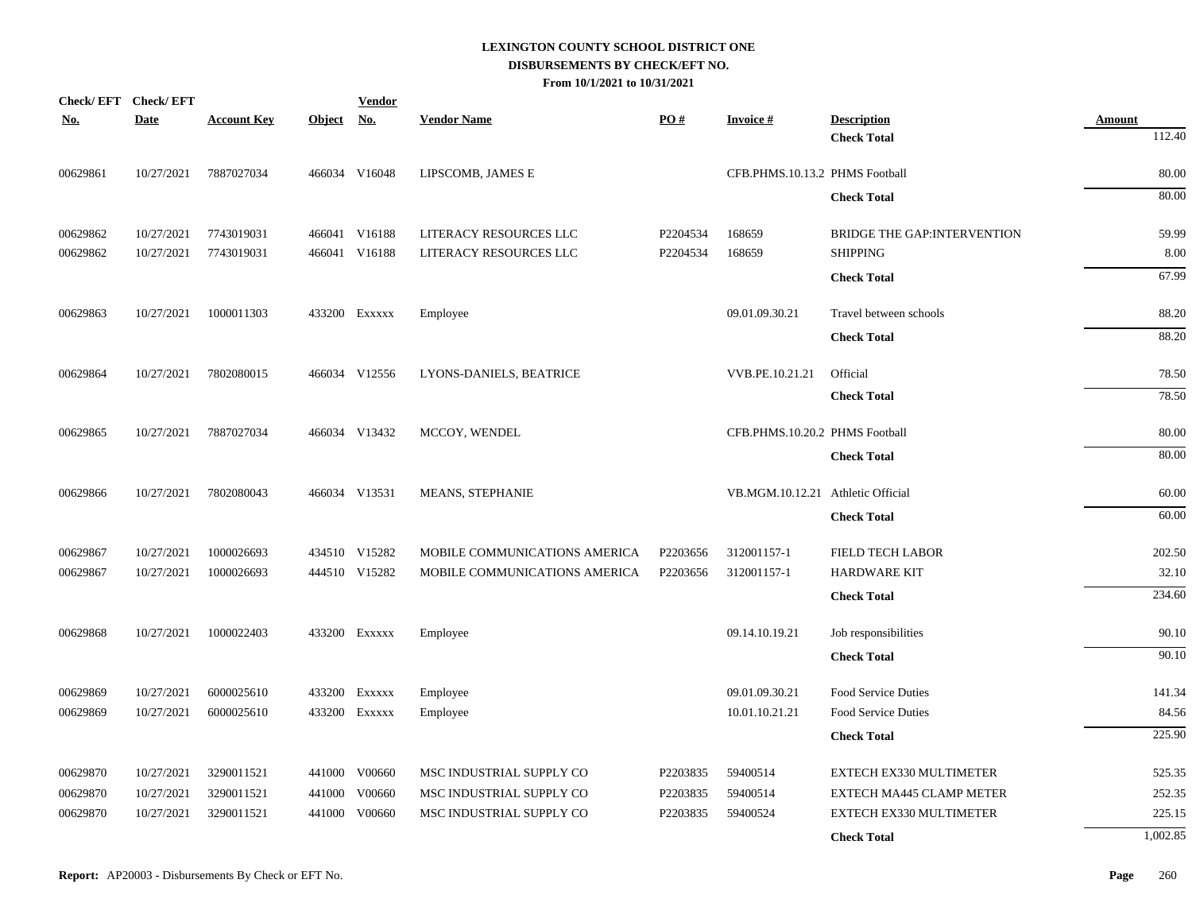**LEXINGTON COUNTY SCHOOL DISTRICT ONE**
**DISBURSEMENTS BY CHECK/EFT NO.**
**From 10/1/2021 to 10/31/2021**

| Check/ EFT No. | Check/ EFT Date | Account Key | Object | Vendor No. | Vendor Name | PO # | Invoice # | Description | Amount |
|---|---|---|---|---|---|---|---|---|---|
| | | | | | | | | **Check Total** | 112.40 |
| 00629861 | 10/27/2021 | 7887027034 | 466034 | V16048 | LIPSCOMB, JAMES E | | CFB.PHMS.10.13.2 | PHMS Football | 80.00 |
| | | | | | | | | **Check Total** | 80.00 |
| 00629862 | 10/27/2021 | 7743019031 | 466041 | V16188 | LITERACY RESOURCES LLC | P2204534 | 168659 | BRIDGE THE GAP:INTERVENTION | 59.99 |
| 00629862 | 10/27/2021 | 7743019031 | 466041 | V16188 | LITERACY RESOURCES LLC | P2204534 | 168659 | SHIPPING | 8.00 |
| | | | | | | | | **Check Total** | 67.99 |
| 00629863 | 10/27/2021 | 1000011303 | 433200 | Exxxxx | Employee | | 09.01.09.30.21 | Travel between schools | 88.20 |
| | | | | | | | | **Check Total** | 88.20 |
| 00629864 | 10/27/2021 | 7802080015 | 466034 | V12556 | LYONS-DANIELS, BEATRICE | | VVB.PE.10.21.21 | Official | 78.50 |
| | | | | | | | | **Check Total** | 78.50 |
| 00629865 | 10/27/2021 | 7887027034 | 466034 | V13432 | MCCOY, WENDEL | | CFB.PHMS.10.20.2 | PHMS Football | 80.00 |
| | | | | | | | | **Check Total** | 80.00 |
| 00629866 | 10/27/2021 | 7802080043 | 466034 | V13531 | MEANS, STEPHANIE | | VB.MGM.10.12.21 | Athletic Official | 60.00 |
| | | | | | | | | **Check Total** | 60.00 |
| 00629867 | 10/27/2021 | 1000026693 | 434510 | V15282 | MOBILE COMMUNICATIONS AMERICA | P2203656 | 312001157-1 | FIELD TECH LABOR | 202.50 |
| 00629867 | 10/27/2021 | 1000026693 | 444510 | V15282 | MOBILE COMMUNICATIONS AMERICA | P2203656 | 312001157-1 | HARDWARE KIT | 32.10 |
| | | | | | | | | **Check Total** | 234.60 |
| 00629868 | 10/27/2021 | 1000022403 | 433200 | Exxxxx | Employee | | 09.14.10.19.21 | Job responsibilities | 90.10 |
| | | | | | | | | **Check Total** | 90.10 |
| 00629869 | 10/27/2021 | 6000025610 | 433200 | Exxxxx | Employee | | 09.01.09.30.21 | Food Service Duties | 141.34 |
| 00629869 | 10/27/2021 | 6000025610 | 433200 | Exxxxx | Employee | | 10.01.10.21.21 | Food Service Duties | 84.56 |
| | | | | | | | | **Check Total** | 225.90 |
| 00629870 | 10/27/2021 | 3290011521 | 441000 | V00660 | MSC INDUSTRIAL SUPPLY CO | P2203835 | 59400514 | EXTECH EX330 MULTIMETER | 525.35 |
| 00629870 | 10/27/2021 | 3290011521 | 441000 | V00660 | MSC INDUSTRIAL SUPPLY CO | P2203835 | 59400514 | EXTECH MA445 CLAMP METER | 252.35 |
| 00629870 | 10/27/2021 | 3290011521 | 441000 | V00660 | MSC INDUSTRIAL SUPPLY CO | P2203835 | 59400524 | EXTECH EX330 MULTIMETER | 225.15 |
| | | | | | | | | **Check Total** | 1,002.85 |

**Report:** AP20003 - Disbursements By Check or EFT No.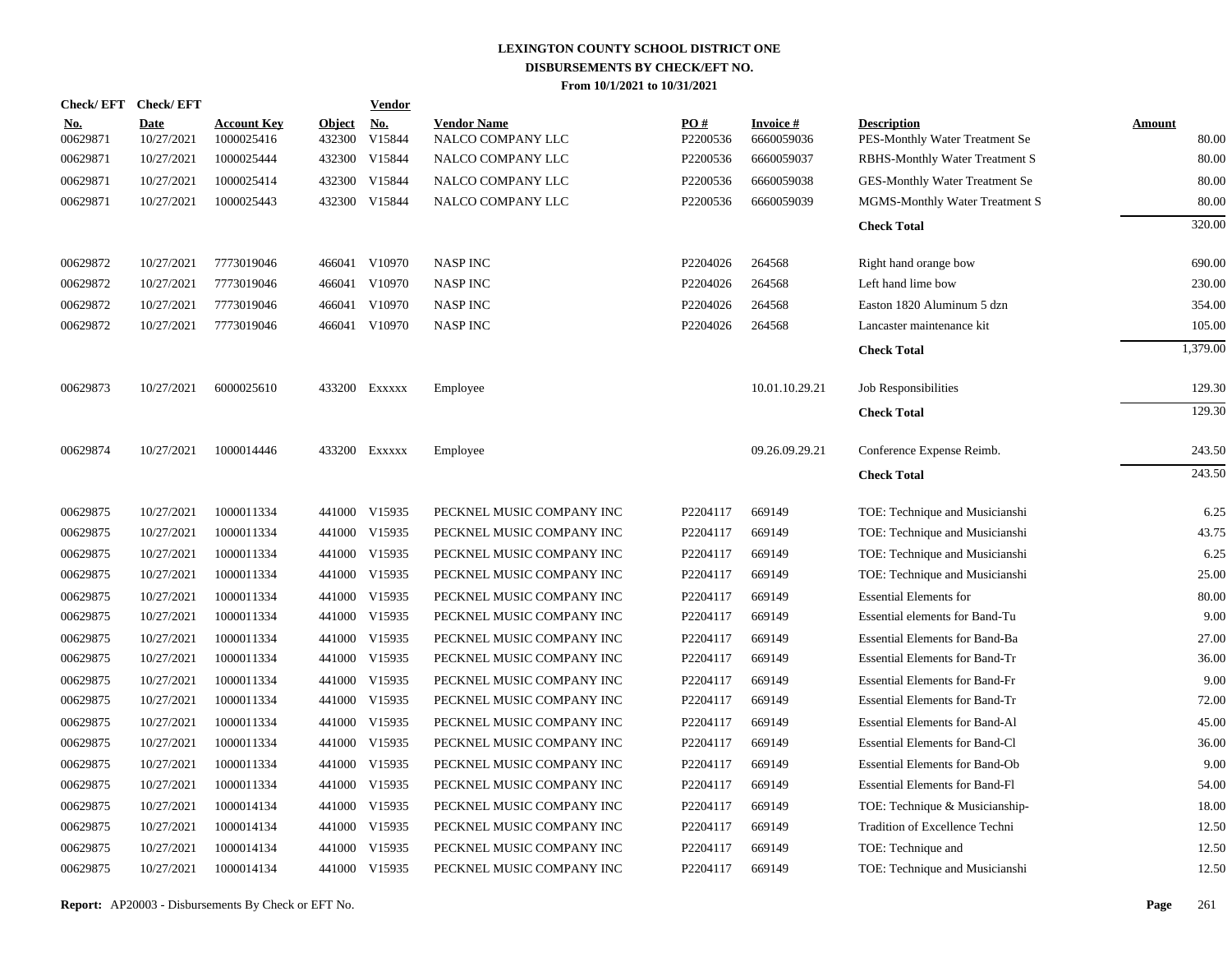# LEXINGTON COUNTY SCHOOL DISTRICT ONE
## DISBURSEMENTS BY CHECK/EFT NO.
### From 10/1/2021 to 10/31/2021

| Check/ EFT No. | Check/ EFT Date | Account Key | Object | Vendor No. | Vendor Name | PO # | Invoice # | Description | Amount |
|---|---|---|---|---|---|---|---|---|---|
| 00629871 | 10/27/2021 | 1000025416 | 432300 | V15844 | NALCO COMPANY LLC | P2200536 | 6660059036 | PES-Monthly Water Treatment Se | 80.00 |
| 00629871 | 10/27/2021 | 1000025444 | 432300 | V15844 | NALCO COMPANY LLC | P2200536 | 6660059037 | RBHS-Monthly Water Treatment S | 80.00 |
| 00629871 | 10/27/2021 | 1000025414 | 432300 | V15844 | NALCO COMPANY LLC | P2200536 | 6660059038 | GES-Monthly Water Treatment Se | 80.00 |
| 00629871 | 10/27/2021 | 1000025443 | 432300 | V15844 | NALCO COMPANY LLC | P2200536 | 6660059039 | MGMS-Monthly Water Treatment S | 80.00 |
| | | | | | | | | **Check Total** | 320.00 |
| 00629872 | 10/27/2021 | 7773019046 | 466041 | V10970 | NASP INC | P2204026 | 264568 | Right hand orange bow | 690.00 |
| 00629872 | 10/27/2021 | 7773019046 | 466041 | V10970 | NASP INC | P2204026 | 264568 | Left hand lime bow | 230.00 |
| 00629872 | 10/27/2021 | 7773019046 | 466041 | V10970 | NASP INC | P2204026 | 264568 | Easton 1820 Aluminum 5 dzn | 354.00 |
| 00629872 | 10/27/2021 | 7773019046 | 466041 | V10970 | NASP INC | P2204026 | 264568 | Lancaster maintenance kit | 105.00 |
| | | | | | | | | **Check Total** | 1,379.00 |
| 00629873 | 10/27/2021 | 6000025610 | 433200 | Exxxxx | Employee | | 10.01.10.29.21 | Job Responsibilities | 129.30 |
| | | | | | | | | **Check Total** | 129.30 |
| 00629874 | 10/27/2021 | 1000014446 | 433200 | Exxxxx | Employee | | 09.26.09.29.21 | Conference Expense Reimb. | 243.50 |
| | | | | | | | | **Check Total** | 243.50 |
| 00629875 | 10/27/2021 | 1000011334 | 441000 | V15935 | PECKNEL MUSIC COMPANY INC | P2204117 | 669149 | TOE: Technique and Musicianshi | 6.25 |
| 00629875 | 10/27/2021 | 1000011334 | 441000 | V15935 | PECKNEL MUSIC COMPANY INC | P2204117 | 669149 | TOE: Technique and Musicianshi | 43.75 |
| 00629875 | 10/27/2021 | 1000011334 | 441000 | V15935 | PECKNEL MUSIC COMPANY INC | P2204117 | 669149 | TOE: Technique and Musicianshi | 6.25 |
| 00629875 | 10/27/2021 | 1000011334 | 441000 | V15935 | PECKNEL MUSIC COMPANY INC | P2204117 | 669149 | TOE: Technique and Musicianshi | 25.00 |
| 00629875 | 10/27/2021 | 1000011334 | 441000 | V15935 | PECKNEL MUSIC COMPANY INC | P2204117 | 669149 | Essential Elements for | 80.00 |
| 00629875 | 10/27/2021 | 1000011334 | 441000 | V15935 | PECKNEL MUSIC COMPANY INC | P2204117 | 669149 | Essential elements for Band-Tu | 9.00 |
| 00629875 | 10/27/2021 | 1000011334 | 441000 | V15935 | PECKNEL MUSIC COMPANY INC | P2204117 | 669149 | Essential Elements for Band-Ba | 27.00 |
| 00629875 | 10/27/2021 | 1000011334 | 441000 | V15935 | PECKNEL MUSIC COMPANY INC | P2204117 | 669149 | Essential Elements for Band-Tr | 36.00 |
| 00629875 | 10/27/2021 | 1000011334 | 441000 | V15935 | PECKNEL MUSIC COMPANY INC | P2204117 | 669149 | Essential Elements for Band-Fr | 9.00 |
| 00629875 | 10/27/2021 | 1000011334 | 441000 | V15935 | PECKNEL MUSIC COMPANY INC | P2204117 | 669149 | Essential Elements for Band-Tr | 72.00 |
| 00629875 | 10/27/2021 | 1000011334 | 441000 | V15935 | PECKNEL MUSIC COMPANY INC | P2204117 | 669149 | Essential Elements for Band-Al | 45.00 |
| 00629875 | 10/27/2021 | 1000011334 | 441000 | V15935 | PECKNEL MUSIC COMPANY INC | P2204117 | 669149 | Essential Elements for Band-Cl | 36.00 |
| 00629875 | 10/27/2021 | 1000011334 | 441000 | V15935 | PECKNEL MUSIC COMPANY INC | P2204117 | 669149 | Essential Elements for Band-Ob | 9.00 |
| 00629875 | 10/27/2021 | 1000011334 | 441000 | V15935 | PECKNEL MUSIC COMPANY INC | P2204117 | 669149 | Essential Elements for Band-Fl | 54.00 |
| 00629875 | 10/27/2021 | 1000014134 | 441000 | V15935 | PECKNEL MUSIC COMPANY INC | P2204117 | 669149 | TOE: Technique & Musicianship- | 18.00 |
| 00629875 | 10/27/2021 | 1000014134 | 441000 | V15935 | PECKNEL MUSIC COMPANY INC | P2204117 | 669149 | Tradition of Excellence Techni | 12.50 |
| 00629875 | 10/27/2021 | 1000014134 | 441000 | V15935 | PECKNEL MUSIC COMPANY INC | P2204117 | 669149 | TOE: Technique and | 12.50 |
| 00629875 | 10/27/2021 | 1000014134 | 441000 | V15935 | PECKNEL MUSIC COMPANY INC | P2204117 | 669149 | TOE: Technique and Musicianshi | 12.50 |

**Report:** AP20003 - Disbursements By Check or EFT No.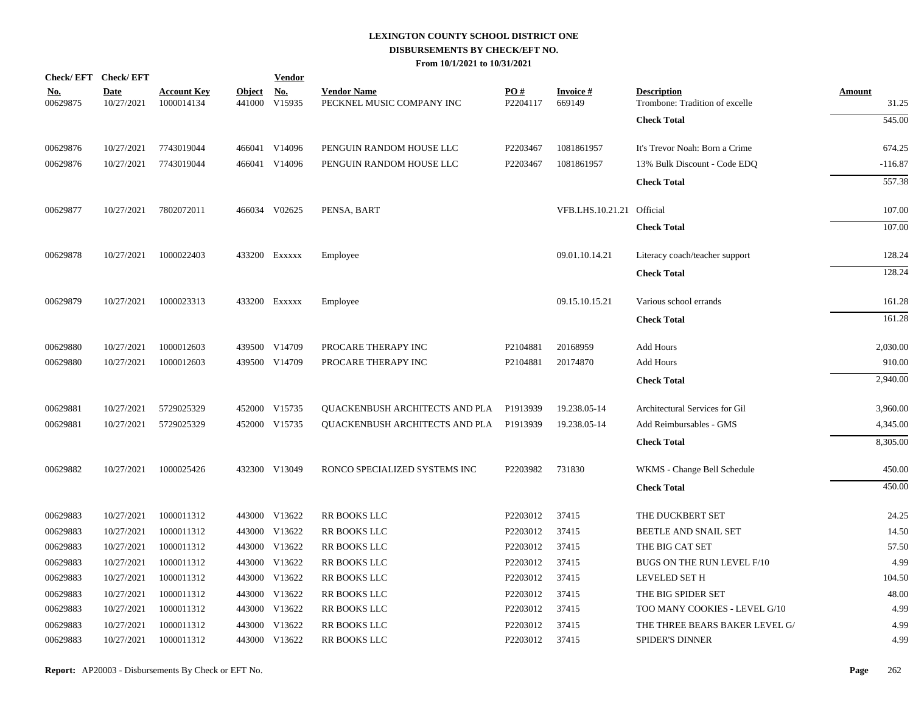# LEXINGTON COUNTY SCHOOL DISTRICT ONE
## DISBURSEMENTS BY CHECK/EFT NO.
### From 10/1/2021 to 10/31/2021

| Check/ EFT No. | Check/ EFT Date | Account Key | Object | Vendor No. | Vendor Name | PO # | Invoice # | Description | Amount |
|---|---|---|---|---|---|---|---|---|---|
| 00629875 | 10/27/2021 | 1000014134 | 441000 | V15935 | PECKNEL MUSIC COMPANY INC | P2204117 | 669149 | Trombone: Tradition of excelle | 31.25 |
| | | | | | | | | **Check Total** | 545.00 |
| 00629876 | 10/27/2021 | 7743019044 | 466041 | V14096 | PENGUIN RANDOM HOUSE LLC | P2203467 | 1081861957 | It's Trevor Noah: Born a Crime | 674.25 |
| 00629876 | 10/27/2021 | 7743019044 | 466041 | V14096 | PENGUIN RANDOM HOUSE LLC | P2203467 | 1081861957 | 13% Bulk Discount - Code EDQ | -116.87 |
| | | | | | | | | **Check Total** | 557.38 |
| 00629877 | 10/27/2021 | 7802072011 | 466034 | V02625 | PENSA, BART | | VFB.LHS.10.21.21 | Official | 107.00 |
| | | | | | | | | **Check Total** | 107.00 |
| 00629878 | 10/27/2021 | 1000022403 | 433200 | Exxxxx | Employee | | 09.01.10.14.21 | Literacy coach/teacher support | 128.24 |
| | | | | | | | | **Check Total** | 128.24 |
| 00629879 | 10/27/2021 | 1000023313 | 433200 | Exxxxx | Employee | | 09.15.10.15.21 | Various school errands | 161.28 |
| | | | | | | | | **Check Total** | 161.28 |
| 00629880 | 10/27/2021 | 1000012603 | 439500 | V14709 | PROCARE THERAPY INC | P2104881 | 20168959 | Add Hours | 2,030.00 |
| 00629880 | 10/27/2021 | 1000012603 | 439500 | V14709 | PROCARE THERAPY INC | P2104881 | 20174870 | Add Hours | 910.00 |
| | | | | | | | | **Check Total** | 2,940.00 |
| 00629881 | 10/27/2021 | 5729025329 | 452000 | V15735 | QUACKENBUSH ARCHITECTS AND PLA | P1913939 | 19.238.05-14 | Architectural Services for Gil | 3,960.00 |
| 00629881 | 10/27/2021 | 5729025329 | 452000 | V15735 | QUACKENBUSH ARCHITECTS AND PLA | P1913939 | 19.238.05-14 | Add Reimbursables - GMS | 4,345.00 |
| | | | | | | | | **Check Total** | 8,305.00 |
| 00629882 | 10/27/2021 | 1000025426 | 432300 | V13049 | RONCO SPECIALIZED SYSTEMS INC | P2203982 | 731830 | WKMS - Change Bell Schedule | 450.00 |
| | | | | | | | | **Check Total** | 450.00 |
| 00629883 | 10/27/2021 | 1000011312 | 443000 | V13622 | RR BOOKS LLC | P2203012 | 37415 | THE DUCKBERT SET | 24.25 |
| 00629883 | 10/27/2021 | 1000011312 | 443000 | V13622 | RR BOOKS LLC | P2203012 | 37415 | BEETLE AND SNAIL SET | 14.50 |
| 00629883 | 10/27/2021 | 1000011312 | 443000 | V13622 | RR BOOKS LLC | P2203012 | 37415 | THE BIG CAT SET | 57.50 |
| 00629883 | 10/27/2021 | 1000011312 | 443000 | V13622 | RR BOOKS LLC | P2203012 | 37415 | BUGS ON THE RUN LEVEL F/10 | 4.99 |
| 00629883 | 10/27/2021 | 1000011312 | 443000 | V13622 | RR BOOKS LLC | P2203012 | 37415 | LEVELED SET H | 104.50 |
| 00629883 | 10/27/2021 | 1000011312 | 443000 | V13622 | RR BOOKS LLC | P2203012 | 37415 | THE BIG SPIDER SET | 48.00 |
| 00629883 | 10/27/2021 | 1000011312 | 443000 | V13622 | RR BOOKS LLC | P2203012 | 37415 | TOO MANY COOKIES - LEVEL G/10 | 4.99 |
| 00629883 | 10/27/2021 | 1000011312 | 443000 | V13622 | RR BOOKS LLC | P2203012 | 37415 | THE THREE BEARS BAKER LEVEL G/ | 4.99 |
| 00629883 | 10/27/2021 | 1000011312 | 443000 | V13622 | RR BOOKS LLC | P2203012 | 37415 | SPIDER'S DINNER | 4.99 |

**Report:** AP20003 - Disbursements By Check or EFT No.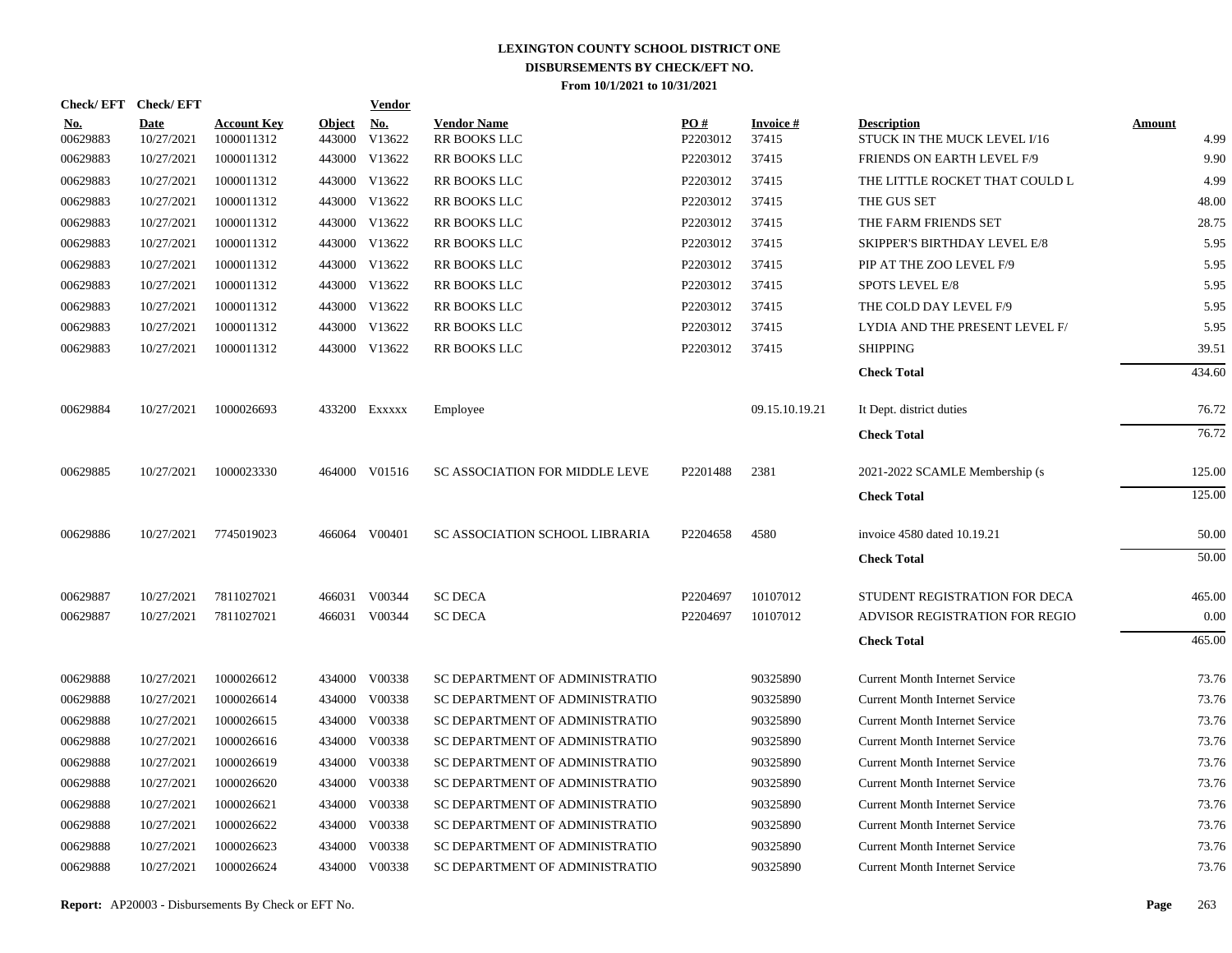# LEXINGTON COUNTY SCHOOL DISTRICT ONE
## DISBURSEMENTS BY CHECK/EFT NO.
### From 10/1/2021 to 10/31/2021

| Check/ EFT No. | Check/ EFT Date | Account Key | Object | Vendor No. | Vendor Name | PO # | Invoice # | Description | Amount |
|---|---|---|---|---|---|---|---|---|---|
| 00629883 | 10/27/2021 | 1000011312 | 443000 | V13622 | RR BOOKS LLC | P2203012 | 37415 | STUCK IN THE MUCK LEVEL I/16 | 4.99 |
| 00629883 | 10/27/2021 | 1000011312 | 443000 | V13622 | RR BOOKS LLC | P2203012 | 37415 | FRIENDS ON EARTH LEVEL F/9 | 9.90 |
| 00629883 | 10/27/2021 | 1000011312 | 443000 | V13622 | RR BOOKS LLC | P2203012 | 37415 | THE LITTLE ROCKET THAT COULD L | 4.99 |
| 00629883 | 10/27/2021 | 1000011312 | 443000 | V13622 | RR BOOKS LLC | P2203012 | 37415 | THE GUS SET | 48.00 |
| 00629883 | 10/27/2021 | 1000011312 | 443000 | V13622 | RR BOOKS LLC | P2203012 | 37415 | THE FARM FRIENDS SET | 28.75 |
| 00629883 | 10/27/2021 | 1000011312 | 443000 | V13622 | RR BOOKS LLC | P2203012 | 37415 | SKIPPER'S BIRTHDAY LEVEL E/8 | 5.95 |
| 00629883 | 10/27/2021 | 1000011312 | 443000 | V13622 | RR BOOKS LLC | P2203012 | 37415 | PIP AT THE ZOO LEVEL F/9 | 5.95 |
| 00629883 | 10/27/2021 | 1000011312 | 443000 | V13622 | RR BOOKS LLC | P2203012 | 37415 | SPOTS LEVEL E/8 | 5.95 |
| 00629883 | 10/27/2021 | 1000011312 | 443000 | V13622 | RR BOOKS LLC | P2203012 | 37415 | THE COLD DAY LEVEL F/9 | 5.95 |
| 00629883 | 10/27/2021 | 1000011312 | 443000 | V13622 | RR BOOKS LLC | P2203012 | 37415 | LYDIA AND THE PRESENT LEVEL F/ | 5.95 |
| 00629883 | 10/27/2021 | 1000011312 | 443000 | V13622 | RR BOOKS LLC | P2203012 | 37415 | SHIPPING | 39.51 |
| | | | | | | | | **Check Total** | 434.60 |
| 00629884 | 10/27/2021 | 1000026693 | 433200 | Exxxxx | Employee | | 09.15.10.19.21 | It Dept. district duties | 76.72 |
| | | | | | | | | **Check Total** | 76.72 |
| 00629885 | 10/27/2021 | 1000023330 | 464000 | V01516 | SC ASSOCIATION FOR MIDDLE LEVE | P2201488 | 2381 | 2021-2022 SCAMLE Membership (s | 125.00 |
| | | | | | | | | **Check Total** | 125.00 |
| 00629886 | 10/27/2021 | 7745019023 | 466064 | V00401 | SC ASSOCIATION SCHOOL LIBRARIA | P2204658 | 4580 | invoice 4580 dated 10.19.21 | 50.00 |
| | | | | | | | | **Check Total** | 50.00 |
| 00629887 | 10/27/2021 | 7811027021 | 466031 | V00344 | SC DECA | P2204697 | 10107012 | STUDENT REGISTRATION FOR DECA | 465.00 |
| 00629887 | 10/27/2021 | 7811027021 | 466031 | V00344 | SC DECA | P2204697 | 10107012 | ADVISOR REGISTRATION FOR REGIO | 0.00 |
| | | | | | | | | **Check Total** | 465.00 |
| 00629888 | 10/27/2021 | 1000026612 | 434000 | V00338 | SC DEPARTMENT OF ADMINISTRATIO | | 90325890 | Current Month Internet Service | 73.76 |
| 00629888 | 10/27/2021 | 1000026614 | 434000 | V00338 | SC DEPARTMENT OF ADMINISTRATIO | | 90325890 | Current Month Internet Service | 73.76 |
| 00629888 | 10/27/2021 | 1000026615 | 434000 | V00338 | SC DEPARTMENT OF ADMINISTRATIO | | 90325890 | Current Month Internet Service | 73.76 |
| 00629888 | 10/27/2021 | 1000026616 | 434000 | V00338 | SC DEPARTMENT OF ADMINISTRATIO | | 90325890 | Current Month Internet Service | 73.76 |
| 00629888 | 10/27/2021 | 1000026619 | 434000 | V00338 | SC DEPARTMENT OF ADMINISTRATIO | | 90325890 | Current Month Internet Service | 73.76 |
| 00629888 | 10/27/2021 | 1000026620 | 434000 | V00338 | SC DEPARTMENT OF ADMINISTRATIO | | 90325890 | Current Month Internet Service | 73.76 |
| 00629888 | 10/27/2021 | 1000026621 | 434000 | V00338 | SC DEPARTMENT OF ADMINISTRATIO | | 90325890 | Current Month Internet Service | 73.76 |
| 00629888 | 10/27/2021 | 1000026622 | 434000 | V00338 | SC DEPARTMENT OF ADMINISTRATIO | | 90325890 | Current Month Internet Service | 73.76 |
| 00629888 | 10/27/2021 | 1000026623 | 434000 | V00338 | SC DEPARTMENT OF ADMINISTRATIO | | 90325890 | Current Month Internet Service | 73.76 |
| 00629888 | 10/27/2021 | 1000026624 | 434000 | V00338 | SC DEPARTMENT OF ADMINISTRATIO | | 90325890 | Current Month Internet Service | 73.76 |

**Report:** AP20003 - Disbursements By Check or EFT No.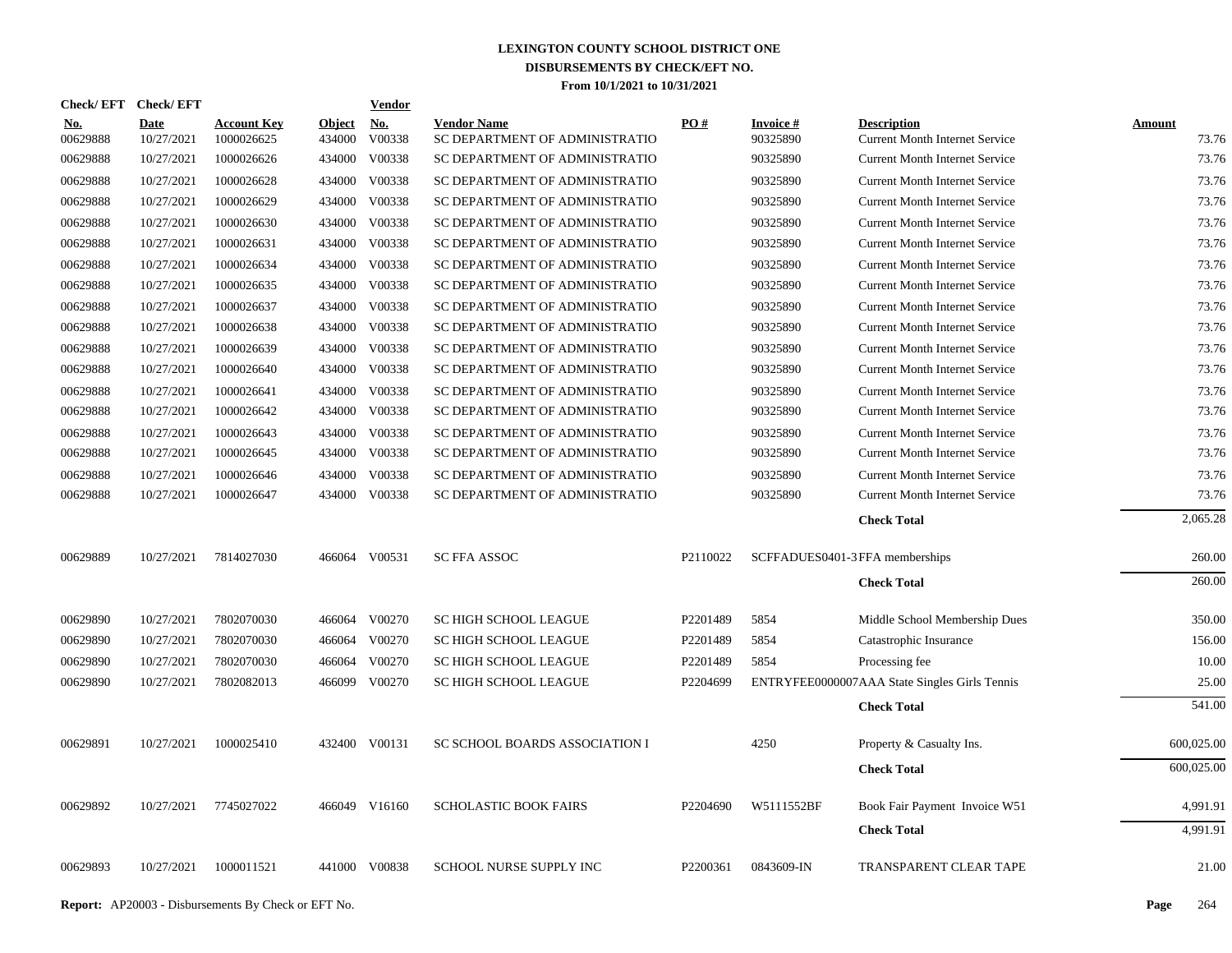# LEXINGTON COUNTY SCHOOL DISTRICT ONE
## DISBURSEMENTS BY CHECK/EFT NO.
### From 10/1/2021 to 10/31/2021

| Check/EFT No. | Check/EFT Date | Account Key | Object | Vendor No. | Vendor Name | PO # | Invoice # | Description | Amount |
|---|---|---|---|---|---|---|---|---|---|
| 00629888 | 10/27/2021 | 1000026625 | 434000 | V00338 | SC DEPARTMENT OF ADMINISTRATIO | | 90325890 | Current Month Internet Service | 73.76 |
| 00629888 | 10/27/2021 | 1000026626 | 434000 | V00338 | SC DEPARTMENT OF ADMINISTRATIO | | 90325890 | Current Month Internet Service | 73.76 |
| 00629888 | 10/27/2021 | 1000026628 | 434000 | V00338 | SC DEPARTMENT OF ADMINISTRATIO | | 90325890 | Current Month Internet Service | 73.76 |
| 00629888 | 10/27/2021 | 1000026629 | 434000 | V00338 | SC DEPARTMENT OF ADMINISTRATIO | | 90325890 | Current Month Internet Service | 73.76 |
| 00629888 | 10/27/2021 | 1000026630 | 434000 | V00338 | SC DEPARTMENT OF ADMINISTRATIO | | 90325890 | Current Month Internet Service | 73.76 |
| 00629888 | 10/27/2021 | 1000026631 | 434000 | V00338 | SC DEPARTMENT OF ADMINISTRATIO | | 90325890 | Current Month Internet Service | 73.76 |
| 00629888 | 10/27/2021 | 1000026634 | 434000 | V00338 | SC DEPARTMENT OF ADMINISTRATIO | | 90325890 | Current Month Internet Service | 73.76 |
| 00629888 | 10/27/2021 | 1000026635 | 434000 | V00338 | SC DEPARTMENT OF ADMINISTRATIO | | 90325890 | Current Month Internet Service | 73.76 |
| 00629888 | 10/27/2021 | 1000026637 | 434000 | V00338 | SC DEPARTMENT OF ADMINISTRATIO | | 90325890 | Current Month Internet Service | 73.76 |
| 00629888 | 10/27/2021 | 1000026638 | 434000 | V00338 | SC DEPARTMENT OF ADMINISTRATIO | | 90325890 | Current Month Internet Service | 73.76 |
| 00629888 | 10/27/2021 | 1000026639 | 434000 | V00338 | SC DEPARTMENT OF ADMINISTRATIO | | 90325890 | Current Month Internet Service | 73.76 |
| 00629888 | 10/27/2021 | 1000026640 | 434000 | V00338 | SC DEPARTMENT OF ADMINISTRATIO | | 90325890 | Current Month Internet Service | 73.76 |
| 00629888 | 10/27/2021 | 1000026641 | 434000 | V00338 | SC DEPARTMENT OF ADMINISTRATIO | | 90325890 | Current Month Internet Service | 73.76 |
| 00629888 | 10/27/2021 | 1000026642 | 434000 | V00338 | SC DEPARTMENT OF ADMINISTRATIO | | 90325890 | Current Month Internet Service | 73.76 |
| 00629888 | 10/27/2021 | 1000026643 | 434000 | V00338 | SC DEPARTMENT OF ADMINISTRATIO | | 90325890 | Current Month Internet Service | 73.76 |
| 00629888 | 10/27/2021 | 1000026645 | 434000 | V00338 | SC DEPARTMENT OF ADMINISTRATIO | | 90325890 | Current Month Internet Service | 73.76 |
| 00629888 | 10/27/2021 | 1000026646 | 434000 | V00338 | SC DEPARTMENT OF ADMINISTRATIO | | 90325890 | Current Month Internet Service | 73.76 |
| 00629888 | 10/27/2021 | 1000026647 | 434000 | V00338 | SC DEPARTMENT OF ADMINISTRATIO | | 90325890 | Current Month Internet Service | 73.76 |
| | | | | | | | | **Check Total** | 2,065.28 |
| 00629889 | 10/27/2021 | 7814027030 | 466064 | V00531 | SC FFA ASSOC | P2110022 | SCFFADUES0401-3 | FFA memberships | 260.00 |
| | | | | | | | | **Check Total** | 260.00 |
| 00629890 | 10/27/2021 | 7802070030 | 466064 | V00270 | SC HIGH SCHOOL LEAGUE | P2201489 | 5854 | Middle School Membership Dues | 350.00 |
| 00629890 | 10/27/2021 | 7802070030 | 466064 | V00270 | SC HIGH SCHOOL LEAGUE | P2201489 | 5854 | Catastrophic Insurance | 156.00 |
| 00629890 | 10/27/2021 | 7802070030 | 466064 | V00270 | SC HIGH SCHOOL LEAGUE | P2201489 | 5854 | Processing fee | 10.00 |
| 00629890 | 10/27/2021 | 7802082013 | 466099 | V00270 | SC HIGH SCHOOL LEAGUE | P2204699 | ENTRYFEE0000007 | AAA State Singles Girls Tennis | 25.00 |
| | | | | | | | | **Check Total** | 541.00 |
| 00629891 | 10/27/2021 | 1000025410 | 432400 | V00131 | SC SCHOOL BOARDS ASSOCIATION I | | 4250 | Property & Casualty Ins. | 600,025.00 |
| | | | | | | | | **Check Total** | 600,025.00 |
| 00629892 | 10/27/2021 | 7745027022 | 466049 | V16160 | SCHOLASTIC BOOK FAIRS | P2204690 | W5111552BF | Book Fair Payment Invoice W51 | 4,991.91 |
| | | | | | | | | **Check Total** | 4,991.91 |
| 00629893 | 10/27/2021 | 1000011521 | 441000 | V00838 | SCHOOL NURSE SUPPLY INC | P2200361 | 0843609-IN | TRANSPARENT CLEAR TAPE | 21.00 |

**Report:** AP20003 - Disbursements By Check or EFT No.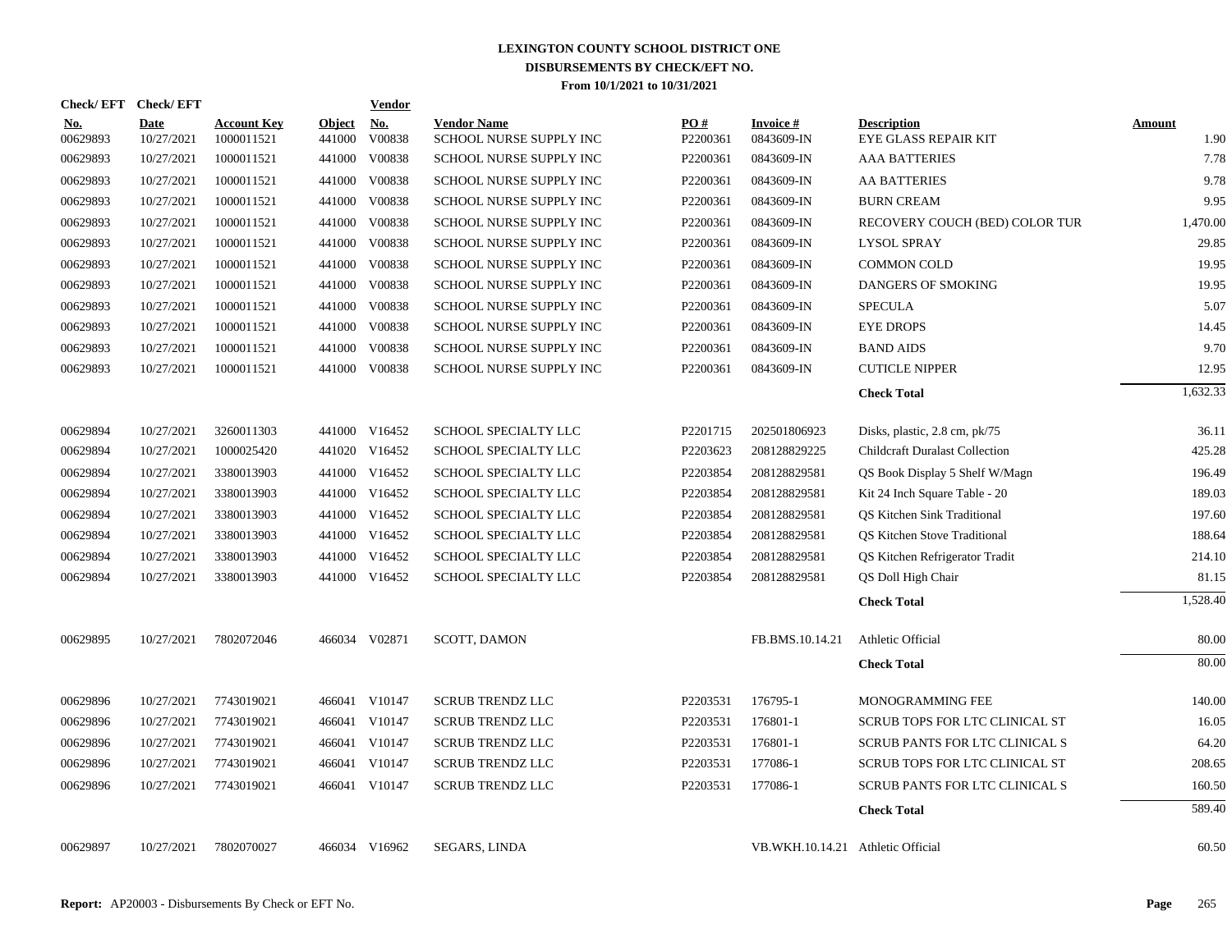# LEXINGTON COUNTY SCHOOL DISTRICT ONE
## DISBURSEMENTS BY CHECK/EFT NO.
### From 10/1/2021 to 10/31/2021

| Check/ EFT No. | Check/ EFT Date | Account Key | Object | Vendor No. | Vendor Name | PO # | Invoice # | Description | Amount |
|---|---|---|---|---|---|---|---|---|---|
| 00629893 | 10/27/2021 | 1000011521 | 441000 | V00838 | SCHOOL NURSE SUPPLY INC | P2200361 | 0843609-IN | EYE GLASS REPAIR KIT | 1.90 |
| 00629893 | 10/27/2021 | 1000011521 | 441000 | V00838 | SCHOOL NURSE SUPPLY INC | P2200361 | 0843609-IN | AAA BATTERIES | 7.78 |
| 00629893 | 10/27/2021 | 1000011521 | 441000 | V00838 | SCHOOL NURSE SUPPLY INC | P2200361 | 0843609-IN | AA BATTERIES | 9.78 |
| 00629893 | 10/27/2021 | 1000011521 | 441000 | V00838 | SCHOOL NURSE SUPPLY INC | P2200361 | 0843609-IN | BURN CREAM | 9.95 |
| 00629893 | 10/27/2021 | 1000011521 | 441000 | V00838 | SCHOOL NURSE SUPPLY INC | P2200361 | 0843609-IN | RECOVERY COUCH (BED) COLOR TUR | 1,470.00 |
| 00629893 | 10/27/2021 | 1000011521 | 441000 | V00838 | SCHOOL NURSE SUPPLY INC | P2200361 | 0843609-IN | LYSOL SPRAY | 29.85 |
| 00629893 | 10/27/2021 | 1000011521 | 441000 | V00838 | SCHOOL NURSE SUPPLY INC | P2200361 | 0843609-IN | COMMON COLD | 19.95 |
| 00629893 | 10/27/2021 | 1000011521 | 441000 | V00838 | SCHOOL NURSE SUPPLY INC | P2200361 | 0843609-IN | DANGERS OF SMOKING | 19.95 |
| 00629893 | 10/27/2021 | 1000011521 | 441000 | V00838 | SCHOOL NURSE SUPPLY INC | P2200361 | 0843609-IN | SPECULA | 5.07 |
| 00629893 | 10/27/2021 | 1000011521 | 441000 | V00838 | SCHOOL NURSE SUPPLY INC | P2200361 | 0843609-IN | EYE DROPS | 14.45 |
| 00629893 | 10/27/2021 | 1000011521 | 441000 | V00838 | SCHOOL NURSE SUPPLY INC | P2200361 | 0843609-IN | BAND AIDS | 9.70 |
| 00629893 | 10/27/2021 | 1000011521 | 441000 | V00838 | SCHOOL NURSE SUPPLY INC | P2200361 | 0843609-IN | CUTICLE NIPPER | 12.95 |
| | | | | | | | | **Check Total** | 1,632.33 |
| 00629894 | 10/27/2021 | 3260011303 | 441000 | V16452 | SCHOOL SPECIALTY LLC | P2201715 | 202501806923 | Disks, plastic, 2.8 cm, pk/75 | 36.11 |
| 00629894 | 10/27/2021 | 1000025420 | 441020 | V16452 | SCHOOL SPECIALTY LLC | P2203623 | 208128829225 | Childcraft Duralast Collection | 425.28 |
| 00629894 | 10/27/2021 | 3380013903 | 441000 | V16452 | SCHOOL SPECIALTY LLC | P2203854 | 208128829581 | QS Book Display 5 Shelf W/Magn | 196.49 |
| 00629894 | 10/27/2021 | 3380013903 | 441000 | V16452 | SCHOOL SPECIALTY LLC | P2203854 | 208128829581 | Kit 24 Inch Square Table - 20 | 189.03 |
| 00629894 | 10/27/2021 | 3380013903 | 441000 | V16452 | SCHOOL SPECIALTY LLC | P2203854 | 208128829581 | QS Kitchen Sink Traditional | 197.60 |
| 00629894 | 10/27/2021 | 3380013903 | 441000 | V16452 | SCHOOL SPECIALTY LLC | P2203854 | 208128829581 | QS Kitchen Stove Traditional | 188.64 |
| 00629894 | 10/27/2021 | 3380013903 | 441000 | V16452 | SCHOOL SPECIALTY LLC | P2203854 | 208128829581 | QS Kitchen Refrigerator Tradit | 214.10 |
| 00629894 | 10/27/2021 | 3380013903 | 441000 | V16452 | SCHOOL SPECIALTY LLC | P2203854 | 208128829581 | QS Doll High Chair | 81.15 |
| | | | | | | | | **Check Total** | 1,528.40 |
| 00629895 | 10/27/2021 | 7802072046 | 466034 | V02871 | SCOTT, DAMON | | FB.BMS.10.14.21 | Athletic Official | 80.00 |
| | | | | | | | | **Check Total** | 80.00 |
| 00629896 | 10/27/2021 | 7743019021 | 466041 | V10147 | SCRUB TRENDZ LLC | P2203531 | 176795-1 | MONOGRAMMING FEE | 140.00 |
| 00629896 | 10/27/2021 | 7743019021 | 466041 | V10147 | SCRUB TRENDZ LLC | P2203531 | 176801-1 | SCRUB TOPS FOR LTC CLINICAL ST | 16.05 |
| 00629896 | 10/27/2021 | 7743019021 | 466041 | V10147 | SCRUB TRENDZ LLC | P2203531 | 176801-1 | SCRUB PANTS FOR LTC CLINICAL S | 64.20 |
| 00629896 | 10/27/2021 | 7743019021 | 466041 | V10147 | SCRUB TRENDZ LLC | P2203531 | 177086-1 | SCRUB TOPS FOR LTC CLINICAL ST | 208.65 |
| 00629896 | 10/27/2021 | 7743019021 | 466041 | V10147 | SCRUB TRENDZ LLC | P2203531 | 177086-1 | SCRUB PANTS FOR LTC CLINICAL S | 160.50 |
| | | | | | | | | **Check Total** | 589.40 |
| 00629897 | 10/27/2021 | 7802070027 | 466034 | V16962 | SEGARS, LINDA | | VB.WKH.10.14.21 | Athletic Official | 60.50 |

**Report:** AP20003 - Disbursements By Check or EFT No.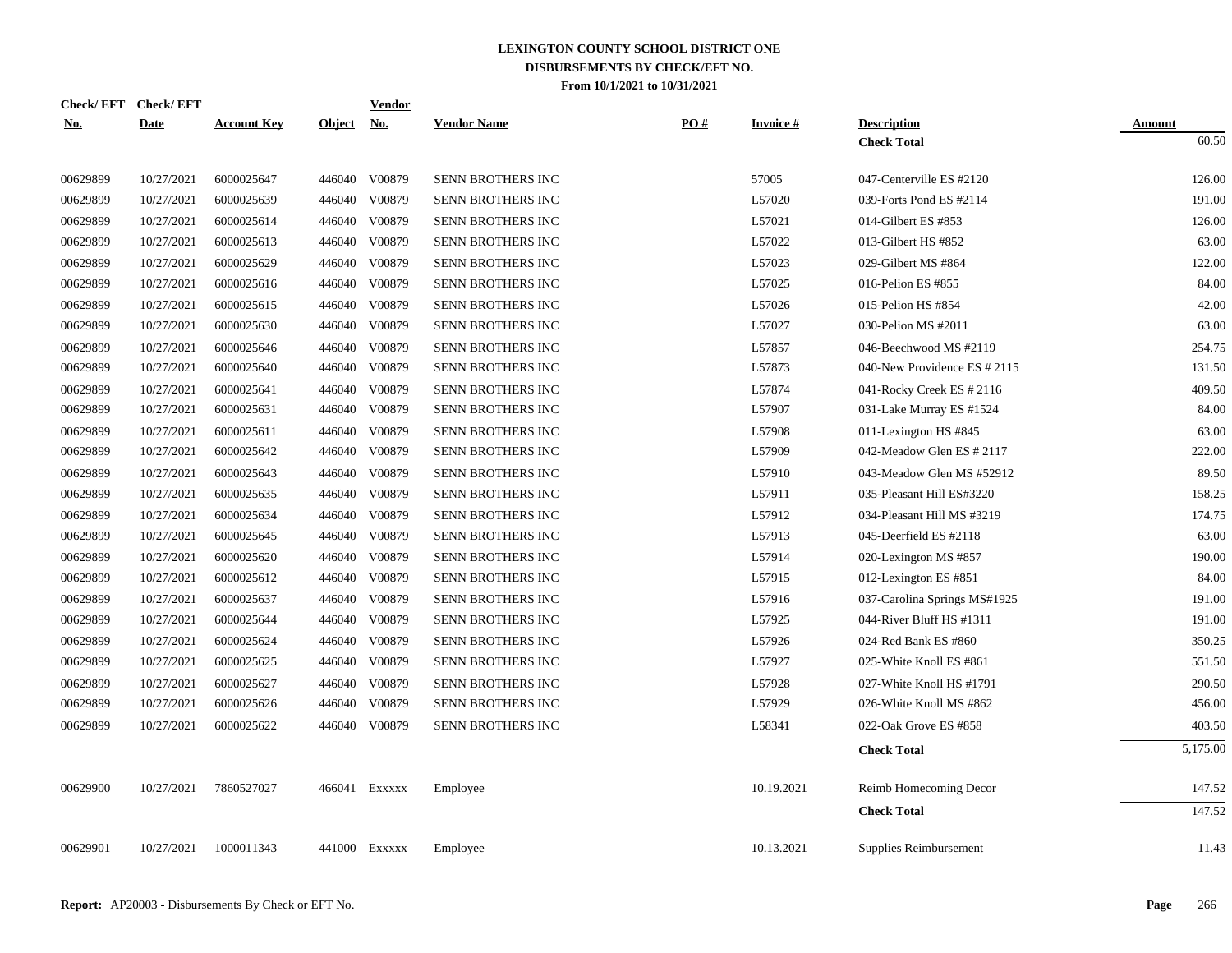# LEXINGTON COUNTY SCHOOL DISTRICT ONE
## DISBURSEMENTS BY CHECK/EFT NO.
### From 10/1/2021 to 10/31/2021

| Check/ EFT No. | Check/ EFT Date | Account Key | Object | Vendor No. | Vendor Name | PO # | Invoice # | Description | Amount |
|---|---|---|---|---|---|---|---|---|---|
| | | | | | | | | **Check Total** | 60.50 |
| 00629899 | 10/27/2021 | 6000025647 | 446040 | V00879 | SENN BROTHERS INC | | 57005 | 047-Centerville ES #2120 | 126.00 |
| 00629899 | 10/27/2021 | 6000025639 | 446040 | V00879 | SENN BROTHERS INC | | L57020 | 039-Forts Pond ES #2114 | 191.00 |
| 00629899 | 10/27/2021 | 6000025614 | 446040 | V00879 | SENN BROTHERS INC | | L57021 | 014-Gilbert ES #853 | 126.00 |
| 00629899 | 10/27/2021 | 6000025613 | 446040 | V00879 | SENN BROTHERS INC | | L57022 | 013-Gilbert HS #852 | 63.00 |
| 00629899 | 10/27/2021 | 6000025629 | 446040 | V00879 | SENN BROTHERS INC | | L57023 | 029-Gilbert MS #864 | 122.00 |
| 00629899 | 10/27/2021 | 6000025616 | 446040 | V00879 | SENN BROTHERS INC | | L57025 | 016-Pelion ES #855 | 84.00 |
| 00629899 | 10/27/2021 | 6000025615 | 446040 | V00879 | SENN BROTHERS INC | | L57026 | 015-Pelion HS #854 | 42.00 |
| 00629899 | 10/27/2021 | 6000025630 | 446040 | V00879 | SENN BROTHERS INC | | L57027 | 030-Pelion MS #2011 | 63.00 |
| 00629899 | 10/27/2021 | 6000025646 | 446040 | V00879 | SENN BROTHERS INC | | L57857 | 046-Beechwood MS #2119 | 254.75 |
| 00629899 | 10/27/2021 | 6000025640 | 446040 | V00879 | SENN BROTHERS INC | | L57873 | 040-New Providence ES # 2115 | 131.50 |
| 00629899 | 10/27/2021 | 6000025641 | 446040 | V00879 | SENN BROTHERS INC | | L57874 | 041-Rocky Creek ES # 2116 | 409.50 |
| 00629899 | 10/27/2021 | 6000025631 | 446040 | V00879 | SENN BROTHERS INC | | L57907 | 031-Lake Murray ES #1524 | 84.00 |
| 00629899 | 10/27/2021 | 6000025611 | 446040 | V00879 | SENN BROTHERS INC | | L57908 | 011-Lexington HS #845 | 63.00 |
| 00629899 | 10/27/2021 | 6000025642 | 446040 | V00879 | SENN BROTHERS INC | | L57909 | 042-Meadow Glen ES # 2117 | 222.00 |
| 00629899 | 10/27/2021 | 6000025643 | 446040 | V00879 | SENN BROTHERS INC | | L57910 | 043-Meadow Glen MS #52912 | 89.50 |
| 00629899 | 10/27/2021 | 6000025635 | 446040 | V00879 | SENN BROTHERS INC | | L57911 | 035-Pleasant Hill ES#3220 | 158.25 |
| 00629899 | 10/27/2021 | 6000025634 | 446040 | V00879 | SENN BROTHERS INC | | L57912 | 034-Pleasant Hill MS #3219 | 174.75 |
| 00629899 | 10/27/2021 | 6000025645 | 446040 | V00879 | SENN BROTHERS INC | | L57913 | 045-Deerfield ES #2118 | 63.00 |
| 00629899 | 10/27/2021 | 6000025620 | 446040 | V00879 | SENN BROTHERS INC | | L57914 | 020-Lexington MS #857 | 190.00 |
| 00629899 | 10/27/2021 | 6000025612 | 446040 | V00879 | SENN BROTHERS INC | | L57915 | 012-Lexington ES #851 | 84.00 |
| 00629899 | 10/27/2021 | 6000025637 | 446040 | V00879 | SENN BROTHERS INC | | L57916 | 037-Carolina Springs MS#1925 | 191.00 |
| 00629899 | 10/27/2021 | 6000025644 | 446040 | V00879 | SENN BROTHERS INC | | L57925 | 044-River Bluff HS #1311 | 191.00 |
| 00629899 | 10/27/2021 | 6000025624 | 446040 | V00879 | SENN BROTHERS INC | | L57926 | 024-Red Bank ES #860 | 350.25 |
| 00629899 | 10/27/2021 | 6000025625 | 446040 | V00879 | SENN BROTHERS INC | | L57927 | 025-White Knoll ES #861 | 551.50 |
| 00629899 | 10/27/2021 | 6000025627 | 446040 | V00879 | SENN BROTHERS INC | | L57928 | 027-White Knoll HS #1791 | 290.50 |
| 00629899 | 10/27/2021 | 6000025626 | 446040 | V00879 | SENN BROTHERS INC | | L57929 | 026-White Knoll MS #862 | 456.00 |
| 00629899 | 10/27/2021 | 6000025622 | 446040 | V00879 | SENN BROTHERS INC | | L58341 | 022-Oak Grove ES #858 | 403.50 |
| | | | | | | | | **Check Total** | 5,175.00 |
| 00629900 | 10/27/2021 | 7860527027 | 466041 | Exxxxx | Employee | | 10.19.2021 | Reimb Homecoming Decor | 147.52 |
| | | | | | | | | **Check Total** | 147.52 |
| 00629901 | 10/27/2021 | 1000011343 | 441000 | Exxxxx | Employee | | 10.13.2021 | Supplies Reimbursement | 11.43 |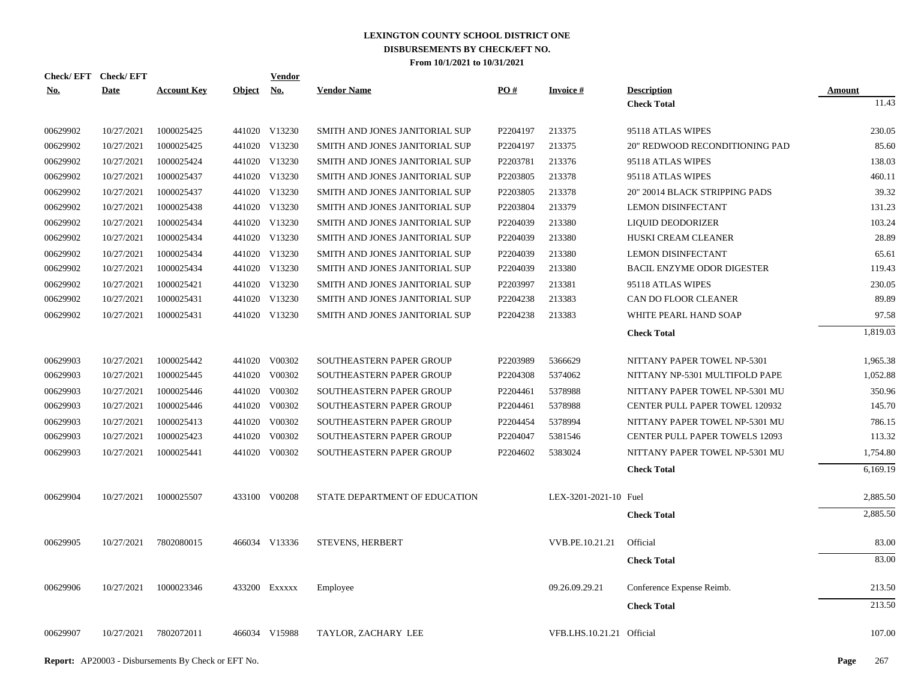# LEXINGTON COUNTY SCHOOL DISTRICT ONE
## DISBURSEMENTS BY CHECK/EFT NO.
### From 10/1/2021 to 10/31/2021

| Check/ EFT No. | Check/ EFT Date | Account Key | Object | Vendor No. | Vendor Name | PO # | Invoice # | Description | Amount |
|---|---|---|---|---|---|---|---|---|---|
| | | | | | | | | **Check Total** | 11.43 |
| 00629902 | 10/27/2021 | 1000025425 | 441020 | V13230 | SMITH AND JONES JANITORIAL SUP | P2204197 | 213375 | 95118 ATLAS WIPES | 230.05 |
| 00629902 | 10/27/2021 | 1000025425 | 441020 | V13230 | SMITH AND JONES JANITORIAL SUP | P2204197 | 213375 | 20" REDWOOD RECONDITIONING PAD | 85.60 |
| 00629902 | 10/27/2021 | 1000025424 | 441020 | V13230 | SMITH AND JONES JANITORIAL SUP | P2203781 | 213376 | 95118 ATLAS WIPES | 138.03 |
| 00629902 | 10/27/2021 | 1000025437 | 441020 | V13230 | SMITH AND JONES JANITORIAL SUP | P2203805 | 213378 | 95118 ATLAS WIPES | 460.11 |
| 00629902 | 10/27/2021 | 1000025437 | 441020 | V13230 | SMITH AND JONES JANITORIAL SUP | P2203805 | 213378 | 20" 20014 BLACK STRIPPING PADS | 39.32 |
| 00629902 | 10/27/2021 | 1000025438 | 441020 | V13230 | SMITH AND JONES JANITORIAL SUP | P2203804 | 213379 | LEMON DISINFECTANT | 131.23 |
| 00629902 | 10/27/2021 | 1000025434 | 441020 | V13230 | SMITH AND JONES JANITORIAL SUP | P2204039 | 213380 | LIQUID DEODORIZER | 103.24 |
| 00629902 | 10/27/2021 | 1000025434 | 441020 | V13230 | SMITH AND JONES JANITORIAL SUP | P2204039 | 213380 | HUSKI CREAM CLEANER | 28.89 |
| 00629902 | 10/27/2021 | 1000025434 | 441020 | V13230 | SMITH AND JONES JANITORIAL SUP | P2204039 | 213380 | LEMON DISINFECTANT | 65.61 |
| 00629902 | 10/27/2021 | 1000025434 | 441020 | V13230 | SMITH AND JONES JANITORIAL SUP | P2204039 | 213380 | BACIL ENZYME ODOR DIGESTER | 119.43 |
| 00629902 | 10/27/2021 | 1000025421 | 441020 | V13230 | SMITH AND JONES JANITORIAL SUP | P2203997 | 213381 | 95118 ATLAS WIPES | 230.05 |
| 00629902 | 10/27/2021 | 1000025431 | 441020 | V13230 | SMITH AND JONES JANITORIAL SUP | P2204238 | 213383 | CAN DO FLOOR CLEANER | 89.89 |
| 00629902 | 10/27/2021 | 1000025431 | 441020 | V13230 | SMITH AND JONES JANITORIAL SUP | P2204238 | 213383 | WHITE PEARL HAND SOAP | 97.58 |
| | | | | | | | | **Check Total** | 1,819.03 |
| 00629903 | 10/27/2021 | 1000025442 | 441020 | V00302 | SOUTHEASTERN PAPER GROUP | P2203989 | 5366629 | NITTANY PAPER TOWEL NP-5301 | 1,965.38 |
| 00629903 | 10/27/2021 | 1000025445 | 441020 | V00302 | SOUTHEASTERN PAPER GROUP | P2204308 | 5374062 | NITTANY NP-5301 MULTIFOLD PAPE | 1,052.88 |
| 00629903 | 10/27/2021 | 1000025446 | 441020 | V00302 | SOUTHEASTERN PAPER GROUP | P2204461 | 5378988 | NITTANY PAPER TOWEL NP-5301 MU | 350.96 |
| 00629903 | 10/27/2021 | 1000025446 | 441020 | V00302 | SOUTHEASTERN PAPER GROUP | P2204461 | 5378988 | CENTER PULL PAPER TOWEL 120932 | 145.70 |
| 00629903 | 10/27/2021 | 1000025413 | 441020 | V00302 | SOUTHEASTERN PAPER GROUP | P2204454 | 5378994 | NITTANY PAPER TOWEL NP-5301 MU | 786.15 |
| 00629903 | 10/27/2021 | 1000025423 | 441020 | V00302 | SOUTHEASTERN PAPER GROUP | P2204047 | 5381546 | CENTER PULL PAPER TOWELS 12093 | 113.32 |
| 00629903 | 10/27/2021 | 1000025441 | 441020 | V00302 | SOUTHEASTERN PAPER GROUP | P2204602 | 5383024 | NITTANY PAPER TOWEL NP-5301 MU | 1,754.80 |
| | | | | | | | | **Check Total** | 6,169.19 |
| 00629904 | 10/27/2021 | 1000025507 | 433100 | V00208 | STATE DEPARTMENT OF EDUCATION | | LEX-3201-2021-10 | Fuel | 2,885.50 |
| | | | | | | | | **Check Total** | 2,885.50 |
| 00629905 | 10/27/2021 | 7802080015 | 466034 | V13336 | STEVENS, HERBERT | | VVB.PE.10.21.21 | Official | 83.00 |
| | | | | | | | | **Check Total** | 83.00 |
| 00629906 | 10/27/2021 | 1000023346 | 433200 | Exxxxx | Employee | | 09.26.09.29.21 | Conference Expense Reimb. | 213.50 |
| | | | | | | | | **Check Total** | 213.50 |
| 00629907 | 10/27/2021 | 7802072011 | 466034 | V15988 | TAYLOR, ZACHARY LEE | | VFB.LHS.10.21.21 | Official | 107.00 |

**Report:** AP20003 - Disbursements By Check or EFT No.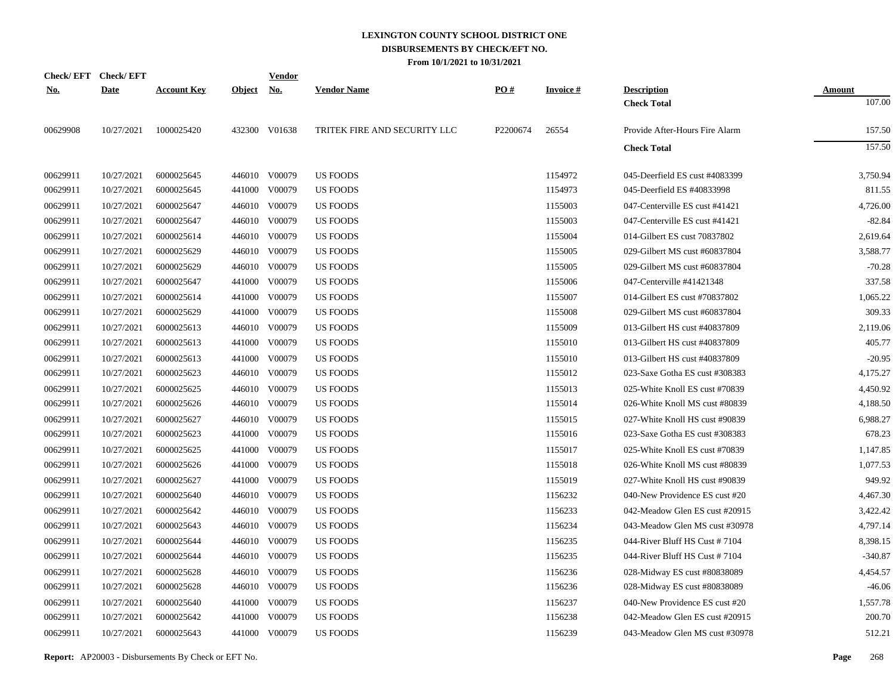# LEXINGTON COUNTY SCHOOL DISTRICT ONE
## DISBURSEMENTS BY CHECK/EFT NO.
### From 10/1/2021 to 10/31/2021

| Check/ EFT No. | Check/ EFT Date | Account Key | Object | Vendor No. | Vendor Name | PO # | Invoice # | Description | Amount |
|---|---|---|---|---|---|---|---|---|---|
| | | | | | | | | **Check Total** | 107.00 |
| 00629908 | 10/27/2021 | 1000025420 | 432300 | V01638 | TRITEK FIRE AND SECURITY LLC | P2200674 | 26554 | Provide After-Hours Fire Alarm | 157.50 |
| | | | | | | | | **Check Total** | 157.50 |
| 00629911 | 10/27/2021 | 6000025645 | 446010 | V00079 | US FOODS | | 1154972 | 045-Deerfield ES cust #4083399 | 3,750.94 |
| 00629911 | 10/27/2021 | 6000025645 | 441000 | V00079 | US FOODS | | 1154973 | 045-Deerfield ES #40833998 | 811.55 |
| 00629911 | 10/27/2021 | 6000025647 | 446010 | V00079 | US FOODS | | 1155003 | 047-Centerville ES cust #41421 | 4,726.00 |
| 00629911 | 10/27/2021 | 6000025647 | 446010 | V00079 | US FOODS | | 1155003 | 047-Centerville ES cust #41421 | -82.84 |
| 00629911 | 10/27/2021 | 6000025614 | 446010 | V00079 | US FOODS | | 1155004 | 014-Gilbert ES cust 70837802 | 2,619.64 |
| 00629911 | 10/27/2021 | 6000025629 | 446010 | V00079 | US FOODS | | 1155005 | 029-Gilbert MS cust #60837804 | 3,588.77 |
| 00629911 | 10/27/2021 | 6000025629 | 446010 | V00079 | US FOODS | | 1155005 | 029-Gilbert MS cust #60837804 | -70.28 |
| 00629911 | 10/27/2021 | 6000025647 | 441000 | V00079 | US FOODS | | 1155006 | 047-Centerville #41421348 | 337.58 |
| 00629911 | 10/27/2021 | 6000025614 | 441000 | V00079 | US FOODS | | 1155007 | 014-Gilbert ES cust #70837802 | 1,065.22 |
| 00629911 | 10/27/2021 | 6000025629 | 441000 | V00079 | US FOODS | | 1155008 | 029-Gilbert MS cust #60837804 | 309.33 |
| 00629911 | 10/27/2021 | 6000025613 | 446010 | V00079 | US FOODS | | 1155009 | 013-Gilbert HS cust #40837809 | 2,119.06 |
| 00629911 | 10/27/2021 | 6000025613 | 441000 | V00079 | US FOODS | | 1155010 | 013-Gilbert HS cust #40837809 | 405.77 |
| 00629911 | 10/27/2021 | 6000025613 | 441000 | V00079 | US FOODS | | 1155010 | 013-Gilbert HS cust #40837809 | -20.95 |
| 00629911 | 10/27/2021 | 6000025623 | 446010 | V00079 | US FOODS | | 1155012 | 023-Saxe Gotha ES cust #308383 | 4,175.27 |
| 00629911 | 10/27/2021 | 6000025625 | 446010 | V00079 | US FOODS | | 1155013 | 025-White Knoll ES cust #70839 | 4,450.92 |
| 00629911 | 10/27/2021 | 6000025626 | 446010 | V00079 | US FOODS | | 1155014 | 026-White Knoll MS cust #80839 | 4,188.50 |
| 00629911 | 10/27/2021 | 6000025627 | 446010 | V00079 | US FOODS | | 1155015 | 027-White Knoll HS cust #90839 | 6,988.27 |
| 00629911 | 10/27/2021 | 6000025623 | 441000 | V00079 | US FOODS | | 1155016 | 023-Saxe Gotha ES cust #308383 | 678.23 |
| 00629911 | 10/27/2021 | 6000025625 | 441000 | V00079 | US FOODS | | 1155017 | 025-White Knoll ES cust #70839 | 1,147.85 |
| 00629911 | 10/27/2021 | 6000025626 | 441000 | V00079 | US FOODS | | 1155018 | 026-White Knoll MS cust #80839 | 1,077.53 |
| 00629911 | 10/27/2021 | 6000025627 | 441000 | V00079 | US FOODS | | 1155019 | 027-White Knoll HS cust #90839 | 949.92 |
| 00629911 | 10/27/2021 | 6000025640 | 446010 | V00079 | US FOODS | | 1156232 | 040-New Providence ES cust #20 | 4,467.30 |
| 00629911 | 10/27/2021 | 6000025642 | 446010 | V00079 | US FOODS | | 1156233 | 042-Meadow Glen ES cust #20915 | 3,422.42 |
| 00629911 | 10/27/2021 | 6000025643 | 446010 | V00079 | US FOODS | | 1156234 | 043-Meadow Glen MS cust #30978 | 4,797.14 |
| 00629911 | 10/27/2021 | 6000025644 | 446010 | V00079 | US FOODS | | 1156235 | 044-River Bluff HS Cust # 7104 | 8,398.15 |
| 00629911 | 10/27/2021 | 6000025644 | 446010 | V00079 | US FOODS | | 1156235 | 044-River Bluff HS Cust # 7104 | -340.87 |
| 00629911 | 10/27/2021 | 6000025628 | 446010 | V00079 | US FOODS | | 1156236 | 028-Midway ES cust #80838089 | 4,454.57 |
| 00629911 | 10/27/2021 | 6000025628 | 446010 | V00079 | US FOODS | | 1156236 | 028-Midway ES cust #80838089 | -46.06 |
| 00629911 | 10/27/2021 | 6000025640 | 441000 | V00079 | US FOODS | | 1156237 | 040-New Providence ES cust #20 | 1,557.78 |
| 00629911 | 10/27/2021 | 6000025642 | 441000 | V00079 | US FOODS | | 1156238 | 042-Meadow Glen ES cust #20915 | 200.70 |
| 00629911 | 10/27/2021 | 6000025643 | 441000 | V00079 | US FOODS | | 1156239 | 043-Meadow Glen MS cust #30978 | 512.21 |

**Report:** AP20003 - Disbursements By Check or EFT No.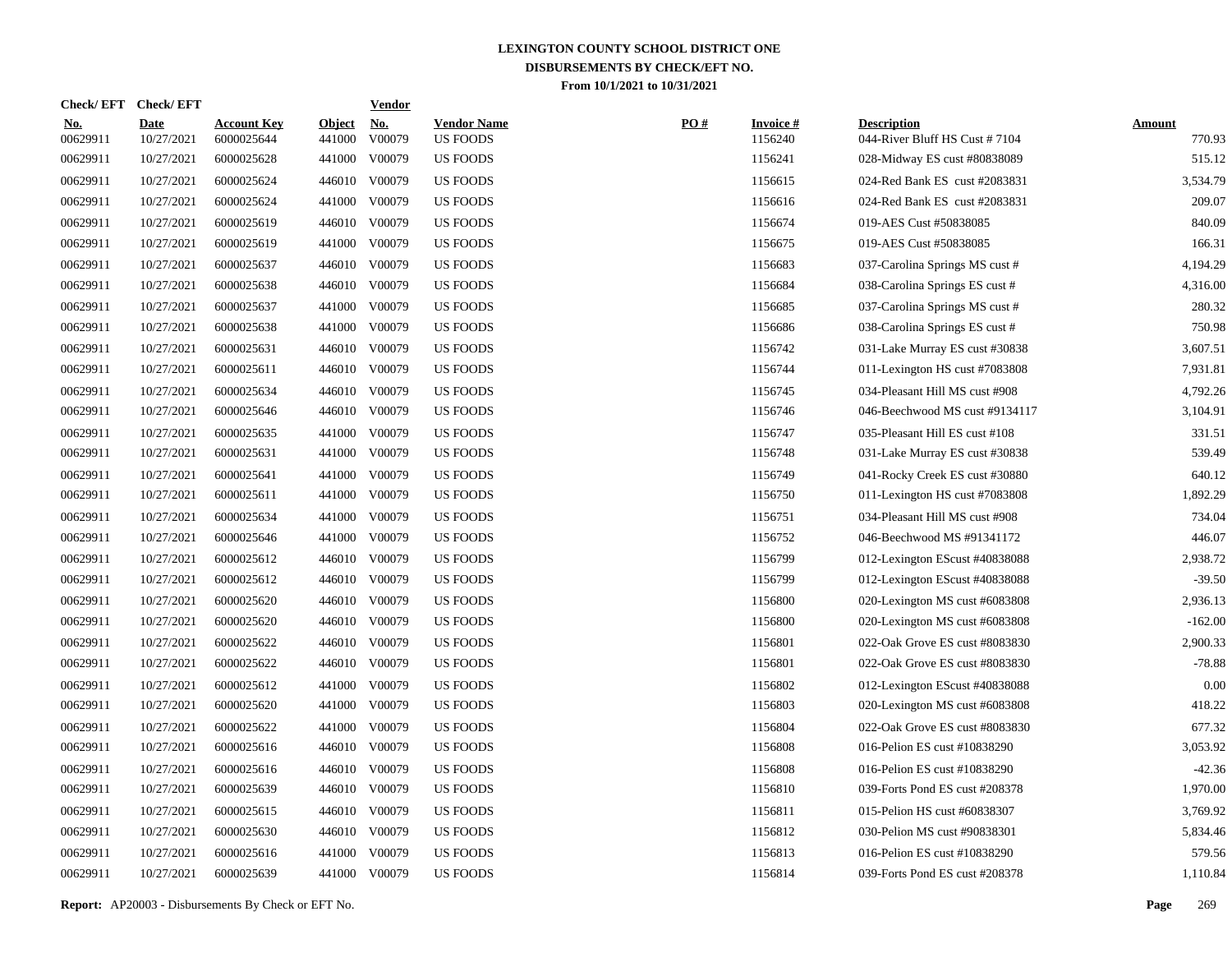# LEXINGTON COUNTY SCHOOL DISTRICT ONE
## DISBURSEMENTS BY CHECK/EFT NO.
### From 10/1/2021 to 10/31/2021

| Check/EFT No. | Check/EFT Date | Account Key | Object | Vendor No. | Vendor Name | PO # | Invoice # | Description | Amount |
|---|---|---|---|---|---|---|---|---|---|
| 00629911 | 10/27/2021 | 6000025644 | 441000 | V00079 | US FOODS | | 1156240 | 044-River Bluff HS Cust # 7104 | 770.93 |
| 00629911 | 10/27/2021 | 6000025628 | 441000 | V00079 | US FOODS | | 1156241 | 028-Midway ES cust #80838089 | 515.12 |
| 00629911 | 10/27/2021 | 6000025624 | 446010 | V00079 | US FOODS | | 1156615 | 024-Red Bank ES cust #2083831 | 3,534.79 |
| 00629911 | 10/27/2021 | 6000025624 | 441000 | V00079 | US FOODS | | 1156616 | 024-Red Bank ES cust #2083831 | 209.07 |
| 00629911 | 10/27/2021 | 6000025619 | 446010 | V00079 | US FOODS | | 1156674 | 019-AES Cust #50838085 | 840.09 |
| 00629911 | 10/27/2021 | 6000025619 | 441000 | V00079 | US FOODS | | 1156675 | 019-AES Cust #50838085 | 166.31 |
| 00629911 | 10/27/2021 | 6000025637 | 446010 | V00079 | US FOODS | | 1156683 | 037-Carolina Springs MS cust # | 4,194.29 |
| 00629911 | 10/27/2021 | 6000025638 | 446010 | V00079 | US FOODS | | 1156684 | 038-Carolina Springs ES cust # | 4,316.00 |
| 00629911 | 10/27/2021 | 6000025637 | 441000 | V00079 | US FOODS | | 1156685 | 037-Carolina Springs MS cust # | 280.32 |
| 00629911 | 10/27/2021 | 6000025638 | 441000 | V00079 | US FOODS | | 1156686 | 038-Carolina Springs ES cust # | 750.98 |
| 00629911 | 10/27/2021 | 6000025631 | 446010 | V00079 | US FOODS | | 1156742 | 031-Lake Murray ES cust #30838 | 3,607.51 |
| 00629911 | 10/27/2021 | 6000025611 | 446010 | V00079 | US FOODS | | 1156744 | 011-Lexington HS cust #7083808 | 7,931.81 |
| 00629911 | 10/27/2021 | 6000025634 | 446010 | V00079 | US FOODS | | 1156745 | 034-Pleasant Hill MS cust #908 | 4,792.26 |
| 00629911 | 10/27/2021 | 6000025646 | 446010 | V00079 | US FOODS | | 1156746 | 046-Beechwood MS cust #9134117 | 3,104.91 |
| 00629911 | 10/27/2021 | 6000025635 | 441000 | V00079 | US FOODS | | 1156747 | 035-Pleasant Hill ES cust #108 | 331.51 |
| 00629911 | 10/27/2021 | 6000025631 | 441000 | V00079 | US FOODS | | 1156748 | 031-Lake Murray ES cust #30838 | 539.49 |
| 00629911 | 10/27/2021 | 6000025641 | 441000 | V00079 | US FOODS | | 1156749 | 041-Rocky Creek ES cust #30880 | 640.12 |
| 00629911 | 10/27/2021 | 6000025611 | 441000 | V00079 | US FOODS | | 1156750 | 011-Lexington HS cust #7083808 | 1,892.29 |
| 00629911 | 10/27/2021 | 6000025634 | 441000 | V00079 | US FOODS | | 1156751 | 034-Pleasant Hill MS cust #908 | 734.04 |
| 00629911 | 10/27/2021 | 6000025646 | 441000 | V00079 | US FOODS | | 1156752 | 046-Beechwood MS #91341172 | 446.07 |
| 00629911 | 10/27/2021 | 6000025612 | 446010 | V00079 | US FOODS | | 1156799 | 012-Lexington EScust #40838088 | 2,938.72 |
| 00629911 | 10/27/2021 | 6000025612 | 446010 | V00079 | US FOODS | | 1156799 | 012-Lexington EScust #40838088 | -39.50 |
| 00629911 | 10/27/2021 | 6000025620 | 446010 | V00079 | US FOODS | | 1156800 | 020-Lexington MS cust #6083808 | 2,936.13 |
| 00629911 | 10/27/2021 | 6000025620 | 446010 | V00079 | US FOODS | | 1156800 | 020-Lexington MS cust #6083808 | -162.00 |
| 00629911 | 10/27/2021 | 6000025622 | 446010 | V00079 | US FOODS | | 1156801 | 022-Oak Grove ES cust #8083830 | 2,900.33 |
| 00629911 | 10/27/2021 | 6000025622 | 446010 | V00079 | US FOODS | | 1156801 | 022-Oak Grove ES cust #8083830 | -78.88 |
| 00629911 | 10/27/2021 | 6000025612 | 441000 | V00079 | US FOODS | | 1156802 | 012-Lexington EScust #40838088 | 0.00 |
| 00629911 | 10/27/2021 | 6000025620 | 441000 | V00079 | US FOODS | | 1156803 | 020-Lexington MS cust #6083808 | 418.22 |
| 00629911 | 10/27/2021 | 6000025622 | 441000 | V00079 | US FOODS | | 1156804 | 022-Oak Grove ES cust #8083830 | 677.32 |
| 00629911 | 10/27/2021 | 6000025616 | 446010 | V00079 | US FOODS | | 1156808 | 016-Pelion ES cust #10838290 | 3,053.92 |
| 00629911 | 10/27/2021 | 6000025616 | 446010 | V00079 | US FOODS | | 1156808 | 016-Pelion ES cust #10838290 | -42.36 |
| 00629911 | 10/27/2021 | 6000025639 | 446010 | V00079 | US FOODS | | 1156810 | 039-Forts Pond ES cust #208378 | 1,970.00 |
| 00629911 | 10/27/2021 | 6000025615 | 446010 | V00079 | US FOODS | | 1156811 | 015-Pelion HS cust #60838307 | 3,769.92 |
| 00629911 | 10/27/2021 | 6000025630 | 446010 | V00079 | US FOODS | | 1156812 | 030-Pelion MS cust #90838301 | 5,834.46 |
| 00629911 | 10/27/2021 | 6000025616 | 441000 | V00079 | US FOODS | | 1156813 | 016-Pelion ES cust #10838290 | 579.56 |
| 00629911 | 10/27/2021 | 6000025639 | 441000 | V00079 | US FOODS | | 1156814 | 039-Forts Pond ES cust #208378 | 1,110.84 |

**Report:** AP20003 - Disbursements By Check or EFT No.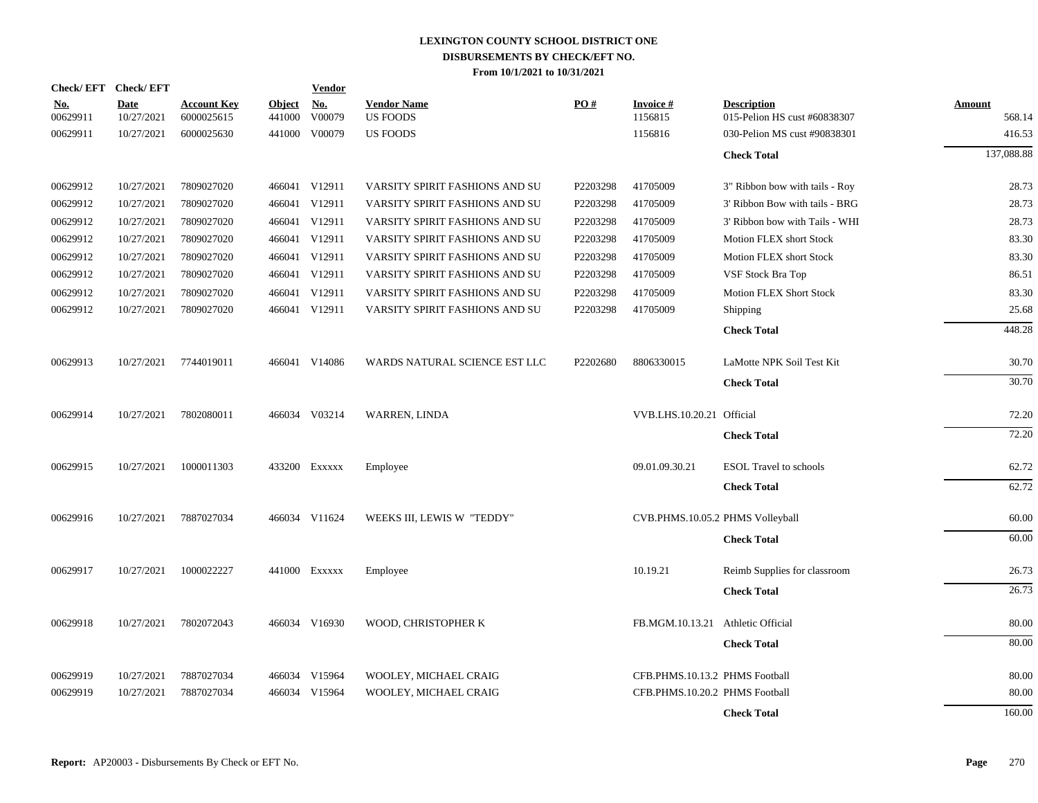# LEXINGTON COUNTY SCHOOL DISTRICT ONE
## DISBURSEMENTS BY CHECK/EFT NO.
### From 10/1/2021 to 10/31/2021

| Check/EFT No. | Check/EFT Date | Account Key | Object | Vendor No. | Vendor Name | PO # | Invoice # | Description | Amount |
|---|---|---|---|---|---|---|---|---|---|
| 00629911 | 10/27/2021 | 6000025615 | 441000 | V00079 | US FOODS | | 1156815 | 015-Pelion HS cust #60838307 | 568.14 |
| 00629911 | 10/27/2021 | 6000025630 | 441000 | V00079 | US FOODS | | 1156816 | 030-Pelion MS cust #90838301 | 416.53 |
| | | | | | | | | **Check Total** | 137,088.88 |
| 00629912 | 10/27/2021 | 7809027020 | 466041 | V12911 | VARSITY SPIRIT FASHIONS AND SU | P2203298 | 41705009 | 3" Ribbon bow with tails - Roy | 28.73 |
| 00629912 | 10/27/2021 | 7809027020 | 466041 | V12911 | VARSITY SPIRIT FASHIONS AND SU | P2203298 | 41705009 | 3' Ribbon Bow with tails - BRG | 28.73 |
| 00629912 | 10/27/2021 | 7809027020 | 466041 | V12911 | VARSITY SPIRIT FASHIONS AND SU | P2203298 | 41705009 | 3' Ribbon bow with Tails - WHI | 28.73 |
| 00629912 | 10/27/2021 | 7809027020 | 466041 | V12911 | VARSITY SPIRIT FASHIONS AND SU | P2203298 | 41705009 | Motion FLEX short Stock | 83.30 |
| 00629912 | 10/27/2021 | 7809027020 | 466041 | V12911 | VARSITY SPIRIT FASHIONS AND SU | P2203298 | 41705009 | Motion FLEX short Stock | 83.30 |
| 00629912 | 10/27/2021 | 7809027020 | 466041 | V12911 | VARSITY SPIRIT FASHIONS AND SU | P2203298 | 41705009 | VSF Stock Bra Top | 86.51 |
| 00629912 | 10/27/2021 | 7809027020 | 466041 | V12911 | VARSITY SPIRIT FASHIONS AND SU | P2203298 | 41705009 | Motion FLEX Short Stock | 83.30 |
| 00629912 | 10/27/2021 | 7809027020 | 466041 | V12911 | VARSITY SPIRIT FASHIONS AND SU | P2203298 | 41705009 | Shipping | 25.68 |
| | | | | | | | | **Check Total** | 448.28 |
| 00629913 | 10/27/2021 | 7744019011 | 466041 | V14086 | WARDS NATURAL SCIENCE EST LLC | P2202680 | 8806330015 | LaMotte NPK Soil Test Kit | 30.70 |
| | | | | | | | | **Check Total** | 30.70 |
| 00629914 | 10/27/2021 | 7802080011 | 466034 | V03214 | WARREN, LINDA | | VVB.LHS.10.20.21 | Official | 72.20 |
| | | | | | | | | **Check Total** | 72.20 |
| 00629915 | 10/27/2021 | 1000011303 | 433200 | Exxxxx | Employee | | 09.01.09.30.21 | ESOL Travel to schools | 62.72 |
| | | | | | | | | **Check Total** | 62.72 |
| 00629916 | 10/27/2021 | 7887027034 | 466034 | V11624 | WEEKS III, LEWIS W "TEDDY" | | CVB.PHMS.10.05.2 | PHMS Volleyball | 60.00 |
| | | | | | | | | **Check Total** | 60.00 |
| 00629917 | 10/27/2021 | 1000022227 | 441000 | Exxxxx | Employee | | 10.19.21 | Reimb Supplies for classroom | 26.73 |
| | | | | | | | | **Check Total** | 26.73 |
| 00629918 | 10/27/2021 | 7802072043 | 466034 | V16930 | WOOD, CHRISTOPHER K | | FB.MGM.10.13.21 | Athletic Official | 80.00 |
| | | | | | | | | **Check Total** | 80.00 |
| 00629919 | 10/27/2021 | 7887027034 | 466034 | V15964 | WOOLEY, MICHAEL CRAIG | | CFB.PHMS.10.13.2 | PHMS Football | 80.00 |
| 00629919 | 10/27/2021 | 7887027034 | 466034 | V15964 | WOOLEY, MICHAEL CRAIG | | CFB.PHMS.10.20.2 | PHMS Football | 80.00 |
| | | | | | | | | **Check Total** | 160.00 |

**Report:** AP20003 - Disbursements By Check or EFT No.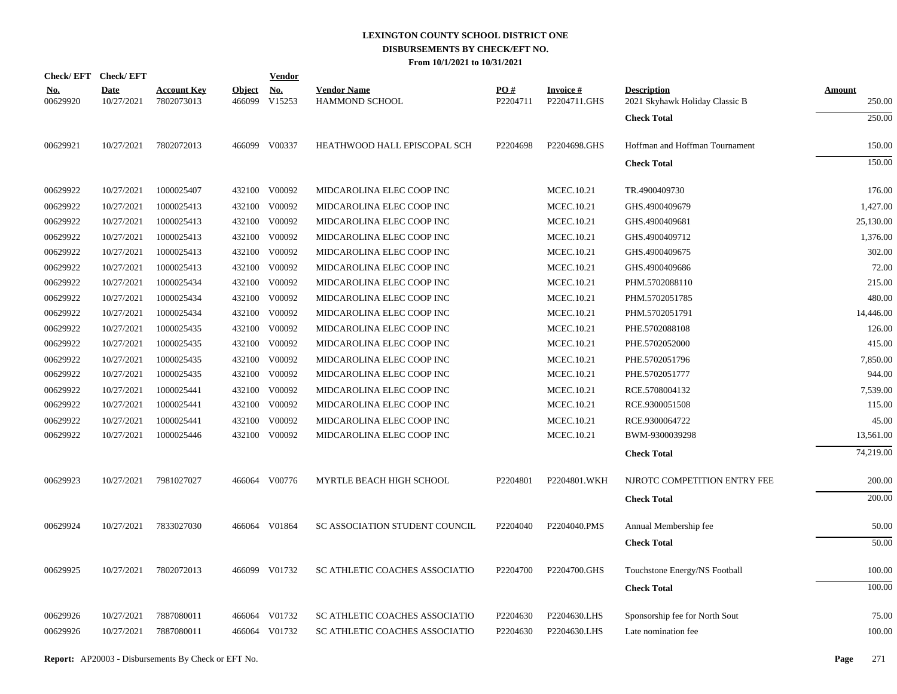# LEXINGTON COUNTY SCHOOL DISTRICT ONE
## DISBURSEMENTS BY CHECK/EFT NO.
### From 10/1/2021 to 10/31/2021

| Check/ EFT No. | Check/ EFT Date | Account Key | Object | Vendor No. | Vendor Name | PO # | Invoice # | Description | Amount |
|---|---|---|---|---|---|---|---|---|---|
| 00629920 | 10/27/2021 | 7802073013 | 466099 | V15253 | HAMMOND SCHOOL | P2204711 | P2204711.GHS | 2021 Skyhawk Holiday Classic B | 250.00 |
| | | | | | | | | **Check Total** | 250.00 |
| 00629921 | 10/27/2021 | 7802072013 | 466099 | V00337 | HEATHWOOD HALL EPISCOPAL SCH | P2204698 | P2204698.GHS | Hoffman and Hoffman Tournament | 150.00 |
| | | | | | | | | **Check Total** | 150.00 |
| 00629922 | 10/27/2021 | 1000025407 | 432100 | V00092 | MIDCAROLINA ELEC COOP INC | | MCEC.10.21 | TR.4900409730 | 176.00 |
| 00629922 | 10/27/2021 | 1000025413 | 432100 | V00092 | MIDCAROLINA ELEC COOP INC | | MCEC.10.21 | GHS.4900409679 | 1,427.00 |
| 00629922 | 10/27/2021 | 1000025413 | 432100 | V00092 | MIDCAROLINA ELEC COOP INC | | MCEC.10.21 | GHS.4900409681 | 25,130.00 |
| 00629922 | 10/27/2021 | 1000025413 | 432100 | V00092 | MIDCAROLINA ELEC COOP INC | | MCEC.10.21 | GHS.4900409712 | 1,376.00 |
| 00629922 | 10/27/2021 | 1000025413 | 432100 | V00092 | MIDCAROLINA ELEC COOP INC | | MCEC.10.21 | GHS.4900409675 | 302.00 |
| 00629922 | 10/27/2021 | 1000025413 | 432100 | V00092 | MIDCAROLINA ELEC COOP INC | | MCEC.10.21 | GHS.4900409686 | 72.00 |
| 00629922 | 10/27/2021 | 1000025434 | 432100 | V00092 | MIDCAROLINA ELEC COOP INC | | MCEC.10.21 | PHM.5702088110 | 215.00 |
| 00629922 | 10/27/2021 | 1000025434 | 432100 | V00092 | MIDCAROLINA ELEC COOP INC | | MCEC.10.21 | PHM.5702051785 | 480.00 |
| 00629922 | 10/27/2021 | 1000025434 | 432100 | V00092 | MIDCAROLINA ELEC COOP INC | | MCEC.10.21 | PHM.5702051791 | 14,446.00 |
| 00629922 | 10/27/2021 | 1000025435 | 432100 | V00092 | MIDCAROLINA ELEC COOP INC | | MCEC.10.21 | PHE.5702088108 | 126.00 |
| 00629922 | 10/27/2021 | 1000025435 | 432100 | V00092 | MIDCAROLINA ELEC COOP INC | | MCEC.10.21 | PHE.5702052000 | 415.00 |
| 00629922 | 10/27/2021 | 1000025435 | 432100 | V00092 | MIDCAROLINA ELEC COOP INC | | MCEC.10.21 | PHE.5702051796 | 7,850.00 |
| 00629922 | 10/27/2021 | 1000025435 | 432100 | V00092 | MIDCAROLINA ELEC COOP INC | | MCEC.10.21 | PHE.5702051777 | 944.00 |
| 00629922 | 10/27/2021 | 1000025441 | 432100 | V00092 | MIDCAROLINA ELEC COOP INC | | MCEC.10.21 | RCE.5708004132 | 7,539.00 |
| 00629922 | 10/27/2021 | 1000025441 | 432100 | V00092 | MIDCAROLINA ELEC COOP INC | | MCEC.10.21 | RCE.9300051508 | 115.00 |
| 00629922 | 10/27/2021 | 1000025441 | 432100 | V00092 | MIDCAROLINA ELEC COOP INC | | MCEC.10.21 | RCE.9300064722 | 45.00 |
| 00629922 | 10/27/2021 | 1000025446 | 432100 | V00092 | MIDCAROLINA ELEC COOP INC | | MCEC.10.21 | BWM-9300039298 | 13,561.00 |
| | | | | | | | | **Check Total** | 74,219.00 |
| 00629923 | 10/27/2021 | 7981027027 | 466064 | V00776 | MYRTLE BEACH HIGH SCHOOL | P2204801 | P2204801.WKH | NJROTC COMPETITION ENTRY FEE | 200.00 |
| | | | | | | | | **Check Total** | 200.00 |
| 00629924 | 10/27/2021 | 7833027030 | 466064 | V01864 | SC ASSOCIATION STUDENT COUNCIL | P2204040 | P2204040.PMS | Annual Membership fee | 50.00 |
| | | | | | | | | **Check Total** | 50.00 |
| 00629925 | 10/27/2021 | 7802072013 | 466099 | V01732 | SC ATHLETIC COACHES ASSOCIATIO | P2204700 | P2204700.GHS | Touchstone Energy/NS Football | 100.00 |
| | | | | | | | | **Check Total** | 100.00 |
| 00629926 | 10/27/2021 | 7887080011 | 466064 | V01732 | SC ATHLETIC COACHES ASSOCIATIO | P2204630 | P2204630.LHS | Sponsorship fee for North Sout | 75.00 |
| 00629926 | 10/27/2021 | 7887080011 | 466064 | V01732 | SC ATHLETIC COACHES ASSOCIATIO | P2204630 | P2204630.LHS | Late nomination fee | 100.00 |

**Report:** AP20003 - Disbursements By Check or EFT No.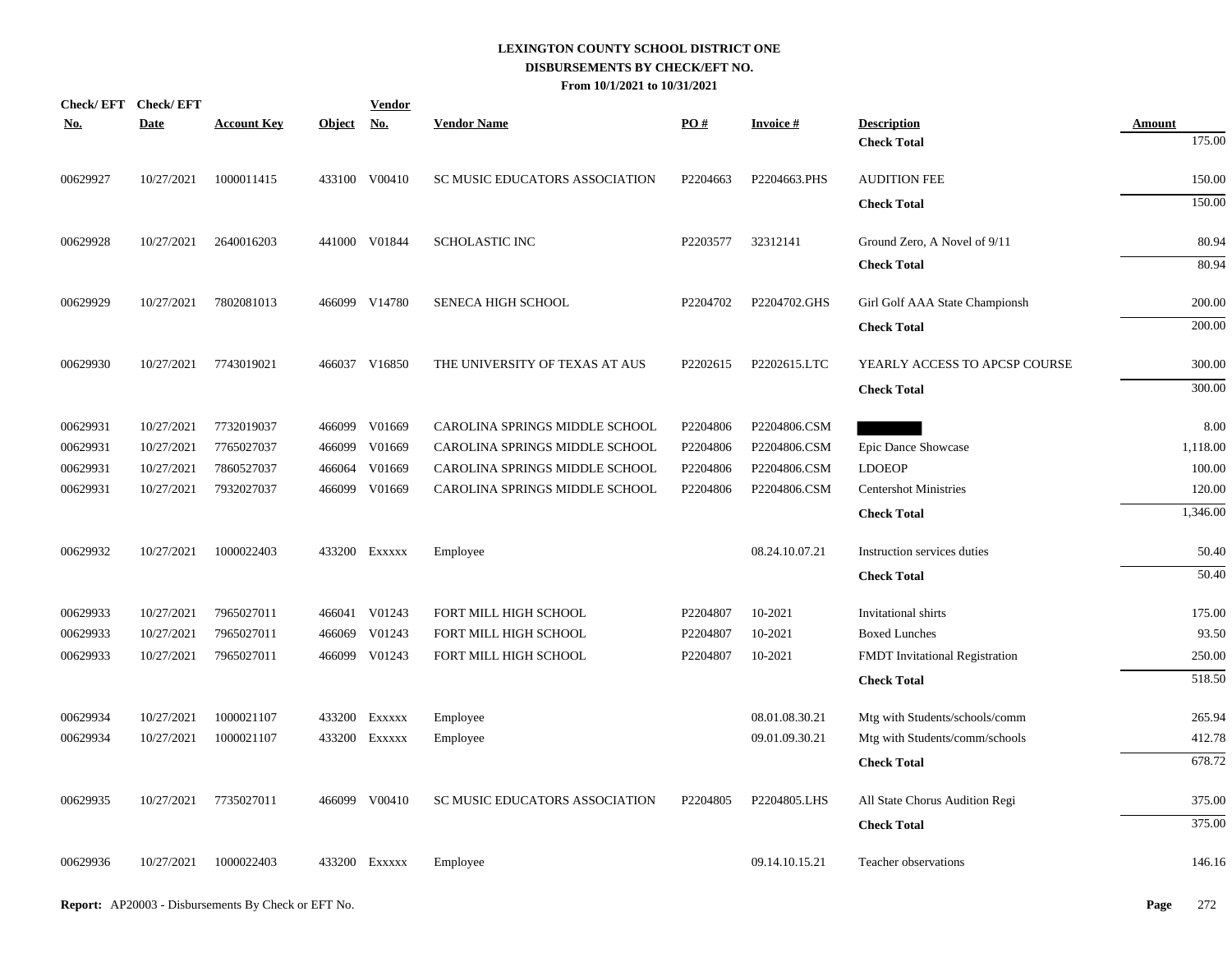# LEXINGTON COUNTY SCHOOL DISTRICT ONE
## DISBURSEMENTS BY CHECK/EFT NO.
### From 10/1/2021 to 10/31/2021

| Check/ EFT No. | Check/ EFT Date | Account Key | Object | Vendor No. | Vendor Name | PO # | Invoice # | Description | Amount |
|---|---|---|---|---|---|---|---|---|---|
| | | | | | | | | **Check Total** | 175.00 |
| 00629927 | 10/27/2021 | 1000011415 | 433100 | V00410 | SC MUSIC EDUCATORS ASSOCIATION | P2204663 | P2204663.PHS | AUDITION FEE | 150.00 |
| | | | | | | | | **Check Total** | 150.00 |
| 00629928 | 10/27/2021 | 2640016203 | 441000 | V01844 | SCHOLASTIC INC | P2203577 | 32312141 | Ground Zero, A Novel of 9/11 | 80.94 |
| | | | | | | | | **Check Total** | 80.94 |
| 00629929 | 10/27/2021 | 7802081013 | 466099 | V14780 | SENECA HIGH SCHOOL | P2204702 | P2204702.GHS | Girl Golf AAA State Championsh | 200.00 |
| | | | | | | | | **Check Total** | 200.00 |
| 00629930 | 10/27/2021 | 7743019021 | 466037 | V16850 | THE UNIVERSITY OF TEXAS AT AUS | P2202615 | P2202615.LTC | YEARLY ACCESS TO APCSP COURSE | 300.00 |
| | | | | | | | | **Check Total** | 300.00 |
| 00629931 | 10/27/2021 | 7732019037 | 466099 | V01669 | CAROLINA SPRINGS MIDDLE SCHOOL | P2204806 | P2204806.CSM | ███ | 8.00 |
| 00629931 | 10/27/2021 | 7765027037 | 466099 | V01669 | CAROLINA SPRINGS MIDDLE SCHOOL | P2204806 | P2204806.CSM | Epic Dance Showcase | 1,118.00 |
| 00629931 | 10/27/2021 | 7860527037 | 466064 | V01669 | CAROLINA SPRINGS MIDDLE SCHOOL | P2204806 | P2204806.CSM | LDOEOP | 100.00 |
| 00629931 | 10/27/2021 | 7932027037 | 466099 | V01669 | CAROLINA SPRINGS MIDDLE SCHOOL | P2204806 | P2204806.CSM | Centershot Ministries | 120.00 |
| | | | | | | | | **Check Total** | 1,346.00 |
| 00629932 | 10/27/2021 | 1000022403 | 433200 | Exxxxx | Employee | | 08.24.10.07.21 | Instruction services duties | 50.40 |
| | | | | | | | | **Check Total** | 50.40 |
| 00629933 | 10/27/2021 | 7965027011 | 466041 | V01243 | FORT MILL HIGH SCHOOL | P2204807 | 10-2021 | Invitational shirts | 175.00 |
| 00629933 | 10/27/2021 | 7965027011 | 466069 | V01243 | FORT MILL HIGH SCHOOL | P2204807 | 10-2021 | Boxed Lunches | 93.50 |
| 00629933 | 10/27/2021 | 7965027011 | 466099 | V01243 | FORT MILL HIGH SCHOOL | P2204807 | 10-2021 | FMDT Invitational Registration | 250.00 |
| | | | | | | | | **Check Total** | 518.50 |
| 00629934 | 10/27/2021 | 1000021107 | 433200 | Exxxxx | Employee | | 08.01.08.30.21 | Mtg with Students/schools/comm | 265.94 |
| 00629934 | 10/27/2021 | 1000021107 | 433200 | Exxxxx | Employee | | 09.01.09.30.21 | Mtg with Students/comm/schools | 412.78 |
| | | | | | | | | **Check Total** | 678.72 |
| 00629935 | 10/27/2021 | 7735027011 | 466099 | V00410 | SC MUSIC EDUCATORS ASSOCIATION | P2204805 | P2204805.LHS | All State Chorus Audition Regi | 375.00 |
| | | | | | | | | **Check Total** | 375.00 |
| 00629936 | 10/27/2021 | 1000022403 | 433200 | Exxxxx | Employee | | 09.14.10.15.21 | Teacher observations | 146.16 |

**Report:** AP20003 - Disbursements By Check or EFT No.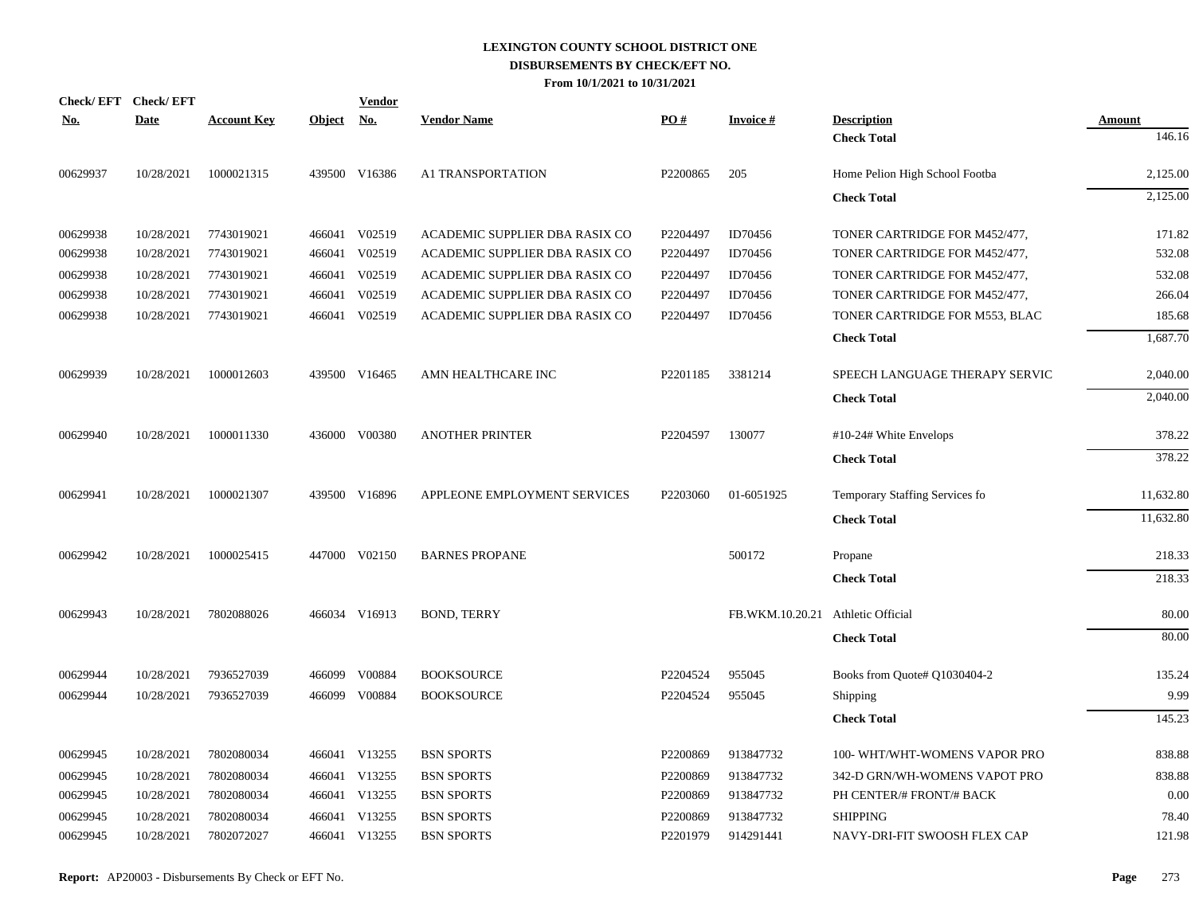# LEXINGTON COUNTY SCHOOL DISTRICT ONE
## DISBURSEMENTS BY CHECK/EFT NO.
### From 10/1/2021 to 10/31/2021

| Check/ EFT No. | Check/ EFT Date | Account Key | Object | Vendor No. | Vendor Name | PO # | Invoice # | Description | Amount |
|---|---|---|---|---|---|---|---|---|---|
| | | | | | | | | **Check Total** | 146.16 |
| 00629937 | 10/28/2021 | 1000021315 | 439500 | V16386 | A1 TRANSPORTATION | P2200865 | 205 | Home Pelion High School Footba | 2,125.00 |
| | | | | | | | | **Check Total** | 2,125.00 |
| 00629938 | 10/28/2021 | 7743019021 | 466041 | V02519 | ACADEMIC SUPPLIER DBA RASIX CO | P2204497 | ID70456 | TONER CARTRIDGE FOR M452/477, | 171.82 |
| 00629938 | 10/28/2021 | 7743019021 | 466041 | V02519 | ACADEMIC SUPPLIER DBA RASIX CO | P2204497 | ID70456 | TONER CARTRIDGE FOR M452/477, | 532.08 |
| 00629938 | 10/28/2021 | 7743019021 | 466041 | V02519 | ACADEMIC SUPPLIER DBA RASIX CO | P2204497 | ID70456 | TONER CARTRIDGE FOR M452/477, | 532.08 |
| 00629938 | 10/28/2021 | 7743019021 | 466041 | V02519 | ACADEMIC SUPPLIER DBA RASIX CO | P2204497 | ID70456 | TONER CARTRIDGE FOR M452/477, | 266.04 |
| 00629938 | 10/28/2021 | 7743019021 | 466041 | V02519 | ACADEMIC SUPPLIER DBA RASIX CO | P2204497 | ID70456 | TONER CARTRIDGE FOR M553, BLAC | 185.68 |
| | | | | | | | | **Check Total** | 1,687.70 |
| 00629939 | 10/28/2021 | 1000012603 | 439500 | V16465 | AMN HEALTHCARE INC | P2201185 | 3381214 | SPEECH LANGUAGE THERAPY SERVIC | 2,040.00 |
| | | | | | | | | **Check Total** | 2,040.00 |
| 00629940 | 10/28/2021 | 1000011330 | 436000 | V00380 | ANOTHER PRINTER | P2204597 | 130077 | #10-24# White Envelops | 378.22 |
| | | | | | | | | **Check Total** | 378.22 |
| 00629941 | 10/28/2021 | 1000021307 | 439500 | V16896 | APPLEONE EMPLOYMENT SERVICES | P2203060 | 01-6051925 | Temporary Staffing Services fo | 11,632.80 |
| | | | | | | | | **Check Total** | 11,632.80 |
| 00629942 | 10/28/2021 | 1000025415 | 447000 | V02150 | BARNES PROPANE | | 500172 | Propane | 218.33 |
| | | | | | | | | **Check Total** | 218.33 |
| 00629943 | 10/28/2021 | 7802088026 | 466034 | V16913 | BOND, TERRY | | FB.WKM.10.20.21 | Athletic Official | 80.00 |
| | | | | | | | | **Check Total** | 80.00 |
| 00629944 | 10/28/2021 | 7936527039 | 466099 | V00884 | BOOKSOURCE | P2204524 | 955045 | Books from Quote# Q1030404-2 | 135.24 |
| 00629944 | 10/28/2021 | 7936527039 | 466099 | V00884 | BOOKSOURCE | P2204524 | 955045 | Shipping | 9.99 |
| | | | | | | | | **Check Total** | 145.23 |
| 00629945 | 10/28/2021 | 7802080034 | 466041 | V13255 | BSN SPORTS | P2200869 | 913847732 | 100- WHT/WHT-WOMENS VAPOR PRO | 838.88 |
| 00629945 | 10/28/2021 | 7802080034 | 466041 | V13255 | BSN SPORTS | P2200869 | 913847732 | 342-D GRN/WH-WOMENS VAPOT PRO | 838.88 |
| 00629945 | 10/28/2021 | 7802080034 | 466041 | V13255 | BSN SPORTS | P2200869 | 913847732 | PH CENTER/# FRONT/# BACK | 0.00 |
| 00629945 | 10/28/2021 | 7802080034 | 466041 | V13255 | BSN SPORTS | P2200869 | 913847732 | SHIPPING | 78.40 |
| 00629945 | 10/28/2021 | 7802072027 | 466041 | V13255 | BSN SPORTS | P2201979 | 914291441 | NAVY-DRI-FIT SWOOSH FLEX CAP | 121.98 |

**Report:** AP20003 - Disbursements By Check or EFT No.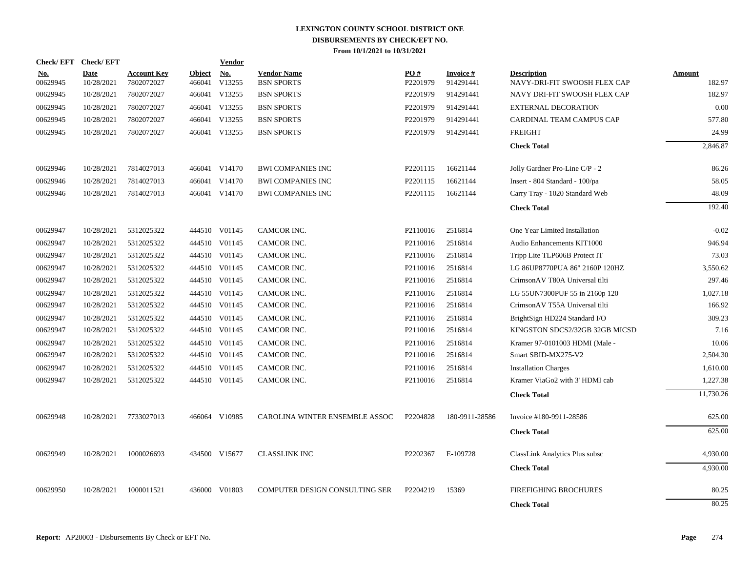# LEXINGTON COUNTY SCHOOL DISTRICT ONE
## DISBURSEMENTS BY CHECK/EFT NO.
### From 10/1/2021 to 10/31/2021

| Check/ EFT No. | Check/ EFT Date | Account Key | Object | Vendor No. | Vendor Name | PO # | Invoice # | Description | Amount |
|---|---|---|---|---|---|---|---|---|---|
| 00629945 | 10/28/2021 | 7802072027 | 466041 | V13255 | BSN SPORTS | P2201979 | 914291441 | NAVY-DRI-FIT SWOOSH FLEX CAP | 182.97 |
| 00629945 | 10/28/2021 | 7802072027 | 466041 | V13255 | BSN SPORTS | P2201979 | 914291441 | NAVY DRI-FIT SWOOSH FLEX CAP | 182.97 |
| 00629945 | 10/28/2021 | 7802072027 | 466041 | V13255 | BSN SPORTS | P2201979 | 914291441 | EXTERNAL DECORATION | 0.00 |
| 00629945 | 10/28/2021 | 7802072027 | 466041 | V13255 | BSN SPORTS | P2201979 | 914291441 | CARDINAL TEAM CAMPUS CAP | 577.80 |
| 00629945 | 10/28/2021 | 7802072027 | 466041 | V13255 | BSN SPORTS | P2201979 | 914291441 | FREIGHT | 24.99 |
| | | | | | | | | **Check Total** | 2,846.87 |
| 00629946 | 10/28/2021 | 7814027013 | 466041 | V14170 | BWI COMPANIES INC | P2201115 | 16621144 | Jolly Gardner Pro-Line C/P - 2 | 86.26 |
| 00629946 | 10/28/2021 | 7814027013 | 466041 | V14170 | BWI COMPANIES INC | P2201115 | 16621144 | Insert - 804 Standard - 100/pa | 58.05 |
| 00629946 | 10/28/2021 | 7814027013 | 466041 | V14170 | BWI COMPANIES INC | P2201115 | 16621144 | Carry Tray - 1020 Standard Web | 48.09 |
| | | | | | | | | **Check Total** | 192.40 |
| 00629947 | 10/28/2021 | 5312025322 | 444510 | V01145 | CAMCOR INC. | P2110016 | 2516814 | One Year Limited Installation | -0.02 |
| 00629947 | 10/28/2021 | 5312025322 | 444510 | V01145 | CAMCOR INC. | P2110016 | 2516814 | Audio Enhancements KIT1000 | 946.94 |
| 00629947 | 10/28/2021 | 5312025322 | 444510 | V01145 | CAMCOR INC. | P2110016 | 2516814 | Tripp Lite TLP606B Protect IT | 73.03 |
| 00629947 | 10/28/2021 | 5312025322 | 444510 | V01145 | CAMCOR INC. | P2110016 | 2516814 | LG 86UP8770PUA 86" 2160P 120HZ | 3,550.62 |
| 00629947 | 10/28/2021 | 5312025322 | 444510 | V01145 | CAMCOR INC. | P2110016 | 2516814 | CrimsonAV T80A Universal tilti | 297.46 |
| 00629947 | 10/28/2021 | 5312025322 | 444510 | V01145 | CAMCOR INC. | P2110016 | 2516814 | LG 55UN7300PUF 55 in 2160p 120 | 1,027.18 |
| 00629947 | 10/28/2021 | 5312025322 | 444510 | V01145 | CAMCOR INC. | P2110016 | 2516814 | CrimsonAV T55A Universal tilti | 166.92 |
| 00629947 | 10/28/2021 | 5312025322 | 444510 | V01145 | CAMCOR INC. | P2110016 | 2516814 | BrightSign HD224 Standard I/O | 309.23 |
| 00629947 | 10/28/2021 | 5312025322 | 444510 | V01145 | CAMCOR INC. | P2110016 | 2516814 | KINGSTON SDCS2/32GB 32GB MICSD | 7.16 |
| 00629947 | 10/28/2021 | 5312025322 | 444510 | V01145 | CAMCOR INC. | P2110016 | 2516814 | Kramer 97-0101003 HDMI (Male - | 10.06 |
| 00629947 | 10/28/2021 | 5312025322 | 444510 | V01145 | CAMCOR INC. | P2110016 | 2516814 | Smart SBID-MX275-V2 | 2,504.30 |
| 00629947 | 10/28/2021 | 5312025322 | 444510 | V01145 | CAMCOR INC. | P2110016 | 2516814 | Installation Charges | 1,610.00 |
| 00629947 | 10/28/2021 | 5312025322 | 444510 | V01145 | CAMCOR INC. | P2110016 | 2516814 | Kramer ViaGo2 with 3' HDMI cab | 1,227.38 |
| | | | | | | | | **Check Total** | 11,730.26 |
| 00629948 | 10/28/2021 | 7733027013 | 466064 | V10985 | CAROLINA WINTER ENSEMBLE ASSOC | P2204828 | 180-9911-28586 | Invoice #180-9911-28586 | 625.00 |
| | | | | | | | | **Check Total** | 625.00 |
| 00629949 | 10/28/2021 | 1000026693 | 434500 | V15677 | CLASSLINK INC | P2202367 | E-109728 | ClassLink Analytics Plus subsc | 4,930.00 |
| | | | | | | | | **Check Total** | 4,930.00 |
| 00629950 | 10/28/2021 | 1000011521 | 436000 | V01803 | COMPUTER DESIGN CONSULTING SER | P2204219 | 15369 | FIREFIGHING BROCHURES | 80.25 |
| | | | | | | | | **Check Total** | 80.25 |

**Report:** AP20003 - Disbursements By Check or EFT No.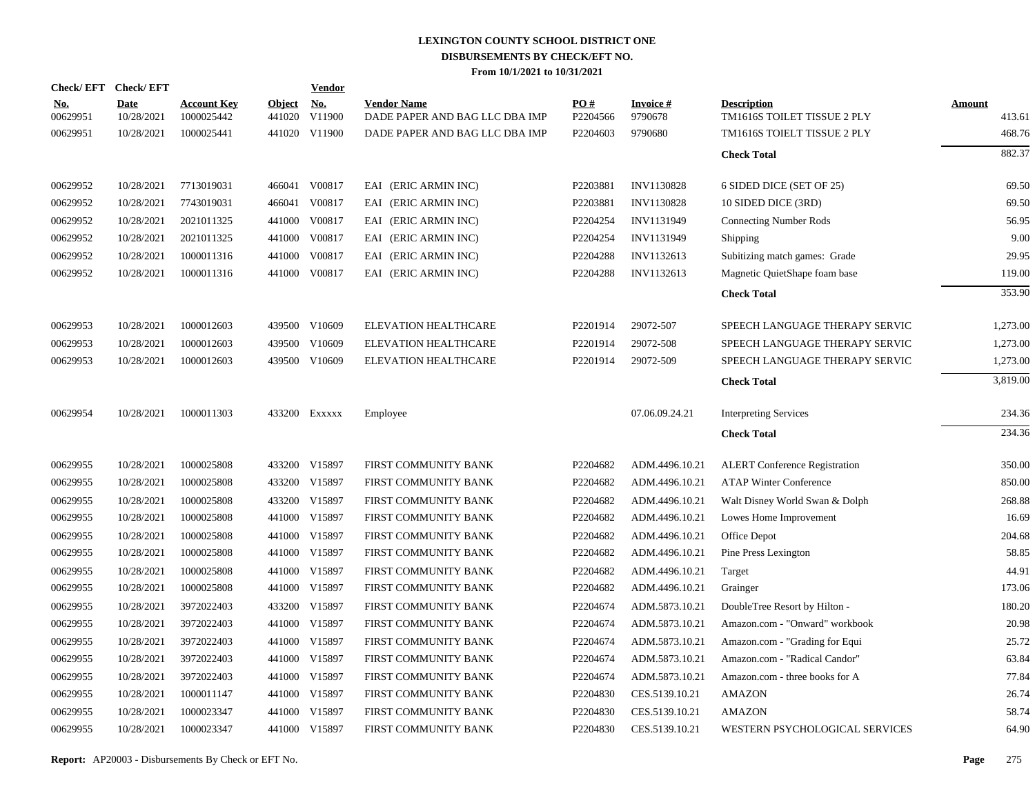# LEXINGTON COUNTY SCHOOL DISTRICT ONE
## DISBURSEMENTS BY CHECK/EFT NO.
### From 10/1/2021 to 10/31/2021

| Check/EFT No. | Check/EFT Date | Account Key | Object | Vendor No. | Vendor Name | PO # | Invoice # | Description | Amount |
|---|---|---|---|---|---|---|---|---|---|
| 00629951 | 10/28/2021 | 1000025442 | 441020 | V11900 | DADE PAPER AND BAG LLC DBA IMP | P2204566 | 9790678 | TM1616S TOILET TISSUE 2 PLY | 413.61 |
| 00629951 | 10/28/2021 | 1000025441 | 441020 | V11900 | DADE PAPER AND BAG LLC DBA IMP | P2204603 | 9790680 | TM1616S TOIELT TISSUE 2 PLY | 468.76 |
| | | | | | | | | **Check Total** | 882.37 |
| 00629952 | 10/28/2021 | 7713019031 | 466041 | V00817 | EAI (ERIC ARMIN INC) | P2203881 | INV1130828 | 6 SIDED DICE (SET OF 25) | 69.50 |
| 00629952 | 10/28/2021 | 7743019031 | 466041 | V00817 | EAI (ERIC ARMIN INC) | P2203881 | INV1130828 | 10 SIDED DICE (3RD) | 69.50 |
| 00629952 | 10/28/2021 | 2021011325 | 441000 | V00817 | EAI (ERIC ARMIN INC) | P2204254 | INV1131949 | Connecting Number Rods | 56.95 |
| 00629952 | 10/28/2021 | 2021011325 | 441000 | V00817 | EAI (ERIC ARMIN INC) | P2204254 | INV1131949 | Shipping | 9.00 |
| 00629952 | 10/28/2021 | 1000011316 | 441000 | V00817 | EAI (ERIC ARMIN INC) | P2204288 | INV1132613 | Subitizing match games: Grade | 29.95 |
| 00629952 | 10/28/2021 | 1000011316 | 441000 | V00817 | EAI (ERIC ARMIN INC) | P2204288 | INV1132613 | Magnetic QuietShape foam base | 119.00 |
| | | | | | | | | **Check Total** | 353.90 |
| 00629953 | 10/28/2021 | 1000012603 | 439500 | V10609 | ELEVATION HEALTHCARE | P2201914 | 29072-507 | SPEECH LANGUAGE THERAPY SERVIC | 1,273.00 |
| 00629953 | 10/28/2021 | 1000012603 | 439500 | V10609 | ELEVATION HEALTHCARE | P2201914 | 29072-508 | SPEECH LANGUAGE THERAPY SERVIC | 1,273.00 |
| 00629953 | 10/28/2021 | 1000012603 | 439500 | V10609 | ELEVATION HEALTHCARE | P2201914 | 29072-509 | SPEECH LANGUAGE THERAPY SERVIC | 1,273.00 |
| | | | | | | | | **Check Total** | 3,819.00 |
| 00629954 | 10/28/2021 | 1000011303 | 433200 | Exxxxx | Employee | | 07.06.09.24.21 | Interpreting Services | 234.36 |
| | | | | | | | | **Check Total** | 234.36 |
| 00629955 | 10/28/2021 | 1000025808 | 433200 | V15897 | FIRST COMMUNITY BANK | P2204682 | ADM.4496.10.21 | ALERT Conference Registration | 350.00 |
| 00629955 | 10/28/2021 | 1000025808 | 433200 | V15897 | FIRST COMMUNITY BANK | P2204682 | ADM.4496.10.21 | ATAP Winter Conference | 850.00 |
| 00629955 | 10/28/2021 | 1000025808 | 433200 | V15897 | FIRST COMMUNITY BANK | P2204682 | ADM.4496.10.21 | Walt Disney World Swan & Dolph | 268.88 |
| 00629955 | 10/28/2021 | 1000025808 | 441000 | V15897 | FIRST COMMUNITY BANK | P2204682 | ADM.4496.10.21 | Lowes Home Improvement | 16.69 |
| 00629955 | 10/28/2021 | 1000025808 | 441000 | V15897 | FIRST COMMUNITY BANK | P2204682 | ADM.4496.10.21 | Office Depot | 204.68 |
| 00629955 | 10/28/2021 | 1000025808 | 441000 | V15897 | FIRST COMMUNITY BANK | P2204682 | ADM.4496.10.21 | Pine Press Lexington | 58.85 |
| 00629955 | 10/28/2021 | 1000025808 | 441000 | V15897 | FIRST COMMUNITY BANK | P2204682 | ADM.4496.10.21 | Target | 44.91 |
| 00629955 | 10/28/2021 | 1000025808 | 441000 | V15897 | FIRST COMMUNITY BANK | P2204682 | ADM.4496.10.21 | Grainger | 173.06 |
| 00629955 | 10/28/2021 | 3972022403 | 433200 | V15897 | FIRST COMMUNITY BANK | P2204674 | ADM.5873.10.21 | DoubleTree Resort by Hilton - | 180.20 |
| 00629955 | 10/28/2021 | 3972022403 | 441000 | V15897 | FIRST COMMUNITY BANK | P2204674 | ADM.5873.10.21 | Amazon.com - "Onward" workbook | 20.98 |
| 00629955 | 10/28/2021 | 3972022403 | 441000 | V15897 | FIRST COMMUNITY BANK | P2204674 | ADM.5873.10.21 | Amazon.com - "Grading for Equi | 25.72 |
| 00629955 | 10/28/2021 | 3972022403 | 441000 | V15897 | FIRST COMMUNITY BANK | P2204674 | ADM.5873.10.21 | Amazon.com - "Radical Candor" | 63.84 |
| 00629955 | 10/28/2021 | 3972022403 | 441000 | V15897 | FIRST COMMUNITY BANK | P2204674 | ADM.5873.10.21 | Amazon.com - three books for A | 77.84 |
| 00629955 | 10/28/2021 | 1000011147 | 441000 | V15897 | FIRST COMMUNITY BANK | P2204830 | CES.5139.10.21 | AMAZON | 26.74 |
| 00629955 | 10/28/2021 | 1000023347 | 441000 | V15897 | FIRST COMMUNITY BANK | P2204830 | CES.5139.10.21 | AMAZON | 58.74 |
| 00629955 | 10/28/2021 | 1000023347 | 441000 | V15897 | FIRST COMMUNITY BANK | P2204830 | CES.5139.10.21 | WESTERN PSYCHOLOGICAL SERVICES | 64.90 |

**Report:** AP20003 - Disbursements By Check or EFT No.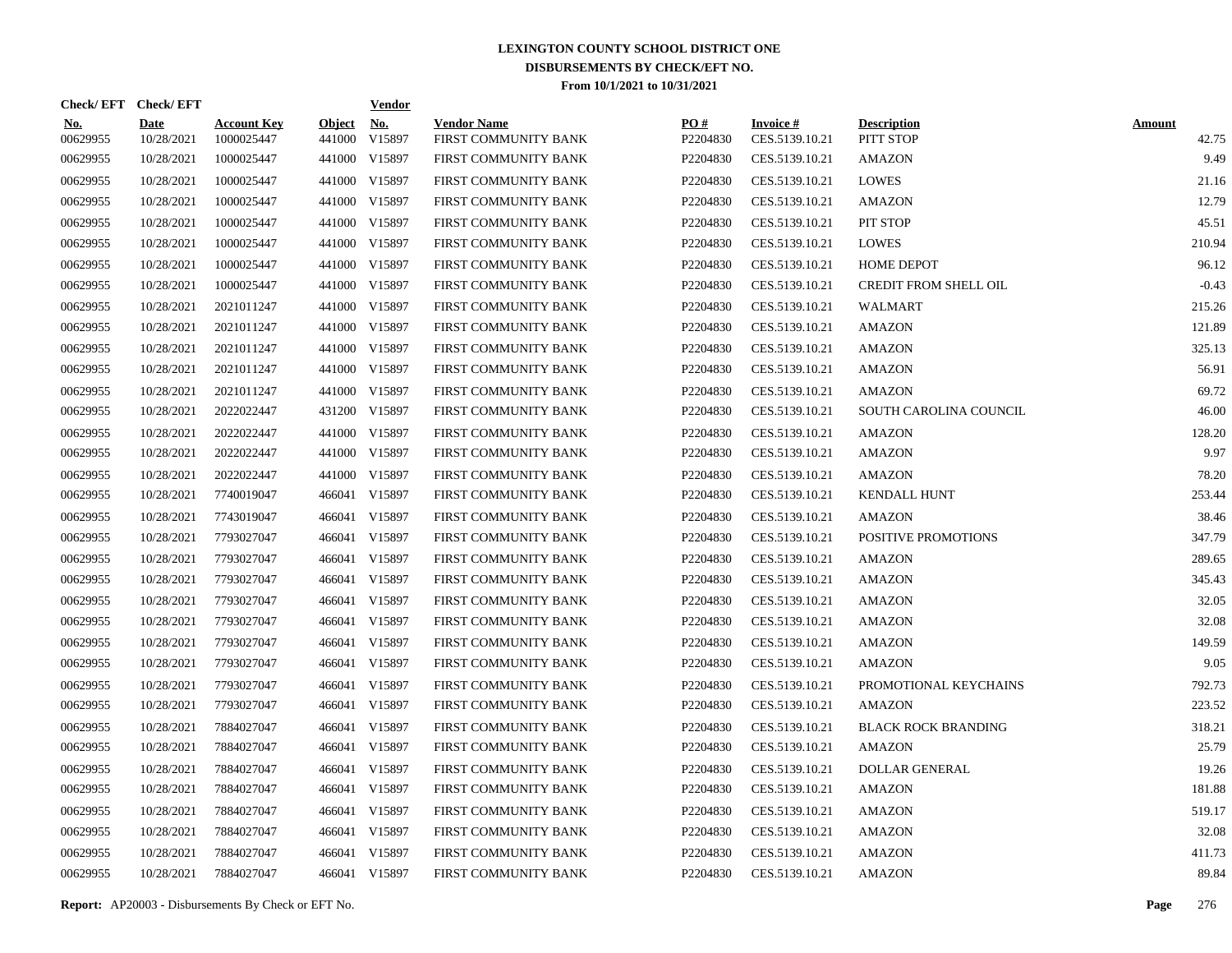# LEXINGTON COUNTY SCHOOL DISTRICT ONE
## DISBURSEMENTS BY CHECK/EFT NO.
### From 10/1/2021 to 10/31/2021

| Check/ EFT No. | Check/ EFT Date | Account Key | Object | Vendor No. | Vendor Name | PO # | Invoice # | Description | Amount |
|---|---|---|---|---|---|---|---|---|---|
| 00629955 | 10/28/2021 | 1000025447 | 441000 | V15897 | FIRST COMMUNITY BANK | P2204830 | CES.5139.10.21 | PITT STOP | 42.75 |
| 00629955 | 10/28/2021 | 1000025447 | 441000 | V15897 | FIRST COMMUNITY BANK | P2204830 | CES.5139.10.21 | AMAZON | 9.49 |
| 00629955 | 10/28/2021 | 1000025447 | 441000 | V15897 | FIRST COMMUNITY BANK | P2204830 | CES.5139.10.21 | LOWES | 21.16 |
| 00629955 | 10/28/2021 | 1000025447 | 441000 | V15897 | FIRST COMMUNITY BANK | P2204830 | CES.5139.10.21 | AMAZON | 12.79 |
| 00629955 | 10/28/2021 | 1000025447 | 441000 | V15897 | FIRST COMMUNITY BANK | P2204830 | CES.5139.10.21 | PIT STOP | 45.51 |
| 00629955 | 10/28/2021 | 1000025447 | 441000 | V15897 | FIRST COMMUNITY BANK | P2204830 | CES.5139.10.21 | LOWES | 210.94 |
| 00629955 | 10/28/2021 | 1000025447 | 441000 | V15897 | FIRST COMMUNITY BANK | P2204830 | CES.5139.10.21 | HOME DEPOT | 96.12 |
| 00629955 | 10/28/2021 | 1000025447 | 441000 | V15897 | FIRST COMMUNITY BANK | P2204830 | CES.5139.10.21 | CREDIT FROM SHELL OIL | -0.43 |
| 00629955 | 10/28/2021 | 2021011247 | 441000 | V15897 | FIRST COMMUNITY BANK | P2204830 | CES.5139.10.21 | WALMART | 215.26 |
| 00629955 | 10/28/2021 | 2021011247 | 441000 | V15897 | FIRST COMMUNITY BANK | P2204830 | CES.5139.10.21 | AMAZON | 121.89 |
| 00629955 | 10/28/2021 | 2021011247 | 441000 | V15897 | FIRST COMMUNITY BANK | P2204830 | CES.5139.10.21 | AMAZON | 325.13 |
| 00629955 | 10/28/2021 | 2021011247 | 441000 | V15897 | FIRST COMMUNITY BANK | P2204830 | CES.5139.10.21 | AMAZON | 56.91 |
| 00629955 | 10/28/2021 | 2021011247 | 441000 | V15897 | FIRST COMMUNITY BANK | P2204830 | CES.5139.10.21 | AMAZON | 69.72 |
| 00629955 | 10/28/2021 | 2022022447 | 431200 | V15897 | FIRST COMMUNITY BANK | P2204830 | CES.5139.10.21 | SOUTH CAROLINA COUNCIL | 46.00 |
| 00629955 | 10/28/2021 | 2022022447 | 441000 | V15897 | FIRST COMMUNITY BANK | P2204830 | CES.5139.10.21 | AMAZON | 128.20 |
| 00629955 | 10/28/2021 | 2022022447 | 441000 | V15897 | FIRST COMMUNITY BANK | P2204830 | CES.5139.10.21 | AMAZON | 9.97 |
| 00629955 | 10/28/2021 | 2022022447 | 441000 | V15897 | FIRST COMMUNITY BANK | P2204830 | CES.5139.10.21 | AMAZON | 78.20 |
| 00629955 | 10/28/2021 | 7740019047 | 466041 | V15897 | FIRST COMMUNITY BANK | P2204830 | CES.5139.10.21 | KENDALL HUNT | 253.44 |
| 00629955 | 10/28/2021 | 7743019047 | 466041 | V15897 | FIRST COMMUNITY BANK | P2204830 | CES.5139.10.21 | AMAZON | 38.46 |
| 00629955 | 10/28/2021 | 7793027047 | 466041 | V15897 | FIRST COMMUNITY BANK | P2204830 | CES.5139.10.21 | POSITIVE PROMOTIONS | 347.79 |
| 00629955 | 10/28/2021 | 7793027047 | 466041 | V15897 | FIRST COMMUNITY BANK | P2204830 | CES.5139.10.21 | AMAZON | 289.65 |
| 00629955 | 10/28/2021 | 7793027047 | 466041 | V15897 | FIRST COMMUNITY BANK | P2204830 | CES.5139.10.21 | AMAZON | 345.43 |
| 00629955 | 10/28/2021 | 7793027047 | 466041 | V15897 | FIRST COMMUNITY BANK | P2204830 | CES.5139.10.21 | AMAZON | 32.05 |
| 00629955 | 10/28/2021 | 7793027047 | 466041 | V15897 | FIRST COMMUNITY BANK | P2204830 | CES.5139.10.21 | AMAZON | 32.08 |
| 00629955 | 10/28/2021 | 7793027047 | 466041 | V15897 | FIRST COMMUNITY BANK | P2204830 | CES.5139.10.21 | AMAZON | 149.59 |
| 00629955 | 10/28/2021 | 7793027047 | 466041 | V15897 | FIRST COMMUNITY BANK | P2204830 | CES.5139.10.21 | AMAZON | 9.05 |
| 00629955 | 10/28/2021 | 7793027047 | 466041 | V15897 | FIRST COMMUNITY BANK | P2204830 | CES.5139.10.21 | PROMOTIONAL KEYCHAINS | 792.73 |
| 00629955 | 10/28/2021 | 7793027047 | 466041 | V15897 | FIRST COMMUNITY BANK | P2204830 | CES.5139.10.21 | AMAZON | 223.52 |
| 00629955 | 10/28/2021 | 7884027047 | 466041 | V15897 | FIRST COMMUNITY BANK | P2204830 | CES.5139.10.21 | BLACK ROCK BRANDING | 318.21 |
| 00629955 | 10/28/2021 | 7884027047 | 466041 | V15897 | FIRST COMMUNITY BANK | P2204830 | CES.5139.10.21 | AMAZON | 25.79 |
| 00629955 | 10/28/2021 | 7884027047 | 466041 | V15897 | FIRST COMMUNITY BANK | P2204830 | CES.5139.10.21 | DOLLAR GENERAL | 19.26 |
| 00629955 | 10/28/2021 | 7884027047 | 466041 | V15897 | FIRST COMMUNITY BANK | P2204830 | CES.5139.10.21 | AMAZON | 181.88 |
| 00629955 | 10/28/2021 | 7884027047 | 466041 | V15897 | FIRST COMMUNITY BANK | P2204830 | CES.5139.10.21 | AMAZON | 519.17 |
| 00629955 | 10/28/2021 | 7884027047 | 466041 | V15897 | FIRST COMMUNITY BANK | P2204830 | CES.5139.10.21 | AMAZON | 32.08 |
| 00629955 | 10/28/2021 | 7884027047 | 466041 | V15897 | FIRST COMMUNITY BANK | P2204830 | CES.5139.10.21 | AMAZON | 411.73 |
| 00629955 | 10/28/2021 | 7884027047 | 466041 | V15897 | FIRST COMMUNITY BANK | P2204830 | CES.5139.10.21 | AMAZON | 89.84 |

**Report:** AP20003 - Disbursements By Check or EFT No.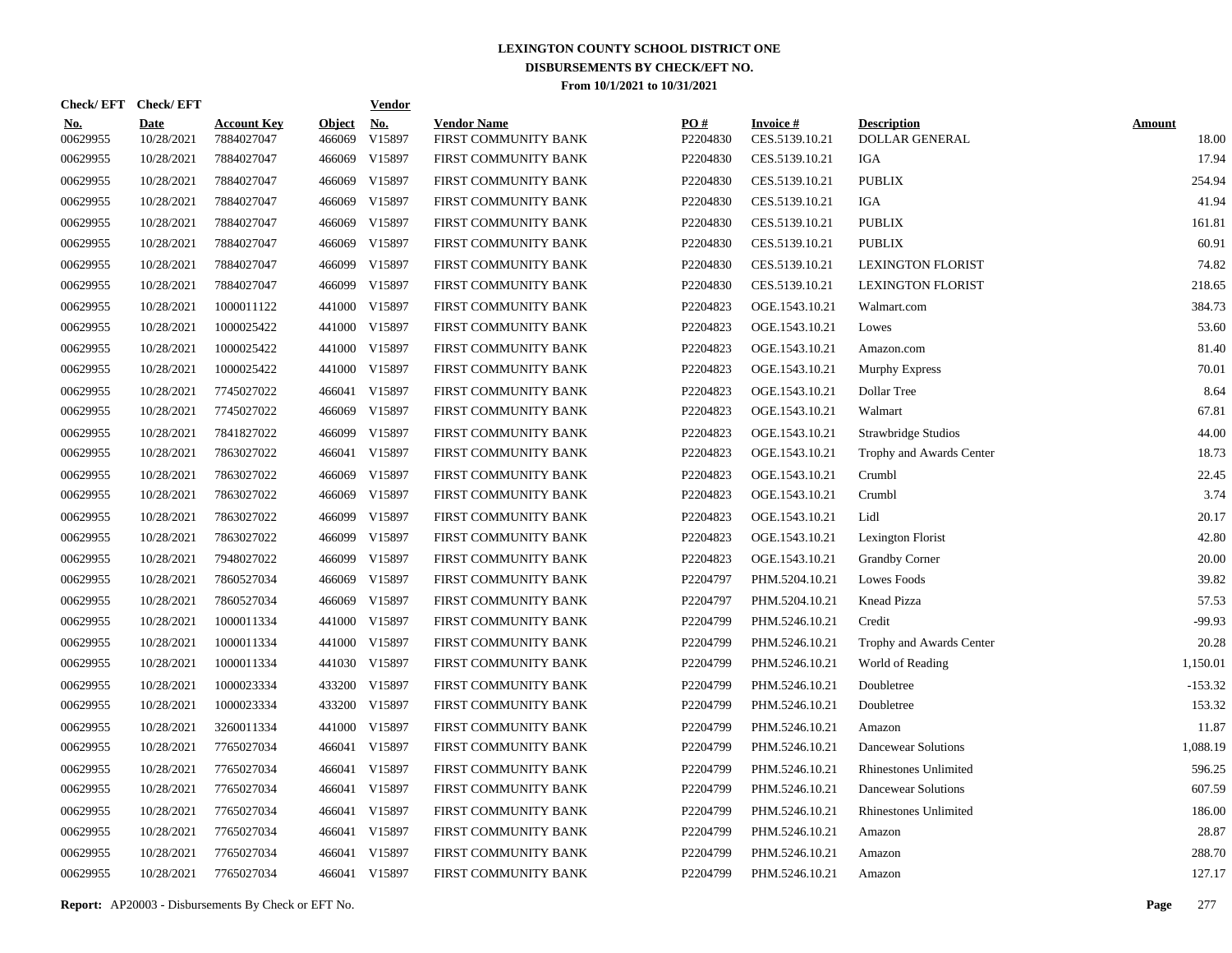# LEXINGTON COUNTY SCHOOL DISTRICT ONE

## DISBURSEMENTS BY CHECK/EFT NO.

### From 10/1/2021 to 10/31/2021

| Check/ EFT No. | Check/ EFT Date | Account Key | Object | Vendor No. | Vendor Name | PO # | Invoice # | Description | Amount |
|---|---|---|---|---|---|---|---|---|---|
| 00629955 | 10/28/2021 | 7884027047 | 466069 | V15897 | FIRST COMMUNITY BANK | P2204830 | CES.5139.10.21 | DOLLAR GENERAL | 18.00 |
| 00629955 | 10/28/2021 | 7884027047 | 466069 | V15897 | FIRST COMMUNITY BANK | P2204830 | CES.5139.10.21 | IGA | 17.94 |
| 00629955 | 10/28/2021 | 7884027047 | 466069 | V15897 | FIRST COMMUNITY BANK | P2204830 | CES.5139.10.21 | PUBLIX | 254.94 |
| 00629955 | 10/28/2021 | 7884027047 | 466069 | V15897 | FIRST COMMUNITY BANK | P2204830 | CES.5139.10.21 | IGA | 41.94 |
| 00629955 | 10/28/2021 | 7884027047 | 466069 | V15897 | FIRST COMMUNITY BANK | P2204830 | CES.5139.10.21 | PUBLIX | 161.81 |
| 00629955 | 10/28/2021 | 7884027047 | 466069 | V15897 | FIRST COMMUNITY BANK | P2204830 | CES.5139.10.21 | PUBLIX | 60.91 |
| 00629955 | 10/28/2021 | 7884027047 | 466099 | V15897 | FIRST COMMUNITY BANK | P2204830 | CES.5139.10.21 | LEXINGTON FLORIST | 74.82 |
| 00629955 | 10/28/2021 | 7884027047 | 466099 | V15897 | FIRST COMMUNITY BANK | P2204830 | CES.5139.10.21 | LEXINGTON FLORIST | 218.65 |
| 00629955 | 10/28/2021 | 1000011122 | 441000 | V15897 | FIRST COMMUNITY BANK | P2204823 | OGE.1543.10.21 | Walmart.com | 384.73 |
| 00629955 | 10/28/2021 | 1000025422 | 441000 | V15897 | FIRST COMMUNITY BANK | P2204823 | OGE.1543.10.21 | Lowes | 53.60 |
| 00629955 | 10/28/2021 | 1000025422 | 441000 | V15897 | FIRST COMMUNITY BANK | P2204823 | OGE.1543.10.21 | Amazon.com | 81.40 |
| 00629955 | 10/28/2021 | 1000025422 | 441000 | V15897 | FIRST COMMUNITY BANK | P2204823 | OGE.1543.10.21 | Murphy Express | 70.01 |
| 00629955 | 10/28/2021 | 7745027022 | 466041 | V15897 | FIRST COMMUNITY BANK | P2204823 | OGE.1543.10.21 | Dollar Tree | 8.64 |
| 00629955 | 10/28/2021 | 7745027022 | 466069 | V15897 | FIRST COMMUNITY BANK | P2204823 | OGE.1543.10.21 | Walmart | 67.81 |
| 00629955 | 10/28/2021 | 7841827022 | 466099 | V15897 | FIRST COMMUNITY BANK | P2204823 | OGE.1543.10.21 | Strawbridge Studios | 44.00 |
| 00629955 | 10/28/2021 | 7863027022 | 466041 | V15897 | FIRST COMMUNITY BANK | P2204823 | OGE.1543.10.21 | Trophy and Awards Center | 18.73 |
| 00629955 | 10/28/2021 | 7863027022 | 466069 | V15897 | FIRST COMMUNITY BANK | P2204823 | OGE.1543.10.21 | Crumbl | 22.45 |
| 00629955 | 10/28/2021 | 7863027022 | 466069 | V15897 | FIRST COMMUNITY BANK | P2204823 | OGE.1543.10.21 | Crumbl | 3.74 |
| 00629955 | 10/28/2021 | 7863027022 | 466099 | V15897 | FIRST COMMUNITY BANK | P2204823 | OGE.1543.10.21 | Lidl | 20.17 |
| 00629955 | 10/28/2021 | 7863027022 | 466099 | V15897 | FIRST COMMUNITY BANK | P2204823 | OGE.1543.10.21 | Lexington Florist | 42.80 |
| 00629955 | 10/28/2021 | 7948027022 | 466099 | V15897 | FIRST COMMUNITY BANK | P2204823 | OGE.1543.10.21 | Grandby Corner | 20.00 |
| 00629955 | 10/28/2021 | 7860527034 | 466069 | V15897 | FIRST COMMUNITY BANK | P2204797 | PHM.5204.10.21 | Lowes Foods | 39.82 |
| 00629955 | 10/28/2021 | 7860527034 | 466069 | V15897 | FIRST COMMUNITY BANK | P2204797 | PHM.5204.10.21 | Knead Pizza | 57.53 |
| 00629955 | 10/28/2021 | 1000011334 | 441000 | V15897 | FIRST COMMUNITY BANK | P2204799 | PHM.5246.10.21 | Credit | -99.93 |
| 00629955 | 10/28/2021 | 1000011334 | 441000 | V15897 | FIRST COMMUNITY BANK | P2204799 | PHM.5246.10.21 | Trophy and Awards Center | 20.28 |
| 00629955 | 10/28/2021 | 1000011334 | 441030 | V15897 | FIRST COMMUNITY BANK | P2204799 | PHM.5246.10.21 | World of Reading | 1,150.01 |
| 00629955 | 10/28/2021 | 1000023334 | 433200 | V15897 | FIRST COMMUNITY BANK | P2204799 | PHM.5246.10.21 | Doubletree | -153.32 |
| 00629955 | 10/28/2021 | 1000023334 | 433200 | V15897 | FIRST COMMUNITY BANK | P2204799 | PHM.5246.10.21 | Doubletree | 153.32 |
| 00629955 | 10/28/2021 | 3260011334 | 441000 | V15897 | FIRST COMMUNITY BANK | P2204799 | PHM.5246.10.21 | Amazon | 11.87 |
| 00629955 | 10/28/2021 | 7765027034 | 466041 | V15897 | FIRST COMMUNITY BANK | P2204799 | PHM.5246.10.21 | Dancewear Solutions | 1,088.19 |
| 00629955 | 10/28/2021 | 7765027034 | 466041 | V15897 | FIRST COMMUNITY BANK | P2204799 | PHM.5246.10.21 | Rhinestones Unlimited | 596.25 |
| 00629955 | 10/28/2021 | 7765027034 | 466041 | V15897 | FIRST COMMUNITY BANK | P2204799 | PHM.5246.10.21 | Dancewear Solutions | 607.59 |
| 00629955 | 10/28/2021 | 7765027034 | 466041 | V15897 | FIRST COMMUNITY BANK | P2204799 | PHM.5246.10.21 | Rhinestones Unlimited | 186.00 |
| 00629955 | 10/28/2021 | 7765027034 | 466041 | V15897 | FIRST COMMUNITY BANK | P2204799 | PHM.5246.10.21 | Amazon | 28.87 |
| 00629955 | 10/28/2021 | 7765027034 | 466041 | V15897 | FIRST COMMUNITY BANK | P2204799 | PHM.5246.10.21 | Amazon | 288.70 |
| 00629955 | 10/28/2021 | 7765027034 | 466041 | V15897 | FIRST COMMUNITY BANK | P2204799 | PHM.5246.10.21 | Amazon | 127.17 |

**Report:** AP20003 - Disbursements By Check or EFT No.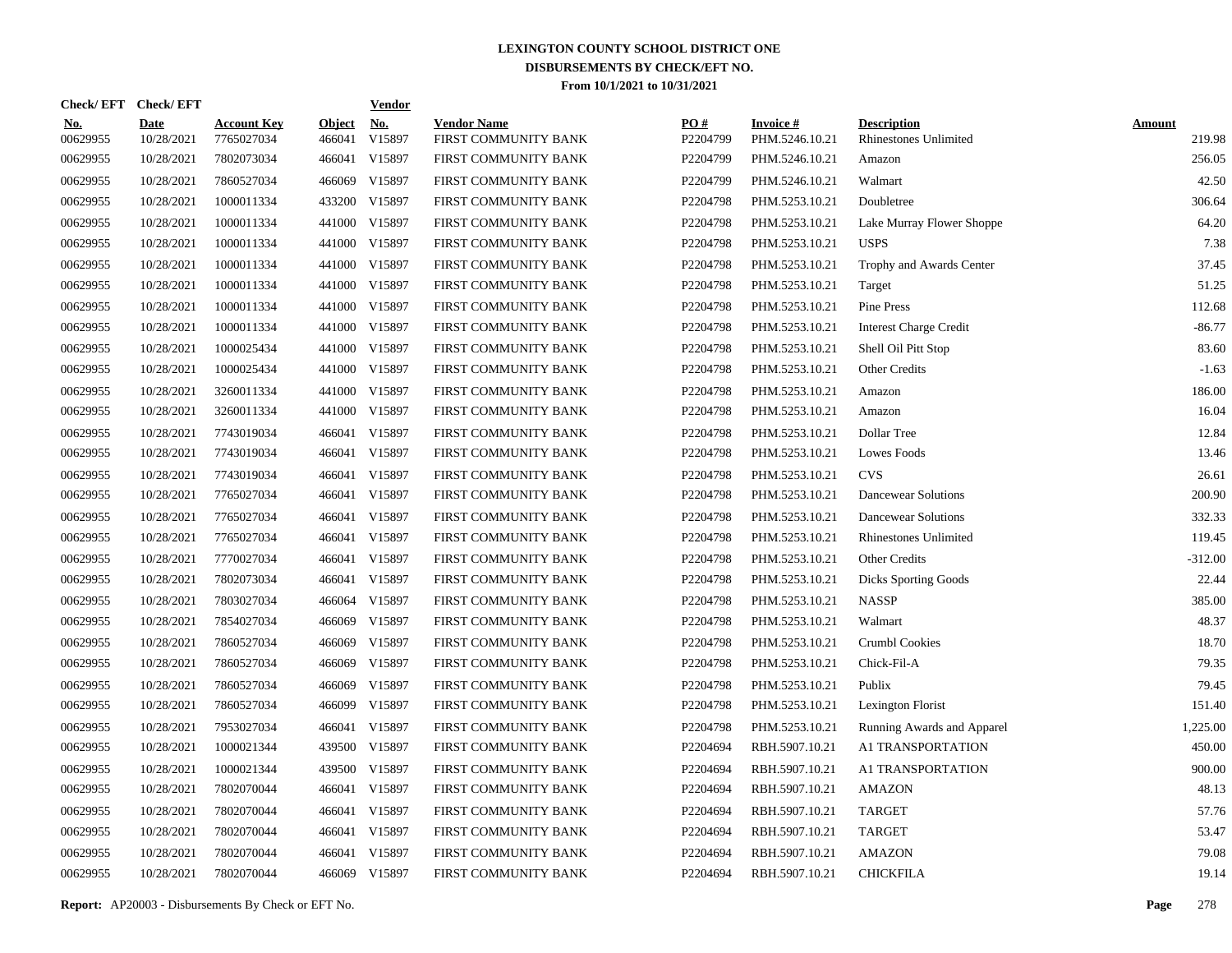# LEXINGTON COUNTY SCHOOL DISTRICT ONE
## DISBURSEMENTS BY CHECK/EFT NO.
### From 10/1/2021 to 10/31/2021

| Check/ EFT No. | Check/ EFT Date | Account Key | Object | Vendor No. | Vendor Name | PO # | Invoice # | Description | Amount |
|---|---|---|---|---|---|---|---|---|---|
| 00629955 | 10/28/2021 | 7765027034 | 466041 | V15897 | FIRST COMMUNITY BANK | P2204799 | PHM.5246.10.21 | Rhinestones Unlimited | 219.98 |
| 00629955 | 10/28/2021 | 7802073034 | 466041 | V15897 | FIRST COMMUNITY BANK | P2204799 | PHM.5246.10.21 | Amazon | 256.05 |
| 00629955 | 10/28/2021 | 7860527034 | 466069 | V15897 | FIRST COMMUNITY BANK | P2204799 | PHM.5246.10.21 | Walmart | 42.50 |
| 00629955 | 10/28/2021 | 1000011334 | 433200 | V15897 | FIRST COMMUNITY BANK | P2204798 | PHM.5253.10.21 | Doubletree | 306.64 |
| 00629955 | 10/28/2021 | 1000011334 | 441000 | V15897 | FIRST COMMUNITY BANK | P2204798 | PHM.5253.10.21 | Lake Murray Flower Shoppe | 64.20 |
| 00629955 | 10/28/2021 | 1000011334 | 441000 | V15897 | FIRST COMMUNITY BANK | P2204798 | PHM.5253.10.21 | USPS | 7.38 |
| 00629955 | 10/28/2021 | 1000011334 | 441000 | V15897 | FIRST COMMUNITY BANK | P2204798 | PHM.5253.10.21 | Trophy and Awards Center | 37.45 |
| 00629955 | 10/28/2021 | 1000011334 | 441000 | V15897 | FIRST COMMUNITY BANK | P2204798 | PHM.5253.10.21 | Target | 51.25 |
| 00629955 | 10/28/2021 | 1000011334 | 441000 | V15897 | FIRST COMMUNITY BANK | P2204798 | PHM.5253.10.21 | Pine Press | 112.68 |
| 00629955 | 10/28/2021 | 1000011334 | 441000 | V15897 | FIRST COMMUNITY BANK | P2204798 | PHM.5253.10.21 | Interest Charge Credit | -86.77 |
| 00629955 | 10/28/2021 | 1000025434 | 441000 | V15897 | FIRST COMMUNITY BANK | P2204798 | PHM.5253.10.21 | Shell Oil Pitt Stop | 83.60 |
| 00629955 | 10/28/2021 | 1000025434 | 441000 | V15897 | FIRST COMMUNITY BANK | P2204798 | PHM.5253.10.21 | Other Credits | -1.63 |
| 00629955 | 10/28/2021 | 3260011334 | 441000 | V15897 | FIRST COMMUNITY BANK | P2204798 | PHM.5253.10.21 | Amazon | 186.00 |
| 00629955 | 10/28/2021 | 3260011334 | 441000 | V15897 | FIRST COMMUNITY BANK | P2204798 | PHM.5253.10.21 | Amazon | 16.04 |
| 00629955 | 10/28/2021 | 7743019034 | 466041 | V15897 | FIRST COMMUNITY BANK | P2204798 | PHM.5253.10.21 | Dollar Tree | 12.84 |
| 00629955 | 10/28/2021 | 7743019034 | 466041 | V15897 | FIRST COMMUNITY BANK | P2204798 | PHM.5253.10.21 | Lowes Foods | 13.46 |
| 00629955 | 10/28/2021 | 7743019034 | 466041 | V15897 | FIRST COMMUNITY BANK | P2204798 | PHM.5253.10.21 | CVS | 26.61 |
| 00629955 | 10/28/2021 | 7765027034 | 466041 | V15897 | FIRST COMMUNITY BANK | P2204798 | PHM.5253.10.21 | Dancewear Solutions | 200.90 |
| 00629955 | 10/28/2021 | 7765027034 | 466041 | V15897 | FIRST COMMUNITY BANK | P2204798 | PHM.5253.10.21 | Dancewear Solutions | 332.33 |
| 00629955 | 10/28/2021 | 7765027034 | 466041 | V15897 | FIRST COMMUNITY BANK | P2204798 | PHM.5253.10.21 | Rhinestones Unlimited | 119.45 |
| 00629955 | 10/28/2021 | 7770027034 | 466041 | V15897 | FIRST COMMUNITY BANK | P2204798 | PHM.5253.10.21 | Other Credits | -312.00 |
| 00629955 | 10/28/2021 | 7802073034 | 466041 | V15897 | FIRST COMMUNITY BANK | P2204798 | PHM.5253.10.21 | Dicks Sporting Goods | 22.44 |
| 00629955 | 10/28/2021 | 7803027034 | 466064 | V15897 | FIRST COMMUNITY BANK | P2204798 | PHM.5253.10.21 | NASSP | 385.00 |
| 00629955 | 10/28/2021 | 7854027034 | 466069 | V15897 | FIRST COMMUNITY BANK | P2204798 | PHM.5253.10.21 | Walmart | 48.37 |
| 00629955 | 10/28/2021 | 7860527034 | 466069 | V15897 | FIRST COMMUNITY BANK | P2204798 | PHM.5253.10.21 | Crumbl Cookies | 18.70 |
| 00629955 | 10/28/2021 | 7860527034 | 466069 | V15897 | FIRST COMMUNITY BANK | P2204798 | PHM.5253.10.21 | Chick-Fil-A | 79.35 |
| 00629955 | 10/28/2021 | 7860527034 | 466069 | V15897 | FIRST COMMUNITY BANK | P2204798 | PHM.5253.10.21 | Publix | 79.45 |
| 00629955 | 10/28/2021 | 7860527034 | 466099 | V15897 | FIRST COMMUNITY BANK | P2204798 | PHM.5253.10.21 | Lexington Florist | 151.40 |
| 00629955 | 10/28/2021 | 7953027034 | 466041 | V15897 | FIRST COMMUNITY BANK | P2204798 | PHM.5253.10.21 | Running Awards and Apparel | 1,225.00 |
| 00629955 | 10/28/2021 | 1000021344 | 439500 | V15897 | FIRST COMMUNITY BANK | P2204694 | RBH.5907.10.21 | A1 TRANSPORTATION | 450.00 |
| 00629955 | 10/28/2021 | 1000021344 | 439500 | V15897 | FIRST COMMUNITY BANK | P2204694 | RBH.5907.10.21 | A1 TRANSPORTATION | 900.00 |
| 00629955 | 10/28/2021 | 7802070044 | 466041 | V15897 | FIRST COMMUNITY BANK | P2204694 | RBH.5907.10.21 | AMAZON | 48.13 |
| 00629955 | 10/28/2021 | 7802070044 | 466041 | V15897 | FIRST COMMUNITY BANK | P2204694 | RBH.5907.10.21 | TARGET | 57.76 |
| 00629955 | 10/28/2021 | 7802070044 | 466041 | V15897 | FIRST COMMUNITY BANK | P2204694 | RBH.5907.10.21 | TARGET | 53.47 |
| 00629955 | 10/28/2021 | 7802070044 | 466041 | V15897 | FIRST COMMUNITY BANK | P2204694 | RBH.5907.10.21 | AMAZON | 79.08 |
| 00629955 | 10/28/2021 | 7802070044 | 466069 | V15897 | FIRST COMMUNITY BANK | P2204694 | RBH.5907.10.21 | CHICKFILA | 19.14 |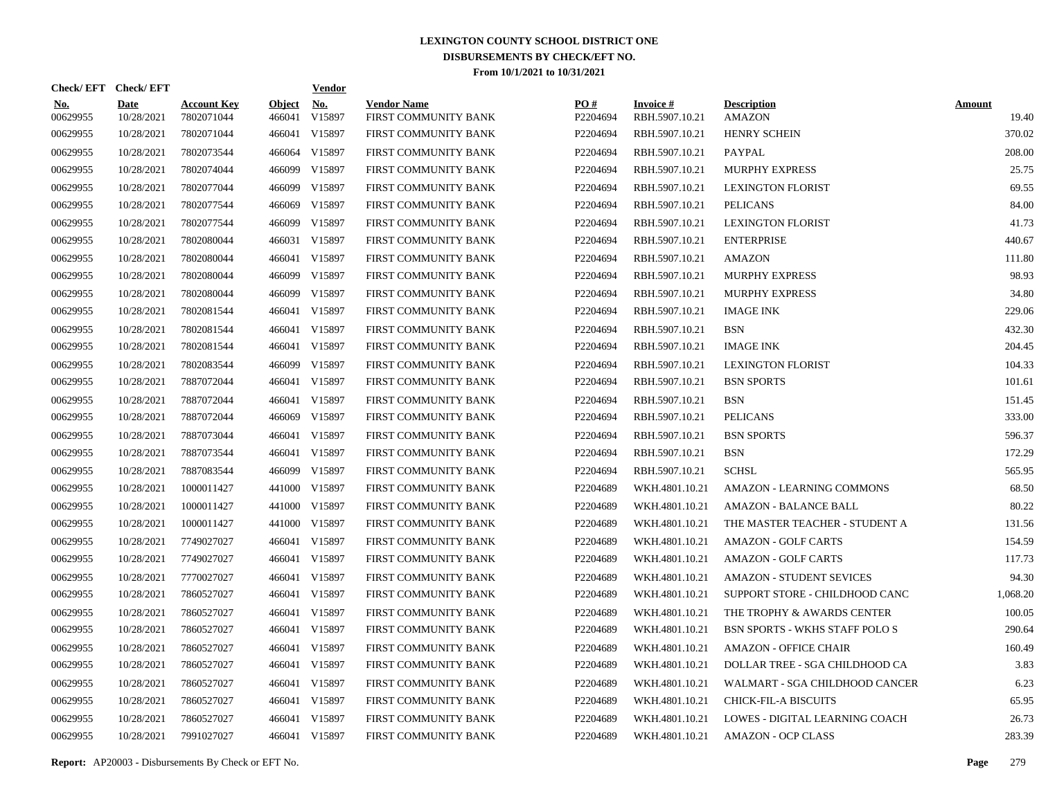# LEXINGTON COUNTY SCHOOL DISTRICT ONE

## DISBURSEMENTS BY CHECK/EFT NO.

### From 10/1/2021 to 10/31/2021

| Check/ EFT No. | Check/ EFT Date | Account Key | Object | Vendor No. | Vendor Name | PO # | Invoice # | Description | Amount |
|---|---|---|---|---|---|---|---|---|---|
| 00629955 | 10/28/2021 | 7802071044 | 466041 | V15897 | FIRST COMMUNITY BANK | P2204694 | RBH.5907.10.21 | AMAZON | 19.40 |
| 00629955 | 10/28/2021 | 7802071044 | 466041 | V15897 | FIRST COMMUNITY BANK | P2204694 | RBH.5907.10.21 | HENRY SCHEIN | 370.02 |
| 00629955 | 10/28/2021 | 7802073544 | 466064 | V15897 | FIRST COMMUNITY BANK | P2204694 | RBH.5907.10.21 | PAYPAL | 208.00 |
| 00629955 | 10/28/2021 | 7802074044 | 466099 | V15897 | FIRST COMMUNITY BANK | P2204694 | RBH.5907.10.21 | MURPHY EXPRESS | 25.75 |
| 00629955 | 10/28/2021 | 7802077044 | 466099 | V15897 | FIRST COMMUNITY BANK | P2204694 | RBH.5907.10.21 | LEXINGTON FLORIST | 69.55 |
| 00629955 | 10/28/2021 | 7802077544 | 466069 | V15897 | FIRST COMMUNITY BANK | P2204694 | RBH.5907.10.21 | PELICANS | 84.00 |
| 00629955 | 10/28/2021 | 7802077544 | 466099 | V15897 | FIRST COMMUNITY BANK | P2204694 | RBH.5907.10.21 | LEXINGTON FLORIST | 41.73 |
| 00629955 | 10/28/2021 | 7802080044 | 466031 | V15897 | FIRST COMMUNITY BANK | P2204694 | RBH.5907.10.21 | ENTERPRISE | 440.67 |
| 00629955 | 10/28/2021 | 7802080044 | 466041 | V15897 | FIRST COMMUNITY BANK | P2204694 | RBH.5907.10.21 | AMAZON | 111.80 |
| 00629955 | 10/28/2021 | 7802080044 | 466099 | V15897 | FIRST COMMUNITY BANK | P2204694 | RBH.5907.10.21 | MURPHY EXPRESS | 98.93 |
| 00629955 | 10/28/2021 | 7802080044 | 466099 | V15897 | FIRST COMMUNITY BANK | P2204694 | RBH.5907.10.21 | MURPHY EXPRESS | 34.80 |
| 00629955 | 10/28/2021 | 7802081544 | 466041 | V15897 | FIRST COMMUNITY BANK | P2204694 | RBH.5907.10.21 | IMAGE INK | 229.06 |
| 00629955 | 10/28/2021 | 7802081544 | 466041 | V15897 | FIRST COMMUNITY BANK | P2204694 | RBH.5907.10.21 | BSN | 432.30 |
| 00629955 | 10/28/2021 | 7802081544 | 466041 | V15897 | FIRST COMMUNITY BANK | P2204694 | RBH.5907.10.21 | IMAGE INK | 204.45 |
| 00629955 | 10/28/2021 | 7802083544 | 466099 | V15897 | FIRST COMMUNITY BANK | P2204694 | RBH.5907.10.21 | LEXINGTON FLORIST | 104.33 |
| 00629955 | 10/28/2021 | 7887072044 | 466041 | V15897 | FIRST COMMUNITY BANK | P2204694 | RBH.5907.10.21 | BSN SPORTS | 101.61 |
| 00629955 | 10/28/2021 | 7887072044 | 466041 | V15897 | FIRST COMMUNITY BANK | P2204694 | RBH.5907.10.21 | BSN | 151.45 |
| 00629955 | 10/28/2021 | 7887072044 | 466069 | V15897 | FIRST COMMUNITY BANK | P2204694 | RBH.5907.10.21 | PELICANS | 333.00 |
| 00629955 | 10/28/2021 | 7887073044 | 466041 | V15897 | FIRST COMMUNITY BANK | P2204694 | RBH.5907.10.21 | BSN SPORTS | 596.37 |
| 00629955 | 10/28/2021 | 7887073544 | 466041 | V15897 | FIRST COMMUNITY BANK | P2204694 | RBH.5907.10.21 | BSN | 172.29 |
| 00629955 | 10/28/2021 | 7887083544 | 466099 | V15897 | FIRST COMMUNITY BANK | P2204694 | RBH.5907.10.21 | SCHSL | 565.95 |
| 00629955 | 10/28/2021 | 1000011427 | 441000 | V15897 | FIRST COMMUNITY BANK | P2204689 | WKH.4801.10.21 | AMAZON - LEARNING COMMONS | 68.50 |
| 00629955 | 10/28/2021 | 1000011427 | 441000 | V15897 | FIRST COMMUNITY BANK | P2204689 | WKH.4801.10.21 | AMAZON - BALANCE BALL | 80.22 |
| 00629955 | 10/28/2021 | 1000011427 | 441000 | V15897 | FIRST COMMUNITY BANK | P2204689 | WKH.4801.10.21 | THE MASTER TEACHER - STUDENT A | 131.56 |
| 00629955 | 10/28/2021 | 7749027027 | 466041 | V15897 | FIRST COMMUNITY BANK | P2204689 | WKH.4801.10.21 | AMAZON - GOLF CARTS | 154.59 |
| 00629955 | 10/28/2021 | 7749027027 | 466041 | V15897 | FIRST COMMUNITY BANK | P2204689 | WKH.4801.10.21 | AMAZON - GOLF CARTS | 117.73 |
| 00629955 | 10/28/2021 | 7770027027 | 466041 | V15897 | FIRST COMMUNITY BANK | P2204689 | WKH.4801.10.21 | AMAZON - STUDENT SEVICES | 94.30 |
| 00629955 | 10/28/2021 | 7860527027 | 466041 | V15897 | FIRST COMMUNITY BANK | P2204689 | WKH.4801.10.21 | SUPPORT STORE - CHILDHOOD CANC | 1,068.20 |
| 00629955 | 10/28/2021 | 7860527027 | 466041 | V15897 | FIRST COMMUNITY BANK | P2204689 | WKH.4801.10.21 | THE TROPHY & AWARDS CENTER | 100.05 |
| 00629955 | 10/28/2021 | 7860527027 | 466041 | V15897 | FIRST COMMUNITY BANK | P2204689 | WKH.4801.10.21 | BSN SPORTS - WKHS STAFF POLO S | 290.64 |
| 00629955 | 10/28/2021 | 7860527027 | 466041 | V15897 | FIRST COMMUNITY BANK | P2204689 | WKH.4801.10.21 | AMAZON - OFFICE CHAIR | 160.49 |
| 00629955 | 10/28/2021 | 7860527027 | 466041 | V15897 | FIRST COMMUNITY BANK | P2204689 | WKH.4801.10.21 | DOLLAR TREE - SGA CHILDHOOD CA | 3.83 |
| 00629955 | 10/28/2021 | 7860527027 | 466041 | V15897 | FIRST COMMUNITY BANK | P2204689 | WKH.4801.10.21 | WALMART - SGA CHILDHOOD CANCER | 6.23 |
| 00629955 | 10/28/2021 | 7860527027 | 466041 | V15897 | FIRST COMMUNITY BANK | P2204689 | WKH.4801.10.21 | CHICK-FIL-A BISCUITS | 65.95 |
| 00629955 | 10/28/2021 | 7860527027 | 466041 | V15897 | FIRST COMMUNITY BANK | P2204689 | WKH.4801.10.21 | LOWES - DIGITAL LEARNING COACH | 26.73 |
| 00629955 | 10/28/2021 | 7991027027 | 466041 | V15897 | FIRST COMMUNITY BANK | P2204689 | WKH.4801.10.21 | AMAZON - OCP CLASS | 283.39 |

**Report:** AP20003 - Disbursements By Check or EFT No.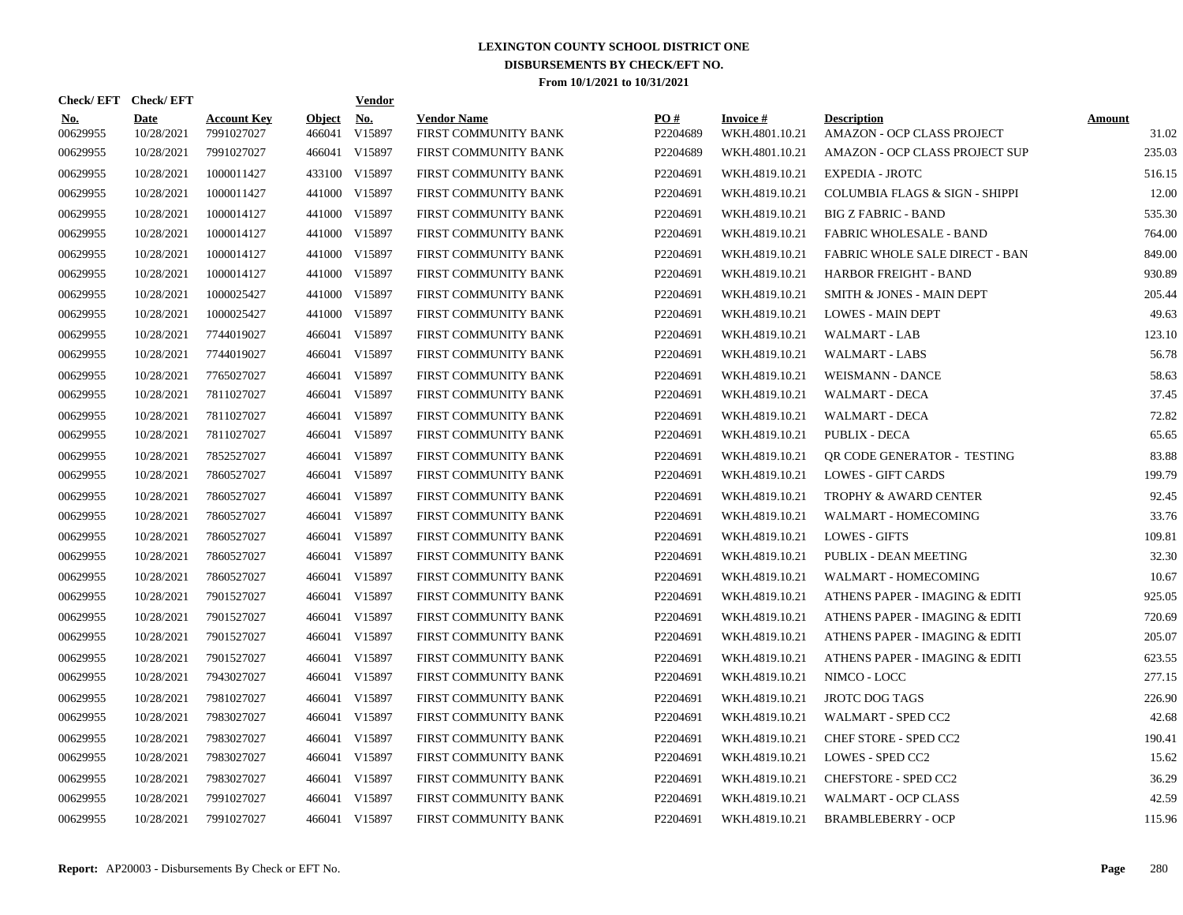# LEXINGTON COUNTY SCHOOL DISTRICT ONE
## DISBURSEMENTS BY CHECK/EFT NO.
### From 10/1/2021 to 10/31/2021

| Check/ EFT No. | Check/ EFT Date | Account Key | Object | Vendor No. | Vendor Name | PO # | Invoice # | Description | Amount |
|---|---|---|---|---|---|---|---|---|---|
| 00629955 | 10/28/2021 | 7991027027 | 466041 | V15897 | FIRST COMMUNITY BANK | P2204689 | WKH.4801.10.21 | AMAZON - OCP CLASS PROJECT | 31.02 |
| 00629955 | 10/28/2021 | 7991027027 | 466041 | V15897 | FIRST COMMUNITY BANK | P2204689 | WKH.4801.10.21 | AMAZON - OCP CLASS PROJECT SUP | 235.03 |
| 00629955 | 10/28/2021 | 1000011427 | 433100 | V15897 | FIRST COMMUNITY BANK | P2204691 | WKH.4819.10.21 | EXPEDIA - JROTC | 516.15 |
| 00629955 | 10/28/2021 | 1000011427 | 441000 | V15897 | FIRST COMMUNITY BANK | P2204691 | WKH.4819.10.21 | COLUMBIA FLAGS & SIGN - SHIPPI | 12.00 |
| 00629955 | 10/28/2021 | 1000014127 | 441000 | V15897 | FIRST COMMUNITY BANK | P2204691 | WKH.4819.10.21 | BIG Z FABRIC - BAND | 535.30 |
| 00629955 | 10/28/2021 | 1000014127 | 441000 | V15897 | FIRST COMMUNITY BANK | P2204691 | WKH.4819.10.21 | FABRIC WHOLESALE - BAND | 764.00 |
| 00629955 | 10/28/2021 | 1000014127 | 441000 | V15897 | FIRST COMMUNITY BANK | P2204691 | WKH.4819.10.21 | FABRIC WHOLE SALE DIRECT - BAN | 849.00 |
| 00629955 | 10/28/2021 | 1000014127 | 441000 | V15897 | FIRST COMMUNITY BANK | P2204691 | WKH.4819.10.21 | HARBOR FREIGHT - BAND | 930.89 |
| 00629955 | 10/28/2021 | 1000025427 | 441000 | V15897 | FIRST COMMUNITY BANK | P2204691 | WKH.4819.10.21 | SMITH & JONES - MAIN DEPT | 205.44 |
| 00629955 | 10/28/2021 | 1000025427 | 441000 | V15897 | FIRST COMMUNITY BANK | P2204691 | WKH.4819.10.21 | LOWES - MAIN DEPT | 49.63 |
| 00629955 | 10/28/2021 | 7744019027 | 466041 | V15897 | FIRST COMMUNITY BANK | P2204691 | WKH.4819.10.21 | WALMART - LAB | 123.10 |
| 00629955 | 10/28/2021 | 7744019027 | 466041 | V15897 | FIRST COMMUNITY BANK | P2204691 | WKH.4819.10.21 | WALMART - LABS | 56.78 |
| 00629955 | 10/28/2021 | 7765027027 | 466041 | V15897 | FIRST COMMUNITY BANK | P2204691 | WKH.4819.10.21 | WEISMANN - DANCE | 58.63 |
| 00629955 | 10/28/2021 | 7811027027 | 466041 | V15897 | FIRST COMMUNITY BANK | P2204691 | WKH.4819.10.21 | WALMART - DECA | 37.45 |
| 00629955 | 10/28/2021 | 7811027027 | 466041 | V15897 | FIRST COMMUNITY BANK | P2204691 | WKH.4819.10.21 | WALMART - DECA | 72.82 |
| 00629955 | 10/28/2021 | 7811027027 | 466041 | V15897 | FIRST COMMUNITY BANK | P2204691 | WKH.4819.10.21 | PUBLIX - DECA | 65.65 |
| 00629955 | 10/28/2021 | 7852527027 | 466041 | V15897 | FIRST COMMUNITY BANK | P2204691 | WKH.4819.10.21 | QR CODE GENERATOR - TESTING | 83.88 |
| 00629955 | 10/28/2021 | 7860527027 | 466041 | V15897 | FIRST COMMUNITY BANK | P2204691 | WKH.4819.10.21 | LOWES - GIFT CARDS | 199.79 |
| 00629955 | 10/28/2021 | 7860527027 | 466041 | V15897 | FIRST COMMUNITY BANK | P2204691 | WKH.4819.10.21 | TROPHY & AWARD CENTER | 92.45 |
| 00629955 | 10/28/2021 | 7860527027 | 466041 | V15897 | FIRST COMMUNITY BANK | P2204691 | WKH.4819.10.21 | WALMART - HOMECOMING | 33.76 |
| 00629955 | 10/28/2021 | 7860527027 | 466041 | V15897 | FIRST COMMUNITY BANK | P2204691 | WKH.4819.10.21 | LOWES - GIFTS | 109.81 |
| 00629955 | 10/28/2021 | 7860527027 | 466041 | V15897 | FIRST COMMUNITY BANK | P2204691 | WKH.4819.10.21 | PUBLIX - DEAN MEETING | 32.30 |
| 00629955 | 10/28/2021 | 7860527027 | 466041 | V15897 | FIRST COMMUNITY BANK | P2204691 | WKH.4819.10.21 | WALMART - HOMECOMING | 10.67 |
| 00629955 | 10/28/2021 | 7901527027 | 466041 | V15897 | FIRST COMMUNITY BANK | P2204691 | WKH.4819.10.21 | ATHENS PAPER - IMAGING & EDITI | 925.05 |
| 00629955 | 10/28/2021 | 7901527027 | 466041 | V15897 | FIRST COMMUNITY BANK | P2204691 | WKH.4819.10.21 | ATHENS PAPER - IMAGING & EDITI | 720.69 |
| 00629955 | 10/28/2021 | 7901527027 | 466041 | V15897 | FIRST COMMUNITY BANK | P2204691 | WKH.4819.10.21 | ATHENS PAPER - IMAGING & EDITI | 205.07 |
| 00629955 | 10/28/2021 | 7901527027 | 466041 | V15897 | FIRST COMMUNITY BANK | P2204691 | WKH.4819.10.21 | ATHENS PAPER - IMAGING & EDITI | 623.55 |
| 00629955 | 10/28/2021 | 7943027027 | 466041 | V15897 | FIRST COMMUNITY BANK | P2204691 | WKH.4819.10.21 | NIMCO - LOCC | 277.15 |
| 00629955 | 10/28/2021 | 7981027027 | 466041 | V15897 | FIRST COMMUNITY BANK | P2204691 | WKH.4819.10.21 | JROTC DOG TAGS | 226.90 |
| 00629955 | 10/28/2021 | 7983027027 | 466041 | V15897 | FIRST COMMUNITY BANK | P2204691 | WKH.4819.10.21 | WALMART - SPED CC2 | 42.68 |
| 00629955 | 10/28/2021 | 7983027027 | 466041 | V15897 | FIRST COMMUNITY BANK | P2204691 | WKH.4819.10.21 | CHEF STORE - SPED CC2 | 190.41 |
| 00629955 | 10/28/2021 | 7983027027 | 466041 | V15897 | FIRST COMMUNITY BANK | P2204691 | WKH.4819.10.21 | LOWES - SPED CC2 | 15.62 |
| 00629955 | 10/28/2021 | 7983027027 | 466041 | V15897 | FIRST COMMUNITY BANK | P2204691 | WKH.4819.10.21 | CHEFSTORE - SPED CC2 | 36.29 |
| 00629955 | 10/28/2021 | 7991027027 | 466041 | V15897 | FIRST COMMUNITY BANK | P2204691 | WKH.4819.10.21 | WALMART - OCP CLASS | 42.59 |
| 00629955 | 10/28/2021 | 7991027027 | 466041 | V15897 | FIRST COMMUNITY BANK | P2204691 | WKH.4819.10.21 | BRAMBLEBERRY - OCP | 115.96 |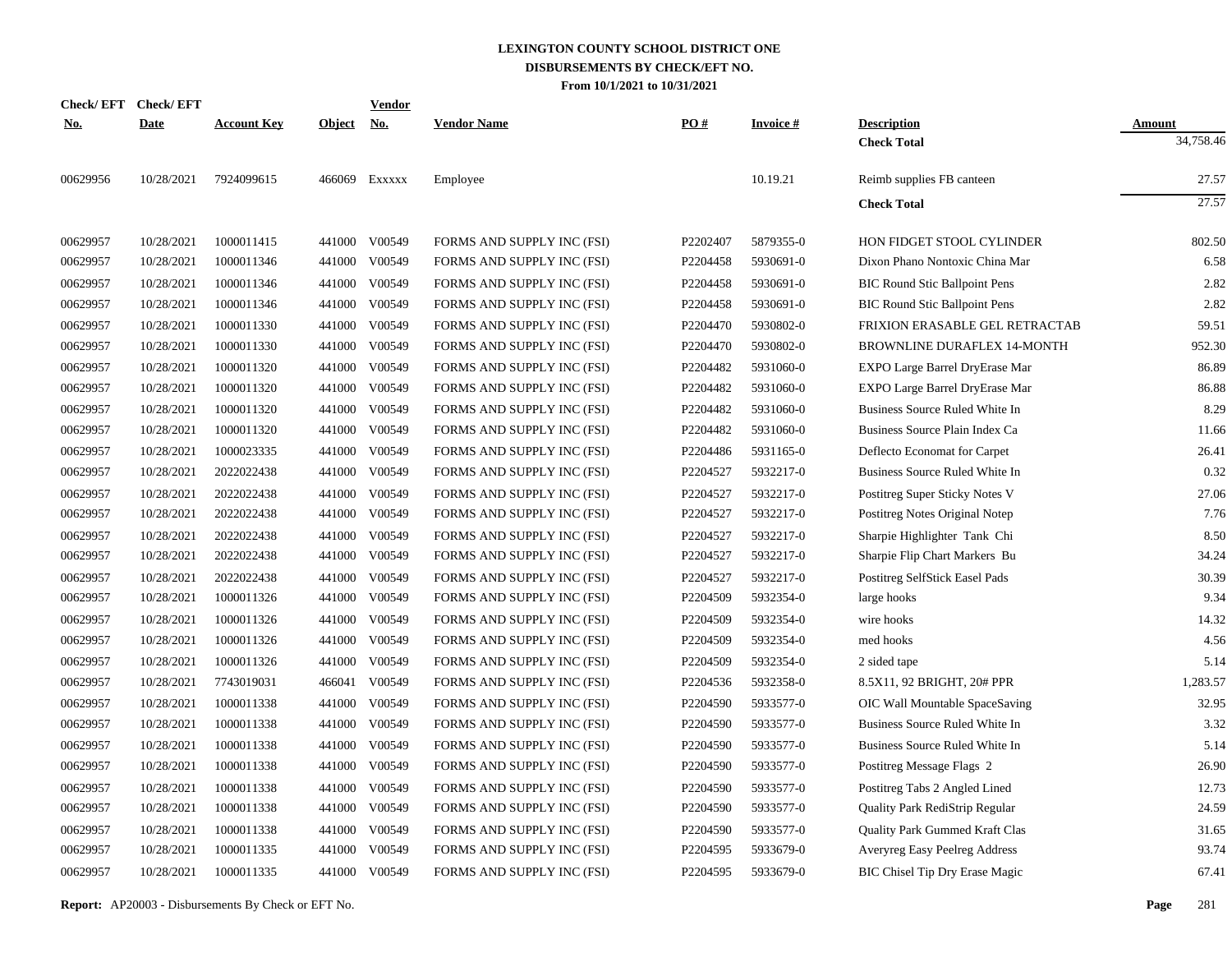# LEXINGTON COUNTY SCHOOL DISTRICT ONE
## DISBURSEMENTS BY CHECK/EFT NO.
### From 10/1/2021 to 10/31/2021

| Check/ EFT No. | Check/ EFT Date | Account Key | Object | Vendor No. | Vendor Name | PO # | Invoice # | Description | Amount |
|---|---|---|---|---|---|---|---|---|---|
| | | | | | | | | **Check Total** | 34,758.46 |
| 00629956 | 10/28/2021 | 7924099615 | 466069 | Exxxxx | Employee | | 10.19.21 | Reimb supplies FB canteen | 27.57 |
| | | | | | | | | **Check Total** | 27.57 |
| 00629957 | 10/28/2021 | 1000011415 | 441000 | V00549 | FORMS AND SUPPLY INC (FSI) | P2202407 | 5879355-0 | HON FIDGET STOOL CYLINDER | 802.50 |
| 00629957 | 10/28/2021 | 1000011346 | 441000 | V00549 | FORMS AND SUPPLY INC (FSI) | P2204458 | 5930691-0 | Dixon Phano Nontoxic China Mar | 6.58 |
| 00629957 | 10/28/2021 | 1000011346 | 441000 | V00549 | FORMS AND SUPPLY INC (FSI) | P2204458 | 5930691-0 | BIC Round Stic Ballpoint Pens | 2.82 |
| 00629957 | 10/28/2021 | 1000011346 | 441000 | V00549 | FORMS AND SUPPLY INC (FSI) | P2204458 | 5930691-0 | BIC Round Stic Ballpoint Pens | 2.82 |
| 00629957 | 10/28/2021 | 1000011330 | 441000 | V00549 | FORMS AND SUPPLY INC (FSI) | P2204470 | 5930802-0 | FRIXION ERASABLE GEL RETRACTAB | 59.51 |
| 00629957 | 10/28/2021 | 1000011330 | 441000 | V00549 | FORMS AND SUPPLY INC (FSI) | P2204470 | 5930802-0 | BROWNLINE DURAFLEX 14-MONTH | 952.30 |
| 00629957 | 10/28/2021 | 1000011320 | 441000 | V00549 | FORMS AND SUPPLY INC (FSI) | P2204482 | 5931060-0 | EXPO Large Barrel DryErase Mar | 86.89 |
| 00629957 | 10/28/2021 | 1000011320 | 441000 | V00549 | FORMS AND SUPPLY INC (FSI) | P2204482 | 5931060-0 | EXPO Large Barrel DryErase Mar | 86.88 |
| 00629957 | 10/28/2021 | 1000011320 | 441000 | V00549 | FORMS AND SUPPLY INC (FSI) | P2204482 | 5931060-0 | Business Source Ruled White In | 8.29 |
| 00629957 | 10/28/2021 | 1000011320 | 441000 | V00549 | FORMS AND SUPPLY INC (FSI) | P2204482 | 5931060-0 | Business Source Plain Index Ca | 11.66 |
| 00629957 | 10/28/2021 | 1000023335 | 441000 | V00549 | FORMS AND SUPPLY INC (FSI) | P2204486 | 5931165-0 | Deflecto Economat for Carpet | 26.41 |
| 00629957 | 10/28/2021 | 2022022438 | 441000 | V00549 | FORMS AND SUPPLY INC (FSI) | P2204527 | 5932217-0 | Business Source Ruled White In | 0.32 |
| 00629957 | 10/28/2021 | 2022022438 | 441000 | V00549 | FORMS AND SUPPLY INC (FSI) | P2204527 | 5932217-0 | Postitreg Super Sticky Notes V | 27.06 |
| 00629957 | 10/28/2021 | 2022022438 | 441000 | V00549 | FORMS AND SUPPLY INC (FSI) | P2204527 | 5932217-0 | Postitreg Notes Original Notep | 7.76 |
| 00629957 | 10/28/2021 | 2022022438 | 441000 | V00549 | FORMS AND SUPPLY INC (FSI) | P2204527 | 5932217-0 | Sharpie Highlighter Tank Chi | 8.50 |
| 00629957 | 10/28/2021 | 2022022438 | 441000 | V00549 | FORMS AND SUPPLY INC (FSI) | P2204527 | 5932217-0 | Sharpie Flip Chart Markers Bu | 34.24 |
| 00629957 | 10/28/2021 | 2022022438 | 441000 | V00549 | FORMS AND SUPPLY INC (FSI) | P2204527 | 5932217-0 | Postitreg SelfStick Easel Pads | 30.39 |
| 00629957 | 10/28/2021 | 1000011326 | 441000 | V00549 | FORMS AND SUPPLY INC (FSI) | P2204509 | 5932354-0 | large hooks | 9.34 |
| 00629957 | 10/28/2021 | 1000011326 | 441000 | V00549 | FORMS AND SUPPLY INC (FSI) | P2204509 | 5932354-0 | wire hooks | 14.32 |
| 00629957 | 10/28/2021 | 1000011326 | 441000 | V00549 | FORMS AND SUPPLY INC (FSI) | P2204509 | 5932354-0 | med hooks | 4.56 |
| 00629957 | 10/28/2021 | 1000011326 | 441000 | V00549 | FORMS AND SUPPLY INC (FSI) | P2204509 | 5932354-0 | 2 sided tape | 5.14 |
| 00629957 | 10/28/2021 | 7743019031 | 466041 | V00549 | FORMS AND SUPPLY INC (FSI) | P2204536 | 5932358-0 | 8.5X11, 92 BRIGHT, 20# PPR | 1,283.57 |
| 00629957 | 10/28/2021 | 1000011338 | 441000 | V00549 | FORMS AND SUPPLY INC (FSI) | P2204590 | 5933577-0 | OIC Wall Mountable SpaceSaving | 32.95 |
| 00629957 | 10/28/2021 | 1000011338 | 441000 | V00549 | FORMS AND SUPPLY INC (FSI) | P2204590 | 5933577-0 | Business Source Ruled White In | 3.32 |
| 00629957 | 10/28/2021 | 1000011338 | 441000 | V00549 | FORMS AND SUPPLY INC (FSI) | P2204590 | 5933577-0 | Business Source Ruled White In | 5.14 |
| 00629957 | 10/28/2021 | 1000011338 | 441000 | V00549 | FORMS AND SUPPLY INC (FSI) | P2204590 | 5933577-0 | Postitreg Message Flags 2 | 26.90 |
| 00629957 | 10/28/2021 | 1000011338 | 441000 | V00549 | FORMS AND SUPPLY INC (FSI) | P2204590 | 5933577-0 | Postitreg Tabs 2 Angled Lined | 12.73 |
| 00629957 | 10/28/2021 | 1000011338 | 441000 | V00549 | FORMS AND SUPPLY INC (FSI) | P2204590 | 5933577-0 | Quality Park RediStrip Regular | 24.59 |
| 00629957 | 10/28/2021 | 1000011338 | 441000 | V00549 | FORMS AND SUPPLY INC (FSI) | P2204590 | 5933577-0 | Quality Park Gummed Kraft Clas | 31.65 |
| 00629957 | 10/28/2021 | 1000011335 | 441000 | V00549 | FORMS AND SUPPLY INC (FSI) | P2204595 | 5933679-0 | Averyreg Easy Peelreg Address | 93.74 |
| 00629957 | 10/28/2021 | 1000011335 | 441000 | V00549 | FORMS AND SUPPLY INC (FSI) | P2204595 | 5933679-0 | BIC Chisel Tip Dry Erase Magic | 67.41 |

**Report:** AP20003 - Disbursements By Check or EFT No.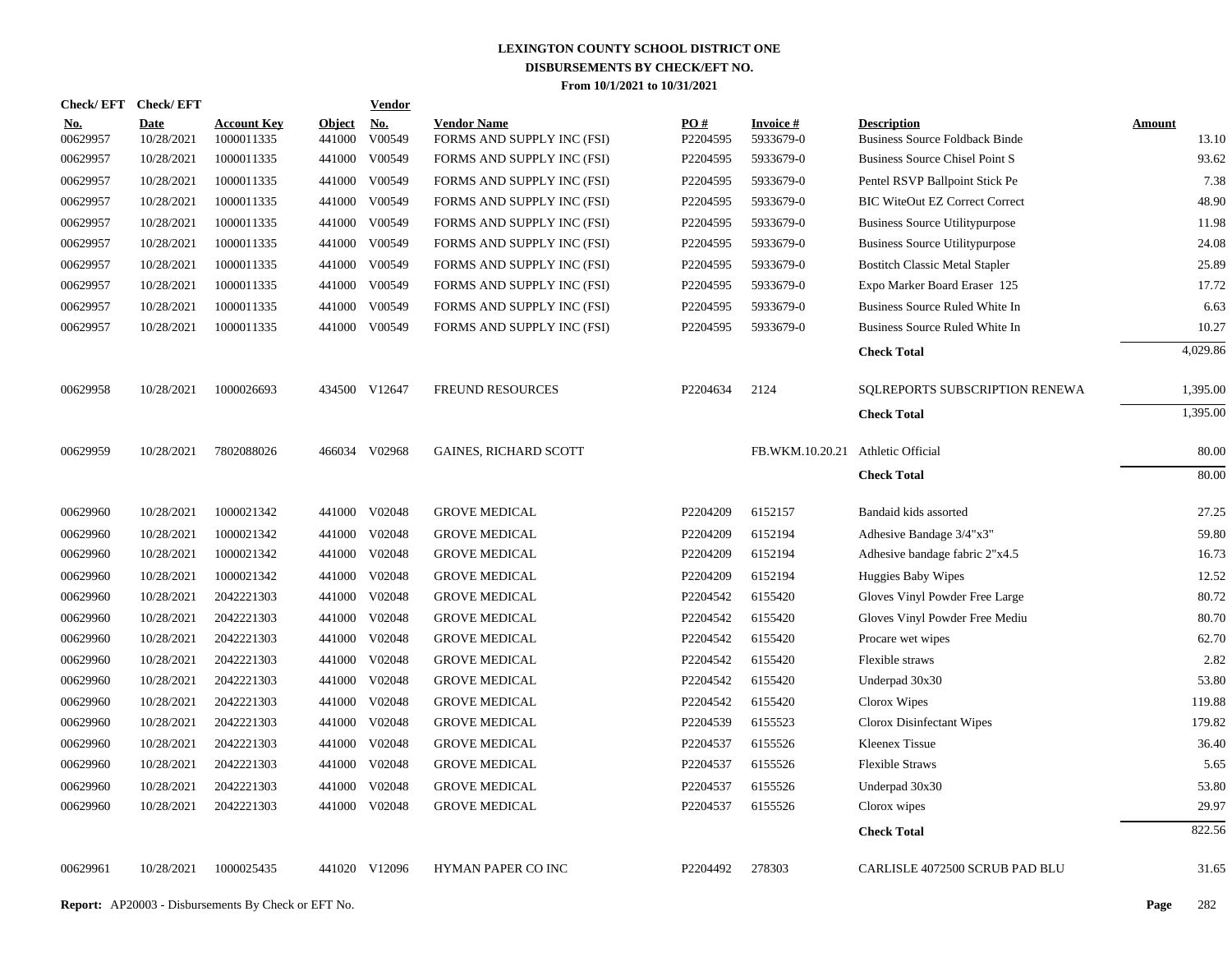# LEXINGTON COUNTY SCHOOL DISTRICT ONE
## DISBURSEMENTS BY CHECK/EFT NO.
### From 10/1/2021 to 10/31/2021

| Check/ EFT No. | Check/ EFT Date | Account Key | Object | Vendor No. | Vendor Name | PO # | Invoice # | Description | Amount |
|---|---|---|---|---|---|---|---|---|---|
| 00629957 | 10/28/2021 | 1000011335 | 441000 | V00549 | FORMS AND SUPPLY INC (FSI) | P2204595 | 5933679-0 | Business Source Foldback Binde | 13.10 |
| 00629957 | 10/28/2021 | 1000011335 | 441000 | V00549 | FORMS AND SUPPLY INC (FSI) | P2204595 | 5933679-0 | Business Source Chisel Point S | 93.62 |
| 00629957 | 10/28/2021 | 1000011335 | 441000 | V00549 | FORMS AND SUPPLY INC (FSI) | P2204595 | 5933679-0 | Pentel RSVP Ballpoint Stick Pe | 7.38 |
| 00629957 | 10/28/2021 | 1000011335 | 441000 | V00549 | FORMS AND SUPPLY INC (FSI) | P2204595 | 5933679-0 | BIC WiteOut EZ Correct Correct | 48.90 |
| 00629957 | 10/28/2021 | 1000011335 | 441000 | V00549 | FORMS AND SUPPLY INC (FSI) | P2204595 | 5933679-0 | Business Source Utilitypurpose | 11.98 |
| 00629957 | 10/28/2021 | 1000011335 | 441000 | V00549 | FORMS AND SUPPLY INC (FSI) | P2204595 | 5933679-0 | Business Source Utilitypurpose | 24.08 |
| 00629957 | 10/28/2021 | 1000011335 | 441000 | V00549 | FORMS AND SUPPLY INC (FSI) | P2204595 | 5933679-0 | Bostitch Classic Metal Stapler | 25.89 |
| 00629957 | 10/28/2021 | 1000011335 | 441000 | V00549 | FORMS AND SUPPLY INC (FSI) | P2204595 | 5933679-0 | Expo Marker Board Eraser 125 | 17.72 |
| 00629957 | 10/28/2021 | 1000011335 | 441000 | V00549 | FORMS AND SUPPLY INC (FSI) | P2204595 | 5933679-0 | Business Source Ruled White In | 6.63 |
| 00629957 | 10/28/2021 | 1000011335 | 441000 | V00549 | FORMS AND SUPPLY INC (FSI) | P2204595 | 5933679-0 | Business Source Ruled White In | 10.27 |
| | | | | | | | | **Check Total** | 4,029.86 |
| 00629958 | 10/28/2021 | 1000026693 | 434500 | V12647 | FREUND RESOURCES | P2204634 | 2124 | SQLREPORTS SUBSCRIPTION RENEWA | 1,395.00 |
| | | | | | | | | **Check Total** | 1,395.00 |
| 00629959 | 10/28/2021 | 7802088026 | 466034 | V02968 | GAINES, RICHARD SCOTT | | FB.WKM.10.20.21 | Athletic Official | 80.00 |
| | | | | | | | | **Check Total** | 80.00 |
| 00629960 | 10/28/2021 | 1000021342 | 441000 | V02048 | GROVE MEDICAL | P2204209 | 6152157 | Bandaid kids assorted | 27.25 |
| 00629960 | 10/28/2021 | 1000021342 | 441000 | V02048 | GROVE MEDICAL | P2204209 | 6152194 | Adhesive Bandage 3/4"x3" | 59.80 |
| 00629960 | 10/28/2021 | 1000021342 | 441000 | V02048 | GROVE MEDICAL | P2204209 | 6152194 | Adhesive bandage fabric 2"x4.5 | 16.73 |
| 00629960 | 10/28/2021 | 1000021342 | 441000 | V02048 | GROVE MEDICAL | P2204209 | 6152194 | Huggies Baby Wipes | 12.52 |
| 00629960 | 10/28/2021 | 2042221303 | 441000 | V02048 | GROVE MEDICAL | P2204542 | 6155420 | Gloves Vinyl Powder Free Large | 80.72 |
| 00629960 | 10/28/2021 | 2042221303 | 441000 | V02048 | GROVE MEDICAL | P2204542 | 6155420 | Gloves Vinyl Powder Free Mediu | 80.70 |
| 00629960 | 10/28/2021 | 2042221303 | 441000 | V02048 | GROVE MEDICAL | P2204542 | 6155420 | Procare wet wipes | 62.70 |
| 00629960 | 10/28/2021 | 2042221303 | 441000 | V02048 | GROVE MEDICAL | P2204542 | 6155420 | Flexible straws | 2.82 |
| 00629960 | 10/28/2021 | 2042221303 | 441000 | V02048 | GROVE MEDICAL | P2204542 | 6155420 | Underpad 30x30 | 53.80 |
| 00629960 | 10/28/2021 | 2042221303 | 441000 | V02048 | GROVE MEDICAL | P2204542 | 6155420 | Clorox Wipes | 119.88 |
| 00629960 | 10/28/2021 | 2042221303 | 441000 | V02048 | GROVE MEDICAL | P2204539 | 6155523 | Clorox Disinfectant Wipes | 179.82 |
| 00629960 | 10/28/2021 | 2042221303 | 441000 | V02048 | GROVE MEDICAL | P2204537 | 6155526 | Kleenex Tissue | 36.40 |
| 00629960 | 10/28/2021 | 2042221303 | 441000 | V02048 | GROVE MEDICAL | P2204537 | 6155526 | Flexible Straws | 5.65 |
| 00629960 | 10/28/2021 | 2042221303 | 441000 | V02048 | GROVE MEDICAL | P2204537 | 6155526 | Underpad 30x30 | 53.80 |
| 00629960 | 10/28/2021 | 2042221303 | 441000 | V02048 | GROVE MEDICAL | P2204537 | 6155526 | Clorox wipes | 29.97 |
| | | | | | | | | **Check Total** | 822.56 |
| 00629961 | 10/28/2021 | 1000025435 | 441020 | V12096 | HYMAN PAPER CO INC | P2204492 | 278303 | CARLISLE 4072500 SCRUB PAD BLU | 31.65 |

**Report:** AP20003 - Disbursements By Check or EFT No.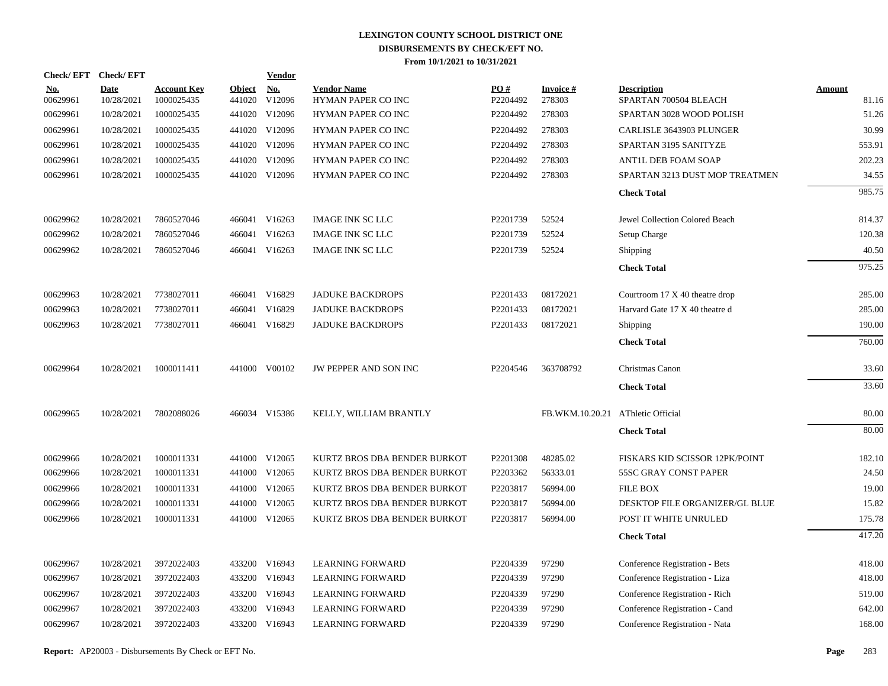# LEXINGTON COUNTY SCHOOL DISTRICT ONE
## DISBURSEMENTS BY CHECK/EFT NO.
### From 10/1/2021 to 10/31/2021

| Check/ EFT No. | Check/ EFT Date | Account Key | Object | Vendor No. | Vendor Name | PO # | Invoice # | Description | Amount |
|---|---|---|---|---|---|---|---|---|---|
| 00629961 | 10/28/2021 | 1000025435 | 441020 | V12096 | HYMAN PAPER CO INC | P2204492 | 278303 | SPARTAN 700504 BLEACH | 81.16 |
| 00629961 | 10/28/2021 | 1000025435 | 441020 | V12096 | HYMAN PAPER CO INC | P2204492 | 278303 | SPARTAN 3028 WOOD POLISH | 51.26 |
| 00629961 | 10/28/2021 | 1000025435 | 441020 | V12096 | HYMAN PAPER CO INC | P2204492 | 278303 | CARLISLE 3643903 PLUNGER | 30.99 |
| 00629961 | 10/28/2021 | 1000025435 | 441020 | V12096 | HYMAN PAPER CO INC | P2204492 | 278303 | SPARTAN 3195 SANITYZE | 553.91 |
| 00629961 | 10/28/2021 | 1000025435 | 441020 | V12096 | HYMAN PAPER CO INC | P2204492 | 278303 | ANT1L DEB FOAM SOAP | 202.23 |
| 00629961 | 10/28/2021 | 1000025435 | 441020 | V12096 | HYMAN PAPER CO INC | P2204492 | 278303 | SPARTAN 3213 DUST MOP TREATMEN | 34.55 |
| | | | | | | | | **Check Total** | 985.75 |
| 00629962 | 10/28/2021 | 7860527046 | 466041 | V16263 | IMAGE INK SC LLC | P2201739 | 52524 | Jewel Collection Colored Beach | 814.37 |
| 00629962 | 10/28/2021 | 7860527046 | 466041 | V16263 | IMAGE INK SC LLC | P2201739 | 52524 | Setup Charge | 120.38 |
| 00629962 | 10/28/2021 | 7860527046 | 466041 | V16263 | IMAGE INK SC LLC | P2201739 | 52524 | Shipping | 40.50 |
| | | | | | | | | **Check Total** | 975.25 |
| 00629963 | 10/28/2021 | 7738027011 | 466041 | V16829 | JADUKE BACKDROPS | P2201433 | 08172021 | Courtroom 17 X 40 theatre drop | 285.00 |
| 00629963 | 10/28/2021 | 7738027011 | 466041 | V16829 | JADUKE BACKDROPS | P2201433 | 08172021 | Harvard Gate 17 X 40 theatre d | 285.00 |
| 00629963 | 10/28/2021 | 7738027011 | 466041 | V16829 | JADUKE BACKDROPS | P2201433 | 08172021 | Shipping | 190.00 |
| | | | | | | | | **Check Total** | 760.00 |
| 00629964 | 10/28/2021 | 1000011411 | 441000 | V00102 | JW PEPPER AND SON INC | P2204546 | 363708792 | Christmas Canon | 33.60 |
| | | | | | | | | **Check Total** | 33.60 |
| 00629965 | 10/28/2021 | 7802088026 | 466034 | V15386 | KELLY, WILLIAM BRANTLY | | FB.WKM.10.20.21 | AThletic Official | 80.00 |
| | | | | | | | | **Check Total** | 80.00 |
| 00629966 | 10/28/2021 | 1000011331 | 441000 | V12065 | KURTZ BROS DBA BENDER BURKOT | P2201308 | 48285.02 | FISKARS KID SCISSOR 12PK/POINT | 182.10 |
| 00629966 | 10/28/2021 | 1000011331 | 441000 | V12065 | KURTZ BROS DBA BENDER BURKOT | P2203362 | 56333.01 | 55SC GRAY CONST PAPER | 24.50 |
| 00629966 | 10/28/2021 | 1000011331 | 441000 | V12065 | KURTZ BROS DBA BENDER BURKOT | P2203817 | 56994.00 | FILE BOX | 19.00 |
| 00629966 | 10/28/2021 | 1000011331 | 441000 | V12065 | KURTZ BROS DBA BENDER BURKOT | P2203817 | 56994.00 | DESKTOP FILE ORGANIZER/GL BLUE | 15.82 |
| 00629966 | 10/28/2021 | 1000011331 | 441000 | V12065 | KURTZ BROS DBA BENDER BURKOT | P2203817 | 56994.00 | POST IT WHITE UNRULED | 175.78 |
| | | | | | | | | **Check Total** | 417.20 |
| 00629967 | 10/28/2021 | 3972022403 | 433200 | V16943 | LEARNING FORWARD | P2204339 | 97290 | Conference Registration - Bets | 418.00 |
| 00629967 | 10/28/2021 | 3972022403 | 433200 | V16943 | LEARNING FORWARD | P2204339 | 97290 | Conference Registration - Liza | 418.00 |
| 00629967 | 10/28/2021 | 3972022403 | 433200 | V16943 | LEARNING FORWARD | P2204339 | 97290 | Conference Registration - Rich | 519.00 |
| 00629967 | 10/28/2021 | 3972022403 | 433200 | V16943 | LEARNING FORWARD | P2204339 | 97290 | Conference Registration - Cand | 642.00 |
| 00629967 | 10/28/2021 | 3972022403 | 433200 | V16943 | LEARNING FORWARD | P2204339 | 97290 | Conference Registration - Nata | 168.00 |

**Report:** AP20003 - Disbursements By Check or EFT No.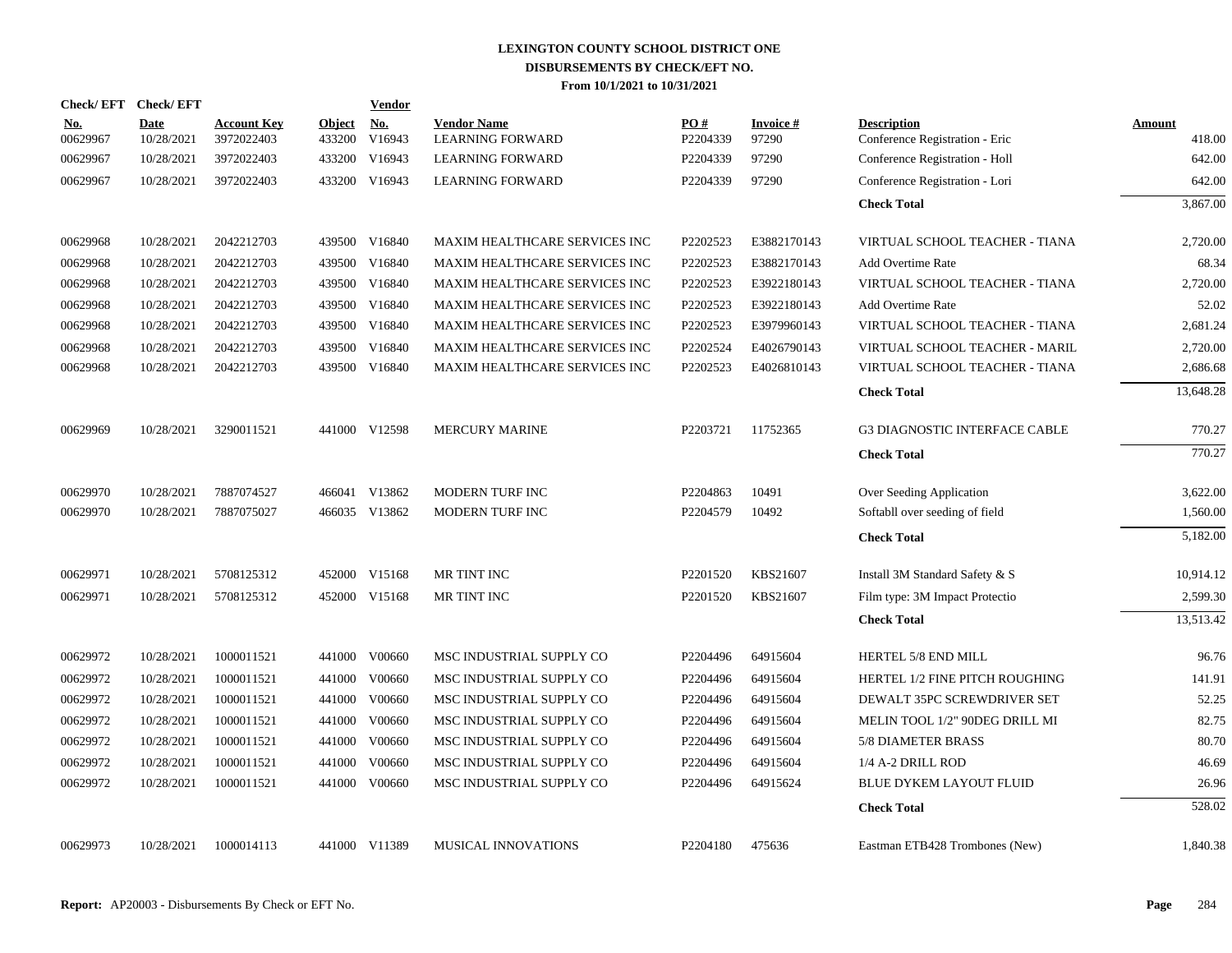# LEXINGTON COUNTY SCHOOL DISTRICT ONE
## DISBURSEMENTS BY CHECK/EFT NO.
### From 10/1/2021 to 10/31/2021

| Check/EFT No. | Check/EFT Date | Account Key | Object | Vendor No. | Vendor Name | PO # | Invoice # | Description | Amount |
|---|---|---|---|---|---|---|---|---|---|
| 00629967 | 10/28/2021 | 3972022403 | 433200 | V16943 | LEARNING FORWARD | P2204339 | 97290 | Conference Registration - Eric | 418.00 |
| 00629967 | 10/28/2021 | 3972022403 | 433200 | V16943 | LEARNING FORWARD | P2204339 | 97290 | Conference Registration - Holl | 642.00 |
| 00629967 | 10/28/2021 | 3972022403 | 433200 | V16943 | LEARNING FORWARD | P2204339 | 97290 | Conference Registration - Lori | 642.00 |
| | | | | | | | | **Check Total** | 3,867.00 |
| 00629968 | 10/28/2021 | 2042212703 | 439500 | V16840 | MAXIM HEALTHCARE SERVICES INC | P2202523 | E3882170143 | VIRTUAL SCHOOL TEACHER - TIANA | 2,720.00 |
| 00629968 | 10/28/2021 | 2042212703 | 439500 | V16840 | MAXIM HEALTHCARE SERVICES INC | P2202523 | E3882170143 | Add Overtime Rate | 68.34 |
| 00629968 | 10/28/2021 | 2042212703 | 439500 | V16840 | MAXIM HEALTHCARE SERVICES INC | P2202523 | E3922180143 | VIRTUAL SCHOOL TEACHER - TIANA | 2,720.00 |
| 00629968 | 10/28/2021 | 2042212703 | 439500 | V16840 | MAXIM HEALTHCARE SERVICES INC | P2202523 | E3922180143 | Add Overtime Rate | 52.02 |
| 00629968 | 10/28/2021 | 2042212703 | 439500 | V16840 | MAXIM HEALTHCARE SERVICES INC | P2202523 | E3979960143 | VIRTUAL SCHOOL TEACHER - TIANA | 2,681.24 |
| 00629968 | 10/28/2021 | 2042212703 | 439500 | V16840 | MAXIM HEALTHCARE SERVICES INC | P2202524 | E4026790143 | VIRTUAL SCHOOL TEACHER - MARIL | 2,720.00 |
| 00629968 | 10/28/2021 | 2042212703 | 439500 | V16840 | MAXIM HEALTHCARE SERVICES INC | P2202523 | E4026810143 | VIRTUAL SCHOOL TEACHER - TIANA | 2,686.68 |
| | | | | | | | | **Check Total** | 13,648.28 |
| 00629969 | 10/28/2021 | 3290011521 | 441000 | V12598 | MERCURY MARINE | P2203721 | 11752365 | G3 DIAGNOSTIC INTERFACE CABLE | 770.27 |
| | | | | | | | | **Check Total** | 770.27 |
| 00629970 | 10/28/2021 | 7887074527 | 466041 | V13862 | MODERN TURF INC | P2204863 | 10491 | Over Seeding Application | 3,622.00 |
| 00629970 | 10/28/2021 | 7887075027 | 466035 | V13862 | MODERN TURF INC | P2204579 | 10492 | Softabll over seeding of field | 1,560.00 |
| | | | | | | | | **Check Total** | 5,182.00 |
| 00629971 | 10/28/2021 | 5708125312 | 452000 | V15168 | MR TINT INC | P2201520 | KBS21607 | Install 3M Standard Safety & S | 10,914.12 |
| 00629971 | 10/28/2021 | 5708125312 | 452000 | V15168 | MR TINT INC | P2201520 | KBS21607 | Film type: 3M Impact Protectio | 2,599.30 |
| | | | | | | | | **Check Total** | 13,513.42 |
| 00629972 | 10/28/2021 | 1000011521 | 441000 | V00660 | MSC INDUSTRIAL SUPPLY CO | P2204496 | 64915604 | HERTEL 5/8 END MILL | 96.76 |
| 00629972 | 10/28/2021 | 1000011521 | 441000 | V00660 | MSC INDUSTRIAL SUPPLY CO | P2204496 | 64915604 | HERTEL 1/2 FINE PITCH ROUGHING | 141.91 |
| 00629972 | 10/28/2021 | 1000011521 | 441000 | V00660 | MSC INDUSTRIAL SUPPLY CO | P2204496 | 64915604 | DEWALT 35PC SCREWDRIVER SET | 52.25 |
| 00629972 | 10/28/2021 | 1000011521 | 441000 | V00660 | MSC INDUSTRIAL SUPPLY CO | P2204496 | 64915604 | MELIN TOOL 1/2" 90DEG DRILL MI | 82.75 |
| 00629972 | 10/28/2021 | 1000011521 | 441000 | V00660 | MSC INDUSTRIAL SUPPLY CO | P2204496 | 64915604 | 5/8 DIAMETER BRASS | 80.70 |
| 00629972 | 10/28/2021 | 1000011521 | 441000 | V00660 | MSC INDUSTRIAL SUPPLY CO | P2204496 | 64915604 | 1/4 A-2 DRILL ROD | 46.69 |
| 00629972 | 10/28/2021 | 1000011521 | 441000 | V00660 | MSC INDUSTRIAL SUPPLY CO | P2204496 | 64915624 | BLUE DYKEM LAYOUT FLUID | 26.96 |
| | | | | | | | | **Check Total** | 528.02 |
| 00629973 | 10/28/2021 | 1000014113 | 441000 | V11389 | MUSICAL INNOVATIONS | P2204180 | 475636 | Eastman ETB428 Trombones (New) | 1,840.38 |

**Report:** AP20003 - Disbursements By Check or EFT No.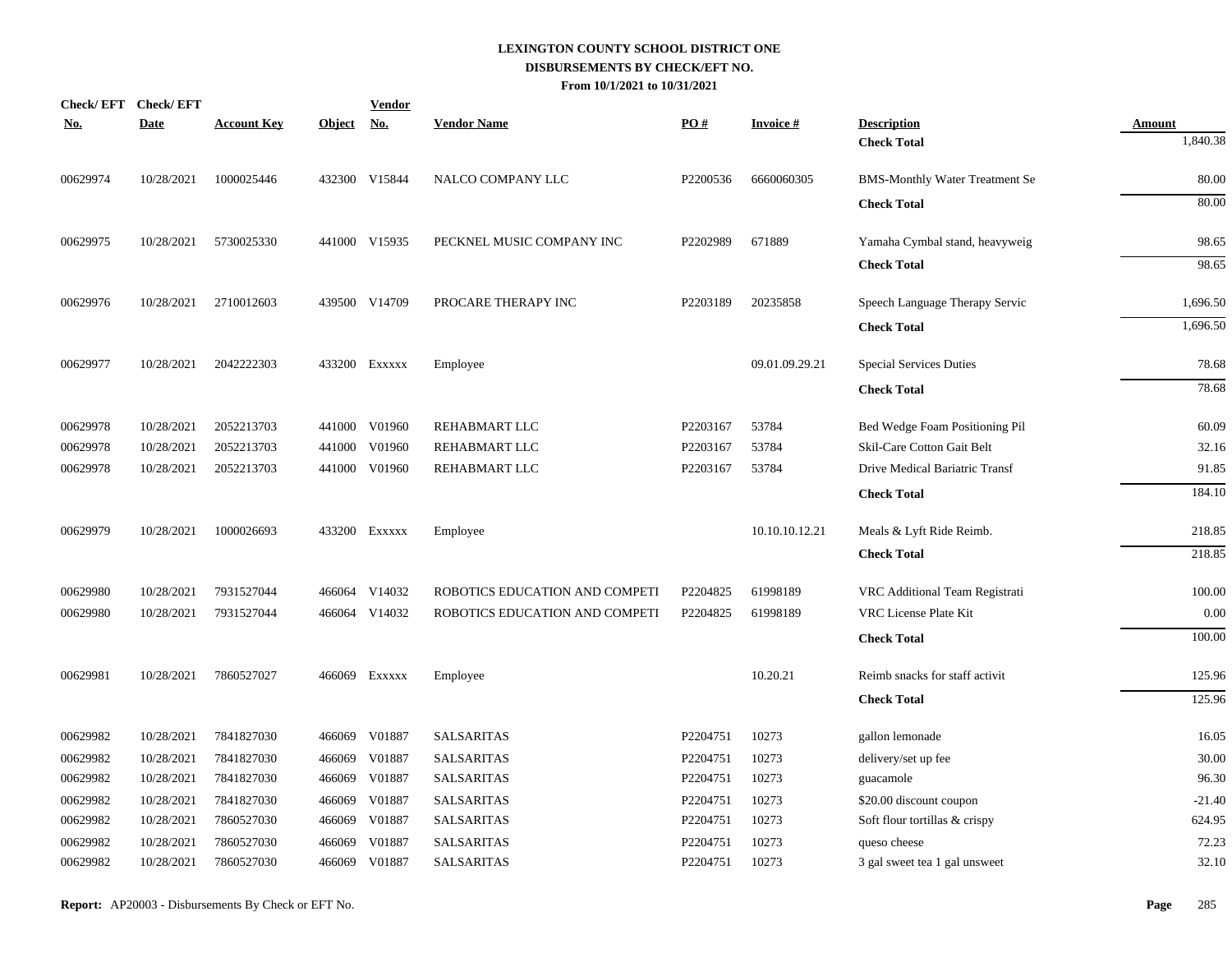# LEXINGTON COUNTY SCHOOL DISTRICT ONE
## DISBURSEMENTS BY CHECK/EFT NO.
### From 10/1/2021 to 10/31/2021

| Check/ EFT No. | Check/ EFT Date | Account Key | Object | Vendor No. | Vendor Name | PO # | Invoice # | Description | Amount |
|---|---|---|---|---|---|---|---|---|---|
| | | | | | | | | **Check Total** | 1,840.38 |
| 00629974 | 10/28/2021 | 1000025446 | 432300 | V15844 | NALCO COMPANY LLC | P2200536 | 6660060305 | BMS-Monthly Water Treatment Se | 80.00 |
| | | | | | | | | **Check Total** | 80.00 |
| 00629975 | 10/28/2021 | 5730025330 | 441000 | V15935 | PECKNEL MUSIC COMPANY INC | P2202989 | 671889 | Yamaha Cymbal stand, heavyweig | 98.65 |
| | | | | | | | | **Check Total** | 98.65 |
| 00629976 | 10/28/2021 | 2710012603 | 439500 | V14709 | PROCARE THERAPY INC | P2203189 | 20235858 | Speech Language Therapy Servic | 1,696.50 |
| | | | | | | | | **Check Total** | 1,696.50 |
| 00629977 | 10/28/2021 | 2042222303 | 433200 | Exxxxx | Employee | | 09.01.09.29.21 | Special Services Duties | 78.68 |
| | | | | | | | | **Check Total** | 78.68 |
| 00629978 | 10/28/2021 | 2052213703 | 441000 | V01960 | REHABMART LLC | P2203167 | 53784 | Bed Wedge Foam Positioning Pil | 60.09 |
| 00629978 | 10/28/2021 | 2052213703 | 441000 | V01960 | REHABMART LLC | P2203167 | 53784 | Skil-Care Cotton Gait Belt | 32.16 |
| 00629978 | 10/28/2021 | 2052213703 | 441000 | V01960 | REHABMART LLC | P2203167 | 53784 | Drive Medical Bariatric Transf | 91.85 |
| | | | | | | | | **Check Total** | 184.10 |
| 00629979 | 10/28/2021 | 1000026693 | 433200 | Exxxxx | Employee | | 10.10.10.12.21 | Meals & Lyft Ride Reimb. | 218.85 |
| | | | | | | | | **Check Total** | 218.85 |
| 00629980 | 10/28/2021 | 7931527044 | 466064 | V14032 | ROBOTICS EDUCATION AND COMPETI | P2204825 | 61998189 | VRC Additional Team Registrati | 100.00 |
| 00629980 | 10/28/2021 | 7931527044 | 466064 | V14032 | ROBOTICS EDUCATION AND COMPETI | P2204825 | 61998189 | VRC License Plate Kit | 0.00 |
| | | | | | | | | **Check Total** | 100.00 |
| 00629981 | 10/28/2021 | 7860527027 | 466069 | Exxxxx | Employee | | 10.20.21 | Reimb snacks for staff activit | 125.96 |
| | | | | | | | | **Check Total** | 125.96 |
| 00629982 | 10/28/2021 | 7841827030 | 466069 | V01887 | SALSARITAS | P2204751 | 10273 | gallon lemonade | 16.05 |
| 00629982 | 10/28/2021 | 7841827030 | 466069 | V01887 | SALSARITAS | P2204751 | 10273 | delivery/set up fee | 30.00 |
| 00629982 | 10/28/2021 | 7841827030 | 466069 | V01887 | SALSARITAS | P2204751 | 10273 | guacamole | 96.30 |
| 00629982 | 10/28/2021 | 7841827030 | 466069 | V01887 | SALSARITAS | P2204751 | 10273 | $20.00 discount coupon | -21.40 |
| 00629982 | 10/28/2021 | 7860527030 | 466069 | V01887 | SALSARITAS | P2204751 | 10273 | Soft flour tortillas & crispy | 624.95 |
| 00629982 | 10/28/2021 | 7860527030 | 466069 | V01887 | SALSARITAS | P2204751 | 10273 | queso cheese | 72.23 |
| 00629982 | 10/28/2021 | 7860527030 | 466069 | V01887 | SALSARITAS | P2204751 | 10273 | 3 gal sweet tea 1 gal unsweet | 32.10 |

**Report:** AP20003 - Disbursements By Check or EFT No.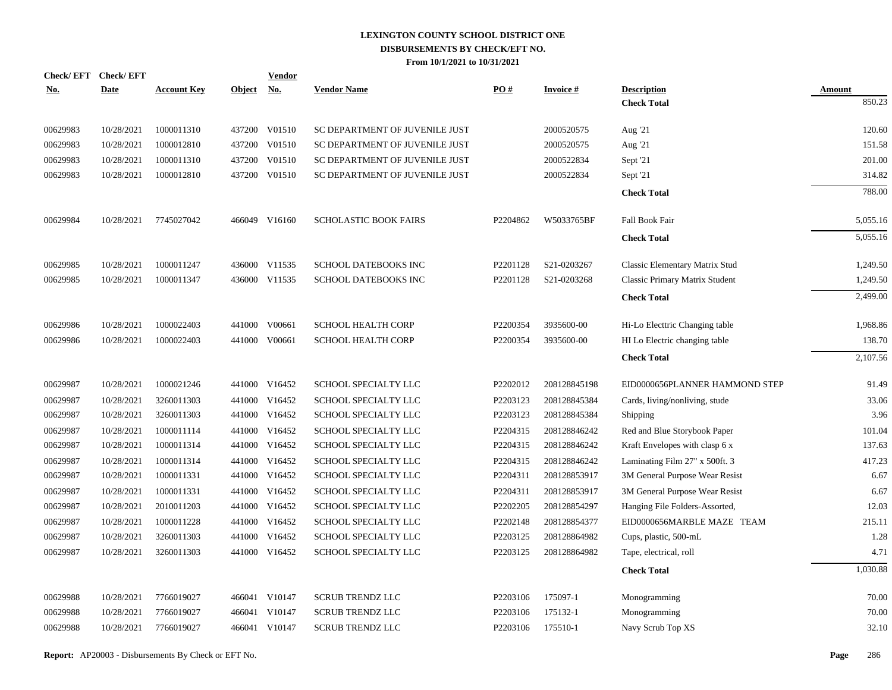**LEXINGTON COUNTY SCHOOL DISTRICT ONE**
**DISBURSEMENTS BY CHECK/EFT NO.**
**From 10/1/2021 to 10/31/2021**

| Check/ EFT No. | Check/ EFT Date | Account Key | Object | Vendor No. | Vendor Name | PO # | Invoice # | Description | Amount |
|---|---|---|---|---|---|---|---|---|---|
| | | | | | | | | **Check Total** | 850.23 |
| 00629983 | 10/28/2021 | 1000011310 | 437200 | V01510 | SC DEPARTMENT OF JUVENILE JUST | | 2000520575 | Aug '21 | 120.60 |
| 00629983 | 10/28/2021 | 1000012810 | 437200 | V01510 | SC DEPARTMENT OF JUVENILE JUST | | 2000520575 | Aug '21 | 151.58 |
| 00629983 | 10/28/2021 | 1000011310 | 437200 | V01510 | SC DEPARTMENT OF JUVENILE JUST | | 2000522834 | Sept '21 | 201.00 |
| 00629983 | 10/28/2021 | 1000012810 | 437200 | V01510 | SC DEPARTMENT OF JUVENILE JUST | | 2000522834 | Sept '21 | 314.82 |
| | | | | | | | | **Check Total** | 788.00 |
| 00629984 | 10/28/2021 | 7745027042 | 466049 | V16160 | SCHOLASTIC BOOK FAIRS | P2204862 | W5033765BF | Fall Book Fair | 5,055.16 |
| | | | | | | | | **Check Total** | 5,055.16 |
| 00629985 | 10/28/2021 | 1000011247 | 436000 | V11535 | SCHOOL DATEBOOKS INC | P2201128 | S21-0203267 | Classic Elementary Matrix Stud | 1,249.50 |
| 00629985 | 10/28/2021 | 1000011347 | 436000 | V11535 | SCHOOL DATEBOOKS INC | P2201128 | S21-0203268 | Classic Primary Matrix Student | 1,249.50 |
| | | | | | | | | **Check Total** | 2,499.00 |
| 00629986 | 10/28/2021 | 1000022403 | 441000 | V00661 | SCHOOL HEALTH CORP | P2200354 | 3935600-00 | Hi-Lo Electtric Changing table | 1,968.86 |
| 00629986 | 10/28/2021 | 1000022403 | 441000 | V00661 | SCHOOL HEALTH CORP | P2200354 | 3935600-00 | HI Lo Electric changing table | 138.70 |
| | | | | | | | | **Check Total** | 2,107.56 |
| 00629987 | 10/28/2021 | 1000021246 | 441000 | V16452 | SCHOOL SPECIALTY LLC | P2202012 | 208128845198 | EID0000656PLANNER HAMMOND STEP | 91.49 |
| 00629987 | 10/28/2021 | 3260011303 | 441000 | V16452 | SCHOOL SPECIALTY LLC | P2203123 | 208128845384 | Cards, living/nonliving, stude | 33.06 |
| 00629987 | 10/28/2021 | 3260011303 | 441000 | V16452 | SCHOOL SPECIALTY LLC | P2203123 | 208128845384 | Shipping | 3.96 |
| 00629987 | 10/28/2021 | 1000011114 | 441000 | V16452 | SCHOOL SPECIALTY LLC | P2204315 | 208128846242 | Red and Blue Storybook Paper | 101.04 |
| 00629987 | 10/28/2021 | 1000011314 | 441000 | V16452 | SCHOOL SPECIALTY LLC | P2204315 | 208128846242 | Kraft Envelopes with clasp 6 x | 137.63 |
| 00629987 | 10/28/2021 | 1000011314 | 441000 | V16452 | SCHOOL SPECIALTY LLC | P2204315 | 208128846242 | Laminating Film 27" x 500ft. 3 | 417.23 |
| 00629987 | 10/28/2021 | 1000011331 | 441000 | V16452 | SCHOOL SPECIALTY LLC | P2204311 | 208128853917 | 3M General Purpose Wear Resist | 6.67 |
| 00629987 | 10/28/2021 | 1000011331 | 441000 | V16452 | SCHOOL SPECIALTY LLC | P2204311 | 208128853917 | 3M General Purpose Wear Resist | 6.67 |
| 00629987 | 10/28/2021 | 2010011203 | 441000 | V16452 | SCHOOL SPECIALTY LLC | P2202205 | 208128854297 | Hanging File Folders-Assorted, | 12.03 |
| 00629987 | 10/28/2021 | 1000011228 | 441000 | V16452 | SCHOOL SPECIALTY LLC | P2202148 | 208128854377 | EID0000656MARBLE MAZE TEAM | 215.11 |
| 00629987 | 10/28/2021 | 3260011303 | 441000 | V16452 | SCHOOL SPECIALTY LLC | P2203125 | 208128864982 | Cups, plastic, 500-mL | 1.28 |
| 00629987 | 10/28/2021 | 3260011303 | 441000 | V16452 | SCHOOL SPECIALTY LLC | P2203125 | 208128864982 | Tape, electrical, roll | 4.71 |
| | | | | | | | | **Check Total** | 1,030.88 |
| 00629988 | 10/28/2021 | 7766019027 | 466041 | V10147 | SCRUB TRENDZ LLC | P2203106 | 175097-1 | Monogramming | 70.00 |
| 00629988 | 10/28/2021 | 7766019027 | 466041 | V10147 | SCRUB TRENDZ LLC | P2203106 | 175132-1 | Monogramming | 70.00 |
| 00629988 | 10/28/2021 | 7766019027 | 466041 | V10147 | SCRUB TRENDZ LLC | P2203106 | 175510-1 | Navy Scrub Top XS | 32.10 |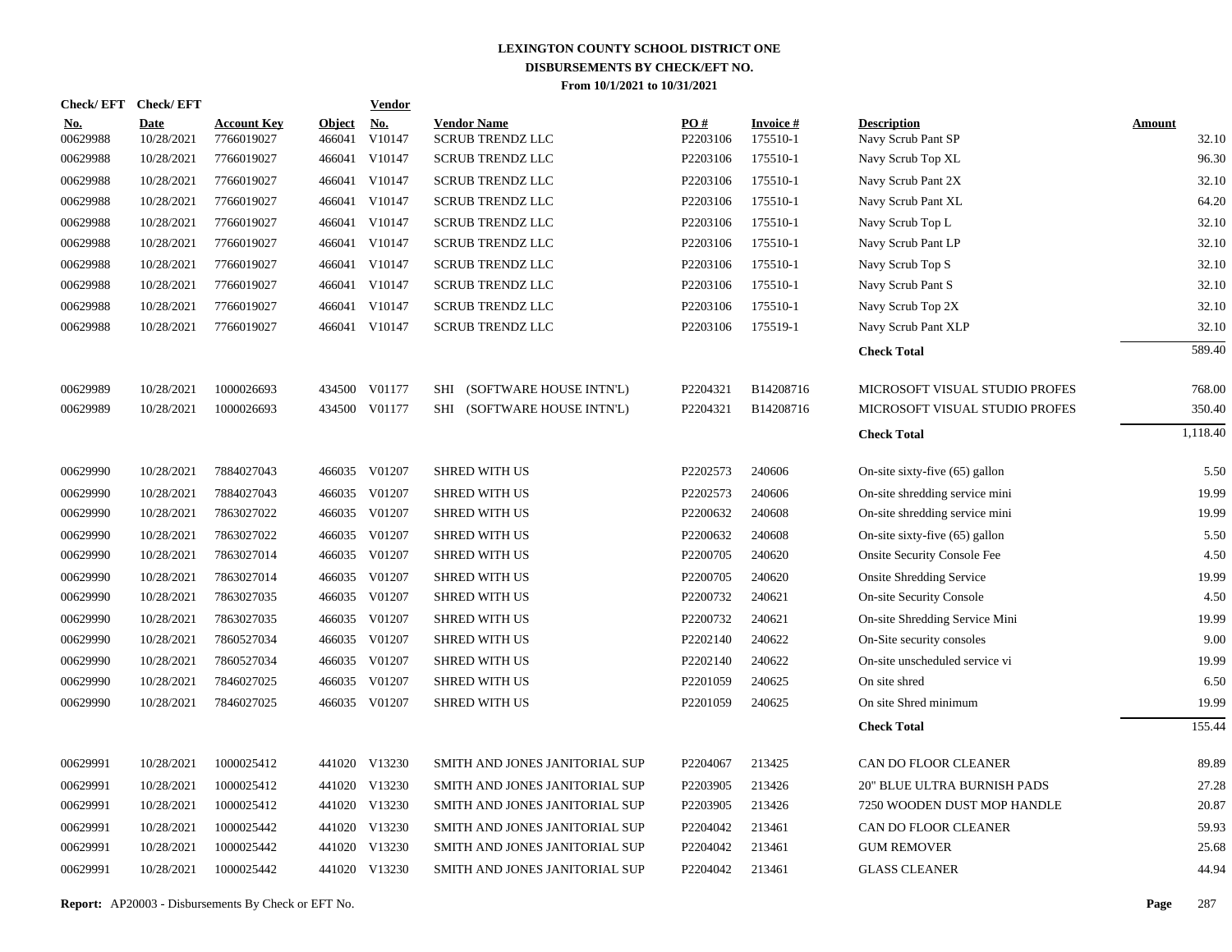# LEXINGTON COUNTY SCHOOL DISTRICT ONE
## DISBURSEMENTS BY CHECK/EFT NO.
### From 10/1/2021 to 10/31/2021

| Check/ EFT No. | Check/ EFT Date | Account Key | Object | Vendor No. | Vendor Name | PO # | Invoice # | Description | Amount |
|---|---|---|---|---|---|---|---|---|---|
| 00629988 | 10/28/2021 | 7766019027 | 466041 | V10147 | SCRUB TRENDZ LLC | P2203106 | 175510-1 | Navy Scrub Pant SP | 32.10 |
| 00629988 | 10/28/2021 | 7766019027 | 466041 | V10147 | SCRUB TRENDZ LLC | P2203106 | 175510-1 | Navy Scrub Top XL | 96.30 |
| 00629988 | 10/28/2021 | 7766019027 | 466041 | V10147 | SCRUB TRENDZ LLC | P2203106 | 175510-1 | Navy Scrub Pant 2X | 32.10 |
| 00629988 | 10/28/2021 | 7766019027 | 466041 | V10147 | SCRUB TRENDZ LLC | P2203106 | 175510-1 | Navy Scrub Pant XL | 64.20 |
| 00629988 | 10/28/2021 | 7766019027 | 466041 | V10147 | SCRUB TRENDZ LLC | P2203106 | 175510-1 | Navy Scrub Top L | 32.10 |
| 00629988 | 10/28/2021 | 7766019027 | 466041 | V10147 | SCRUB TRENDZ LLC | P2203106 | 175510-1 | Navy Scrub Pant LP | 32.10 |
| 00629988 | 10/28/2021 | 7766019027 | 466041 | V10147 | SCRUB TRENDZ LLC | P2203106 | 175510-1 | Navy Scrub Top S | 32.10 |
| 00629988 | 10/28/2021 | 7766019027 | 466041 | V10147 | SCRUB TRENDZ LLC | P2203106 | 175510-1 | Navy Scrub Pant S | 32.10 |
| 00629988 | 10/28/2021 | 7766019027 | 466041 | V10147 | SCRUB TRENDZ LLC | P2203106 | 175510-1 | Navy Scrub Top 2X | 32.10 |
| 00629988 | 10/28/2021 | 7766019027 | 466041 | V10147 | SCRUB TRENDZ LLC | P2203106 | 175519-1 | Navy Scrub Pant XLP | 32.10 |
| | | | | | | | | **Check Total** | 589.40 |
| 00629989 | 10/28/2021 | 1000026693 | 434500 | V01177 | SHI (SOFTWARE HOUSE INTN'L) | P2204321 | B14208716 | MICROSOFT VISUAL STUDIO PROFES | 768.00 |
| 00629989 | 10/28/2021 | 1000026693 | 434500 | V01177 | SHI (SOFTWARE HOUSE INTN'L) | P2204321 | B14208716 | MICROSOFT VISUAL STUDIO PROFES | 350.40 |
| | | | | | | | | **Check Total** | 1,118.40 |
| 00629990 | 10/28/2021 | 7884027043 | 466035 | V01207 | SHRED WITH US | P2202573 | 240606 | On-site sixty-five (65) gallon | 5.50 |
| 00629990 | 10/28/2021 | 7884027043 | 466035 | V01207 | SHRED WITH US | P2202573 | 240606 | On-site shredding service mini | 19.99 |
| 00629990 | 10/28/2021 | 7863027022 | 466035 | V01207 | SHRED WITH US | P2200632 | 240608 | On-site shredding service mini | 19.99 |
| 00629990 | 10/28/2021 | 7863027022 | 466035 | V01207 | SHRED WITH US | P2200632 | 240608 | On-site sixty-five (65) gallon | 5.50 |
| 00629990 | 10/28/2021 | 7863027014 | 466035 | V01207 | SHRED WITH US | P2200705 | 240620 | Onsite Security Console Fee | 4.50 |
| 00629990 | 10/28/2021 | 7863027014 | 466035 | V01207 | SHRED WITH US | P2200705 | 240620 | Onsite Shredding Service | 19.99 |
| 00629990 | 10/28/2021 | 7863027035 | 466035 | V01207 | SHRED WITH US | P2200732 | 240621 | On-site Security Console | 4.50 |
| 00629990 | 10/28/2021 | 7863027035 | 466035 | V01207 | SHRED WITH US | P2200732 | 240621 | On-site Shredding Service Mini | 19.99 |
| 00629990 | 10/28/2021 | 7860527034 | 466035 | V01207 | SHRED WITH US | P2202140 | 240622 | On-Site security consoles | 9.00 |
| 00629990 | 10/28/2021 | 7860527034 | 466035 | V01207 | SHRED WITH US | P2202140 | 240622 | On-site unscheduled service vi | 19.99 |
| 00629990 | 10/28/2021 | 7846027025 | 466035 | V01207 | SHRED WITH US | P2201059 | 240625 | On site shred | 6.50 |
| 00629990 | 10/28/2021 | 7846027025 | 466035 | V01207 | SHRED WITH US | P2201059 | 240625 | On site Shred minimum | 19.99 |
| | | | | | | | | **Check Total** | 155.44 |
| 00629991 | 10/28/2021 | 1000025412 | 441020 | V13230 | SMITH AND JONES JANITORIAL SUP | P2204067 | 213425 | CAN DO FLOOR CLEANER | 89.89 |
| 00629991 | 10/28/2021 | 1000025412 | 441020 | V13230 | SMITH AND JONES JANITORIAL SUP | P2203905 | 213426 | 20" BLUE ULTRA BURNISH PADS | 27.28 |
| 00629991 | 10/28/2021 | 1000025412 | 441020 | V13230 | SMITH AND JONES JANITORIAL SUP | P2203905 | 213426 | 7250 WOODEN DUST MOP HANDLE | 20.87 |
| 00629991 | 10/28/2021 | 1000025442 | 441020 | V13230 | SMITH AND JONES JANITORIAL SUP | P2204042 | 213461 | CAN DO FLOOR CLEANER | 59.93 |
| 00629991 | 10/28/2021 | 1000025442 | 441020 | V13230 | SMITH AND JONES JANITORIAL SUP | P2204042 | 213461 | GUM REMOVER | 25.68 |
| 00629991 | 10/28/2021 | 1000025442 | 441020 | V13230 | SMITH AND JONES JANITORIAL SUP | P2204042 | 213461 | GLASS CLEANER | 44.94 |

**Report:** AP20003 - Disbursements By Check or EFT No.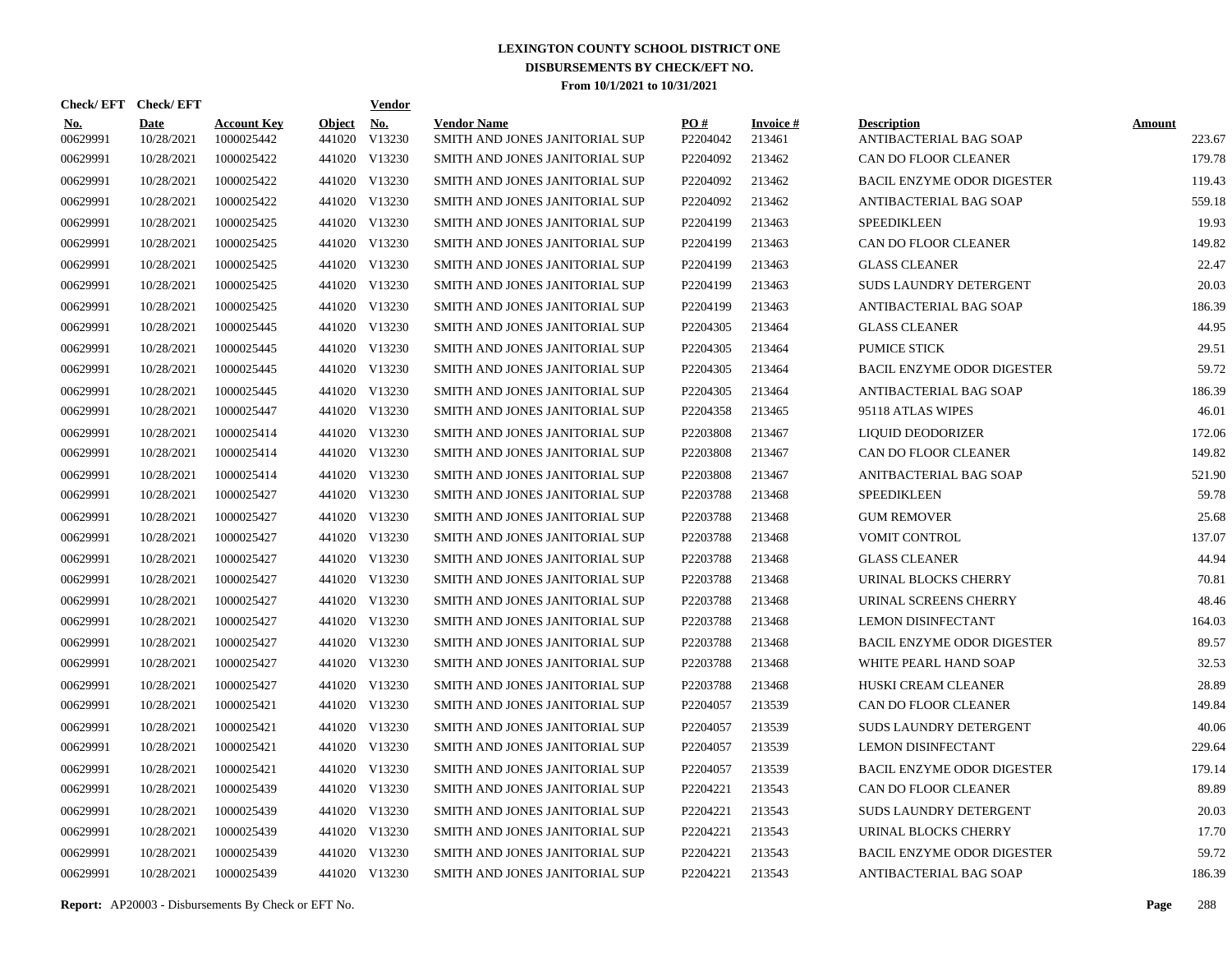# LEXINGTON COUNTY SCHOOL DISTRICT ONE
## DISBURSEMENTS BY CHECK/EFT NO.
### From 10/1/2021 to 10/31/2021

| Check/ EFT No. | Check/ EFT Date | Account Key | Object | Vendor No. | Vendor Name | PO # | Invoice # | Description | Amount |
|---|---|---|---|---|---|---|---|---|---|
| 00629991 | 10/28/2021 | 1000025442 | 441020 | V13230 | SMITH AND JONES JANITORIAL SUP | P2204042 | 213461 | ANTIBACTERIAL BAG SOAP | 223.67 |
| 00629991 | 10/28/2021 | 1000025422 | 441020 | V13230 | SMITH AND JONES JANITORIAL SUP | P2204092 | 213462 | CAN DO FLOOR CLEANER | 179.78 |
| 00629991 | 10/28/2021 | 1000025422 | 441020 | V13230 | SMITH AND JONES JANITORIAL SUP | P2204092 | 213462 | BACIL ENZYME ODOR DIGESTER | 119.43 |
| 00629991 | 10/28/2021 | 1000025422 | 441020 | V13230 | SMITH AND JONES JANITORIAL SUP | P2204092 | 213462 | ANTIBACTERIAL BAG SOAP | 559.18 |
| 00629991 | 10/28/2021 | 1000025425 | 441020 | V13230 | SMITH AND JONES JANITORIAL SUP | P2204199 | 213463 | SPEEDIKLEEN | 19.93 |
| 00629991 | 10/28/2021 | 1000025425 | 441020 | V13230 | SMITH AND JONES JANITORIAL SUP | P2204199 | 213463 | CAN DO FLOOR CLEANER | 149.82 |
| 00629991 | 10/28/2021 | 1000025425 | 441020 | V13230 | SMITH AND JONES JANITORIAL SUP | P2204199 | 213463 | GLASS CLEANER | 22.47 |
| 00629991 | 10/28/2021 | 1000025425 | 441020 | V13230 | SMITH AND JONES JANITORIAL SUP | P2204199 | 213463 | SUDS LAUNDRY DETERGENT | 20.03 |
| 00629991 | 10/28/2021 | 1000025425 | 441020 | V13230 | SMITH AND JONES JANITORIAL SUP | P2204199 | 213463 | ANTIBACTERIAL BAG SOAP | 186.39 |
| 00629991 | 10/28/2021 | 1000025445 | 441020 | V13230 | SMITH AND JONES JANITORIAL SUP | P2204305 | 213464 | GLASS CLEANER | 44.95 |
| 00629991 | 10/28/2021 | 1000025445 | 441020 | V13230 | SMITH AND JONES JANITORIAL SUP | P2204305 | 213464 | PUMICE STICK | 29.51 |
| 00629991 | 10/28/2021 | 1000025445 | 441020 | V13230 | SMITH AND JONES JANITORIAL SUP | P2204305 | 213464 | BACIL ENZYME ODOR DIGESTER | 59.72 |
| 00629991 | 10/28/2021 | 1000025445 | 441020 | V13230 | SMITH AND JONES JANITORIAL SUP | P2204305 | 213464 | ANTIBACTERIAL BAG SOAP | 186.39 |
| 00629991 | 10/28/2021 | 1000025447 | 441020 | V13230 | SMITH AND JONES JANITORIAL SUP | P2204358 | 213465 | 95118 ATLAS WIPES | 46.01 |
| 00629991 | 10/28/2021 | 1000025414 | 441020 | V13230 | SMITH AND JONES JANITORIAL SUP | P2203808 | 213467 | LIQUID DEODORIZER | 172.06 |
| 00629991 | 10/28/2021 | 1000025414 | 441020 | V13230 | SMITH AND JONES JANITORIAL SUP | P2203808 | 213467 | CAN DO FLOOR CLEANER | 149.82 |
| 00629991 | 10/28/2021 | 1000025414 | 441020 | V13230 | SMITH AND JONES JANITORIAL SUP | P2203808 | 213467 | ANITBACTERIAL BAG SOAP | 521.90 |
| 00629991 | 10/28/2021 | 1000025427 | 441020 | V13230 | SMITH AND JONES JANITORIAL SUP | P2203788 | 213468 | SPEEDIKLEEN | 59.78 |
| 00629991 | 10/28/2021 | 1000025427 | 441020 | V13230 | SMITH AND JONES JANITORIAL SUP | P2203788 | 213468 | GUM REMOVER | 25.68 |
| 00629991 | 10/28/2021 | 1000025427 | 441020 | V13230 | SMITH AND JONES JANITORIAL SUP | P2203788 | 213468 | VOMIT CONTROL | 137.07 |
| 00629991 | 10/28/2021 | 1000025427 | 441020 | V13230 | SMITH AND JONES JANITORIAL SUP | P2203788 | 213468 | GLASS CLEANER | 44.94 |
| 00629991 | 10/28/2021 | 1000025427 | 441020 | V13230 | SMITH AND JONES JANITORIAL SUP | P2203788 | 213468 | URINAL BLOCKS CHERRY | 70.81 |
| 00629991 | 10/28/2021 | 1000025427 | 441020 | V13230 | SMITH AND JONES JANITORIAL SUP | P2203788 | 213468 | URINAL SCREENS CHERRY | 48.46 |
| 00629991 | 10/28/2021 | 1000025427 | 441020 | V13230 | SMITH AND JONES JANITORIAL SUP | P2203788 | 213468 | LEMON DISINFECTANT | 164.03 |
| 00629991 | 10/28/2021 | 1000025427 | 441020 | V13230 | SMITH AND JONES JANITORIAL SUP | P2203788 | 213468 | BACIL ENZYME ODOR DIGESTER | 89.57 |
| 00629991 | 10/28/2021 | 1000025427 | 441020 | V13230 | SMITH AND JONES JANITORIAL SUP | P2203788 | 213468 | WHITE PEARL HAND SOAP | 32.53 |
| 00629991 | 10/28/2021 | 1000025427 | 441020 | V13230 | SMITH AND JONES JANITORIAL SUP | P2203788 | 213468 | HUSKI CREAM CLEANER | 28.89 |
| 00629991 | 10/28/2021 | 1000025421 | 441020 | V13230 | SMITH AND JONES JANITORIAL SUP | P2204057 | 213539 | CAN DO FLOOR CLEANER | 149.84 |
| 00629991 | 10/28/2021 | 1000025421 | 441020 | V13230 | SMITH AND JONES JANITORIAL SUP | P2204057 | 213539 | SUDS LAUNDRY DETERGENT | 40.06 |
| 00629991 | 10/28/2021 | 1000025421 | 441020 | V13230 | SMITH AND JONES JANITORIAL SUP | P2204057 | 213539 | LEMON DISINFECTANT | 229.64 |
| 00629991 | 10/28/2021 | 1000025421 | 441020 | V13230 | SMITH AND JONES JANITORIAL SUP | P2204057 | 213539 | BACIL ENZYME ODOR DIGESTER | 179.14 |
| 00629991 | 10/28/2021 | 1000025439 | 441020 | V13230 | SMITH AND JONES JANITORIAL SUP | P2204221 | 213543 | CAN DO FLOOR CLEANER | 89.89 |
| 00629991 | 10/28/2021 | 1000025439 | 441020 | V13230 | SMITH AND JONES JANITORIAL SUP | P2204221 | 213543 | SUDS LAUNDRY DETERGENT | 20.03 |
| 00629991 | 10/28/2021 | 1000025439 | 441020 | V13230 | SMITH AND JONES JANITORIAL SUP | P2204221 | 213543 | URINAL BLOCKS CHERRY | 17.70 |
| 00629991 | 10/28/2021 | 1000025439 | 441020 | V13230 | SMITH AND JONES JANITORIAL SUP | P2204221 | 213543 | BACIL ENZYME ODOR DIGESTER | 59.72 |
| 00629991 | 10/28/2021 | 1000025439 | 441020 | V13230 | SMITH AND JONES JANITORIAL SUP | P2204221 | 213543 | ANTIBACTERIAL BAG SOAP | 186.39 |

**Report:** AP20003 - Disbursements By Check or EFT No.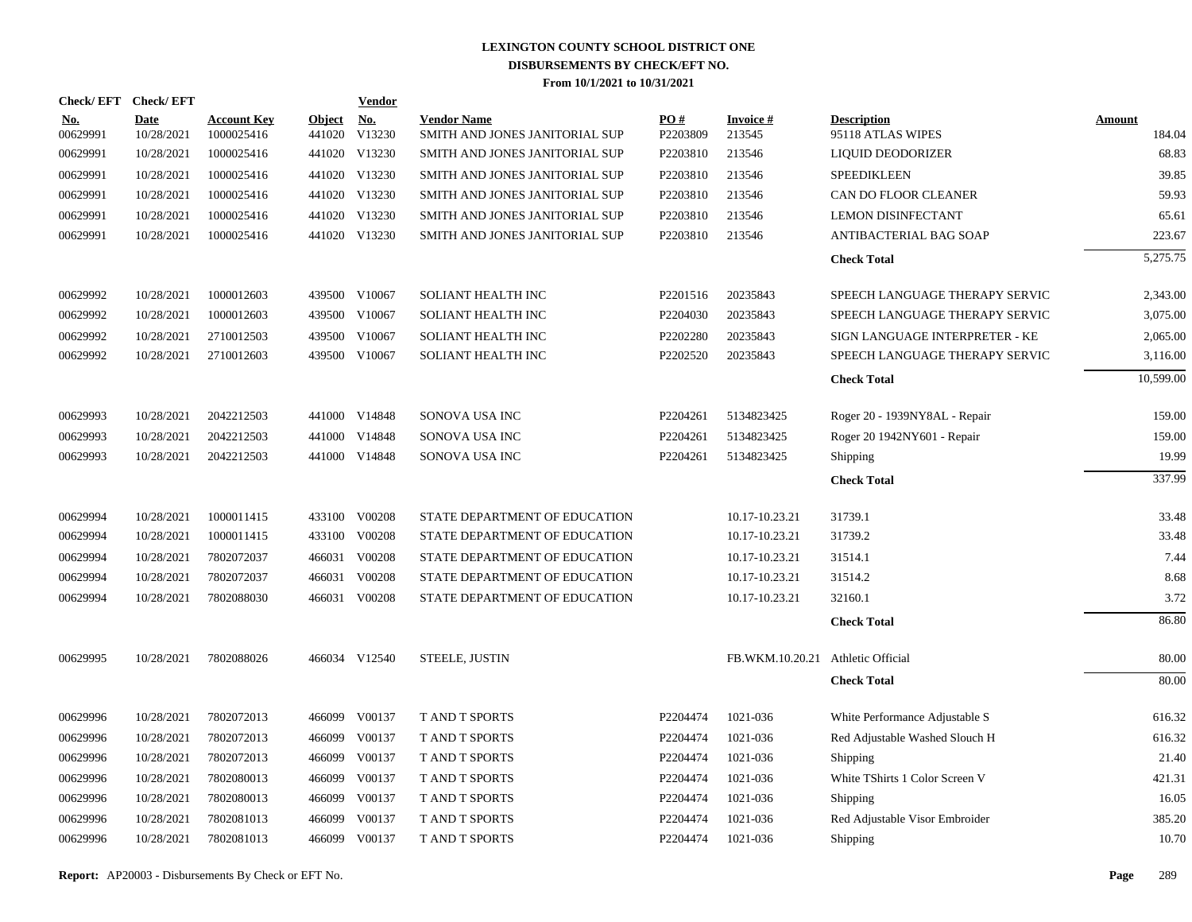# LEXINGTON COUNTY SCHOOL DISTRICT ONE
## DISBURSEMENTS BY CHECK/EFT NO.
### From 10/1/2021 to 10/31/2021

| Check/ EFT No. | Check/ EFT Date | Account Key | Object | Vendor No. | Vendor Name | PO # | Invoice # | Description | Amount |
|---|---|---|---|---|---|---|---|---|---|
| 00629991 | 10/28/2021 | 1000025416 | 441020 | V13230 | SMITH AND JONES JANITORIAL SUP | P2203809 | 213545 | 95118 ATLAS WIPES | 184.04 |
| 00629991 | 10/28/2021 | 1000025416 | 441020 | V13230 | SMITH AND JONES JANITORIAL SUP | P2203810 | 213546 | LIQUID DEODORIZER | 68.83 |
| 00629991 | 10/28/2021 | 1000025416 | 441020 | V13230 | SMITH AND JONES JANITORIAL SUP | P2203810 | 213546 | SPEEDIKLEEN | 39.85 |
| 00629991 | 10/28/2021 | 1000025416 | 441020 | V13230 | SMITH AND JONES JANITORIAL SUP | P2203810 | 213546 | CAN DO FLOOR CLEANER | 59.93 |
| 00629991 | 10/28/2021 | 1000025416 | 441020 | V13230 | SMITH AND JONES JANITORIAL SUP | P2203810 | 213546 | LEMON DISINFECTANT | 65.61 |
| 00629991 | 10/28/2021 | 1000025416 | 441020 | V13230 | SMITH AND JONES JANITORIAL SUP | P2203810 | 213546 | ANTIBACTERIAL BAG SOAP | 223.67 |
| | | | | | | | | **Check Total** | 5,275.75 |
| 00629992 | 10/28/2021 | 1000012603 | 439500 | V10067 | SOLIANT HEALTH INC | P2201516 | 20235843 | SPEECH LANGUAGE THERAPY SERVIC | 2,343.00 |
| 00629992 | 10/28/2021 | 1000012603 | 439500 | V10067 | SOLIANT HEALTH INC | P2204030 | 20235843 | SPEECH LANGUAGE THERAPY SERVIC | 3,075.00 |
| 00629992 | 10/28/2021 | 2710012503 | 439500 | V10067 | SOLIANT HEALTH INC | P2202280 | 20235843 | SIGN LANGUAGE INTERPRETER - KE | 2,065.00 |
| 00629992 | 10/28/2021 | 2710012603 | 439500 | V10067 | SOLIANT HEALTH INC | P2202520 | 20235843 | SPEECH LANGUAGE THERAPY SERVIC | 3,116.00 |
| | | | | | | | | **Check Total** | 10,599.00 |
| 00629993 | 10/28/2021 | 2042212503 | 441000 | V14848 | SONOVA USA INC | P2204261 | 5134823425 | Roger 20 - 1939NY8AL - Repair | 159.00 |
| 00629993 | 10/28/2021 | 2042212503 | 441000 | V14848 | SONOVA USA INC | P2204261 | 5134823425 | Roger 20 1942NY601 - Repair | 159.00 |
| 00629993 | 10/28/2021 | 2042212503 | 441000 | V14848 | SONOVA USA INC | P2204261 | 5134823425 | Shipping | 19.99 |
| | | | | | | | | **Check Total** | 337.99 |
| 00629994 | 10/28/2021 | 1000011415 | 433100 | V00208 | STATE DEPARTMENT OF EDUCATION | | 10.17-10.23.21 | 31739.1 | 33.48 |
| 00629994 | 10/28/2021 | 1000011415 | 433100 | V00208 | STATE DEPARTMENT OF EDUCATION | | 10.17-10.23.21 | 31739.2 | 33.48 |
| 00629994 | 10/28/2021 | 7802072037 | 466031 | V00208 | STATE DEPARTMENT OF EDUCATION | | 10.17-10.23.21 | 31514.1 | 7.44 |
| 00629994 | 10/28/2021 | 7802072037 | 466031 | V00208 | STATE DEPARTMENT OF EDUCATION | | 10.17-10.23.21 | 31514.2 | 8.68 |
| 00629994 | 10/28/2021 | 7802088030 | 466031 | V00208 | STATE DEPARTMENT OF EDUCATION | | 10.17-10.23.21 | 32160.1 | 3.72 |
| | | | | | | | | **Check Total** | 86.80 |
| 00629995 | 10/28/2021 | 7802088026 | 466034 | V12540 | STEELE, JUSTIN | | FB.WKM.10.20.21 | Athletic Official | 80.00 |
| | | | | | | | | **Check Total** | 80.00 |
| 00629996 | 10/28/2021 | 7802072013 | 466099 | V00137 | T AND T SPORTS | P2204474 | 1021-036 | White Performance Adjustable S | 616.32 |
| 00629996 | 10/28/2021 | 7802072013 | 466099 | V00137 | T AND T SPORTS | P2204474 | 1021-036 | Red Adjustable Washed Slouch H | 616.32 |
| 00629996 | 10/28/2021 | 7802072013 | 466099 | V00137 | T AND T SPORTS | P2204474 | 1021-036 | Shipping | 21.40 |
| 00629996 | 10/28/2021 | 7802080013 | 466099 | V00137 | T AND T SPORTS | P2204474 | 1021-036 | White TShirts 1 Color Screen V | 421.31 |
| 00629996 | 10/28/2021 | 7802080013 | 466099 | V00137 | T AND T SPORTS | P2204474 | 1021-036 | Shipping | 16.05 |
| 00629996 | 10/28/2021 | 7802081013 | 466099 | V00137 | T AND T SPORTS | P2204474 | 1021-036 | Red Adjustable Visor Embroider | 385.20 |
| 00629996 | 10/28/2021 | 7802081013 | 466099 | V00137 | T AND T SPORTS | P2204474 | 1021-036 | Shipping | 10.70 |

**Report:** AP20003 - Disbursements By Check or EFT No.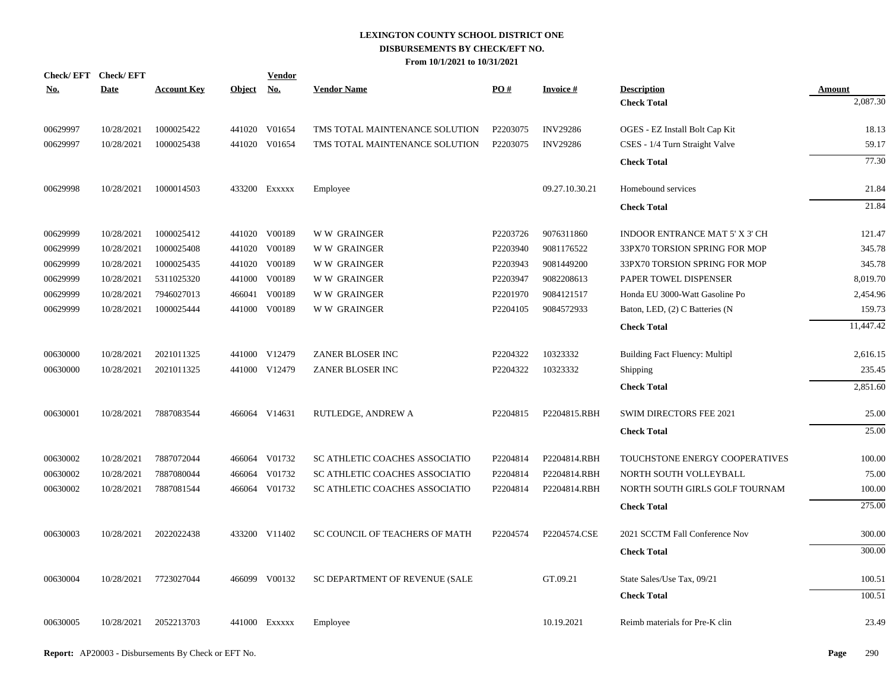# LEXINGTON COUNTY SCHOOL DISTRICT ONE
## DISBURSEMENTS BY CHECK/EFT NO.
### From 10/1/2021 to 10/31/2021

| Check/ EFT No. | Check/ EFT Date | Account Key | Object | Vendor No. | Vendor Name | PO # | Invoice # | Description | Amount |
|---|---|---|---|---|---|---|---|---|---|
| | | | | | | | | **Check Total** | 2,087.30 |
| 00629997 | 10/28/2021 | 1000025422 | 441020 | V01654 | TMS TOTAL MAINTENANCE SOLUTION | P2203075 | INV29286 | OGES - EZ Install Bolt Cap Kit | 18.13 |
| 00629997 | 10/28/2021 | 1000025438 | 441020 | V01654 | TMS TOTAL MAINTENANCE SOLUTION | P2203075 | INV29286 | CSES - 1/4 Turn Straight Valve | 59.17 |
| | | | | | | | | **Check Total** | 77.30 |
| 00629998 | 10/28/2021 | 1000014503 | 433200 | Exxxxx | Employee | | 09.27.10.30.21 | Homebound services | 21.84 |
| | | | | | | | | **Check Total** | 21.84 |
| 00629999 | 10/28/2021 | 1000025412 | 441020 | V00189 | W W GRAINGER | P2203726 | 9076311860 | INDOOR ENTRANCE MAT 5' X 3' CH | 121.47 |
| 00629999 | 10/28/2021 | 1000025408 | 441020 | V00189 | W W GRAINGER | P2203940 | 9081176522 | 33PX70 TORSION SPRING FOR MOP | 345.78 |
| 00629999 | 10/28/2021 | 1000025435 | 441020 | V00189 | W W GRAINGER | P2203943 | 9081449200 | 33PX70 TORSION SPRING FOR MOP | 345.78 |
| 00629999 | 10/28/2021 | 5311025320 | 441000 | V00189 | W W GRAINGER | P2203947 | 9082208613 | PAPER TOWEL DISPENSER | 8,019.70 |
| 00629999 | 10/28/2021 | 7946027013 | 466041 | V00189 | W W GRAINGER | P2201970 | 9084121517 | Honda EU 3000-Watt Gasoline Po | 2,454.96 |
| 00629999 | 10/28/2021 | 1000025444 | 441000 | V00189 | W W GRAINGER | P2204105 | 9084572933 | Baton, LED, (2) C Batteries (N | 159.73 |
| | | | | | | | | **Check Total** | 11,447.42 |
| 00630000 | 10/28/2021 | 2021011325 | 441000 | V12479 | ZANER BLOSER INC | P2204322 | 10323332 | Building Fact Fluency: Multipl | 2,616.15 |
| 00630000 | 10/28/2021 | 2021011325 | 441000 | V12479 | ZANER BLOSER INC | P2204322 | 10323332 | Shipping | 235.45 |
| | | | | | | | | **Check Total** | 2,851.60 |
| 00630001 | 10/28/2021 | 7887083544 | 466064 | V14631 | RUTLEDGE, ANDREW A | P2204815 | P2204815.RBH | SWIM DIRECTORS FEE 2021 | 25.00 |
| | | | | | | | | **Check Total** | 25.00 |
| 00630002 | 10/28/2021 | 7887072044 | 466064 | V01732 | SC ATHLETIC COACHES ASSOCIATIO | P2204814 | P2204814.RBH | TOUCHSTONE ENERGY COOPERATIVES | 100.00 |
| 00630002 | 10/28/2021 | 7887080044 | 466064 | V01732 | SC ATHLETIC COACHES ASSOCIATIO | P2204814 | P2204814.RBH | NORTH SOUTH VOLLEYBALL | 75.00 |
| 00630002 | 10/28/2021 | 7887081544 | 466064 | V01732 | SC ATHLETIC COACHES ASSOCIATIO | P2204814 | P2204814.RBH | NORTH SOUTH GIRLS GOLF TOURNAM | 100.00 |
| | | | | | | | | **Check Total** | 275.00 |
| 00630003 | 10/28/2021 | 2022022438 | 433200 | V11402 | SC COUNCIL OF TEACHERS OF MATH | P2204574 | P2204574.CSE | 2021 SCCTM Fall Conference Nov | 300.00 |
| | | | | | | | | **Check Total** | 300.00 |
| 00630004 | 10/28/2021 | 7723027044 | 466099 | V00132 | SC DEPARTMENT OF REVENUE (SALE | | GT.09.21 | State Sales/Use Tax, 09/21 | 100.51 |
| | | | | | | | | **Check Total** | 100.51 |
| 00630005 | 10/28/2021 | 2052213703 | 441000 | Exxxxx | Employee | | 10.19.2021 | Reimb materials for Pre-K clin | 23.49 |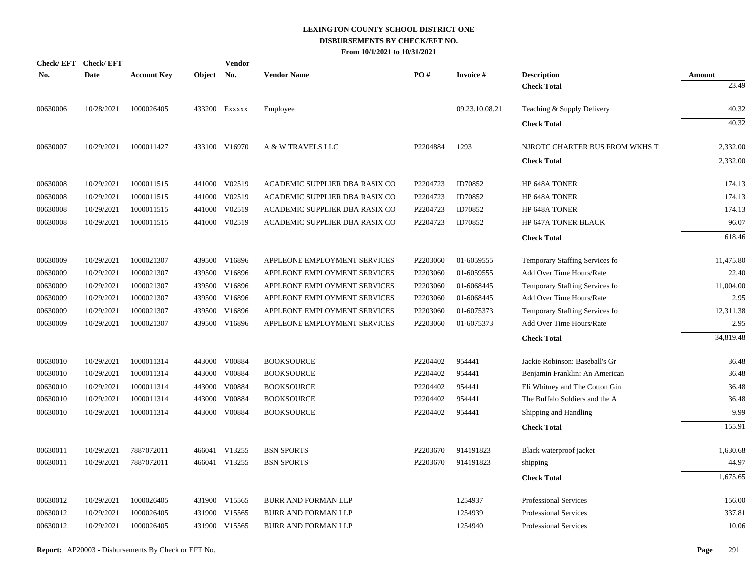# LEXINGTON COUNTY SCHOOL DISTRICT ONE
## DISBURSEMENTS BY CHECK/EFT NO.
### From 10/1/2021 to 10/31/2021

| Check/ EFT No. | Check/ EFT Date | Account Key | Object | Vendor No. | Vendor Name | PO # | Invoice # | Description | Amount |
|---|---|---|---|---|---|---|---|---|---|
| | | | | | | | | **Check Total** | 23.49 |
| 00630006 | 10/28/2021 | 1000026405 | 433200 | Exxxxx | Employee | | 09.23.10.08.21 | Teaching & Supply Delivery | 40.32 |
| | | | | | | | | **Check Total** | 40.32 |
| 00630007 | 10/29/2021 | 1000011427 | 433100 | V16970 | A & W TRAVELS LLC | P2204884 | 1293 | NJROTC CHARTER BUS FROM WKHS T | 2,332.00 |
| | | | | | | | | **Check Total** | 2,332.00 |
| 00630008 | 10/29/2021 | 1000011515 | 441000 | V02519 | ACADEMIC SUPPLIER DBA RASIX CO | P2204723 | ID70852 | HP 648A TONER | 174.13 |
| 00630008 | 10/29/2021 | 1000011515 | 441000 | V02519 | ACADEMIC SUPPLIER DBA RASIX CO | P2204723 | ID70852 | HP 648A TONER | 174.13 |
| 00630008 | 10/29/2021 | 1000011515 | 441000 | V02519 | ACADEMIC SUPPLIER DBA RASIX CO | P2204723 | ID70852 | HP 648A TONER | 174.13 |
| 00630008 | 10/29/2021 | 1000011515 | 441000 | V02519 | ACADEMIC SUPPLIER DBA RASIX CO | P2204723 | ID70852 | HP 647A TONER BLACK | 96.07 |
| | | | | | | | | **Check Total** | 618.46 |
| 00630009 | 10/29/2021 | 1000021307 | 439500 | V16896 | APPLEONE EMPLOYMENT SERVICES | P2203060 | 01-6059555 | Temporary Staffing Services fo | 11,475.80 |
| 00630009 | 10/29/2021 | 1000021307 | 439500 | V16896 | APPLEONE EMPLOYMENT SERVICES | P2203060 | 01-6059555 | Add Over Time Hours/Rate | 22.40 |
| 00630009 | 10/29/2021 | 1000021307 | 439500 | V16896 | APPLEONE EMPLOYMENT SERVICES | P2203060 | 01-6068445 | Temporary Staffing Services fo | 11,004.00 |
| 00630009 | 10/29/2021 | 1000021307 | 439500 | V16896 | APPLEONE EMPLOYMENT SERVICES | P2203060 | 01-6068445 | Add Over Time Hours/Rate | 2.95 |
| 00630009 | 10/29/2021 | 1000021307 | 439500 | V16896 | APPLEONE EMPLOYMENT SERVICES | P2203060 | 01-6075373 | Temporary Staffing Services fo | 12,311.38 |
| 00630009 | 10/29/2021 | 1000021307 | 439500 | V16896 | APPLEONE EMPLOYMENT SERVICES | P2203060 | 01-6075373 | Add Over Time Hours/Rate | 2.95 |
| | | | | | | | | **Check Total** | 34,819.48 |
| 00630010 | 10/29/2021 | 1000011314 | 443000 | V00884 | BOOKSOURCE | P2204402 | 954441 | Jackie Robinson: Baseball's Gr | 36.48 |
| 00630010 | 10/29/2021 | 1000011314 | 443000 | V00884 | BOOKSOURCE | P2204402 | 954441 | Benjamin Franklin: An American | 36.48 |
| 00630010 | 10/29/2021 | 1000011314 | 443000 | V00884 | BOOKSOURCE | P2204402 | 954441 | Eli Whitney and The Cotton Gin | 36.48 |
| 00630010 | 10/29/2021 | 1000011314 | 443000 | V00884 | BOOKSOURCE | P2204402 | 954441 | The Buffalo Soldiers and the A | 36.48 |
| 00630010 | 10/29/2021 | 1000011314 | 443000 | V00884 | BOOKSOURCE | P2204402 | 954441 | Shipping and Handling | 9.99 |
| | | | | | | | | **Check Total** | 155.91 |
| 00630011 | 10/29/2021 | 7887072011 | 466041 | V13255 | BSN SPORTS | P2203670 | 914191823 | Black waterproof jacket | 1,630.68 |
| 00630011 | 10/29/2021 | 7887072011 | 466041 | V13255 | BSN SPORTS | P2203670 | 914191823 | shipping | 44.97 |
| | | | | | | | | **Check Total** | 1,675.65 |
| 00630012 | 10/29/2021 | 1000026405 | 431900 | V15565 | BURR AND FORMAN LLP | | 1254937 | Professional Services | 156.00 |
| 00630012 | 10/29/2021 | 1000026405 | 431900 | V15565 | BURR AND FORMAN LLP | | 1254939 | Professional Services | 337.81 |
| 00630012 | 10/29/2021 | 1000026405 | 431900 | V15565 | BURR AND FORMAN LLP | | 1254940 | Professional Services | 10.06 |

**Report:** AP20003 - Disbursements By Check or EFT No.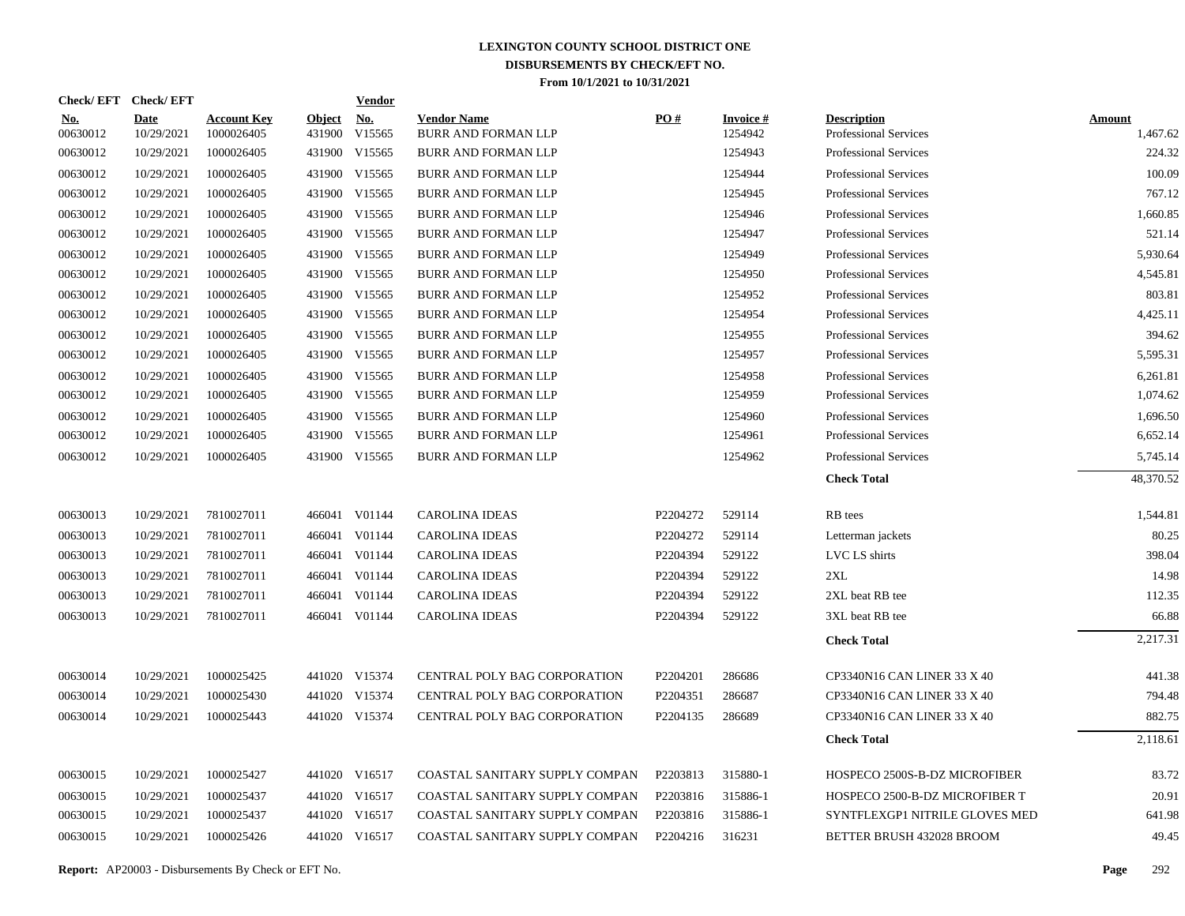# LEXINGTON COUNTY SCHOOL DISTRICT ONE
## DISBURSEMENTS BY CHECK/EFT NO.
### From 10/1/2021 to 10/31/2021

| Check/ EFT No. | Check/ EFT Date | Account Key | Object | Vendor No. | Vendor Name | PO # | Invoice # | Description | Amount |
|---|---|---|---|---|---|---|---|---|---|
| 00630012 | 10/29/2021 | 1000026405 | 431900 | V15565 | BURR AND FORMAN LLP | | 1254942 | Professional Services | 1,467.62 |
| 00630012 | 10/29/2021 | 1000026405 | 431900 | V15565 | BURR AND FORMAN LLP | | 1254943 | Professional Services | 224.32 |
| 00630012 | 10/29/2021 | 1000026405 | 431900 | V15565 | BURR AND FORMAN LLP | | 1254944 | Professional Services | 100.09 |
| 00630012 | 10/29/2021 | 1000026405 | 431900 | V15565 | BURR AND FORMAN LLP | | 1254945 | Professional Services | 767.12 |
| 00630012 | 10/29/2021 | 1000026405 | 431900 | V15565 | BURR AND FORMAN LLP | | 1254946 | Professional Services | 1,660.85 |
| 00630012 | 10/29/2021 | 1000026405 | 431900 | V15565 | BURR AND FORMAN LLP | | 1254947 | Professional Services | 521.14 |
| 00630012 | 10/29/2021 | 1000026405 | 431900 | V15565 | BURR AND FORMAN LLP | | 1254949 | Professional Services | 5,930.64 |
| 00630012 | 10/29/2021 | 1000026405 | 431900 | V15565 | BURR AND FORMAN LLP | | 1254950 | Professional Services | 4,545.81 |
| 00630012 | 10/29/2021 | 1000026405 | 431900 | V15565 | BURR AND FORMAN LLP | | 1254952 | Professional Services | 803.81 |
| 00630012 | 10/29/2021 | 1000026405 | 431900 | V15565 | BURR AND FORMAN LLP | | 1254954 | Professional Services | 4,425.11 |
| 00630012 | 10/29/2021 | 1000026405 | 431900 | V15565 | BURR AND FORMAN LLP | | 1254955 | Professional Services | 394.62 |
| 00630012 | 10/29/2021 | 1000026405 | 431900 | V15565 | BURR AND FORMAN LLP | | 1254957 | Professional Services | 5,595.31 |
| 00630012 | 10/29/2021 | 1000026405 | 431900 | V15565 | BURR AND FORMAN LLP | | 1254958 | Professional Services | 6,261.81 |
| 00630012 | 10/29/2021 | 1000026405 | 431900 | V15565 | BURR AND FORMAN LLP | | 1254959 | Professional Services | 1,074.62 |
| 00630012 | 10/29/2021 | 1000026405 | 431900 | V15565 | BURR AND FORMAN LLP | | 1254960 | Professional Services | 1,696.50 |
| 00630012 | 10/29/2021 | 1000026405 | 431900 | V15565 | BURR AND FORMAN LLP | | 1254961 | Professional Services | 6,652.14 |
| 00630012 | 10/29/2021 | 1000026405 | 431900 | V15565 | BURR AND FORMAN LLP | | 1254962 | Professional Services | 5,745.14 |
| | | | | | | | | **Check Total** | 48,370.52 |
| 00630013 | 10/29/2021 | 7810027011 | 466041 | V01144 | CAROLINA IDEAS | P2204272 | 529114 | RB tees | 1,544.81 |
| 00630013 | 10/29/2021 | 7810027011 | 466041 | V01144 | CAROLINA IDEAS | P2204272 | 529114 | Letterman jackets | 80.25 |
| 00630013 | 10/29/2021 | 7810027011 | 466041 | V01144 | CAROLINA IDEAS | P2204394 | 529122 | LVC LS shirts | 398.04 |
| 00630013 | 10/29/2021 | 7810027011 | 466041 | V01144 | CAROLINA IDEAS | P2204394 | 529122 | 2XL | 14.98 |
| 00630013 | 10/29/2021 | 7810027011 | 466041 | V01144 | CAROLINA IDEAS | P2204394 | 529122 | 2XL beat RB tee | 112.35 |
| 00630013 | 10/29/2021 | 7810027011 | 466041 | V01144 | CAROLINA IDEAS | P2204394 | 529122 | 3XL beat RB tee | 66.88 |
| | | | | | | | | **Check Total** | 2,217.31 |
| 00630014 | 10/29/2021 | 1000025425 | 441020 | V15374 | CENTRAL POLY BAG CORPORATION | P2204201 | 286686 | CP3340N16 CAN LINER 33 X 40 | 441.38 |
| 00630014 | 10/29/2021 | 1000025430 | 441020 | V15374 | CENTRAL POLY BAG CORPORATION | P2204351 | 286687 | CP3340N16 CAN LINER 33 X 40 | 794.48 |
| 00630014 | 10/29/2021 | 1000025443 | 441020 | V15374 | CENTRAL POLY BAG CORPORATION | P2204135 | 286689 | CP3340N16 CAN LINER 33 X 40 | 882.75 |
| | | | | | | | | **Check Total** | 2,118.61 |
| 00630015 | 10/29/2021 | 1000025427 | 441020 | V16517 | COASTAL SANITARY SUPPLY COMPAN | P2203813 | 315880-1 | HOSPECO 2500S-B-DZ MICROFIBER | 83.72 |
| 00630015 | 10/29/2021 | 1000025437 | 441020 | V16517 | COASTAL SANITARY SUPPLY COMPAN | P2203816 | 315886-1 | HOSPECO 2500-B-DZ MICROFIBER T | 20.91 |
| 00630015 | 10/29/2021 | 1000025437 | 441020 | V16517 | COASTAL SANITARY SUPPLY COMPAN | P2203816 | 315886-1 | SYNTFLEXGP1 NITRILE GLOVES MED | 641.98 |
| 00630015 | 10/29/2021 | 1000025426 | 441020 | V16517 | COASTAL SANITARY SUPPLY COMPAN | P2204216 | 316231 | BETTER BRUSH 432028 BROOM | 49.45 |

**Report:** AP20003 - Disbursements By Check or EFT No.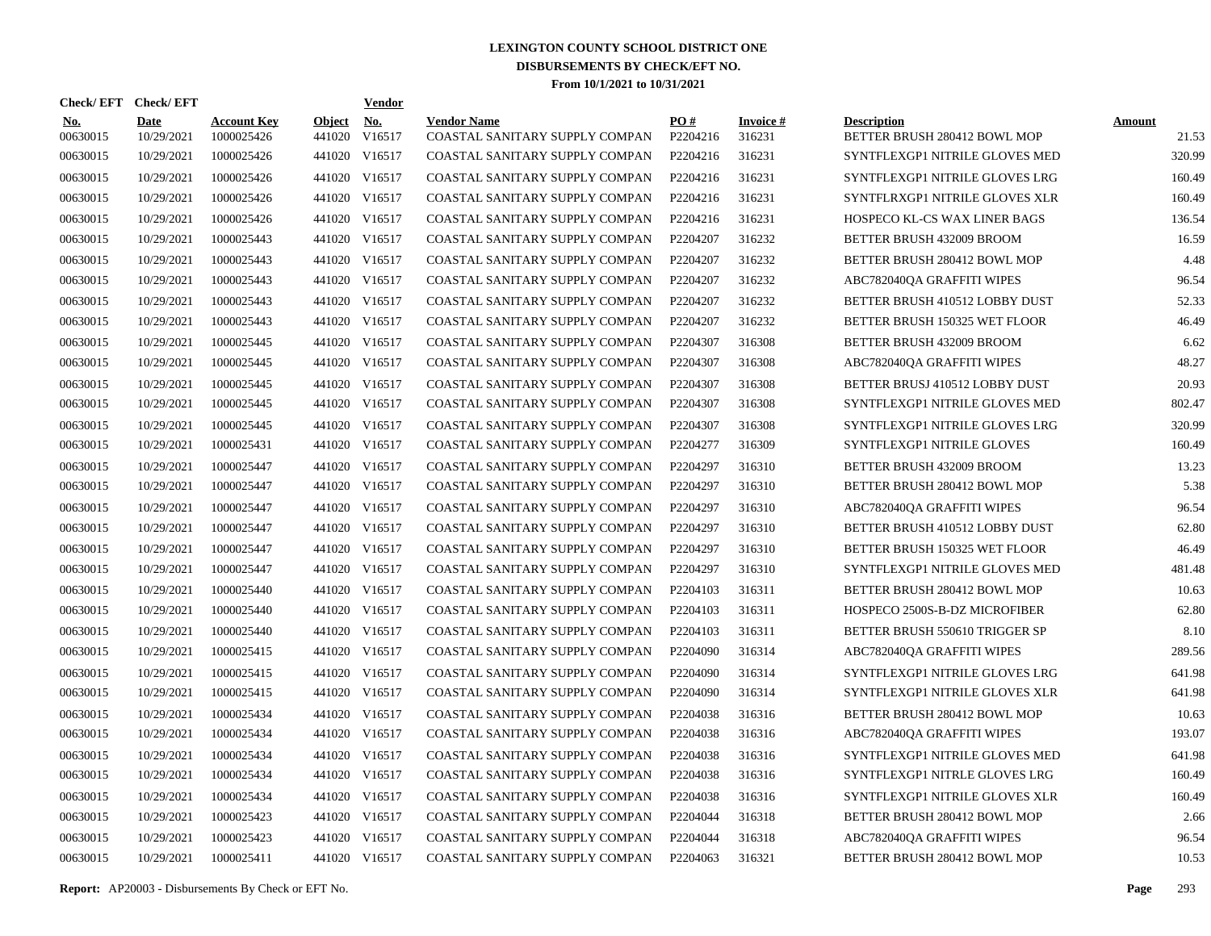# LEXINGTON COUNTY SCHOOL DISTRICT ONE
## DISBURSEMENTS BY CHECK/EFT NO.
### From 10/1/2021 to 10/31/2021

| Check/ EFT No. | Check/ EFT Date | Account Key | Object | Vendor No. | Vendor Name | PO # | Invoice # | Description | Amount |
|---|---|---|---|---|---|---|---|---|---|
| 00630015 | 10/29/2021 | 1000025426 | 441020 | V16517 | COASTAL SANITARY SUPPLY COMPAN | P2204216 | 316231 | BETTER BRUSH 280412 BOWL MOP | 21.53 |
| 00630015 | 10/29/2021 | 1000025426 | 441020 | V16517 | COASTAL SANITARY SUPPLY COMPAN | P2204216 | 316231 | SYNTFLEXGP1 NITRILE GLOVES MED | 320.99 |
| 00630015 | 10/29/2021 | 1000025426 | 441020 | V16517 | COASTAL SANITARY SUPPLY COMPAN | P2204216 | 316231 | SYNTFLEXGP1 NITRILE GLOVES LRG | 160.49 |
| 00630015 | 10/29/2021 | 1000025426 | 441020 | V16517 | COASTAL SANITARY SUPPLY COMPAN | P2204216 | 316231 | SYNTFLRXGP1 NITRILE GLOVES XLR | 160.49 |
| 00630015 | 10/29/2021 | 1000025426 | 441020 | V16517 | COASTAL SANITARY SUPPLY COMPAN | P2204216 | 316231 | HOSPECO KL-CS WAX LINER BAGS | 136.54 |
| 00630015 | 10/29/2021 | 1000025443 | 441020 | V16517 | COASTAL SANITARY SUPPLY COMPAN | P2204207 | 316232 | BETTER BRUSH 432009 BROOM | 16.59 |
| 00630015 | 10/29/2021 | 1000025443 | 441020 | V16517 | COASTAL SANITARY SUPPLY COMPAN | P2204207 | 316232 | BETTER BRUSH 280412 BOWL MOP | 4.48 |
| 00630015 | 10/29/2021 | 1000025443 | 441020 | V16517 | COASTAL SANITARY SUPPLY COMPAN | P2204207 | 316232 | ABC782040QA GRAFFITI WIPES | 96.54 |
| 00630015 | 10/29/2021 | 1000025443 | 441020 | V16517 | COASTAL SANITARY SUPPLY COMPAN | P2204207 | 316232 | BETTER BRUSH 410512 LOBBY DUST | 52.33 |
| 00630015 | 10/29/2021 | 1000025443 | 441020 | V16517 | COASTAL SANITARY SUPPLY COMPAN | P2204207 | 316232 | BETTER BRUSH 150325 WET FLOOR | 46.49 |
| 00630015 | 10/29/2021 | 1000025445 | 441020 | V16517 | COASTAL SANITARY SUPPLY COMPAN | P2204307 | 316308 | BETTER BRUSH 432009 BROOM | 6.62 |
| 00630015 | 10/29/2021 | 1000025445 | 441020 | V16517 | COASTAL SANITARY SUPPLY COMPAN | P2204307 | 316308 | ABC782040QA GRAFFITI WIPES | 48.27 |
| 00630015 | 10/29/2021 | 1000025445 | 441020 | V16517 | COASTAL SANITARY SUPPLY COMPAN | P2204307 | 316308 | BETTER BRUSJ 410512 LOBBY DUST | 20.93 |
| 00630015 | 10/29/2021 | 1000025445 | 441020 | V16517 | COASTAL SANITARY SUPPLY COMPAN | P2204307 | 316308 | SYNTFLEXGP1 NITRILE GLOVES MED | 802.47 |
| 00630015 | 10/29/2021 | 1000025445 | 441020 | V16517 | COASTAL SANITARY SUPPLY COMPAN | P2204307 | 316308 | SYNTFLEXGP1 NITRILE GLOVES LRG | 320.99 |
| 00630015 | 10/29/2021 | 1000025431 | 441020 | V16517 | COASTAL SANITARY SUPPLY COMPAN | P2204277 | 316309 | SYNTFLEXGP1 NITRILE GLOVES | 160.49 |
| 00630015 | 10/29/2021 | 1000025447 | 441020 | V16517 | COASTAL SANITARY SUPPLY COMPAN | P2204297 | 316310 | BETTER BRUSH 432009 BROOM | 13.23 |
| 00630015 | 10/29/2021 | 1000025447 | 441020 | V16517 | COASTAL SANITARY SUPPLY COMPAN | P2204297 | 316310 | BETTER BRUSH 280412 BOWL MOP | 5.38 |
| 00630015 | 10/29/2021 | 1000025447 | 441020 | V16517 | COASTAL SANITARY SUPPLY COMPAN | P2204297 | 316310 | ABC782040QA GRAFFITI WIPES | 96.54 |
| 00630015 | 10/29/2021 | 1000025447 | 441020 | V16517 | COASTAL SANITARY SUPPLY COMPAN | P2204297 | 316310 | BETTER BRUSH 410512 LOBBY DUST | 62.80 |
| 00630015 | 10/29/2021 | 1000025447 | 441020 | V16517 | COASTAL SANITARY SUPPLY COMPAN | P2204297 | 316310 | BETTER BRUSH 150325 WET FLOOR | 46.49 |
| 00630015 | 10/29/2021 | 1000025447 | 441020 | V16517 | COASTAL SANITARY SUPPLY COMPAN | P2204297 | 316310 | SYNTFLEXGP1 NITRILE GLOVES MED | 481.48 |
| 00630015 | 10/29/2021 | 1000025440 | 441020 | V16517 | COASTAL SANITARY SUPPLY COMPAN | P2204103 | 316311 | BETTER BRUSH 280412 BOWL MOP | 10.63 |
| 00630015 | 10/29/2021 | 1000025440 | 441020 | V16517 | COASTAL SANITARY SUPPLY COMPAN | P2204103 | 316311 | HOSPECO 2500S-B-DZ MICROFIBER | 62.80 |
| 00630015 | 10/29/2021 | 1000025440 | 441020 | V16517 | COASTAL SANITARY SUPPLY COMPAN | P2204103 | 316311 | BETTER BRUSH 550610 TRIGGER SP | 8.10 |
| 00630015 | 10/29/2021 | 1000025415 | 441020 | V16517 | COASTAL SANITARY SUPPLY COMPAN | P2204090 | 316314 | ABC782040QA GRAFFITI WIPES | 289.56 |
| 00630015 | 10/29/2021 | 1000025415 | 441020 | V16517 | COASTAL SANITARY SUPPLY COMPAN | P2204090 | 316314 | SYNTFLEXGP1 NITRILE GLOVES LRG | 641.98 |
| 00630015 | 10/29/2021 | 1000025415 | 441020 | V16517 | COASTAL SANITARY SUPPLY COMPAN | P2204090 | 316314 | SYNTFLEXGP1 NITRILE GLOVES XLR | 641.98 |
| 00630015 | 10/29/2021 | 1000025434 | 441020 | V16517 | COASTAL SANITARY SUPPLY COMPAN | P2204038 | 316316 | BETTER BRUSH 280412 BOWL MOP | 10.63 |
| 00630015 | 10/29/2021 | 1000025434 | 441020 | V16517 | COASTAL SANITARY SUPPLY COMPAN | P2204038 | 316316 | ABC782040QA GRAFFITI WIPES | 193.07 |
| 00630015 | 10/29/2021 | 1000025434 | 441020 | V16517 | COASTAL SANITARY SUPPLY COMPAN | P2204038 | 316316 | SYNTFLEXGP1 NITRILE GLOVES MED | 641.98 |
| 00630015 | 10/29/2021 | 1000025434 | 441020 | V16517 | COASTAL SANITARY SUPPLY COMPAN | P2204038 | 316316 | SYNTFLEXGP1 NITRLE GLOVES LRG | 160.49 |
| 00630015 | 10/29/2021 | 1000025434 | 441020 | V16517 | COASTAL SANITARY SUPPLY COMPAN | P2204038 | 316316 | SYNTFLEXGP1 NITRILE GLOVES XLR | 160.49 |
| 00630015 | 10/29/2021 | 1000025423 | 441020 | V16517 | COASTAL SANITARY SUPPLY COMPAN | P2204044 | 316318 | BETTER BRUSH 280412 BOWL MOP | 2.66 |
| 00630015 | 10/29/2021 | 1000025423 | 441020 | V16517 | COASTAL SANITARY SUPPLY COMPAN | P2204044 | 316318 | ABC782040QA GRAFFITI WIPES | 96.54 |
| 00630015 | 10/29/2021 | 1000025411 | 441020 | V16517 | COASTAL SANITARY SUPPLY COMPAN | P2204063 | 316321 | BETTER BRUSH 280412 BOWL MOP | 10.53 |

**Report:** AP20003 - Disbursements By Check or EFT No.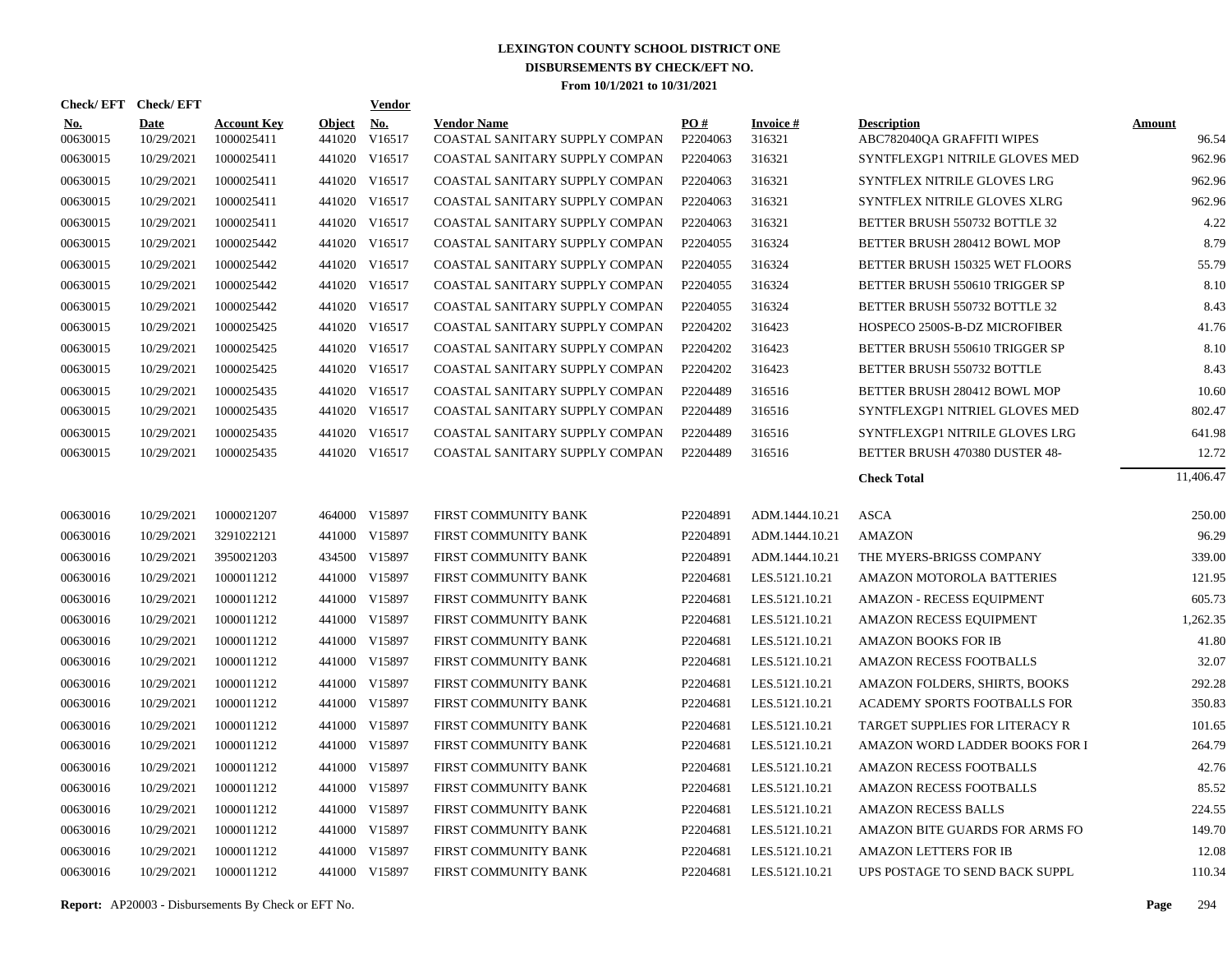# LEXINGTON COUNTY SCHOOL DISTRICT ONE
## DISBURSEMENTS BY CHECK/EFT NO.
### From 10/1/2021 to 10/31/2021

| Check/EFT No. | Check/EFT Date | Account Key | Object | Vendor No. | Vendor Name | PO # | Invoice # | Description | Amount |
|---|---|---|---|---|---|---|---|---|---|
| 00630015 | 10/29/2021 | 1000025411 | 441020 | V16517 | COASTAL SANITARY SUPPLY COMPAN | P2204063 | 316321 | ABC782040QA GRAFFITI WIPES | 96.54 |
| 00630015 | 10/29/2021 | 1000025411 | 441020 | V16517 | COASTAL SANITARY SUPPLY COMPAN | P2204063 | 316321 | SYNTFLEXGP1 NITRILE GLOVES MED | 962.96 |
| 00630015 | 10/29/2021 | 1000025411 | 441020 | V16517 | COASTAL SANITARY SUPPLY COMPAN | P2204063 | 316321 | SYNTFLEX NITRILE GLOVES LRG | 962.96 |
| 00630015 | 10/29/2021 | 1000025411 | 441020 | V16517 | COASTAL SANITARY SUPPLY COMPAN | P2204063 | 316321 | SYNTFLEX NITRILE GLOVES XLRG | 962.96 |
| 00630015 | 10/29/2021 | 1000025411 | 441020 | V16517 | COASTAL SANITARY SUPPLY COMPAN | P2204063 | 316321 | BETTER BRUSH 550732 BOTTLE 32 | 4.22 |
| 00630015 | 10/29/2021 | 1000025442 | 441020 | V16517 | COASTAL SANITARY SUPPLY COMPAN | P2204055 | 316324 | BETTER BRUSH 280412 BOWL MOP | 8.79 |
| 00630015 | 10/29/2021 | 1000025442 | 441020 | V16517 | COASTAL SANITARY SUPPLY COMPAN | P2204055 | 316324 | BETTER BRUSH 150325 WET FLOORS | 55.79 |
| 00630015 | 10/29/2021 | 1000025442 | 441020 | V16517 | COASTAL SANITARY SUPPLY COMPAN | P2204055 | 316324 | BETTER BRUSH 550610 TRIGGER SP | 8.10 |
| 00630015 | 10/29/2021 | 1000025442 | 441020 | V16517 | COASTAL SANITARY SUPPLY COMPAN | P2204055 | 316324 | BETTER BRUSH 550732 BOTTLE 32 | 8.43 |
| 00630015 | 10/29/2021 | 1000025425 | 441020 | V16517 | COASTAL SANITARY SUPPLY COMPAN | P2204202 | 316423 | HOSPECO 2500S-B-DZ MICROFIBER | 41.76 |
| 00630015 | 10/29/2021 | 1000025425 | 441020 | V16517 | COASTAL SANITARY SUPPLY COMPAN | P2204202 | 316423 | BETTER BRUSH 550610 TRIGGER SP | 8.10 |
| 00630015 | 10/29/2021 | 1000025425 | 441020 | V16517 | COASTAL SANITARY SUPPLY COMPAN | P2204202 | 316423 | BETTER BRUSH 550732 BOTTLE | 8.43 |
| 00630015 | 10/29/2021 | 1000025435 | 441020 | V16517 | COASTAL SANITARY SUPPLY COMPAN | P2204489 | 316516 | BETTER BRUSH 280412 BOWL MOP | 10.60 |
| 00630015 | 10/29/2021 | 1000025435 | 441020 | V16517 | COASTAL SANITARY SUPPLY COMPAN | P2204489 | 316516 | SYNTFLEXGP1 NITRIEL GLOVES MED | 802.47 |
| 00630015 | 10/29/2021 | 1000025435 | 441020 | V16517 | COASTAL SANITARY SUPPLY COMPAN | P2204489 | 316516 | SYNTFLEXGP1 NITRILE GLOVES LRG | 641.98 |
| 00630015 | 10/29/2021 | 1000025435 | 441020 | V16517 | COASTAL SANITARY SUPPLY COMPAN | P2204489 | 316516 | BETTER BRUSH 470380 DUSTER 48- | 12.72 |
| | | | | | | | | **Check Total** | 11,406.47 |
| 00630016 | 10/29/2021 | 1000021207 | 464000 | V15897 | FIRST COMMUNITY BANK | P2204891 | ADM.1444.10.21 | ASCA | 250.00 |
| 00630016 | 10/29/2021 | 3291022121 | 441000 | V15897 | FIRST COMMUNITY BANK | P2204891 | ADM.1444.10.21 | AMAZON | 96.29 |
| 00630016 | 10/29/2021 | 3950021203 | 434500 | V15897 | FIRST COMMUNITY BANK | P2204891 | ADM.1444.10.21 | THE MYERS-BRIGSS COMPANY | 339.00 |
| 00630016 | 10/29/2021 | 1000011212 | 441000 | V15897 | FIRST COMMUNITY BANK | P2204681 | LES.5121.10.21 | AMAZON MOTOROLA BATTERIES | 121.95 |
| 00630016 | 10/29/2021 | 1000011212 | 441000 | V15897 | FIRST COMMUNITY BANK | P2204681 | LES.5121.10.21 | AMAZON - RECESS EQUIPMENT | 605.73 |
| 00630016 | 10/29/2021 | 1000011212 | 441000 | V15897 | FIRST COMMUNITY BANK | P2204681 | LES.5121.10.21 | AMAZON RECESS EQUIPMENT | 1,262.35 |
| 00630016 | 10/29/2021 | 1000011212 | 441000 | V15897 | FIRST COMMUNITY BANK | P2204681 | LES.5121.10.21 | AMAZON BOOKS FOR IB | 41.80 |
| 00630016 | 10/29/2021 | 1000011212 | 441000 | V15897 | FIRST COMMUNITY BANK | P2204681 | LES.5121.10.21 | AMAZON RECESS FOOTBALLS | 32.07 |
| 00630016 | 10/29/2021 | 1000011212 | 441000 | V15897 | FIRST COMMUNITY BANK | P2204681 | LES.5121.10.21 | AMAZON FOLDERS, SHIRTS, BOOKS | 292.28 |
| 00630016 | 10/29/2021 | 1000011212 | 441000 | V15897 | FIRST COMMUNITY BANK | P2204681 | LES.5121.10.21 | ACADEMY SPORTS FOOTBALLS FOR | 350.83 |
| 00630016 | 10/29/2021 | 1000011212 | 441000 | V15897 | FIRST COMMUNITY BANK | P2204681 | LES.5121.10.21 | TARGET SUPPLIES FOR LITERACY R | 101.65 |
| 00630016 | 10/29/2021 | 1000011212 | 441000 | V15897 | FIRST COMMUNITY BANK | P2204681 | LES.5121.10.21 | AMAZON WORD LADDER BOOKS FOR I | 264.79 |
| 00630016 | 10/29/2021 | 1000011212 | 441000 | V15897 | FIRST COMMUNITY BANK | P2204681 | LES.5121.10.21 | AMAZON RECESS FOOTBALLS | 42.76 |
| 00630016 | 10/29/2021 | 1000011212 | 441000 | V15897 | FIRST COMMUNITY BANK | P2204681 | LES.5121.10.21 | AMAZON RECESS FOOTBALLS | 85.52 |
| 00630016 | 10/29/2021 | 1000011212 | 441000 | V15897 | FIRST COMMUNITY BANK | P2204681 | LES.5121.10.21 | AMAZON RECESS BALLS | 224.55 |
| 00630016 | 10/29/2021 | 1000011212 | 441000 | V15897 | FIRST COMMUNITY BANK | P2204681 | LES.5121.10.21 | AMAZON BITE GUARDS FOR ARMS FO | 149.70 |
| 00630016 | 10/29/2021 | 1000011212 | 441000 | V15897 | FIRST COMMUNITY BANK | P2204681 | LES.5121.10.21 | AMAZON LETTERS FOR IB | 12.08 |
| 00630016 | 10/29/2021 | 1000011212 | 441000 | V15897 | FIRST COMMUNITY BANK | P2204681 | LES.5121.10.21 | UPS POSTAGE TO SEND BACK SUPPL | 110.34 |

**Report:** AP20003 - Disbursements By Check or EFT No.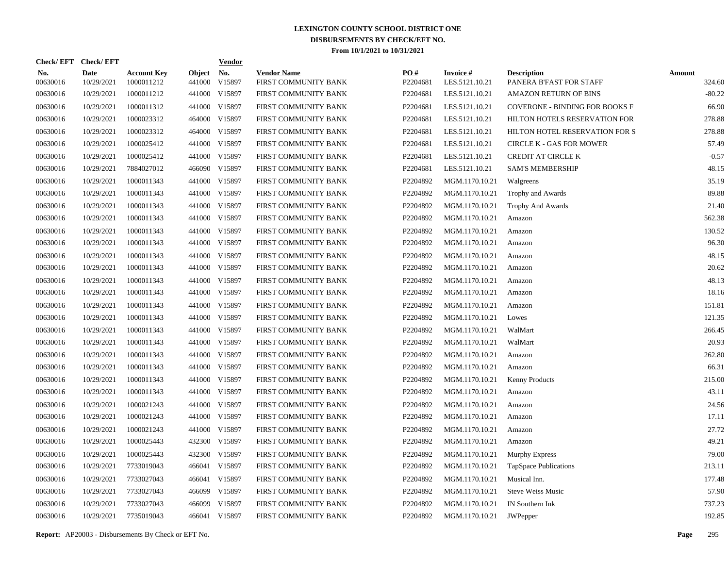**LEXINGTON COUNTY SCHOOL DISTRICT ONE**
**DISBURSEMENTS BY CHECK/EFT NO.**
**From 10/1/2021 to 10/31/2021**

| Check/EFT No. | Check/EFT Date | Account Key | Object | Vendor No. | Vendor Name | PO # | Invoice # | Description | Amount |
|---|---|---|---|---|---|---|---|---|---|
| 00630016 | 10/29/2021 | 1000011212 | 441000 | V15897 | FIRST COMMUNITY BANK | P2204681 | LES.5121.10.21 | PANERA B'FAST FOR STAFF | 324.60 |
| 00630016 | 10/29/2021 | 1000011212 | 441000 | V15897 | FIRST COMMUNITY BANK | P2204681 | LES.5121.10.21 | AMAZON RETURN OF BINS | -80.22 |
| 00630016 | 10/29/2021 | 1000011312 | 441000 | V15897 | FIRST COMMUNITY BANK | P2204681 | LES.5121.10.21 | COVERONE - BINDING FOR BOOKS F | 66.90 |
| 00630016 | 10/29/2021 | 1000023312 | 464000 | V15897 | FIRST COMMUNITY BANK | P2204681 | LES.5121.10.21 | HILTON HOTELS RESERVATION FOR | 278.88 |
| 00630016 | 10/29/2021 | 1000023312 | 464000 | V15897 | FIRST COMMUNITY BANK | P2204681 | LES.5121.10.21 | HILTON HOTEL RESERVATION FOR S | 278.88 |
| 00630016 | 10/29/2021 | 1000025412 | 441000 | V15897 | FIRST COMMUNITY BANK | P2204681 | LES.5121.10.21 | CIRCLE K - GAS FOR MOWER | 57.49 |
| 00630016 | 10/29/2021 | 1000025412 | 441000 | V15897 | FIRST COMMUNITY BANK | P2204681 | LES.5121.10.21 | CREDIT AT CIRCLE K | -0.57 |
| 00630016 | 10/29/2021 | 7884027012 | 466090 | V15897 | FIRST COMMUNITY BANK | P2204681 | LES.5121.10.21 | SAM'S MEMBERSHIP | 48.15 |
| 00630016 | 10/29/2021 | 1000011343 | 441000 | V15897 | FIRST COMMUNITY BANK | P2204892 | MGM.1170.10.21 | Walgreens | 35.19 |
| 00630016 | 10/29/2021 | 1000011343 | 441000 | V15897 | FIRST COMMUNITY BANK | P2204892 | MGM.1170.10.21 | Trophy and Awards | 89.88 |
| 00630016 | 10/29/2021 | 1000011343 | 441000 | V15897 | FIRST COMMUNITY BANK | P2204892 | MGM.1170.10.21 | Trophy And Awards | 21.40 |
| 00630016 | 10/29/2021 | 1000011343 | 441000 | V15897 | FIRST COMMUNITY BANK | P2204892 | MGM.1170.10.21 | Amazon | 562.38 |
| 00630016 | 10/29/2021 | 1000011343 | 441000 | V15897 | FIRST COMMUNITY BANK | P2204892 | MGM.1170.10.21 | Amazon | 130.52 |
| 00630016 | 10/29/2021 | 1000011343 | 441000 | V15897 | FIRST COMMUNITY BANK | P2204892 | MGM.1170.10.21 | Amazon | 96.30 |
| 00630016 | 10/29/2021 | 1000011343 | 441000 | V15897 | FIRST COMMUNITY BANK | P2204892 | MGM.1170.10.21 | Amazon | 48.15 |
| 00630016 | 10/29/2021 | 1000011343 | 441000 | V15897 | FIRST COMMUNITY BANK | P2204892 | MGM.1170.10.21 | Amazon | 20.62 |
| 00630016 | 10/29/2021 | 1000011343 | 441000 | V15897 | FIRST COMMUNITY BANK | P2204892 | MGM.1170.10.21 | Amazon | 48.13 |
| 00630016 | 10/29/2021 | 1000011343 | 441000 | V15897 | FIRST COMMUNITY BANK | P2204892 | MGM.1170.10.21 | Amazon | 18.16 |
| 00630016 | 10/29/2021 | 1000011343 | 441000 | V15897 | FIRST COMMUNITY BANK | P2204892 | MGM.1170.10.21 | Amazon | 151.81 |
| 00630016 | 10/29/2021 | 1000011343 | 441000 | V15897 | FIRST COMMUNITY BANK | P2204892 | MGM.1170.10.21 | Lowes | 121.35 |
| 00630016 | 10/29/2021 | 1000011343 | 441000 | V15897 | FIRST COMMUNITY BANK | P2204892 | MGM.1170.10.21 | WalMart | 266.45 |
| 00630016 | 10/29/2021 | 1000011343 | 441000 | V15897 | FIRST COMMUNITY BANK | P2204892 | MGM.1170.10.21 | WalMart | 20.93 |
| 00630016 | 10/29/2021 | 1000011343 | 441000 | V15897 | FIRST COMMUNITY BANK | P2204892 | MGM.1170.10.21 | Amazon | 262.80 |
| 00630016 | 10/29/2021 | 1000011343 | 441000 | V15897 | FIRST COMMUNITY BANK | P2204892 | MGM.1170.10.21 | Amazon | 66.31 |
| 00630016 | 10/29/2021 | 1000011343 | 441000 | V15897 | FIRST COMMUNITY BANK | P2204892 | MGM.1170.10.21 | Kenny Products | 215.00 |
| 00630016 | 10/29/2021 | 1000011343 | 441000 | V15897 | FIRST COMMUNITY BANK | P2204892 | MGM.1170.10.21 | Amazon | 43.11 |
| 00630016 | 10/29/2021 | 1000021243 | 441000 | V15897 | FIRST COMMUNITY BANK | P2204892 | MGM.1170.10.21 | Amazon | 24.56 |
| 00630016 | 10/29/2021 | 1000021243 | 441000 | V15897 | FIRST COMMUNITY BANK | P2204892 | MGM.1170.10.21 | Amazon | 17.11 |
| 00630016 | 10/29/2021 | 1000021243 | 441000 | V15897 | FIRST COMMUNITY BANK | P2204892 | MGM.1170.10.21 | Amazon | 27.72 |
| 00630016 | 10/29/2021 | 1000025443 | 432300 | V15897 | FIRST COMMUNITY BANK | P2204892 | MGM.1170.10.21 | Amazon | 49.21 |
| 00630016 | 10/29/2021 | 1000025443 | 432300 | V15897 | FIRST COMMUNITY BANK | P2204892 | MGM.1170.10.21 | Murphy Express | 79.00 |
| 00630016 | 10/29/2021 | 7733019043 | 466041 | V15897 | FIRST COMMUNITY BANK | P2204892 | MGM.1170.10.21 | TapSpace Publications | 213.11 |
| 00630016 | 10/29/2021 | 7733027043 | 466041 | V15897 | FIRST COMMUNITY BANK | P2204892 | MGM.1170.10.21 | Musical Inn. | 177.48 |
| 00630016 | 10/29/2021 | 7733027043 | 466099 | V15897 | FIRST COMMUNITY BANK | P2204892 | MGM.1170.10.21 | Steve Weiss Music | 57.90 |
| 00630016 | 10/29/2021 | 7733027043 | 466099 | V15897 | FIRST COMMUNITY BANK | P2204892 | MGM.1170.10.21 | IN Southern Ink | 737.23 |
| 00630016 | 10/29/2021 | 7735019043 | 466041 | V15897 | FIRST COMMUNITY BANK | P2204892 | MGM.1170.10.21 | JWPepper | 192.85 |

**Report:** AP20003 - Disbursements By Check or EFT No.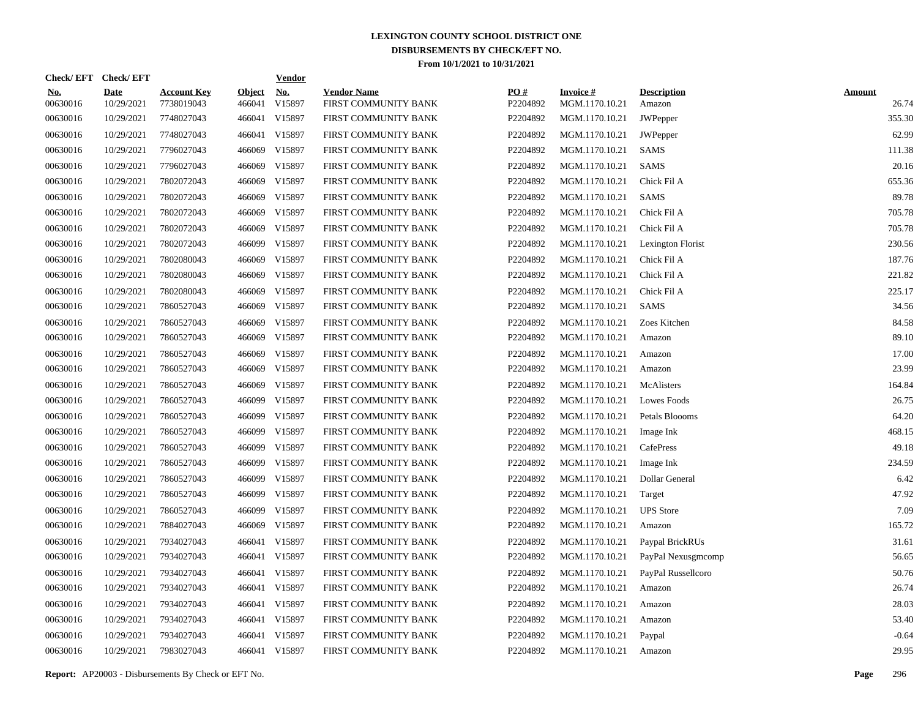# LEXINGTON COUNTY SCHOOL DISTRICT ONE
## DISBURSEMENTS BY CHECK/EFT NO.
### From 10/1/2021 to 10/31/2021

| Check/ EFT No. | Check/ EFT Date | Account Key | Object | Vendor No. | Vendor Name | PO # | Invoice # | Description | Amount |
|---|---|---|---|---|---|---|---|---|---|
| 00630016 | 10/29/2021 | 7738019043 | 466041 | V15897 | FIRST COMMUNITY BANK | P2204892 | MGM.1170.10.21 | Amazon | 26.74 |
| 00630016 | 10/29/2021 | 7748027043 | 466041 | V15897 | FIRST COMMUNITY BANK | P2204892 | MGM.1170.10.21 | JWPepper | 355.30 |
| 00630016 | 10/29/2021 | 7748027043 | 466041 | V15897 | FIRST COMMUNITY BANK | P2204892 | MGM.1170.10.21 | JWPepper | 62.99 |
| 00630016 | 10/29/2021 | 7796027043 | 466069 | V15897 | FIRST COMMUNITY BANK | P2204892 | MGM.1170.10.21 | SAMS | 111.38 |
| 00630016 | 10/29/2021 | 7796027043 | 466069 | V15897 | FIRST COMMUNITY BANK | P2204892 | MGM.1170.10.21 | SAMS | 20.16 |
| 00630016 | 10/29/2021 | 7802072043 | 466069 | V15897 | FIRST COMMUNITY BANK | P2204892 | MGM.1170.10.21 | Chick Fil A | 655.36 |
| 00630016 | 10/29/2021 | 7802072043 | 466069 | V15897 | FIRST COMMUNITY BANK | P2204892 | MGM.1170.10.21 | SAMS | 89.78 |
| 00630016 | 10/29/2021 | 7802072043 | 466069 | V15897 | FIRST COMMUNITY BANK | P2204892 | MGM.1170.10.21 | Chick Fil A | 705.78 |
| 00630016 | 10/29/2021 | 7802072043 | 466069 | V15897 | FIRST COMMUNITY BANK | P2204892 | MGM.1170.10.21 | Chick Fil A | 705.78 |
| 00630016 | 10/29/2021 | 7802072043 | 466099 | V15897 | FIRST COMMUNITY BANK | P2204892 | MGM.1170.10.21 | Lexington Florist | 230.56 |
| 00630016 | 10/29/2021 | 7802080043 | 466069 | V15897 | FIRST COMMUNITY BANK | P2204892 | MGM.1170.10.21 | Chick Fil A | 187.76 |
| 00630016 | 10/29/2021 | 7802080043 | 466069 | V15897 | FIRST COMMUNITY BANK | P2204892 | MGM.1170.10.21 | Chick Fil A | 221.82 |
| 00630016 | 10/29/2021 | 7802080043 | 466069 | V15897 | FIRST COMMUNITY BANK | P2204892 | MGM.1170.10.21 | Chick Fil A | 225.17 |
| 00630016 | 10/29/2021 | 7860527043 | 466069 | V15897 | FIRST COMMUNITY BANK | P2204892 | MGM.1170.10.21 | SAMS | 34.56 |
| 00630016 | 10/29/2021 | 7860527043 | 466069 | V15897 | FIRST COMMUNITY BANK | P2204892 | MGM.1170.10.21 | Zoes Kitchen | 84.58 |
| 00630016 | 10/29/2021 | 7860527043 | 466069 | V15897 | FIRST COMMUNITY BANK | P2204892 | MGM.1170.10.21 | Amazon | 89.10 |
| 00630016 | 10/29/2021 | 7860527043 | 466069 | V15897 | FIRST COMMUNITY BANK | P2204892 | MGM.1170.10.21 | Amazon | 17.00 |
| 00630016 | 10/29/2021 | 7860527043 | 466069 | V15897 | FIRST COMMUNITY BANK | P2204892 | MGM.1170.10.21 | Amazon | 23.99 |
| 00630016 | 10/29/2021 | 7860527043 | 466069 | V15897 | FIRST COMMUNITY BANK | P2204892 | MGM.1170.10.21 | McAlisters | 164.84 |
| 00630016 | 10/29/2021 | 7860527043 | 466099 | V15897 | FIRST COMMUNITY BANK | P2204892 | MGM.1170.10.21 | Lowes Foods | 26.75 |
| 00630016 | 10/29/2021 | 7860527043 | 466099 | V15897 | FIRST COMMUNITY BANK | P2204892 | MGM.1170.10.21 | Petals Bloooms | 64.20 |
| 00630016 | 10/29/2021 | 7860527043 | 466099 | V15897 | FIRST COMMUNITY BANK | P2204892 | MGM.1170.10.21 | Image Ink | 468.15 |
| 00630016 | 10/29/2021 | 7860527043 | 466099 | V15897 | FIRST COMMUNITY BANK | P2204892 | MGM.1170.10.21 | CafePress | 49.18 |
| 00630016 | 10/29/2021 | 7860527043 | 466099 | V15897 | FIRST COMMUNITY BANK | P2204892 | MGM.1170.10.21 | Image Ink | 234.59 |
| 00630016 | 10/29/2021 | 7860527043 | 466099 | V15897 | FIRST COMMUNITY BANK | P2204892 | MGM.1170.10.21 | Dollar General | 6.42 |
| 00630016 | 10/29/2021 | 7860527043 | 466099 | V15897 | FIRST COMMUNITY BANK | P2204892 | MGM.1170.10.21 | Target | 47.92 |
| 00630016 | 10/29/2021 | 7860527043 | 466099 | V15897 | FIRST COMMUNITY BANK | P2204892 | MGM.1170.10.21 | UPS Store | 7.09 |
| 00630016 | 10/29/2021 | 7884027043 | 466069 | V15897 | FIRST COMMUNITY BANK | P2204892 | MGM.1170.10.21 | Amazon | 165.72 |
| 00630016 | 10/29/2021 | 7934027043 | 466041 | V15897 | FIRST COMMUNITY BANK | P2204892 | MGM.1170.10.21 | Paypal BrickRUs | 31.61 |
| 00630016 | 10/29/2021 | 7934027043 | 466041 | V15897 | FIRST COMMUNITY BANK | P2204892 | MGM.1170.10.21 | PayPal Nexusgmcomp | 56.65 |
| 00630016 | 10/29/2021 | 7934027043 | 466041 | V15897 | FIRST COMMUNITY BANK | P2204892 | MGM.1170.10.21 | PayPal Russellcoro | 50.76 |
| 00630016 | 10/29/2021 | 7934027043 | 466041 | V15897 | FIRST COMMUNITY BANK | P2204892 | MGM.1170.10.21 | Amazon | 26.74 |
| 00630016 | 10/29/2021 | 7934027043 | 466041 | V15897 | FIRST COMMUNITY BANK | P2204892 | MGM.1170.10.21 | Amazon | 28.03 |
| 00630016 | 10/29/2021 | 7934027043 | 466041 | V15897 | FIRST COMMUNITY BANK | P2204892 | MGM.1170.10.21 | Amazon | 53.40 |
| 00630016 | 10/29/2021 | 7934027043 | 466041 | V15897 | FIRST COMMUNITY BANK | P2204892 | MGM.1170.10.21 | Paypal | -0.64 |
| 00630016 | 10/29/2021 | 7983027043 | 466041 | V15897 | FIRST COMMUNITY BANK | P2204892 | MGM.1170.10.21 | Amazon | 29.95 |

**Report:** AP20003 - Disbursements By Check or EFT No.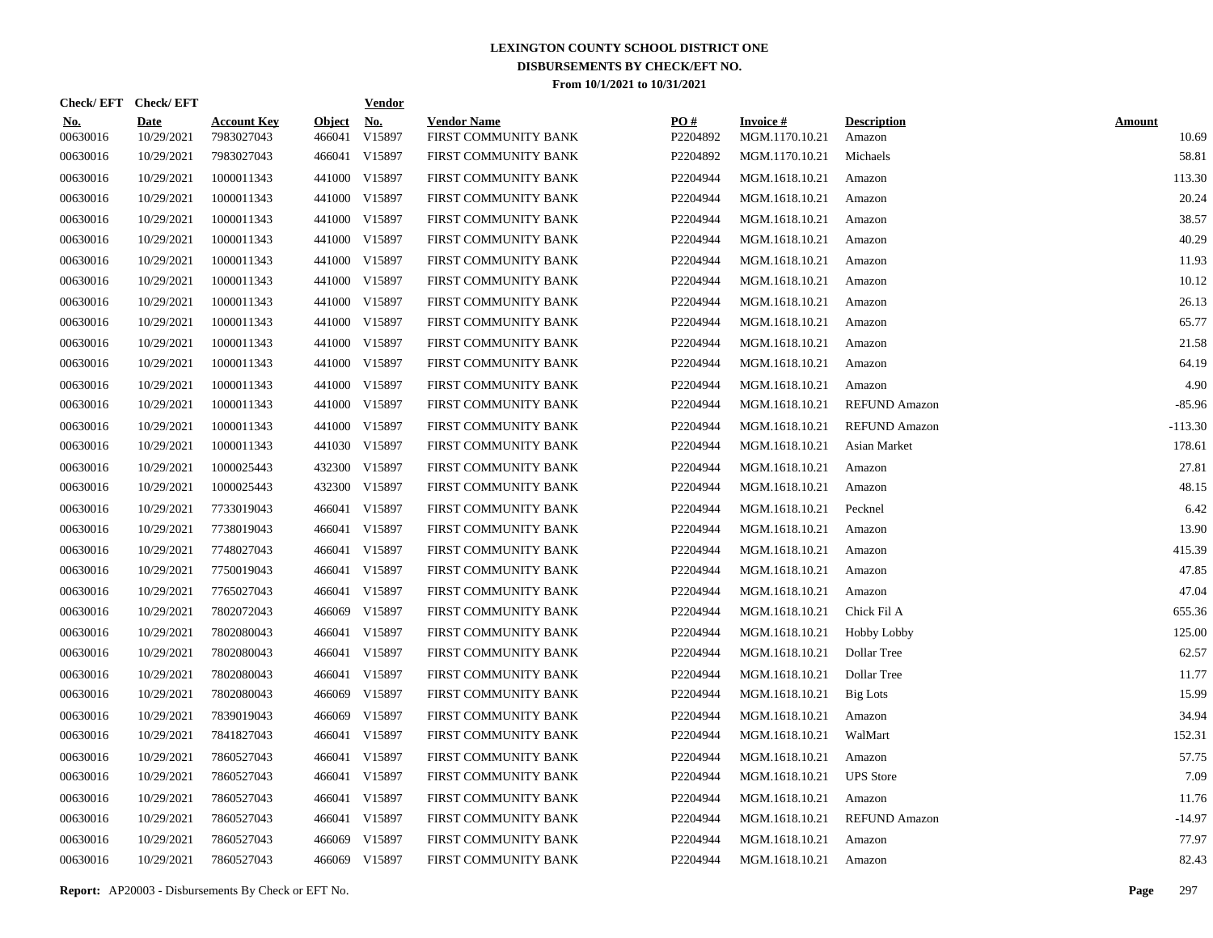# LEXINGTON COUNTY SCHOOL DISTRICT ONE

## DISBURSEMENTS BY CHECK/EFT NO.

### From 10/1/2021 to 10/31/2021

| Check/ EFT No. | Check/ EFT Date | Account Key | Object | Vendor No. | Vendor Name | PO # | Invoice # | Description | Amount |
|---|---|---|---|---|---|---|---|---|---|
| 00630016 | 10/29/2021 | 7983027043 | 466041 | V15897 | FIRST COMMUNITY BANK | P2204892 | MGM.1170.10.21 | Amazon | 10.69 |
| 00630016 | 10/29/2021 | 7983027043 | 466041 | V15897 | FIRST COMMUNITY BANK | P2204892 | MGM.1170.10.21 | Michaels | 58.81 |
| 00630016 | 10/29/2021 | 1000011343 | 441000 | V15897 | FIRST COMMUNITY BANK | P2204944 | MGM.1618.10.21 | Amazon | 113.30 |
| 00630016 | 10/29/2021 | 1000011343 | 441000 | V15897 | FIRST COMMUNITY BANK | P2204944 | MGM.1618.10.21 | Amazon | 20.24 |
| 00630016 | 10/29/2021 | 1000011343 | 441000 | V15897 | FIRST COMMUNITY BANK | P2204944 | MGM.1618.10.21 | Amazon | 38.57 |
| 00630016 | 10/29/2021 | 1000011343 | 441000 | V15897 | FIRST COMMUNITY BANK | P2204944 | MGM.1618.10.21 | Amazon | 40.29 |
| 00630016 | 10/29/2021 | 1000011343 | 441000 | V15897 | FIRST COMMUNITY BANK | P2204944 | MGM.1618.10.21 | Amazon | 11.93 |
| 00630016 | 10/29/2021 | 1000011343 | 441000 | V15897 | FIRST COMMUNITY BANK | P2204944 | MGM.1618.10.21 | Amazon | 10.12 |
| 00630016 | 10/29/2021 | 1000011343 | 441000 | V15897 | FIRST COMMUNITY BANK | P2204944 | MGM.1618.10.21 | Amazon | 26.13 |
| 00630016 | 10/29/2021 | 1000011343 | 441000 | V15897 | FIRST COMMUNITY BANK | P2204944 | MGM.1618.10.21 | Amazon | 65.77 |
| 00630016 | 10/29/2021 | 1000011343 | 441000 | V15897 | FIRST COMMUNITY BANK | P2204944 | MGM.1618.10.21 | Amazon | 21.58 |
| 00630016 | 10/29/2021 | 1000011343 | 441000 | V15897 | FIRST COMMUNITY BANK | P2204944 | MGM.1618.10.21 | Amazon | 64.19 |
| 00630016 | 10/29/2021 | 1000011343 | 441000 | V15897 | FIRST COMMUNITY BANK | P2204944 | MGM.1618.10.21 | Amazon | 4.90 |
| 00630016 | 10/29/2021 | 1000011343 | 441000 | V15897 | FIRST COMMUNITY BANK | P2204944 | MGM.1618.10.21 | REFUND Amazon | -85.96 |
| 00630016 | 10/29/2021 | 1000011343 | 441000 | V15897 | FIRST COMMUNITY BANK | P2204944 | MGM.1618.10.21 | REFUND Amazon | -113.30 |
| 00630016 | 10/29/2021 | 1000011343 | 441030 | V15897 | FIRST COMMUNITY BANK | P2204944 | MGM.1618.10.21 | Asian Market | 178.61 |
| 00630016 | 10/29/2021 | 1000025443 | 432300 | V15897 | FIRST COMMUNITY BANK | P2204944 | MGM.1618.10.21 | Amazon | 27.81 |
| 00630016 | 10/29/2021 | 1000025443 | 432300 | V15897 | FIRST COMMUNITY BANK | P2204944 | MGM.1618.10.21 | Amazon | 48.15 |
| 00630016 | 10/29/2021 | 7733019043 | 466041 | V15897 | FIRST COMMUNITY BANK | P2204944 | MGM.1618.10.21 | Pecknel | 6.42 |
| 00630016 | 10/29/2021 | 7738019043 | 466041 | V15897 | FIRST COMMUNITY BANK | P2204944 | MGM.1618.10.21 | Amazon | 13.90 |
| 00630016 | 10/29/2021 | 7748027043 | 466041 | V15897 | FIRST COMMUNITY BANK | P2204944 | MGM.1618.10.21 | Amazon | 415.39 |
| 00630016 | 10/29/2021 | 7750019043 | 466041 | V15897 | FIRST COMMUNITY BANK | P2204944 | MGM.1618.10.21 | Amazon | 47.85 |
| 00630016 | 10/29/2021 | 7765027043 | 466041 | V15897 | FIRST COMMUNITY BANK | P2204944 | MGM.1618.10.21 | Amazon | 47.04 |
| 00630016 | 10/29/2021 | 7802072043 | 466069 | V15897 | FIRST COMMUNITY BANK | P2204944 | MGM.1618.10.21 | Chick Fil A | 655.36 |
| 00630016 | 10/29/2021 | 7802080043 | 466041 | V15897 | FIRST COMMUNITY BANK | P2204944 | MGM.1618.10.21 | Hobby Lobby | 125.00 |
| 00630016 | 10/29/2021 | 7802080043 | 466041 | V15897 | FIRST COMMUNITY BANK | P2204944 | MGM.1618.10.21 | Dollar Tree | 62.57 |
| 00630016 | 10/29/2021 | 7802080043 | 466041 | V15897 | FIRST COMMUNITY BANK | P2204944 | MGM.1618.10.21 | Dollar Tree | 11.77 |
| 00630016 | 10/29/2021 | 7802080043 | 466069 | V15897 | FIRST COMMUNITY BANK | P2204944 | MGM.1618.10.21 | Big Lots | 15.99 |
| 00630016 | 10/29/2021 | 7839019043 | 466069 | V15897 | FIRST COMMUNITY BANK | P2204944 | MGM.1618.10.21 | Amazon | 34.94 |
| 00630016 | 10/29/2021 | 7841827043 | 466041 | V15897 | FIRST COMMUNITY BANK | P2204944 | MGM.1618.10.21 | WalMart | 152.31 |
| 00630016 | 10/29/2021 | 7860527043 | 466041 | V15897 | FIRST COMMUNITY BANK | P2204944 | MGM.1618.10.21 | Amazon | 57.75 |
| 00630016 | 10/29/2021 | 7860527043 | 466041 | V15897 | FIRST COMMUNITY BANK | P2204944 | MGM.1618.10.21 | UPS Store | 7.09 |
| 00630016 | 10/29/2021 | 7860527043 | 466041 | V15897 | FIRST COMMUNITY BANK | P2204944 | MGM.1618.10.21 | Amazon | 11.76 |
| 00630016 | 10/29/2021 | 7860527043 | 466041 | V15897 | FIRST COMMUNITY BANK | P2204944 | MGM.1618.10.21 | REFUND Amazon | -14.97 |
| 00630016 | 10/29/2021 | 7860527043 | 466069 | V15897 | FIRST COMMUNITY BANK | P2204944 | MGM.1618.10.21 | Amazon | 77.97 |
| 00630016 | 10/29/2021 | 7860527043 | 466069 | V15897 | FIRST COMMUNITY BANK | P2204944 | MGM.1618.10.21 | Amazon | 82.43 |

**Report:** AP20003 - Disbursements By Check or EFT No.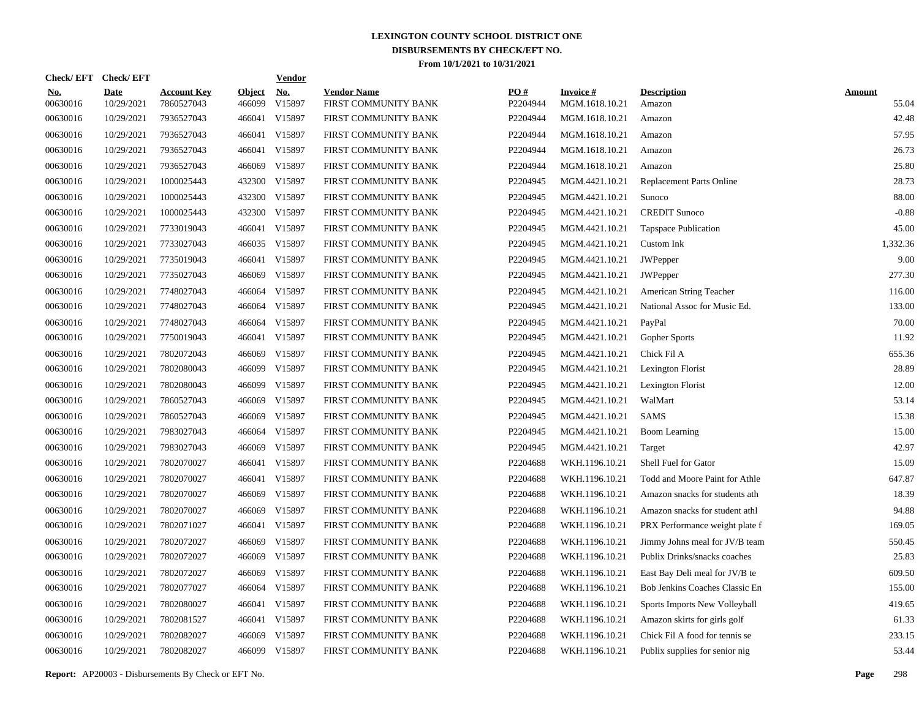# LEXINGTON COUNTY SCHOOL DISTRICT ONE
## DISBURSEMENTS BY CHECK/EFT NO.
### From 10/1/2021 to 10/31/2021

| Check/ EFT No. | Check/ EFT Date | Account Key | Object | Vendor No. | Vendor Name | PO # | Invoice # | Description | Amount |
|---|---|---|---|---|---|---|---|---|---|
| 00630016 | 10/29/2021 | 7860527043 | 466099 | V15897 | FIRST COMMUNITY BANK | P2204944 | MGM.1618.10.21 | Amazon | 55.04 |
| 00630016 | 10/29/2021 | 7936527043 | 466041 | V15897 | FIRST COMMUNITY BANK | P2204944 | MGM.1618.10.21 | Amazon | 42.48 |
| 00630016 | 10/29/2021 | 7936527043 | 466041 | V15897 | FIRST COMMUNITY BANK | P2204944 | MGM.1618.10.21 | Amazon | 57.95 |
| 00630016 | 10/29/2021 | 7936527043 | 466041 | V15897 | FIRST COMMUNITY BANK | P2204944 | MGM.1618.10.21 | Amazon | 26.73 |
| 00630016 | 10/29/2021 | 7936527043 | 466069 | V15897 | FIRST COMMUNITY BANK | P2204944 | MGM.1618.10.21 | Amazon | 25.80 |
| 00630016 | 10/29/2021 | 1000025443 | 432300 | V15897 | FIRST COMMUNITY BANK | P2204945 | MGM.4421.10.21 | Replacement Parts Online | 28.73 |
| 00630016 | 10/29/2021 | 1000025443 | 432300 | V15897 | FIRST COMMUNITY BANK | P2204945 | MGM.4421.10.21 | Sunoco | 88.00 |
| 00630016 | 10/29/2021 | 1000025443 | 432300 | V15897 | FIRST COMMUNITY BANK | P2204945 | MGM.4421.10.21 | CREDIT Sunoco | -0.88 |
| 00630016 | 10/29/2021 | 7733019043 | 466041 | V15897 | FIRST COMMUNITY BANK | P2204945 | MGM.4421.10.21 | Tapspace Publication | 45.00 |
| 00630016 | 10/29/2021 | 7733027043 | 466035 | V15897 | FIRST COMMUNITY BANK | P2204945 | MGM.4421.10.21 | Custom Ink | 1,332.36 |
| 00630016 | 10/29/2021 | 7735019043 | 466041 | V15897 | FIRST COMMUNITY BANK | P2204945 | MGM.4421.10.21 | JWPepper | 9.00 |
| 00630016 | 10/29/2021 | 7735027043 | 466069 | V15897 | FIRST COMMUNITY BANK | P2204945 | MGM.4421.10.21 | JWPepper | 277.30 |
| 00630016 | 10/29/2021 | 7748027043 | 466064 | V15897 | FIRST COMMUNITY BANK | P2204945 | MGM.4421.10.21 | American String Teacher | 116.00 |
| 00630016 | 10/29/2021 | 7748027043 | 466064 | V15897 | FIRST COMMUNITY BANK | P2204945 | MGM.4421.10.21 | National Assoc for Music Ed. | 133.00 |
| 00630016 | 10/29/2021 | 7748027043 | 466064 | V15897 | FIRST COMMUNITY BANK | P2204945 | MGM.4421.10.21 | PayPal | 70.00 |
| 00630016 | 10/29/2021 | 7750019043 | 466041 | V15897 | FIRST COMMUNITY BANK | P2204945 | MGM.4421.10.21 | Gopher Sports | 11.92 |
| 00630016 | 10/29/2021 | 7802072043 | 466069 | V15897 | FIRST COMMUNITY BANK | P2204945 | MGM.4421.10.21 | Chick Fil A | 655.36 |
| 00630016 | 10/29/2021 | 7802080043 | 466099 | V15897 | FIRST COMMUNITY BANK | P2204945 | MGM.4421.10.21 | Lexington Florist | 28.89 |
| 00630016 | 10/29/2021 | 7802080043 | 466099 | V15897 | FIRST COMMUNITY BANK | P2204945 | MGM.4421.10.21 | Lexington Florist | 12.00 |
| 00630016 | 10/29/2021 | 7860527043 | 466069 | V15897 | FIRST COMMUNITY BANK | P2204945 | MGM.4421.10.21 | WalMart | 53.14 |
| 00630016 | 10/29/2021 | 7860527043 | 466069 | V15897 | FIRST COMMUNITY BANK | P2204945 | MGM.4421.10.21 | SAMS | 15.38 |
| 00630016 | 10/29/2021 | 7983027043 | 466064 | V15897 | FIRST COMMUNITY BANK | P2204945 | MGM.4421.10.21 | Boom Learning | 15.00 |
| 00630016 | 10/29/2021 | 7983027043 | 466069 | V15897 | FIRST COMMUNITY BANK | P2204945 | MGM.4421.10.21 | Target | 42.97 |
| 00630016 | 10/29/2021 | 7802070027 | 466041 | V15897 | FIRST COMMUNITY BANK | P2204688 | WKH.1196.10.21 | Shell Fuel for Gator | 15.09 |
| 00630016 | 10/29/2021 | 7802070027 | 466041 | V15897 | FIRST COMMUNITY BANK | P2204688 | WKH.1196.10.21 | Todd and Moore Paint for Athle | 647.87 |
| 00630016 | 10/29/2021 | 7802070027 | 466069 | V15897 | FIRST COMMUNITY BANK | P2204688 | WKH.1196.10.21 | Amazon snacks for students ath | 18.39 |
| 00630016 | 10/29/2021 | 7802070027 | 466069 | V15897 | FIRST COMMUNITY BANK | P2204688 | WKH.1196.10.21 | Amazon snacks for student athl | 94.88 |
| 00630016 | 10/29/2021 | 7802071027 | 466041 | V15897 | FIRST COMMUNITY BANK | P2204688 | WKH.1196.10.21 | PRX Performance weight plate f | 169.05 |
| 00630016 | 10/29/2021 | 7802072027 | 466069 | V15897 | FIRST COMMUNITY BANK | P2204688 | WKH.1196.10.21 | Jimmy Johns meal for JV/B team | 550.45 |
| 00630016 | 10/29/2021 | 7802072027 | 466069 | V15897 | FIRST COMMUNITY BANK | P2204688 | WKH.1196.10.21 | Publix Drinks/snacks coaches | 25.83 |
| 00630016 | 10/29/2021 | 7802072027 | 466069 | V15897 | FIRST COMMUNITY BANK | P2204688 | WKH.1196.10.21 | East Bay Deli meal for JV/B te | 609.50 |
| 00630016 | 10/29/2021 | 7802077027 | 466064 | V15897 | FIRST COMMUNITY BANK | P2204688 | WKH.1196.10.21 | Bob Jenkins Coaches Classic En | 155.00 |
| 00630016 | 10/29/2021 | 7802080027 | 466041 | V15897 | FIRST COMMUNITY BANK | P2204688 | WKH.1196.10.21 | Sports Imports New Volleyball | 419.65 |
| 00630016 | 10/29/2021 | 7802081527 | 466041 | V15897 | FIRST COMMUNITY BANK | P2204688 | WKH.1196.10.21 | Amazon skirts for girls golf | 61.33 |
| 00630016 | 10/29/2021 | 7802082027 | 466069 | V15897 | FIRST COMMUNITY BANK | P2204688 | WKH.1196.10.21 | Chick Fil A food for tennis se | 233.15 |
| 00630016 | 10/29/2021 | 7802082027 | 466099 | V15897 | FIRST COMMUNITY BANK | P2204688 | WKH.1196.10.21 | Publix supplies for senior nig | 53.44 |

**Report:** AP20003 - Disbursements By Check or EFT No.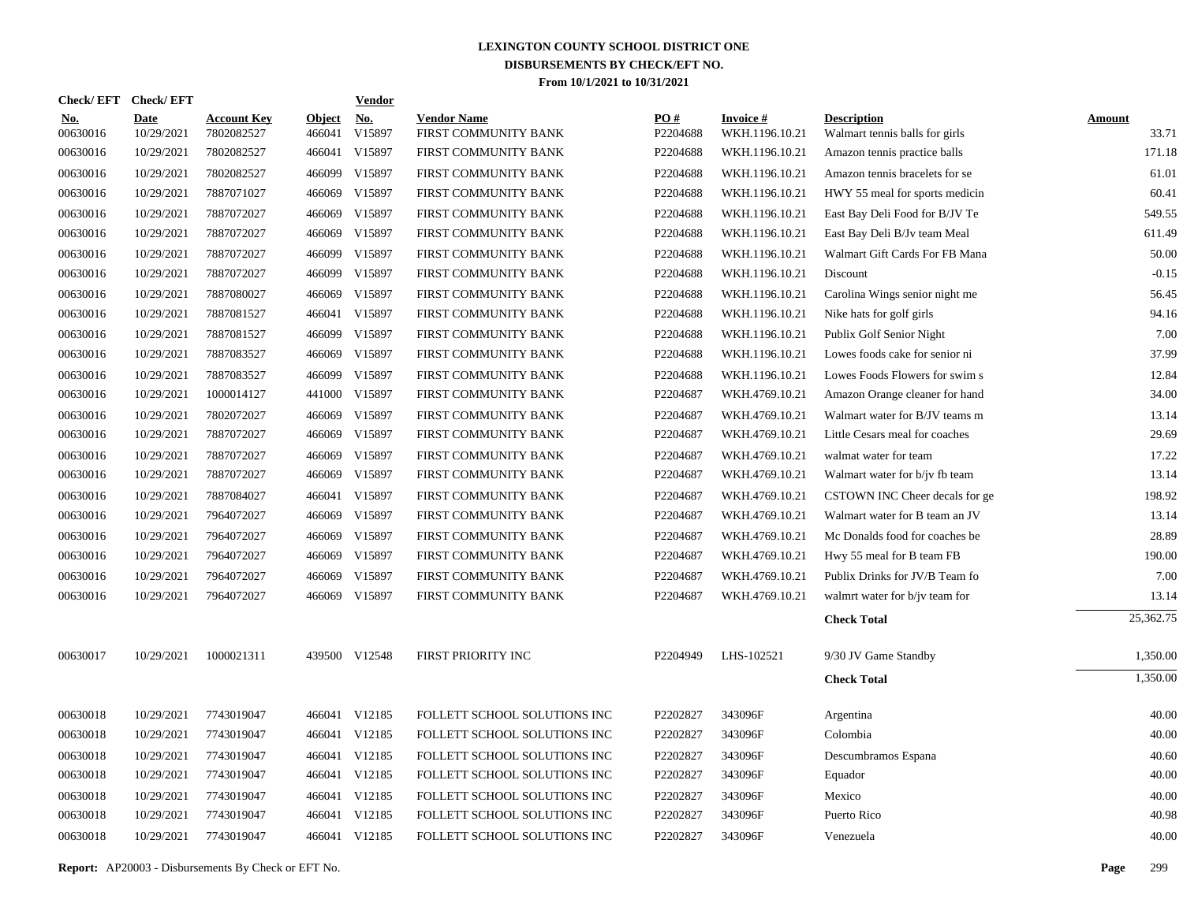**LEXINGTON COUNTY SCHOOL DISTRICT ONE**
**DISBURSEMENTS BY CHECK/EFT NO.**
**From 10/1/2021 to 10/31/2021**

| Check/EFT No. | Check/EFT Date | Account Key | Object | Vendor No. | Vendor Name | PO # | Invoice # | Description | Amount |
|---|---|---|---|---|---|---|---|---|---|
| 00630016 | 10/29/2021 | 7802082527 | 466041 | V15897 | FIRST COMMUNITY BANK | P2204688 | WKH.1196.10.21 | Walmart tennis balls for girls | 33.71 |
| 00630016 | 10/29/2021 | 7802082527 | 466041 | V15897 | FIRST COMMUNITY BANK | P2204688 | WKH.1196.10.21 | Amazon tennis practice balls | 171.18 |
| 00630016 | 10/29/2021 | 7802082527 | 466099 | V15897 | FIRST COMMUNITY BANK | P2204688 | WKH.1196.10.21 | Amazon tennis bracelets for se | 61.01 |
| 00630016 | 10/29/2021 | 7887071027 | 466069 | V15897 | FIRST COMMUNITY BANK | P2204688 | WKH.1196.10.21 | HWY 55 meal for sports medicin | 60.41 |
| 00630016 | 10/29/2021 | 7887072027 | 466069 | V15897 | FIRST COMMUNITY BANK | P2204688 | WKH.1196.10.21 | East Bay Deli Food for B/JV Te | 549.55 |
| 00630016 | 10/29/2021 | 7887072027 | 466069 | V15897 | FIRST COMMUNITY BANK | P2204688 | WKH.1196.10.21 | East Bay Deli B/Jv team Meal | 611.49 |
| 00630016 | 10/29/2021 | 7887072027 | 466099 | V15897 | FIRST COMMUNITY BANK | P2204688 | WKH.1196.10.21 | Walmart Gift Cards For FB Mana | 50.00 |
| 00630016 | 10/29/2021 | 7887072027 | 466099 | V15897 | FIRST COMMUNITY BANK | P2204688 | WKH.1196.10.21 | Discount | -0.15 |
| 00630016 | 10/29/2021 | 7887080027 | 466069 | V15897 | FIRST COMMUNITY BANK | P2204688 | WKH.1196.10.21 | Carolina Wings senior night me | 56.45 |
| 00630016 | 10/29/2021 | 7887081527 | 466041 | V15897 | FIRST COMMUNITY BANK | P2204688 | WKH.1196.10.21 | Nike hats for golf girls | 94.16 |
| 00630016 | 10/29/2021 | 7887081527 | 466099 | V15897 | FIRST COMMUNITY BANK | P2204688 | WKH.1196.10.21 | Publix Golf Senior Night | 7.00 |
| 00630016 | 10/29/2021 | 7887083527 | 466069 | V15897 | FIRST COMMUNITY BANK | P2204688 | WKH.1196.10.21 | Lowes foods cake for senior ni | 37.99 |
| 00630016 | 10/29/2021 | 7887083527 | 466099 | V15897 | FIRST COMMUNITY BANK | P2204688 | WKH.1196.10.21 | Lowes Foods Flowers for swim s | 12.84 |
| 00630016 | 10/29/2021 | 1000014127 | 441000 | V15897 | FIRST COMMUNITY BANK | P2204687 | WKH.4769.10.21 | Amazon Orange cleaner for hand | 34.00 |
| 00630016 | 10/29/2021 | 7802072027 | 466069 | V15897 | FIRST COMMUNITY BANK | P2204687 | WKH.4769.10.21 | Walmart water for B/JV teams m | 13.14 |
| 00630016 | 10/29/2021 | 7887072027 | 466069 | V15897 | FIRST COMMUNITY BANK | P2204687 | WKH.4769.10.21 | Little Cesars meal for coaches | 29.69 |
| 00630016 | 10/29/2021 | 7887072027 | 466069 | V15897 | FIRST COMMUNITY BANK | P2204687 | WKH.4769.10.21 | walmat water for team | 17.22 |
| 00630016 | 10/29/2021 | 7887072027 | 466069 | V15897 | FIRST COMMUNITY BANK | P2204687 | WKH.4769.10.21 | Walmart water for b/jv fb team | 13.14 |
| 00630016 | 10/29/2021 | 7887084027 | 466041 | V15897 | FIRST COMMUNITY BANK | P2204687 | WKH.4769.10.21 | CSTOWN INC Cheer decals for ge | 198.92 |
| 00630016 | 10/29/2021 | 7964072027 | 466069 | V15897 | FIRST COMMUNITY BANK | P2204687 | WKH.4769.10.21 | Walmart water for B team an JV | 13.14 |
| 00630016 | 10/29/2021 | 7964072027 | 466069 | V15897 | FIRST COMMUNITY BANK | P2204687 | WKH.4769.10.21 | Mc Donalds food for coaches be | 28.89 |
| 00630016 | 10/29/2021 | 7964072027 | 466069 | V15897 | FIRST COMMUNITY BANK | P2204687 | WKH.4769.10.21 | Hwy 55 meal for B team FB | 190.00 |
| 00630016 | 10/29/2021 | 7964072027 | 466069 | V15897 | FIRST COMMUNITY BANK | P2204687 | WKH.4769.10.21 | Publix Drinks for JV/B Team fo | 7.00 |
| 00630016 | 10/29/2021 | 7964072027 | 466069 | V15897 | FIRST COMMUNITY BANK | P2204687 | WKH.4769.10.21 | walmrt water for b/jv team for | 13.14 |
| | | | | | | | | **Check Total** | 25,362.75 |
| 00630017 | 10/29/2021 | 1000021311 | 439500 | V12548 | FIRST PRIORITY INC | P2204949 | LHS-102521 | 9/30 JV Game Standby | 1,350.00 |
| | | | | | | | | **Check Total** | 1,350.00 |
| 00630018 | 10/29/2021 | 7743019047 | 466041 | V12185 | FOLLETT SCHOOL SOLUTIONS INC | P2202827 | 343096F | Argentina | 40.00 |
| 00630018 | 10/29/2021 | 7743019047 | 466041 | V12185 | FOLLETT SCHOOL SOLUTIONS INC | P2202827 | 343096F | Colombia | 40.00 |
| 00630018 | 10/29/2021 | 7743019047 | 466041 | V12185 | FOLLETT SCHOOL SOLUTIONS INC | P2202827 | 343096F | Descumbramos Espana | 40.60 |
| 00630018 | 10/29/2021 | 7743019047 | 466041 | V12185 | FOLLETT SCHOOL SOLUTIONS INC | P2202827 | 343096F | Equador | 40.00 |
| 00630018 | 10/29/2021 | 7743019047 | 466041 | V12185 | FOLLETT SCHOOL SOLUTIONS INC | P2202827 | 343096F | Mexico | 40.00 |
| 00630018 | 10/29/2021 | 7743019047 | 466041 | V12185 | FOLLETT SCHOOL SOLUTIONS INC | P2202827 | 343096F | Puerto Rico | 40.98 |
| 00630018 | 10/29/2021 | 7743019047 | 466041 | V12185 | FOLLETT SCHOOL SOLUTIONS INC | P2202827 | 343096F | Venezuela | 40.00 |

**Report:** AP20003 - Disbursements By Check or EFT No.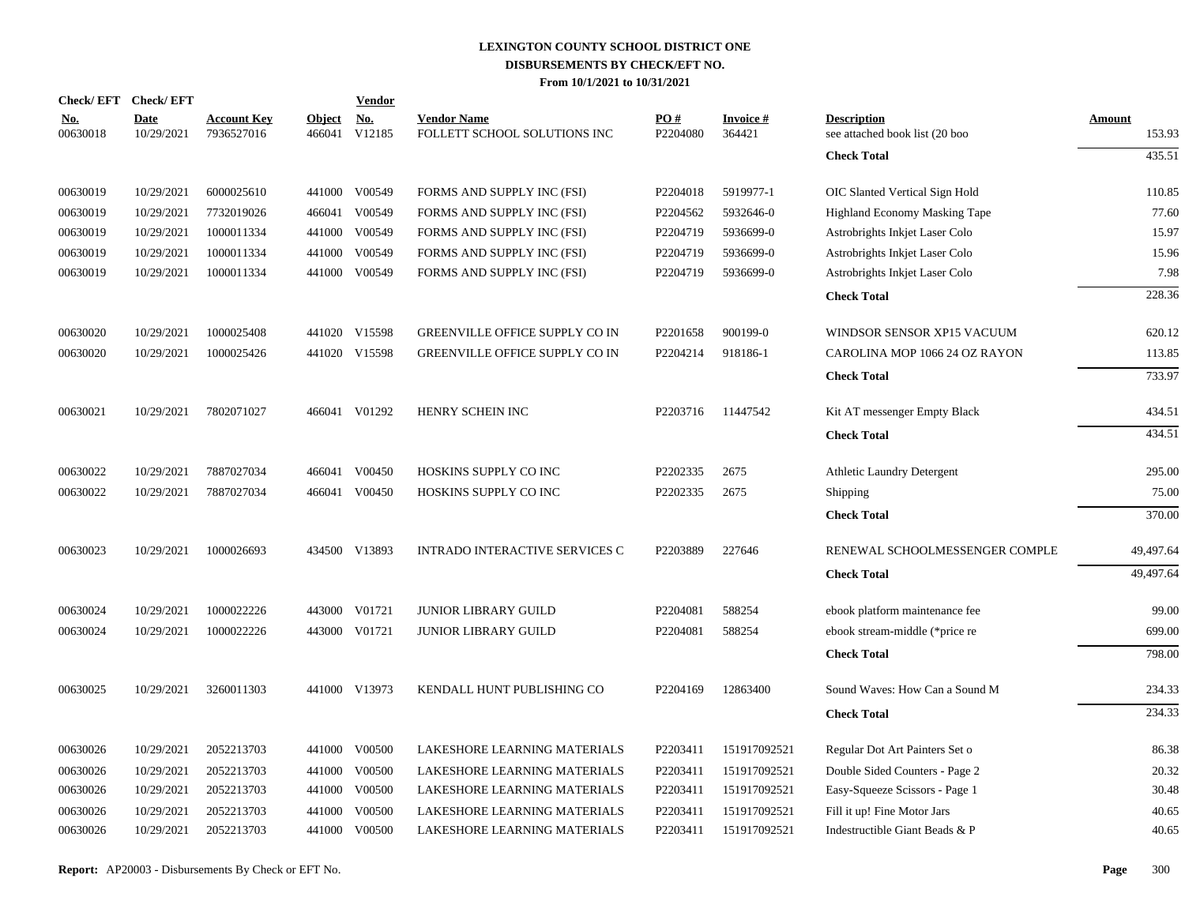**LEXINGTON COUNTY SCHOOL DISTRICT ONE**
**DISBURSEMENTS BY CHECK/EFT NO.**
**From 10/1/2021 to 10/31/2021**

| Check/ EFT No. | Check/ EFT Date | Account Key | Object | Vendor No. | Vendor Name | PO # | Invoice # | Description | Amount |
|---|---|---|---|---|---|---|---|---|---|
| 00630018 | 10/29/2021 | 7936527016 | 466041 | V12185 | FOLLETT SCHOOL SOLUTIONS INC | P2204080 | 364421 | see attached book list (20 boo | 153.93 |
| | | | | | | | | **Check Total** | 435.51 |
| 00630019 | 10/29/2021 | 6000025610 | 441000 | V00549 | FORMS AND SUPPLY INC (FSI) | P2204018 | 5919977-1 | OIC Slanted Vertical Sign Hold | 110.85 |
| 00630019 | 10/29/2021 | 7732019026 | 466041 | V00549 | FORMS AND SUPPLY INC (FSI) | P2204562 | 5932646-0 | Highland Economy Masking Tape | 77.60 |
| 00630019 | 10/29/2021 | 1000011334 | 441000 | V00549 | FORMS AND SUPPLY INC (FSI) | P2204719 | 5936699-0 | Astrobrights Inkjet Laser Colo | 15.97 |
| 00630019 | 10/29/2021 | 1000011334 | 441000 | V00549 | FORMS AND SUPPLY INC (FSI) | P2204719 | 5936699-0 | Astrobrights Inkjet Laser Colo | 15.96 |
| 00630019 | 10/29/2021 | 1000011334 | 441000 | V00549 | FORMS AND SUPPLY INC (FSI) | P2204719 | 5936699-0 | Astrobrights Inkjet Laser Colo | 7.98 |
| | | | | | | | | **Check Total** | 228.36 |
| 00630020 | 10/29/2021 | 1000025408 | 441020 | V15598 | GREENVILLE OFFICE SUPPLY CO IN | P2201658 | 900199-0 | WINDSOR SENSOR XP15 VACUUM | 620.12 |
| 00630020 | 10/29/2021 | 1000025426 | 441020 | V15598 | GREENVILLE OFFICE SUPPLY CO IN | P2204214 | 918186-1 | CAROLINA MOP 1066 24 OZ RAYON | 113.85 |
| | | | | | | | | **Check Total** | 733.97 |
| 00630021 | 10/29/2021 | 7802071027 | 466041 | V01292 | HENRY SCHEIN INC | P2203716 | 11447542 | Kit AT messenger Empty Black | 434.51 |
| | | | | | | | | **Check Total** | 434.51 |
| 00630022 | 10/29/2021 | 7887027034 | 466041 | V00450 | HOSKINS SUPPLY CO INC | P2202335 | 2675 | Athletic Laundry Detergent | 295.00 |
| 00630022 | 10/29/2021 | 7887027034 | 466041 | V00450 | HOSKINS SUPPLY CO INC | P2202335 | 2675 | Shipping | 75.00 |
| | | | | | | | | **Check Total** | 370.00 |
| 00630023 | 10/29/2021 | 1000026693 | 434500 | V13893 | INTRADO INTERACTIVE SERVICES C | P2203889 | 227646 | RENEWAL SCHOOLMESSENGER COMPLE | 49,497.64 |
| | | | | | | | | **Check Total** | 49,497.64 |
| 00630024 | 10/29/2021 | 1000022226 | 443000 | V01721 | JUNIOR LIBRARY GUILD | P2204081 | 588254 | ebook platform maintenance fee | 99.00 |
| 00630024 | 10/29/2021 | 1000022226 | 443000 | V01721 | JUNIOR LIBRARY GUILD | P2204081 | 588254 | ebook stream-middle (*price re | 699.00 |
| | | | | | | | | **Check Total** | 798.00 |
| 00630025 | 10/29/2021 | 3260011303 | 441000 | V13973 | KENDALL HUNT PUBLISHING CO | P2204169 | 12863400 | Sound Waves: How Can a Sound M | 234.33 |
| | | | | | | | | **Check Total** | 234.33 |
| 00630026 | 10/29/2021 | 2052213703 | 441000 | V00500 | LAKESHORE LEARNING MATERIALS | P2203411 | 151917092521 | Regular Dot Art Painters Set o | 86.38 |
| 00630026 | 10/29/2021 | 2052213703 | 441000 | V00500 | LAKESHORE LEARNING MATERIALS | P2203411 | 151917092521 | Double Sided Counters - Page 2 | 20.32 |
| 00630026 | 10/29/2021 | 2052213703 | 441000 | V00500 | LAKESHORE LEARNING MATERIALS | P2203411 | 151917092521 | Easy-Squeeze Scissors - Page 1 | 30.48 |
| 00630026 | 10/29/2021 | 2052213703 | 441000 | V00500 | LAKESHORE LEARNING MATERIALS | P2203411 | 151917092521 | Fill it up! Fine Motor Jars | 40.65 |
| 00630026 | 10/29/2021 | 2052213703 | 441000 | V00500 | LAKESHORE LEARNING MATERIALS | P2203411 | 151917092521 | Indestructible Giant Beads & P | 40.65 |

**Report:** AP20003 - Disbursements By Check or EFT No.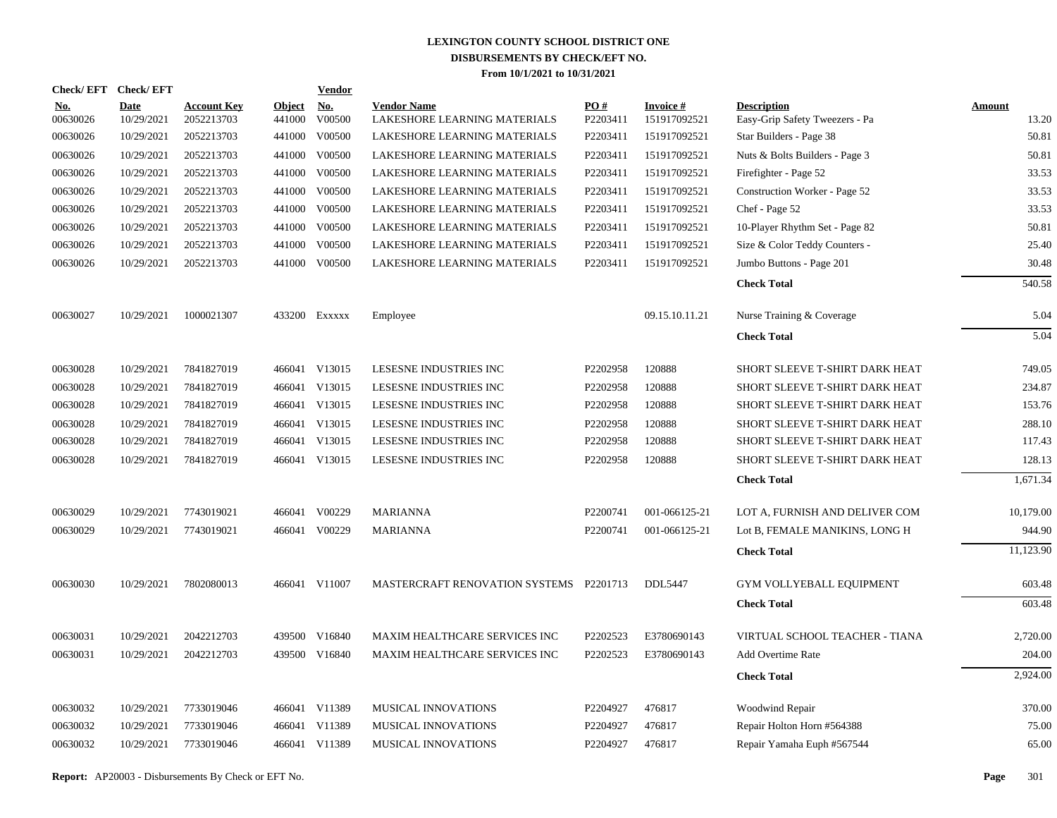# LEXINGTON COUNTY SCHOOL DISTRICT ONE
## DISBURSEMENTS BY CHECK/EFT NO.
### From 10/1/2021 to 10/31/2021

| Check/ EFT No. | Check/ EFT Date | Account Key | Object | Vendor No. | Vendor Name | PO # | Invoice # | Description | Amount |
|---|---|---|---|---|---|---|---|---|---|
| 00630026 | 10/29/2021 | 2052213703 | 441000 | V00500 | LAKESHORE LEARNING MATERIALS | P2203411 | 151917092521 | Easy-Grip Safety Tweezers - Pa | 13.20 |
| 00630026 | 10/29/2021 | 2052213703 | 441000 | V00500 | LAKESHORE LEARNING MATERIALS | P2203411 | 151917092521 | Star Builders - Page 38 | 50.81 |
| 00630026 | 10/29/2021 | 2052213703 | 441000 | V00500 | LAKESHORE LEARNING MATERIALS | P2203411 | 151917092521 | Nuts & Bolts Builders - Page 3 | 50.81 |
| 00630026 | 10/29/2021 | 2052213703 | 441000 | V00500 | LAKESHORE LEARNING MATERIALS | P2203411 | 151917092521 | Firefighter - Page 52 | 33.53 |
| 00630026 | 10/29/2021 | 2052213703 | 441000 | V00500 | LAKESHORE LEARNING MATERIALS | P2203411 | 151917092521 | Construction Worker - Page 52 | 33.53 |
| 00630026 | 10/29/2021 | 2052213703 | 441000 | V00500 | LAKESHORE LEARNING MATERIALS | P2203411 | 151917092521 | Chef - Page 52 | 33.53 |
| 00630026 | 10/29/2021 | 2052213703 | 441000 | V00500 | LAKESHORE LEARNING MATERIALS | P2203411 | 151917092521 | 10-Player Rhythm Set - Page 82 | 50.81 |
| 00630026 | 10/29/2021 | 2052213703 | 441000 | V00500 | LAKESHORE LEARNING MATERIALS | P2203411 | 151917092521 | Size & Color Teddy Counters - | 25.40 |
| 00630026 | 10/29/2021 | 2052213703 | 441000 | V00500 | LAKESHORE LEARNING MATERIALS | P2203411 | 151917092521 | Jumbo Buttons - Page 201 | 30.48 |
| | | | | | | | | **Check Total** | 540.58 |
| 00630027 | 10/29/2021 | 1000021307 | 433200 | Exxxxx | Employee | | 09.15.10.11.21 | Nurse Training & Coverage | 5.04 |
| | | | | | | | | **Check Total** | 5.04 |
| 00630028 | 10/29/2021 | 7841827019 | 466041 | V13015 | LESESNE INDUSTRIES INC | P2202958 | 120888 | SHORT SLEEVE T-SHIRT DARK HEAT | 749.05 |
| 00630028 | 10/29/2021 | 7841827019 | 466041 | V13015 | LESESNE INDUSTRIES INC | P2202958 | 120888 | SHORT SLEEVE T-SHIRT DARK HEAT | 234.87 |
| 00630028 | 10/29/2021 | 7841827019 | 466041 | V13015 | LESESNE INDUSTRIES INC | P2202958 | 120888 | SHORT SLEEVE T-SHIRT DARK HEAT | 153.76 |
| 00630028 | 10/29/2021 | 7841827019 | 466041 | V13015 | LESESNE INDUSTRIES INC | P2202958 | 120888 | SHORT SLEEVE T-SHIRT DARK HEAT | 288.10 |
| 00630028 | 10/29/2021 | 7841827019 | 466041 | V13015 | LESESNE INDUSTRIES INC | P2202958 | 120888 | SHORT SLEEVE T-SHIRT DARK HEAT | 117.43 |
| 00630028 | 10/29/2021 | 7841827019 | 466041 | V13015 | LESESNE INDUSTRIES INC | P2202958 | 120888 | SHORT SLEEVE T-SHIRT DARK HEAT | 128.13 |
| | | | | | | | | **Check Total** | 1,671.34 |
| 00630029 | 10/29/2021 | 7743019021 | 466041 | V00229 | MARIANNA | P2200741 | 001-066125-21 | LOT A, FURNISH AND DELIVER COM | 10,179.00 |
| 00630029 | 10/29/2021 | 7743019021 | 466041 | V00229 | MARIANNA | P2200741 | 001-066125-21 | Lot B, FEMALE MANIKINS, LONG H | 944.90 |
| | | | | | | | | **Check Total** | 11,123.90 |
| 00630030 | 10/29/2021 | 7802080013 | 466041 | V11007 | MASTERCRAFT RENOVATION SYSTEMS | P2201713 | DDL5447 | GYM VOLLEYBALL EQUIPMENT | 603.48 |
| | | | | | | | | **Check Total** | 603.48 |
| 00630031 | 10/29/2021 | 2042212703 | 439500 | V16840 | MAXIM HEALTHCARE SERVICES INC | P2202523 | E3780690143 | VIRTUAL SCHOOL TEACHER - TIANA | 2,720.00 |
| 00630031 | 10/29/2021 | 2042212703 | 439500 | V16840 | MAXIM HEALTHCARE SERVICES INC | P2202523 | E3780690143 | Add Overtime Rate | 204.00 |
| | | | | | | | | **Check Total** | 2,924.00 |
| 00630032 | 10/29/2021 | 7733019046 | 466041 | V11389 | MUSICAL INNOVATIONS | P2204927 | 476817 | Woodwind Repair | 370.00 |
| 00630032 | 10/29/2021 | 7733019046 | 466041 | V11389 | MUSICAL INNOVATIONS | P2204927 | 476817 | Repair Holton Horn #564388 | 75.00 |
| 00630032 | 10/29/2021 | 7733019046 | 466041 | V11389 | MUSICAL INNOVATIONS | P2204927 | 476817 | Repair Yamaha Euph #567544 | 65.00 |

**Report:** AP20003 - Disbursements By Check or EFT No.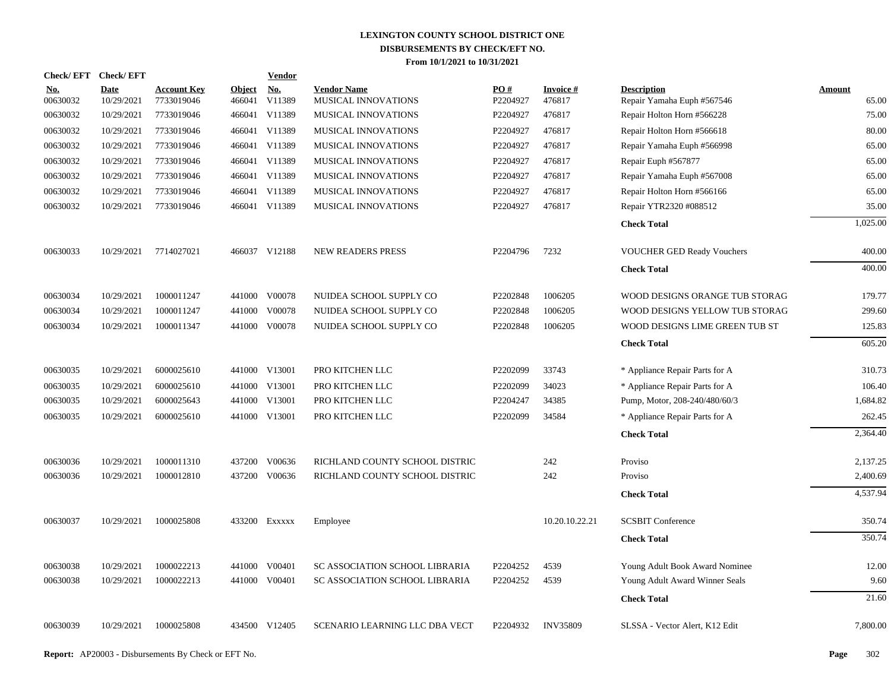# LEXINGTON COUNTY SCHOOL DISTRICT ONE
## DISBURSEMENTS BY CHECK/EFT NO.
### From 10/1/2021 to 10/31/2021

| Check/ EFT No. | Check/ EFT Date | Account Key | Object | Vendor No. | Vendor Name | PO # | Invoice # | Description | Amount |
|---|---|---|---|---|---|---|---|---|---|
| 00630032 | 10/29/2021 | 7733019046 | 466041 | V11389 | MUSICAL INNOVATIONS | P2204927 | 476817 | Repair Yamaha Euph #567546 | 65.00 |
| 00630032 | 10/29/2021 | 7733019046 | 466041 | V11389 | MUSICAL INNOVATIONS | P2204927 | 476817 | Repair Holton Horn #566228 | 75.00 |
| 00630032 | 10/29/2021 | 7733019046 | 466041 | V11389 | MUSICAL INNOVATIONS | P2204927 | 476817 | Repair Holton Horn #566618 | 80.00 |
| 00630032 | 10/29/2021 | 7733019046 | 466041 | V11389 | MUSICAL INNOVATIONS | P2204927 | 476817 | Repair Yamaha Euph #566998 | 65.00 |
| 00630032 | 10/29/2021 | 7733019046 | 466041 | V11389 | MUSICAL INNOVATIONS | P2204927 | 476817 | Repair Euph #567877 | 65.00 |
| 00630032 | 10/29/2021 | 7733019046 | 466041 | V11389 | MUSICAL INNOVATIONS | P2204927 | 476817 | Repair Yamaha Euph #567008 | 65.00 |
| 00630032 | 10/29/2021 | 7733019046 | 466041 | V11389 | MUSICAL INNOVATIONS | P2204927 | 476817 | Repair Holton Horn #566166 | 65.00 |
| 00630032 | 10/29/2021 | 7733019046 | 466041 | V11389 | MUSICAL INNOVATIONS | P2204927 | 476817 | Repair YTR2320 #088512 | 35.00 |
| | | | | | | | | **Check Total** | 1,025.00 |
| 00630033 | 10/29/2021 | 7714027021 | 466037 | V12188 | NEW READERS PRESS | P2204796 | 7232 | VOUCHER GED Ready Vouchers | 400.00 |
| | | | | | | | | **Check Total** | 400.00 |
| 00630034 | 10/29/2021 | 1000011247 | 441000 | V00078 | NUIDEA SCHOOL SUPPLY CO | P2202848 | 1006205 | WOOD DESIGNS ORANGE TUB STORAG | 179.77 |
| 00630034 | 10/29/2021 | 1000011247 | 441000 | V00078 | NUIDEA SCHOOL SUPPLY CO | P2202848 | 1006205 | WOOD DESIGNS YELLOW TUB STORAG | 299.60 |
| 00630034 | 10/29/2021 | 1000011347 | 441000 | V00078 | NUIDEA SCHOOL SUPPLY CO | P2202848 | 1006205 | WOOD DESIGNS LIME GREEN TUB ST | 125.83 |
| | | | | | | | | **Check Total** | 605.20 |
| 00630035 | 10/29/2021 | 6000025610 | 441000 | V13001 | PRO KITCHEN LLC | P2202099 | 33743 | * Appliance Repair Parts for A | 310.73 |
| 00630035 | 10/29/2021 | 6000025610 | 441000 | V13001 | PRO KITCHEN LLC | P2202099 | 34023 | * Appliance Repair Parts for A | 106.40 |
| 00630035 | 10/29/2021 | 6000025643 | 441000 | V13001 | PRO KITCHEN LLC | P2204247 | 34385 | Pump, Motor, 208-240/480/60/3 | 1,684.82 |
| 00630035 | 10/29/2021 | 6000025610 | 441000 | V13001 | PRO KITCHEN LLC | P2202099 | 34584 | * Appliance Repair Parts for A | 262.45 |
| | | | | | | | | **Check Total** | 2,364.40 |
| 00630036 | 10/29/2021 | 1000011310 | 437200 | V00636 | RICHLAND COUNTY SCHOOL DISTRIC | | 242 | Proviso | 2,137.25 |
| 00630036 | 10/29/2021 | 1000012810 | 437200 | V00636 | RICHLAND COUNTY SCHOOL DISTRIC | | 242 | Proviso | 2,400.69 |
| | | | | | | | | **Check Total** | 4,537.94 |
| 00630037 | 10/29/2021 | 1000025808 | 433200 | Exxxxx | Employee | | 10.20.10.22.21 | SCSBIT Conference | 350.74 |
| | | | | | | | | **Check Total** | 350.74 |
| 00630038 | 10/29/2021 | 1000022213 | 441000 | V00401 | SC ASSOCIATION SCHOOL LIBRARIA | P2204252 | 4539 | Young Adult Book Award Nominee | 12.00 |
| 00630038 | 10/29/2021 | 1000022213 | 441000 | V00401 | SC ASSOCIATION SCHOOL LIBRARIA | P2204252 | 4539 | Young Adult Award Winner Seals | 9.60 |
| | | | | | | | | **Check Total** | 21.60 |
| 00630039 | 10/29/2021 | 1000025808 | 434500 | V12405 | SCENARIO LEARNING LLC DBA VECT | P2204932 | INV35809 | SLSSA - Vector Alert, K12 Edit | 7,800.00 |

**Report:** AP20003 - Disbursements By Check or EFT No.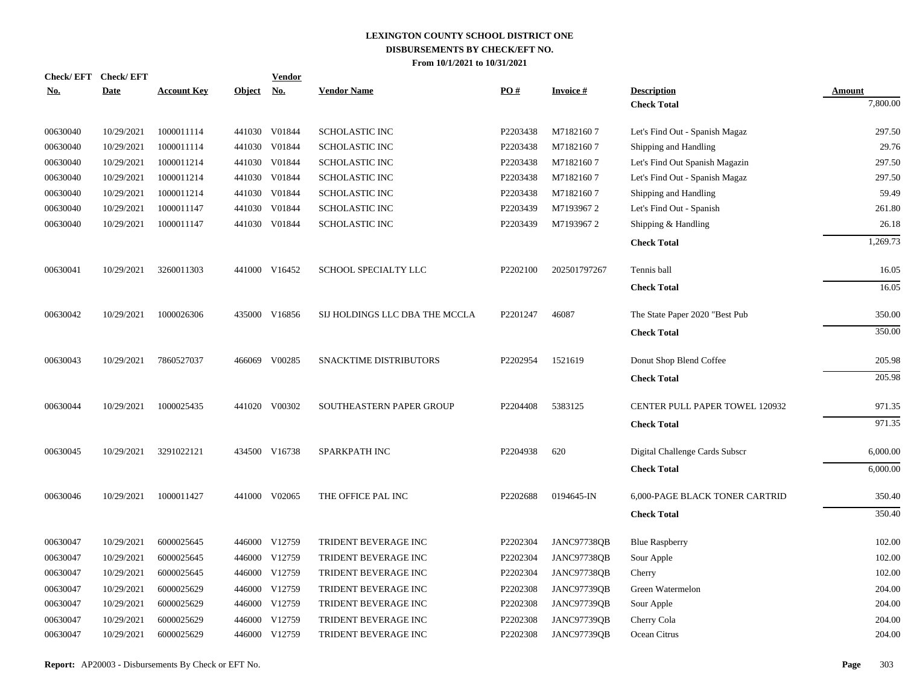**LEXINGTON COUNTY SCHOOL DISTRICT ONE**
**DISBURSEMENTS BY CHECK/EFT NO.**
**From 10/1/2021 to 10/31/2021**

| Check/ EFT No. | Check/ EFT Date | Account Key | Object | Vendor No. | Vendor Name | PO # | Invoice # | Description | Amount |
|---|---|---|---|---|---|---|---|---|---|
| | | | | | | | | **Check Total** | 7,800.00 |
| 00630040 | 10/29/2021 | 1000011114 | 441030 | V01844 | SCHOLASTIC INC | P2203438 | M7182160 7 | Let's Find Out - Spanish Magaz | 297.50 |
| 00630040 | 10/29/2021 | 1000011114 | 441030 | V01844 | SCHOLASTIC INC | P2203438 | M7182160 7 | Shipping and Handling | 29.76 |
| 00630040 | 10/29/2021 | 1000011214 | 441030 | V01844 | SCHOLASTIC INC | P2203438 | M7182160 7 | Let's Find Out Spanish Magazin | 297.50 |
| 00630040 | 10/29/2021 | 1000011214 | 441030 | V01844 | SCHOLASTIC INC | P2203438 | M7182160 7 | Let's Find Out - Spanish Magaz | 297.50 |
| 00630040 | 10/29/2021 | 1000011214 | 441030 | V01844 | SCHOLASTIC INC | P2203438 | M7182160 7 | Shipping and Handling | 59.49 |
| 00630040 | 10/29/2021 | 1000011147 | 441030 | V01844 | SCHOLASTIC INC | P2203439 | M7193967 2 | Let's Find Out - Spanish | 261.80 |
| 00630040 | 10/29/2021 | 1000011147 | 441030 | V01844 | SCHOLASTIC INC | P2203439 | M7193967 2 | Shipping & Handling | 26.18 |
| | | | | | | | | **Check Total** | 1,269.73 |
| 00630041 | 10/29/2021 | 3260011303 | 441000 | V16452 | SCHOOL SPECIALTY LLC | P2202100 | 202501797267 | Tennis ball | 16.05 |
| | | | | | | | | **Check Total** | 16.05 |
| 00630042 | 10/29/2021 | 1000026306 | 435000 | V16856 | SIJ HOLDINGS LLC DBA THE MCCLA | P2201247 | 46087 | The State Paper 2020 "Best Pub | 350.00 |
| | | | | | | | | **Check Total** | 350.00 |
| 00630043 | 10/29/2021 | 7860527037 | 466069 | V00285 | SNACKTIME DISTRIBUTORS | P2202954 | 1521619 | Donut Shop Blend Coffee | 205.98 |
| | | | | | | | | **Check Total** | 205.98 |
| 00630044 | 10/29/2021 | 1000025435 | 441020 | V00302 | SOUTHEASTERN PAPER GROUP | P2204408 | 5383125 | CENTER PULL PAPER TOWEL 120932 | 971.35 |
| | | | | | | | | **Check Total** | 971.35 |
| 00630045 | 10/29/2021 | 3291022121 | 434500 | V16738 | SPARKPATH INC | P2204938 | 620 | Digital Challenge Cards Subscr | 6,000.00 |
| | | | | | | | | **Check Total** | 6,000.00 |
| 00630046 | 10/29/2021 | 1000011427 | 441000 | V02065 | THE OFFICE PAL INC | P2202688 | 0194645-IN | 6,000-PAGE BLACK TONER CARTRID | 350.40 |
| | | | | | | | | **Check Total** | 350.40 |
| 00630047 | 10/29/2021 | 6000025645 | 446000 | V12759 | TRIDENT BEVERAGE INC | P2202304 | JANC97738QB | Blue Raspberry | 102.00 |
| 00630047 | 10/29/2021 | 6000025645 | 446000 | V12759 | TRIDENT BEVERAGE INC | P2202304 | JANC97738QB | Sour Apple | 102.00 |
| 00630047 | 10/29/2021 | 6000025645 | 446000 | V12759 | TRIDENT BEVERAGE INC | P2202304 | JANC97738QB | Cherry | 102.00 |
| 00630047 | 10/29/2021 | 6000025629 | 446000 | V12759 | TRIDENT BEVERAGE INC | P2202308 | JANC97739QB | Green Watermelon | 204.00 |
| 00630047 | 10/29/2021 | 6000025629 | 446000 | V12759 | TRIDENT BEVERAGE INC | P2202308 | JANC97739QB | Sour Apple | 204.00 |
| 00630047 | 10/29/2021 | 6000025629 | 446000 | V12759 | TRIDENT BEVERAGE INC | P2202308 | JANC97739QB | Cherry Cola | 204.00 |
| 00630047 | 10/29/2021 | 6000025629 | 446000 | V12759 | TRIDENT BEVERAGE INC | P2202308 | JANC97739QB | Ocean Citrus | 204.00 |

**Report:** AP20003 - Disbursements By Check or EFT No.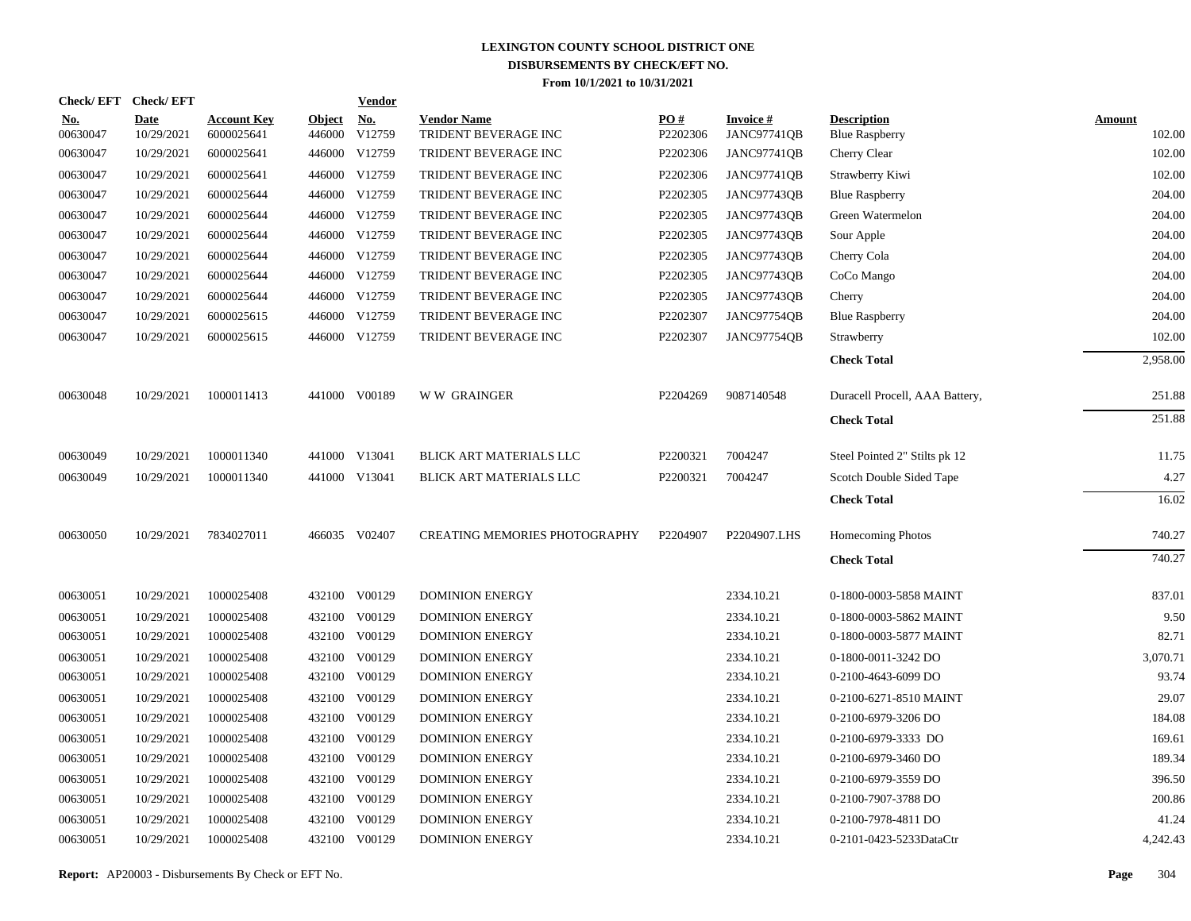# LEXINGTON COUNTY SCHOOL DISTRICT ONE
## DISBURSEMENTS BY CHECK/EFT NO.
### From 10/1/2021 to 10/31/2021

| Check/ EFT No. | Check/ EFT Date | Account Key | Object | Vendor No. | Vendor Name | PO # | Invoice # | Description | Amount |
|---|---|---|---|---|---|---|---|---|---|
| 00630047 | 10/29/2021 | 6000025641 | 446000 | V12759 | TRIDENT BEVERAGE INC | P2202306 | JANC97741QB | Blue Raspberry | 102.00 |
| 00630047 | 10/29/2021 | 6000025641 | 446000 | V12759 | TRIDENT BEVERAGE INC | P2202306 | JANC97741QB | Cherry Clear | 102.00 |
| 00630047 | 10/29/2021 | 6000025641 | 446000 | V12759 | TRIDENT BEVERAGE INC | P2202306 | JANC97741QB | Strawberry Kiwi | 102.00 |
| 00630047 | 10/29/2021 | 6000025644 | 446000 | V12759 | TRIDENT BEVERAGE INC | P2202305 | JANC97743QB | Blue Raspberry | 204.00 |
| 00630047 | 10/29/2021 | 6000025644 | 446000 | V12759 | TRIDENT BEVERAGE INC | P2202305 | JANC97743QB | Green Watermelon | 204.00 |
| 00630047 | 10/29/2021 | 6000025644 | 446000 | V12759 | TRIDENT BEVERAGE INC | P2202305 | JANC97743QB | Sour Apple | 204.00 |
| 00630047 | 10/29/2021 | 6000025644 | 446000 | V12759 | TRIDENT BEVERAGE INC | P2202305 | JANC97743QB | Cherry Cola | 204.00 |
| 00630047 | 10/29/2021 | 6000025644 | 446000 | V12759 | TRIDENT BEVERAGE INC | P2202305 | JANC97743QB | CoCo Mango | 204.00 |
| 00630047 | 10/29/2021 | 6000025644 | 446000 | V12759 | TRIDENT BEVERAGE INC | P2202305 | JANC97743QB | Cherry | 204.00 |
| 00630047 | 10/29/2021 | 6000025615 | 446000 | V12759 | TRIDENT BEVERAGE INC | P2202307 | JANC97754QB | Blue Raspberry | 204.00 |
| 00630047 | 10/29/2021 | 6000025615 | 446000 | V12759 | TRIDENT BEVERAGE INC | P2202307 | JANC97754QB | Strawberry | 102.00 |
| | | | | | | | | **Check Total** | 2,958.00 |
| 00630048 | 10/29/2021 | 1000011413 | 441000 | V00189 | W W GRAINGER | P2204269 | 9087140548 | Duracell Procell, AAA Battery, | 251.88 |
| | | | | | | | | **Check Total** | 251.88 |
| 00630049 | 10/29/2021 | 1000011340 | 441000 | V13041 | BLICK ART MATERIALS LLC | P2200321 | 7004247 | Steel Pointed 2" Stilts pk 12 | 11.75 |
| 00630049 | 10/29/2021 | 1000011340 | 441000 | V13041 | BLICK ART MATERIALS LLC | P2200321 | 7004247 | Scotch Double Sided Tape | 4.27 |
| | | | | | | | | **Check Total** | 16.02 |
| 00630050 | 10/29/2021 | 7834027011 | 466035 | V02407 | CREATING MEMORIES PHOTOGRAPHY | P2204907 | P2204907.LHS | Homecoming Photos | 740.27 |
| | | | | | | | | **Check Total** | 740.27 |
| 00630051 | 10/29/2021 | 1000025408 | 432100 | V00129 | DOMINION ENERGY | | 2334.10.21 | 0-1800-0003-5858 MAINT | 837.01 |
| 00630051 | 10/29/2021 | 1000025408 | 432100 | V00129 | DOMINION ENERGY | | 2334.10.21 | 0-1800-0003-5862 MAINT | 9.50 |
| 00630051 | 10/29/2021 | 1000025408 | 432100 | V00129 | DOMINION ENERGY | | 2334.10.21 | 0-1800-0003-5877 MAINT | 82.71 |
| 00630051 | 10/29/2021 | 1000025408 | 432100 | V00129 | DOMINION ENERGY | | 2334.10.21 | 0-1800-0011-3242 DO | 3,070.71 |
| 00630051 | 10/29/2021 | 1000025408 | 432100 | V00129 | DOMINION ENERGY | | 2334.10.21 | 0-2100-4643-6099 DO | 93.74 |
| 00630051 | 10/29/2021 | 1000025408 | 432100 | V00129 | DOMINION ENERGY | | 2334.10.21 | 0-2100-6271-8510 MAINT | 29.07 |
| 00630051 | 10/29/2021 | 1000025408 | 432100 | V00129 | DOMINION ENERGY | | 2334.10.21 | 0-2100-6979-3206 DO | 184.08 |
| 00630051 | 10/29/2021 | 1000025408 | 432100 | V00129 | DOMINION ENERGY | | 2334.10.21 | 0-2100-6979-3333 DO | 169.61 |
| 00630051 | 10/29/2021 | 1000025408 | 432100 | V00129 | DOMINION ENERGY | | 2334.10.21 | 0-2100-6979-3460 DO | 189.34 |
| 00630051 | 10/29/2021 | 1000025408 | 432100 | V00129 | DOMINION ENERGY | | 2334.10.21 | 0-2100-6979-3559 DO | 396.50 |
| 00630051 | 10/29/2021 | 1000025408 | 432100 | V00129 | DOMINION ENERGY | | 2334.10.21 | 0-2100-7907-3788 DO | 200.86 |
| 00630051 | 10/29/2021 | 1000025408 | 432100 | V00129 | DOMINION ENERGY | | 2334.10.21 | 0-2100-7978-4811 DO | 41.24 |
| 00630051 | 10/29/2021 | 1000025408 | 432100 | V00129 | DOMINION ENERGY | | 2334.10.21 | 0-2101-0423-5233DataCtr | 4,242.43 |

**Report:** AP20003 - Disbursements By Check or EFT No.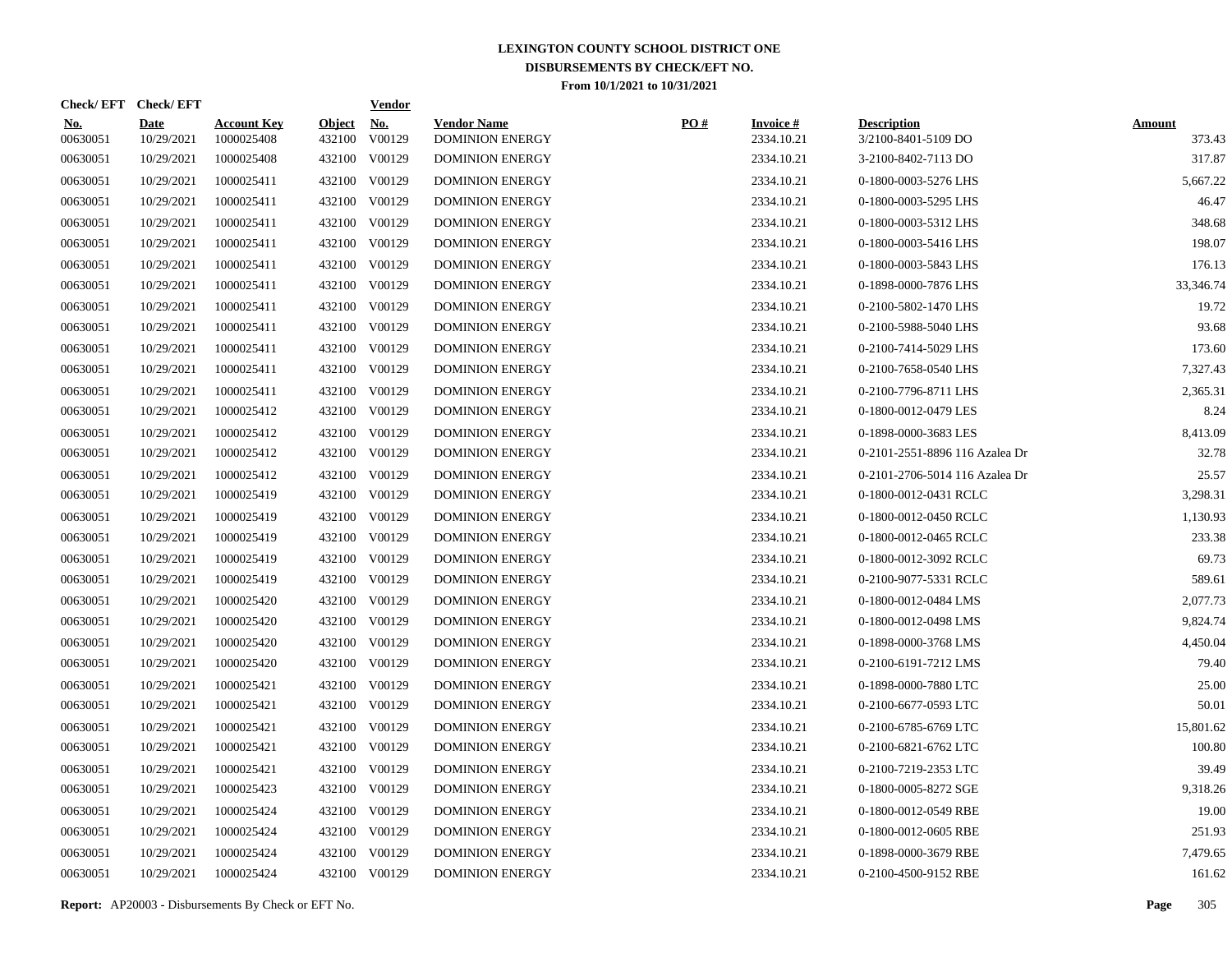# LEXINGTON COUNTY SCHOOL DISTRICT ONE
## DISBURSEMENTS BY CHECK/EFT NO.
### From 10/1/2021 to 10/31/2021

| Check/ EFT No. | Check/ EFT Date | Account Key | Object | Vendor No. | Vendor Name | PO # | Invoice # | Description | Amount |
|---|---|---|---|---|---|---|---|---|---|
| 00630051 | 10/29/2021 | 1000025408 | 432100 | V00129 | DOMINION ENERGY | | 2334.10.21 | 3/2100-8401-5109 DO | 373.43 |
| 00630051 | 10/29/2021 | 1000025408 | 432100 | V00129 | DOMINION ENERGY | | 2334.10.21 | 3-2100-8402-7113 DO | 317.87 |
| 00630051 | 10/29/2021 | 1000025411 | 432100 | V00129 | DOMINION ENERGY | | 2334.10.21 | 0-1800-0003-5276 LHS | 5,667.22 |
| 00630051 | 10/29/2021 | 1000025411 | 432100 | V00129 | DOMINION ENERGY | | 2334.10.21 | 0-1800-0003-5295 LHS | 46.47 |
| 00630051 | 10/29/2021 | 1000025411 | 432100 | V00129 | DOMINION ENERGY | | 2334.10.21 | 0-1800-0003-5312 LHS | 348.68 |
| 00630051 | 10/29/2021 | 1000025411 | 432100 | V00129 | DOMINION ENERGY | | 2334.10.21 | 0-1800-0003-5416 LHS | 198.07 |
| 00630051 | 10/29/2021 | 1000025411 | 432100 | V00129 | DOMINION ENERGY | | 2334.10.21 | 0-1800-0003-5843 LHS | 176.13 |
| 00630051 | 10/29/2021 | 1000025411 | 432100 | V00129 | DOMINION ENERGY | | 2334.10.21 | 0-1898-0000-7876 LHS | 33,346.74 |
| 00630051 | 10/29/2021 | 1000025411 | 432100 | V00129 | DOMINION ENERGY | | 2334.10.21 | 0-2100-5802-1470 LHS | 19.72 |
| 00630051 | 10/29/2021 | 1000025411 | 432100 | V00129 | DOMINION ENERGY | | 2334.10.21 | 0-2100-5988-5040 LHS | 93.68 |
| 00630051 | 10/29/2021 | 1000025411 | 432100 | V00129 | DOMINION ENERGY | | 2334.10.21 | 0-2100-7414-5029 LHS | 173.60 |
| 00630051 | 10/29/2021 | 1000025411 | 432100 | V00129 | DOMINION ENERGY | | 2334.10.21 | 0-2100-7658-0540 LHS | 7,327.43 |
| 00630051 | 10/29/2021 | 1000025411 | 432100 | V00129 | DOMINION ENERGY | | 2334.10.21 | 0-2100-7796-8711 LHS | 2,365.31 |
| 00630051 | 10/29/2021 | 1000025412 | 432100 | V00129 | DOMINION ENERGY | | 2334.10.21 | 0-1800-0012-0479 LES | 8.24 |
| 00630051 | 10/29/2021 | 1000025412 | 432100 | V00129 | DOMINION ENERGY | | 2334.10.21 | 0-1898-0000-3683 LES | 8,413.09 |
| 00630051 | 10/29/2021 | 1000025412 | 432100 | V00129 | DOMINION ENERGY | | 2334.10.21 | 0-2101-2551-8896 116 Azalea Dr | 32.78 |
| 00630051 | 10/29/2021 | 1000025412 | 432100 | V00129 | DOMINION ENERGY | | 2334.10.21 | 0-2101-2706-5014 116 Azalea Dr | 25.57 |
| 00630051 | 10/29/2021 | 1000025419 | 432100 | V00129 | DOMINION ENERGY | | 2334.10.21 | 0-1800-0012-0431 RCLC | 3,298.31 |
| 00630051 | 10/29/2021 | 1000025419 | 432100 | V00129 | DOMINION ENERGY | | 2334.10.21 | 0-1800-0012-0450 RCLC | 1,130.93 |
| 00630051 | 10/29/2021 | 1000025419 | 432100 | V00129 | DOMINION ENERGY | | 2334.10.21 | 0-1800-0012-0465 RCLC | 233.38 |
| 00630051 | 10/29/2021 | 1000025419 | 432100 | V00129 | DOMINION ENERGY | | 2334.10.21 | 0-1800-0012-3092 RCLC | 69.73 |
| 00630051 | 10/29/2021 | 1000025419 | 432100 | V00129 | DOMINION ENERGY | | 2334.10.21 | 0-2100-9077-5331 RCLC | 589.61 |
| 00630051 | 10/29/2021 | 1000025420 | 432100 | V00129 | DOMINION ENERGY | | 2334.10.21 | 0-1800-0012-0484 LMS | 2,077.73 |
| 00630051 | 10/29/2021 | 1000025420 | 432100 | V00129 | DOMINION ENERGY | | 2334.10.21 | 0-1800-0012-0498 LMS | 9,824.74 |
| 00630051 | 10/29/2021 | 1000025420 | 432100 | V00129 | DOMINION ENERGY | | 2334.10.21 | 0-1898-0000-3768 LMS | 4,450.04 |
| 00630051 | 10/29/2021 | 1000025420 | 432100 | V00129 | DOMINION ENERGY | | 2334.10.21 | 0-2100-6191-7212 LMS | 79.40 |
| 00630051 | 10/29/2021 | 1000025421 | 432100 | V00129 | DOMINION ENERGY | | 2334.10.21 | 0-1898-0000-7880 LTC | 25.00 |
| 00630051 | 10/29/2021 | 1000025421 | 432100 | V00129 | DOMINION ENERGY | | 2334.10.21 | 0-2100-6677-0593 LTC | 50.01 |
| 00630051 | 10/29/2021 | 1000025421 | 432100 | V00129 | DOMINION ENERGY | | 2334.10.21 | 0-2100-6785-6769 LTC | 15,801.62 |
| 00630051 | 10/29/2021 | 1000025421 | 432100 | V00129 | DOMINION ENERGY | | 2334.10.21 | 0-2100-6821-6762 LTC | 100.80 |
| 00630051 | 10/29/2021 | 1000025421 | 432100 | V00129 | DOMINION ENERGY | | 2334.10.21 | 0-2100-7219-2353 LTC | 39.49 |
| 00630051 | 10/29/2021 | 1000025423 | 432100 | V00129 | DOMINION ENERGY | | 2334.10.21 | 0-1800-0005-8272 SGE | 9,318.26 |
| 00630051 | 10/29/2021 | 1000025424 | 432100 | V00129 | DOMINION ENERGY | | 2334.10.21 | 0-1800-0012-0549 RBE | 19.00 |
| 00630051 | 10/29/2021 | 1000025424 | 432100 | V00129 | DOMINION ENERGY | | 2334.10.21 | 0-1800-0012-0605 RBE | 251.93 |
| 00630051 | 10/29/2021 | 1000025424 | 432100 | V00129 | DOMINION ENERGY | | 2334.10.21 | 0-1898-0000-3679 RBE | 7,479.65 |
| 00630051 | 10/29/2021 | 1000025424 | 432100 | V00129 | DOMINION ENERGY | | 2334.10.21 | 0-2100-4500-9152 RBE | 161.62 |

**Report:** AP20003 - Disbursements By Check or EFT No.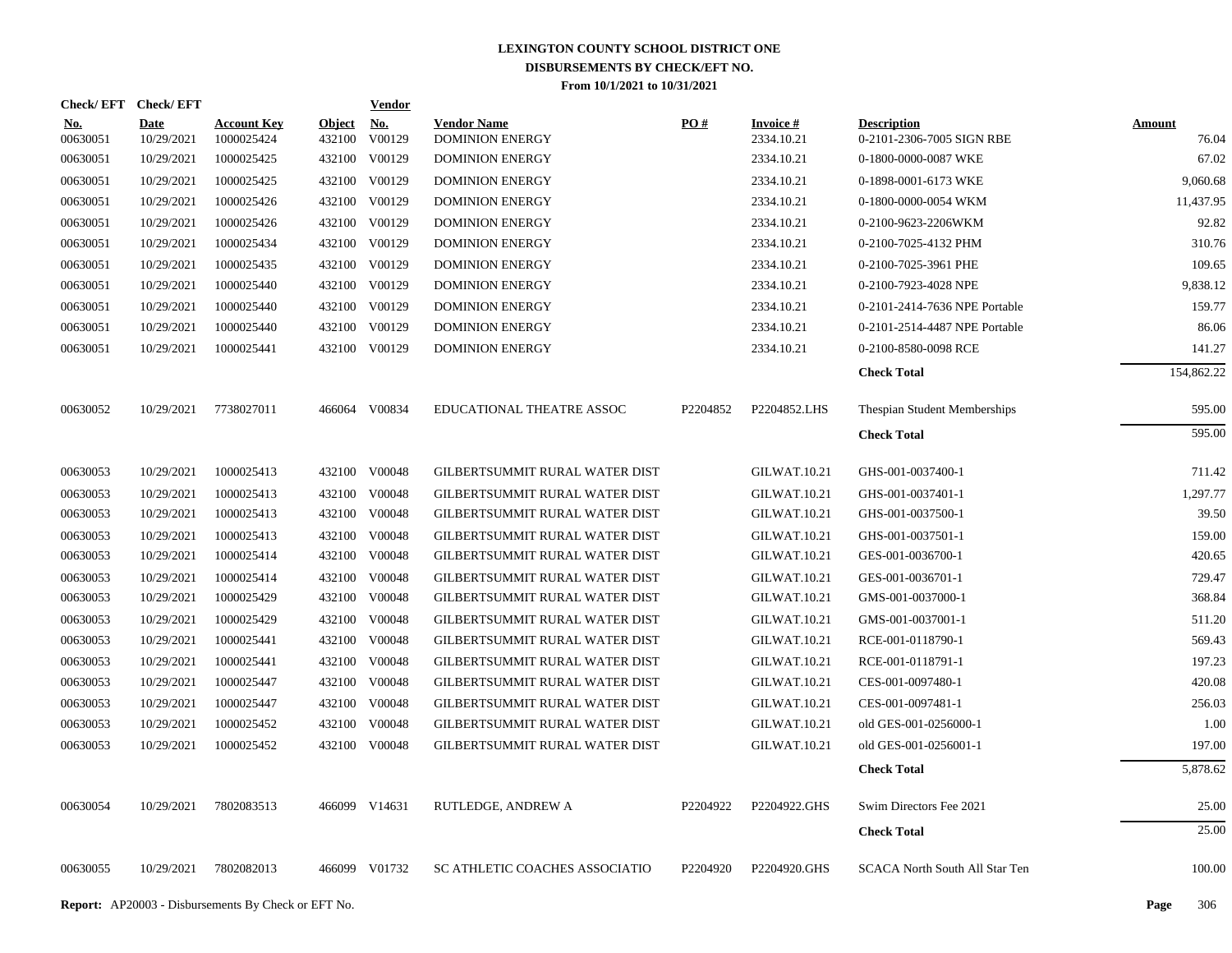# LEXINGTON COUNTY SCHOOL DISTRICT ONE
## DISBURSEMENTS BY CHECK/EFT NO.
### From 10/1/2021 to 10/31/2021

| Check/ EFT No. | Check/ EFT Date | Account Key | Object | Vendor No. | Vendor Name | PO # | Invoice # | Description | Amount |
|---|---|---|---|---|---|---|---|---|---|
| 00630051 | 10/29/2021 | 1000025424 | 432100 | V00129 | DOMINION ENERGY | | 2334.10.21 | 0-2101-2306-7005 SIGN RBE | 76.04 |
| 00630051 | 10/29/2021 | 1000025425 | 432100 | V00129 | DOMINION ENERGY | | 2334.10.21 | 0-1800-0000-0087 WKE | 67.02 |
| 00630051 | 10/29/2021 | 1000025425 | 432100 | V00129 | DOMINION ENERGY | | 2334.10.21 | 0-1898-0001-6173 WKE | 9,060.68 |
| 00630051 | 10/29/2021 | 1000025426 | 432100 | V00129 | DOMINION ENERGY | | 2334.10.21 | 0-1800-0000-0054 WKM | 11,437.95 |
| 00630051 | 10/29/2021 | 1000025426 | 432100 | V00129 | DOMINION ENERGY | | 2334.10.21 | 0-2100-9623-2206WKM | 92.82 |
| 00630051 | 10/29/2021 | 1000025434 | 432100 | V00129 | DOMINION ENERGY | | 2334.10.21 | 0-2100-7025-4132 PHM | 310.76 |
| 00630051 | 10/29/2021 | 1000025435 | 432100 | V00129 | DOMINION ENERGY | | 2334.10.21 | 0-2100-7025-3961 PHE | 109.65 |
| 00630051 | 10/29/2021 | 1000025440 | 432100 | V00129 | DOMINION ENERGY | | 2334.10.21 | 0-2100-7923-4028 NPE | 9,838.12 |
| 00630051 | 10/29/2021 | 1000025440 | 432100 | V00129 | DOMINION ENERGY | | 2334.10.21 | 0-2101-2414-7636 NPE Portable | 159.77 |
| 00630051 | 10/29/2021 | 1000025440 | 432100 | V00129 | DOMINION ENERGY | | 2334.10.21 | 0-2101-2514-4487 NPE Portable | 86.06 |
| 00630051 | 10/29/2021 | 1000025441 | 432100 | V00129 | DOMINION ENERGY | | 2334.10.21 | 0-2100-8580-0098 RCE | 141.27 |
| | | | | | | | | **Check Total** | 154,862.22 |
| 00630052 | 10/29/2021 | 7738027011 | 466064 | V00834 | EDUCATIONAL THEATRE ASSOC | P2204852 | P2204852.LHS | Thespian Student Memberships | 595.00 |
| | | | | | | | | **Check Total** | 595.00 |
| 00630053 | 10/29/2021 | 1000025413 | 432100 | V00048 | GILBERTSUMMIT RURAL WATER DIST | | GILWAT.10.21 | GHS-001-0037400-1 | 711.42 |
| 00630053 | 10/29/2021 | 1000025413 | 432100 | V00048 | GILBERTSUMMIT RURAL WATER DIST | | GILWAT.10.21 | GHS-001-0037401-1 | 1,297.77 |
| 00630053 | 10/29/2021 | 1000025413 | 432100 | V00048 | GILBERTSUMMIT RURAL WATER DIST | | GILWAT.10.21 | GHS-001-0037500-1 | 39.50 |
| 00630053 | 10/29/2021 | 1000025413 | 432100 | V00048 | GILBERTSUMMIT RURAL WATER DIST | | GILWAT.10.21 | GHS-001-0037501-1 | 159.00 |
| 00630053 | 10/29/2021 | 1000025414 | 432100 | V00048 | GILBERTSUMMIT RURAL WATER DIST | | GILWAT.10.21 | GES-001-0036700-1 | 420.65 |
| 00630053 | 10/29/2021 | 1000025414 | 432100 | V00048 | GILBERTSUMMIT RURAL WATER DIST | | GILWAT.10.21 | GES-001-0036701-1 | 729.47 |
| 00630053 | 10/29/2021 | 1000025429 | 432100 | V00048 | GILBERTSUMMIT RURAL WATER DIST | | GILWAT.10.21 | GMS-001-0037000-1 | 368.84 |
| 00630053 | 10/29/2021 | 1000025429 | 432100 | V00048 | GILBERTSUMMIT RURAL WATER DIST | | GILWAT.10.21 | GMS-001-0037001-1 | 511.20 |
| 00630053 | 10/29/2021 | 1000025441 | 432100 | V00048 | GILBERTSUMMIT RURAL WATER DIST | | GILWAT.10.21 | RCE-001-0118790-1 | 569.43 |
| 00630053 | 10/29/2021 | 1000025441 | 432100 | V00048 | GILBERTSUMMIT RURAL WATER DIST | | GILWAT.10.21 | RCE-001-0118791-1 | 197.23 |
| 00630053 | 10/29/2021 | 1000025447 | 432100 | V00048 | GILBERTSUMMIT RURAL WATER DIST | | GILWAT.10.21 | CES-001-0097480-1 | 420.08 |
| 00630053 | 10/29/2021 | 1000025447 | 432100 | V00048 | GILBERTSUMMIT RURAL WATER DIST | | GILWAT.10.21 | CES-001-0097481-1 | 256.03 |
| 00630053 | 10/29/2021 | 1000025452 | 432100 | V00048 | GILBERTSUMMIT RURAL WATER DIST | | GILWAT.10.21 | old GES-001-0256000-1 | 1.00 |
| 00630053 | 10/29/2021 | 1000025452 | 432100 | V00048 | GILBERTSUMMIT RURAL WATER DIST | | GILWAT.10.21 | old GES-001-0256001-1 | 197.00 |
| | | | | | | | | **Check Total** | 5,878.62 |
| 00630054 | 10/29/2021 | 7802083513 | 466099 | V14631 | RUTLEDGE, ANDREW A | P2204922 | P2204922.GHS | Swim Directors Fee 2021 | 25.00 |
| | | | | | | | | **Check Total** | 25.00 |
| 00630055 | 10/29/2021 | 7802082013 | 466099 | V01732 | SC ATHLETIC COACHES ASSOCIATIO | P2204920 | P2204920.GHS | SCACA North South All Star Ten | 100.00 |

**Report:** AP20003 - Disbursements By Check or EFT No.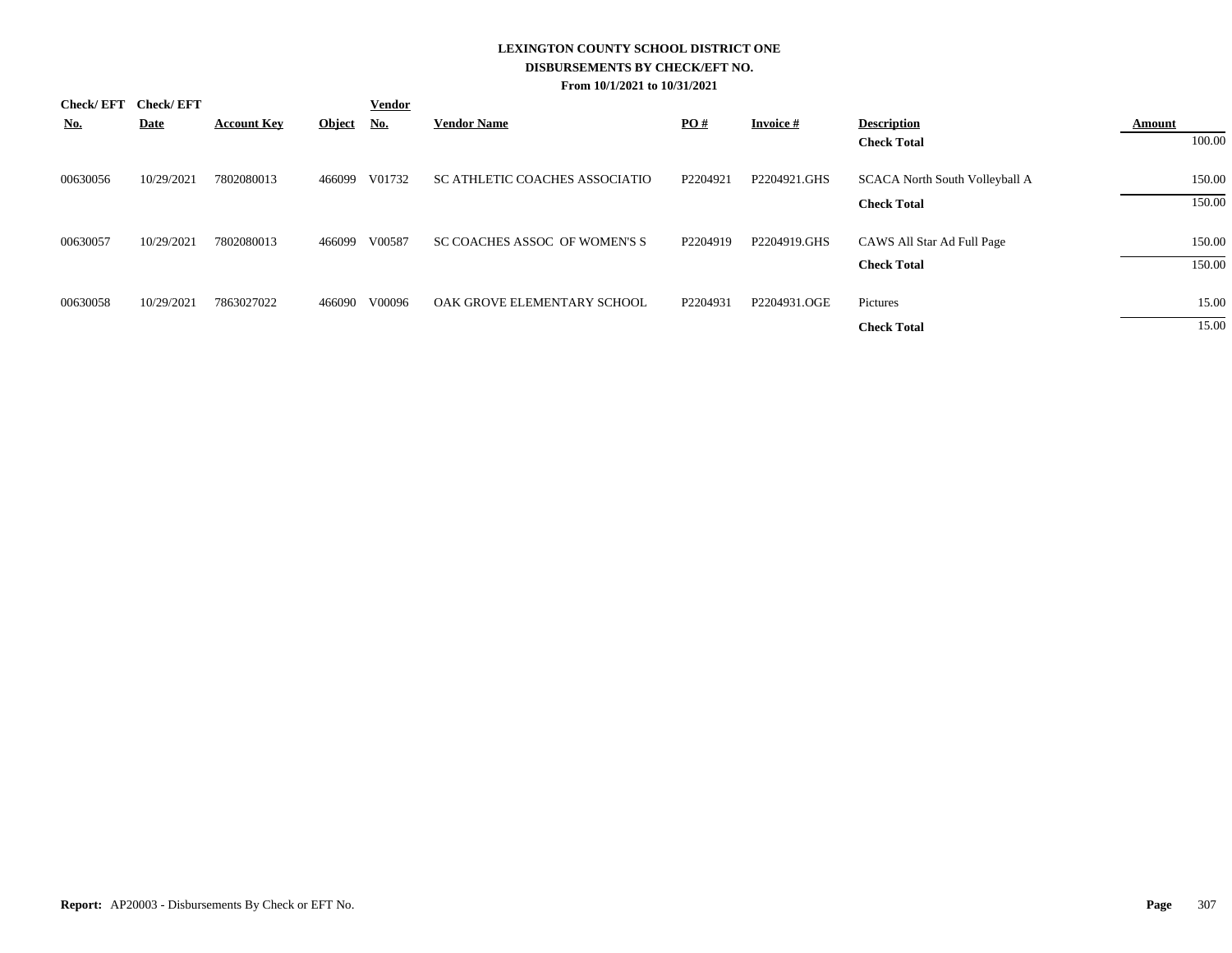# LEXINGTON COUNTY SCHOOL DISTRICT ONE
## DISBURSEMENTS BY CHECK/EFT NO.
### From 10/1/2021 to 10/31/2021

| Check/ EFT No. | Check/ EFT Date | Account Key | Object | Vendor No. | Vendor Name | PO # | Invoice # | Description | Amount |
|---|---|---|---|---|---|---|---|---|---|
| | | | | | | | | **Check Total** | 100.00 |
| 00630056 | 10/29/2021 | 7802080013 | 466099 | V01732 | SC ATHLETIC COACHES ASSOCIATIO | P2204921 | P2204921.GHS | SCACA North South Volleyball A | 150.00 |
| | | | | | | | | **Check Total** | 150.00 |
| 00630057 | 10/29/2021 | 7802080013 | 466099 | V00587 | SC COACHES ASSOC OF WOMEN'S S | P2204919 | P2204919.GHS | CAWS All Star Ad Full Page | 150.00 |
| | | | | | | | | **Check Total** | 150.00 |
| 00630058 | 10/29/2021 | 7863027022 | 466090 | V00096 | OAK GROVE ELEMENTARY SCHOOL | P2204931 | P2204931.OGE | Pictures | 15.00 |
| | | | | | | | | **Check Total** | 15.00 |

**Report:** AP20003 - Disbursements By Check or EFT No.